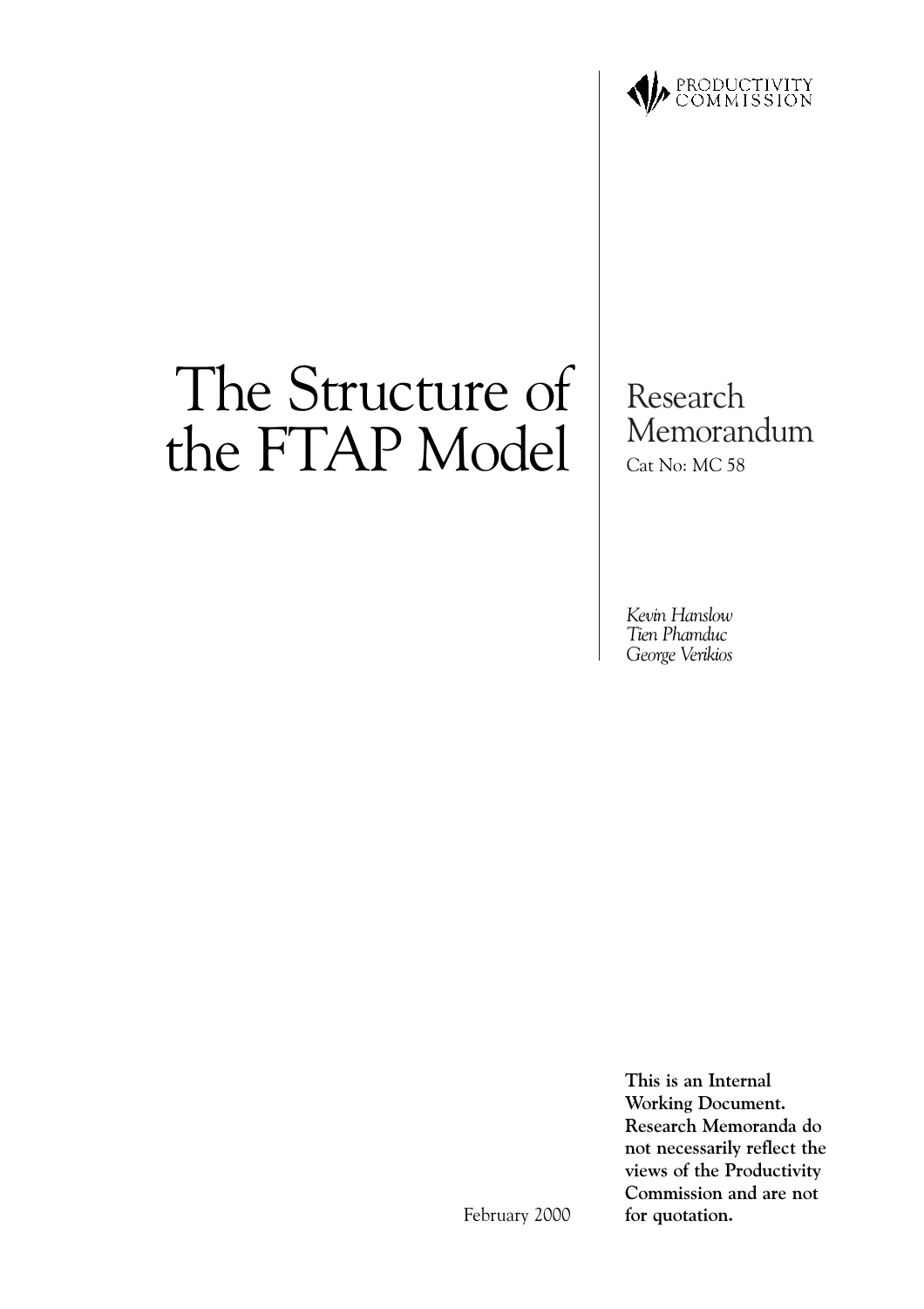PRODUCTIVITY COMMISSION

# The Structure of the FTAP Model

Research Memorandum

Cat No: MC 58

*Kevin Hanslow*
*Tien Phamduc*
*George Verikios*

February 2000

**This is an Internal Working Document. Research Memoranda do not necessarily reflect the views of the Productivity Commission and are not for quotation.**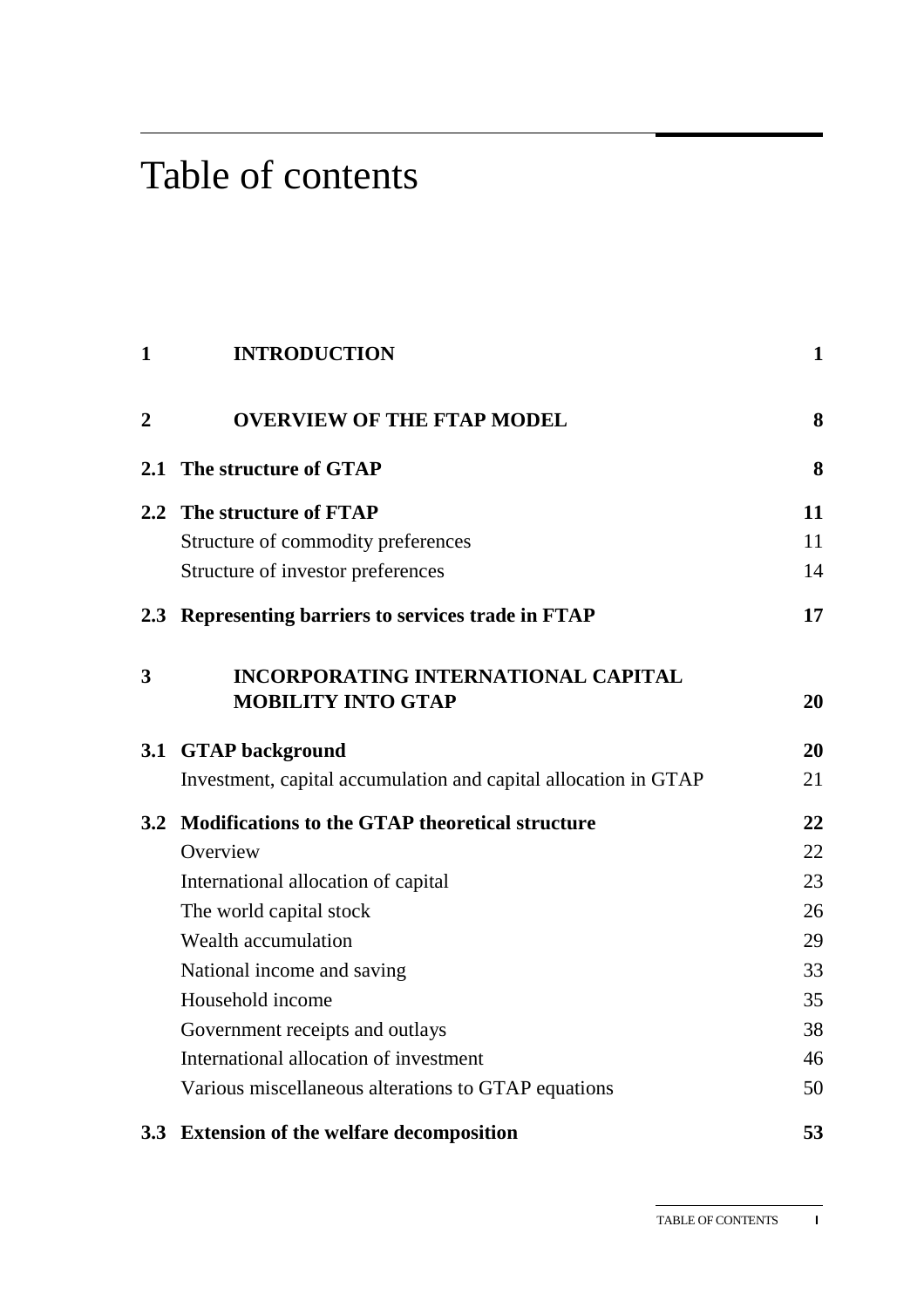# Table of contents

| | | |
|---|---|---|
| **1** | **INTRODUCTION** | **1** |
| **2** | **OVERVIEW OF THE FTAP MODEL** | **8** |
| **2.1** | **The structure of GTAP** | **8** |
| **2.2** | **The structure of FTAP** | **11** |
| | Structure of commodity preferences | 11 |
| | Structure of investor preferences | 14 |
| **2.3** | **Representing barriers to services trade in FTAP** | **17** |
| **3** | **INCORPORATING INTERNATIONAL CAPITAL MOBILITY INTO GTAP** | **20** |
| **3.1** | **GTAP background** | **20** |
| | Investment, capital accumulation and capital allocation in GTAP | 21 |
| **3.2** | **Modifications to the GTAP theoretical structure** | **22** |
| | Overview | 22 |
| | International allocation of capital | 23 |
| | The world capital stock | 26 |
| | Wealth accumulation | 29 |
| | National income and saving | 33 |
| | Household income | 35 |
| | Government receipts and outlays | 38 |
| | International allocation of investment | 46 |
| | Various miscellaneous alterations to GTAP equations | 50 |
| **3.3** | **Extension of the welfare decomposition** | **53** |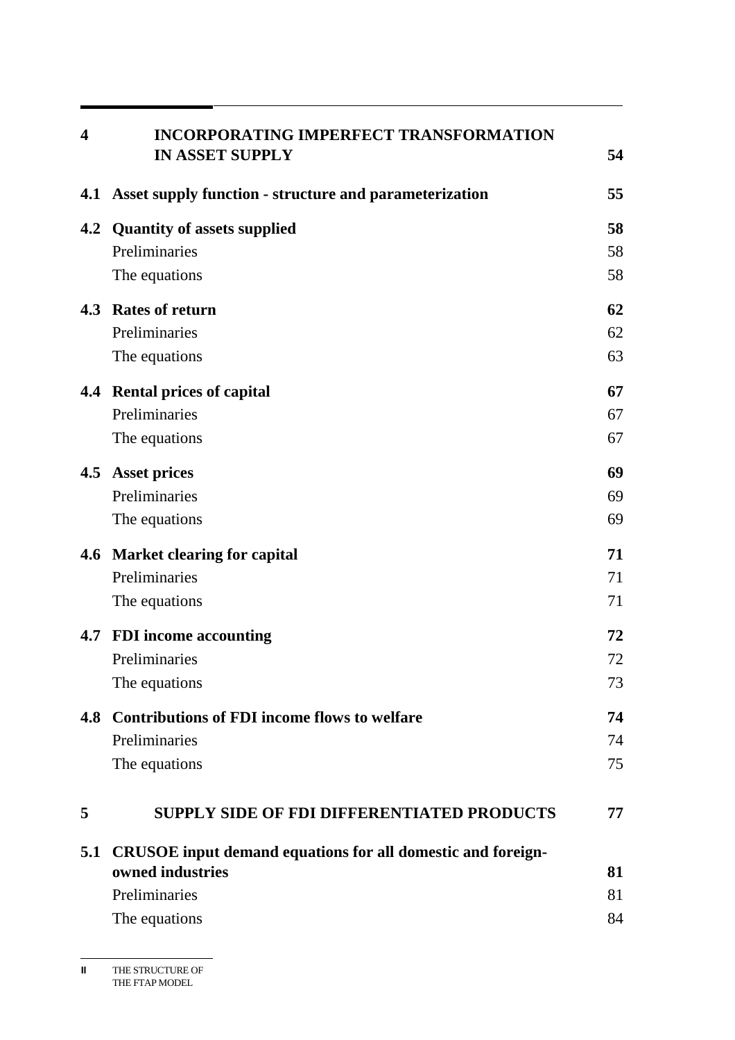| | | |
|---|---|---|
| **4** | **INCORPORATING IMPERFECT TRANSFORMATION IN ASSET SUPPLY** | **54** |
| **4.1** | **Asset supply function - structure and parameterization** | **55** |
| **4.2** | **Quantity of assets supplied** | **58** |
| | Preliminaries | 58 |
| | The equations | 58 |
| **4.3** | **Rates of return** | **62** |
| | Preliminaries | 62 |
| | The equations | 63 |
| **4.4** | **Rental prices of capital** | **67** |
| | Preliminaries | 67 |
| | The equations | 67 |
| **4.5** | **Asset prices** | **69** |
| | Preliminaries | 69 |
| | The equations | 69 |
| **4.6** | **Market clearing for capital** | **71** |
| | Preliminaries | 71 |
| | The equations | 71 |
| **4.7** | **FDI income accounting** | **72** |
| | Preliminaries | 72 |
| | The equations | 73 |
| **4.8** | **Contributions of FDI income flows to welfare** | **74** |
| | Preliminaries | 74 |
| | The equations | 75 |
| **5** | **SUPPLY SIDE OF FDI DIFFERENTIATED PRODUCTS** | **77** |
| **5.1** | **CRUSOE input demand equations for all domestic and foreign-owned industries** | **81** |
| | Preliminaries | 81 |
| | The equations | 84 |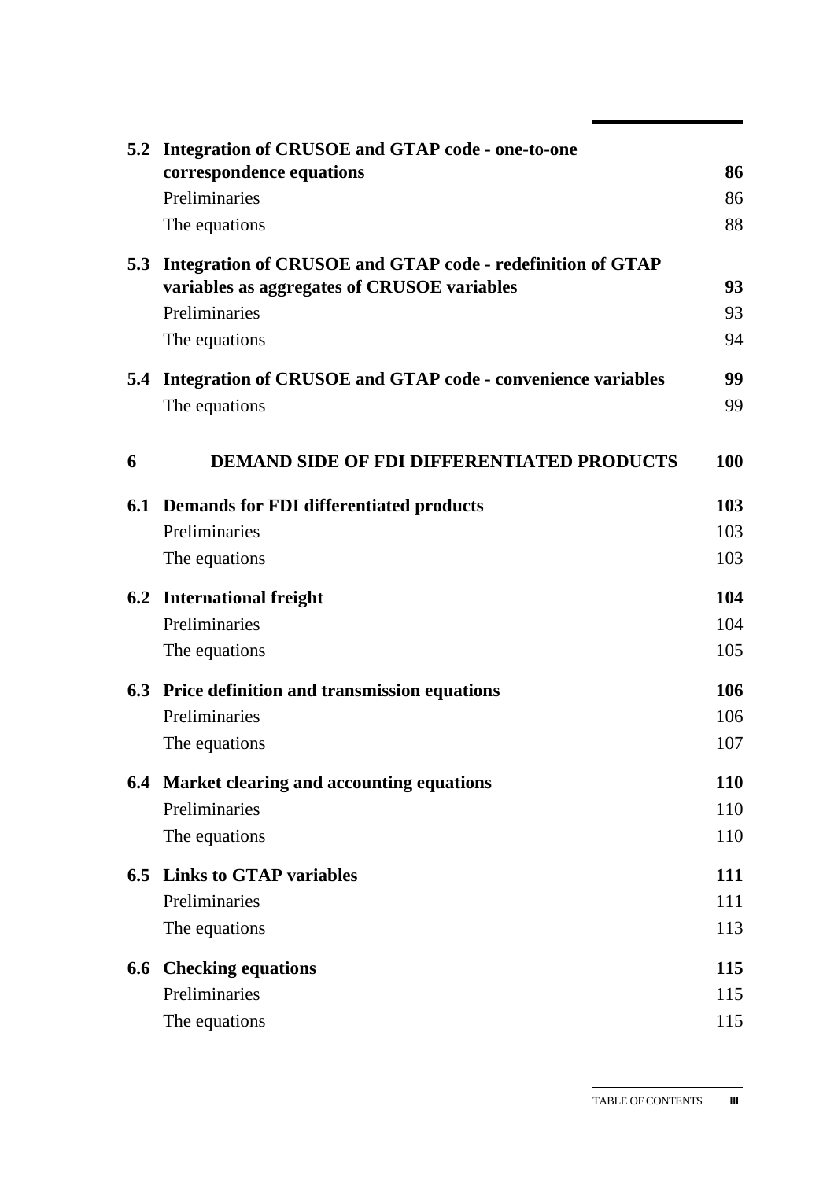| | | |
|---|---|---|
| **5.2** | **Integration of CRUSOE and GTAP code - one-to-one correspondence equations** | **86** |
| | Preliminaries | 86 |
| | The equations | 88 |
| **5.3** | **Integration of CRUSOE and GTAP code - redefinition of GTAP variables as aggregates of CRUSOE variables** | **93** |
| | Preliminaries | 93 |
| | The equations | 94 |
| **5.4** | **Integration of CRUSOE and GTAP code - convenience variables** | **99** |
| | The equations | 99 |
| **6** | **DEMAND SIDE OF FDI DIFFERENTIATED PRODUCTS** | **100** |
| **6.1** | **Demands for FDI differentiated products** | **103** |
| | Preliminaries | 103 |
| | The equations | 103 |
| **6.2** | **International freight** | **104** |
| | Preliminaries | 104 |
| | The equations | 105 |
| **6.3** | **Price definition and transmission equations** | **106** |
| | Preliminaries | 106 |
| | The equations | 107 |
| **6.4** | **Market clearing and accounting equations** | **110** |
| | Preliminaries | 110 |
| | The equations | 110 |
| **6.5** | **Links to GTAP variables** | **111** |
| | Preliminaries | 111 |
| | The equations | 113 |
| **6.6** | **Checking equations** | **115** |
| | Preliminaries | 115 |
| | The equations | 115 |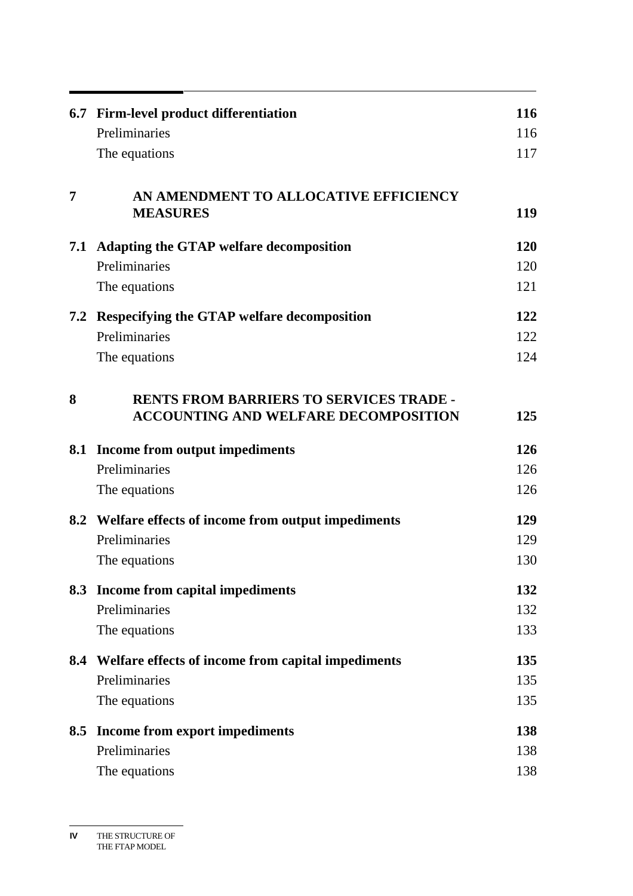| | | |
|---|---|---|
| **6.7** | **Firm-level product differentiation** | **116** |
| | Preliminaries | 116 |
| | The equations | 117 |
| **7** | **AN AMENDMENT TO ALLOCATIVE EFFICIENCY MEASURES** | **119** |
| **7.1** | **Adapting the GTAP welfare decomposition** | **120** |
| | Preliminaries | 120 |
| | The equations | 121 |
| **7.2** | **Respecifying the GTAP welfare decomposition** | **122** |
| | Preliminaries | 122 |
| | The equations | 124 |
| **8** | **RENTS FROM BARRIERS TO SERVICES TRADE - ACCOUNTING AND WELFARE DECOMPOSITION** | **125** |
| **8.1** | **Income from output impediments** | **126** |
| | Preliminaries | 126 |
| | The equations | 126 |
| **8.2** | **Welfare effects of income from output impediments** | **129** |
| | Preliminaries | 129 |
| | The equations | 130 |
| **8.3** | **Income from capital impediments** | **132** |
| | Preliminaries | 132 |
| | The equations | 133 |
| **8.4** | **Welfare effects of income from capital impediments** | **135** |
| | Preliminaries | 135 |
| | The equations | 135 |
| **8.5** | **Income from export impediments** | **138** |
| | Preliminaries | 138 |
| | The equations | 138 |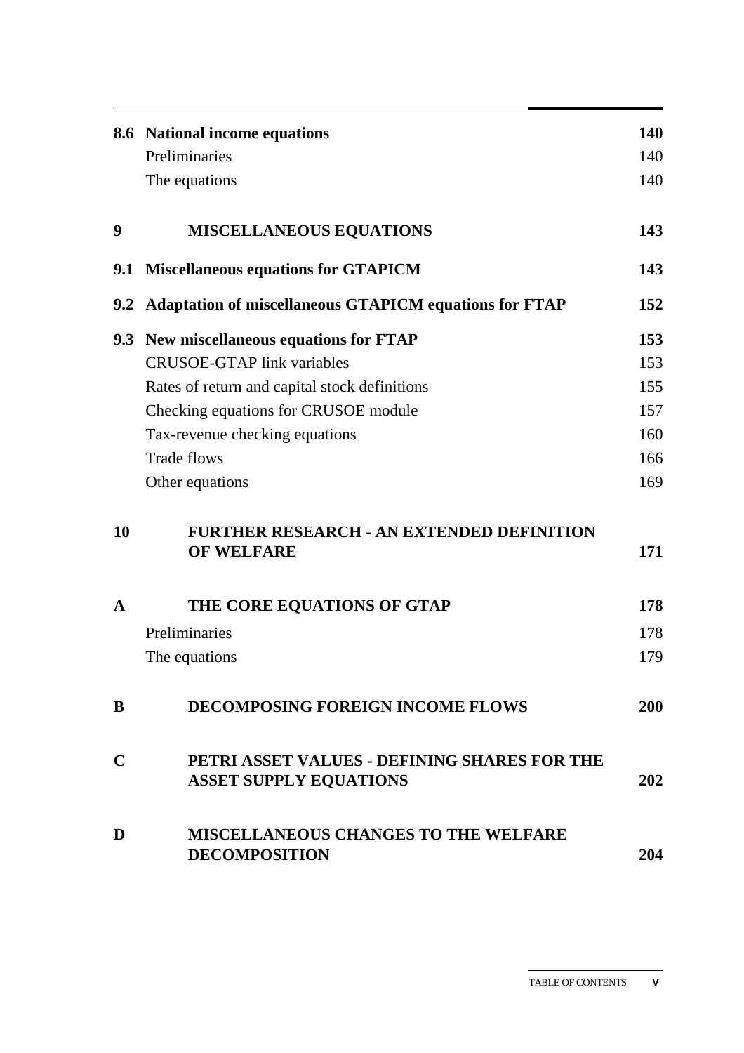| | | |
|---|---|---|
| **8.6** | **National income equations** | **140** |
| | Preliminaries | 140 |
| | The equations | 140 |
| **9** | **MISCELLANEOUS EQUATIONS** | **143** |
| **9.1** | **Miscellaneous equations for GTAPICM** | **143** |
| **9.2** | **Adaptation of miscellaneous GTAPICM equations for FTAP** | **152** |
| **9.3** | **New miscellaneous equations for FTAP** | **153** |
| | CRUSOE-GTAP link variables | 153 |
| | Rates of return and capital stock definitions | 155 |
| | Checking equations for CRUSOE module | 157 |
| | Tax-revenue checking equations | 160 |
| | Trade flows | 166 |
| | Other equations | 169 |
| **10** | **FURTHER RESEARCH - AN EXTENDED DEFINITION OF WELFARE** | **171** |
| **A** | **THE CORE EQUATIONS OF GTAP** | **178** |
| | Preliminaries | 178 |
| | The equations | 179 |
| **B** | **DECOMPOSING FOREIGN INCOME FLOWS** | **200** |
| **C** | **PETRI ASSET VALUES - DEFINING SHARES FOR THE ASSET SUPPLY EQUATIONS** | **202** |
| **D** | **MISCELLANEOUS CHANGES TO THE WELFARE DECOMPOSITION** | **204** |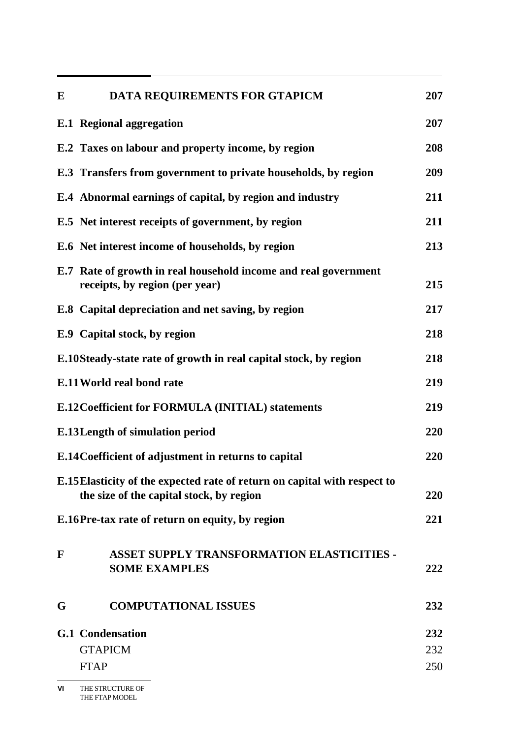| | | |
|---|---|---|
| **E** | **DATA REQUIREMENTS FOR GTAPICM** | **207** |
| **E.1** | **Regional aggregation** | **207** |
| **E.2** | **Taxes on labour and property income, by region** | **208** |
| **E.3** | **Transfers from government to private households, by region** | **209** |
| **E.4** | **Abnormal earnings of capital, by region and industry** | **211** |
| **E.5** | **Net interest receipts of government, by region** | **211** |
| **E.6** | **Net interest income of households, by region** | **213** |
| **E.7** | **Rate of growth in real household income and real government receipts, by region (per year)** | **215** |
| **E.8** | **Capital depreciation and net saving, by region** | **217** |
| **E.9** | **Capital stock, by region** | **218** |
| **E.10** | **Steady-state rate of growth in real capital stock, by region** | **218** |
| **E.11** | **World real bond rate** | **219** |
| **E.12** | **Coefficient for FORMULA (INITIAL) statements** | **219** |
| **E.13** | **Length of simulation period** | **220** |
| **E.14** | **Coefficient of adjustment in returns to capital** | **220** |
| **E.15** | **Elasticity of the expected rate of return on capital with respect to the size of the capital stock, by region** | **220** |
| **E.16** | **Pre-tax rate of return on equity, by region** | **221** |
| **F** | **ASSET SUPPLY TRANSFORMATION ELASTICITIES - SOME EXAMPLES** | **222** |
| **G** | **COMPUTATIONAL ISSUES** | **232** |
| **G.1** | **Condensation** | **232** |
| | GTAPICM | 232 |
| | FTAP | 250 |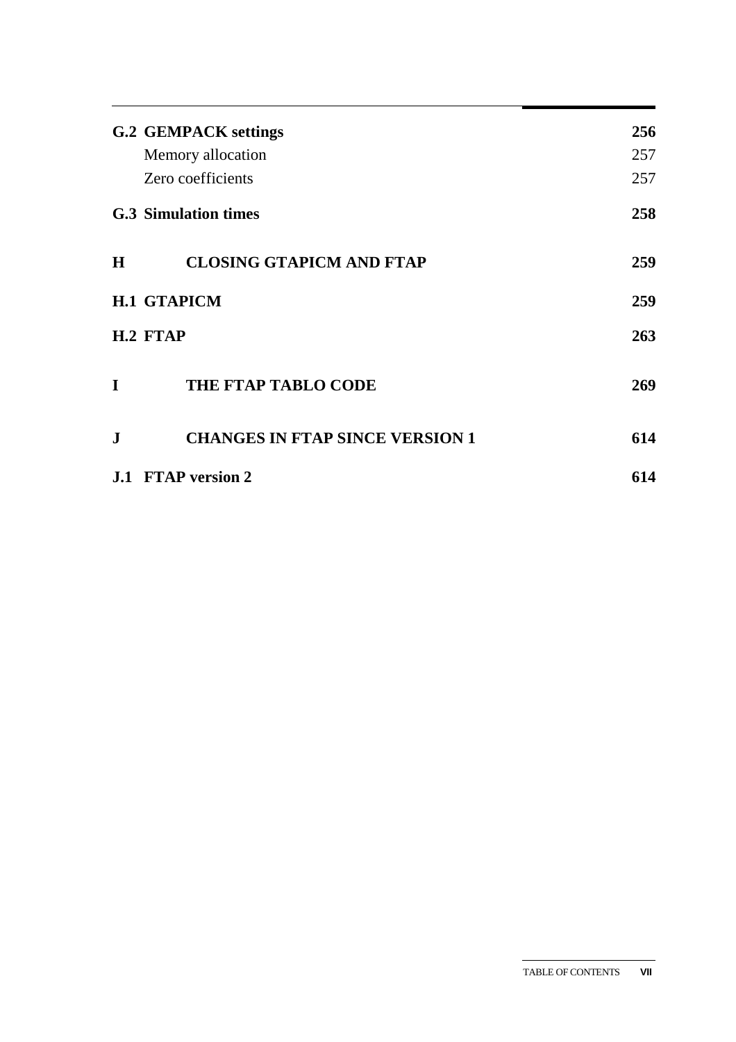| | |
|---|---|
| **G.2 GEMPACK settings** | **256** |
| Memory allocation | 257 |
| Zero coefficients | 257 |
| **G.3 Simulation times** | **258** |
| **H CLOSING GTAPICM AND FTAP** | **259** |
| **H.1 GTAPICM** | **259** |
| **H.2 FTAP** | **263** |
| **I THE FTAP TABLO CODE** | **269** |
| **J CHANGES IN FTAP SINCE VERSION 1** | **614** |
| **J.1 FTAP version 2** | **614** |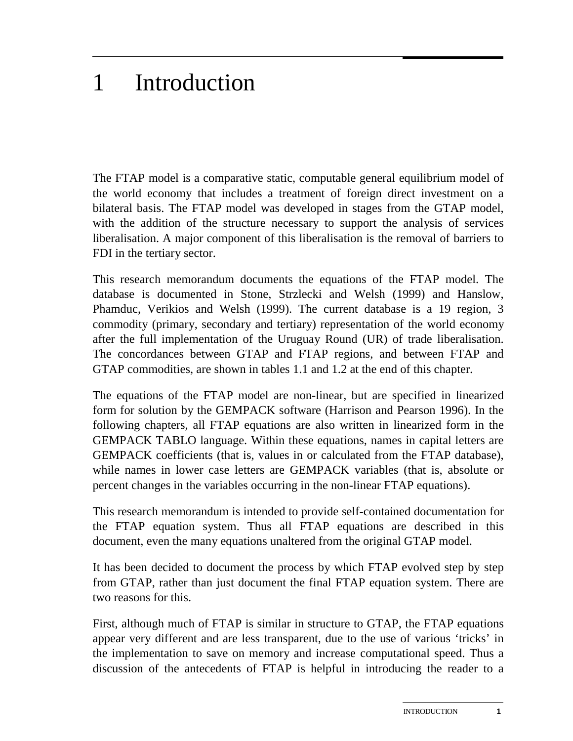# 1 Introduction

The FTAP model is a comparative static, computable general equilibrium model of the world economy that includes a treatment of foreign direct investment on a bilateral basis. The FTAP model was developed in stages from the GTAP model, with the addition of the structure necessary to support the analysis of services liberalisation. A major component of this liberalisation is the removal of barriers to FDI in the tertiary sector.

This research memorandum documents the equations of the FTAP model. The database is documented in Stone, Strzlecki and Welsh (1999) and Hanslow, Phamduc, Verikios and Welsh (1999). The current database is a 19 region, 3 commodity (primary, secondary and tertiary) representation of the world economy after the full implementation of the Uruguay Round (UR) of trade liberalisation. The concordances between GTAP and FTAP regions, and between FTAP and GTAP commodities, are shown in tables 1.1 and 1.2 at the end of this chapter.

The equations of the FTAP model are non-linear, but are specified in linearized form for solution by the GEMPACK software (Harrison and Pearson 1996). In the following chapters, all FTAP equations are also written in linearized form in the GEMPACK TABLO language. Within these equations, names in capital letters are GEMPACK coefficients (that is, values in or calculated from the FTAP database), while names in lower case letters are GEMPACK variables (that is, absolute or percent changes in the variables occurring in the non-linear FTAP equations).

This research memorandum is intended to provide self-contained documentation for the FTAP equation system. Thus all FTAP equations are described in this document, even the many equations unaltered from the original GTAP model.

It has been decided to document the process by which FTAP evolved step by step from GTAP, rather than just document the final FTAP equation system. There are two reasons for this.

First, although much of FTAP is similar in structure to GTAP, the FTAP equations appear very different and are less transparent, due to the use of various ‘tricks’ in the implementation to save on memory and increase computational speed. Thus a discussion of the antecedents of FTAP is helpful in introducing the reader to a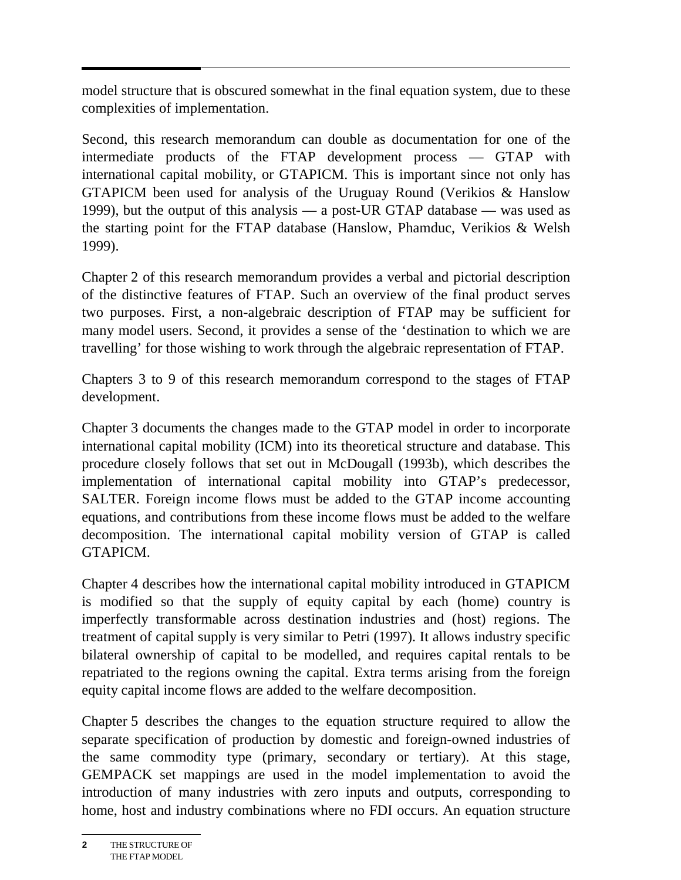model structure that is obscured somewhat in the final equation system, due to these complexities of implementation.

Second, this research memorandum can double as documentation for one of the intermediate products of the FTAP development process — GTAP with international capital mobility, or GTAPICM. This is important since not only has GTAPICM been used for analysis of the Uruguay Round (Verikios & Hanslow 1999), but the output of this analysis — a post-UR GTAP database — was used as the starting point for the FTAP database (Hanslow, Phamduc, Verikios & Welsh 1999).

Chapter 2 of this research memorandum provides a verbal and pictorial description of the distinctive features of FTAP. Such an overview of the final product serves two purposes. First, a non-algebraic description of FTAP may be sufficient for many model users. Second, it provides a sense of the 'destination to which we are travelling' for those wishing to work through the algebraic representation of FTAP.

Chapters 3 to 9 of this research memorandum correspond to the stages of FTAP development.

Chapter 3 documents the changes made to the GTAP model in order to incorporate international capital mobility (ICM) into its theoretical structure and database. This procedure closely follows that set out in McDougall (1993b), which describes the implementation of international capital mobility into GTAP's predecessor, SALTER. Foreign income flows must be added to the GTAP income accounting equations, and contributions from these income flows must be added to the welfare decomposition. The international capital mobility version of GTAP is called GTAPICM.

Chapter 4 describes how the international capital mobility introduced in GTAPICM is modified so that the supply of equity capital by each (home) country is imperfectly transformable across destination industries and (host) regions. The treatment of capital supply is very similar to Petri (1997). It allows industry specific bilateral ownership of capital to be modelled, and requires capital rentals to be repatriated to the regions owning the capital. Extra terms arising from the foreign equity capital income flows are added to the welfare decomposition.

Chapter 5 describes the changes to the equation structure required to allow the separate specification of production by domestic and foreign-owned industries of the same commodity type (primary, secondary or tertiary). At this stage, GEMPACK set mappings are used in the model implementation to avoid the introduction of many industries with zero inputs and outputs, corresponding to home, host and industry combinations where no FDI occurs. An equation structure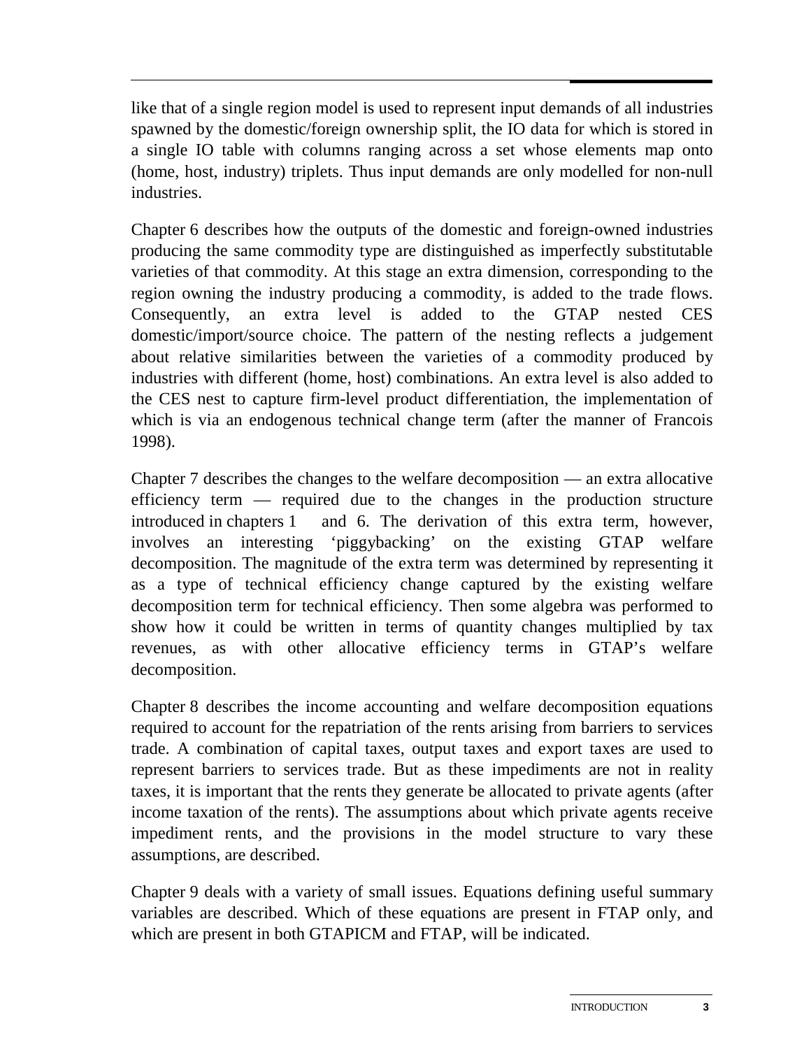like that of a single region model is used to represent input demands of all industries spawned by the domestic/foreign ownership split, the IO data for which is stored in a single IO table with columns ranging across a set whose elements map onto (home, host, industry) triplets. Thus input demands are only modelled for non-null industries.

Chapter 6 describes how the outputs of the domestic and foreign-owned industries producing the same commodity type are distinguished as imperfectly substitutable varieties of that commodity. At this stage an extra dimension, corresponding to the region owning the industry producing a commodity, is added to the trade flows. Consequently, an extra level is added to the GTAP nested CES domestic/import/source choice. The pattern of the nesting reflects a judgement about relative similarities between the varieties of a commodity produced by industries with different (home, host) combinations. An extra level is also added to the CES nest to capture firm-level product differentiation, the implementation of which is via an endogenous technical change term (after the manner of Francois 1998).

Chapter 7 describes the changes to the welfare decomposition — an extra allocative efficiency term — required due to the changes in the production structure introduced in chapters 1 and 6. The derivation of this extra term, however, involves an interesting 'piggybacking' on the existing GTAP welfare decomposition. The magnitude of the extra term was determined by representing it as a type of technical efficiency change captured by the existing welfare decomposition term for technical efficiency. Then some algebra was performed to show how it could be written in terms of quantity changes multiplied by tax revenues, as with other allocative efficiency terms in GTAP's welfare decomposition.

Chapter 8 describes the income accounting and welfare decomposition equations required to account for the repatriation of the rents arising from barriers to services trade. A combination of capital taxes, output taxes and export taxes are used to represent barriers to services trade. But as these impediments are not in reality taxes, it is important that the rents they generate be allocated to private agents (after income taxation of the rents). The assumptions about which private agents receive impediment rents, and the provisions in the model structure to vary these assumptions, are described.

Chapter 9 deals with a variety of small issues. Equations defining useful summary variables are described. Which of these equations are present in FTAP only, and which are present in both GTAPICM and FTAP, will be indicated.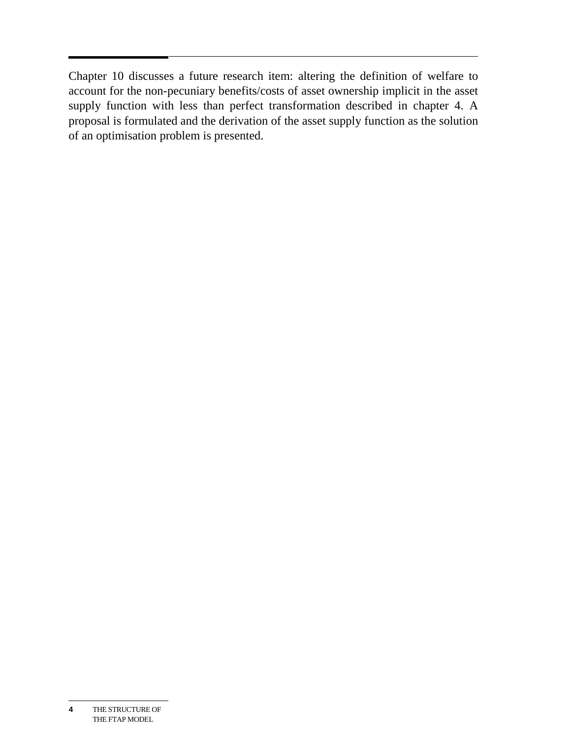Chapter 10 discusses a future research item: altering the definition of welfare to account for the non-pecuniary benefits/costs of asset ownership implicit in the asset supply function with less than perfect transformation described in chapter 4. A proposal is formulated and the derivation of the asset supply function as the solution of an optimisation problem is presented.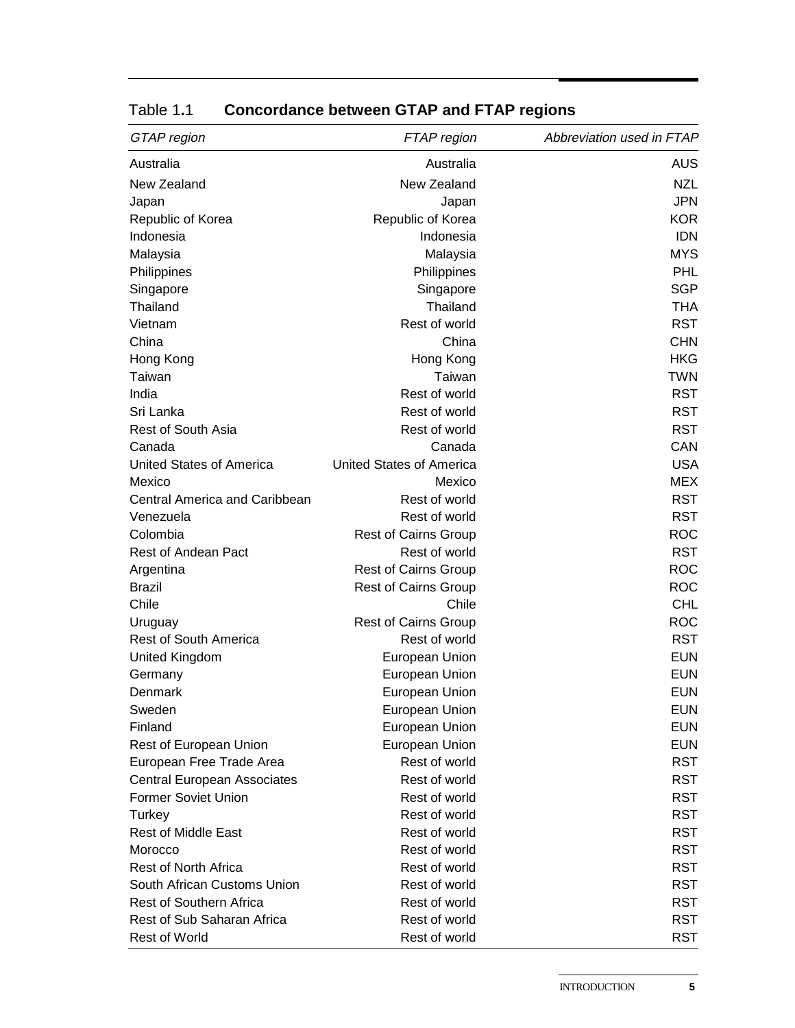Table 1.1 **Concordance between GTAP and FTAP regions**

| *GTAP region* | *FTAP region* | *Abbreviation used in FTAP* |
|---|---|---|
| Australia | Australia | AUS |
| New Zealand | New Zealand | NZL |
| Japan | Japan | JPN |
| Republic of Korea | Republic of Korea | KOR |
| Indonesia | Indonesia | IDN |
| Malaysia | Malaysia | MYS |
| Philippines | Philippines | PHL |
| Singapore | Singapore | SGP |
| Thailand | Thailand | THA |
| Vietnam | Rest of world | RST |
| China | China | CHN |
| Hong Kong | Hong Kong | HKG |
| Taiwan | Taiwan | TWN |
| India | Rest of world | RST |
| Sri Lanka | Rest of world | RST |
| Rest of South Asia | Rest of world | RST |
| Canada | Canada | CAN |
| United States of America | United States of America | USA |
| Mexico | Mexico | MEX |
| Central America and Caribbean | Rest of world | RST |
| Venezuela | Rest of world | RST |
| Colombia | Rest of Cairns Group | ROC |
| Rest of Andean Pact | Rest of world | RST |
| Argentina | Rest of Cairns Group | ROC |
| Brazil | Rest of Cairns Group | ROC |
| Chile | Chile | CHL |
| Uruguay | Rest of Cairns Group | ROC |
| Rest of South America | Rest of world | RST |
| United Kingdom | European Union | EUN |
| Germany | European Union | EUN |
| Denmark | European Union | EUN |
| Sweden | European Union | EUN |
| Finland | European Union | EUN |
| Rest of European Union | European Union | EUN |
| European Free Trade Area | Rest of world | RST |
| Central European Associates | Rest of world | RST |
| Former Soviet Union | Rest of world | RST |
| Turkey | Rest of world | RST |
| Rest of Middle East | Rest of world | RST |
| Morocco | Rest of world | RST |
| Rest of North Africa | Rest of world | RST |
| South African Customs Union | Rest of world | RST |
| Rest of Southern Africa | Rest of world | RST |
| Rest of Sub Saharan Africa | Rest of world | RST |
| Rest of World | Rest of world | RST |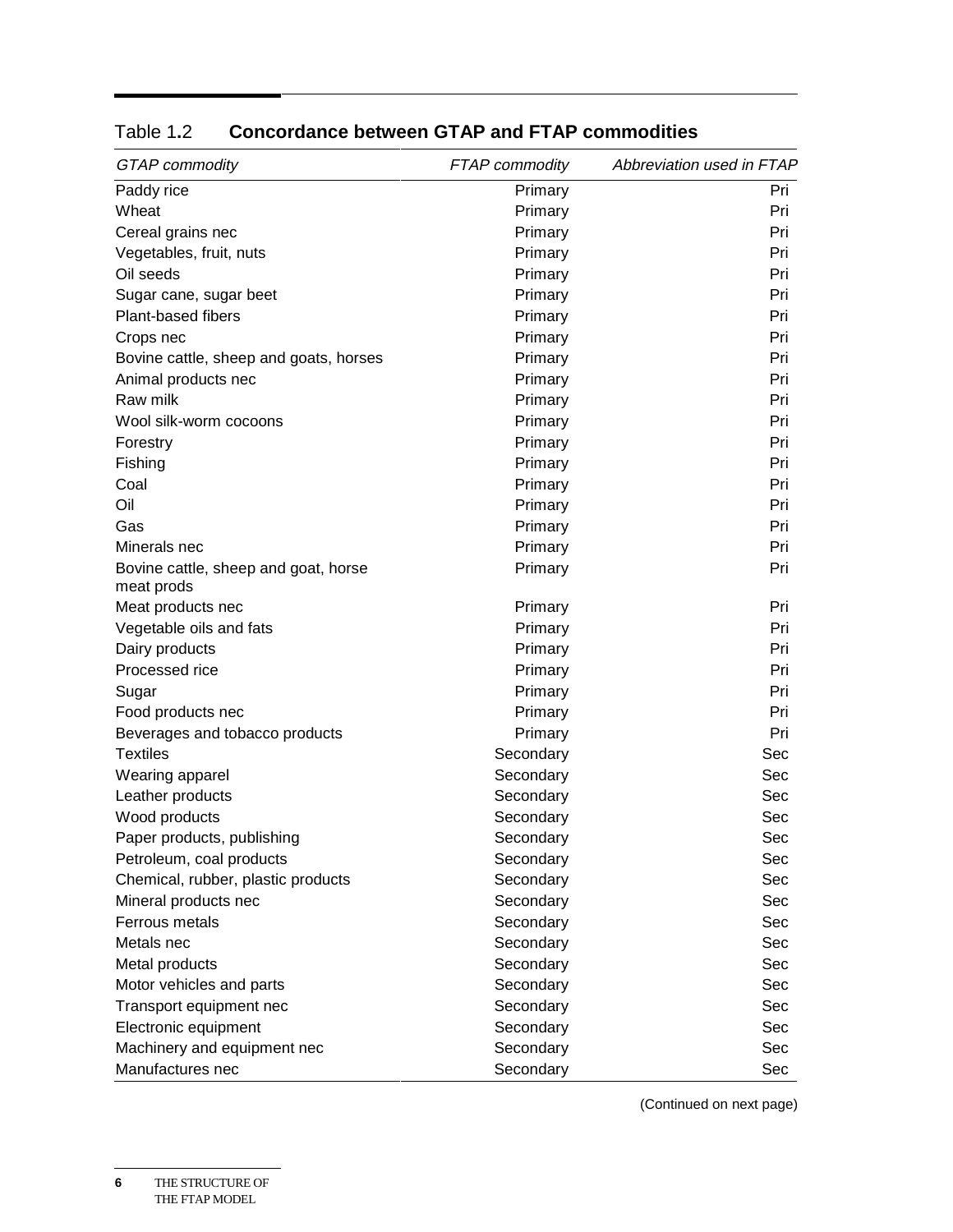Table 1.2 **Concordance between GTAP and FTAP commodities**

| *GTAP commodity* | *FTAP commodity* | *Abbreviation used in FTAP* |
|---|---|---|
| Paddy rice | Primary | Pri |
| Wheat | Primary | Pri |
| Cereal grains nec | Primary | Pri |
| Vegetables, fruit, nuts | Primary | Pri |
| Oil seeds | Primary | Pri |
| Sugar cane, sugar beet | Primary | Pri |
| Plant-based fibers | Primary | Pri |
| Crops nec | Primary | Pri |
| Bovine cattle, sheep and goats, horses | Primary | Pri |
| Animal products nec | Primary | Pri |
| Raw milk | Primary | Pri |
| Wool silk-worm cocoons | Primary | Pri |
| Forestry | Primary | Pri |
| Fishing | Primary | Pri |
| Coal | Primary | Pri |
| Oil | Primary | Pri |
| Gas | Primary | Pri |
| Minerals nec | Primary | Pri |
| Bovine cattle, sheep and goat, horse meat prods | Primary | Pri |
| Meat products nec | Primary | Pri |
| Vegetable oils and fats | Primary | Pri |
| Dairy products | Primary | Pri |
| Processed rice | Primary | Pri |
| Sugar | Primary | Pri |
| Food products nec | Primary | Pri |
| Beverages and tobacco products | Primary | Pri |
| Textiles | Secondary | Sec |
| Wearing apparel | Secondary | Sec |
| Leather products | Secondary | Sec |
| Wood products | Secondary | Sec |
| Paper products, publishing | Secondary | Sec |
| Petroleum, coal products | Secondary | Sec |
| Chemical, rubber, plastic products | Secondary | Sec |
| Mineral products nec | Secondary | Sec |
| Ferrous metals | Secondary | Sec |
| Metals nec | Secondary | Sec |
| Metal products | Secondary | Sec |
| Motor vehicles and parts | Secondary | Sec |
| Transport equipment nec | Secondary | Sec |
| Electronic equipment | Secondary | Sec |
| Machinery and equipment nec | Secondary | Sec |
| Manufactures nec | Secondary | Sec |

(Continued on next page)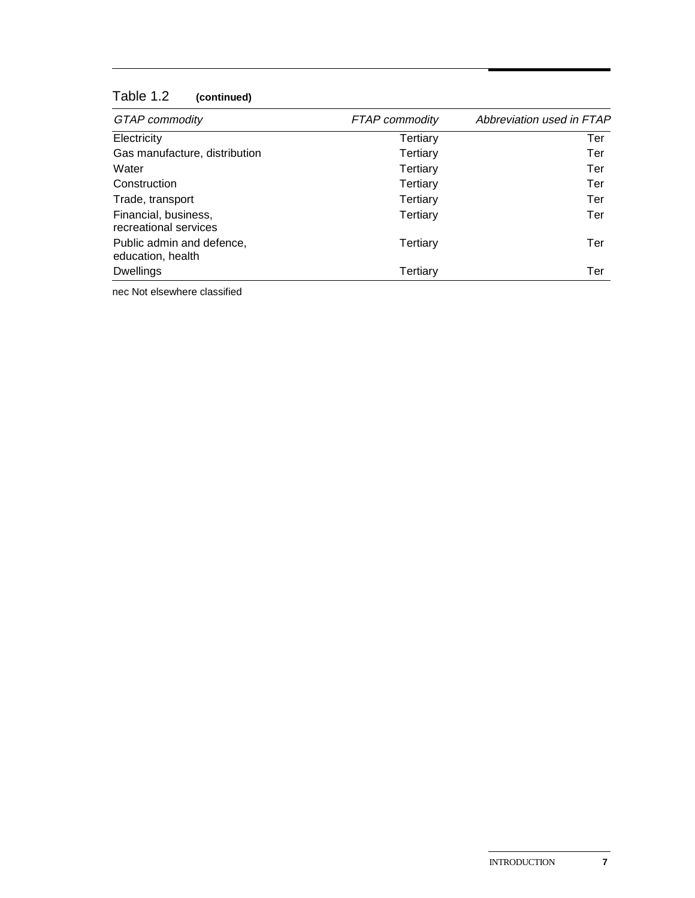Table 1.2 **(continued)**

| *GTAP commodity* | *FTAP commodity* | *Abbreviation used in FTAP* |
| --- | --- | --- |
| Electricity | Tertiary | Ter |
| Gas manufacture, distribution | Tertiary | Ter |
| Water | Tertiary | Ter |
| Construction | Tertiary | Ter |
| Trade, transport | Tertiary | Ter |
| Financial, business, recreational services | Tertiary | Ter |
| Public admin and defence, education, health | Tertiary | Ter |
| Dwellings | Tertiary | Ter |

nec Not elsewhere classified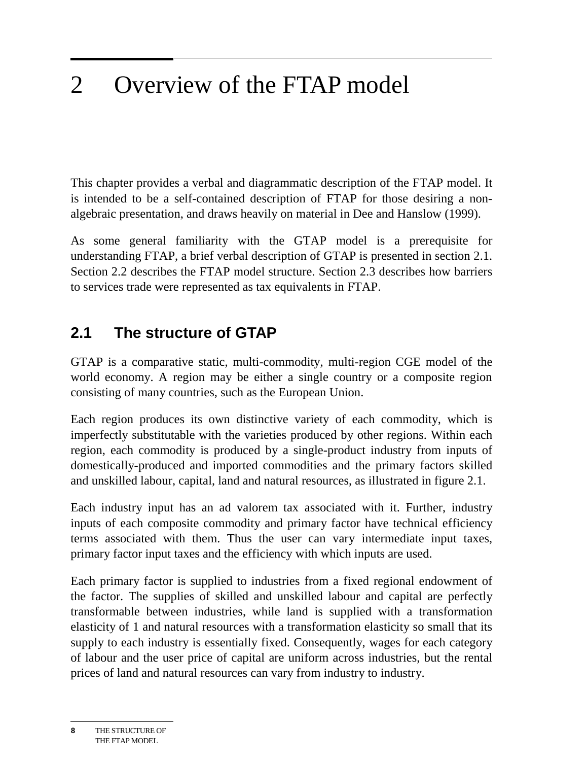# 2 Overview of the FTAP model

This chapter provides a verbal and diagrammatic description of the FTAP model. It is intended to be a self-contained description of FTAP for those desiring a non-algebraic presentation, and draws heavily on material in Dee and Hanslow (1999).

As some general familiarity with the GTAP model is a prerequisite for understanding FTAP, a brief verbal description of GTAP is presented in section 2.1. Section 2.2 describes the FTAP model structure. Section 2.3 describes how barriers to services trade were represented as tax equivalents in FTAP.

## 2.1 The structure of GTAP

GTAP is a comparative static, multi-commodity, multi-region CGE model of the world economy. A region may be either a single country or a composite region consisting of many countries, such as the European Union.

Each region produces its own distinctive variety of each commodity, which is imperfectly substitutable with the varieties produced by other regions. Within each region, each commodity is produced by a single-product industry from inputs of domestically-produced and imported commodities and the primary factors skilled and unskilled labour, capital, land and natural resources, as illustrated in figure 2.1.

Each industry input has an ad valorem tax associated with it. Further, industry inputs of each composite commodity and primary factor have technical efficiency terms associated with them. Thus the user can vary intermediate input taxes, primary factor input taxes and the efficiency with which inputs are used.

Each primary factor is supplied to industries from a fixed regional endowment of the factor. The supplies of skilled and unskilled labour and capital are perfectly transformable between industries, while land is supplied with a transformation elasticity of 1 and natural resources with a transformation elasticity so small that its supply to each industry is essentially fixed. Consequently, wages for each category of labour and the user price of capital are uniform across industries, but the rental prices of land and natural resources can vary from industry to industry.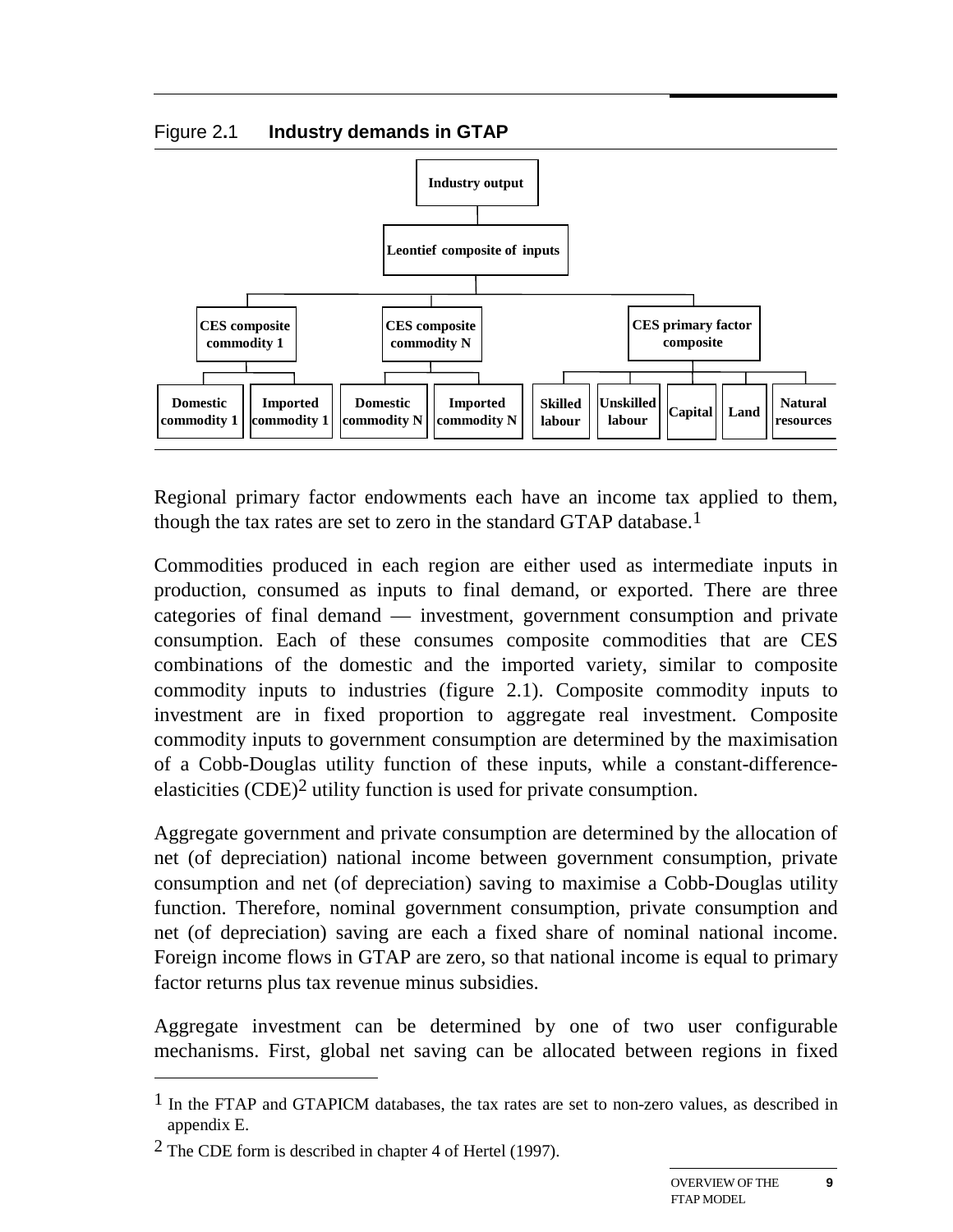Figure 2.1 **Industry demands in GTAP**

Industry output

Leontief composite of inputs

CES composite commodity 1 | CES composite commodity N | CES primary factor composite

Domestic commodity 1 | Imported commodity 1 | Domestic commodity N | Imported commodity N | Skilled labour | Unskilled labour | Capital | Land | Natural resources

Regional primary factor endowments each have an income tax applied to them, though the tax rates are set to zero in the standard GTAP database.[1]

Commodities produced in each region are either used as intermediate inputs in production, consumed as inputs to final demand, or exported. There are three categories of final demand — investment, government consumption and private consumption. Each of these consumes composite commodities that are CES combinations of the domestic and the imported variety, similar to composite commodity inputs to industries (figure 2.1). Composite commodity inputs to investment are in fixed proportion to aggregate real investment. Composite commodity inputs to government consumption are determined by the maximisation of a Cobb-Douglas utility function of these inputs, while a constant-difference-elasticities (CDE)[2] utility function is used for private consumption.

Aggregate government and private consumption are determined by the allocation of net (of depreciation) national income between government consumption, private consumption and net (of depreciation) saving to maximise a Cobb-Douglas utility function. Therefore, nominal government consumption, private consumption and net (of depreciation) saving are each a fixed share of nominal national income. Foreign income flows in GTAP are zero, so that national income is equal to primary factor returns plus tax revenue minus subsidies.

Aggregate investment can be determined by one of two user configurable mechanisms. First, global net saving can be allocated between regions in fixed

---

[1] In the FTAP and GTAPICM databases, the tax rates are set to non-zero values, as described in appendix E.

[2] The CDE form is described in chapter 4 of Hertel (1997).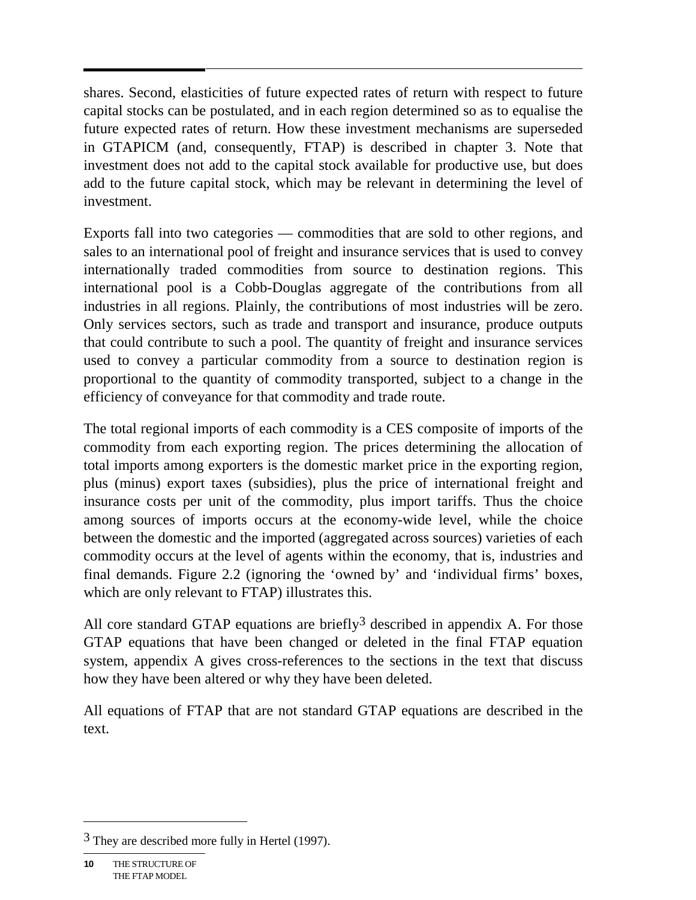shares. Second, elasticities of future expected rates of return with respect to future capital stocks can be postulated, and in each region determined so as to equalise the future expected rates of return. How these investment mechanisms are superseded in GTAPICM (and, consequently, FTAP) is described in chapter 3. Note that investment does not add to the capital stock available for productive use, but does add to the future capital stock, which may be relevant in determining the level of investment.

Exports fall into two categories — commodities that are sold to other regions, and sales to an international pool of freight and insurance services that is used to convey internationally traded commodities from source to destination regions. This international pool is a Cobb-Douglas aggregate of the contributions from all industries in all regions. Plainly, the contributions of most industries will be zero. Only services sectors, such as trade and transport and insurance, produce outputs that could contribute to such a pool. The quantity of freight and insurance services used to convey a particular commodity from a source to destination region is proportional to the quantity of commodity transported, subject to a change in the efficiency of conveyance for that commodity and trade route.

The total regional imports of each commodity is a CES composite of imports of the commodity from each exporting region. The prices determining the allocation of total imports among exporters is the domestic market price in the exporting region, plus (minus) export taxes (subsidies), plus the price of international freight and insurance costs per unit of the commodity, plus import tariffs. Thus the choice among sources of imports occurs at the economy-wide level, while the choice between the domestic and the imported (aggregated across sources) varieties of each commodity occurs at the level of agents within the economy, that is, industries and final demands. Figure 2.2 (ignoring the 'owned by' and 'individual firms' boxes, which are only relevant to FTAP) illustrates this.

All core standard GTAP equations are briefly[3] described in appendix A. For those GTAP equations that have been changed or deleted in the final FTAP equation system, appendix A gives cross-references to the sections in the text that discuss how they have been altered or why they have been deleted.

All equations of FTAP that are not standard GTAP equations are described in the text.

---

[3] They are described more fully in Hertel (1997).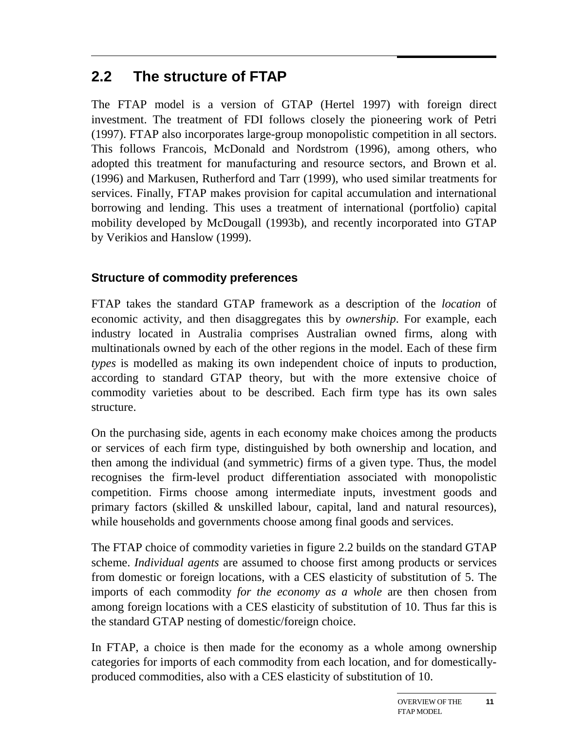## 2.2 The structure of FTAP

The FTAP model is a version of GTAP (Hertel 1997) with foreign direct investment. The treatment of FDI follows closely the pioneering work of Petri (1997). FTAP also incorporates large-group monopolistic competition in all sectors. This follows Francois, McDonald and Nordstrom (1996), among others, who adopted this treatment for manufacturing and resource sectors, and Brown et al. (1996) and Markusen, Rutherford and Tarr (1999), who used similar treatments for services. Finally, FTAP makes provision for capital accumulation and international borrowing and lending. This uses a treatment of international (portfolio) capital mobility developed by McDougall (1993b), and recently incorporated into GTAP by Verikios and Hanslow (1999).

### Structure of commodity preferences

FTAP takes the standard GTAP framework as a description of the *location* of economic activity, and then disaggregates this by *ownership*. For example, each industry located in Australia comprises Australian owned firms, along with multinationals owned by each of the other regions in the model. Each of these firm *types* is modelled as making its own independent choice of inputs to production, according to standard GTAP theory, but with the more extensive choice of commodity varieties about to be described. Each firm type has its own sales structure.

On the purchasing side, agents in each economy make choices among the products or services of each firm type, distinguished by both ownership and location, and then among the individual (and symmetric) firms of a given type. Thus, the model recognises the firm-level product differentiation associated with monopolistic competition. Firms choose among intermediate inputs, investment goods and primary factors (skilled & unskilled labour, capital, land and natural resources), while households and governments choose among final goods and services.

The FTAP choice of commodity varieties in figure 2.2 builds on the standard GTAP scheme. *Individual agents* are assumed to choose first among products or services from domestic or foreign locations, with a CES elasticity of substitution of 5. The imports of each commodity *for the economy as a whole* are then chosen from among foreign locations with a CES elasticity of substitution of 10. Thus far this is the standard GTAP nesting of domestic/foreign choice.

In FTAP, a choice is then made for the economy as a whole among ownership categories for imports of each commodity from each location, and for domestically-produced commodities, also with a CES elasticity of substitution of 10.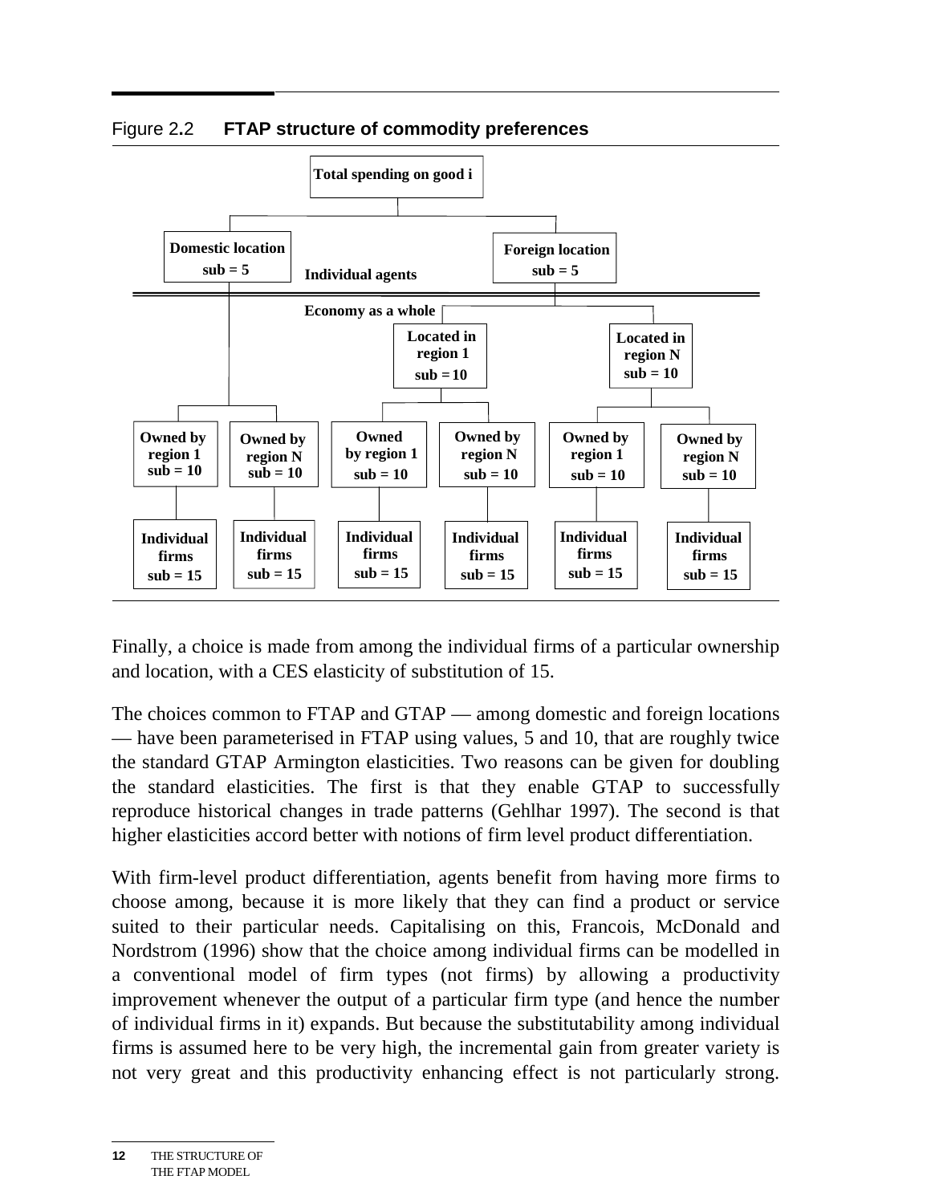Figure 2.2 **FTAP structure of commodity preferences**

Finally, a choice is made from among the individual firms of a particular ownership and location, with a CES elasticity of substitution of 15.

The choices common to FTAP and GTAP — among domestic and foreign locations — have been parameterised in FTAP using values, 5 and 10, that are roughly twice the standard GTAP Armington elasticities. Two reasons can be given for doubling the standard elasticities. The first is that they enable GTAP to successfully reproduce historical changes in trade patterns (Gehlhar 1997). The second is that higher elasticities accord better with notions of firm level product differentiation.

With firm-level product differentiation, agents benefit from having more firms to choose among, because it is more likely that they can find a product or service suited to their particular needs. Capitalising on this, Francois, McDonald and Nordstrom (1996) show that the choice among individual firms can be modelled in a conventional model of firm types (not firms) by allowing a productivity improvement whenever the output of a particular firm type (and hence the number of individual firms in it) expands. But because the substitutability among individual firms is assumed here to be very high, the incremental gain from greater variety is not very great and this productivity enhancing effect is not particularly strong.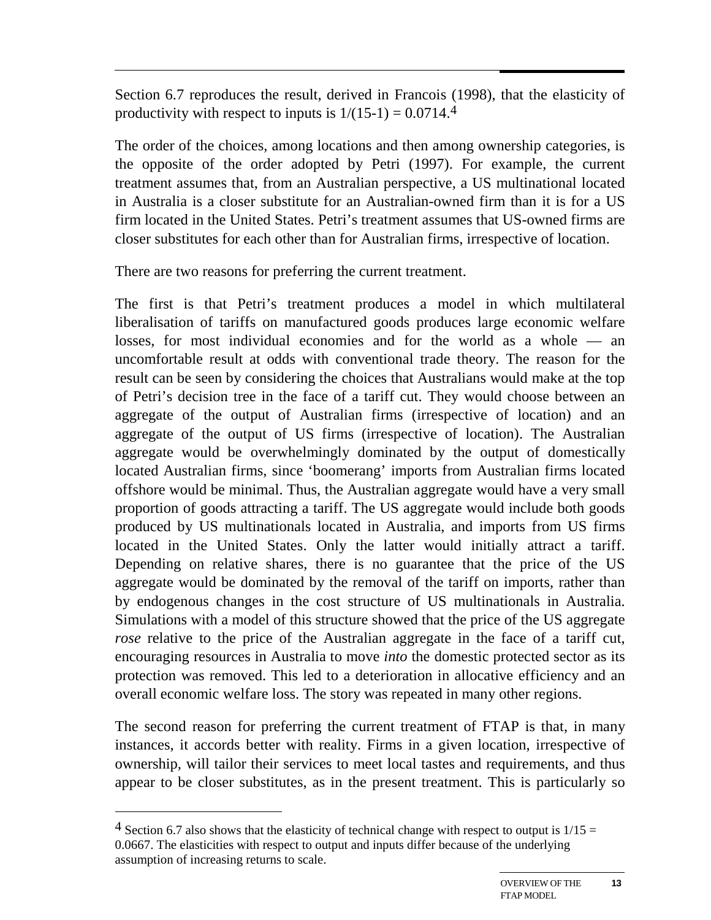Section 6.7 reproduces the result, derived in Francois (1998), that the elasticity of productivity with respect to inputs is $1/(15\text{-}1) = 0.0714$.[4]

The order of the choices, among locations and then among ownership categories, is the opposite of the order adopted by Petri (1997). For example, the current treatment assumes that, from an Australian perspective, a US multinational located in Australia is a closer substitute for an Australian-owned firm than it is for a US firm located in the United States. Petri's treatment assumes that US-owned firms are closer substitutes for each other than for Australian firms, irrespective of location.

There are two reasons for preferring the current treatment.

The first is that Petri's treatment produces a model in which multilateral liberalisation of tariffs on manufactured goods produces large economic welfare losses, for most individual economies and for the world as a whole — an uncomfortable result at odds with conventional trade theory. The reason for the result can be seen by considering the choices that Australians would make at the top of Petri's decision tree in the face of a tariff cut. They would choose between an aggregate of the output of Australian firms (irrespective of location) and an aggregate of the output of US firms (irrespective of location). The Australian aggregate would be overwhelmingly dominated by the output of domestically located Australian firms, since 'boomerang' imports from Australian firms located offshore would be minimal. Thus, the Australian aggregate would have a very small proportion of goods attracting a tariff. The US aggregate would include both goods produced by US multinationals located in Australia, and imports from US firms located in the United States. Only the latter would initially attract a tariff. Depending on relative shares, there is no guarantee that the price of the US aggregate would be dominated by the removal of the tariff on imports, rather than by endogenous changes in the cost structure of US multinationals in Australia. Simulations with a model of this structure showed that the price of the US aggregate *rose* relative to the price of the Australian aggregate in the face of a tariff cut, encouraging resources in Australia to move *into* the domestic protected sector as its protection was removed. This led to a deterioration in allocative efficiency and an overall economic welfare loss. The story was repeated in many other regions.

The second reason for preferring the current treatment of FTAP is that, in many instances, it accords better with reality. Firms in a given location, irrespective of ownership, will tailor their services to meet local tastes and requirements, and thus appear to be closer substitutes, as in the present treatment. This is particularly so

---

[4] Section 6.7 also shows that the elasticity of technical change with respect to output is $1/15 = 0.0667$. The elasticities with respect to output and inputs differ because of the underlying assumption of increasing returns to scale.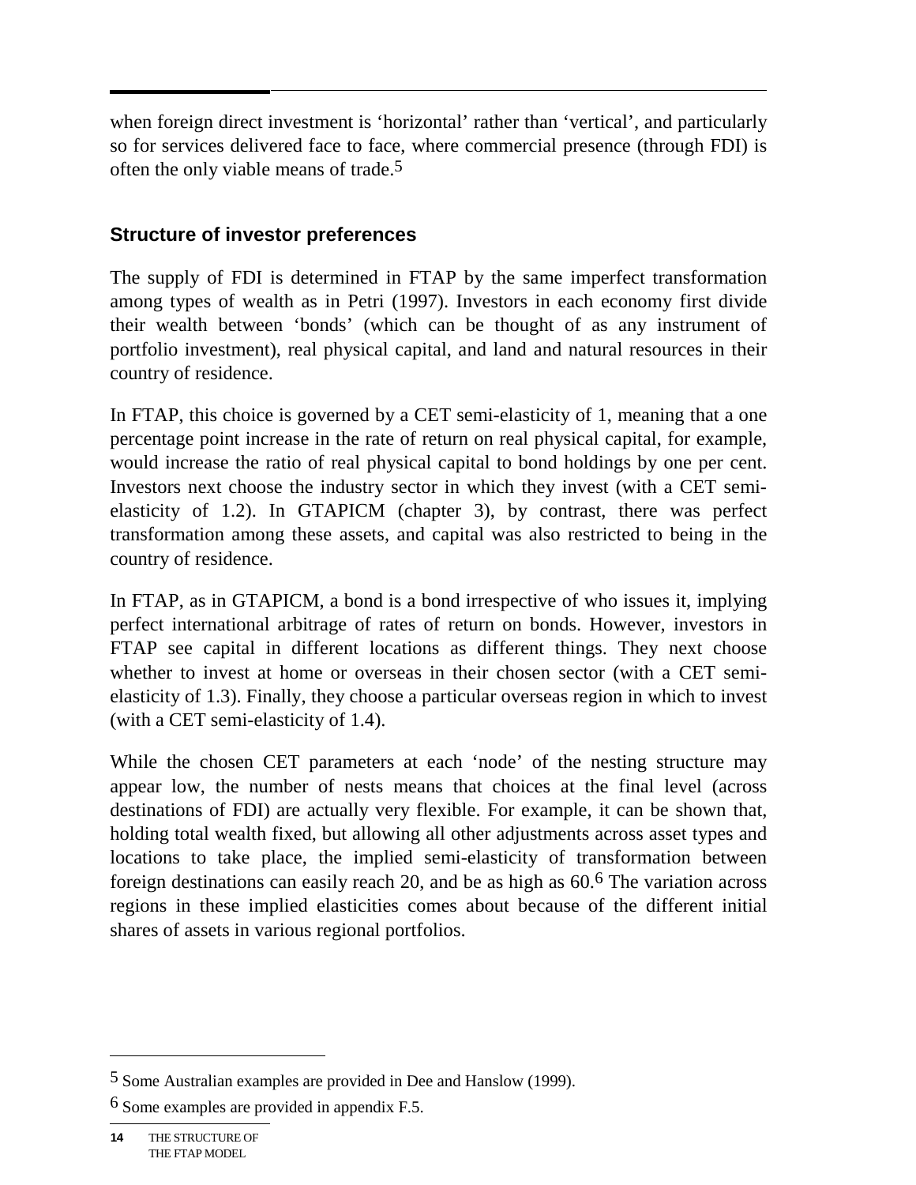when foreign direct investment is 'horizontal' rather than 'vertical', and particularly so for services delivered face to face, where commercial presence (through FDI) is often the only viable means of trade.[5]

### Structure of investor preferences

The supply of FDI is determined in FTAP by the same imperfect transformation among types of wealth as in Petri (1997). Investors in each economy first divide their wealth between 'bonds' (which can be thought of as any instrument of portfolio investment), real physical capital, and land and natural resources in their country of residence.

In FTAP, this choice is governed by a CET semi-elasticity of 1, meaning that a one percentage point increase in the rate of return on real physical capital, for example, would increase the ratio of real physical capital to bond holdings by one per cent. Investors next choose the industry sector in which they invest (with a CET semi-elasticity of 1.2). In GTAPICM (chapter 3), by contrast, there was perfect transformation among these assets, and capital was also restricted to being in the country of residence.

In FTAP, as in GTAPICM, a bond is a bond irrespective of who issues it, implying perfect international arbitrage of rates of return on bonds. However, investors in FTAP see capital in different locations as different things. They next choose whether to invest at home or overseas in their chosen sector (with a CET semi-elasticity of 1.3). Finally, they choose a particular overseas region in which to invest (with a CET semi-elasticity of 1.4).

While the chosen CET parameters at each 'node' of the nesting structure may appear low, the number of nests means that choices at the final level (across destinations of FDI) are actually very flexible. For example, it can be shown that, holding total wealth fixed, but allowing all other adjustments across asset types and locations to take place, the implied semi-elasticity of transformation between foreign destinations can easily reach 20, and be as high as 60.[6] The variation across regions in these implied elasticities comes about because of the different initial shares of assets in various regional portfolios.

---

[5] Some Australian examples are provided in Dee and Hanslow (1999).

[6] Some examples are provided in appendix F.5.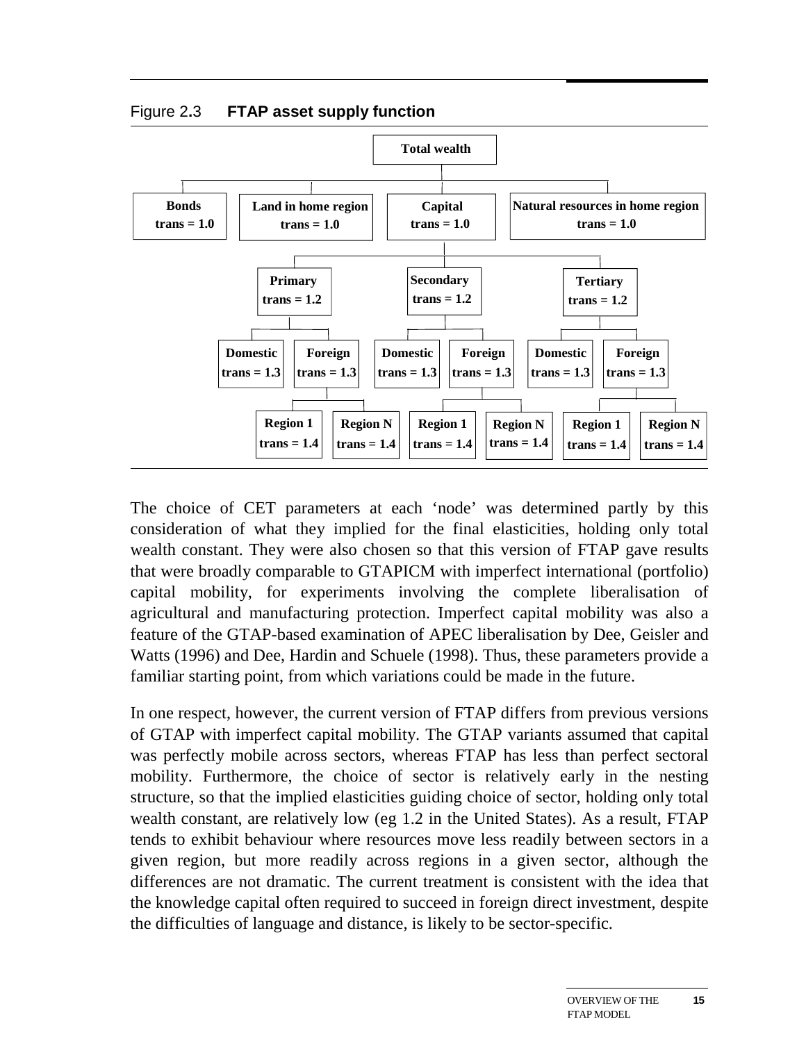Figure 2.3 **FTAP asset supply function**

- **Total wealth**
  - **Bonds** trans = 1.0
  - **Land in home region** trans = 1.0
  - **Capital** trans = 1.0
    - **Primary** trans = 1.2
      - **Domestic** trans = 1.3
      - **Foreign** trans = 1.3
        - **Region 1** trans = 1.4
        - **Region N** trans = 1.4
    - **Secondary** trans = 1.2
      - **Domestic** trans = 1.3
      - **Foreign** trans = 1.3
        - **Region 1** trans = 1.4
        - **Region N** trans = 1.4
    - **Tertiary** trans = 1.2
      - **Domestic** trans = 1.3
      - **Foreign** trans = 1.3
        - **Region 1** trans = 1.4
        - **Region N** trans = 1.4
  - **Natural resources in home region** trans = 1.0

The choice of CET parameters at each 'node' was determined partly by this consideration of what they implied for the final elasticities, holding only total wealth constant. They were also chosen so that this version of FTAP gave results that were broadly comparable to GTAPICM with imperfect international (portfolio) capital mobility, for experiments involving the complete liberalisation of agricultural and manufacturing protection. Imperfect capital mobility was also a feature of the GTAP-based examination of APEC liberalisation by Dee, Geisler and Watts (1996) and Dee, Hardin and Schuele (1998). Thus, these parameters provide a familiar starting point, from which variations could be made in the future.

In one respect, however, the current version of FTAP differs from previous versions of GTAP with imperfect capital mobility. The GTAP variants assumed that capital was perfectly mobile across sectors, whereas FTAP has less than perfect sectoral mobility. Furthermore, the choice of sector is relatively early in the nesting structure, so that the implied elasticities guiding choice of sector, holding only total wealth constant, are relatively low (eg 1.2 in the United States). As a result, FTAP tends to exhibit behaviour where resources move less readily between sectors in a given region, but more readily across regions in a given sector, although the differences are not dramatic. The current treatment is consistent with the idea that the knowledge capital often required to succeed in foreign direct investment, despite the difficulties of language and distance, is likely to be sector-specific.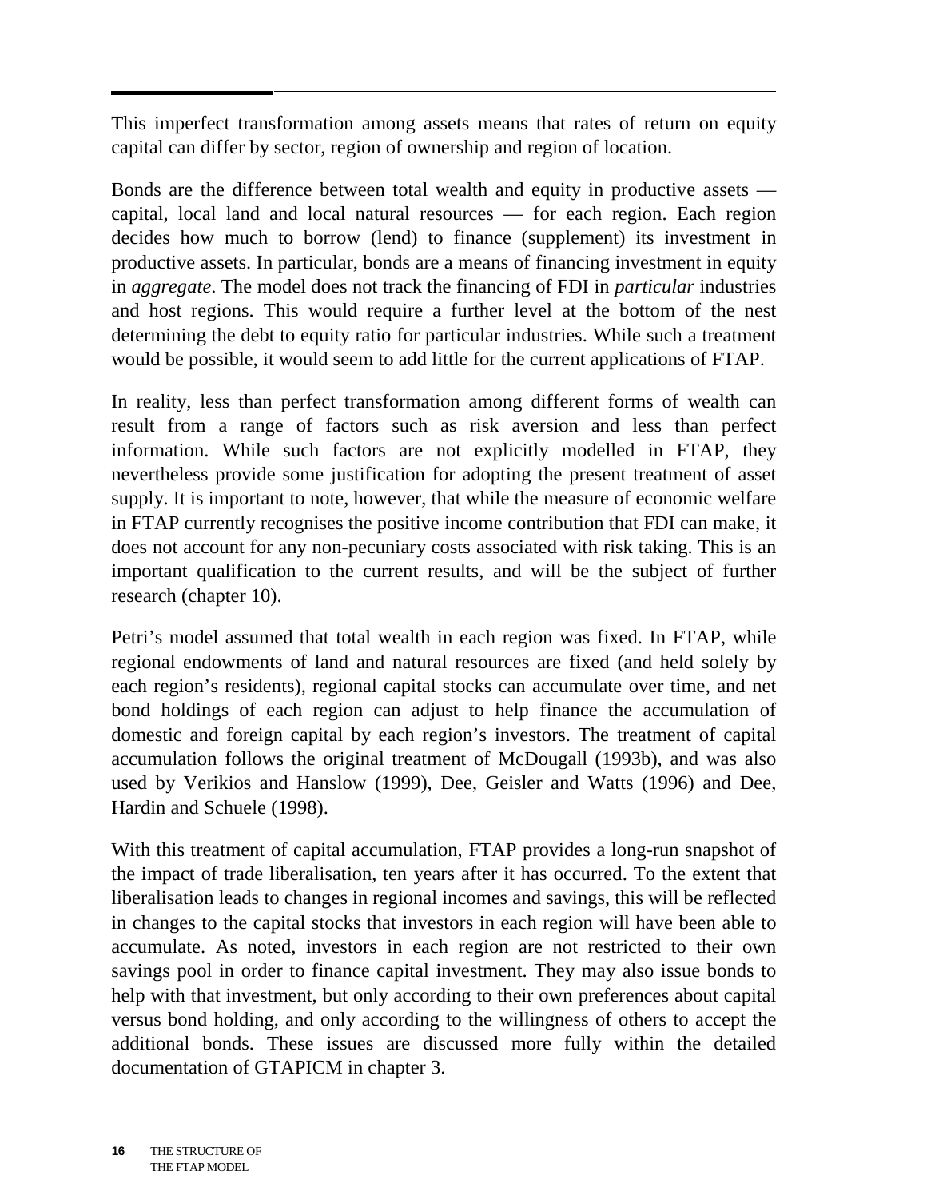This imperfect transformation among assets means that rates of return on equity capital can differ by sector, region of ownership and region of location.

Bonds are the difference between total wealth and equity in productive assets — capital, local land and local natural resources — for each region. Each region decides how much to borrow (lend) to finance (supplement) its investment in productive assets. In particular, bonds are a means of financing investment in equity in *aggregate*. The model does not track the financing of FDI in *particular* industries and host regions. This would require a further level at the bottom of the nest determining the debt to equity ratio for particular industries. While such a treatment would be possible, it would seem to add little for the current applications of FTAP.

In reality, less than perfect transformation among different forms of wealth can result from a range of factors such as risk aversion and less than perfect information. While such factors are not explicitly modelled in FTAP, they nevertheless provide some justification for adopting the present treatment of asset supply. It is important to note, however, that while the measure of economic welfare in FTAP currently recognises the positive income contribution that FDI can make, it does not account for any non-pecuniary costs associated with risk taking. This is an important qualification to the current results, and will be the subject of further research (chapter 10).

Petri's model assumed that total wealth in each region was fixed. In FTAP, while regional endowments of land and natural resources are fixed (and held solely by each region's residents), regional capital stocks can accumulate over time, and net bond holdings of each region can adjust to help finance the accumulation of domestic and foreign capital by each region's investors. The treatment of capital accumulation follows the original treatment of McDougall (1993b), and was also used by Verikios and Hanslow (1999), Dee, Geisler and Watts (1996) and Dee, Hardin and Schuele (1998).

With this treatment of capital accumulation, FTAP provides a long-run snapshot of the impact of trade liberalisation, ten years after it has occurred. To the extent that liberalisation leads to changes in regional incomes and savings, this will be reflected in changes to the capital stocks that investors in each region will have been able to accumulate. As noted, investors in each region are not restricted to their own savings pool in order to finance capital investment. They may also issue bonds to help with that investment, but only according to their own preferences about capital versus bond holding, and only according to the willingness of others to accept the additional bonds. These issues are discussed more fully within the detailed documentation of GTAPICM in chapter 3.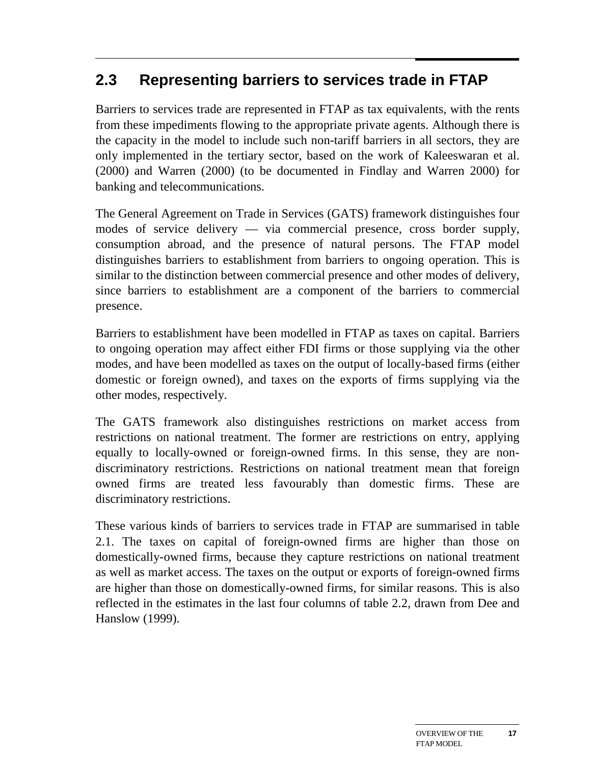## 2.3 Representing barriers to services trade in FTAP

Barriers to services trade are represented in FTAP as tax equivalents, with the rents from these impediments flowing to the appropriate private agents. Although there is the capacity in the model to include such non-tariff barriers in all sectors, they are only implemented in the tertiary sector, based on the work of Kaleeswaran et al. (2000) and Warren (2000) (to be documented in Findlay and Warren 2000) for banking and telecommunications.

The General Agreement on Trade in Services (GATS) framework distinguishes four modes of service delivery — via commercial presence, cross border supply, consumption abroad, and the presence of natural persons. The FTAP model distinguishes barriers to establishment from barriers to ongoing operation. This is similar to the distinction between commercial presence and other modes of delivery, since barriers to establishment are a component of the barriers to commercial presence.

Barriers to establishment have been modelled in FTAP as taxes on capital. Barriers to ongoing operation may affect either FDI firms or those supplying via the other modes, and have been modelled as taxes on the output of locally-based firms (either domestic or foreign owned), and taxes on the exports of firms supplying via the other modes, respectively.

The GATS framework also distinguishes restrictions on market access from restrictions on national treatment. The former are restrictions on entry, applying equally to locally-owned or foreign-owned firms. In this sense, they are non-discriminatory restrictions. Restrictions on national treatment mean that foreign owned firms are treated less favourably than domestic firms. These are discriminatory restrictions.

These various kinds of barriers to services trade in FTAP are summarised in table 2.1. The taxes on capital of foreign-owned firms are higher than those on domestically-owned firms, because they capture restrictions on national treatment as well as market access. The taxes on the output or exports of foreign-owned firms are higher than those on domestically-owned firms, for similar reasons. This is also reflected in the estimates in the last four columns of table 2.2, drawn from Dee and Hanslow (1999).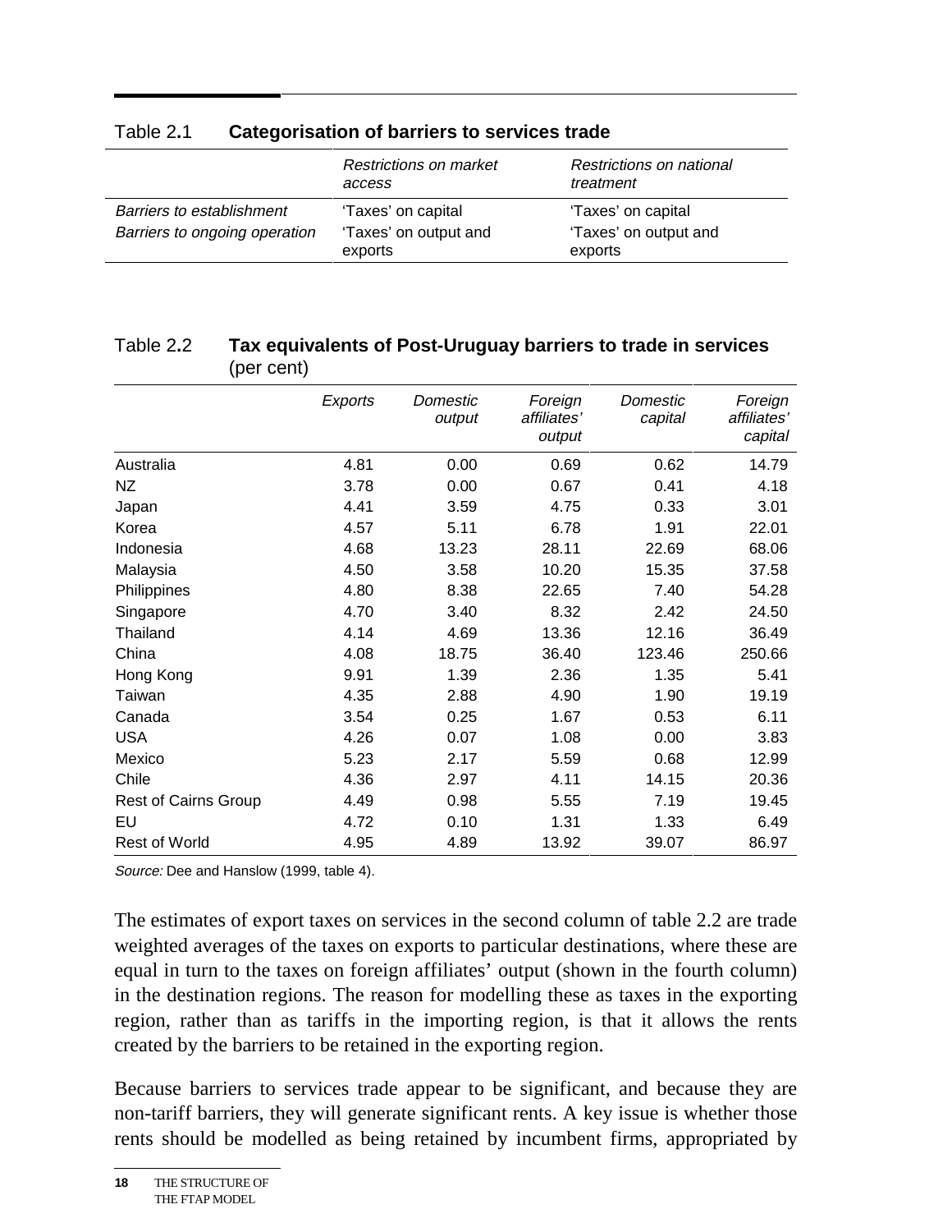Table 2.1 **Categorisation of barriers to services trade**

| | *Restrictions on market access* | *Restrictions on national treatment* |
|---|---|---|
| *Barriers to establishment* | 'Taxes' on capital | 'Taxes' on capital |
| *Barriers to ongoing operation* | 'Taxes' on output and exports | 'Taxes' on output and exports |

Table 2.2 **Tax equivalents of Post-Uruguay barriers to trade in services** (per cent)

| | *Exports* | *Domestic output* | *Foreign affiliates' output* | *Domestic capital* | *Foreign affiliates' capital* |
|---|---|---|---|---|---|
| Australia | 4.81 | 0.00 | 0.69 | 0.62 | 14.79 |
| NZ | 3.78 | 0.00 | 0.67 | 0.41 | 4.18 |
| Japan | 4.41 | 3.59 | 4.75 | 0.33 | 3.01 |
| Korea | 4.57 | 5.11 | 6.78 | 1.91 | 22.01 |
| Indonesia | 4.68 | 13.23 | 28.11 | 22.69 | 68.06 |
| Malaysia | 4.50 | 3.58 | 10.20 | 15.35 | 37.58 |
| Philippines | 4.80 | 8.38 | 22.65 | 7.40 | 54.28 |
| Singapore | 4.70 | 3.40 | 8.32 | 2.42 | 24.50 |
| Thailand | 4.14 | 4.69 | 13.36 | 12.16 | 36.49 |
| China | 4.08 | 18.75 | 36.40 | 123.46 | 250.66 |
| Hong Kong | 9.91 | 1.39 | 2.36 | 1.35 | 5.41 |
| Taiwan | 4.35 | 2.88 | 4.90 | 1.90 | 19.19 |
| Canada | 3.54 | 0.25 | 1.67 | 0.53 | 6.11 |
| USA | 4.26 | 0.07 | 1.08 | 0.00 | 3.83 |
| Mexico | 5.23 | 2.17 | 5.59 | 0.68 | 12.99 |
| Chile | 4.36 | 2.97 | 4.11 | 14.15 | 20.36 |
| Rest of Cairns Group | 4.49 | 0.98 | 5.55 | 7.19 | 19.45 |
| EU | 4.72 | 0.10 | 1.31 | 1.33 | 6.49 |
| Rest of World | 4.95 | 4.89 | 13.92 | 39.07 | 86.97 |

*Source:* Dee and Hanslow (1999, table 4).

The estimates of export taxes on services in the second column of table 2.2 are trade weighted averages of the taxes on exports to particular destinations, where these are equal in turn to the taxes on foreign affiliates' output (shown in the fourth column) in the destination regions. The reason for modelling these as taxes in the exporting region, rather than as tariffs in the importing region, is that it allows the rents created by the barriers to be retained in the exporting region.

Because barriers to services trade appear to be significant, and because they are non-tariff barriers, they will generate significant rents. A key issue is whether those rents should be modelled as being retained by incumbent firms, appropriated by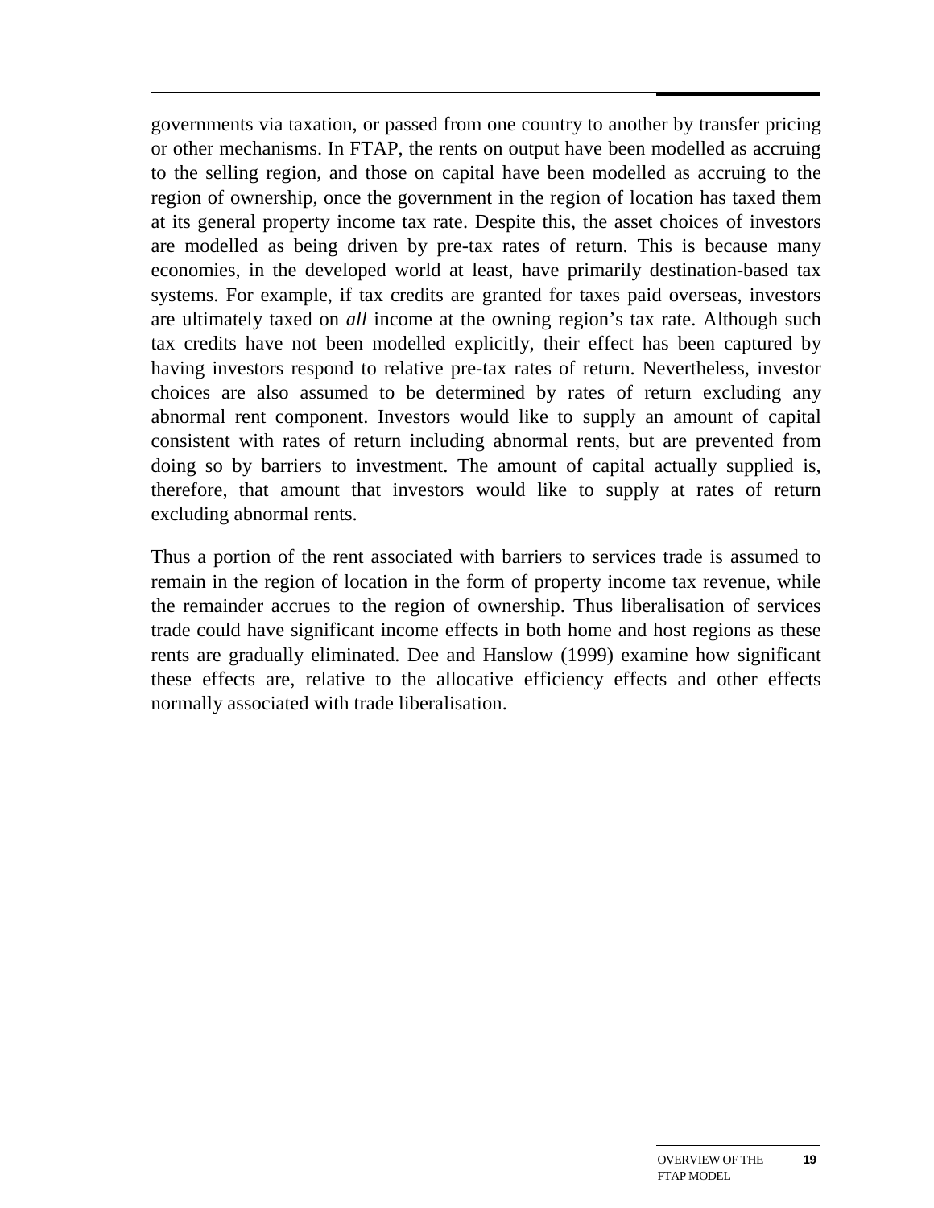governments via taxation, or passed from one country to another by transfer pricing or other mechanisms. In FTAP, the rents on output have been modelled as accruing to the selling region, and those on capital have been modelled as accruing to the region of ownership, once the government in the region of location has taxed them at its general property income tax rate. Despite this, the asset choices of investors are modelled as being driven by pre-tax rates of return. This is because many economies, in the developed world at least, have primarily destination-based tax systems. For example, if tax credits are granted for taxes paid overseas, investors are ultimately taxed on *all* income at the owning region's tax rate. Although such tax credits have not been modelled explicitly, their effect has been captured by having investors respond to relative pre-tax rates of return. Nevertheless, investor choices are also assumed to be determined by rates of return excluding any abnormal rent component. Investors would like to supply an amount of capital consistent with rates of return including abnormal rents, but are prevented from doing so by barriers to investment. The amount of capital actually supplied is, therefore, that amount that investors would like to supply at rates of return excluding abnormal rents.

Thus a portion of the rent associated with barriers to services trade is assumed to remain in the region of location in the form of property income tax revenue, while the remainder accrues to the region of ownership. Thus liberalisation of services trade could have significant income effects in both home and host regions as these rents are gradually eliminated. Dee and Hanslow (1999) examine how significant these effects are, relative to the allocative efficiency effects and other effects normally associated with trade liberalisation.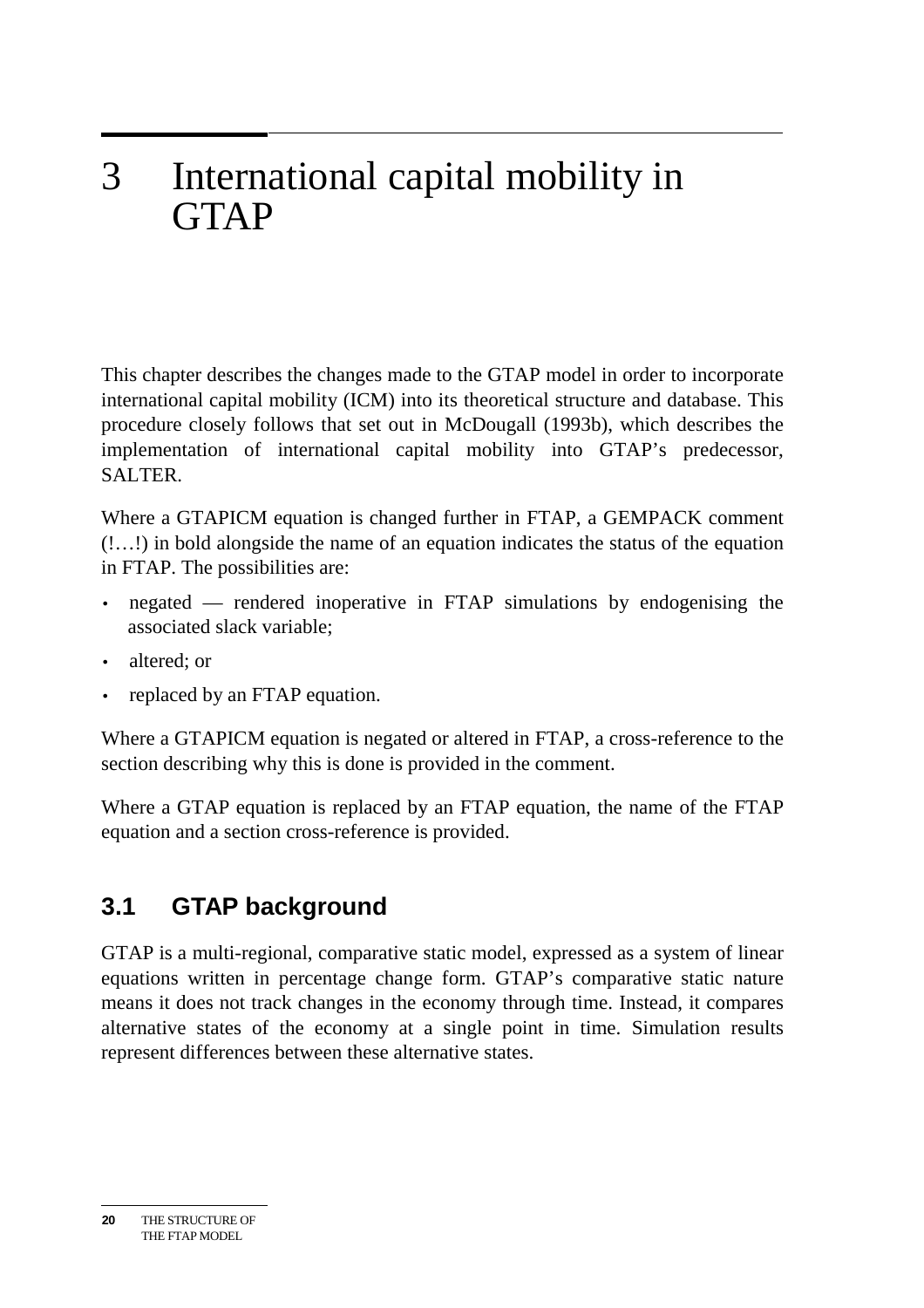# 3 International capital mobility in GTAP

This chapter describes the changes made to the GTAP model in order to incorporate international capital mobility (ICM) into its theoretical structure and database. This procedure closely follows that set out in McDougall (1993b), which describes the implementation of international capital mobility into GTAP's predecessor, SALTER.

Where a GTAPICM equation is changed further in FTAP, a GEMPACK comment (!…!) in bold alongside the name of an equation indicates the status of the equation in FTAP. The possibilities are:

- negated — rendered inoperative in FTAP simulations by endogenising the associated slack variable;
- altered; or
- replaced by an FTAP equation.

Where a GTAPICM equation is negated or altered in FTAP, a cross-reference to the section describing why this is done is provided in the comment.

Where a GTAP equation is replaced by an FTAP equation, the name of the FTAP equation and a section cross-reference is provided.

## 3.1 GTAP background

GTAP is a multi-regional, comparative static model, expressed as a system of linear equations written in percentage change form. GTAP's comparative static nature means it does not track changes in the economy through time. Instead, it compares alternative states of the economy at a single point in time. Simulation results represent differences between these alternative states.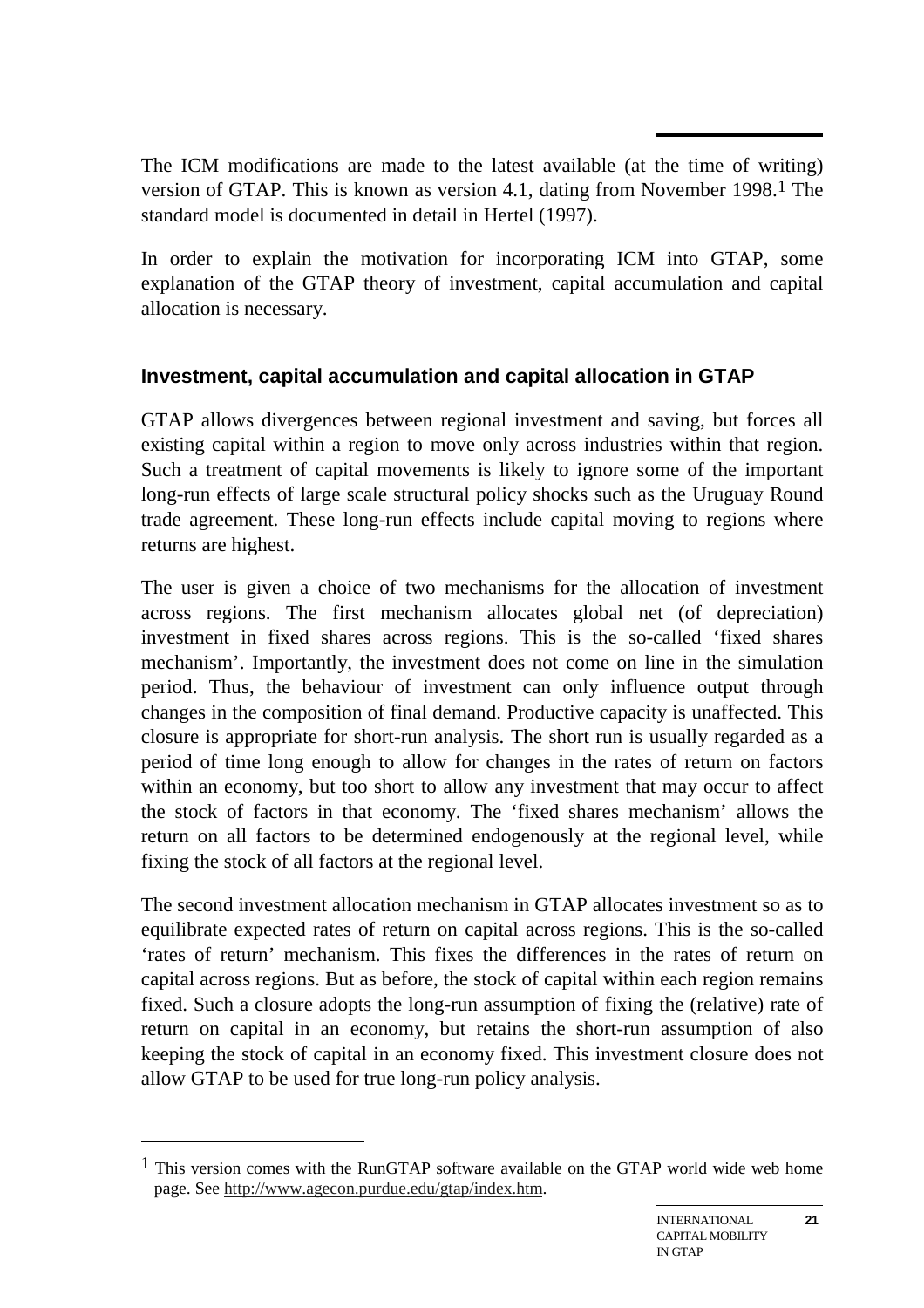The ICM modifications are made to the latest available (at the time of writing) version of GTAP. This is known as version 4.1, dating from November 1998.[1] The standard model is documented in detail in Hertel (1997).

In order to explain the motivation for incorporating ICM into GTAP, some explanation of the GTAP theory of investment, capital accumulation and capital allocation is necessary.

### Investment, capital accumulation and capital allocation in GTAP

GTAP allows divergences between regional investment and saving, but forces all existing capital within a region to move only across industries within that region. Such a treatment of capital movements is likely to ignore some of the important long-run effects of large scale structural policy shocks such as the Uruguay Round trade agreement. These long-run effects include capital moving to regions where returns are highest.

The user is given a choice of two mechanisms for the allocation of investment across regions. The first mechanism allocates global net (of depreciation) investment in fixed shares across regions. This is the so-called 'fixed shares mechanism'. Importantly, the investment does not come on line in the simulation period. Thus, the behaviour of investment can only influence output through changes in the composition of final demand. Productive capacity is unaffected. This closure is appropriate for short-run analysis. The short run is usually regarded as a period of time long enough to allow for changes in the rates of return on factors within an economy, but too short to allow any investment that may occur to affect the stock of factors in that economy. The 'fixed shares mechanism' allows the return on all factors to be determined endogenously at the regional level, while fixing the stock of all factors at the regional level.

The second investment allocation mechanism in GTAP allocates investment so as to equilibrate expected rates of return on capital across regions. This is the so-called 'rates of return' mechanism. This fixes the differences in the rates of return on capital across regions. But as before, the stock of capital within each region remains fixed. Such a closure adopts the long-run assumption of fixing the (relative) rate of return on capital in an economy, but retains the short-run assumption of also keeping the stock of capital in an economy fixed. This investment closure does not allow GTAP to be used for true long-run policy analysis.

---

[1] This version comes with the RunGTAP software available on the GTAP world wide web home page. See http://www.agecon.purdue.edu/gtap/index.htm.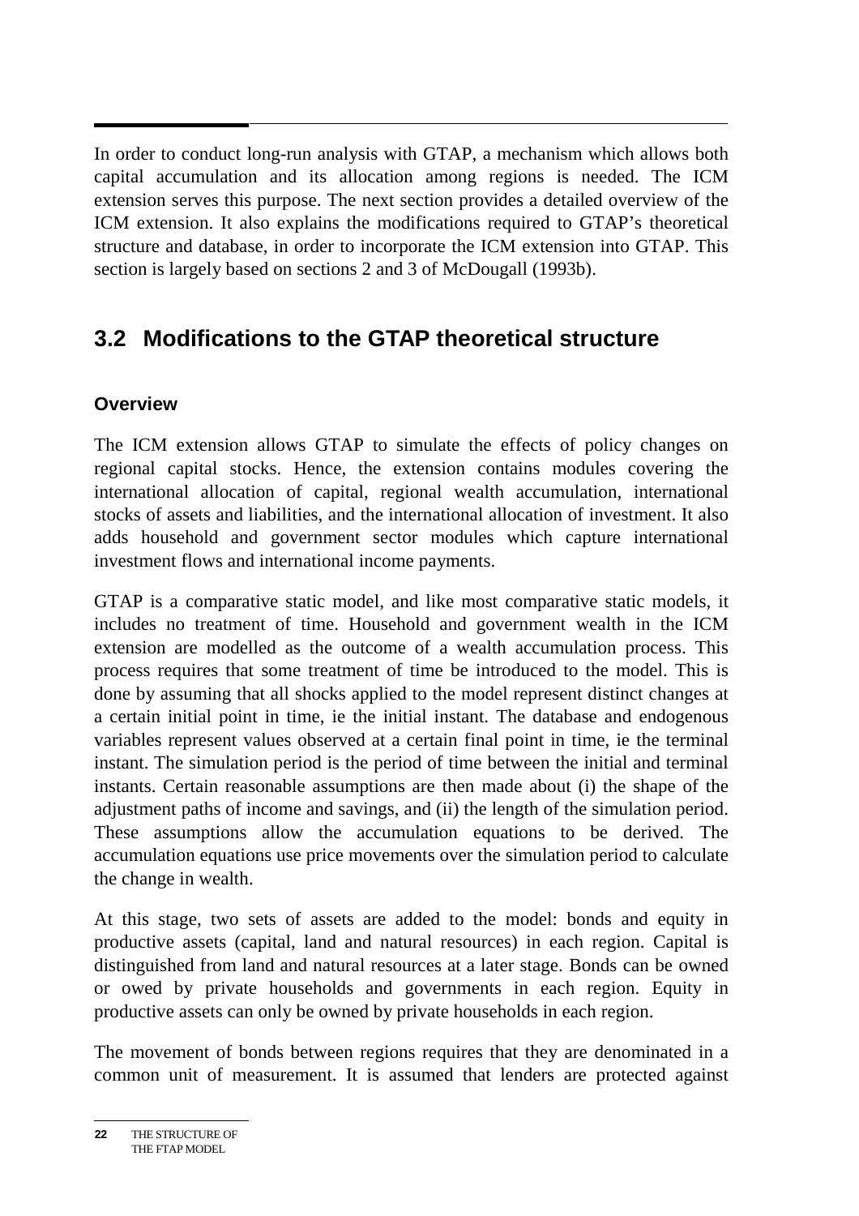In order to conduct long-run analysis with GTAP, a mechanism which allows both capital accumulation and its allocation among regions is needed. The ICM extension serves this purpose. The next section provides a detailed overview of the ICM extension. It also explains the modifications required to GTAP's theoretical structure and database, in order to incorporate the ICM extension into GTAP. This section is largely based on sections 2 and 3 of McDougall (1993b).

## 3.2 Modifications to the GTAP theoretical structure

### Overview

The ICM extension allows GTAP to simulate the effects of policy changes on regional capital stocks. Hence, the extension contains modules covering the international allocation of capital, regional wealth accumulation, international stocks of assets and liabilities, and the international allocation of investment. It also adds household and government sector modules which capture international investment flows and international income payments.

GTAP is a comparative static model, and like most comparative static models, it includes no treatment of time. Household and government wealth in the ICM extension are modelled as the outcome of a wealth accumulation process. This process requires that some treatment of time be introduced to the model. This is done by assuming that all shocks applied to the model represent distinct changes at a certain initial point in time, ie the initial instant. The database and endogenous variables represent values observed at a certain final point in time, ie the terminal instant. The simulation period is the period of time between the initial and terminal instants. Certain reasonable assumptions are then made about (i) the shape of the adjustment paths of income and savings, and (ii) the length of the simulation period. These assumptions allow the accumulation equations to be derived. The accumulation equations use price movements over the simulation period to calculate the change in wealth.

At this stage, two sets of assets are added to the model: bonds and equity in productive assets (capital, land and natural resources) in each region. Capital is distinguished from land and natural resources at a later stage. Bonds can be owned or owed by private households and governments in each region. Equity in productive assets can only be owned by private households in each region.

The movement of bonds between regions requires that they are denominated in a common unit of measurement. It is assumed that lenders are protected against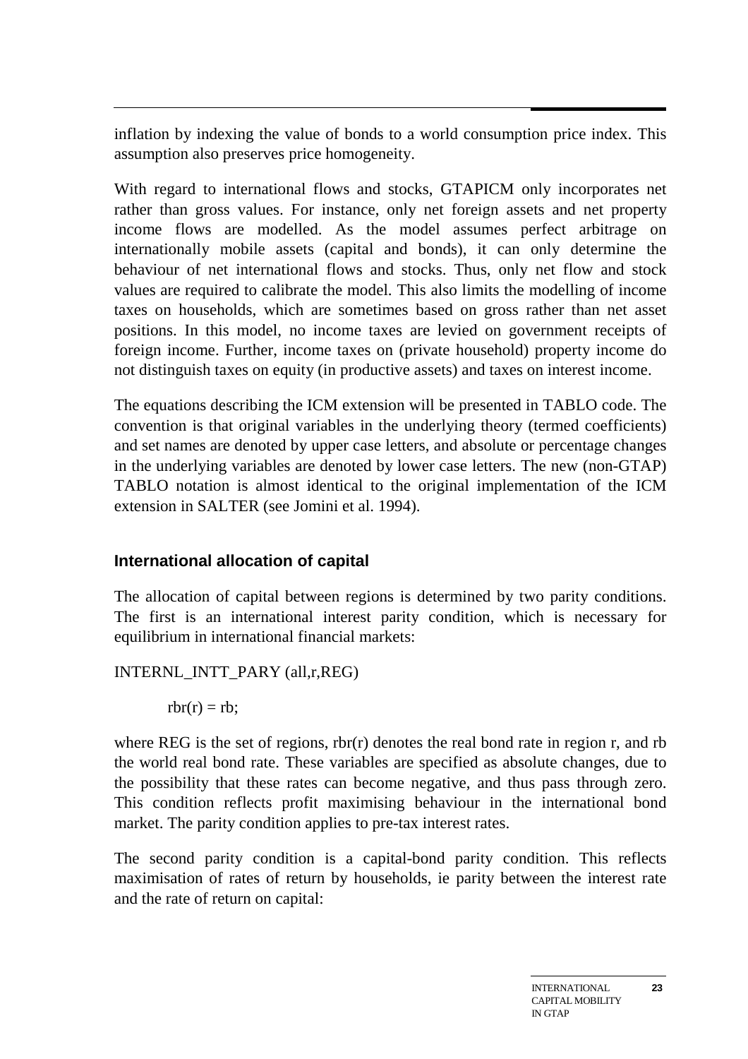inflation by indexing the value of bonds to a world consumption price index. This assumption also preserves price homogeneity.

With regard to international flows and stocks, GTAPICM only incorporates net rather than gross values. For instance, only net foreign assets and net property income flows are modelled. As the model assumes perfect arbitrage on internationally mobile assets (capital and bonds), it can only determine the behaviour of net international flows and stocks. Thus, only net flow and stock values are required to calibrate the model. This also limits the modelling of income taxes on households, which are sometimes based on gross rather than net asset positions. In this model, no income taxes are levied on government receipts of foreign income. Further, income taxes on (private household) property income do not distinguish taxes on equity (in productive assets) and taxes on interest income.

The equations describing the ICM extension will be presented in TABLO code. The convention is that original variables in the underlying theory (termed coefficients) and set names are denoted by upper case letters, and absolute or percentage changes in the underlying variables are denoted by lower case letters. The new (non-GTAP) TABLO notation is almost identical to the original implementation of the ICM extension in SALTER (see Jomini et al. 1994).

### International allocation of capital

The allocation of capital between regions is determined by two parity conditions. The first is an international interest parity condition, which is necessary for equilibrium in international financial markets:

```
INTERNL_INTT_PARY (all,r,REG)

    rbr(r) = rb;
```

where REG is the set of regions, rbr(r) denotes the real bond rate in region r, and rb the world real bond rate. These variables are specified as absolute changes, due to the possibility that these rates can become negative, and thus pass through zero. This condition reflects profit maximising behaviour in the international bond market. The parity condition applies to pre-tax interest rates.

The second parity condition is a capital-bond parity condition. This reflects maximisation of rates of return by households, ie parity between the interest rate and the rate of return on capital: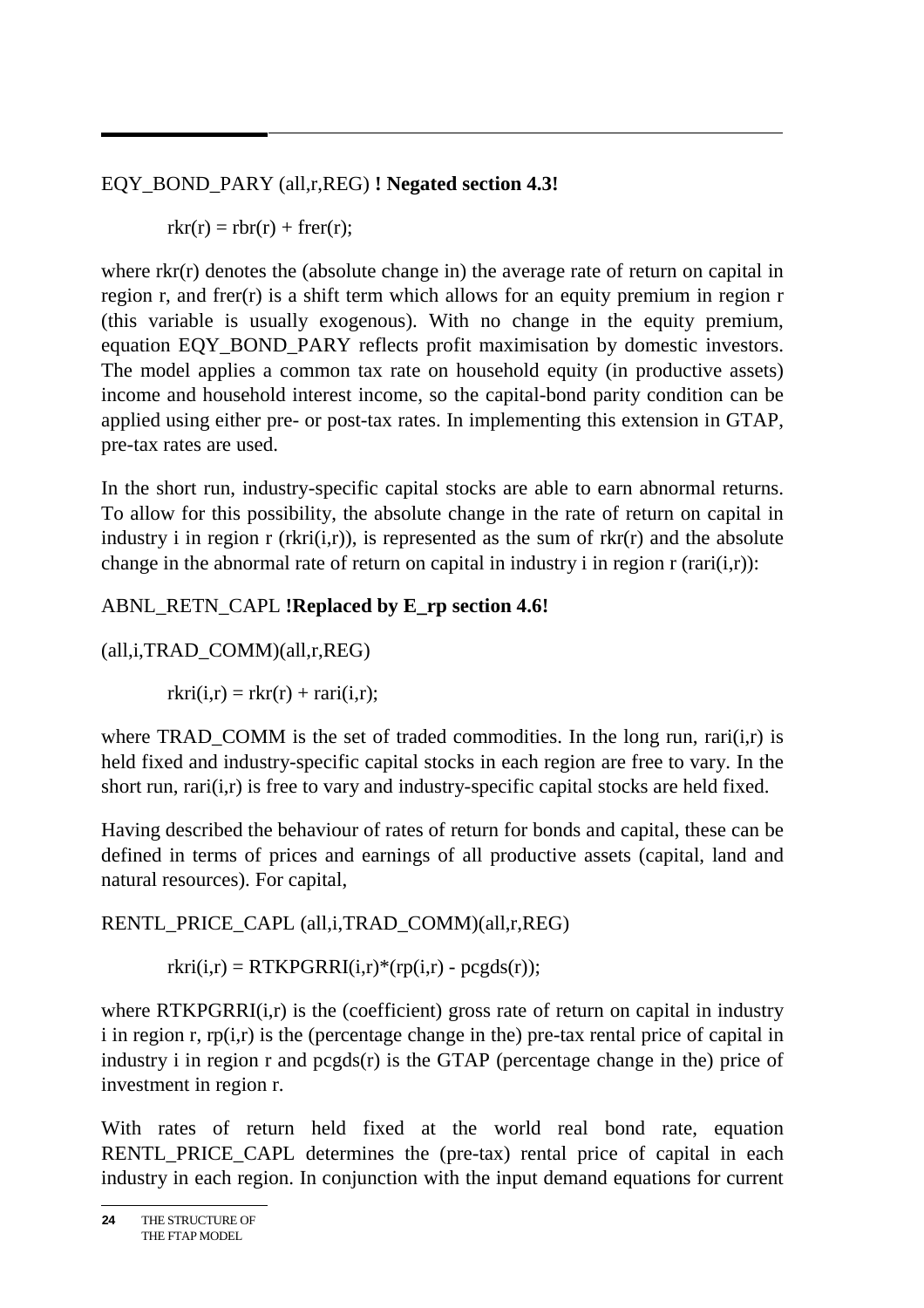EQY_BOND_PARY (all,r,REG) **! Negated section 4.3!**

```
rkr(r) = rbr(r) + frer(r);
```

where rkr(r) denotes the (absolute change in) the average rate of return on capital in region r, and frer(r) is a shift term which allows for an equity premium in region r (this variable is usually exogenous). With no change in the equity premium, equation EQY_BOND_PARY reflects profit maximisation by domestic investors. The model applies a common tax rate on household equity (in productive assets) income and household interest income, so the capital-bond parity condition can be applied using either pre- or post-tax rates. In implementing this extension in GTAP, pre-tax rates are used.

In the short run, industry-specific capital stocks are able to earn abnormal returns. To allow for this possibility, the absolute change in the rate of return on capital in industry i in region r (rkri(i,r)), is represented as the sum of rkr(r) and the absolute change in the abnormal rate of return on capital in industry i in region r (rari(i,r)):

ABNL_RETN_CAPL **!Replaced by E_rp section 4.6!**

(all,i,TRAD_COMM)(all,r,REG)

```
rkri(i,r) = rkr(r) + rari(i,r);
```

where TRAD_COMM is the set of traded commodities. In the long run, rari(i,r) is held fixed and industry-specific capital stocks in each region are free to vary. In the short run, rari(i,r) is free to vary and industry-specific capital stocks are held fixed.

Having described the behaviour of rates of return for bonds and capital, these can be defined in terms of prices and earnings of all productive assets (capital, land and natural resources). For capital,

RENTL_PRICE_CAPL (all,i,TRAD_COMM)(all,r,REG)

```
rkri(i,r) = RTKPGRRI(i,r)*(rp(i,r) - pcgds(r));
```

where RTKPGRRI(i,r) is the (coefficient) gross rate of return on capital in industry i in region r, rp(i,r) is the (percentage change in the) pre-tax rental price of capital in industry i in region r and pcgds(r) is the GTAP (percentage change in the) price of investment in region r.

With rates of return held fixed at the world real bond rate, equation RENTL_PRICE_CAPL determines the (pre-tax) rental price of capital in each industry in each region. In conjunction with the input demand equations for current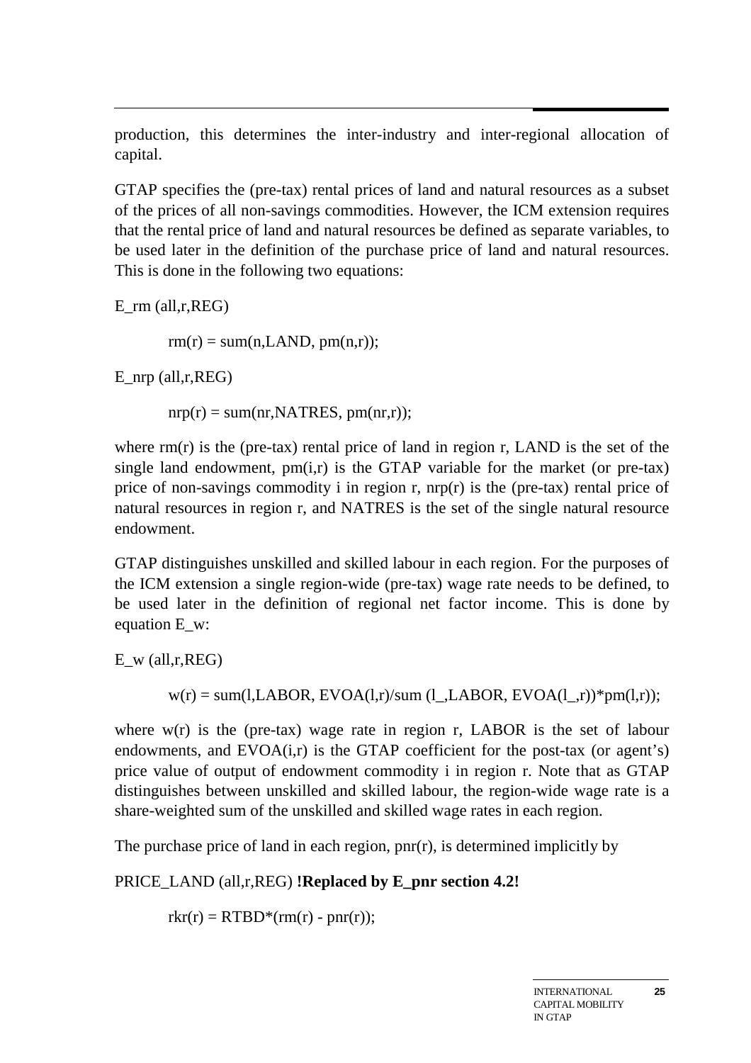production, this determines the inter-industry and inter-regional allocation of capital.

GTAP specifies the (pre-tax) rental prices of land and natural resources as a subset of the prices of all non-savings commodities. However, the ICM extension requires that the rental price of land and natural resources be defined as separate variables, to be used later in the definition of the purchase price of land and natural resources. This is done in the following two equations:

```
E_rm (all,r,REG)

        rm(r) = sum(n,LAND, pm(n,r));

E_nrp (all,r,REG)

        nrp(r) = sum(nr,NATRES, pm(nr,r));
```

where rm(r) is the (pre-tax) rental price of land in region r, LAND is the set of the single land endowment, pm(i,r) is the GTAP variable for the market (or pre-tax) price of non-savings commodity i in region r, nrp(r) is the (pre-tax) rental price of natural resources in region r, and NATRES is the set of the single natural resource endowment.

GTAP distinguishes unskilled and skilled labour in each region. For the purposes of the ICM extension a single region-wide (pre-tax) wage rate needs to be defined, to be used later in the definition of regional net factor income. This is done by equation E_w:

```
E_w (all,r,REG)

        w(r) = sum(l,LABOR, EVOA(l,r)/sum (l_,LABOR, EVOA(l_,r))*pm(l,r));
```

where w(r) is the (pre-tax) wage rate in region r, LABOR is the set of labour endowments, and EVOA(i,r) is the GTAP coefficient for the post-tax (or agent's) price value of output of endowment commodity i in region r. Note that as GTAP distinguishes between unskilled and skilled labour, the region-wide wage rate is a share-weighted sum of the unskilled and skilled wage rates in each region.

The purchase price of land in each region, pnr(r), is determined implicitly by

```
PRICE_LAND (all,r,REG) !Replaced by E_pnr section 4.2!

        rkr(r) = RTBD*(rm(r) - pnr(r));
```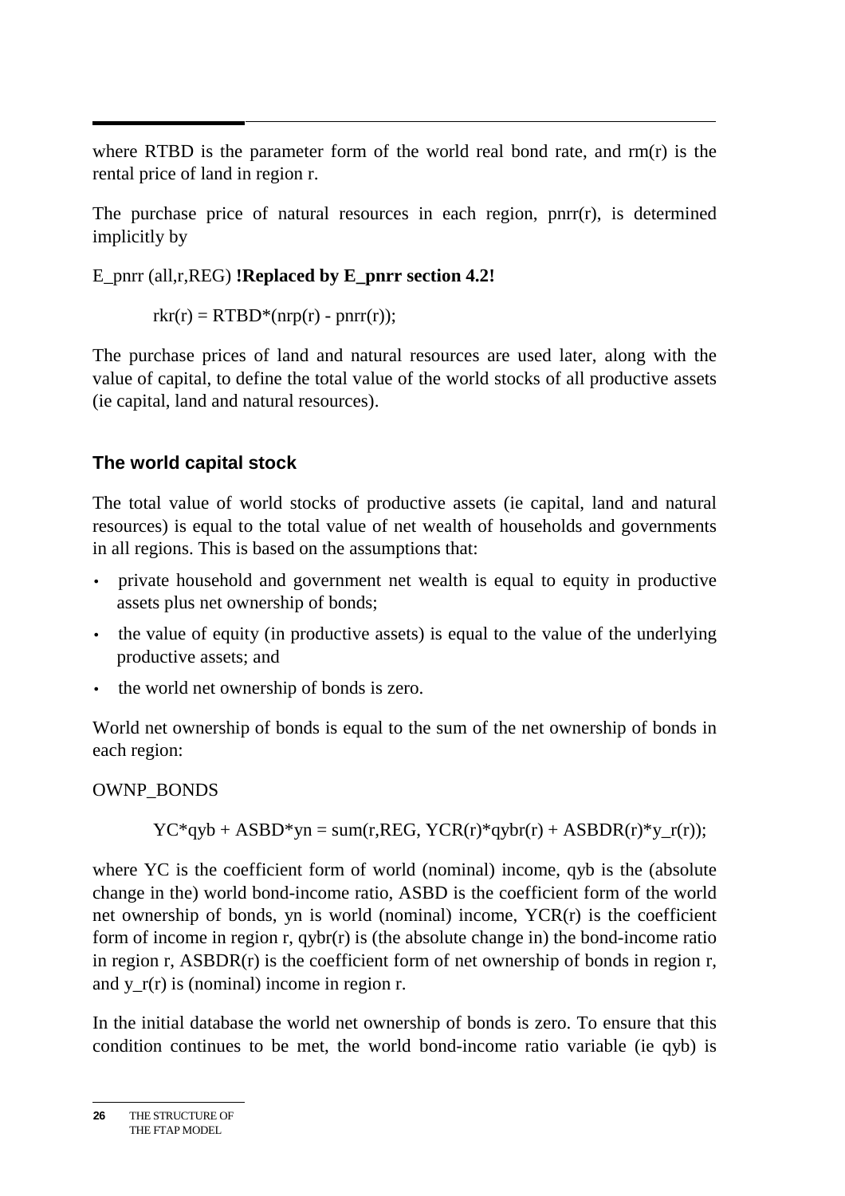where RTBD is the parameter form of the world real bond rate, and rm(r) is the rental price of land in region r.

The purchase price of natural resources in each region, pnrr(r), is determined implicitly by

E_pnrr (all,r,REG) **!Replaced by E_pnrr section 4.2!**

```
rkr(r) = RTBD*(nrp(r) - pnrr(r));
```

The purchase prices of land and natural resources are used later, along with the value of capital, to define the total value of the world stocks of all productive assets (ie capital, land and natural resources).

### The world capital stock

The total value of world stocks of productive assets (ie capital, land and natural resources) is equal to the total value of net wealth of households and governments in all regions. This is based on the assumptions that:

- private household and government net wealth is equal to equity in productive assets plus net ownership of bonds;
- the value of equity (in productive assets) is equal to the value of the underlying productive assets; and
- the world net ownership of bonds is zero.

World net ownership of bonds is equal to the sum of the net ownership of bonds in each region:

OWNP_BONDS

```
YC*qyb + ASBD*yn = sum(r,REG, YCR(r)*qybr(r) + ASBDR(r)*y_r(r));
```

where YC is the coefficient form of world (nominal) income, qyb is the (absolute change in the) world bond-income ratio, ASBD is the coefficient form of the world net ownership of bonds, yn is world (nominal) income, YCR(r) is the coefficient form of income in region r, qybr(r) is (the absolute change in) the bond-income ratio in region r, ASBDR(r) is the coefficient form of net ownership of bonds in region r, and y_r(r) is (nominal) income in region r.

In the initial database the world net ownership of bonds is zero. To ensure that this condition continues to be met, the world bond-income ratio variable (ie qyb) is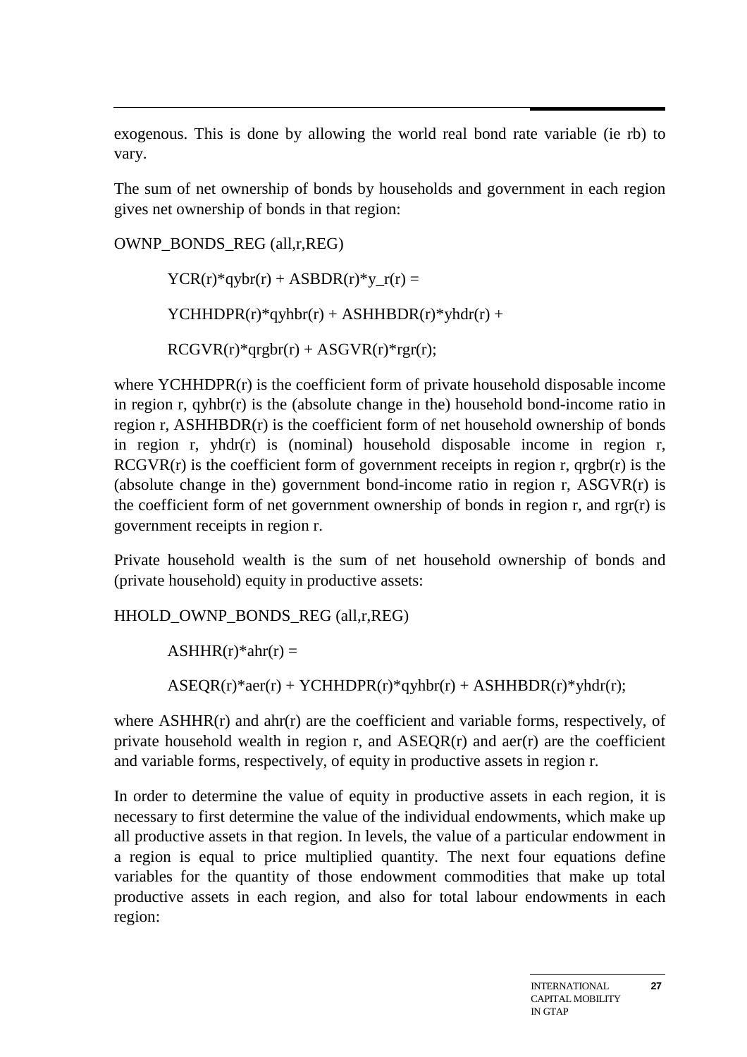exogenous. This is done by allowing the world real bond rate variable (ie rb) to vary.

The sum of net ownership of bonds by households and government in each region gives net ownership of bonds in that region:

OWNP_BONDS_REG (all,r,REG)

> YCR(r)*qybr(r) + ASBDR(r)*y_r(r) =
>
> YCHHDPR(r)*qyhbr(r) + ASHHBDR(r)*yhdr(r) +
>
> RCGVR(r)*qrgbr(r) + ASGVR(r)*rgr(r);

where YCHHDPR(r) is the coefficient form of private household disposable income in region r, qyhbr(r) is the (absolute change in the) household bond-income ratio in region r, ASHHBDR(r) is the coefficient form of net household ownership of bonds in region r, yhdr(r) is (nominal) household disposable income in region r, RCGVR(r) is the coefficient form of government receipts in region r, qrgbr(r) is the (absolute change in the) government bond-income ratio in region r, ASGVR(r) is the coefficient form of net government ownership of bonds in region r, and rgr(r) is government receipts in region r.

Private household wealth is the sum of net household ownership of bonds and (private household) equity in productive assets:

HHOLD_OWNP_BONDS_REG (all,r,REG)

> ASHHR(r)*ahr(r) =
>
> ASEQR(r)*aer(r) + YCHHDPR(r)*qyhbr(r) + ASHHBDR(r)*yhdr(r);

where ASHHR(r) and ahr(r) are the coefficient and variable forms, respectively, of private household wealth in region r, and ASEQR(r) and aer(r) are the coefficient and variable forms, respectively, of equity in productive assets in region r.

In order to determine the value of equity in productive assets in each region, it is necessary to first determine the value of the individual endowments, which make up all productive assets in that region. In levels, the value of a particular endowment in a region is equal to price multiplied quantity. The next four equations define variables for the quantity of those endowment commodities that make up total productive assets in each region, and also for total labour endowments in each region: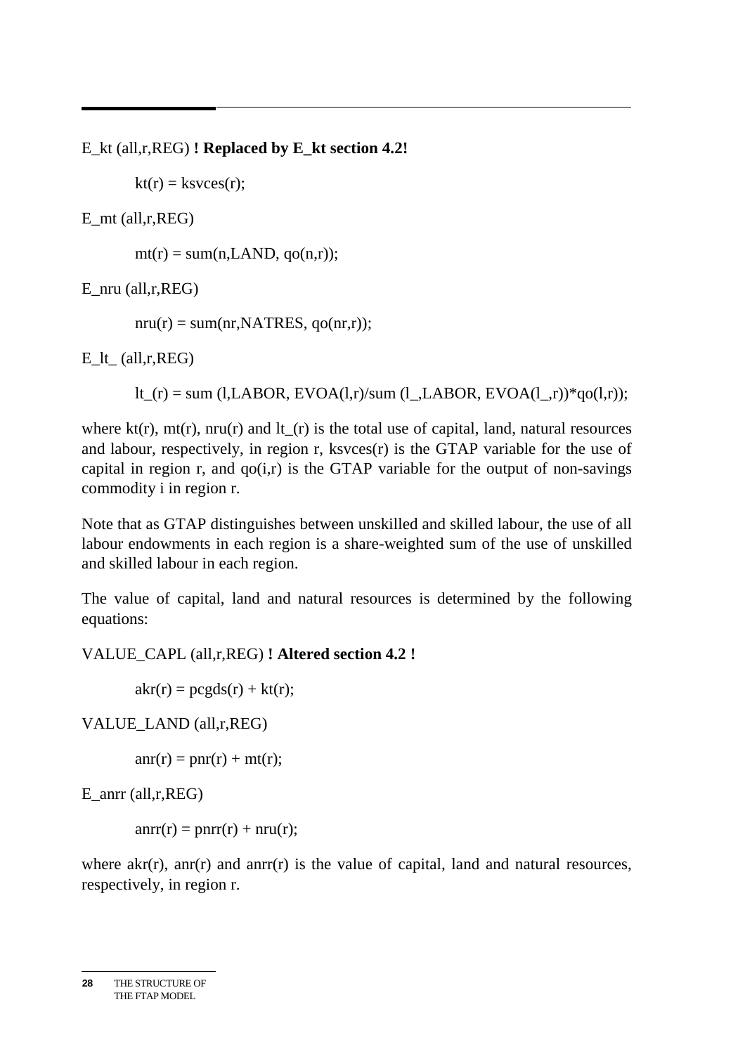E_kt (all,r,REG) **! Replaced by E_kt section 4.2!**

```
kt(r) = ksvces(r);
```

E_mt (all,r,REG)

```
mt(r) = sum(n,LAND, qo(n,r));
```

E_nru (all,r,REG)

```
nru(r) = sum(nr,NATRES, qo(nr,r));
```

E_lt_ (all,r,REG)

```
lt_(r) = sum (l,LABOR, EVOA(l,r)/sum (l_,LABOR, EVOA(l_,r))*qo(l,r));
```

where kt(r), mt(r), nru(r) and lt_(r) is the total use of capital, land, natural resources and labour, respectively, in region r, ksvces(r) is the GTAP variable for the use of capital in region r, and qo(i,r) is the GTAP variable for the output of non-savings commodity i in region r.

Note that as GTAP distinguishes between unskilled and skilled labour, the use of all labour endowments in each region is a share-weighted sum of the use of unskilled and skilled labour in each region.

The value of capital, land and natural resources is determined by the following equations:

VALUE_CAPL (all,r,REG) **! Altered section 4.2 !**

```
akr(r) = pcgds(r) + kt(r);
```

VALUE_LAND (all,r,REG)

```
anr(r) = pnr(r) + mt(r);
```

E_anrr (all,r,REG)

```
anrr(r) = pnrr(r) + nru(r);
```

where akr(r), anr(r) and anrr(r) is the value of capital, land and natural resources, respectively, in region r.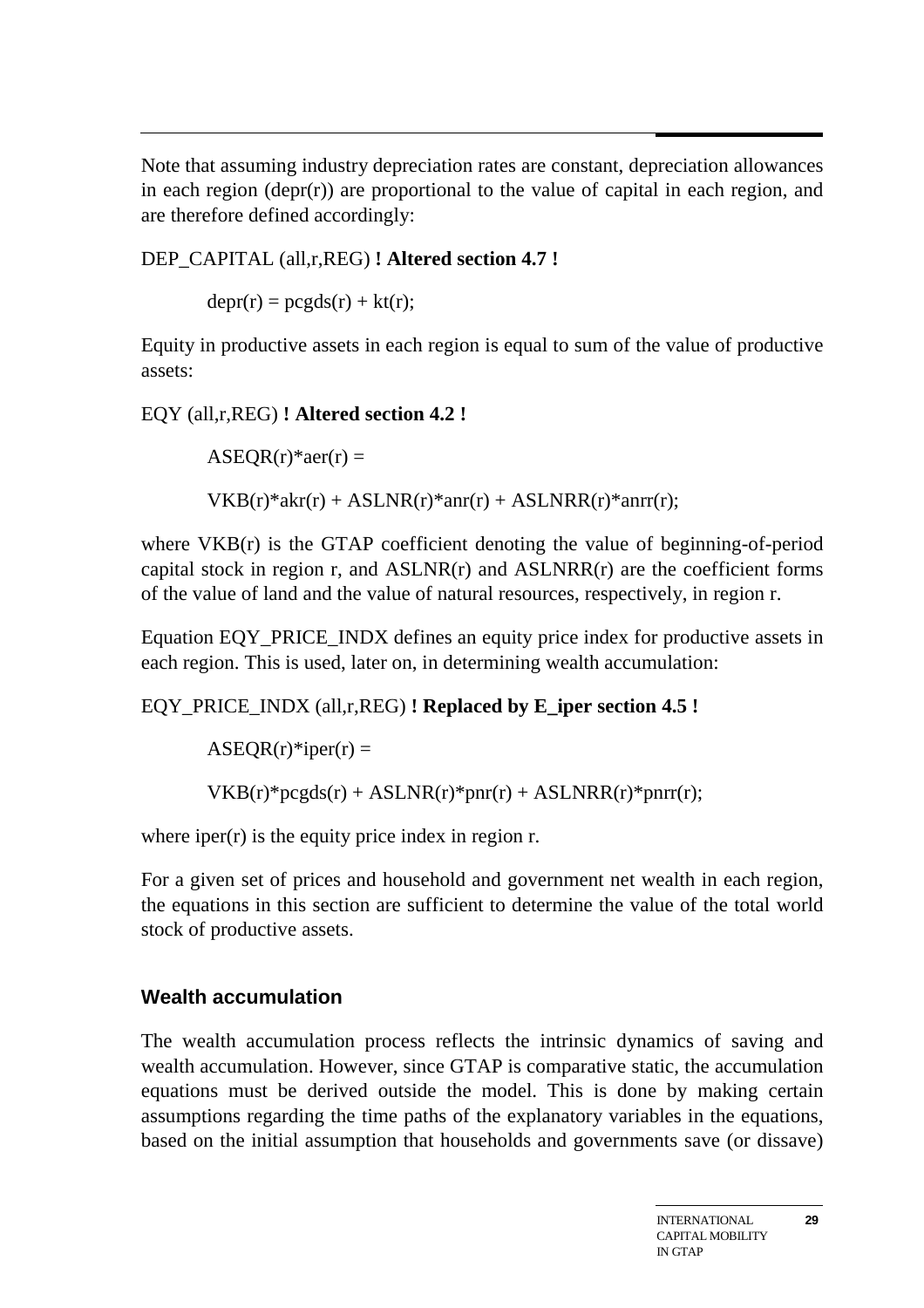Note that assuming industry depreciation rates are constant, depreciation allowances in each region (depr(r)) are proportional to the value of capital in each region, and are therefore defined accordingly:

DEP_CAPITAL (all,r,REG) **! Altered section 4.7 !**

$$depr(r) = pcgds(r) + kt(r);$$

Equity in productive assets in each region is equal to sum of the value of productive assets:

EQY (all,r,REG) **! Altered section 4.2 !**

$$ASEQR(r)*aer(r) =$$

$$VKB(r)*akr(r) + ASLNR(r)*anr(r) + ASLNRR(r)*anrr(r);$$

where VKB(r) is the GTAP coefficient denoting the value of beginning-of-period capital stock in region r, and ASLNR(r) and ASLNRR(r) are the coefficient forms of the value of land and the value of natural resources, respectively, in region r.

Equation EQY_PRICE_INDX defines an equity price index for productive assets in each region. This is used, later on, in determining wealth accumulation:

EQY_PRICE_INDX (all,r,REG) **! Replaced by E_iper section 4.5 !**

$$ASEQR(r)*iper(r) =$$

$$VKB(r)*pcgds(r) + ASLNR(r)*pnr(r) + ASLNRR(r)*pnrr(r);$$

where iper(r) is the equity price index in region r.

For a given set of prices and household and government net wealth in each region, the equations in this section are sufficient to determine the value of the total world stock of productive assets.

### Wealth accumulation

The wealth accumulation process reflects the intrinsic dynamics of saving and wealth accumulation. However, since GTAP is comparative static, the accumulation equations must be derived outside the model. This is done by making certain assumptions regarding the time paths of the explanatory variables in the equations, based on the initial assumption that households and governments save (or dissave)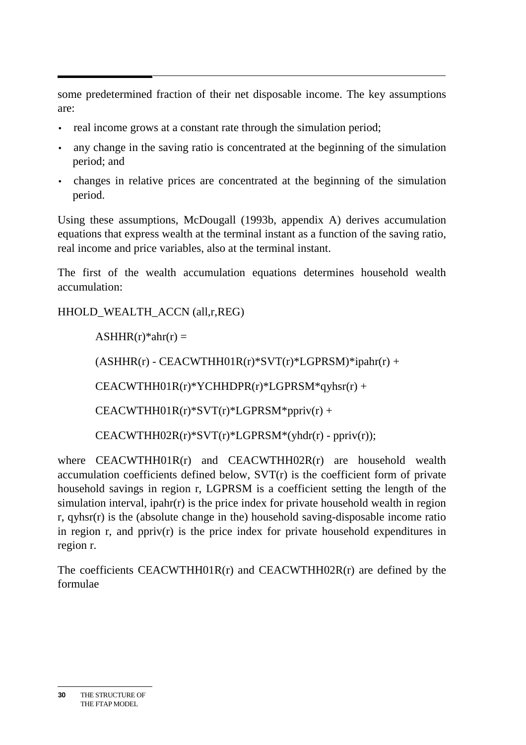some predetermined fraction of their net disposable income. The key assumptions are:

- real income grows at a constant rate through the simulation period;
- any change in the saving ratio is concentrated at the beginning of the simulation period; and
- changes in relative prices are concentrated at the beginning of the simulation period.

Using these assumptions, McDougall (1993b, appendix A) derives accumulation equations that express wealth at the terminal instant as a function of the saving ratio, real income and price variables, also at the terminal instant.

The first of the wealth accumulation equations determines household wealth accumulation:

```
HHOLD_WEALTH_ACCN (all,r,REG)

        ASHHR(r)*ahr(r) =

        (ASHHR(r) - CEACWTHH01R(r)*SVT(r)*LGPRSM)*ipahr(r) +

        CEACWTHH01R(r)*YCHHDPR(r)*LGPRSM*qyhsr(r) +

        CEACWTHH01R(r)*SVT(r)*LGPRSM*ppriv(r) +

        CEACWTHH02R(r)*SVT(r)*LGPRSM*(yhdr(r) - ppriv(r));
```

where CEACWTHH01R(r) and CEACWTHH02R(r) are household wealth accumulation coefficients defined below, SVT(r) is the coefficient form of private household savings in region r, LGPRSM is a coefficient setting the length of the simulation interval, ipahr(r) is the price index for private household wealth in region r, qyhsr(r) is the (absolute change in the) household saving-disposable income ratio in region r, and ppriv(r) is the price index for private household expenditures in region r.

The coefficients CEACWTHH01R(r) and CEACWTHH02R(r) are defined by the formulae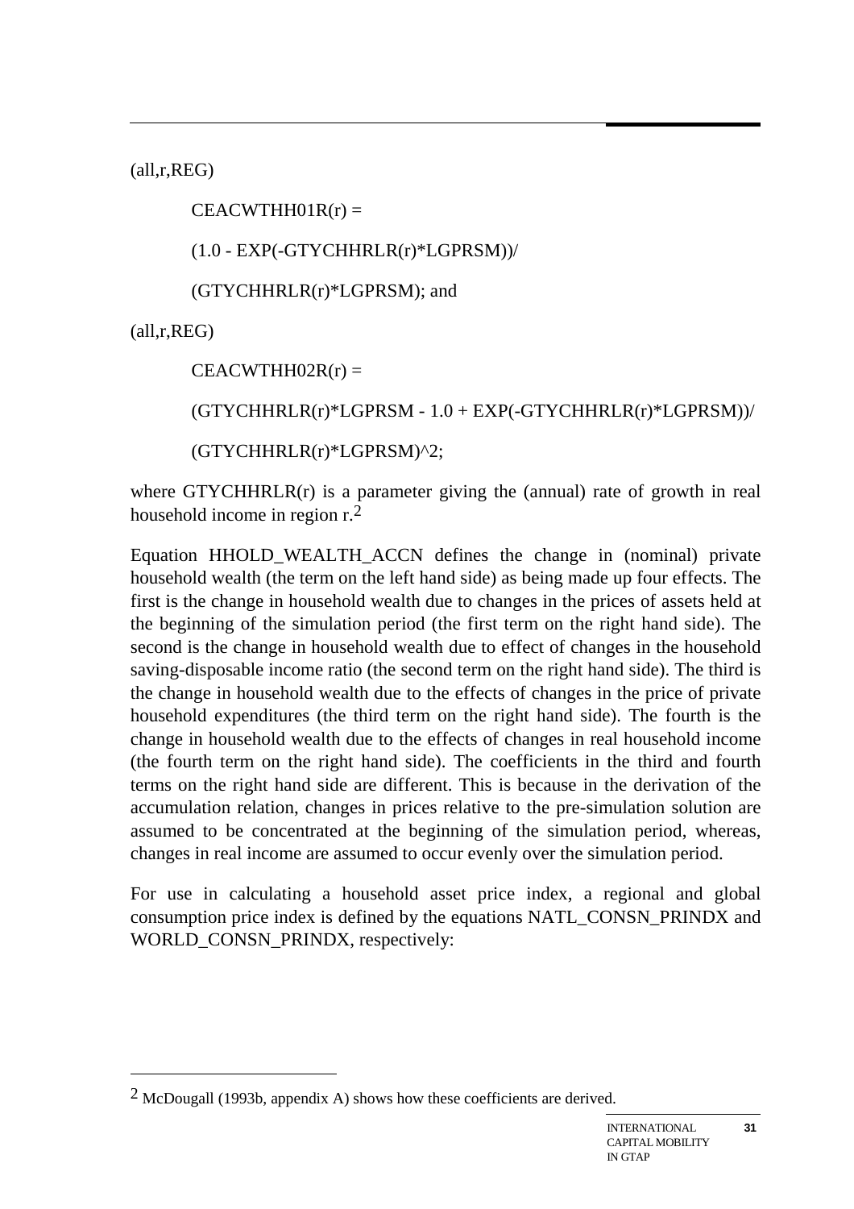```
(all,r,REG)
        CEACWTHH01R(r) =
        (1.0 - EXP(-GTYCHHRLR(r)*LGPRSM))/
        (GTYCHHRLR(r)*LGPRSM); and
(all,r,REG)
        CEACWTHH02R(r) =
        (GTYCHHRLR(r)*LGPRSM - 1.0 + EXP(-GTYCHHRLR(r)*LGPRSM))/
        (GTYCHHRLR(r)*LGPRSM)^2;
```

where GTYCHHRLR(r) is a parameter giving the (annual) rate of growth in real household income in region r.[2]

Equation HHOLD_WEALTH_ACCN defines the change in (nominal) private household wealth (the term on the left hand side) as being made up four effects. The first is the change in household wealth due to changes in the prices of assets held at the beginning of the simulation period (the first term on the right hand side). The second is the change in household wealth due to effect of changes in the household saving-disposable income ratio (the second term on the right hand side). The third is the change in household wealth due to the effects of changes in the price of private household expenditures (the third term on the right hand side). The fourth is the change in household wealth due to the effects of changes in real household income (the fourth term on the right hand side). The coefficients in the third and fourth terms on the right hand side are different. This is because in the derivation of the accumulation relation, changes in prices relative to the pre-simulation solution are assumed to be concentrated at the beginning of the simulation period, whereas, changes in real income are assumed to occur evenly over the simulation period.

For use in calculating a household asset price index, a regional and global consumption price index is defined by the equations NATL_CONSN_PRINDX and WORLD_CONSN_PRINDX, respectively:

---

[2] McDougall (1993b, appendix A) shows how these coefficients are derived.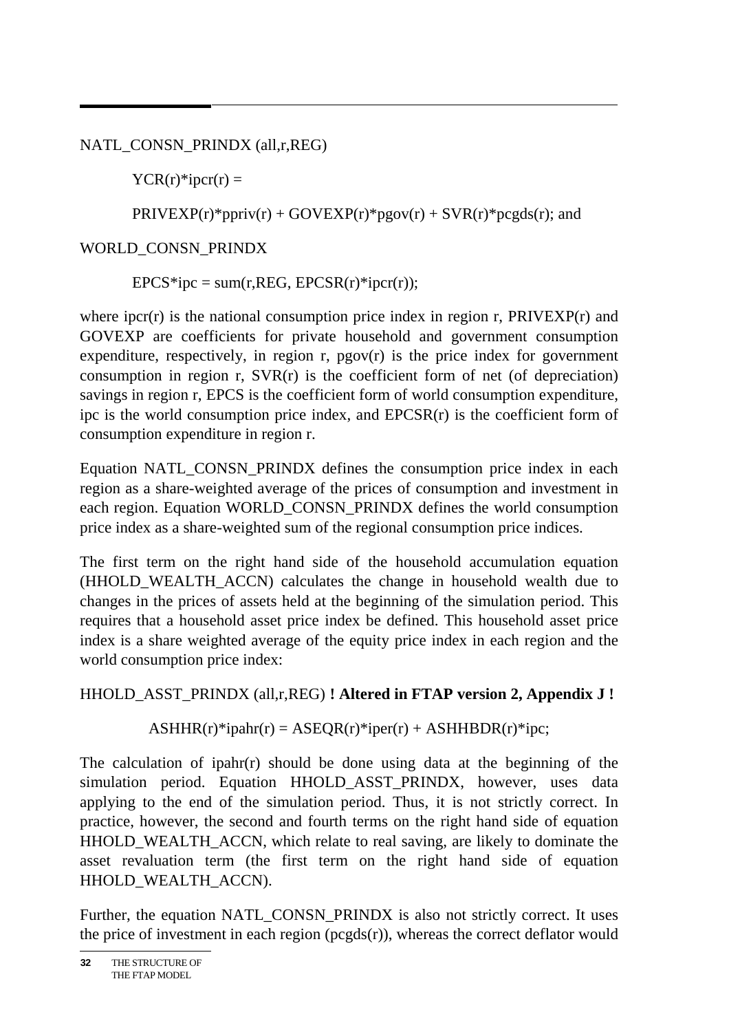NATL_CONSN_PRINDX (all,r,REG)

$$YCR(r)*ipcr(r) =$$

$$PRIVEXP(r)*ppriv(r) + GOVEXP(r)*pgov(r) + SVR(r)*pcgds(r); \text{ and}$$

WORLD_CONSN_PRINDX

$$EPCS*ipc = sum(r,REG, EPCSR(r)*ipcr(r));$$

where ipcr(r) is the national consumption price index in region r, PRIVEXP(r) and GOVEXP are coefficients for private household and government consumption expenditure, respectively, in region r, pgov(r) is the price index for government consumption in region r, SVR(r) is the coefficient form of net (of depreciation) savings in region r, EPCS is the coefficient form of world consumption expenditure, ipc is the world consumption price index, and EPCSR(r) is the coefficient form of consumption expenditure in region r.

Equation NATL_CONSN_PRINDX defines the consumption price index in each region as a share-weighted average of the prices of consumption and investment in each region. Equation WORLD_CONSN_PRINDX defines the world consumption price index as a share-weighted sum of the regional consumption price indices.

The first term on the right hand side of the household accumulation equation (HHOLD_WEALTH_ACCN) calculates the change in household wealth due to changes in the prices of assets held at the beginning of the simulation period. This requires that a household asset price index be defined. This household asset price index is a share weighted average of the equity price index in each region and the world consumption price index:

HHOLD_ASST_PRINDX (all,r,REG) **! Altered in FTAP version 2, Appendix J !**

$$ASHHR(r)*ipahr(r) = ASEQR(r)*iper(r) + ASHHBDR(r)*ipc;$$

The calculation of ipahr(r) should be done using data at the beginning of the simulation period. Equation HHOLD_ASST_PRINDX, however, uses data applying to the end of the simulation period. Thus, it is not strictly correct. In practice, however, the second and fourth terms on the right hand side of equation HHOLD_WEALTH_ACCN, which relate to real saving, are likely to dominate the asset revaluation term (the first term on the right hand side of equation HHOLD_WEALTH_ACCN).

Further, the equation NATL_CONSN_PRINDX is also not strictly correct. It uses the price of investment in each region (pcgds(r)), whereas the correct deflator would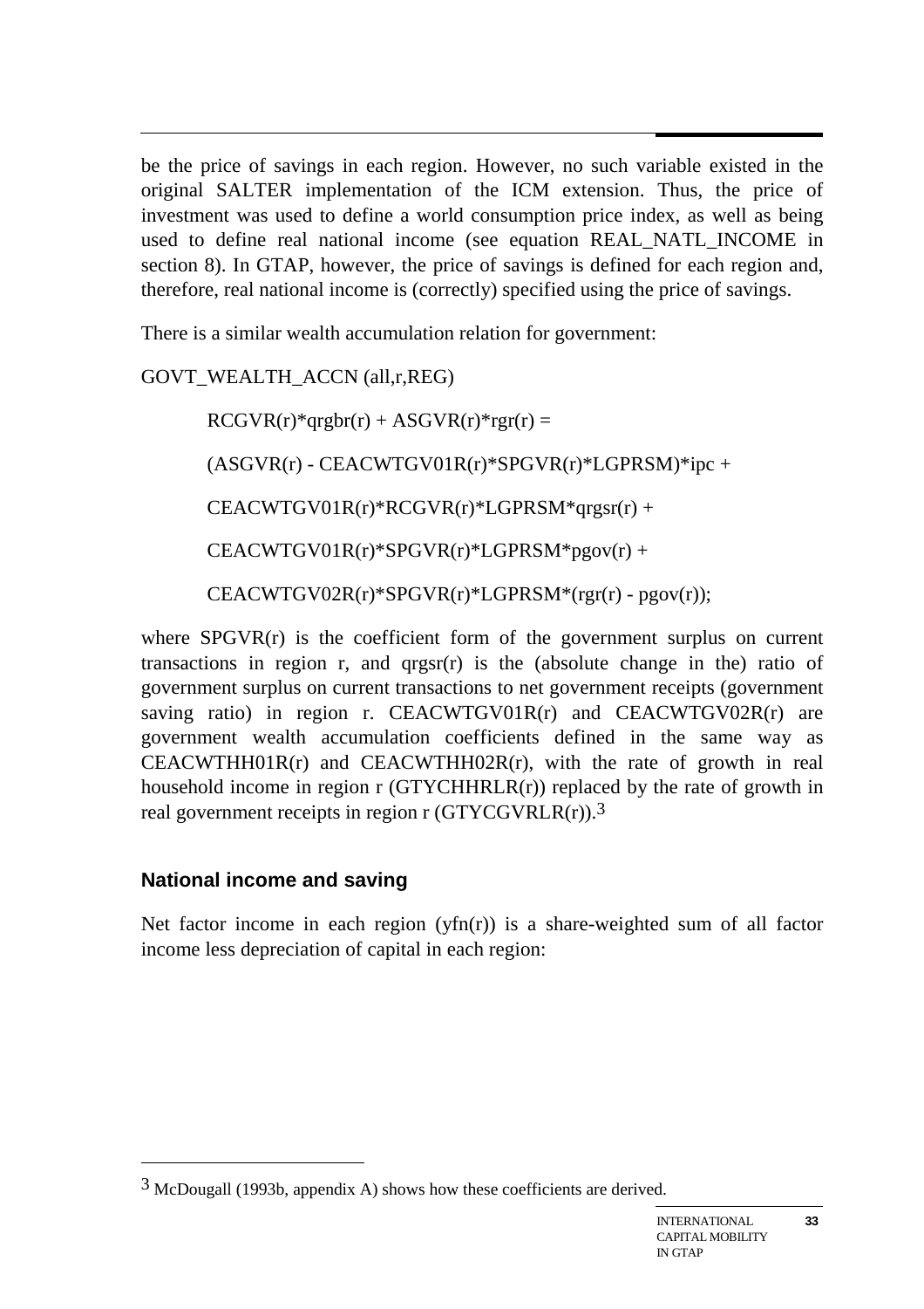be the price of savings in each region. However, no such variable existed in the original SALTER implementation of the ICM extension. Thus, the price of investment was used to define a world consumption price index, as well as being used to define real national income (see equation REAL_NATL_INCOME in section 8). In GTAP, however, the price of savings is defined for each region and, therefore, real national income is (correctly) specified using the price of savings.

There is a similar wealth accumulation relation for government:

```
GOVT_WEALTH_ACCN (all,r,REG)

        RCGVR(r)*qrgbr(r) + ASGVR(r)*rgr(r) =

        (ASGVR(r) - CEACWTGV01R(r)*SPGVR(r)*LGPRSM)*ipc +

        CEACWTGV01R(r)*RCGVR(r)*LGPRSM*qrgsr(r) +

        CEACWTGV01R(r)*SPGVR(r)*LGPRSM*pgov(r) +

        CEACWTGV02R(r)*SPGVR(r)*LGPRSM*(rgr(r) - pgov(r));
```

where SPGVR(r) is the coefficient form of the government surplus on current transactions in region r, and qrgsr(r) is the (absolute change in the) ratio of government surplus on current transactions to net government receipts (government saving ratio) in region r. CEACWTGV01R(r) and CEACWTGV02R(r) are government wealth accumulation coefficients defined in the same way as CEACWTHH01R(r) and CEACWTHH02R(r), with the rate of growth in real household income in region r (GTYCHHRLR(r)) replaced by the rate of growth in real government receipts in region r (GTYCGVRLR(r)).[3]

### National income and saving

Net factor income in each region (yfn(r)) is a share-weighted sum of all factor income less depreciation of capital in each region:

---

[3] McDougall (1993b, appendix A) shows how these coefficients are derived.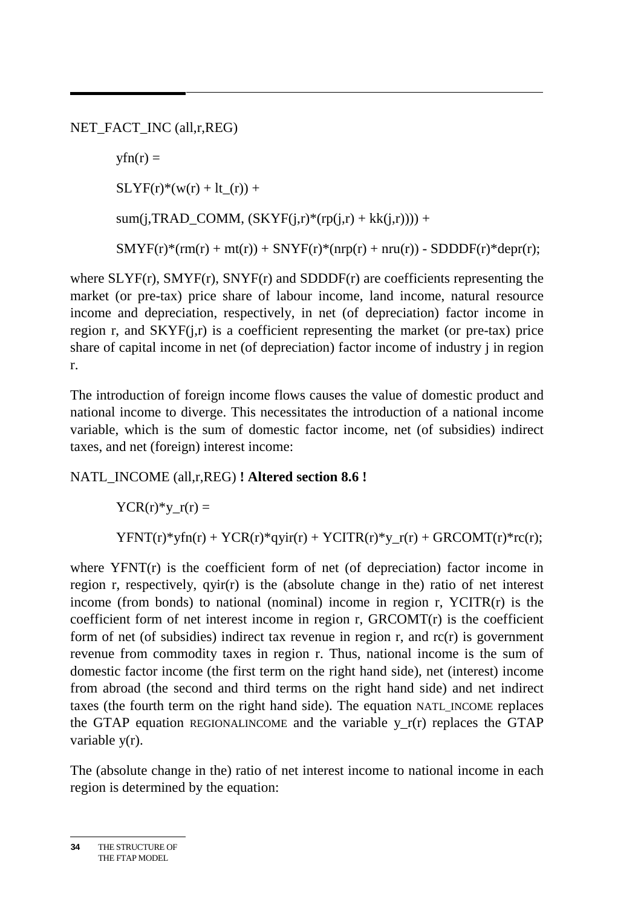NET_FACT_INC (all,r,REG)

```
yfn(r) =
SLYF(r)*(w(r) + lt_(r)) +
sum(j,TRAD_COMM, (SKYF(j,r)*(rp(j,r) + kk(j,r)))) +
SMYF(r)*(rm(r) + mt(r)) + SNYF(r)*(nrp(r) + nru(r)) - SDDDF(r)*depr(r);
```

where SLYF(r), SMYF(r), SNYF(r) and SDDDF(r) are coefficients representing the market (or pre-tax) price share of labour income, land income, natural resource income and depreciation, respectively, in net (of depreciation) factor income in region r, and SKYF(j,r) is a coefficient representing the market (or pre-tax) price share of capital income in net (of depreciation) factor income of industry j in region r.

The introduction of foreign income flows causes the value of domestic product and national income to diverge. This necessitates the introduction of a national income variable, which is the sum of domestic factor income, net (of subsidies) indirect taxes, and net (foreign) interest income:

NATL_INCOME (all,r,REG) **! Altered section 8.6 !**

```
YCR(r)*y_r(r) =
YFNT(r)*yfn(r) + YCR(r)*qyir(r) + YCITR(r)*y_r(r) + GRCOMT(r)*rc(r);
```

where YFNT(r) is the coefficient form of net (of depreciation) factor income in region r, respectively, qyir(r) is the (absolute change in the) ratio of net interest income (from bonds) to national (nominal) income in region r, YCITR(r) is the coefficient form of net interest income in region r, GRCOMT(r) is the coefficient form of net (of subsidies) indirect tax revenue in region r, and rc(r) is government revenue from commodity taxes in region r. Thus, national income is the sum of domestic factor income (the first term on the right hand side), net (interest) income from abroad (the second and third terms on the right hand side) and net indirect taxes (the fourth term on the right hand side). The equation NATL_INCOME replaces the GTAP equation REGIONALINCOME and the variable y_r(r) replaces the GTAP variable y(r).

The (absolute change in the) ratio of net interest income to national income in each region is determined by the equation: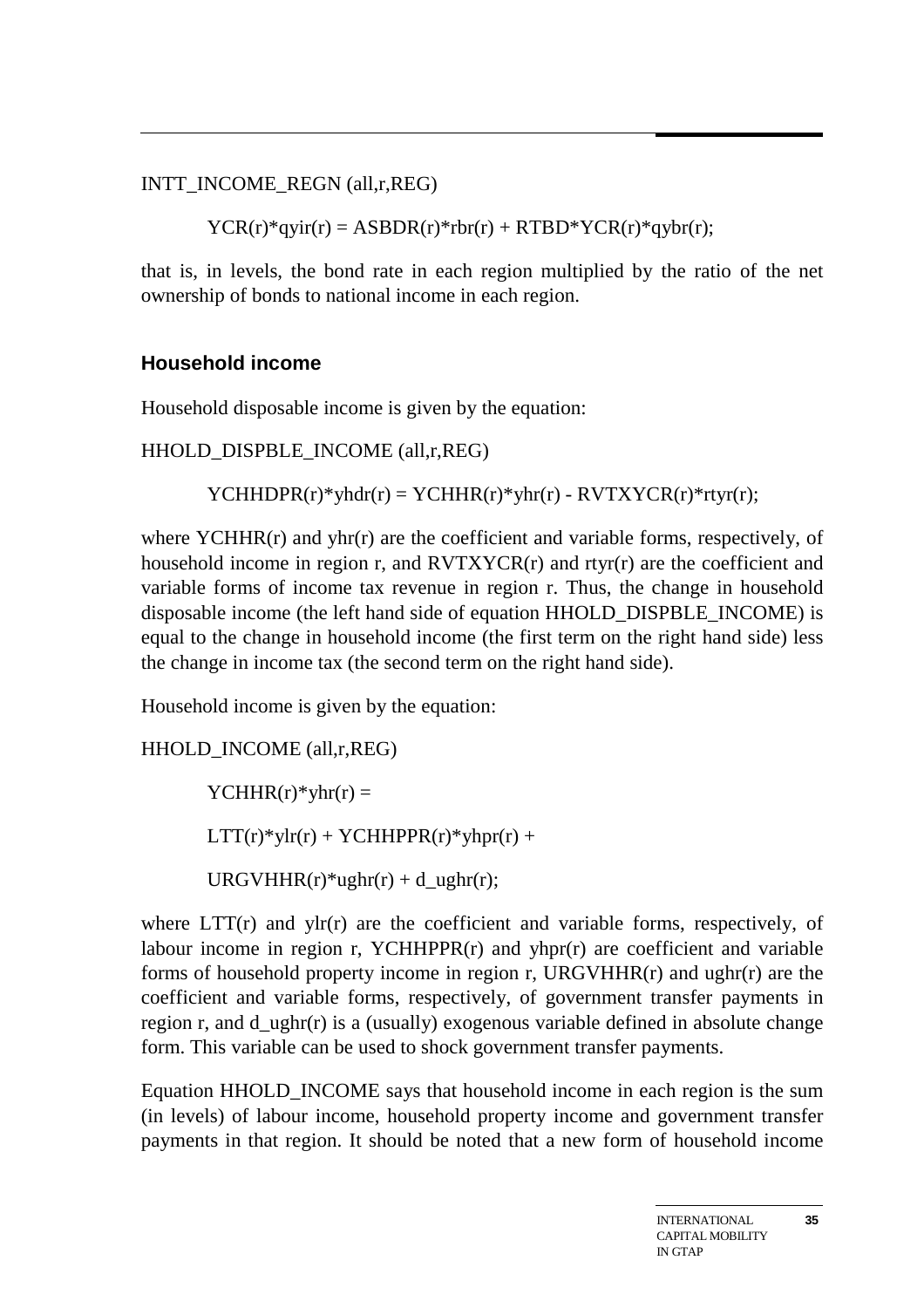INTT_INCOME_REGN (all,r,REG)

```
YCR(r)*qyir(r) = ASBDR(r)*rbr(r) + RTBD*YCR(r)*qybr(r);
```

that is, in levels, the bond rate in each region multiplied by the ratio of the net ownership of bonds to national income in each region.

### Household income

Household disposable income is given by the equation:

HHOLD_DISPBLE_INCOME (all,r,REG)

```
YCHHDPR(r)*yhdr(r) = YCHHR(r)*yhr(r) - RVTXYCR(r)*rtyr(r);
```

where YCHHR(r) and yhr(r) are the coefficient and variable forms, respectively, of household income in region r, and RVTXYCR(r) and rtyr(r) are the coefficient and variable forms of income tax revenue in region r. Thus, the change in household disposable income (the left hand side of equation HHOLD_DISPBLE_INCOME) is equal to the change in household income (the first term on the right hand side) less the change in income tax (the second term on the right hand side).

Household income is given by the equation:

HHOLD_INCOME (all,r,REG)

```
YCHHR(r)*yhr(r) =
LTT(r)*ylr(r) + YCHHPPR(r)*yhpr(r) +
URGVHHR(r)*ughr(r) + d_ughr(r);
```

where LTT(r) and ylr(r) are the coefficient and variable forms, respectively, of labour income in region r, YCHHPPR(r) and yhpr(r) are coefficient and variable forms of household property income in region r, URGVHHR(r) and ughr(r) are the coefficient and variable forms, respectively, of government transfer payments in region r, and d_ughr(r) is a (usually) exogenous variable defined in absolute change form. This variable can be used to shock government transfer payments.

Equation HHOLD_INCOME says that household income in each region is the sum (in levels) of labour income, household property income and government transfer payments in that region. It should be noted that a new form of household income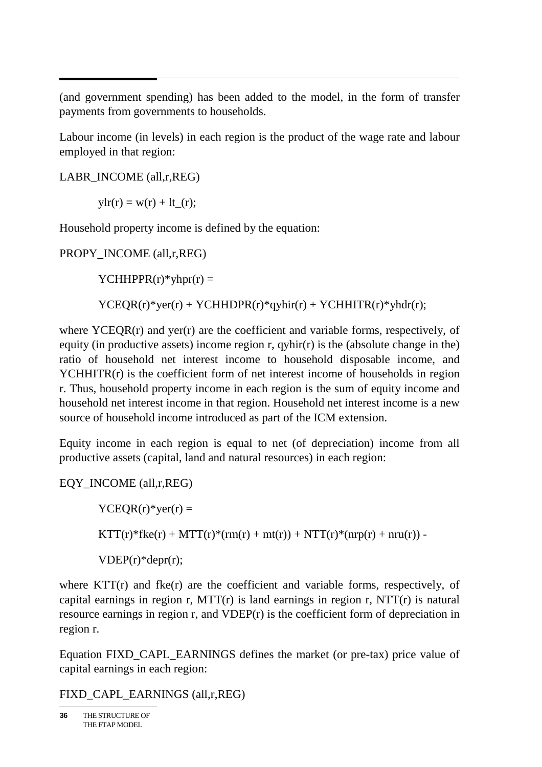(and government spending) has been added to the model, in the form of transfer payments from governments to households.

Labour income (in levels) in each region is the product of the wage rate and labour employed in that region:

LABR_INCOME (all,r,REG)

$$ylr(r) = w(r) + lt\_(r);$$

Household property income is defined by the equation:

PROPY_INCOME (all,r,REG)

$$YCHHPPR(r)*yhpr(r) =$$

$$YCEQR(r)*yer(r) + YCHHDPR(r)*qyhir(r) + YCHHITR(r)*yhdr(r);$$

where YCEQR(r) and yer(r) are the coefficient and variable forms, respectively, of equity (in productive assets) income region r, qyhir(r) is the (absolute change in the) ratio of household net interest income to household disposable income, and YCHHITR(r) is the coefficient form of net interest income of households in region r. Thus, household property income in each region is the sum of equity income and household net interest income in that region. Household net interest income is a new source of household income introduced as part of the ICM extension.

Equity income in each region is equal to net (of depreciation) income from all productive assets (capital, land and natural resources) in each region:

EQY_INCOME (all,r,REG)

$$YCEQR(r)*yer(r) =$$

$$KTT(r)*fke(r) + MTT(r)*(rm(r) + mt(r)) + NTT(r)*(nrp(r) + nru(r)) -$$

$$VDEP(r)*depr(r);$$

where KTT(r) and fke(r) are the coefficient and variable forms, respectively, of capital earnings in region r, MTT(r) is land earnings in region r, NTT(r) is natural resource earnings in region r, and VDEP(r) is the coefficient form of depreciation in region r.

Equation FIXD_CAPL_EARNINGS defines the market (or pre-tax) price value of capital earnings in each region:

FIXD_CAPL_EARNINGS (all,r,REG)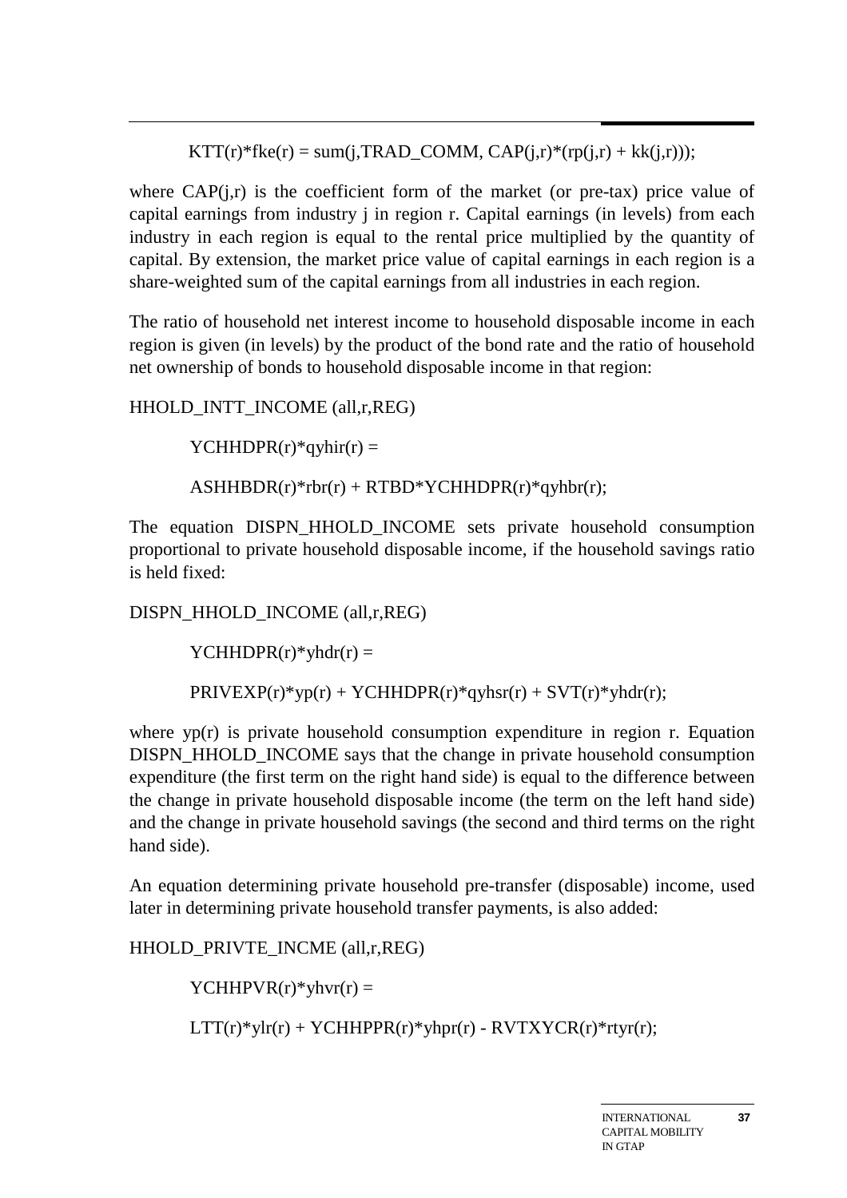KTT(r)*fke(r) = sum(j,TRAD_COMM, CAP(j,r)*(rp(j,r) + kk(j,r)));

where CAP(j,r) is the coefficient form of the market (or pre-tax) price value of capital earnings from industry j in region r. Capital earnings (in levels) from each industry in each region is equal to the rental price multiplied by the quantity of capital. By extension, the market price value of capital earnings in each region is a share-weighted sum of the capital earnings from all industries in each region.

The ratio of household net interest income to household disposable income in each region is given (in levels) by the product of the bond rate and the ratio of household net ownership of bonds to household disposable income in that region:

```
HHOLD_INTT_INCOME (all,r,REG)

        YCHHDPR(r)*qyhir(r) =

        ASHHBDR(r)*rbr(r) + RTBD*YCHHDPR(r)*qyhbr(r);
```

The equation DISPN_HHOLD_INCOME sets private household consumption proportional to private household disposable income, if the household savings ratio is held fixed:

```
DISPN_HHOLD_INCOME (all,r,REG)

        YCHHDPR(r)*yhdr(r) =

        PRIVEXP(r)*yp(r) + YCHHDPR(r)*qyhsr(r) + SVT(r)*yhdr(r);
```

where yp(r) is private household consumption expenditure in region r. Equation DISPN_HHOLD_INCOME says that the change in private household consumption expenditure (the first term on the right hand side) is equal to the difference between the change in private household disposable income (the term on the left hand side) and the change in private household savings (the second and third terms on the right hand side).

An equation determining private household pre-transfer (disposable) income, used later in determining private household transfer payments, is also added:

```
HHOLD_PRIVTE_INCME (all,r,REG)

        YCHHPVR(r)*yhvr(r) =

        LTT(r)*ylr(r) + YCHHPPR(r)*yhpr(r) - RVTXYCR(r)*rtyr(r);
```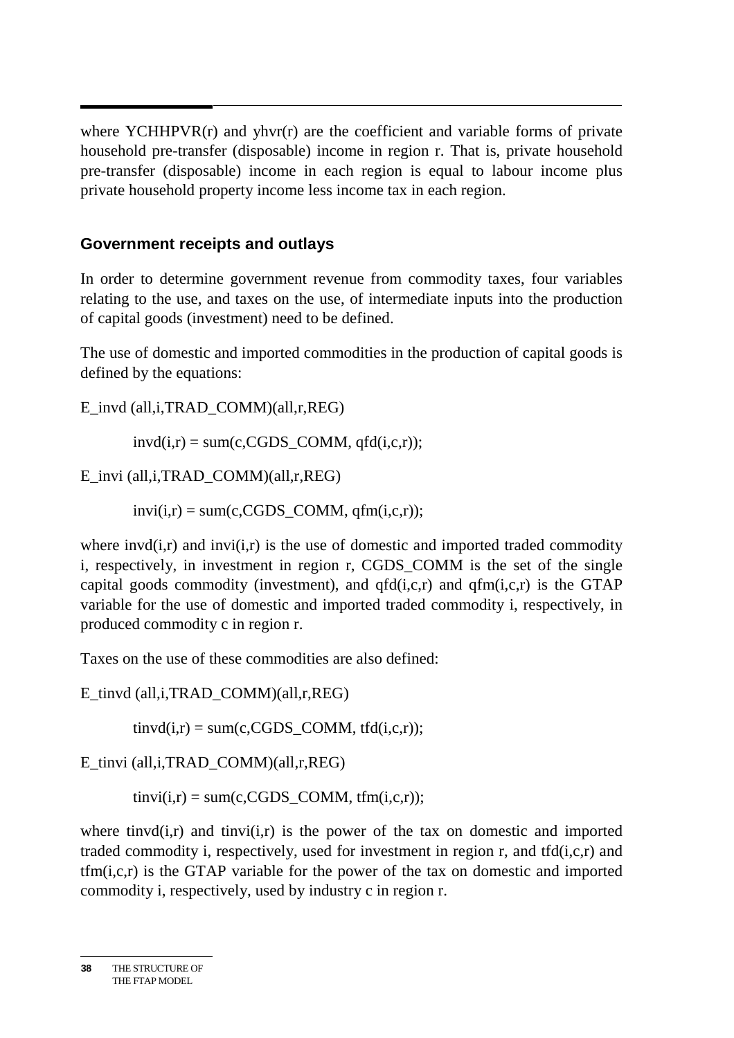where YCHHPVR(r) and yhvr(r) are the coefficient and variable forms of private household pre-transfer (disposable) income in region r. That is, private household pre-transfer (disposable) income in each region is equal to labour income plus private household property income less income tax in each region.

### Government receipts and outlays

In order to determine government revenue from commodity taxes, four variables relating to the use, and taxes on the use, of intermediate inputs into the production of capital goods (investment) need to be defined.

The use of domestic and imported commodities in the production of capital goods is defined by the equations:

```
E_invd (all,i,TRAD_COMM)(all,r,REG)

    invd(i,r) = sum(c,CGDS_COMM, qfd(i,c,r));

E_invi (all,i,TRAD_COMM)(all,r,REG)

    invi(i,r) = sum(c,CGDS_COMM, qfm(i,c,r));
```

where invd(i,r) and invi(i,r) is the use of domestic and imported traded commodity i, respectively, in investment in region r, CGDS_COMM is the set of the single capital goods commodity (investment), and qfd(i,c,r) and qfm(i,c,r) is the GTAP variable for the use of domestic and imported traded commodity i, respectively, in produced commodity c in region r.

Taxes on the use of these commodities are also defined:

```
E_tinvd (all,i,TRAD_COMM)(all,r,REG)

    tinvd(i,r) = sum(c,CGDS_COMM, tfd(i,c,r));

E_tinvi (all,i,TRAD_COMM)(all,r,REG)

    tinvi(i,r) = sum(c,CGDS_COMM, tfm(i,c,r));
```

where tinvd(i,r) and tinvi(i,r) is the power of the tax on domestic and imported traded commodity i, respectively, used for investment in region r, and tfd(i,c,r) and tfm(i,c,r) is the GTAP variable for the power of the tax on domestic and imported commodity i, respectively, used by industry c in region r.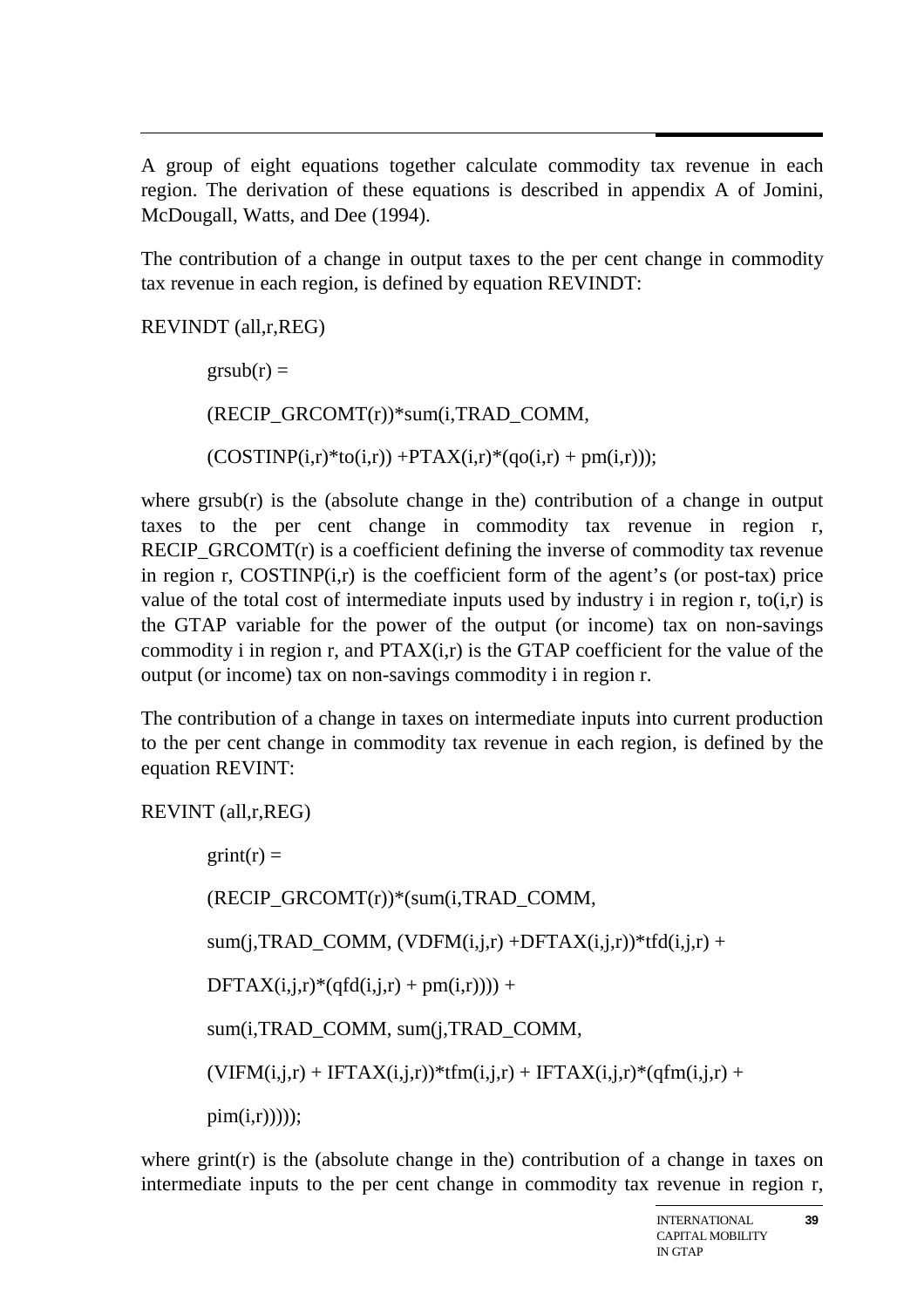A group of eight equations together calculate commodity tax revenue in each region. The derivation of these equations is described in appendix A of Jomini, McDougall, Watts, and Dee (1994).

The contribution of a change in output taxes to the per cent change in commodity tax revenue in each region, is defined by equation REVINDT:

```
REVINDT (all,r,REG)

        grsub(r) =

        (RECIP_GRCOMT(r))*sum(i,TRAD_COMM,

        (COSTINP(i,r)*to(i,r)) +PTAX(i,r)*(qo(i,r) + pm(i,r)));
```

where grsub(r) is the (absolute change in the) contribution of a change in output taxes to the per cent change in commodity tax revenue in region r, RECIP_GRCOMT(r) is a coefficient defining the inverse of commodity tax revenue in region r, COSTINP(i,r) is the coefficient form of the agent's (or post-tax) price value of the total cost of intermediate inputs used by industry i in region r, to(i,r) is the GTAP variable for the power of the output (or income) tax on non-savings commodity i in region r, and PTAX(i,r) is the GTAP coefficient for the value of the output (or income) tax on non-savings commodity i in region r.

The contribution of a change in taxes on intermediate inputs into current production to the per cent change in commodity tax revenue in each region, is defined by the equation REVINT:

```
REVINT (all,r,REG)

        grint(r) =

        (RECIP_GRCOMT(r))*(sum(i,TRAD_COMM,

        sum(j,TRAD_COMM, (VDFM(i,j,r) +DFTAX(i,j,r))*tfd(i,j,r) +

        DFTAX(i,j,r)*(qfd(i,j,r) + pm(i,r)))) +

        sum(i,TRAD_COMM, sum(j,TRAD_COMM,

        (VIFM(i,j,r) + IFTAX(i,j,r))*tfm(i,j,r) + IFTAX(i,j,r)*(qfm(i,j,r) +

        pim(i,r)))));
```

where grint(r) is the (absolute change in the) contribution of a change in taxes on intermediate inputs to the per cent change in commodity tax revenue in region r,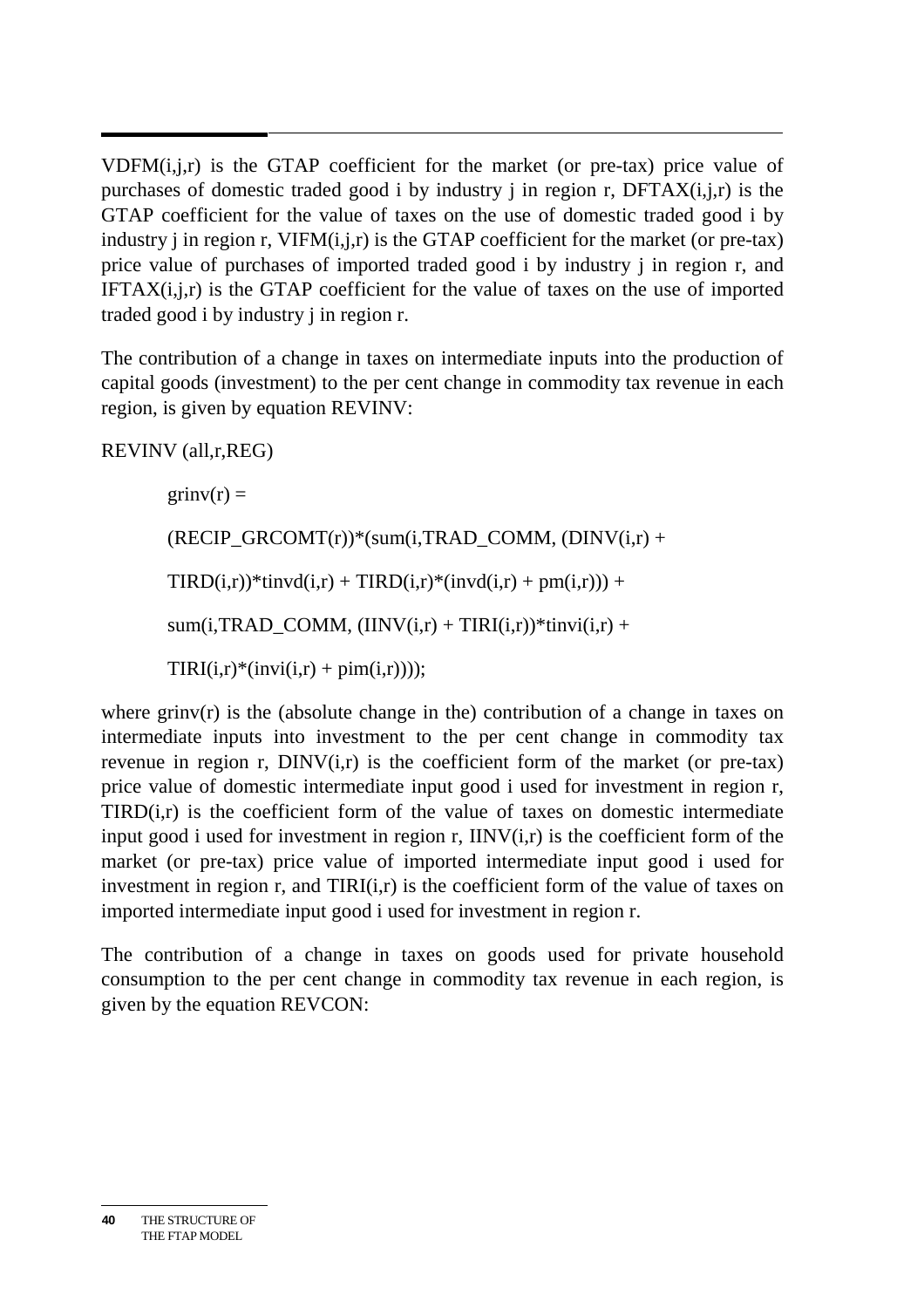VDFM(i,j,r) is the GTAP coefficient for the market (or pre-tax) price value of purchases of domestic traded good i by industry j in region r, DFTAX(i,j,r) is the GTAP coefficient for the value of taxes on the use of domestic traded good i by industry j in region r, VIFM(i,j,r) is the GTAP coefficient for the market (or pre-tax) price value of purchases of imported traded good i by industry j in region r, and IFTAX(i,j,r) is the GTAP coefficient for the value of taxes on the use of imported traded good i by industry j in region r.

The contribution of a change in taxes on intermediate inputs into the production of capital goods (investment) to the per cent change in commodity tax revenue in each region, is given by equation REVINV:

```
REVINV (all,r,REG)

        grinv(r) =
        (RECIP_GRCOMT(r))*(sum(i,TRAD_COMM, (DINV(i,r) +
        TIRD(i,r))*tinvd(i,r) + TIRD(i,r)*(invd(i,r) + pm(i,r))) +
        sum(i,TRAD_COMM, (IINV(i,r) + TIRI(i,r))*tinvi(i,r) +
        TIRI(i,r)*(invi(i,r) + pim(i,r))));
```

where grinv(r) is the (absolute change in the) contribution of a change in taxes on intermediate inputs into investment to the per cent change in commodity tax revenue in region r, DINV(i,r) is the coefficient form of the market (or pre-tax) price value of domestic intermediate input good i used for investment in region r, TIRD(i,r) is the coefficient form of the value of taxes on domestic intermediate input good i used for investment in region r, IINV(i,r) is the coefficient form of the market (or pre-tax) price value of imported intermediate input good i used for investment in region r, and TIRI(i,r) is the coefficient form of the value of taxes on imported intermediate input good i used for investment in region r.

The contribution of a change in taxes on goods used for private household consumption to the per cent change in commodity tax revenue in each region, is given by the equation REVCON: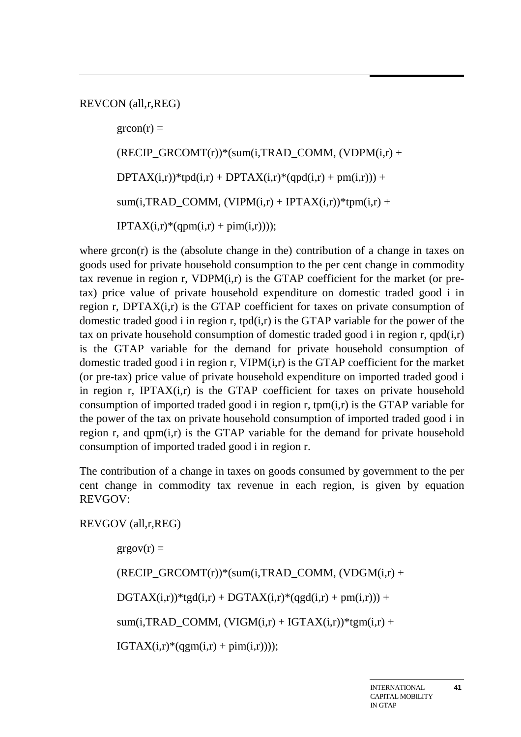REVCON (all,r,REG)

```
grcon(r) =
(RECIP_GRCOMT(r))*(sum(i,TRAD_COMM, (VDPM(i,r) +
DPTAX(i,r))*tpd(i,r) + DPTAX(i,r)*(qpd(i,r) + pm(i,r))) +
sum(i,TRAD_COMM, (VIPM(i,r) + IPTAX(i,r))*tpm(i,r) +
IPTAX(i,r)*(qpm(i,r) + pim(i,r))));
```

where grcon(r) is the (absolute change in the) contribution of a change in taxes on goods used for private household consumption to the per cent change in commodity tax revenue in region r, VDPM(i,r) is the GTAP coefficient for the market (or pre-tax) price value of private household expenditure on domestic traded good i in region r, DPTAX(i,r) is the GTAP coefficient for taxes on private consumption of domestic traded good i in region r, tpd(i,r) is the GTAP variable for the power of the tax on private household consumption of domestic traded good i in region r, qpd(i,r) is the GTAP variable for the demand for private household consumption of domestic traded good i in region r, VIPM(i,r) is the GTAP coefficient for the market (or pre-tax) price value of private household expenditure on imported traded good i in region r, IPTAX(i,r) is the GTAP coefficient for taxes on private household consumption of imported traded good i in region r, tpm(i,r) is the GTAP variable for the power of the tax on private household consumption of imported traded good i in region r, and qpm(i,r) is the GTAP variable for the demand for private household consumption of imported traded good i in region r.

The contribution of a change in taxes on goods consumed by government to the per cent change in commodity tax revenue in each region, is given by equation REVGOV:

REVGOV (all,r,REG)

```
grgov(r) =
(RECIP_GRCOMT(r))*(sum(i,TRAD_COMM, (VDGM(i,r) +
DGTAX(i,r))*tgd(i,r) + DGTAX(i,r)*(qgd(i,r) + pm(i,r))) +
sum(i,TRAD_COMM, (VIGM(i,r) + IGTAX(i,r))*tgm(i,r) +
IGTAX(i,r)*(qgm(i,r) + pim(i,r))));
```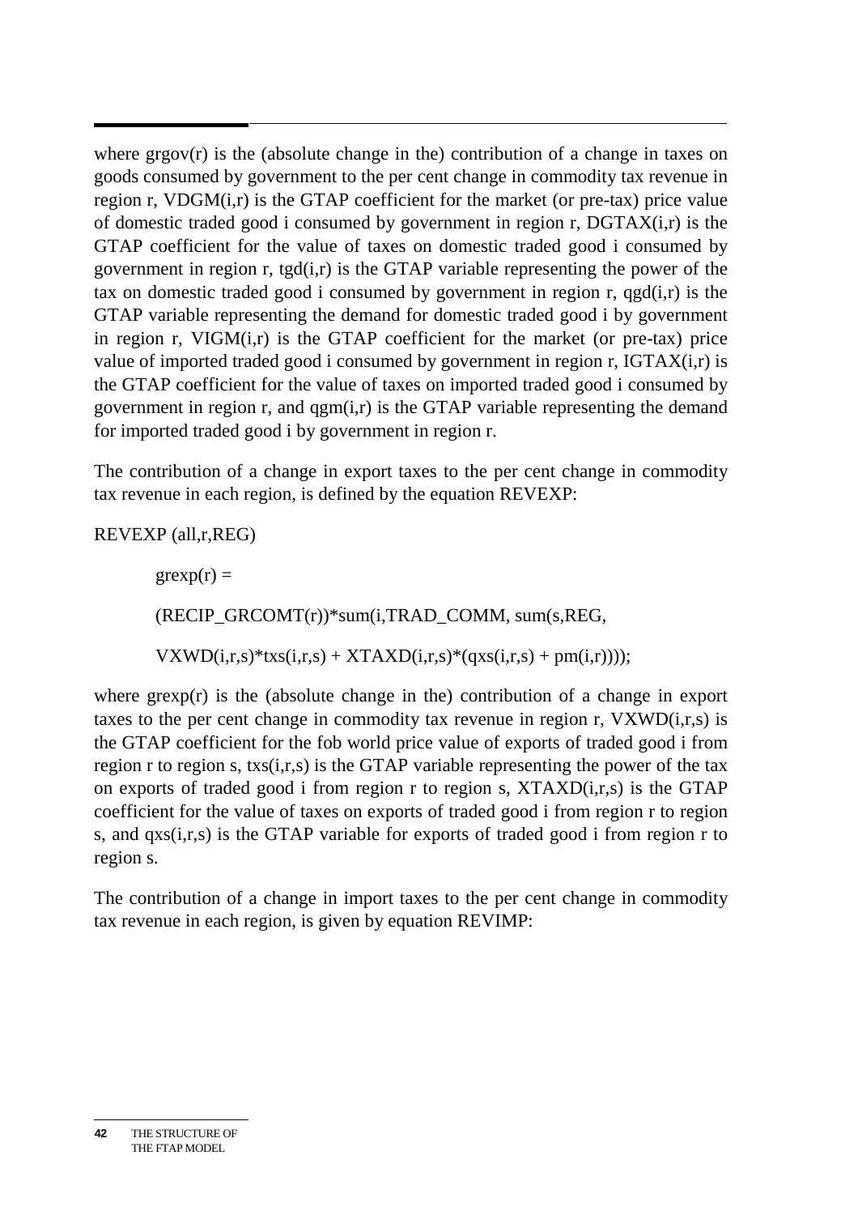where grgov(r) is the (absolute change in the) contribution of a change in taxes on goods consumed by government to the per cent change in commodity tax revenue in region r, VDGM(i,r) is the GTAP coefficient for the market (or pre-tax) price value of domestic traded good i consumed by government in region r, DGTAX(i,r) is the GTAP coefficient for the value of taxes on domestic traded good i consumed by government in region r, tgd(i,r) is the GTAP variable representing the power of the tax on domestic traded good i consumed by government in region r, qgd(i,r) is the GTAP variable representing the demand for domestic traded good i by government in region r, VIGM(i,r) is the GTAP coefficient for the market (or pre-tax) price value of imported traded good i consumed by government in region r, IGTAX(i,r) is the GTAP coefficient for the value of taxes on imported traded good i consumed by government in region r, and qgm(i,r) is the GTAP variable representing the demand for imported traded good i by government in region r.

The contribution of a change in export taxes to the per cent change in commodity tax revenue in each region, is defined by the equation REVEXP:

```
REVEXP (all,r,REG)

    grexp(r) =

    (RECIP_GRCOMT(r))*sum(i,TRAD_COMM, sum(s,REG,

    VXWD(i,r,s)*txs(i,r,s) + XTAXD(i,r,s)*(qxs(i,r,s) + pm(i,r))));
```

where grexp(r) is the (absolute change in the) contribution of a change in export taxes to the per cent change in commodity tax revenue in region r, VXWD(i,r,s) is the GTAP coefficient for the fob world price value of exports of traded good i from region r to region s, txs(i,r,s) is the GTAP variable representing the power of the tax on exports of traded good i from region r to region s, XTAXD(i,r,s) is the GTAP coefficient for the value of taxes on exports of traded good i from region r to region s, and qxs(i,r,s) is the GTAP variable for exports of traded good i from region r to region s.

The contribution of a change in import taxes to the per cent change in commodity tax revenue in each region, is given by equation REVIMP: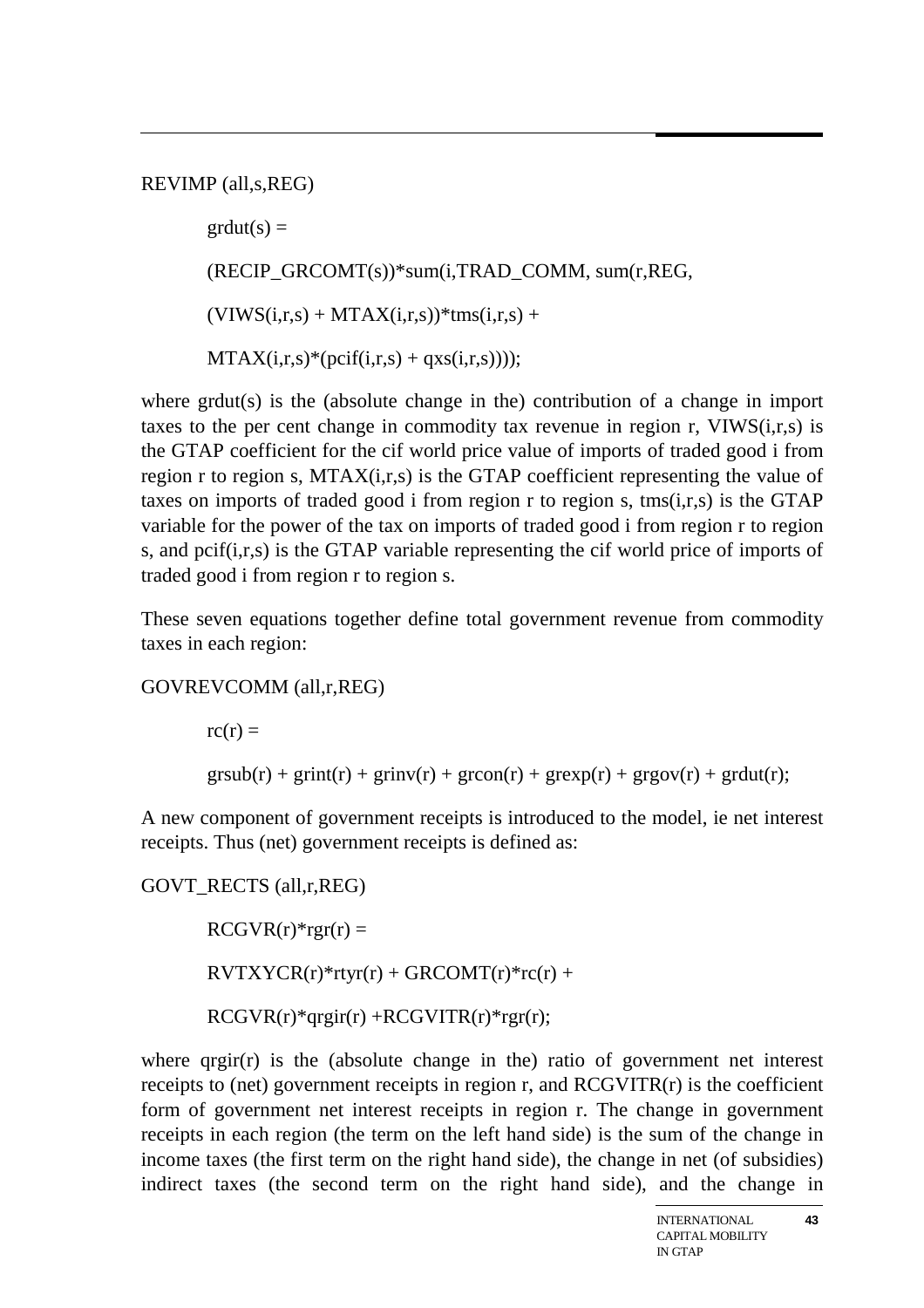```
REVIMP (all,s,REG)

    grdut(s) =

    (RECIP_GRCOMT(s))*sum(i,TRAD_COMM, sum(r,REG,

    (VIWS(i,r,s) + MTAX(i,r,s))*tms(i,r,s) +

    MTAX(i,r,s)*(pcif(i,r,s) + qxs(i,r,s))));
```

where grdut(s) is the (absolute change in the) contribution of a change in import taxes to the per cent change in commodity tax revenue in region r, VIWS(i,r,s) is the GTAP coefficient for the cif world price value of imports of traded good i from region r to region s, MTAX(i,r,s) is the GTAP coefficient representing the value of taxes on imports of traded good i from region r to region s, tms(i,r,s) is the GTAP variable for the power of the tax on imports of traded good i from region r to region s, and pcif(i,r,s) is the GTAP variable representing the cif world price of imports of traded good i from region r to region s.

These seven equations together define total government revenue from commodity taxes in each region:

```
GOVREVCOMM (all,r,REG)

    rc(r) =

    grsub(r) + grint(r) + grinv(r) + grcon(r) + grexp(r) + grgov(r) + grdut(r);
```

A new component of government receipts is introduced to the model, ie net interest receipts. Thus (net) government receipts is defined as:

```
GOVT_RECTS (all,r,REG)

    RCGVR(r)*rgr(r) =

    RVTXYCR(r)*rtyr(r) + GRCOMT(r)*rc(r) +

    RCGVR(r)*qrgir(r) +RCGVITR(r)*rgr(r);
```

where qrgir(r) is the (absolute change in the) ratio of government net interest receipts to (net) government receipts in region r, and RCGVITR(r) is the coefficient form of government net interest receipts in region r. The change in government receipts in each region (the term on the left hand side) is the sum of the change in income taxes (the first term on the right hand side), the change in net (of subsidies) indirect taxes (the second term on the right hand side), and the change in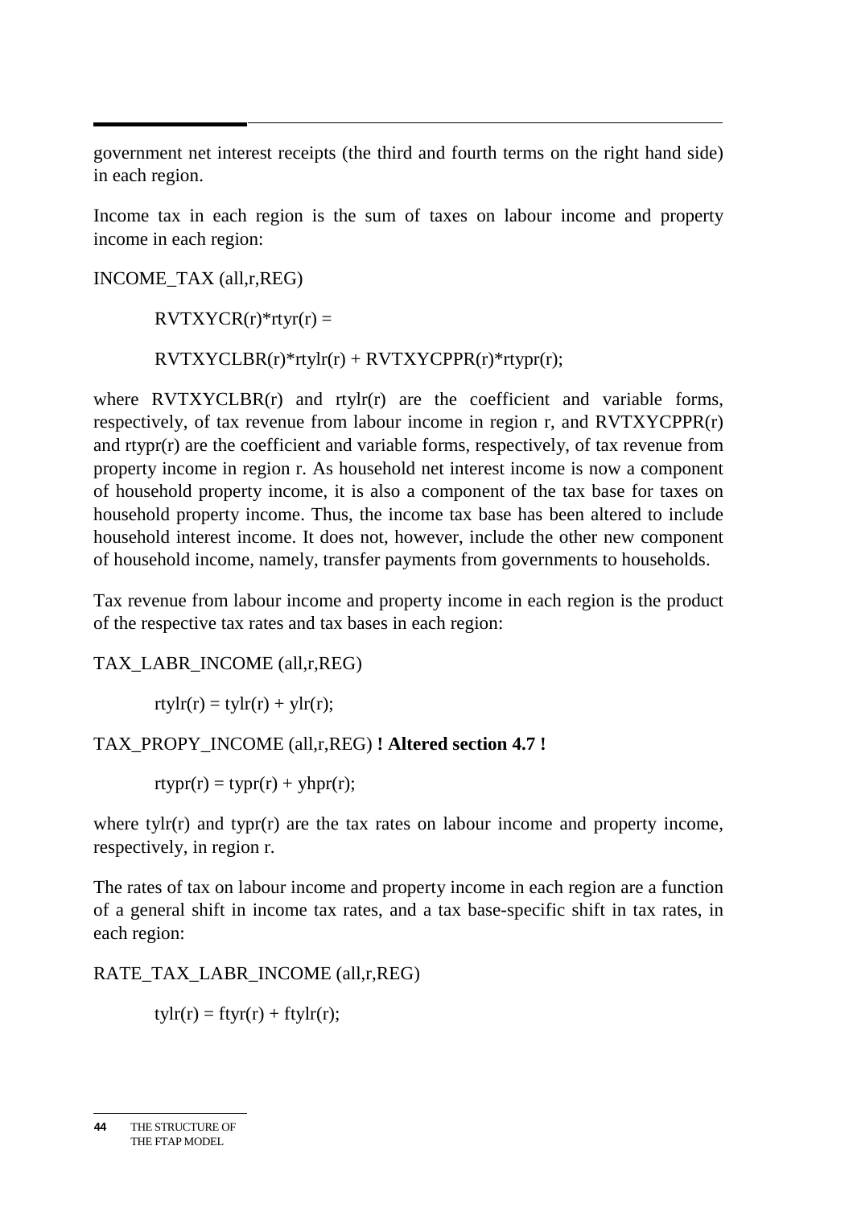government net interest receipts (the third and fourth terms on the right hand side) in each region.

Income tax in each region is the sum of taxes on labour income and property income in each region:

INCOME_TAX (all,r,REG)

RVTXYCR(r)*rtyr(r) =

RVTXYCLBR(r)*rtylr(r) + RVTXYCPPR(r)*rtypr(r);

where RVTXYCLBR(r) and rtylr(r) are the coefficient and variable forms, respectively, of tax revenue from labour income in region r, and RVTXYCPPR(r) and rtypr(r) are the coefficient and variable forms, respectively, of tax revenue from property income in region r. As household net interest income is now a component of household property income, it is also a component of the tax base for taxes on household property income. Thus, the income tax base has been altered to include household interest income. It does not, however, include the other new component of household income, namely, transfer payments from governments to households.

Tax revenue from labour income and property income in each region is the product of the respective tax rates and tax bases in each region:

TAX_LABR_INCOME (all,r,REG)

rtylr(r) = tylr(r) + ylr(r);

TAX_PROPY_INCOME (all,r,REG) **! Altered section 4.7 !**

rtypr(r) = typr(r) + yhpr(r);

where tylr(r) and typr(r) are the tax rates on labour income and property income, respectively, in region r.

The rates of tax on labour income and property income in each region are a function of a general shift in income tax rates, and a tax base-specific shift in tax rates, in each region:

RATE_TAX_LABR_INCOME (all,r,REG)

tylr(r) = ftyr(r) + ftylr(r);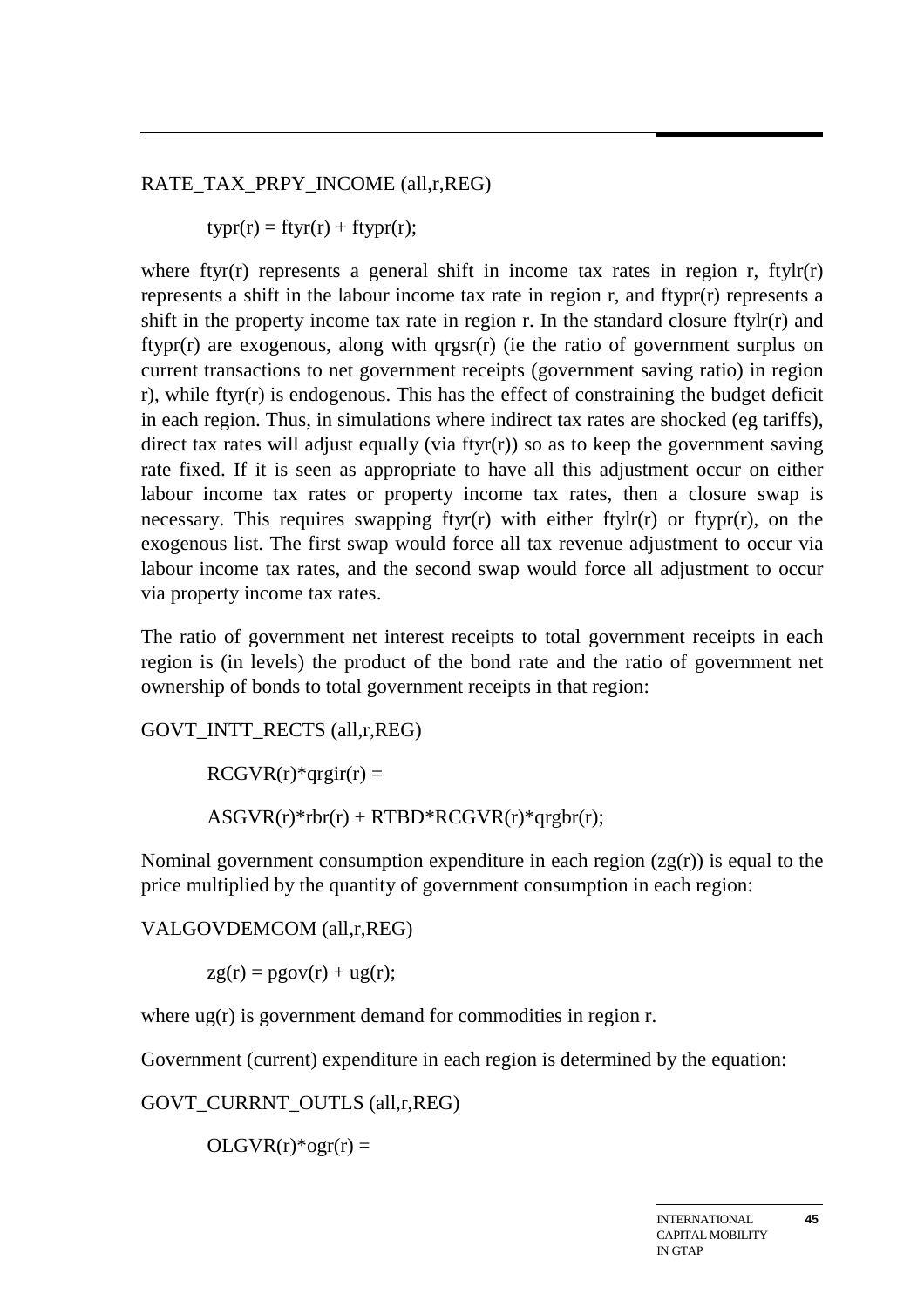RATE_TAX_PRPY_INCOME (all,r,REG)

typr(r) = ftyr(r) + ftypr(r);

where ftyr(r) represents a general shift in income tax rates in region r, ftylr(r) represents a shift in the labour income tax rate in region r, and ftypr(r) represents a shift in the property income tax rate in region r. In the standard closure ftylr(r) and ftypr(r) are exogenous, along with qrgsr(r) (ie the ratio of government surplus on current transactions to net government receipts (government saving ratio) in region r), while ftyr(r) is endogenous. This has the effect of constraining the budget deficit in each region. Thus, in simulations where indirect tax rates are shocked (eg tariffs), direct tax rates will adjust equally (via ftyr(r)) so as to keep the government saving rate fixed. If it is seen as appropriate to have all this adjustment occur on either labour income tax rates or property income tax rates, then a closure swap is necessary. This requires swapping ftyr(r) with either ftylr(r) or ftypr(r), on the exogenous list. The first swap would force all tax revenue adjustment to occur via labour income tax rates, and the second swap would force all adjustment to occur via property income tax rates.

The ratio of government net interest receipts to total government receipts in each region is (in levels) the product of the bond rate and the ratio of government net ownership of bonds to total government receipts in that region:

GOVT_INTT_RECTS (all,r,REG)

RCGVR(r)*qrgir(r) =

ASGVR(r)*rbr(r) + RTBD*RCGVR(r)*qrgbr(r);

Nominal government consumption expenditure in each region (zg(r)) is equal to the price multiplied by the quantity of government consumption in each region:

VALGOVDEMCOM (all,r,REG)

zg(r) = pgov(r) + ug(r);

where ug(r) is government demand for commodities in region r.

Government (current) expenditure in each region is determined by the equation:

GOVT_CURRNT_OUTLS (all,r,REG)

OLGVR(r)*ogr(r) =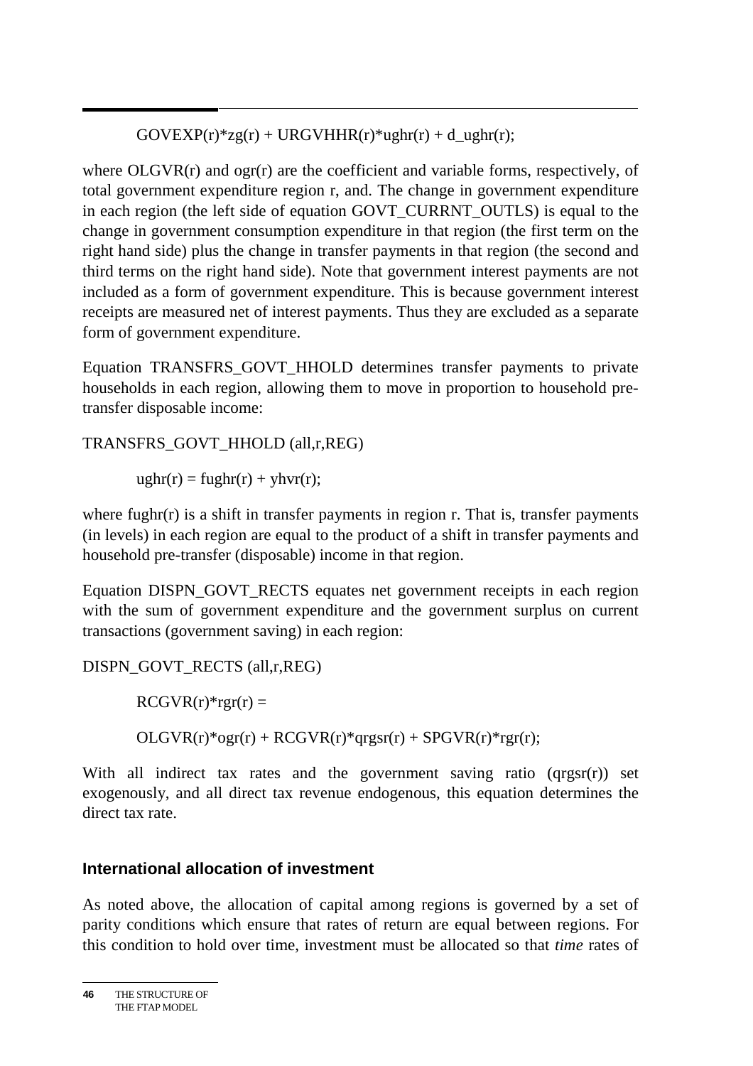GOVEXP(r)*zg(r) + URGVHHR(r)*ughr(r) + d_ughr(r);

where OLGVR(r) and ogr(r) are the coefficient and variable forms, respectively, of total government expenditure region r, and. The change in government expenditure in each region (the left side of equation GOVT_CURRNT_OUTLS) is equal to the change in government consumption expenditure in that region (the first term on the right hand side) plus the change in transfer payments in that region (the second and third terms on the right hand side). Note that government interest payments are not included as a form of government expenditure. This is because government interest receipts are measured net of interest payments. Thus they are excluded as a separate form of government expenditure.

Equation TRANSFRS_GOVT_HHOLD determines transfer payments to private households in each region, allowing them to move in proportion to household pre-transfer disposable income:

TRANSFRS_GOVT_HHOLD (all,r,REG)

ughr(r) = fughr(r) + yhvr(r);

where fughr(r) is a shift in transfer payments in region r. That is, transfer payments (in levels) in each region are equal to the product of a shift in transfer payments and household pre-transfer (disposable) income in that region.

Equation DISPN_GOVT_RECTS equates net government receipts in each region with the sum of government expenditure and the government surplus on current transactions (government saving) in each region:

DISPN_GOVT_RECTS (all,r,REG)

RCGVR(r)*rgr(r) =

OLGVR(r)*ogr(r) + RCGVR(r)*qrgsr(r) + SPGVR(r)*rgr(r);

With all indirect tax rates and the government saving ratio (qrgsr(r)) set exogenously, and all direct tax revenue endogenous, this equation determines the direct tax rate.

### International allocation of investment

As noted above, the allocation of capital among regions is governed by a set of parity conditions which ensure that rates of return are equal between regions. For this condition to hold over time, investment must be allocated so that *time* rates of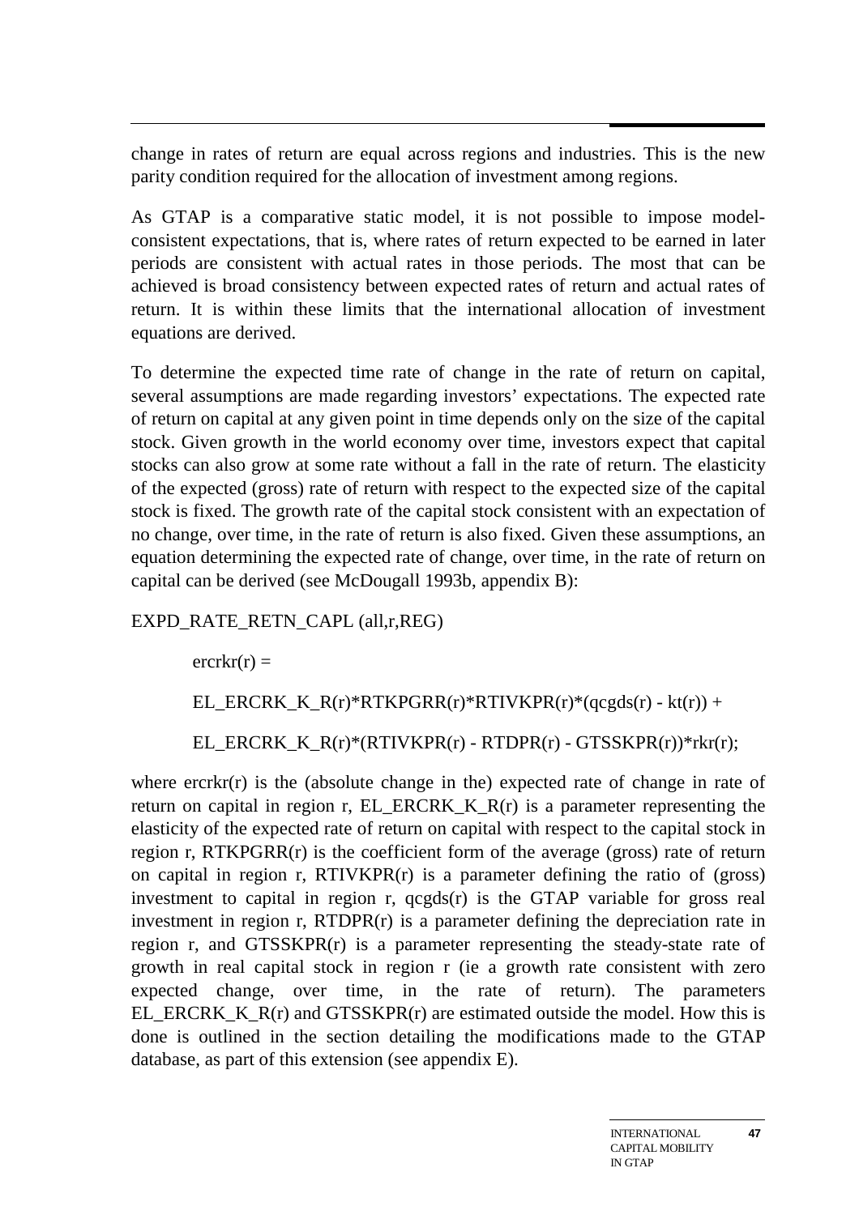change in rates of return are equal across regions and industries. This is the new parity condition required for the allocation of investment among regions.

As GTAP is a comparative static model, it is not possible to impose model-consistent expectations, that is, where rates of return expected to be earned in later periods are consistent with actual rates in those periods. The most that can be achieved is broad consistency between expected rates of return and actual rates of return. It is within these limits that the international allocation of investment equations are derived.

To determine the expected time rate of change in the rate of return on capital, several assumptions are made regarding investors' expectations. The expected rate of return on capital at any given point in time depends only on the size of the capital stock. Given growth in the world economy over time, investors expect that capital stocks can also grow at some rate without a fall in the rate of return. The elasticity of the expected (gross) rate of return with respect to the expected size of the capital stock is fixed. The growth rate of the capital stock consistent with an expectation of no change, over time, in the rate of return is also fixed. Given these assumptions, an equation determining the expected rate of change, over time, in the rate of return on capital can be derived (see McDougall 1993b, appendix B):

```
EXPD_RATE_RETN_CAPL (all,r,REG)

    ercrkr(r) =

    EL_ERCRK_K_R(r)*RTKPGRR(r)*RTIVKPR(r)*(qcgds(r) - kt(r)) +

    EL_ERCRK_K_R(r)*(RTIVKPR(r) - RTDPR(r) - GTSSKPR(r))*rkr(r);
```

where ercrkr(r) is the (absolute change in the) expected rate of change in rate of return on capital in region r, EL_ERCRK_K_R(r) is a parameter representing the elasticity of the expected rate of return on capital with respect to the capital stock in region r, RTKPGRR(r) is the coefficient form of the average (gross) rate of return on capital in region r, RTIVKPR(r) is a parameter defining the ratio of (gross) investment to capital in region r, qcgds(r) is the GTAP variable for gross real investment in region r, RTDPR(r) is a parameter defining the depreciation rate in region r, and GTSSKPR(r) is a parameter representing the steady-state rate of growth in real capital stock in region r (ie a growth rate consistent with zero expected change, over time, in the rate of return). The parameters EL_ERCRK_K_R(r) and GTSSKPR(r) are estimated outside the model. How this is done is outlined in the section detailing the modifications made to the GTAP database, as part of this extension (see appendix E).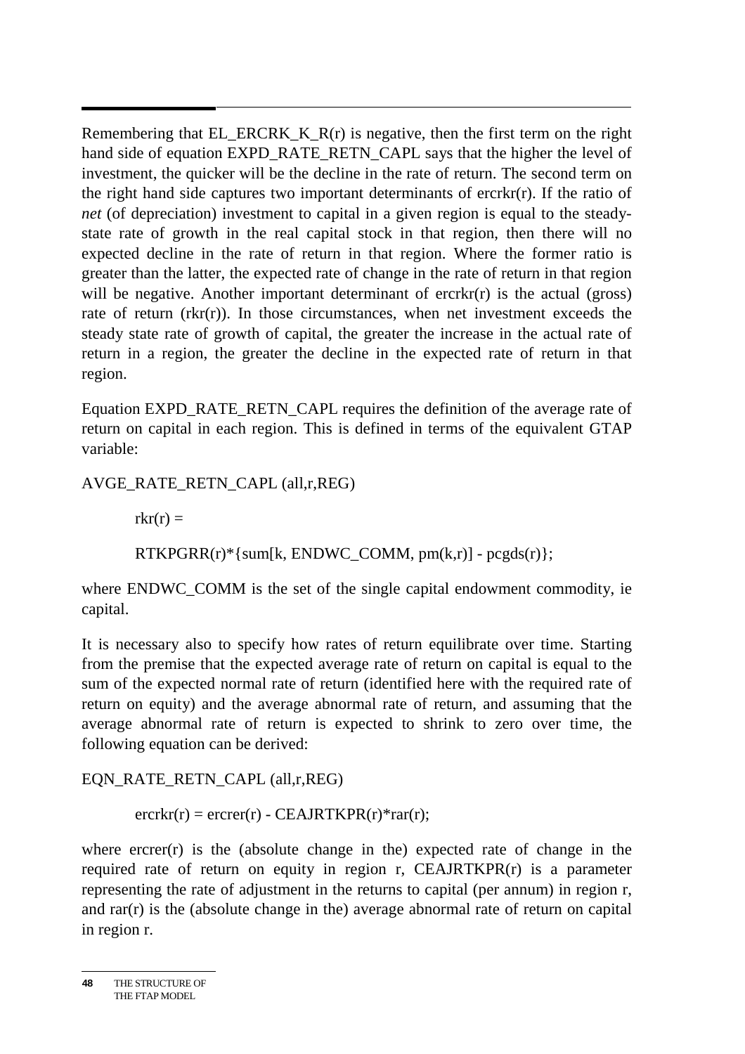Remembering that EL_ERCRK_K_R(r) is negative, then the first term on the right hand side of equation EXPD_RATE_RETN_CAPL says that the higher the level of investment, the quicker will be the decline in the rate of return. The second term on the right hand side captures two important determinants of ercrkr(r). If the ratio of *net* (of depreciation) investment to capital in a given region is equal to the steady-state rate of growth in the real capital stock in that region, then there will no expected decline in the rate of return in that region. Where the former ratio is greater than the latter, the expected rate of change in the rate of return in that region will be negative. Another important determinant of ercrkr(r) is the actual (gross) rate of return (rkr(r)). In those circumstances, when net investment exceeds the steady state rate of growth of capital, the greater the increase in the actual rate of return in a region, the greater the decline in the expected rate of return in that region.

Equation EXPD_RATE_RETN_CAPL requires the definition of the average rate of return on capital in each region. This is defined in terms of the equivalent GTAP variable:

```
AVGE_RATE_RETN_CAPL (all,r,REG)

    rkr(r) =

    RTKPGRR(r)*{sum[k, ENDWC_COMM, pm(k,r)] - pcgds(r)};
```

where ENDWC_COMM is the set of the single capital endowment commodity, ie capital.

It is necessary also to specify how rates of return equilibrate over time. Starting from the premise that the expected average rate of return on capital is equal to the sum of the expected normal rate of return (identified here with the required rate of return on equity) and the average abnormal rate of return, and assuming that the average abnormal rate of return is expected to shrink to zero over time, the following equation can be derived:

```
EQN_RATE_RETN_CAPL (all,r,REG)

    ercrkr(r) = ercrer(r) - CEAJRTKPR(r)*rar(r);
```

where ercrer(r) is the (absolute change in the) expected rate of change in the required rate of return on equity in region r, CEAJRTKPR(r) is a parameter representing the rate of adjustment in the returns to capital (per annum) in region r, and rar(r) is the (absolute change in the) average abnormal rate of return on capital in region r.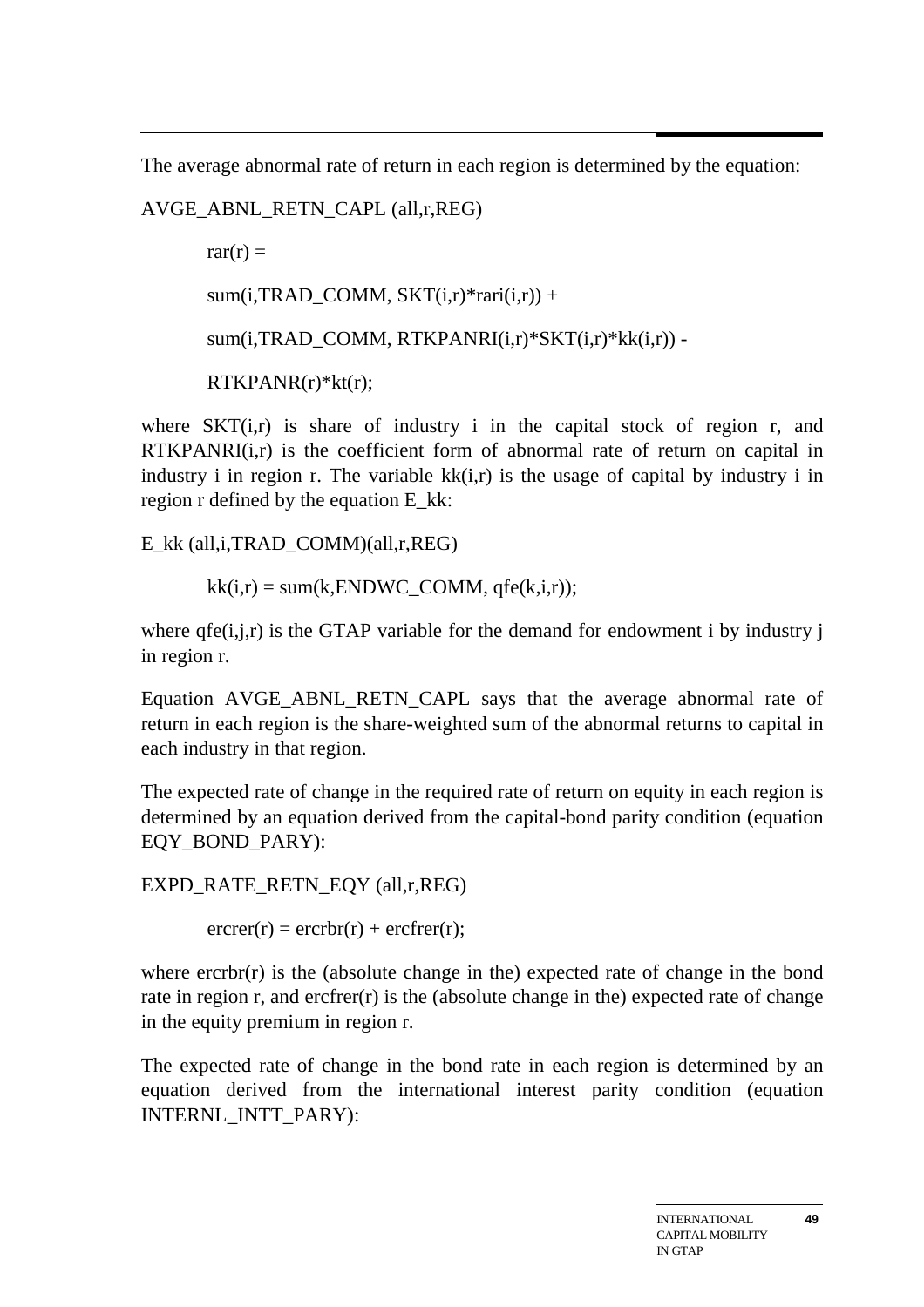The average abnormal rate of return in each region is determined by the equation:

```
AVGE_ABNL_RETN_CAPL (all,r,REG)

        rar(r) =

        sum(i,TRAD_COMM, SKT(i,r)*rari(i,r)) +

        sum(i,TRAD_COMM, RTKPANRI(i,r)*SKT(i,r)*kk(i,r)) -

        RTKPANR(r)*kt(r);
```

where SKT(i,r) is share of industry i in the capital stock of region r, and RTKPANRI(i,r) is the coefficient form of abnormal rate of return on capital in industry i in region r. The variable kk(i,r) is the usage of capital by industry i in region r defined by the equation E_kk:

```
E_kk (all,i,TRAD_COMM)(all,r,REG)

        kk(i,r) = sum(k,ENDWC_COMM, qfe(k,i,r));
```

where qfe(i,j,r) is the GTAP variable for the demand for endowment i by industry j in region r.

Equation AVGE_ABNL_RETN_CAPL says that the average abnormal rate of return in each region is the share-weighted sum of the abnormal returns to capital in each industry in that region.

The expected rate of change in the required rate of return on equity in each region is determined by an equation derived from the capital-bond parity condition (equation EQY_BOND_PARY):

```
EXPD_RATE_RETN_EQY (all,r,REG)

        ercrer(r) = ercrbr(r) + ercfrer(r);
```

where ercrbr(r) is the (absolute change in the) expected rate of change in the bond rate in region r, and ercfrer(r) is the (absolute change in the) expected rate of change in the equity premium in region r.

The expected rate of change in the bond rate in each region is determined by an equation derived from the international interest parity condition (equation INTERNL_INTT_PARY):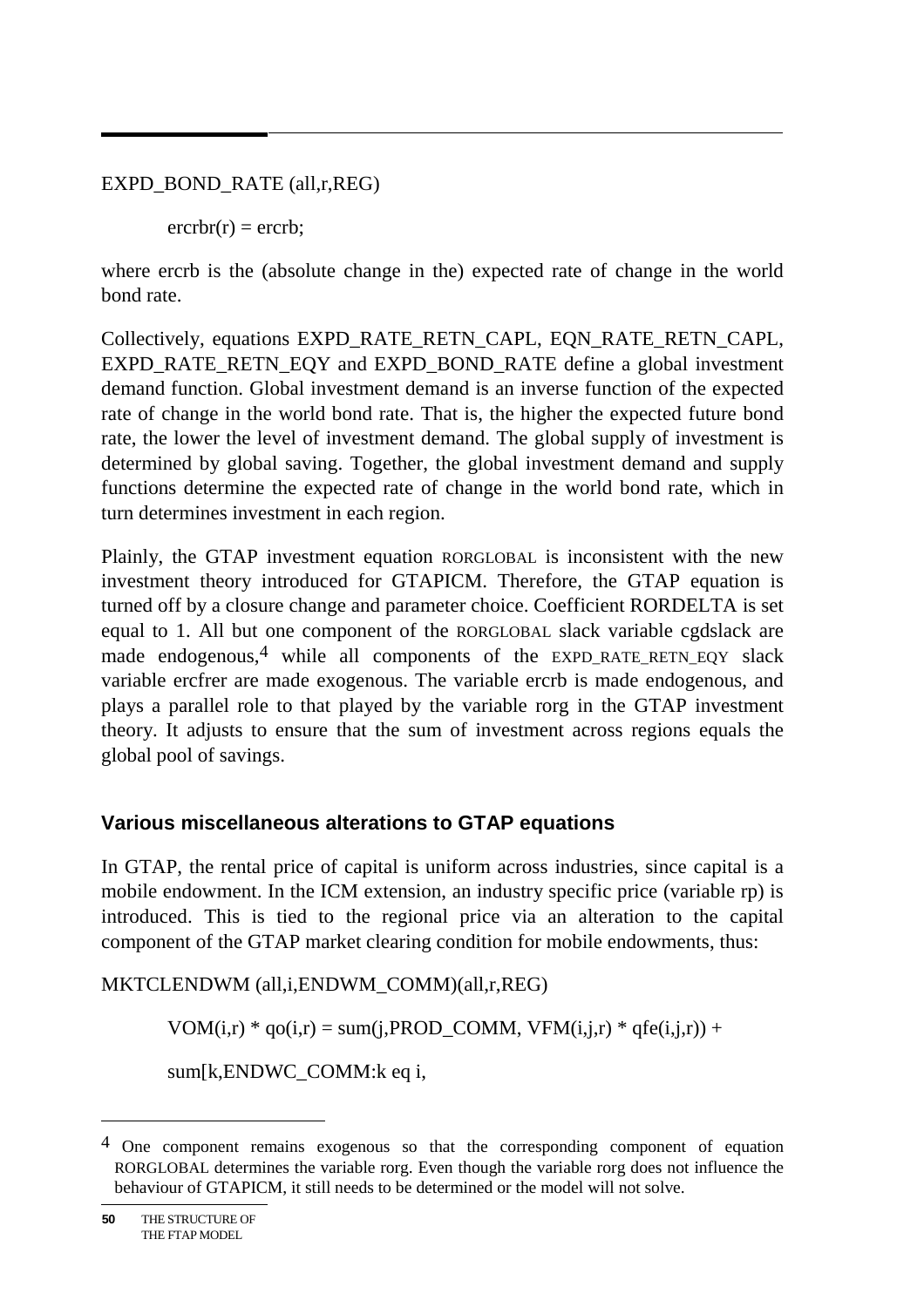EXPD_BOND_RATE (all,r,REG)

ercrbr(r) = ercrb;

where ercrb is the (absolute change in the) expected rate of change in the world bond rate.

Collectively, equations EXPD_RATE_RETN_CAPL, EQN_RATE_RETN_CAPL, EXPD_RATE_RETN_EQY and EXPD_BOND_RATE define a global investment demand function. Global investment demand is an inverse function of the expected rate of change in the world bond rate. That is, the higher the expected future bond rate, the lower the level of investment demand. The global supply of investment is determined by global saving. Together, the global investment demand and supply functions determine the expected rate of change in the world bond rate, which in turn determines investment in each region.

Plainly, the GTAP investment equation RORGLOBAL is inconsistent with the new investment theory introduced for GTAPICM. Therefore, the GTAP equation is turned off by a closure change and parameter choice. Coefficient RORDELTA is set equal to 1. All but one component of the RORGLOBAL slack variable cgdslack are made endogenous,[4] while all components of the EXPD_RATE_RETN_EQY slack variable ercfrer are made exogenous. The variable ercrb is made endogenous, and plays a parallel role to that played by the variable rorg in the GTAP investment theory. It adjusts to ensure that the sum of investment across regions equals the global pool of savings.

### Various miscellaneous alterations to GTAP equations

In GTAP, the rental price of capital is uniform across industries, since capital is a mobile endowment. In the ICM extension, an industry specific price (variable rp) is introduced. This is tied to the regional price via an alteration to the capital component of the GTAP market clearing condition for mobile endowments, thus:

MKTCLENDWM (all,i,ENDWM_COMM)(all,r,REG)

VOM(i,r) * qo(i,r) = sum(j,PROD_COMM, VFM(i,j,r) * qfe(i,j,r)) +

sum[k,ENDWC_COMM:k eq i,

---

[4] One component remains exogenous so that the corresponding component of equation RORGLOBAL determines the variable rorg. Even though the variable rorg does not influence the behaviour of GTAPICM, it still needs to be determined or the model will not solve.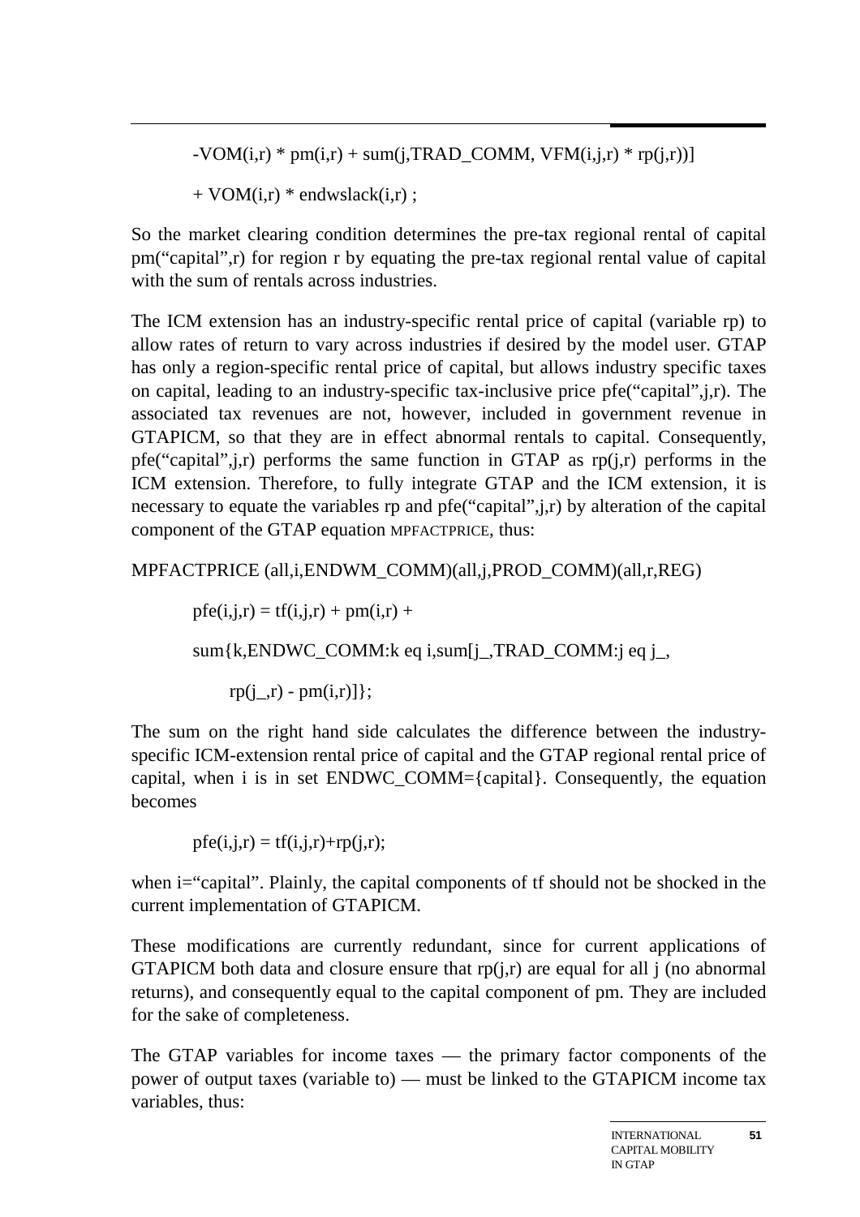```
-VOM(i,r) * pm(i,r) + sum(j,TRAD_COMM, VFM(i,j,r) * rp(j,r))]

+ VOM(i,r) * endwslack(i,r) ;
```

So the market clearing condition determines the pre-tax regional rental of capital pm(“capital”,r) for region r by equating the pre-tax regional rental value of capital with the sum of rentals across industries.

The ICM extension has an industry-specific rental price of capital (variable rp) to allow rates of return to vary across industries if desired by the model user. GTAP has only a region-specific rental price of capital, but allows industry specific taxes on capital, leading to an industry-specific tax-inclusive price pfe(“capital”,j,r). The associated tax revenues are not, however, included in government revenue in GTAPICM, so that they are in effect abnormal rentals to capital. Consequently, pfe(“capital”,j,r) performs the same function in GTAP as rp(j,r) performs in the ICM extension. Therefore, to fully integrate GTAP and the ICM extension, it is necessary to equate the variables rp and pfe(“capital”,j,r) by alteration of the capital component of the GTAP equation MPFACTPRICE, thus:

```
MPFACTPRICE (all,i,ENDWM_COMM)(all,j,PROD_COMM)(all,r,REG)

    pfe(i,j,r) = tf(i,j,r) + pm(i,r) +

    sum{k,ENDWC_COMM:k eq i,sum[j_,TRAD_COMM:j eq j_,

        rp(j_,r) - pm(i,r)]};
```

The sum on the right hand side calculates the difference between the industry-specific ICM-extension rental price of capital and the GTAP regional rental price of capital, when i is in set ENDWC_COMM={capital}. Consequently, the equation becomes

```
pfe(i,j,r) = tf(i,j,r)+rp(j,r);
```

when i=“capital”. Plainly, the capital components of tf should not be shocked in the current implementation of GTAPICM.

These modifications are currently redundant, since for current applications of GTAPICM both data and closure ensure that rp(j,r) are equal for all j (no abnormal returns), and consequently equal to the capital component of pm. They are included for the sake of completeness.

The GTAP variables for income taxes — the primary factor components of the power of output taxes (variable to) — must be linked to the GTAPICM income tax variables, thus: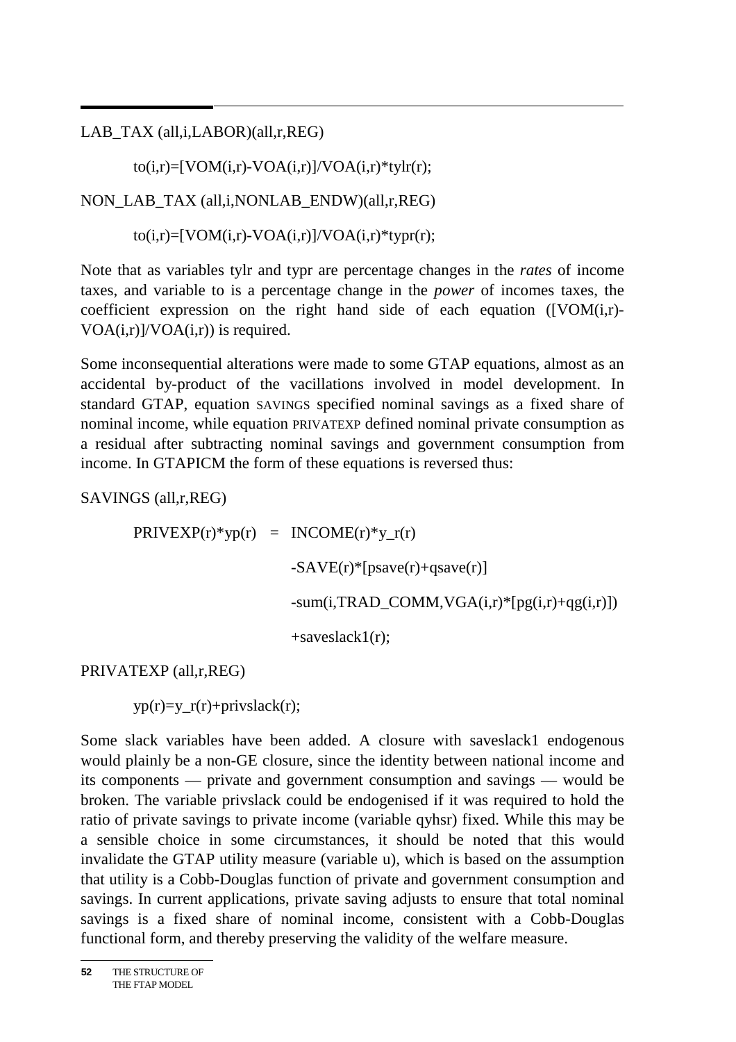LAB_TAX (all,i,LABOR)(all,r,REG)

```
to(i,r)=[VOM(i,r)-VOA(i,r)]/VOA(i,r)*tylr(r);
```

NON_LAB_TAX (all,i,NONLAB_ENDW)(all,r,REG)

```
to(i,r)=[VOM(i,r)-VOA(i,r)]/VOA(i,r)*typr(r);
```

Note that as variables tylr and typr are percentage changes in the *rates* of income taxes, and variable to is a percentage change in the *power* of incomes taxes, the coefficient expression on the right hand side of each equation ([VOM(i,r)-VOA(i,r)]/VOA(i,r)) is required.

Some inconsequential alterations were made to some GTAP equations, almost as an accidental by-product of the vacillations involved in model development. In standard GTAP, equation SAVINGS specified nominal savings as a fixed share of nominal income, while equation PRIVATEXP defined nominal private consumption as a residual after subtracting nominal savings and government consumption from income. In GTAPICM the form of these equations is reversed thus:

SAVINGS (all,r,REG)

```
PRIVEXP(r)*yp(r)  =  INCOME(r)*y_r(r)
                     -SAVE(r)*[psave(r)+qsave(r)]
                     -sum(i,TRAD_COMM,VGA(i,r)*[pg(i,r)+qg(i,r)])
                     +saveslack1(r);
```

PRIVATEXP (all,r,REG)

```
yp(r)=y_r(r)+privslack(r);
```

Some slack variables have been added. A closure with saveslack1 endogenous would plainly be a non-GE closure, since the identity between national income and its components — private and government consumption and savings — would be broken. The variable privslack could be endogenised if it was required to hold the ratio of private savings to private income (variable qyhsr) fixed. While this may be a sensible choice in some circumstances, it should be noted that this would invalidate the GTAP utility measure (variable u), which is based on the assumption that utility is a Cobb-Douglas function of private and government consumption and savings. In current applications, private saving adjusts to ensure that total nominal savings is a fixed share of nominal income, consistent with a Cobb-Douglas functional form, and thereby preserving the validity of the welfare measure.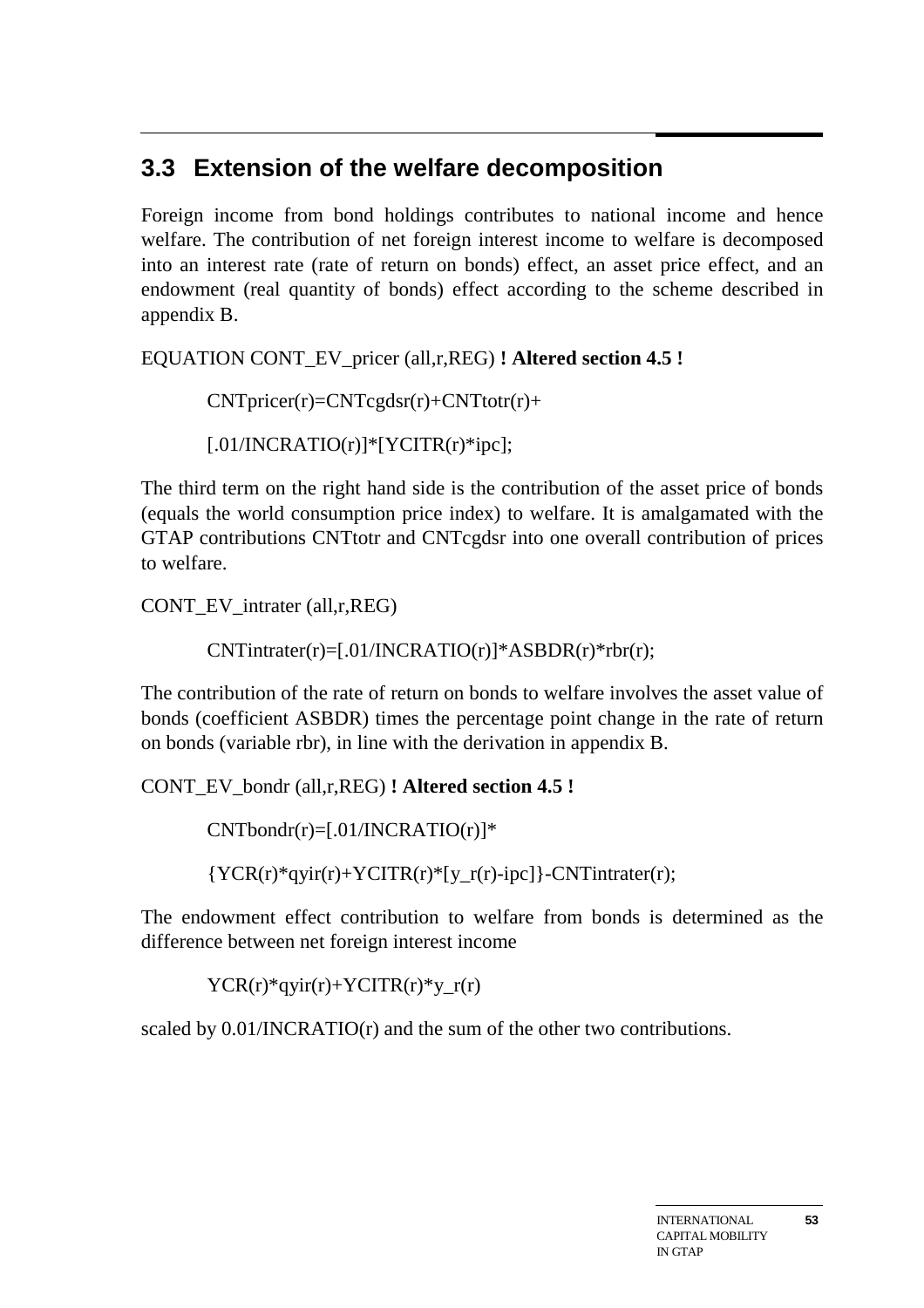## 3.3 Extension of the welfare decomposition

Foreign income from bond holdings contributes to national income and hence welfare. The contribution of net foreign interest income to welfare is decomposed into an interest rate (rate of return on bonds) effect, an asset price effect, and an endowment (real quantity of bonds) effect according to the scheme described in appendix B.

EQUATION CONT_EV_pricer (all,r,REG) **! Altered section 4.5 !**

```
CNTpricer(r)=CNTcgdsr(r)+CNTtotr(r)+
[.01/INCRATIO(r)]*[YCITR(r)*ipc];
```

The third term on the right hand side is the contribution of the asset price of bonds (equals the world consumption price index) to welfare. It is amalgamated with the GTAP contributions CNTtotr and CNTcgdsr into one overall contribution of prices to welfare.

CONT_EV_intrater (all,r,REG)

```
CNTintrater(r)=[.01/INCRATIO(r)]*ASBDR(r)*rbr(r);
```

The contribution of the rate of return on bonds to welfare involves the asset value of bonds (coefficient ASBDR) times the percentage point change in the rate of return on bonds (variable rbr), in line with the derivation in appendix B.

CONT_EV_bondr (all,r,REG) **! Altered section 4.5 !**

```
CNTbondr(r)=[.01/INCRATIO(r)]*
{YCR(r)*qyir(r)+YCITR(r)*[y_r(r)-ipc]}-CNTintrater(r);
```

The endowment effect contribution to welfare from bonds is determined as the difference between net foreign interest income

```
YCR(r)*qyir(r)+YCITR(r)*y_r(r)
```

scaled by 0.01/INCRATIO(r) and the sum of the other two contributions.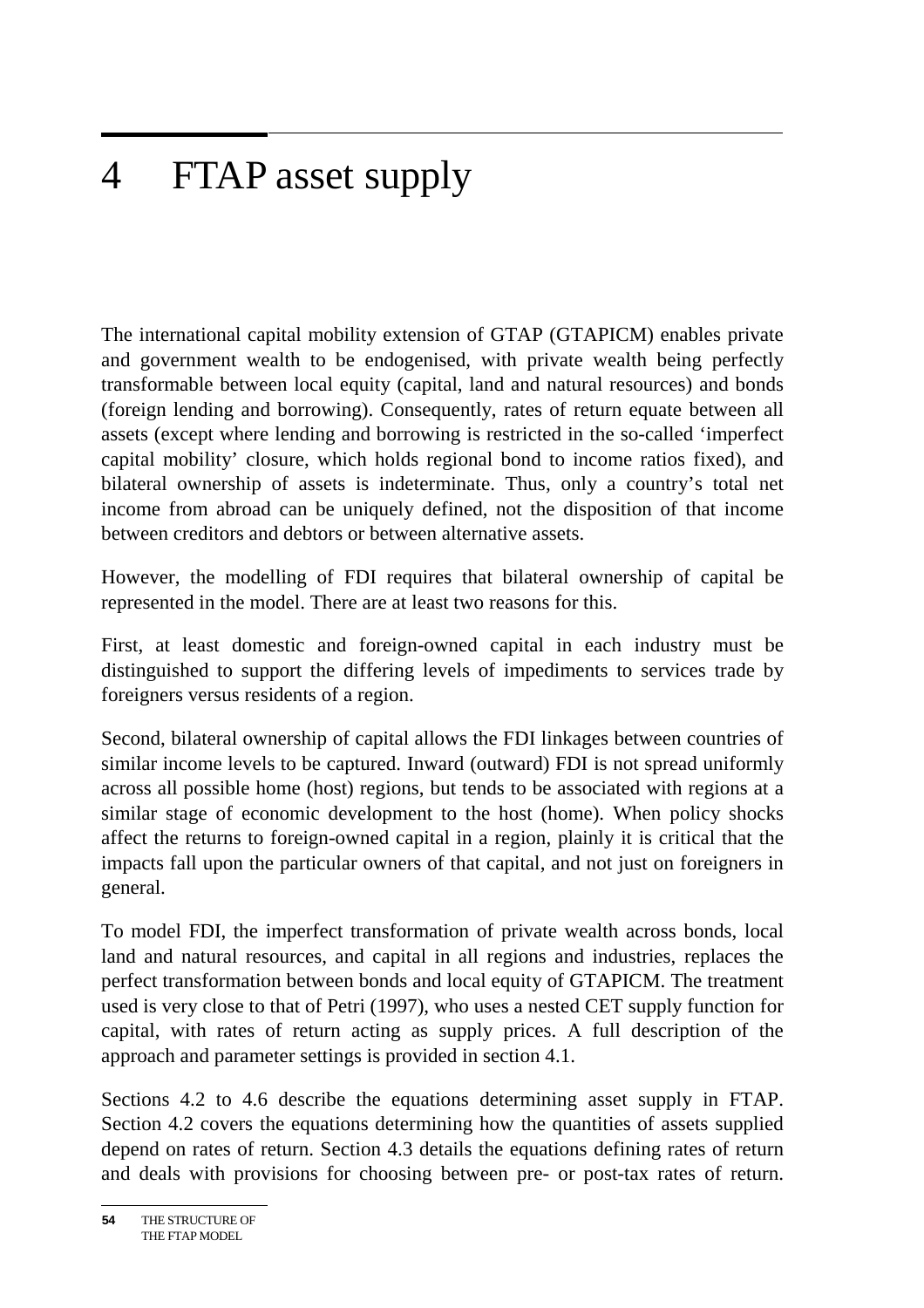# 4 FTAP asset supply

The international capital mobility extension of GTAP (GTAPICM) enables private and government wealth to be endogenised, with private wealth being perfectly transformable between local equity (capital, land and natural resources) and bonds (foreign lending and borrowing). Consequently, rates of return equate between all assets (except where lending and borrowing is restricted in the so-called 'imperfect capital mobility' closure, which holds regional bond to income ratios fixed), and bilateral ownership of assets is indeterminate. Thus, only a country's total net income from abroad can be uniquely defined, not the disposition of that income between creditors and debtors or between alternative assets.

However, the modelling of FDI requires that bilateral ownership of capital be represented in the model. There are at least two reasons for this.

First, at least domestic and foreign-owned capital in each industry must be distinguished to support the differing levels of impediments to services trade by foreigners versus residents of a region.

Second, bilateral ownership of capital allows the FDI linkages between countries of similar income levels to be captured. Inward (outward) FDI is not spread uniformly across all possible home (host) regions, but tends to be associated with regions at a similar stage of economic development to the host (home). When policy shocks affect the returns to foreign-owned capital in a region, plainly it is critical that the impacts fall upon the particular owners of that capital, and not just on foreigners in general.

To model FDI, the imperfect transformation of private wealth across bonds, local land and natural resources, and capital in all regions and industries, replaces the perfect transformation between bonds and local equity of GTAPICM. The treatment used is very close to that of Petri (1997), who uses a nested CET supply function for capital, with rates of return acting as supply prices. A full description of the approach and parameter settings is provided in section 4.1.

Sections 4.2 to 4.6 describe the equations determining asset supply in FTAP. Section 4.2 covers the equations determining how the quantities of assets supplied depend on rates of return. Section 4.3 details the equations defining rates of return and deals with provisions for choosing between pre- or post-tax rates of return.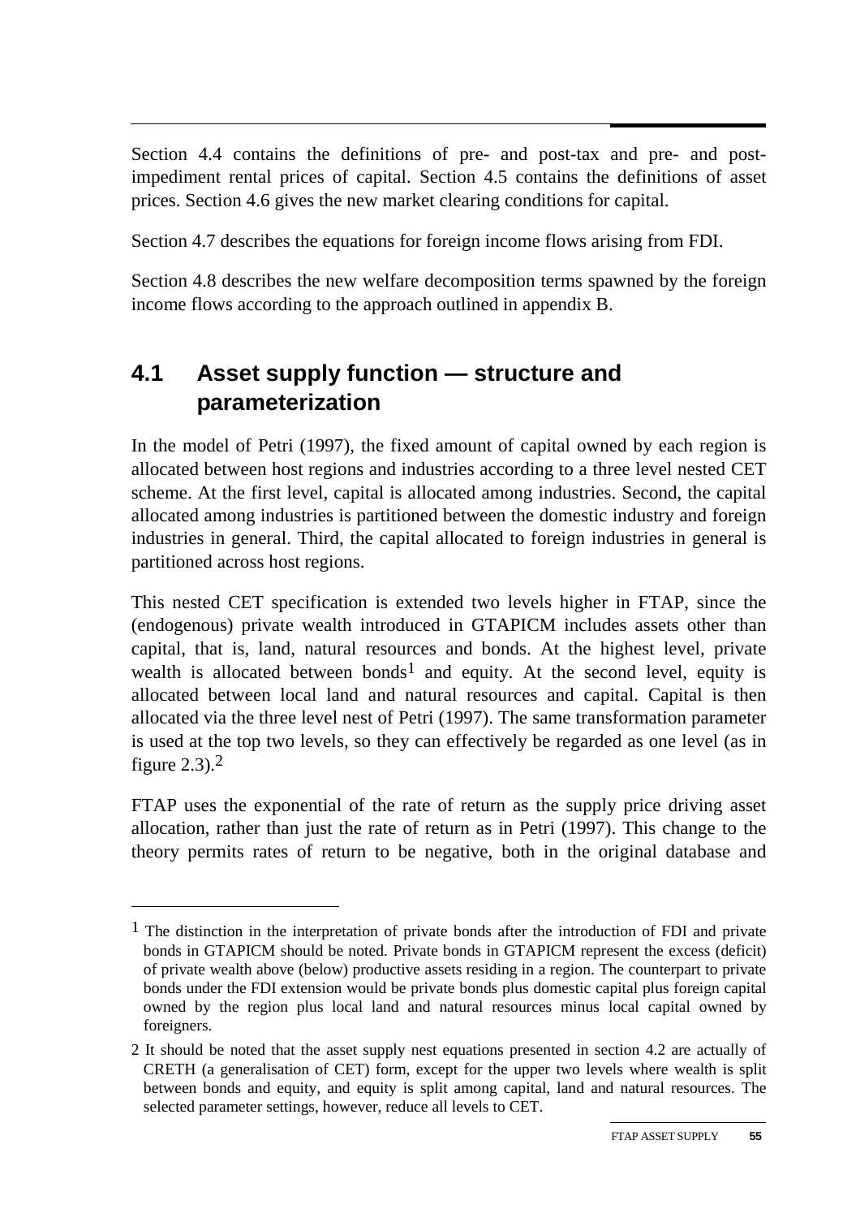Section 4.4 contains the definitions of pre- and post-tax and pre- and post-impediment rental prices of capital. Section 4.5 contains the definitions of asset prices. Section 4.6 gives the new market clearing conditions for capital.

Section 4.7 describes the equations for foreign income flows arising from FDI.

Section 4.8 describes the new welfare decomposition terms spawned by the foreign income flows according to the approach outlined in appendix B.

## 4.1 Asset supply function — structure and parameterization

In the model of Petri (1997), the fixed amount of capital owned by each region is allocated between host regions and industries according to a three level nested CET scheme. At the first level, capital is allocated among industries. Second, the capital allocated among industries is partitioned between the domestic industry and foreign industries in general. Third, the capital allocated to foreign industries in general is partitioned across host regions.

This nested CET specification is extended two levels higher in FTAP, since the (endogenous) private wealth introduced in GTAPICM includes assets other than capital, that is, land, natural resources and bonds. At the highest level, private wealth is allocated between bonds[1] and equity. At the second level, equity is allocated between local land and natural resources and capital. Capital is then allocated via the three level nest of Petri (1997). The same transformation parameter is used at the top two levels, so they can effectively be regarded as one level (as in figure 2.3).[2]

FTAP uses the exponential of the rate of return as the supply price driving asset allocation, rather than just the rate of return as in Petri (1997). This change to the theory permits rates of return to be negative, both in the original database and

---

[1] The distinction in the interpretation of private bonds after the introduction of FDI and private bonds in GTAPICM should be noted. Private bonds in GTAPICM represent the excess (deficit) of private wealth above (below) productive assets residing in a region. The counterpart to private bonds under the FDI extension would be private bonds plus domestic capital plus foreign capital owned by the region plus local land and natural resources minus local capital owned by foreigners.

[2] It should be noted that the asset supply nest equations presented in section 4.2 are actually of CRETH (a generalisation of CET) form, except for the upper two levels where wealth is split between bonds and equity, and equity is split among capital, land and natural resources. The selected parameter settings, however, reduce all levels to CET.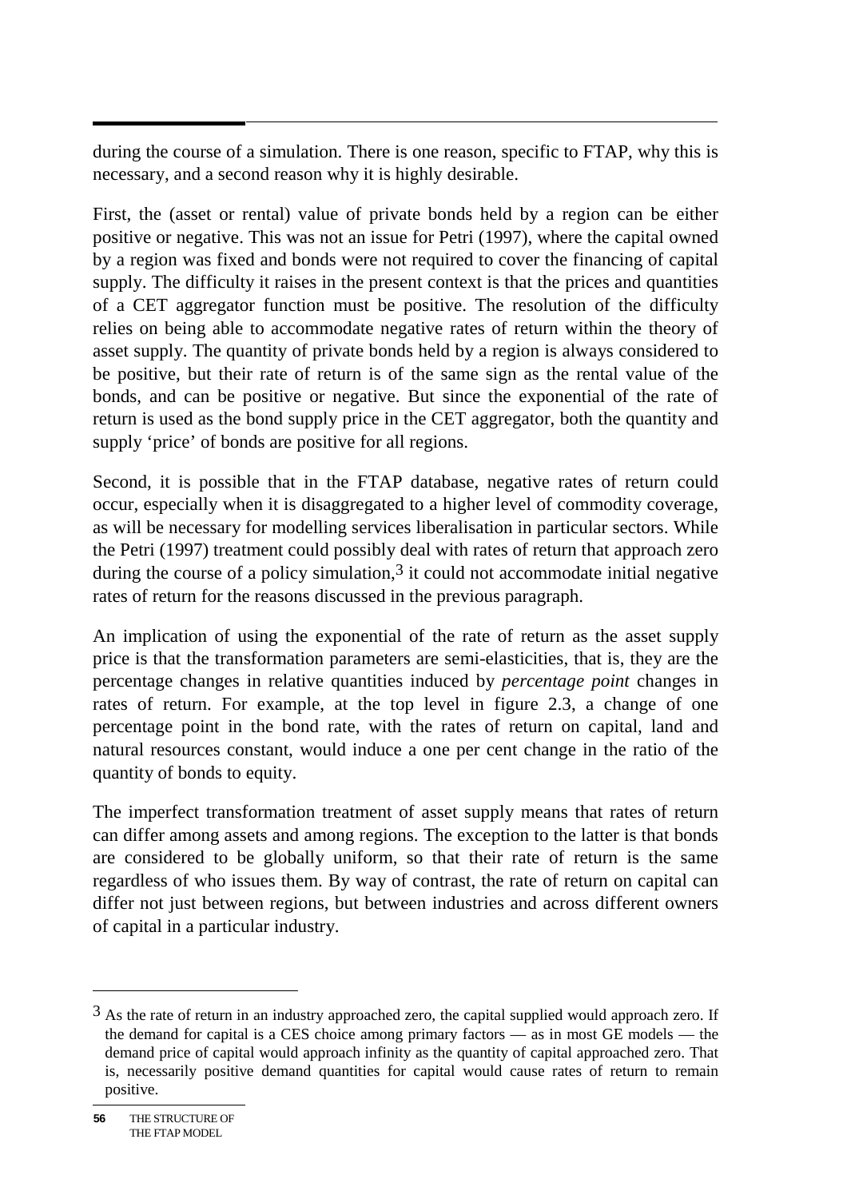during the course of a simulation. There is one reason, specific to FTAP, why this is necessary, and a second reason why it is highly desirable.

First, the (asset or rental) value of private bonds held by a region can be either positive or negative. This was not an issue for Petri (1997), where the capital owned by a region was fixed and bonds were not required to cover the financing of capital supply. The difficulty it raises in the present context is that the prices and quantities of a CET aggregator function must be positive. The resolution of the difficulty relies on being able to accommodate negative rates of return within the theory of asset supply. The quantity of private bonds held by a region is always considered to be positive, but their rate of return is of the same sign as the rental value of the bonds, and can be positive or negative. But since the exponential of the rate of return is used as the bond supply price in the CET aggregator, both the quantity and supply 'price' of bonds are positive for all regions.

Second, it is possible that in the FTAP database, negative rates of return could occur, especially when it is disaggregated to a higher level of commodity coverage, as will be necessary for modelling services liberalisation in particular sectors. While the Petri (1997) treatment could possibly deal with rates of return that approach zero during the course of a policy simulation,[3] it could not accommodate initial negative rates of return for the reasons discussed in the previous paragraph.

An implication of using the exponential of the rate of return as the asset supply price is that the transformation parameters are semi-elasticities, that is, they are the percentage changes in relative quantities induced by *percentage point* changes in rates of return. For example, at the top level in figure 2.3, a change of one percentage point in the bond rate, with the rates of return on capital, land and natural resources constant, would induce a one per cent change in the ratio of the quantity of bonds to equity.

The imperfect transformation treatment of asset supply means that rates of return can differ among assets and among regions. The exception to the latter is that bonds are considered to be globally uniform, so that their rate of return is the same regardless of who issues them. By way of contrast, the rate of return on capital can differ not just between regions, but between industries and across different owners of capital in a particular industry.

---

[3] As the rate of return in an industry approached zero, the capital supplied would approach zero. If the demand for capital is a CES choice among primary factors — as in most GE models — the demand price of capital would approach infinity as the quantity of capital approached zero. That is, necessarily positive demand quantities for capital would cause rates of return to remain positive.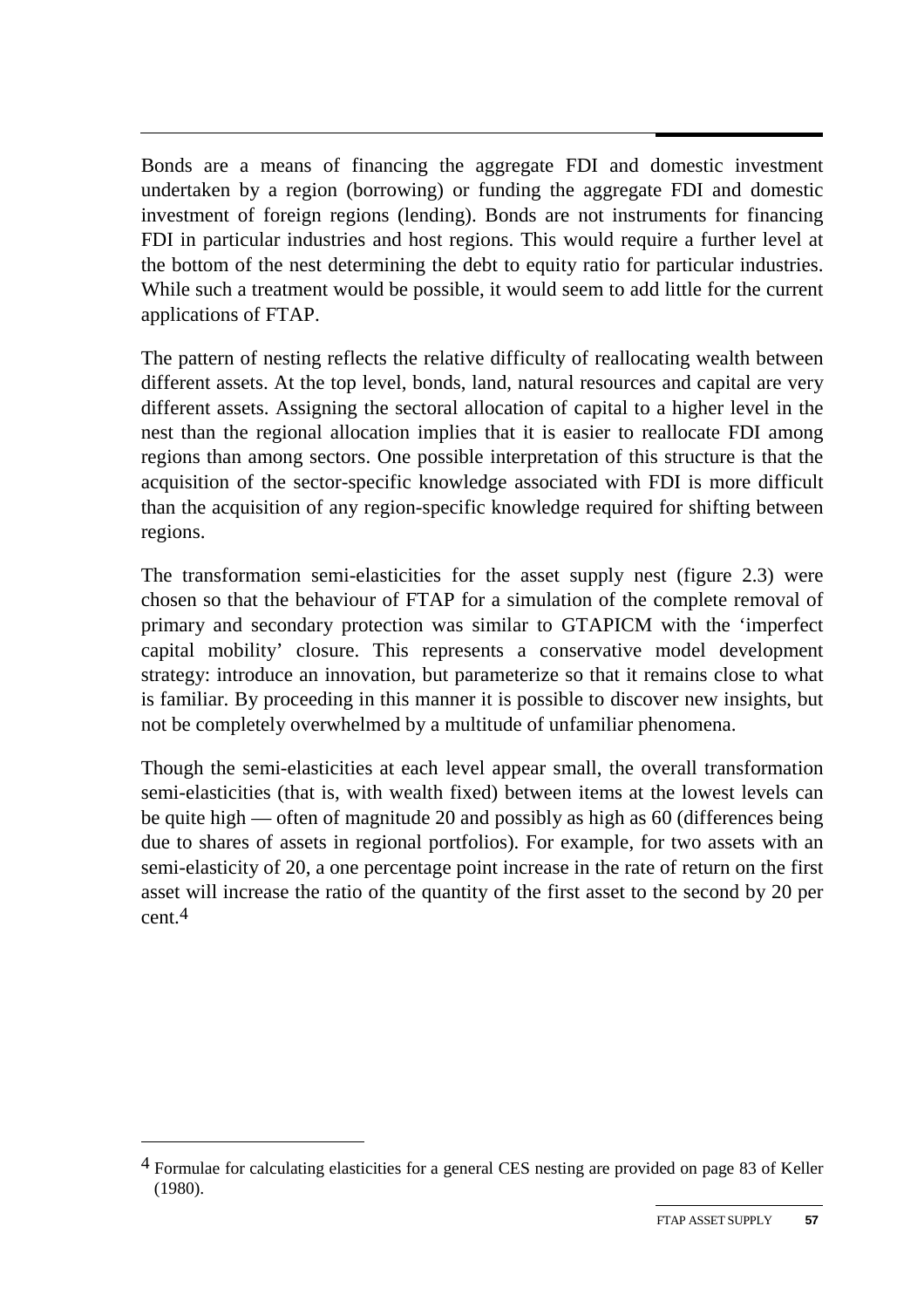Bonds are a means of financing the aggregate FDI and domestic investment undertaken by a region (borrowing) or funding the aggregate FDI and domestic investment of foreign regions (lending). Bonds are not instruments for financing FDI in particular industries and host regions. This would require a further level at the bottom of the nest determining the debt to equity ratio for particular industries. While such a treatment would be possible, it would seem to add little for the current applications of FTAP.

The pattern of nesting reflects the relative difficulty of reallocating wealth between different assets. At the top level, bonds, land, natural resources and capital are very different assets. Assigning the sectoral allocation of capital to a higher level in the nest than the regional allocation implies that it is easier to reallocate FDI among regions than among sectors. One possible interpretation of this structure is that the acquisition of the sector-specific knowledge associated with FDI is more difficult than the acquisition of any region-specific knowledge required for shifting between regions.

The transformation semi-elasticities for the asset supply nest (figure 2.3) were chosen so that the behaviour of FTAP for a simulation of the complete removal of primary and secondary protection was similar to GTAPICM with the 'imperfect capital mobility' closure. This represents a conservative model development strategy: introduce an innovation, but parameterize so that it remains close to what is familiar. By proceeding in this manner it is possible to discover new insights, but not be completely overwhelmed by a multitude of unfamiliar phenomena.

Though the semi-elasticities at each level appear small, the overall transformation semi-elasticities (that is, with wealth fixed) between items at the lowest levels can be quite high — often of magnitude 20 and possibly as high as 60 (differences being due to shares of assets in regional portfolios). For example, for two assets with an semi-elasticity of 20, a one percentage point increase in the rate of return on the first asset will increase the ratio of the quantity of the first asset to the second by 20 per cent.[4]

---

[4] Formulae for calculating elasticities for a general CES nesting are provided on page 83 of Keller (1980).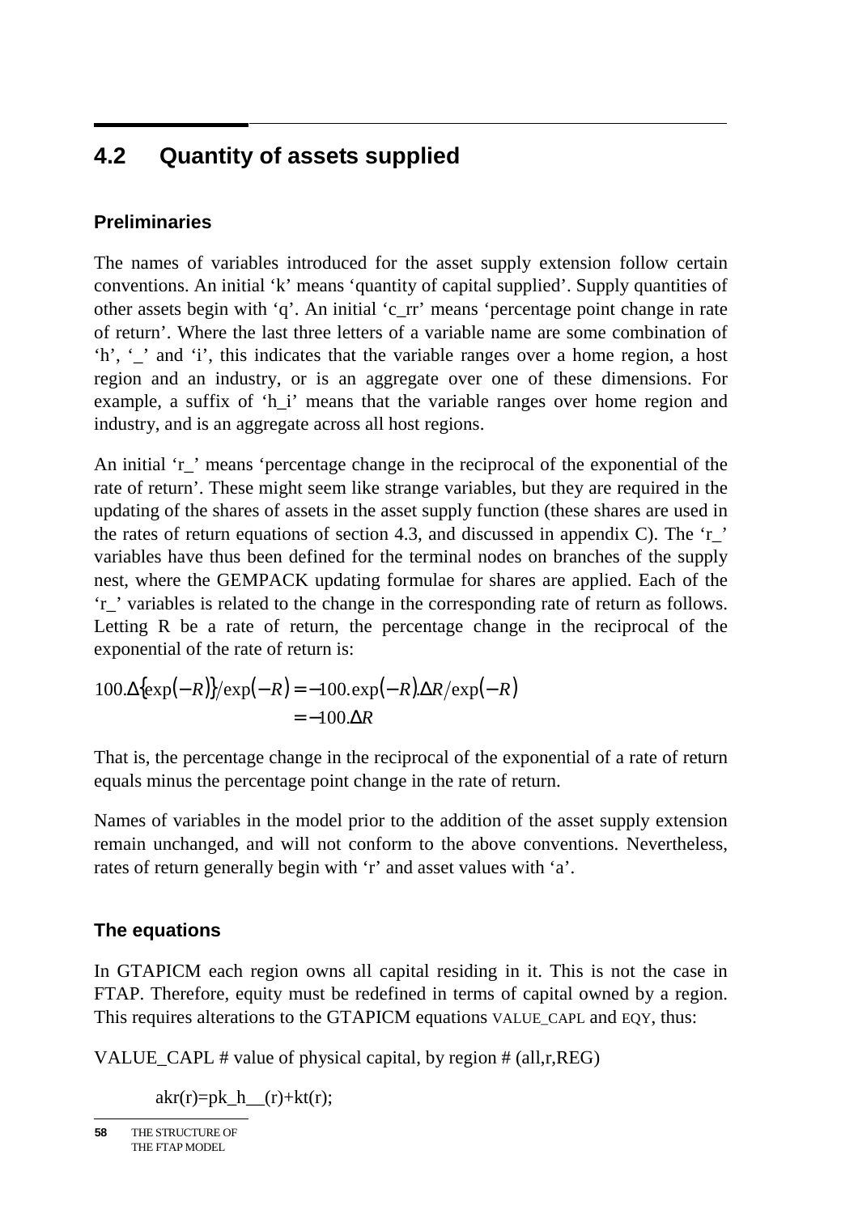## 4.2 Quantity of assets supplied

### Preliminaries

The names of variables introduced for the asset supply extension follow certain conventions. An initial 'k' means 'quantity of capital supplied'. Supply quantities of other assets begin with 'q'. An initial 'c_rr' means 'percentage point change in rate of return'. Where the last three letters of a variable name are some combination of 'h', '_' and 'i', this indicates that the variable ranges over a home region, a host region and an industry, or is an aggregate over one of these dimensions. For example, a suffix of 'h_i' means that the variable ranges over home region and industry, and is an aggregate across all host regions.

An initial 'r_' means 'percentage change in the reciprocal of the exponential of the rate of return'. These might seem like strange variables, but they are required in the updating of the shares of assets in the asset supply function (these shares are used in the rates of return equations of section 4.3, and discussed in appendix C). The 'r_' variables have thus been defined for the terminal nodes on branches of the supply nest, where the GEMPACK updating formulae for shares are applied. Each of the 'r_' variables is related to the change in the corresponding rate of return as follows. Letting R be a rate of return, the percentage change in the reciprocal of the exponential of the rate of return is:

$$
\begin{aligned}
100.\Delta\{\exp(-R)\}/\exp(-R) &= -100.\exp(-R).\Delta R/\exp(-R) \\
&= -100.\Delta R
\end{aligned}
$$

That is, the percentage change in the reciprocal of the exponential of a rate of return equals minus the percentage point change in the rate of return.

Names of variables in the model prior to the addition of the asset supply extension remain unchanged, and will not conform to the above conventions. Nevertheless, rates of return generally begin with 'r' and asset values with 'a'.

### The equations

In GTAPICM each region owns all capital residing in it. This is not the case in FTAP. Therefore, equity must be redefined in terms of capital owned by a region. This requires alterations to the GTAPICM equations VALUE_CAPL and EQY, thus:

VALUE_CAPL # value of physical capital, by region # (all,r,REG)

```
akr(r)=pk_h__(r)+kt(r);
```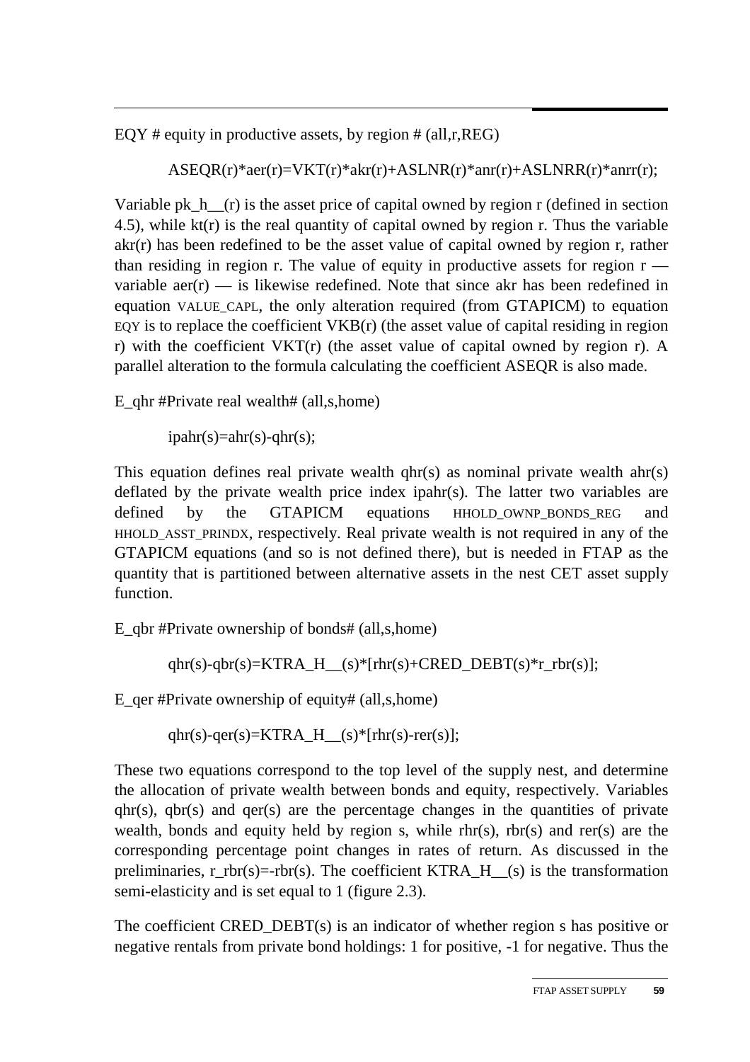EQY # equity in productive assets, by region # (all,r,REG)

ASEQR(r)*aer(r)=VKT(r)*akr(r)+ASLNR(r)*anr(r)+ASLNRR(r)*anrr(r);

Variable pk_h__(r) is the asset price of capital owned by region r (defined in section 4.5), while kt(r) is the real quantity of capital owned by region r. Thus the variable akr(r) has been redefined to be the asset value of capital owned by region r, rather than residing in region r. The value of equity in productive assets for region r — variable aer(r) — is likewise redefined. Note that since akr has been redefined in equation VALUE_CAPL, the only alteration required (from GTAPICM) to equation EQY is to replace the coefficient VKB(r) (the asset value of capital residing in region r) with the coefficient VKT(r) (the asset value of capital owned by region r). A parallel alteration to the formula calculating the coefficient ASEQR is also made.

E_qhr #Private real wealth# (all,s,home)

ipahr(s)=ahr(s)-qhr(s);

This equation defines real private wealth qhr(s) as nominal private wealth ahr(s) deflated by the private wealth price index ipahr(s). The latter two variables are defined by the GTAPICM equations HHOLD_OWNP_BONDS_REG and HHOLD_ASST_PRINDX, respectively. Real private wealth is not required in any of the GTAPICM equations (and so is not defined there), but is needed in FTAP as the quantity that is partitioned between alternative assets in the nest CET asset supply function.

E_qbr #Private ownership of bonds# (all,s,home)

qhr(s)-qbr(s)=KTRA_H__(s)*[rhr(s)+CRED_DEBT(s)*r_rbr(s)];

E_qer #Private ownership of equity# (all,s,home)

qhr(s)-qer(s)=KTRA_H__(s)*[rhr(s)-rer(s)];

These two equations correspond to the top level of the supply nest, and determine the allocation of private wealth between bonds and equity, respectively. Variables qhr(s), qbr(s) and qer(s) are the percentage changes in the quantities of private wealth, bonds and equity held by region s, while rhr(s), rbr(s) and rer(s) are the corresponding percentage point changes in rates of return. As discussed in the preliminaries, r_rbr(s)=-rbr(s). The coefficient KTRA_H__(s) is the transformation semi-elasticity and is set equal to 1 (figure 2.3).

The coefficient CRED_DEBT(s) is an indicator of whether region s has positive or negative rentals from private bond holdings: 1 for positive, -1 for negative. Thus the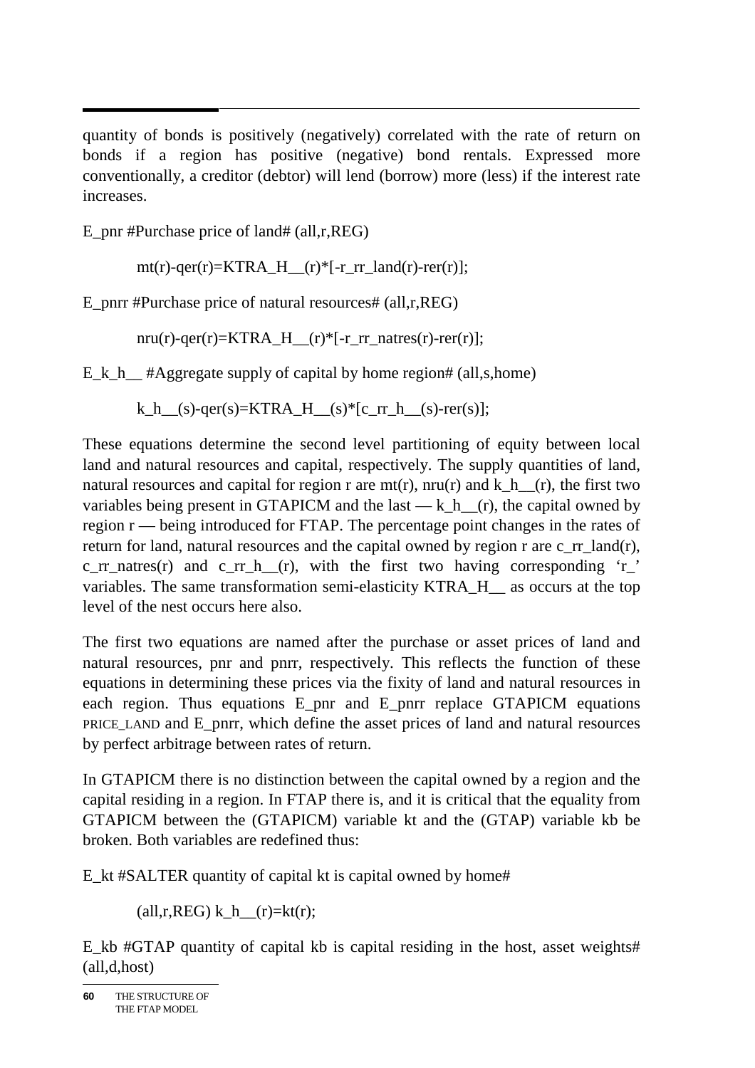quantity of bonds is positively (negatively) correlated with the rate of return on bonds if a region has positive (negative) bond rentals. Expressed more conventionally, a creditor (debtor) will lend (borrow) more (less) if the interest rate increases.

E_pnr #Purchase price of land# (all,r,REG)

mt(r)-qer(r)=KTRA_H__(r)*[-r_rr_land(r)-rer(r)];

E_pnrr #Purchase price of natural resources# (all,r,REG)

nru(r)-qer(r)=KTRA_H__(r)*[-r_rr_natres(r)-rer(r)];

E_k_h__ #Aggregate supply of capital by home region# (all,s,home)

k_h__(s)-qer(s)=KTRA_H__(s)*[c_rr_h__(s)-rer(s)];

These equations determine the second level partitioning of equity between local land and natural resources and capital, respectively. The supply quantities of land, natural resources and capital for region r are mt(r), nru(r) and k_h__(r), the first two variables being present in GTAPICM and the last — k_h__(r), the capital owned by region r — being introduced for FTAP. The percentage point changes in the rates of return for land, natural resources and the capital owned by region r are c_rr_land(r), c_rr_natres(r) and c_rr_h__(r), with the first two having corresponding 'r_' variables. The same transformation semi-elasticity KTRA_H__ as occurs at the top level of the nest occurs here also.

The first two equations are named after the purchase or asset prices of land and natural resources, pnr and pnrr, respectively. This reflects the function of these equations in determining these prices via the fixity of land and natural resources in each region. Thus equations E_pnr and E_pnrr replace GTAPICM equations PRICE_LAND and E_pnrr, which define the asset prices of land and natural resources by perfect arbitrage between rates of return.

In GTAPICM there is no distinction between the capital owned by a region and the capital residing in a region. In FTAP there is, and it is critical that the equality from GTAPICM between the (GTAPICM) variable kt and the (GTAP) variable kb be broken. Both variables are redefined thus:

E_kt #SALTER quantity of capital kt is capital owned by home#

(all,r,REG) k_h__(r)=kt(r);

E_kb #GTAP quantity of capital kb is capital residing in the host, asset weights# (all,d,host)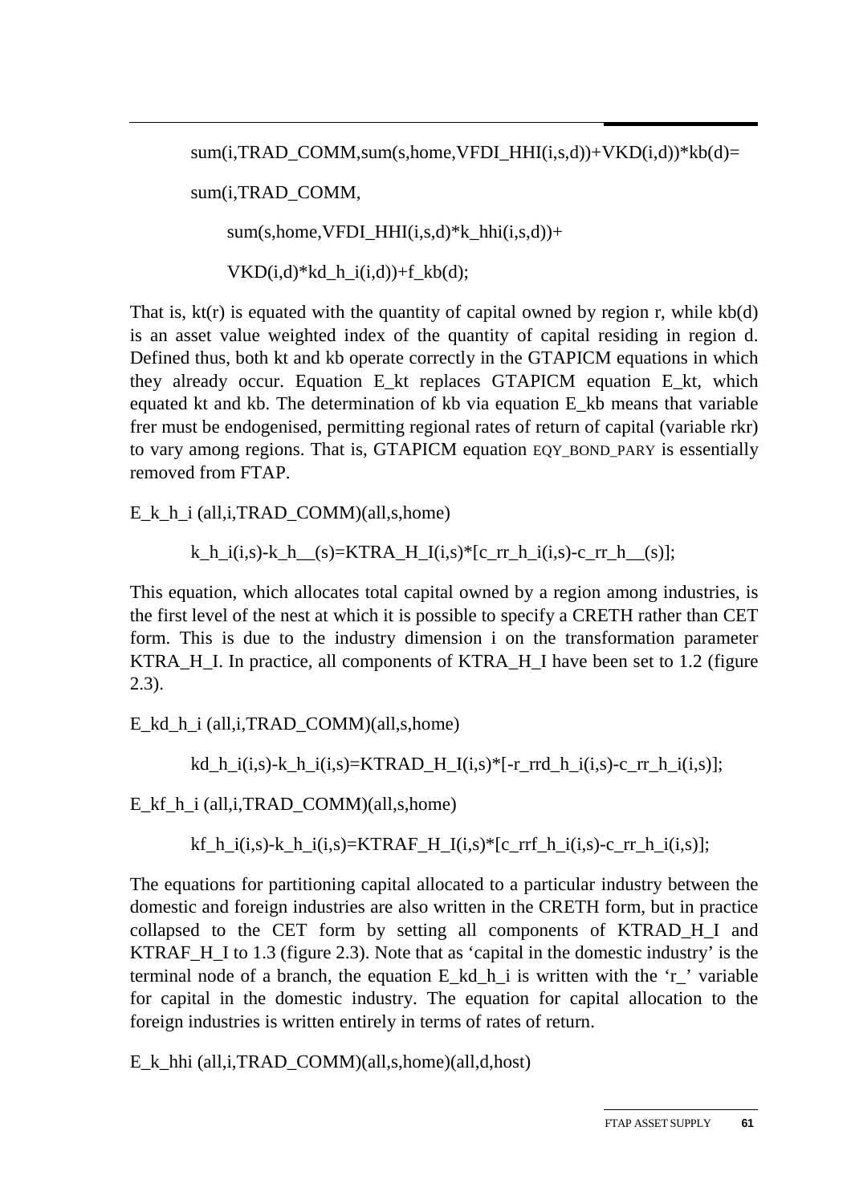```
sum(i,TRAD_COMM,sum(s,home,VFDI_HHI(i,s,d))+VKD(i,d))*kb(d)=
sum(i,TRAD_COMM,
    sum(s,home,VFDI_HHI(i,s,d)*k_hhi(i,s,d))+
    VKD(i,d)*kd_h_i(i,d))+f_kb(d);
```

That is, kt(r) is equated with the quantity of capital owned by region r, while kb(d) is an asset value weighted index of the quantity of capital residing in region d. Defined thus, both kt and kb operate correctly in the GTAPICM equations in which they already occur. Equation E_kt replaces GTAPICM equation E_kt, which equated kt and kb. The determination of kb via equation E_kb means that variable frer must be endogenised, permitting regional rates of return of capital (variable rkr) to vary among regions. That is, GTAPICM equation EQY_BOND_PARY is essentially removed from FTAP.

```
E_k_h_i (all,i,TRAD_COMM)(all,s,home)
    k_h_i(i,s)-k_h__(s)=KTRA_H_I(i,s)*[c_rr_h_i(i,s)-c_rr_h__(s)];
```

This equation, which allocates total capital owned by a region among industries, is the first level of the nest at which it is possible to specify a CRETH rather than CET form. This is due to the industry dimension i on the transformation parameter KTRA_H_I. In practice, all components of KTRA_H_I have been set to 1.2 (figure 2.3).

```
E_kd_h_i (all,i,TRAD_COMM)(all,s,home)
    kd_h_i(i,s)-k_h_i(i,s)=KTRAD_H_I(i,s)*[-r_rrd_h_i(i,s)-c_rr_h_i(i,s)];
E_kf_h_i (all,i,TRAD_COMM)(all,s,home)
    kf_h_i(i,s)-k_h_i(i,s)=KTRAF_H_I(i,s)*[c_rrf_h_i(i,s)-c_rr_h_i(i,s)];
```

The equations for partitioning capital allocated to a particular industry between the domestic and foreign industries are also written in the CRETH form, but in practice collapsed to the CET form by setting all components of KTRAD_H_I and KTRAF_H_I to 1.3 (figure 2.3). Note that as 'capital in the domestic industry' is the terminal node of a branch, the equation E_kd_h_i is written with the 'r_' variable for capital in the domestic industry. The equation for capital allocation to the foreign industries is written entirely in terms of rates of return.

```
E_k_hhi (all,i,TRAD_COMM)(all,s,home)(all,d,host)
```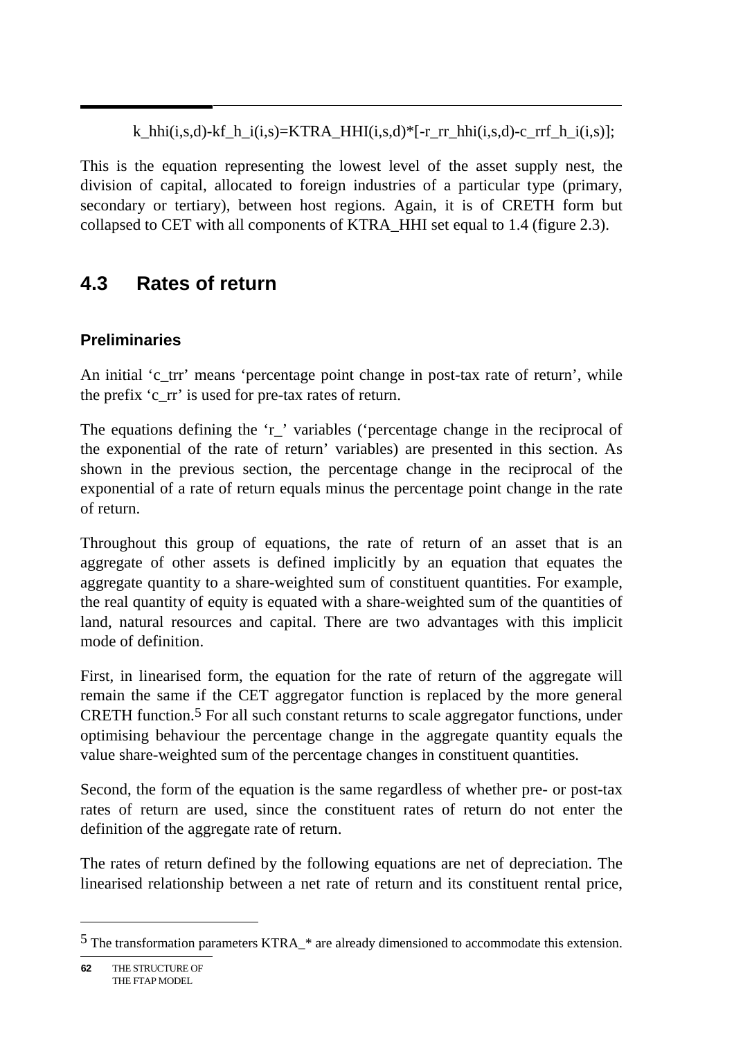k_hhi(i,s,d)-kf_h_i(i,s)=KTRA_HHI(i,s,d)*[-r_rr_hhi(i,s,d)-c_rrf_h_i(i,s)];

This is the equation representing the lowest level of the asset supply nest, the division of capital, allocated to foreign industries of a particular type (primary, secondary or tertiary), between host regions. Again, it is of CRETH form but collapsed to CET with all components of KTRA_HHI set equal to 1.4 (figure 2.3).

## 4.3 Rates of return

### Preliminaries

An initial 'c_trr' means 'percentage point change in post-tax rate of return', while the prefix 'c_rr' is used for pre-tax rates of return.

The equations defining the 'r_' variables ('percentage change in the reciprocal of the exponential of the rate of return' variables) are presented in this section. As shown in the previous section, the percentage change in the reciprocal of the exponential of a rate of return equals minus the percentage point change in the rate of return.

Throughout this group of equations, the rate of return of an asset that is an aggregate of other assets is defined implicitly by an equation that equates the aggregate quantity to a share-weighted sum of constituent quantities. For example, the real quantity of equity is equated with a share-weighted sum of the quantities of land, natural resources and capital. There are two advantages with this implicit mode of definition.

First, in linearised form, the equation for the rate of return of the aggregate will remain the same if the CET aggregator function is replaced by the more general CRETH function.[5] For all such constant returns to scale aggregator functions, under optimising behaviour the percentage change in the aggregate quantity equals the value share-weighted sum of the percentage changes in constituent quantities.

Second, the form of the equation is the same regardless of whether pre- or post-tax rates of return are used, since the constituent rates of return do not enter the definition of the aggregate rate of return.

The rates of return defined by the following equations are net of depreciation. The linearised relationship between a net rate of return and its constituent rental price,

---

[5] The transformation parameters KTRA_* are already dimensioned to accommodate this extension.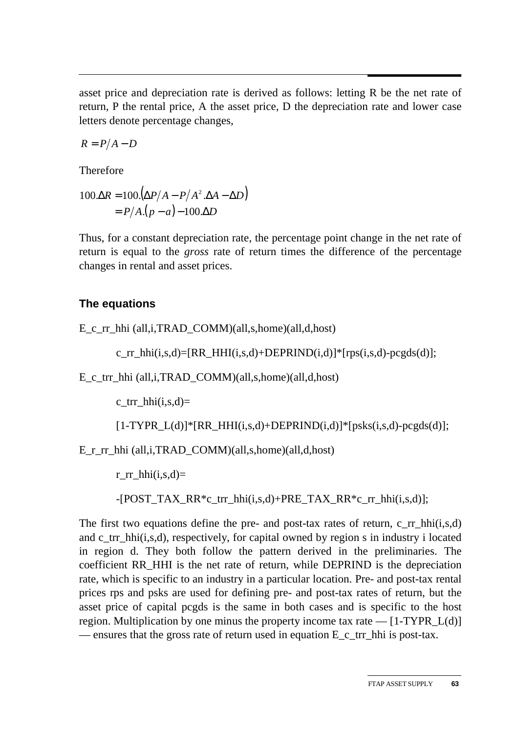asset price and depreciation rate is derived as follows: letting R be the net rate of return, P the rental price, A the asset price, D the depreciation rate and lower case letters denote percentage changes,

$$R = P/A - D$$

Therefore

$$
\begin{aligned}
100.\Delta R &= 100.\left(\Delta P/A - P/A^2.\Delta A - \Delta D\right) \\
&= P/A.\left(p - a\right) - 100.\Delta D
\end{aligned}
$$

Thus, for a constant depreciation rate, the percentage point change in the net rate of return is equal to the *gross* rate of return times the difference of the percentage changes in rental and asset prices.

### The equations

E_c_rr_hhi (all,i,TRAD_COMM)(all,s,home)(all,d,host)

```
c_rr_hhi(i,s,d)=[RR_HHI(i,s,d)+DEPRIND(i,d)]*[rps(i,s,d)-pcgds(d)];
```

E_c_trr_hhi (all,i,TRAD_COMM)(all,s,home)(all,d,host)

```
c_trr_hhi(i,s,d)=
[1-TYPR_L(d)]*[RR_HHI(i,s,d)+DEPRIND(i,d)]*[psks(i,s,d)-pcgds(d)];
```

E_r_rr_hhi (all,i,TRAD_COMM)(all,s,home)(all,d,host)

```
r_rr_hhi(i,s,d)=
-[POST_TAX_RR*c_trr_hhi(i,s,d)+PRE_TAX_RR*c_rr_hhi(i,s,d)];
```

The first two equations define the pre- and post-tax rates of return, c_rr_hhi(i,s,d) and c_trr_hhi(i,s,d), respectively, for capital owned by region s in industry i located in region d. They both follow the pattern derived in the preliminaries. The coefficient RR_HHI is the net rate of return, while DEPRIND is the depreciation rate, which is specific to an industry in a particular location. Pre- and post-tax rental prices rps and psks are used for defining pre- and post-tax rates of return, but the asset price of capital pcgds is the same in both cases and is specific to the host region. Multiplication by one minus the property income tax rate — [1-TYPR_L(d)] — ensures that the gross rate of return used in equation E_c_trr_hhi is post-tax.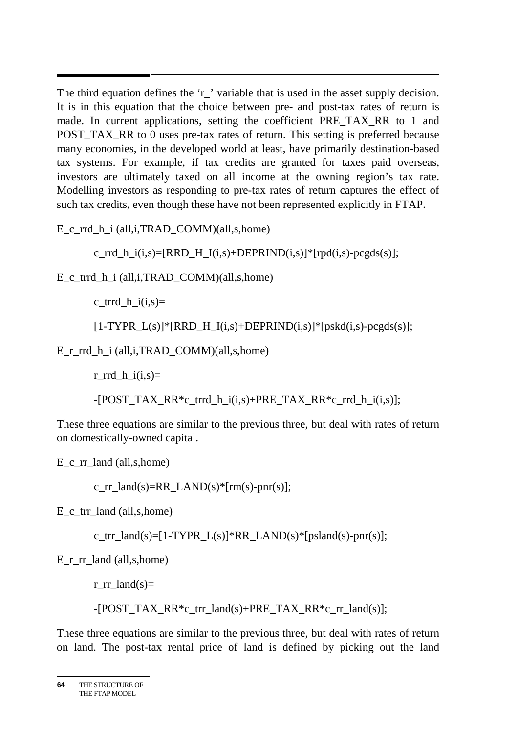The third equation defines the 'r_' variable that is used in the asset supply decision. It is in this equation that the choice between pre- and post-tax rates of return is made. In current applications, setting the coefficient PRE_TAX_RR to 1 and POST_TAX_RR to 0 uses pre-tax rates of return. This setting is preferred because many economies, in the developed world at least, have primarily destination-based tax systems. For example, if tax credits are granted for taxes paid overseas, investors are ultimately taxed on all income at the owning region's tax rate. Modelling investors as responding to pre-tax rates of return captures the effect of such tax credits, even though these have not been represented explicitly in FTAP.

E_c_rrd_h_i (all,i,TRAD_COMM)(all,s,home)

c_rrd_h_i(i,s)=[RRD_H_I(i,s)+DEPRIND(i,s)]*[rpd(i,s)-pcgds(s)];

E_c_trrd_h_i (all,i,TRAD_COMM)(all,s,home)

c_trrd_h_i(i,s)=

[1-TYPR_L(s)]*[RRD_H_I(i,s)+DEPRIND(i,s)]*[pskd(i,s)-pcgds(s)];

E_r_rrd_h_i (all,i,TRAD_COMM)(all,s,home)

r_rrd_h_i(i,s)=

-[POST_TAX_RR*c_trrd_h_i(i,s)+PRE_TAX_RR*c_rrd_h_i(i,s)];

These three equations are similar to the previous three, but deal with rates of return on domestically-owned capital.

E_c_rr_land (all,s,home)

c_rr_land(s)=RR_LAND(s)*[rm(s)-pnr(s)];

E_c_trr_land (all,s,home)

c_trr_land(s)=[1-TYPR_L(s)]*RR_LAND(s)*[psland(s)-pnr(s)];

E_r_rr_land (all,s,home)

r_rr_land(s)=

-[POST_TAX_RR*c_trr_land(s)+PRE_TAX_RR*c_rr_land(s)];

These three equations are similar to the previous three, but deal with rates of return on land. The post-tax rental price of land is defined by picking out the land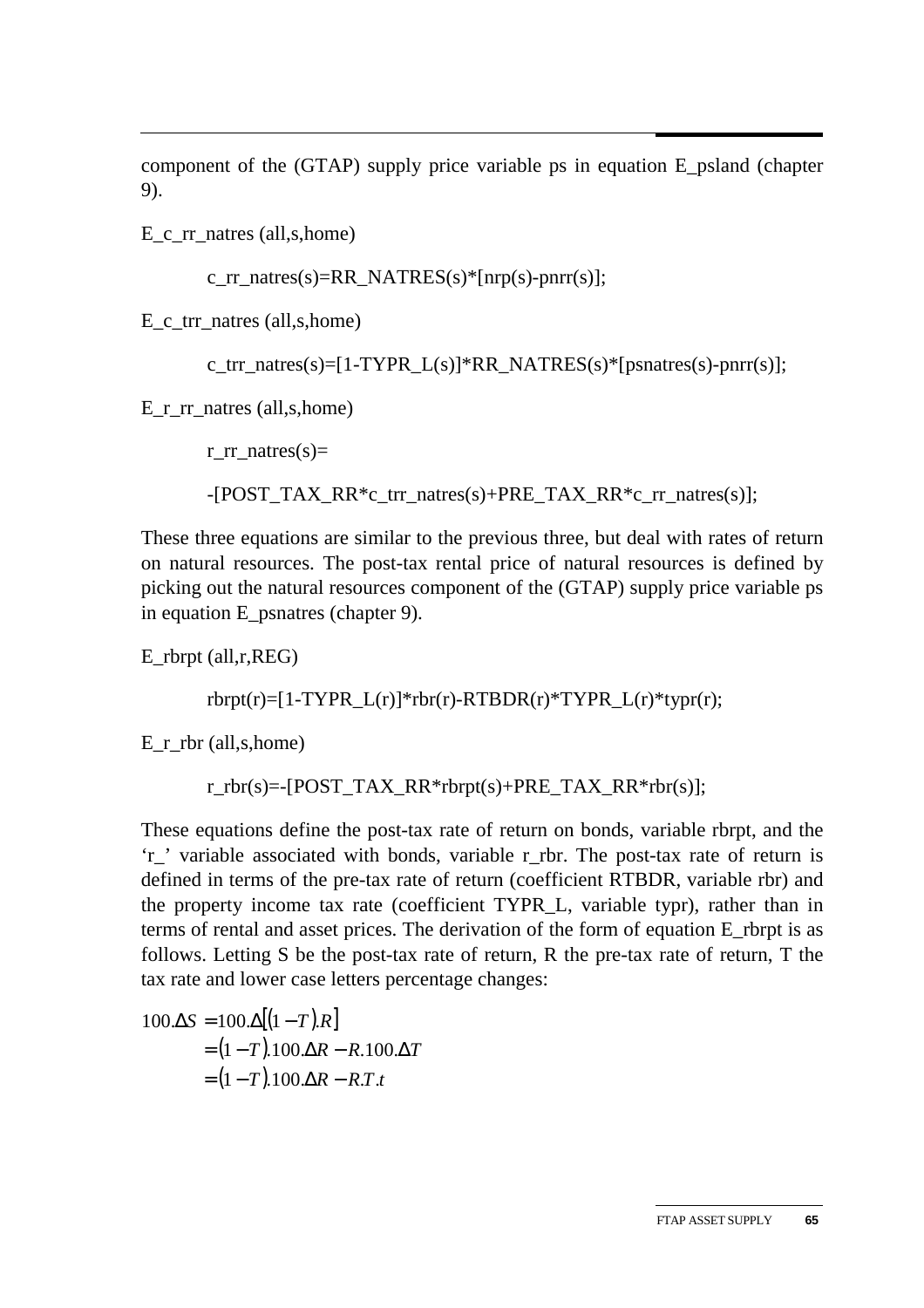component of the (GTAP) supply price variable ps in equation E_psland (chapter 9).

E_c_rr_natres (all,s,home)

```
c_rr_natres(s)=RR_NATRES(s)*[nrp(s)-pnrr(s)];
```

E_c_trr_natres (all,s,home)

```
c_trr_natres(s)=[1-TYPR_L(s)]*RR_NATRES(s)*[psnatres(s)-pnrr(s)];
```

E_r_rr_natres (all,s,home)

```
r_rr_natres(s)=
-[POST_TAX_RR*c_trr_natres(s)+PRE_TAX_RR*c_rr_natres(s)];
```

These three equations are similar to the previous three, but deal with rates of return on natural resources. The post-tax rental price of natural resources is defined by picking out the natural resources component of the (GTAP) supply price variable ps in equation E_psnatres (chapter 9).

E_rbrpt (all,r,REG)

```
rbrpt(r)=[1-TYPR_L(r)]*rbr(r)-RTBDR(r)*TYPR_L(r)*typr(r);
```

E_r_rbr (all,s,home)

```
r_rbr(s)=-[POST_TAX_RR*rbrpt(s)+PRE_TAX_RR*rbr(s)];
```

These equations define the post-tax rate of return on bonds, variable rbrpt, and the 'r_' variable associated with bonds, variable r_rbr. The post-tax rate of return is defined in terms of the pre-tax rate of return (coefficient RTBDR, variable rbr) and the property income tax rate (coefficient TYPR_L, variable typr), rather than in terms of rental and asset prices. The derivation of the form of equation E_rbrpt is as follows. Letting S be the post-tax rate of return, R the pre-tax rate of return, T the tax rate and lower case letters percentage changes:

$$
\begin{aligned}
100.\Delta S &= 100.\Delta[(1-T).R] \\
&= (1-T).100.\Delta R - R.100.\Delta T \\
&= (1-T).100.\Delta R - R.T.t
\end{aligned}
$$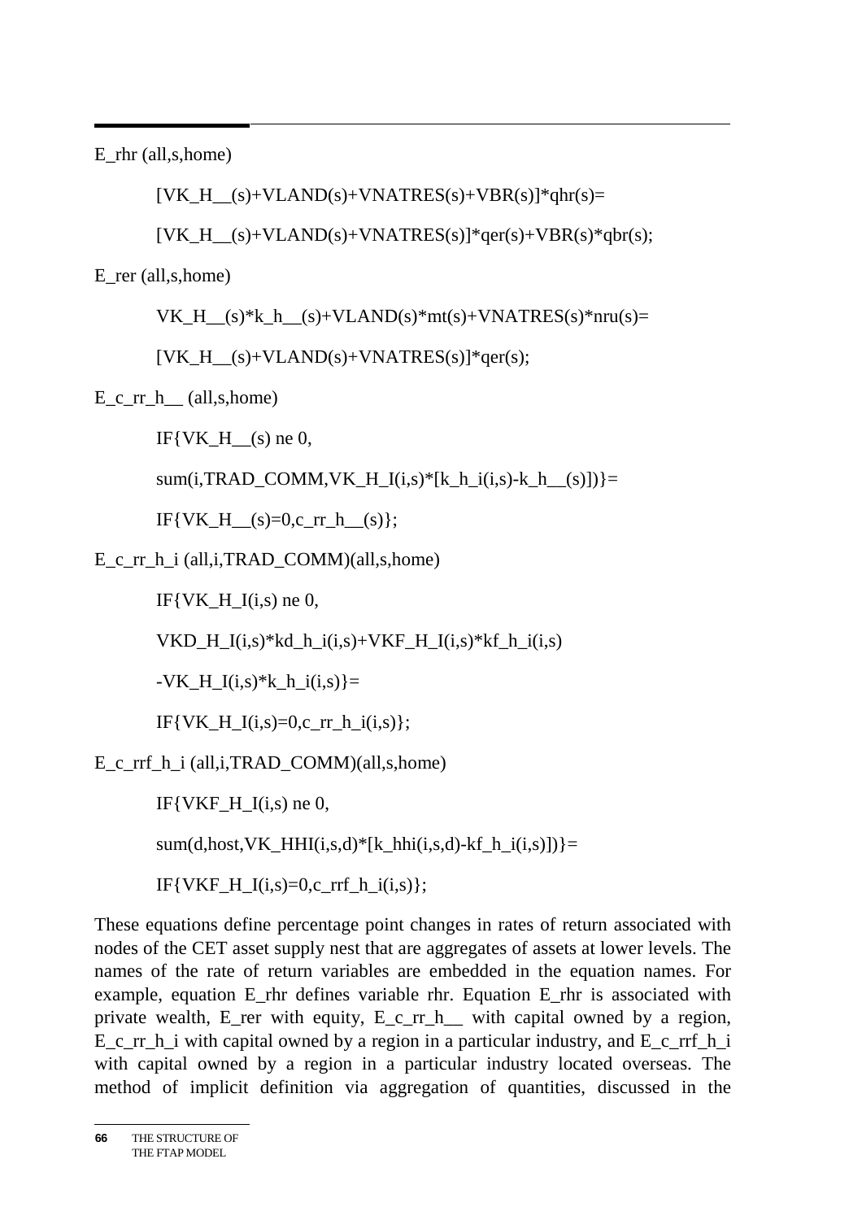E_rhr (all,s,home)

```
[VK_H__(s)+VLAND(s)+VNATRES(s)+VBR(s)]*qhr(s)=
[VK_H__(s)+VLAND(s)+VNATRES(s)]*qer(s)+VBR(s)*qbr(s);
```

E_rer (all,s,home)

```
VK_H__(s)*k_h__(s)+VLAND(s)*mt(s)+VNATRES(s)*nru(s)=
[VK_H__(s)+VLAND(s)+VNATRES(s)]*qer(s);
```

E_c_rr_h__ (all,s,home)

```
IF{VK_H__(s) ne 0,
sum(i,TRAD_COMM,VK_H_I(i,s)*[k_h_i(i,s)-k_h__(s)])}=
IF{VK_H__(s)=0,c_rr_h__(s)};
```

E_c_rr_h_i (all,i,TRAD_COMM)(all,s,home)

```
IF{VK_H_I(i,s) ne 0,
VKD_H_I(i,s)*kd_h_i(i,s)+VKF_H_I(i,s)*kf_h_i(i,s)
-VK_H_I(i,s)*k_h_i(i,s)}=
IF{VK_H_I(i,s)=0,c_rr_h_i(i,s)};
```

E_c_rrf_h_i (all,i,TRAD_COMM)(all,s,home)

```
IF{VKF_H_I(i,s) ne 0,
sum(d,host,VK_HHI(i,s,d)*[k_hhi(i,s,d)-kf_h_i(i,s)])}=
IF{VKF_H_I(i,s)=0,c_rrf_h_i(i,s)};
```

These equations define percentage point changes in rates of return associated with nodes of the CET asset supply nest that are aggregates of assets at lower levels. The names of the rate of return variables are embedded in the equation names. For example, equation E_rhr defines variable rhr. Equation E_rhr is associated with private wealth, E_rer with equity, E_c_rr_h__ with capital owned by a region, E_c_rr_h_i with capital owned by a region in a particular industry, and E_c_rrf_h_i with capital owned by a region in a particular industry located overseas. The method of implicit definition via aggregation of quantities, discussed in the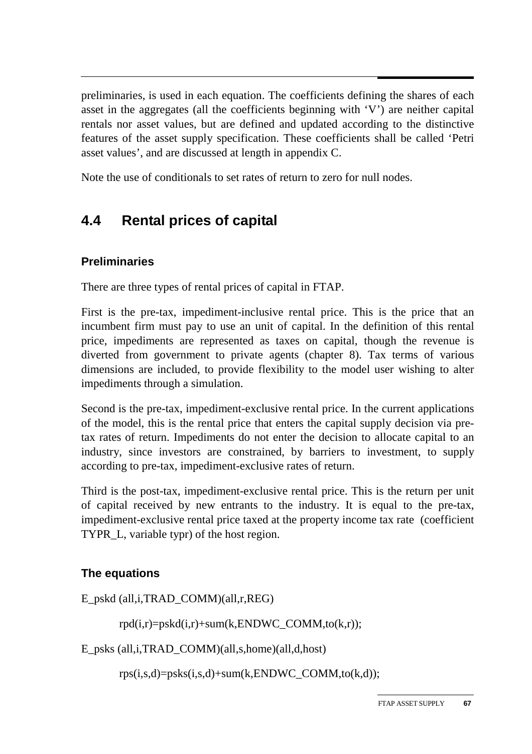preliminaries, is used in each equation. The coefficients defining the shares of each asset in the aggregates (all the coefficients beginning with 'V') are neither capital rentals nor asset values, but are defined and updated according to the distinctive features of the asset supply specification. These coefficients shall be called 'Petri asset values', and are discussed at length in appendix C.

Note the use of conditionals to set rates of return to zero for null nodes.

## 4.4 Rental prices of capital

### Preliminaries

There are three types of rental prices of capital in FTAP.

First is the pre-tax, impediment-inclusive rental price. This is the price that an incumbent firm must pay to use an unit of capital. In the definition of this rental price, impediments are represented as taxes on capital, though the revenue is diverted from government to private agents (chapter 8). Tax terms of various dimensions are included, to provide flexibility to the model user wishing to alter impediments through a simulation.

Second is the pre-tax, impediment-exclusive rental price. In the current applications of the model, this is the rental price that enters the capital supply decision via pre-tax rates of return. Impediments do not enter the decision to allocate capital to an industry, since investors are constrained, by barriers to investment, to supply according to pre-tax, impediment-exclusive rates of return.

Third is the post-tax, impediment-exclusive rental price. This is the return per unit of capital received by new entrants to the industry. It is equal to the pre-tax, impediment-exclusive rental price taxed at the property income tax rate (coefficient TYPR_L, variable typr) of the host region.

### The equations

```
E_pskd (all,i,TRAD_COMM)(all,r,REG)

        rpd(i,r)=pskd(i,r)+sum(k,ENDWC_COMM,to(k,r));

E_psks (all,i,TRAD_COMM)(all,s,home)(all,d,host)

        rps(i,s,d)=psks(i,s,d)+sum(k,ENDWC_COMM,to(k,d));
```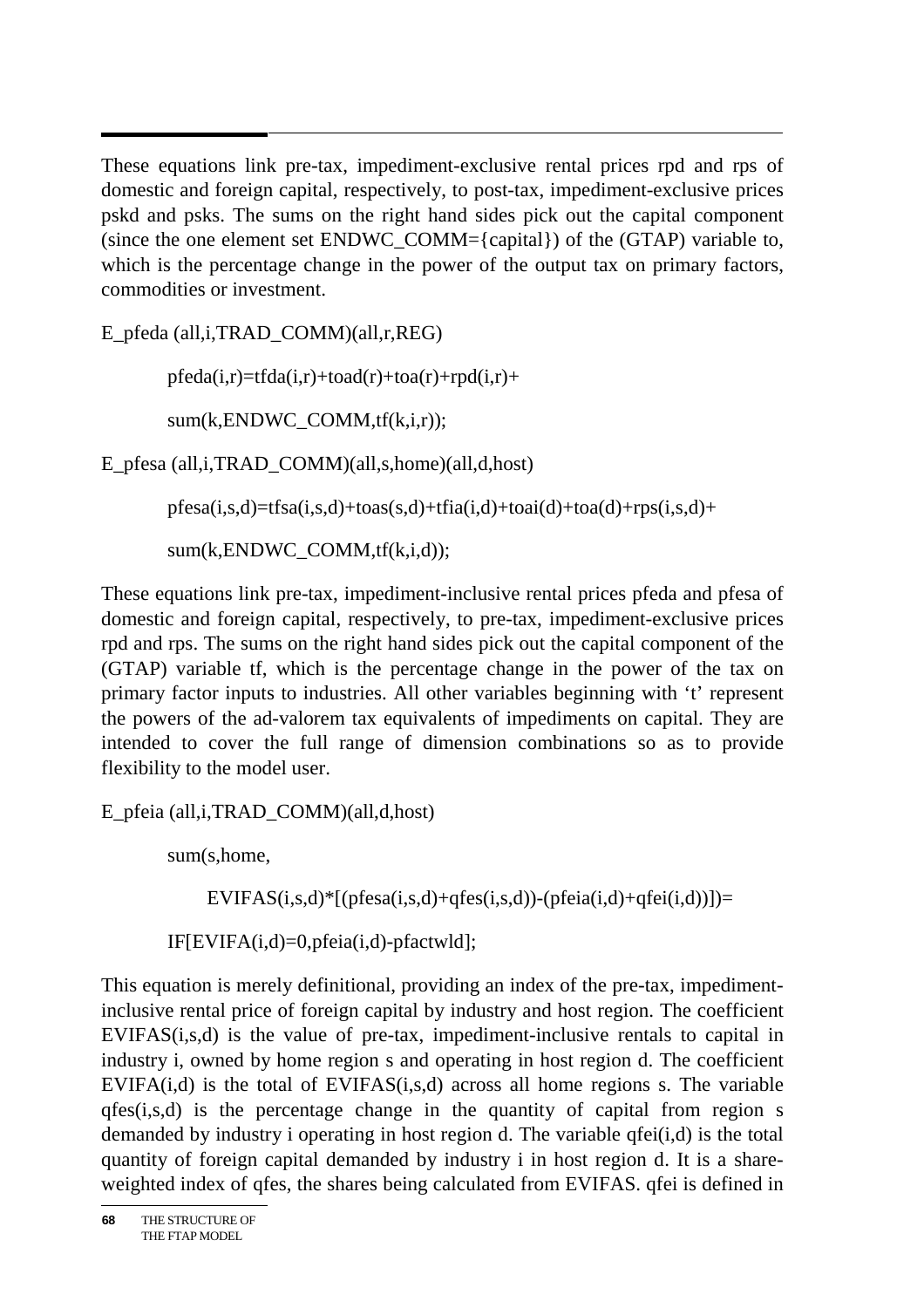These equations link pre-tax, impediment-exclusive rental prices rpd and rps of domestic and foreign capital, respectively, to post-tax, impediment-exclusive prices pskd and psks. The sums on the right hand sides pick out the capital component (since the one element set ENDWC_COMM={capital}) of the (GTAP) variable to, which is the percentage change in the power of the output tax on primary factors, commodities or investment.

```
E_pfeda (all,i,TRAD_COMM)(all,r,REG)

        pfeda(i,r)=tfda(i,r)+toad(r)+toa(r)+rpd(i,r)+

        sum(k,ENDWC_COMM,tf(k,i,r));

E_pfesa (all,i,TRAD_COMM)(all,s,home)(all,d,host)

        pfesa(i,s,d)=tfsa(i,s,d)+toas(s,d)+tfia(i,d)+toai(d)+toa(d)+rps(i,s,d)+

        sum(k,ENDWC_COMM,tf(k,i,d));
```

These equations link pre-tax, impediment-inclusive rental prices pfeda and pfesa of domestic and foreign capital, respectively, to pre-tax, impediment-exclusive prices rpd and rps. The sums on the right hand sides pick out the capital component of the (GTAP) variable tf, which is the percentage change in the power of the tax on primary factor inputs to industries. All other variables beginning with ‘t’ represent the powers of the ad-valorem tax equivalents of impediments on capital. They are intended to cover the full range of dimension combinations so as to provide flexibility to the model user.

```
E_pfeia (all,i,TRAD_COMM)(all,d,host)

        sum(s,home,

            EVIFAS(i,s,d)*[(pfesa(i,s,d)+qfes(i,s,d))-(pfeia(i,d)+qfei(i,d))])=

        IF[EVIFA(i,d)=0,pfeia(i,d)-pfactwld];
```

This equation is merely definitional, providing an index of the pre-tax, impediment-inclusive rental price of foreign capital by industry and host region. The coefficient EVIFAS(i,s,d) is the value of pre-tax, impediment-inclusive rentals to capital in industry i, owned by home region s and operating in host region d. The coefficient EVIFA(i,d) is the total of EVIFAS(i,s,d) across all home regions s. The variable qfes(i,s,d) is the percentage change in the quantity of capital from region s demanded by industry i operating in host region d. The variable qfei(i,d) is the total quantity of foreign capital demanded by industry i in host region d. It is a share-weighted index of qfes, the shares being calculated from EVIFAS. qfei is defined in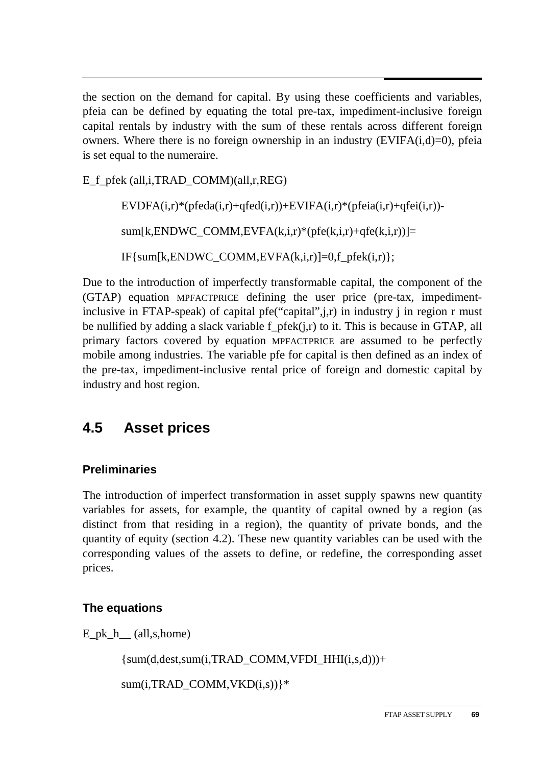the section on the demand for capital. By using these coefficients and variables, pfeia can be defined by equating the total pre-tax, impediment-inclusive foreign capital rentals by industry with the sum of these rentals across different foreign owners. Where there is no foreign ownership in an industry (EVIFA(i,d)=0), pfeia is set equal to the numeraire.

```
E_f_pfek (all,i,TRAD_COMM)(all,r,REG)

        EVDFA(i,r)*(pfeda(i,r)+qfed(i,r))+EVIFA(i,r)*(pfeia(i,r)+qfei(i,r))-

        sum[k,ENDWC_COMM,EVFA(k,i,r)*(pfe(k,i,r)+qfe(k,i,r))]=

        IF{sum[k,ENDWC_COMM,EVFA(k,i,r)]=0,f_pfek(i,r)};
```

Due to the introduction of imperfectly transformable capital, the component of the (GTAP) equation MPFACTPRICE defining the user price (pre-tax, impediment-inclusive in FTAP-speak) of capital pfe("capital",j,r) in industry j in region r must be nullified by adding a slack variable f_pfek(j,r) to it. This is because in GTAP, all primary factors covered by equation MPFACTPRICE are assumed to be perfectly mobile among industries. The variable pfe for capital is then defined as an index of the pre-tax, impediment-inclusive rental price of foreign and domestic capital by industry and host region.

## 4.5 Asset prices

### Preliminaries

The introduction of imperfect transformation in asset supply spawns new quantity variables for assets, for example, the quantity of capital owned by a region (as distinct from that residing in a region), the quantity of private bonds, and the quantity of equity (section 4.2). These new quantity variables can be used with the corresponding values of the assets to define, or redefine, the corresponding asset prices.

### The equations

```
E_pk_h__ (all,s,home)

        {sum(d,dest,sum(i,TRAD_COMM,VFDI_HHI(i,s,d)))+

        sum(i,TRAD_COMM,VKD(i,s))}*
```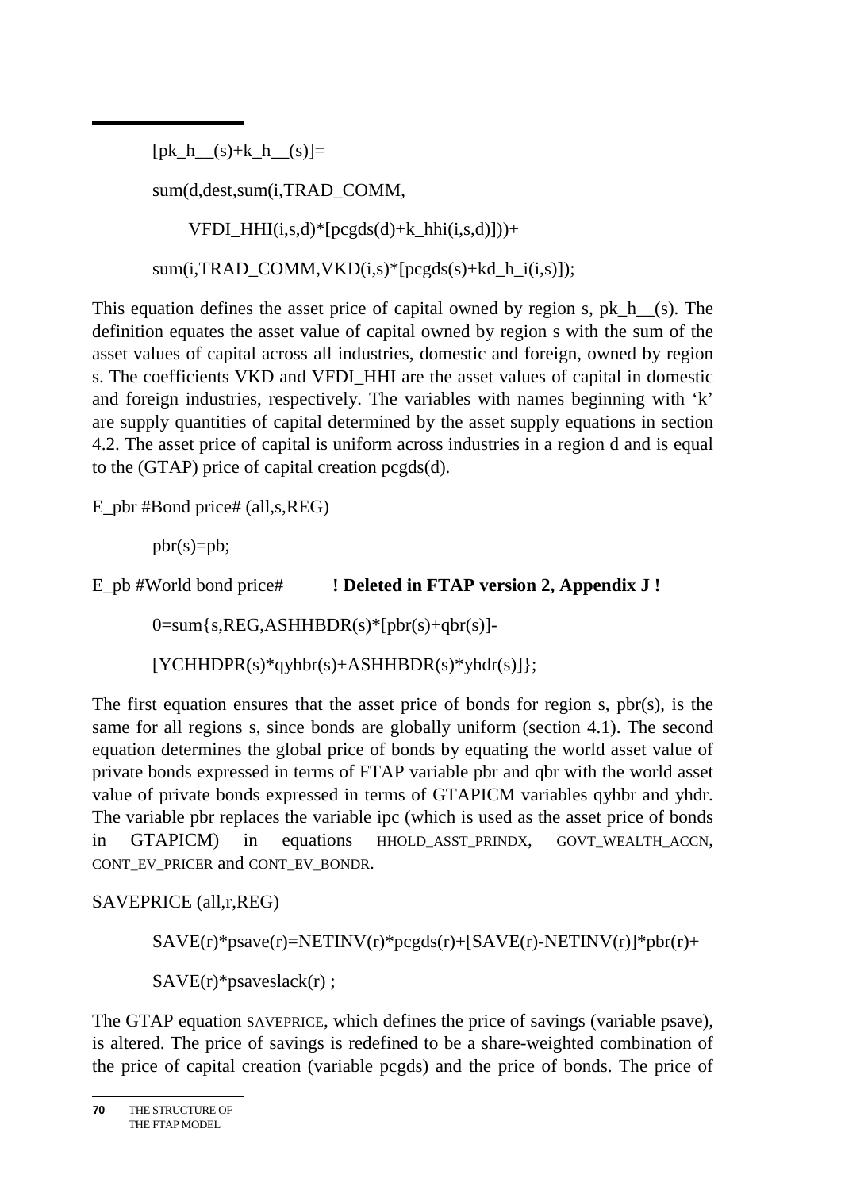```
[pk_h__(s)+k_h__(s)]=
sum(d,dest,sum(i,TRAD_COMM,
    VFDI_HHI(i,s,d)*[pcgds(d)+k_hhi(i,s,d)]))+
sum(i,TRAD_COMM,VKD(i,s)*[pcgds(s)+kd_h_i(i,s)]);
```

This equation defines the asset price of capital owned by region s, pk_h__(s). The definition equates the asset value of capital owned by region s with the sum of the asset values of capital across all industries, domestic and foreign, owned by region s. The coefficients VKD and VFDI_HHI are the asset values of capital in domestic and foreign industries, respectively. The variables with names beginning with 'k' are supply quantities of capital determined by the asset supply equations in section 4.2. The asset price of capital is uniform across industries in a region d and is equal to the (GTAP) price of capital creation pcgds(d).

```
E_pbr #Bond price# (all,s,REG)
    pbr(s)=pb;
E_pb #World bond price#        ! Deleted in FTAP version 2, Appendix J !
    0=sum{s,REG,ASHHBDR(s)*[pbr(s)+qbr(s)]-
    [YCHHDPR(s)*qyhbr(s)+ASHHBDR(s)*yhdr(s)]};
```

The first equation ensures that the asset price of bonds for region s, pbr(s), is the same for all regions s, since bonds are globally uniform (section 4.1). The second equation determines the global price of bonds by equating the world asset value of private bonds expressed in terms of FTAP variable pbr and qbr with the world asset value of private bonds expressed in terms of GTAPICM variables qyhbr and yhdr. The variable pbr replaces the variable ipc (which is used as the asset price of bonds in GTAPICM) in equations HHOLD_ASST_PRINDX, GOVT_WEALTH_ACCN, CONT_EV_PRICER and CONT_EV_BONDR.

```
SAVEPRICE (all,r,REG)
    SAVE(r)*psave(r)=NETINV(r)*pcgds(r)+[SAVE(r)-NETINV(r)]*pbr(r)+
    SAVE(r)*psaveslack(r) ;
```

The GTAP equation SAVEPRICE, which defines the price of savings (variable psave), is altered. The price of savings is redefined to be a share-weighted combination of the price of capital creation (variable pcgds) and the price of bonds. The price of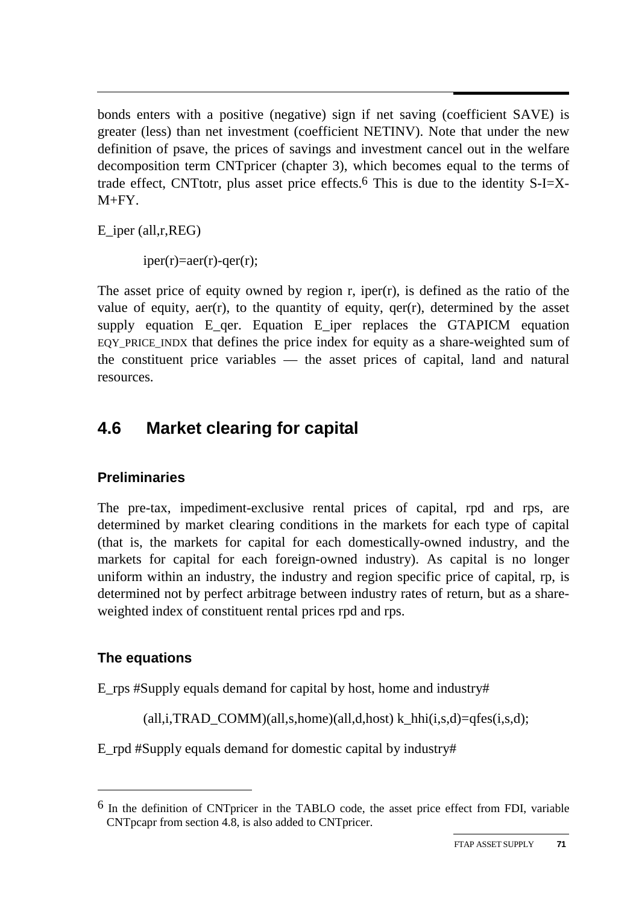bonds enters with a positive (negative) sign if net saving (coefficient SAVE) is greater (less) than net investment (coefficient NETINV). Note that under the new definition of psave, the prices of savings and investment cancel out in the welfare decomposition term CNTpricer (chapter 3), which becomes equal to the terms of trade effect, CNTtotr, plus asset price effects.[6] This is due to the identity S-I=X-M+FY.

E_iper (all,r,REG)

    iper(r)=aer(r)-qer(r);

The asset price of equity owned by region r, iper(r), is defined as the ratio of the value of equity, aer(r), to the quantity of equity, qer(r), determined by the asset supply equation E_qer. Equation E_iper replaces the GTAPICM equation EQY_PRICE_INDX that defines the price index for equity as a share-weighted sum of the constituent price variables — the asset prices of capital, land and natural resources.

## 4.6 Market clearing for capital

### Preliminaries

The pre-tax, impediment-exclusive rental prices of capital, rpd and rps, are determined by market clearing conditions in the markets for each type of capital (that is, the markets for capital for each domestically-owned industry, and the markets for capital for each foreign-owned industry). As capital is no longer uniform within an industry, the industry and region specific price of capital, rp, is determined not by perfect arbitrage between industry rates of return, but as a share-weighted index of constituent rental prices rpd and rps.

### The equations

E_rps #Supply equals demand for capital by host, home and industry#

    (all,i,TRAD_COMM)(all,s,home)(all,d,host) k_hhi(i,s,d)=qfes(i,s,d);

E_rpd #Supply equals demand for domestic capital by industry#

---

[6] In the definition of CNTpricer in the TABLO code, the asset price effect from FDI, variable CNTpcapr from section 4.8, is also added to CNTpricer.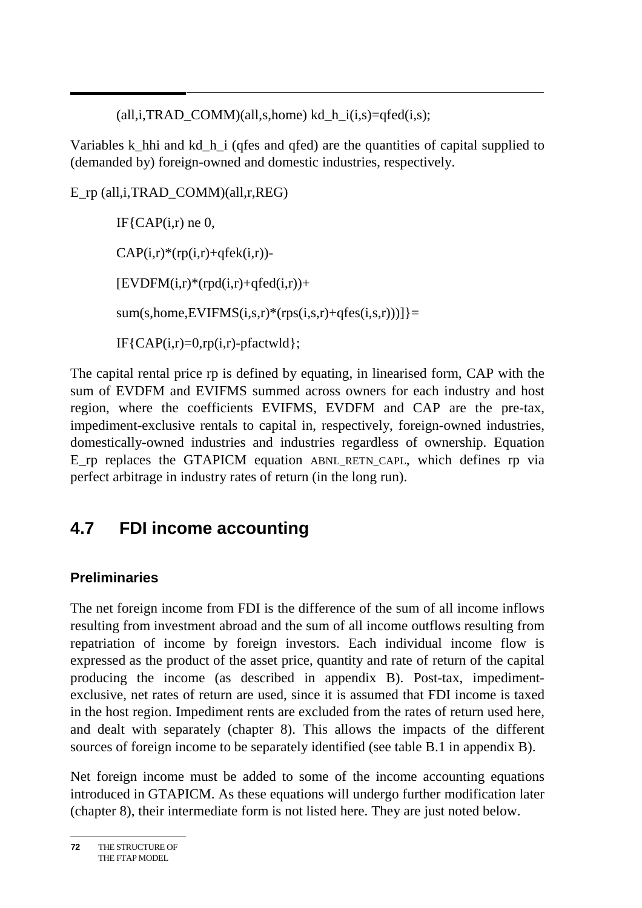```
(all,i,TRAD_COMM)(all,s,home) kd_h_i(i,s)=qfed(i,s);
```

Variables k_hhi and kd_h_i (qfes and qfed) are the quantities of capital supplied to (demanded by) foreign-owned and domestic industries, respectively.

```
E_rp (all,i,TRAD_COMM)(all,r,REG)

    IF{CAP(i,r) ne 0,

    CAP(i,r)*(rp(i,r)+qfek(i,r))-

    [EVDFM(i,r)*(rpd(i,r)+qfed(i,r))+

    sum(s,home,EVIFMS(i,s,r)*(rps(i,s,r)+qfes(i,s,r)))]}=

    IF{CAP(i,r)=0,rp(i,r)-pfactwld};
```

The capital rental price rp is defined by equating, in linearised form, CAP with the sum of EVDFM and EVIFMS summed across owners for each industry and host region, where the coefficients EVIFMS, EVDFM and CAP are the pre-tax, impediment-exclusive rentals to capital in, respectively, foreign-owned industries, domestically-owned industries and industries regardless of ownership. Equation E_rp replaces the GTAPICM equation ABNL_RETN_CAPL, which defines rp via perfect arbitrage in industry rates of return (in the long run).

## 4.7 FDI income accounting

### Preliminaries

The net foreign income from FDI is the difference of the sum of all income inflows resulting from investment abroad and the sum of all income outflows resulting from repatriation of income by foreign investors. Each individual income flow is expressed as the product of the asset price, quantity and rate of return of the capital producing the income (as described in appendix B). Post-tax, impediment-exclusive, net rates of return are used, since it is assumed that FDI income is taxed in the host region. Impediment rents are excluded from the rates of return used here, and dealt with separately (chapter 8). This allows the impacts of the different sources of foreign income to be separately identified (see table B.1 in appendix B).

Net foreign income must be added to some of the income accounting equations introduced in GTAPICM. As these equations will undergo further modification later (chapter 8), their intermediate form is not listed here. They are just noted below.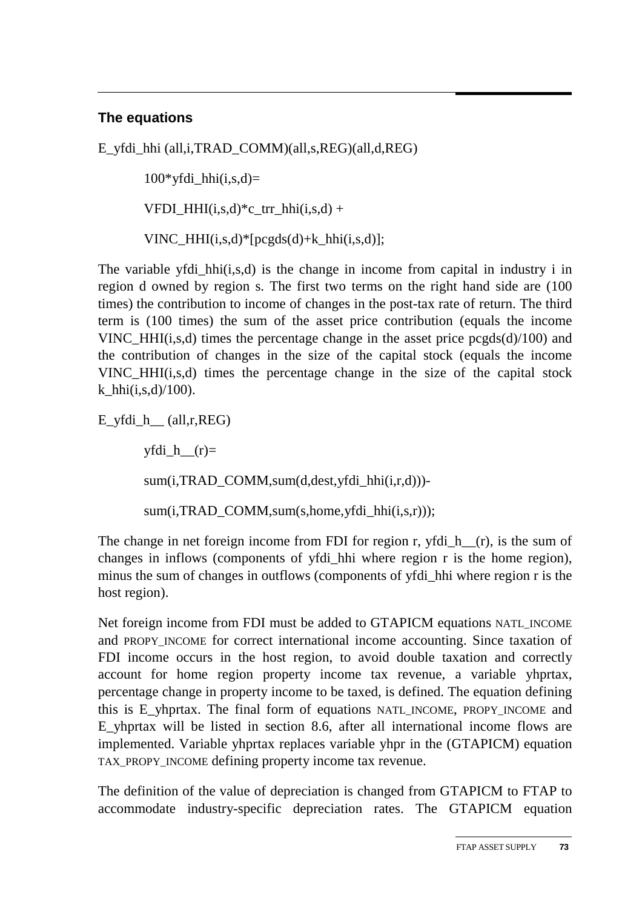### The equations

```
E_yfdi_hhi (all,i,TRAD_COMM)(all,s,REG)(all,d,REG)

        100*yfdi_hhi(i,s,d)=

        VFDI_HHI(i,s,d)*c_trr_hhi(i,s,d) +

        VINC_HHI(i,s,d)*[pcgds(d)+k_hhi(i,s,d)];
```

The variable yfdi_hhi(i,s,d) is the change in income from capital in industry i in region d owned by region s. The first two terms on the right hand side are (100 times) the contribution to income of changes in the post-tax rate of return. The third term is (100 times) the sum of the asset price contribution (equals the income VINC_HHI(i,s,d) times the percentage change in the asset price pcgds(d)/100) and the contribution of changes in the size of the capital stock (equals the income VINC_HHI(i,s,d) times the percentage change in the size of the capital stock k_hhi(i,s,d)/100).

```
E_yfdi_h__ (all,r,REG)

        yfdi_h__(r)=

        sum(i,TRAD_COMM,sum(d,dest,yfdi_hhi(i,r,d)))-

        sum(i,TRAD_COMM,sum(s,home,yfdi_hhi(i,s,r)));
```

The change in net foreign income from FDI for region r, yfdi_h__(r), is the sum of changes in inflows (components of yfdi_hhi where region r is the home region), minus the sum of changes in outflows (components of yfdi_hhi where region r is the host region).

Net foreign income from FDI must be added to GTAPICM equations NATL_INCOME and PROPY_INCOME for correct international income accounting. Since taxation of FDI income occurs in the host region, to avoid double taxation and correctly account for home region property income tax revenue, a variable yhprtax, percentage change in property income to be taxed, is defined. The equation defining this is E_yhprtax. The final form of equations NATL_INCOME, PROPY_INCOME and E_yhprtax will be listed in section 8.6, after all international income flows are implemented. Variable yhprtax replaces variable yhpr in the (GTAPICM) equation TAX_PROPY_INCOME defining property income tax revenue.

The definition of the value of depreciation is changed from GTAPICM to FTAP to accommodate industry-specific depreciation rates. The GTAPICM equation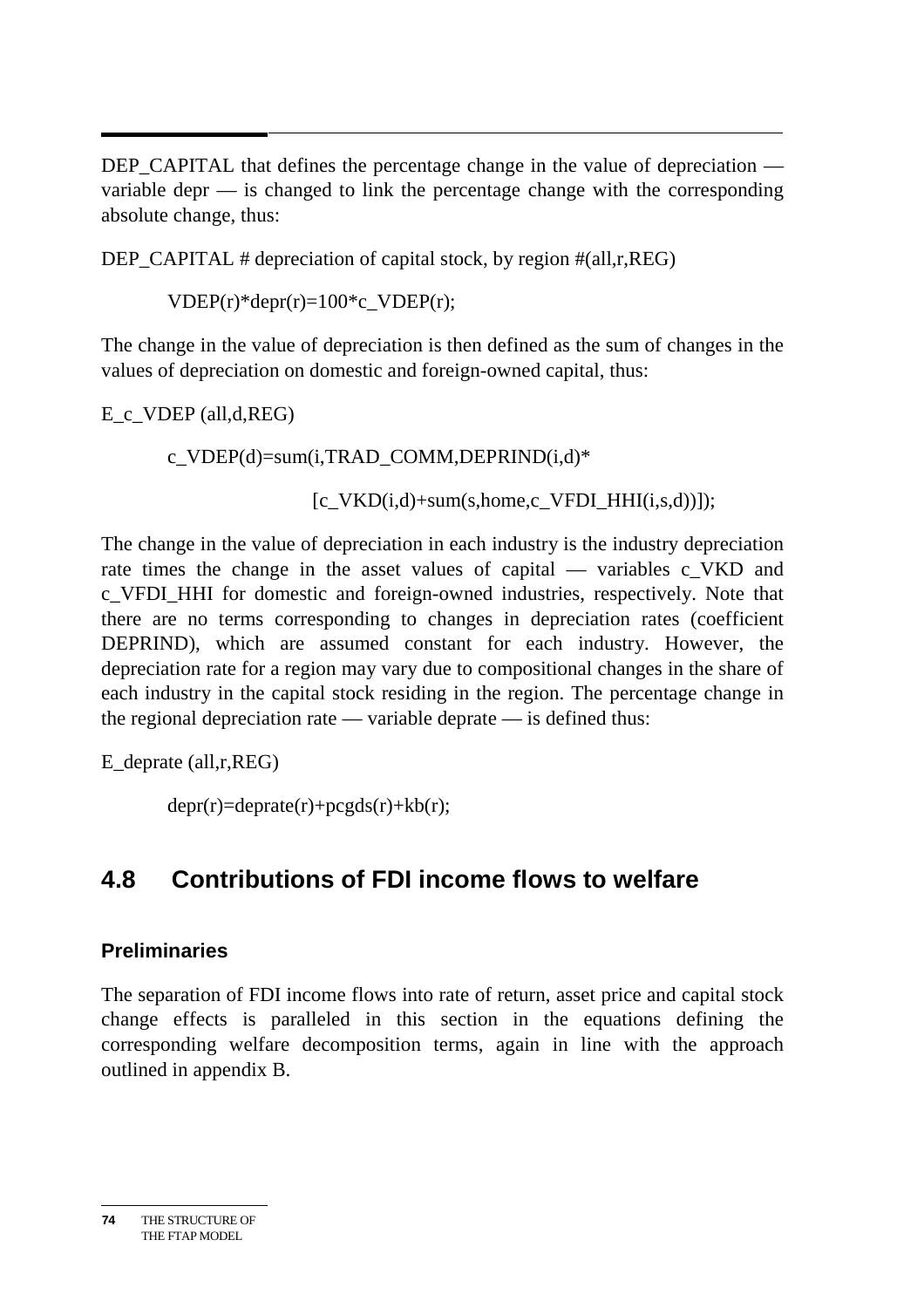DEP_CAPITAL that defines the percentage change in the value of depreciation — variable depr — is changed to link the percentage change with the corresponding absolute change, thus:

```
DEP_CAPITAL # depreciation of capital stock, by region #(all,r,REG)

        VDEP(r)*depr(r)=100*c_VDEP(r);
```

The change in the value of depreciation is then defined as the sum of changes in the values of depreciation on domestic and foreign-owned capital, thus:

```
E_c_VDEP (all,d,REG)

        c_VDEP(d)=sum(i,TRAD_COMM,DEPRIND(i,d)*

                        [c_VKD(i,d)+sum(s,home,c_VFDI_HHI(i,s,d))]);
```

The change in the value of depreciation in each industry is the industry depreciation rate times the change in the asset values of capital — variables c_VKD and c_VFDI_HHI for domestic and foreign-owned industries, respectively. Note that there are no terms corresponding to changes in depreciation rates (coefficient DEPRIND), which are assumed constant for each industry. However, the depreciation rate for a region may vary due to compositional changes in the share of each industry in the capital stock residing in the region. The percentage change in the regional depreciation rate — variable deprate — is defined thus:

```
E_deprate (all,r,REG)

        depr(r)=deprate(r)+pcgds(r)+kb(r);
```

## 4.8 Contributions of FDI income flows to welfare

### Preliminaries

The separation of FDI income flows into rate of return, asset price and capital stock change effects is paralleled in this section in the equations defining the corresponding welfare decomposition terms, again in line with the approach outlined in appendix B.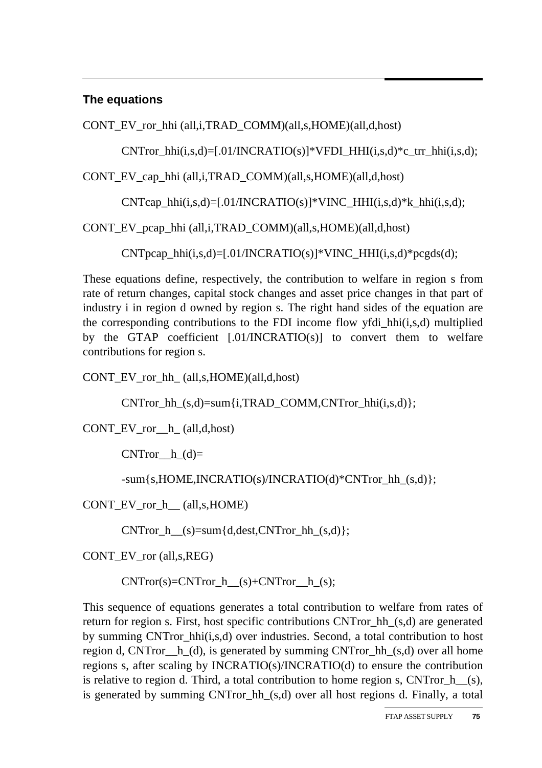### The equations

```
CONT_EV_ror_hhi (all,i,TRAD_COMM)(all,s,HOME)(all,d,host)

        CNTror_hhi(i,s,d)=[.01/INCRATIO(s)]*VFDI_HHI(i,s,d)*c_trr_hhi(i,s,d);

CONT_EV_cap_hhi (all,i,TRAD_COMM)(all,s,HOME)(all,d,host)

        CNTcap_hhi(i,s,d)=[.01/INCRATIO(s)]*VINC_HHI(i,s,d)*k_hhi(i,s,d);

CONT_EV_pcap_hhi (all,i,TRAD_COMM)(all,s,HOME)(all,d,host)

        CNTpcap_hhi(i,s,d)=[.01/INCRATIO(s)]*VINC_HHI(i,s,d)*pcgds(d);
```

These equations define, respectively, the contribution to welfare in region s from rate of return changes, capital stock changes and asset price changes in that part of industry i in region d owned by region s. The right hand sides of the equation are the corresponding contributions to the FDI income flow yfdi_hhi(i,s,d) multiplied by the GTAP coefficient [.01/INCRATIO(s)] to convert them to welfare contributions for region s.

```
CONT_EV_ror_hh_ (all,s,HOME)(all,d,host)

        CNTror_hh_(s,d)=sum{i,TRAD_COMM,CNTror_hhi(i,s,d)};

CONT_EV_ror__h_ (all,d,host)

        CNTror__h_(d)=

        -sum{s,HOME,INCRATIO(s)/INCRATIO(d)*CNTror_hh_(s,d)};

CONT_EV_ror_h__ (all,s,HOME)

        CNTror_h__(s)=sum{d,dest,CNTror_hh_(s,d)};

CONT_EV_ror (all,s,REG)

        CNTror(s)=CNTror_h__(s)+CNTror__h_(s);
```

This sequence of equations generates a total contribution to welfare from rates of return for region s. First, host specific contributions CNTror_hh_(s,d) are generated by summing CNTror_hhi(i,s,d) over industries. Second, a total contribution to host region d, CNTror__h_(d), is generated by summing CNTror_hh_(s,d) over all home regions s, after scaling by INCRATIO(s)/INCRATIO(d) to ensure the contribution is relative to region d. Third, a total contribution to home region s, CNTror_h__(s), is generated by summing CNTror_hh_(s,d) over all host regions d. Finally, a total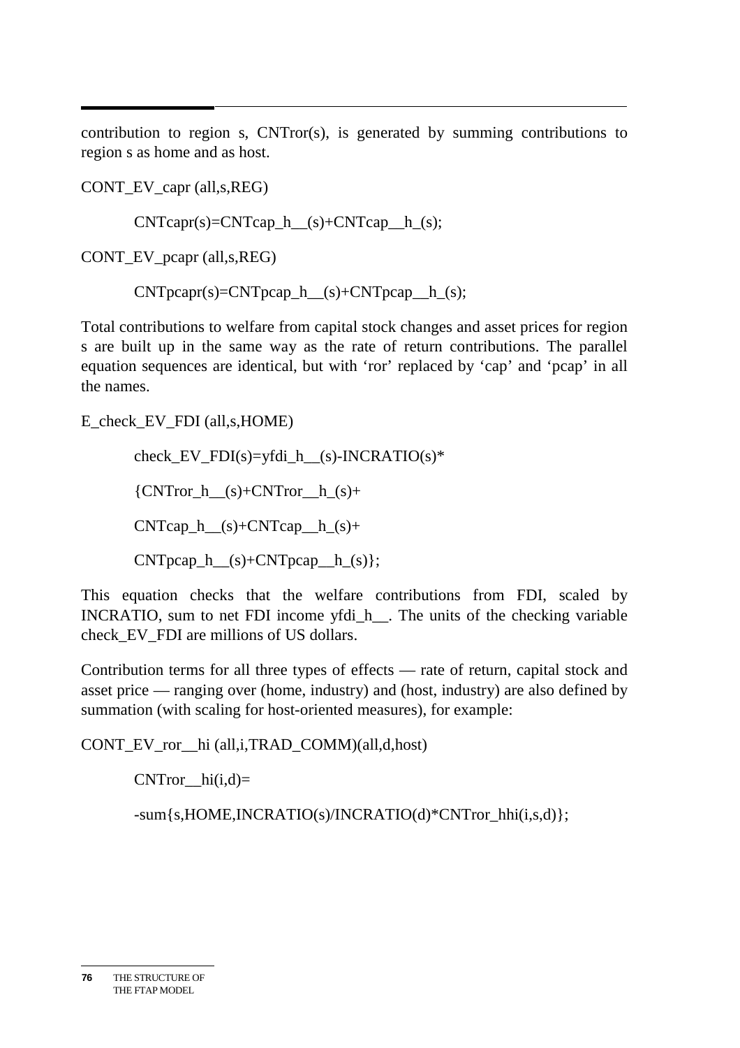contribution to region s, CNTror(s), is generated by summing contributions to region s as home and as host.

```
CONT_EV_capr (all,s,REG)

        CNTcapr(s)=CNTcap_h__(s)+CNTcap__h_(s);

CONT_EV_pcapr (all,s,REG)

        CNTpcapr(s)=CNTpcap_h__(s)+CNTpcap__h_(s);
```

Total contributions to welfare from capital stock changes and asset prices for region s are built up in the same way as the rate of return contributions. The parallel equation sequences are identical, but with 'ror' replaced by 'cap' and 'pcap' in all the names.

```
E_check_EV_FDI (all,s,HOME)

        check_EV_FDI(s)=yfdi_h__(s)-INCRATIO(s)*

        {CNTror_h__(s)+CNTror__h_(s)+

        CNTcap_h__(s)+CNTcap__h_(s)+

        CNTpcap_h__(s)+CNTpcap__h_(s)};
```

This equation checks that the welfare contributions from FDI, scaled by INCRATIO, sum to net FDI income yfdi_h__. The units of the checking variable check_EV_FDI are millions of US dollars.

Contribution terms for all three types of effects — rate of return, capital stock and asset price — ranging over (home, industry) and (host, industry) are also defined by summation (with scaling for host-oriented measures), for example:

```
CONT_EV_ror__hi (all,i,TRAD_COMM)(all,d,host)

        CNTror__hi(i,d)=

        -sum{s,HOME,INCRATIO(s)/INCRATIO(d)*CNTror_hhi(i,s,d)};
```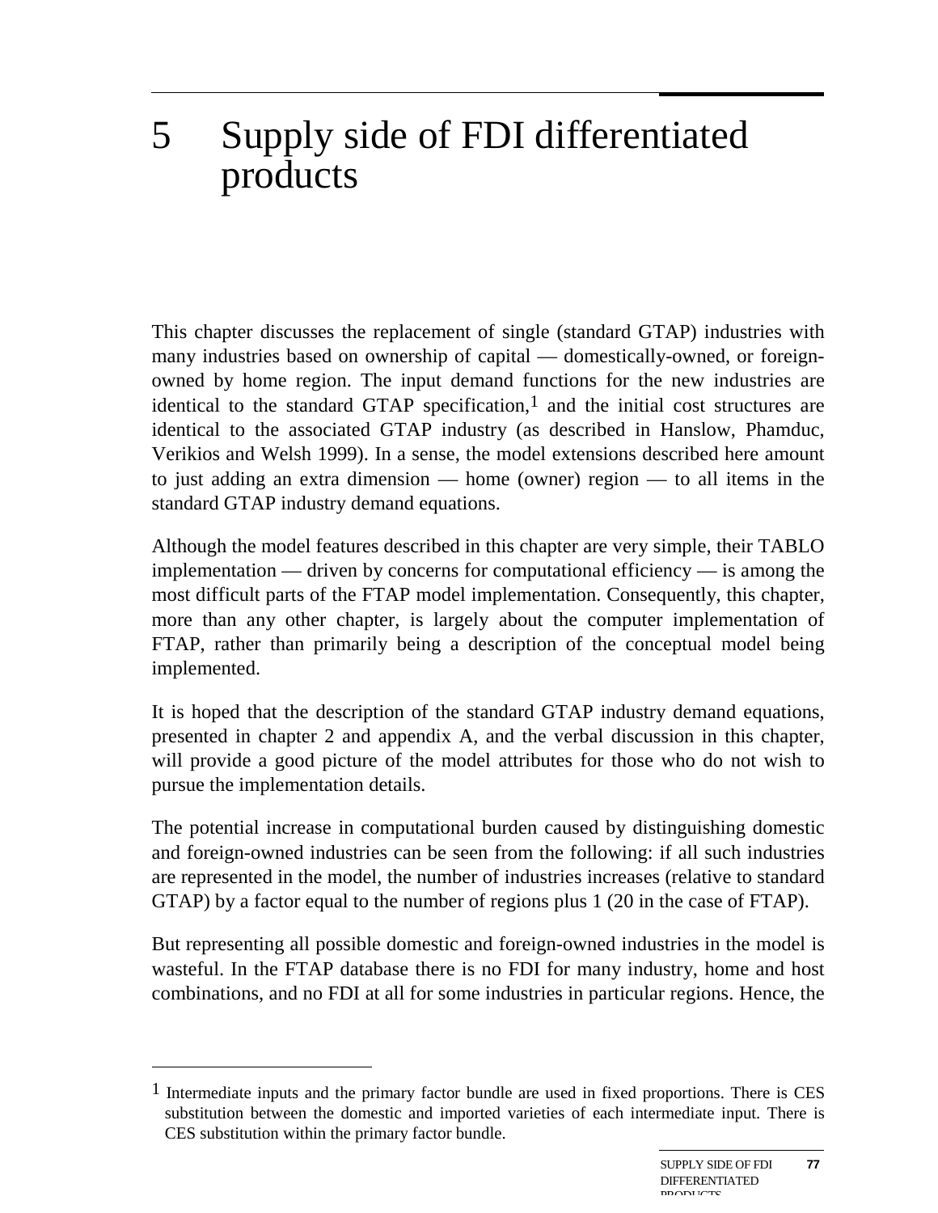# 5 Supply side of FDI differentiated products

This chapter discusses the replacement of single (standard GTAP) industries with many industries based on ownership of capital — domestically-owned, or foreign-owned by home region. The input demand functions for the new industries are identical to the standard GTAP specification,[1] and the initial cost structures are identical to the associated GTAP industry (as described in Hanslow, Phamduc, Verikios and Welsh 1999). In a sense, the model extensions described here amount to just adding an extra dimension — home (owner) region — to all items in the standard GTAP industry demand equations.

Although the model features described in this chapter are very simple, their TABLO implementation — driven by concerns for computational efficiency — is among the most difficult parts of the FTAP model implementation. Consequently, this chapter, more than any other chapter, is largely about the computer implementation of FTAP, rather than primarily being a description of the conceptual model being implemented.

It is hoped that the description of the standard GTAP industry demand equations, presented in chapter 2 and appendix A, and the verbal discussion in this chapter, will provide a good picture of the model attributes for those who do not wish to pursue the implementation details.

The potential increase in computational burden caused by distinguishing domestic and foreign-owned industries can be seen from the following: if all such industries are represented in the model, the number of industries increases (relative to standard GTAP) by a factor equal to the number of regions plus 1 (20 in the case of FTAP).

But representing all possible domestic and foreign-owned industries in the model is wasteful. In the FTAP database there is no FDI for many industry, home and host combinations, and no FDI at all for some industries in particular regions. Hence, the

---

[1] Intermediate inputs and the primary factor bundle are used in fixed proportions. There is CES substitution between the domestic and imported varieties of each intermediate input. There is CES substitution within the primary factor bundle.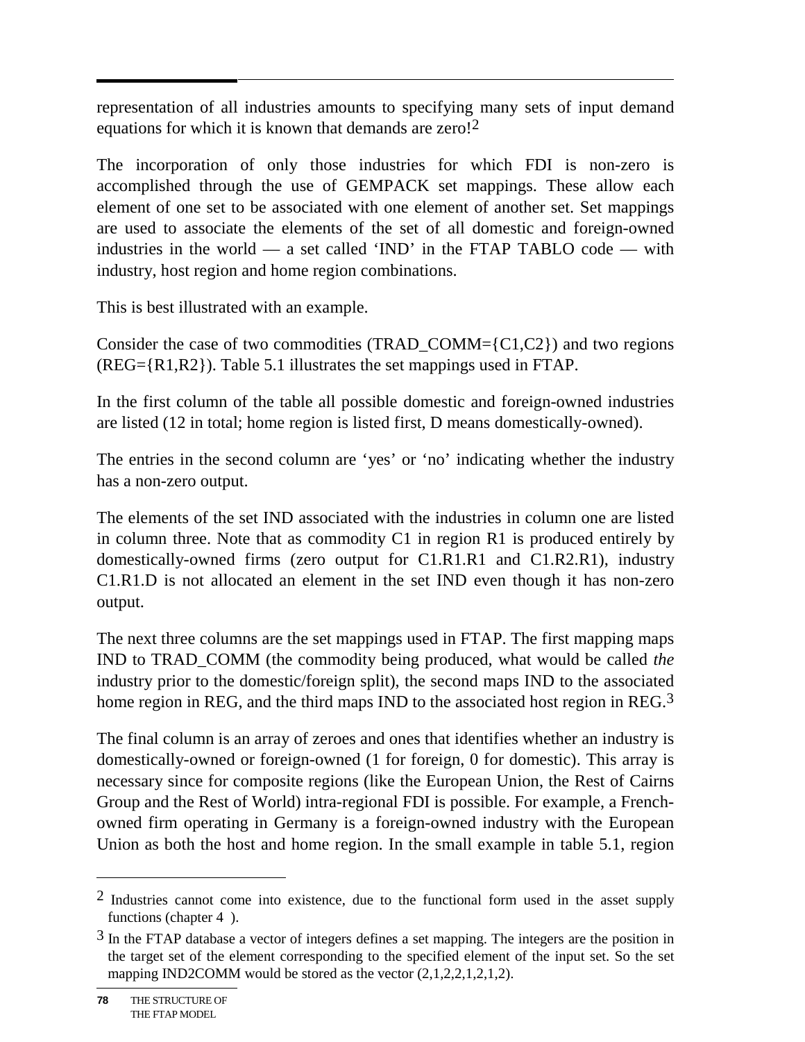representation of all industries amounts to specifying many sets of input demand equations for which it is known that demands are zero![2]

The incorporation of only those industries for which FDI is non-zero is accomplished through the use of GEMPACK set mappings. These allow each element of one set to be associated with one element of another set. Set mappings are used to associate the elements of the set of all domestic and foreign-owned industries in the world — a set called 'IND' in the FTAP TABLO code — with industry, host region and home region combinations.

This is best illustrated with an example.

Consider the case of two commodities (TRAD_COMM={C1,C2}) and two regions (REG={R1,R2}). Table 5.1 illustrates the set mappings used in FTAP.

In the first column of the table all possible domestic and foreign-owned industries are listed (12 in total; home region is listed first, D means domestically-owned).

The entries in the second column are 'yes' or 'no' indicating whether the industry has a non-zero output.

The elements of the set IND associated with the industries in column one are listed in column three. Note that as commodity C1 in region R1 is produced entirely by domestically-owned firms (zero output for C1.R1.R1 and C1.R2.R1), industry C1.R1.D is not allocated an element in the set IND even though it has non-zero output.

The next three columns are the set mappings used in FTAP. The first mapping maps IND to TRAD_COMM (the commodity being produced, what would be called *the* industry prior to the domestic/foreign split), the second maps IND to the associated home region in REG, and the third maps IND to the associated host region in REG.[3]

The final column is an array of zeroes and ones that identifies whether an industry is domestically-owned or foreign-owned (1 for foreign, 0 for domestic). This array is necessary since for composite regions (like the European Union, the Rest of Cairns Group and the Rest of World) intra-regional FDI is possible. For example, a French-owned firm operating in Germany is a foreign-owned industry with the European Union as both the host and home region. In the small example in table 5.1, region

---

[2] Industries cannot come into existence, due to the functional form used in the asset supply functions (chapter 4 ).

[3] In the FTAP database a vector of integers defines a set mapping. The integers are the position in the target set of the element corresponding to the specified element of the input set. So the set mapping IND2COMM would be stored as the vector (2,1,2,2,1,2,1,2).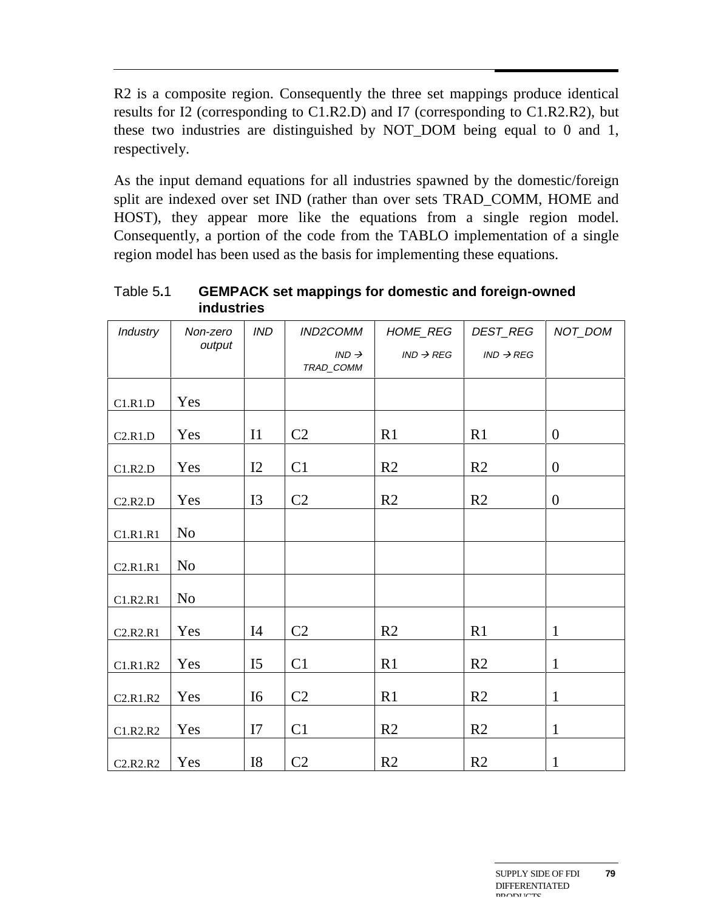R2 is a composite region. Consequently the three set mappings produce identical results for I2 (corresponding to C1.R2.D) and I7 (corresponding to C1.R2.R2), but these two industries are distinguished by NOT_DOM being equal to 0 and 1, respectively.

As the input demand equations for all industries spawned by the domestic/foreign split are indexed over set IND (rather than over sets TRAD_COMM, HOME and HOST), they appear more like the equations from a single region model. Consequently, a portion of the code from the TABLO implementation of a single region model has been used as the basis for implementing these equations.

Table 5.1 **GEMPACK set mappings for domestic and foreign-owned industries**

| *Industry* | *Non-zero output* | *IND* | *IND2COMM* *IND → TRAD_COMM* | *HOME_REG* *IND → REG* | *DEST_REG* *IND → REG* | *NOT_DOM* |
|---|---|---|---|---|---|---|
| C1.R1.D | Yes | | | | | |
| C2.R1.D | Yes | I1 | C2 | R1 | R1 | 0 |
| C1.R2.D | Yes | I2 | C1 | R2 | R2 | 0 |
| C2.R2.D | Yes | I3 | C2 | R2 | R2 | 0 |
| C1.R1.R1 | No | | | | | |
| C2.R1.R1 | No | | | | | |
| C1.R2.R1 | No | | | | | |
| C2.R2.R1 | Yes | I4 | C2 | R2 | R1 | 1 |
| C1.R1.R2 | Yes | I5 | C1 | R1 | R2 | 1 |
| C2.R1.R2 | Yes | I6 | C2 | R1 | R2 | 1 |
| C1.R2.R2 | Yes | I7 | C1 | R2 | R2 | 1 |
| C2.R2.R2 | Yes | I8 | C2 | R2 | R2 | 1 |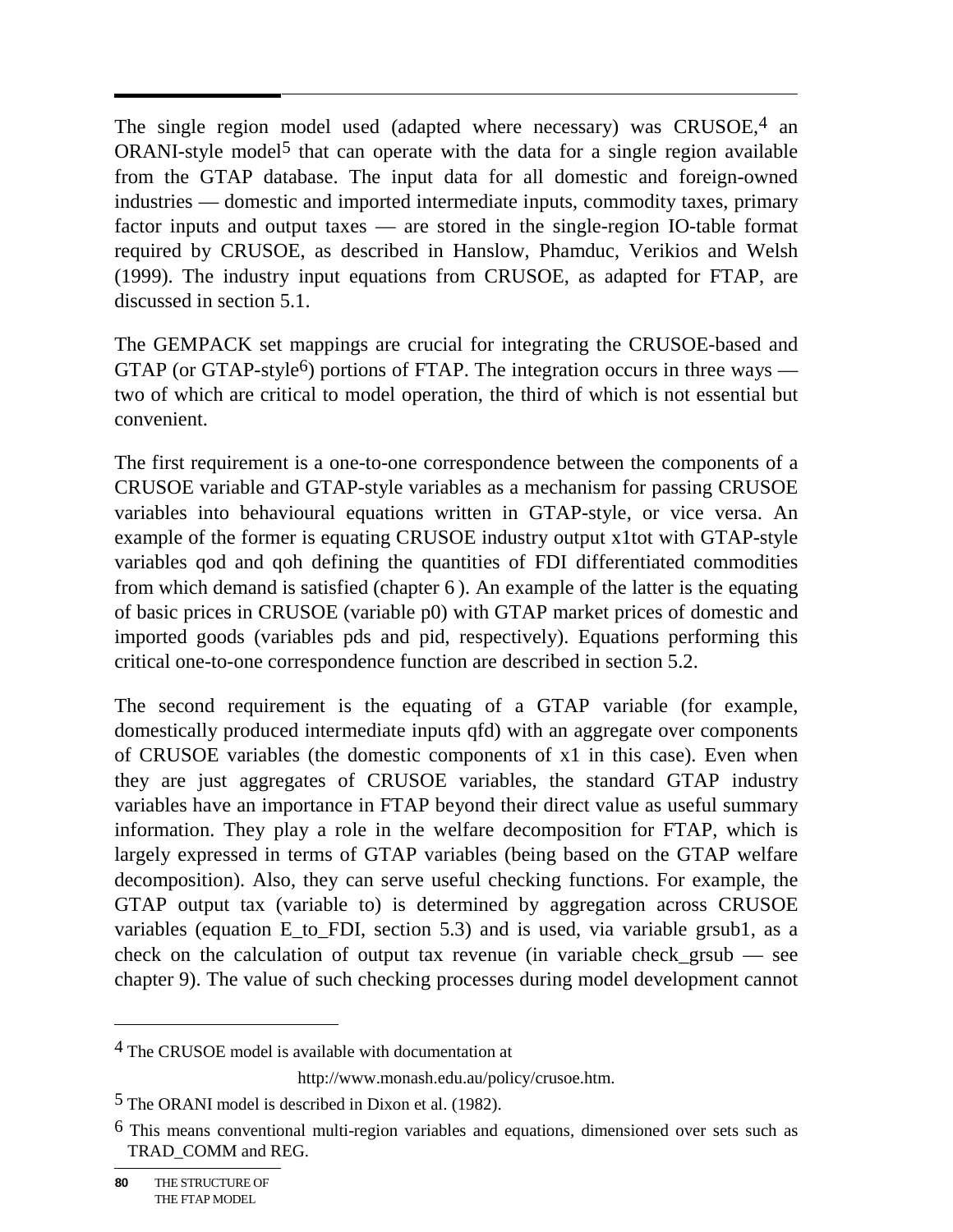The single region model used (adapted where necessary) was CRUSOE,[4] an ORANI-style model[5] that can operate with the data for a single region available from the GTAP database. The input data for all domestic and foreign-owned industries — domestic and imported intermediate inputs, commodity taxes, primary factor inputs and output taxes — are stored in the single-region IO-table format required by CRUSOE, as described in Hanslow, Phamduc, Verikios and Welsh (1999). The industry input equations from CRUSOE, as adapted for FTAP, are discussed in section 5.1.

The GEMPACK set mappings are crucial for integrating the CRUSOE-based and GTAP (or GTAP-style[6]) portions of FTAP. The integration occurs in three ways — two of which are critical to model operation, the third of which is not essential but convenient.

The first requirement is a one-to-one correspondence between the components of a CRUSOE variable and GTAP-style variables as a mechanism for passing CRUSOE variables into behavioural equations written in GTAP-style, or vice versa. An example of the former is equating CRUSOE industry output x1tot with GTAP-style variables qod and qoh defining the quantities of FDI differentiated commodities from which demand is satisfied (chapter 6 ). An example of the latter is the equating of basic prices in CRUSOE (variable p0) with GTAP market prices of domestic and imported goods (variables pds and pid, respectively). Equations performing this critical one-to-one correspondence function are described in section 5.2.

The second requirement is the equating of a GTAP variable (for example, domestically produced intermediate inputs qfd) with an aggregate over components of CRUSOE variables (the domestic components of x1 in this case). Even when they are just aggregates of CRUSOE variables, the standard GTAP industry variables have an importance in FTAP beyond their direct value as useful summary information. They play a role in the welfare decomposition for FTAP, which is largely expressed in terms of GTAP variables (being based on the GTAP welfare decomposition). Also, they can serve useful checking functions. For example, the GTAP output tax (variable to) is determined by aggregation across CRUSOE variables (equation E_to_FDI, section 5.3) and is used, via variable grsub1, as a check on the calculation of output tax revenue (in variable check_grsub — see chapter 9). The value of such checking processes during model development cannot

---

[4] The CRUSOE model is available with documentation at

http://www.monash.edu.au/policy/crusoe.htm.

[5] The ORANI model is described in Dixon et al. (1982).

[6] This means conventional multi-region variables and equations, dimensioned over sets such as TRAD_COMM and REG.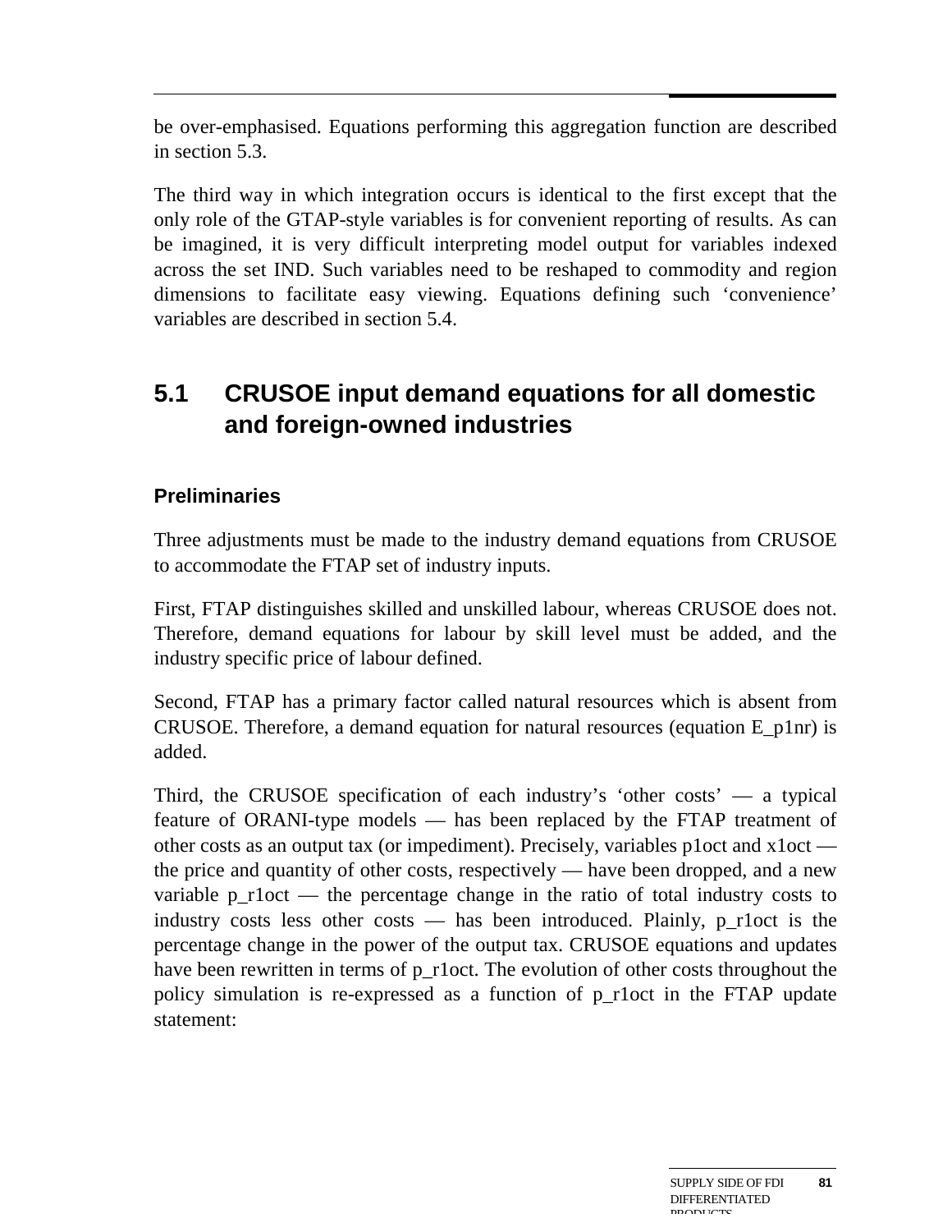be over-emphasised. Equations performing this aggregation function are described in section 5.3.

The third way in which integration occurs is identical to the first except that the only role of the GTAP-style variables is for convenient reporting of results. As can be imagined, it is very difficult interpreting model output for variables indexed across the set IND. Such variables need to be reshaped to commodity and region dimensions to facilitate easy viewing. Equations defining such 'convenience' variables are described in section 5.4.

## 5.1 CRUSOE input demand equations for all domestic and foreign-owned industries

### Preliminaries

Three adjustments must be made to the industry demand equations from CRUSOE to accommodate the FTAP set of industry inputs.

First, FTAP distinguishes skilled and unskilled labour, whereas CRUSOE does not. Therefore, demand equations for labour by skill level must be added, and the industry specific price of labour defined.

Second, FTAP has a primary factor called natural resources which is absent from CRUSOE. Therefore, a demand equation for natural resources (equation E_p1nr) is added.

Third, the CRUSOE specification of each industry's 'other costs' — a typical feature of ORANI-type models — has been replaced by the FTAP treatment of other costs as an output tax (or impediment). Precisely, variables p1oct and x1oct — the price and quantity of other costs, respectively — have been dropped, and a new variable p_r1oct — the percentage change in the ratio of total industry costs to industry costs less other costs — has been introduced. Plainly, p_r1oct is the percentage change in the power of the output tax. CRUSOE equations and updates have been rewritten in terms of p_r1oct. The evolution of other costs throughout the policy simulation is re-expressed as a function of p_r1oct in the FTAP update statement: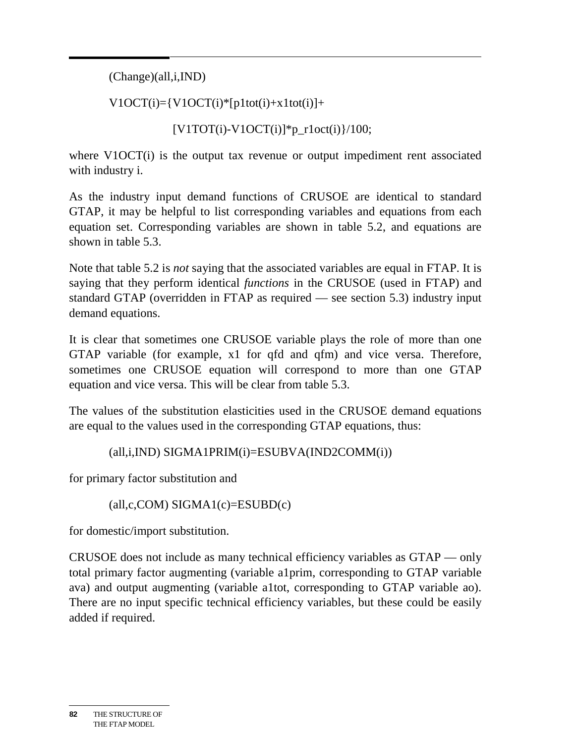```
(Change)(all,i,IND)

V1OCT(i)={V1OCT(i)*[p1tot(i)+x1tot(i)]+

          [V1TOT(i)-V1OCT(i)]*p_r1oct(i)}/100;
```

where V1OCT(i) is the output tax revenue or output impediment rent associated with industry i.

As the industry input demand functions of CRUSOE are identical to standard GTAP, it may be helpful to list corresponding variables and equations from each equation set. Corresponding variables are shown in table 5.2, and equations are shown in table 5.3.

Note that table 5.2 is *not* saying that the associated variables are equal in FTAP. It is saying that they perform identical *functions* in the CRUSOE (used in FTAP) and standard GTAP (overridden in FTAP as required — see section 5.3) industry input demand equations.

It is clear that sometimes one CRUSOE variable plays the role of more than one GTAP variable (for example, x1 for qfd and qfm) and vice versa. Therefore, sometimes one CRUSOE equation will correspond to more than one GTAP equation and vice versa. This will be clear from table 5.3.

The values of the substitution elasticities used in the CRUSOE demand equations are equal to the values used in the corresponding GTAP equations, thus:

```
(all,i,IND) SIGMA1PRIM(i)=ESUBVA(IND2COMM(i))
```

for primary factor substitution and

```
(all,c,COM) SIGMA1(c)=ESUBD(c)
```

for domestic/import substitution.

CRUSOE does not include as many technical efficiency variables as GTAP — only total primary factor augmenting (variable a1prim, corresponding to GTAP variable ava) and output augmenting (variable a1tot, corresponding to GTAP variable ao). There are no input specific technical efficiency variables, but these could be easily added if required.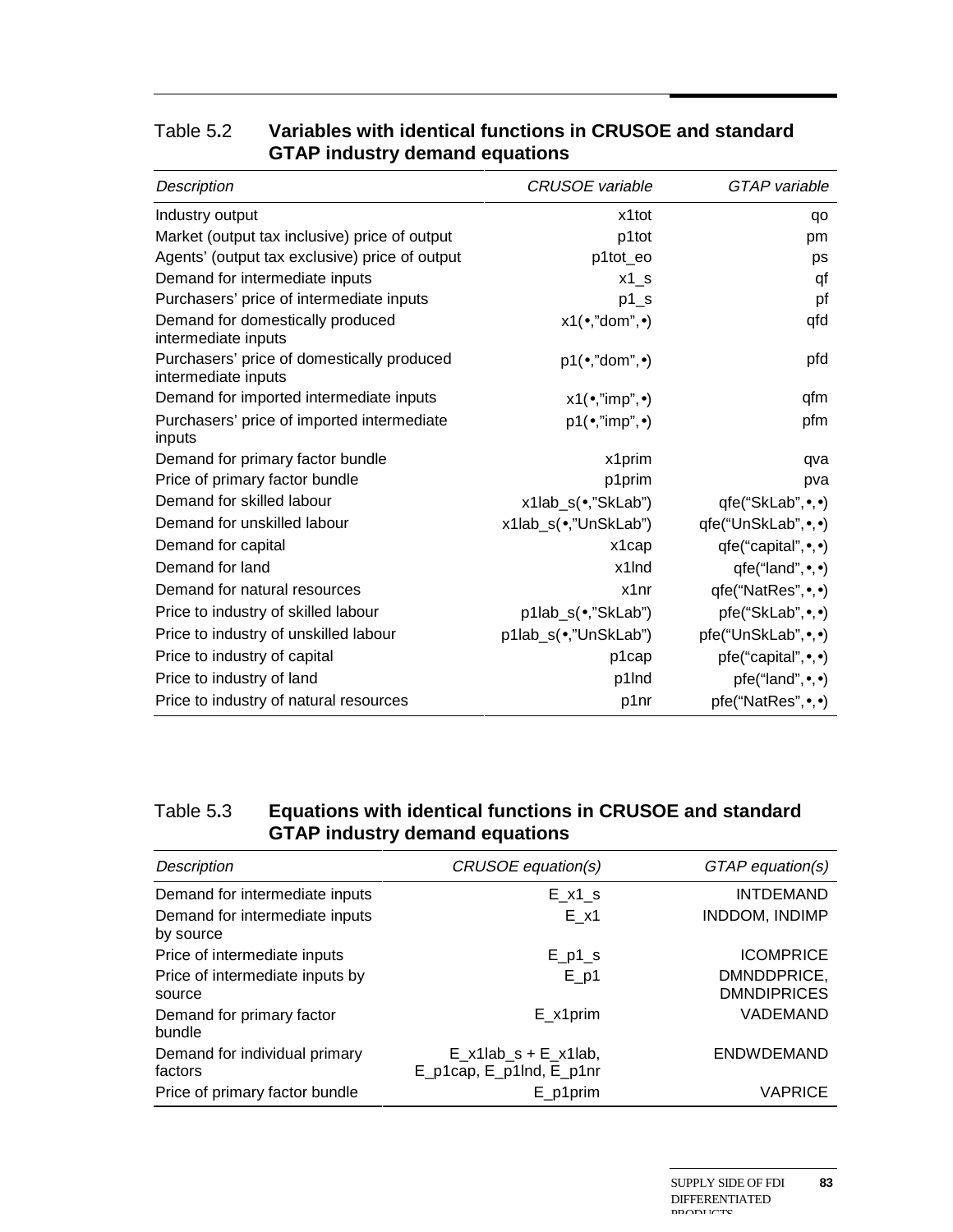Table 5.2 **Variables with identical functions in CRUSOE and standard GTAP industry demand equations**

| *Description* | *CRUSOE variable* | *GTAP variable* |
|---|---|---|
| Industry output | x1tot | qo |
| Market (output tax inclusive) price of output | p1tot | pm |
| Agents' (output tax exclusive) price of output | p1tot_eo | ps |
| Demand for intermediate inputs | x1_s | qf |
| Purchasers' price of intermediate inputs | p1_s | pf |
| Demand for domestically produced intermediate inputs | x1(•,"dom",•) | qfd |
| Purchasers' price of domestically produced intermediate inputs | p1(•,"dom",•) | pfd |
| Demand for imported intermediate inputs | x1(•,"imp",•) | qfm |
| Purchasers' price of imported intermediate inputs | p1(•,"imp",•) | pfm |
| Demand for primary factor bundle | x1prim | qva |
| Price of primary factor bundle | p1prim | pva |
| Demand for skilled labour | x1lab_s(•,"SkLab") | qfe("SkLab",•,•) |
| Demand for unskilled labour | x1lab_s(•,"UnSkLab") | qfe("UnSkLab",•,•) |
| Demand for capital | x1cap | qfe("capital",•,•) |
| Demand for land | x1lnd | qfe("land",•,•) |
| Demand for natural resources | x1nr | qfe("NatRes",•,•) |
| Price to industry of skilled labour | p1lab_s(•,"SkLab") | pfe("SkLab",•,•) |
| Price to industry of unskilled labour | p1lab_s(•,"UnSkLab") | pfe("UnSkLab",•,•) |
| Price to industry of capital | p1cap | pfe("capital",•,•) |
| Price to industry of land | p1lnd | pfe("land",•,•) |
| Price to industry of natural resources | p1nr | pfe("NatRes",•,•) |

Table 5.3 **Equations with identical functions in CRUSOE and standard GTAP industry demand equations**

| *Description* | *CRUSOE equation(s)* | *GTAP equation(s)* |
|---|---|---|
| Demand for intermediate inputs | E_x1_s | INTDEMAND |
| Demand for intermediate inputs by source | E_x1 | INDDOM, INDIMP |
| Price of intermediate inputs | E_p1_s | ICOMPRICE |
| Price of intermediate inputs by source | E_p1 | DMNDDPRICE, DMNDIPRICES |
| Demand for primary factor bundle | E_x1prim | VADEMAND |
| Demand for individual primary factors | E_x1lab_s + E_x1lab, E_p1cap, E_p1lnd, E_p1nr | ENDWDEMAND |
| Price of primary factor bundle | E_p1prim | VAPRICE |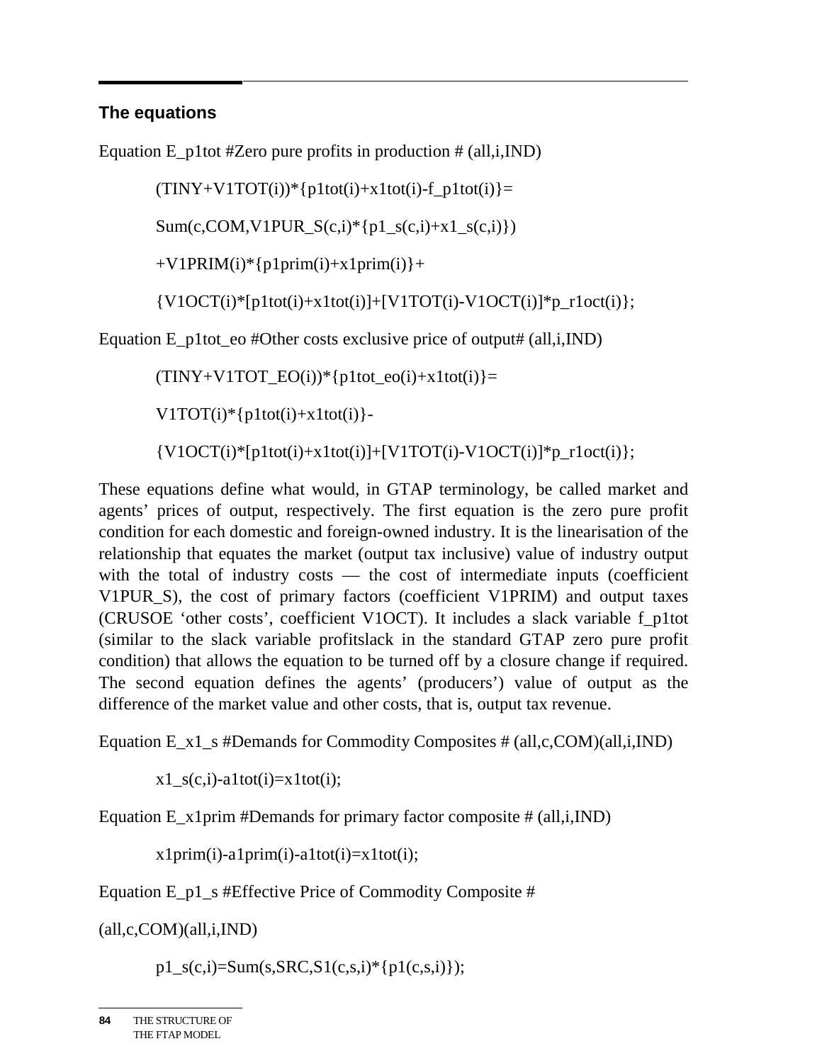### The equations

Equation E_p1tot #Zero pure profits in production # (all,i,IND)

```
(TINY+V1TOT(i))*{p1tot(i)+x1tot(i)-f_p1tot(i)}=

Sum(c,COM,V1PUR_S(c,i)*{p1_s(c,i)+x1_s(c,i)})

+V1PRIM(i)*{p1prim(i)+x1prim(i)}+

{V1OCT(i)*[p1tot(i)+x1tot(i)]+[V1TOT(i)-V1OCT(i)]*p_r1oct(i)};
```

Equation E_p1tot_eo #Other costs exclusive price of output# (all,i,IND)

```
(TINY+V1TOT_EO(i))*{p1tot_eo(i)+x1tot(i)}=

V1TOT(i)*{p1tot(i)+x1tot(i)}-

{V1OCT(i)*[p1tot(i)+x1tot(i)]+[V1TOT(i)-V1OCT(i)]*p_r1oct(i)};
```

These equations define what would, in GTAP terminology, be called market and agents' prices of output, respectively. The first equation is the zero pure profit condition for each domestic and foreign-owned industry. It is the linearisation of the relationship that equates the market (output tax inclusive) value of industry output with the total of industry costs — the cost of intermediate inputs (coefficient V1PUR_S), the cost of primary factors (coefficient V1PRIM) and output taxes (CRUSOE 'other costs', coefficient V1OCT). It includes a slack variable f_p1tot (similar to the slack variable profitslack in the standard GTAP zero pure profit condition) that allows the equation to be turned off by a closure change if required. The second equation defines the agents' (producers') value of output as the difference of the market value and other costs, that is, output tax revenue.

Equation E_x1_s #Demands for Commodity Composites # (all,c,COM)(all,i,IND)

```
x1_s(c,i)-a1tot(i)=x1tot(i);
```

Equation E_x1prim #Demands for primary factor composite # (all,i,IND)

```
x1prim(i)-a1prim(i)-a1tot(i)=x1tot(i);
```

Equation E_p1_s #Effective Price of Commodity Composite #

(all,c,COM)(all,i,IND)

```
p1_s(c,i)=Sum(s,SRC,S1(c,s,i)*{p1(c,s,i)});
```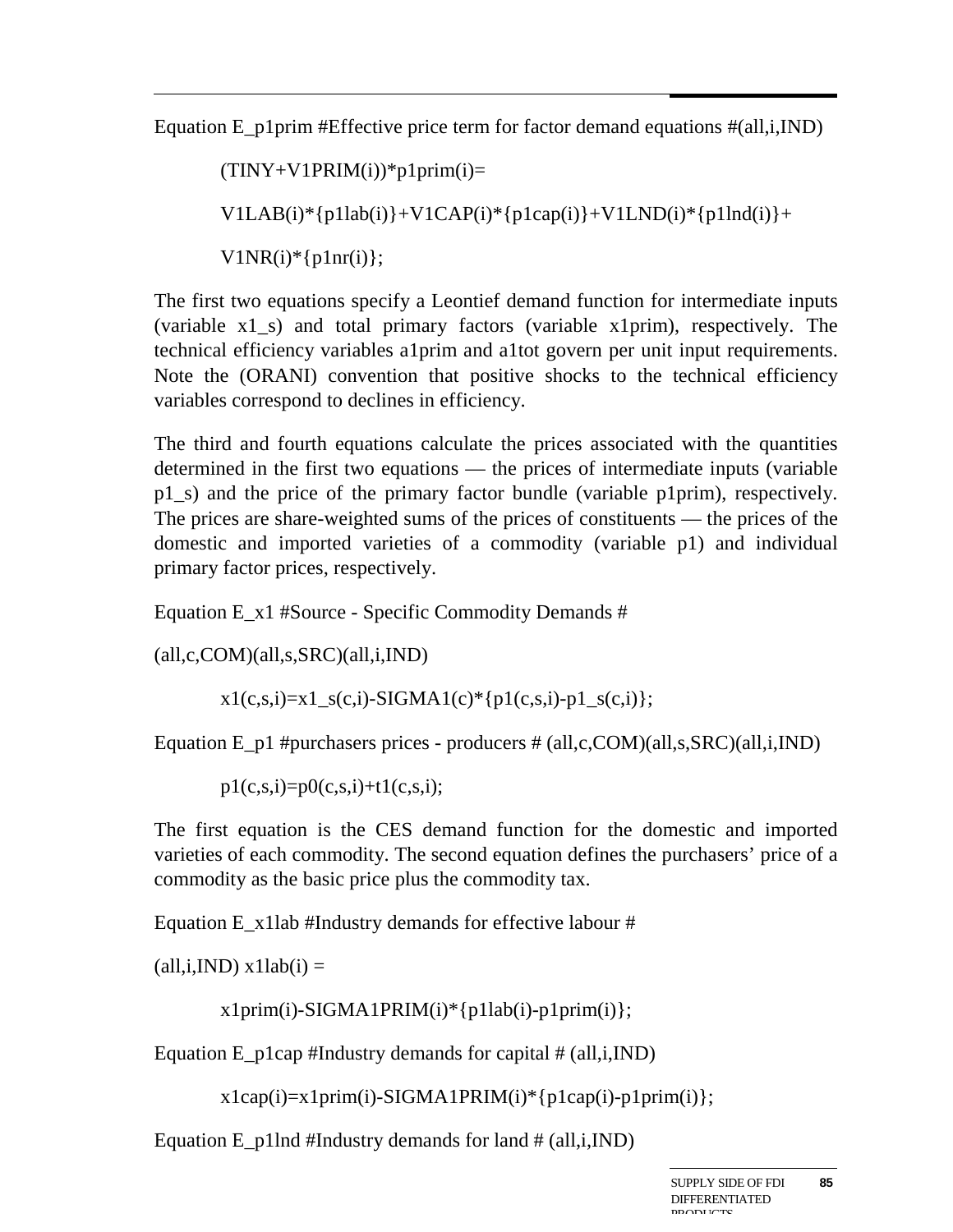Equation E_p1prim #Effective price term for factor demand equations #(all,i,IND)

```
(TINY+V1PRIM(i))*p1prim(i)=
V1LAB(i)*{p1lab(i)}+V1CAP(i)*{p1cap(i)}+V1LND(i)*{p1lnd(i)}+
V1NR(i)*{p1nr(i)};
```

The first two equations specify a Leontief demand function for intermediate inputs (variable x1_s) and total primary factors (variable x1prim), respectively. The technical efficiency variables a1prim and a1tot govern per unit input requirements. Note the (ORANI) convention that positive shocks to the technical efficiency variables correspond to declines in efficiency.

The third and fourth equations calculate the prices associated with the quantities determined in the first two equations — the prices of intermediate inputs (variable p1_s) and the price of the primary factor bundle (variable p1prim), respectively. The prices are share-weighted sums of the prices of constituents — the prices of the domestic and imported varieties of a commodity (variable p1) and individual primary factor prices, respectively.

Equation E_x1 #Source - Specific Commodity Demands #

(all,c,COM)(all,s,SRC)(all,i,IND)

```
x1(c,s,i)=x1_s(c,i)-SIGMA1(c)*{p1(c,s,i)-p1_s(c,i)};
```

Equation E_p1 #purchasers prices - producers # (all,c,COM)(all,s,SRC)(all,i,IND)

```
p1(c,s,i)=p0(c,s,i)+t1(c,s,i);
```

The first equation is the CES demand function for the domestic and imported varieties of each commodity. The second equation defines the purchasers' price of a commodity as the basic price plus the commodity tax.

Equation E_x1lab #Industry demands for effective labour #

(all,i,IND) x1lab(i) =

```
x1prim(i)-SIGMA1PRIM(i)*{p1lab(i)-p1prim(i)};
```

Equation E_p1cap #Industry demands for capital # (all,i,IND)

```
x1cap(i)=x1prim(i)-SIGMA1PRIM(i)*{p1cap(i)-p1prim(i)};
```

Equation E_p1lnd #Industry demands for land # (all,i,IND)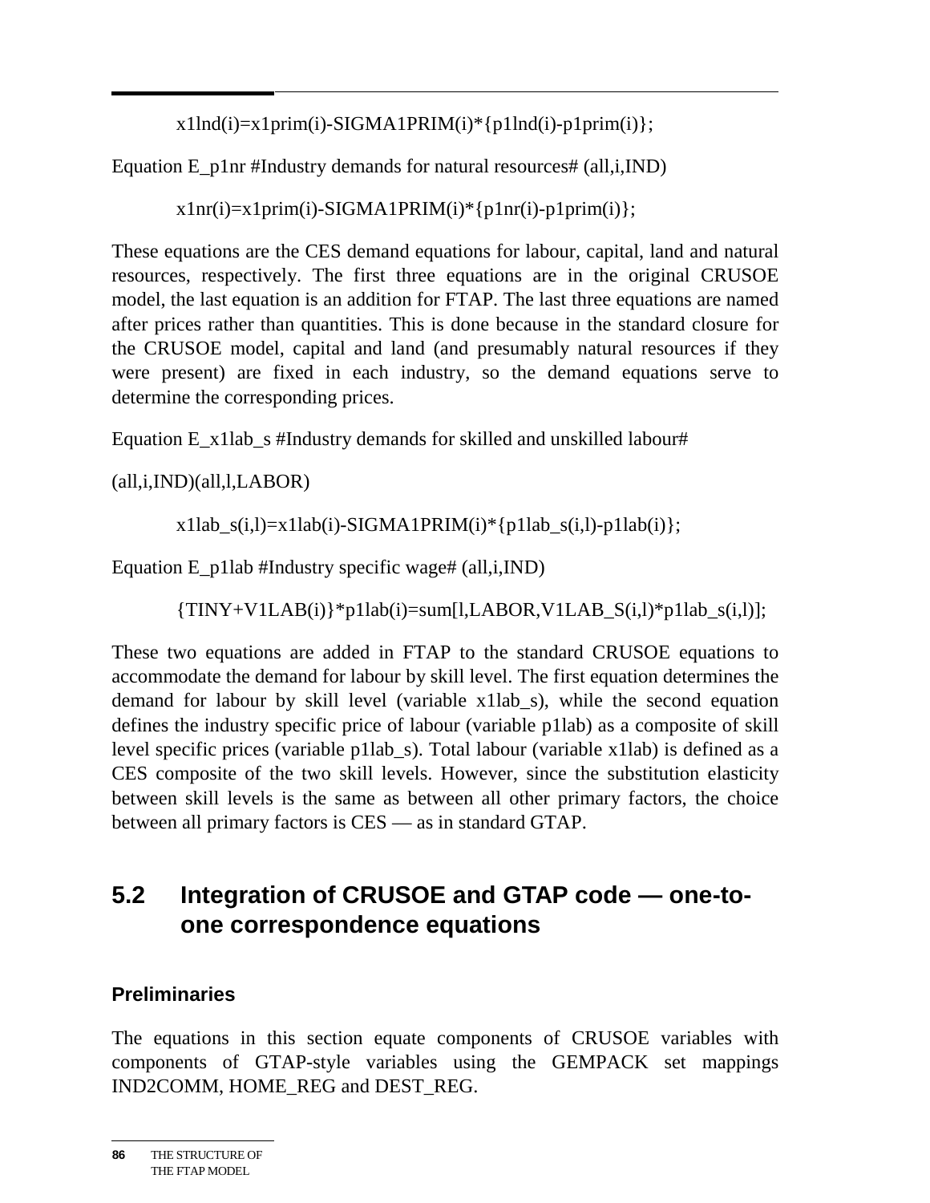```
x1lnd(i)=x1prim(i)-SIGMA1PRIM(i)*{p1lnd(i)-p1prim(i)};
```

Equation E_p1nr #Industry demands for natural resources# (all,i,IND)

```
x1nr(i)=x1prim(i)-SIGMA1PRIM(i)*{p1nr(i)-p1prim(i)};
```

These equations are the CES demand equations for labour, capital, land and natural resources, respectively. The first three equations are in the original CRUSOE model, the last equation is an addition for FTAP. The last three equations are named after prices rather than quantities. This is done because in the standard closure for the CRUSOE model, capital and land (and presumably natural resources if they were present) are fixed in each industry, so the demand equations serve to determine the corresponding prices.

Equation E_x1lab_s #Industry demands for skilled and unskilled labour#

(all,i,IND)(all,l,LABOR)

```
x1lab_s(i,l)=x1lab(i)-SIGMA1PRIM(i)*{p1lab_s(i,l)-p1lab(i)};
```

Equation E_p1lab #Industry specific wage# (all,i,IND)

```
{TINY+V1LAB(i)}*p1lab(i)=sum[l,LABOR,V1LAB_S(i,l)*p1lab_s(i,l)];
```

These two equations are added in FTAP to the standard CRUSOE equations to accommodate the demand for labour by skill level. The first equation determines the demand for labour by skill level (variable x1lab_s), while the second equation defines the industry specific price of labour (variable p1lab) as a composite of skill level specific prices (variable p1lab_s). Total labour (variable x1lab) is defined as a CES composite of the two skill levels. However, since the substitution elasticity between skill levels is the same as between all other primary factors, the choice between all primary factors is CES — as in standard GTAP.

## 5.2 Integration of CRUSOE and GTAP code — one-to-one correspondence equations

### Preliminaries

The equations in this section equate components of CRUSOE variables with components of GTAP-style variables using the GEMPACK set mappings IND2COMM, HOME_REG and DEST_REG.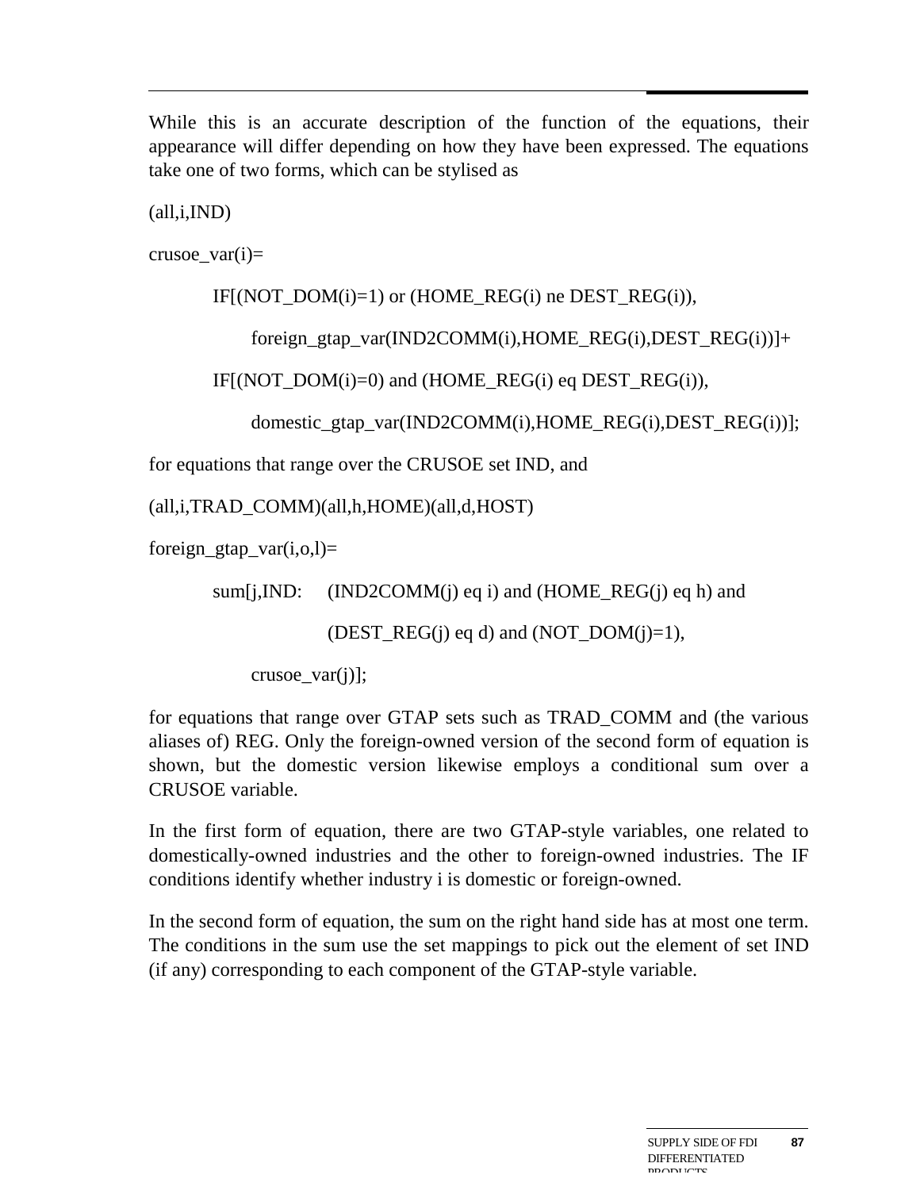While this is an accurate description of the function of the equations, their appearance will differ depending on how they have been expressed. The equations take one of two forms, which can be stylised as

```
(all,i,IND)
crusoe_var(i)=
        IF[(NOT_DOM(i)=1) or (HOME_REG(i) ne DEST_REG(i)),
            foreign_gtap_var(IND2COMM(i),HOME_REG(i),DEST_REG(i))]+
        IF[(NOT_DOM(i)=0) and (HOME_REG(i) eq DEST_REG(i)),
            domestic_gtap_var(IND2COMM(i),HOME_REG(i),DEST_REG(i))];
```

for equations that range over the CRUSOE set IND, and

```
(all,i,TRAD_COMM)(all,h,HOME)(all,d,HOST)
foreign_gtap_var(i,o,l)=
        sum[j,IND:   (IND2COMM(j) eq i) and (HOME_REG(j) eq h) and
                     (DEST_REG(j) eq d) and (NOT_DOM(j)=1),
            crusoe_var(j)];
```

for equations that range over GTAP sets such as TRAD_COMM and (the various aliases of) REG. Only the foreign-owned version of the second form of equation is shown, but the domestic version likewise employs a conditional sum over a CRUSOE variable.

In the first form of equation, there are two GTAP-style variables, one related to domestically-owned industries and the other to foreign-owned industries. The IF conditions identify whether industry i is domestic or foreign-owned.

In the second form of equation, the sum on the right hand side has at most one term. The conditions in the sum use the set mappings to pick out the element of set IND (if any) corresponding to each component of the GTAP-style variable.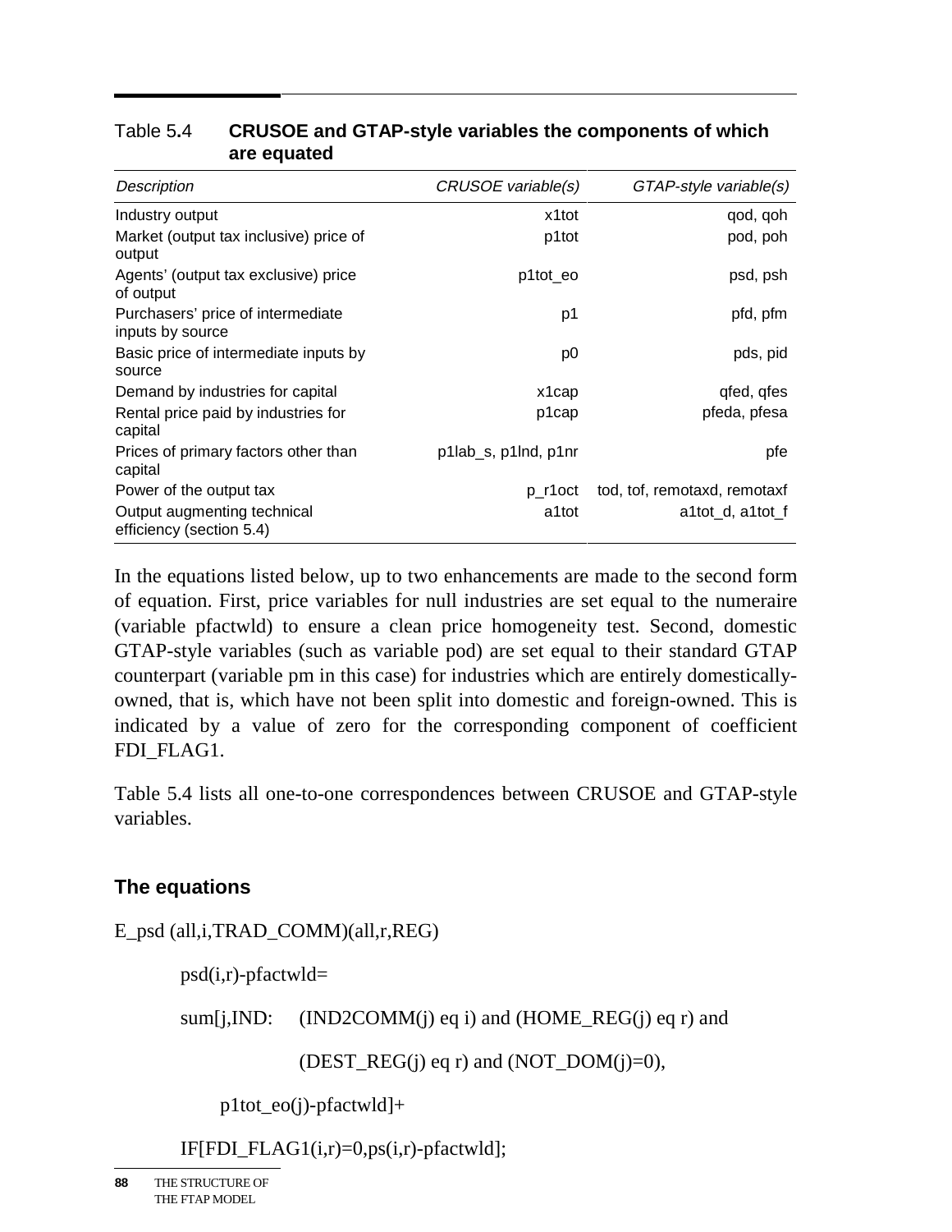Table 5.4 **CRUSOE and GTAP-style variables the components of which are equated**

| *Description* | *CRUSOE variable(s)* | *GTAP-style variable(s)* |
|---|---|---|
| Industry output | x1tot | qod, qoh |
| Market (output tax inclusive) price of output | p1tot | pod, poh |
| Agents' (output tax exclusive) price of output | p1tot_eo | psd, psh |
| Purchasers' price of intermediate inputs by source | p1 | pfd, pfm |
| Basic price of intermediate inputs by source | p0 | pds, pid |
| Demand by industries for capital | x1cap | qfed, qfes |
| Rental price paid by industries for capital | p1cap | pfeda, pfesa |
| Prices of primary factors other than capital | p1lab_s, p1lnd, p1nr | pfe |
| Power of the output tax | p_r1oct | tod, tof, remotaxd, remotaxf |
| Output augmenting technical efficiency (section 5.4) | a1tot | a1tot_d, a1tot_f |

In the equations listed below, up to two enhancements are made to the second form of equation. First, price variables for null industries are set equal to the numeraire (variable pfactwld) to ensure a clean price homogeneity test. Second, domestic GTAP-style variables (such as variable pod) are set equal to their standard GTAP counterpart (variable pm in this case) for industries which are entirely domestically-owned, that is, which have not been split into domestic and foreign-owned. This is indicated by a value of zero for the corresponding component of coefficient FDI_FLAG1.

Table 5.4 lists all one-to-one correspondences between CRUSOE and GTAP-style variables.

## The equations

```
E_psd (all,i,TRAD_COMM)(all,r,REG)

    psd(i,r)-pfactwld=

    sum[j,IND:   (IND2COMM(j) eq i) and (HOME_REG(j) eq r) and

                 (DEST_REG(j) eq r) and (NOT_DOM(j)=0),

        p1tot_eo(j)-pfactwld]+

    IF[FDI_FLAG1(i,r)=0,ps(i,r)-pfactwld];
```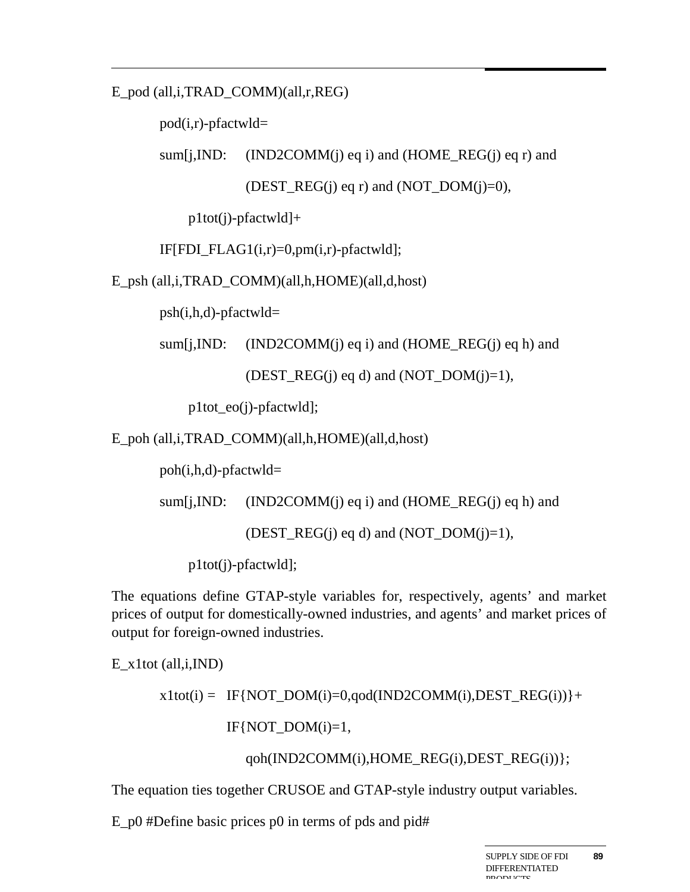```
E_pod (all,i,TRAD_COMM)(all,r,REG)

        pod(i,r)-pfactwld=

        sum[j,IND:    (IND2COMM(j) eq i) and (HOME_REG(j) eq r) and

                      (DEST_REG(j) eq r) and (NOT_DOM(j)=0),

            p1tot(j)-pfactwld]+

        IF[FDI_FLAG1(i,r)=0,pm(i,r)-pfactwld];

E_psh (all,i,TRAD_COMM)(all,h,HOME)(all,d,host)

        psh(i,h,d)-pfactwld=

        sum[j,IND:    (IND2COMM(j) eq i) and (HOME_REG(j) eq h) and

                      (DEST_REG(j) eq d) and (NOT_DOM(j)=1),

            p1tot_eo(j)-pfactwld];

E_poh (all,i,TRAD_COMM)(all,h,HOME)(all,d,host)

        poh(i,h,d)-pfactwld=

        sum[j,IND:    (IND2COMM(j) eq i) and (HOME_REG(j) eq h) and

                      (DEST_REG(j) eq d) and (NOT_DOM(j)=1),

            p1tot(j)-pfactwld];
```

The equations define GTAP-style variables for, respectively, agents' and market prices of output for domestically-owned industries, and agents' and market prices of output for foreign-owned industries.

```
E_x1tot (all,i,IND)

        x1tot(i) =  IF{NOT_DOM(i)=0,qod(IND2COMM(i),DEST_REG(i))}+

                    IF{NOT_DOM(i)=1,

                      qoh(IND2COMM(i),HOME_REG(i),DEST_REG(i))};
```

The equation ties together CRUSOE and GTAP-style industry output variables.

```
E_p0 #Define basic prices p0 in terms of pds and pid#
```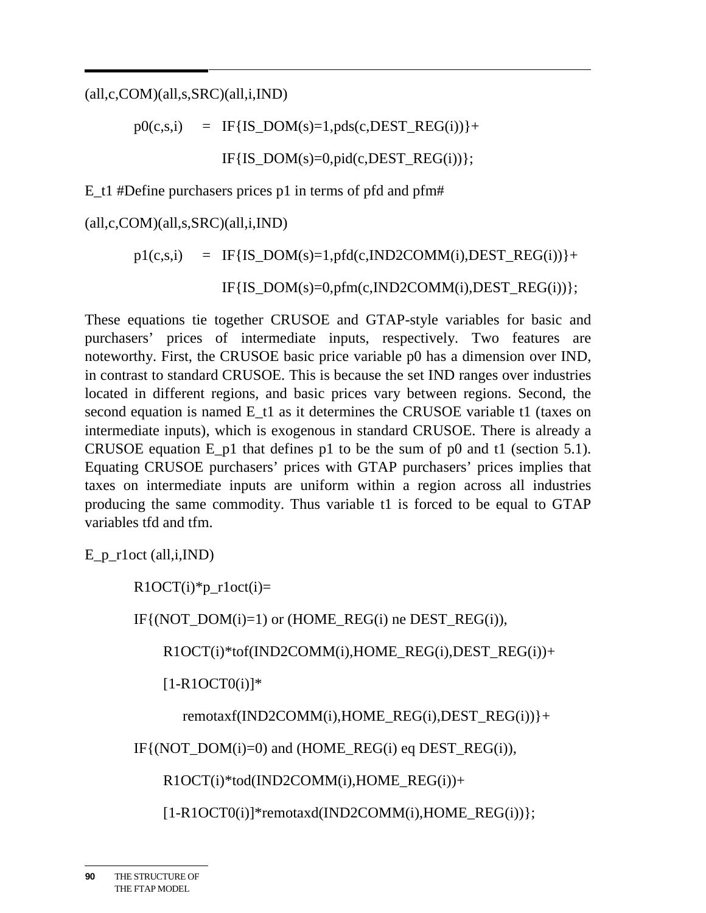```
(all,c,COM)(all,s,SRC)(all,i,IND)

        p0(c,s,i)   =  IF{IS_DOM(s)=1,pds(c,DEST_REG(i))}+

                       IF{IS_DOM(s)=0,pid(c,DEST_REG(i))};

E_t1 #Define purchasers prices p1 in terms of pfd and pfm#

(all,c,COM)(all,s,SRC)(all,i,IND)

        p1(c,s,i)   =  IF{IS_DOM(s)=1,pfd(c,IND2COMM(i),DEST_REG(i))}+

                       IF{IS_DOM(s)=0,pfm(c,IND2COMM(i),DEST_REG(i))};
```

These equations tie together CRUSOE and GTAP-style variables for basic and purchasers' prices of intermediate inputs, respectively. Two features are noteworthy. First, the CRUSOE basic price variable p0 has a dimension over IND, in contrast to standard CRUSOE. This is because the set IND ranges over industries located in different regions, and basic prices vary between regions. Second, the second equation is named E_t1 as it determines the CRUSOE variable t1 (taxes on intermediate inputs), which is exogenous in standard CRUSOE. There is already a CRUSOE equation E_p1 that defines p1 to be the sum of p0 and t1 (section 5.1). Equating CRUSOE purchasers' prices with GTAP purchasers' prices implies that taxes on intermediate inputs are uniform within a region across all industries producing the same commodity. Thus variable t1 is forced to be equal to GTAP variables tfd and tfm.

```
E_p_r1oct (all,i,IND)

        R1OCT(i)*p_r1oct(i)=

        IF{(NOT_DOM(i)=1) or (HOME_REG(i) ne DEST_REG(i)),

            R1OCT(i)*tof(IND2COMM(i),HOME_REG(i),DEST_REG(i))+

            [1-R1OCT0(i)]*

                remotaxf(IND2COMM(i),HOME_REG(i),DEST_REG(i))}+

        IF{(NOT_DOM(i)=0) and (HOME_REG(i) eq DEST_REG(i)),

            R1OCT(i)*tod(IND2COMM(i),HOME_REG(i))+

            [1-R1OCT0(i)]*remotaxd(IND2COMM(i),HOME_REG(i))};
```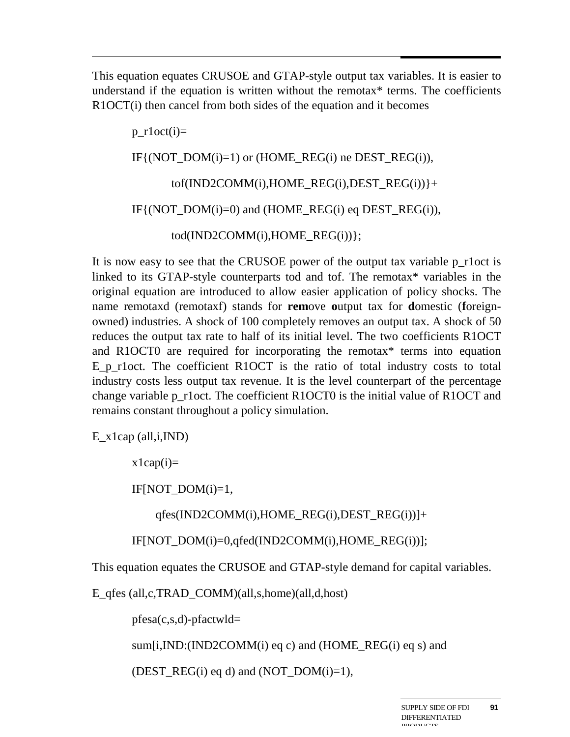This equation equates CRUSOE and GTAP-style output tax variables. It is easier to understand if the equation is written without the remotax* terms. The coefficients R1OCT(i) then cancel from both sides of the equation and it becomes

```
p_r1oct(i)=
IF{(NOT_DOM(i)=1) or (HOME_REG(i) ne DEST_REG(i)),
        tof(IND2COMM(i),HOME_REG(i),DEST_REG(i))}+
IF{(NOT_DOM(i)=0) and (HOME_REG(i) eq DEST_REG(i)),
        tod(IND2COMM(i),HOME_REG(i))};
```

It is now easy to see that the CRUSOE power of the output tax variable p_r1oct is linked to its GTAP-style counterparts tod and tof. The remotax* variables in the original equation are introduced to allow easier application of policy shocks. The name remotaxd (remotaxf) stands for **rem**ove **o**utput tax for **d**omestic (**f**oreign-owned) industries. A shock of 100 completely removes an output tax. A shock of 50 reduces the output tax rate to half of its initial level. The two coefficients R1OCT and R1OCT0 are required for incorporating the remotax* terms into equation E_p_r1oct. The coefficient R1OCT is the ratio of total industry costs to total industry costs less output tax revenue. It is the level counterpart of the percentage change variable p_r1oct. The coefficient R1OCT0 is the initial value of R1OCT and remains constant throughout a policy simulation.

```
E_x1cap (all,i,IND)
    x1cap(i)=
    IF[NOT_DOM(i)=1,
          qfes(IND2COMM(i),HOME_REG(i),DEST_REG(i))]+
    IF[NOT_DOM(i)=0,qfed(IND2COMM(i),HOME_REG(i))];
```

This equation equates the CRUSOE and GTAP-style demand for capital variables.

```
E_qfes (all,c,TRAD_COMM)(all,s,home)(all,d,host)
    pfesa(c,s,d)-pfactwld=
    sum[i,IND:(IND2COMM(i) eq c) and (HOME_REG(i) eq s) and
    (DEST_REG(i) eq d) and (NOT_DOM(i)=1),
```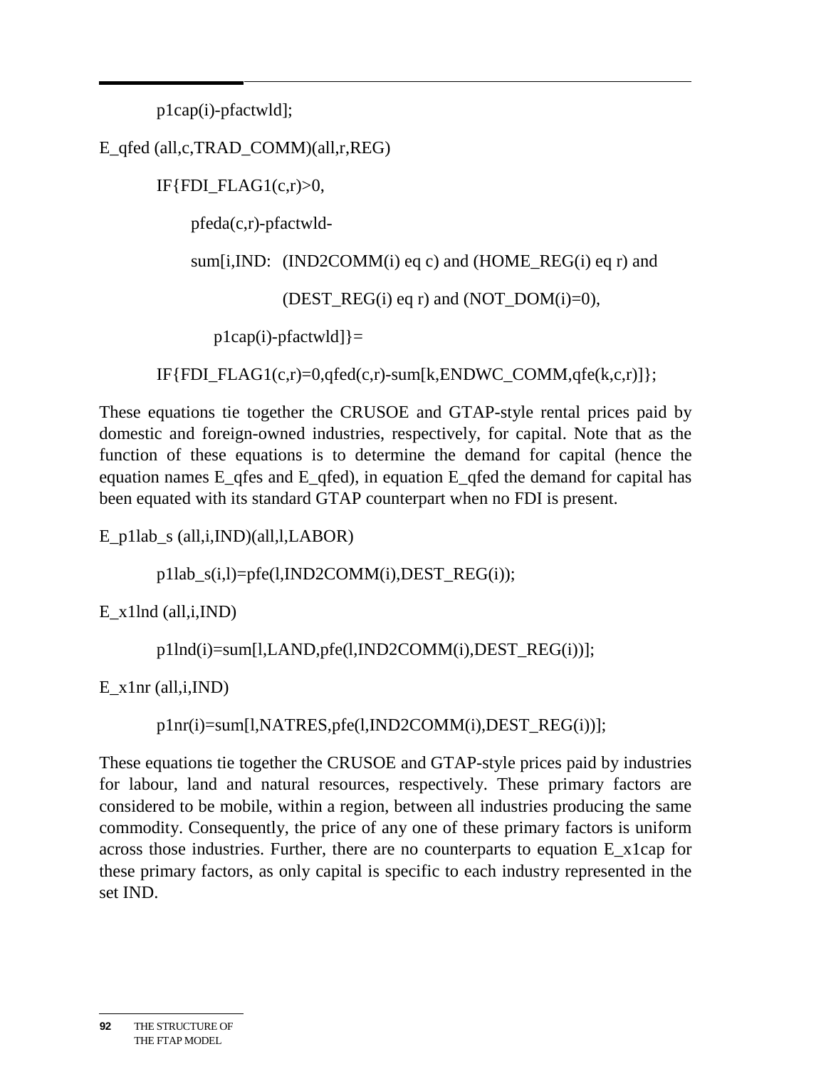```
        p1cap(i)-pfactwld];

E_qfed (all,c,TRAD_COMM)(all,r,REG)

        IF{FDI_FLAG1(c,r)>0,

            pfeda(c,r)-pfactwld-

            sum[i,IND:  (IND2COMM(i) eq c) and (HOME_REG(i) eq r) and

                        (DEST_REG(i) eq r) and (NOT_DOM(i)=0),

                p1cap(i)-pfactwld]}=

        IF{FDI_FLAG1(c,r)=0,qfed(c,r)-sum[k,ENDWC_COMM,qfe(k,c,r)]};
```

These equations tie together the CRUSOE and GTAP-style rental prices paid by domestic and foreign-owned industries, respectively, for capital. Note that as the function of these equations is to determine the demand for capital (hence the equation names E_qfes and E_qfed), in equation E_qfed the demand for capital has been equated with its standard GTAP counterpart when no FDI is present.

```
E_p1lab_s (all,i,IND)(all,l,LABOR)

        p1lab_s(i,l)=pfe(l,IND2COMM(i),DEST_REG(i));

E_x1lnd (all,i,IND)

        p1lnd(i)=sum[l,LAND,pfe(l,IND2COMM(i),DEST_REG(i))];

E_x1nr (all,i,IND)

        p1nr(i)=sum[l,NATRES,pfe(l,IND2COMM(i),DEST_REG(i))];
```

These equations tie together the CRUSOE and GTAP-style prices paid by industries for labour, land and natural resources, respectively. These primary factors are considered to be mobile, within a region, between all industries producing the same commodity. Consequently, the price of any one of these primary factors is uniform across those industries. Further, there are no counterparts to equation E_x1cap for these primary factors, as only capital is specific to each industry represented in the set IND.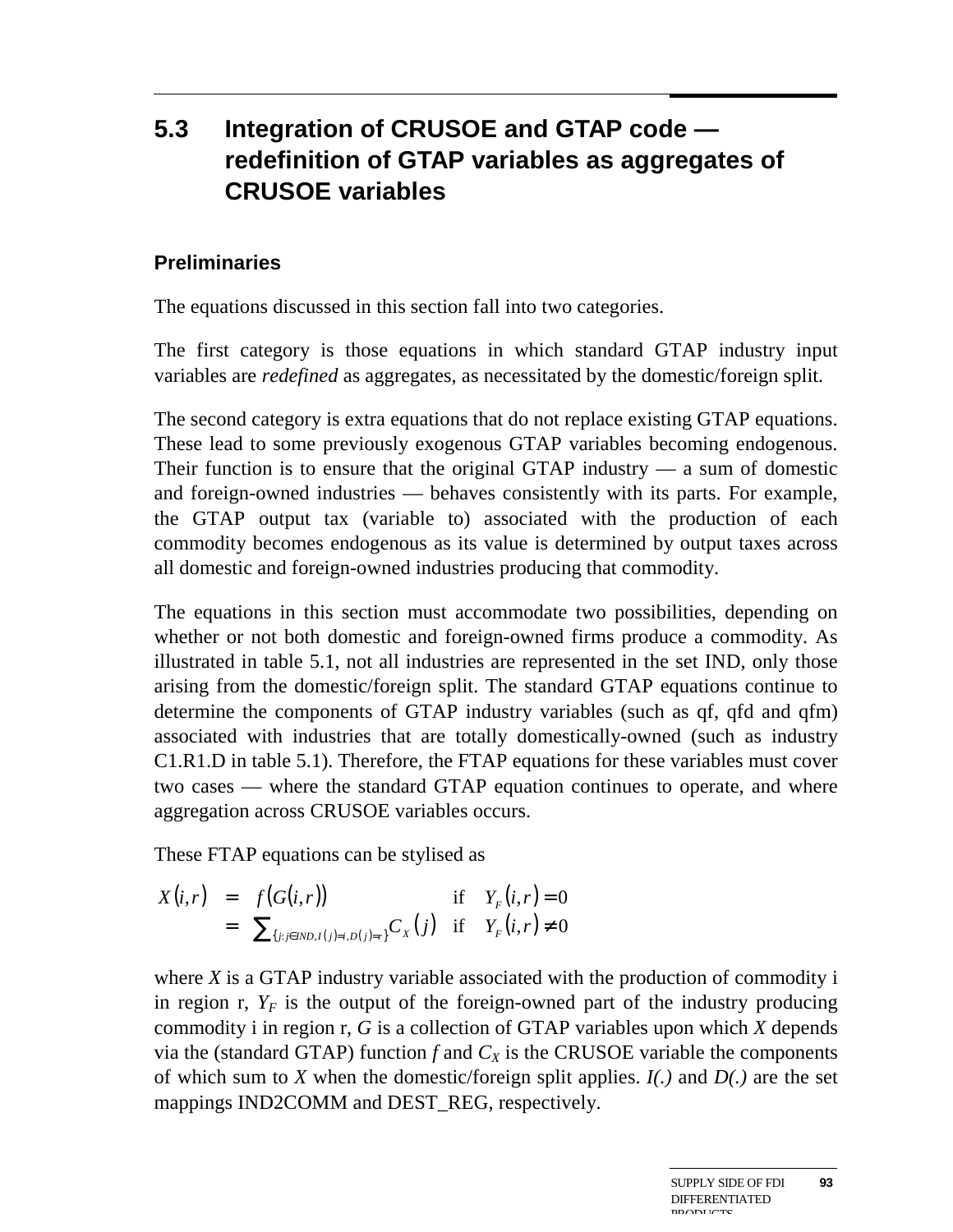## 5.3 Integration of CRUSOE and GTAP code — redefinition of GTAP variables as aggregates of CRUSOE variables

### Preliminaries

The equations discussed in this section fall into two categories.

The first category is those equations in which standard GTAP industry input variables are *redefined* as aggregates, as necessitated by the domestic/foreign split.

The second category is extra equations that do not replace existing GTAP equations. These lead to some previously exogenous GTAP variables becoming endogenous. Their function is to ensure that the original GTAP industry — a sum of domestic and foreign-owned industries — behaves consistently with its parts. For example, the GTAP output tax (variable to) associated with the production of each commodity becomes endogenous as its value is determined by output taxes across all domestic and foreign-owned industries producing that commodity.

The equations in this section must accommodate two possibilities, depending on whether or not both domestic and foreign-owned firms produce a commodity. As illustrated in table 5.1, not all industries are represented in the set IND, only those arising from the domestic/foreign split. The standard GTAP equations continue to determine the components of GTAP industry variables (such as qf, qfd and qfm) associated with industries that are totally domestically-owned (such as industry C1.R1.D in table 5.1). Therefore, the FTAP equations for these variables must cover two cases — where the standard GTAP equation continues to operate, and where aggregation across CRUSOE variables occurs.

These FTAP equations can be stylised as

$$
\begin{aligned}
X(i,r) &= f\big(G(i,r)\big) && \text{if} \quad Y_F(i,r) = 0 \\
&= \sum\nolimits_{\{j: j \in IND, I(j)=i, D(j)=r\}} C_X(j) && \text{if} \quad Y_F(i,r) \neq 0
\end{aligned}
$$

where $X$ is a GTAP industry variable associated with the production of commodity i in region r, $Y_F$ is the output of the foreign-owned part of the industry producing commodity i in region r, $G$ is a collection of GTAP variables upon which $X$ depends via the (standard GTAP) function $f$ and $C_X$ is the CRUSOE variable the components of which sum to $X$ when the domestic/foreign split applies. *I(.)* and *D(.)* are the set mappings IND2COMM and DEST_REG, respectively.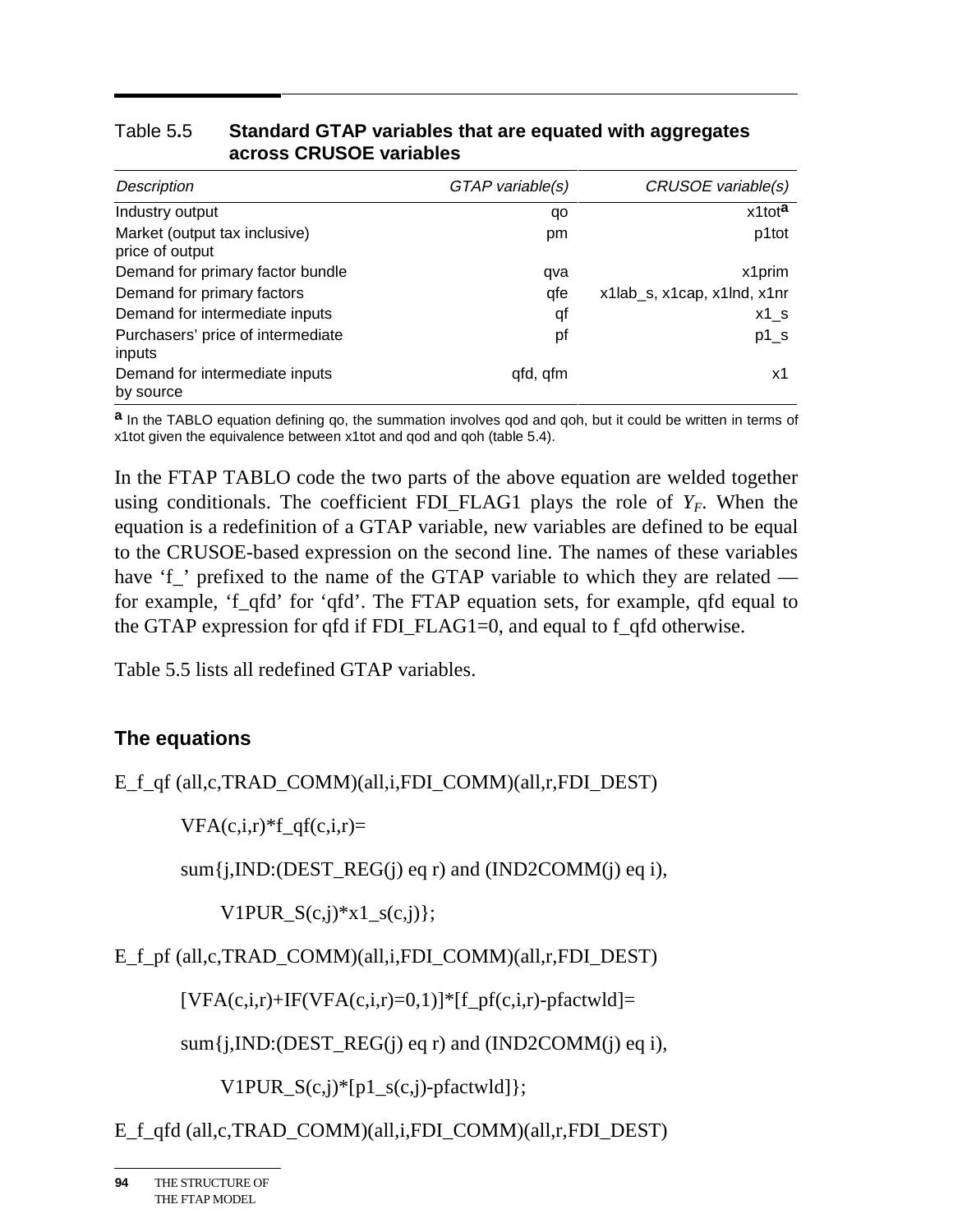Table 5.5 **Standard GTAP variables that are equated with aggregates across CRUSOE variables**

| *Description* | *GTAP variable(s)* | *CRUSOE variable(s)* |
|---|---|---|
| Industry output | qo | x1tot[a] |
| Market (output tax inclusive) price of output | pm | p1tot |
| Demand for primary factor bundle | qva | x1prim |
| Demand for primary factors | qfe | x1lab_s, x1cap, x1lnd, x1nr |
| Demand for intermediate inputs | qf | x1_s |
| Purchasers' price of intermediate inputs | pf | p1_s |
| Demand for intermediate inputs by source | qfd, qfm | x1 |

**a** In the TABLO equation defining qo, the summation involves qod and qoh, but it could be written in terms of x1tot given the equivalence between x1tot and qod and qoh (table 5.4).

In the FTAP TABLO code the two parts of the above equation are welded together using conditionals. The coefficient FDI_FLAG1 plays the role of $Y_F$. When the equation is a redefinition of a GTAP variable, new variables are defined to be equal to the CRUSOE-based expression on the second line. The names of these variables have 'f_' prefixed to the name of the GTAP variable to which they are related — for example, 'f_qfd' for 'qfd'. The FTAP equation sets, for example, qfd equal to the GTAP expression for qfd if FDI_FLAG1=0, and equal to f_qfd otherwise.

Table 5.5 lists all redefined GTAP variables.

### The equations

```
E_f_qf (all,c,TRAD_COMM)(all,i,FDI_COMM)(all,r,FDI_DEST)

    VFA(c,i,r)*f_qf(c,i,r)=

    sum{j,IND:(DEST_REG(j) eq r) and (IND2COMM(j) eq i),

        V1PUR_S(c,j)*x1_s(c,j)};

E_f_pf (all,c,TRAD_COMM)(all,i,FDI_COMM)(all,r,FDI_DEST)

    [VFA(c,i,r)+IF(VFA(c,i,r)=0,1)]*[f_pf(c,i,r)-pfactwld]=

    sum{j,IND:(DEST_REG(j) eq r) and (IND2COMM(j) eq i),

        V1PUR_S(c,j)*[p1_s(c,j)-pfactwld]};

E_f_qfd (all,c,TRAD_COMM)(all,i,FDI_COMM)(all,r,FDI_DEST)
```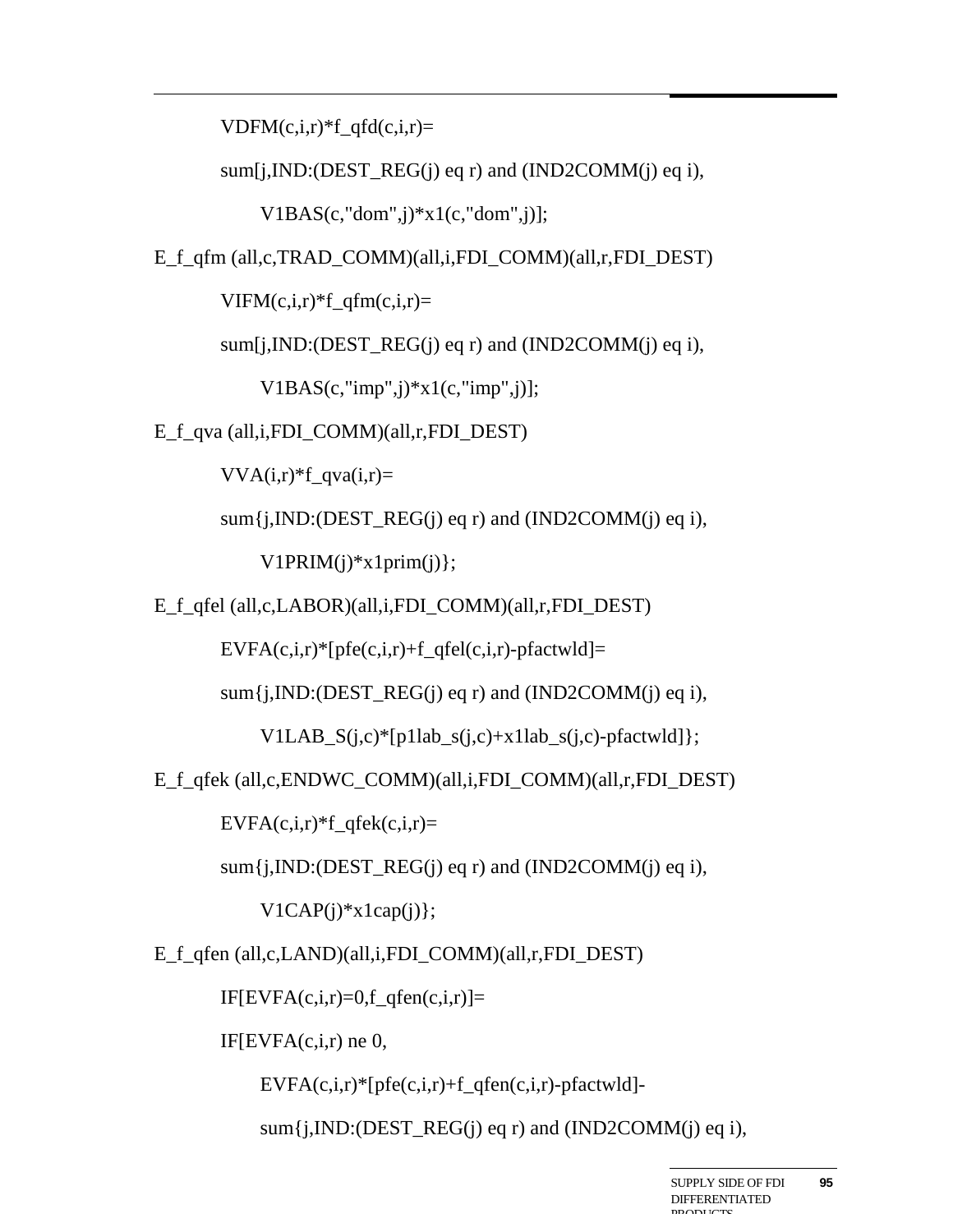```
    VDFM(c,i,r)*f_qfd(c,i,r)=
    sum[j,IND:(DEST_REG(j) eq r) and (IND2COMM(j) eq i),
        V1BAS(c,"dom",j)*x1(c,"dom",j)];
E_f_qfm (all,c,TRAD_COMM)(all,i,FDI_COMM)(all,r,FDI_DEST)
    VIFM(c,i,r)*f_qfm(c,i,r)=
    sum[j,IND:(DEST_REG(j) eq r) and (IND2COMM(j) eq i),
        V1BAS(c,"imp",j)*x1(c,"imp",j)];
E_f_qva (all,i,FDI_COMM)(all,r,FDI_DEST)
    VVA(i,r)*f_qva(i,r)=
    sum{j,IND:(DEST_REG(j) eq r) and (IND2COMM(j) eq i),
        V1PRIM(j)*x1prim(j)};
E_f_qfel (all,c,LABOR)(all,i,FDI_COMM)(all,r,FDI_DEST)
    EVFA(c,i,r)*[pfe(c,i,r)+f_qfel(c,i,r)-pfactwld]=
    sum{j,IND:(DEST_REG(j) eq r) and (IND2COMM(j) eq i),
        V1LAB_S(j,c)*[p1lab_s(j,c)+x1lab_s(j,c)-pfactwld]};
E_f_qfek (all,c,ENDWC_COMM)(all,i,FDI_COMM)(all,r,FDI_DEST)
    EVFA(c,i,r)*f_qfek(c,i,r)=
    sum{j,IND:(DEST_REG(j) eq r) and (IND2COMM(j) eq i),
        V1CAP(j)*x1cap(j)};
E_f_qfen (all,c,LAND)(all,i,FDI_COMM)(all,r,FDI_DEST)
    IF[EVFA(c,i,r)=0,f_qfen(c,i,r)]=
    IF[EVFA(c,i,r) ne 0,
        EVFA(c,i,r)*[pfe(c,i,r)+f_qfen(c,i,r)-pfactwld]-
        sum{j,IND:(DEST_REG(j) eq r) and (IND2COMM(j) eq i),
```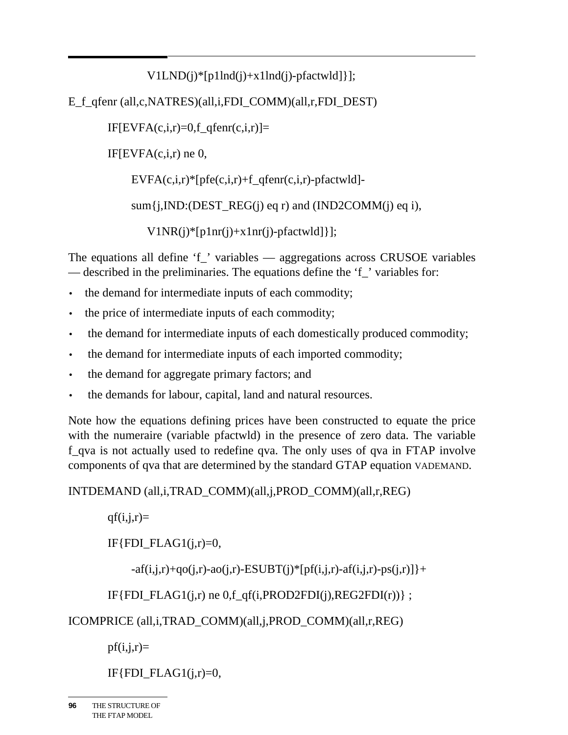```
        V1LND(j)*[p1lnd(j)+x1lnd(j)-pfactwld]}];

E_f_qfenr (all,c,NATRES)(all,i,FDI_COMM)(all,r,FDI_DEST)

    IF[EVFA(c,i,r)=0,f_qfenr(c,i,r)]=

    IF[EVFA(c,i,r) ne 0,

        EVFA(c,i,r)*[pfe(c,i,r)+f_qfenr(c,i,r)-pfactwld]-

        sum{j,IND:(DEST_REG(j) eq r) and (IND2COMM(j) eq i),

            V1NR(j)*[p1nr(j)+x1nr(j)-pfactwld]}];
```

The equations all define 'f_' variables — aggregations across CRUSOE variables — described in the preliminaries. The equations define the 'f_' variables for:

- the demand for intermediate inputs of each commodity;
- the price of intermediate inputs of each commodity;
- the demand for intermediate inputs of each domestically produced commodity;
- the demand for intermediate inputs of each imported commodity;
- the demand for aggregate primary factors; and
- the demands for labour, capital, land and natural resources.

Note how the equations defining prices have been constructed to equate the price with the numeraire (variable pfactwld) in the presence of zero data. The variable f_qva is not actually used to redefine qva. The only uses of qva in FTAP involve components of qva that are determined by the standard GTAP equation VADEMAND.

```
INTDEMAND (all,i,TRAD_COMM)(all,j,PROD_COMM)(all,r,REG)

    qf(i,j,r)=

    IF{FDI_FLAG1(j,r)=0,

        -af(i,j,r)+qo(j,r)-ao(j,r)-ESUBT(j)*[pf(i,j,r)-af(i,j,r)-ps(j,r)]}+

    IF{FDI_FLAG1(j,r) ne 0,f_qf(i,PROD2FDI(j),REG2FDI(r))} ;

ICOMPRICE (all,i,TRAD_COMM)(all,j,PROD_COMM)(all,r,REG)

    pf(i,j,r)=

    IF{FDI_FLAG1(j,r)=0,
```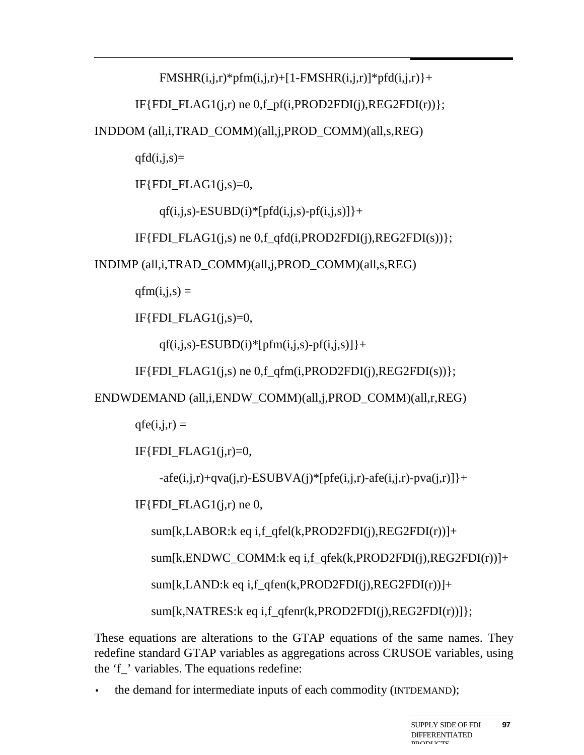```
        FMSHR(i,j,r)*pfm(i,j,r)+[1-FMSHR(i,j,r)]*pfd(i,j,r)}+
    IF{FDI_FLAG1(j,r) ne 0,f_pf(i,PROD2FDI(j),REG2FDI(r))};
INDDOM (all,i,TRAD_COMM)(all,j,PROD_COMM)(all,s,REG)
    qfd(i,j,s)=
    IF{FDI_FLAG1(j,s)=0,
        qf(i,j,s)-ESUBD(i)*[pfd(i,j,s)-pf(i,j,s)]}+
    IF{FDI_FLAG1(j,s) ne 0,f_qfd(i,PROD2FDI(j),REG2FDI(s))};
INDIMP (all,i,TRAD_COMM)(all,j,PROD_COMM)(all,s,REG)
    qfm(i,j,s) =
    IF{FDI_FLAG1(j,s)=0,
        qf(i,j,s)-ESUBD(i)*[pfm(i,j,s)-pf(i,j,s)]}+
    IF{FDI_FLAG1(j,s) ne 0,f_qfm(i,PROD2FDI(j),REG2FDI(s))};
ENDWDEMAND (all,i,ENDW_COMM)(all,j,PROD_COMM)(all,r,REG)
    qfe(i,j,r) =
    IF{FDI_FLAG1(j,r)=0,
        -afe(i,j,r)+qva(j,r)-ESUBVA(j)*[pfe(i,j,r)-afe(i,j,r)-pva(j,r)]}+
    IF{FDI_FLAG1(j,r) ne 0,
      sum[k,LABOR:k eq i,f_qfel(k,PROD2FDI(j),REG2FDI(r))]+
      sum[k,ENDWC_COMM:k eq i,f_qfek(k,PROD2FDI(j),REG2FDI(r))]+
      sum[k,LAND:k eq i,f_qfen(k,PROD2FDI(j),REG2FDI(r))]+
      sum[k,NATRES:k eq i,f_qfenr(k,PROD2FDI(j),REG2FDI(r))]};
```

These equations are alterations to the GTAP equations of the same names. They redefine standard GTAP variables as aggregations across CRUSOE variables, using the 'f_' variables. The equations redefine:

- the demand for intermediate inputs of each commodity (INTDEMAND);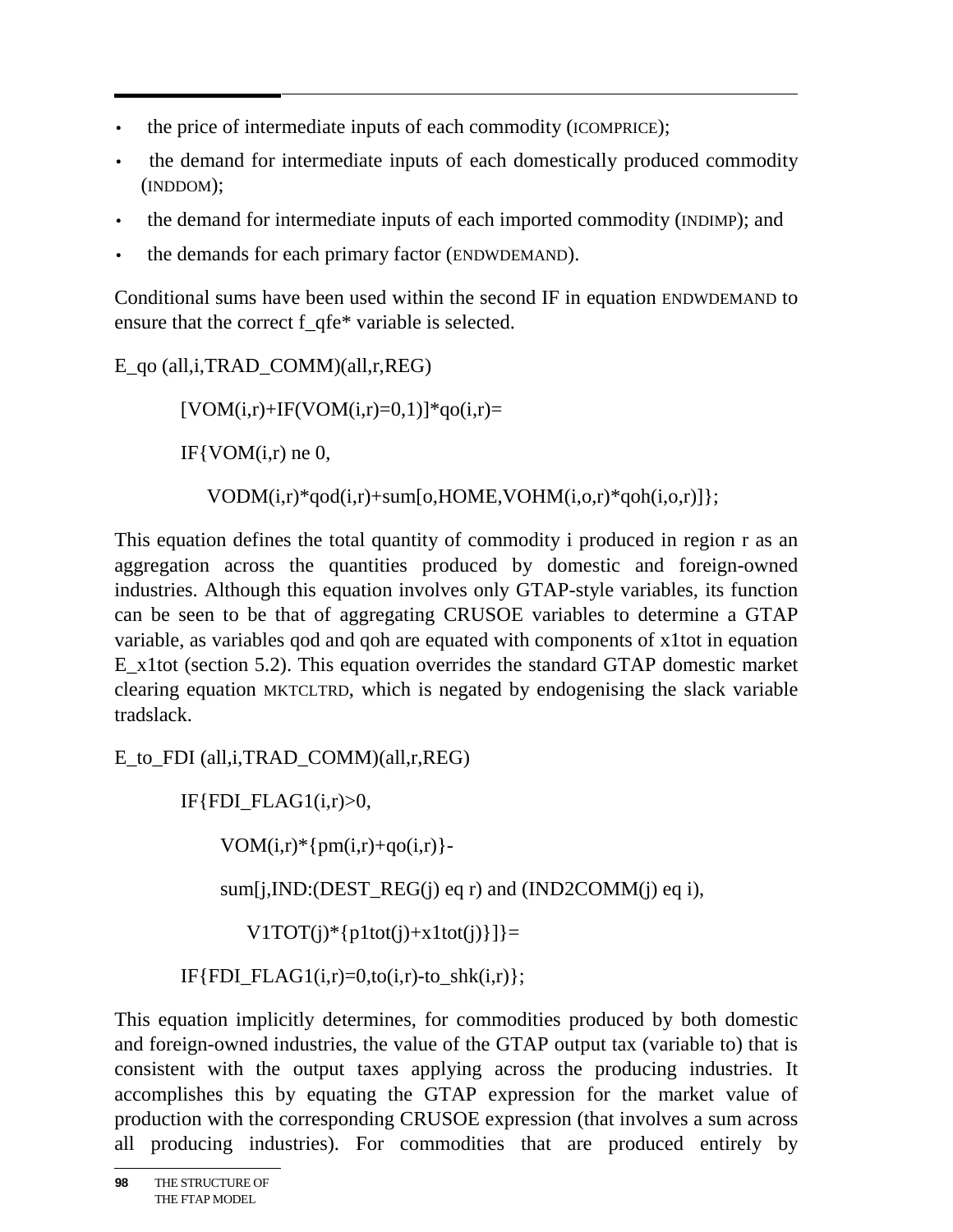- the price of intermediate inputs of each commodity (ICOMPRICE);
- the demand for intermediate inputs of each domestically produced commodity (INDDOM);
- the demand for intermediate inputs of each imported commodity (INDIMP); and
- the demands for each primary factor (ENDWDEMAND).

Conditional sums have been used within the second IF in equation ENDWDEMAND to ensure that the correct f_qfe* variable is selected.

```
E_qo (all,i,TRAD_COMM)(all,r,REG)

     [VOM(i,r)+IF(VOM(i,r)=0,1)]*qo(i,r)=

     IF{VOM(i,r) ne 0,

        VODM(i,r)*qod(i,r)+sum[o,HOME,VOHM(i,o,r)*qoh(i,o,r)]};
```

This equation defines the total quantity of commodity i produced in region r as an aggregation across the quantities produced by domestic and foreign-owned industries. Although this equation involves only GTAP-style variables, its function can be seen to be that of aggregating CRUSOE variables to determine a GTAP variable, as variables qod and qoh are equated with components of x1tot in equation E_x1tot (section 5.2). This equation overrides the standard GTAP domestic market clearing equation MKTCLTRD, which is negated by endogenising the slack variable tradslack.

```
E_to_FDI (all,i,TRAD_COMM)(all,r,REG)

     IF{FDI_FLAG1(i,r)>0,

         VOM(i,r)*{pm(i,r)+qo(i,r)}-

         sum[j,IND:(DEST_REG(j) eq r) and (IND2COMM(j) eq i),

            V1TOT(j)*{p1tot(j)+x1tot(j)}]}=

     IF{FDI_FLAG1(i,r)=0,to(i,r)-to_shk(i,r)};
```

This equation implicitly determines, for commodities produced by both domestic and foreign-owned industries, the value of the GTAP output tax (variable to) that is consistent with the output taxes applying across the producing industries. It accomplishes this by equating the GTAP expression for the market value of production with the corresponding CRUSOE expression (that involves a sum across all producing industries). For commodities that are produced entirely by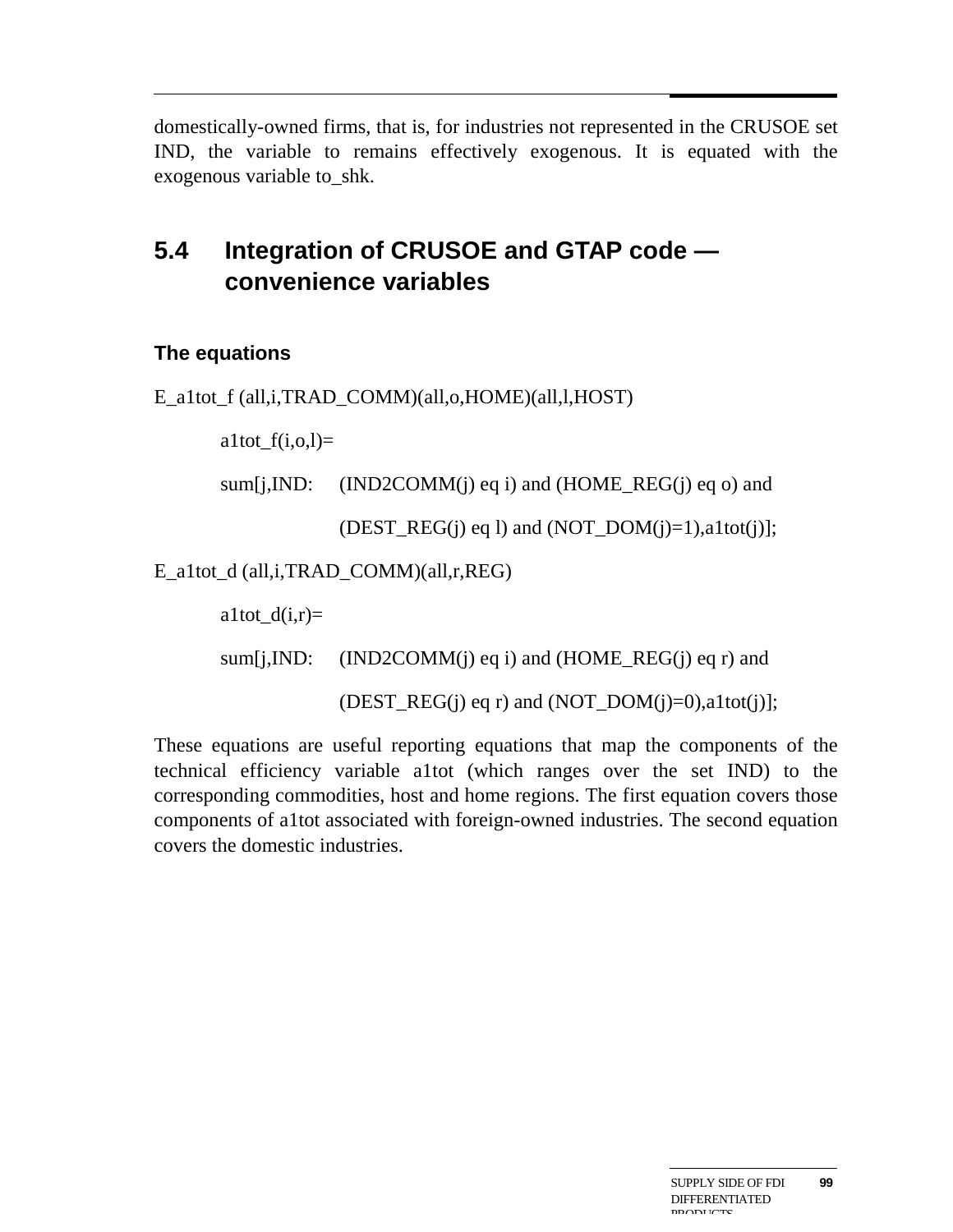domestically-owned firms, that is, for industries not represented in the CRUSOE set IND, the variable to remains effectively exogenous. It is equated with the exogenous variable to_shk.

## 5.4 Integration of CRUSOE and GTAP code — convenience variables

### The equations

```
E_a1tot_f (all,i,TRAD_COMM)(all,o,HOME)(all,l,HOST)

    a1tot_f(i,o,l)=

    sum[j,IND:   (IND2COMM(j) eq i) and (HOME_REG(j) eq o) and

                 (DEST_REG(j) eq l) and (NOT_DOM(j)=1),a1tot(j)];

E_a1tot_d (all,i,TRAD_COMM)(all,r,REG)

    a1tot_d(i,r)=

    sum[j,IND:   (IND2COMM(j) eq i) and (HOME_REG(j) eq r) and

                 (DEST_REG(j) eq r) and (NOT_DOM(j)=0),a1tot(j)];
```

These equations are useful reporting equations that map the components of the technical efficiency variable a1tot (which ranges over the set IND) to the corresponding commodities, host and home regions. The first equation covers those components of a1tot associated with foreign-owned industries. The second equation covers the domestic industries.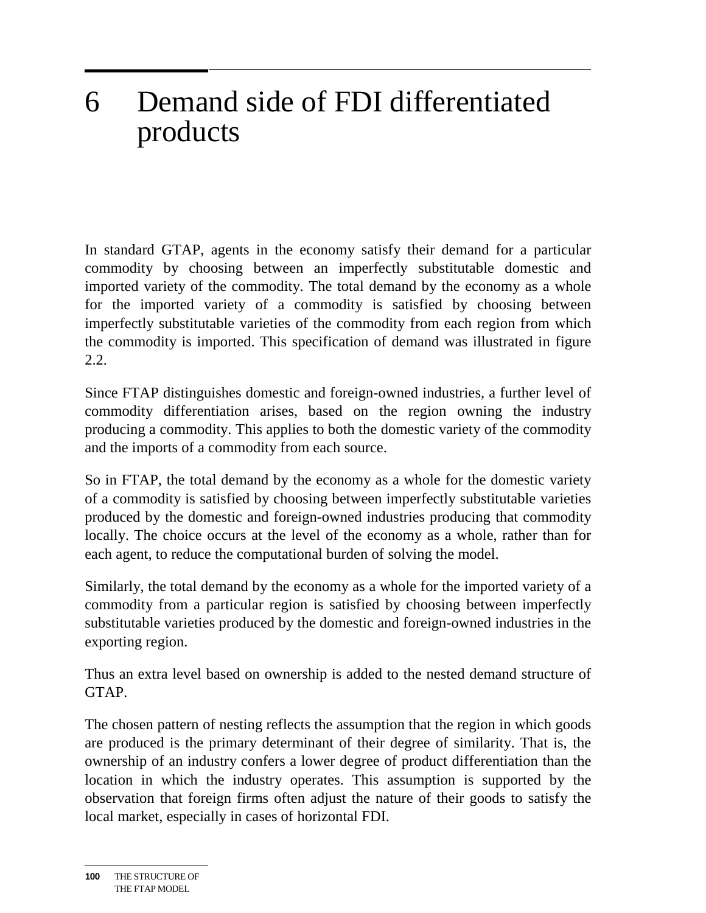# 6 Demand side of FDI differentiated products

In standard GTAP, agents in the economy satisfy their demand for a particular commodity by choosing between an imperfectly substitutable domestic and imported variety of the commodity. The total demand by the economy as a whole for the imported variety of a commodity is satisfied by choosing between imperfectly substitutable varieties of the commodity from each region from which the commodity is imported. This specification of demand was illustrated in figure 2.2.

Since FTAP distinguishes domestic and foreign-owned industries, a further level of commodity differentiation arises, based on the region owning the industry producing a commodity. This applies to both the domestic variety of the commodity and the imports of a commodity from each source.

So in FTAP, the total demand by the economy as a whole for the domestic variety of a commodity is satisfied by choosing between imperfectly substitutable varieties produced by the domestic and foreign-owned industries producing that commodity locally. The choice occurs at the level of the economy as a whole, rather than for each agent, to reduce the computational burden of solving the model.

Similarly, the total demand by the economy as a whole for the imported variety of a commodity from a particular region is satisfied by choosing between imperfectly substitutable varieties produced by the domestic and foreign-owned industries in the exporting region.

Thus an extra level based on ownership is added to the nested demand structure of GTAP.

The chosen pattern of nesting reflects the assumption that the region in which goods are produced is the primary determinant of their degree of similarity. That is, the ownership of an industry confers a lower degree of product differentiation than the location in which the industry operates. This assumption is supported by the observation that foreign firms often adjust the nature of their goods to satisfy the local market, especially in cases of horizontal FDI.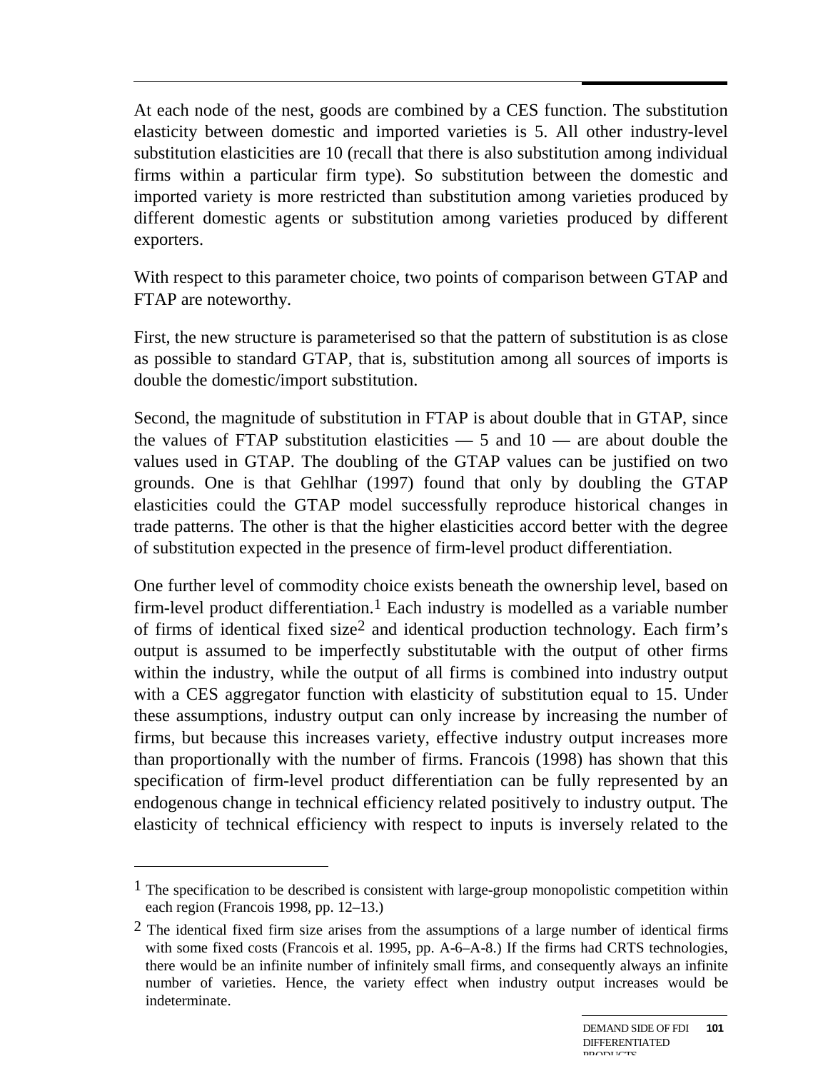At each node of the nest, goods are combined by a CES function. The substitution elasticity between domestic and imported varieties is 5. All other industry-level substitution elasticities are 10 (recall that there is also substitution among individual firms within a particular firm type). So substitution between the domestic and imported variety is more restricted than substitution among varieties produced by different domestic agents or substitution among varieties produced by different exporters.

With respect to this parameter choice, two points of comparison between GTAP and FTAP are noteworthy.

First, the new structure is parameterised so that the pattern of substitution is as close as possible to standard GTAP, that is, substitution among all sources of imports is double the domestic/import substitution.

Second, the magnitude of substitution in FTAP is about double that in GTAP, since the values of FTAP substitution elasticities — 5 and 10 — are about double the values used in GTAP. The doubling of the GTAP values can be justified on two grounds. One is that Gehlhar (1997) found that only by doubling the GTAP elasticities could the GTAP model successfully reproduce historical changes in trade patterns. The other is that the higher elasticities accord better with the degree of substitution expected in the presence of firm-level product differentiation.

One further level of commodity choice exists beneath the ownership level, based on firm-level product differentiation.[1] Each industry is modelled as a variable number of firms of identical fixed size[2] and identical production technology. Each firm's output is assumed to be imperfectly substitutable with the output of other firms within the industry, while the output of all firms is combined into industry output with a CES aggregator function with elasticity of substitution equal to 15. Under these assumptions, industry output can only increase by increasing the number of firms, but because this increases variety, effective industry output increases more than proportionally with the number of firms. Francois (1998) has shown that this specification of firm-level product differentiation can be fully represented by an endogenous change in technical efficiency related positively to industry output. The elasticity of technical efficiency with respect to inputs is inversely related to the

[1] The specification to be described is consistent with large-group monopolistic competition within each region (Francois 1998, pp. 12–13.)

[2] The identical fixed firm size arises from the assumptions of a large number of identical firms with some fixed costs (Francois et al. 1995, pp. A-6–A-8.) If the firms had CRTS technologies, there would be an infinite number of infinitely small firms, and consequently always an infinite number of varieties. Hence, the variety effect when industry output increases would be indeterminate.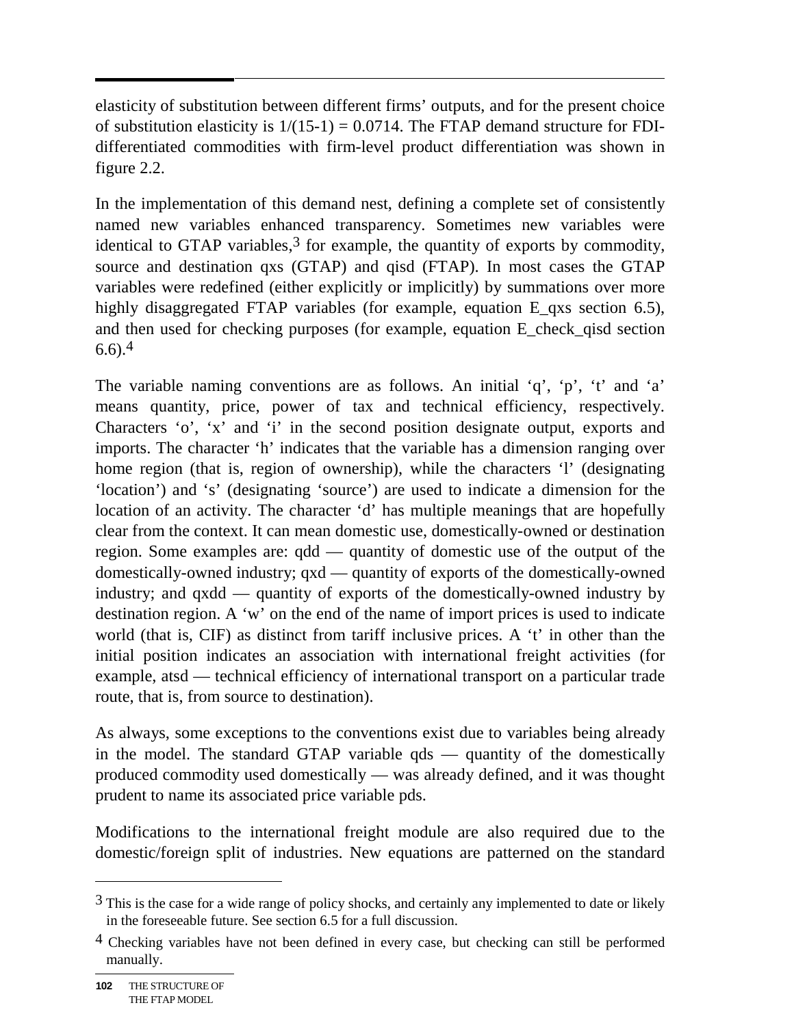elasticity of substitution between different firms' outputs, and for the present choice of substitution elasticity is $1/(15-1) = 0.0714$. The FTAP demand structure for FDI-differentiated commodities with firm-level product differentiation was shown in figure 2.2.

In the implementation of this demand nest, defining a complete set of consistently named new variables enhanced transparency. Sometimes new variables were identical to GTAP variables,[3] for example, the quantity of exports by commodity, source and destination qxs (GTAP) and qisd (FTAP). In most cases the GTAP variables were redefined (either explicitly or implicitly) by summations over more highly disaggregated FTAP variables (for example, equation E_qxs section 6.5), and then used for checking purposes (for example, equation E_check_qisd section 6.6).[4]

The variable naming conventions are as follows. An initial 'q', 'p', 't' and 'a' means quantity, price, power of tax and technical efficiency, respectively. Characters 'o', 'x' and 'i' in the second position designate output, exports and imports. The character 'h' indicates that the variable has a dimension ranging over home region (that is, region of ownership), while the characters 'l' (designating 'location') and 's' (designating 'source') are used to indicate a dimension for the location of an activity. The character 'd' has multiple meanings that are hopefully clear from the context. It can mean domestic use, domestically-owned or destination region. Some examples are: qdd — quantity of domestic use of the output of the domestically-owned industry; qxd — quantity of exports of the domestically-owned industry; and qxdd — quantity of exports of the domestically-owned industry by destination region. A 'w' on the end of the name of import prices is used to indicate world (that is, CIF) as distinct from tariff inclusive prices. A 't' in other than the initial position indicates an association with international freight activities (for example, atsd — technical efficiency of international transport on a particular trade route, that is, from source to destination).

As always, some exceptions to the conventions exist due to variables being already in the model. The standard GTAP variable qds — quantity of the domestically produced commodity used domestically — was already defined, and it was thought prudent to name its associated price variable pds.

Modifications to the international freight module are also required due to the domestic/foreign split of industries. New equations are patterned on the standard

---

[3] This is the case for a wide range of policy shocks, and certainly any implemented to date or likely in the foreseeable future. See section 6.5 for a full discussion.

[4] Checking variables have not been defined in every case, but checking can still be performed manually.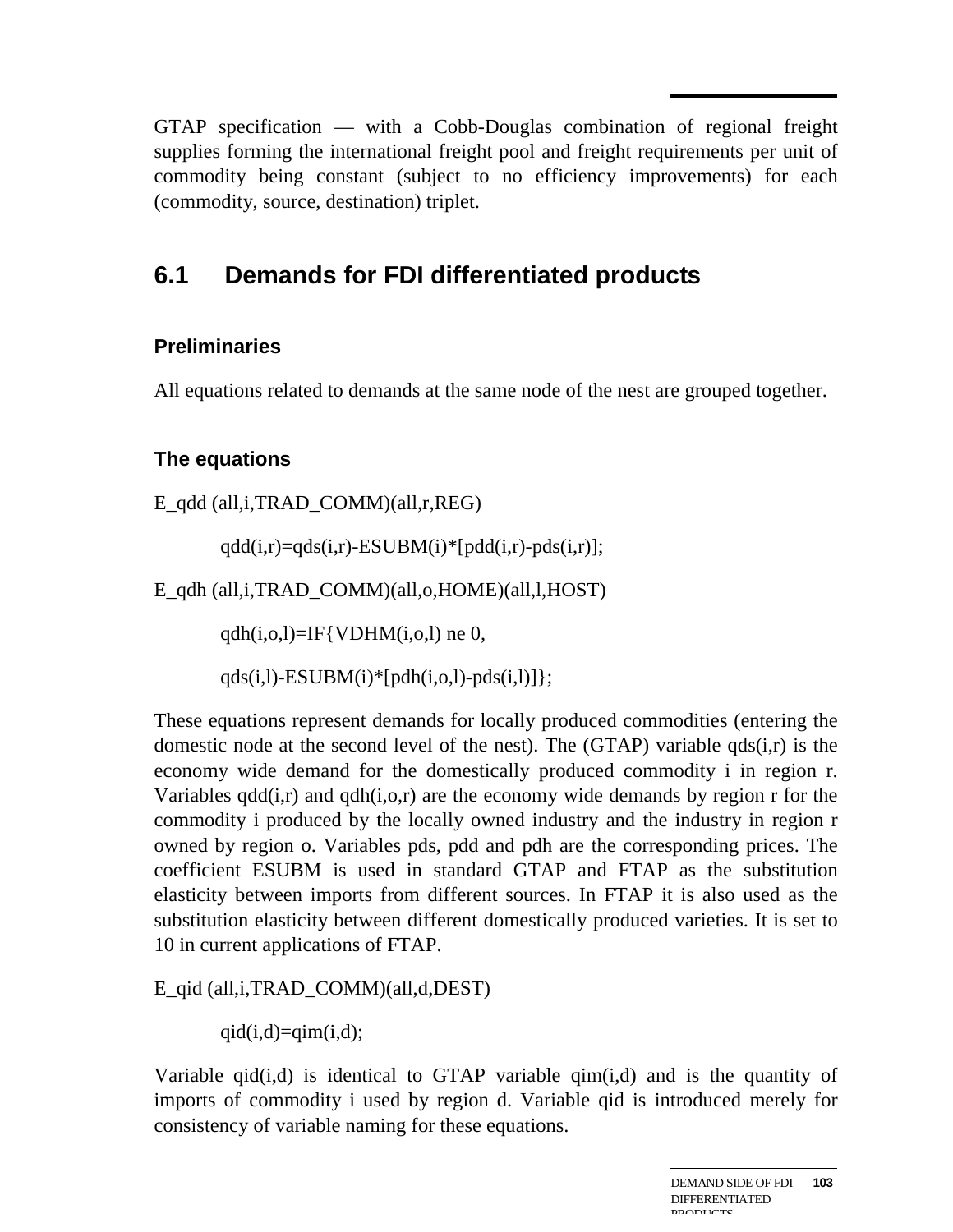GTAP specification — with a Cobb-Douglas combination of regional freight supplies forming the international freight pool and freight requirements per unit of commodity being constant (subject to no efficiency improvements) for each (commodity, source, destination) triplet.

## 6.1 Demands for FDI differentiated products

### Preliminaries

All equations related to demands at the same node of the nest are grouped together.

### The equations

```
E_qdd (all,i,TRAD_COMM)(all,r,REG)

    qdd(i,r)=qds(i,r)-ESUBM(i)*[pdd(i,r)-pds(i,r)];

E_qdh (all,i,TRAD_COMM)(all,o,HOME)(all,l,HOST)

    qdh(i,o,l)=IF{VDHM(i,o,l) ne 0,

    qds(i,l)-ESUBM(i)*[pdh(i,o,l)-pds(i,l)]};
```

These equations represent demands for locally produced commodities (entering the domestic node at the second level of the nest). The (GTAP) variable qds(i,r) is the economy wide demand for the domestically produced commodity i in region r. Variables qdd(i,r) and qdh(i,o,r) are the economy wide demands by region r for the commodity i produced by the locally owned industry and the industry in region r owned by region o. Variables pds, pdd and pdh are the corresponding prices. The coefficient ESUBM is used in standard GTAP and FTAP as the substitution elasticity between imports from different sources. In FTAP it is also used as the substitution elasticity between different domestically produced varieties. It is set to 10 in current applications of FTAP.

```
E_qid (all,i,TRAD_COMM)(all,d,DEST)

    qid(i,d)=qim(i,d);
```

Variable qid(i,d) is identical to GTAP variable qim(i,d) and is the quantity of imports of commodity i used by region d. Variable qid is introduced merely for consistency of variable naming for these equations.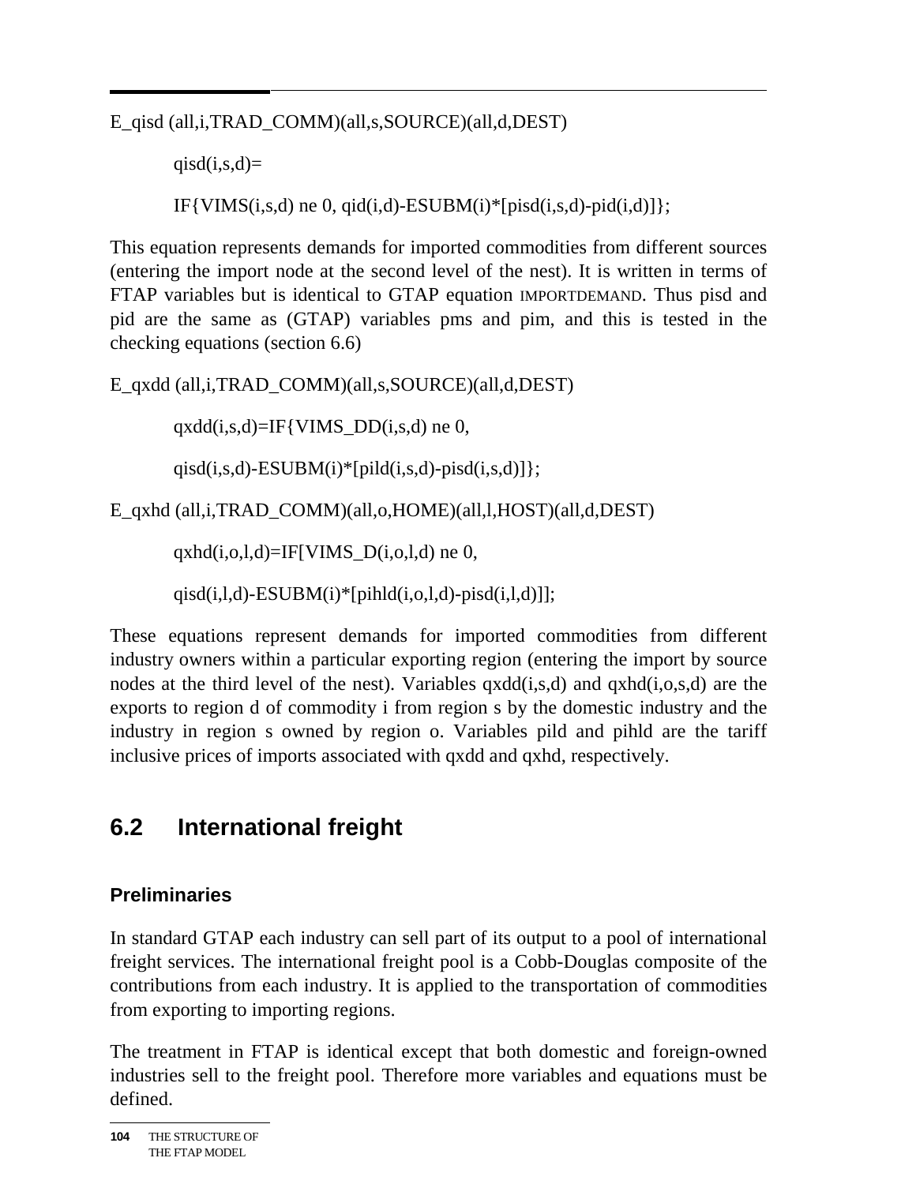E_qisd (all,i,TRAD_COMM)(all,s,SOURCE)(all,d,DEST)

```
qisd(i,s,d)=
IF{VIMS(i,s,d) ne 0, qid(i,d)-ESUBM(i)*[pisd(i,s,d)-pid(i,d)]};
```

This equation represents demands for imported commodities from different sources (entering the import node at the second level of the nest). It is written in terms of FTAP variables but is identical to GTAP equation IMPORTDEMAND. Thus pisd and pid are the same as (GTAP) variables pms and pim, and this is tested in the checking equations (section 6.6)

E_qxdd (all,i,TRAD_COMM)(all,s,SOURCE)(all,d,DEST)

```
qxdd(i,s,d)=IF{VIMS_DD(i,s,d) ne 0,
qisd(i,s,d)-ESUBM(i)*[pild(i,s,d)-pisd(i,s,d)]};
```

E_qxhd (all,i,TRAD_COMM)(all,o,HOME)(all,l,HOST)(all,d,DEST)

```
qxhd(i,o,l,d)=IF[VIMS_D(i,o,l,d) ne 0,
qisd(i,l,d)-ESUBM(i)*[pihld(i,o,l,d)-pisd(i,l,d)]];
```

These equations represent demands for imported commodities from different industry owners within a particular exporting region (entering the import by source nodes at the third level of the nest). Variables qxdd(i,s,d) and qxhd(i,o,s,d) are the exports to region d of commodity i from region s by the domestic industry and the industry in region s owned by region o. Variables pild and pihld are the tariff inclusive prices of imports associated with qxdd and qxhd, respectively.

## 6.2 International freight

### Preliminaries

In standard GTAP each industry can sell part of its output to a pool of international freight services. The international freight pool is a Cobb-Douglas composite of the contributions from each industry. It is applied to the transportation of commodities from exporting to importing regions.

The treatment in FTAP is identical except that both domestic and foreign-owned industries sell to the freight pool. Therefore more variables and equations must be defined.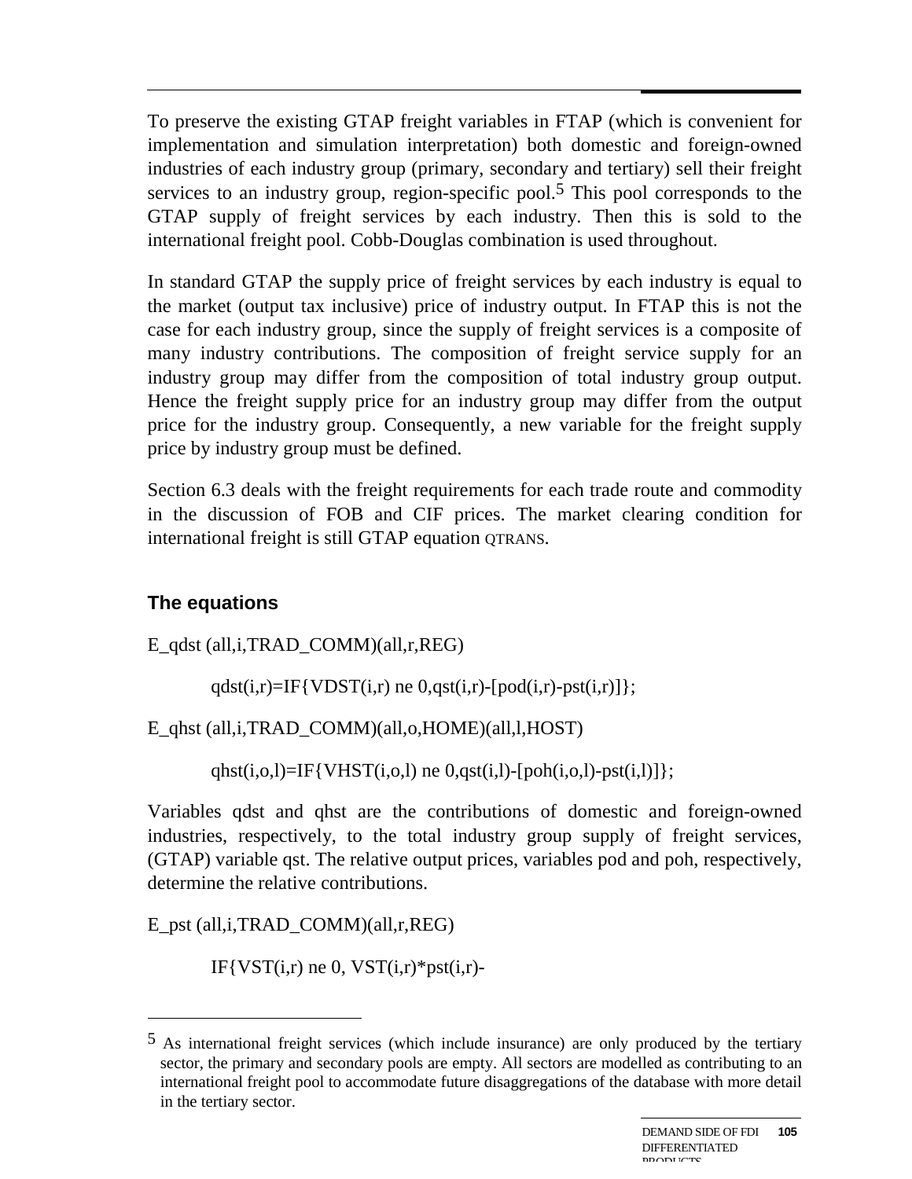To preserve the existing GTAP freight variables in FTAP (which is convenient for implementation and simulation interpretation) both domestic and foreign-owned industries of each industry group (primary, secondary and tertiary) sell their freight services to an industry group, region-specific pool.[5] This pool corresponds to the GTAP supply of freight services by each industry. Then this is sold to the international freight pool. Cobb-Douglas combination is used throughout.

In standard GTAP the supply price of freight services by each industry is equal to the market (output tax inclusive) price of industry output. In FTAP this is not the case for each industry group, since the supply of freight services is a composite of many industry contributions. The composition of freight service supply for an industry group may differ from the composition of total industry group output. Hence the freight supply price for an industry group may differ from the output price for the industry group. Consequently, a new variable for the freight supply price by industry group must be defined.

Section 6.3 deals with the freight requirements for each trade route and commodity in the discussion of FOB and CIF prices. The market clearing condition for international freight is still GTAP equation QTRANS.

### The equations

```
E_qdst (all,i,TRAD_COMM)(all,r,REG)

        qdst(i,r)=IF{VDST(i,r) ne 0,qst(i,r)-[pod(i,r)-pst(i,r)]};

E_qhst (all,i,TRAD_COMM)(all,o,HOME)(all,l,HOST)

        qhst(i,o,l)=IF{VHST(i,o,l) ne 0,qst(i,l)-[poh(i,o,l)-pst(i,l)]};
```

Variables qdst and qhst are the contributions of domestic and foreign-owned industries, respectively, to the total industry group supply of freight services, (GTAP) variable qst. The relative output prices, variables pod and poh, respectively, determine the relative contributions.

```
E_pst (all,i,TRAD_COMM)(all,r,REG)

        IF{VST(i,r) ne 0, VST(i,r)*pst(i,r)-
```

---

[5] As international freight services (which include insurance) are only produced by the tertiary sector, the primary and secondary pools are empty. All sectors are modelled as contributing to an international freight pool to accommodate future disaggregations of the database with more detail in the tertiary sector.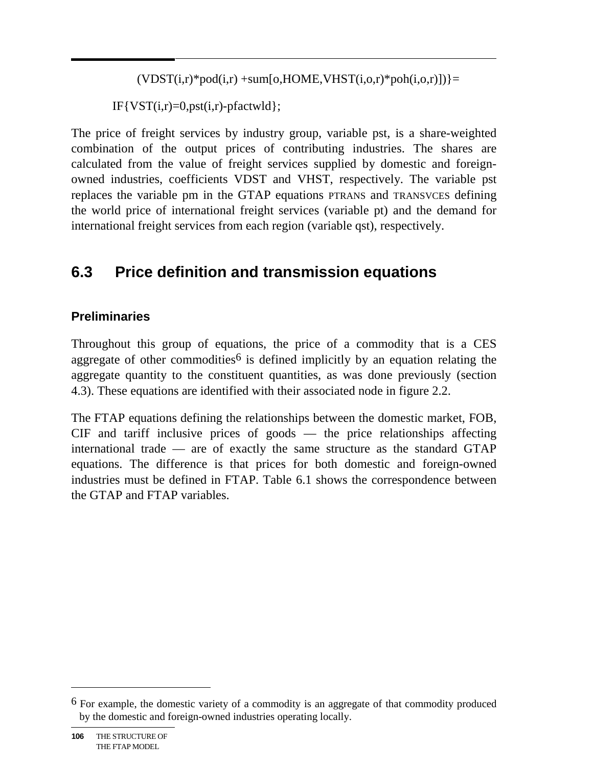```
(VDST(i,r)*pod(i,r) +sum[o,HOME,VHST(i,o,r)*poh(i,o,r)])}=

IF{VST(i,r)=0,pst(i,r)-pfactwld};
```

The price of freight services by industry group, variable pst, is a share-weighted combination of the output prices of contributing industries. The shares are calculated from the value of freight services supplied by domestic and foreign-owned industries, coefficients VDST and VHST, respectively. The variable pst replaces the variable pm in the GTAP equations PTRANS and TRANSVCES defining the world price of international freight services (variable pt) and the demand for international freight services from each region (variable qst), respectively.

## 6.3 Price definition and transmission equations

### Preliminaries

Throughout this group of equations, the price of a commodity that is a CES aggregate of other commodities[6] is defined implicitly by an equation relating the aggregate quantity to the constituent quantities, as was done previously (section 4.3). These equations are identified with their associated node in figure 2.2.

The FTAP equations defining the relationships between the domestic market, FOB, CIF and tariff inclusive prices of goods — the price relationships affecting international trade — are of exactly the same structure as the standard GTAP equations. The difference is that prices for both domestic and foreign-owned industries must be defined in FTAP. Table 6.1 shows the correspondence between the GTAP and FTAP variables.

---

[6] For example, the domestic variety of a commodity is an aggregate of that commodity produced by the domestic and foreign-owned industries operating locally.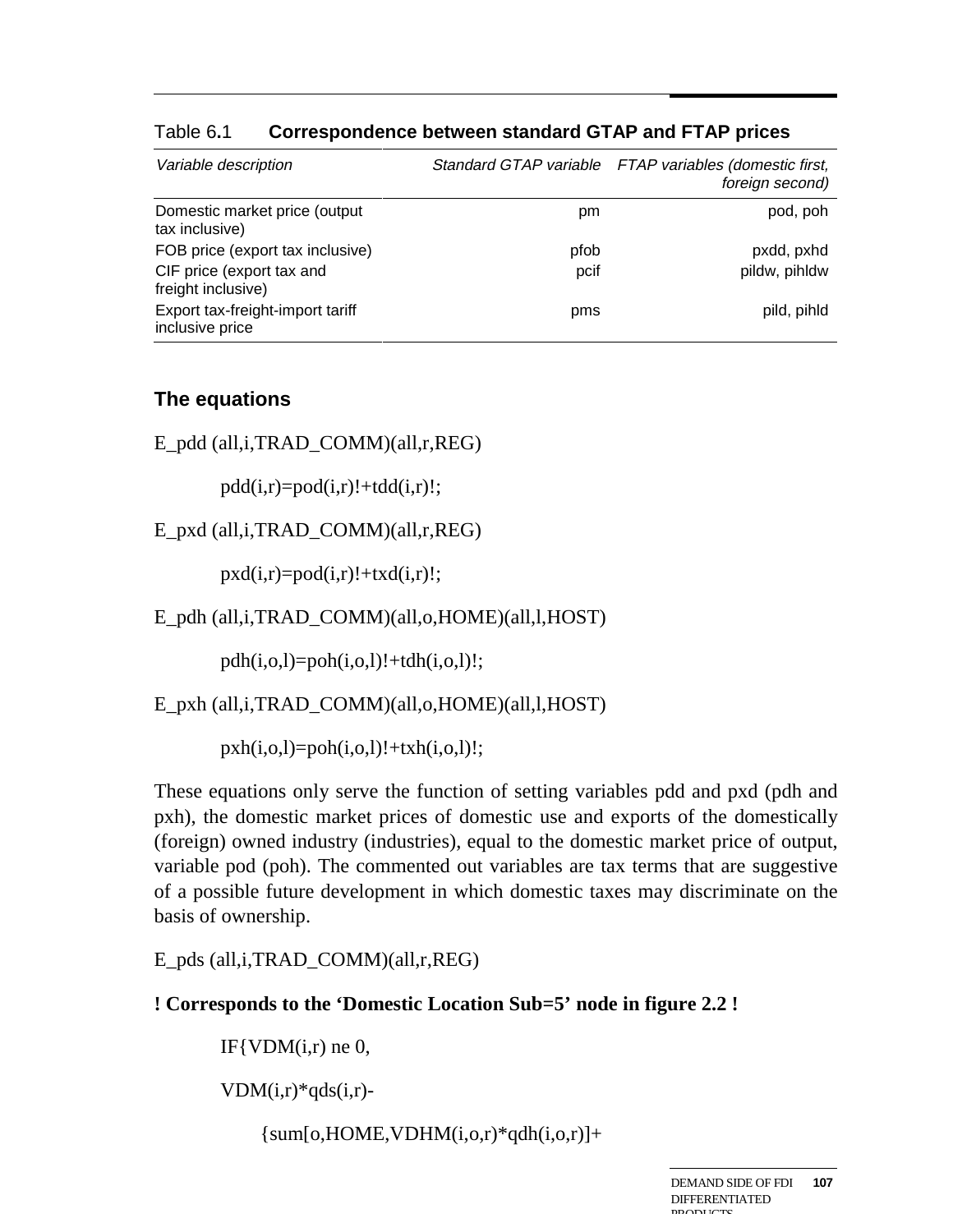Table 6.1 **Correspondence between standard GTAP and FTAP prices**

| *Variable description* | *Standard GTAP variable* | *FTAP variables (domestic first, foreign second)* |
|---|---|---|
| Domestic market price (output tax inclusive) | pm | pod, poh |
| FOB price (export tax inclusive) | pfob | pxdd, pxhd |
| CIF price (export tax and freight inclusive) | pcif | pildw, pihldw |
| Export tax-freight-import tariff inclusive price | pms | pild, pihld |

### The equations

```
E_pdd (all,i,TRAD_COMM)(all,r,REG)

        pdd(i,r)=pod(i,r)!+tdd(i,r)!;

E_pxd (all,i,TRAD_COMM)(all,r,REG)

        pxd(i,r)=pod(i,r)!+txd(i,r)!;

E_pdh (all,i,TRAD_COMM)(all,o,HOME)(all,l,HOST)

        pdh(i,o,l)=poh(i,o,l)!+tdh(i,o,l)!;

E_pxh (all,i,TRAD_COMM)(all,o,HOME)(all,l,HOST)

        pxh(i,o,l)=poh(i,o,l)!+txh(i,o,l)!;
```

These equations only serve the function of setting variables pdd and pxd (pdh and pxh), the domestic market prices of domestic use and exports of the domestically (foreign) owned industry (industries), equal to the domestic market price of output, variable pod (poh). The commented out variables are tax terms that are suggestive of a possible future development in which domestic taxes may discriminate on the basis of ownership.

```
E_pds (all,i,TRAD_COMM)(all,r,REG)

! Corresponds to the 'Domestic Location Sub=5' node in figure 2.2 !

        IF{VDM(i,r) ne 0,

        VDM(i,r)*qds(i,r)-

            {sum[o,HOME,VDHM(i,o,r)*qdh(i,o,r)]+
```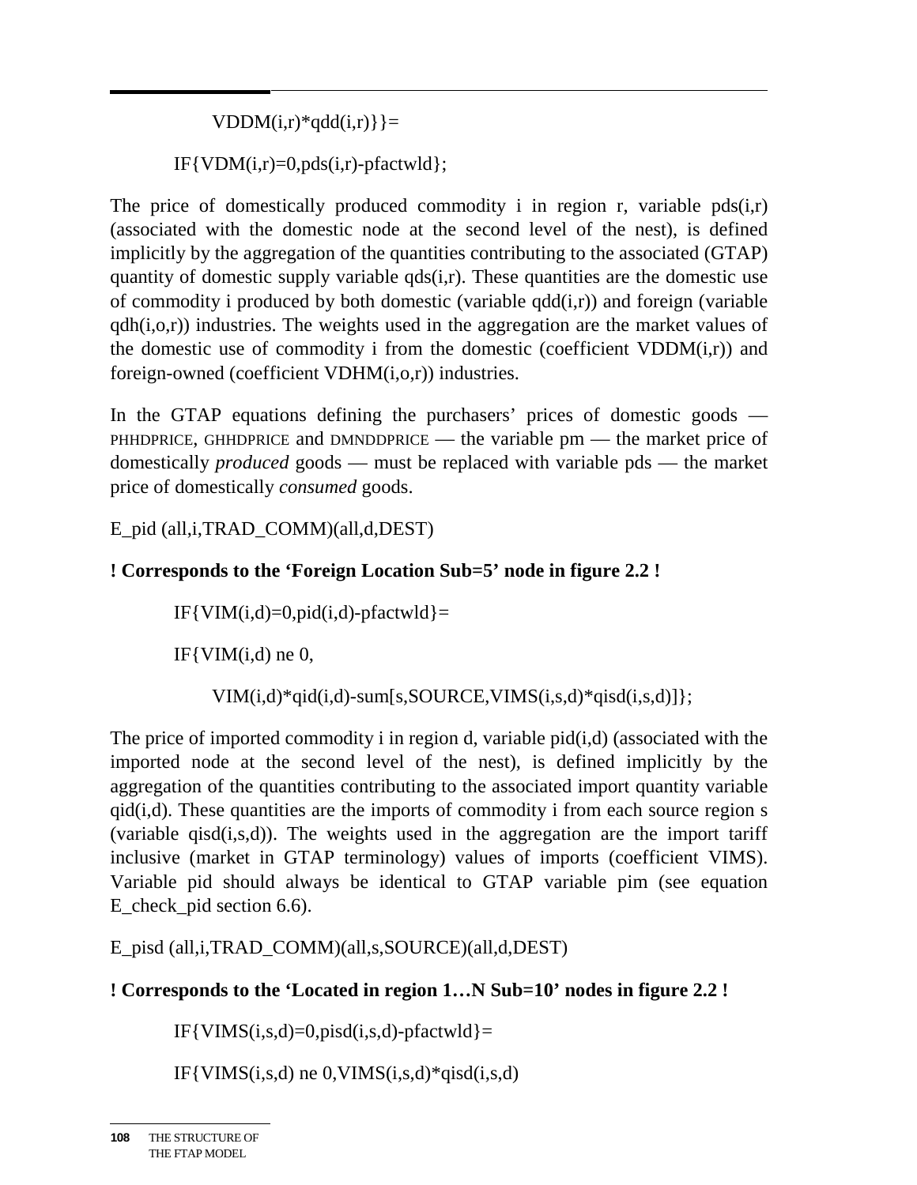```
            VDDM(i,r)*qdd(i,r)}}=

        IF{VDM(i,r)=0,pds(i,r)-pfactwld};
```

The price of domestically produced commodity i in region r, variable pds(i,r) (associated with the domestic node at the second level of the nest), is defined implicitly by the aggregation of the quantities contributing to the associated (GTAP) quantity of domestic supply variable qds(i,r). These quantities are the domestic use of commodity i produced by both domestic (variable qdd(i,r)) and foreign (variable qdh(i,o,r)) industries. The weights used in the aggregation are the market values of the domestic use of commodity i from the domestic (coefficient VDDM(i,r)) and foreign-owned (coefficient VDHM(i,o,r)) industries.

In the GTAP equations defining the purchasers' prices of domestic goods — PHHDPRICE, GHHDPRICE and DMNDDPRICE — the variable pm — the market price of domestically *produced* goods — must be replaced with variable pds — the market price of domestically *consumed* goods.

E_pid (all,i,TRAD_COMM)(all,d,DEST)

**! Corresponds to the 'Foreign Location Sub=5' node in figure 2.2 !**

```
        IF{VIM(i,d)=0,pid(i,d)-pfactwld}=

        IF{VIM(i,d) ne 0,

            VIM(i,d)*qid(i,d)-sum[s,SOURCE,VIMS(i,s,d)*qisd(i,s,d)]};
```

The price of imported commodity i in region d, variable pid(i,d) (associated with the imported node at the second level of the nest), is defined implicitly by the aggregation of the quantities contributing to the associated import quantity variable qid(i,d). These quantities are the imports of commodity i from each source region s (variable qisd(i,s,d)). The weights used in the aggregation are the import tariff inclusive (market in GTAP terminology) values of imports (coefficient VIMS). Variable pid should always be identical to GTAP variable pim (see equation E_check_pid section 6.6).

E_pisd (all,i,TRAD_COMM)(all,s,SOURCE)(all,d,DEST)

**! Corresponds to the 'Located in region 1…N Sub=10' nodes in figure 2.2 !**

```
        IF{VIMS(i,s,d)=0,pisd(i,s,d)-pfactwld}=

        IF{VIMS(i,s,d) ne 0,VIMS(i,s,d)*qisd(i,s,d)
```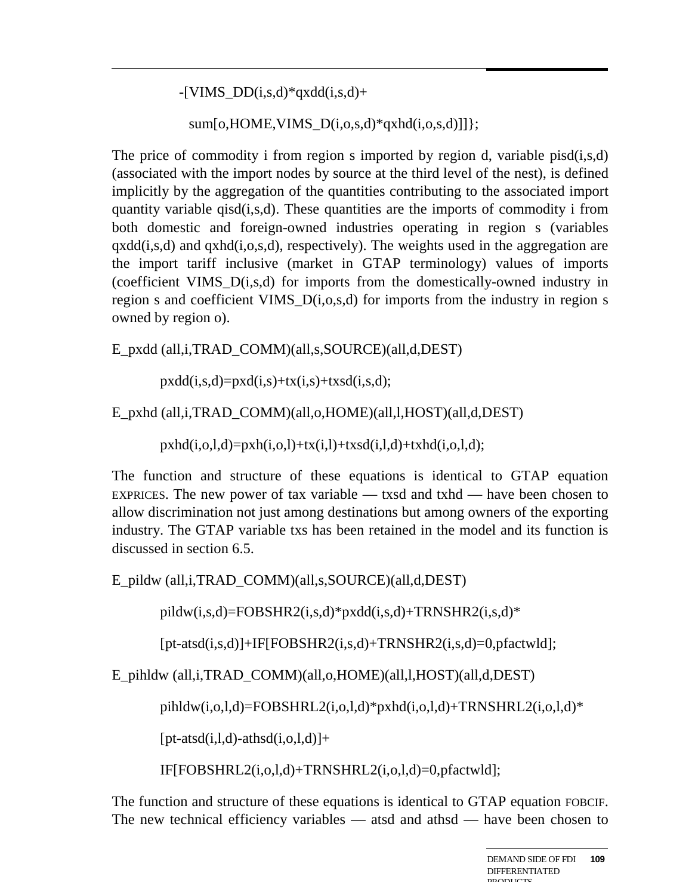```
-[VIMS_DD(i,s,d)*qxdd(i,s,d)+

  sum[o,HOME,VIMS_D(i,o,s,d)*qxhd(i,o,s,d)]]};
```

The price of commodity i from region s imported by region d, variable pisd(i,s,d) (associated with the import nodes by source at the third level of the nest), is defined implicitly by the aggregation of the quantities contributing to the associated import quantity variable qisd(i,s,d). These quantities are the imports of commodity i from both domestic and foreign-owned industries operating in region s (variables qxdd(i,s,d) and qxhd(i,o,s,d), respectively). The weights used in the aggregation are the import tariff inclusive (market in GTAP terminology) values of imports (coefficient VIMS_D(i,s,d) for imports from the domestically-owned industry in region s and coefficient VIMS_D(i,o,s,d) for imports from the industry in region s owned by region o).

```
E_pxdd (all,i,TRAD_COMM)(all,s,SOURCE)(all,d,DEST)

    pxdd(i,s,d)=pxd(i,s)+tx(i,s)+txsd(i,s,d);

E_pxhd (all,i,TRAD_COMM)(all,o,HOME)(all,l,HOST)(all,d,DEST)

    pxhd(i,o,l,d)=pxh(i,o,l)+tx(i,l)+txsd(i,l,d)+txhd(i,o,l,d);
```

The function and structure of these equations is identical to GTAP equation EXPRICES. The new power of tax variable — txsd and txhd — have been chosen to allow discrimination not just among destinations but among owners of the exporting industry. The GTAP variable txs has been retained in the model and its function is discussed in section 6.5.

```
E_pildw (all,i,TRAD_COMM)(all,s,SOURCE)(all,d,DEST)

    pildw(i,s,d)=FOBSHR2(i,s,d)*pxdd(i,s,d)+TRNSHR2(i,s,d)*

    [pt-atsd(i,s,d)]+IF[FOBSHR2(i,s,d)+TRNSHR2(i,s,d)=0,pfactwld];

E_pihldw (all,i,TRAD_COMM)(all,o,HOME)(all,l,HOST)(all,d,DEST)

    pihldw(i,o,l,d)=FOBSHRL2(i,o,l,d)*pxhd(i,o,l,d)+TRNSHRL2(i,o,l,d)*

    [pt-atsd(i,l,d)-athsd(i,o,l,d)]+

    IF[FOBSHRL2(i,o,l,d)+TRNSHRL2(i,o,l,d)=0,pfactwld];
```

The function and structure of these equations is identical to GTAP equation FOBCIF. The new technical efficiency variables — atsd and athsd — have been chosen to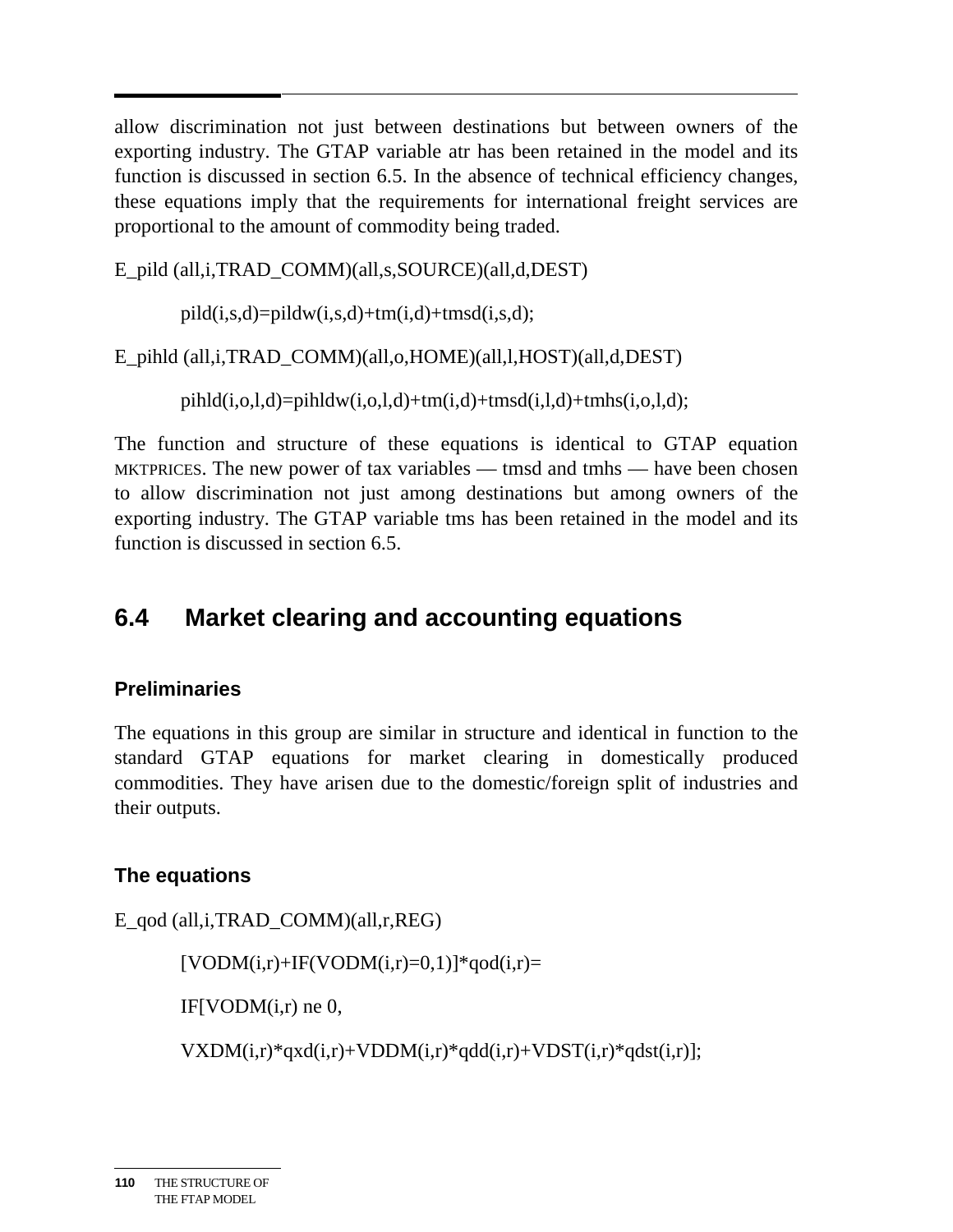allow discrimination not just between destinations but between owners of the exporting industry. The GTAP variable atr has been retained in the model and its function is discussed in section 6.5. In the absence of technical efficiency changes, these equations imply that the requirements for international freight services are proportional to the amount of commodity being traded.

```
E_pild (all,i,TRAD_COMM)(all,s,SOURCE)(all,d,DEST)

    pild(i,s,d)=pildw(i,s,d)+tm(i,d)+tmsd(i,s,d);

E_pihld (all,i,TRAD_COMM)(all,o,HOME)(all,l,HOST)(all,d,DEST)

    pihld(i,o,l,d)=pihldw(i,o,l,d)+tm(i,d)+tmsd(i,l,d)+tmhs(i,o,l,d);
```

The function and structure of these equations is identical to GTAP equation MKTPRICES. The new power of tax variables — tmsd and tmhs — have been chosen to allow discrimination not just among destinations but among owners of the exporting industry. The GTAP variable tms has been retained in the model and its function is discussed in section 6.5.

## 6.4 Market clearing and accounting equations

### Preliminaries

The equations in this group are similar in structure and identical in function to the standard GTAP equations for market clearing in domestically produced commodities. They have arisen due to the domestic/foreign split of industries and their outputs.

### The equations

```
E_qod (all,i,TRAD_COMM)(all,r,REG)

    [VODM(i,r)+IF(VODM(i,r)=0,1)]*qod(i,r)=

    IF[VODM(i,r) ne 0,

    VXDM(i,r)*qxd(i,r)+VDDM(i,r)*qdd(i,r)+VDST(i,r)*qdst(i,r)];
```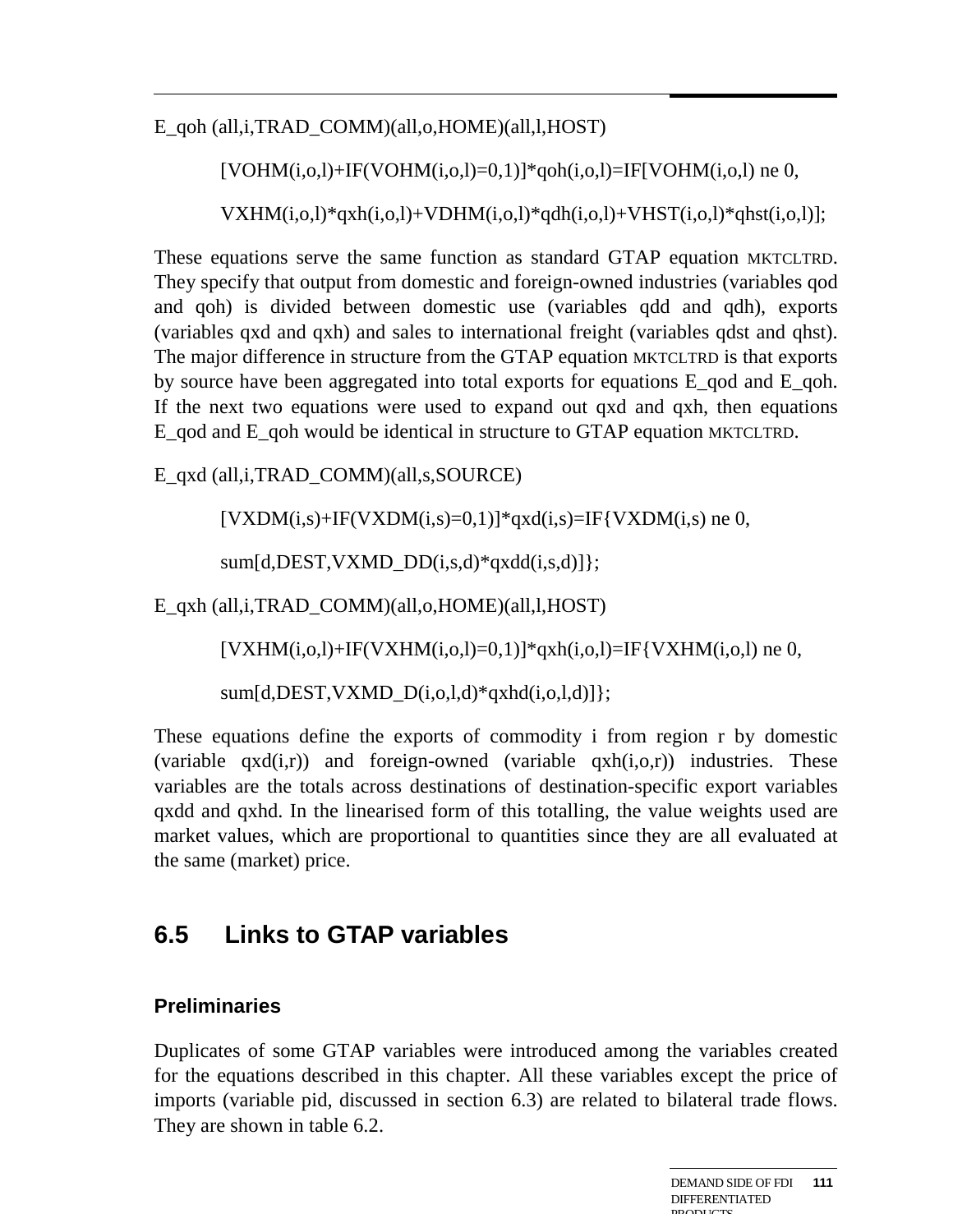E_qoh (all,i,TRAD_COMM)(all,o,HOME)(all,l,HOST)

[VOHM(i,o,l)+IF(VOHM(i,o,l)=0,1)]*qoh(i,o,l)=IF[VOHM(i,o,l) ne 0,

VXHM(i,o,l)*qxh(i,o,l)+VDHM(i,o,l)*qdh(i,o,l)+VHST(i,o,l)*qhst(i,o,l)];

These equations serve the same function as standard GTAP equation MKTCLTRD. They specify that output from domestic and foreign-owned industries (variables qod and qoh) is divided between domestic use (variables qdd and qdh), exports (variables qxd and qxh) and sales to international freight (variables qdst and qhst). The major difference in structure from the GTAP equation MKTCLTRD is that exports by source have been aggregated into total exports for equations E_qod and E_qoh. If the next two equations were used to expand out qxd and qxh, then equations E_qod and E_qoh would be identical in structure to GTAP equation MKTCLTRD.

E_qxd (all,i,TRAD_COMM)(all,s,SOURCE)

[VXDM(i,s)+IF(VXDM(i,s)=0,1)]*qxd(i,s)=IF{VXDM(i,s) ne 0,

sum[d,DEST,VXMD_DD(i,s,d)*qxdd(i,s,d)]};

E_qxh (all,i,TRAD_COMM)(all,o,HOME)(all,l,HOST)

[VXHM(i,o,l)+IF(VXHM(i,o,l)=0,1)]*qxh(i,o,l)=IF{VXHM(i,o,l) ne 0,

sum[d,DEST,VXMD_D(i,o,l,d)*qxhd(i,o,l,d)]};

These equations define the exports of commodity i from region r by domestic (variable qxd(i,r)) and foreign-owned (variable qxh(i,o,r)) industries. These variables are the totals across destinations of destination-specific export variables qxdd and qxhd. In the linearised form of this totalling, the value weights used are market values, which are proportional to quantities since they are all evaluated at the same (market) price.

## 6.5 Links to GTAP variables

### Preliminaries

Duplicates of some GTAP variables were introduced among the variables created for the equations described in this chapter. All these variables except the price of imports (variable pid, discussed in section 6.3) are related to bilateral trade flows. They are shown in table 6.2.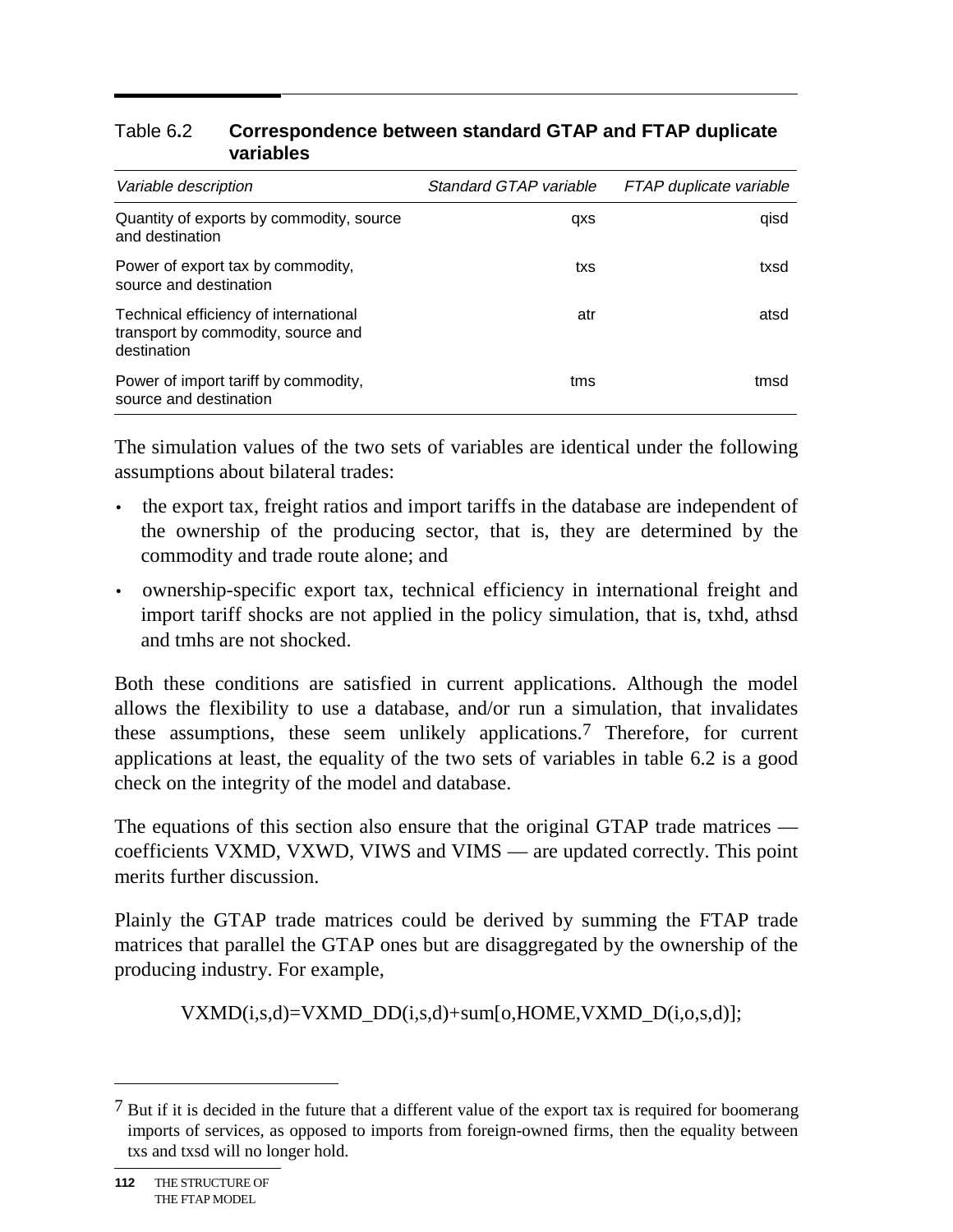Table 6.2 **Correspondence between standard GTAP and FTAP duplicate variables**

| *Variable description* | *Standard GTAP variable* | *FTAP duplicate variable* |
|---|---|---|
| Quantity of exports by commodity, source and destination | qxs | qisd |
| Power of export tax by commodity, source and destination | txs | txsd |
| Technical efficiency of international transport by commodity, source and destination | atr | atsd |
| Power of import tariff by commodity, source and destination | tms | tmsd |

The simulation values of the two sets of variables are identical under the following assumptions about bilateral trades:

- the export tax, freight ratios and import tariffs in the database are independent of the ownership of the producing sector, that is, they are determined by the commodity and trade route alone; and
- ownership-specific export tax, technical efficiency in international freight and import tariff shocks are not applied in the policy simulation, that is, txhd, athsd and tmhs are not shocked.

Both these conditions are satisfied in current applications. Although the model allows the flexibility to use a database, and/or run a simulation, that invalidates these assumptions, these seem unlikely applications.[7] Therefore, for current applications at least, the equality of the two sets of variables in table 6.2 is a good check on the integrity of the model and database.

The equations of this section also ensure that the original GTAP trade matrices — coefficients VXMD, VXWD, VIWS and VIMS — are updated correctly. This point merits further discussion.

Plainly the GTAP trade matrices could be derived by summing the FTAP trade matrices that parallel the GTAP ones but are disaggregated by the ownership of the producing industry. For example,

```
VXMD(i,s,d)=VXMD_DD(i,s,d)+sum[o,HOME,VXMD_D(i,o,s,d)];
```

[7] But if it is decided in the future that a different value of the export tax is required for boomerang imports of services, as opposed to imports from foreign-owned firms, then the equality between txs and txsd will no longer hold.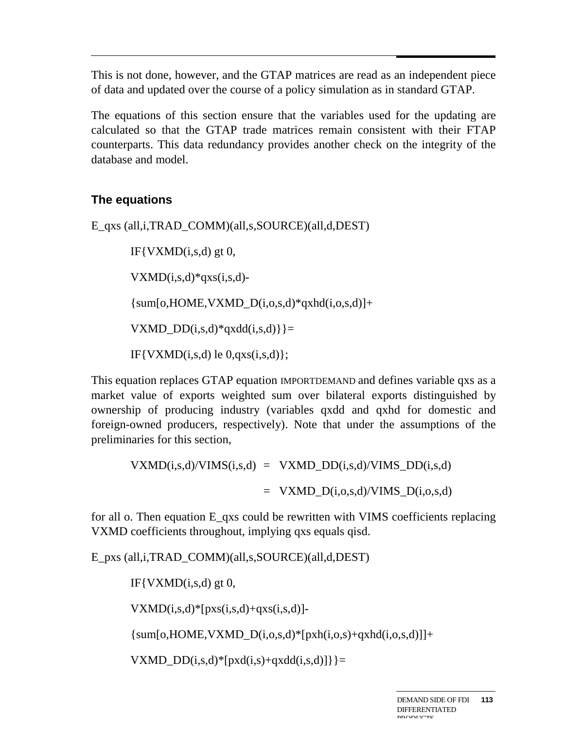This is not done, however, and the GTAP matrices are read as an independent piece of data and updated over the course of a policy simulation as in standard GTAP.

The equations of this section ensure that the variables used for the updating are calculated so that the GTAP trade matrices remain consistent with their FTAP counterparts. This data redundancy provides another check on the integrity of the database and model.

### The equations

```
E_qxs (all,i,TRAD_COMM)(all,s,SOURCE)(all,d,DEST)

        IF{VXMD(i,s,d) gt 0,

        VXMD(i,s,d)*qxs(i,s,d)-

        {sum[o,HOME,VXMD_D(i,o,s,d)*qxhd(i,o,s,d)]+

        VXMD_DD(i,s,d)*qxdd(i,s,d)}}=

        IF{VXMD(i,s,d) le 0,qxs(i,s,d)};
```

This equation replaces GTAP equation IMPORTDEMAND and defines variable qxs as a market value of exports weighted sum over bilateral exports distinguished by ownership of producing industry (variables qxdd and qxhd for domestic and foreign-owned producers, respectively). Note that under the assumptions of the preliminaries for this section,

```
        VXMD(i,s,d)/VIMS(i,s,d)  =  VXMD_DD(i,s,d)/VIMS_DD(i,s,d)

                                 =  VXMD_D(i,o,s,d)/VIMS_D(i,o,s,d)
```

for all o. Then equation E_qxs could be rewritten with VIMS coefficients replacing VXMD coefficients throughout, implying qxs equals qisd.

```
E_pxs (all,i,TRAD_COMM)(all,s,SOURCE)(all,d,DEST)

        IF{VXMD(i,s,d) gt 0,

        VXMD(i,s,d)*[pxs(i,s,d)+qxs(i,s,d)]-

        {sum[o,HOME,VXMD_D(i,o,s,d)*[pxh(i,o,s)+qxhd(i,o,s,d)]]+

        VXMD_DD(i,s,d)*[pxd(i,s)+qxdd(i,s,d)]}}=
```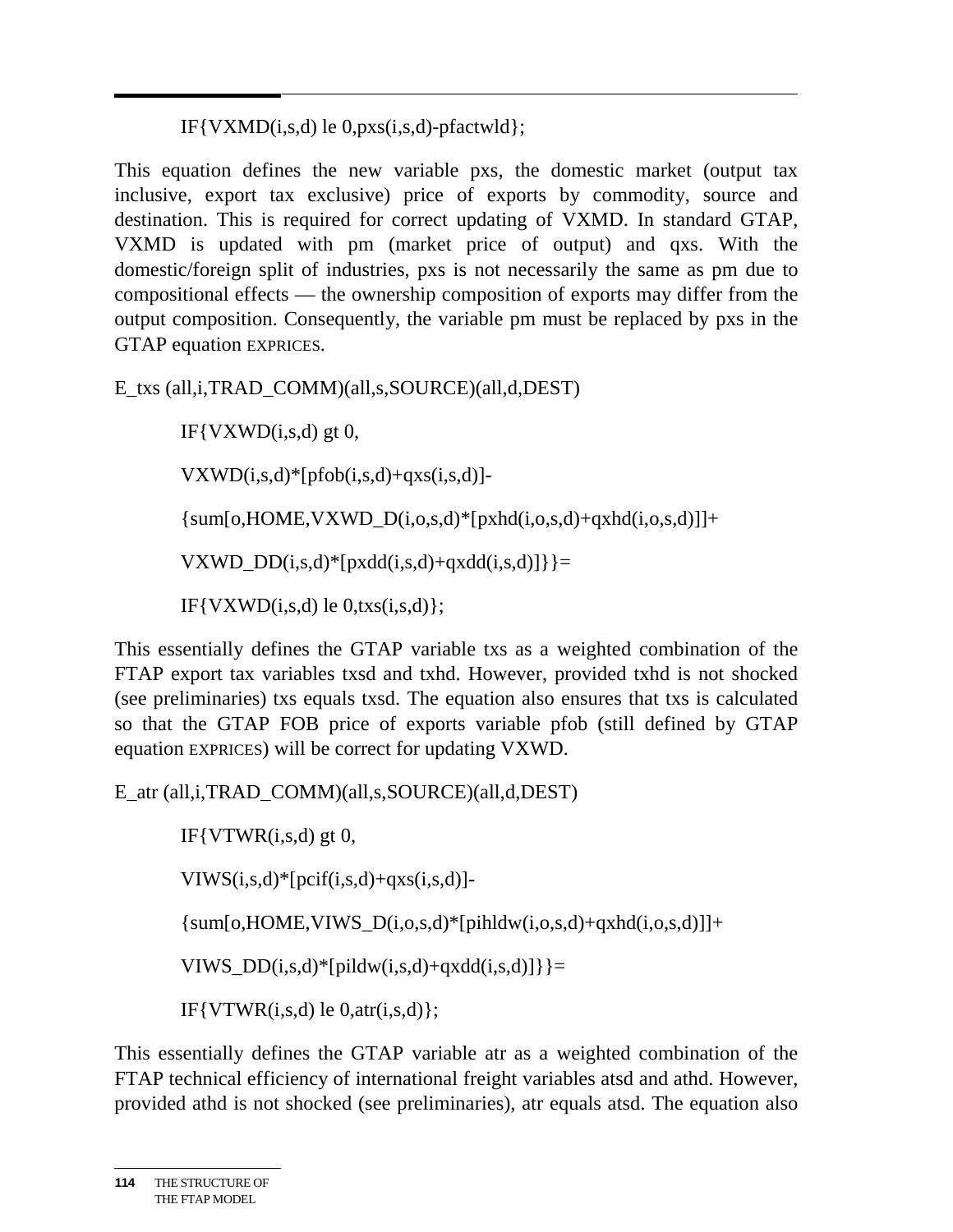```
IF{VXMD(i,s,d) le 0,pxs(i,s,d)-pfactwld};
```

This equation defines the new variable pxs, the domestic market (output tax inclusive, export tax exclusive) price of exports by commodity, source and destination. This is required for correct updating of VXMD. In standard GTAP, VXMD is updated with pm (market price of output) and qxs. With the domestic/foreign split of industries, pxs is not necessarily the same as pm due to compositional effects — the ownership composition of exports may differ from the output composition. Consequently, the variable pm must be replaced by pxs in the GTAP equation EXPRICES.

```
E_txs (all,i,TRAD_COMM)(all,s,SOURCE)(all,d,DEST)

    IF{VXWD(i,s,d) gt 0,

    VXWD(i,s,d)*[pfob(i,s,d)+qxs(i,s,d)]-

    {sum[o,HOME,VXWD_D(i,o,s,d)*[pxhd(i,o,s,d)+qxhd(i,o,s,d)]]+

    VXWD_DD(i,s,d)*[pxdd(i,s,d)+qxdd(i,s,d)]}}=

    IF{VXWD(i,s,d) le 0,txs(i,s,d)};
```

This essentially defines the GTAP variable txs as a weighted combination of the FTAP export tax variables txsd and txhd. However, provided txhd is not shocked (see preliminaries) txs equals txsd. The equation also ensures that txs is calculated so that the GTAP FOB price of exports variable pfob (still defined by GTAP equation EXPRICES) will be correct for updating VXWD.

```
E_atr (all,i,TRAD_COMM)(all,s,SOURCE)(all,d,DEST)

    IF{VTWR(i,s,d) gt 0,

    VIWS(i,s,d)*[pcif(i,s,d)+qxs(i,s,d)]-

    {sum[o,HOME,VIWS_D(i,o,s,d)*[pihldw(i,o,s,d)+qxhd(i,o,s,d)]]+

    VIWS_DD(i,s,d)*[pildw(i,s,d)+qxdd(i,s,d)]}}=

    IF{VTWR(i,s,d) le 0,atr(i,s,d)};
```

This essentially defines the GTAP variable atr as a weighted combination of the FTAP technical efficiency of international freight variables atsd and athd. However, provided athd is not shocked (see preliminaries), atr equals atsd. The equation also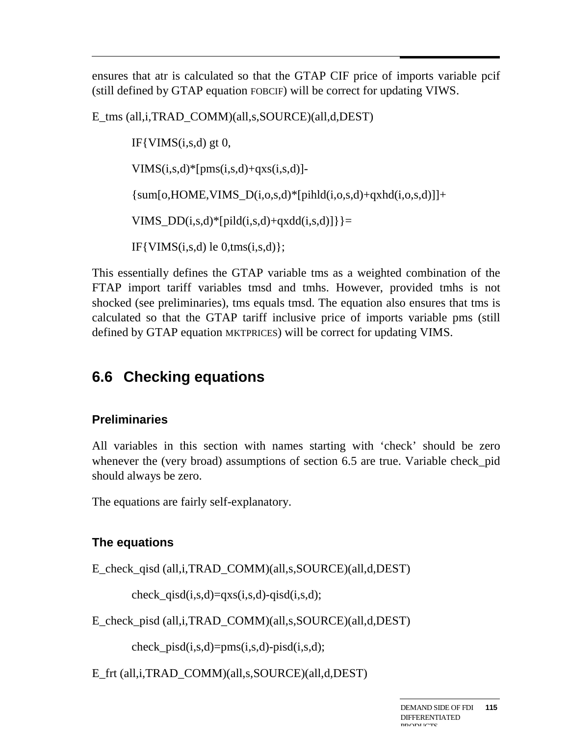ensures that atr is calculated so that the GTAP CIF price of imports variable pcif (still defined by GTAP equation FOBCIF) will be correct for updating VIWS.

```
E_tms (all,i,TRAD_COMM)(all,s,SOURCE)(all,d,DEST)

    IF{VIMS(i,s,d) gt 0,

    VIMS(i,s,d)*[pms(i,s,d)+qxs(i,s,d)]-

    {sum[o,HOME,VIMS_D(i,o,s,d)*[pihld(i,o,s,d)+qxhd(i,o,s,d)]]+

    VIMS_DD(i,s,d)*[pild(i,s,d)+qxdd(i,s,d)]}}=

    IF{VIMS(i,s,d) le 0,tms(i,s,d)};
```

This essentially defines the GTAP variable tms as a weighted combination of the FTAP import tariff variables tmsd and tmhs. However, provided tmhs is not shocked (see preliminaries), tms equals tmsd. The equation also ensures that tms is calculated so that the GTAP tariff inclusive price of imports variable pms (still defined by GTAP equation MKTPRICES) will be correct for updating VIMS.

## 6.6 Checking equations

### Preliminaries

All variables in this section with names starting with ‘check’ should be zero whenever the (very broad) assumptions of section 6.5 are true. Variable check_pid should always be zero.

The equations are fairly self-explanatory.

### The equations

```
E_check_qisd (all,i,TRAD_COMM)(all,s,SOURCE)(all,d,DEST)

    check_qisd(i,s,d)=qxs(i,s,d)-qisd(i,s,d);

E_check_pisd (all,i,TRAD_COMM)(all,s,SOURCE)(all,d,DEST)

    check_pisd(i,s,d)=pms(i,s,d)-pisd(i,s,d);

E_frt (all,i,TRAD_COMM)(all,s,SOURCE)(all,d,DEST)
```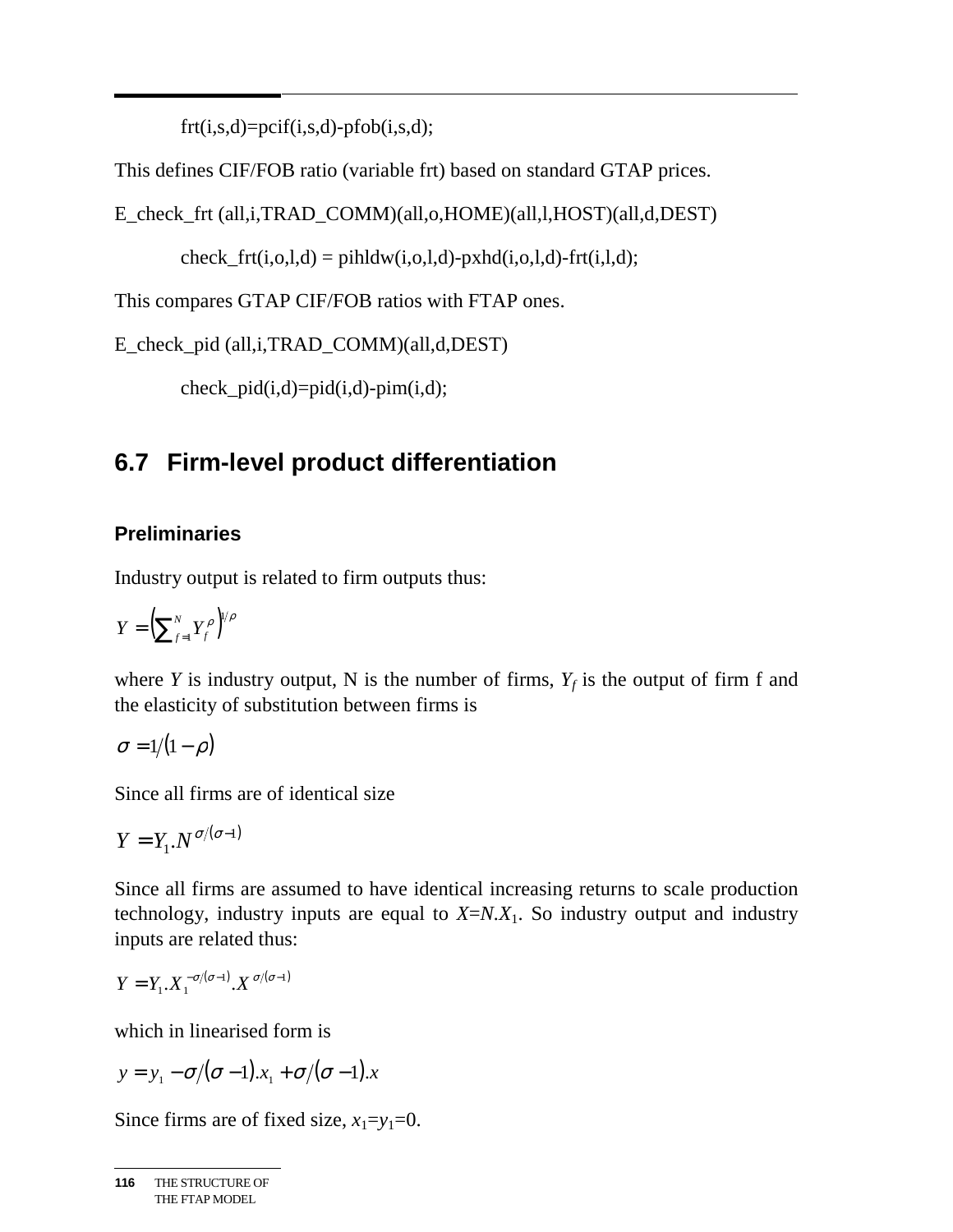```
frt(i,s,d)=pcif(i,s,d)-pfob(i,s,d);
```

This defines CIF/FOB ratio (variable frt) based on standard GTAP prices.

```
E_check_frt (all,i,TRAD_COMM)(all,o,HOME)(all,l,HOST)(all,d,DEST)

    check_frt(i,o,l,d) = pihldw(i,o,l,d)-pxhd(i,o,l,d)-frt(i,l,d);
```

This compares GTAP CIF/FOB ratios with FTAP ones.

```
E_check_pid (all,i,TRAD_COMM)(all,d,DEST)

    check_pid(i,d)=pid(i,d)-pim(i,d);
```

## 6.7 Firm-level product differentiation

### Preliminaries

Industry output is related to firm outputs thus:

$$Y = \left(\sum_{f=1}^{N} Y_f^{\rho}\right)^{1/\rho}$$

where $Y$ is industry output, N is the number of firms, $Y_f$ is the output of firm f and the elasticity of substitution between firms is

$$\sigma = 1/(1-\rho)$$

Since all firms are of identical size

$$Y = Y_1.N^{\sigma/(\sigma-1)}$$

Since all firms are assumed to have identical increasing returns to scale production technology, industry inputs are equal to $X=N.X_1$. So industry output and industry inputs are related thus:

$$Y = Y_1.X_1^{-\sigma/(\sigma-1)}.X^{\sigma/(\sigma-1)}$$

which in linearised form is

$$y = y_1 - \sigma/(\sigma-1).x_1 + \sigma/(\sigma-1).x$$

Since firms are of fixed size, $x_1$=$y_1$=0.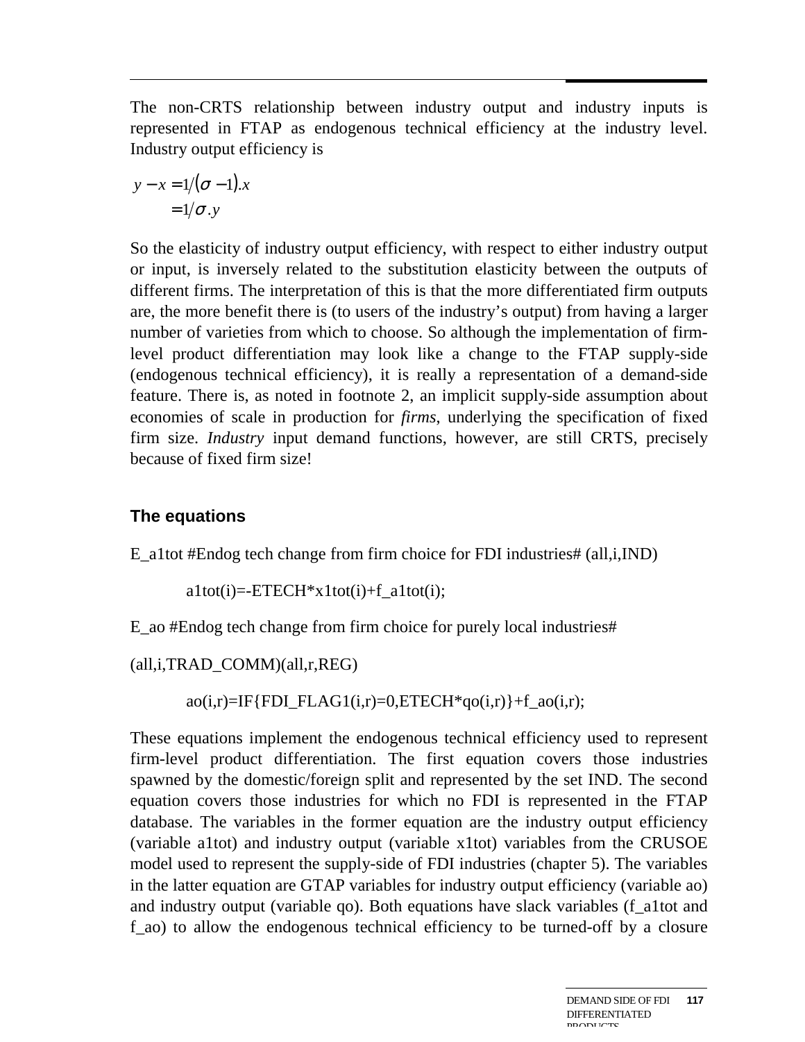The non-CRTS relationship between industry output and industry inputs is represented in FTAP as endogenous technical efficiency at the industry level. Industry output efficiency is

$$
\begin{aligned}
y - x &= 1/(\sigma - 1).x \\
&= 1/\sigma .y
\end{aligned}
$$

So the elasticity of industry output efficiency, with respect to either industry output or input, is inversely related to the substitution elasticity between the outputs of different firms. The interpretation of this is that the more differentiated firm outputs are, the more benefit there is (to users of the industry's output) from having a larger number of varieties from which to choose. So although the implementation of firm-level product differentiation may look like a change to the FTAP supply-side (endogenous technical efficiency), it is really a representation of a demand-side feature. There is, as noted in footnote 2, an implicit supply-side assumption about economies of scale in production for *firms*, underlying the specification of fixed firm size. *Industry* input demand functions, however, are still CRTS, precisely because of fixed firm size!

### The equations

E_a1tot #Endog tech change from firm choice for FDI industries# (all,i,IND)

```
a1tot(i)=-ETECH*x1tot(i)+f_a1tot(i);
```

E_ao #Endog tech change from firm choice for purely local industries#

(all,i,TRAD_COMM)(all,r,REG)

```
ao(i,r)=IF{FDI_FLAG1(i,r)=0,ETECH*qo(i,r)}+f_ao(i,r);
```

These equations implement the endogenous technical efficiency used to represent firm-level product differentiation. The first equation covers those industries spawned by the domestic/foreign split and represented by the set IND. The second equation covers those industries for which no FDI is represented in the FTAP database. The variables in the former equation are the industry output efficiency (variable a1tot) and industry output (variable x1tot) variables from the CRUSOE model used to represent the supply-side of FDI industries (chapter 5). The variables in the latter equation are GTAP variables for industry output efficiency (variable ao) and industry output (variable qo). Both equations have slack variables (f_a1tot and f_ao) to allow the endogenous technical efficiency to be turned-off by a closure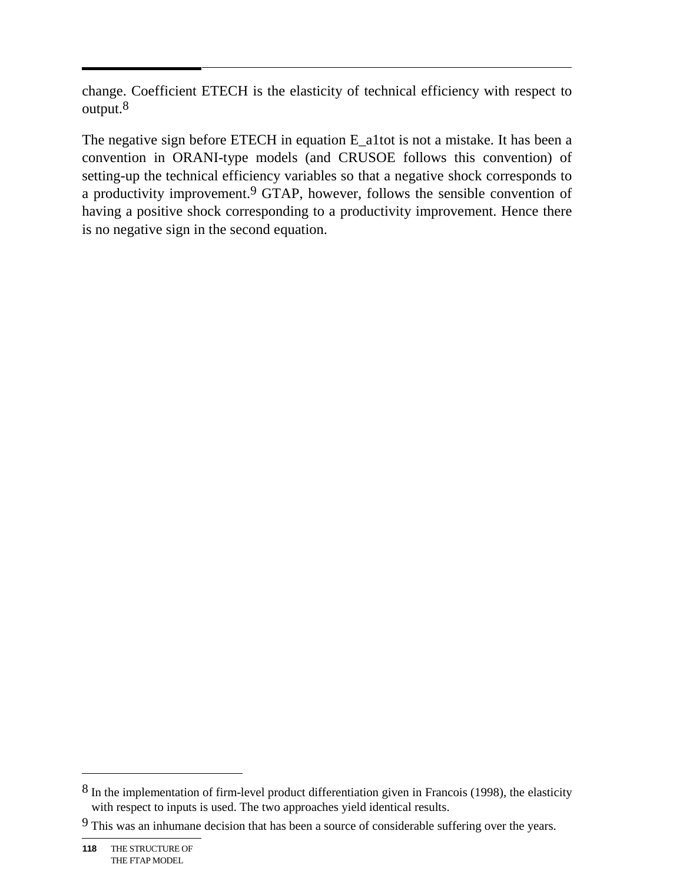change. Coefficient ETECH is the elasticity of technical efficiency with respect to output.[8]

The negative sign before ETECH in equation E_a1tot is not a mistake. It has been a convention in ORANI-type models (and CRUSOE follows this convention) of setting-up the technical efficiency variables so that a negative shock corresponds to a productivity improvement.[9] GTAP, however, follows the sensible convention of having a positive shock corresponding to a productivity improvement. Hence there is no negative sign in the second equation.

---

[8] In the implementation of firm-level product differentiation given in Francois (1998), the elasticity with respect to inputs is used. The two approaches yield identical results.

[9] This was an inhumane decision that has been a source of considerable suffering over the years.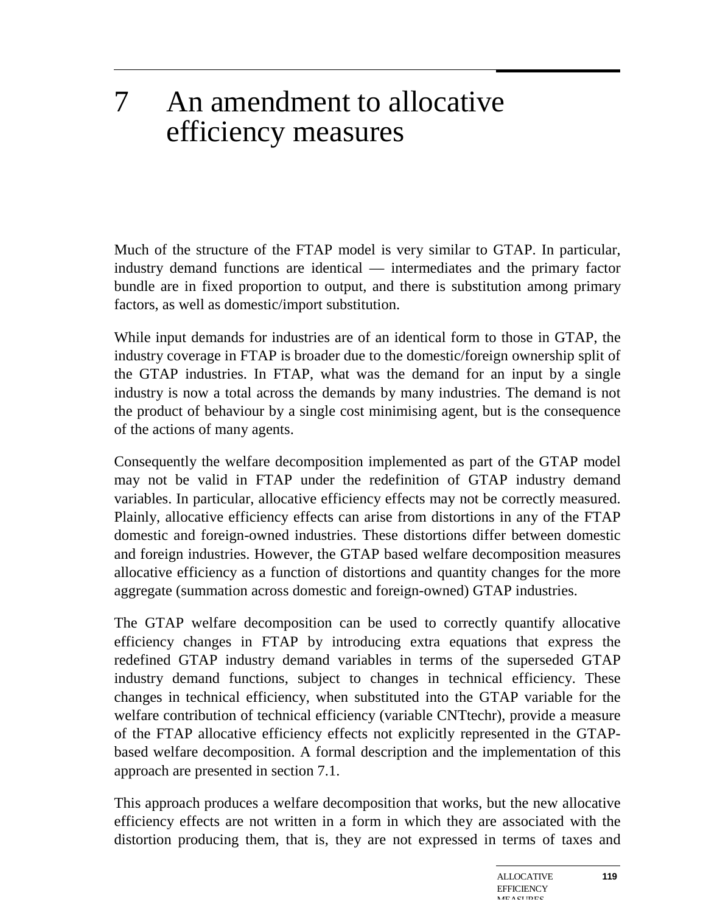# 7 An amendment to allocative efficiency measures

Much of the structure of the FTAP model is very similar to GTAP. In particular, industry demand functions are identical — intermediates and the primary factor bundle are in fixed proportion to output, and there is substitution among primary factors, as well as domestic/import substitution.

While input demands for industries are of an identical form to those in GTAP, the industry coverage in FTAP is broader due to the domestic/foreign ownership split of the GTAP industries. In FTAP, what was the demand for an input by a single industry is now a total across the demands by many industries. The demand is not the product of behaviour by a single cost minimising agent, but is the consequence of the actions of many agents.

Consequently the welfare decomposition implemented as part of the GTAP model may not be valid in FTAP under the redefinition of GTAP industry demand variables. In particular, allocative efficiency effects may not be correctly measured. Plainly, allocative efficiency effects can arise from distortions in any of the FTAP domestic and foreign-owned industries. These distortions differ between domestic and foreign industries. However, the GTAP based welfare decomposition measures allocative efficiency as a function of distortions and quantity changes for the more aggregate (summation across domestic and foreign-owned) GTAP industries.

The GTAP welfare decomposition can be used to correctly quantify allocative efficiency changes in FTAP by introducing extra equations that express the redefined GTAP industry demand variables in terms of the superseded GTAP industry demand functions, subject to changes in technical efficiency. These changes in technical efficiency, when substituted into the GTAP variable for the welfare contribution of technical efficiency (variable CNTtechr), provide a measure of the FTAP allocative efficiency effects not explicitly represented in the GTAP-based welfare decomposition. A formal description and the implementation of this approach are presented in section 7.1.

This approach produces a welfare decomposition that works, but the new allocative efficiency effects are not written in a form in which they are associated with the distortion producing them, that is, they are not expressed in terms of taxes and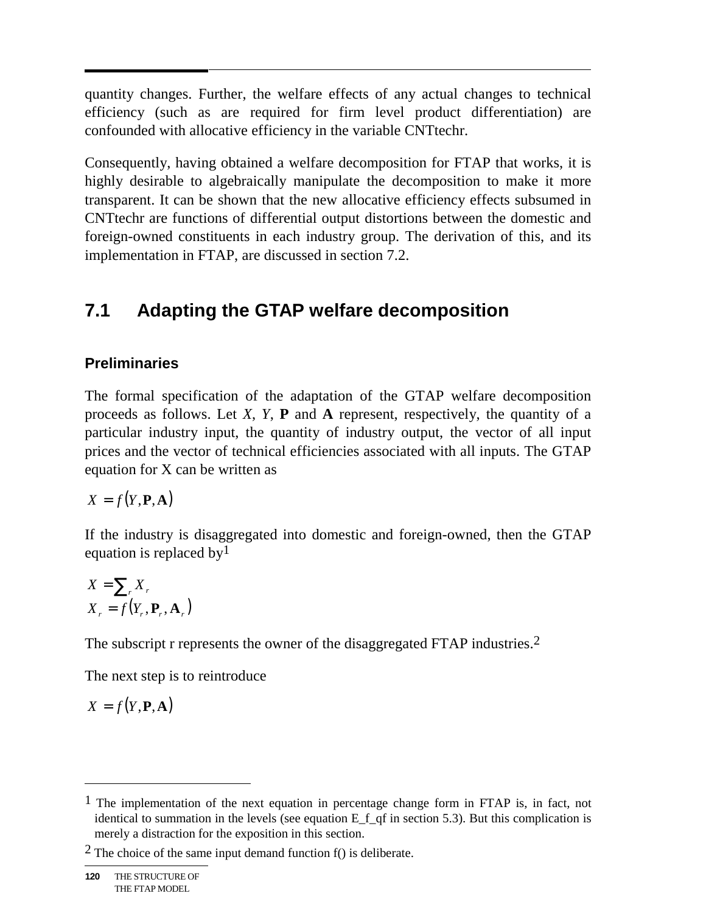quantity changes. Further, the welfare effects of any actual changes to technical efficiency (such as are required for firm level product differentiation) are confounded with allocative efficiency in the variable CNTtechr.

Consequently, having obtained a welfare decomposition for FTAP that works, it is highly desirable to algebraically manipulate the decomposition to make it more transparent. It can be shown that the new allocative efficiency effects subsumed in CNTtechr are functions of differential output distortions between the domestic and foreign-owned constituents in each industry group. The derivation of this, and its implementation in FTAP, are discussed in section 7.2.

## 7.1 Adapting the GTAP welfare decomposition

### Preliminaries

The formal specification of the adaptation of the GTAP welfare decomposition proceeds as follows. Let $X$, $Y$, $\mathbf{P}$ and $\mathbf{A}$ represent, respectively, the quantity of a particular industry input, the quantity of industry output, the vector of all input prices and the vector of technical efficiencies associated with all inputs. The GTAP equation for X can be written as

$$X = f(Y, \mathbf{P}, \mathbf{A})$$

If the industry is disaggregated into domestic and foreign-owned, then the GTAP equation is replaced by[1]

$$X = \sum_r X_r$$
$$X_r = f(Y_r, \mathbf{P}_r, \mathbf{A}_r)$$

The subscript r represents the owner of the disaggregated FTAP industries.[2]

The next step is to reintroduce

$$X = f(Y, \mathbf{P}, \mathbf{A})$$

---

[1] The implementation of the next equation in percentage change form in FTAP is, in fact, not identical to summation in the levels (see equation E_f_qf in section 5.3). But this complication is merely a distraction for the exposition in this section.

[2] The choice of the same input demand function f() is deliberate.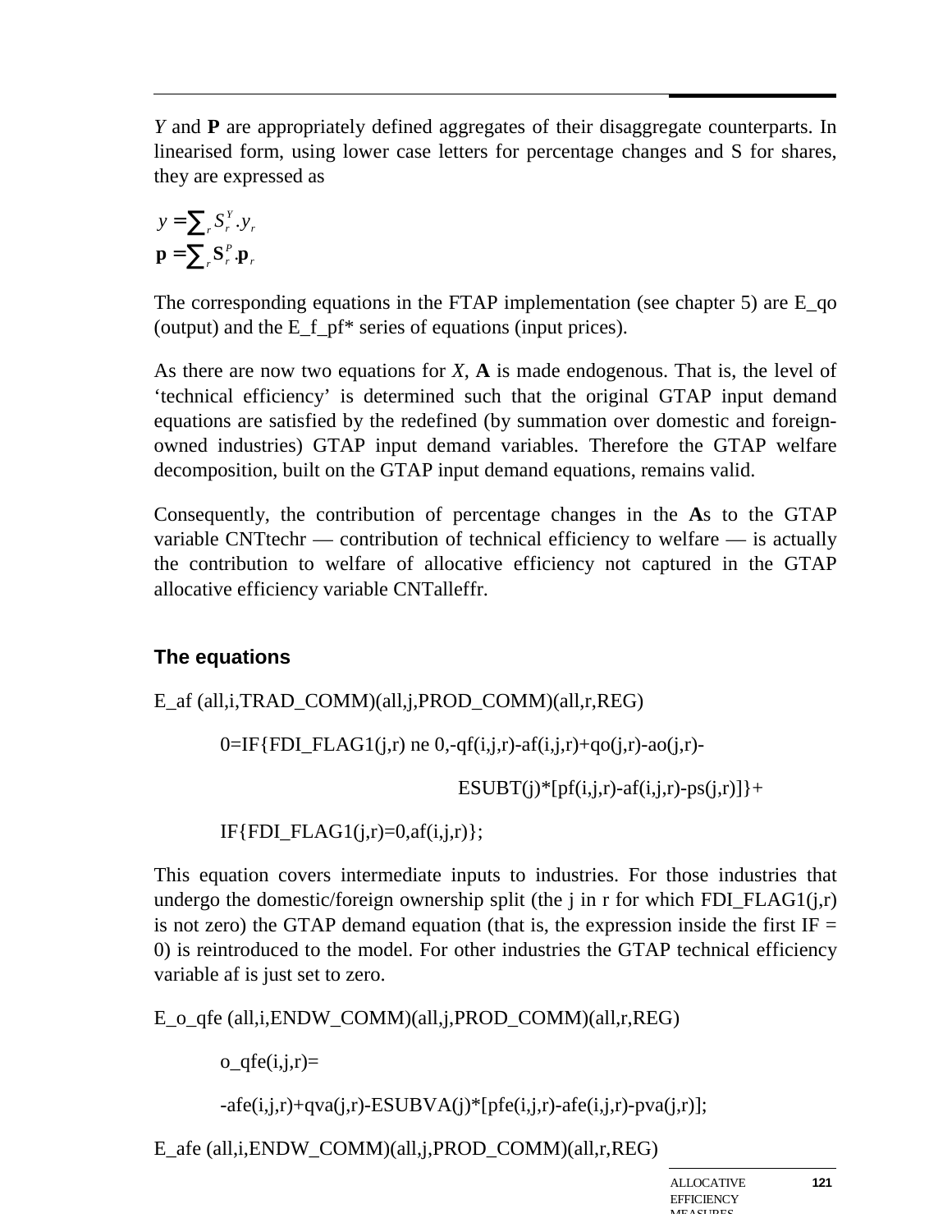*Y* and **P** are appropriately defined aggregates of their disaggregate counterparts. In linearised form, using lower case letters for percentage changes and S for shares, they are expressed as

$$y = \sum_r S_r^Y . y_r$$
$$\mathbf{p} = \sum_r \mathbf{S}_r^P . \mathbf{p}_r$$

The corresponding equations in the FTAP implementation (see chapter 5) are E_qo (output) and the E_f_pf* series of equations (input prices).

As there are now two equations for *X*, **A** is made endogenous. That is, the level of 'technical efficiency' is determined such that the original GTAP input demand equations are satisfied by the redefined (by summation over domestic and foreign-owned industries) GTAP input demand variables. Therefore the GTAP welfare decomposition, built on the GTAP input demand equations, remains valid.

Consequently, the contribution of percentage changes in the **A**s to the GTAP variable CNTtechr — contribution of technical efficiency to welfare — is actually the contribution to welfare of allocative efficiency not captured in the GTAP allocative efficiency variable CNTalleffr.

### The equations

```
E_af (all,i,TRAD_COMM)(all,j,PROD_COMM)(all,r,REG)

    0=IF{FDI_FLAG1(j,r) ne 0,-qf(i,j,r)-af(i,j,r)+qo(j,r)-ao(j,r)-

                        ESUBT(j)*[pf(i,j,r)-af(i,j,r)-ps(j,r)]}+

    IF{FDI_FLAG1(j,r)=0,af(i,j,r)};
```

This equation covers intermediate inputs to industries. For those industries that undergo the domestic/foreign ownership split (the j in r for which FDI_FLAG1(j,r) is not zero) the GTAP demand equation (that is, the expression inside the first IF = 0) is reintroduced to the model. For other industries the GTAP technical efficiency variable af is just set to zero.

```
E_o_qfe (all,i,ENDW_COMM)(all,j,PROD_COMM)(all,r,REG)

    o_qfe(i,j,r)=

    -afe(i,j,r)+qva(j,r)-ESUBVA(j)*[pfe(i,j,r)-afe(i,j,r)-pva(j,r)];

E_afe (all,i,ENDW_COMM)(all,j,PROD_COMM)(all,r,REG)
```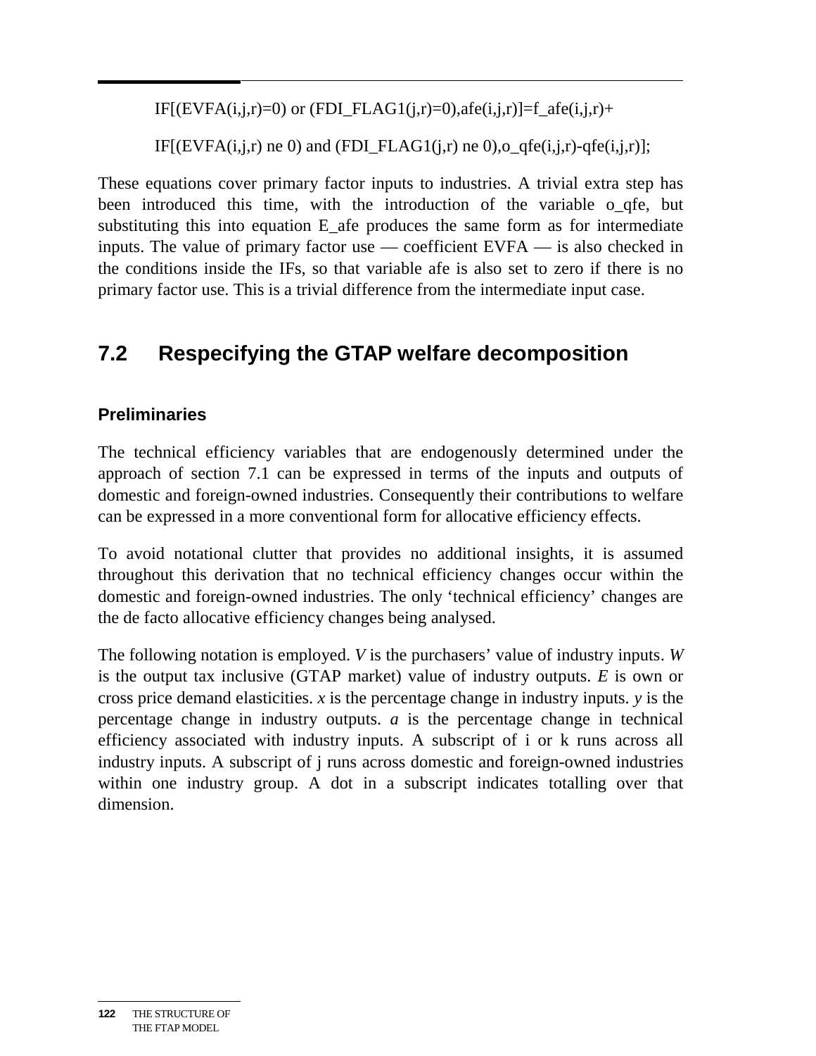```
IF[(EVFA(i,j,r)=0) or (FDI_FLAG1(j,r)=0),afe(i,j,r)]=f_afe(i,j,r)+

IF[(EVFA(i,j,r) ne 0) and (FDI_FLAG1(j,r) ne 0),o_qfe(i,j,r)-qfe(i,j,r)];
```

These equations cover primary factor inputs to industries. A trivial extra step has been introduced this time, with the introduction of the variable o_qfe, but substituting this into equation E_afe produces the same form as for intermediate inputs. The value of primary factor use — coefficient EVFA — is also checked in the conditions inside the IFs, so that variable afe is also set to zero if there is no primary factor use. This is a trivial difference from the intermediate input case.

## 7.2 Respecifying the GTAP welfare decomposition

### Preliminaries

The technical efficiency variables that are endogenously determined under the approach of section 7.1 can be expressed in terms of the inputs and outputs of domestic and foreign-owned industries. Consequently their contributions to welfare can be expressed in a more conventional form for allocative efficiency effects.

To avoid notational clutter that provides no additional insights, it is assumed throughout this derivation that no technical efficiency changes occur within the domestic and foreign-owned industries. The only 'technical efficiency' changes are the de facto allocative efficiency changes being analysed.

The following notation is employed. $V$ is the purchasers' value of industry inputs. $W$ is the output tax inclusive (GTAP market) value of industry outputs. $E$ is own or cross price demand elasticities. $x$ is the percentage change in industry inputs. $y$ is the percentage change in industry outputs. $a$ is the percentage change in technical efficiency associated with industry inputs. A subscript of i or k runs across all industry inputs. A subscript of j runs across domestic and foreign-owned industries within one industry group. A dot in a subscript indicates totalling over that dimension.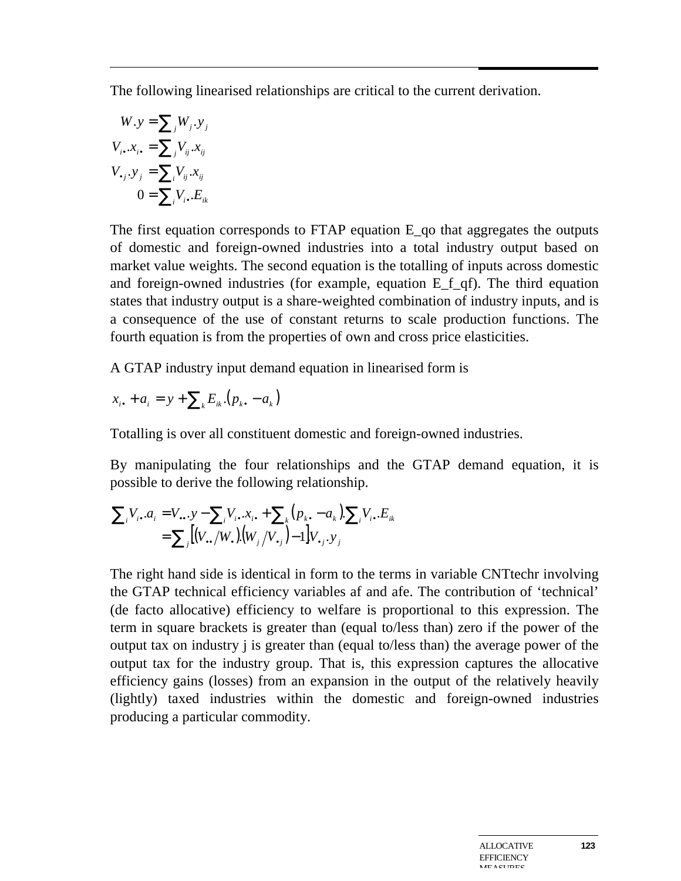The following linearised relationships are critical to the current derivation.

$$
\begin{aligned}
W.y &= \sum_j W_j.y_j \\
V_{i\bullet}.x_{i\bullet} &= \sum_j V_{ij}.x_{ij} \\
V_{\bullet j}.y_j &= \sum_i V_{ij}.x_{ij} \\
0 &= \sum_i V_{i\bullet}.E_{ik}
\end{aligned}
$$

The first equation corresponds to FTAP equation E_qo that aggregates the outputs of domestic and foreign-owned industries into a total industry output based on market value weights. The second equation is the totalling of inputs across domestic and foreign-owned industries (for example, equation E_f_qf). The third equation states that industry output is a share-weighted combination of industry inputs, and is a consequence of the use of constant returns to scale production functions. The fourth equation is from the properties of own and cross price elasticities.

A GTAP industry input demand equation in linearised form is

$$
x_{i\bullet} + a_i = y + \sum_k E_{ik}.\left(p_{k\bullet} - a_k\right)
$$

Totalling is over all constituent domestic and foreign-owned industries.

By manipulating the four relationships and the GTAP demand equation, it is possible to derive the following relationship.

$$
\begin{aligned}
\sum_i V_{i\bullet}.a_i &= V_{\bullet\bullet}.y - \sum_i V_{i\bullet}.x_{i\bullet} + \sum_k \left(p_{k\bullet} - a_k\right).\sum_i V_{i\bullet}.E_{ik} \\
&= \sum_j \left[\left(V_{\bullet\bullet}/W_{\bullet}\right).\left(W_j/V_{\bullet j}\right) - 1\right]V_{\bullet j}.y_j
\end{aligned}
$$

The right hand side is identical in form to the terms in variable CNTtechr involving the GTAP technical efficiency variables af and afe. The contribution of 'technical' (de facto allocative) efficiency to welfare is proportional to this expression. The term in square brackets is greater than (equal to/less than) zero if the power of the output tax on industry j is greater than (equal to/less than) the average power of the output tax for the industry group. That is, this expression captures the allocative efficiency gains (losses) from an expansion in the output of the relatively heavily (lightly) taxed industries within the domestic and foreign-owned industries producing a particular commodity.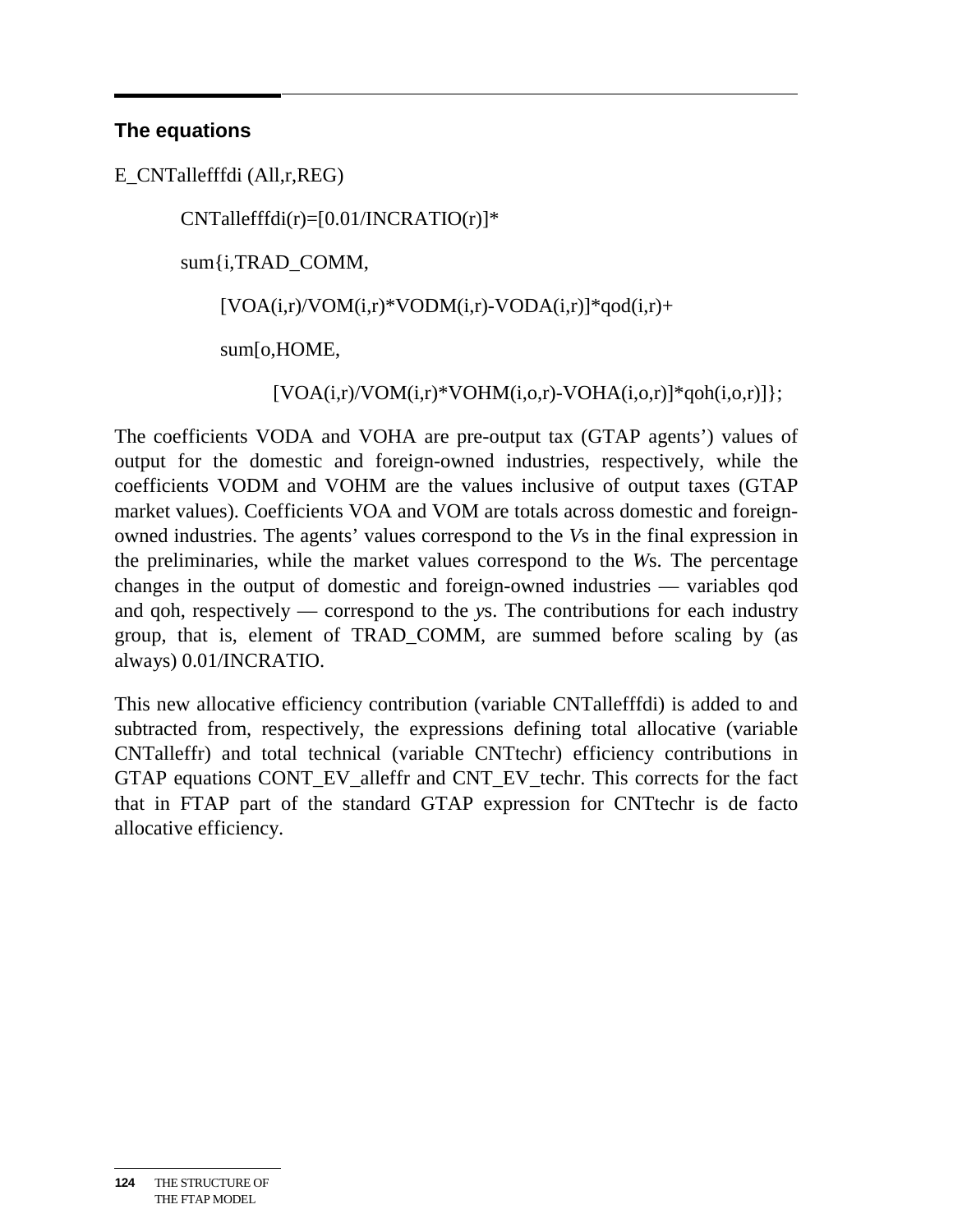### The equations

```
E_CNTallefffdi (All,r,REG)

    CNTallefffdi(r)=[0.01/INCRATIO(r)]*

    sum{i,TRAD_COMM,

        [VOA(i,r)/VOM(i,r)*VODM(i,r)-VODA(i,r)]*qod(i,r)+

        sum[o,HOME,

            [VOA(i,r)/VOM(i,r)*VOHM(i,o,r)-VOHA(i,o,r)]*qoh(i,o,r)]};
```

The coefficients VODA and VOHA are pre-output tax (GTAP agents') values of output for the domestic and foreign-owned industries, respectively, while the coefficients VODM and VOHM are the values inclusive of output taxes (GTAP market values). Coefficients VOA and VOM are totals across domestic and foreign-owned industries. The agents' values correspond to the *V*s in the final expression in the preliminaries, while the market values correspond to the *W*s. The percentage changes in the output of domestic and foreign-owned industries — variables qod and qoh, respectively — correspond to the *y*s. The contributions for each industry group, that is, element of TRAD_COMM, are summed before scaling by (as always) 0.01/INCRATIO.

This new allocative efficiency contribution (variable CNTallefffdi) is added to and subtracted from, respectively, the expressions defining total allocative (variable CNTalleffr) and total technical (variable CNTtechr) efficiency contributions in GTAP equations CONT_EV_alleffr and CNT_EV_techr. This corrects for the fact that in FTAP part of the standard GTAP expression for CNTtechr is de facto allocative efficiency.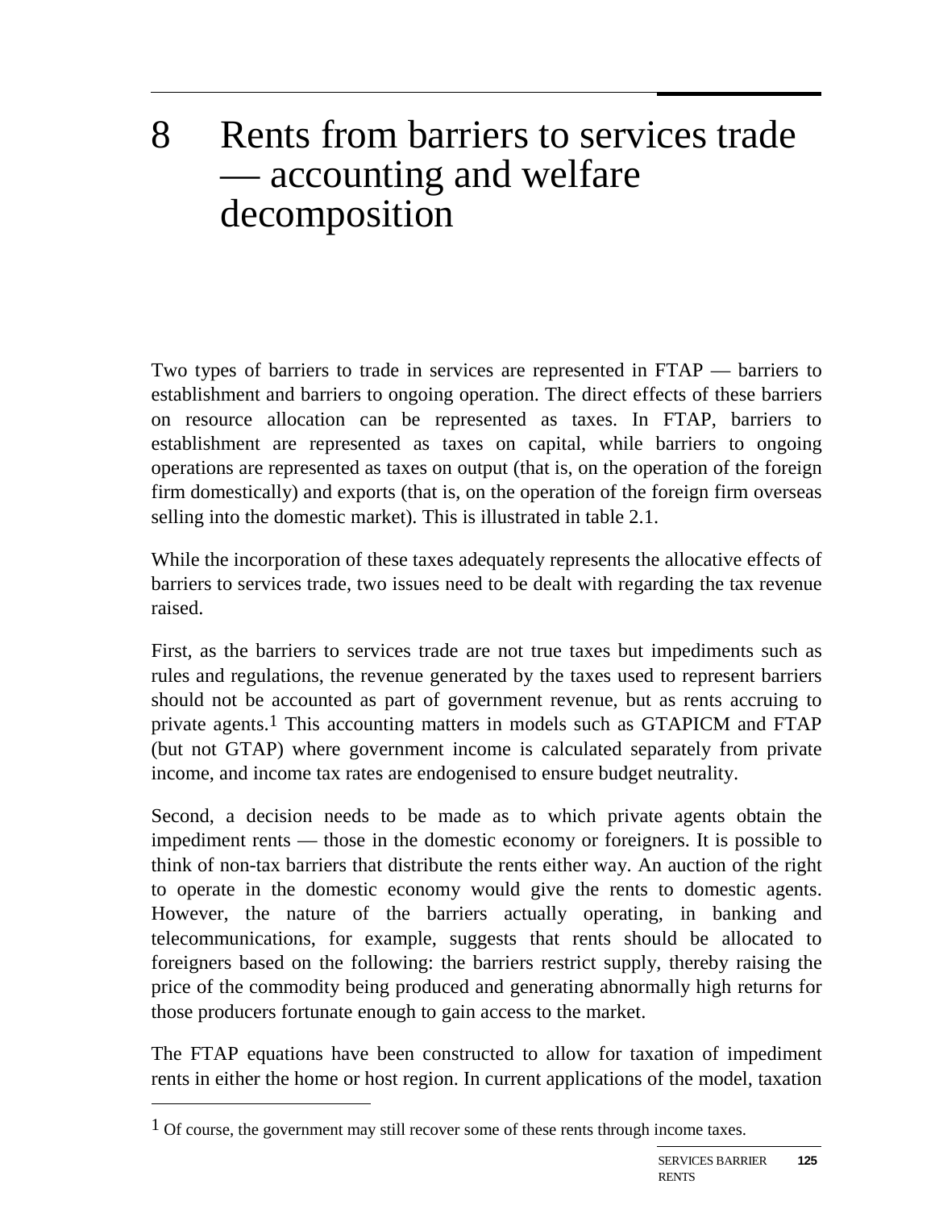# 8 Rents from barriers to services trade — accounting and welfare decomposition

Two types of barriers to trade in services are represented in FTAP — barriers to establishment and barriers to ongoing operation. The direct effects of these barriers on resource allocation can be represented as taxes. In FTAP, barriers to establishment are represented as taxes on capital, while barriers to ongoing operations are represented as taxes on output (that is, on the operation of the foreign firm domestically) and exports (that is, on the operation of the foreign firm overseas selling into the domestic market). This is illustrated in table 2.1.

While the incorporation of these taxes adequately represents the allocative effects of barriers to services trade, two issues need to be dealt with regarding the tax revenue raised.

First, as the barriers to services trade are not true taxes but impediments such as rules and regulations, the revenue generated by the taxes used to represent barriers should not be accounted as part of government revenue, but as rents accruing to private agents.[1] This accounting matters in models such as GTAPICM and FTAP (but not GTAP) where government income is calculated separately from private income, and income tax rates are endogenised to ensure budget neutrality.

Second, a decision needs to be made as to which private agents obtain the impediment rents — those in the domestic economy or foreigners. It is possible to think of non-tax barriers that distribute the rents either way. An auction of the right to operate in the domestic economy would give the rents to domestic agents. However, the nature of the barriers actually operating, in banking and telecommunications, for example, suggests that rents should be allocated to foreigners based on the following: the barriers restrict supply, thereby raising the price of the commodity being produced and generating abnormally high returns for those producers fortunate enough to gain access to the market.

The FTAP equations have been constructed to allow for taxation of impediment rents in either the home or host region. In current applications of the model, taxation

[1] Of course, the government may still recover some of these rents through income taxes.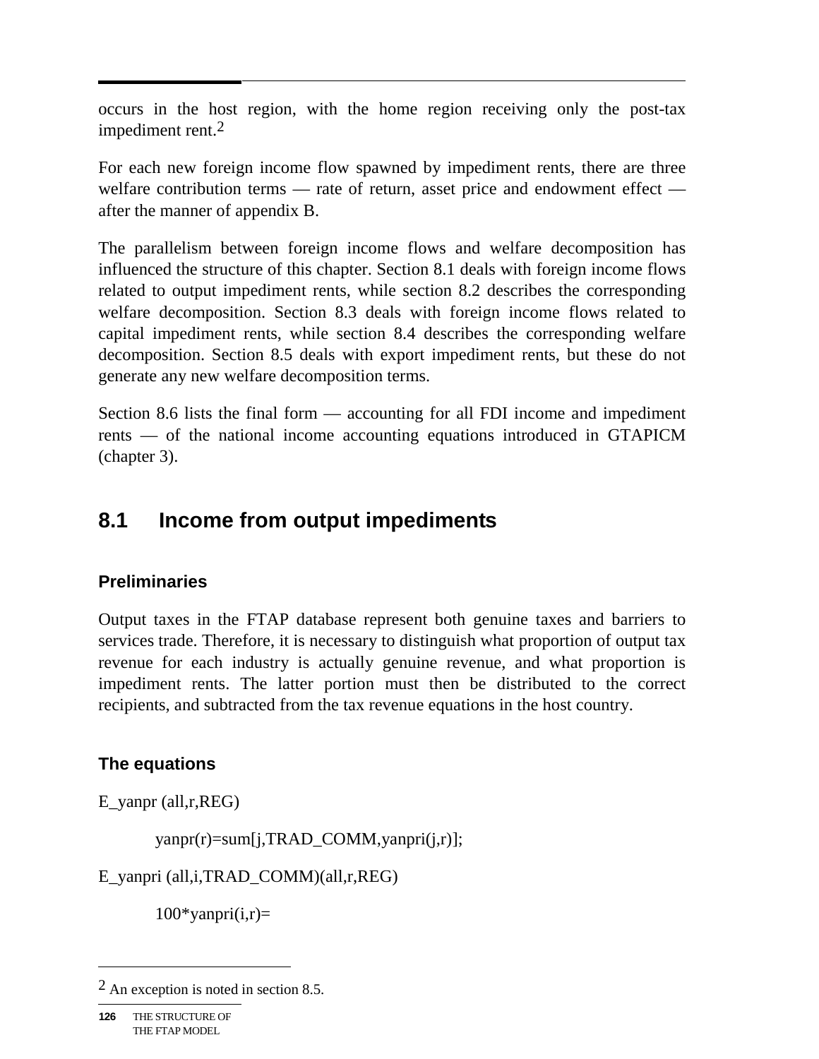occurs in the host region, with the home region receiving only the post-tax impediment rent.[2]

For each new foreign income flow spawned by impediment rents, there are three welfare contribution terms — rate of return, asset price and endowment effect — after the manner of appendix B.

The parallelism between foreign income flows and welfare decomposition has influenced the structure of this chapter. Section 8.1 deals with foreign income flows related to output impediment rents, while section 8.2 describes the corresponding welfare decomposition. Section 8.3 deals with foreign income flows related to capital impediment rents, while section 8.4 describes the corresponding welfare decomposition. Section 8.5 deals with export impediment rents, but these do not generate any new welfare decomposition terms.

Section 8.6 lists the final form — accounting for all FDI income and impediment rents — of the national income accounting equations introduced in GTAPICM (chapter 3).

## 8.1 Income from output impediments

### Preliminaries

Output taxes in the FTAP database represent both genuine taxes and barriers to services trade. Therefore, it is necessary to distinguish what proportion of output tax revenue for each industry is actually genuine revenue, and what proportion is impediment rents. The latter portion must then be distributed to the correct recipients, and subtracted from the tax revenue equations in the host country.

### The equations

```
E_yanpr (all,r,REG)

        yanpr(r)=sum[j,TRAD_COMM,yanpri(j,r)];

E_yanpri (all,i,TRAD_COMM)(all,r,REG)

        100*yanpri(i,r)=
```

---

[2] An exception is noted in section 8.5.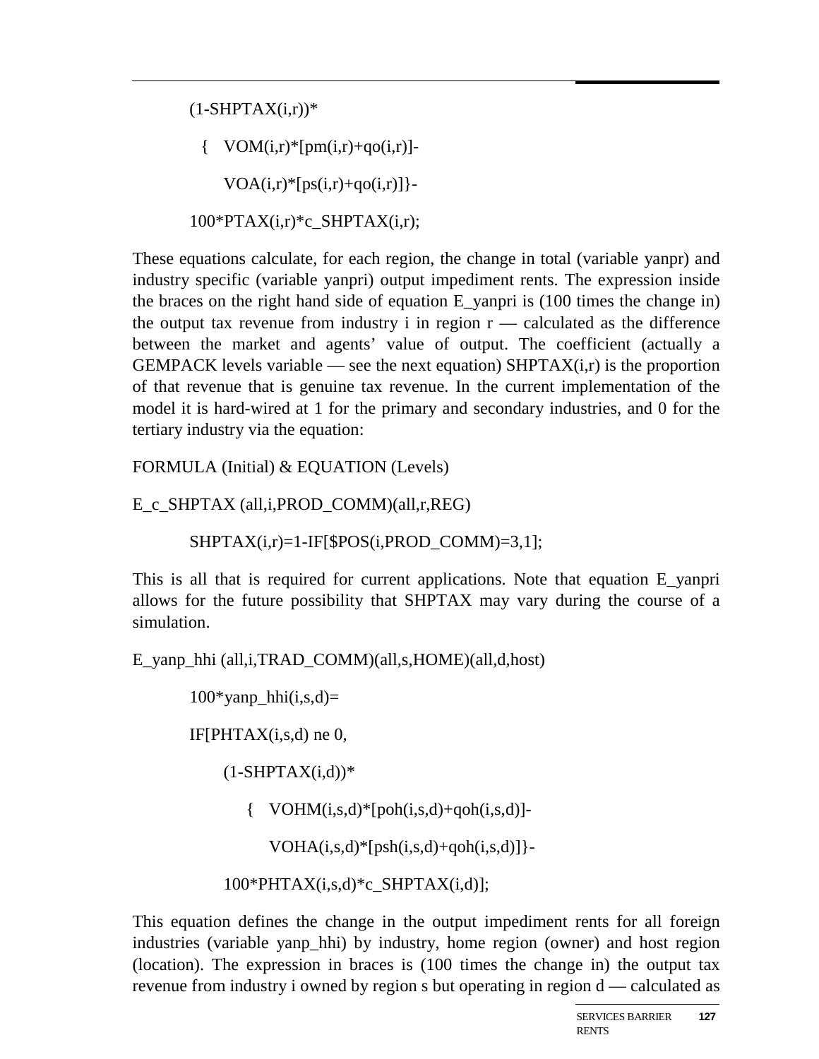```
(1-SHPTAX(i,r))*
  {  VOM(i,r)*[pm(i,r)+qo(i,r)]-
     VOA(i,r)*[ps(i,r)+qo(i,r)]}-
100*PTAX(i,r)*c_SHPTAX(i,r);
```

These equations calculate, for each region, the change in total (variable yanpr) and industry specific (variable yanpri) output impediment rents. The expression inside the braces on the right hand side of equation E_yanpri is (100 times the change in) the output tax revenue from industry i in region r — calculated as the difference between the market and agents' value of output. The coefficient (actually a GEMPACK levels variable — see the next equation) SHPTAX(i,r) is the proportion of that revenue that is genuine tax revenue. In the current implementation of the model it is hard-wired at 1 for the primary and secondary industries, and 0 for the tertiary industry via the equation:

```
FORMULA (Initial) & EQUATION (Levels)
E_c_SHPTAX (all,i,PROD_COMM)(all,r,REG)
      SHPTAX(i,r)=1-IF[$POS(i,PROD_COMM)=3,1];
```

This is all that is required for current applications. Note that equation E_yanpri allows for the future possibility that SHPTAX may vary during the course of a simulation.

```
E_yanp_hhi (all,i,TRAD_COMM)(all,s,HOME)(all,d,host)
      100*yanp_hhi(i,s,d)=
      IF[PHTAX(i,s,d) ne 0,
         (1-SHPTAX(i,d))*
            {  VOHM(i,s,d)*[poh(i,s,d)+qoh(i,s,d)]-
               VOHA(i,s,d)*[psh(i,s,d)+qoh(i,s,d)]}-
         100*PHTAX(i,s,d)*c_SHPTAX(i,d)];
```

This equation defines the change in the output impediment rents for all foreign industries (variable yanp_hhi) by industry, home region (owner) and host region (location). The expression in braces is (100 times the change in) the output tax revenue from industry i owned by region s but operating in region d — calculated as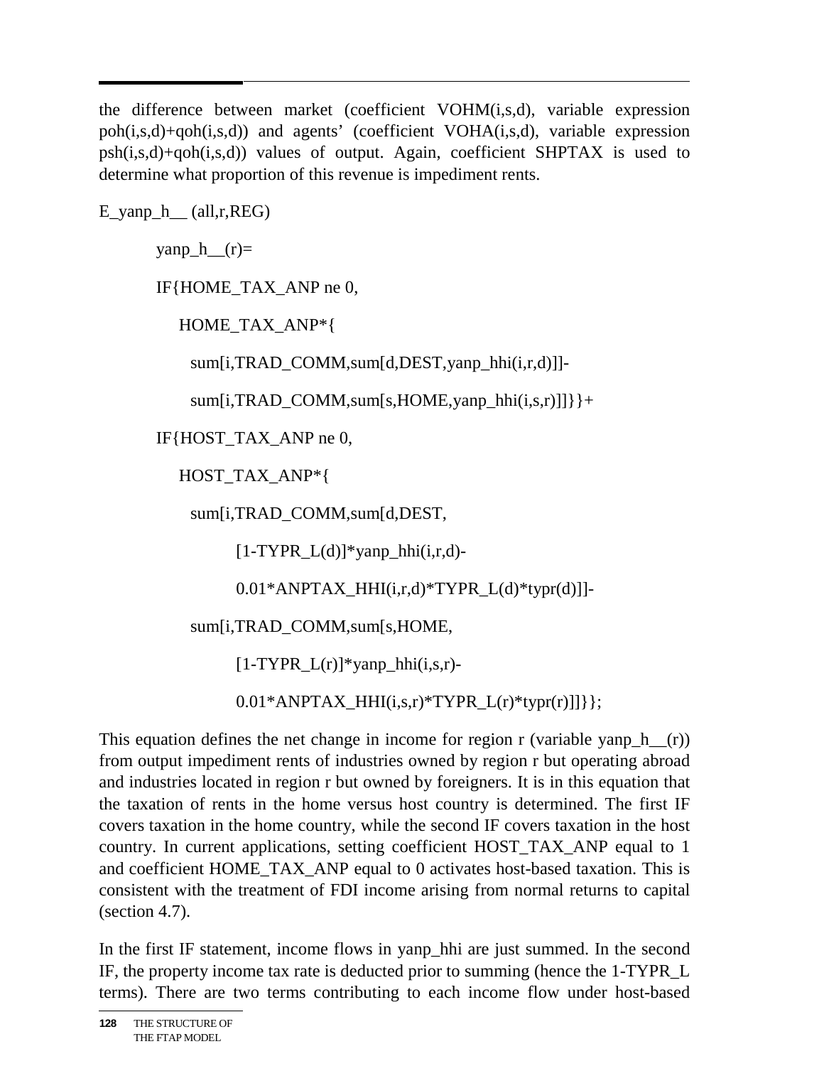the difference between market (coefficient VOHM(i,s,d), variable expression poh(i,s,d)+qoh(i,s,d)) and agents' (coefficient VOHA(i,s,d), variable expression psh(i,s,d)+qoh(i,s,d)) values of output. Again, coefficient SHPTAX is used to determine what proportion of this revenue is impediment rents.

```
E_yanp_h__ (all,r,REG)

    yanp_h__(r)=

    IF{HOME_TAX_ANP ne 0,

        HOME_TAX_ANP*{

          sum[i,TRAD_COMM,sum[d,DEST,yanp_hhi(i,r,d)]]-

          sum[i,TRAD_COMM,sum[s,HOME,yanp_hhi(i,s,r)]]}}+

    IF{HOST_TAX_ANP ne 0,

        HOST_TAX_ANP*{

          sum[i,TRAD_COMM,sum[d,DEST,

                [1-TYPR_L(d)]*yanp_hhi(i,r,d)-

                0.01*ANPTAX_HHI(i,r,d)*TYPR_L(d)*typr(d)]]-

          sum[i,TRAD_COMM,sum[s,HOME,

                [1-TYPR_L(r)]*yanp_hhi(i,s,r)-

                0.01*ANPTAX_HHI(i,s,r)*TYPR_L(r)*typr(r)]]}};
```

This equation defines the net change in income for region r (variable yanp_h__(r)) from output impediment rents of industries owned by region r but operating abroad and industries located in region r but owned by foreigners. It is in this equation that the taxation of rents in the home versus host country is determined. The first IF covers taxation in the home country, while the second IF covers taxation in the host country. In current applications, setting coefficient HOST_TAX_ANP equal to 1 and coefficient HOME_TAX_ANP equal to 0 activates host-based taxation. This is consistent with the treatment of FDI income arising from normal returns to capital (section 4.7).

In the first IF statement, income flows in yanp_hhi are just summed. In the second IF, the property income tax rate is deducted prior to summing (hence the 1-TYPR_L terms). There are two terms contributing to each income flow under host-based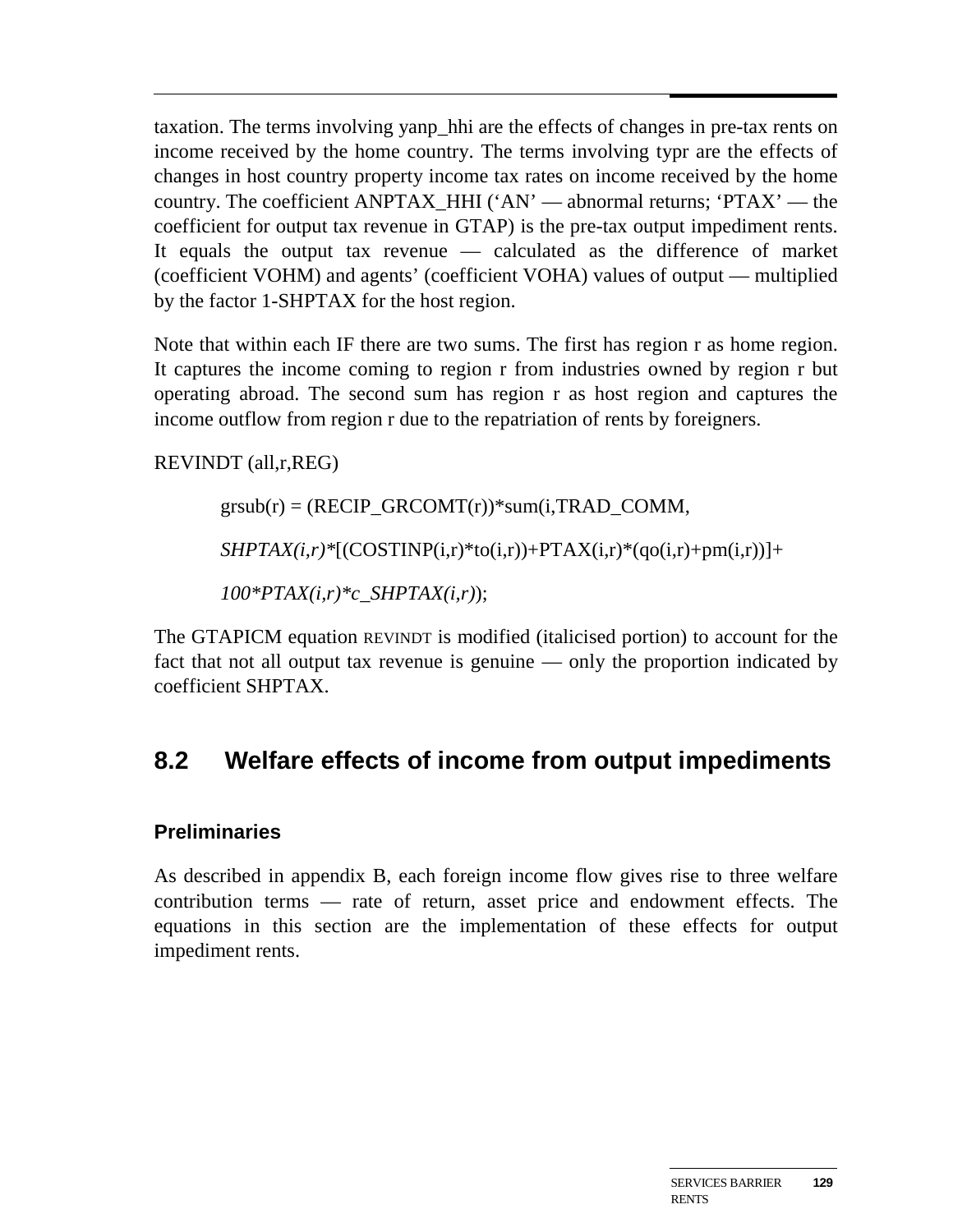taxation. The terms involving yanp_hhi are the effects of changes in pre-tax rents on income received by the home country. The terms involving typr are the effects of changes in host country property income tax rates on income received by the home country. The coefficient ANPTAX_HHI (‘AN’ — abnormal returns; ‘PTAX’ — the coefficient for output tax revenue in GTAP) is the pre-tax output impediment rents. It equals the output tax revenue — calculated as the difference of market (coefficient VOHM) and agents’ (coefficient VOHA) values of output — multiplied by the factor 1-SHPTAX for the host region.

Note that within each IF there are two sums. The first has region r as home region. It captures the income coming to region r from industries owned by region r but operating abroad. The second sum has region r as host region and captures the income outflow from region r due to the repatriation of rents by foreigners.

REVINDT (all,r,REG)

> grsub(r) = (RECIP_GRCOMT(r))*sum(i,TRAD_COMM,
>
> *SHPTAX(i,r)**[(COSTINP(i,r)*to(i,r))+PTAX(i,r)*(qo(i,r)+pm(i,r))]+
>
> *100*PTAX(i,r)*c_SHPTAX(i,r)*);

The GTAPICM equation REVINDT is modified (italicised portion) to account for the fact that not all output tax revenue is genuine — only the proportion indicated by coefficient SHPTAX.

## 8.2 Welfare effects of income from output impediments

### Preliminaries

As described in appendix B, each foreign income flow gives rise to three welfare contribution terms — rate of return, asset price and endowment effects. The equations in this section are the implementation of these effects for output impediment rents.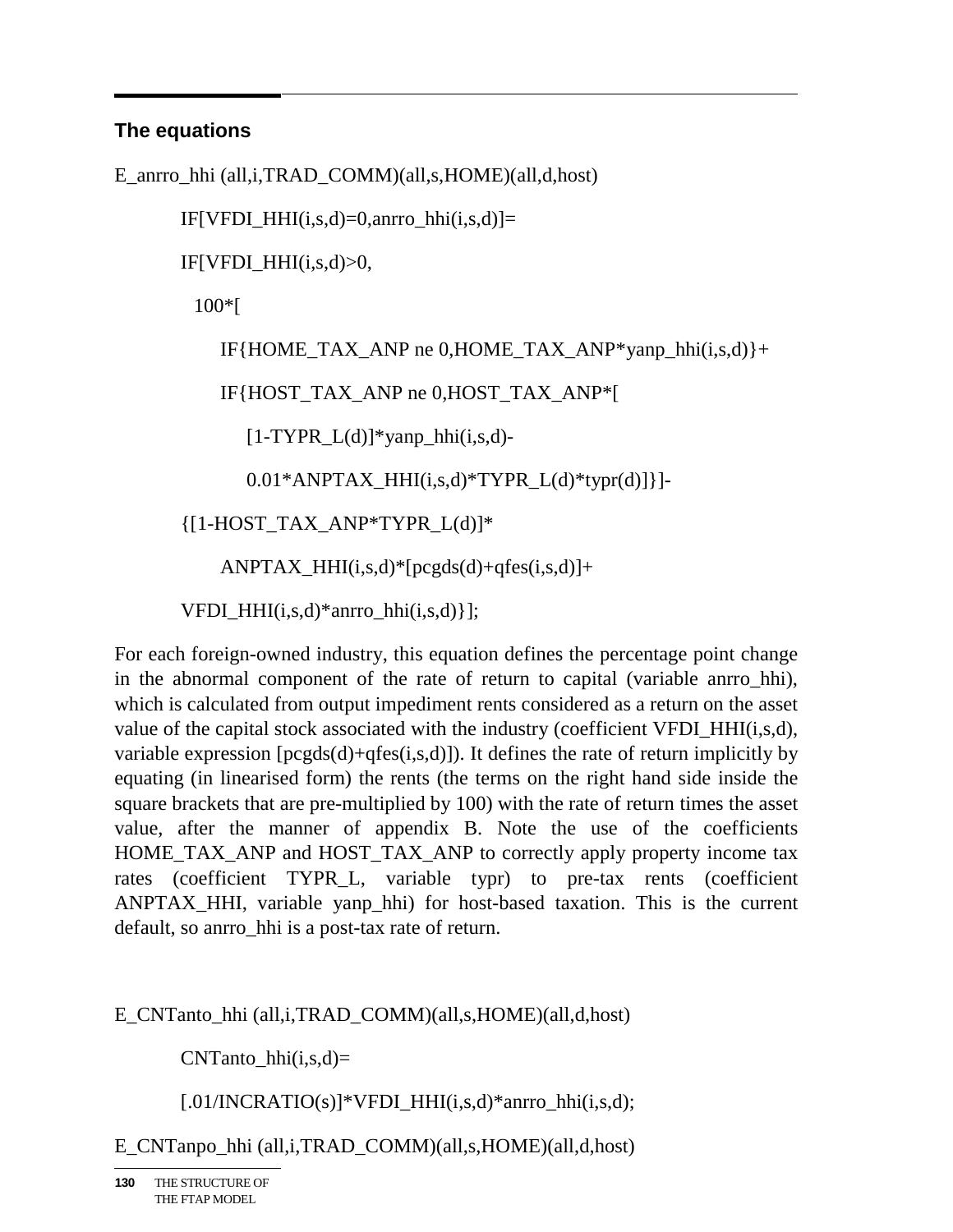## The equations

```
E_anrro_hhi (all,i,TRAD_COMM)(all,s,HOME)(all,d,host)

      IF[VFDI_HHI(i,s,d)=0,anrro_hhi(i,s,d)]=

      IF[VFDI_HHI(i,s,d)>0,

        100*[

          IF{HOME_TAX_ANP ne 0,HOME_TAX_ANP*yanp_hhi(i,s,d)}+

          IF{HOST_TAX_ANP ne 0,HOST_TAX_ANP*[

            [1-TYPR_L(d)]*yanp_hhi(i,s,d)-

            0.01*ANPTAX_HHI(i,s,d)*TYPR_L(d)*typr(d)]}]-

      {[1-HOST_TAX_ANP*TYPR_L(d)]*

          ANPTAX_HHI(i,s,d)*[pcgds(d)+qfes(i,s,d)]+

      VFDI_HHI(i,s,d)*anrro_hhi(i,s,d)}];
```

For each foreign-owned industry, this equation defines the percentage point change in the abnormal component of the rate of return to capital (variable anrro_hhi), which is calculated from output impediment rents considered as a return on the asset value of the capital stock associated with the industry (coefficient VFDI_HHI(i,s,d), variable expression [pcgds(d)+qfes(i,s,d)]). It defines the rate of return implicitly by equating (in linearised form) the rents (the terms on the right hand side inside the square brackets that are pre-multiplied by 100) with the rate of return times the asset value, after the manner of appendix B. Note the use of the coefficients HOME_TAX_ANP and HOST_TAX_ANP to correctly apply property income tax rates (coefficient TYPR_L, variable typr) to pre-tax rents (coefficient ANPTAX_HHI, variable yanp_hhi) for host-based taxation. This is the current default, so anrro_hhi is a post-tax rate of return.

```
E_CNTanto_hhi (all,i,TRAD_COMM)(all,s,HOME)(all,d,host)

      CNTanto_hhi(i,s,d)=

      [.01/INCRATIO(s)]*VFDI_HHI(i,s,d)*anrro_hhi(i,s,d);

E_CNTanpo_hhi (all,i,TRAD_COMM)(all,s,HOME)(all,d,host)
```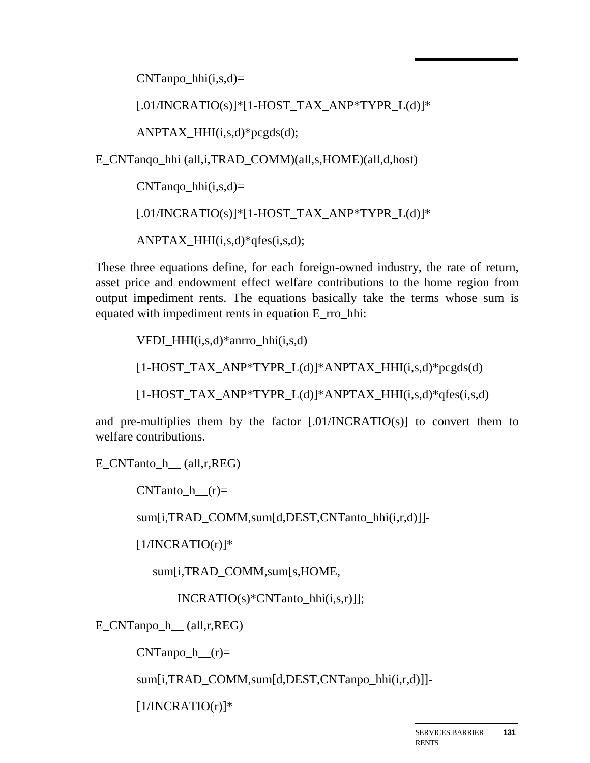```
CNTanpo_hhi(i,s,d)=

[.01/INCRATIO(s)]*[1-HOST_TAX_ANP*TYPR_L(d)]*

ANPTAX_HHI(i,s,d)*pcgds(d);
```

```
E_CNTanqo_hhi (all,i,TRAD_COMM)(all,s,HOME)(all,d,host)

CNTanqo_hhi(i,s,d)=

[.01/INCRATIO(s)]*[1-HOST_TAX_ANP*TYPR_L(d)]*

ANPTAX_HHI(i,s,d)*qfes(i,s,d);
```

These three equations define, for each foreign-owned industry, the rate of return, asset price and endowment effect welfare contributions to the home region from output impediment rents. The equations basically take the terms whose sum is equated with impediment rents in equation E_rro_hhi:

```
VFDI_HHI(i,s,d)*anrro_hhi(i,s,d)

[1-HOST_TAX_ANP*TYPR_L(d)]*ANPTAX_HHI(i,s,d)*pcgds(d)

[1-HOST_TAX_ANP*TYPR_L(d)]*ANPTAX_HHI(i,s,d)*qfes(i,s,d)
```

and pre-multiplies them by the factor [.01/INCRATIO(s)] to convert them to welfare contributions.

```
E_CNTanto_h__ (all,r,REG)

CNTanto_h__(r)=

sum[i,TRAD_COMM,sum[d,DEST,CNTanto_hhi(i,r,d)]]-

[1/INCRATIO(r)]*

  sum[i,TRAD_COMM,sum[s,HOME,

      INCRATIO(s)*CNTanto_hhi(i,s,r)]];
```

```
E_CNTanpo_h__ (all,r,REG)

CNTanpo_h__(r)=

sum[i,TRAD_COMM,sum[d,DEST,CNTanpo_hhi(i,r,d)]]-

[1/INCRATIO(r)]*
```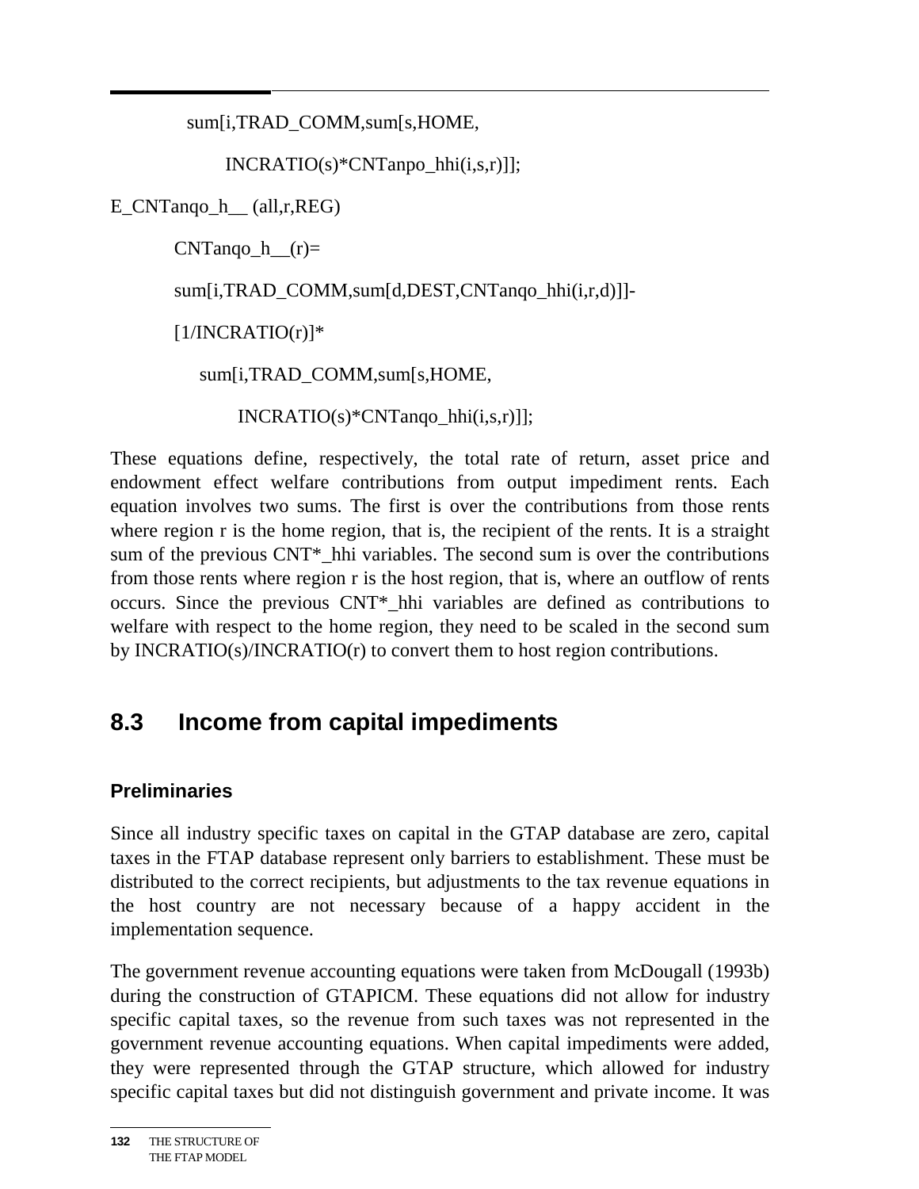```
    sum[i,TRAD_COMM,sum[s,HOME,
        INCRATIO(s)*CNTanpo_hhi(i,s,r)]];
E_CNTanqo_h__ (all,r,REG)
    CNTanqo_h__(r)=
    sum[i,TRAD_COMM,sum[d,DEST,CNTanqo_hhi(i,r,d)]]-
    [1/INCRATIO(r)]*
      sum[i,TRAD_COMM,sum[s,HOME,
          INCRATIO(s)*CNTanqo_hhi(i,s,r)]];
```

These equations define, respectively, the total rate of return, asset price and endowment effect welfare contributions from output impediment rents. Each equation involves two sums. The first is over the contributions from those rents where region r is the home region, that is, the recipient of the rents. It is a straight sum of the previous CNT*_hhi variables. The second sum is over the contributions from those rents where region r is the host region, that is, where an outflow of rents occurs. Since the previous CNT*_hhi variables are defined as contributions to welfare with respect to the home region, they need to be scaled in the second sum by INCRATIO(s)/INCRATIO(r) to convert them to host region contributions.

## 8.3 Income from capital impediments

### Preliminaries

Since all industry specific taxes on capital in the GTAP database are zero, capital taxes in the FTAP database represent only barriers to establishment. These must be distributed to the correct recipients, but adjustments to the tax revenue equations in the host country are not necessary because of a happy accident in the implementation sequence.

The government revenue accounting equations were taken from McDougall (1993b) during the construction of GTAPICM. These equations did not allow for industry specific capital taxes, so the revenue from such taxes was not represented in the government revenue accounting equations. When capital impediments were added, they were represented through the GTAP structure, which allowed for industry specific capital taxes but did not distinguish government and private income. It was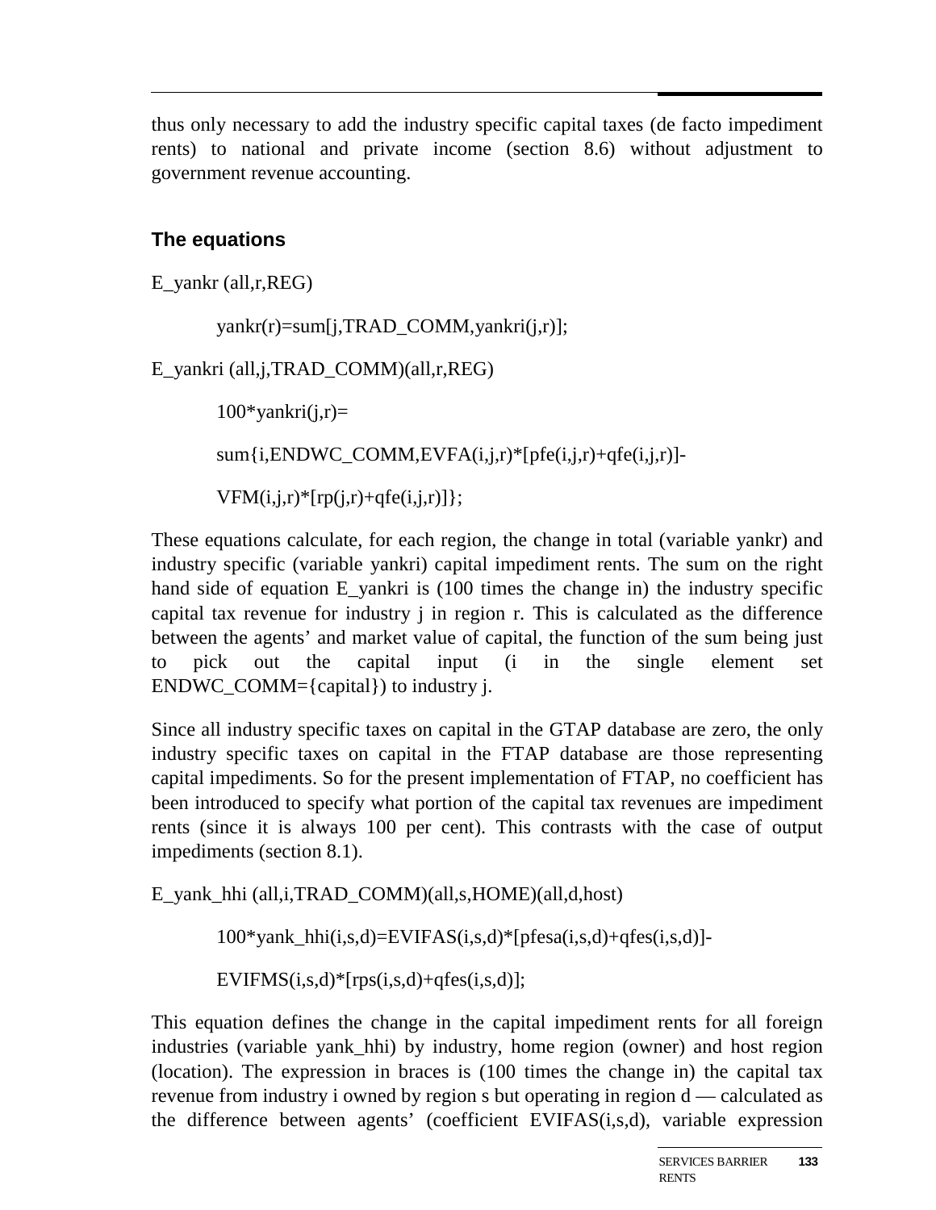thus only necessary to add the industry specific capital taxes (de facto impediment rents) to national and private income (section 8.6) without adjustment to government revenue accounting.

### The equations

```
E_yankr (all,r,REG)

        yankr(r)=sum[j,TRAD_COMM,yankri(j,r)];

E_yankri (all,j,TRAD_COMM)(all,r,REG)

        100*yankri(j,r)=

        sum{i,ENDWC_COMM,EVFA(i,j,r)*[pfe(i,j,r)+qfe(i,j,r)]-

        VFM(i,j,r)*[rp(j,r)+qfe(i,j,r)]};
```

These equations calculate, for each region, the change in total (variable yankr) and industry specific (variable yankri) capital impediment rents. The sum on the right hand side of equation E_yankri is (100 times the change in) the industry specific capital tax revenue for industry j in region r. This is calculated as the difference between the agents' and market value of capital, the function of the sum being just to pick out the capital input (i in the single element set ENDWC_COMM={capital}) to industry j.

Since all industry specific taxes on capital in the GTAP database are zero, the only industry specific taxes on capital in the FTAP database are those representing capital impediments. So for the present implementation of FTAP, no coefficient has been introduced to specify what portion of the capital tax revenues are impediment rents (since it is always 100 per cent). This contrasts with the case of output impediments (section 8.1).

```
E_yank_hhi (all,i,TRAD_COMM)(all,s,HOME)(all,d,host)

        100*yank_hhi(i,s,d)=EVIFAS(i,s,d)*[pfesa(i,s,d)+qfes(i,s,d)]-

        EVIFMS(i,s,d)*[rps(i,s,d)+qfes(i,s,d)];
```

This equation defines the change in the capital impediment rents for all foreign industries (variable yank_hhi) by industry, home region (owner) and host region (location). The expression in braces is (100 times the change in) the capital tax revenue from industry i owned by region s but operating in region d — calculated as the difference between agents' (coefficient EVIFAS(i,s,d), variable expression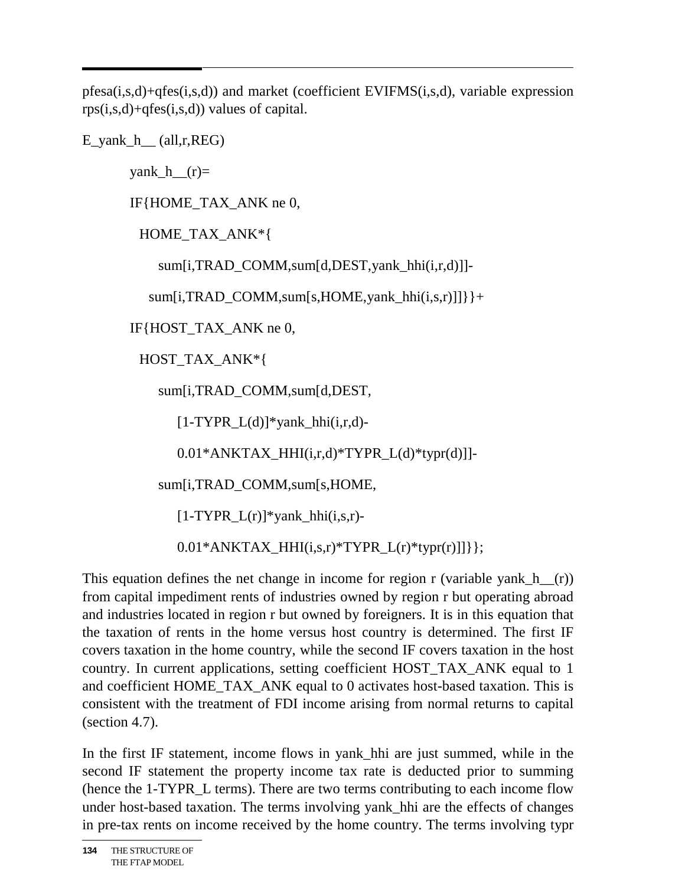pfesa(i,s,d)+qfes(i,s,d)) and market (coefficient EVIFMS(i,s,d), variable expression rps(i,s,d)+qfes(i,s,d)) values of capital.

```
E_yank_h__ (all,r,REG)

    yank_h__(r)=

    IF{HOME_TAX_ANK ne 0,

      HOME_TAX_ANK*{

        sum[i,TRAD_COMM,sum[d,DEST,yank_hhi(i,r,d)]]-

       sum[i,TRAD_COMM,sum[s,HOME,yank_hhi(i,s,r)]]}}+

    IF{HOST_TAX_ANK ne 0,

      HOST_TAX_ANK*{

        sum[i,TRAD_COMM,sum[d,DEST,

          [1-TYPR_L(d)]*yank_hhi(i,r,d)-

          0.01*ANKTAX_HHI(i,r,d)*TYPR_L(d)*typr(d)]]-

        sum[i,TRAD_COMM,sum[s,HOME,

          [1-TYPR_L(r)]*yank_hhi(i,s,r)-

          0.01*ANKTAX_HHI(i,s,r)*TYPR_L(r)*typr(r)]]}};
```

This equation defines the net change in income for region r (variable yank_h__(r)) from capital impediment rents of industries owned by region r but operating abroad and industries located in region r but owned by foreigners. It is in this equation that the taxation of rents in the home versus host country is determined. The first IF covers taxation in the home country, while the second IF covers taxation in the host country. In current applications, setting coefficient HOST_TAX_ANK equal to 1 and coefficient HOME_TAX_ANK equal to 0 activates host-based taxation. This is consistent with the treatment of FDI income arising from normal returns to capital (section 4.7).

In the first IF statement, income flows in yank_hhi are just summed, while in the second IF statement the property income tax rate is deducted prior to summing (hence the 1-TYPR_L terms). There are two terms contributing to each income flow under host-based taxation. The terms involving yank_hhi are the effects of changes in pre-tax rents on income received by the home country. The terms involving typr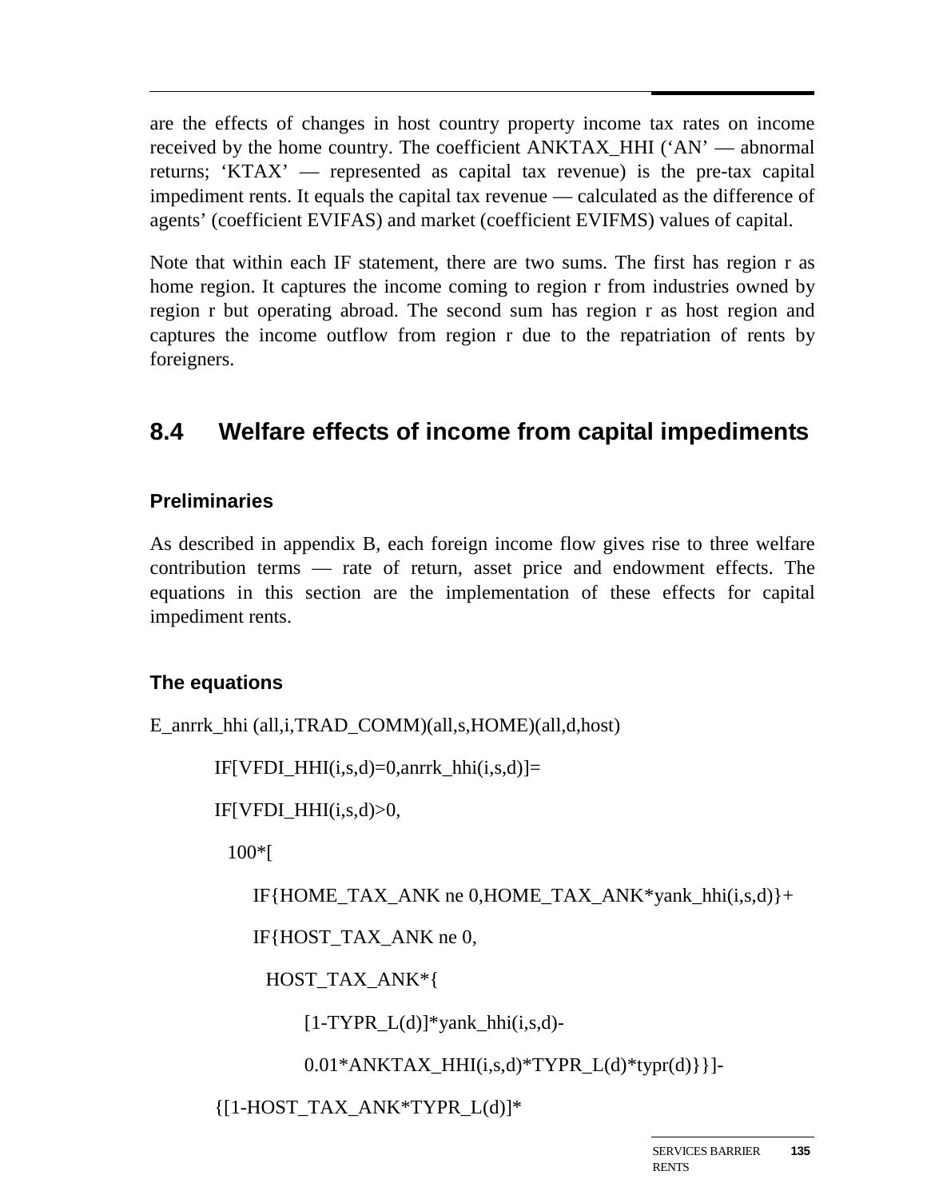are the effects of changes in host country property income tax rates on income received by the home country. The coefficient ANKTAX_HHI (‘AN’ — abnormal returns; ‘KTAX’ — represented as capital tax revenue) is the pre-tax capital impediment rents. It equals the capital tax revenue — calculated as the difference of agents’ (coefficient EVIFAS) and market (coefficient EVIFMS) values of capital.

Note that within each IF statement, there are two sums. The first has region r as home region. It captures the income coming to region r from industries owned by region r but operating abroad. The second sum has region r as host region and captures the income outflow from region r due to the repatriation of rents by foreigners.

## 8.4 Welfare effects of income from capital impediments

### Preliminaries

As described in appendix B, each foreign income flow gives rise to three welfare contribution terms — rate of return, asset price and endowment effects. The equations in this section are the implementation of these effects for capital impediment rents.

### The equations

```
E_anrrk_hhi (all,i,TRAD_COMM)(all,s,HOME)(all,d,host)

        IF[VFDI_HHI(i,s,d)=0,anrrk_hhi(i,s,d)]=

        IF[VFDI_HHI(i,s,d)>0,

          100*[

            IF{HOME_TAX_ANK ne 0,HOME_TAX_ANK*yank_hhi(i,s,d)}+

            IF{HOST_TAX_ANK ne 0,

              HOST_TAX_ANK*{

                  [1-TYPR_L(d)]*yank_hhi(i,s,d)-

                  0.01*ANKTAX_HHI(i,s,d)*TYPR_L(d)*typr(d)}}]-

        {[1-HOST_TAX_ANK*TYPR_L(d)]*
```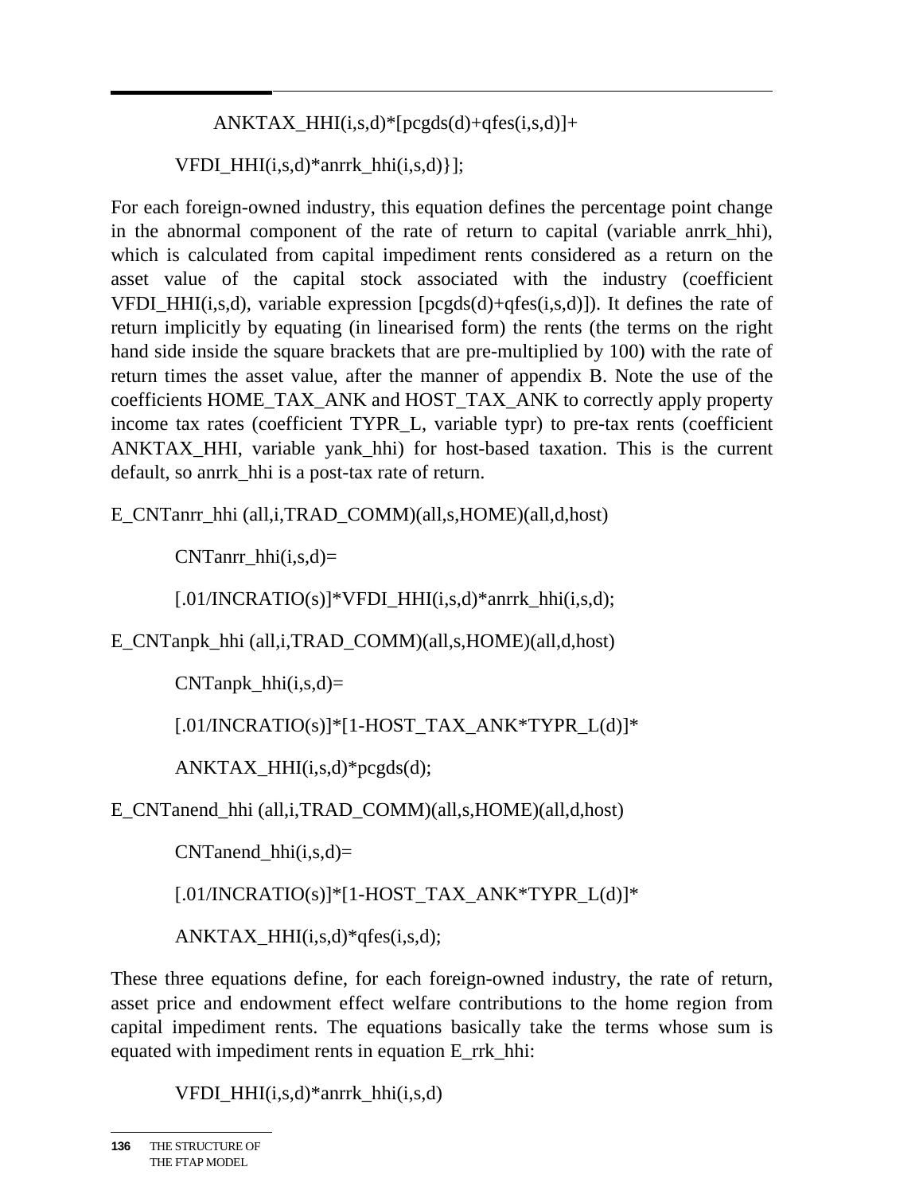```
        ANKTAX_HHI(i,s,d)*[pcgds(d)+qfes(i,s,d)]+

    VFDI_HHI(i,s,d)*anrrk_hhi(i,s,d)}];
```

For each foreign-owned industry, this equation defines the percentage point change in the abnormal component of the rate of return to capital (variable anrrk_hhi), which is calculated from capital impediment rents considered as a return on the asset value of the capital stock associated with the industry (coefficient VFDI_HHI(i,s,d), variable expression [pcgds(d)+qfes(i,s,d)]). It defines the rate of return implicitly by equating (in linearised form) the rents (the terms on the right hand side inside the square brackets that are pre-multiplied by 100) with the rate of return times the asset value, after the manner of appendix B. Note the use of the coefficients HOME_TAX_ANK and HOST_TAX_ANK to correctly apply property income tax rates (coefficient TYPR_L, variable typr) to pre-tax rents (coefficient ANKTAX_HHI, variable yank_hhi) for host-based taxation. This is the current default, so anrrk_hhi is a post-tax rate of return.

```
E_CNTanrr_hhi (all,i,TRAD_COMM)(all,s,HOME)(all,d,host)

    CNTanrr_hhi(i,s,d)=

    [.01/INCRATIO(s)]*VFDI_HHI(i,s,d)*anrrk_hhi(i,s,d);

E_CNTanpk_hhi (all,i,TRAD_COMM)(all,s,HOME)(all,d,host)

    CNTanpk_hhi(i,s,d)=

    [.01/INCRATIO(s)]*[1-HOST_TAX_ANK*TYPR_L(d)]*

    ANKTAX_HHI(i,s,d)*pcgds(d);

E_CNTanend_hhi (all,i,TRAD_COMM)(all,s,HOME)(all,d,host)

    CNTanend_hhi(i,s,d)=

    [.01/INCRATIO(s)]*[1-HOST_TAX_ANK*TYPR_L(d)]*

    ANKTAX_HHI(i,s,d)*qfes(i,s,d);
```

These three equations define, for each foreign-owned industry, the rate of return, asset price and endowment effect welfare contributions to the home region from capital impediment rents. The equations basically take the terms whose sum is equated with impediment rents in equation E_rrk_hhi:

```
    VFDI_HHI(i,s,d)*anrrk_hhi(i,s,d)
```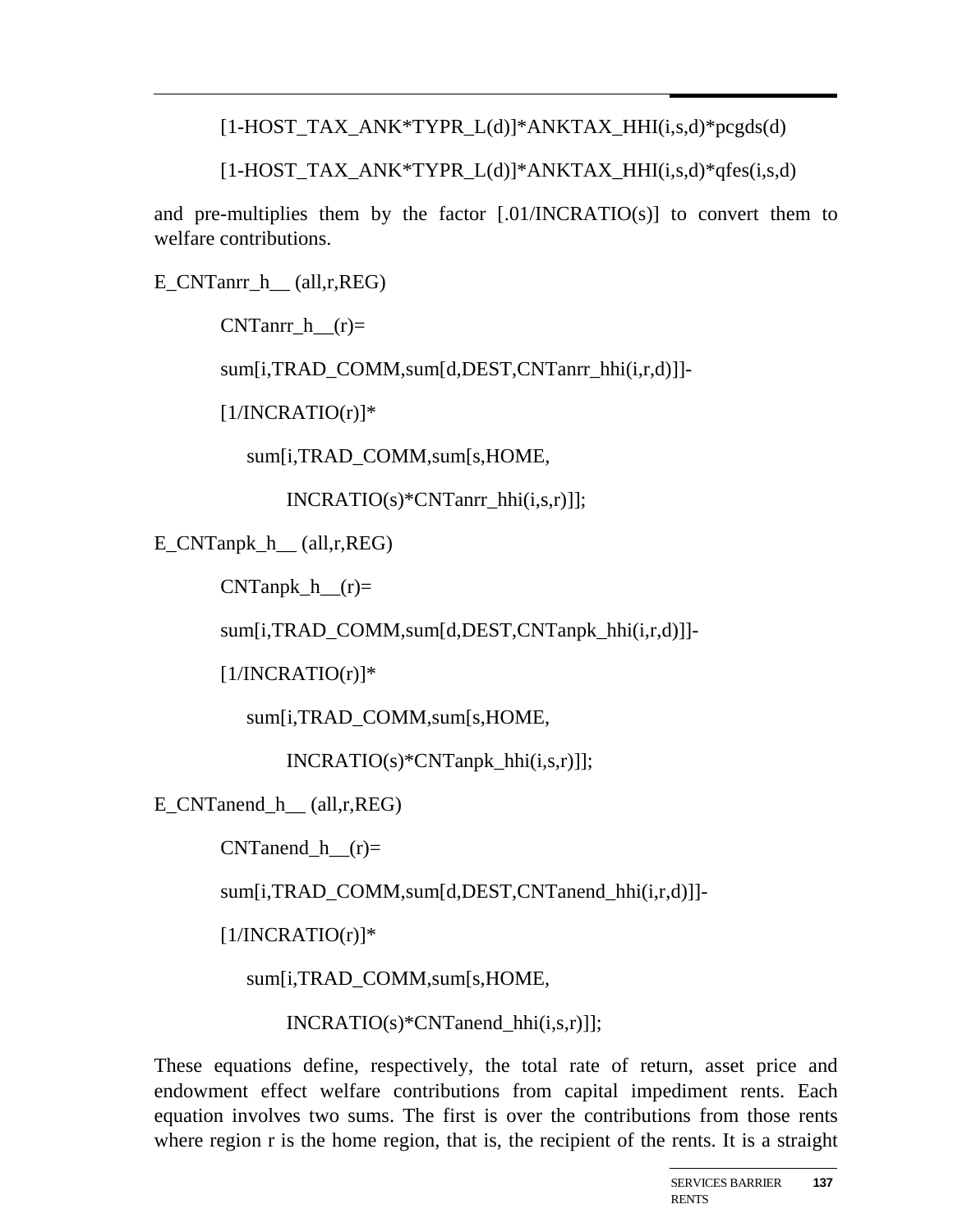[1-HOST_TAX_ANK*TYPR_L(d)]*ANKTAX_HHI(i,s,d)*pcgds(d)

[1-HOST_TAX_ANK*TYPR_L(d)]*ANKTAX_HHI(i,s,d)*qfes(i,s,d)

and pre-multiplies them by the factor [.01/INCRATIO(s)] to convert them to welfare contributions.

```
E_CNTanrr_h__ (all,r,REG)

    CNTanrr_h__(r)=

    sum[i,TRAD_COMM,sum[d,DEST,CNTanrr_hhi(i,r,d)]]-

    [1/INCRATIO(r)]*

        sum[i,TRAD_COMM,sum[s,HOME,

            INCRATIO(s)*CNTanrr_hhi(i,s,r)]];

E_CNTanpk_h__ (all,r,REG)

    CNTanpk_h__(r)=

    sum[i,TRAD_COMM,sum[d,DEST,CNTanpk_hhi(i,r,d)]]-

    [1/INCRATIO(r)]*

        sum[i,TRAD_COMM,sum[s,HOME,

            INCRATIO(s)*CNTanpk_hhi(i,s,r)]];

E_CNTanend_h__ (all,r,REG)

    CNTanend_h__(r)=

    sum[i,TRAD_COMM,sum[d,DEST,CNTanend_hhi(i,r,d)]]-

    [1/INCRATIO(r)]*

        sum[i,TRAD_COMM,sum[s,HOME,

            INCRATIO(s)*CNTanend_hhi(i,s,r)]];
```

These equations define, respectively, the total rate of return, asset price and endowment effect welfare contributions from capital impediment rents. Each equation involves two sums. The first is over the contributions from those rents where region r is the home region, that is, the recipient of the rents. It is a straight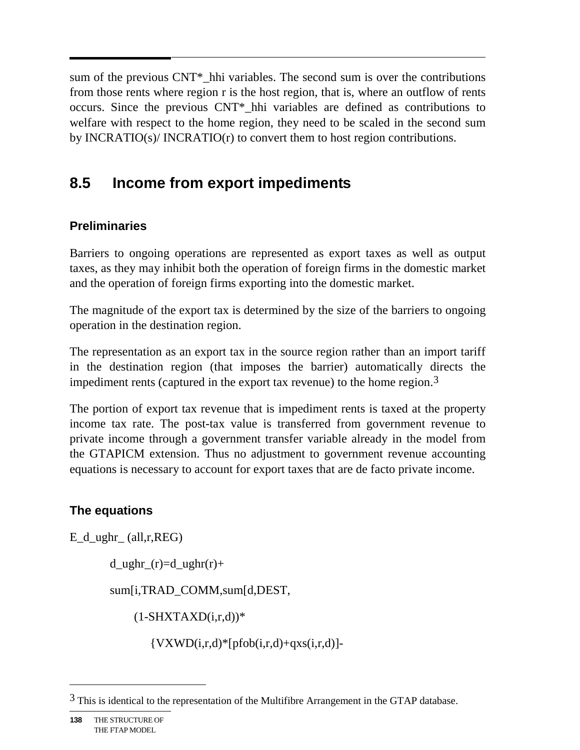sum of the previous CNT*_hhi variables. The second sum is over the contributions from those rents where region r is the host region, that is, where an outflow of rents occurs. Since the previous CNT*_hhi variables are defined as contributions to welfare with respect to the home region, they need to be scaled in the second sum by INCRATIO(s)/ INCRATIO(r) to convert them to host region contributions.

## 8.5 Income from export impediments

### Preliminaries

Barriers to ongoing operations are represented as export taxes as well as output taxes, as they may inhibit both the operation of foreign firms in the domestic market and the operation of foreign firms exporting into the domestic market.

The magnitude of the export tax is determined by the size of the barriers to ongoing operation in the destination region.

The representation as an export tax in the source region rather than an import tariff in the destination region (that imposes the barrier) automatically directs the impediment rents (captured in the export tax revenue) to the home region.[3]

The portion of export tax revenue that is impediment rents is taxed at the property income tax rate. The post-tax value is transferred from government revenue to private income through a government transfer variable already in the model from the GTAPICM extension. Thus no adjustment to government revenue accounting equations is necessary to account for export taxes that are de facto private income.

### The equations

```
E_d_ughr_ (all,r,REG)

    d_ughr_(r)=d_ughr(r)+

    sum[i,TRAD_COMM,sum[d,DEST,

        (1-SHXTAXD(i,r,d))*

            {VXWD(i,r,d)*[pfob(i,r,d)+qxs(i,r,d)]-
```

[3] This is identical to the representation of the Multifibre Arrangement in the GTAP database.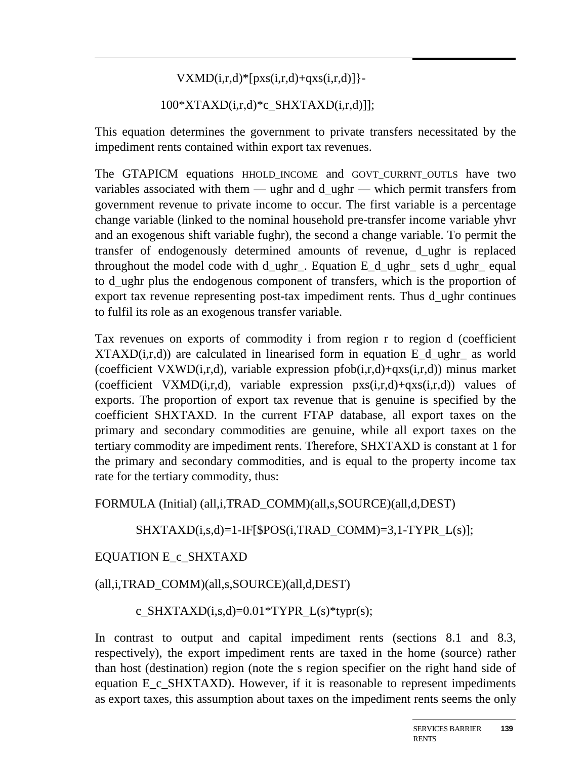```
VXMD(i,r,d)*[pxs(i,r,d)+qxs(i,r,d)]}-

100*XTAXD(i,r,d)*c_SHXTAXD(i,r,d)]];
```

This equation determines the government to private transfers necessitated by the impediment rents contained within export tax revenues.

The GTAPICM equations HHOLD_INCOME and GOVT_CURRNT_OUTLS have two variables associated with them — ughr and d_ughr — which permit transfers from government revenue to private income to occur. The first variable is a percentage change variable (linked to the nominal household pre-transfer income variable yhvr and an exogenous shift variable fughr), the second a change variable. To permit the transfer of endogenously determined amounts of revenue, d_ughr is replaced throughout the model code with d_ughr_. Equation E_d_ughr_ sets d_ughr_ equal to d_ughr plus the endogenous component of transfers, which is the proportion of export tax revenue representing post-tax impediment rents. Thus d_ughr continues to fulfil its role as an exogenous transfer variable.

Tax revenues on exports of commodity i from region r to region d (coefficient XTAXD(i,r,d)) are calculated in linearised form in equation E_d_ughr_ as world (coefficient VXWD(i,r,d), variable expression pfob(i,r,d)+qxs(i,r,d)) minus market (coefficient VXMD(i,r,d), variable expression pxs(i,r,d)+qxs(i,r,d)) values of exports. The proportion of export tax revenue that is genuine is specified by the coefficient SHXTAXD. In the current FTAP database, all export taxes on the primary and secondary commodities are genuine, while all export taxes on the tertiary commodity are impediment rents. Therefore, SHXTAXD is constant at 1 for the primary and secondary commodities, and is equal to the property income tax rate for the tertiary commodity, thus:

```
FORMULA (Initial) (all,i,TRAD_COMM)(all,s,SOURCE)(all,d,DEST)

    SHXTAXD(i,s,d)=1-IF[$POS(i,TRAD_COMM)=3,1-TYPR_L(s)];

EQUATION E_c_SHXTAXD

(all,i,TRAD_COMM)(all,s,SOURCE)(all,d,DEST)

    c_SHXTAXD(i,s,d)=0.01*TYPR_L(s)*typr(s);
```

In contrast to output and capital impediment rents (sections 8.1 and 8.3, respectively), the export impediment rents are taxed in the home (source) rather than host (destination) region (note the s region specifier on the right hand side of equation E_c_SHXTAXD). However, if it is reasonable to represent impediments as export taxes, this assumption about taxes on the impediment rents seems the only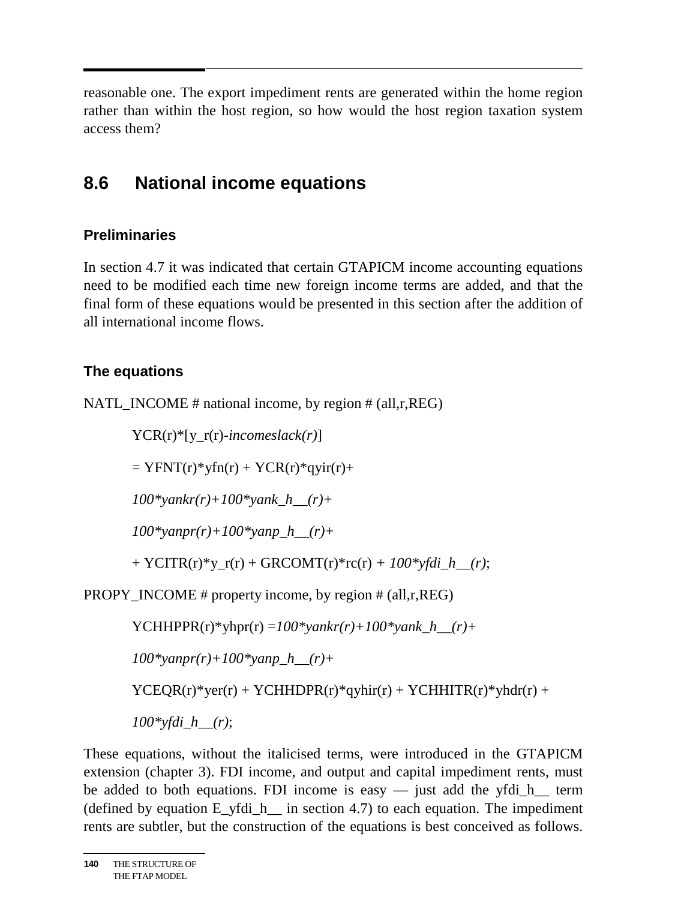reasonable one. The export impediment rents are generated within the home region rather than within the host region, so how would the host region taxation system access them?

## 8.6 National income equations

### Preliminaries

In section 4.7 it was indicated that certain GTAPICM income accounting equations need to be modified each time new foreign income terms are added, and that the final form of these equations would be presented in this section after the addition of all international income flows.

### The equations

NATL_INCOME # national income, by region # (all,r,REG)

> YCR(r)*[y_r(r)-*incomeslack(r)*]
>
> = YFNT(r)*yfn(r) + YCR(r)*qyir(r)+
>
> *100*yankr(r)+100*yank_h__(r)+*
>
> *100*yanpr(r)+100*yanp_h__(r)+*
>
> + YCITR(r)*y_r(r) + GRCOMT(r)*rc(r) *+ 100*yfdi_h__(r)*;

PROPY_INCOME # property income, by region # (all,r,REG)

> YCHHPPR(r)*yhpr(r) *=100*yankr(r)+100*yank_h__(r)+*
>
> *100*yanpr(r)+100*yanp_h__(r)+*
>
> YCEQR(r)*yer(r) + YCHHDPR(r)*qyhir(r) + YCHHITR(r)*yhdr(r) +
>
> *100*yfdi_h__(r)*;

These equations, without the italicised terms, were introduced in the GTAPICM extension (chapter 3). FDI income, and output and capital impediment rents, must be added to both equations. FDI income is easy — just add the yfdi_h__ term (defined by equation E_yfdi_h__ in section 4.7) to each equation. The impediment rents are subtler, but the construction of the equations is best conceived as follows.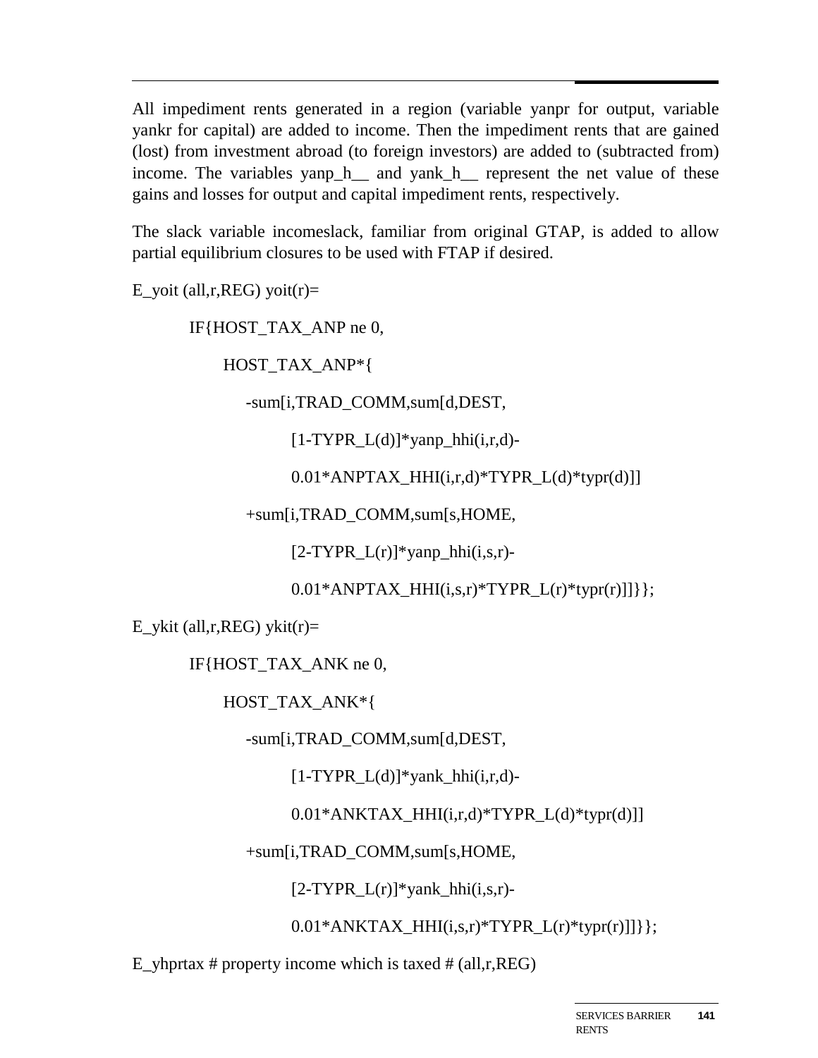All impediment rents generated in a region (variable yanpr for output, variable yankr for capital) are added to income. Then the impediment rents that are gained (lost) from investment abroad (to foreign investors) are added to (subtracted from) income. The variables yanp_h__ and yank_h__ represent the net value of these gains and losses for output and capital impediment rents, respectively.

The slack variable incomeslack, familiar from original GTAP, is added to allow partial equilibrium closures to be used with FTAP if desired.

```
E_yoit (all,r,REG) yoit(r)=
        IF{HOST_TAX_ANP ne 0,
            HOST_TAX_ANP*{
              -sum[i,TRAD_COMM,sum[d,DEST,
                    [1-TYPR_L(d)]*yanp_hhi(i,r,d)-
                    0.01*ANPTAX_HHI(i,r,d)*TYPR_L(d)*typr(d)]]
              +sum[i,TRAD_COMM,sum[s,HOME,
                    [2-TYPR_L(r)]*yanp_hhi(i,s,r)-
                    0.01*ANPTAX_HHI(i,s,r)*TYPR_L(r)*typr(r)]]}};
E_ykit (all,r,REG) ykit(r)=
        IF{HOST_TAX_ANK ne 0,
            HOST_TAX_ANK*{
              -sum[i,TRAD_COMM,sum[d,DEST,
                    [1-TYPR_L(d)]*yank_hhi(i,r,d)-
                    0.01*ANKTAX_HHI(i,r,d)*TYPR_L(d)*typr(d)]]
              +sum[i,TRAD_COMM,sum[s,HOME,
                    [2-TYPR_L(r)]*yank_hhi(i,s,r)-
                    0.01*ANKTAX_HHI(i,s,r)*TYPR_L(r)*typr(r)]]}};
E_yhprtax # property income which is taxed # (all,r,REG)
```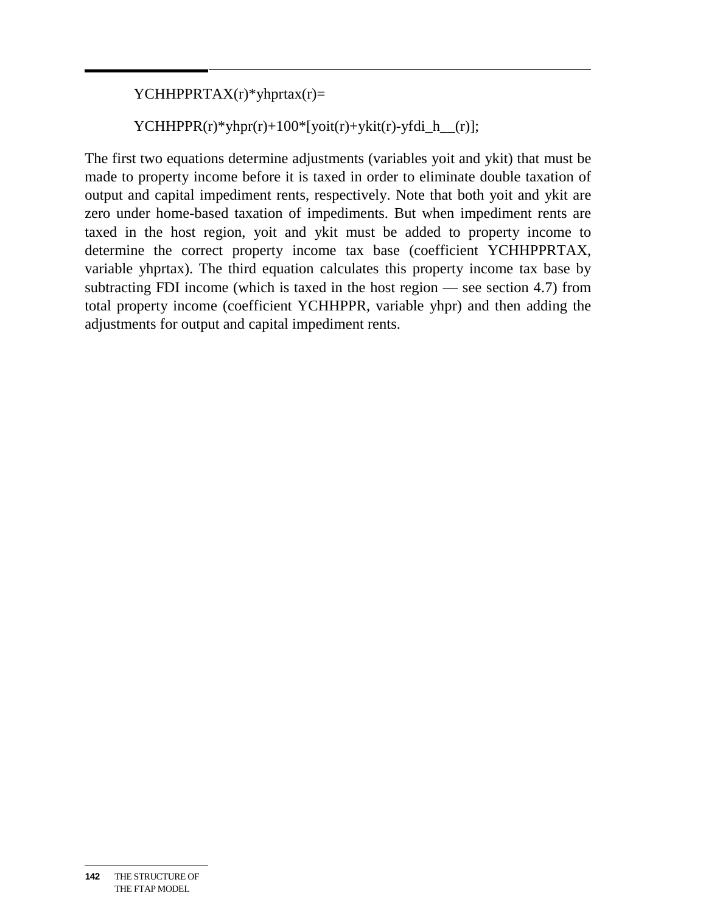```
YCHHPPRTAX(r)*yhprtax(r)=

YCHHPPR(r)*yhpr(r)+100*[yoit(r)+ykit(r)-yfdi_h__(r)];
```

The first two equations determine adjustments (variables yoit and ykit) that must be made to property income before it is taxed in order to eliminate double taxation of output and capital impediment rents, respectively. Note that both yoit and ykit are zero under home-based taxation of impediments. But when impediment rents are taxed in the host region, yoit and ykit must be added to property income to determine the correct property income tax base (coefficient YCHHPPRTAX, variable yhprtax). The third equation calculates this property income tax base by subtracting FDI income (which is taxed in the host region — see section 4.7) from total property income (coefficient YCHHPPR, variable yhpr) and then adding the adjustments for output and capital impediment rents.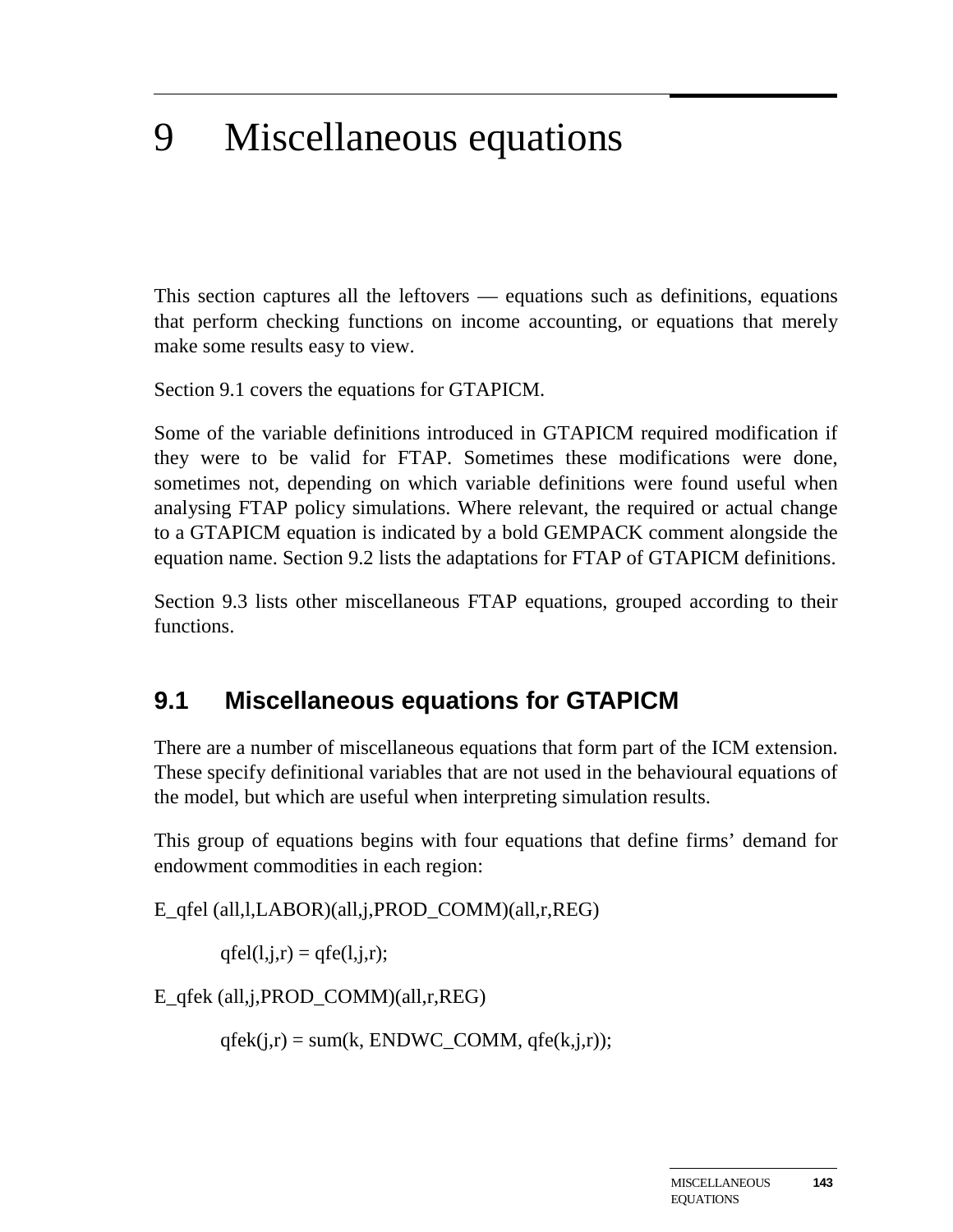# 9 Miscellaneous equations

This section captures all the leftovers — equations such as definitions, equations that perform checking functions on income accounting, or equations that merely make some results easy to view.

Section 9.1 covers the equations for GTAPICM.

Some of the variable definitions introduced in GTAPICM required modification if they were to be valid for FTAP. Sometimes these modifications were done, sometimes not, depending on which variable definitions were found useful when analysing FTAP policy simulations. Where relevant, the required or actual change to a GTAPICM equation is indicated by a bold GEMPACK comment alongside the equation name. Section 9.2 lists the adaptations for FTAP of GTAPICM definitions.

Section 9.3 lists other miscellaneous FTAP equations, grouped according to their functions.

## 9.1 Miscellaneous equations for GTAPICM

There are a number of miscellaneous equations that form part of the ICM extension. These specify definitional variables that are not used in the behavioural equations of the model, but which are useful when interpreting simulation results.

This group of equations begins with four equations that define firms' demand for endowment commodities in each region:

```
E_qfel (all,l,LABOR)(all,j,PROD_COMM)(all,r,REG)

    qfel(l,j,r) = qfe(l,j,r);

E_qfek (all,j,PROD_COMM)(all,r,REG)

    qfek(j,r) = sum(k, ENDWC_COMM, qfe(k,j,r));
```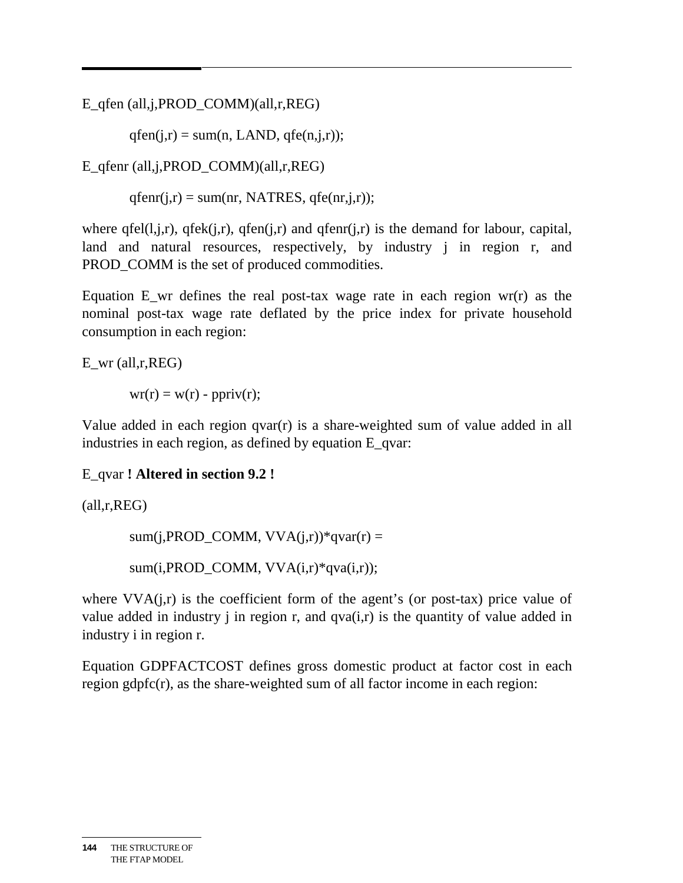E_qfen (all,j,PROD_COMM)(all,r,REG)

```
qfen(j,r) = sum(n, LAND, qfe(n,j,r));
```

E_qfenr (all,j,PROD_COMM)(all,r,REG)

```
qfenr(j,r) = sum(nr, NATRES, qfe(nr,j,r));
```

where qfel(l,j,r), qfek(j,r), qfen(j,r) and qfenr(j,r) is the demand for labour, capital, land and natural resources, respectively, by industry j in region r, and PROD_COMM is the set of produced commodities.

Equation E_wr defines the real post-tax wage rate in each region wr(r) as the nominal post-tax wage rate deflated by the price index for private household consumption in each region:

E_wr (all,r,REG)

```
wr(r) = w(r) - ppriv(r);
```

Value added in each region qvar(r) is a share-weighted sum of value added in all industries in each region, as defined by equation E_qvar:

E_qvar **! Altered in section 9.2 !**

(all,r,REG)

```
sum(j,PROD_COMM, VVA(j,r))*qvar(r) =

sum(i,PROD_COMM, VVA(i,r)*qva(i,r));
```

where VVA(j,r) is the coefficient form of the agent's (or post-tax) price value of value added in industry j in region r, and qva(i,r) is the quantity of value added in industry i in region r.

Equation GDPFACTCOST defines gross domestic product at factor cost in each region gdpfc(r), as the share-weighted sum of all factor income in each region: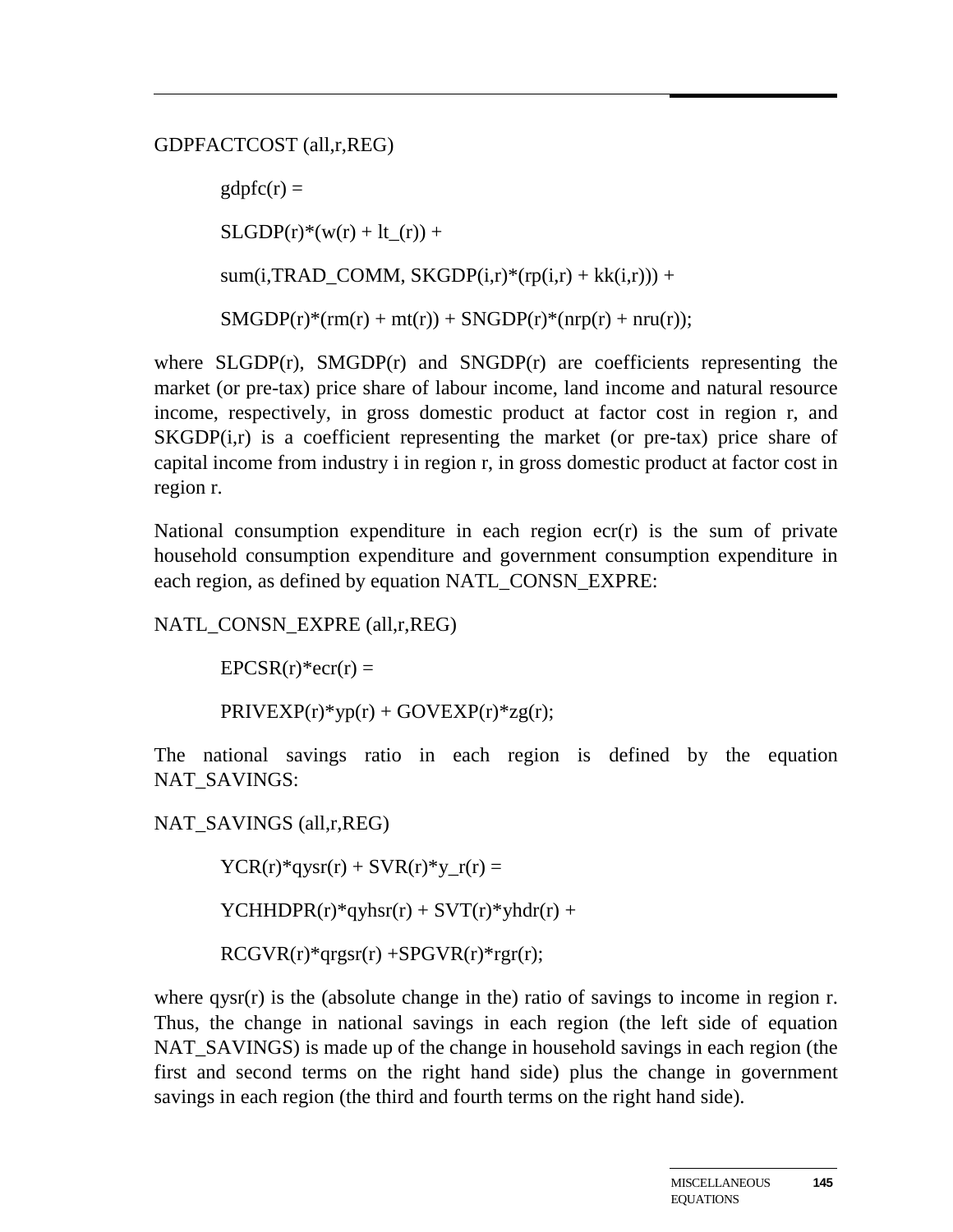GDPFACTCOST (all,r,REG)

```
gdpfc(r) =
SLGDP(r)*(w(r) + lt_(r)) +
sum(i,TRAD_COMM, SKGDP(i,r)*(rp(i,r) + kk(i,r))) +
SMGDP(r)*(rm(r) + mt(r)) + SNGDP(r)*(nrp(r) + nru(r));
```

where SLGDP(r), SMGDP(r) and SNGDP(r) are coefficients representing the market (or pre-tax) price share of labour income, land income and natural resource income, respectively, in gross domestic product at factor cost in region r, and SKGDP(i,r) is a coefficient representing the market (or pre-tax) price share of capital income from industry i in region r, in gross domestic product at factor cost in region r.

National consumption expenditure in each region ecr(r) is the sum of private household consumption expenditure and government consumption expenditure in each region, as defined by equation NATL_CONSN_EXPRE:

NATL_CONSN_EXPRE (all,r,REG)

```
EPCSR(r)*ecr(r) =
PRIVEXP(r)*yp(r) + GOVEXP(r)*zg(r);
```

The national savings ratio in each region is defined by the equation NAT_SAVINGS:

NAT_SAVINGS (all,r,REG)

```
YCR(r)*qysr(r) + SVR(r)*y_r(r) =
YCHHDPR(r)*qyhsr(r) + SVT(r)*yhdr(r) +
RCGVR(r)*qrgsr(r) +SPGVR(r)*rgr(r);
```

where qysr(r) is the (absolute change in the) ratio of savings to income in region r. Thus, the change in national savings in each region (the left side of equation NAT_SAVINGS) is made up of the change in household savings in each region (the first and second terms on the right hand side) plus the change in government savings in each region (the third and fourth terms on the right hand side).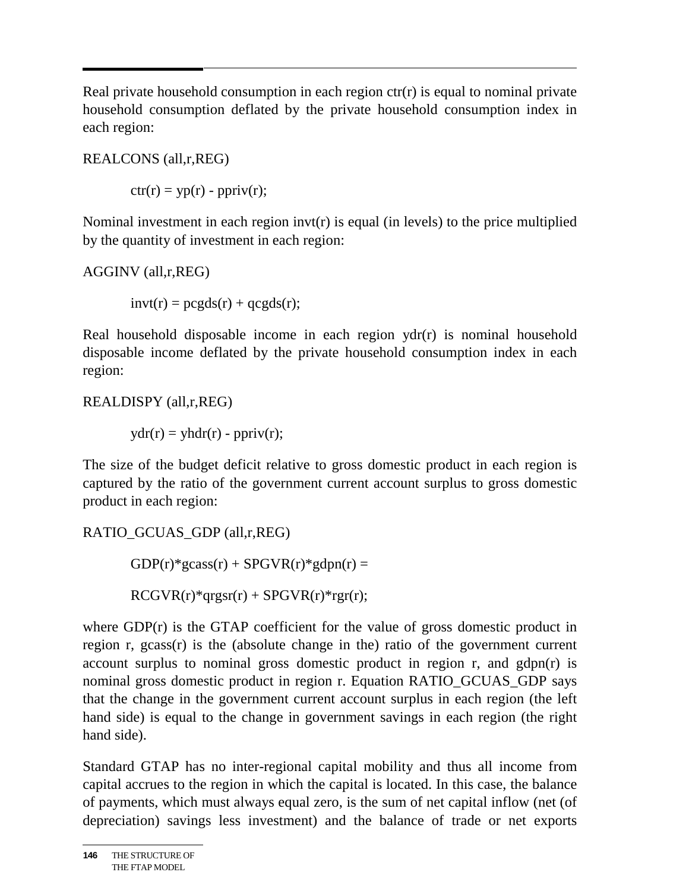Real private household consumption in each region ctr(r) is equal to nominal private household consumption deflated by the private household consumption index in each region:

REALCONS (all,r,REG)

    ctr(r) = yp(r) - ppriv(r);

Nominal investment in each region invt(r) is equal (in levels) to the price multiplied by the quantity of investment in each region:

AGGINV (all,r,REG)

    invt(r) = pcgds(r) + qcgds(r);

Real household disposable income in each region ydr(r) is nominal household disposable income deflated by the private household consumption index in each region:

REALDISPY (all,r,REG)

    ydr(r) = yhdr(r) - ppriv(r);

The size of the budget deficit relative to gross domestic product in each region is captured by the ratio of the government current account surplus to gross domestic product in each region:

RATIO_GCUAS_GDP (all,r,REG)

    GDP(r)*gcass(r) + SPGVR(r)*gdpn(r) =

    RCGVR(r)*qrgsr(r) + SPGVR(r)*rgr(r);

where GDP(r) is the GTAP coefficient for the value of gross domestic product in region r, gcass(r) is the (absolute change in the) ratio of the government current account surplus to nominal gross domestic product in region r, and gdpn(r) is nominal gross domestic product in region r. Equation RATIO_GCUAS_GDP says that the change in the government current account surplus in each region (the left hand side) is equal to the change in government savings in each region (the right hand side).

Standard GTAP has no inter-regional capital mobility and thus all income from capital accrues to the region in which the capital is located. In this case, the balance of payments, which must always equal zero, is the sum of net capital inflow (net (of depreciation) savings less investment) and the balance of trade or net exports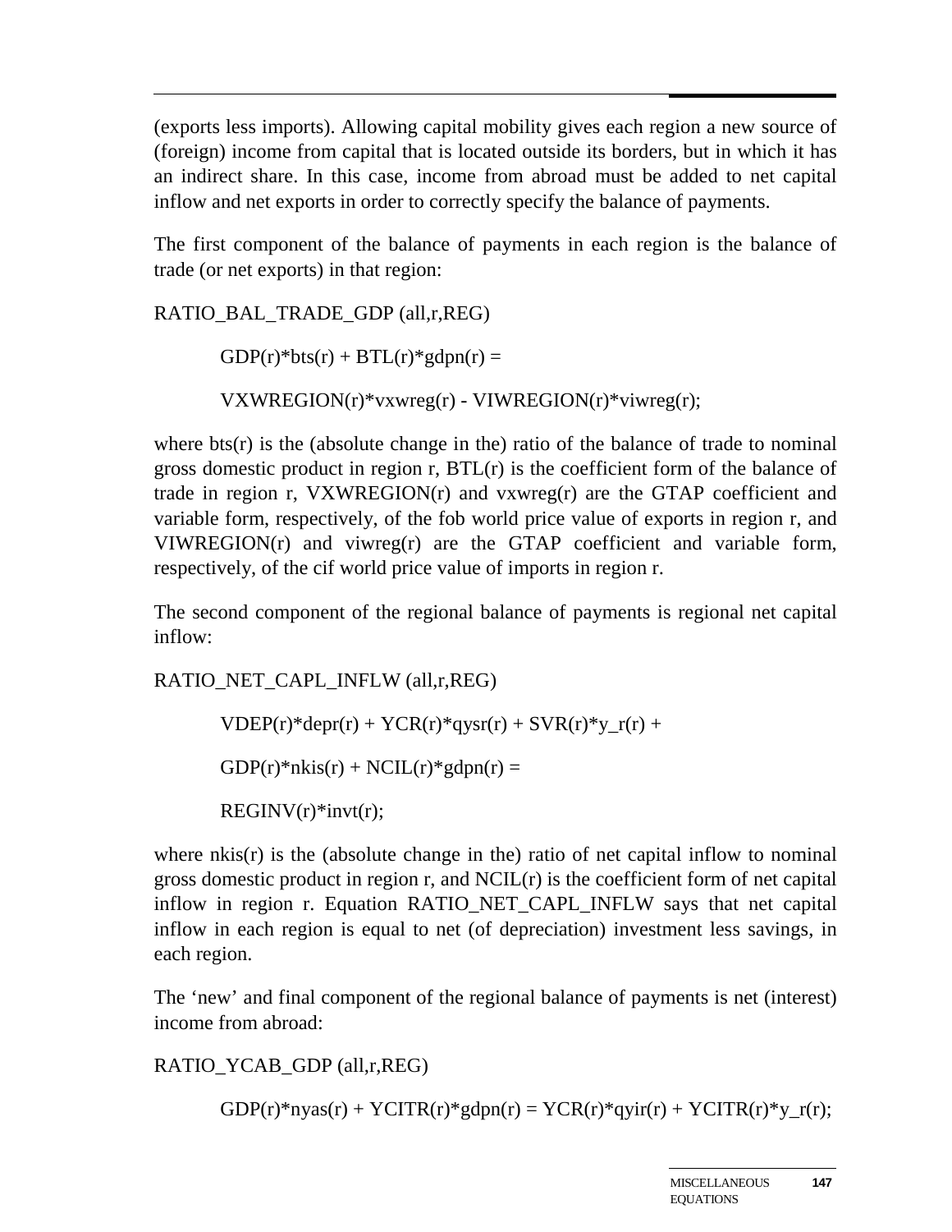(exports less imports). Allowing capital mobility gives each region a new source of (foreign) income from capital that is located outside its borders, but in which it has an indirect share. In this case, income from abroad must be added to net capital inflow and net exports in order to correctly specify the balance of payments.

The first component of the balance of payments in each region is the balance of trade (or net exports) in that region:

```
RATIO_BAL_TRADE_GDP (all,r,REG)

        GDP(r)*bts(r) + BTL(r)*gdpn(r) =

        VXWREGION(r)*vxwreg(r) - VIWREGION(r)*viwreg(r);
```

where bts(r) is the (absolute change in the) ratio of the balance of trade to nominal gross domestic product in region r, BTL(r) is the coefficient form of the balance of trade in region r, VXWREGION(r) and vxwreg(r) are the GTAP coefficient and variable form, respectively, of the fob world price value of exports in region r, and VIWREGION(r) and viwreg(r) are the GTAP coefficient and variable form, respectively, of the cif world price value of imports in region r.

The second component of the regional balance of payments is regional net capital inflow:

```
RATIO_NET_CAPL_INFLW (all,r,REG)

        VDEP(r)*depr(r) + YCR(r)*qysr(r) + SVR(r)*y_r(r) +

        GDP(r)*nkis(r) + NCIL(r)*gdpn(r) =

        REGINV(r)*invt(r);
```

where nkis(r) is the (absolute change in the) ratio of net capital inflow to nominal gross domestic product in region r, and NCIL(r) is the coefficient form of net capital inflow in region r. Equation RATIO_NET_CAPL_INFLW says that net capital inflow in each region is equal to net (of depreciation) investment less savings, in each region.

The 'new' and final component of the regional balance of payments is net (interest) income from abroad:

```
RATIO_YCAB_GDP (all,r,REG)

        GDP(r)*nyas(r) + YCITR(r)*gdpn(r) = YCR(r)*qyir(r) + YCITR(r)*y_r(r);
```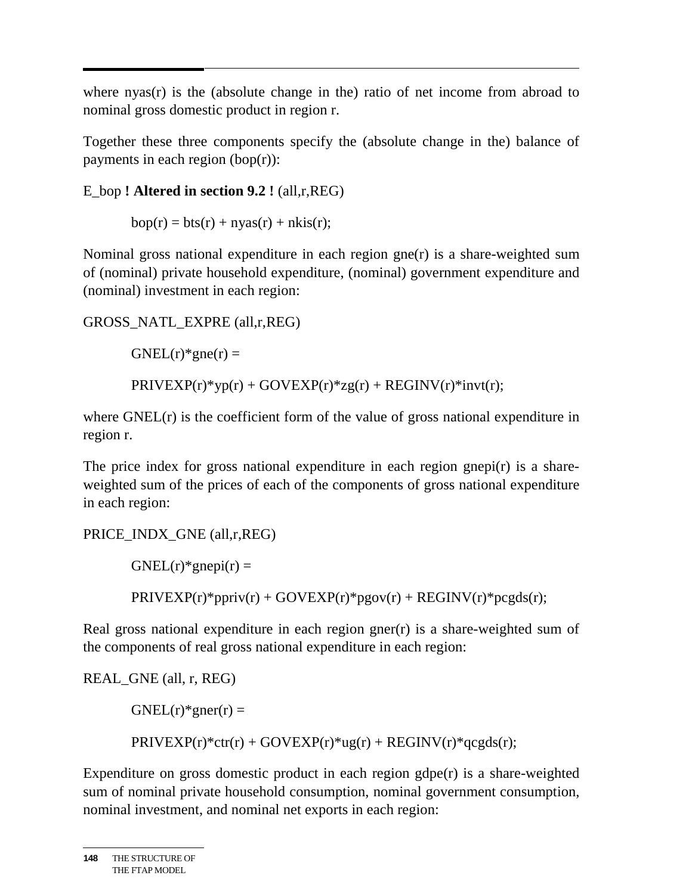where nyas(r) is the (absolute change in the) ratio of net income from abroad to nominal gross domestic product in region r.

Together these three components specify the (absolute change in the) balance of payments in each region (bop(r)):

E_bop **! Altered in section 9.2 !** (all,r,REG)

```
bop(r) = bts(r) + nyas(r) + nkis(r);
```

Nominal gross national expenditure in each region gne(r) is a share-weighted sum of (nominal) private household expenditure, (nominal) government expenditure and (nominal) investment in each region:

GROSS_NATL_EXPRE (all,r,REG)

```
GNEL(r)*gne(r) =

PRIVEXP(r)*yp(r) + GOVEXP(r)*zg(r) + REGINV(r)*invt(r);
```

where GNEL(r) is the coefficient form of the value of gross national expenditure in region r.

The price index for gross national expenditure in each region gnepi(r) is a share-weighted sum of the prices of each of the components of gross national expenditure in each region:

PRICE_INDX_GNE (all,r,REG)

```
GNEL(r)*gnepi(r) =

PRIVEXP(r)*ppriv(r) + GOVEXP(r)*pgov(r) + REGINV(r)*pcgds(r);
```

Real gross national expenditure in each region gner(r) is a share-weighted sum of the components of real gross national expenditure in each region:

REAL_GNE (all, r, REG)

```
GNEL(r)*gner(r) =

PRIVEXP(r)*ctr(r) + GOVEXP(r)*ug(r) + REGINV(r)*qcgds(r);
```

Expenditure on gross domestic product in each region gdpe(r) is a share-weighted sum of nominal private household consumption, nominal government consumption, nominal investment, and nominal net exports in each region: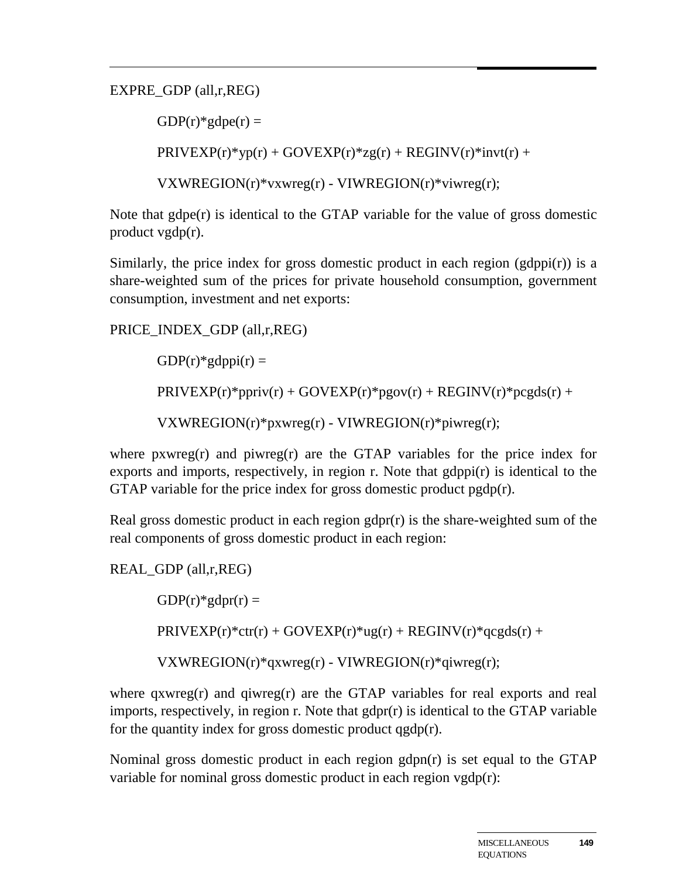EXPRE_GDP (all,r,REG)

```
GDP(r)*gdpe(r) =
PRIVEXP(r)*yp(r) + GOVEXP(r)*zg(r) + REGINV(r)*invt(r) +
VXWREGION(r)*vxwreg(r) - VIWREGION(r)*viwreg(r);
```

Note that gdpe(r) is identical to the GTAP variable for the value of gross domestic product vgdp(r).

Similarly, the price index for gross domestic product in each region (gdppi(r)) is a share-weighted sum of the prices for private household consumption, government consumption, investment and net exports:

PRICE_INDEX_GDP (all,r,REG)

```
GDP(r)*gdppi(r) =
PRIVEXP(r)*ppriv(r) + GOVEXP(r)*pgov(r) + REGINV(r)*pcgds(r) +
VXWREGION(r)*pxwreg(r) - VIWREGION(r)*piwreg(r);
```

where pxwreg(r) and piwreg(r) are the GTAP variables for the price index for exports and imports, respectively, in region r. Note that gdppi(r) is identical to the GTAP variable for the price index for gross domestic product pgdp(r).

Real gross domestic product in each region gdpr(r) is the share-weighted sum of the real components of gross domestic product in each region:

REAL_GDP (all,r,REG)

```
GDP(r)*gdpr(r) =
PRIVEXP(r)*ctr(r) + GOVEXP(r)*ug(r) + REGINV(r)*qcgds(r) +
VXWREGION(r)*qxwreg(r) - VIWREGION(r)*qiwreg(r);
```

where qxwreg(r) and qiwreg(r) are the GTAP variables for real exports and real imports, respectively, in region r. Note that gdpr(r) is identical to the GTAP variable for the quantity index for gross domestic product qgdp(r).

Nominal gross domestic product in each region gdpn(r) is set equal to the GTAP variable for nominal gross domestic product in each region vgdp(r):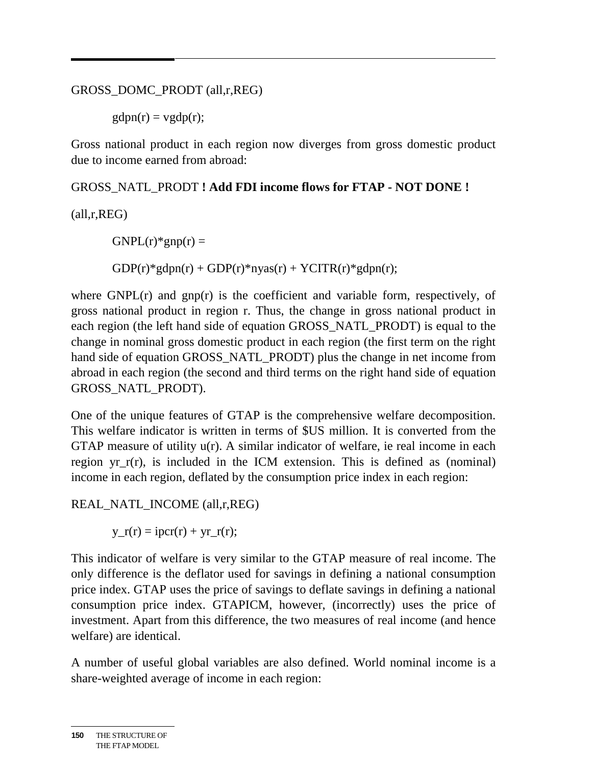GROSS_DOMC_PRODT (all,r,REG)

```
gdpn(r) = vgdp(r);
```

Gross national product in each region now diverges from gross domestic product due to income earned from abroad:

GROSS_NATL_PRODT **! Add FDI income flows for FTAP - NOT DONE !**

(all,r,REG)

```
GNPL(r)*gnp(r) =

GDP(r)*gdpn(r) + GDP(r)*nyas(r) + YCITR(r)*gdpn(r);
```

where GNPL(r) and gnp(r) is the coefficient and variable form, respectively, of gross national product in region r. Thus, the change in gross national product in each region (the left hand side of equation GROSS_NATL_PRODT) is equal to the change in nominal gross domestic product in each region (the first term on the right hand side of equation GROSS_NATL_PRODT) plus the change in net income from abroad in each region (the second and third terms on the right hand side of equation GROSS_NATL_PRODT).

One of the unique features of GTAP is the comprehensive welfare decomposition. This welfare indicator is written in terms of $US million. It is converted from the GTAP measure of utility u(r). A similar indicator of welfare, ie real income in each region yr_r(r), is included in the ICM extension. This is defined as (nominal) income in each region, deflated by the consumption price index in each region:

REAL_NATL_INCOME (all,r,REG)

```
y_r(r) = ipcr(r) + yr_r(r);
```

This indicator of welfare is very similar to the GTAP measure of real income. The only difference is the deflator used for savings in defining a national consumption price index. GTAP uses the price of savings to deflate savings in defining a national consumption price index. GTAPICM, however, (incorrectly) uses the price of investment. Apart from this difference, the two measures of real income (and hence welfare) are identical.

A number of useful global variables are also defined. World nominal income is a share-weighted average of income in each region: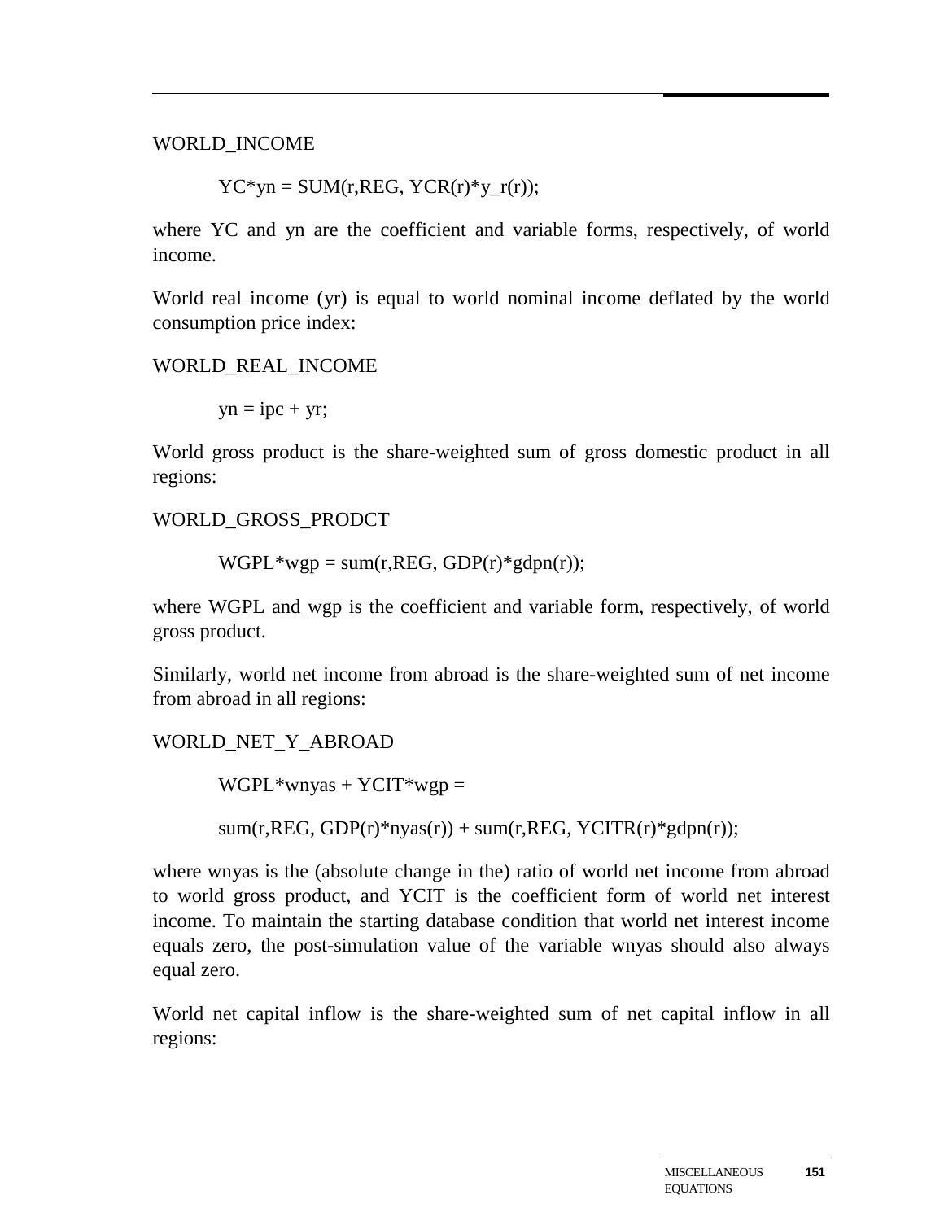WORLD_INCOME

```
YC*yn = SUM(r,REG, YCR(r)*y_r(r));
```

where YC and yn are the coefficient and variable forms, respectively, of world income.

World real income (yr) is equal to world nominal income deflated by the world consumption price index:

WORLD_REAL_INCOME

```
yn = ipc + yr;
```

World gross product is the share-weighted sum of gross domestic product in all regions:

WORLD_GROSS_PRODCT

```
WGPL*wgp = sum(r,REG, GDP(r)*gdpn(r));
```

where WGPL and wgp is the coefficient and variable form, respectively, of world gross product.

Similarly, world net income from abroad is the share-weighted sum of net income from abroad in all regions:

WORLD_NET_Y_ABROAD

```
WGPL*wnyas + YCIT*wgp =

sum(r,REG, GDP(r)*nyas(r)) + sum(r,REG, YCITR(r)*gdpn(r));
```

where wnyas is the (absolute change in the) ratio of world net income from abroad to world gross product, and YCIT is the coefficient form of world net interest income. To maintain the starting database condition that world net interest income equals zero, the post-simulation value of the variable wnyas should also always equal zero.

World net capital inflow is the share-weighted sum of net capital inflow in all regions: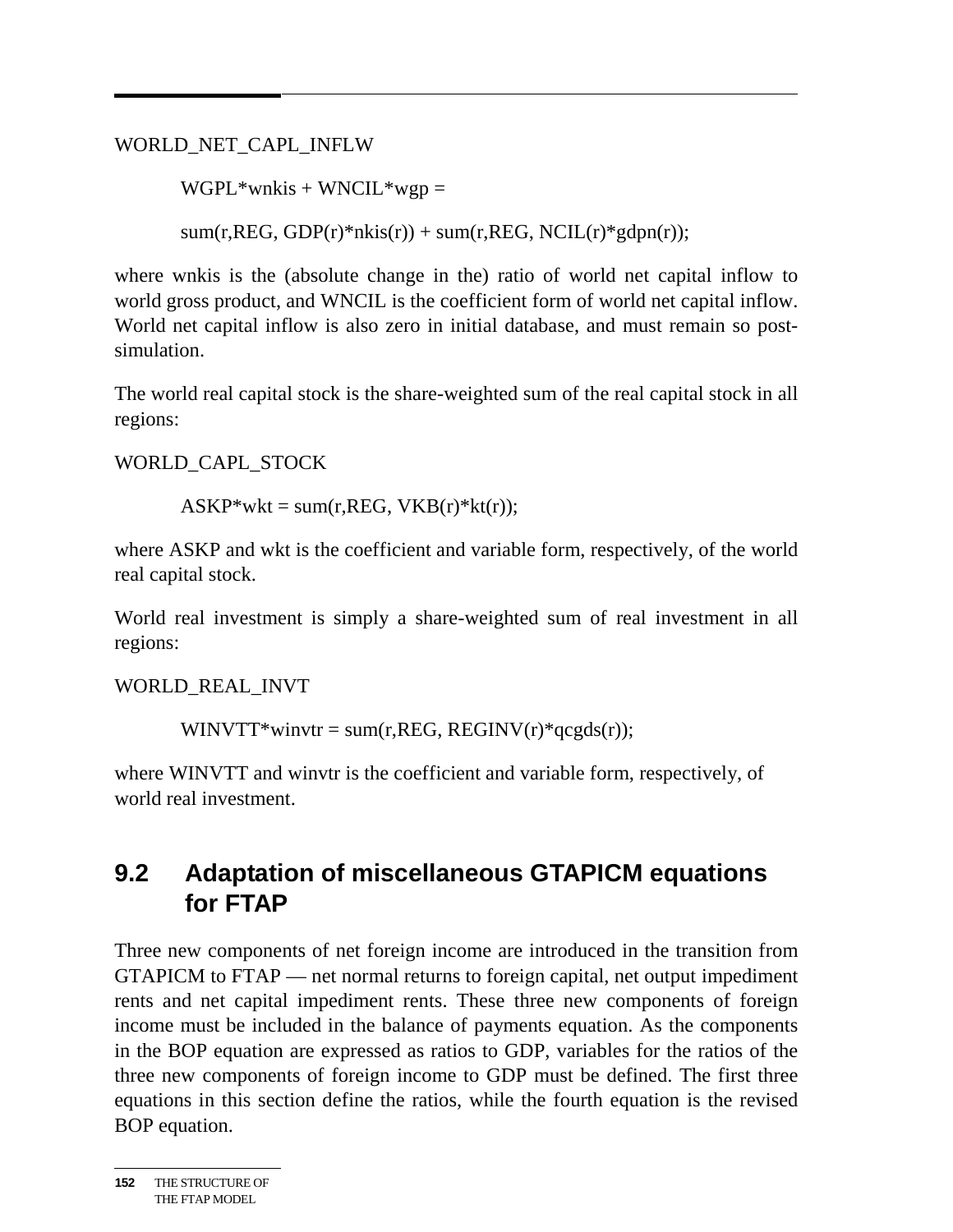WORLD_NET_CAPL_INFLW

```
WGPL*wnkis + WNCIL*wgp =

sum(r,REG, GDP(r)*nkis(r)) + sum(r,REG, NCIL(r)*gdpn(r));
```

where wnkis is the (absolute change in the) ratio of world net capital inflow to world gross product, and WNCIL is the coefficient form of world net capital inflow. World net capital inflow is also zero in initial database, and must remain so post-simulation.

The world real capital stock is the share-weighted sum of the real capital stock in all regions:

WORLD_CAPL_STOCK

```
ASKP*wkt = sum(r,REG, VKB(r)*kt(r));
```

where ASKP and wkt is the coefficient and variable form, respectively, of the world real capital stock.

World real investment is simply a share-weighted sum of real investment in all regions:

WORLD_REAL_INVT

```
WINVTT*winvtr = sum(r,REG, REGINV(r)*qcgds(r));
```

where WINVTT and winvtr is the coefficient and variable form, respectively, of world real investment.

## 9.2 Adaptation of miscellaneous GTAPICM equations for FTAP

Three new components of net foreign income are introduced in the transition from GTAPICM to FTAP — net normal returns to foreign capital, net output impediment rents and net capital impediment rents. These three new components of foreign income must be included in the balance of payments equation. As the components in the BOP equation are expressed as ratios to GDP, variables for the ratios of the three new components of foreign income to GDP must be defined. The first three equations in this section define the ratios, while the fourth equation is the revised BOP equation.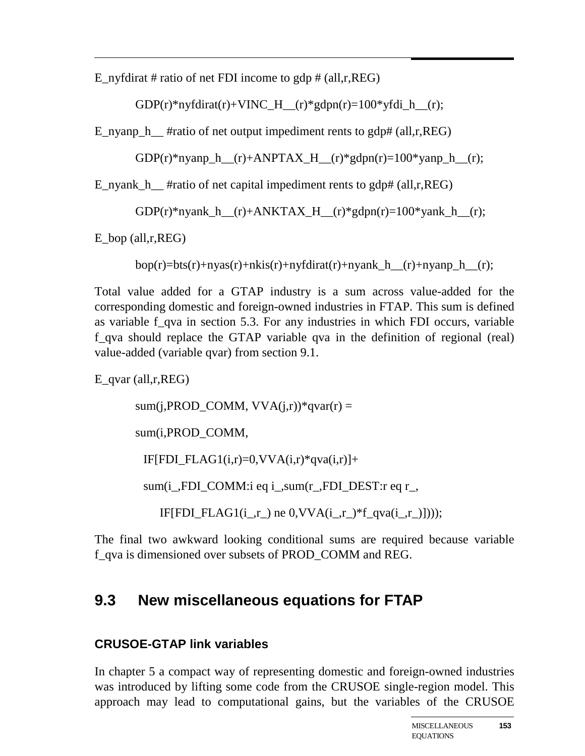E_nyfdirat # ratio of net FDI income to gdp # (all,r,REG)

```
GDP(r)*nyfdirat(r)+VINC_H__(r)*gdpn(r)=100*yfdi_h__(r);
```

E_nyanp_h__ #ratio of net output impediment rents to gdp# (all,r,REG)

```
GDP(r)*nyanp_h__(r)+ANPTAX_H__(r)*gdpn(r)=100*yanp_h__(r);
```

E_nyank_h__ #ratio of net capital impediment rents to gdp# (all,r,REG)

```
GDP(r)*nyank_h__(r)+ANKTAX_H__(r)*gdpn(r)=100*yank_h__(r);
```

E_bop (all,r,REG)

```
bop(r)=bts(r)+nyas(r)+nkis(r)+nyfdirat(r)+nyank_h__(r)+nyanp_h__(r);
```

Total value added for a GTAP industry is a sum across value-added for the corresponding domestic and foreign-owned industries in FTAP. This sum is defined as variable f_qva in section 5.3. For any industries in which FDI occurs, variable f_qva should replace the GTAP variable qva in the definition of regional (real) value-added (variable qvar) from section 9.1.

E_qvar (all,r,REG)

```
sum(j,PROD_COMM, VVA(j,r))*qvar(r) =
sum(i,PROD_COMM,
  IF[FDI_FLAG1(i,r)=0,VVA(i,r)*qva(i,r)]+
  sum(i_,FDI_COMM:i eq i_,sum(r_,FDI_DEST:r eq r_,
     IF[FDI_FLAG1(i_,r_) ne 0,VVA(i_,r_)*f_qva(i_,r_)])));
```

The final two awkward looking conditional sums are required because variable f_qva is dimensioned over subsets of PROD_COMM and REG.

## 9.3 New miscellaneous equations for FTAP

### CRUSOE-GTAP link variables

In chapter 5 a compact way of representing domestic and foreign-owned industries was introduced by lifting some code from the CRUSOE single-region model. This approach may lead to computational gains, but the variables of the CRUSOE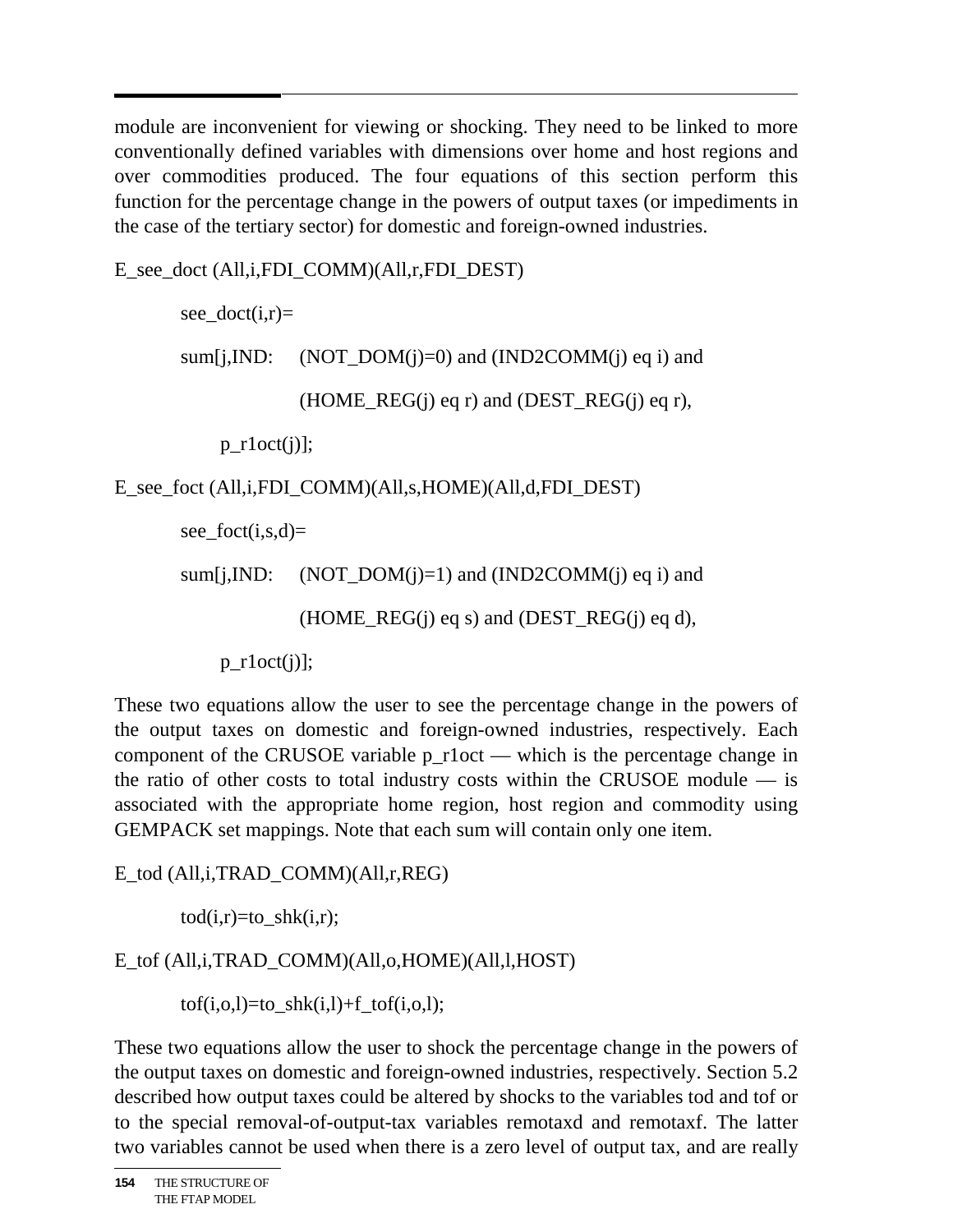module are inconvenient for viewing or shocking. They need to be linked to more conventionally defined variables with dimensions over home and host regions and over commodities produced. The four equations of this section perform this function for the percentage change in the powers of output taxes (or impediments in the case of the tertiary sector) for domestic and foreign-owned industries.

```
E_see_doct (All,i,FDI_COMM)(All,r,FDI_DEST)

        see_doct(i,r)=

        sum[j,IND:    (NOT_DOM(j)=0) and (IND2COMM(j) eq i) and

                      (HOME_REG(j) eq r) and (DEST_REG(j) eq r),

            p_r1oct(j)];

E_see_foct (All,i,FDI_COMM)(All,s,HOME)(All,d,FDI_DEST)

        see_foct(i,s,d)=

        sum[j,IND:    (NOT_DOM(j)=1) and (IND2COMM(j) eq i) and

                      (HOME_REG(j) eq s) and (DEST_REG(j) eq d),

            p_r1oct(j)];
```

These two equations allow the user to see the percentage change in the powers of the output taxes on domestic and foreign-owned industries, respectively. Each component of the CRUSOE variable p_r1oct — which is the percentage change in the ratio of other costs to total industry costs within the CRUSOE module — is associated with the appropriate home region, host region and commodity using GEMPACK set mappings. Note that each sum will contain only one item.

```
E_tod (All,i,TRAD_COMM)(All,r,REG)

        tod(i,r)=to_shk(i,r);

E_tof (All,i,TRAD_COMM)(All,o,HOME)(All,l,HOST)

        tof(i,o,l)=to_shk(i,l)+f_tof(i,o,l);
```

These two equations allow the user to shock the percentage change in the powers of the output taxes on domestic and foreign-owned industries, respectively. Section 5.2 described how output taxes could be altered by shocks to the variables tod and tof or to the special removal-of-output-tax variables remotaxd and remotaxf. The latter two variables cannot be used when there is a zero level of output tax, and are really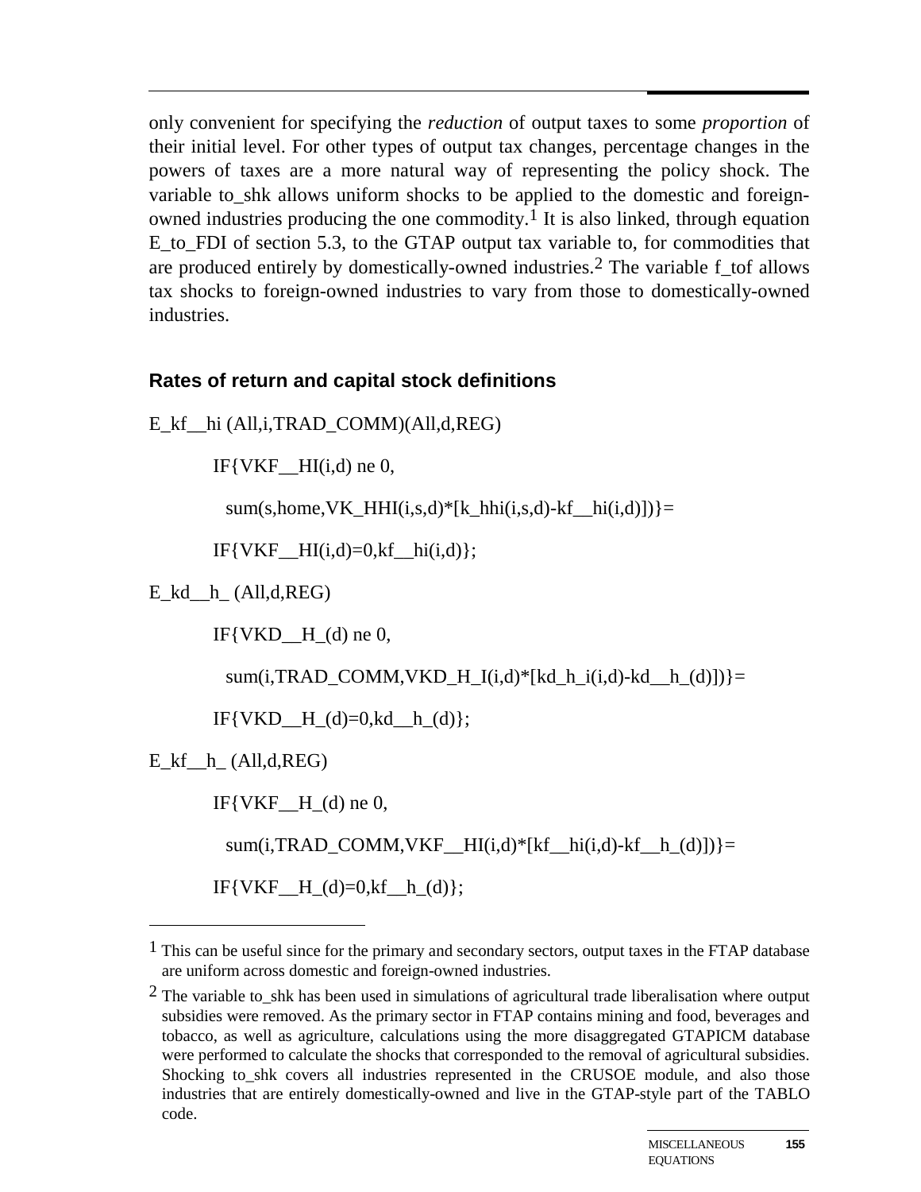only convenient for specifying the *reduction* of output taxes to some *proportion* of their initial level. For other types of output tax changes, percentage changes in the powers of taxes are a more natural way of representing the policy shock. The variable to_shk allows uniform shocks to be applied to the domestic and foreign-owned industries producing the one commodity.[1] It is also linked, through equation E_to_FDI of section 5.3, to the GTAP output tax variable to, for commodities that are produced entirely by domestically-owned industries.[2] The variable f_tof allows tax shocks to foreign-owned industries to vary from those to domestically-owned industries.

### Rates of return and capital stock definitions

```
E_kf__hi (All,i,TRAD_COMM)(All,d,REG)

        IF{VKF__HI(i,d) ne 0,

          sum(s,home,VK_HHI(i,s,d)*[k_hhi(i,s,d)-kf__hi(i,d)])}=

        IF{VKF__HI(i,d)=0,kf__hi(i,d)};

E_kd__h_ (All,d,REG)

        IF{VKD__H_(d) ne 0,

          sum(i,TRAD_COMM,VKD_H_I(i,d)*[kd_h_i(i,d)-kd__h_(d)])}=

        IF{VKD__H_(d)=0,kd__h_(d)};

E_kf__h_ (All,d,REG)

        IF{VKF__H_(d) ne 0,

          sum(i,TRAD_COMM,VKF__HI(i,d)*[kf__hi(i,d)-kf__h_(d)])}=

        IF{VKF__H_(d)=0,kf__h_(d)};
```

[1] This can be useful since for the primary and secondary sectors, output taxes in the FTAP database are uniform across domestic and foreign-owned industries.

[2] The variable to_shk has been used in simulations of agricultural trade liberalisation where output subsidies were removed. As the primary sector in FTAP contains mining and food, beverages and tobacco, as well as agriculture, calculations using the more disaggregated GTAPICM database were performed to calculate the shocks that corresponded to the removal of agricultural subsidies. Shocking to_shk covers all industries represented in the CRUSOE module, and also those industries that are entirely domestically-owned and live in the GTAP-style part of the TABLO code.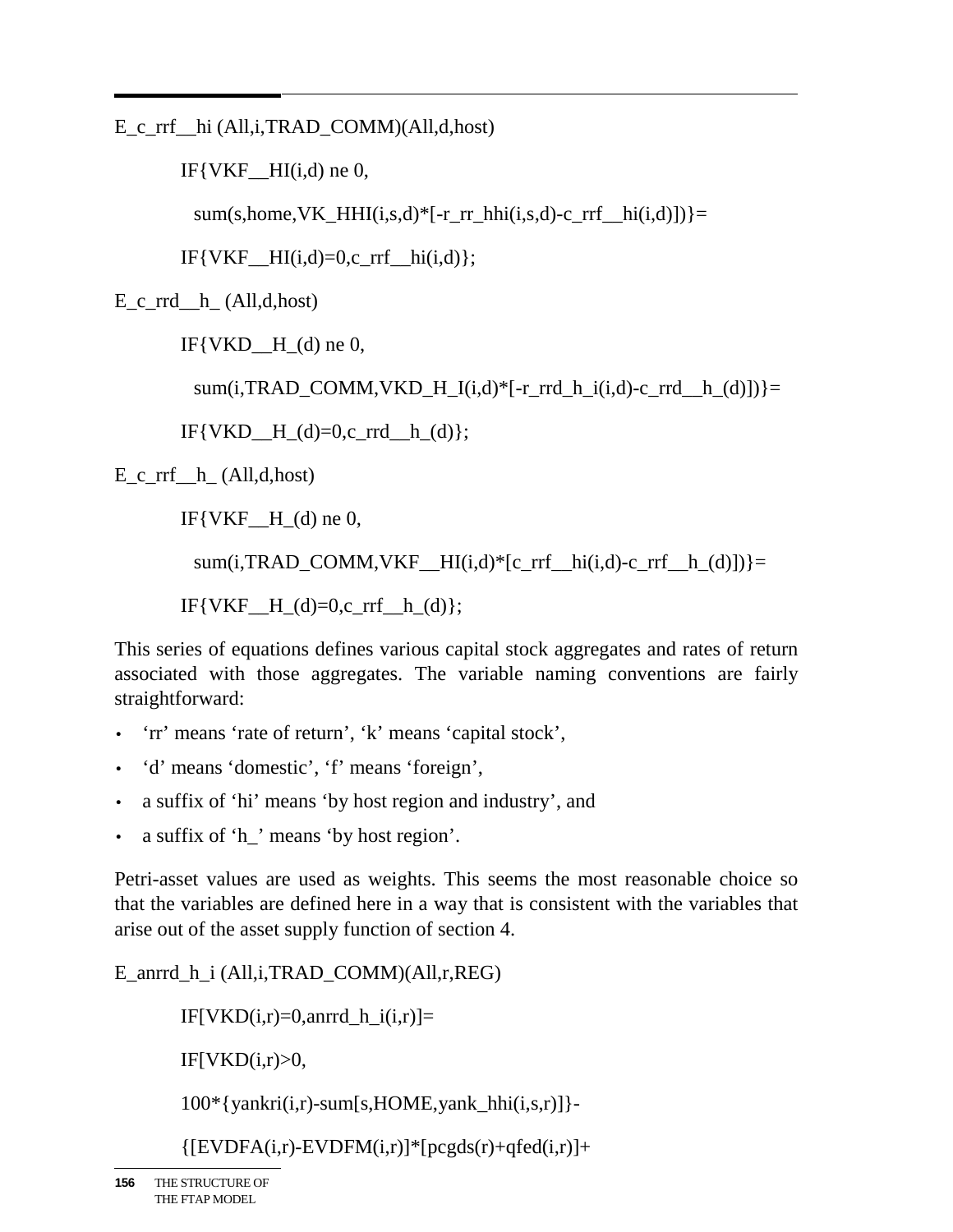```
E_c_rrf__hi (All,i,TRAD_COMM)(All,d,host)

        IF{VKF__HI(i,d) ne 0,

          sum(s,home,VK_HHI(i,s,d)*[-r_rr_hhi(i,s,d)-c_rrf__hi(i,d)])}=

        IF{VKF__HI(i,d)=0,c_rrf__hi(i,d)};

E_c_rrd__h_ (All,d,host)

        IF{VKD__H_(d) ne 0,

          sum(i,TRAD_COMM,VKD_H_I(i,d)*[-r_rrd_h_i(i,d)-c_rrd__h_(d)])}=

        IF{VKD__H_(d)=0,c_rrd__h_(d)};

E_c_rrf__h_ (All,d,host)

        IF{VKF__H_(d) ne 0,

          sum(i,TRAD_COMM,VKF__HI(i,d)*[c_rrf__hi(i,d)-c_rrf__h_(d)])}=

        IF{VKF__H_(d)=0,c_rrf__h_(d)};
```

This series of equations defines various capital stock aggregates and rates of return associated with those aggregates. The variable naming conventions are fairly straightforward:

- ‘rr’ means ‘rate of return’, ‘k’ means ‘capital stock’,
- ‘d’ means ‘domestic’, ‘f’ means ‘foreign’,
- a suffix of ‘hi’ means ‘by host region and industry’, and
- a suffix of ‘h_’ means ‘by host region’.

Petri-asset values are used as weights. This seems the most reasonable choice so that the variables are defined here in a way that is consistent with the variables that arise out of the asset supply function of section 4.

```
E_anrrd_h_i (All,i,TRAD_COMM)(All,r,REG)

        IF[VKD(i,r)=0,anrrd_h_i(i,r)]=

        IF[VKD(i,r)>0,

        100*{yankri(i,r)-sum[s,HOME,yank_hhi(i,s,r)]}-

        {[EVDFA(i,r)-EVDFM(i,r)]*[pcgds(r)+qfed(i,r)]+
```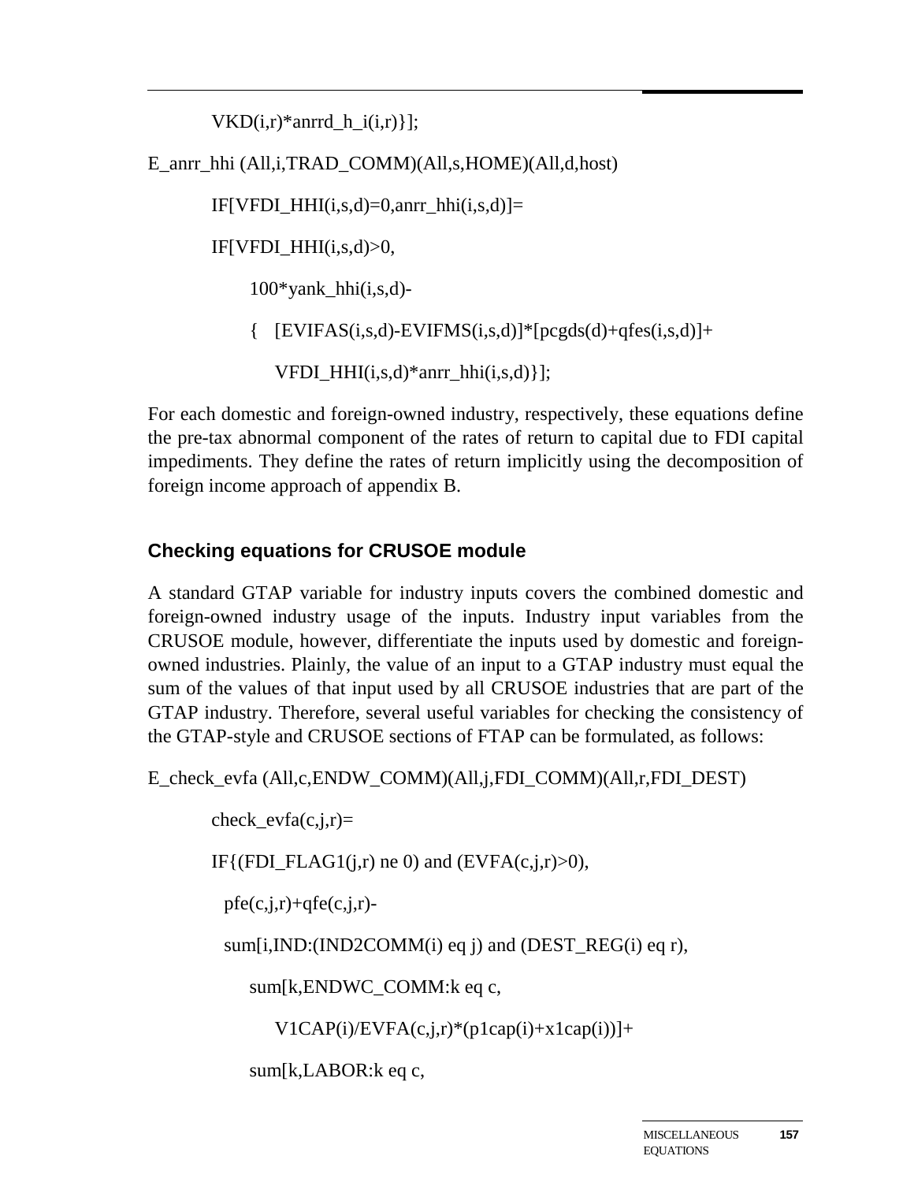```
        VKD(i,r)*anrrd_h_i(i,r)}];

E_anrr_hhi (All,i,TRAD_COMM)(All,s,HOME)(All,d,host)

        IF[VFDI_HHI(i,s,d)=0,anrr_hhi(i,s,d)]=

        IF[VFDI_HHI(i,s,d)>0,

            100*yank_hhi(i,s,d)-

            {  [EVIFAS(i,s,d)-EVIFMS(i,s,d)]*[pcgds(d)+qfes(i,s,d)]+

               VFDI_HHI(i,s,d)*anrr_hhi(i,s,d)}];
```

For each domestic and foreign-owned industry, respectively, these equations define the pre-tax abnormal component of the rates of return to capital due to FDI capital impediments. They define the rates of return implicitly using the decomposition of foreign income approach of appendix B.

### Checking equations for CRUSOE module

A standard GTAP variable for industry inputs covers the combined domestic and foreign-owned industry usage of the inputs. Industry input variables from the CRUSOE module, however, differentiate the inputs used by domestic and foreign-owned industries. Plainly, the value of an input to a GTAP industry must equal the sum of the values of that input used by all CRUSOE industries that are part of the GTAP industry. Therefore, several useful variables for checking the consistency of the GTAP-style and CRUSOE sections of FTAP can be formulated, as follows:

```
E_check_evfa (All,c,ENDW_COMM)(All,j,FDI_COMM)(All,r,FDI_DEST)

        check_evfa(c,j,r)=

        IF{(FDI_FLAG1(j,r) ne 0) and (EVFA(c,j,r)>0),

          pfe(c,j,r)+qfe(c,j,r)-

          sum[i,IND:(IND2COMM(i) eq j) and (DEST_REG(i) eq r),

             sum[k,ENDWC_COMM:k eq c,

                V1CAP(i)/EVFA(c,j,r)*(p1cap(i)+x1cap(i))]+

             sum[k,LABOR:k eq c,
```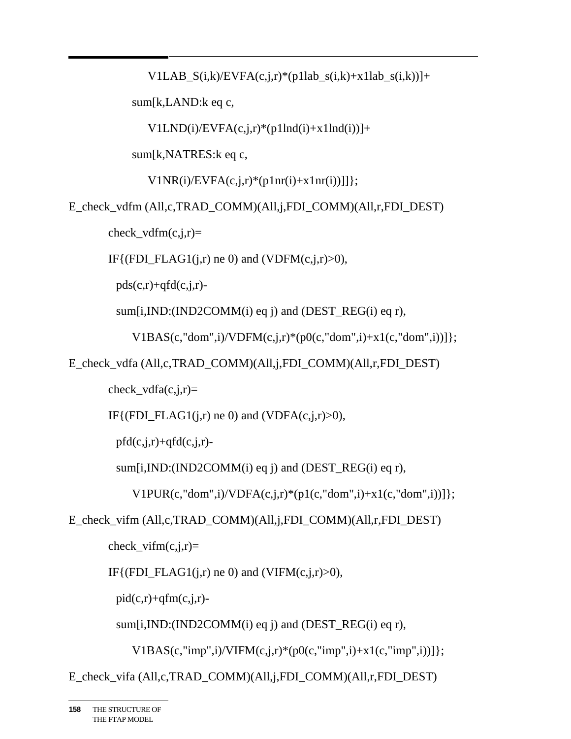```
            V1LAB_S(i,k)/EVFA(c,j,r)*(p1lab_s(i,k)+x1lab_s(i,k))]+
        sum[k,LAND:k eq c,
            V1LND(i)/EVFA(c,j,r)*(p1lnd(i)+x1lnd(i))]+
        sum[k,NATRES:k eq c,
            V1NR(i)/EVFA(c,j,r)*(p1nr(i)+x1nr(i))]]};
E_check_vdfm (All,c,TRAD_COMM)(All,j,FDI_COMM)(All,r,FDI_DEST)
    check_vdfm(c,j,r)=
    IF{(FDI_FLAG1(j,r) ne 0) and (VDFM(c,j,r)>0),
      pds(c,r)+qfd(c,j,r)-
      sum[i,IND:(IND2COMM(i) eq j) and (DEST_REG(i) eq r),
          V1BAS(c,"dom",i)/VDFM(c,j,r)*(p0(c,"dom",i)+x1(c,"dom",i))]};
E_check_vdfa (All,c,TRAD_COMM)(All,j,FDI_COMM)(All,r,FDI_DEST)
    check_vdfa(c,j,r)=
    IF{(FDI_FLAG1(j,r) ne 0) and (VDFA(c,j,r)>0),
      pfd(c,j,r)+qfd(c,j,r)-
      sum[i,IND:(IND2COMM(i) eq j) and (DEST_REG(i) eq r),
          V1PUR(c,"dom",i)/VDFA(c,j,r)*(p1(c,"dom",i)+x1(c,"dom",i))]};
E_check_vifm (All,c,TRAD_COMM)(All,j,FDI_COMM)(All,r,FDI_DEST)
    check_vifm(c,j,r)=
    IF{(FDI_FLAG1(j,r) ne 0) and (VIFM(c,j,r)>0),
      pid(c,r)+qfm(c,j,r)-
      sum[i,IND:(IND2COMM(i) eq j) and (DEST_REG(i) eq r),
          V1BAS(c,"imp",i)/VIFM(c,j,r)*(p0(c,"imp",i)+x1(c,"imp",i))]};
E_check_vifa (All,c,TRAD_COMM)(All,j,FDI_COMM)(All,r,FDI_DEST)
```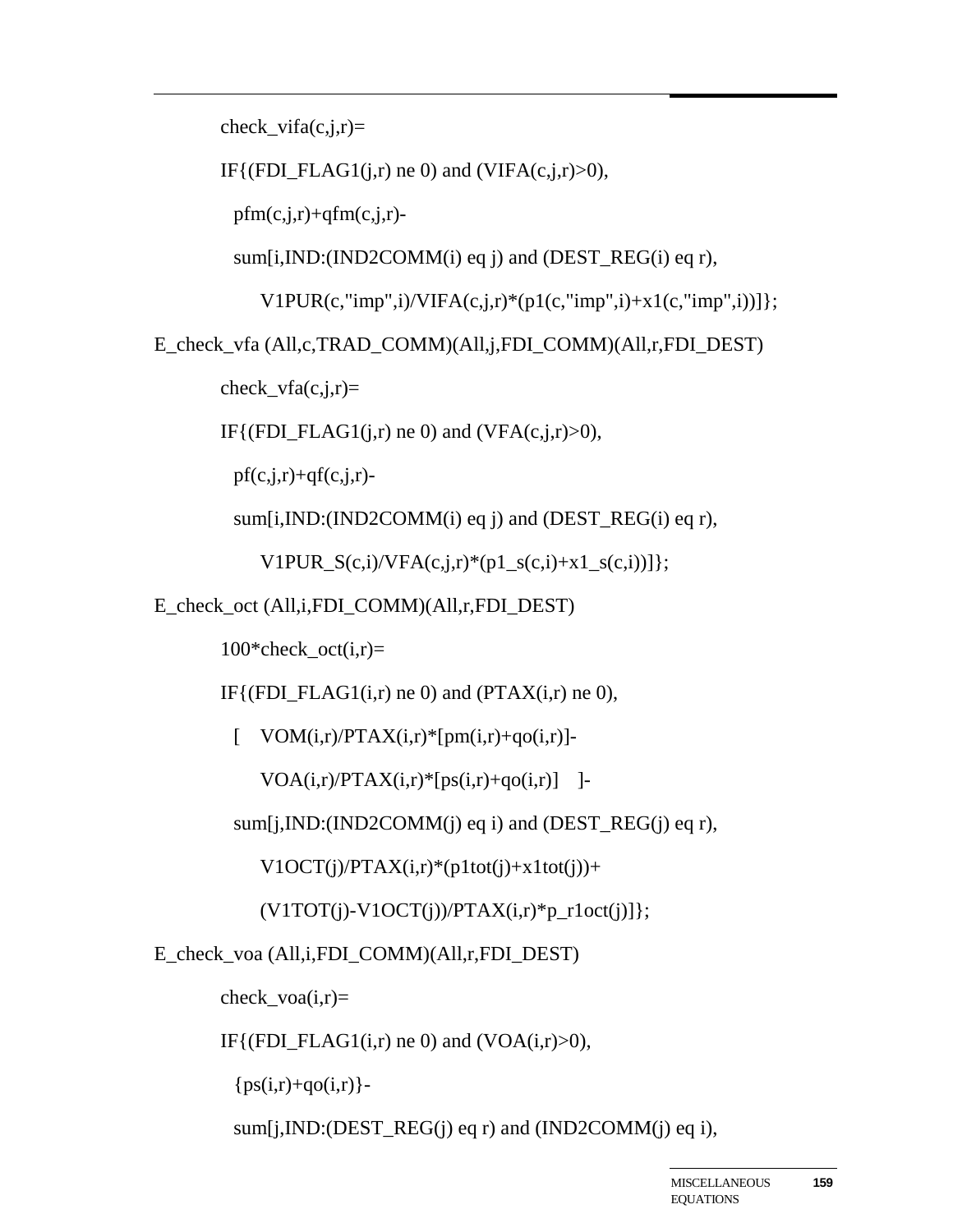```
        check_vifa(c,j,r)=
        IF{(FDI_FLAG1(j,r) ne 0) and (VIFA(c,j,r)>0),
          pfm(c,j,r)+qfm(c,j,r)-
          sum[i,IND:(IND2COMM(i) eq j) and (DEST_REG(i) eq r),
              V1PUR(c,"imp",i)/VIFA(c,j,r)*(p1(c,"imp",i)+x1(c,"imp",i))]};
E_check_vfa (All,c,TRAD_COMM)(All,j,FDI_COMM)(All,r,FDI_DEST)
        check_vfa(c,j,r)=
        IF{(FDI_FLAG1(j,r) ne 0) and (VFA(c,j,r)>0),
          pf(c,j,r)+qf(c,j,r)-
          sum[i,IND:(IND2COMM(i) eq j) and (DEST_REG(i) eq r),
              V1PUR_S(c,i)/VFA(c,j,r)*(p1_s(c,i)+x1_s(c,i))]};
E_check_oct (All,i,FDI_COMM)(All,r,FDI_DEST)
        100*check_oct(i,r)=
        IF{(FDI_FLAG1(i,r) ne 0) and (PTAX(i,r) ne 0),
          [   VOM(i,r)/PTAX(i,r)*[pm(i,r)+qo(i,r)]-
              VOA(i,r)/PTAX(i,r)*[ps(i,r)+qo(i,r)]   ]-
          sum[j,IND:(IND2COMM(j) eq i) and (DEST_REG(j) eq r),
              V1OCT(j)/PTAX(i,r)*(p1tot(j)+x1tot(j))+
              (V1TOT(j)-V1OCT(j))/PTAX(i,r)*p_r1oct(j)]};
E_check_voa (All,i,FDI_COMM)(All,r,FDI_DEST)
        check_voa(i,r)=
        IF{(FDI_FLAG1(i,r) ne 0) and (VOA(i,r)>0),
          {ps(i,r)+qo(i,r)}-
          sum[j,IND:(DEST_REG(j) eq r) and (IND2COMM(j) eq i),
```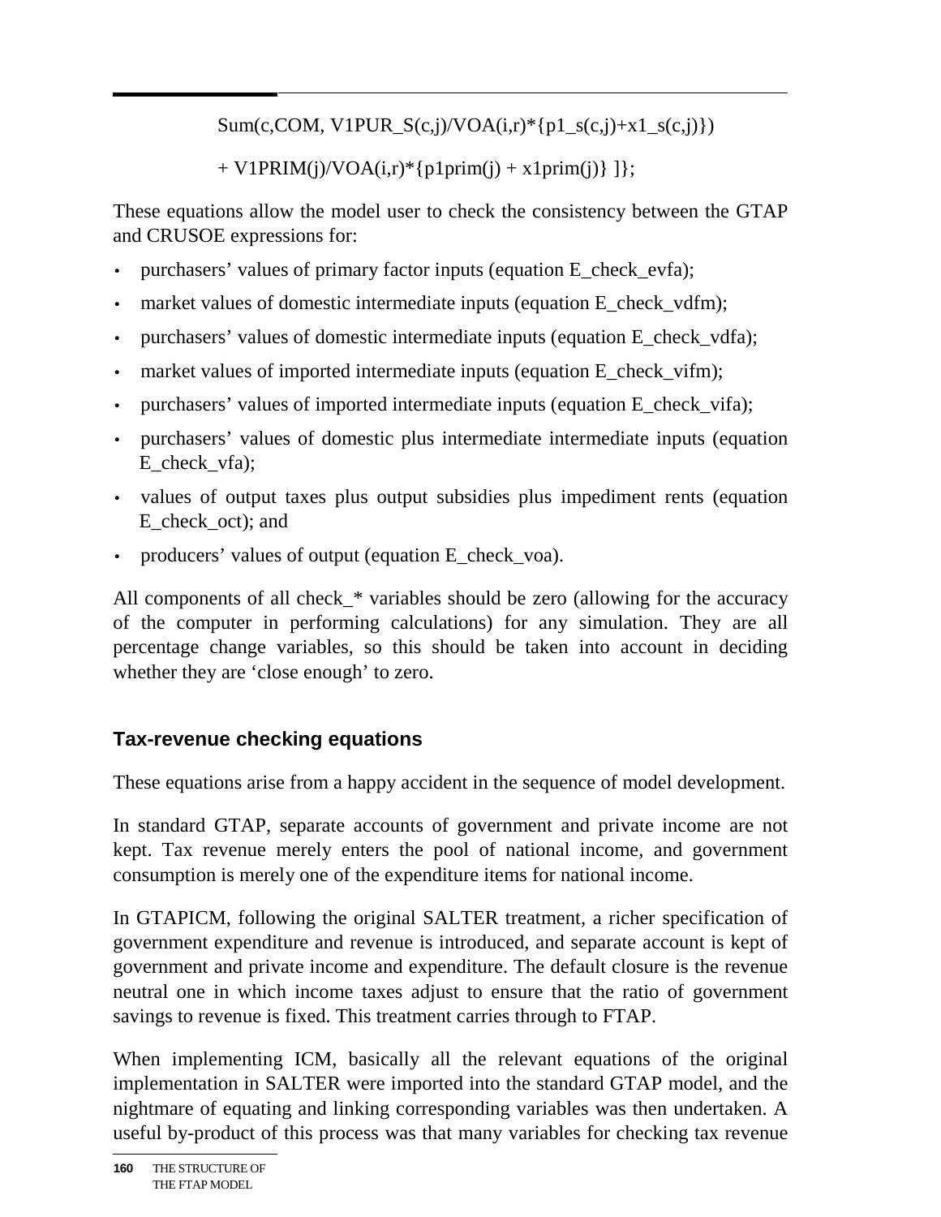```
Sum(c,COM, V1PUR_S(c,j)/VOA(i,r)*{p1_s(c,j)+x1_s(c,j)})

+ V1PRIM(j)/VOA(i,r)*{p1prim(j) + x1prim(j)} ]};
```

These equations allow the model user to check the consistency between the GTAP and CRUSOE expressions for:

- purchasers' values of primary factor inputs (equation E_check_evfa);
- market values of domestic intermediate inputs (equation E_check_vdfm);
- purchasers' values of domestic intermediate inputs (equation E_check_vdfa);
- market values of imported intermediate inputs (equation E_check_vifm);
- purchasers' values of imported intermediate inputs (equation E_check_vifa);
- purchasers' values of domestic plus intermediate intermediate inputs (equation E_check_vfa);
- values of output taxes plus output subsidies plus impediment rents (equation E_check_oct); and
- producers' values of output (equation E_check_voa).

All components of all check_* variables should be zero (allowing for the accuracy of the computer in performing calculations) for any simulation. They are all percentage change variables, so this should be taken into account in deciding whether they are 'close enough' to zero.

### Tax-revenue checking equations

These equations arise from a happy accident in the sequence of model development.

In standard GTAP, separate accounts of government and private income are not kept. Tax revenue merely enters the pool of national income, and government consumption is merely one of the expenditure items for national income.

In GTAPICM, following the original SALTER treatment, a richer specification of government expenditure and revenue is introduced, and separate account is kept of government and private income and expenditure. The default closure is the revenue neutral one in which income taxes adjust to ensure that the ratio of government savings to revenue is fixed. This treatment carries through to FTAP.

When implementing ICM, basically all the relevant equations of the original implementation in SALTER were imported into the standard GTAP model, and the nightmare of equating and linking corresponding variables was then undertaken. A useful by-product of this process was that many variables for checking tax revenue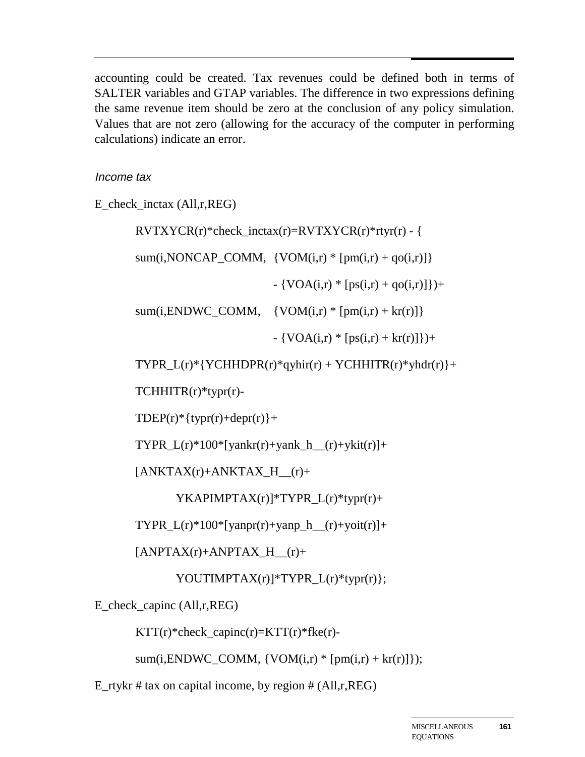accounting could be created. Tax revenues could be defined both in terms of SALTER variables and GTAP variables. The difference in two expressions defining the same revenue item should be zero at the conclusion of any policy simulation. Values that are not zero (allowing for the accuracy of the computer in performing calculations) indicate an error.

*Income tax*

```
E_check_inctax (All,r,REG)

        RVTXYCR(r)*check_inctax(r)=RVTXYCR(r)*rtyr(r) - {

        sum(i,NONCAP_COMM,  {VOM(i,r) * [pm(i,r) + qo(i,r)]}

                            - {VOA(i,r) * [ps(i,r) + qo(i,r)]})+

        sum(i,ENDWC_COMM,   {VOM(i,r) * [pm(i,r) + kr(r)]}

                            - {VOA(i,r) * [ps(i,r) + kr(r)]})+

        TYPR_L(r)*{YCHHDPR(r)*qyhir(r) + YCHHITR(r)*yhdr(r)}+

        TCHHITR(r)*typr(r)-

        TDEP(r)*{typr(r)+depr(r)}+

        TYPR_L(r)*100*[yankr(r)+yank_h__(r)+ykit(r)]+

        [ANKTAX(r)+ANKTAX_H__(r)+

                YKAPIMPTAX(r)]*TYPR_L(r)*typr(r)+

        TYPR_L(r)*100*[yanpr(r)+yanp_h__(r)+yoit(r)]+

        [ANPTAX(r)+ANPTAX_H__(r)+

                YOUTIMPTAX(r)]*TYPR_L(r)*typr(r)};

E_check_capinc (All,r,REG)

        KTT(r)*check_capinc(r)=KTT(r)*fke(r)-

        sum(i,ENDWC_COMM, {VOM(i,r) * [pm(i,r) + kr(r)]});

E_rtykr # tax on capital income, by region # (All,r,REG)
```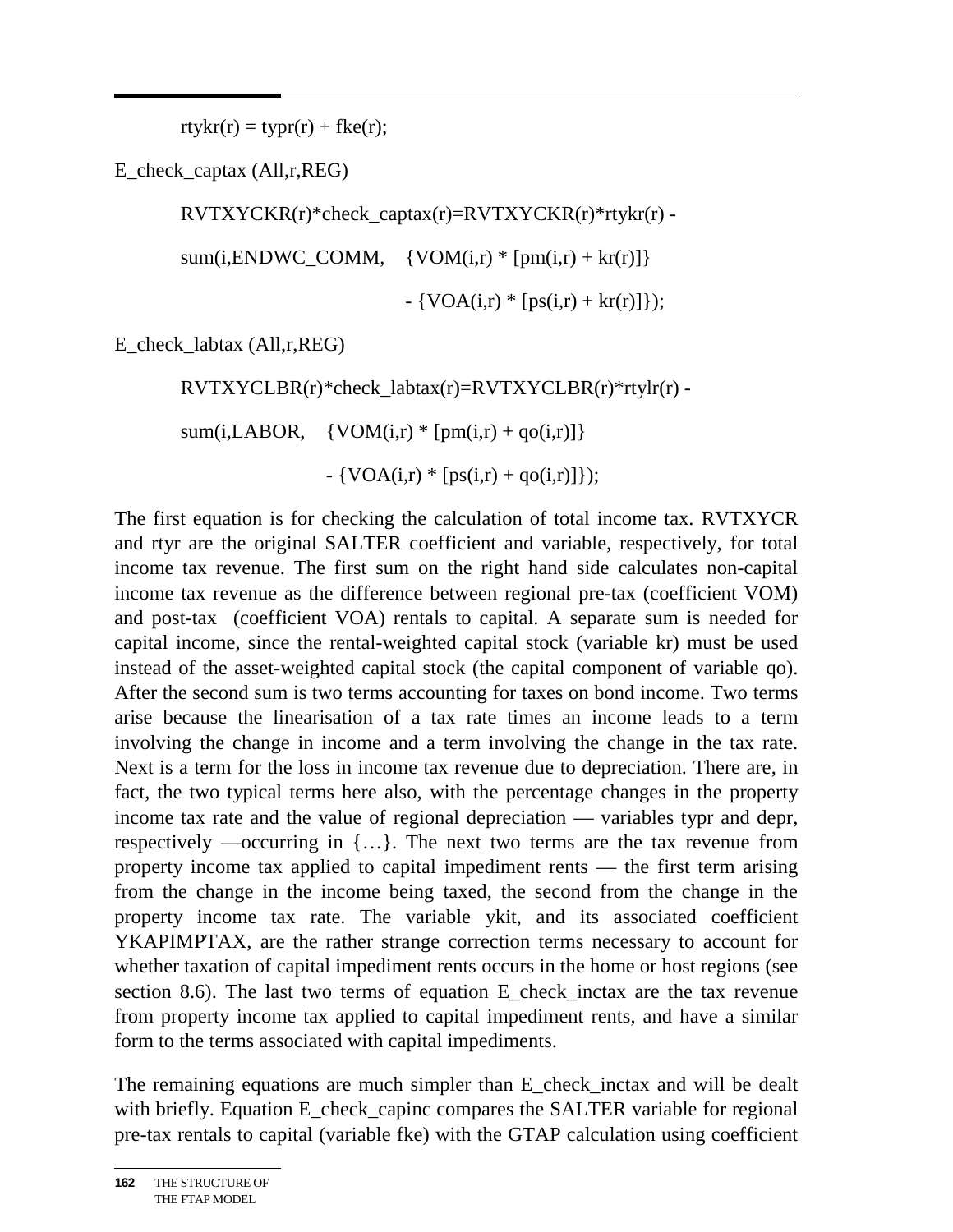```
        rtykr(r) = typr(r) + fke(r);

E_check_captax (All,r,REG)

        RVTXYCKR(r)*check_captax(r)=RVTXYCKR(r)*rtykr(r) -

        sum(i,ENDWC_COMM,    {VOM(i,r) * [pm(i,r) + kr(r)]}

                                  - {VOA(i,r) * [ps(i,r) + kr(r)]});

E_check_labtax (All,r,REG)

        RVTXYCLBR(r)*check_labtax(r)=RVTXYCLBR(r)*rtylr(r) -

        sum(i,LABOR,    {VOM(i,r) * [pm(i,r) + qo(i,r)]}

                          - {VOA(i,r) * [ps(i,r) + qo(i,r)]});
```

The first equation is for checking the calculation of total income tax. RVTXYCR and rtyr are the original SALTER coefficient and variable, respectively, for total income tax revenue. The first sum on the right hand side calculates non-capital income tax revenue as the difference between regional pre-tax (coefficient VOM) and post-tax (coefficient VOA) rentals to capital. A separate sum is needed for capital income, since the rental-weighted capital stock (variable kr) must be used instead of the asset-weighted capital stock (the capital component of variable qo). After the second sum is two terms accounting for taxes on bond income. Two terms arise because the linearisation of a tax rate times an income leads to a term involving the change in income and a term involving the change in the tax rate. Next is a term for the loss in income tax revenue due to depreciation. There are, in fact, the two typical terms here also, with the percentage changes in the property income tax rate and the value of regional depreciation — variables typr and depr, respectively —occurring in {…}. The next two terms are the tax revenue from property income tax applied to capital impediment rents — the first term arising from the change in the income being taxed, the second from the change in the property income tax rate. The variable ykit, and its associated coefficient YKAPIMPTAX, are the rather strange correction terms necessary to account for whether taxation of capital impediment rents occurs in the home or host regions (see section 8.6). The last two terms of equation E_check_inctax are the tax revenue from property income tax applied to capital impediment rents, and have a similar form to the terms associated with capital impediments.

The remaining equations are much simpler than E_check_inctax and will be dealt with briefly. Equation E_check_capinc compares the SALTER variable for regional pre-tax rentals to capital (variable fke) with the GTAP calculation using coefficient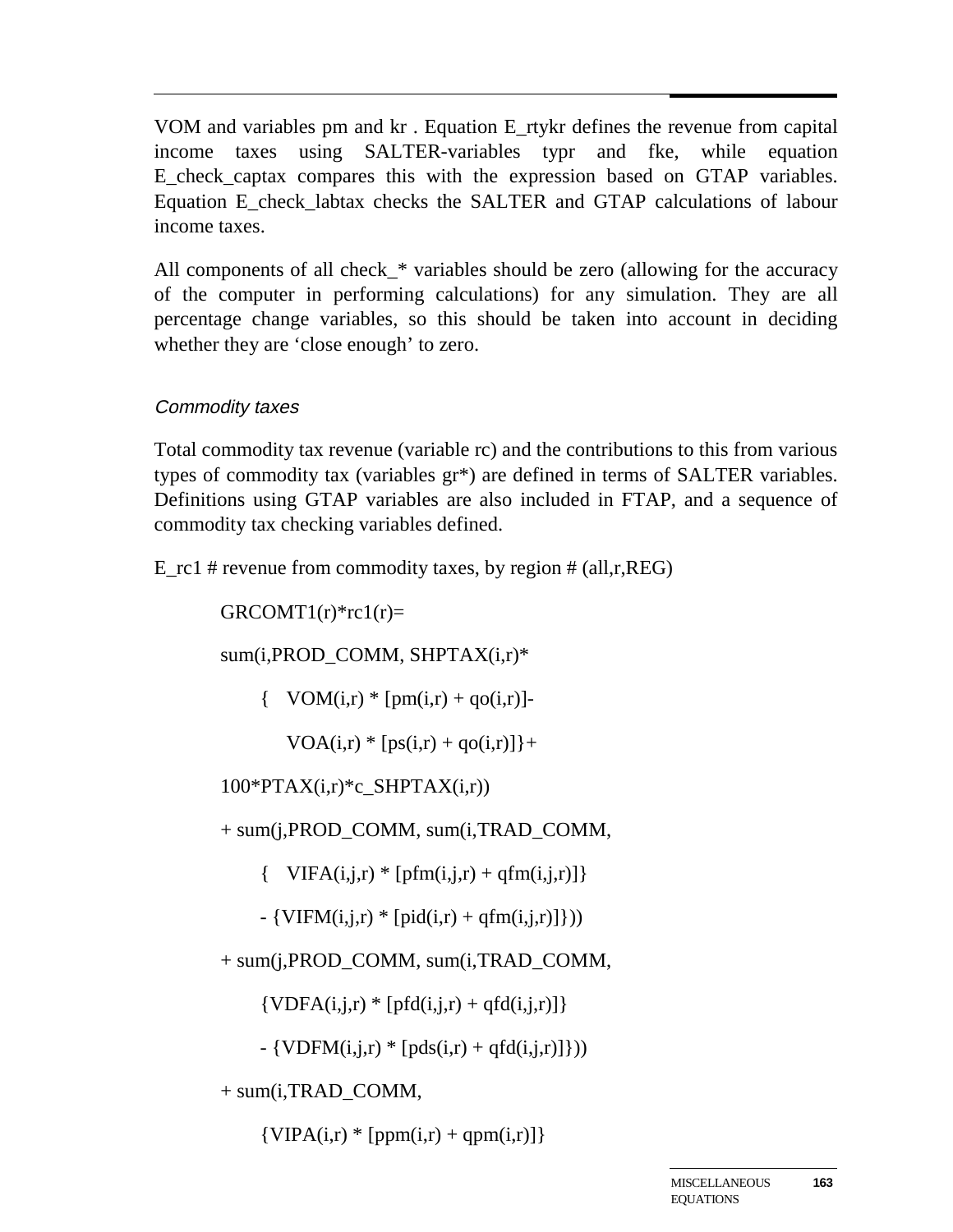VOM and variables pm and kr . Equation E_rtykr defines the revenue from capital income taxes using SALTER-variables typr and fke, while equation E_check_captax compares this with the expression based on GTAP variables. Equation E_check_labtax checks the SALTER and GTAP calculations of labour income taxes.

All components of all check_* variables should be zero (allowing for the accuracy of the computer in performing calculations) for any simulation. They are all percentage change variables, so this should be taken into account in deciding whether they are 'close enough' to zero.

### *Commodity taxes*

Total commodity tax revenue (variable rc) and the contributions to this from various types of commodity tax (variables gr*) are defined in terms of SALTER variables. Definitions using GTAP variables are also included in FTAP, and a sequence of commodity tax checking variables defined.

E_rc1 # revenue from commodity taxes, by region # (all,r,REG)

```
GRCOMT1(r)*rc1(r)=
sum(i,PROD_COMM, SHPTAX(i,r)*
    {   VOM(i,r) * [pm(i,r) + qo(i,r)]-
        VOA(i,r) * [ps(i,r) + qo(i,r)]}+
100*PTAX(i,r)*c_SHPTAX(i,r))
+ sum(j,PROD_COMM, sum(i,TRAD_COMM,
    {   VIFA(i,j,r) * [pfm(i,j,r) + qfm(i,j,r)]}
    - {VIFM(i,j,r) * [pid(i,r) + qfm(i,j,r)]}))
+ sum(j,PROD_COMM, sum(i,TRAD_COMM,
    {VDFA(i,j,r) * [pfd(i,j,r) + qfd(i,j,r)]}
    - {VDFM(i,j,r) * [pds(i,r) + qfd(i,j,r)]}))
+ sum(i,TRAD_COMM,
    {VIPA(i,r) * [ppm(i,r) + qpm(i,r)]}
```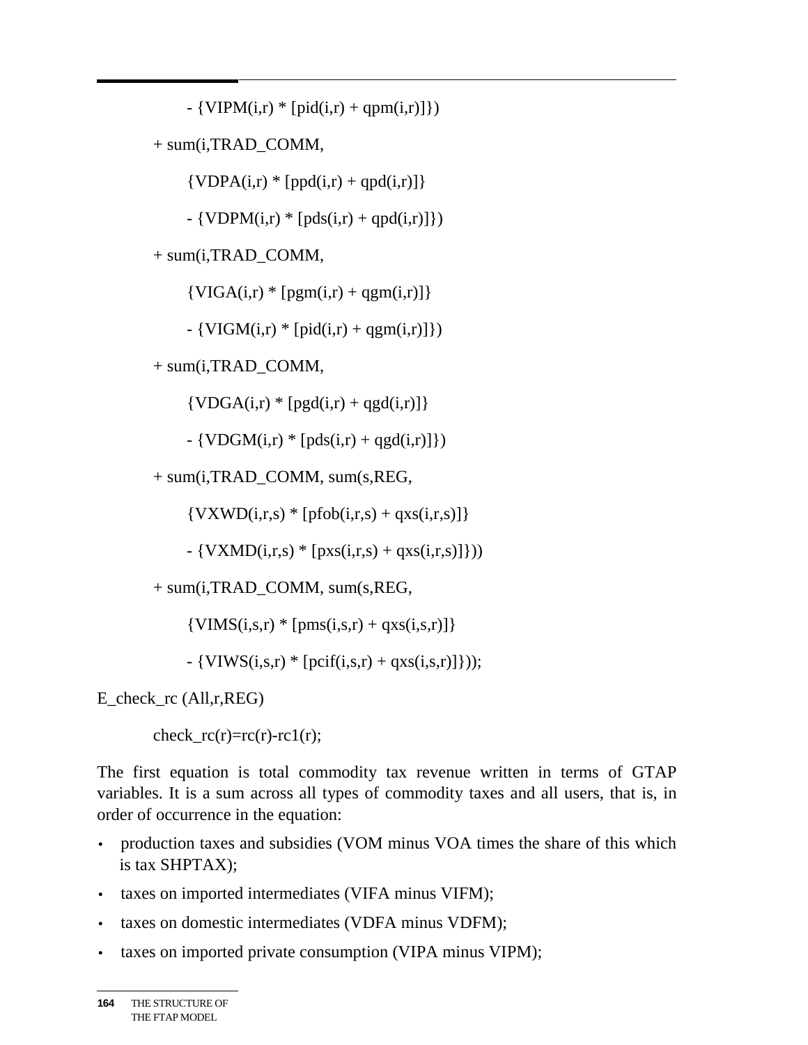```
            - {VIPM(i,r) * [pid(i,r) + qpm(i,r)]})
        + sum(i,TRAD_COMM,
            {VDPA(i,r) * [ppd(i,r) + qpd(i,r)]}
            - {VDPM(i,r) * [pds(i,r) + qpd(i,r)]})
        + sum(i,TRAD_COMM,
            {VIGA(i,r) * [pgm(i,r) + qgm(i,r)]}
            - {VIGM(i,r) * [pid(i,r) + qgm(i,r)]})
        + sum(i,TRAD_COMM,
            {VDGA(i,r) * [pgd(i,r) + qgd(i,r)]}
            - {VDGM(i,r) * [pds(i,r) + qgd(i,r)]})
        + sum(i,TRAD_COMM, sum(s,REG,
            {VXWD(i,r,s) * [pfob(i,r,s) + qxs(i,r,s)]}
            - {VXMD(i,r,s) * [pxs(i,r,s) + qxs(i,r,s)]}))
        + sum(i,TRAD_COMM, sum(s,REG,
            {VIMS(i,s,r) * [pms(i,s,r) + qxs(i,s,r)]}
            - {VIWS(i,s,r) * [pcif(i,s,r) + qxs(i,s,r)]}));
E_check_rc (All,r,REG)
        check_rc(r)=rc(r)-rc1(r);
```

The first equation is total commodity tax revenue written in terms of GTAP variables. It is a sum across all types of commodity taxes and all users, that is, in order of occurrence in the equation:

- production taxes and subsidies (VOM minus VOA times the share of this which is tax SHPTAX);
- taxes on imported intermediates (VIFA minus VIFM);
- taxes on domestic intermediates (VDFA minus VDFM);
- taxes on imported private consumption (VIPA minus VIPM);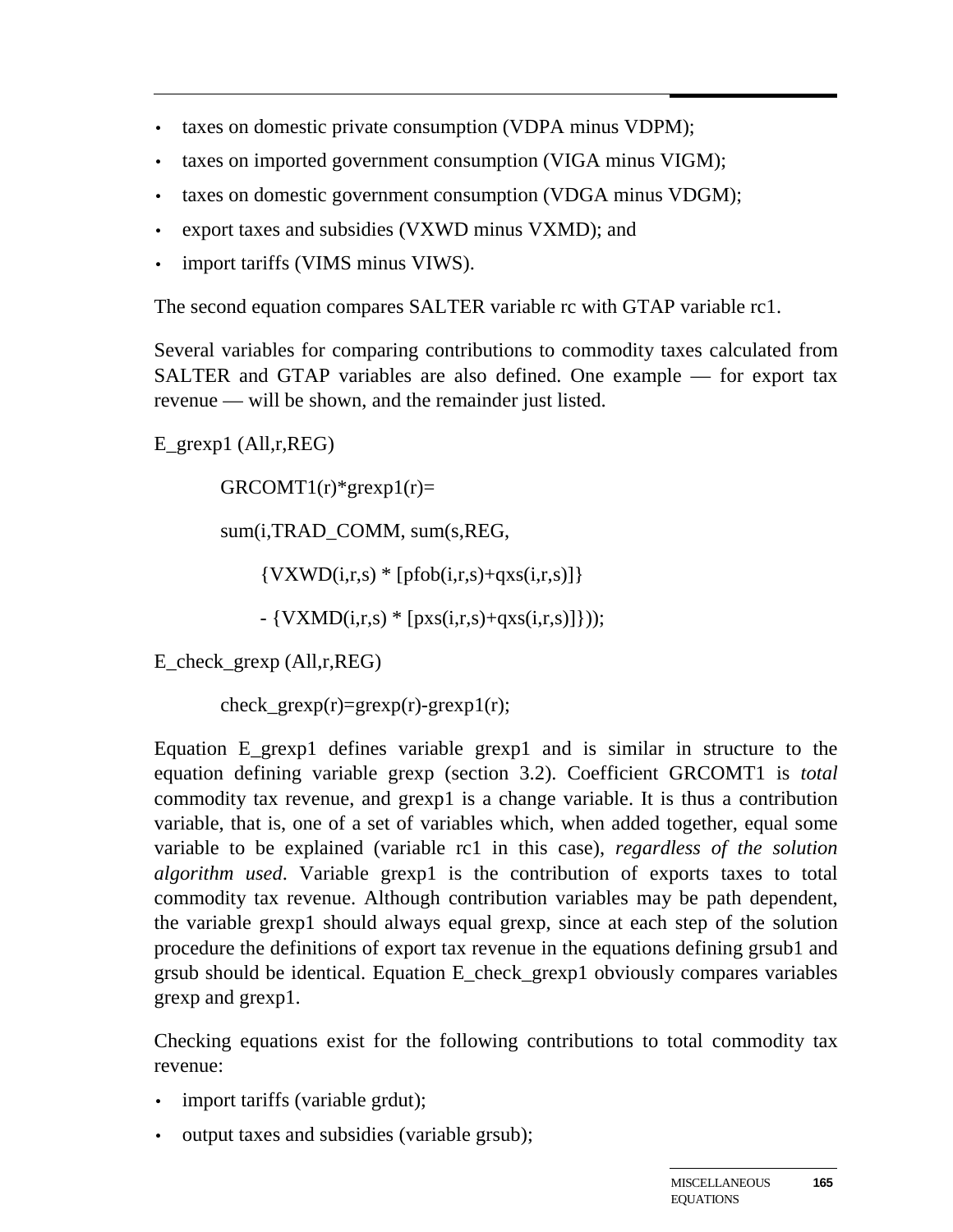- taxes on domestic private consumption (VDPA minus VDPM);
- taxes on imported government consumption (VIGA minus VIGM);
- taxes on domestic government consumption (VDGA minus VDGM);
- export taxes and subsidies (VXWD minus VXMD); and
- import tariffs (VIMS minus VIWS).

The second equation compares SALTER variable rc with GTAP variable rc1.

Several variables for comparing contributions to commodity taxes calculated from SALTER and GTAP variables are also defined. One example — for export tax revenue — will be shown, and the remainder just listed.

```
E_grexp1 (All,r,REG)

        GRCOMT1(r)*grexp1(r)=

        sum(i,TRAD_COMM, sum(s,REG,

            {VXWD(i,r,s) * [pfob(i,r,s)+qxs(i,r,s)]}

            - {VXMD(i,r,s) * [pxs(i,r,s)+qxs(i,r,s)]}));

E_check_grexp (All,r,REG)

        check_grexp(r)=grexp(r)-grexp1(r);
```

Equation E_grexp1 defines variable grexp1 and is similar in structure to the equation defining variable grexp (section 3.2). Coefficient GRCOMT1 is *total* commodity tax revenue, and grexp1 is a change variable. It is thus a contribution variable, that is, one of a set of variables which, when added together, equal some variable to be explained (variable rc1 in this case), *regardless of the solution algorithm used*. Variable grexp1 is the contribution of exports taxes to total commodity tax revenue. Although contribution variables may be path dependent, the variable grexp1 should always equal grexp, since at each step of the solution procedure the definitions of export tax revenue in the equations defining grsub1 and grsub should be identical. Equation E_check_grexp1 obviously compares variables grexp and grexp1.

Checking equations exist for the following contributions to total commodity tax revenue:

- import tariffs (variable grdut);
- output taxes and subsidies (variable grsub);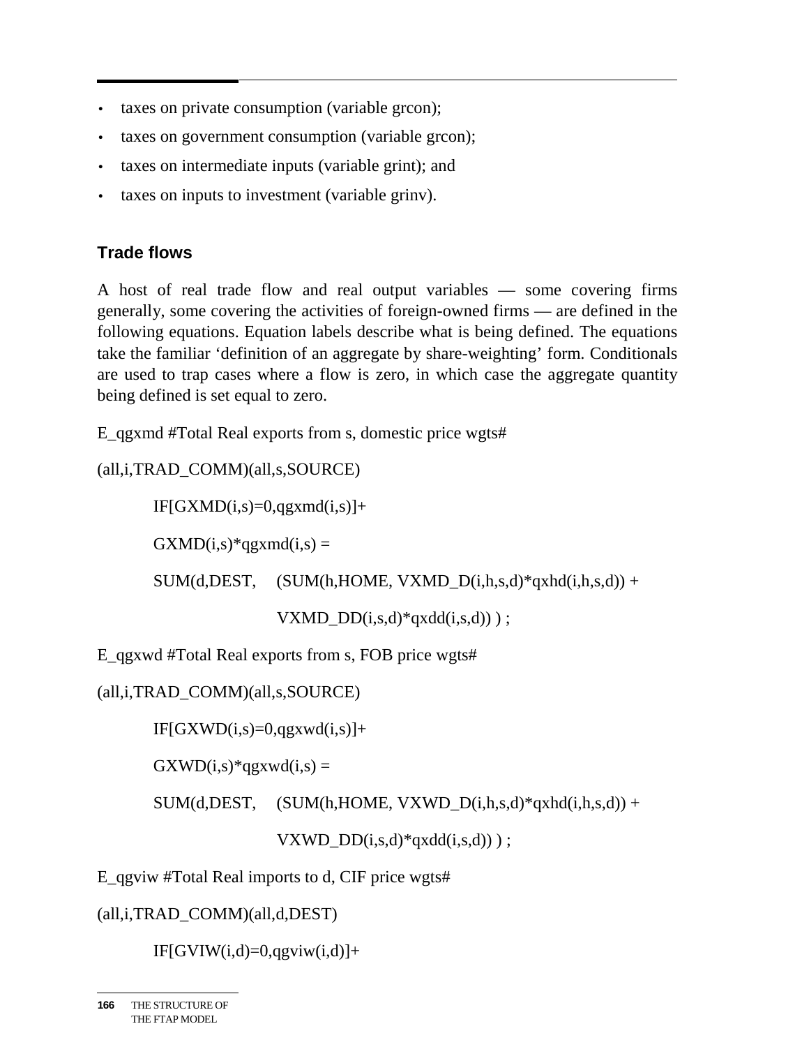- taxes on private consumption (variable grcon);
- taxes on government consumption (variable grcon);
- taxes on intermediate inputs (variable grint); and
- taxes on inputs to investment (variable grinv).

### Trade flows

A host of real trade flow and real output variables — some covering firms generally, some covering the activities of foreign-owned firms — are defined in the following equations. Equation labels describe what is being defined. The equations take the familiar 'definition of an aggregate by share-weighting' form. Conditionals are used to trap cases where a flow is zero, in which case the aggregate quantity being defined is set equal to zero.

```
E_qgxmd #Total Real exports from s, domestic price wgts#

(all,i,TRAD_COMM)(all,s,SOURCE)

        IF[GXMD(i,s)=0,qgxmd(i,s)]+

        GXMD(i,s)*qgxmd(i,s) =

        SUM(d,DEST,     (SUM(h,HOME, VXMD_D(i,h,s,d)*qxhd(i,h,s,d)) +

                        VXMD_DD(i,s,d)*qxdd(i,s,d)) ) ;

E_qgxwd #Total Real exports from s, FOB price wgts#

(all,i,TRAD_COMM)(all,s,SOURCE)

        IF[GXWD(i,s)=0,qgxwd(i,s)]+

        GXWD(i,s)*qgxwd(i,s) =

        SUM(d,DEST,     (SUM(h,HOME, VXWD_D(i,h,s,d)*qxhd(i,h,s,d)) +

                        VXWD_DD(i,s,d)*qxdd(i,s,d)) ) ;

E_qgviw #Total Real imports to d, CIF price wgts#

(all,i,TRAD_COMM)(all,d,DEST)

        IF[GVIW(i,d)=0,qgviw(i,d)]+
```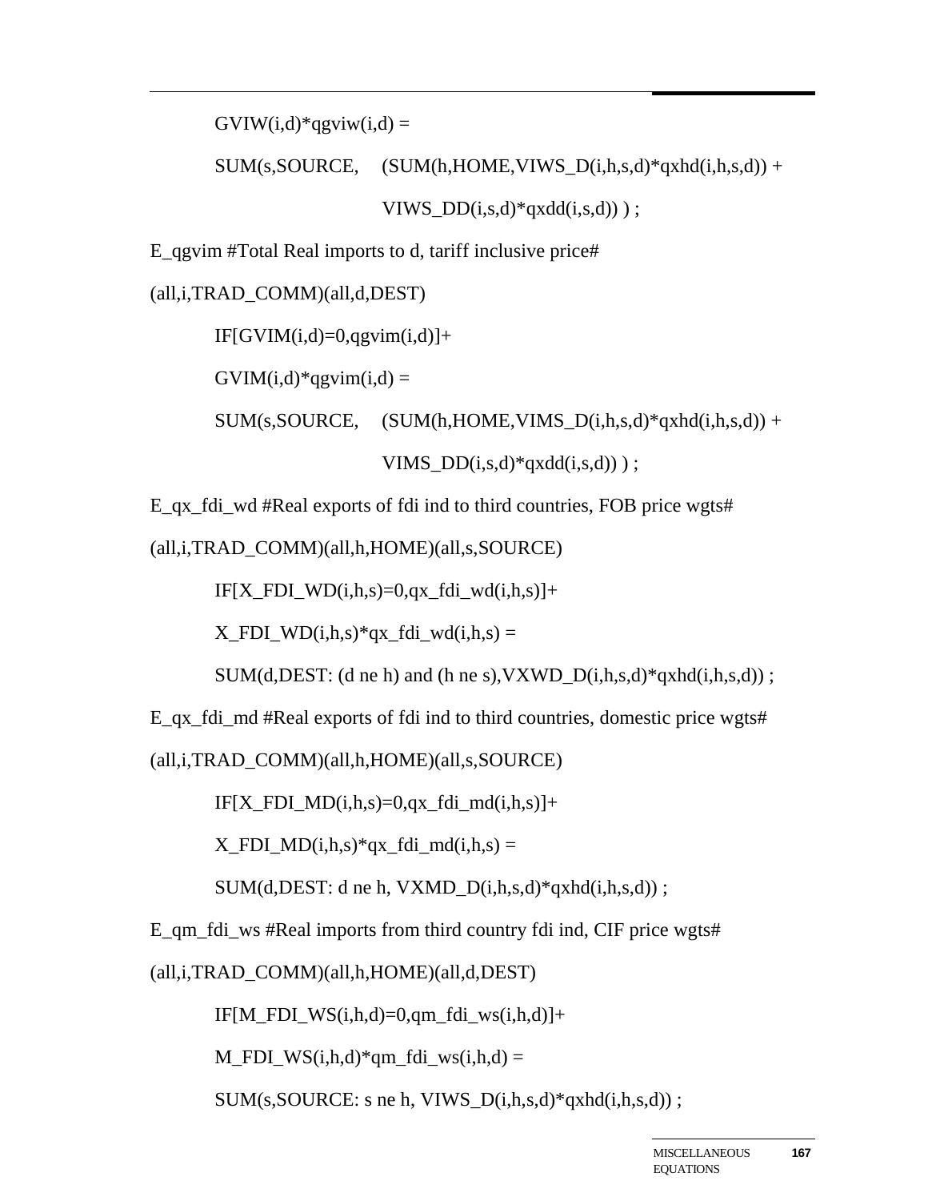```
    GVIW(i,d)*qgviw(i,d) =
    SUM(s,SOURCE,    (SUM(h,HOME,VIWS_D(i,h,s,d)*qxhd(i,h,s,d)) +
                      VIWS_DD(i,s,d)*qxdd(i,s,d)) ) ;
E_qgvim #Total Real imports to d, tariff inclusive price#
(all,i,TRAD_COMM)(all,d,DEST)
    IF[GVIM(i,d)=0,qgvim(i,d)]+
    GVIM(i,d)*qgvim(i,d) =
    SUM(s,SOURCE,    (SUM(h,HOME,VIMS_D(i,h,s,d)*qxhd(i,h,s,d)) +
                      VIMS_DD(i,s,d)*qxdd(i,s,d)) ) ;
E_qx_fdi_wd #Real exports of fdi ind to third countries, FOB price wgts#
(all,i,TRAD_COMM)(all,h,HOME)(all,s,SOURCE)
    IF[X_FDI_WD(i,h,s)=0,qx_fdi_wd(i,h,s)]+
    X_FDI_WD(i,h,s)*qx_fdi_wd(i,h,s) =
    SUM(d,DEST: (d ne h) and (h ne s),VXWD_D(i,h,s,d)*qxhd(i,h,s,d)) ;
E_qx_fdi_md #Real exports of fdi ind to third countries, domestic price wgts#
(all,i,TRAD_COMM)(all,h,HOME)(all,s,SOURCE)
    IF[X_FDI_MD(i,h,s)=0,qx_fdi_md(i,h,s)]+
    X_FDI_MD(i,h,s)*qx_fdi_md(i,h,s) =
    SUM(d,DEST: d ne h, VXMD_D(i,h,s,d)*qxhd(i,h,s,d)) ;
E_qm_fdi_ws #Real imports from third country fdi ind, CIF price wgts#
(all,i,TRAD_COMM)(all,h,HOME)(all,d,DEST)
    IF[M_FDI_WS(i,h,d)=0,qm_fdi_ws(i,h,d)]+
    M_FDI_WS(i,h,d)*qm_fdi_ws(i,h,d) =
    SUM(s,SOURCE: s ne h, VIWS_D(i,h,s,d)*qxhd(i,h,s,d)) ;
```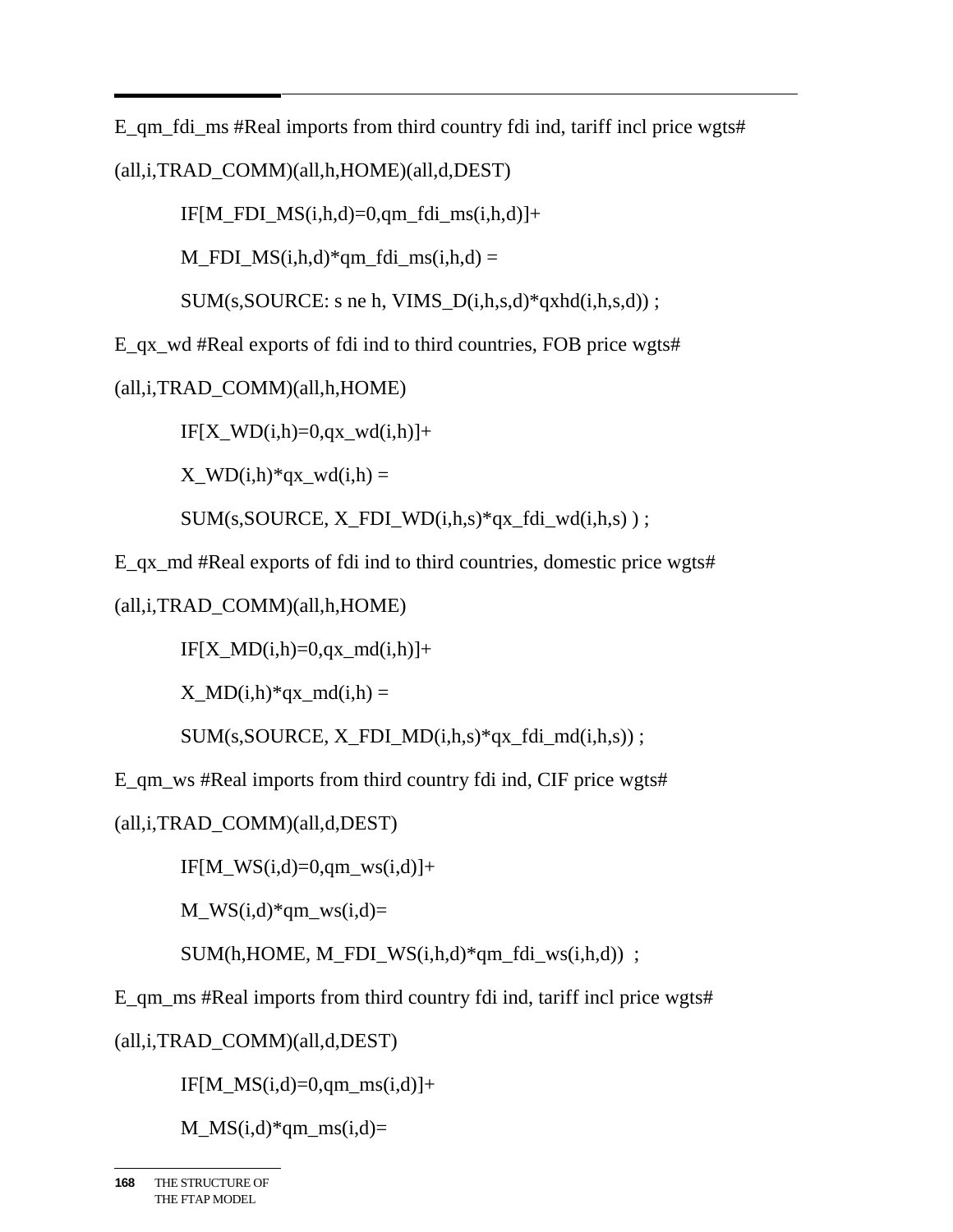```
E_qm_fdi_ms #Real imports from third country fdi ind, tariff incl price wgts#
(all,i,TRAD_COMM)(all,h,HOME)(all,d,DEST)
        IF[M_FDI_MS(i,h,d)=0,qm_fdi_ms(i,h,d)]+
        M_FDI_MS(i,h,d)*qm_fdi_ms(i,h,d) =
        SUM(s,SOURCE: s ne h, VIMS_D(i,h,s,d)*qxhd(i,h,s,d)) ;
E_qx_wd #Real exports of fdi ind to third countries, FOB price wgts#
(all,i,TRAD_COMM)(all,h,HOME)
        IF[X_WD(i,h)=0,qx_wd(i,h)]+
        X_WD(i,h)*qx_wd(i,h) =
        SUM(s,SOURCE, X_FDI_WD(i,h,s)*qx_fdi_wd(i,h,s) ) ;
E_qx_md #Real exports of fdi ind to third countries, domestic price wgts#
(all,i,TRAD_COMM)(all,h,HOME)
        IF[X_MD(i,h)=0,qx_md(i,h)]+
        X_MD(i,h)*qx_md(i,h) =
        SUM(s,SOURCE, X_FDI_MD(i,h,s)*qx_fdi_md(i,h,s)) ;
E_qm_ws #Real imports from third country fdi ind, CIF price wgts#
(all,i,TRAD_COMM)(all,d,DEST)
        IF[M_WS(i,d)=0,qm_ws(i,d)]+
        M_WS(i,d)*qm_ws(i,d)=
        SUM(h,HOME, M_FDI_WS(i,h,d)*qm_fdi_ws(i,h,d))  ;
E_qm_ms #Real imports from third country fdi ind, tariff incl price wgts#
(all,i,TRAD_COMM)(all,d,DEST)
        IF[M_MS(i,d)=0,qm_ms(i,d)]+
        M_MS(i,d)*qm_ms(i,d)=
```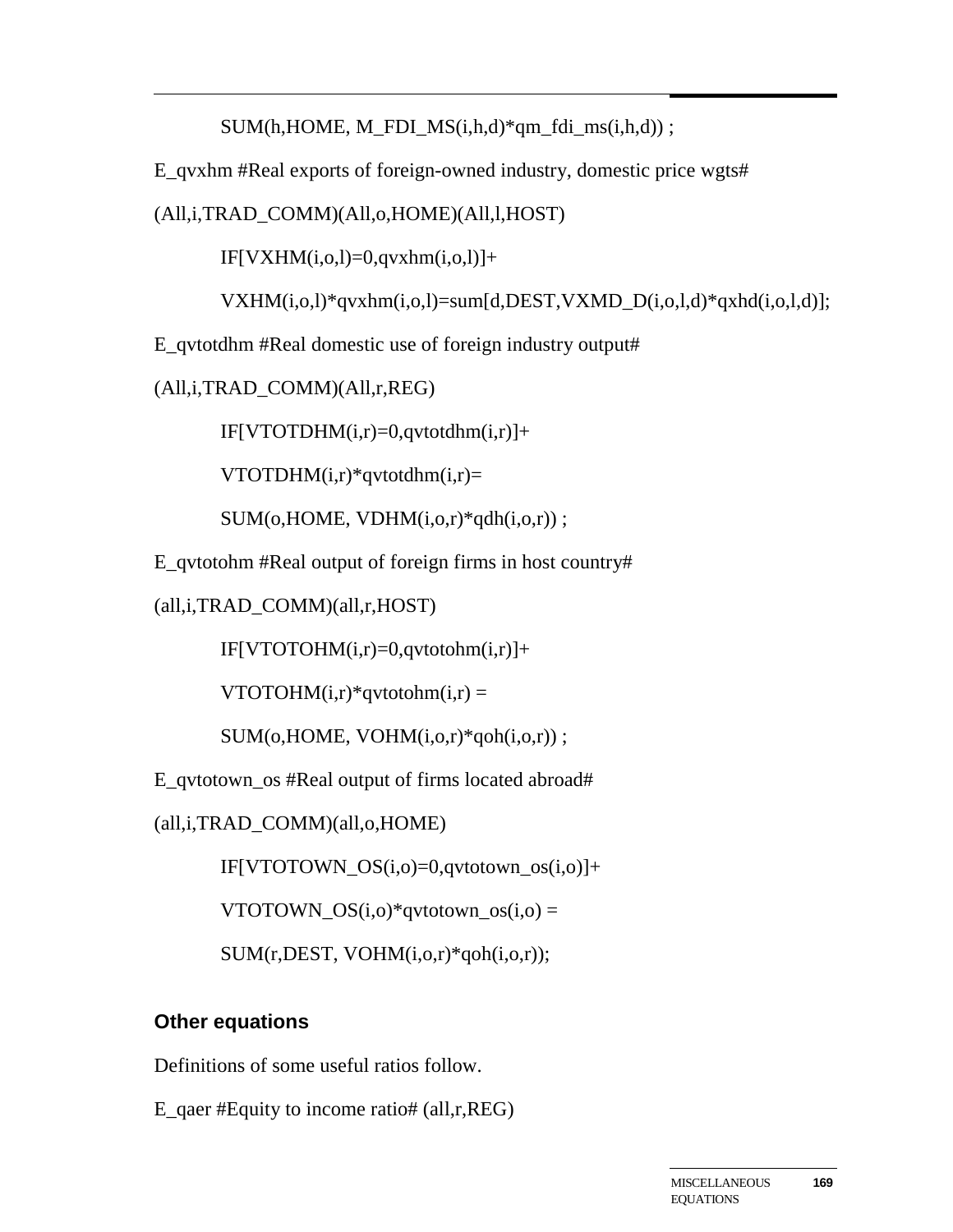```
    SUM(h,HOME, M_FDI_MS(i,h,d)*qm_fdi_ms(i,h,d)) ;

E_qvxhm #Real exports of foreign-owned industry, domestic price wgts#
(All,i,TRAD_COMM)(All,o,HOME)(All,l,HOST)
    IF[VXHM(i,o,l)=0,qvxhm(i,o,l)]+
    VXHM(i,o,l)*qvxhm(i,o,l)=sum[d,DEST,VXMD_D(i,o,l,d)*qxhd(i,o,l,d)];

E_qvtotdhm #Real domestic use of foreign industry output#
(All,i,TRAD_COMM)(All,r,REG)
    IF[VTOTDHM(i,r)=0,qvtotdhm(i,r)]+
    VTOTDHM(i,r)*qvtotdhm(i,r)=
    SUM(o,HOME, VDHM(i,o,r)*qdh(i,o,r)) ;

E_qvtotohm #Real output of foreign firms in host country#
(all,i,TRAD_COMM)(all,r,HOST)
    IF[VTOTOHM(i,r)=0,qvtotohm(i,r)]+
    VTOTOHM(i,r)*qvtotohm(i,r) =
    SUM(o,HOME, VOHM(i,o,r)*qoh(i,o,r)) ;

E_qvtotown_os #Real output of firms located abroad#
(all,i,TRAD_COMM)(all,o,HOME)
    IF[VTOTOWN_OS(i,o)=0,qvtotown_os(i,o)]+
    VTOTOWN_OS(i,o)*qvtotown_os(i,o) =
    SUM(r,DEST, VOHM(i,o,r)*qoh(i,o,r));
```

### Other equations

Definitions of some useful ratios follow.

```
E_qaer #Equity to income ratio# (all,r,REG)
```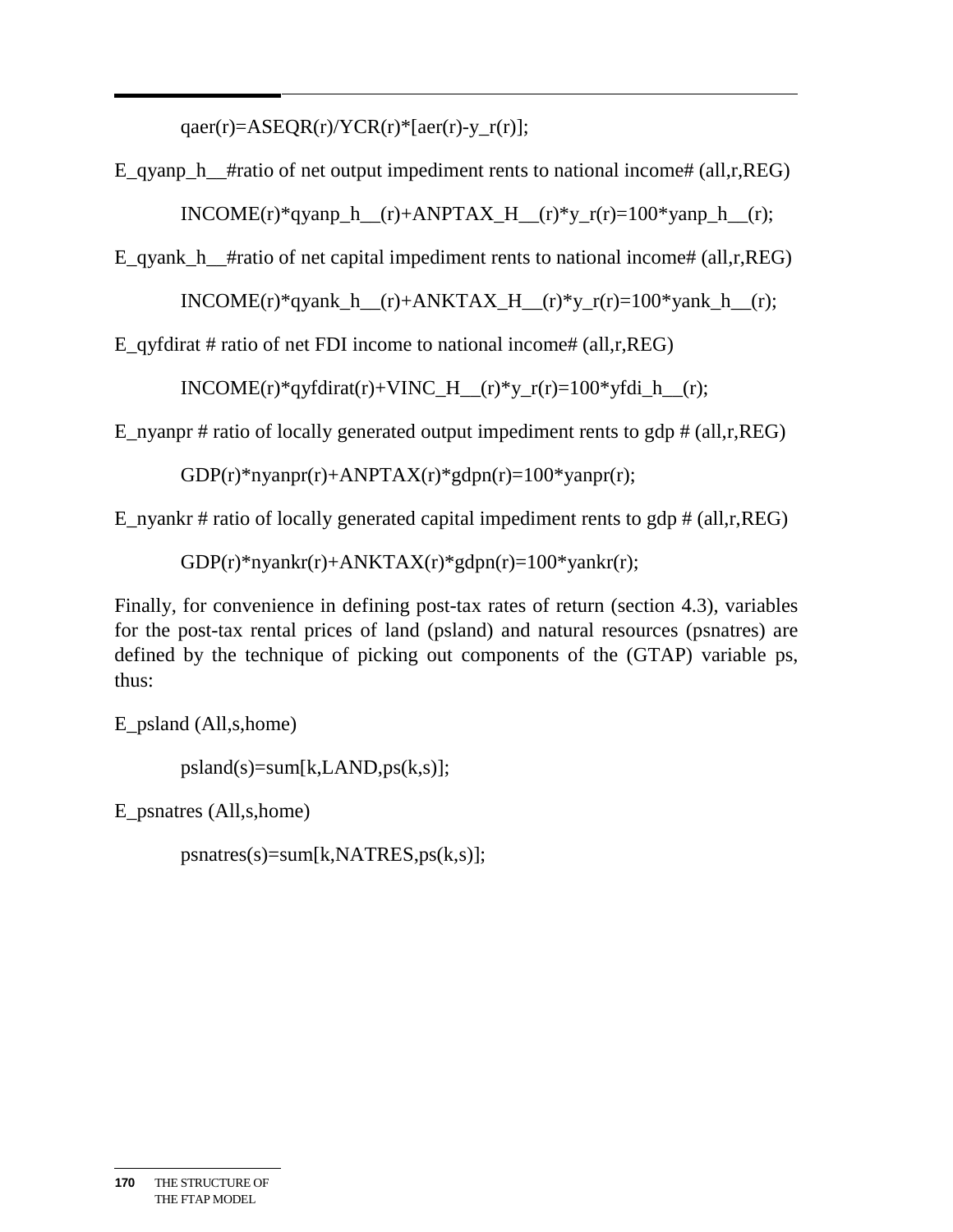qaer(r)=ASEQR(r)/YCR(r)*[aer(r)-y_r(r)];

E_qyanp_h__#ratio of net output impediment rents to national income# (all,r,REG)

INCOME(r)*qyanp_h__(r)+ANPTAX_H__(r)*y_r(r)=100*yanp_h__(r);

E_qyank_h__#ratio of net capital impediment rents to national income# (all,r,REG)

INCOME(r)*qyank_h__(r)+ANKTAX_H__(r)*y_r(r)=100*yank_h__(r);

E_qyfdirat # ratio of net FDI income to national income# (all,r,REG)

INCOME(r)*qyfdirat(r)+VINC_H__(r)*y_r(r)=100*yfdi_h__(r);

E_nyanpr # ratio of locally generated output impediment rents to gdp # (all,r,REG)

GDP(r)*nyanpr(r)+ANPTAX(r)*gdpn(r)=100*yanpr(r);

E_nyankr # ratio of locally generated capital impediment rents to gdp # (all,r,REG)

GDP(r)*nyankr(r)+ANKTAX(r)*gdpn(r)=100*yankr(r);

Finally, for convenience in defining post-tax rates of return (section 4.3), variables for the post-tax rental prices of land (psland) and natural resources (psnatres) are defined by the technique of picking out components of the (GTAP) variable ps, thus:

E_psland (All,s,home)

psland(s)=sum[k,LAND,ps(k,s)];

E_psnatres (All,s,home)

psnatres(s)=sum[k,NATRES,ps(k,s)];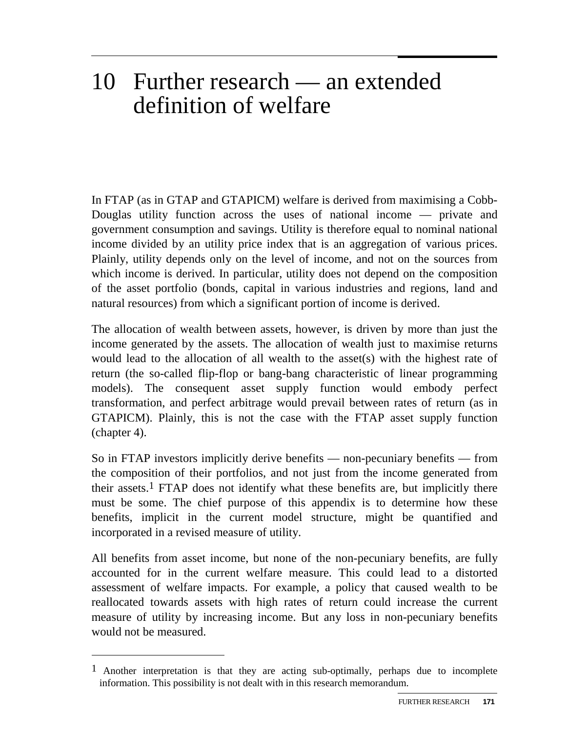# 10 Further research — an extended definition of welfare

In FTAP (as in GTAP and GTAPICM) welfare is derived from maximising a Cobb-Douglas utility function across the uses of national income — private and government consumption and savings. Utility is therefore equal to nominal national income divided by an utility price index that is an aggregation of various prices. Plainly, utility depends only on the level of income, and not on the sources from which income is derived. In particular, utility does not depend on the composition of the asset portfolio (bonds, capital in various industries and regions, land and natural resources) from which a significant portion of income is derived.

The allocation of wealth between assets, however, is driven by more than just the income generated by the assets. The allocation of wealth just to maximise returns would lead to the allocation of all wealth to the asset(s) with the highest rate of return (the so-called flip-flop or bang-bang characteristic of linear programming models). The consequent asset supply function would embody perfect transformation, and perfect arbitrage would prevail between rates of return (as in GTAPICM). Plainly, this is not the case with the FTAP asset supply function (chapter 4).

So in FTAP investors implicitly derive benefits — non-pecuniary benefits — from the composition of their portfolios, and not just from the income generated from their assets.[1] FTAP does not identify what these benefits are, but implicitly there must be some. The chief purpose of this appendix is to determine how these benefits, implicit in the current model structure, might be quantified and incorporated in a revised measure of utility.

All benefits from asset income, but none of the non-pecuniary benefits, are fully accounted for in the current welfare measure. This could lead to a distorted assessment of welfare impacts. For example, a policy that caused wealth to be reallocated towards assets with high rates of return could increase the current measure of utility by increasing income. But any loss in non-pecuniary benefits would not be measured.

---

[1] Another interpretation is that they are acting sub-optimally, perhaps due to incomplete information. This possibility is not dealt with in this research memorandum.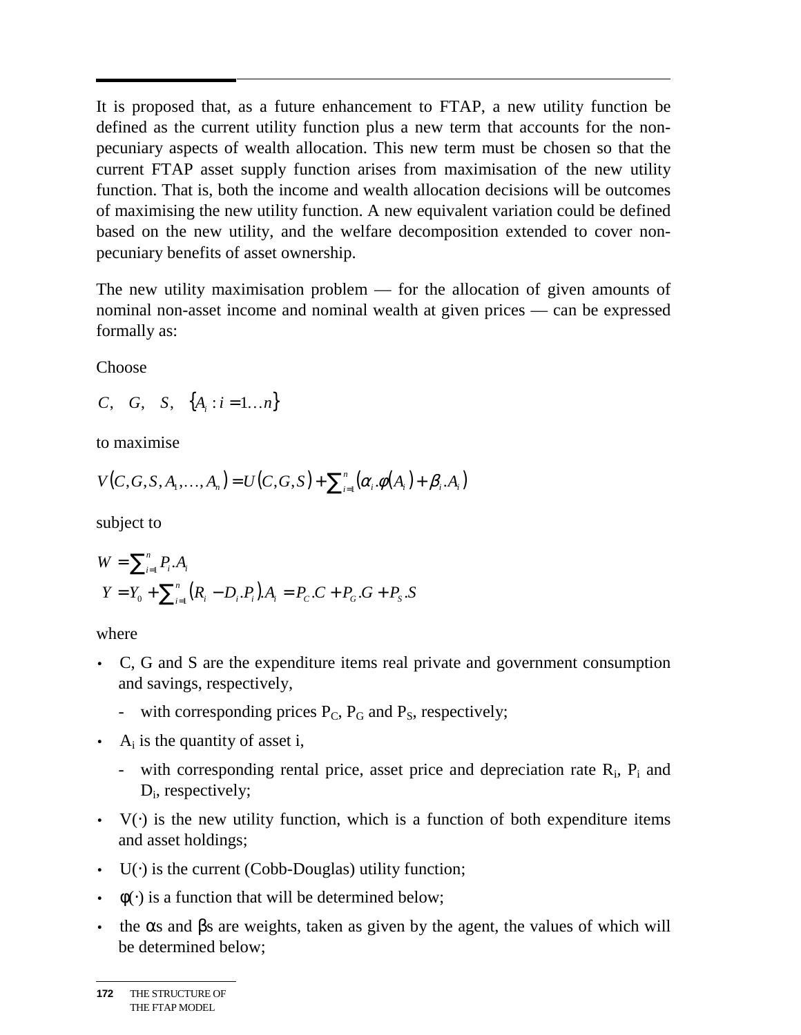It is proposed that, as a future enhancement to FTAP, a new utility function be defined as the current utility function plus a new term that accounts for the non-pecuniary aspects of wealth allocation. This new term must be chosen so that the current FTAP asset supply function arises from maximisation of the new utility function. That is, both the income and wealth allocation decisions will be outcomes of maximising the new utility function. A new equivalent variation could be defined based on the new utility, and the welfare decomposition extended to cover non-pecuniary benefits of asset ownership.

The new utility maximisation problem — for the allocation of given amounts of nominal non-asset income and nominal wealth at given prices — can be expressed formally as:

Choose

$$C, \quad G, \quad S, \quad \{A_i : i = 1 \ldots n\}$$

to maximise

$$V(C, G, S, A_1, \ldots, A_n) = U(C, G, S) + \sum_{i=1}^{n} (\alpha_i . \phi(A_i) + \beta_i . A_i)$$

subject to

$$W = \sum_{i=1}^{n} P_i . A_i$$

$$Y = Y_0 + \sum_{i=1}^{n} (R_i - D_i . P_i) . A_i = P_C . C + P_G . G + P_S . S$$

where

- C, G and S are the expenditure items real private and government consumption and savings, respectively,
  - with corresponding prices $P_C$, $P_G$ and $P_S$, respectively;
- $A_i$ is the quantity of asset i,
  - with corresponding rental price, asset price and depreciation rate $R_i$, $P_i$ and $D_i$, respectively;
- $V(\cdot)$ is the new utility function, which is a function of both expenditure items and asset holdings;
- $U(\cdot)$ is the current (Cobb-Douglas) utility function;
- $\phi(\cdot)$ is a function that will be determined below;
- the $\alpha$s and $\beta$s are weights, taken as given by the agent, the values of which will be determined below;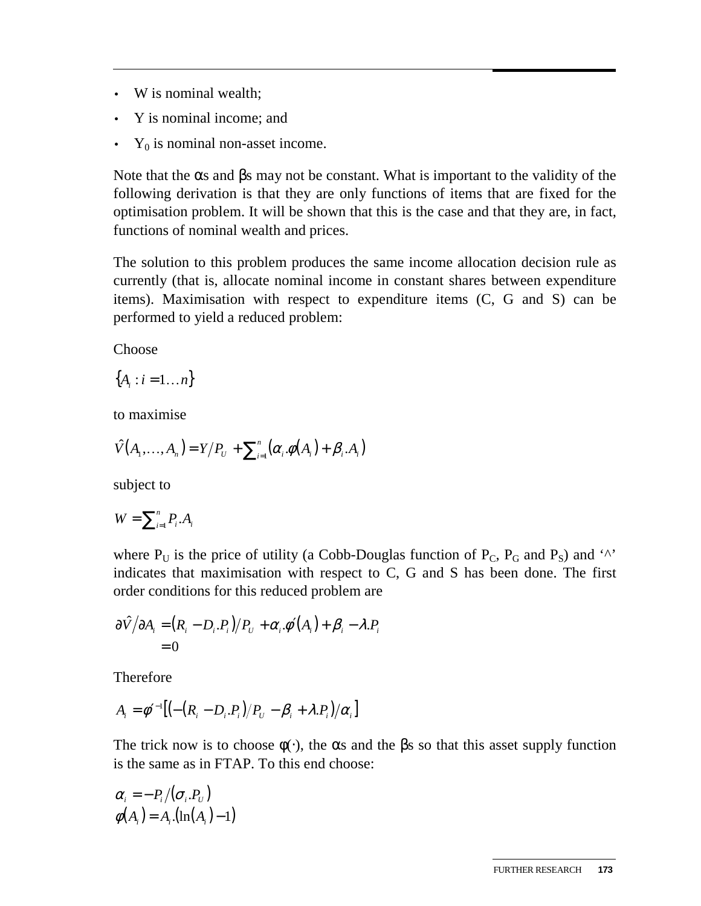- W is nominal wealth;
- Y is nominal income; and
- $Y_0$ is nominal non-asset income.

Note that the $\alpha$s and $\beta$s may not be constant. What is important to the validity of the following derivation is that they are only functions of items that are fixed for the optimisation problem. It will be shown that this is the case and that they are, in fact, functions of nominal wealth and prices.

The solution to this problem produces the same income allocation decision rule as currently (that is, allocate nominal income in constant shares between expenditure items). Maximisation with respect to expenditure items (C, G and S) can be performed to yield a reduced problem:

Choose

$$\{A_i : i = 1 \ldots n\}$$

to maximise

$$\hat{V}(A_1, \ldots, A_n) = Y/P_U + \sum_{i=1}^{n} (\alpha_i . \phi(A_i) + \beta_i . A_i)$$

subject to

$$W = \sum_{i=1}^{n} P_i . A_i$$

where $P_U$ is the price of utility (a Cobb-Douglas function of $P_C$, $P_G$ and $P_S$) and '^' indicates that maximisation with respect to C, G and S has been done. The first order conditions for this reduced problem are

$$\begin{aligned} \partial \hat{V} / \partial A_i &= (R_i - D_i . P_i)/P_U + \alpha_i . \phi'(A_i) + \beta_i - \lambda . P_i \\ &= 0 \end{aligned}$$

Therefore

$$A_i = \phi'^{-1}\left[\left(-(R_i - D_i . P_i)/P_U - \beta_i + \lambda . P_i\right)/\alpha_i\right]$$

The trick now is to choose $\phi(\cdot)$, the $\alpha$s and the $\beta$s so that this asset supply function is the same as in FTAP. To this end choose:

$$\begin{aligned} \alpha_i &= -P_i/(\sigma_i . P_U) \\ \phi(A_i) &= A_i . (\ln(A_i) - 1) \end{aligned}$$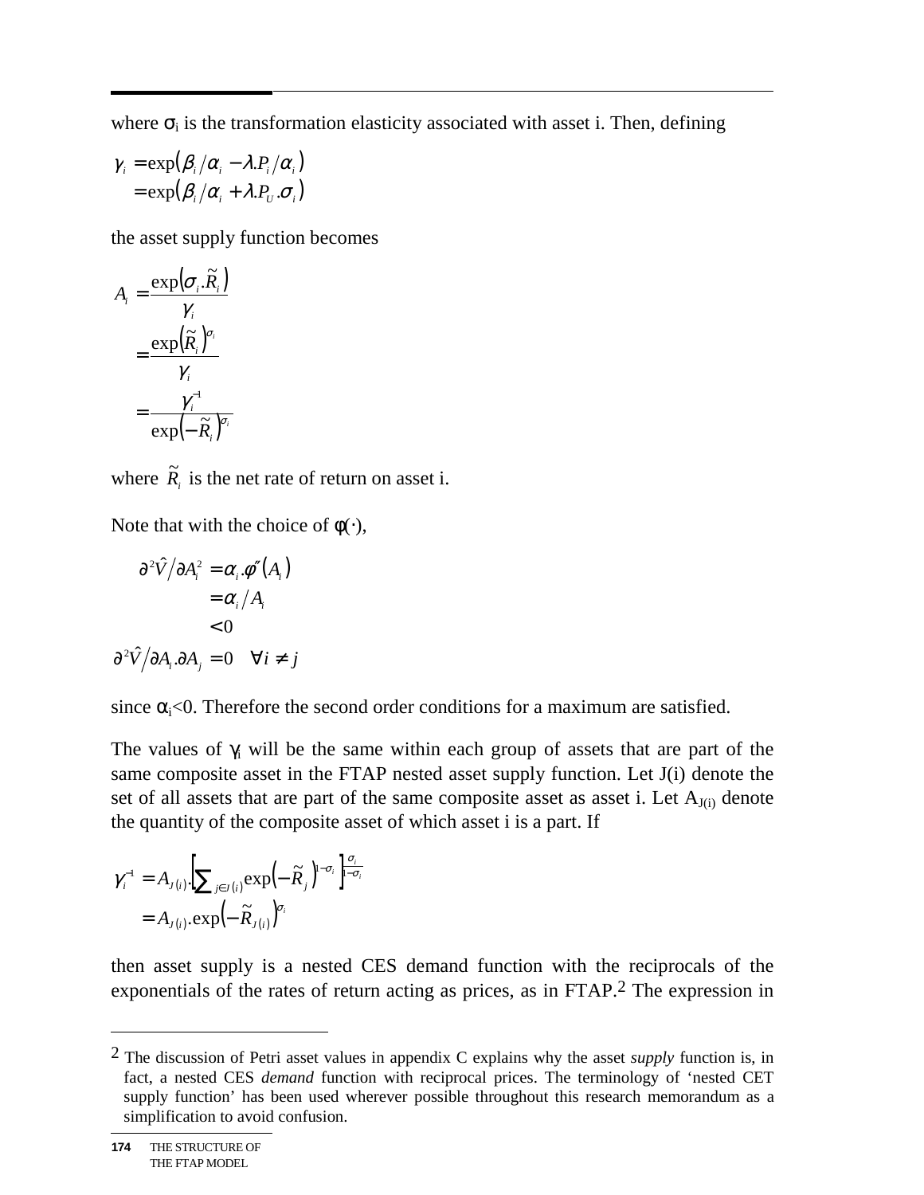where $\sigma_i$ is the transformation elasticity associated with asset i. Then, defining

$$
\begin{aligned}
\gamma_i &= \exp\left(\beta_i/\alpha_i - \lambda.P_i/\alpha_i\right) \\
&= \exp\left(\beta_i/\alpha_i + \lambda.P_U.\sigma_i\right)
\end{aligned}
$$

the asset supply function becomes

$$
\begin{aligned}
A_i &= \frac{\exp\left(\sigma_i.\tilde{R}_i\right)}{\gamma_i} \\
&= \frac{\exp\left(\tilde{R}_i\right)^{\sigma_i}}{\gamma_i} \\
&= \frac{\gamma_i^{-1}}{\exp\left(-\tilde{R}_i\right)^{\sigma_i}}
\end{aligned}
$$

where $\tilde{R}_i$ is the net rate of return on asset i.

Note that with the choice of $\phi(\cdot)$,

$$
\begin{aligned}
\partial^2\hat{V}\big/\partial A_i^2 &= \alpha_i.\phi''\left(A_i\right) \\
&= \alpha_i/A_i \\
&< 0 \\
\partial^2\hat{V}\big/\partial A_i.\partial A_j &= 0 \quad \forall i \neq j
\end{aligned}
$$

since $\alpha_i<0$. Therefore the second order conditions for a maximum are satisfied.

The values of $\gamma_i$ will be the same within each group of assets that are part of the same composite asset in the FTAP nested asset supply function. Let J(i) denote the set of all assets that are part of the same composite asset as asset i. Let $A_{J(i)}$ denote the quantity of the composite asset of which asset i is a part. If

$$
\begin{aligned}
\gamma_i^{-1} &= A_{J(i)}.\left[\sum\nolimits_{j\in J(i)} \exp\left(-\tilde{R}_j\right)^{1-\sigma_i}\right]^{\frac{\sigma_i}{1-\sigma_i}} \\
&= A_{J(i)}.\exp\left(-\tilde{R}_{J(i)}\right)^{\sigma_i}
\end{aligned}
$$

then asset supply is a nested CES demand function with the reciprocals of the exponentials of the rates of return acting as prices, as in FTAP.[2] The expression in

---

[2] The discussion of Petri asset values in appendix C explains why the asset *supply* function is, in fact, a nested CES *demand* function with reciprocal prices. The terminology of 'nested CET supply function' has been used wherever possible throughout this research memorandum as a simplification to avoid confusion.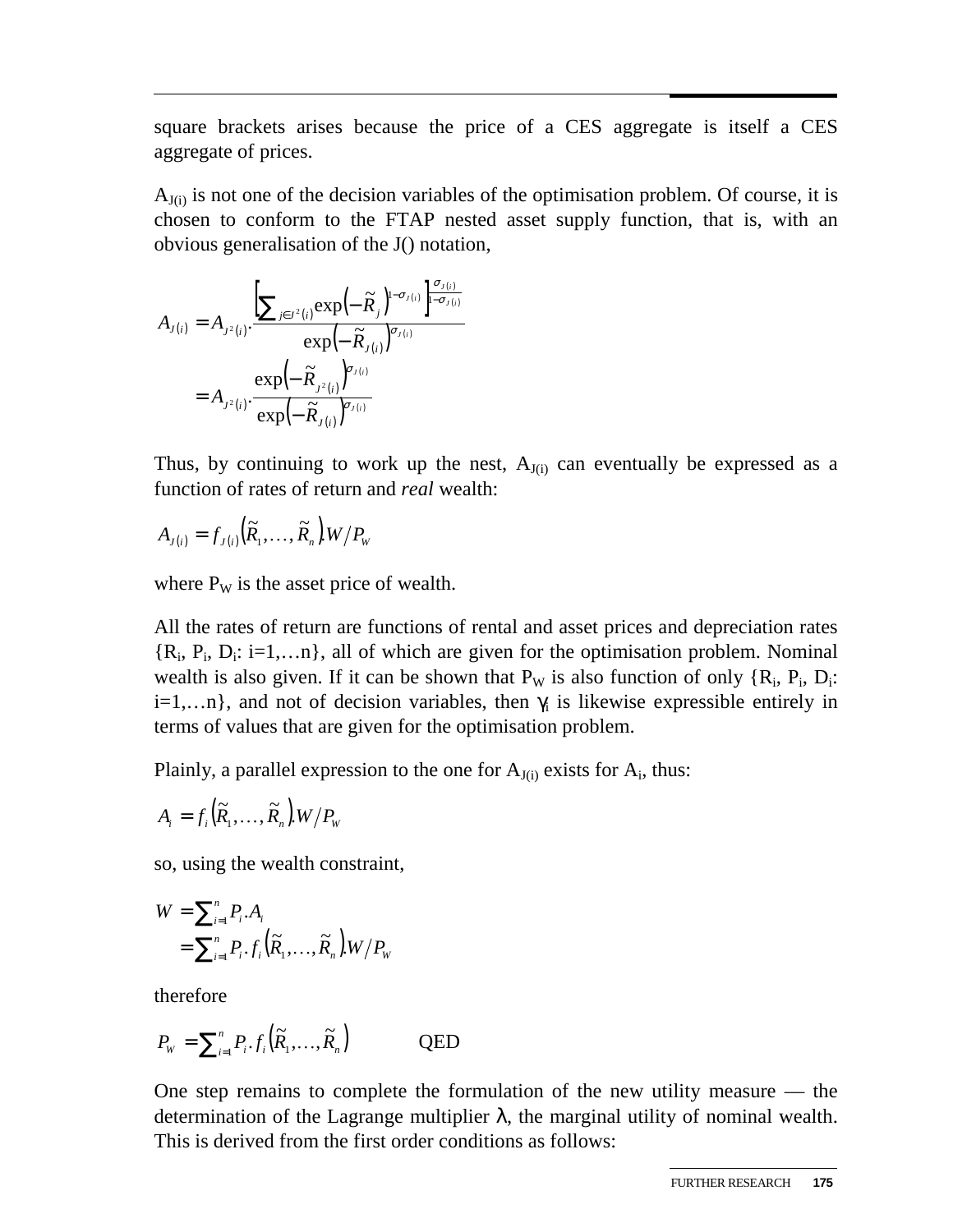square brackets arises because the price of a CES aggregate is itself a CES aggregate of prices.

$A_{J(i)}$ is not one of the decision variables of the optimisation problem. Of course, it is chosen to conform to the FTAP nested asset supply function, that is, with an obvious generalisation of the J() notation,

$$\begin{aligned}
A_{J(i)} &= A_{J^2(i)} \cdot \frac{\left[\sum_{j \in J^2(i)} \exp\left(-\tilde{R}_j\right)^{1-\sigma_{J(i)}}\right]^{\frac{\sigma_{J(i)}}{1-\sigma_{J(i)}}}}{\exp\left(-\tilde{R}_{J(i)}\right)^{\sigma_{J(i)}}} \\
&= A_{J^2(i)} \cdot \frac{\exp\left(-\tilde{R}_{J^2(i)}\right)^{\sigma_{J(i)}}}{\exp\left(-\tilde{R}_{J(i)}\right)^{\sigma_{J(i)}}}
\end{aligned}$$

Thus, by continuing to work up the nest, $A_{J(i)}$ can eventually be expressed as a function of rates of return and *real* wealth:

$$A_{J(i)} = f_{J(i)}\left(\tilde{R}_1, \ldots, \tilde{R}_n\right) . W / P_W$$

where $P_W$ is the asset price of wealth.

All the rates of return are functions of rental and asset prices and depreciation rates $\{R_i, P_i, D_i\text{: } i=1,\ldots n\}$, all of which are given for the optimisation problem. Nominal wealth is also given. If it can be shown that $P_W$ is also function of only $\{R_i, P_i, D_i\text{: } i=1,\ldots n\}$, and not of decision variables, then $\gamma_i$ is likewise expressible entirely in terms of values that are given for the optimisation problem.

Plainly, a parallel expression to the one for $A_{J(i)}$ exists for $A_i$, thus:

$$A_i = f_i\left(\tilde{R}_1, \ldots, \tilde{R}_n\right) . W / P_W$$

so, using the wealth constraint,

$$\begin{aligned}
W &= \sum_{i=1}^{n} P_i . A_i \\
&= \sum_{i=1}^{n} P_i . f_i\left(\tilde{R}_1, \ldots, \tilde{R}_n\right) . W / P_W
\end{aligned}$$

therefore

$$P_W = \sum_{i=1}^{n} P_i . f_i\left(\tilde{R}_1, \ldots, \tilde{R}_n\right) \qquad \text{QED}$$

One step remains to complete the formulation of the new utility measure — the determination of the Lagrange multiplier $\lambda$, the marginal utility of nominal wealth. This is derived from the first order conditions as follows: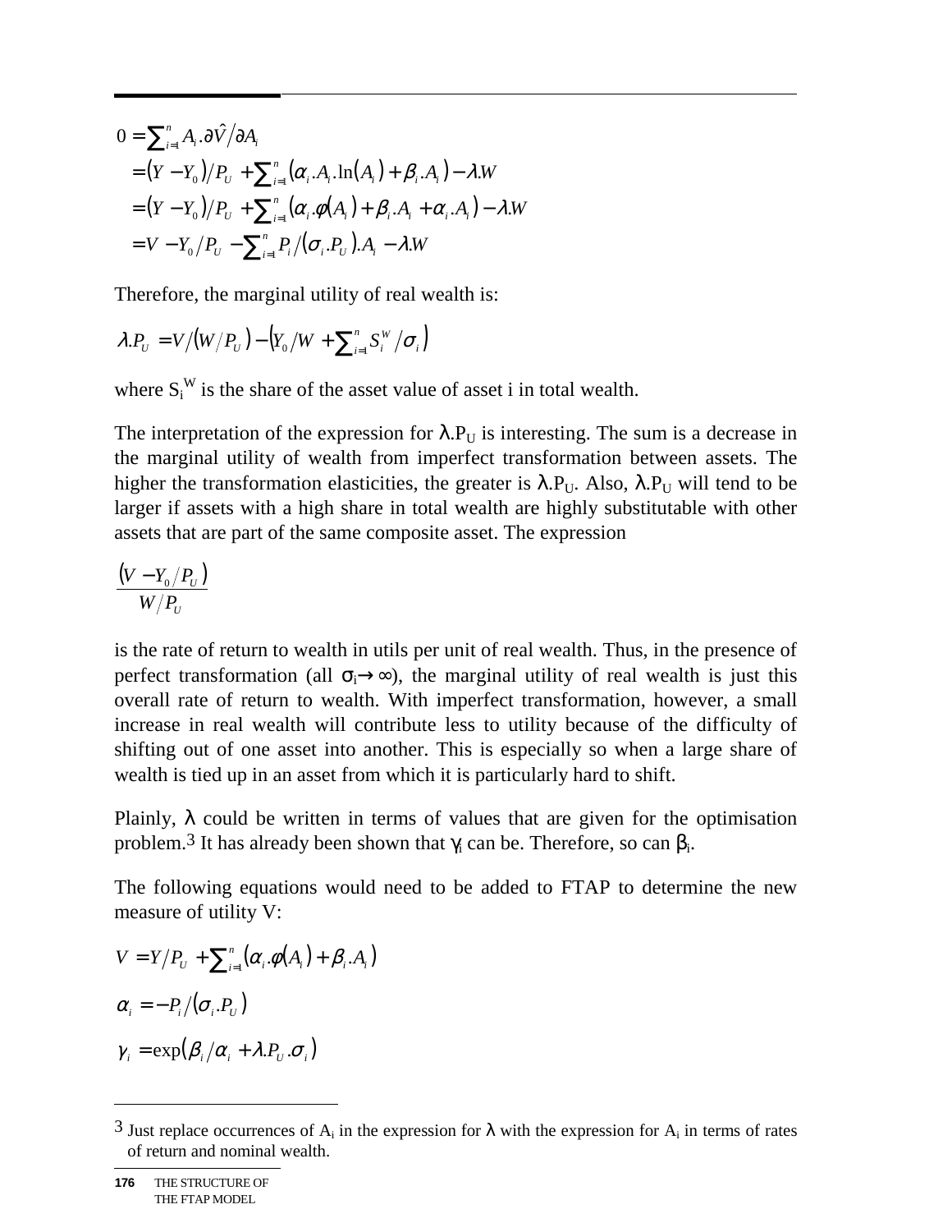$$
\begin{aligned}
0 &= \sum_{i=1}^{n} A_i.\partial\hat{V}/\partial A_i \\
&= (Y - Y_0)/P_U + \sum_{i=1}^{n} (\alpha_i.A_i.\ln(A_i) + \beta_i.A_i) - \lambda.W \\
&= (Y - Y_0)/P_U + \sum_{i=1}^{n} (\alpha_i.\phi(A_i) + \beta_i.A_i + \alpha_i.A_i) - \lambda.W \\
&= V - Y_0/P_U - \sum_{i=1}^{n} P_i/(\sigma_i.P_U).A_i - \lambda.W
\end{aligned}
$$

Therefore, the marginal utility of real wealth is:

$$
\lambda.P_U = V/(W/P_U) - \left(Y_0/W + \sum_{i=1}^{n} S_i^W/\sigma_i\right)
$$

where $S_i^W$ is the share of the asset value of asset i in total wealth.

The interpretation of the expression for $\lambda.P_U$ is interesting. The sum is a decrease in the marginal utility of wealth from imperfect transformation between assets. The higher the transformation elasticities, the greater is $\lambda.P_U$. Also, $\lambda.P_U$ will tend to be larger if assets with a high share in total wealth are highly substitutable with other assets that are part of the same composite asset. The expression

$$
\frac{(V - Y_0/P_U)}{W/P_U}
$$

is the rate of return to wealth in utils per unit of real wealth. Thus, in the presence of perfect transformation (all $\sigma_i \rightarrow \infty$), the marginal utility of real wealth is just this overall rate of return to wealth. With imperfect transformation, however, a small increase in real wealth will contribute less to utility because of the difficulty of shifting out of one asset into another. This is especially so when a large share of wealth is tied up in an asset from which it is particularly hard to shift.

Plainly, $\lambda$ could be written in terms of values that are given for the optimisation problem.[3] It has already been shown that $\gamma_i$ can be. Therefore, so can $\beta_i$.

The following equations would need to be added to FTAP to determine the new measure of utility V:

$$
V = Y/P_U + \sum_{i=1}^{n} (\alpha_i.\phi(A_i) + \beta_i.A_i)
$$

$$
\alpha_i = -P_i/(\sigma_i.P_U)
$$

$$
\gamma_i = \exp(\beta_i/\alpha_i + \lambda.P_U.\sigma_i)
$$

---

[3] Just replace occurrences of $A_i$ in the expression for $\lambda$ with the expression for $A_i$ in terms of rates of return and nominal wealth.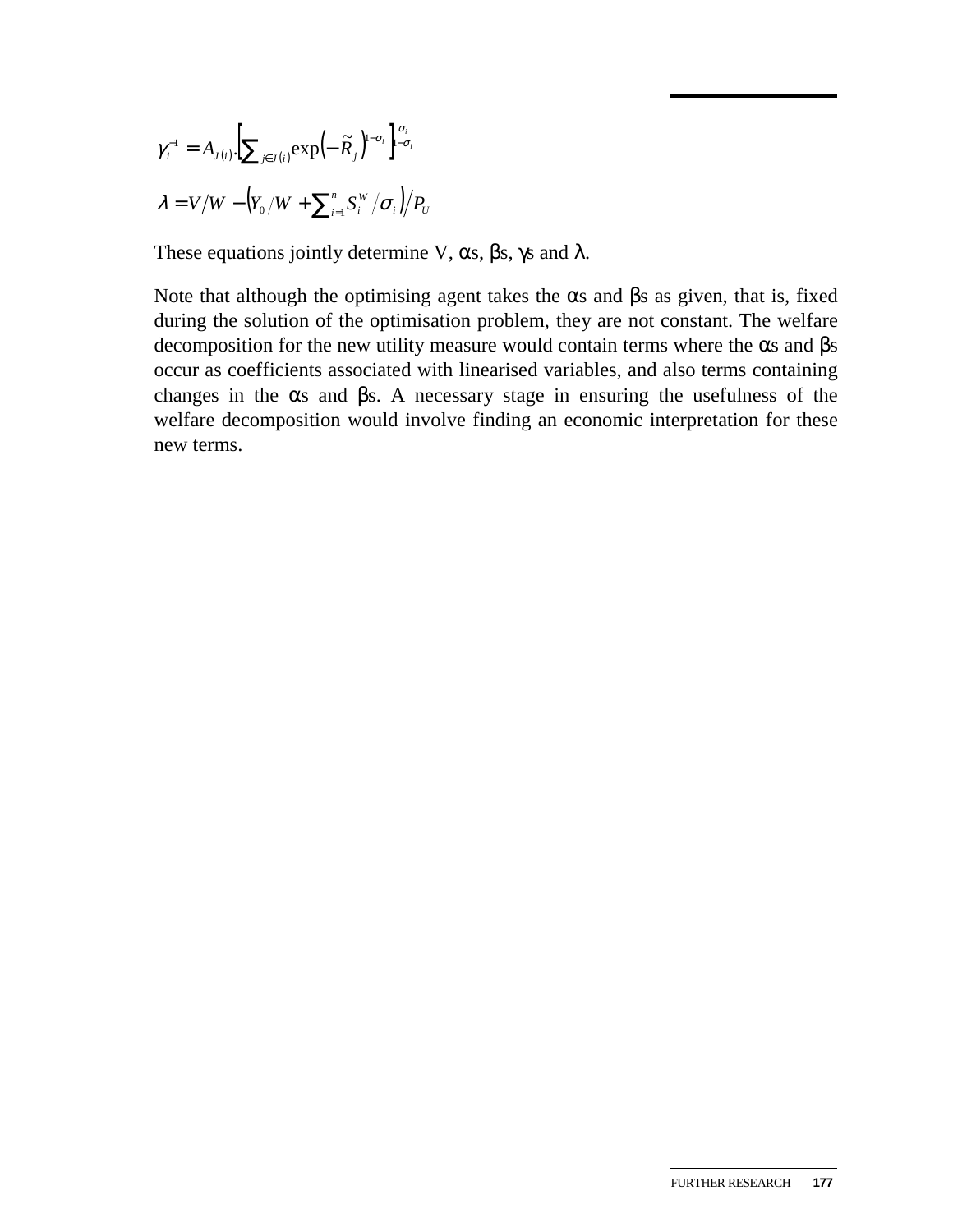$$\gamma_i^{-1} = A_{J(i)} \cdot \left[ \sum_{j \in J(i)} \exp\left(-\tilde{R}_j\right)^{1-\sigma_i} \right]^{\frac{\sigma_i}{1-\sigma_i}}$$

$$\lambda = V/W - \left( Y_0/W + \sum_{i=1}^{n} S_i^W / \sigma_i \right) / P_U$$

These equations jointly determine V, αs, βs, γs and λ.

Note that although the optimising agent takes the αs and βs as given, that is, fixed during the solution of the optimisation problem, they are not constant. The welfare decomposition for the new utility measure would contain terms where the αs and βs occur as coefficients associated with linearised variables, and also terms containing changes in the αs and βs. A necessary stage in ensuring the usefulness of the welfare decomposition would involve finding an economic interpretation for these new terms.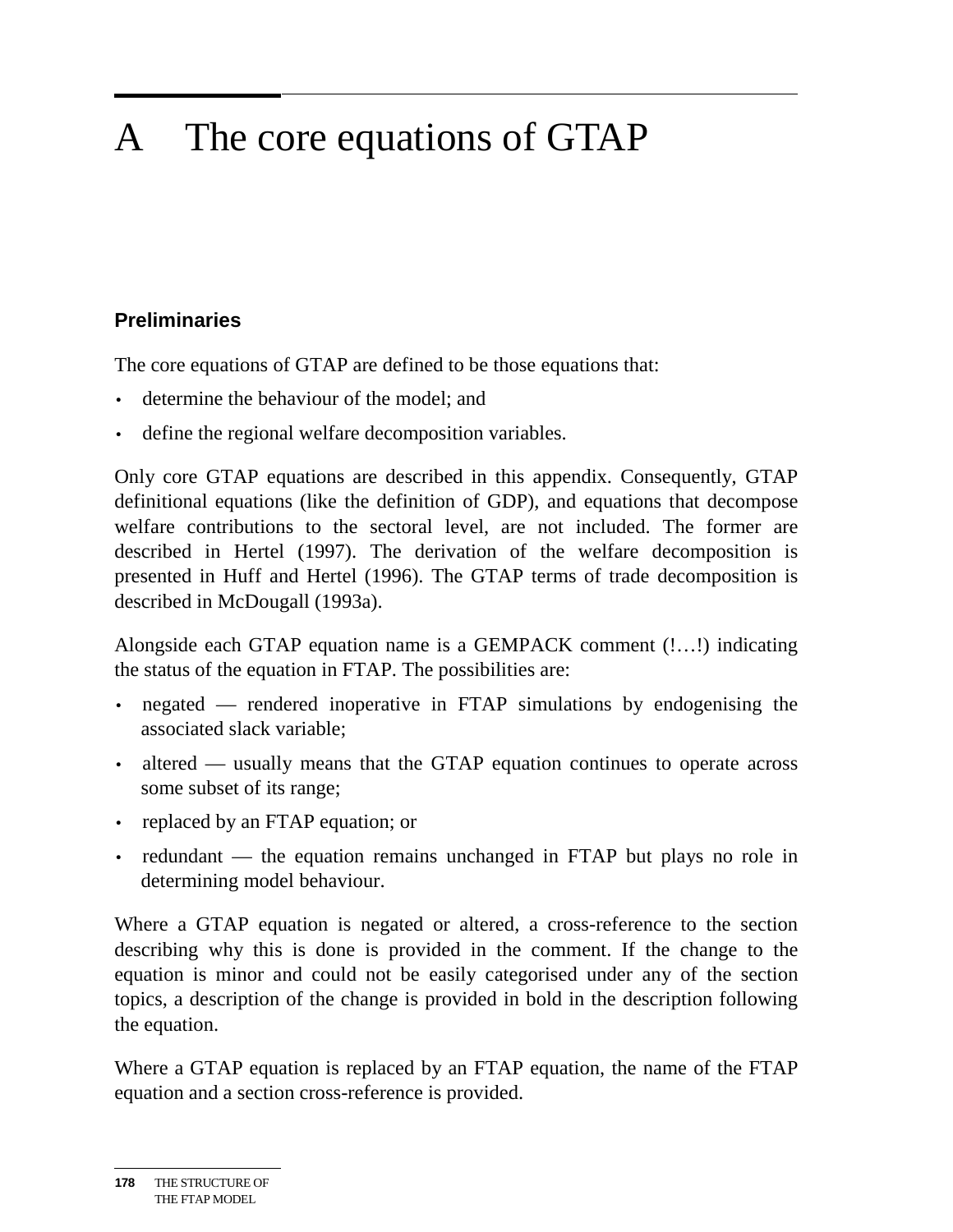# A The core equations of GTAP

## Preliminaries

The core equations of GTAP are defined to be those equations that:

- determine the behaviour of the model; and
- define the regional welfare decomposition variables.

Only core GTAP equations are described in this appendix. Consequently, GTAP definitional equations (like the definition of GDP), and equations that decompose welfare contributions to the sectoral level, are not included. The former are described in Hertel (1997). The derivation of the welfare decomposition is presented in Huff and Hertel (1996). The GTAP terms of trade decomposition is described in McDougall (1993a).

Alongside each GTAP equation name is a GEMPACK comment (!…!) indicating the status of the equation in FTAP. The possibilities are:

- negated — rendered inoperative in FTAP simulations by endogenising the associated slack variable;
- altered — usually means that the GTAP equation continues to operate across some subset of its range;
- replaced by an FTAP equation; or
- redundant — the equation remains unchanged in FTAP but plays no role in determining model behaviour.

Where a GTAP equation is negated or altered, a cross-reference to the section describing why this is done is provided in the comment. If the change to the equation is minor and could not be easily categorised under any of the section topics, a description of the change is provided in bold in the description following the equation.

Where a GTAP equation is replaced by an FTAP equation, the name of the FTAP equation and a section cross-reference is provided.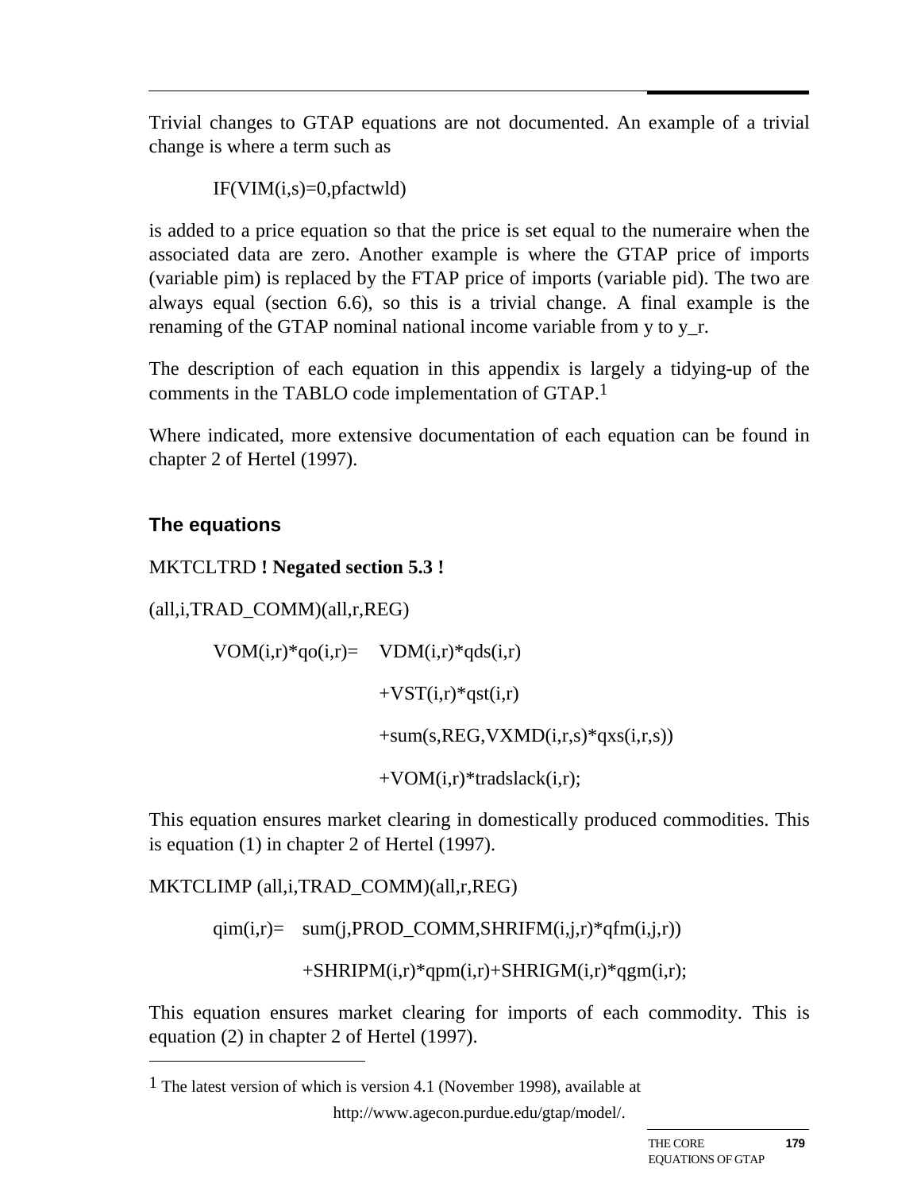Trivial changes to GTAP equations are not documented. An example of a trivial change is where a term such as

```
IF(VIM(i,s)=0,pfactwld)
```

is added to a price equation so that the price is set equal to the numeraire when the associated data are zero. Another example is where the GTAP price of imports (variable pim) is replaced by the FTAP price of imports (variable pid). The two are always equal (section 6.6), so this is a trivial change. A final example is the renaming of the GTAP nominal national income variable from y to y_r.

The description of each equation in this appendix is largely a tidying-up of the comments in the TABLO code implementation of GTAP.[1]

Where indicated, more extensive documentation of each equation can be found in chapter 2 of Hertel (1997).

### The equations

MKTCLTRD **! Negated section 5.3 !**

```
(all,i,TRAD_COMM)(all,r,REG)

    VOM(i,r)*qo(i,r)=   VDM(i,r)*qds(i,r)
                        +VST(i,r)*qst(i,r)
                        +sum(s,REG,VXMD(i,r,s)*qxs(i,r,s))
                        +VOM(i,r)*tradslack(i,r);
```

This equation ensures market clearing in domestically produced commodities. This is equation (1) in chapter 2 of Hertel (1997).

```
MKTCLIMP (all,i,TRAD_COMM)(all,r,REG)

    qim(i,r)=   sum(j,PROD_COMM,SHRIFM(i,j,r)*qfm(i,j,r))
                +SHRIPM(i,r)*qpm(i,r)+SHRIGM(i,r)*qgm(i,r);
```

This equation ensures market clearing for imports of each commodity. This is equation (2) in chapter 2 of Hertel (1997).

---

[1] The latest version of which is version 4.1 (November 1998), available at http://www.agecon.purdue.edu/gtap/model/.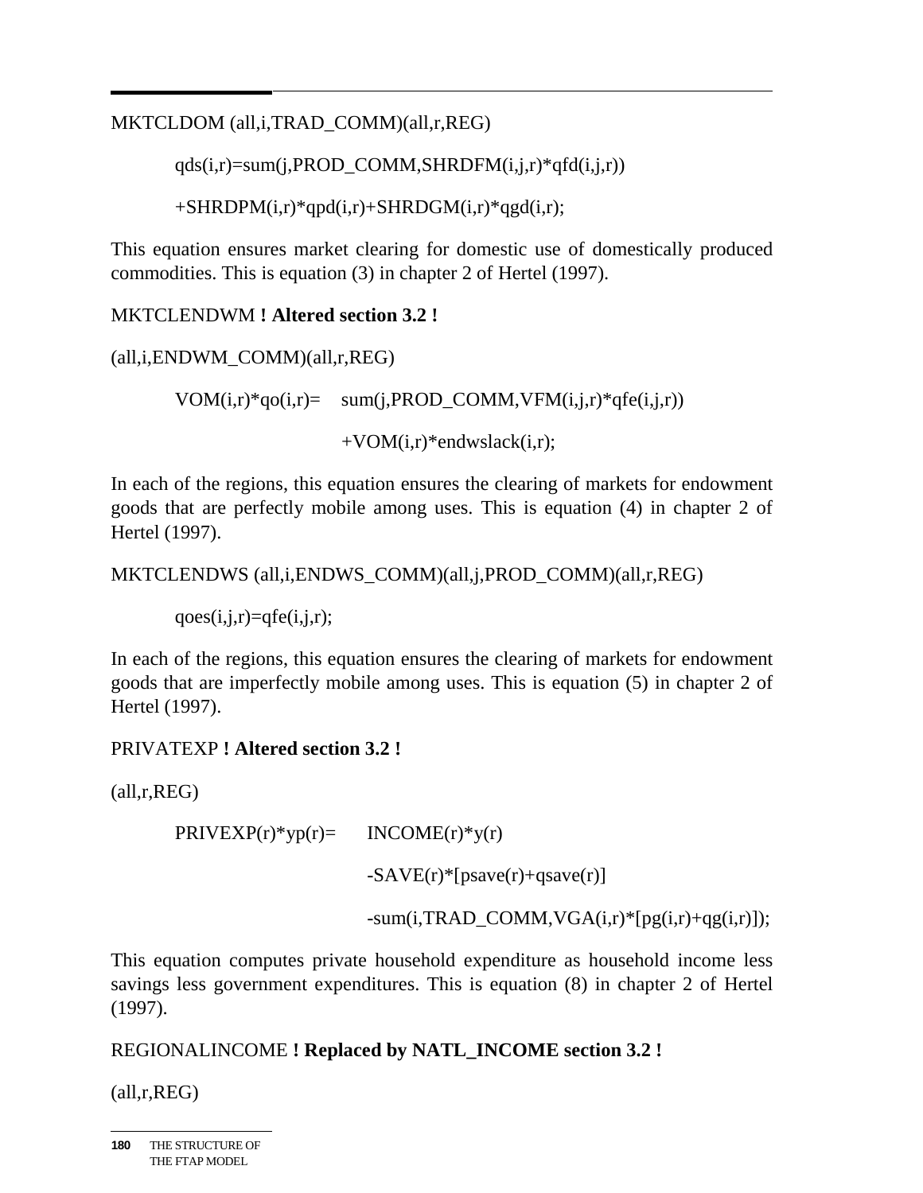MKTCLDOM (all,i,TRAD_COMM)(all,r,REG)

```
qds(i,r)=sum(j,PROD_COMM,SHRDFM(i,j,r)*qfd(i,j,r))

+SHRDPM(i,r)*qpd(i,r)+SHRDGM(i,r)*qgd(i,r);
```

This equation ensures market clearing for domestic use of domestically produced commodities. This is equation (3) in chapter 2 of Hertel (1997).

MKTCLENDWM **! Altered section 3.2 !**

(all,i,ENDWM_COMM)(all,r,REG)

```
VOM(i,r)*qo(i,r)=    sum(j,PROD_COMM,VFM(i,j,r)*qfe(i,j,r))

                     +VOM(i,r)*endwslack(i,r);
```

In each of the regions, this equation ensures the clearing of markets for endowment goods that are perfectly mobile among uses. This is equation (4) in chapter 2 of Hertel (1997).

MKTCLENDWS (all,i,ENDWS_COMM)(all,j,PROD_COMM)(all,r,REG)

```
qoes(i,j,r)=qfe(i,j,r);
```

In each of the regions, this equation ensures the clearing of markets for endowment goods that are imperfectly mobile among uses. This is equation (5) in chapter 2 of Hertel (1997).

PRIVATEXP **! Altered section 3.2 !**

(all,r,REG)

```
PRIVEXP(r)*yp(r)=      INCOME(r)*y(r)

                       -SAVE(r)*[psave(r)+qsave(r)]

                       -sum(i,TRAD_COMM,VGA(i,r)*[pg(i,r)+qg(i,r)]);
```

This equation computes private household expenditure as household income less savings less government expenditures. This is equation (8) in chapter 2 of Hertel (1997).

REGIONALINCOME **! Replaced by NATL_INCOME section 3.2 !**

(all,r,REG)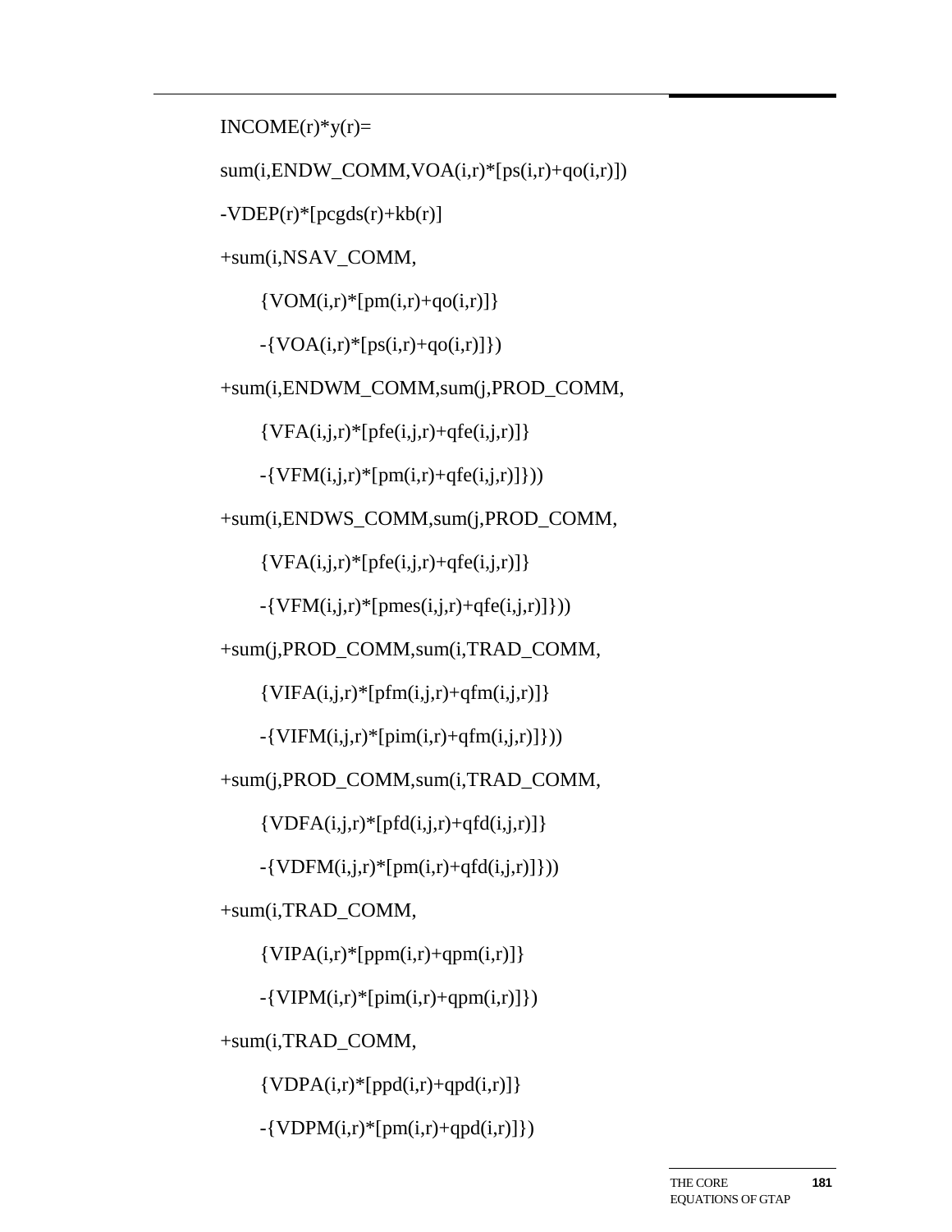```
INCOME(r)*y(r)=
sum(i,ENDW_COMM,VOA(i,r)*[ps(i,r)+qo(i,r)])
-VDEP(r)*[pcgds(r)+kb(r)]
+sum(i,NSAV_COMM,
    {VOM(i,r)*[pm(i,r)+qo(i,r)]}
    -{VOA(i,r)*[ps(i,r)+qo(i,r)]})
+sum(i,ENDWM_COMM,sum(j,PROD_COMM,
    {VFA(i,j,r)*[pfe(i,j,r)+qfe(i,j,r)]}
    -{VFM(i,j,r)*[pm(i,r)+qfe(i,j,r)]}))
+sum(i,ENDWS_COMM,sum(j,PROD_COMM,
    {VFA(i,j,r)*[pfe(i,j,r)+qfe(i,j,r)]}
    -{VFM(i,j,r)*[pmes(i,j,r)+qfe(i,j,r)]}))
+sum(j,PROD_COMM,sum(i,TRAD_COMM,
    {VIFA(i,j,r)*[pfm(i,j,r)+qfm(i,j,r)]}
    -{VIFM(i,j,r)*[pim(i,r)+qfm(i,j,r)]}))
+sum(j,PROD_COMM,sum(i,TRAD_COMM,
    {VDFA(i,j,r)*[pfd(i,j,r)+qfd(i,j,r)]}
    -{VDFM(i,j,r)*[pm(i,r)+qfd(i,j,r)]}))
+sum(i,TRAD_COMM,
    {VIPA(i,r)*[ppm(i,r)+qpm(i,r)]}
    -{VIPM(i,r)*[pim(i,r)+qpm(i,r)]})
+sum(i,TRAD_COMM,
    {VDPA(i,r)*[ppd(i,r)+qpd(i,r)]}
    -{VDPM(i,r)*[pm(i,r)+qpd(i,r)]})
```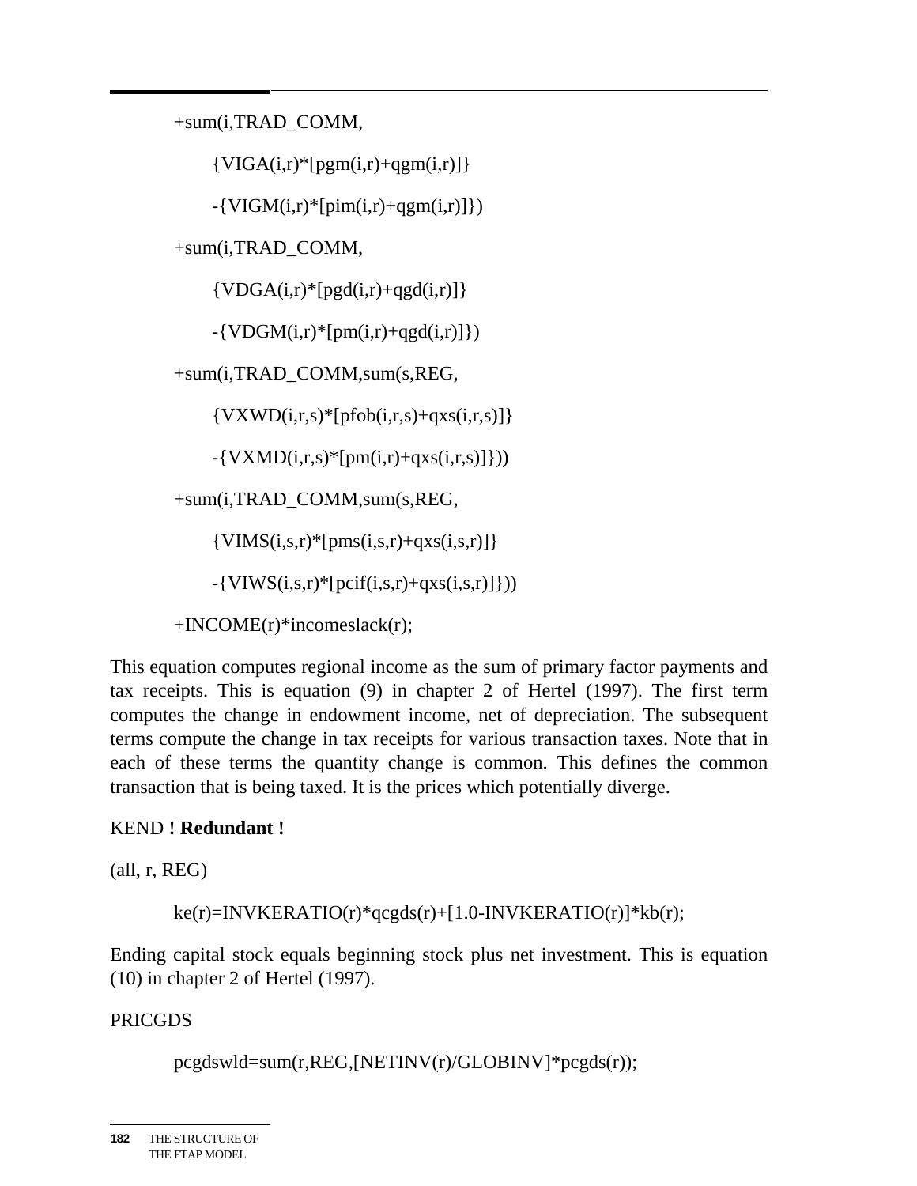```
+sum(i,TRAD_COMM,
     {VIGA(i,r)*[pgm(i,r)+qgm(i,r)]}
     -{VIGM(i,r)*[pim(i,r)+qgm(i,r)]})
+sum(i,TRAD_COMM,
     {VDGA(i,r)*[pgd(i,r)+qgd(i,r)]}
     -{VDGM(i,r)*[pm(i,r)+qgd(i,r)]})
+sum(i,TRAD_COMM,sum(s,REG,
     {VXWD(i,r,s)*[pfob(i,r,s)+qxs(i,r,s)]}
     -{VXMD(i,r,s)*[pm(i,r)+qxs(i,r,s)]}))
+sum(i,TRAD_COMM,sum(s,REG,
     {VIMS(i,s,r)*[pms(i,s,r)+qxs(i,s,r)]}
     -{VIWS(i,s,r)*[pcif(i,s,r)+qxs(i,s,r)]}))
+INCOME(r)*incomeslack(r);
```

This equation computes regional income as the sum of primary factor payments and tax receipts. This is equation (9) in chapter 2 of Hertel (1997). The first term computes the change in endowment income, net of depreciation. The subsequent terms compute the change in tax receipts for various transaction taxes. Note that in each of these terms the quantity change is common. This defines the common transaction that is being taxed. It is the prices which potentially diverge.

KEND **! Redundant !**

(all, r, REG)

```
ke(r)=INVKERATIO(r)*qcgds(r)+[1.0-INVKERATIO(r)]*kb(r);
```

Ending capital stock equals beginning stock plus net investment. This is equation (10) in chapter 2 of Hertel (1997).

PRICGDS

```
pcgdswld=sum(r,REG,[NETINV(r)/GLOBINV]*pcgds(r));
```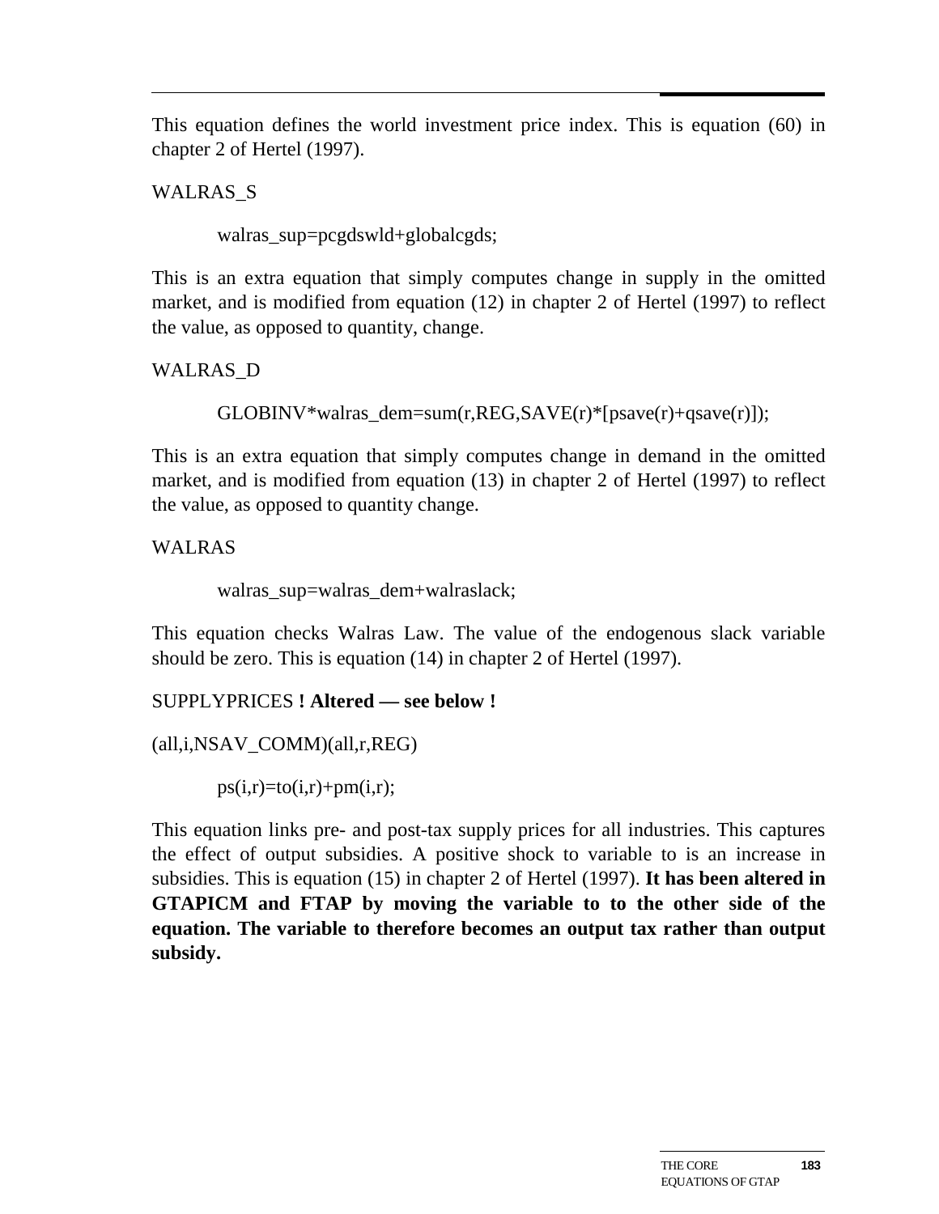This equation defines the world investment price index. This is equation (60) in chapter 2 of Hertel (1997).

WALRAS_S

```
walras_sup=pcgdswld+globalcgds;
```

This is an extra equation that simply computes change in supply in the omitted market, and is modified from equation (12) in chapter 2 of Hertel (1997) to reflect the value, as opposed to quantity, change.

WALRAS_D

```
GLOBINV*walras_dem=sum(r,REG,SAVE(r)*[psave(r)+qsave(r)]);
```

This is an extra equation that simply computes change in demand in the omitted market, and is modified from equation (13) in chapter 2 of Hertel (1997) to reflect the value, as opposed to quantity change.

WALRAS

```
walras_sup=walras_dem+walraslack;
```

This equation checks Walras Law. The value of the endogenous slack variable should be zero. This is equation (14) in chapter 2 of Hertel (1997).

SUPPLYPRICES **! Altered — see below !**

(all,i,NSAV_COMM)(all,r,REG)

```
ps(i,r)=to(i,r)+pm(i,r);
```

This equation links pre- and post-tax supply prices for all industries. This captures the effect of output subsidies. A positive shock to variable to is an increase in subsidies. This is equation (15) in chapter 2 of Hertel (1997). **It has been altered in GTAPICM and FTAP by moving the variable to to the other side of the equation. The variable to therefore becomes an output tax rather than output subsidy.**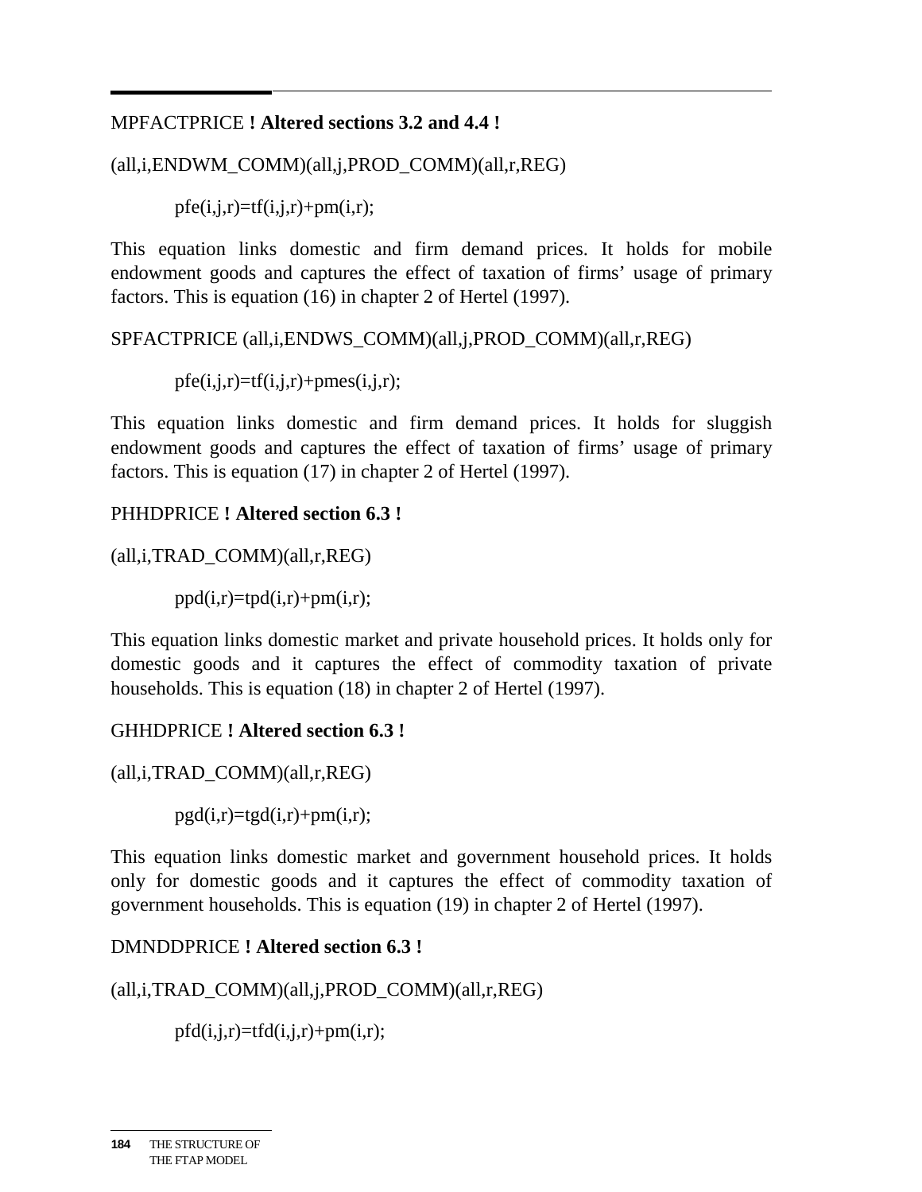MPFACTPRICE **! Altered sections 3.2 and 4.4 !**

(all,i,ENDWM_COMM)(all,j,PROD_COMM)(all,r,REG)

```
pfe(i,j,r)=tf(i,j,r)+pm(i,r);
```

This equation links domestic and firm demand prices. It holds for mobile endowment goods and captures the effect of taxation of firms' usage of primary factors. This is equation (16) in chapter 2 of Hertel (1997).

SPFACTPRICE (all,i,ENDWS_COMM)(all,j,PROD_COMM)(all,r,REG)

```
pfe(i,j,r)=tf(i,j,r)+pmes(i,j,r);
```

This equation links domestic and firm demand prices. It holds for sluggish endowment goods and captures the effect of taxation of firms' usage of primary factors. This is equation (17) in chapter 2 of Hertel (1997).

PHHDPRICE **! Altered section 6.3 !**

(all,i,TRAD_COMM)(all,r,REG)

```
ppd(i,r)=tpd(i,r)+pm(i,r);
```

This equation links domestic market and private household prices. It holds only for domestic goods and it captures the effect of commodity taxation of private households. This is equation (18) in chapter 2 of Hertel (1997).

GHHDPRICE **! Altered section 6.3 !**

(all,i,TRAD_COMM)(all,r,REG)

```
pgd(i,r)=tgd(i,r)+pm(i,r);
```

This equation links domestic market and government household prices. It holds only for domestic goods and it captures the effect of commodity taxation of government households. This is equation (19) in chapter 2 of Hertel (1997).

DMNDDPRICE **! Altered section 6.3 !**

(all,i,TRAD_COMM)(all,j,PROD_COMM)(all,r,REG)

```
pfd(i,j,r)=tfd(i,j,r)+pm(i,r);
```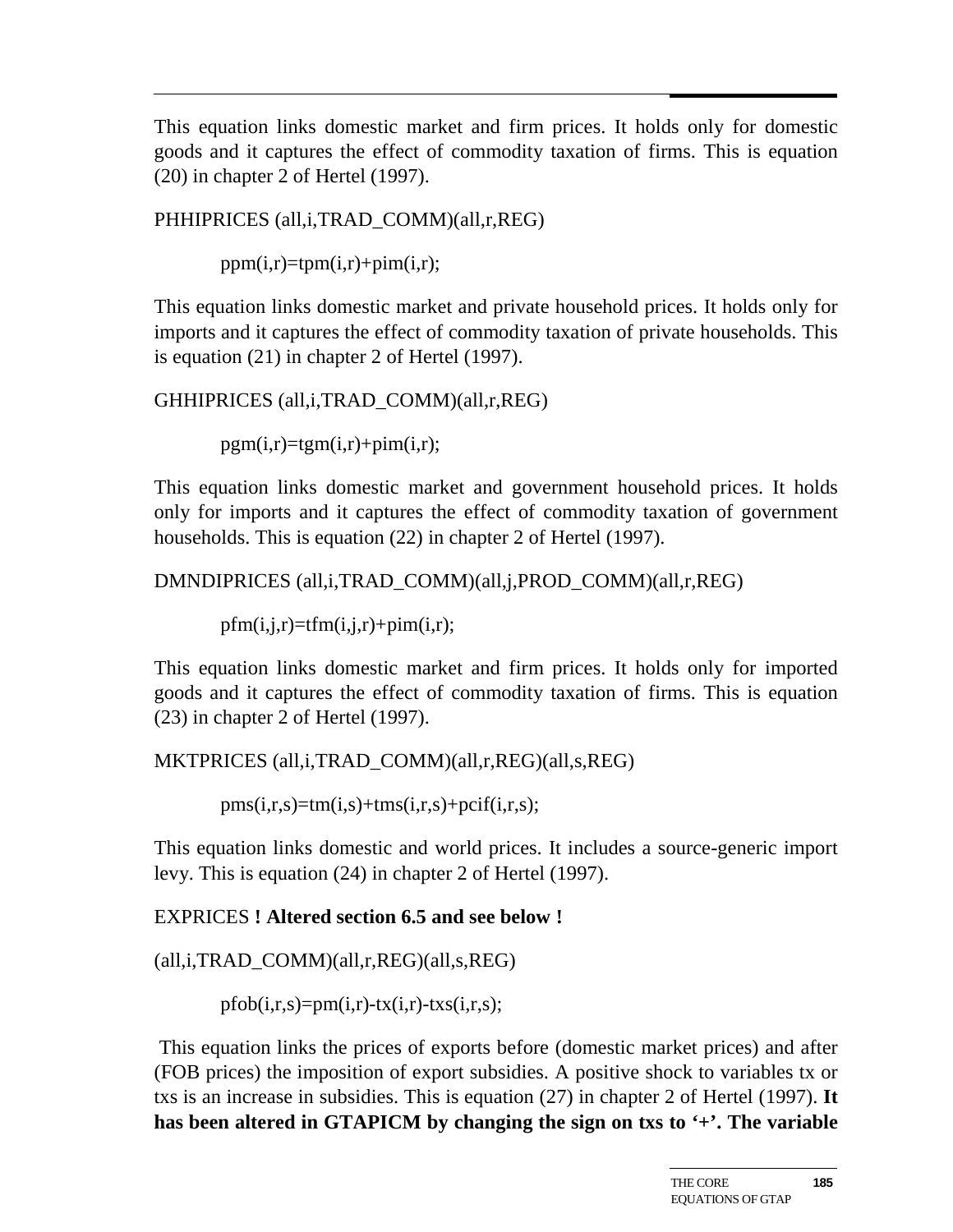This equation links domestic market and firm prices. It holds only for domestic goods and it captures the effect of commodity taxation of firms. This is equation (20) in chapter 2 of Hertel (1997).

PHHIPRICES (all,i,TRAD_COMM)(all,r,REG)

```
ppm(i,r)=tpm(i,r)+pim(i,r);
```

This equation links domestic market and private household prices. It holds only for imports and it captures the effect of commodity taxation of private households. This is equation (21) in chapter 2 of Hertel (1997).

GHHIPRICES (all,i,TRAD_COMM)(all,r,REG)

```
pgm(i,r)=tgm(i,r)+pim(i,r);
```

This equation links domestic market and government household prices. It holds only for imports and it captures the effect of commodity taxation of government households. This is equation (22) in chapter 2 of Hertel (1997).

DMNDIPRICES (all,i,TRAD_COMM)(all,j,PROD_COMM)(all,r,REG)

```
pfm(i,j,r)=tfm(i,j,r)+pim(i,r);
```

This equation links domestic market and firm prices. It holds only for imported goods and it captures the effect of commodity taxation of firms. This is equation (23) in chapter 2 of Hertel (1997).

MKTPRICES (all,i,TRAD_COMM)(all,r,REG)(all,s,REG)

```
pms(i,r,s)=tm(i,s)+tms(i,r,s)+pcif(i,r,s);
```

This equation links domestic and world prices. It includes a source-generic import levy. This is equation (24) in chapter 2 of Hertel (1997).

EXPRICES **! Altered section 6.5 and see below !**

(all,i,TRAD_COMM)(all,r,REG)(all,s,REG)

```
pfob(i,r,s)=pm(i,r)-tx(i,r)-txs(i,r,s);
```

This equation links the prices of exports before (domestic market prices) and after (FOB prices) the imposition of export subsidies. A positive shock to variables tx or txs is an increase in subsidies. This is equation (27) in chapter 2 of Hertel (1997). **It has been altered in GTAPICM by changing the sign on txs to '+'. The variable**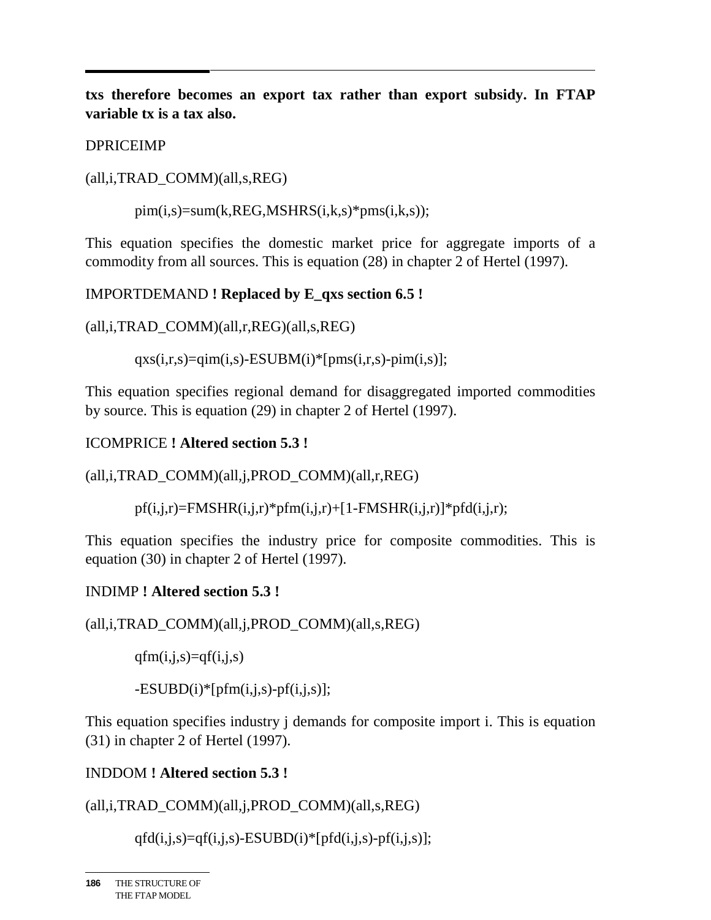**txs therefore becomes an export tax rather than export subsidy. In FTAP variable tx is a tax also.**

DPRICEIMP

(all,i,TRAD_COMM)(all,s,REG)

```
pim(i,s)=sum(k,REG,MSHRS(i,k,s)*pms(i,k,s));
```

This equation specifies the domestic market price for aggregate imports of a commodity from all sources. This is equation (28) in chapter 2 of Hertel (1997).

IMPORTDEMAND **! Replaced by E_qxs section 6.5 !**

(all,i,TRAD_COMM)(all,r,REG)(all,s,REG)

```
qxs(i,r,s)=qim(i,s)-ESUBM(i)*[pms(i,r,s)-pim(i,s)];
```

This equation specifies regional demand for disaggregated imported commodities by source. This is equation (29) in chapter 2 of Hertel (1997).

ICOMPRICE **! Altered section 5.3 !**

(all,i,TRAD_COMM)(all,j,PROD_COMM)(all,r,REG)

```
pf(i,j,r)=FMSHR(i,j,r)*pfm(i,j,r)+[1-FMSHR(i,j,r)]*pfd(i,j,r);
```

This equation specifies the industry price for composite commodities. This is equation (30) in chapter 2 of Hertel (1997).

INDIMP **! Altered section 5.3 !**

(all,i,TRAD_COMM)(all,j,PROD_COMM)(all,s,REG)

```
qfm(i,j,s)=qf(i,j,s)

-ESUBD(i)*[pfm(i,j,s)-pf(i,j,s)];
```

This equation specifies industry j demands for composite import i. This is equation (31) in chapter 2 of Hertel (1997).

INDDOM **! Altered section 5.3 !**

(all,i,TRAD_COMM)(all,j,PROD_COMM)(all,s,REG)

```
qfd(i,j,s)=qf(i,j,s)-ESUBD(i)*[pfd(i,j,s)-pf(i,j,s)];
```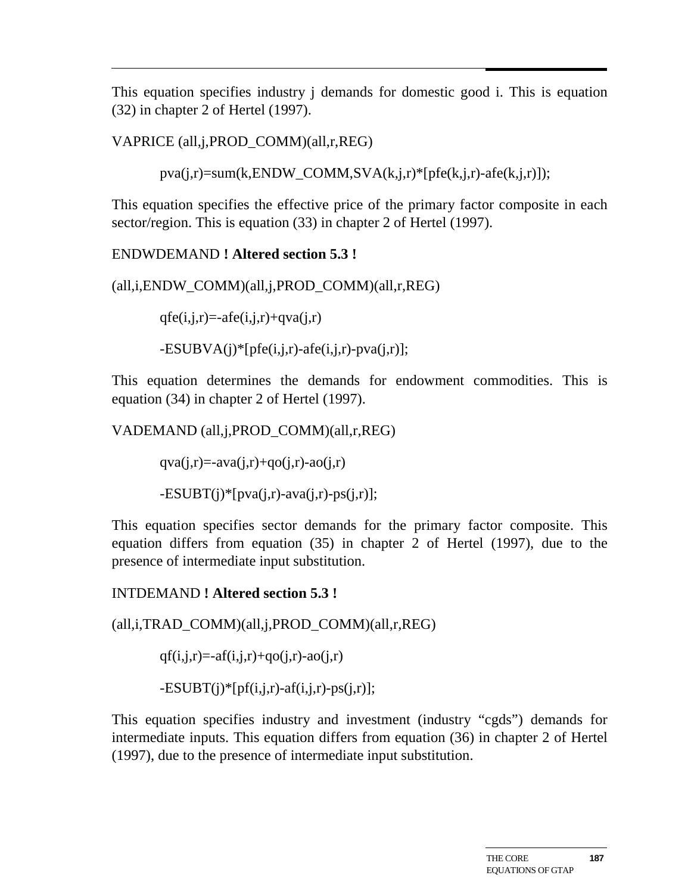This equation specifies industry j demands for domestic good i. This is equation (32) in chapter 2 of Hertel (1997).

VAPRICE (all,j,PROD_COMM)(all,r,REG)

```
pva(j,r)=sum(k,ENDW_COMM,SVA(k,j,r)*[pfe(k,j,r)-afe(k,j,r)]);
```

This equation specifies the effective price of the primary factor composite in each sector/region. This is equation (33) in chapter 2 of Hertel (1997).

ENDWDEMAND **! Altered section 5.3 !**

(all,i,ENDW_COMM)(all,j,PROD_COMM)(all,r,REG)

```
qfe(i,j,r)=-afe(i,j,r)+qva(j,r)

-ESUBVA(j)*[pfe(i,j,r)-afe(i,j,r)-pva(j,r)];
```

This equation determines the demands for endowment commodities. This is equation (34) in chapter 2 of Hertel (1997).

VADEMAND (all,j,PROD_COMM)(all,r,REG)

```
qva(j,r)=-ava(j,r)+qo(j,r)-ao(j,r)

-ESUBT(j)*[pva(j,r)-ava(j,r)-ps(j,r)];
```

This equation specifies sector demands for the primary factor composite. This equation differs from equation (35) in chapter 2 of Hertel (1997), due to the presence of intermediate input substitution.

INTDEMAND **! Altered section 5.3 !**

(all,i,TRAD_COMM)(all,j,PROD_COMM)(all,r,REG)

```
qf(i,j,r)=-af(i,j,r)+qo(j,r)-ao(j,r)

-ESUBT(j)*[pf(i,j,r)-af(i,j,r)-ps(j,r)];
```

This equation specifies industry and investment (industry “cgds”) demands for intermediate inputs. This equation differs from equation (36) in chapter 2 of Hertel (1997), due to the presence of intermediate input substitution.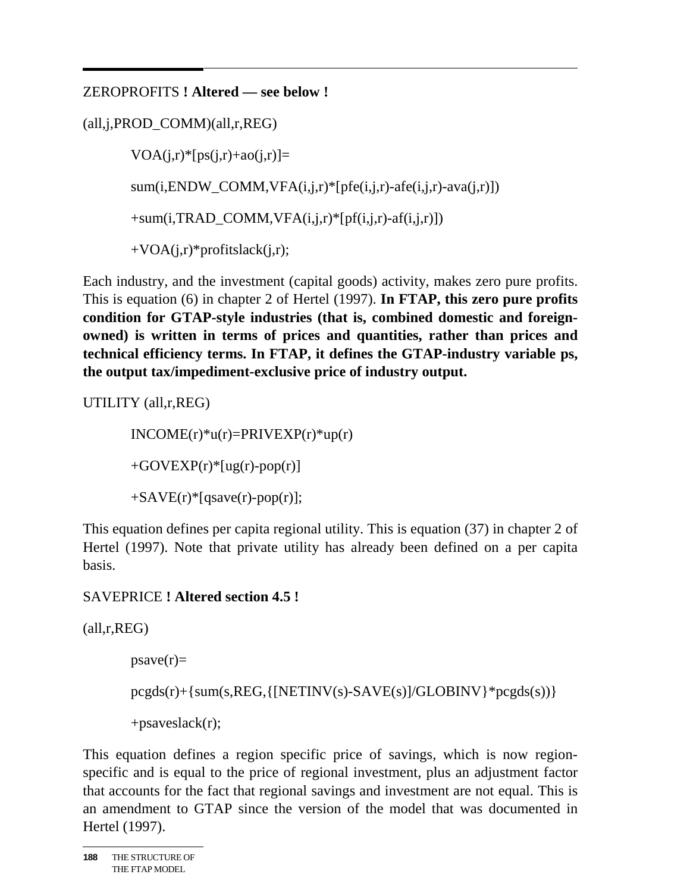ZEROPROFITS **! Altered — see below !**

(all,j,PROD_COMM)(all,r,REG)

```
VOA(j,r)*[ps(j,r)+ao(j,r)]=
sum(i,ENDW_COMM,VFA(i,j,r)*[pfe(i,j,r)-afe(i,j,r)-ava(j,r)])
+sum(i,TRAD_COMM,VFA(i,j,r)*[pf(i,j,r)-af(i,j,r)])
+VOA(j,r)*profitslack(j,r);
```

Each industry, and the investment (capital goods) activity, makes zero pure profits. This is equation (6) in chapter 2 of Hertel (1997). **In FTAP, this zero pure profits condition for GTAP-style industries (that is, combined domestic and foreign-owned) is written in terms of prices and quantities, rather than prices and technical efficiency terms. In FTAP, it defines the GTAP-industry variable ps, the output tax/impediment-exclusive price of industry output.**

UTILITY (all,r,REG)

```
INCOME(r)*u(r)=PRIVEXP(r)*up(r)
+GOVEXP(r)*[ug(r)-pop(r)]
+SAVE(r)*[qsave(r)-pop(r)];
```

This equation defines per capita regional utility. This is equation (37) in chapter 2 of Hertel (1997). Note that private utility has already been defined on a per capita basis.

SAVEPRICE **! Altered section 4.5 !**

(all,r,REG)

```
psave(r)=
pcgds(r)+{sum(s,REG,{[NETINV(s)-SAVE(s)]/GLOBINV}*pcgds(s))}
+psaveslack(r);
```

This equation defines a region specific price of savings, which is now region-specific and is equal to the price of regional investment, plus an adjustment factor that accounts for the fact that regional savings and investment are not equal. This is an amendment to GTAP since the version of the model that was documented in Hertel (1997).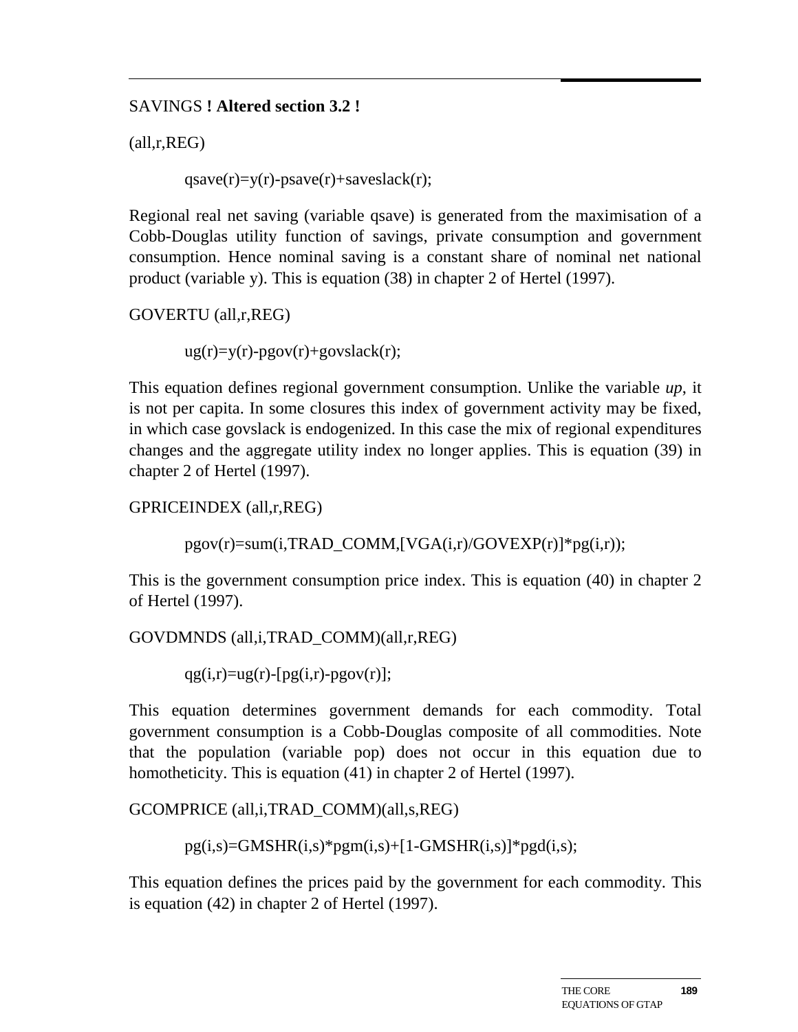SAVINGS **! Altered section 3.2 !**

(all,r,REG)

```
qsave(r)=y(r)-psave(r)+saveslack(r);
```

Regional real net saving (variable qsave) is generated from the maximisation of a Cobb-Douglas utility function of savings, private consumption and government consumption. Hence nominal saving is a constant share of nominal net national product (variable y). This is equation (38) in chapter 2 of Hertel (1997).

GOVERTU (all,r,REG)

```
ug(r)=y(r)-pgov(r)+govslack(r);
```

This equation defines regional government consumption. Unlike the variable *up*, it is not per capita. In some closures this index of government activity may be fixed, in which case govslack is endogenized. In this case the mix of regional expenditures changes and the aggregate utility index no longer applies. This is equation (39) in chapter 2 of Hertel (1997).

GPRICEINDEX (all,r,REG)

```
pgov(r)=sum(i,TRAD_COMM,[VGA(i,r)/GOVEXP(r)]*pg(i,r));
```

This is the government consumption price index. This is equation (40) in chapter 2 of Hertel (1997).

GOVDMNDS (all,i,TRAD_COMM)(all,r,REG)

```
qg(i,r)=ug(r)-[pg(i,r)-pgov(r)];
```

This equation determines government demands for each commodity. Total government consumption is a Cobb-Douglas composite of all commodities. Note that the population (variable pop) does not occur in this equation due to homotheticity. This is equation (41) in chapter 2 of Hertel (1997).

GCOMPRICE (all,i,TRAD_COMM)(all,s,REG)

```
pg(i,s)=GMSHR(i,s)*pgm(i,s)+[1-GMSHR(i,s)]*pgd(i,s);
```

This equation defines the prices paid by the government for each commodity. This is equation (42) in chapter 2 of Hertel (1997).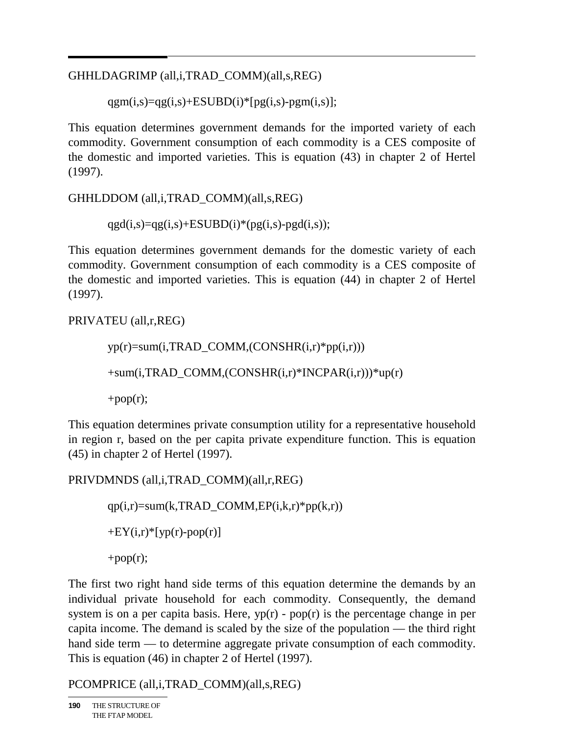GHHLDAGRIMP (all,i,TRAD_COMM)(all,s,REG)

```
qgm(i,s)=qg(i,s)+ESUBD(i)*[pg(i,s)-pgm(i,s)];
```

This equation determines government demands for the imported variety of each commodity. Government consumption of each commodity is a CES composite of the domestic and imported varieties. This is equation (43) in chapter 2 of Hertel (1997).

GHHLDDOM (all,i,TRAD_COMM)(all,s,REG)

```
qgd(i,s)=qg(i,s)+ESUBD(i)*(pg(i,s)-pgd(i,s));
```

This equation determines government demands for the domestic variety of each commodity. Government consumption of each commodity is a CES composite of the domestic and imported varieties. This is equation (44) in chapter 2 of Hertel (1997).

PRIVATEU (all,r,REG)

```
yp(r)=sum(i,TRAD_COMM,(CONSHR(i,r)*pp(i,r)))

+sum(i,TRAD_COMM,(CONSHR(i,r)*INCPAR(i,r)))*up(r)

+pop(r);
```

This equation determines private consumption utility for a representative household in region r, based on the per capita private expenditure function. This is equation (45) in chapter 2 of Hertel (1997).

PRIVDMNDS (all,i,TRAD_COMM)(all,r,REG)

```
qp(i,r)=sum(k,TRAD_COMM,EP(i,k,r)*pp(k,r))

+EY(i,r)*[yp(r)-pop(r)]

+pop(r);
```

The first two right hand side terms of this equation determine the demands by an individual private household for each commodity. Consequently, the demand system is on a per capita basis. Here, yp(r) - pop(r) is the percentage change in per capita income. The demand is scaled by the size of the population — the third right hand side term — to determine aggregate private consumption of each commodity. This is equation (46) in chapter 2 of Hertel (1997).

PCOMPRICE (all,i,TRAD_COMM)(all,s,REG)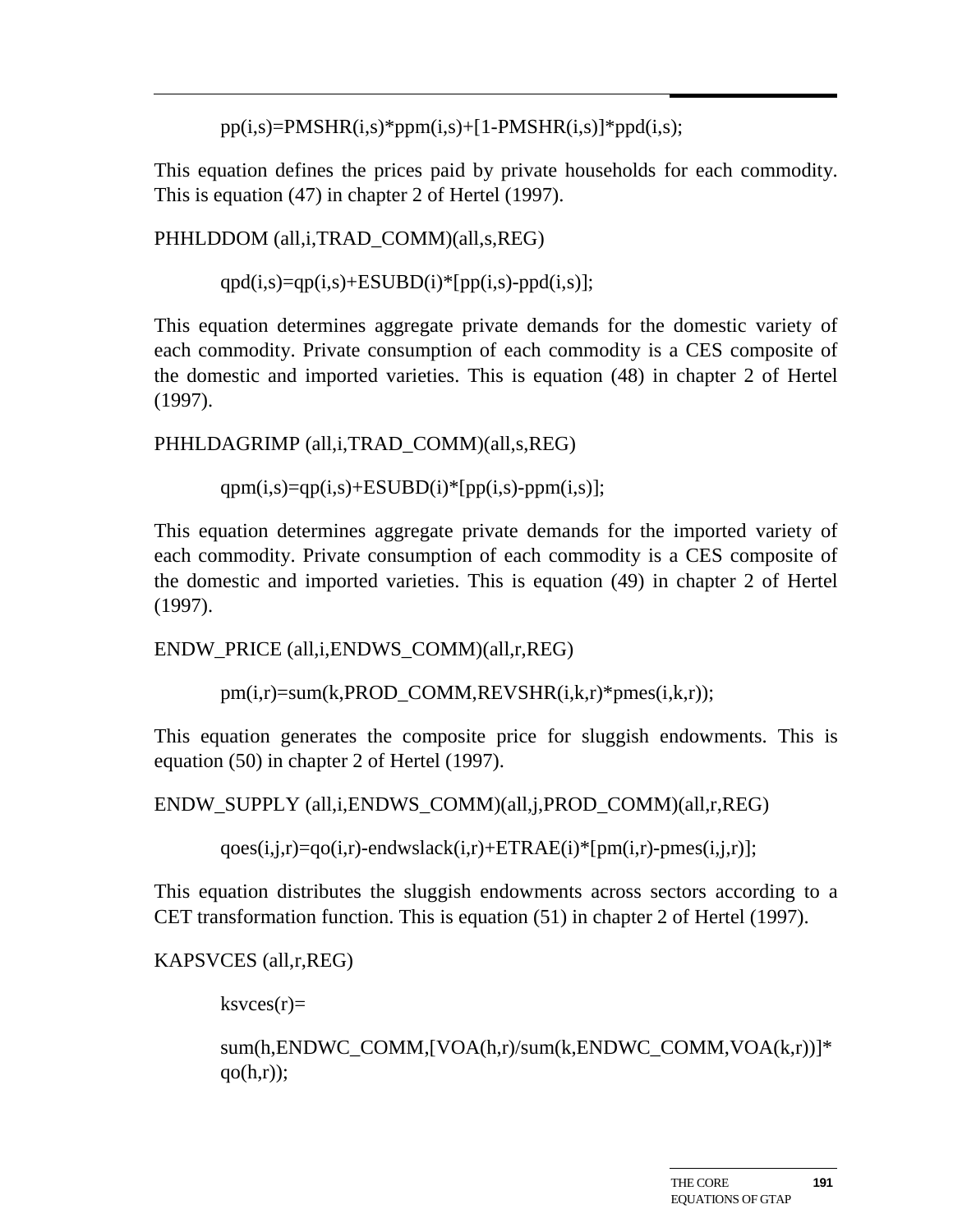```
pp(i,s)=PMSHR(i,s)*ppm(i,s)+[1-PMSHR(i,s)]*ppd(i,s);
```

This equation defines the prices paid by private households for each commodity. This is equation (47) in chapter 2 of Hertel (1997).

PHHLDDOM (all,i,TRAD_COMM)(all,s,REG)

```
qpd(i,s)=qp(i,s)+ESUBD(i)*[pp(i,s)-ppd(i,s)];
```

This equation determines aggregate private demands for the domestic variety of each commodity. Private consumption of each commodity is a CES composite of the domestic and imported varieties. This is equation (48) in chapter 2 of Hertel (1997).

PHHLDAGRIMP (all,i,TRAD_COMM)(all,s,REG)

```
qpm(i,s)=qp(i,s)+ESUBD(i)*[pp(i,s)-ppm(i,s)];
```

This equation determines aggregate private demands for the imported variety of each commodity. Private consumption of each commodity is a CES composite of the domestic and imported varieties. This is equation (49) in chapter 2 of Hertel (1997).

ENDW_PRICE (all,i,ENDWS_COMM)(all,r,REG)

```
pm(i,r)=sum(k,PROD_COMM,REVSHR(i,k,r)*pmes(i,k,r));
```

This equation generates the composite price for sluggish endowments. This is equation (50) in chapter 2 of Hertel (1997).

ENDW_SUPPLY (all,i,ENDWS_COMM)(all,j,PROD_COMM)(all,r,REG)

```
qoes(i,j,r)=qo(i,r)-endwslack(i,r)+ETRAE(i)*[pm(i,r)-pmes(i,j,r)];
```

This equation distributes the sluggish endowments across sectors according to a CET transformation function. This is equation (51) in chapter 2 of Hertel (1997).

KAPSVCES (all,r,REG)

```
ksvces(r)=
sum(h,ENDWC_COMM,[VOA(h,r)/sum(k,ENDWC_COMM,VOA(k,r))]*qo(h,r));
```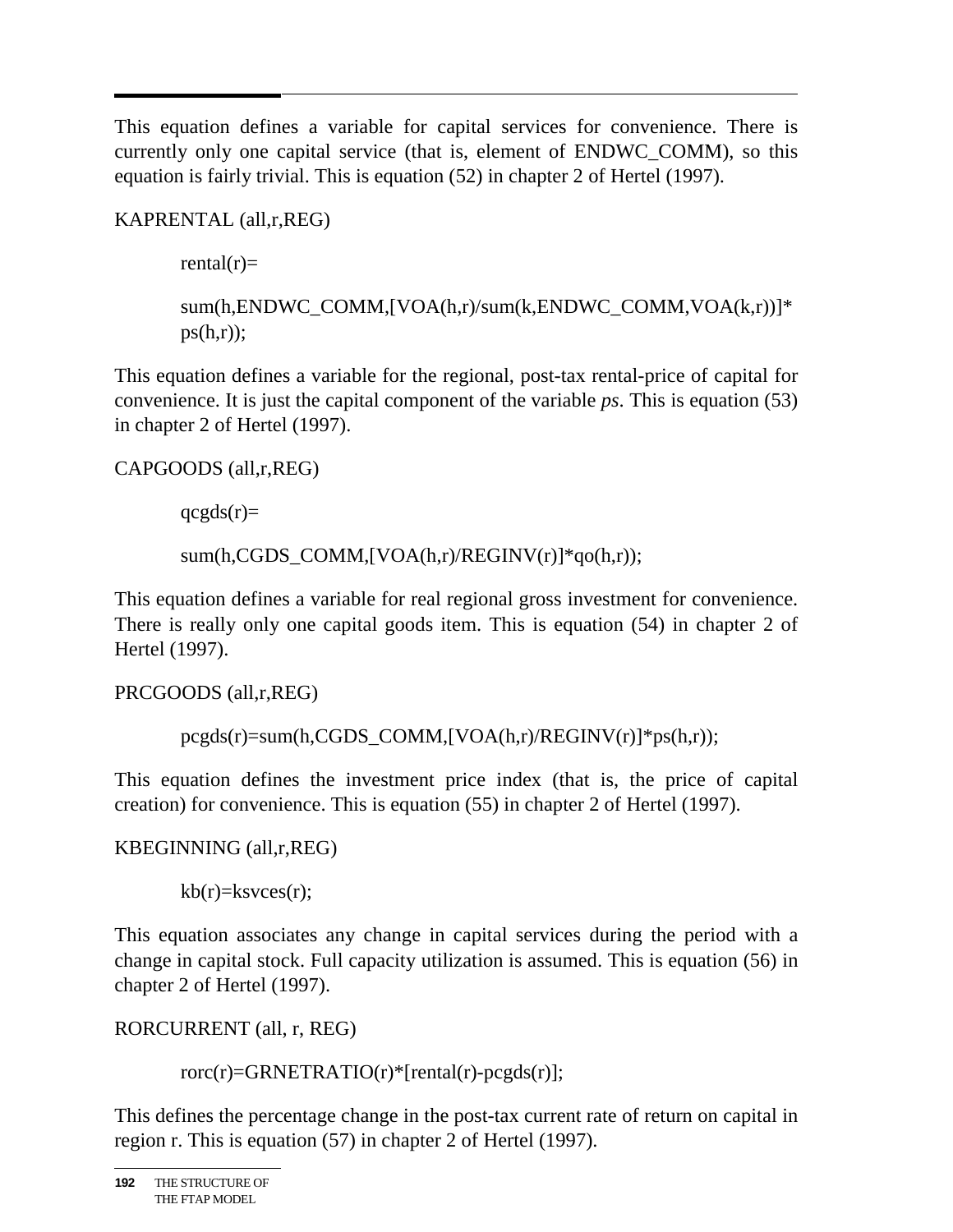This equation defines a variable for capital services for convenience. There is currently only one capital service (that is, element of ENDWC_COMM), so this equation is fairly trivial. This is equation (52) in chapter 2 of Hertel (1997).

KAPRENTAL (all,r,REG)

```
rental(r)=

sum(h,ENDWC_COMM,[VOA(h,r)/sum(k,ENDWC_COMM,VOA(k,r))]*
ps(h,r));
```

This equation defines a variable for the regional, post-tax rental-price of capital for convenience. It is just the capital component of the variable *ps*. This is equation (53) in chapter 2 of Hertel (1997).

CAPGOODS (all,r,REG)

```
qcgds(r)=

sum(h,CGDS_COMM,[VOA(h,r)/REGINV(r)]*qo(h,r));
```

This equation defines a variable for real regional gross investment for convenience. There is really only one capital goods item. This is equation (54) in chapter 2 of Hertel (1997).

PRCGOODS (all,r,REG)

```
pcgds(r)=sum(h,CGDS_COMM,[VOA(h,r)/REGINV(r)]*ps(h,r));
```

This equation defines the investment price index (that is, the price of capital creation) for convenience. This is equation (55) in chapter 2 of Hertel (1997).

KBEGINNING (all,r,REG)

```
kb(r)=ksvces(r);
```

This equation associates any change in capital services during the period with a change in capital stock. Full capacity utilization is assumed. This is equation (56) in chapter 2 of Hertel (1997).

RORCURRENT (all, r, REG)

```
rorc(r)=GRNETRATIO(r)*[rental(r)-pcgds(r)];
```

This defines the percentage change in the post-tax current rate of return on capital in region r. This is equation (57) in chapter 2 of Hertel (1997).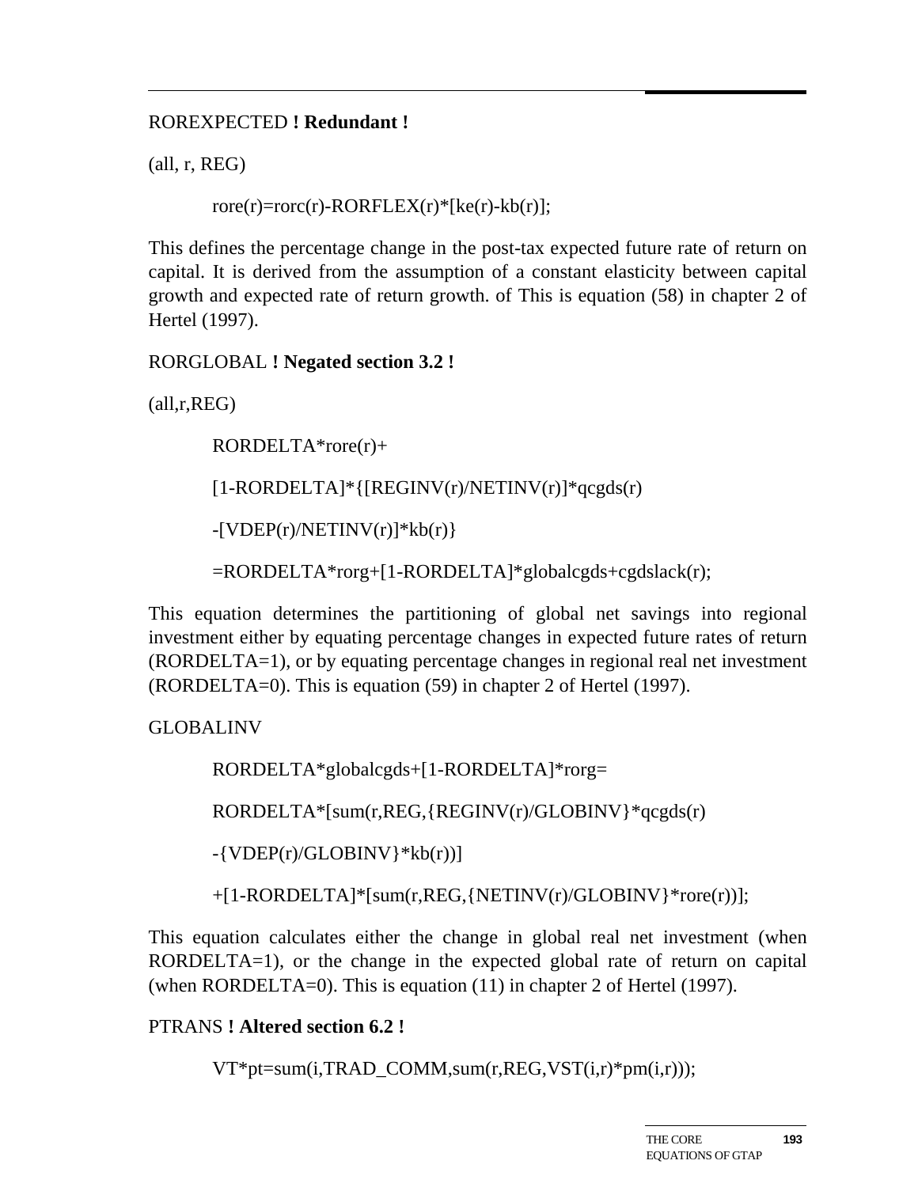RORONEXPECTED **! Redundant !**

(all, r, REG)

```
rore(r)=rorc(r)-RORFLEX(r)*[ke(r)-kb(r)];
```

This defines the percentage change in the post-tax expected future rate of return on capital. It is derived from the assumption of a constant elasticity between capital growth and expected rate of return growth. of This is equation (58) in chapter 2 of Hertel (1997).

RORGLOBAL **! Negated section 3.2 !**

(all,r,REG)

```
RORDELTA*rore(r)+
[1-RORDELTA]*{[REGINV(r)/NETINV(r)]*qcgds(r)
-[VDEP(r)/NETINV(r)]*kb(r)}
=RORDELTA*rorg+[1-RORDELTA]*globalcgds+cgdslack(r);
```

This equation determines the partitioning of global net savings into regional investment either by equating percentage changes in expected future rates of return (RORDELTA=1), or by equating percentage changes in regional real net investment (RORDELTA=0). This is equation (59) in chapter 2 of Hertel (1997).

GLOBALINV

```
RORDELTA*globalcgds+[1-RORDELTA]*rorg=
RORDELTA*[sum(r,REG,{REGINV(r)/GLOBINV}*qcgds(r)
-{VDEP(r)/GLOBINV}*kb(r))]
+[1-RORDELTA]*[sum(r,REG,{NETINV(r)/GLOBINV}*rore(r))];
```

This equation calculates either the change in global real net investment (when RORDELTA=1), or the change in the expected global rate of return on capital (when RORDELTA=0). This is equation (11) in chapter 2 of Hertel (1997).

PTRANS **! Altered section 6.2 !**

```
VT*pt=sum(i,TRAD_COMM,sum(r,REG,VST(i,r)*pm(i,r)));
```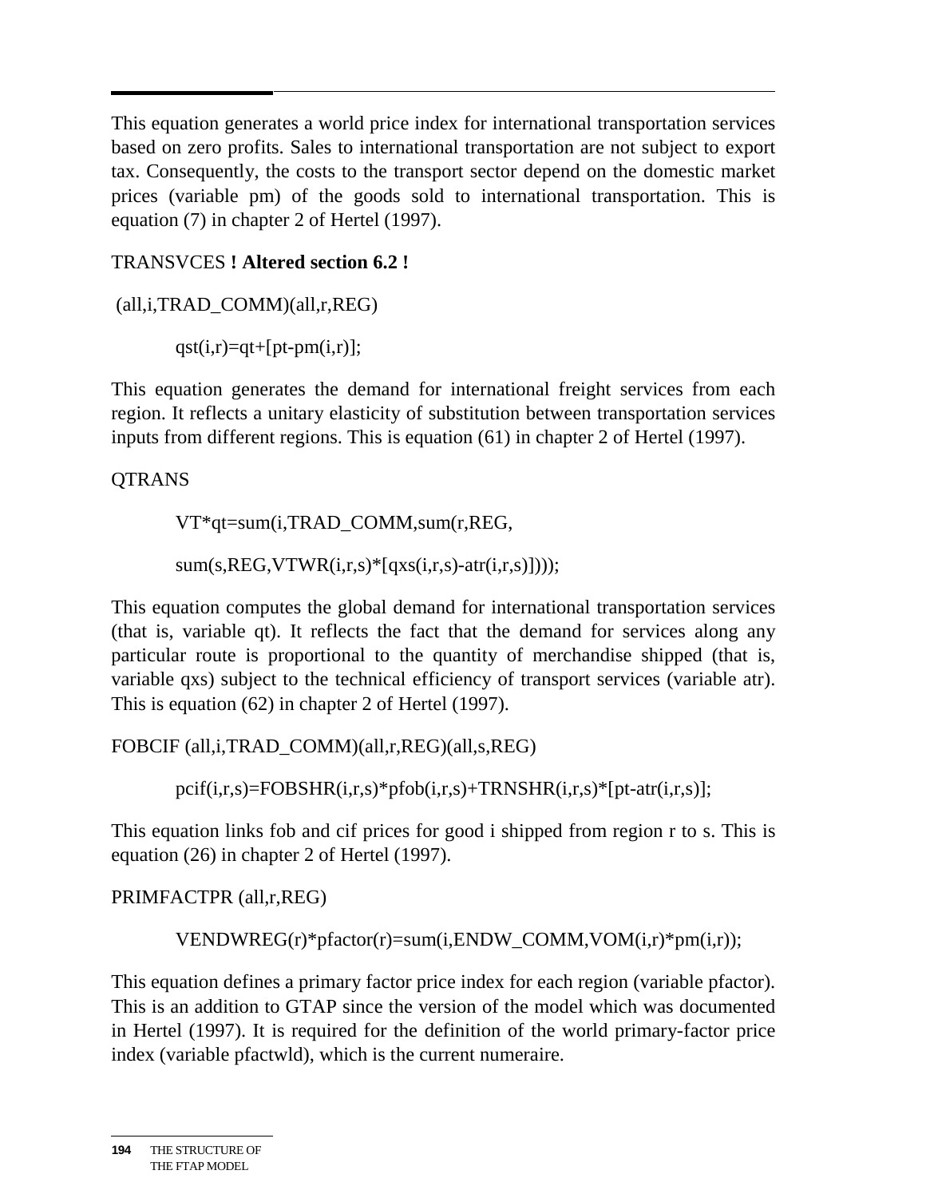This equation generates a world price index for international transportation services based on zero profits. Sales to international transportation are not subject to export tax. Consequently, the costs to the transport sector depend on the domestic market prices (variable pm) of the goods sold to international transportation. This is equation (7) in chapter 2 of Hertel (1997).

TRANSVCES **! Altered section 6.2 !**

```
 (all,i,TRAD_COMM)(all,r,REG)

        qst(i,r)=qt+[pt-pm(i,r)];
```

This equation generates the demand for international freight services from each region. It reflects a unitary elasticity of substitution between transportation services inputs from different regions. This is equation (61) in chapter 2 of Hertel (1997).

QTRANS

```
        VT*qt=sum(i,TRAD_COMM,sum(r,REG,

        sum(s,REG,VTWR(i,r,s)*[qxs(i,r,s)-atr(i,r,s)])));
```

This equation computes the global demand for international transportation services (that is, variable qt). It reflects the fact that the demand for services along any particular route is proportional to the quantity of merchandise shipped (that is, variable qxs) subject to the technical efficiency of transport services (variable atr). This is equation (62) in chapter 2 of Hertel (1997).

FOBCIF (all,i,TRAD_COMM)(all,r,REG)(all,s,REG)

```
        pcif(i,r,s)=FOBSHR(i,r,s)*pfob(i,r,s)+TRNSHR(i,r,s)*[pt-atr(i,r,s)];
```

This equation links fob and cif prices for good i shipped from region r to s. This is equation (26) in chapter 2 of Hertel (1997).

PRIMFACTPR (all,r,REG)

```
        VENDWREG(r)*pfactor(r)=sum(i,ENDW_COMM,VOM(i,r)*pm(i,r));
```

This equation defines a primary factor price index for each region (variable pfactor). This is an addition to GTAP since the version of the model which was documented in Hertel (1997). It is required for the definition of the world primary-factor price index (variable pfactwld), which is the current numeraire.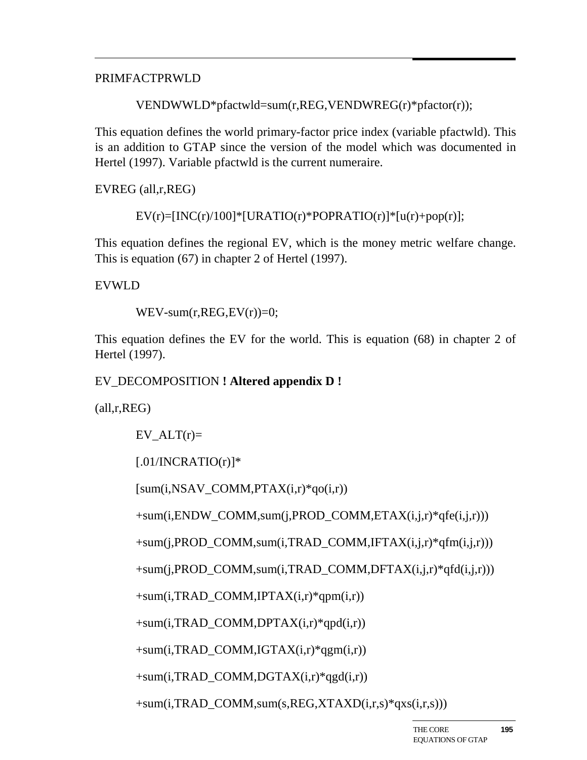PRIMFACTPRWLD

```
VENDWWLD*pfactwld=sum(r,REG,VENDWREG(r)*pfactor(r));
```

This equation defines the world primary-factor price index (variable pfactwld). This is an addition to GTAP since the version of the model which was documented in Hertel (1997). Variable pfactwld is the current numeraire.

EVREG (all,r,REG)

```
EV(r)=[INC(r)/100]*[URATIO(r)*POPRATIO(r)]*[u(r)+pop(r)];
```

This equation defines the regional EV, which is the money metric welfare change. This is equation (67) in chapter 2 of Hertel (1997).

EVWLD

```
WEV-sum(r,REG,EV(r))=0;
```

This equation defines the EV for the world. This is equation (68) in chapter 2 of Hertel (1997).

EV_DECOMPOSITION **! Altered appendix D !**

(all,r,REG)

```
EV_ALT(r)=
[.01/INCRATIO(r)]*
[sum(i,NSAV_COMM,PTAX(i,r)*qo(i,r))
+sum(i,ENDW_COMM,sum(j,PROD_COMM,ETAX(i,j,r)*qfe(i,j,r)))
+sum(j,PROD_COMM,sum(i,TRAD_COMM,IFTAX(i,j,r)*qfm(i,j,r)))
+sum(j,PROD_COMM,sum(i,TRAD_COMM,DFTAX(i,j,r)*qfd(i,j,r)))
+sum(i,TRAD_COMM,IPTAX(i,r)*qpm(i,r))
+sum(i,TRAD_COMM,DPTAX(i,r)*qpd(i,r))
+sum(i,TRAD_COMM,IGTAX(i,r)*qgm(i,r))
+sum(i,TRAD_COMM,DGTAX(i,r)*qgd(i,r))
+sum(i,TRAD_COMM,sum(s,REG,XTAXD(i,r,s)*qxs(i,r,s)))
```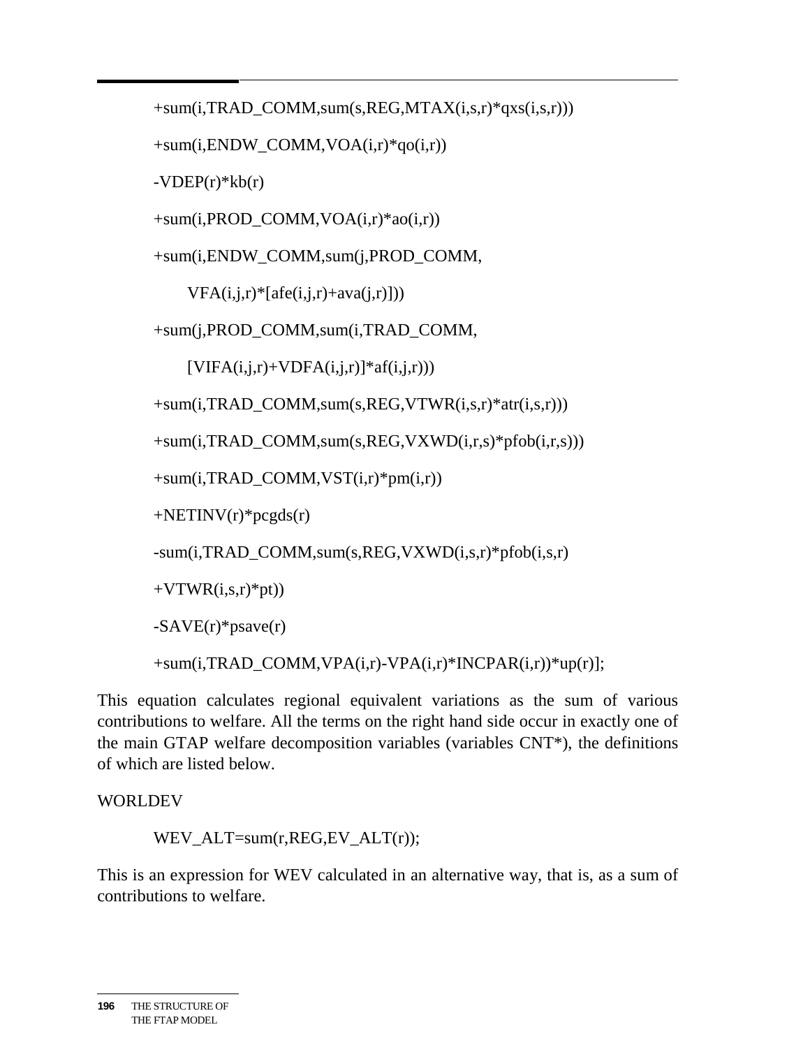```
+sum(i,TRAD_COMM,sum(s,REG,MTAX(i,s,r)*qxs(i,s,r)))

+sum(i,ENDW_COMM,VOA(i,r)*qo(i,r))

-VDEP(r)*kb(r)

+sum(i,PROD_COMM,VOA(i,r)*ao(i,r))

+sum(i,ENDW_COMM,sum(j,PROD_COMM,

     VFA(i,j,r)*[afe(i,j,r)+ava(j,r)]))

+sum(j,PROD_COMM,sum(i,TRAD_COMM,

     [VIFA(i,j,r)+VDFA(i,j,r)]*af(i,j,r)))

+sum(i,TRAD_COMM,sum(s,REG,VTWR(i,s,r)*atr(i,s,r)))

+sum(i,TRAD_COMM,sum(s,REG,VXWD(i,r,s)*pfob(i,r,s)))

+sum(i,TRAD_COMM,VST(i,r)*pm(i,r))

+NETINV(r)*pcgds(r)

-sum(i,TRAD_COMM,sum(s,REG,VXWD(i,s,r)*pfob(i,s,r)

+VTWR(i,s,r)*pt))

-SAVE(r)*psave(r)

+sum(i,TRAD_COMM,VPA(i,r)-VPA(i,r)*INCPAR(i,r))*up(r)];
```

This equation calculates regional equivalent variations as the sum of various contributions to welfare. All the terms on the right hand side occur in exactly one of the main GTAP welfare decomposition variables (variables CNT*), the definitions of which are listed below.

WORLDEV

```
WEV_ALT=sum(r,REG,EV_ALT(r));
```

This is an expression for WEV calculated in an alternative way, that is, as a sum of contributions to welfare.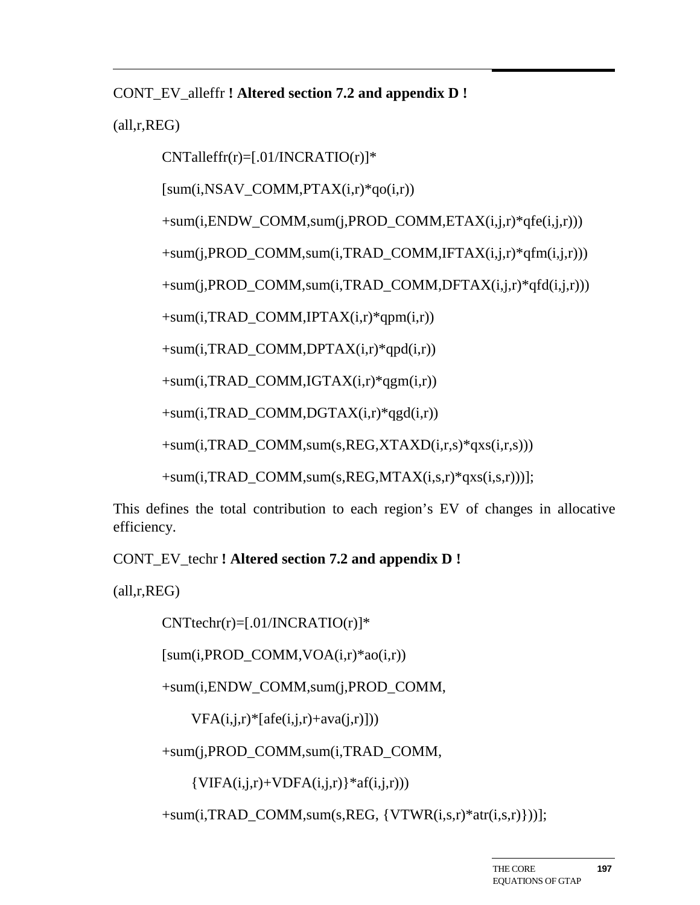CONT_EV_alleffr **! Altered section 7.2 and appendix D !**

(all,r,REG)

```
CNTalleffr(r)=[.01/INCRATIO(r)]*
[sum(i,NSAV_COMM,PTAX(i,r)*qo(i,r))
+sum(i,ENDW_COMM,sum(j,PROD_COMM,ETAX(i,j,r)*qfe(i,j,r)))
+sum(j,PROD_COMM,sum(i,TRAD_COMM,IFTAX(i,j,r)*qfm(i,j,r)))
+sum(j,PROD_COMM,sum(i,TRAD_COMM,DFTAX(i,j,r)*qfd(i,j,r)))
+sum(i,TRAD_COMM,IPTAX(i,r)*qpm(i,r))
+sum(i,TRAD_COMM,DPTAX(i,r)*qpd(i,r))
+sum(i,TRAD_COMM,IGTAX(i,r)*qgm(i,r))
+sum(i,TRAD_COMM,DGTAX(i,r)*qgd(i,r))
+sum(i,TRAD_COMM,sum(s,REG,XTAXD(i,r,s)*qxs(i,r,s)))
+sum(i,TRAD_COMM,sum(s,REG,MTAX(i,s,r)*qxs(i,s,r)))];
```

This defines the total contribution to each region's EV of changes in allocative efficiency.

CONT_EV_techr **! Altered section 7.2 and appendix D !**

(all,r,REG)

```
CNTtechr(r)=[.01/INCRATIO(r)]*
[sum(i,PROD_COMM,VOA(i,r)*ao(i,r))
+sum(i,ENDW_COMM,sum(j,PROD_COMM,
    VFA(i,j,r)*[afe(i,j,r)+ava(j,r)]))
+sum(j,PROD_COMM,sum(i,TRAD_COMM,
    {VIFA(i,j,r)+VDFA(i,j,r)}*af(i,j,r)))
+sum(i,TRAD_COMM,sum(s,REG, {VTWR(i,s,r)*atr(i,s,r)}))];
```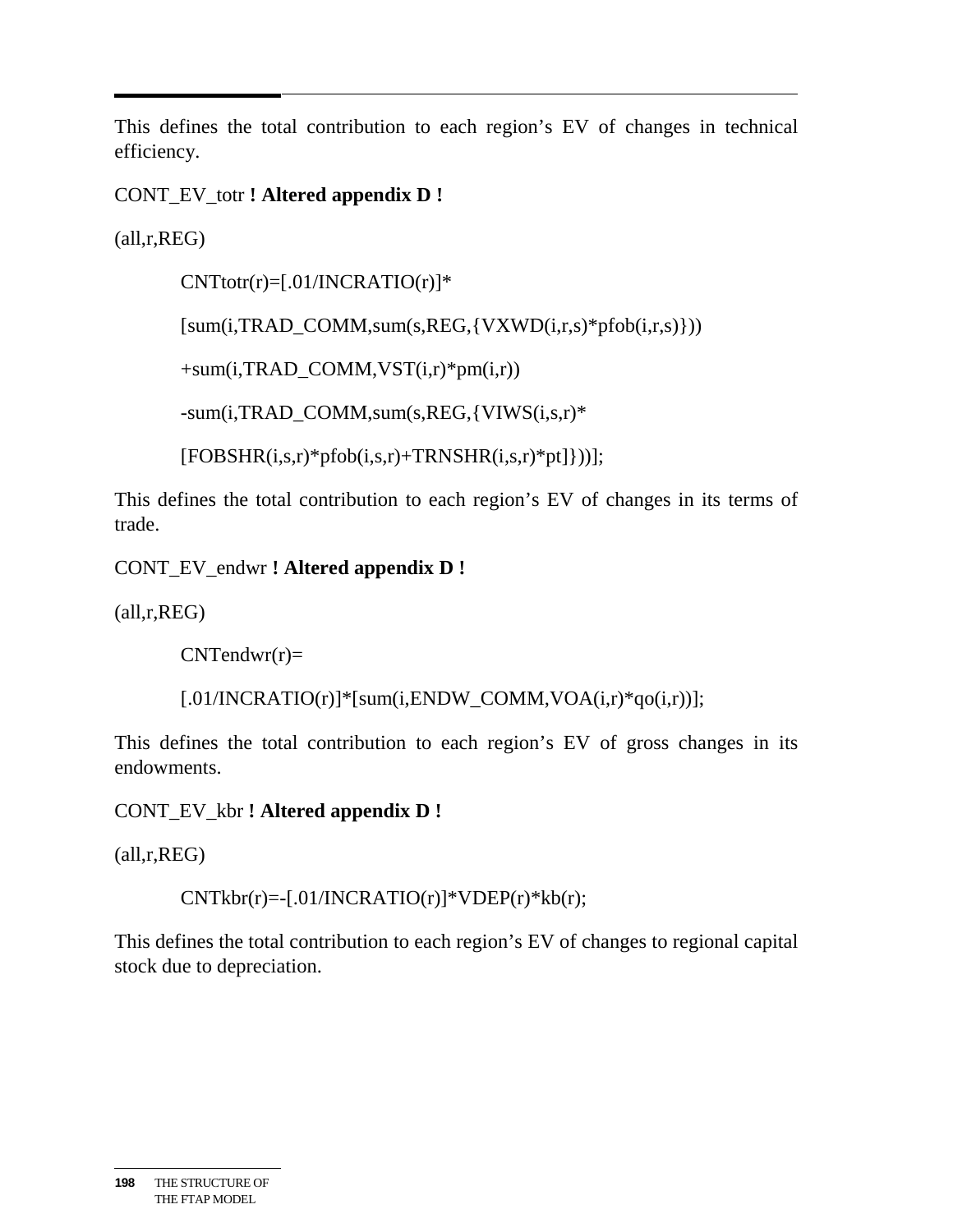This defines the total contribution to each region's EV of changes in technical efficiency.

CONT_EV_totr **! Altered appendix D !**

(all,r,REG)

```
CNTtotr(r)=[.01/INCRATIO(r)]*
[sum(i,TRAD_COMM,sum(s,REG,{VXWD(i,r,s)*pfob(i,r,s)}))
+sum(i,TRAD_COMM,VST(i,r)*pm(i,r))
-sum(i,TRAD_COMM,sum(s,REG,{VIWS(i,s,r)*
[FOBSHR(i,s,r)*pfob(i,s,r)+TRNSHR(i,s,r)*pt]}))];
```

This defines the total contribution to each region's EV of changes in its terms of trade.

CONT_EV_endwr **! Altered appendix D !**

(all,r,REG)

```
CNTendwr(r)=
[.01/INCRATIO(r)]*[sum(i,ENDW_COMM,VOA(i,r)*qo(i,r))];
```

This defines the total contribution to each region's EV of gross changes in its endowments.

CONT_EV_kbr **! Altered appendix D !**

(all,r,REG)

```
CNTkbr(r)=-[.01/INCRATIO(r)]*VDEP(r)*kb(r);
```

This defines the total contribution to each region's EV of changes to regional capital stock due to depreciation.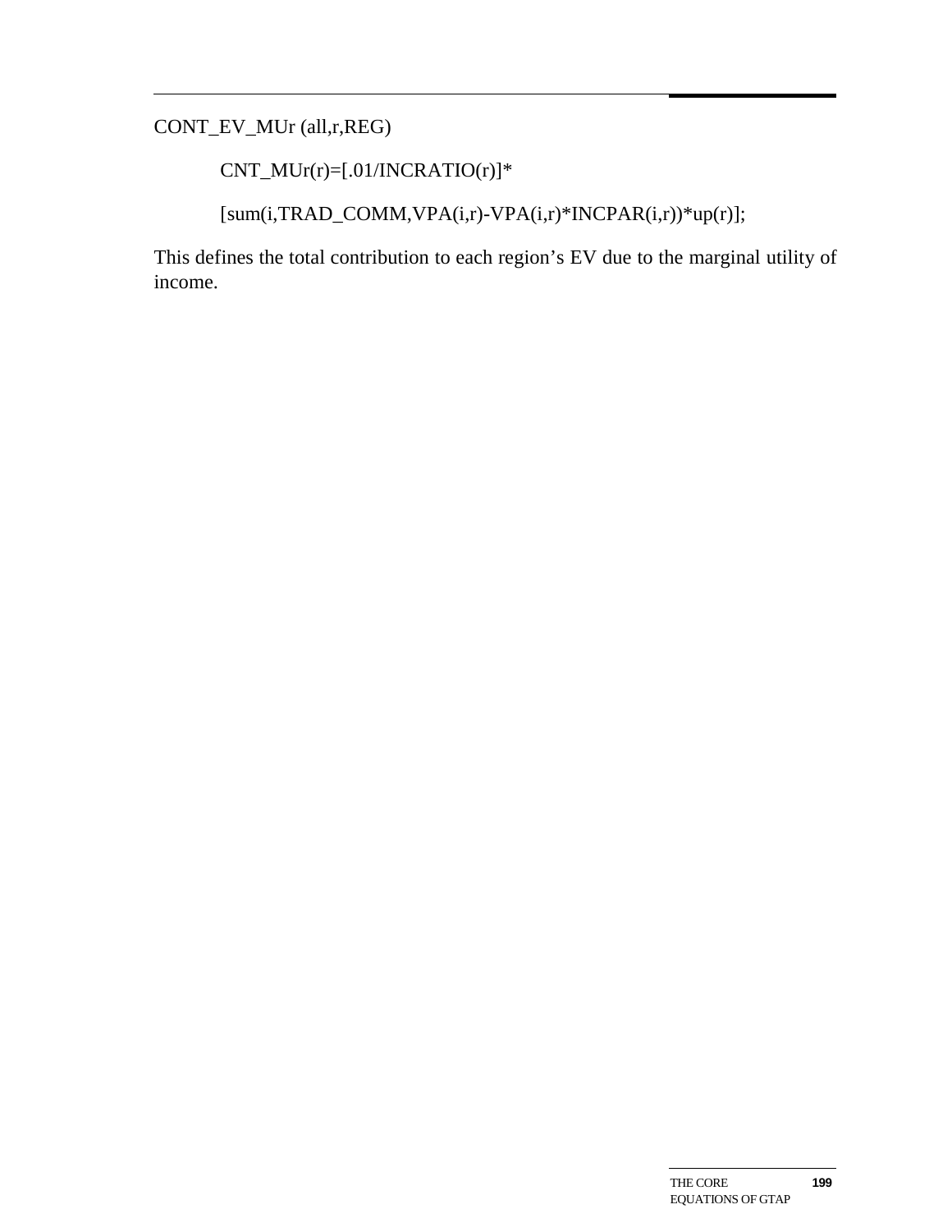CONT_EV_MUr (all,r,REG)

```
CNT_MUr(r)=[.01/INCRATIO(r)]*

[sum(i,TRAD_COMM,VPA(i,r)-VPA(i,r)*INCPAR(i,r))*up(r)];
```

This defines the total contribution to each region's EV due to the marginal utility of income.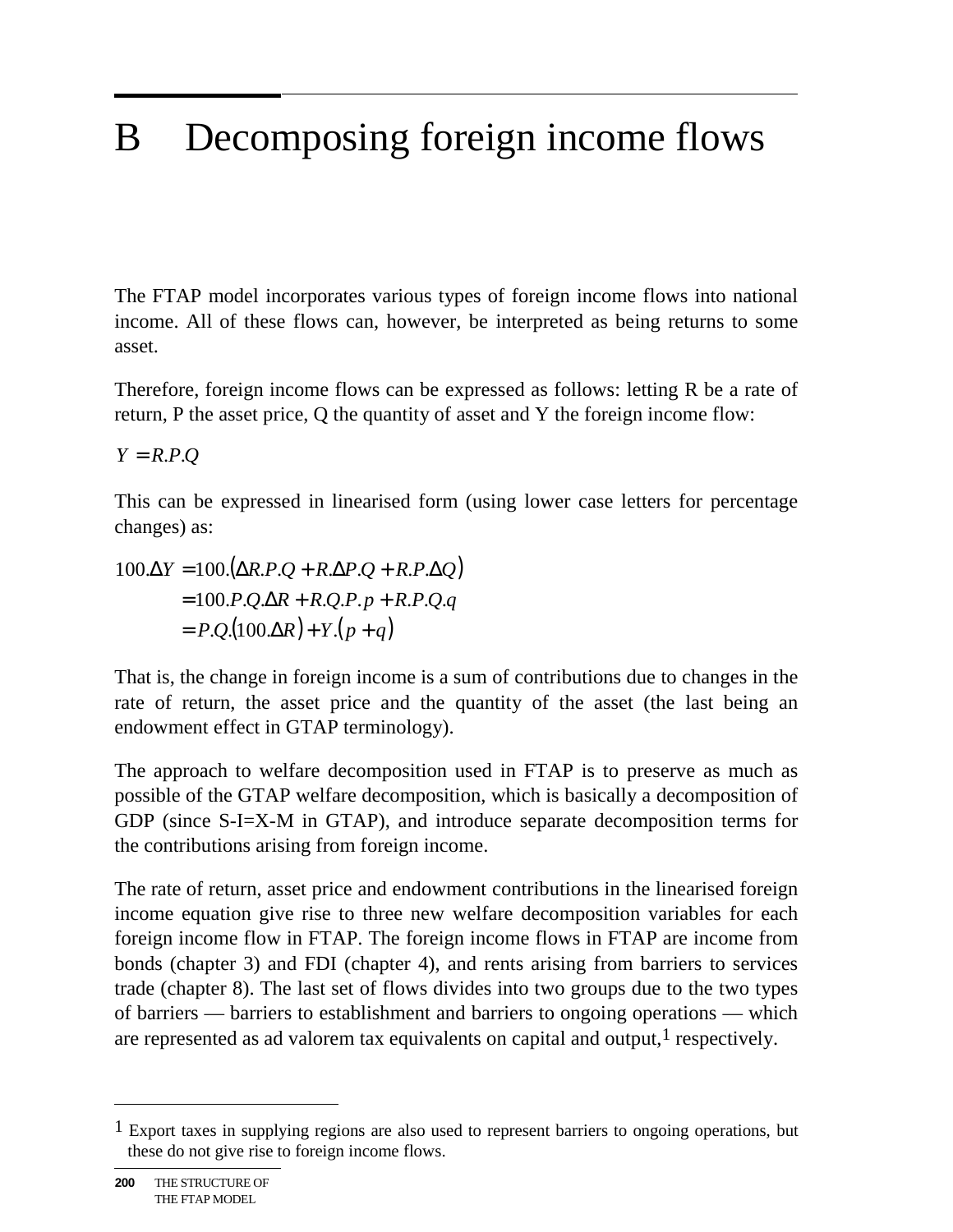# B Decomposing foreign income flows

The FTAP model incorporates various types of foreign income flows into national income. All of these flows can, however, be interpreted as being returns to some asset.

Therefore, foreign income flows can be expressed as follows: letting R be a rate of return, P the asset price, Q the quantity of asset and Y the foreign income flow:

$$Y = R.P.Q$$

This can be expressed in linearised form (using lower case letters for percentage changes) as:

$$\begin{aligned}100.\Delta Y &= 100.\left(\Delta R.P.Q + R.\Delta P.Q + R.P.\Delta Q\right)\\ &= 100.P.Q.\Delta R + R.Q.P.p + R.P.Q.q\\ &= P.Q.\left(100.\Delta R\right) + Y.\left(p + q\right)\end{aligned}$$

That is, the change in foreign income is a sum of contributions due to changes in the rate of return, the asset price and the quantity of the asset (the last being an endowment effect in GTAP terminology).

The approach to welfare decomposition used in FTAP is to preserve as much as possible of the GTAP welfare decomposition, which is basically a decomposition of GDP (since S-I=X-M in GTAP), and introduce separate decomposition terms for the contributions arising from foreign income.

The rate of return, asset price and endowment contributions in the linearised foreign income equation give rise to three new welfare decomposition variables for each foreign income flow in FTAP. The foreign income flows in FTAP are income from bonds (chapter 3) and FDI (chapter 4), and rents arising from barriers to services trade (chapter 8). The last set of flows divides into two groups due to the two types of barriers — barriers to establishment and barriers to ongoing operations — which are represented as ad valorem tax equivalents on capital and output,[1] respectively.

---

[1] Export taxes in supplying regions are also used to represent barriers to ongoing operations, but these do not give rise to foreign income flows.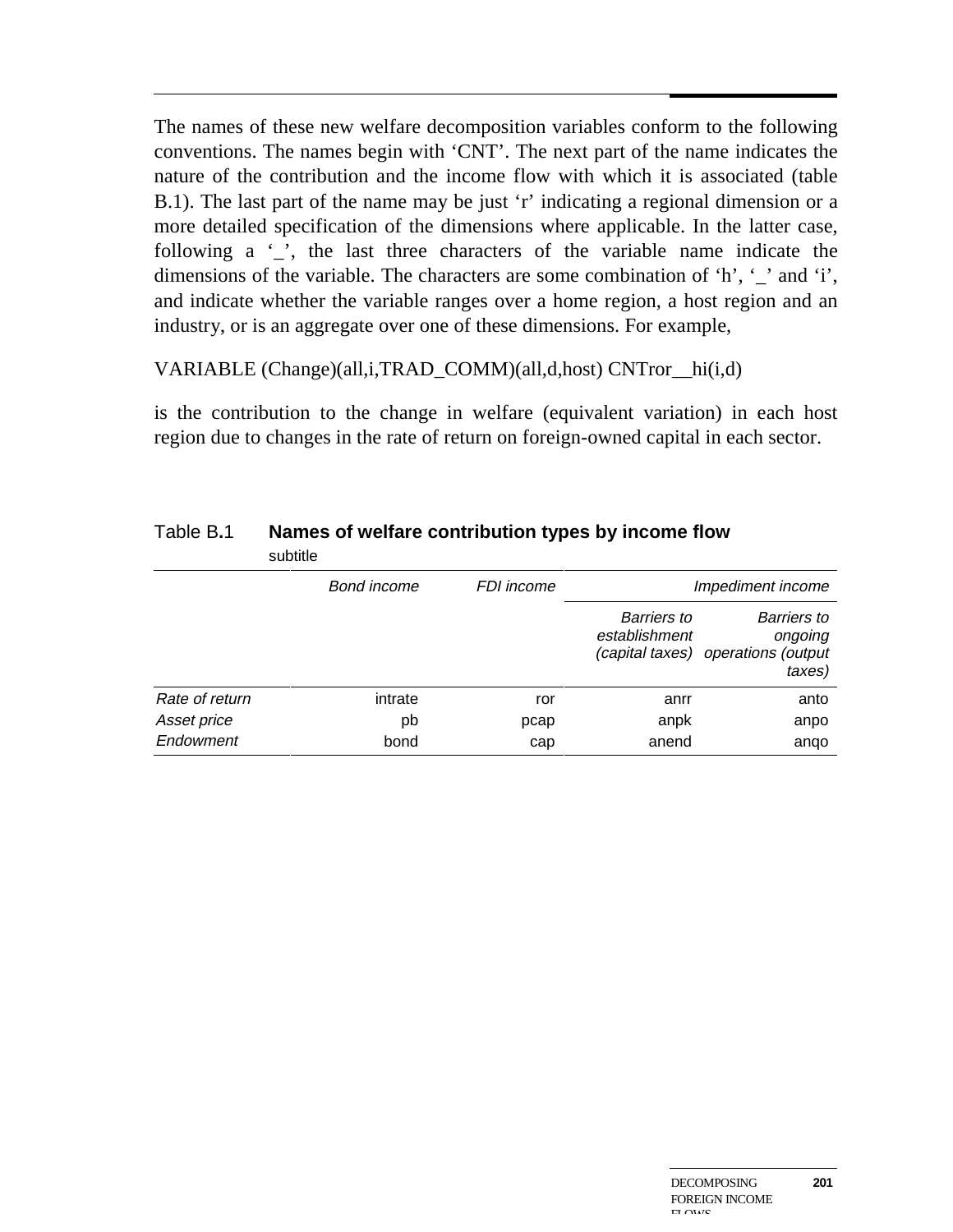The names of these new welfare decomposition variables conform to the following conventions. The names begin with 'CNT'. The next part of the name indicates the nature of the contribution and the income flow with which it is associated (table B.1). The last part of the name may be just 'r' indicating a regional dimension or a more detailed specification of the dimensions where applicable. In the latter case, following a '_', the last three characters of the variable name indicate the dimensions of the variable. The characters are some combination of 'h', '_' and 'i', and indicate whether the variable ranges over a home region, a host region and an industry, or is an aggregate over one of these dimensions. For example,

VARIABLE (Change)(all,i,TRAD_COMM)(all,d,host) CNTror__hi(i,d)

is the contribution to the change in welfare (equivalent variation) in each host region due to changes in the rate of return on foreign-owned capital in each sector.

Table B.1 **Names of welfare contribution types by income flow**

subtitle

| | *Bond income* | *FDI income* | *Impediment income* | |
|---|---|---|---|---|
| | | | *Barriers to establishment (capital taxes)* | *Barriers to ongoing operations (output taxes)* |
| *Rate of return* | intrate | ror | anrr | anto |
| *Asset price* | pb | pcap | anpk | anpo |
| *Endowment* | bond | cap | anend | anqo |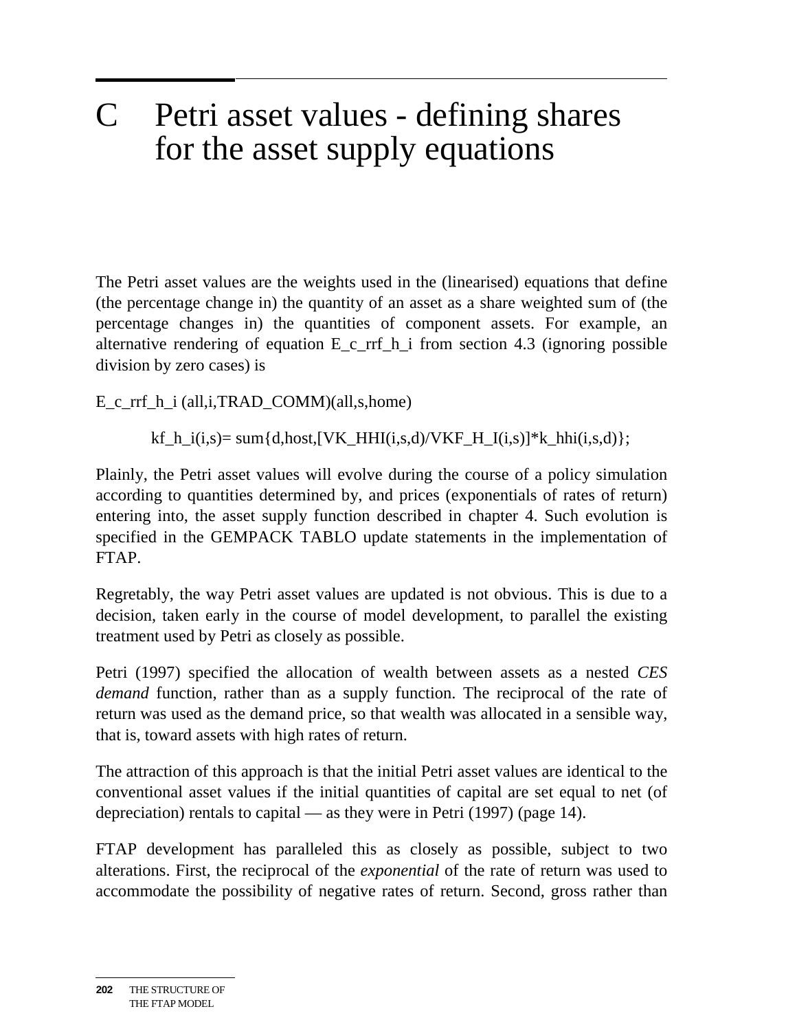# C Petri asset values - defining shares for the asset supply equations

The Petri asset values are the weights used in the (linearised) equations that define (the percentage change in) the quantity of an asset as a share weighted sum of (the percentage changes in) the quantities of component assets. For example, an alternative rendering of equation E_c_rrf_h_i from section 4.3 (ignoring possible division by zero cases) is

```
E_c_rrf_h_i (all,i,TRAD_COMM)(all,s,home)

        kf_h_i(i,s)= sum{d,host,[VK_HHI(i,s,d)/VKF_H_I(i,s)]*k_hhi(i,s,d)};
```

Plainly, the Petri asset values will evolve during the course of a policy simulation according to quantities determined by, and prices (exponentials of rates of return) entering into, the asset supply function described in chapter 4. Such evolution is specified in the GEMPACK TABLO update statements in the implementation of FTAP.

Regretably, the way Petri asset values are updated is not obvious. This is due to a decision, taken early in the course of model development, to parallel the existing treatment used by Petri as closely as possible.

Petri (1997) specified the allocation of wealth between assets as a nested *CES demand* function, rather than as a supply function. The reciprocal of the rate of return was used as the demand price, so that wealth was allocated in a sensible way, that is, toward assets with high rates of return.

The attraction of this approach is that the initial Petri asset values are identical to the conventional asset values if the initial quantities of capital are set equal to net (of depreciation) rentals to capital — as they were in Petri (1997) (page 14).

FTAP development has paralleled this as closely as possible, subject to two alterations. First, the reciprocal of the *exponential* of the rate of return was used to accommodate the possibility of negative rates of return. Second, gross rather than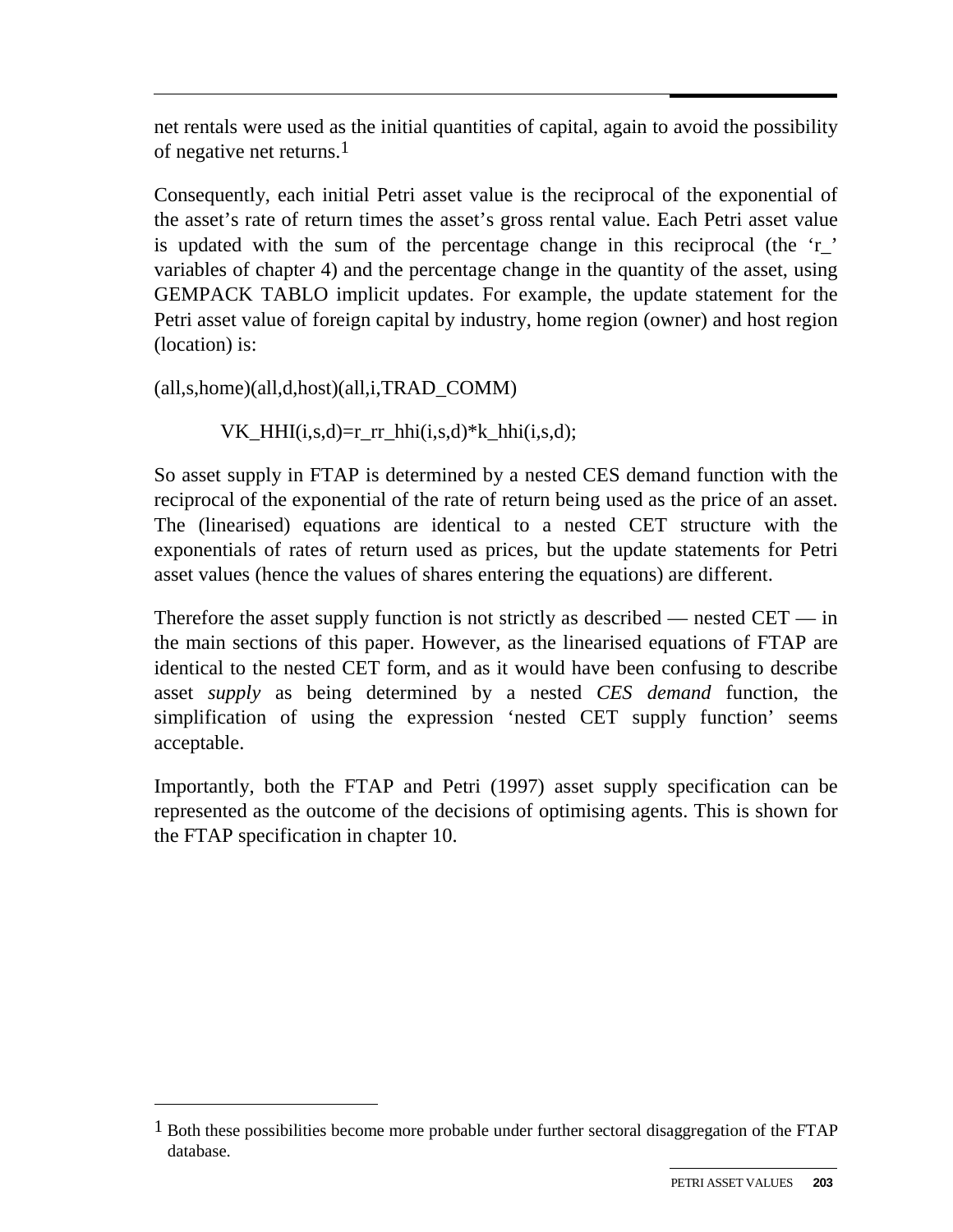net rentals were used as the initial quantities of capital, again to avoid the possibility of negative net returns.[1]

Consequently, each initial Petri asset value is the reciprocal of the exponential of the asset's rate of return times the asset's gross rental value. Each Petri asset value is updated with the sum of the percentage change in this reciprocal (the 'r_' variables of chapter 4) and the percentage change in the quantity of the asset, using GEMPACK TABLO implicit updates. For example, the update statement for the Petri asset value of foreign capital by industry, home region (owner) and host region (location) is:

```
(all,s,home)(all,d,host)(all,i,TRAD_COMM)

        VK_HHI(i,s,d)=r_rr_hhi(i,s,d)*k_hhi(i,s,d);
```

So asset supply in FTAP is determined by a nested CES demand function with the reciprocal of the exponential of the rate of return being used as the price of an asset. The (linearised) equations are identical to a nested CET structure with the exponentials of rates of return used as prices, but the update statements for Petri asset values (hence the values of shares entering the equations) are different.

Therefore the asset supply function is not strictly as described — nested CET — in the main sections of this paper. However, as the linearised equations of FTAP are identical to the nested CET form, and as it would have been confusing to describe asset *supply* as being determined by a nested *CES demand* function, the simplification of using the expression 'nested CET supply function' seems acceptable.

Importantly, both the FTAP and Petri (1997) asset supply specification can be represented as the outcome of the decisions of optimising agents. This is shown for the FTAP specification in chapter 10.

---

[1] Both these possibilities become more probable under further sectoral disaggregation of the FTAP database.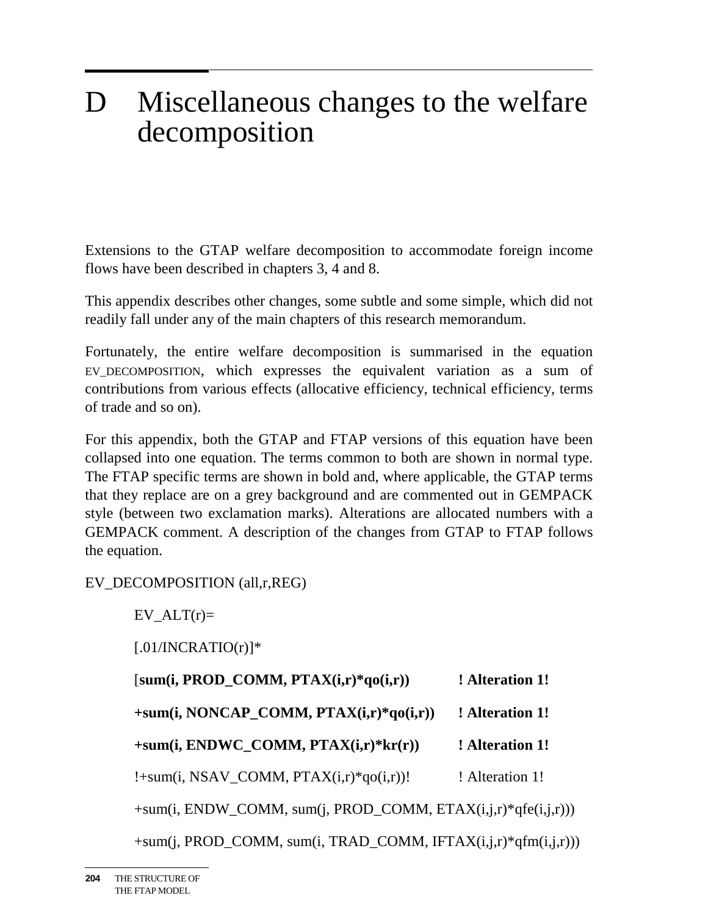# D Miscellaneous changes to the welfare decomposition

Extensions to the GTAP welfare decomposition to accommodate foreign income flows have been described in chapters 3, 4 and 8.

This appendix describes other changes, some subtle and some simple, which did not readily fall under any of the main chapters of this research memorandum.

Fortunately, the entire welfare decomposition is summarised in the equation EV_DECOMPOSITION, which expresses the equivalent variation as a sum of contributions from various effects (allocative efficiency, technical efficiency, terms of trade and so on).

For this appendix, both the GTAP and FTAP versions of this equation have been collapsed into one equation. The terms common to both are shown in normal type. The FTAP specific terms are shown in bold and, where applicable, the GTAP terms that they replace are on a grey background and are commented out in GEMPACK style (between two exclamation marks). Alterations are allocated numbers with a GEMPACK comment. A description of the changes from GTAP to FTAP follows the equation.

EV_DECOMPOSITION (all,r,REG)

```
EV_ALT(r)=
[.01/INCRATIO(r)]*
[sum(i, PROD_COMM, PTAX(i,r)*qo(i,r))          ! Alteration 1!
+sum(i, NONCAP_COMM, PTAX(i,r)*qo(i,r))        ! Alteration 1!
+sum(i, ENDWC_COMM, PTAX(i,r)*kr(r))           ! Alteration 1!
!+sum(i, NSAV_COMM, PTAX(i,r)*qo(i,r))!         ! Alteration 1!
+sum(i, ENDW_COMM, sum(j, PROD_COMM, ETAX(i,j,r)*qfe(i,j,r)))
+sum(j, PROD_COMM, sum(i, TRAD_COMM, IFTAX(i,j,r)*qfm(i,j,r)))
```

**Bold in source (FTAP-specific terms):** the PROD_COMM, NONCAP_COMM and ENDWC_COMM lines and their "! Alteration 1!" comments.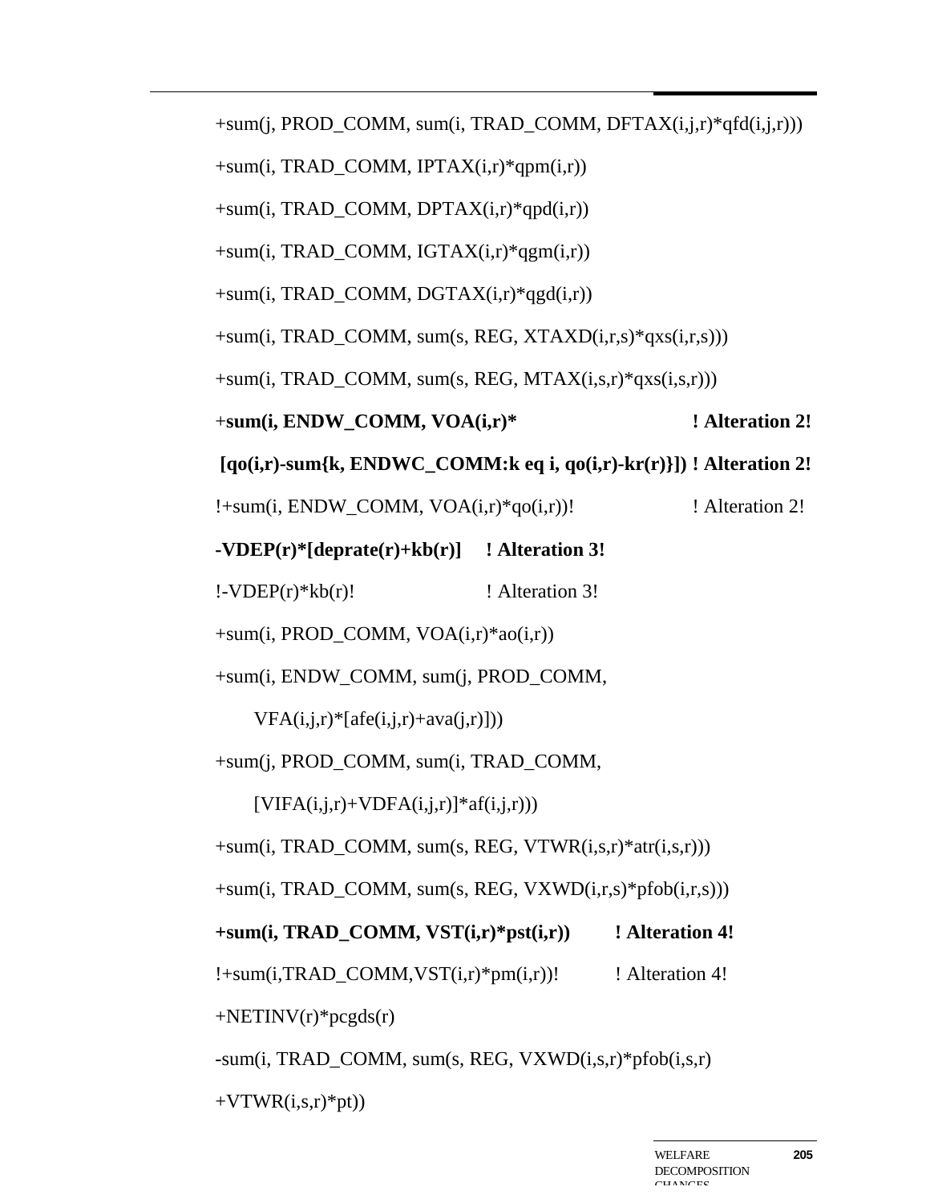```
+sum(j, PROD_COMM, sum(i, TRAD_COMM, DFTAX(i,j,r)*qfd(i,j,r)))
+sum(i, TRAD_COMM, IPTAX(i,r)*qpm(i,r))
+sum(i, TRAD_COMM, DPTAX(i,r)*qpd(i,r))
+sum(i, TRAD_COMM, IGTAX(i,r)*qgm(i,r))
+sum(i, TRAD_COMM, DGTAX(i,r)*qgd(i,r))
+sum(i, TRAD_COMM, sum(s, REG, XTAXD(i,r,s)*qxs(i,r,s)))
+sum(i, TRAD_COMM, sum(s, REG, MTAX(i,s,r)*qxs(i,s,r)))
+sum(i, ENDW_COMM, VOA(i,r)*                        ! Alteration 2!
 [qo(i,r)-sum{k, ENDWC_COMM:k eq i, qo(i,r)-kr(r)}]) ! Alteration 2!
!+sum(i, ENDW_COMM, VOA(i,r)*qo(i,r))!              ! Alteration 2!
-VDEP(r)*[deprate(r)+kb(r)]     ! Alteration 3!
!-VDEP(r)*kb(r)!                ! Alteration 3!
+sum(i, PROD_COMM, VOA(i,r)*ao(i,r))
+sum(i, ENDW_COMM, sum(j, PROD_COMM,
     VFA(i,j,r)*[afe(i,j,r)+ava(j,r)]))
+sum(j, PROD_COMM, sum(i, TRAD_COMM,
     [VIFA(i,j,r)+VDFA(i,j,r)]*af(i,j,r)))
+sum(i, TRAD_COMM, sum(s, REG, VTWR(i,s,r)*atr(i,s,r)))
+sum(i, TRAD_COMM, sum(s, REG, VXWD(i,r,s)*pfob(i,r,s)))
+sum(i, TRAD_COMM, VST(i,r)*pst(i,r))        ! Alteration 4!
!+sum(i,TRAD_COMM,VST(i,r)*pm(i,r))!         ! Alteration 4!
+NETINV(r)*pcgds(r)
-sum(i, TRAD_COMM, sum(s, REG, VXWD(i,s,r)*pfob(i,s,r)
+VTWR(i,s,r)*pt))
```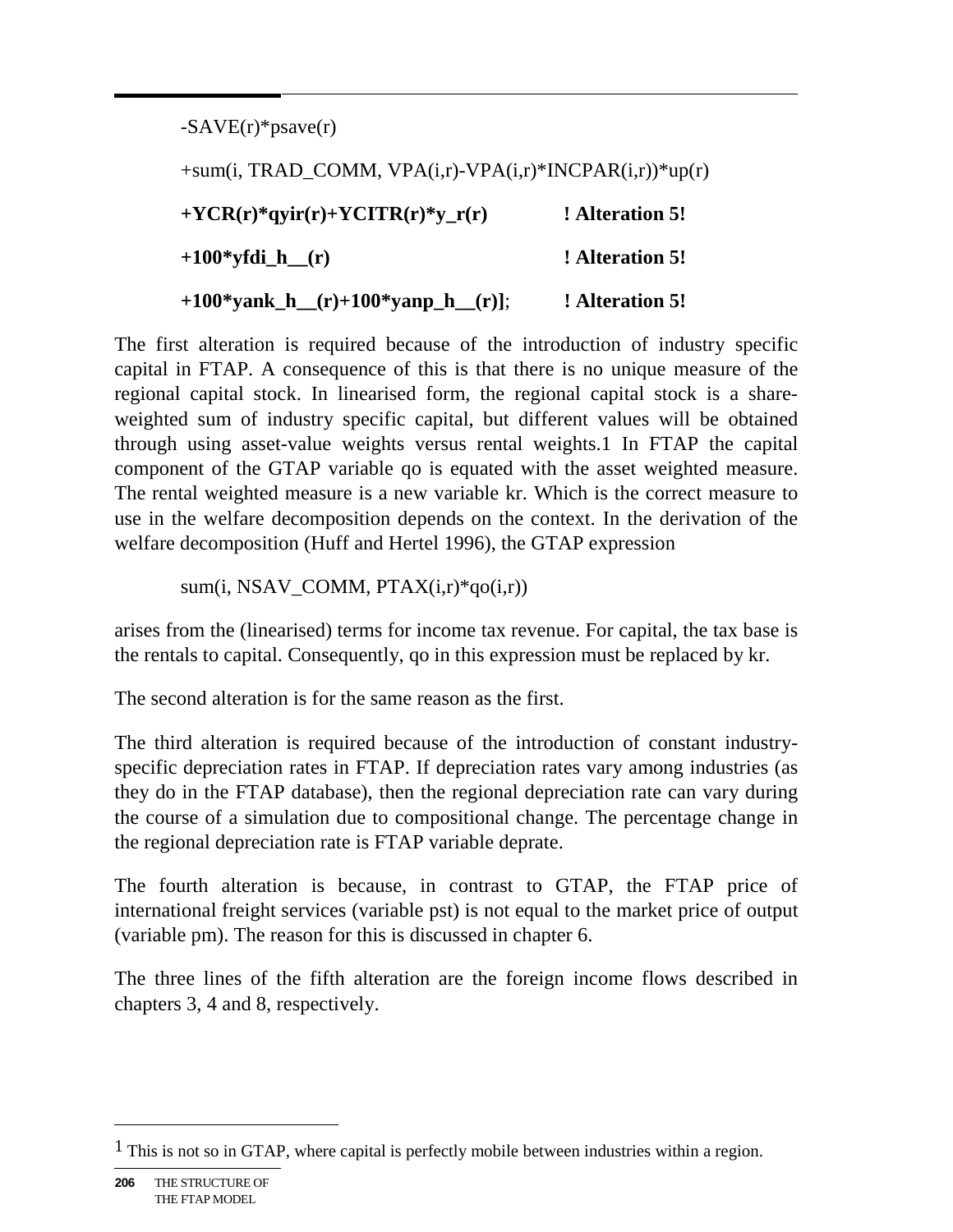```
-SAVE(r)*psave(r)

+sum(i, TRAD_COMM, VPA(i,r)-VPA(i,r)*INCPAR(i,r))*up(r)

+YCR(r)*qyir(r)+YCITR(r)*y_r(r)             ! Alteration 5!

+100*yfdi_h__(r)                            ! Alteration 5!

+100*yank_h__(r)+100*yanp_h__(r)];          ! Alteration 5!
```

The first alteration is required because of the introduction of industry specific capital in FTAP. A consequence of this is that there is no unique measure of the regional capital stock. In linearised form, the regional capital stock is a share-weighted sum of industry specific capital, but different values will be obtained through using asset-value weights versus rental weights.[1] In FTAP the capital component of the GTAP variable qo is equated with the asset weighted measure. The rental weighted measure is a new variable kr. Which is the correct measure to use in the welfare decomposition depends on the context. In the derivation of the welfare decomposition (Huff and Hertel 1996), the GTAP expression

```
sum(i, NSAV_COMM, PTAX(i,r)*qo(i,r))
```

arises from the (linearised) terms for income tax revenue. For capital, the tax base is the rentals to capital. Consequently, qo in this expression must be replaced by kr.

The second alteration is for the same reason as the first.

The third alteration is required because of the introduction of constant industry-specific depreciation rates in FTAP. If depreciation rates vary among industries (as they do in the FTAP database), then the regional depreciation rate can vary during the course of a simulation due to compositional change. The percentage change in the regional depreciation rate is FTAP variable deprate.

The fourth alteration is because, in contrast to GTAP, the FTAP price of international freight services (variable pst) is not equal to the market price of output (variable pm). The reason for this is discussed in chapter 6.

The three lines of the fifth alteration are the foreign income flows described in chapters 3, 4 and 8, respectively.

---

[1] This is not so in GTAP, where capital is perfectly mobile between industries within a region.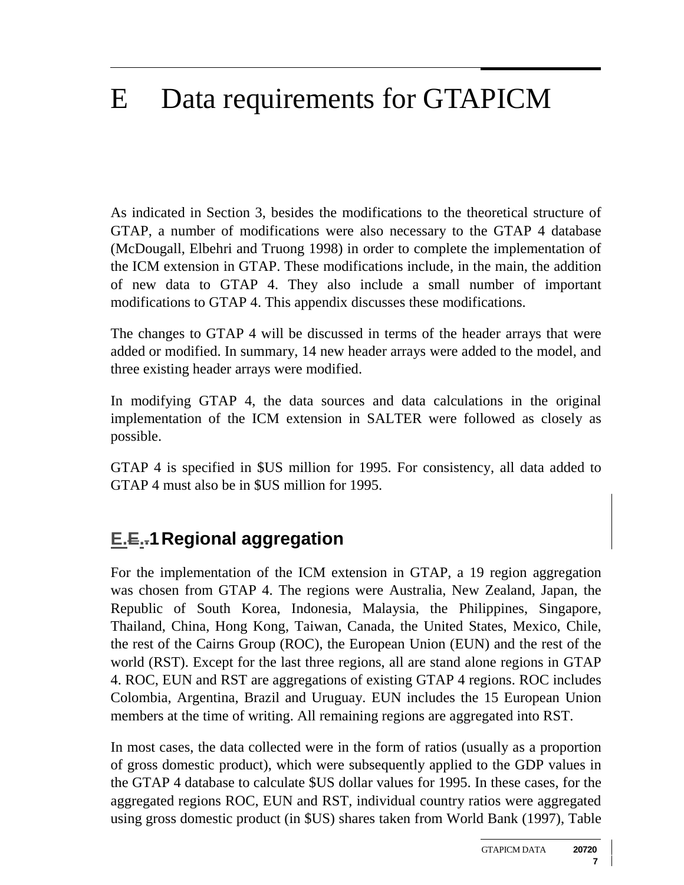# E Data requirements for GTAPICM

As indicated in Section 3, besides the modifications to the theoretical structure of GTAP, a number of modifications were also necessary to the GTAP 4 database (McDougall, Elbehri and Truong 1998) in order to complete the implementation of the ICM extension in GTAP. These modifications include, in the main, the addition of new data to GTAP 4. They also include a small number of important modifications to GTAP 4. This appendix discusses these modifications.

The changes to GTAP 4 will be discussed in terms of the header arrays that were added or modified. In summary, 14 new header arrays were added to the model, and three existing header arrays were modified.

In modifying GTAP 4, the data sources and data calculations in the original implementation of the ICM extension in SALTER were followed as closely as possible.

GTAP 4 is specified in $US million for 1995. For consistency, all data added to GTAP 4 must also be in $US million for 1995.

## E.1 Regional aggregation

For the implementation of the ICM extension in GTAP, a 19 region aggregation was chosen from GTAP 4. The regions were Australia, New Zealand, Japan, the Republic of South Korea, Indonesia, Malaysia, the Philippines, Singapore, Thailand, China, Hong Kong, Taiwan, Canada, the United States, Mexico, Chile, the rest of the Cairns Group (ROC), the European Union (EUN) and the rest of the world (RST). Except for the last three regions, all are stand alone regions in GTAP 4. ROC, EUN and RST are aggregations of existing GTAP 4 regions. ROC includes Colombia, Argentina, Brazil and Uruguay. EUN includes the 15 European Union members at the time of writing. All remaining regions are aggregated into RST.

In most cases, the data collected were in the form of ratios (usually as a proportion of gross domestic product), which were subsequently applied to the GDP values in the GTAP 4 database to calculate $US dollar values for 1995. In these cases, for the aggregated regions ROC, EUN and RST, individual country ratios were aggregated using gross domestic product (in $US) shares taken from World Bank (1997), Table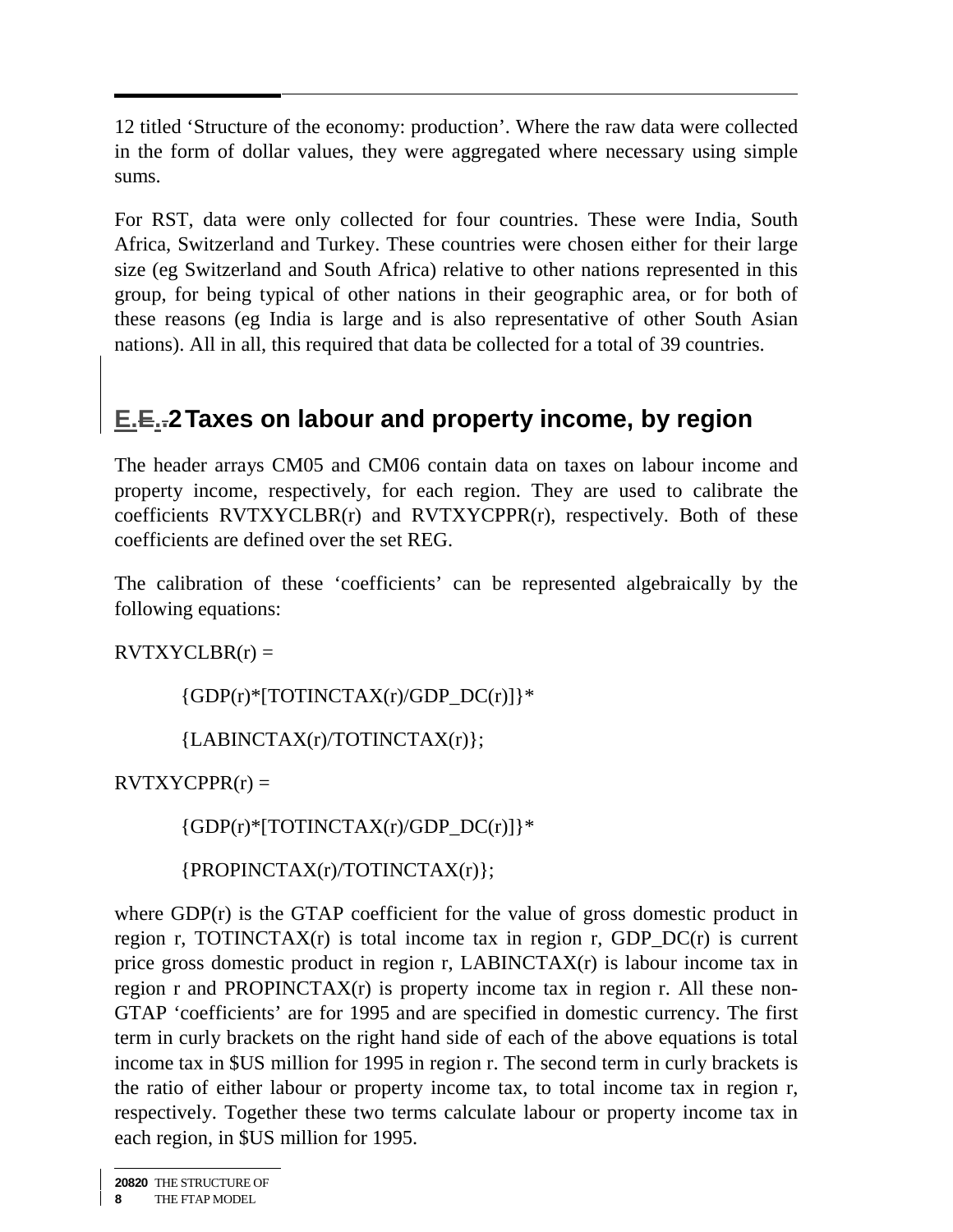12 titled 'Structure of the economy: production'. Where the raw data were collected in the form of dollar values, they were aggregated where necessary using simple sums.

For RST, data were only collected for four countries. These were India, South Africa, Switzerland and Turkey. These countries were chosen either for their large size (eg Switzerland and South Africa) relative to other nations represented in this group, for being typical of other nations in their geographic area, or for both of these reasons (eg India is large and is also representative of other South Asian nations). All in all, this required that data be collected for a total of 39 countries.

## E.2 Taxes on labour and property income, by region

The header arrays CM05 and CM06 contain data on taxes on labour income and property income, respectively, for each region. They are used to calibrate the coefficients RVTXYCLBR(r) and RVTXYCPPR(r), respectively. Both of these coefficients are defined over the set REG.

The calibration of these 'coefficients' can be represented algebraically by the following equations:

RVTXYCLBR(r) =

{GDP(r)*[TOTINCTAX(r)/GDP_DC(r)]}*

{LABINCTAX(r)/TOTINCTAX(r)};

RVTXYCPPR(r) =

{GDP(r)*[TOTINCTAX(r)/GDP_DC(r)]}*

{PROPINCTAX(r)/TOTINCTAX(r)};

where GDP(r) is the GTAP coefficient for the value of gross domestic product in region r, TOTINCTAX(r) is total income tax in region r, GDP_DC(r) is current price gross domestic product in region r, LABINCTAX(r) is labour income tax in region r and PROPINCTAX(r) is property income tax in region r. All these non-GTAP 'coefficients' are for 1995 and are specified in domestic currency. The first term in curly brackets on the right hand side of each of the above equations is total income tax in $US million for 1995 in region r. The second term in curly brackets is the ratio of either labour or property income tax, to total income tax in region r, respectively. Together these two terms calculate labour or property income tax in each region, in $US million for 1995.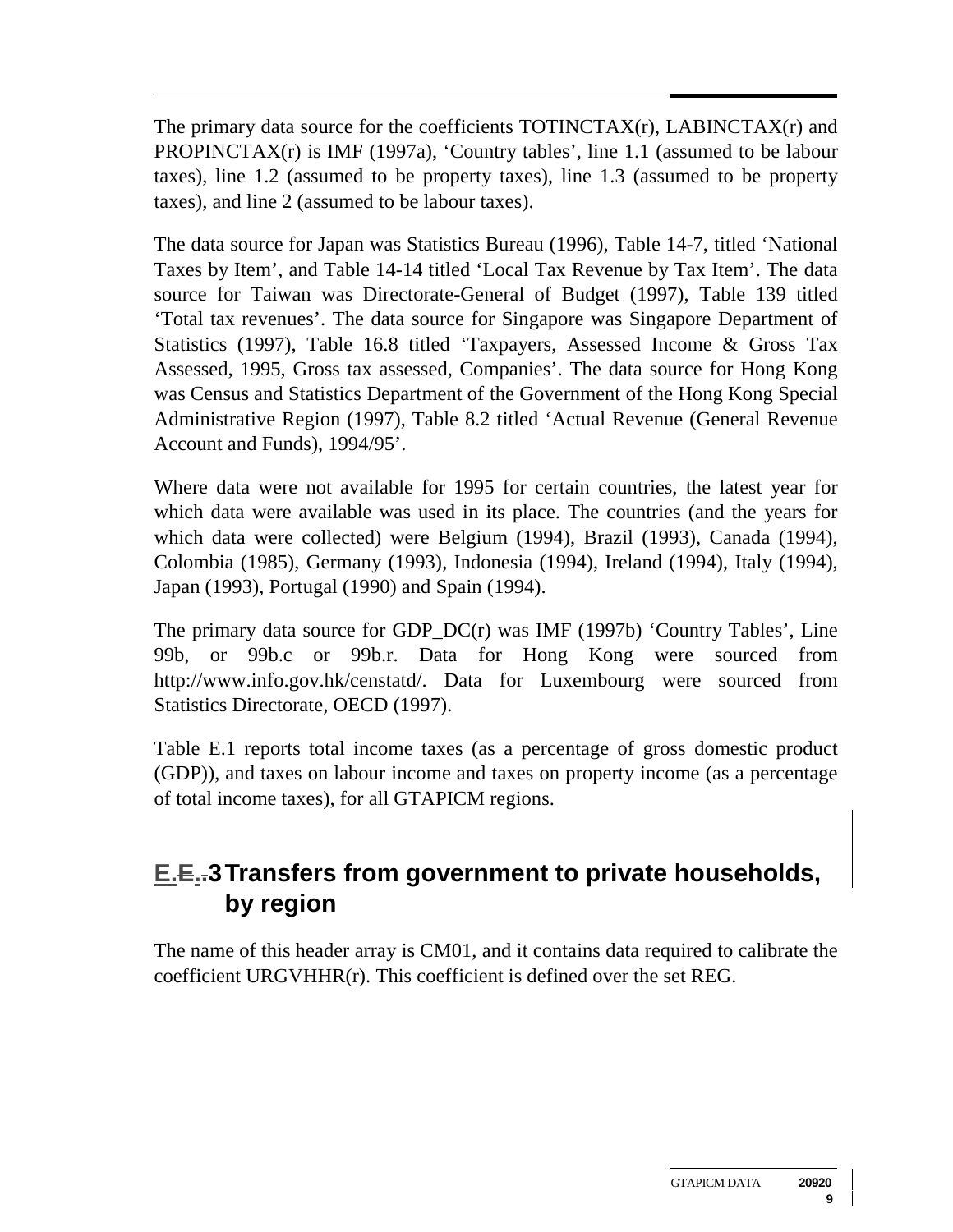The primary data source for the coefficients TOTINCTAX(r), LABINCTAX(r) and PROPINCTAX(r) is IMF (1997a), 'Country tables', line 1.1 (assumed to be labour taxes), line 1.2 (assumed to be property taxes), line 1.3 (assumed to be property taxes), and line 2 (assumed to be labour taxes).

The data source for Japan was Statistics Bureau (1996), Table 14-7, titled 'National Taxes by Item', and Table 14-14 titled 'Local Tax Revenue by Tax Item'. The data source for Taiwan was Directorate-General of Budget (1997), Table 139 titled 'Total tax revenues'. The data source for Singapore was Singapore Department of Statistics (1997), Table 16.8 titled 'Taxpayers, Assessed Income & Gross Tax Assessed, 1995, Gross tax assessed, Companies'. The data source for Hong Kong was Census and Statistics Department of the Government of the Hong Kong Special Administrative Region (1997), Table 8.2 titled 'Actual Revenue (General Revenue Account and Funds), 1994/95'.

Where data were not available for 1995 for certain countries, the latest year for which data were available was used in its place. The countries (and the years for which data were collected) were Belgium (1994), Brazil (1993), Canada (1994), Colombia (1985), Germany (1993), Indonesia (1994), Ireland (1994), Italy (1994), Japan (1993), Portugal (1990) and Spain (1994).

The primary data source for GDP_DC(r) was IMF (1997b) 'Country Tables', Line 99b, or 99b.c or 99b.r. Data for Hong Kong were sourced from http://www.info.gov.hk/censtatd/. Data for Luxembourg were sourced from Statistics Directorate, OECD (1997).

Table E.1 reports total income taxes (as a percentage of gross domestic product (GDP)), and taxes on labour income and taxes on property income (as a percentage of total income taxes), for all GTAPICM regions.

## E.3 Transfers from government to private households, by region

The name of this header array is CM01, and it contains data required to calibrate the coefficient URGVHHR(r). This coefficient is defined over the set REG.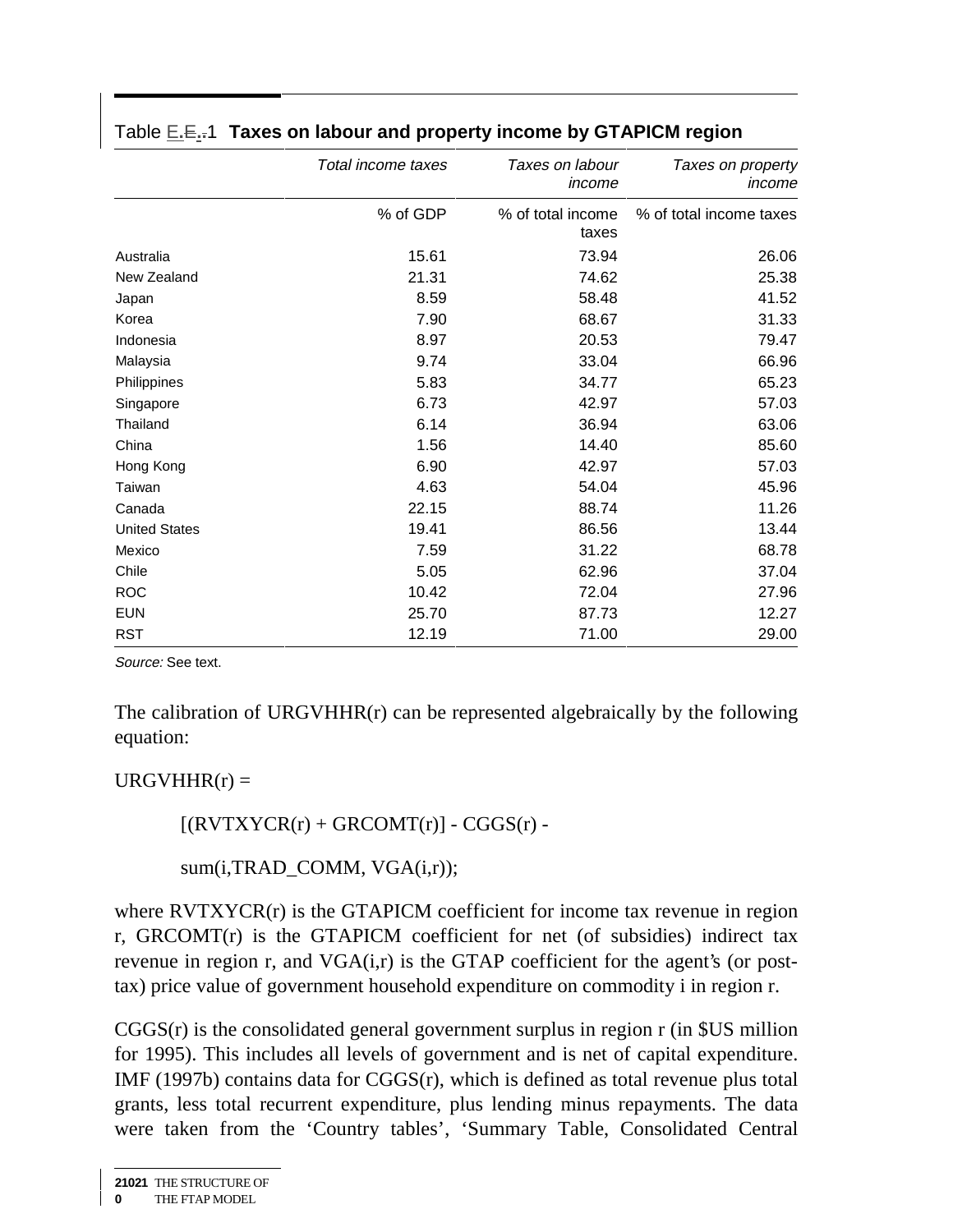Table E.E..1 **Taxes on labour and property income by GTAPICM region**

| | *Total income taxes* | *Taxes on labour income* | *Taxes on property income* |
|---|---|---|---|
| | % of GDP | % of total income taxes | % of total income taxes |
| Australia | 15.61 | 73.94 | 26.06 |
| New Zealand | 21.31 | 74.62 | 25.38 |
| Japan | 8.59 | 58.48 | 41.52 |
| Korea | 7.90 | 68.67 | 31.33 |
| Indonesia | 8.97 | 20.53 | 79.47 |
| Malaysia | 9.74 | 33.04 | 66.96 |
| Philippines | 5.83 | 34.77 | 65.23 |
| Singapore | 6.73 | 42.97 | 57.03 |
| Thailand | 6.14 | 36.94 | 63.06 |
| China | 1.56 | 14.40 | 85.60 |
| Hong Kong | 6.90 | 42.97 | 57.03 |
| Taiwan | 4.63 | 54.04 | 45.96 |
| Canada | 22.15 | 88.74 | 11.26 |
| United States | 19.41 | 86.56 | 13.44 |
| Mexico | 7.59 | 31.22 | 68.78 |
| Chile | 5.05 | 62.96 | 37.04 |
| ROC | 10.42 | 72.04 | 27.96 |
| EUN | 25.70 | 87.73 | 12.27 |
| RST | 12.19 | 71.00 | 29.00 |

*Source:* See text.

The calibration of URGVHHR(r) can be represented algebraically by the following equation:

URGVHHR(r) =

[(RVTXYCR(r) + GRCOMT(r)] - CGGS(r) -

sum(i,TRAD_COMM, VGA(i,r));

where RVTXYCR(r) is the GTAPICM coefficient for income tax revenue in region r, GRCOMT(r) is the GTAPICM coefficient for net (of subsidies) indirect tax revenue in region r, and VGA(i,r) is the GTAP coefficient for the agent's (or post-tax) price value of government household expenditure on commodity i in region r.

CGGS(r) is the consolidated general government surplus in region r (in $US million for 1995). This includes all levels of government and is net of capital expenditure. IMF (1997b) contains data for CGGS(r), which is defined as total revenue plus total grants, less total recurrent expenditure, plus lending minus repayments. The data were taken from the 'Country tables', 'Summary Table, Consolidated Central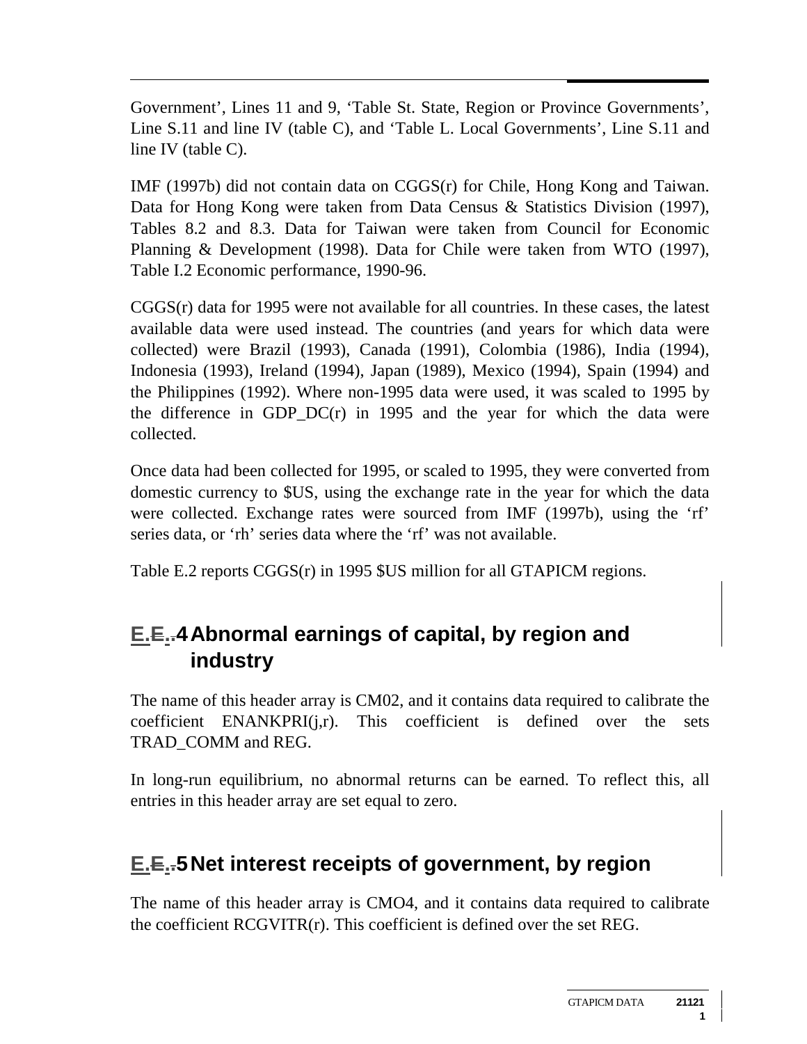Government', Lines 11 and 9, 'Table St. State, Region or Province Governments', Line S.11 and line IV (table C), and 'Table L. Local Governments', Line S.11 and line IV (table C).

IMF (1997b) did not contain data on CGGS(r) for Chile, Hong Kong and Taiwan. Data for Hong Kong were taken from Data Census & Statistics Division (1997), Tables 8.2 and 8.3. Data for Taiwan were taken from Council for Economic Planning & Development (1998). Data for Chile were taken from WTO (1997), Table I.2 Economic performance, 1990-96.

CGGS(r) data for 1995 were not available for all countries. In these cases, the latest available data were used instead. The countries (and years for which data were collected) were Brazil (1993), Canada (1991), Colombia (1986), India (1994), Indonesia (1993), Ireland (1994), Japan (1989), Mexico (1994), Spain (1994) and the Philippines (1992). Where non-1995 data were used, it was scaled to 1995 by the difference in GDP_DC(r) in 1995 and the year for which the data were collected.

Once data had been collected for 1995, or scaled to 1995, they were converted from domestic currency to $US, using the exchange rate in the year for which the data were collected. Exchange rates were sourced from IMF (1997b), using the 'rf' series data, or 'rh' series data where the 'rf' was not available.

Table E.2 reports CGGS(r) in 1995 $US million for all GTAPICM regions.

## E.4 Abnormal earnings of capital, by region and industry

The name of this header array is CM02, and it contains data required to calibrate the coefficient ENANKPRI(j,r). This coefficient is defined over the sets TRAD_COMM and REG.

In long-run equilibrium, no abnormal returns can be earned. To reflect this, all entries in this header array are set equal to zero.

## E.5 Net interest receipts of government, by region

The name of this header array is CMO4, and it contains data required to calibrate the coefficient RCGVITR(r). This coefficient is defined over the set REG.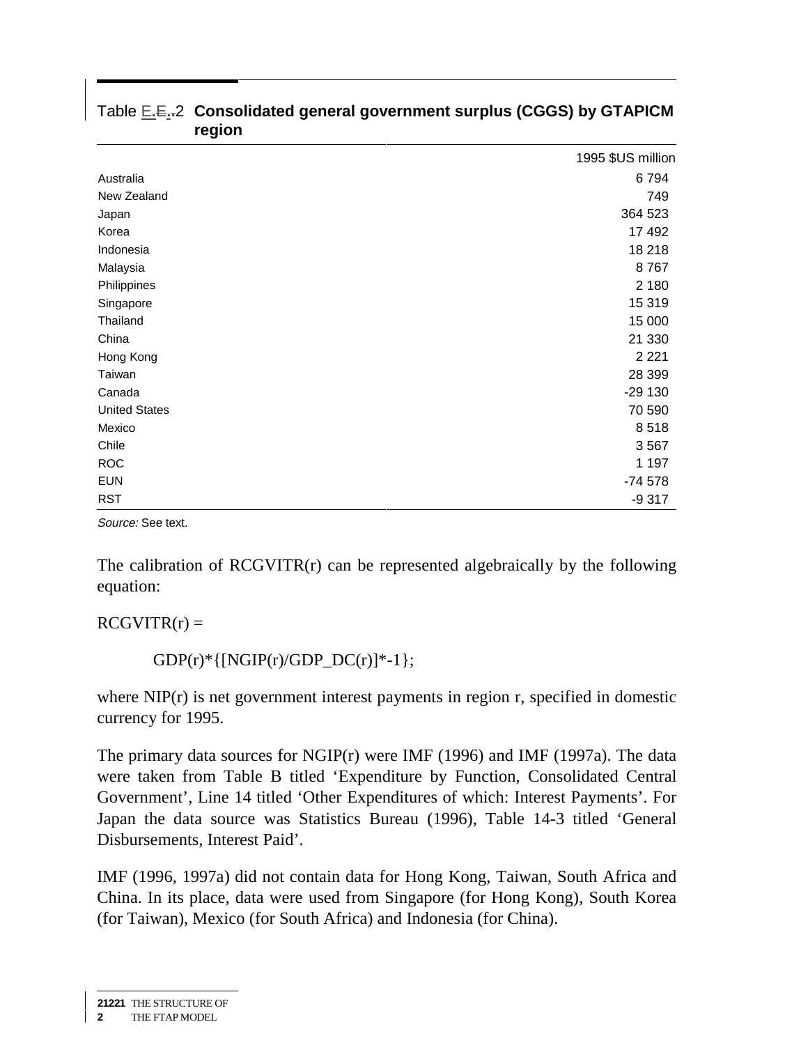Table E.E..2 **Consolidated general government surplus (CGGS) by GTAPICM region**

| | 1995 $US million |
|---|---|
| Australia | 6 794 |
| New Zealand | 749 |
| Japan | 364 523 |
| Korea | 17 492 |
| Indonesia | 18 218 |
| Malaysia | 8 767 |
| Philippines | 2 180 |
| Singapore | 15 319 |
| Thailand | 15 000 |
| China | 21 330 |
| Hong Kong | 2 221 |
| Taiwan | 28 399 |
| Canada | -29 130 |
| United States | 70 590 |
| Mexico | 8 518 |
| Chile | 3 567 |
| ROC | 1 197 |
| EUN | -74 578 |
| RST | -9 317 |

*Source:* See text.

The calibration of RCGVITR(r) can be represented algebraically by the following equation:

RCGVITR(r) =

GDP(r)*{[NGIP(r)/GDP_DC(r)]*-1};

where NIP(r) is net government interest payments in region r, specified in domestic currency for 1995.

The primary data sources for NGIP(r) were IMF (1996) and IMF (1997a). The data were taken from Table B titled 'Expenditure by Function, Consolidated Central Government', Line 14 titled 'Other Expenditures of which: Interest Payments'. For Japan the data source was Statistics Bureau (1996), Table 14-3 titled 'General Disbursements, Interest Paid'.

IMF (1996, 1997a) did not contain data for Hong Kong, Taiwan, South Africa and China. In its place, data were used from Singapore (for Hong Kong), South Korea (for Taiwan), Mexico (for South Africa) and Indonesia (for China).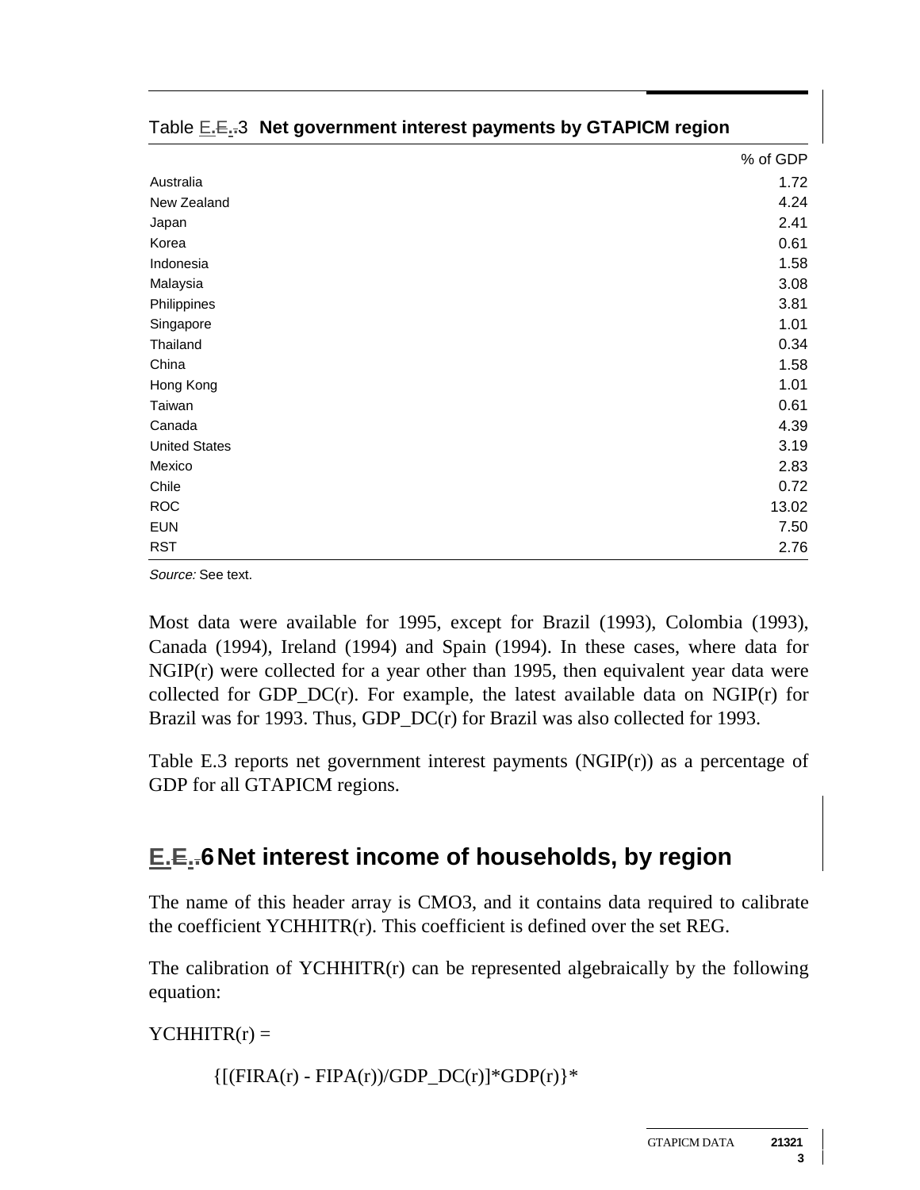Table E.3 **Net government interest payments by GTAPICM region**

| | % of GDP |
|---|---|
| Australia | 1.72 |
| New Zealand | 4.24 |
| Japan | 2.41 |
| Korea | 0.61 |
| Indonesia | 1.58 |
| Malaysia | 3.08 |
| Philippines | 3.81 |
| Singapore | 1.01 |
| Thailand | 0.34 |
| China | 1.58 |
| Hong Kong | 1.01 |
| Taiwan | 0.61 |
| Canada | 4.39 |
| United States | 3.19 |
| Mexico | 2.83 |
| Chile | 0.72 |
| ROC | 13.02 |
| EUN | 7.50 |
| RST | 2.76 |

*Source:* See text.

Most data were available for 1995, except for Brazil (1993), Colombia (1993), Canada (1994), Ireland (1994) and Spain (1994). In these cases, where data for NGIP(r) were collected for a year other than 1995, then equivalent year data were collected for GDP_DC(r). For example, the latest available data on NGIP(r) for Brazil was for 1993. Thus, GDP_DC(r) for Brazil was also collected for 1993.

Table E.3 reports net government interest payments (NGIP(r)) as a percentage of GDP for all GTAPICM regions.

## E.6 Net interest income of households, by region

The name of this header array is CMO3, and it contains data required to calibrate the coefficient YCHHITR(r). This coefficient is defined over the set REG.

The calibration of YCHHITR(r) can be represented algebraically by the following equation:

YCHHITR(r) =

{[(FIRA(r) - FIPA(r))/GDP_DC(r)]*GDP(r)}*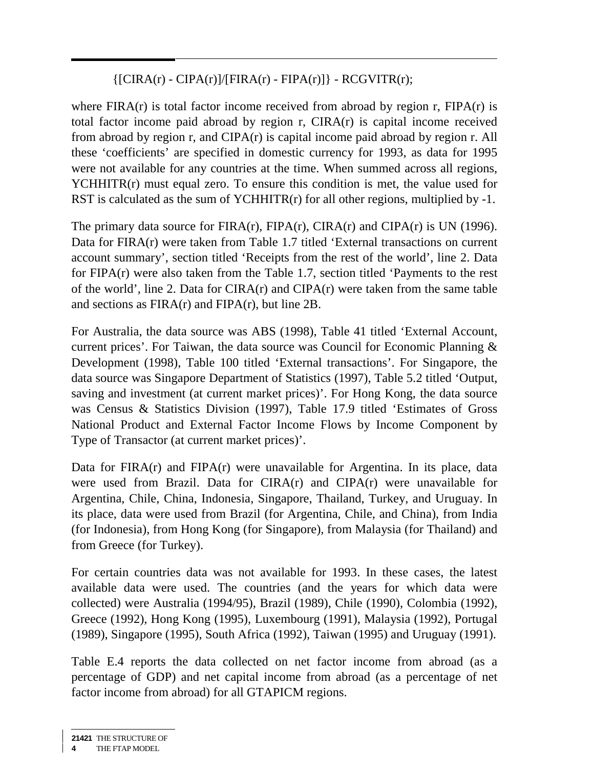$$\{[CIRA(r) - CIPA(r)]/[FIRA(r) - FIPA(r)]\} - RCGVITR(r);$$

where FIRA(r) is total factor income received from abroad by region r, FIPA(r) is total factor income paid abroad by region r, CIRA(r) is capital income received from abroad by region r, and CIPA(r) is capital income paid abroad by region r. All these 'coefficients' are specified in domestic currency for 1993, as data for 1995 were not available for any countries at the time. When summed across all regions, YCHHITR(r) must equal zero. To ensure this condition is met, the value used for RST is calculated as the sum of YCHHITR(r) for all other regions, multiplied by -1.

The primary data source for FIRA(r), FIPA(r), CIRA(r) and CIPA(r) is UN (1996). Data for FIRA(r) were taken from Table 1.7 titled 'External transactions on current account summary', section titled 'Receipts from the rest of the world', line 2. Data for FIPA(r) were also taken from the Table 1.7, section titled 'Payments to the rest of the world', line 2. Data for CIRA(r) and CIPA(r) were taken from the same table and sections as FIRA(r) and FIPA(r), but line 2B.

For Australia, the data source was ABS (1998), Table 41 titled 'External Account, current prices'. For Taiwan, the data source was Council for Economic Planning & Development (1998), Table 100 titled 'External transactions'. For Singapore, the data source was Singapore Department of Statistics (1997), Table 5.2 titled 'Output, saving and investment (at current market prices)'. For Hong Kong, the data source was Census & Statistics Division (1997), Table 17.9 titled 'Estimates of Gross National Product and External Factor Income Flows by Income Component by Type of Transactor (at current market prices)'.

Data for FIRA(r) and FIPA(r) were unavailable for Argentina. In its place, data were used from Brazil. Data for CIRA(r) and CIPA(r) were unavailable for Argentina, Chile, China, Indonesia, Singapore, Thailand, Turkey, and Uruguay. In its place, data were used from Brazil (for Argentina, Chile, and China), from India (for Indonesia), from Hong Kong (for Singapore), from Malaysia (for Thailand) and from Greece (for Turkey).

For certain countries data was not available for 1993. In these cases, the latest available data were used. The countries (and the years for which data were collected) were Australia (1994/95), Brazil (1989), Chile (1990), Colombia (1992), Greece (1992), Hong Kong (1995), Luxembourg (1991), Malaysia (1992), Portugal (1989), Singapore (1995), South Africa (1992), Taiwan (1995) and Uruguay (1991).

Table E.4 reports the data collected on net factor income from abroad (as a percentage of GDP) and net capital income from abroad (as a percentage of net factor income from abroad) for all GTAPICM regions.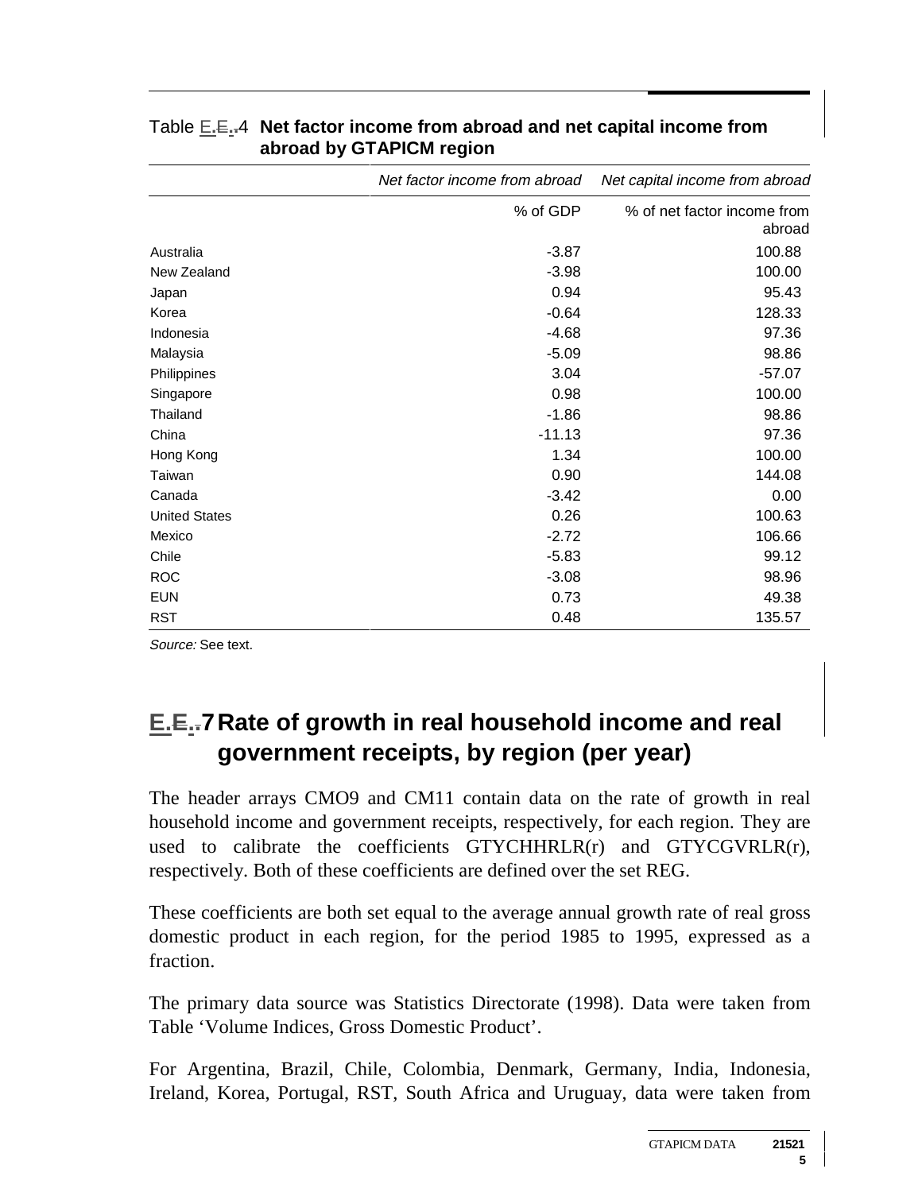Table E.E..4 **Net factor income from abroad and net capital income from abroad by GTAPICM region**

| | *Net factor income from abroad* | *Net capital income from abroad* |
|---|---|---|
| | % of GDP | % of net factor income from abroad |
| Australia | -3.87 | 100.88 |
| New Zealand | -3.98 | 100.00 |
| Japan | 0.94 | 95.43 |
| Korea | -0.64 | 128.33 |
| Indonesia | -4.68 | 97.36 |
| Malaysia | -5.09 | 98.86 |
| Philippines | 3.04 | -57.07 |
| Singapore | 0.98 | 100.00 |
| Thailand | -1.86 | 98.86 |
| China | -11.13 | 97.36 |
| Hong Kong | 1.34 | 100.00 |
| Taiwan | 0.90 | 144.08 |
| Canada | -3.42 | 0.00 |
| United States | 0.26 | 100.63 |
| Mexico | -2.72 | 106.66 |
| Chile | -5.83 | 99.12 |
| ROC | -3.08 | 98.96 |
| EUN | 0.73 | 49.38 |
| RST | 0.48 | 135.57 |

*Source:* See text.

## E.E..7 Rate of growth in real household income and real government receipts, by region (per year)

The header arrays CMO9 and CM11 contain data on the rate of growth in real household income and government receipts, respectively, for each region. They are used to calibrate the coefficients GTYCHHRLR(r) and GTYCGVRLR(r), respectively. Both of these coefficients are defined over the set REG.

These coefficients are both set equal to the average annual growth rate of real gross domestic product in each region, for the period 1985 to 1995, expressed as a fraction.

The primary data source was Statistics Directorate (1998). Data were taken from Table 'Volume Indices, Gross Domestic Product'.

For Argentina, Brazil, Chile, Colombia, Denmark, Germany, India, Indonesia, Ireland, Korea, Portugal, RST, South Africa and Uruguay, data were taken from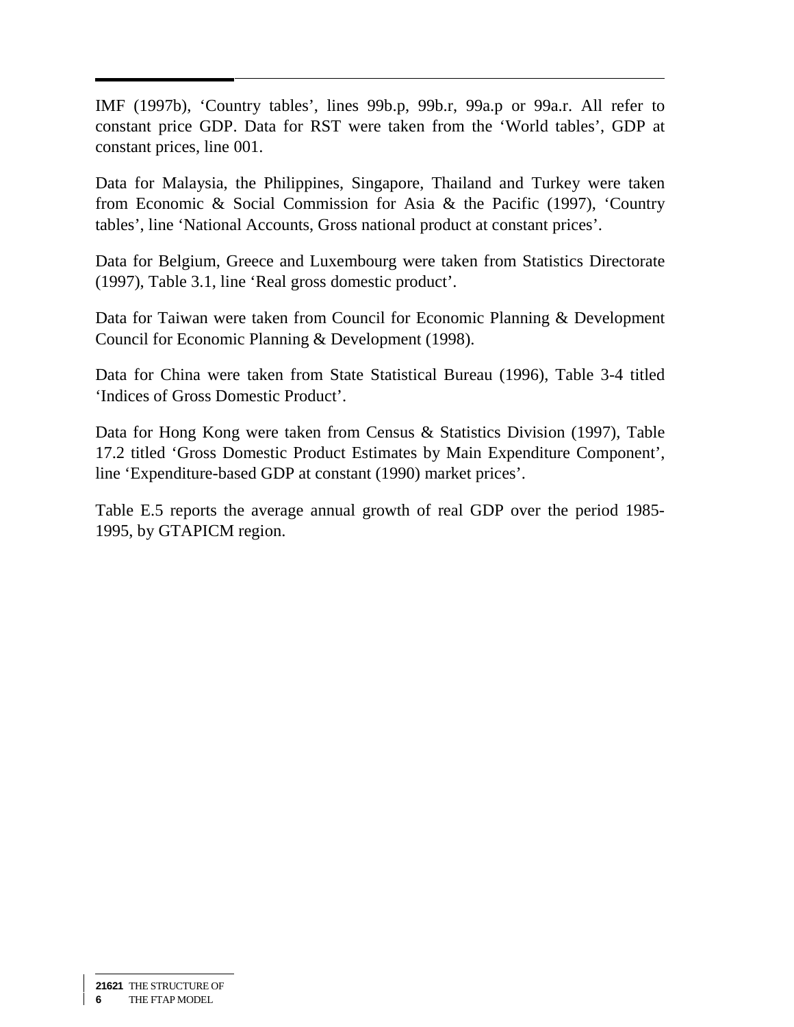IMF (1997b), 'Country tables', lines 99b.p, 99b.r, 99a.p or 99a.r. All refer to constant price GDP. Data for RST were taken from the 'World tables', GDP at constant prices, line 001.

Data for Malaysia, the Philippines, Singapore, Thailand and Turkey were taken from Economic & Social Commission for Asia & the Pacific (1997), 'Country tables', line 'National Accounts, Gross national product at constant prices'.

Data for Belgium, Greece and Luxembourg were taken from Statistics Directorate (1997), Table 3.1, line 'Real gross domestic product'.

Data for Taiwan were taken from Council for Economic Planning & Development Council for Economic Planning & Development (1998).

Data for China were taken from State Statistical Bureau (1996), Table 3-4 titled 'Indices of Gross Domestic Product'.

Data for Hong Kong were taken from Census & Statistics Division (1997), Table 17.2 titled 'Gross Domestic Product Estimates by Main Expenditure Component', line 'Expenditure-based GDP at constant (1990) market prices'.

Table E.5 reports the average annual growth of real GDP over the period 1985-1995, by GTAPICM region.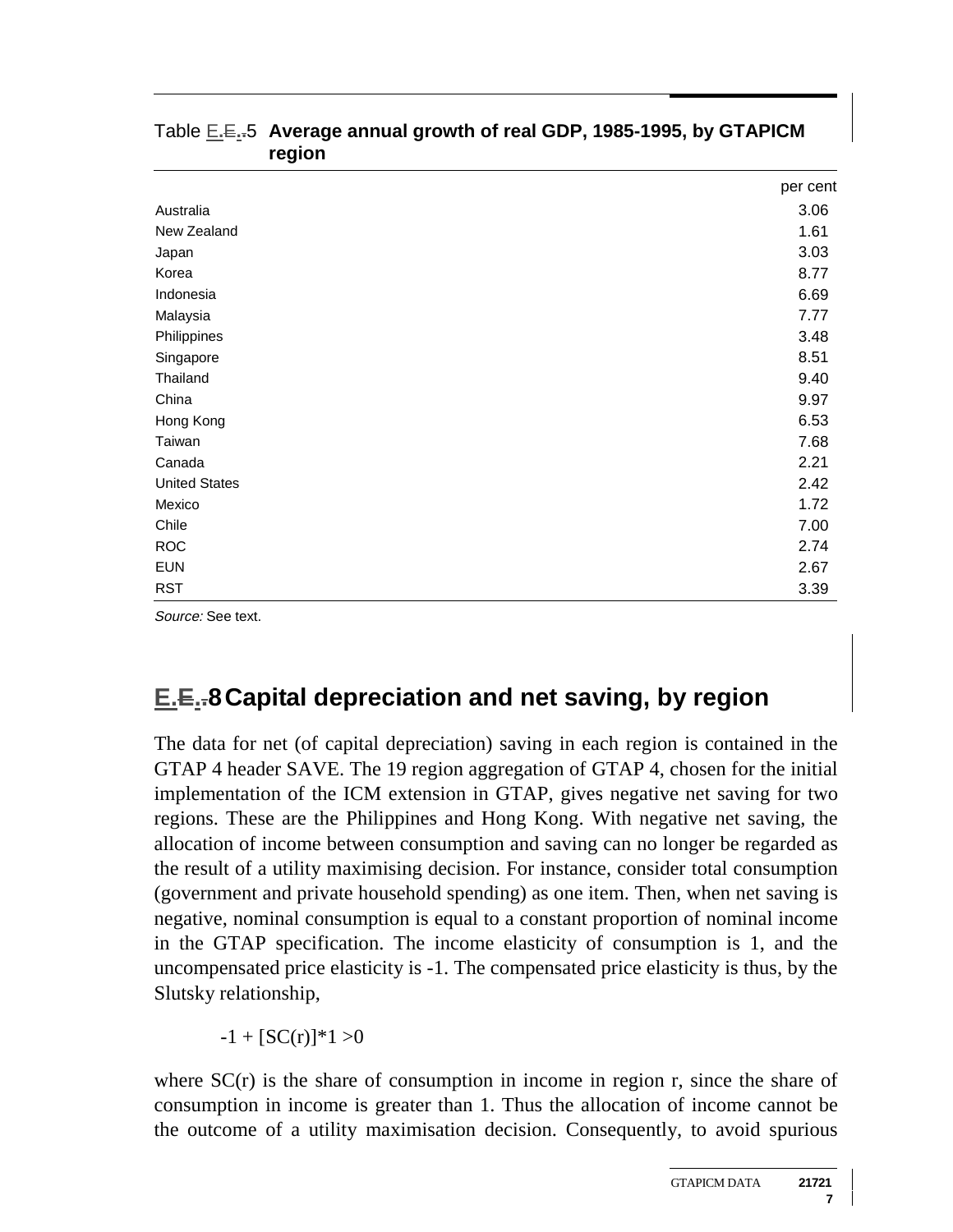Table E.5 **Average annual growth of real GDP, 1985-1995, by GTAPICM region**

| | per cent |
|---|---|
| Australia | 3.06 |
| New Zealand | 1.61 |
| Japan | 3.03 |
| Korea | 8.77 |
| Indonesia | 6.69 |
| Malaysia | 7.77 |
| Philippines | 3.48 |
| Singapore | 8.51 |
| Thailand | 9.40 |
| China | 9.97 |
| Hong Kong | 6.53 |
| Taiwan | 7.68 |
| Canada | 2.21 |
| United States | 2.42 |
| Mexico | 1.72 |
| Chile | 7.00 |
| ROC | 2.74 |
| EUN | 2.67 |
| RST | 3.39 |

*Source:* See text.

## E.8 Capital depreciation and net saving, by region

The data for net (of capital depreciation) saving in each region is contained in the GTAP 4 header SAVE. The 19 region aggregation of GTAP 4, chosen for the initial implementation of the ICM extension in GTAP, gives negative net saving for two regions. These are the Philippines and Hong Kong. With negative net saving, the allocation of income between consumption and saving can no longer be regarded as the result of a utility maximising decision. For instance, consider total consumption (government and private household spending) as one item. Then, when net saving is negative, nominal consumption is equal to a constant proportion of nominal income in the GTAP specification. The income elasticity of consumption is 1, and the uncompensated price elasticity is -1. The compensated price elasticity is thus, by the Slutsky relationship,

$$-1 + [SC(r)]*1 > 0$$

where SC(r) is the share of consumption in income in region r, since the share of consumption in income is greater than 1. Thus the allocation of income cannot be the outcome of a utility maximisation decision. Consequently, to avoid spurious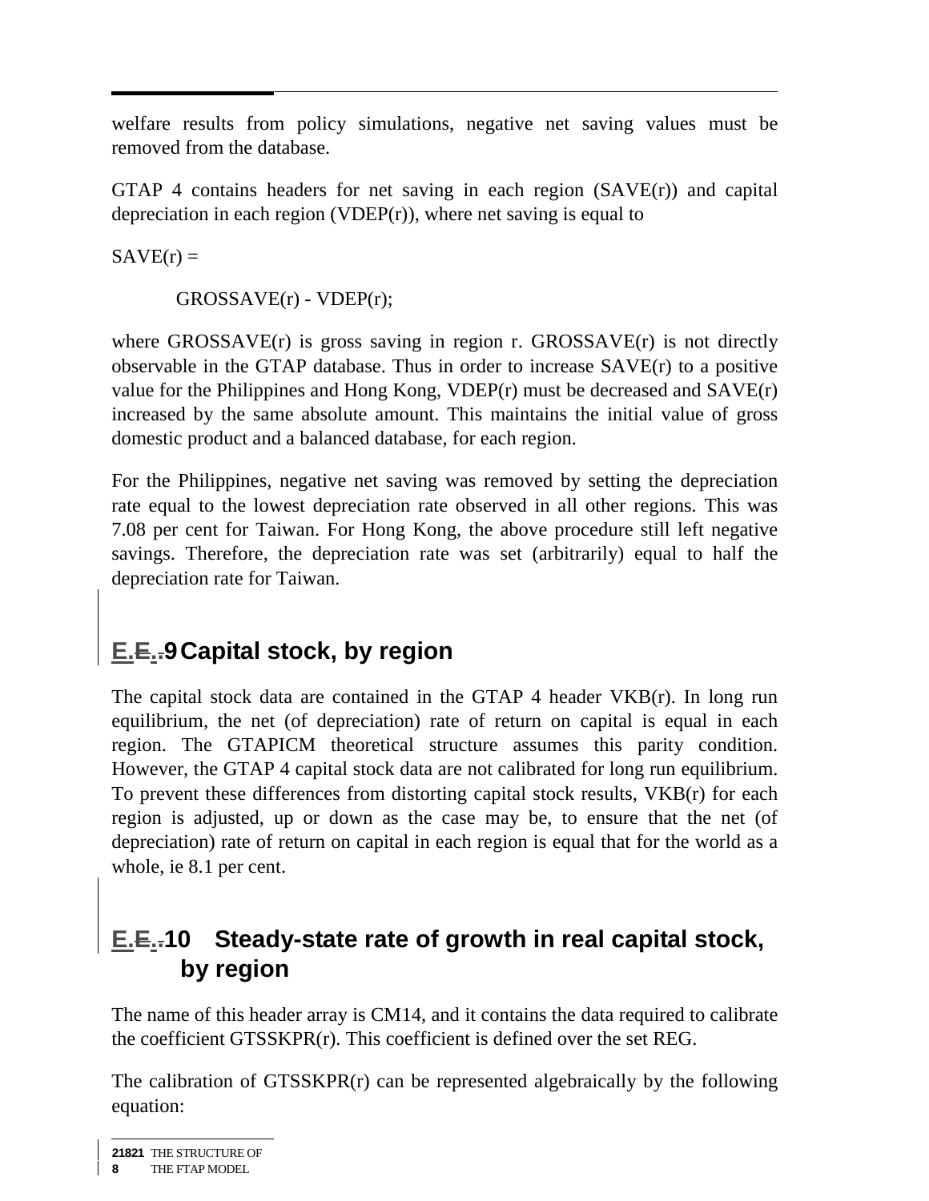welfare results from policy simulations, negative net saving values must be removed from the database.

GTAP 4 contains headers for net saving in each region (SAVE(r)) and capital depreciation in each region (VDEP(r)), where net saving is equal to

SAVE(r) =

GROSSAVE(r) - VDEP(r);

where GROSSAVE(r) is gross saving in region r. GROSSAVE(r) is not directly observable in the GTAP database. Thus in order to increase SAVE(r) to a positive value for the Philippines and Hong Kong, VDEP(r) must be decreased and SAVE(r) increased by the same absolute amount. This maintains the initial value of gross domestic product and a balanced database, for each region.

For the Philippines, negative net saving was removed by setting the depreciation rate equal to the lowest depreciation rate observed in all other regions. This was 7.08 per cent for Taiwan. For Hong Kong, the above procedure still left negative savings. Therefore, the depreciation rate was set (arbitrarily) equal to half the depreciation rate for Taiwan.

## E.9 Capital stock, by region

The capital stock data are contained in the GTAP 4 header VKB(r). In long run equilibrium, the net (of depreciation) rate of return on capital is equal in each region. The GTAPICM theoretical structure assumes this parity condition. However, the GTAP 4 capital stock data are not calibrated for long run equilibrium. To prevent these differences from distorting capital stock results, VKB(r) for each region is adjusted, up or down as the case may be, to ensure that the net (of depreciation) rate of return on capital in each region is equal that for the world as a whole, ie 8.1 per cent.

## E.10 Steady-state rate of growth in real capital stock, by region

The name of this header array is CM14, and it contains the data required to calibrate the coefficient GTSSKPR(r). This coefficient is defined over the set REG.

The calibration of GTSSKPR(r) can be represented algebraically by the following equation: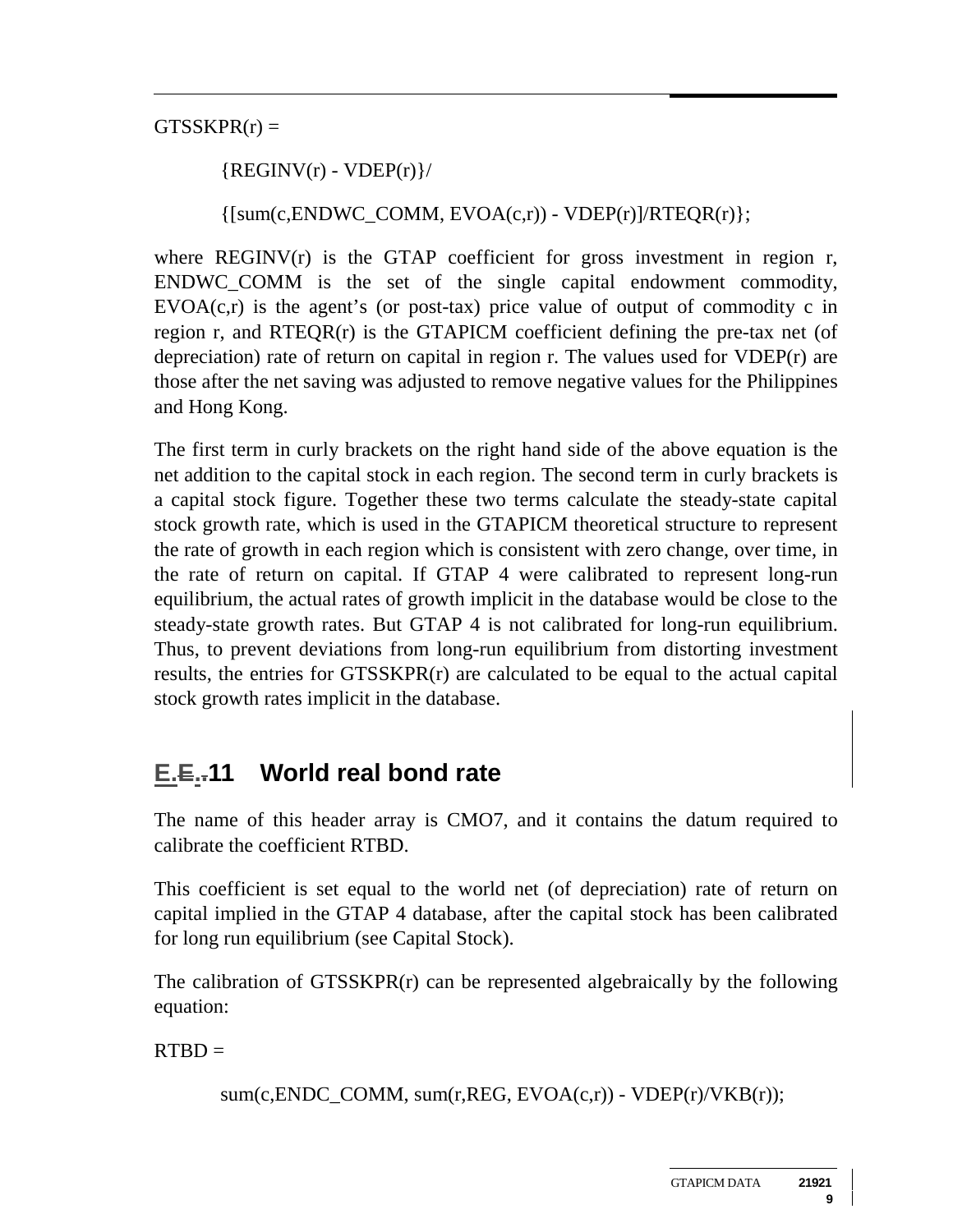GTSSKPR(r) =

{REGINV(r) - VDEP(r)}/

{[sum(c,ENDWC_COMM, EVOA(c,r)) - VDEP(r)]/RTEQR(r)};

where REGINV(r) is the GTAP coefficient for gross investment in region r, ENDWC_COMM is the set of the single capital endowment commodity, EVOA(c,r) is the agent's (or post-tax) price value of output of commodity c in region r, and RTEQR(r) is the GTAPICM coefficient defining the pre-tax net (of depreciation) rate of return on capital in region r. The values used for VDEP(r) are those after the net saving was adjusted to remove negative values for the Philippines and Hong Kong.

The first term in curly brackets on the right hand side of the above equation is the net addition to the capital stock in each region. The second term in curly brackets is a capital stock figure. Together these two terms calculate the steady-state capital stock growth rate, which is used in the GTAPICM theoretical structure to represent the rate of growth in each region which is consistent with zero change, over time, in the rate of return on capital. If GTAP 4 were calibrated to represent long-run equilibrium, the actual rates of growth implicit in the database would be close to the steady-state growth rates. But GTAP 4 is not calibrated for long-run equilibrium. Thus, to prevent deviations from long-run equilibrium from distorting investment results, the entries for GTSSKPR(r) are calculated to be equal to the actual capital stock growth rates implicit in the database.

## E.11 World real bond rate

The name of this header array is CMO7, and it contains the datum required to calibrate the coefficient RTBD.

This coefficient is set equal to the world net (of depreciation) rate of return on capital implied in the GTAP 4 database, after the capital stock has been calibrated for long run equilibrium (see Capital Stock).

The calibration of GTSSKPR(r) can be represented algebraically by the following equation:

RTBD =

sum(c,ENDC_COMM, sum(r,REG, EVOA(c,r)) - VDEP(r)/VKB(r));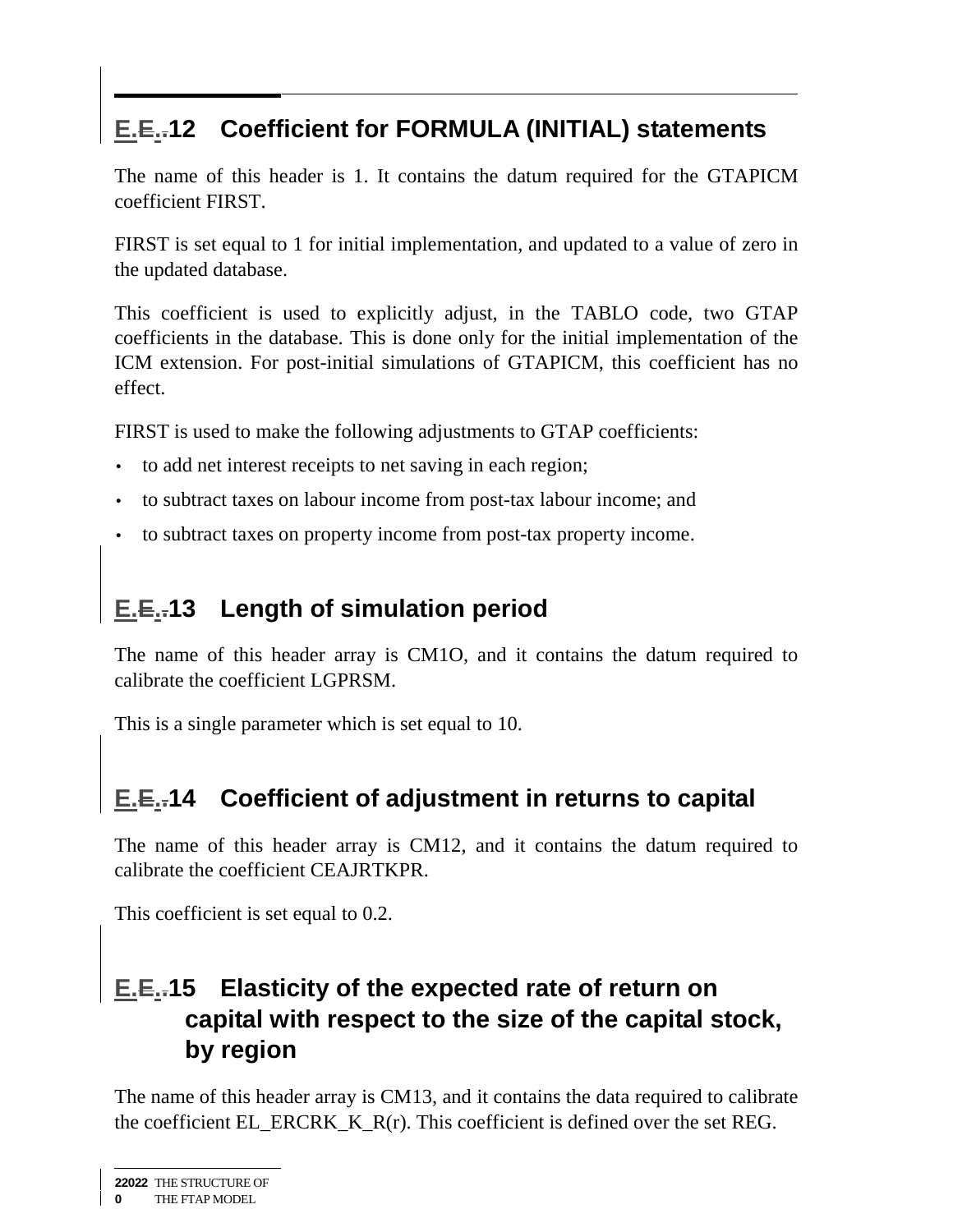## E.E.12 Coefficient for FORMULA (INITIAL) statements

The name of this header is 1. It contains the datum required for the GTAPICM coefficient FIRST.

FIRST is set equal to 1 for initial implementation, and updated to a value of zero in the updated database.

This coefficient is used to explicitly adjust, in the TABLO code, two GTAP coefficients in the database. This is done only for the initial implementation of the ICM extension. For post-initial simulations of GTAPICM, this coefficient has no effect.

FIRST is used to make the following adjustments to GTAP coefficients:

- to add net interest receipts to net saving in each region;
- to subtract taxes on labour income from post-tax labour income; and
- to subtract taxes on property income from post-tax property income.

## E.E.13 Length of simulation period

The name of this header array is CM1O, and it contains the datum required to calibrate the coefficient LGPRSM.

This is a single parameter which is set equal to 10.

## E.E.14 Coefficient of adjustment in returns to capital

The name of this header array is CM12, and it contains the datum required to calibrate the coefficient CEAJRTKPR.

This coefficient is set equal to 0.2.

## E.E.15 Elasticity of the expected rate of return on capital with respect to the size of the capital stock, by region

The name of this header array is CM13, and it contains the data required to calibrate the coefficient EL_ERCRK_K_R(r). This coefficient is defined over the set REG.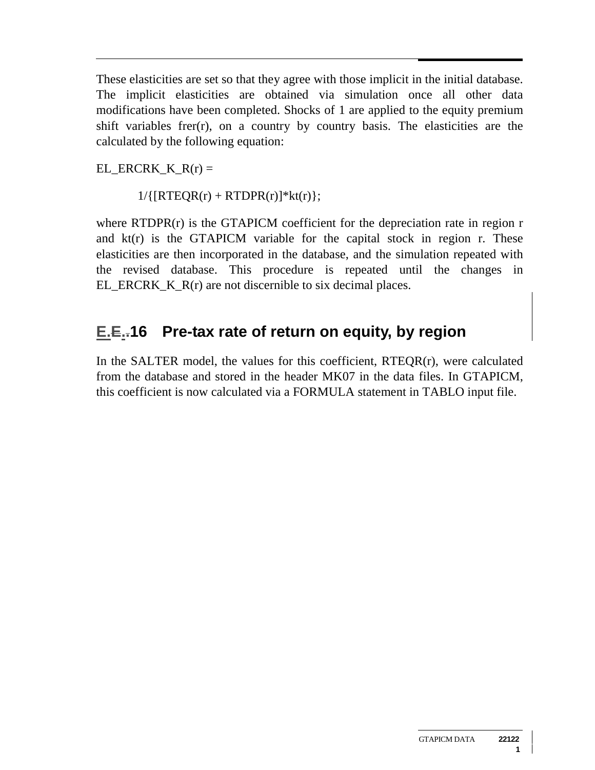These elasticities are set so that they agree with those implicit in the initial database. The implicit elasticities are obtained via simulation once all other data modifications have been completed. Shocks of 1 are applied to the equity premium shift variables frer(r), on a country by country basis. The elasticities are the calculated by the following equation:

EL_ERCRK_K_R(r) =

1/{[RTEQR(r) + RTDPR(r)]*kt(r)};

where RTDPR(r) is the GTAPICM coefficient for the depreciation rate in region r and kt(r) is the GTAPICM variable for the capital stock in region r. These elasticities are then incorporated in the database, and the simulation repeated with the revised database. This procedure is repeated until the changes in EL_ERCRK_K_R(r) are not discernible to six decimal places.

## E.16 Pre-tax rate of return on equity, by region

In the SALTER model, the values for this coefficient, RTEQR(r), were calculated from the database and stored in the header MK07 in the data files. In GTAPICM, this coefficient is now calculated via a FORMULA statement in TABLO input file.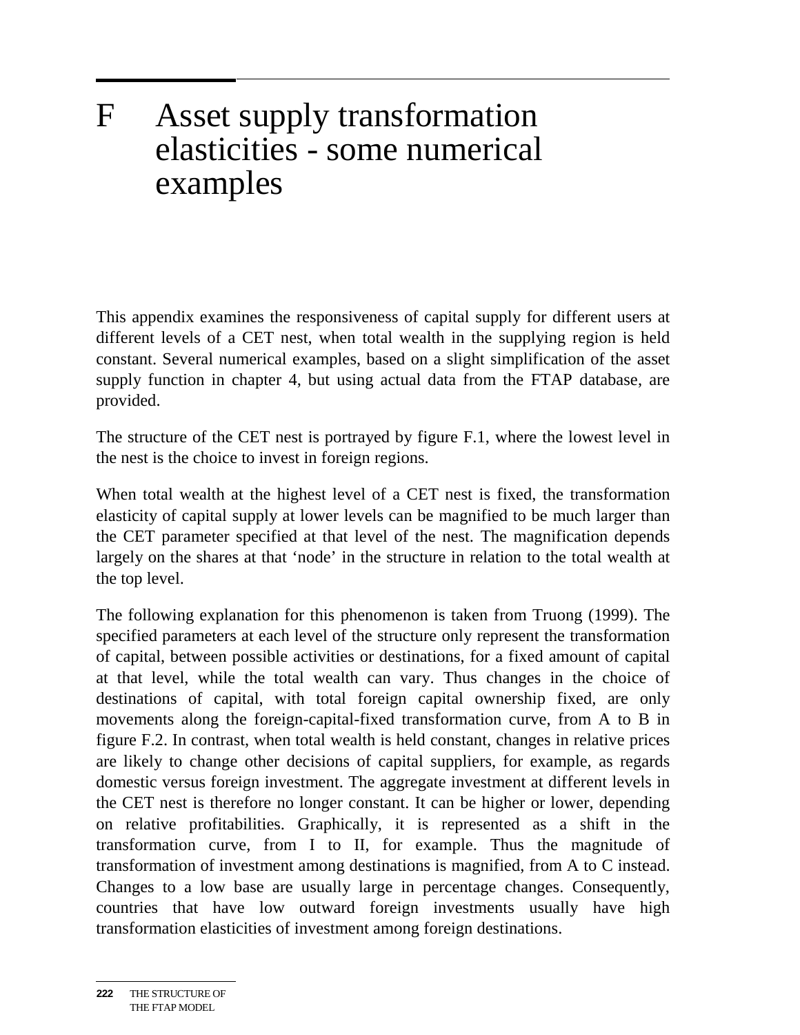# F Asset supply transformation elasticities - some numerical examples

This appendix examines the responsiveness of capital supply for different users at different levels of a CET nest, when total wealth in the supplying region is held constant. Several numerical examples, based on a slight simplification of the asset supply function in chapter 4, but using actual data from the FTAP database, are provided.

The structure of the CET nest is portrayed by figure F.1, where the lowest level in the nest is the choice to invest in foreign regions.

When total wealth at the highest level of a CET nest is fixed, the transformation elasticity of capital supply at lower levels can be magnified to be much larger than the CET parameter specified at that level of the nest. The magnification depends largely on the shares at that 'node' in the structure in relation to the total wealth at the top level.

The following explanation for this phenomenon is taken from Truong (1999). The specified parameters at each level of the structure only represent the transformation of capital, between possible activities or destinations, for a fixed amount of capital at that level, while the total wealth can vary. Thus changes in the choice of destinations of capital, with total foreign capital ownership fixed, are only movements along the foreign-capital-fixed transformation curve, from A to B in figure F.2. In contrast, when total wealth is held constant, changes in relative prices are likely to change other decisions of capital suppliers, for example, as regards domestic versus foreign investment. The aggregate investment at different levels in the CET nest is therefore no longer constant. It can be higher or lower, depending on relative profitabilities. Graphically, it is represented as a shift in the transformation curve, from I to II, for example. Thus the magnitude of transformation of investment among destinations is magnified, from A to C instead. Changes to a low base are usually large in percentage changes. Consequently, countries that have low outward foreign investments usually have high transformation elasticities of investment among foreign destinations.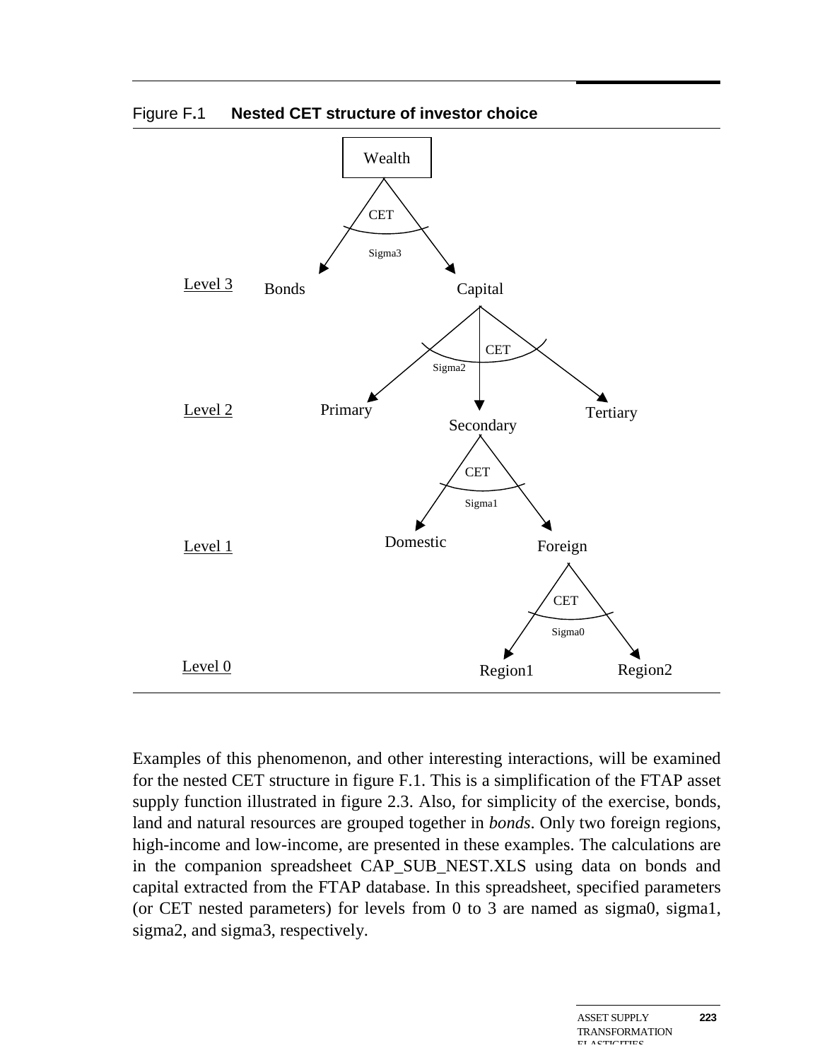Figure F.1 **Nested CET structure of investor choice**

Examples of this phenomenon, and other interesting interactions, will be examined for the nested CET structure in figure F.1. This is a simplification of the FTAP asset supply function illustrated in figure 2.3. Also, for simplicity of the exercise, bonds, land and natural resources are grouped together in *bonds*. Only two foreign regions, high-income and low-income, are presented in these examples. The calculations are in the companion spreadsheet CAP_SUB_NEST.XLS using data on bonds and capital extracted from the FTAP database. In this spreadsheet, specified parameters (or CET nested parameters) for levels from 0 to 3 are named as sigma0, sigma1, sigma2, and sigma3, respectively.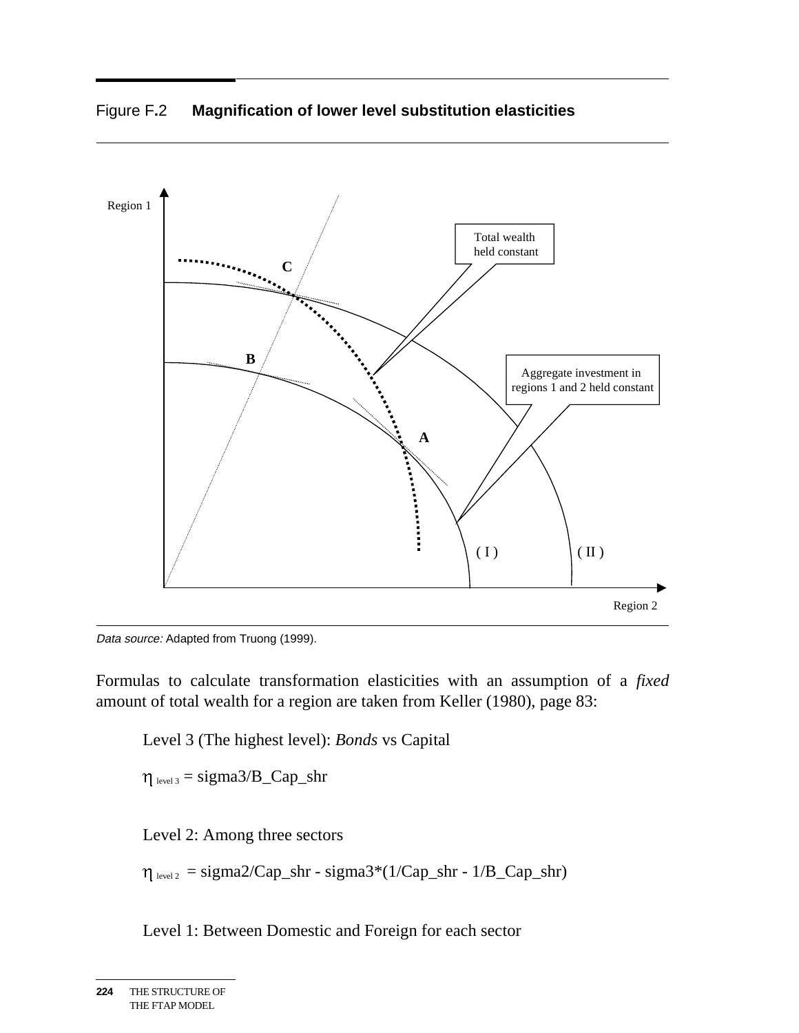Figure F.2 **Magnification of lower level substitution elasticities**

Region 1

Total wealth held constant

C

B

Aggregate investment in regions 1 and 2 held constant

A

( I )

( II )

Region 2

*Data source:* Adapted from Truong (1999).

Formulas to calculate transformation elasticities with an assumption of a *fixed* amount of total wealth for a region are taken from Keller (1980), page 83:

Level 3 (The highest level): *Bonds* vs Capital

$\eta_{\text{level 3}}$ = sigma3/B_Cap_shr

Level 2: Among three sectors

$\eta_{\text{level 2}}$ = sigma2/Cap_shr - sigma3*(1/Cap_shr - 1/B_Cap_shr)

Level 1: Between Domestic and Foreign for each sector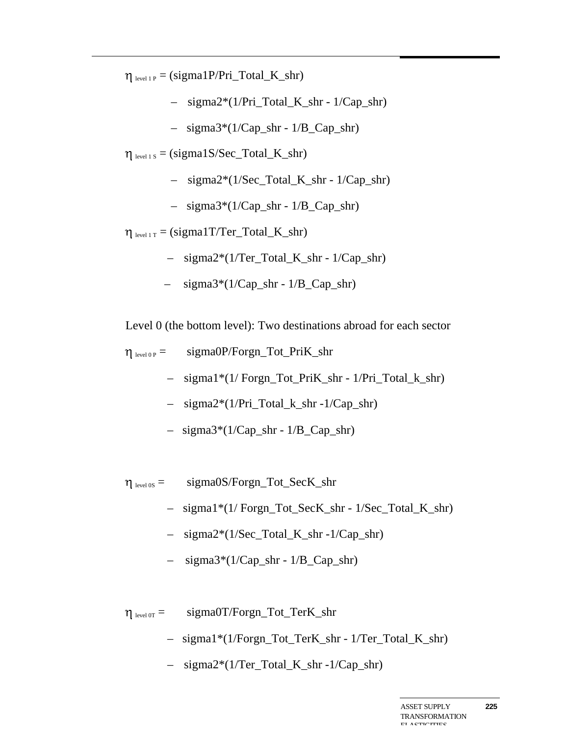$\eta_{\text{level 1 P}}$ = (sigma1P/Pri_Total_K_shr)

– sigma2*(1/Pri_Total_K_shr - 1/Cap_shr)

– sigma3*(1/Cap_shr - 1/B_Cap_shr)

$\eta_{\text{level 1 S}}$ = (sigma1S/Sec_Total_K_shr)

– sigma2*(1/Sec_Total_K_shr - 1/Cap_shr)

– sigma3*(1/Cap_shr - 1/B_Cap_shr)

$\eta_{\text{level 1 T}}$ = (sigma1T/Ter_Total_K_shr)

– sigma2*(1/Ter_Total_K_shr - 1/Cap_shr)

– sigma3*(1/Cap_shr - 1/B_Cap_shr)

Level 0 (the bottom level): Two destinations abroad for each sector

$\eta_{\text{level 0 P}}$ = sigma0P/Forgn_Tot_PriK_shr

– sigma1*(1/ Forgn_Tot_PriK_shr - 1/Pri_Total_k_shr)

– sigma2*(1/Pri_Total_k_shr -1/Cap_shr)

– sigma3*(1/Cap_shr - 1/B_Cap_shr)

$\eta_{\text{level 0S}}$ = sigma0S/Forgn_Tot_SecK_shr

– sigma1*(1/ Forgn_Tot_SecK_shr - 1/Sec_Total_K_shr)

– sigma2*(1/Sec_Total_K_shr -1/Cap_shr)

– sigma3*(1/Cap_shr - 1/B_Cap_shr)

$\eta_{\text{level 0T}}$ = sigma0T/Forgn_Tot_TerK_shr

– sigma1*(1/Forgn_Tot_TerK_shr - 1/Ter_Total_K_shr)

– sigma2*(1/Ter_Total_K_shr -1/Cap_shr)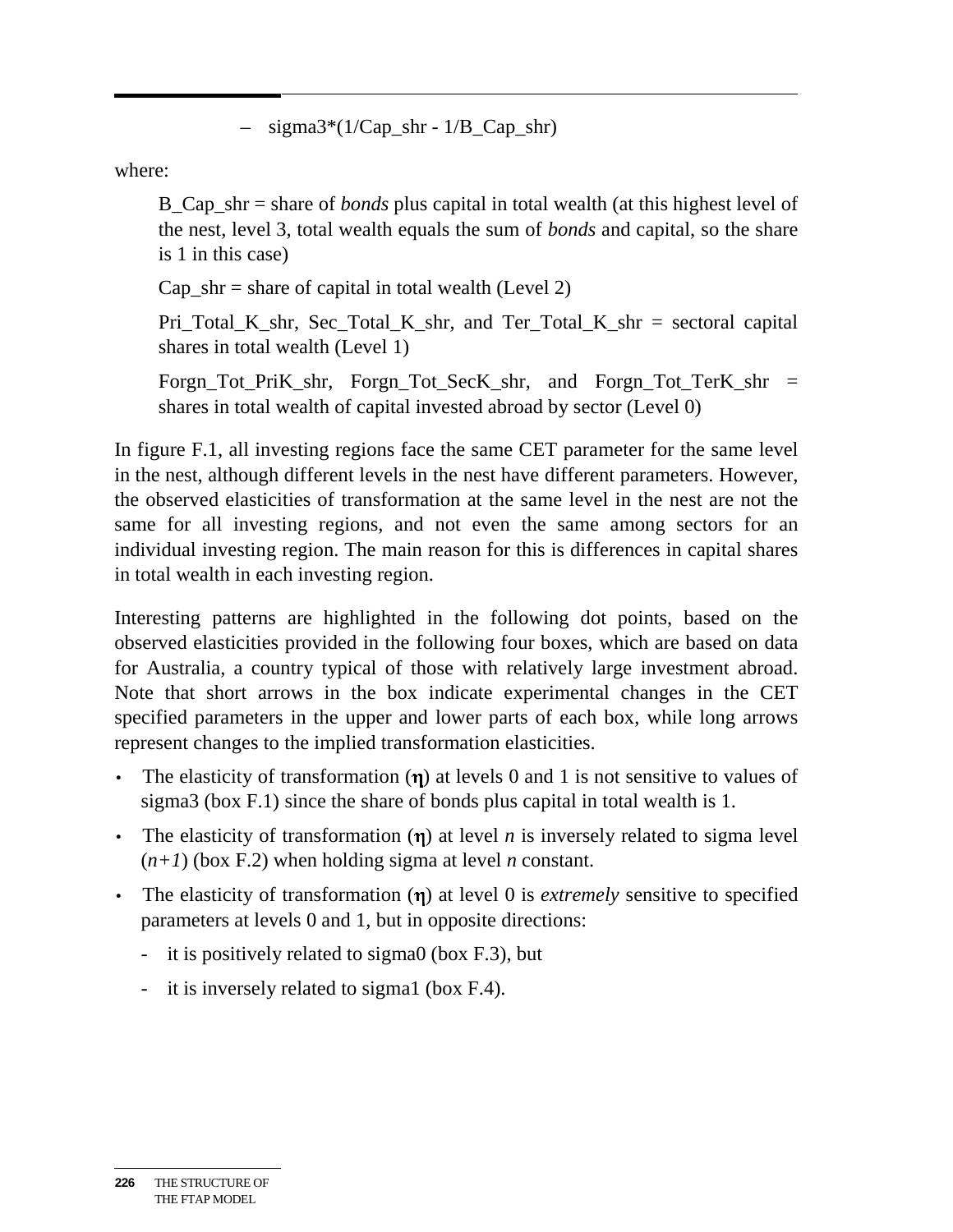– sigma3*(1/Cap_shr - 1/B_Cap_shr)

where:

> B_Cap_shr = share of *bonds* plus capital in total wealth (at this highest level of the nest, level 3, total wealth equals the sum of *bonds* and capital, so the share is 1 in this case)
>
> Cap_shr = share of capital in total wealth (Level 2)
>
> Pri_Total_K_shr, Sec_Total_K_shr, and Ter_Total_K_shr = sectoral capital shares in total wealth (Level 1)
>
> Forgn_Tot_PriK_shr, Forgn_Tot_SecK_shr, and Forgn_Tot_TerK_shr = shares in total wealth of capital invested abroad by sector (Level 0)

In figure F.1, all investing regions face the same CET parameter for the same level in the nest, although different levels in the nest have different parameters. However, the observed elasticities of transformation at the same level in the nest are not the same for all investing regions, and not even the same among sectors for an individual investing region. The main reason for this is differences in capital shares in total wealth in each investing region.

Interesting patterns are highlighted in the following dot points, based on the observed elasticities provided in the following four boxes, which are based on data for Australia, a country typical of those with relatively large investment abroad. Note that short arrows in the box indicate experimental changes in the CET specified parameters in the upper and lower parts of each box, while long arrows represent changes to the implied transformation elasticities.

- The elasticity of transformation ($\eta$) at levels 0 and 1 is not sensitive to values of sigma3 (box F.1) since the share of bonds plus capital in total wealth is 1.
- The elasticity of transformation ($\eta$) at level $n$ is inversely related to sigma level ($n+1$) (box F.2) when holding sigma at level $n$ constant.
- The elasticity of transformation ($\eta$) at level 0 is *extremely* sensitive to specified parameters at levels 0 and 1, but in opposite directions:
  - it is positively related to sigma0 (box F.3), but
  - it is inversely related to sigma1 (box F.4).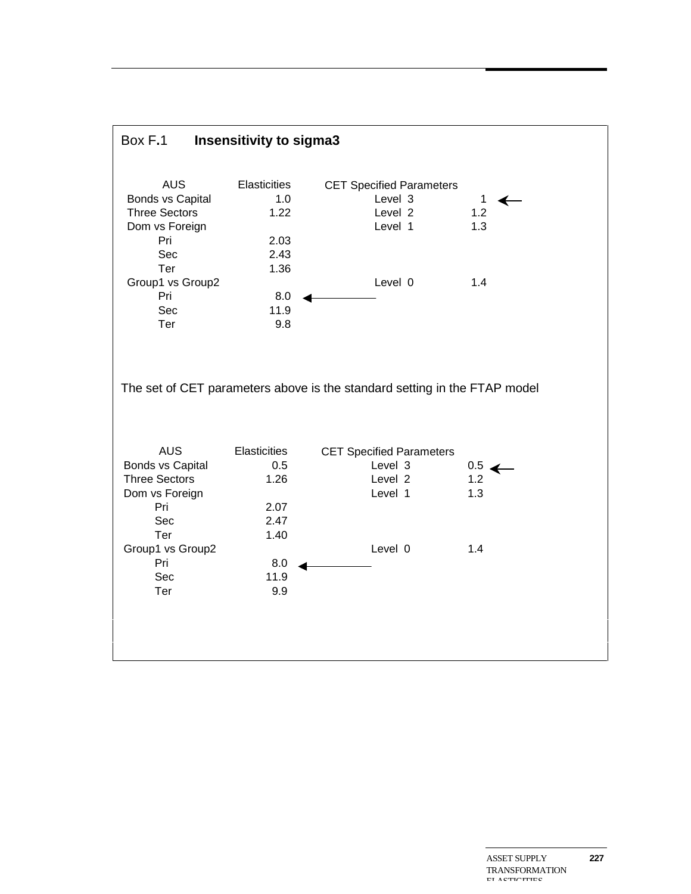Box F.1 **Insensitivity to sigma3**

| AUS | Elasticities | CET Specified Parameters | |
|---|---|---|---|
| Bonds vs Capital | 1.0 | Level 3 | 1 ← |
| Three Sectors | 1.22 | Level 2 | 1.2 |
| Dom vs Foreign | | Level 1 | 1.3 |
| Pri | 2.03 | | |
| Sec | 2.43 | | |
| Ter | 1.36 | | |
| Group1 vs Group2 | | Level 0 | 1.4 |
| Pri | 8.0 ← | | |
| Sec | 11.9 | | |
| Ter | 9.8 | | |

The set of CET parameters above is the standard setting in the FTAP model

| AUS | Elasticities | CET Specified Parameters | |
|---|---|---|---|
| Bonds vs Capital | 0.5 | Level 3 | 0.5 ← |
| Three Sectors | 1.26 | Level 2 | 1.2 |
| Dom vs Foreign | | Level 1 | 1.3 |
| Pri | 2.07 | | |
| Sec | 2.47 | | |
| Ter | 1.40 | | |
| Group1 vs Group2 | | Level 0 | 1.4 |
| Pri | 8.0 ← | | |
| Sec | 11.9 | | |
| Ter | 9.9 | | |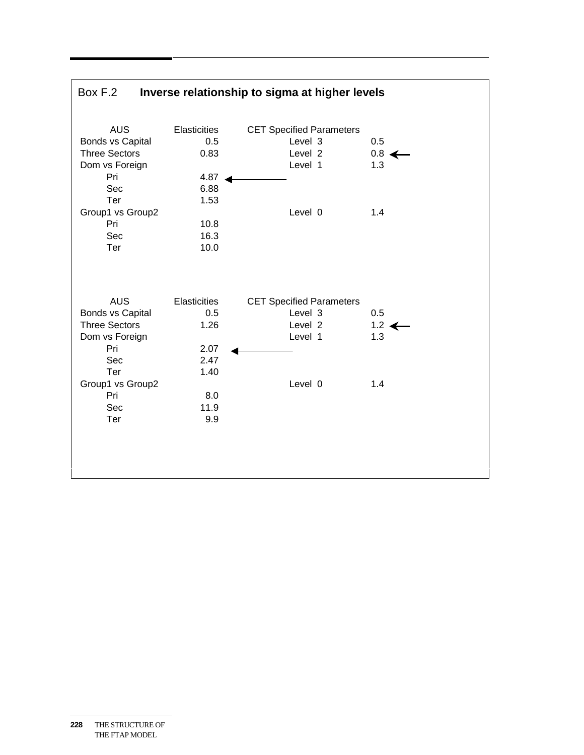Box F.2 **Inverse relationship to sigma at higher levels**

| AUS | Elasticities | CET Specified Parameters | |
|---|---|---|---|
| Bonds vs Capital | 0.5 | Level 3 | 0.5 |
| Three Sectors | 0.83 | Level 2 | 0.8 ← |
| Dom vs Foreign | | Level 1 | 1.3 |
| Pri | 4.87 ← | | |
| Sec | 6.88 | | |
| Ter | 1.53 | | |
| Group1 vs Group2 | | Level 0 | 1.4 |
| Pri | 10.8 | | |
| Sec | 16.3 | | |
| Ter | 10.0 | | |

| AUS | Elasticities | CET Specified Parameters | |
|---|---|---|---|
| Bonds vs Capital | 0.5 | Level 3 | 0.5 |
| Three Sectors | 1.26 | Level 2 | 1.2 ← |
| Dom vs Foreign | | Level 1 | 1.3 |
| Pri | 2.07 ← | | |
| Sec | 2.47 | | |
| Ter | 1.40 | | |
| Group1 vs Group2 | | Level 0 | 1.4 |
| Pri | 8.0 | | |
| Sec | 11.9 | | |
| Ter | 9.9 | | |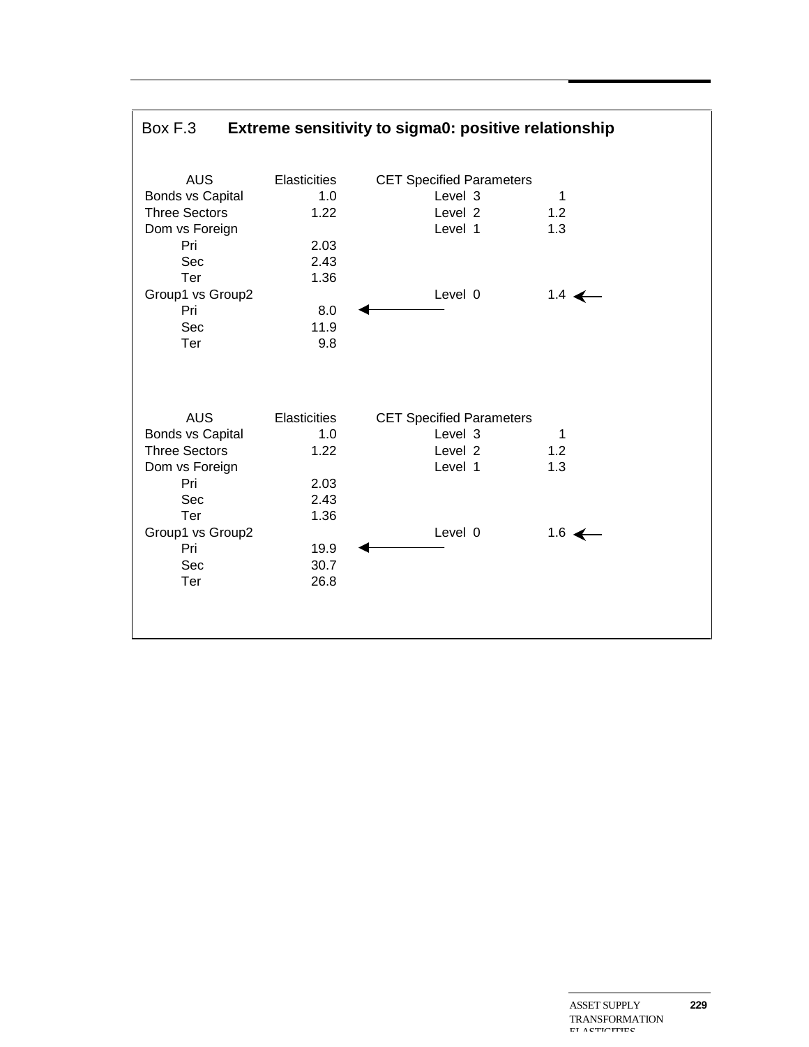## Box F.3 Extreme sensitivity to sigma0: positive relationship

| AUS | Elasticities | CET Specified Parameters | |
|---|---|---|---|
| Bonds vs Capital | 1.0 | Level 3 | 1 |
| Three Sectors | 1.22 | Level 2 | 1.2 |
| Dom vs Foreign | | Level 1 | 1.3 |
| Pri | 2.03 | | |
| Sec | 2.43 | | |
| Ter | 1.36 | | |
| Group1 vs Group2 | | Level 0 | 1.4 ← |
| Pri | 8.0 ← | | |
| Sec | 11.9 | | |
| Ter | 9.8 | | |

| AUS | Elasticities | CET Specified Parameters | |
|---|---|---|---|
| Bonds vs Capital | 1.0 | Level 3 | 1 |
| Three Sectors | 1.22 | Level 2 | 1.2 |
| Dom vs Foreign | | Level 1 | 1.3 |
| Pri | 2.03 | | |
| Sec | 2.43 | | |
| Ter | 1.36 | | |
| Group1 vs Group2 | | Level 0 | 1.6 ← |
| Pri | 19.9 ← | | |
| Sec | 30.7 | | |
| Ter | 26.8 | | |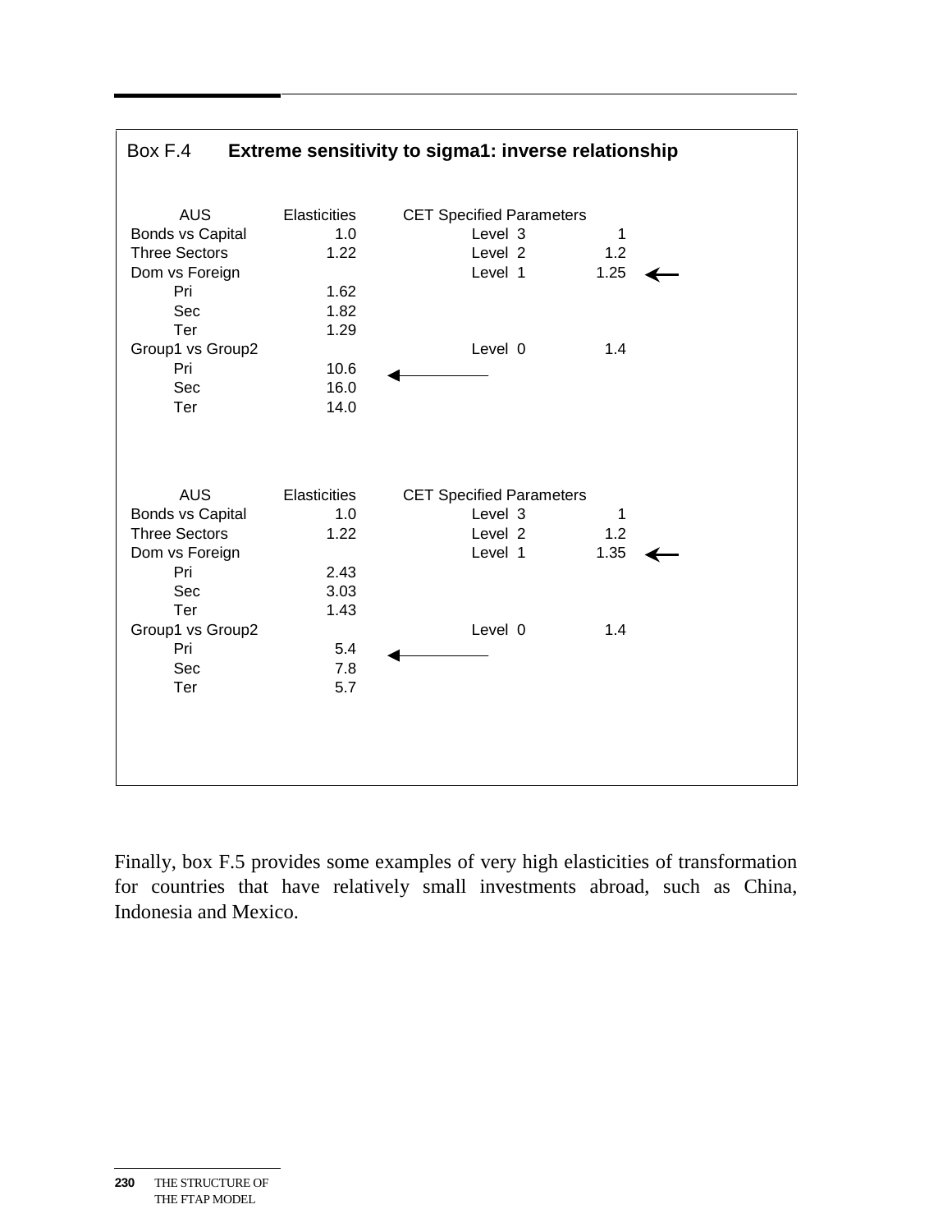**Box F.4 Extreme sensitivity to sigma1: inverse relationship**

| AUS | Elasticities | CET Specified Parameters | |
|---|---|---|---|
| Bonds vs Capital | 1.0 | Level 3 | 1 |
| Three Sectors | 1.22 | Level 2 | 1.2 |
| Dom vs Foreign | | Level 1 | 1.25 ← |
| Pri | 1.62 | | |
| Sec | 1.82 | | |
| Ter | 1.29 | | |
| Group1 vs Group2 | | Level 0 | 1.4 |
| Pri | 10.6 ← | | |
| Sec | 16.0 | | |
| Ter | 14.0 | | |

| AUS | Elasticities | CET Specified Parameters | |
|---|---|---|---|
| Bonds vs Capital | 1.0 | Level 3 | 1 |
| Three Sectors | 1.22 | Level 2 | 1.2 |
| Dom vs Foreign | | Level 1 | 1.35 ← |
| Pri | 2.43 | | |
| Sec | 3.03 | | |
| Ter | 1.43 | | |
| Group1 vs Group2 | | Level 0 | 1.4 |
| Pri | 5.4 ← | | |
| Sec | 7.8 | | |
| Ter | 5.7 | | |

Finally, box F.5 provides some examples of very high elasticities of transformation for countries that have relatively small investments abroad, such as China, Indonesia and Mexico.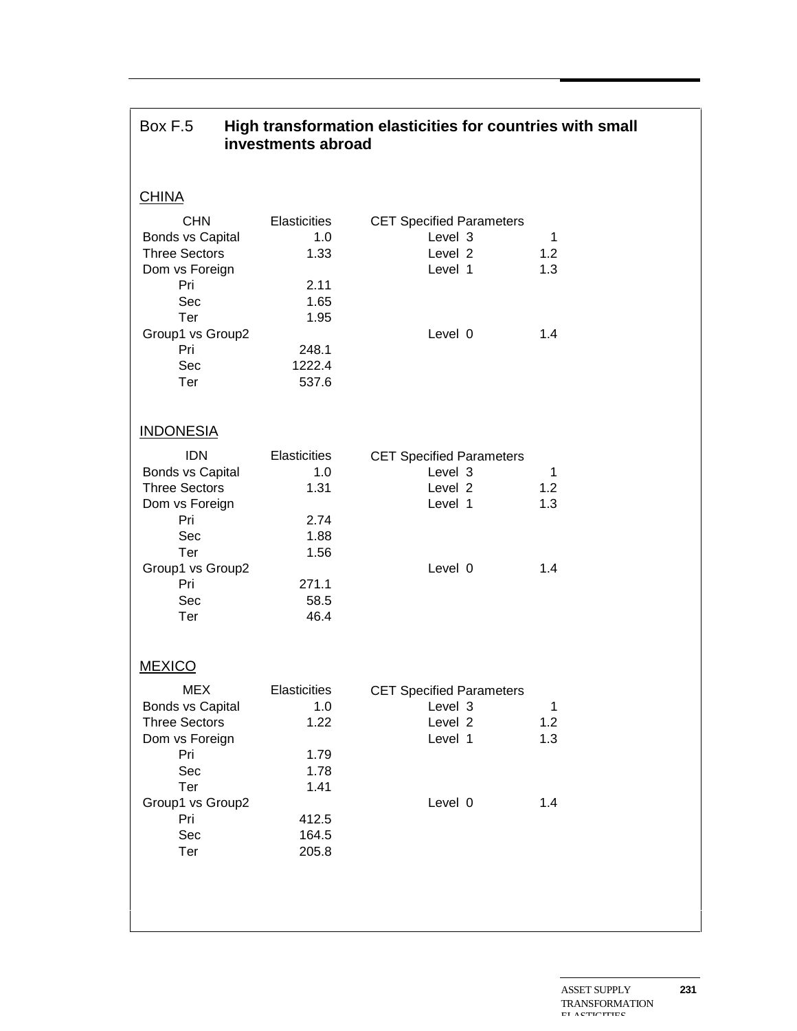## Box F.5 High transformation elasticities for countries with small investments abroad

### CHINA

| CHN | Elasticities | CET Specified Parameters | |
|---|---|---|---|
| Bonds vs Capital | 1.0 | Level 3 | 1 |
| Three Sectors | 1.33 | Level 2 | 1.2 |
| Dom vs Foreign | | Level 1 | 1.3 |
| Pri | 2.11 | | |
| Sec | 1.65 | | |
| Ter | 1.95 | | |
| Group1 vs Group2 | | Level 0 | 1.4 |
| Pri | 248.1 | | |
| Sec | 1222.4 | | |
| Ter | 537.6 | | |

### INDONESIA

| IDN | Elasticities | CET Specified Parameters | |
|---|---|---|---|
| Bonds vs Capital | 1.0 | Level 3 | 1 |
| Three Sectors | 1.31 | Level 2 | 1.2 |
| Dom vs Foreign | | Level 1 | 1.3 |
| Pri | 2.74 | | |
| Sec | 1.88 | | |
| Ter | 1.56 | | |
| Group1 vs Group2 | | Level 0 | 1.4 |
| Pri | 271.1 | | |
| Sec | 58.5 | | |
| Ter | 46.4 | | |

### MEXICO

| MEX | Elasticities | CET Specified Parameters | |
|---|---|---|---|
| Bonds vs Capital | 1.0 | Level 3 | 1 |
| Three Sectors | 1.22 | Level 2 | 1.2 |
| Dom vs Foreign | | Level 1 | 1.3 |
| Pri | 1.79 | | |
| Sec | 1.78 | | |
| Ter | 1.41 | | |
| Group1 vs Group2 | | Level 0 | 1.4 |
| Pri | 412.5 | | |
| Sec | 164.5 | | |
| Ter | 205.8 | | |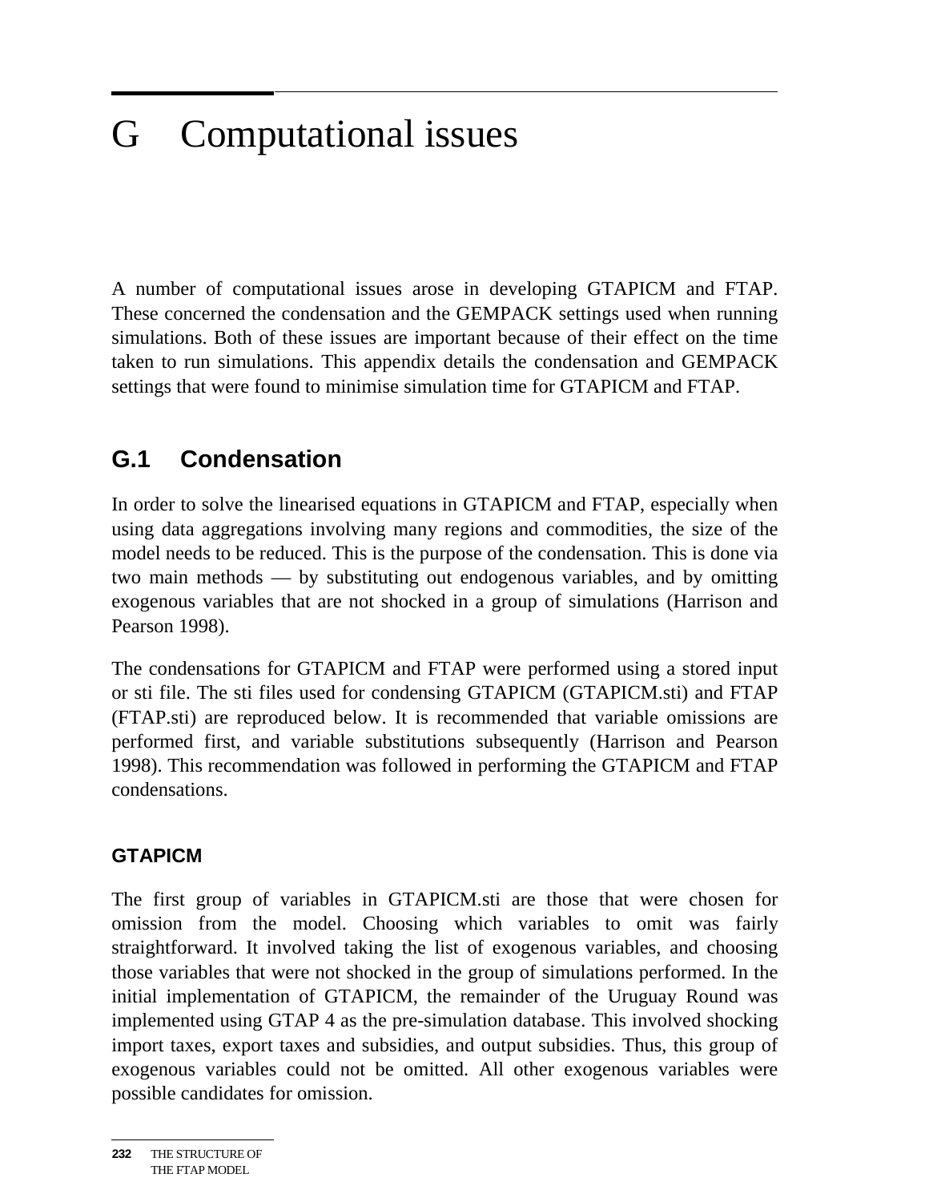# G Computational issues

A number of computational issues arose in developing GTAPICM and FTAP. These concerned the condensation and the GEMPACK settings used when running simulations. Both of these issues are important because of their effect on the time taken to run simulations. This appendix details the condensation and GEMPACK settings that were found to minimise simulation time for GTAPICM and FTAP.

## G.1 Condensation

In order to solve the linearised equations in GTAPICM and FTAP, especially when using data aggregations involving many regions and commodities, the size of the model needs to be reduced. This is the purpose of the condensation. This is done via two main methods — by substituting out endogenous variables, and by omitting exogenous variables that are not shocked in a group of simulations (Harrison and Pearson 1998).

The condensations for GTAPICM and FTAP were performed using a stored input or sti file. The sti files used for condensing GTAPICM (GTAPICM.sti) and FTAP (FTAP.sti) are reproduced below. It is recommended that variable omissions are performed first, and variable substitutions subsequently (Harrison and Pearson 1998). This recommendation was followed in performing the GTAPICM and FTAP condensations.

### GTAPICM

The first group of variables in GTAPICM.sti are those that were chosen for omission from the model. Choosing which variables to omit was fairly straightforward. It involved taking the list of exogenous variables, and choosing those variables that were not shocked in the group of simulations performed. In the initial implementation of GTAPICM, the remainder of the Uruguay Round was implemented using GTAP 4 as the pre-simulation database. This involved shocking import taxes, export taxes and subsidies, and output subsidies. Thus, this group of exogenous variables could not be omitted. All other exogenous variables were possible candidates for omission.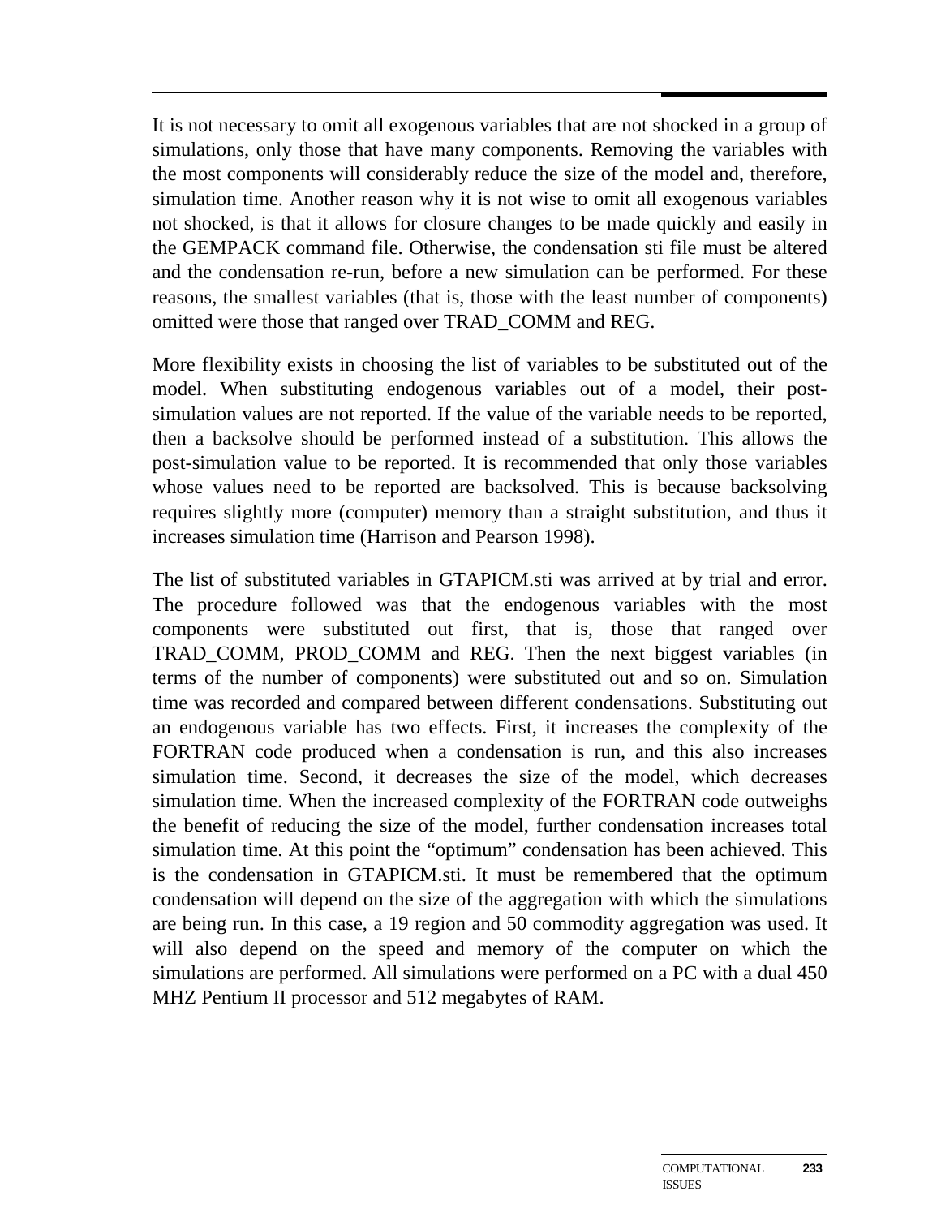It is not necessary to omit all exogenous variables that are not shocked in a group of simulations, only those that have many components. Removing the variables with the most components will considerably reduce the size of the model and, therefore, simulation time. Another reason why it is not wise to omit all exogenous variables not shocked, is that it allows for closure changes to be made quickly and easily in the GEMPACK command file. Otherwise, the condensation sti file must be altered and the condensation re-run, before a new simulation can be performed. For these reasons, the smallest variables (that is, those with the least number of components) omitted were those that ranged over TRAD_COMM and REG.

More flexibility exists in choosing the list of variables to be substituted out of the model. When substituting endogenous variables out of a model, their post-simulation values are not reported. If the value of the variable needs to be reported, then a backsolve should be performed instead of a substitution. This allows the post-simulation value to be reported. It is recommended that only those variables whose values need to be reported are backsolved. This is because backsolving requires slightly more (computer) memory than a straight substitution, and thus it increases simulation time (Harrison and Pearson 1998).

The list of substituted variables in GTAPICM.sti was arrived at by trial and error. The procedure followed was that the endogenous variables with the most components were substituted out first, that is, those that ranged over TRAD_COMM, PROD_COMM and REG. Then the next biggest variables (in terms of the number of components) were substituted out and so on. Simulation time was recorded and compared between different condensations. Substituting out an endogenous variable has two effects. First, it increases the complexity of the FORTRAN code produced when a condensation is run, and this also increases simulation time. Second, it decreases the size of the model, which decreases simulation time. When the increased complexity of the FORTRAN code outweighs the benefit of reducing the size of the model, further condensation increases total simulation time. At this point the "optimum" condensation has been achieved. This is the condensation in GTAPICM.sti. It must be remembered that the optimum condensation will depend on the size of the aggregation with which the simulations are being run. In this case, a 19 region and 50 commodity aggregation was used. It will also depend on the speed and memory of the computer on which the simulations are performed. All simulations were performed on a PC with a dual 450 MHZ Pentium II processor and 512 megabytes of RAM.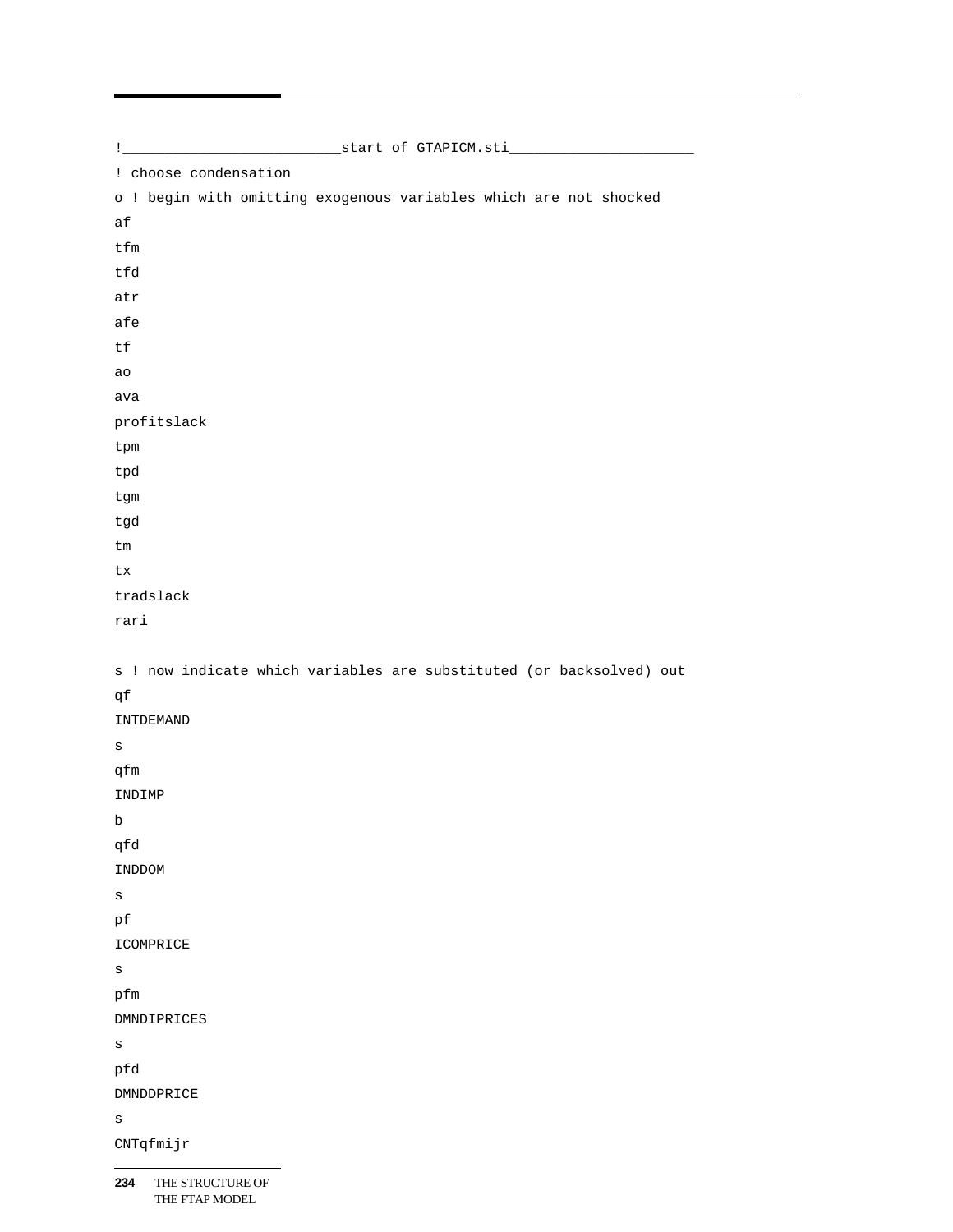```
!__________________________start of GTAPICM.sti______________________
! choose condensation
o ! begin with omitting exogenous variables which are not shocked
af
tfm
tfd
atr
afe
tf
ao
ava
profitslack
tpm
tpd
tgm
tgd
tm
tx
tradslack
rari

s ! now indicate which variables are substituted (or backsolved) out
qf
INTDEMAND
s
qfm
INDIMP
b
qfd
INDDOM
s
pf
ICOMPRICE
s
pfm
DMNDIPRICES
s
pfd
DMNDDPRICE
s
CNTqfmijr
```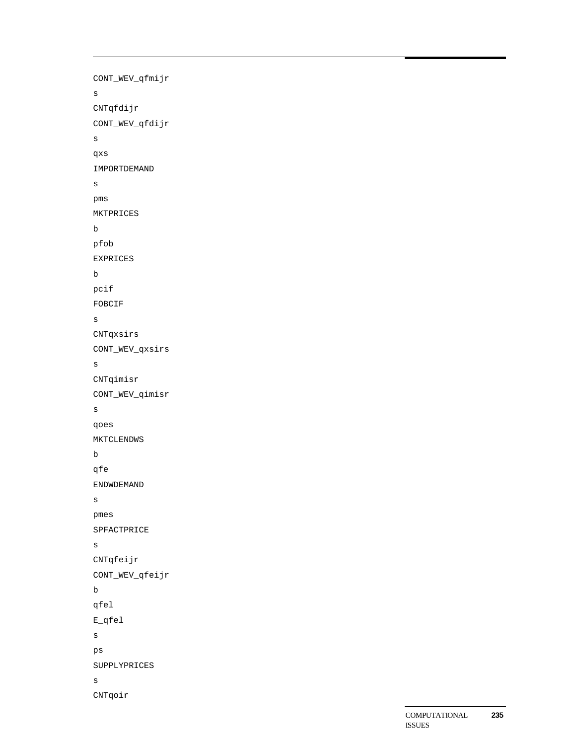```
CONT_WEV_qfmijr
s
CNTqfdijr
CONT_WEV_qfdijr
s
qxs
IMPORTDEMAND
s
pms
MKTPRICES
b
pfob
EXPRICES
b
pcif
FOBCIF
s
CNTqxsirs
CONT_WEV_qxsirs
s
CNTqimisr
CONT_WEV_qimisr
s
qoes
MKTCLENDWS
b
qfe
ENDWDEMAND
s
pmes
SPFACTPRICE
s
CNTqfeijr
CONT_WEV_qfeijr
b
qfel
E_qfel
s
ps
SUPPLYPRICES
s
CNTqoir
```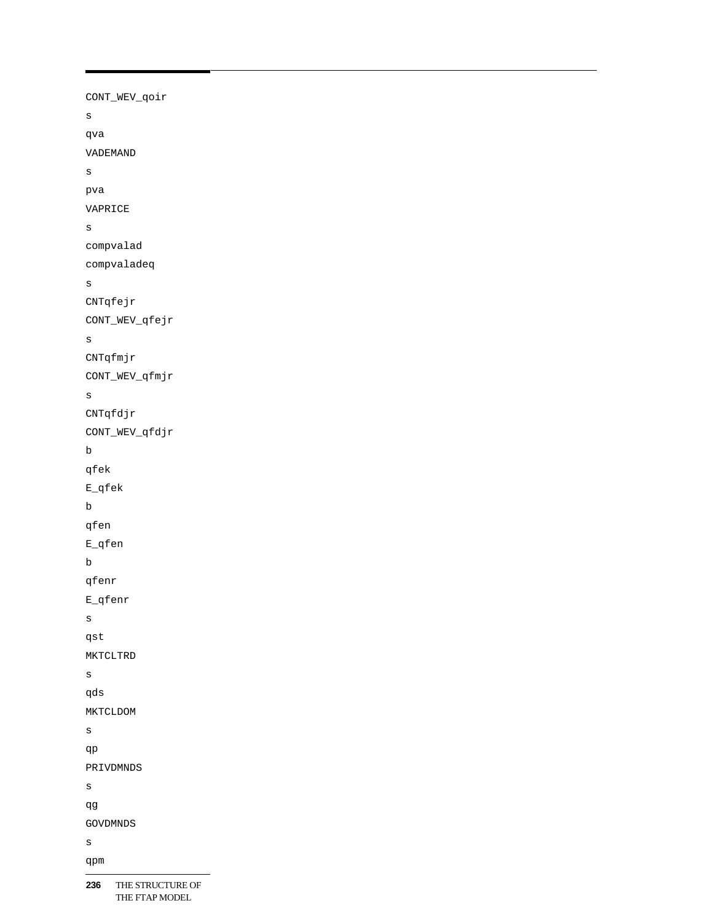```
CONT_WEV_qoir
s
qva
VADEMAND
s
pva
VAPRICE
s
compvalad
compvaladeq
s
CNTqfejr
CONT_WEV_qfejr
s
CNTqfmjr
CONT_WEV_qfmjr
s
CNTqfdjr
CONT_WEV_qfdjr
b
qfek
E_qfek
b
qfen
E_qfen
b
qfenr
E_qfenr
s
qst
MKTCLTRD
s
qds
MKTCLDOM
s
qp
PRIVDMNDS
s
qg
GOVDMNDS
s
qpm
```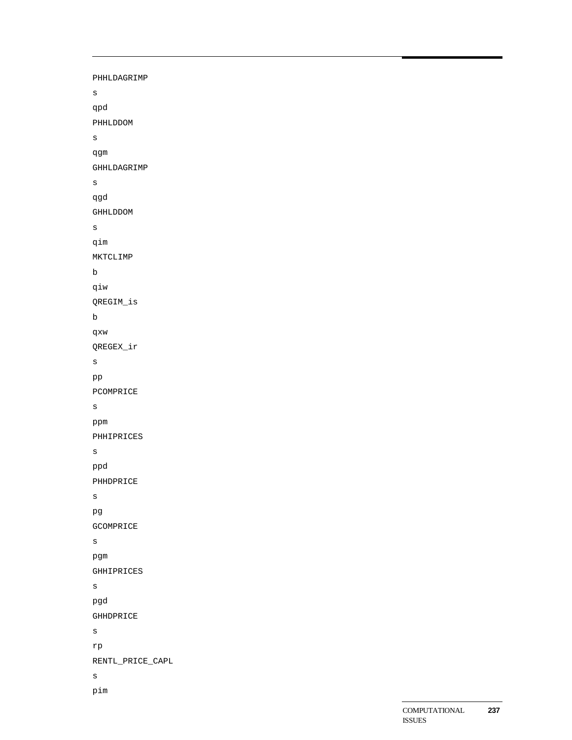```
PHHLDAGRIMP
s
qpd
PHHLDDOM
s
qgm
GHHLDAGRIMP
s
qgd
GHHLDDOM
s
qim
MKTCLIMP
b
qiw
QREGIM_is
b
qxw
QREGEX_ir
s
pp
PCOMPRICE
s
ppm
PHHIPRICES
s
ppd
PHHDPRICE
s
pg
GCOMPRICE
s
pgm
GHHIPRICES
s
pgd
GHHDPRICE
s
rp
RENTL_PRICE_CAPL
s
pim
```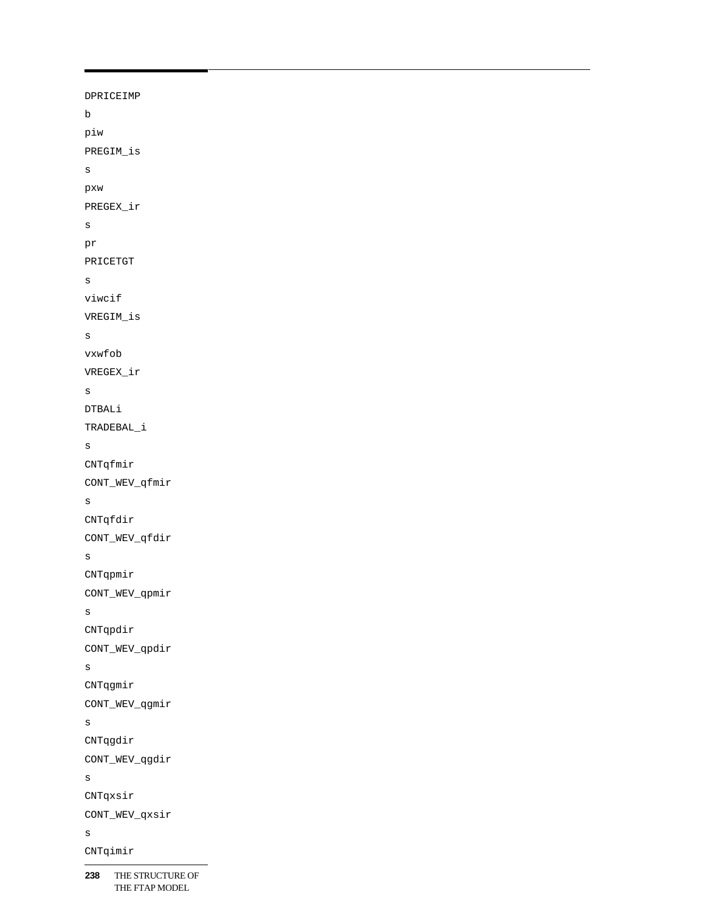```
DPRICEIMP
b
piw
PREGIM_is
s
pxw
PREGEX_ir
s
pr
PRICETGT
s
viwcif
VREGIM_is
s
vxwfob
VREGEX_ir
s
DTBALi
TRADEBAL_i
s
CNTqfmir
CONT_WEV_qfmir
s
CNTqfdir
CONT_WEV_qfdir
s
CNTqpmir
CONT_WEV_qpmir
s
CNTqpdir
CONT_WEV_qpdir
s
CNTqgmir
CONT_WEV_qgmir
s
CNTqgdir
CONT_WEV_qgdir
s
CNTqxsir
CONT_WEV_qxsir
s
CNTqimir
```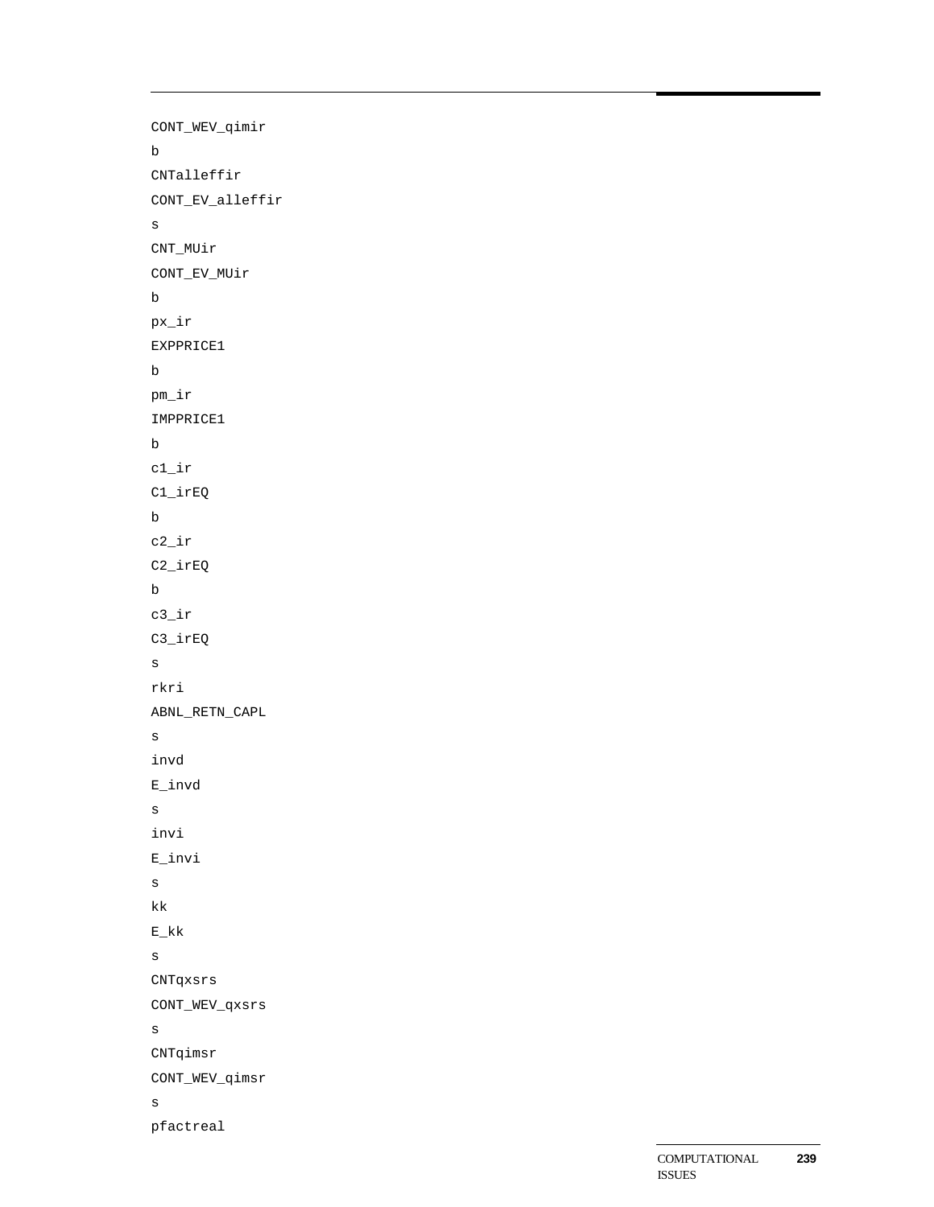```
CONT_WEV_qimir
b
CNTalleffir
CONT_EV_alleffir
s
CNT_MUir
CONT_EV_MUir
b
px_ir
EXPPRICE1
b
pm_ir
IMPPRICE1
b
c1_ir
C1_irEQ
b
c2_ir
C2_irEQ
b
c3_ir
C3_irEQ
s
rkri
ABNL_RETN_CAPL
s
invd
E_invd
s
invi
E_invi
s
kk
E_kk
s
CNTqxsrs
CONT_WEV_qxsrs
s
CNTqimsr
CONT_WEV_qimsr
s
pfactreal
```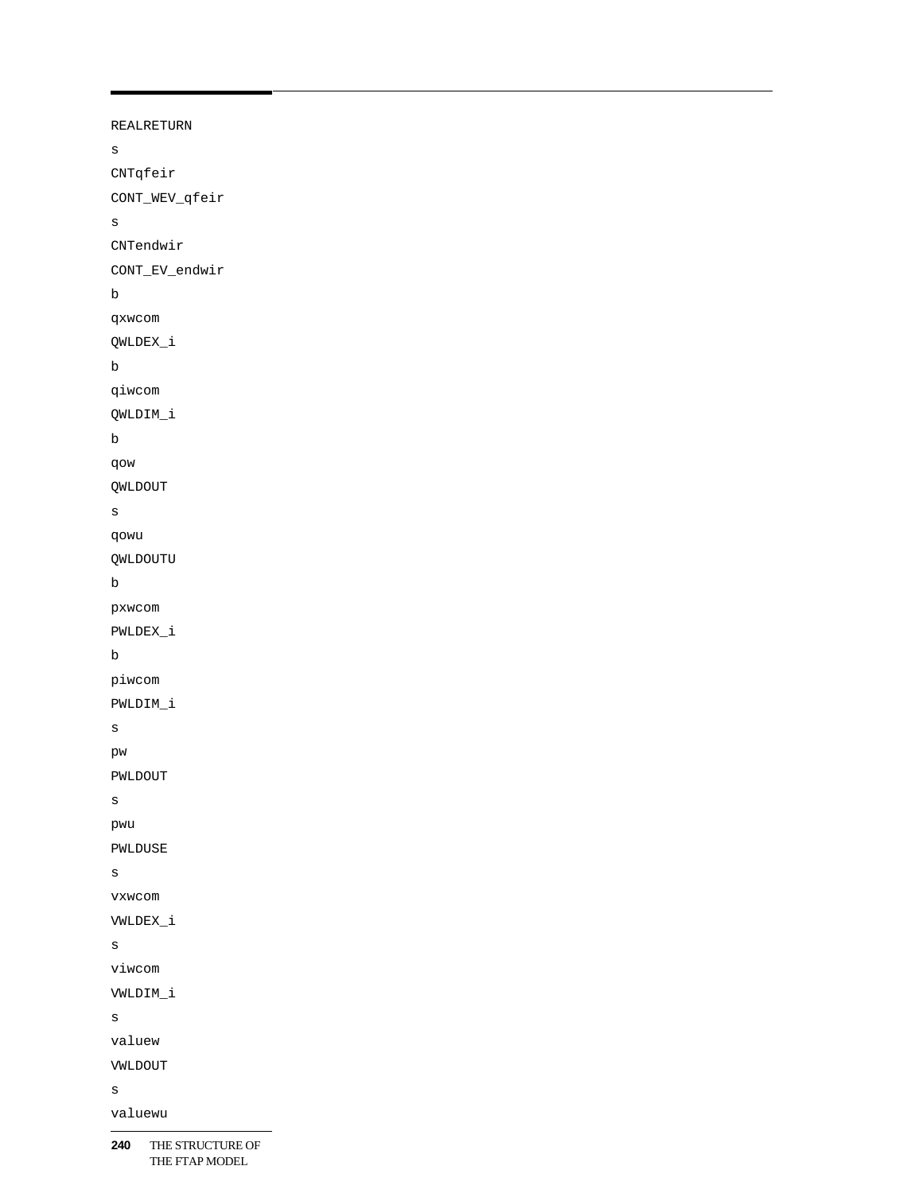REALRETURN

s

CNTqfeir

CONT_WEV_qfeir

s

CNTendwir

CONT_EV_endwir

b

qxwcom

QWLDEX_i

b

qiwcom

QWLDIM_i

b

qow

QWLDOUT

s

qowu

QWLDOUTU

b

pxwcom

PWLDEX_i

b

piwcom

PWLDIM_i

s

pw

PWLDOUT

s

pwu

PWLDUSE

s

vxwcom

VWLDEX_i

s

viwcom

VWLDIM_i

s

valuew

VWLDOUT

s

valuewu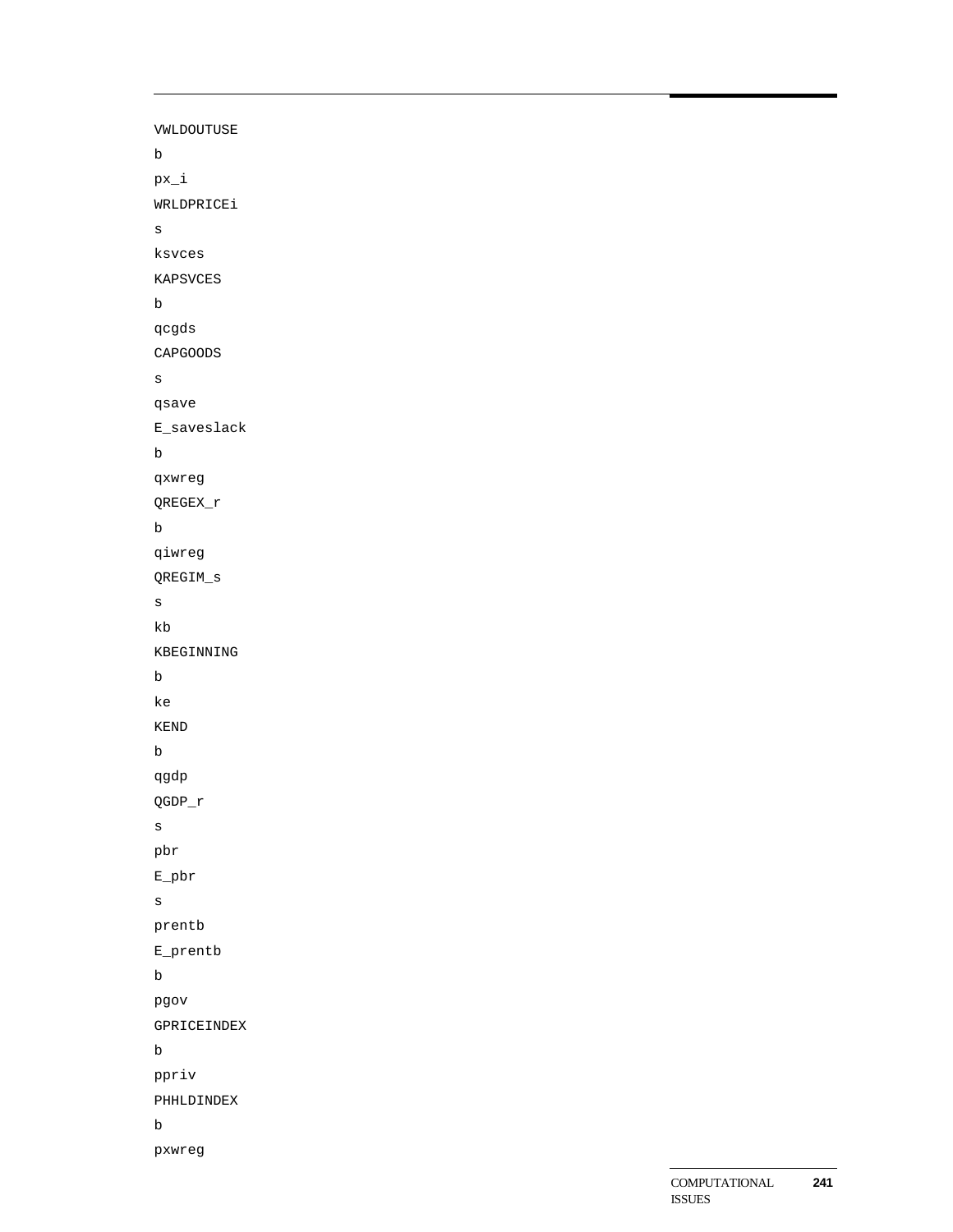```
VWLDOUTUSE
b
px_i
WRLDPRICEi
s
ksvces
KAPSVCES
b
qcgds
CAPGOODS
s
qsave
E_saveslack
b
qxwreg
QREGEX_r
b
qiwreg
QREGIM_s
s
kb
KBEGINNING
b
ke
KEND
b
qgdp
QGDP_r
s
pbr
E_pbr
s
prentb
E_prentb
b
pgov
GPRICEINDEX
b
ppriv
PHHLDINDEX
b
pxwreg
```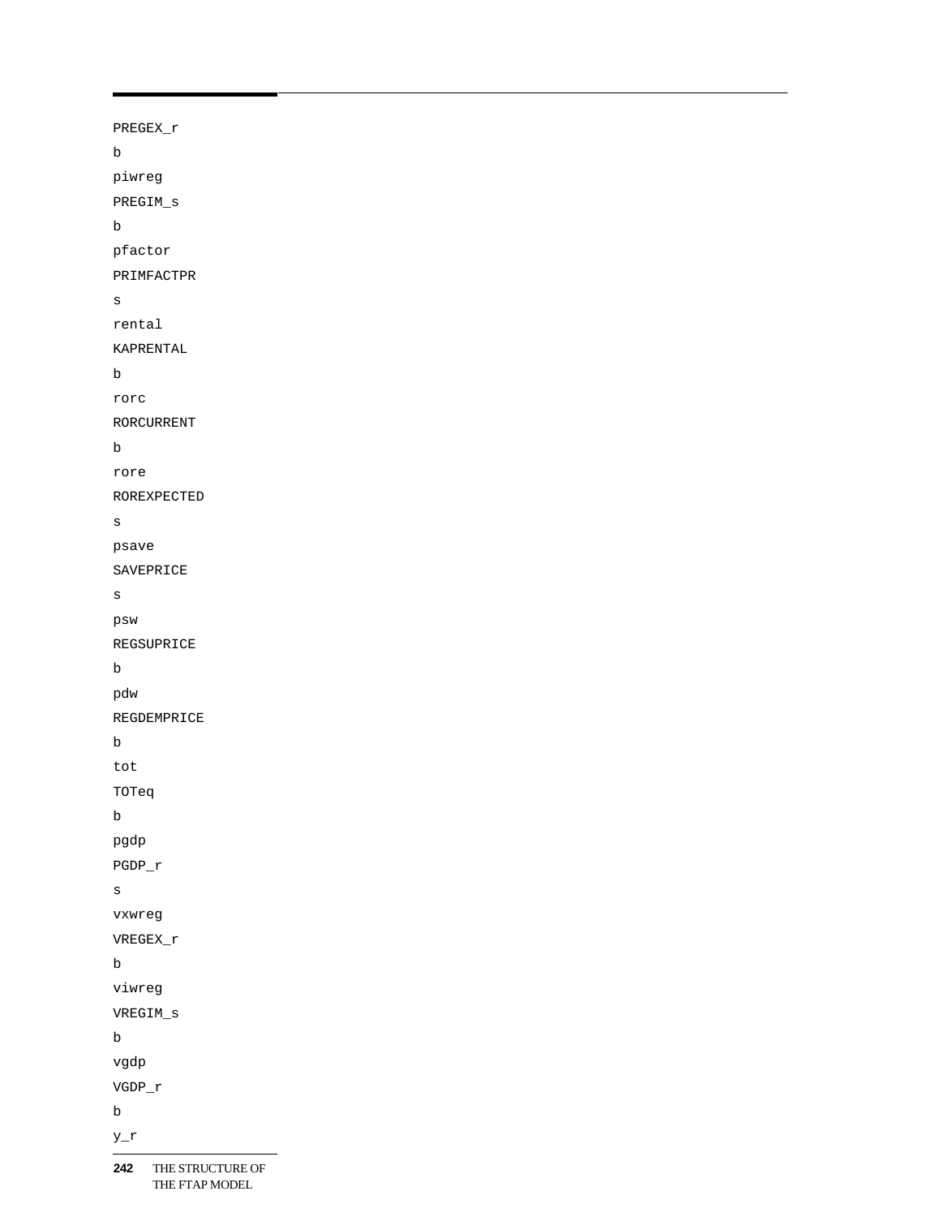PREGEX_r

b

piwreg

PREGIM_s

b

pfactor

PRIMFACTPR

s

rental

KAPRENTAL

b

rorc

RORCURRENT

b

rore

ROREXPECTED

s

psave

SAVEPRICE

s

psw

REGSUPRICE

b

pdw

REGDEMPRICE

b

tot

TOTeq

b

pgdp

PGDP_r

s

vxwreg

VREGEX_r

b

viwreg

VREGIM_s

b

vgdp

VGDP_r

b

y_r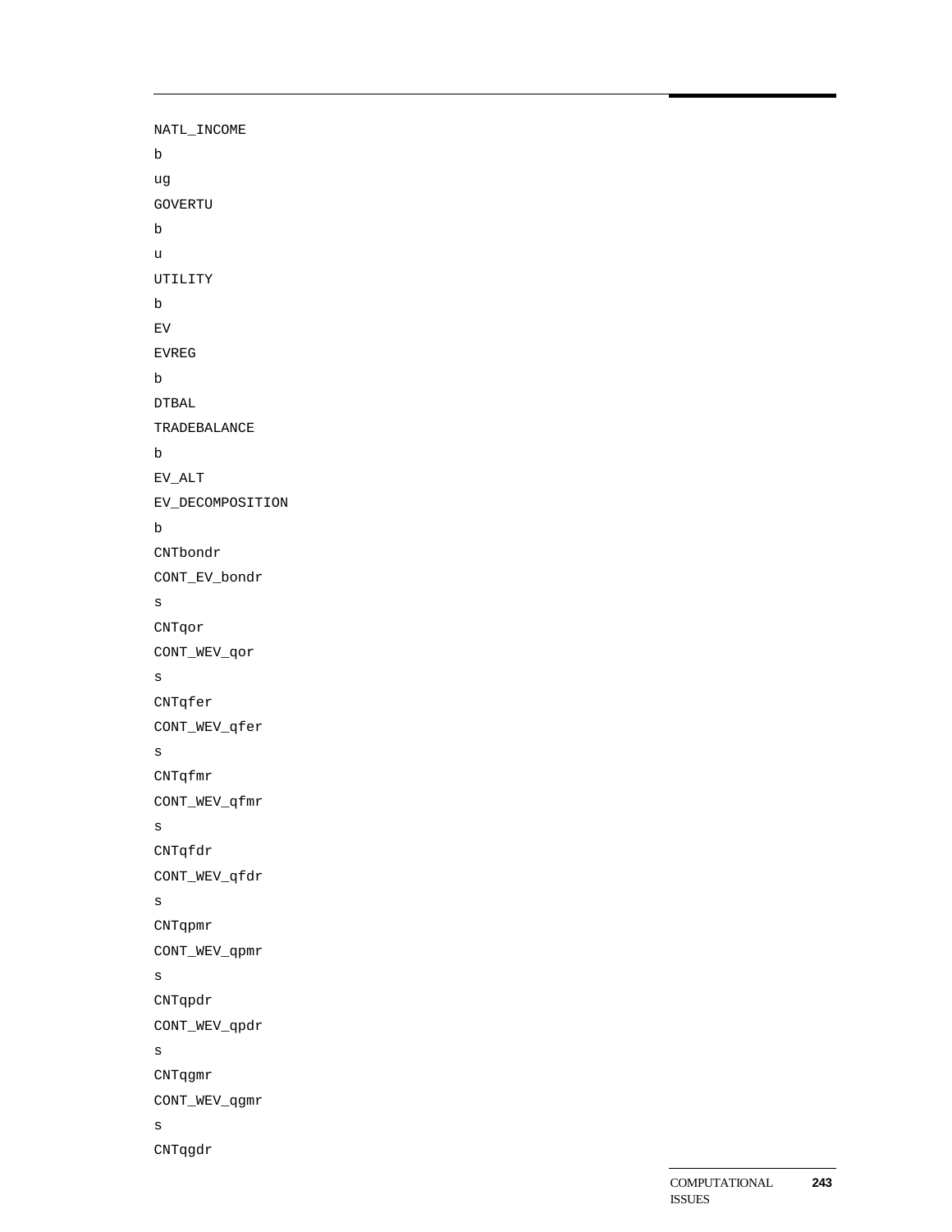```
NATL_INCOME
b
ug
GOVERTU
b
u
UTILITY
b
EV
EVREG
b
DTBAL
TRADEBALANCE
b
EV_ALT
EV_DECOMPOSITION
b
CNTbondr
CONT_EV_bondr
s
CNTqor
CONT_WEV_qor
s
CNTqfer
CONT_WEV_qfer
s
CNTqfmr
CONT_WEV_qfmr
s
CNTqfdr
CONT_WEV_qfdr
s
CNTqpmr
CONT_WEV_qpmr
s
CNTqpdr
CONT_WEV_qpdr
s
CNTqgmr
CONT_WEV_qgmr
s
CNTqgdr
```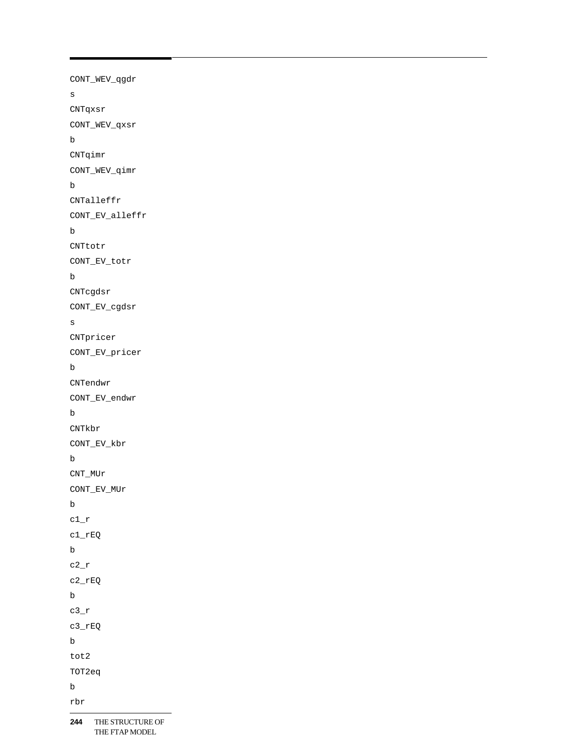```
CONT_WEV_qgdr
s
CNTqxsr
CONT_WEV_qxsr
b
CNTqimr
CONT_WEV_qimr
b
CNTalleffr
CONT_EV_alleffr
b
CNTtotr
CONT_EV_totr
b
CNTcgdsr
CONT_EV_cgdsr
s
CNTpricer
CONT_EV_pricer
b
CNTendwr
CONT_EV_endwr
b
CNTkbr
CONT_EV_kbr
b
CNT_MUr
CONT_EV_MUr
b
c1_r
c1_rEQ
b
c2_r
c2_rEQ
b
c3_r
c3_rEQ
b
tot2
TOT2eq
b
rbr
```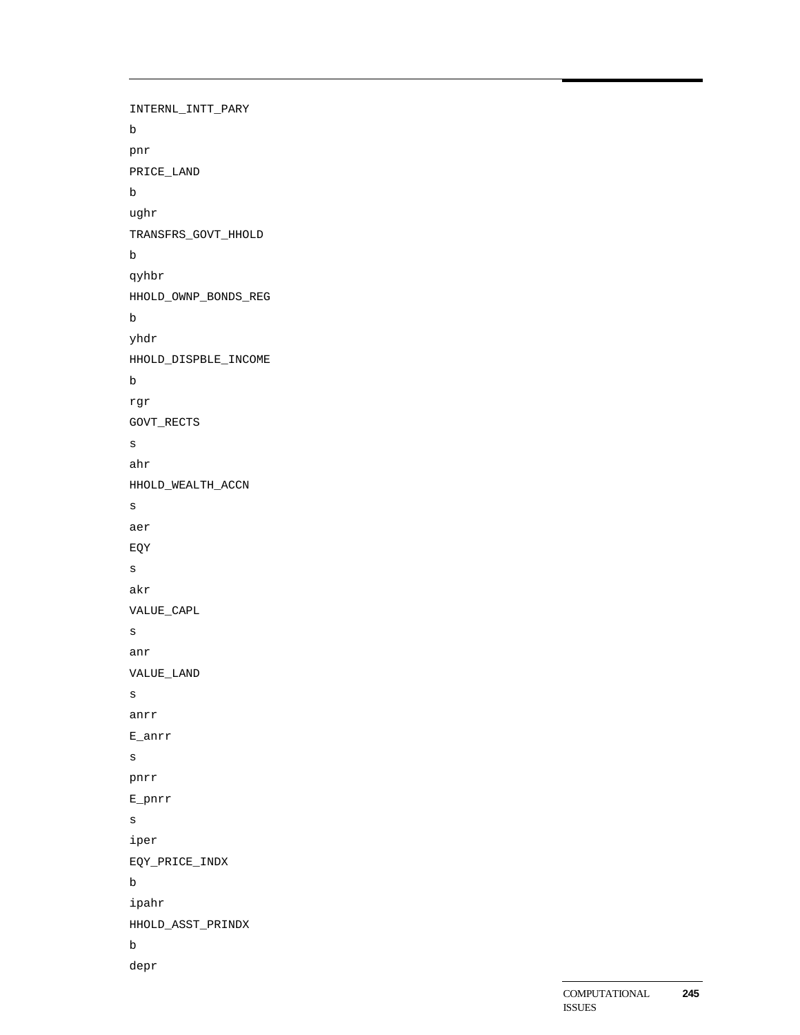```
INTERNL_INTT_PARY
b
pnr
PRICE_LAND
b
ughr
TRANSFRS_GOVT_HHOLD
b
qyhbr
HHOLD_OWNP_BONDS_REG
b
yhdr
HHOLD_DISPBLE_INCOME
b
rgr
GOVT_RECTS
s
ahr
HHOLD_WEALTH_ACCN
s
aer
EQY
s
akr
VALUE_CAPL
s
anr
VALUE_LAND
s
anrr
E_anrr
s
pnrr
E_pnrr
s
iper
EQY_PRICE_INDX
b
ipahr
HHOLD_ASST_PRINDX
b
depr
```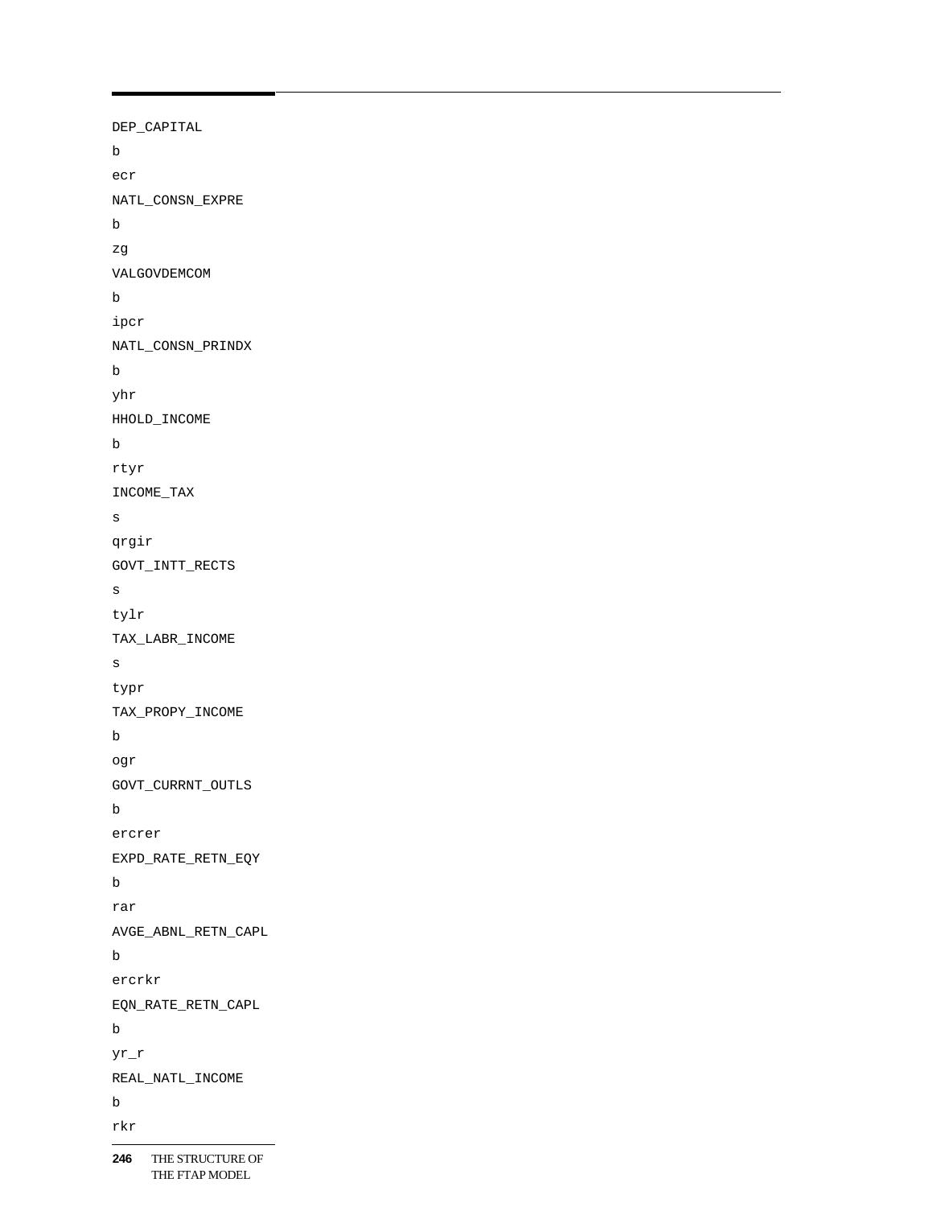```
DEP_CAPITAL
b
ecr
NATL_CONSN_EXPRE
b
zg
VALGOVDEMCOM
b
ipcr
NATL_CONSN_PRINDX
b
yhr
HHOLD_INCOME
b
rtyr
INCOME_TAX
s
qrgir
GOVT_INTT_RECTS
s
tylr
TAX_LABR_INCOME
s
typr
TAX_PROPY_INCOME
b
ogr
GOVT_CURRNT_OUTLS
b
ercrer
EXPD_RATE_RETN_EQY
b
rar
AVGE_ABNL_RETN_CAPL
b
ercrkr
EQN_RATE_RETN_CAPL
b
yr_r
REAL_NATL_INCOME
b
rkr
```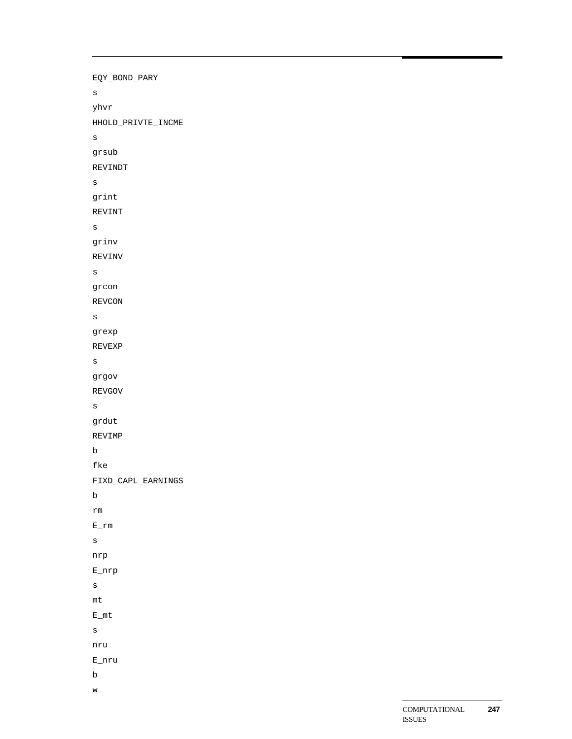```
EQY_BOND_PARY
s
yhvr
HHOLD_PRIVTE_INCME
s
grsub
REVINDT
s
grint
REVINT
s
grinv
REVINV
s
grcon
REVCON
s
grexp
REVEXP
s
grgov
REVGOV
s
grdut
REVIMP
b
fke
FIXD_CAPL_EARNINGS
b
rm
E_rm
s
nrp
E_nrp
s
mt
E_mt
s
nru
E_nru
b
w
```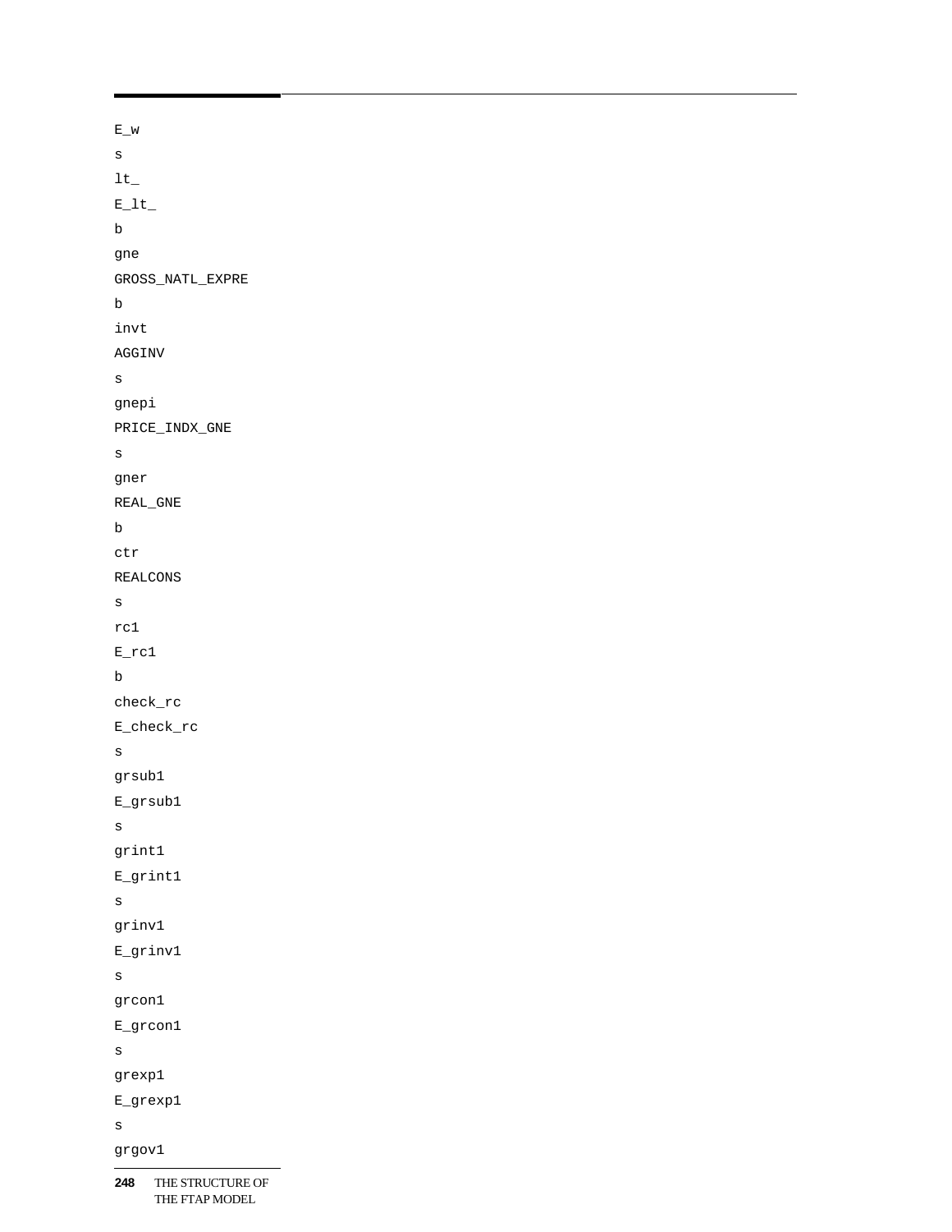```
E_w
s
lt_
E_lt_
b
gne
GROSS_NATL_EXPRE
b
invt
AGGINV
s
gnepi
PRICE_INDX_GNE
s
gner
REAL_GNE
b
ctr
REALCONS
s
rc1
E_rc1
b
check_rc
E_check_rc
s
grsub1
E_grsub1
s
grint1
E_grint1
s
grinv1
E_grinv1
s
grcon1
E_grcon1
s
grexp1
E_grexp1
s
grgov1
```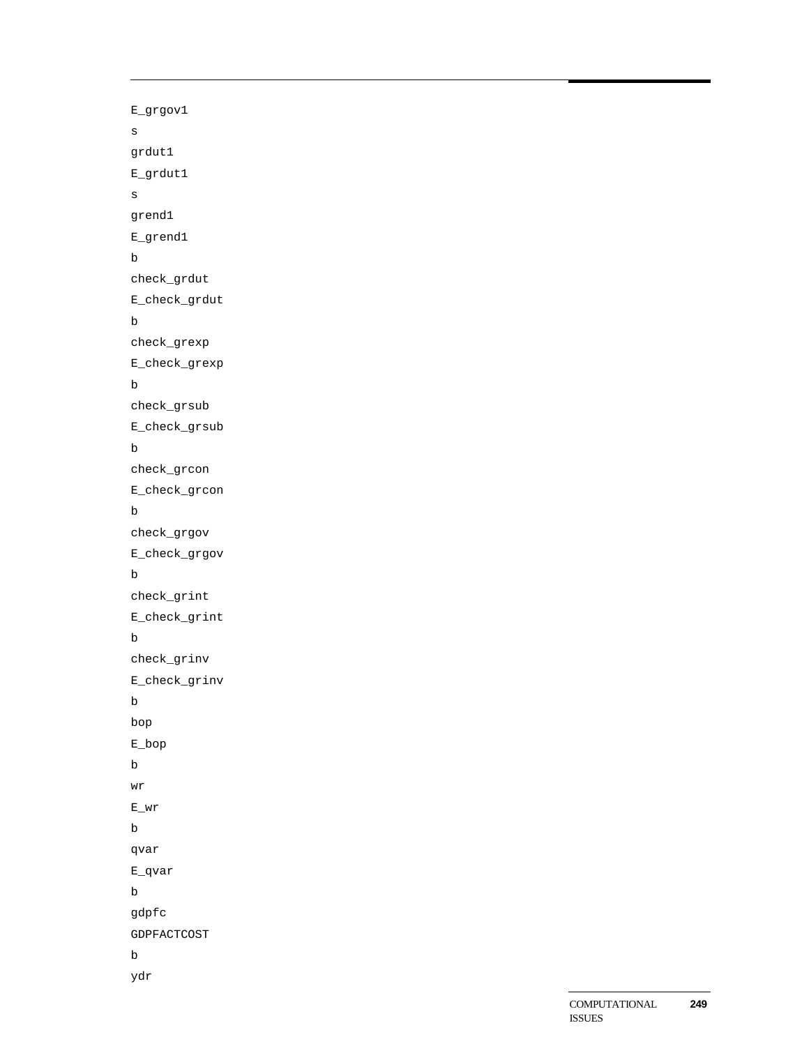```
E_grgov1
s
grdut1
E_grdut1
s
grend1
E_grend1
b
check_grdut
E_check_grdut
b
check_grexp
E_check_grexp
b
check_grsub
E_check_grsub
b
check_grcon
E_check_grcon
b
check_grgov
E_check_grgov
b
check_grint
E_check_grint
b
check_grinv
E_check_grinv
b
bop
E_bop
b
wr
E_wr
b
qvar
E_qvar
b
gdpfc
GDPFACTCOST
b
ydr
```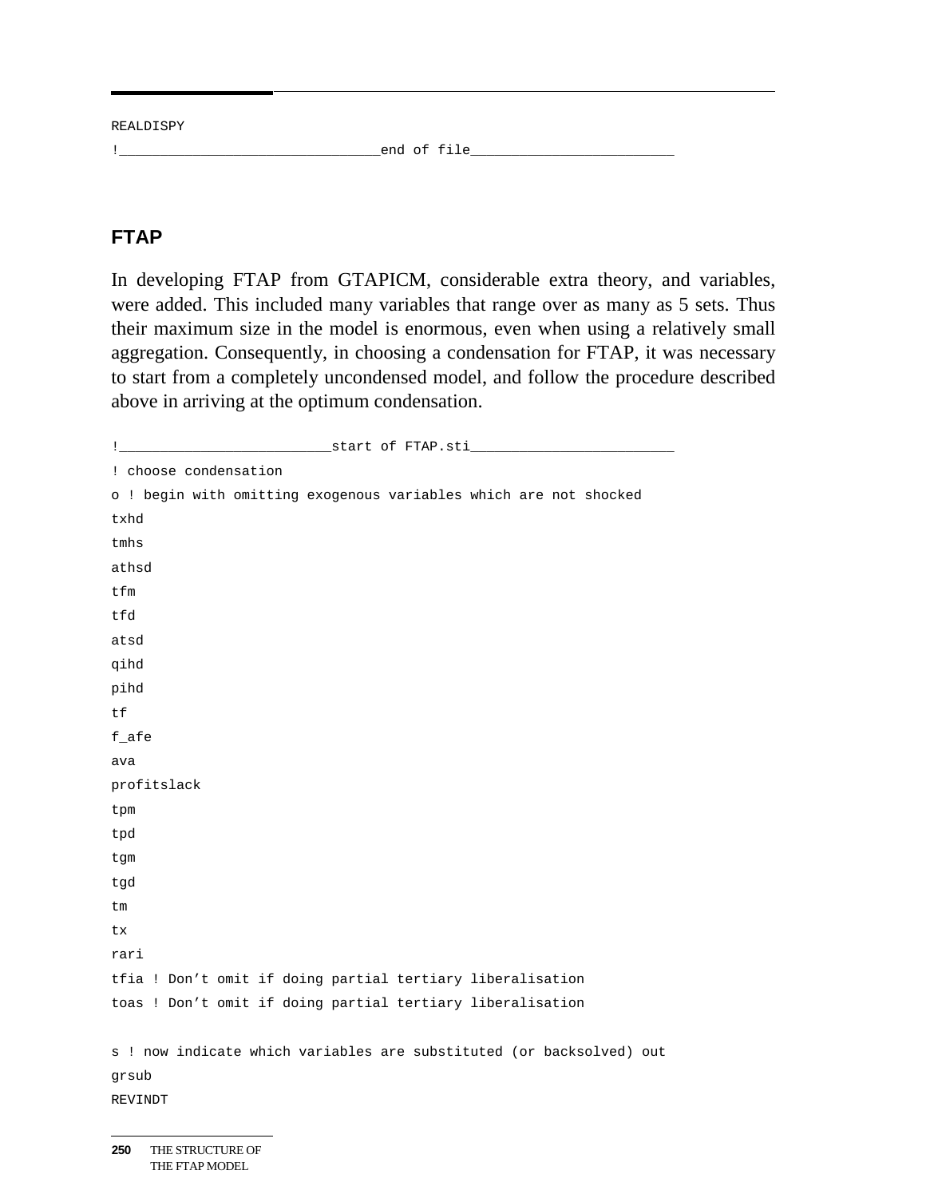```
REALDISPY
!_______________________________end of file________________________
```

## FTAP

In developing FTAP from GTAPICM, considerable extra theory, and variables, were added. This included many variables that range over as many as 5 sets. Thus their maximum size in the model is enormous, even when using a relatively small aggregation. Consequently, in choosing a condensation for FTAP, it was necessary to start from a completely uncondensed model, and follow the procedure described above in arriving at the optimum condensation.

```
!_________________________start of FTAP.sti________________________
! choose condensation
o ! begin with omitting exogenous variables which are not shocked
txhd
tmhs
athsd
tfm
tfd
atsd
qihd
pihd
tf
f_afe
ava
profitslack
tpm
tpd
tgm
tgd
tm
tx
rari
tfia ! Don't omit if doing partial tertiary liberalisation
toas ! Don't omit if doing partial tertiary liberalisation

s ! now indicate which variables are substituted (or backsolved) out
grsub
REVINDT
```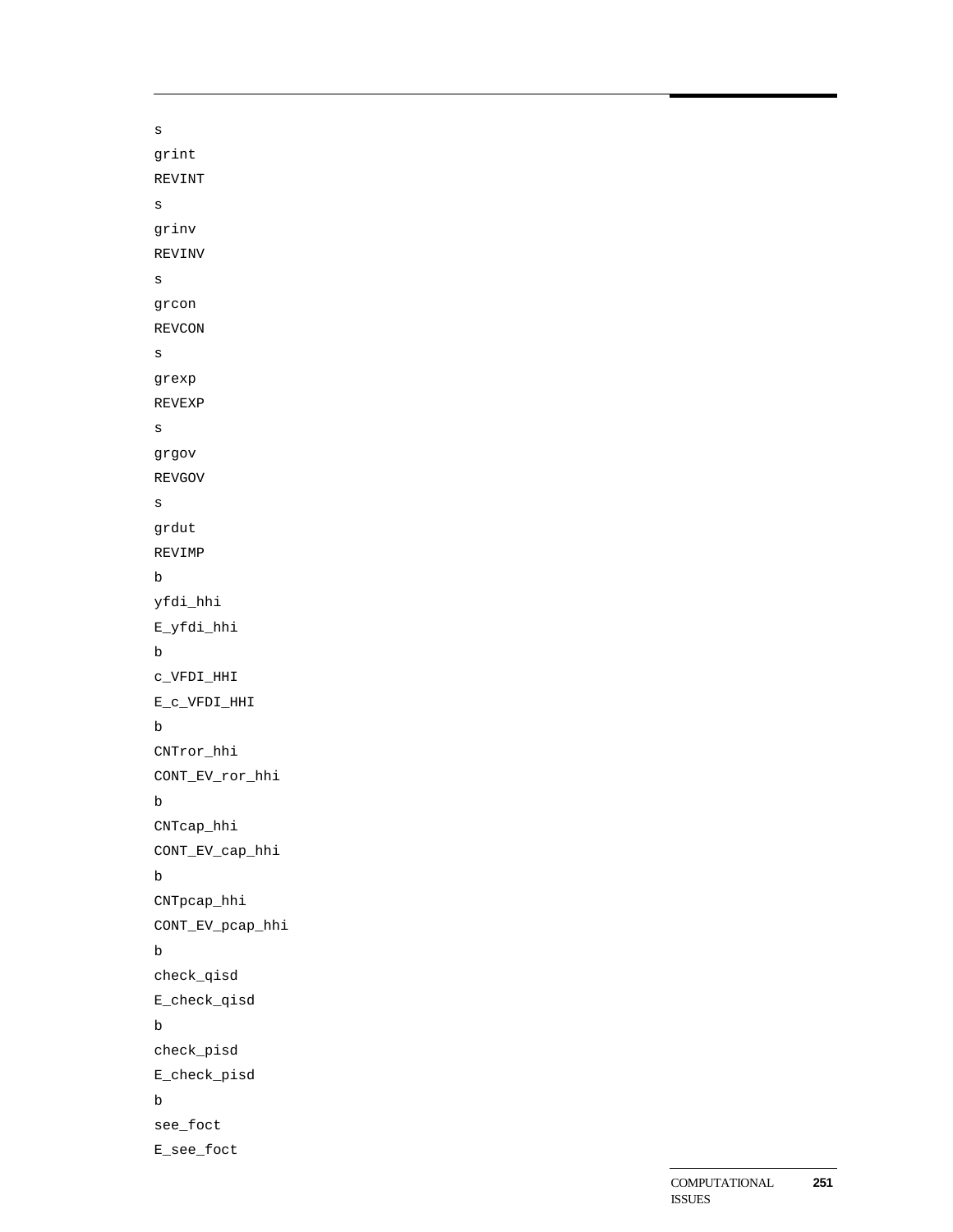```
s
grint
REVINT
s
grinv
REVINV
s
grcon
REVCON
s
grexp
REVEXP
s
grgov
REVGOV
s
grdut
REVIMP
b
yfdi_hhi
E_yfdi_hhi
b
c_VFDI_HHI
E_c_VFDI_HHI
b
CNTror_hhi
CONT_EV_ror_hhi
b
CNTcap_hhi
CONT_EV_cap_hhi
b
CNTpcap_hhi
CONT_EV_pcap_hhi
b
check_qisd
E_check_qisd
b
check_pisd
E_check_pisd
b
see_foct
E_see_foct
```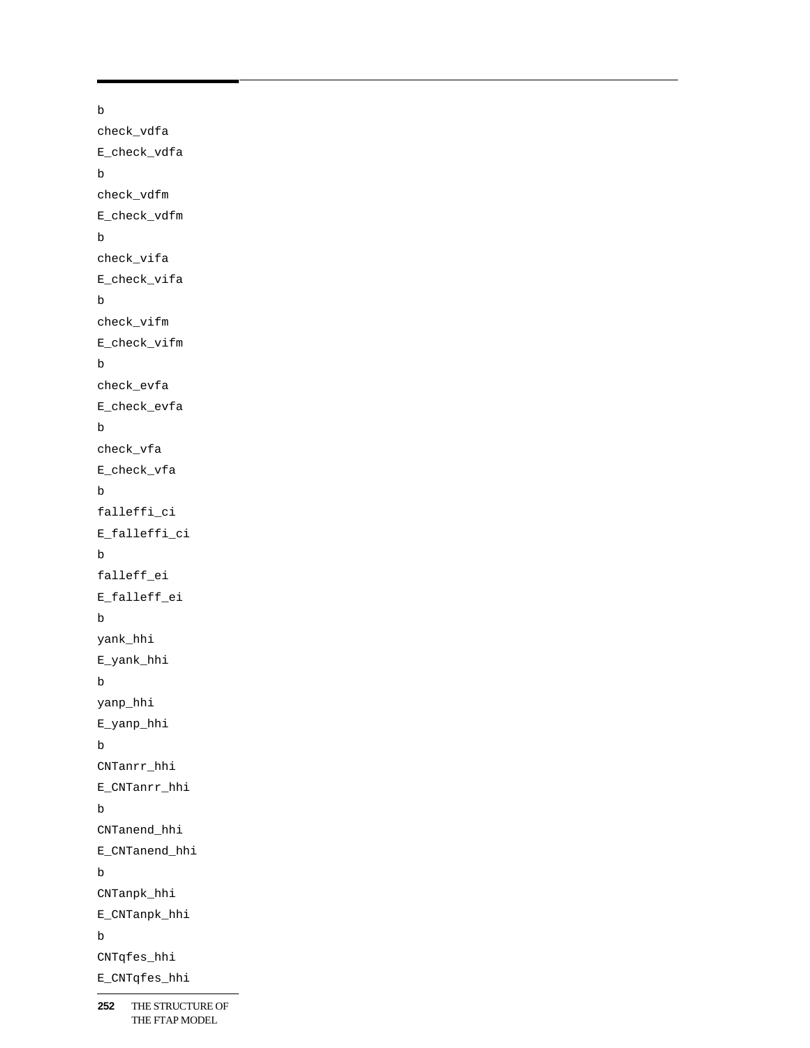```
b
check_vdfa
E_check_vdfa
b
check_vdfm
E_check_vdfm
b
check_vifa
E_check_vifa
b
check_vifm
E_check_vifm
b
check_evfa
E_check_evfa
b
check_vfa
E_check_vfa
b
falleffi_ci
E_falleffi_ci
b
falleff_ei
E_falleff_ei
b
yank_hhi
E_yank_hhi
b
yanp_hhi
E_yanp_hhi
b
CNTanrr_hhi
E_CNTanrr_hhi
b
CNTanend_hhi
E_CNTanend_hhi
b
CNTanpk_hhi
E_CNTanpk_hhi
b
CNTqfes_hhi
E_CNTqfes_hhi
```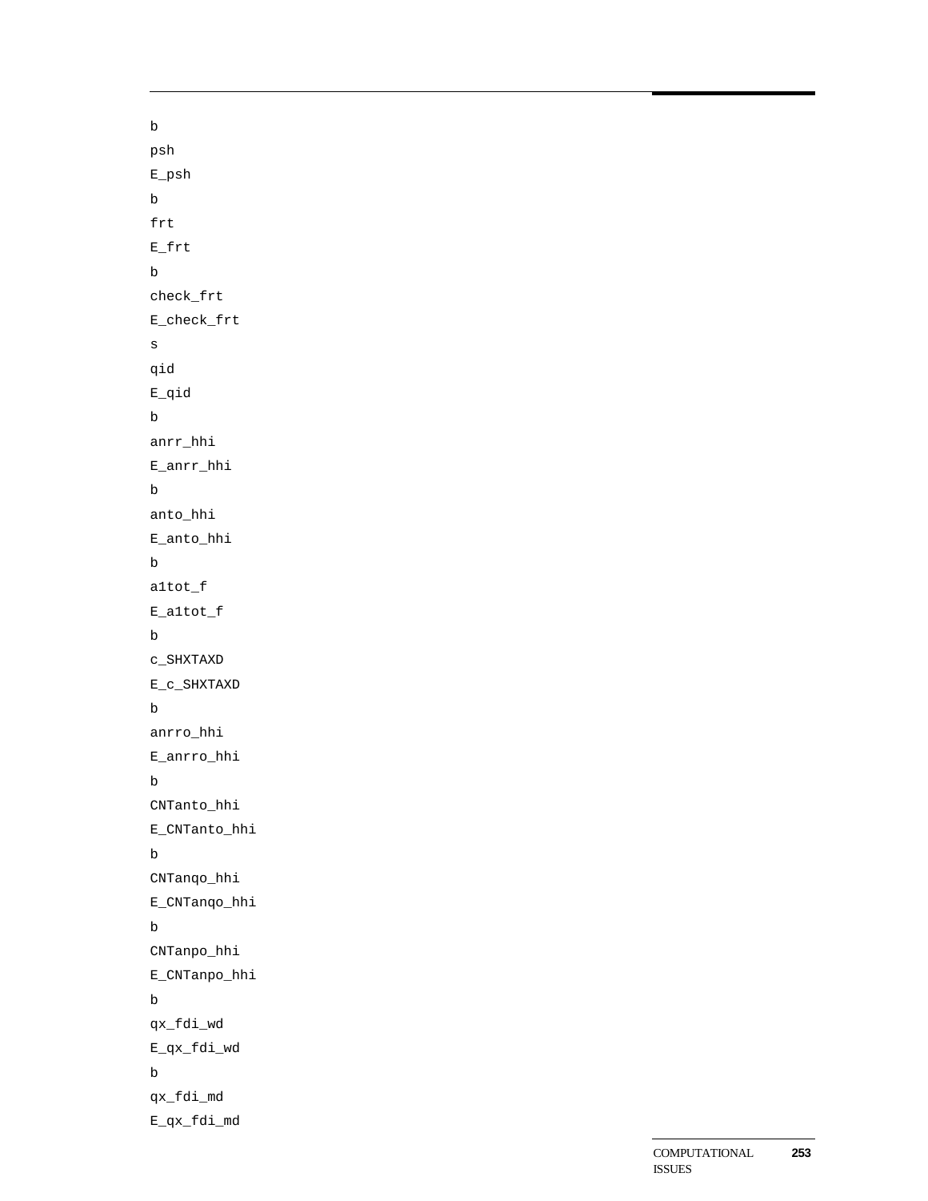```
b
psh
E_psh
b
frt
E_frt
b
check_frt
E_check_frt
s
qid
E_qid
b
anrr_hhi
E_anrr_hhi
b
anto_hhi
E_anto_hhi
b
a1tot_f
E_a1tot_f
b
c_SHXTAXD
E_c_SHXTAXD
b
anrro_hhi
E_anrro_hhi
b
CNTanto_hhi
E_CNTanto_hhi
b
CNTanqo_hhi
E_CNTanqo_hhi
b
CNTanpo_hhi
E_CNTanpo_hhi
b
qx_fdi_wd
E_qx_fdi_wd
b
qx_fdi_md
E_qx_fdi_md
```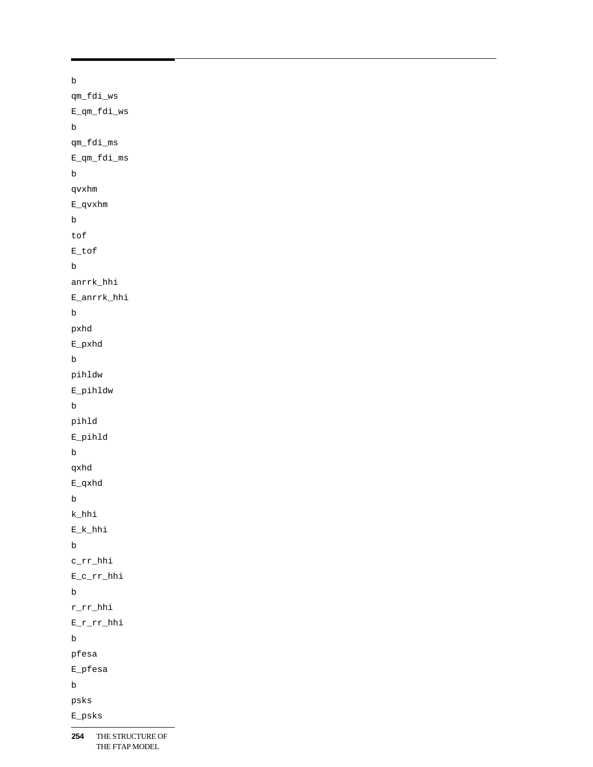```
b
qm_fdi_ws
E_qm_fdi_ws
b
qm_fdi_ms
E_qm_fdi_ms
b
qvxhm
E_qvxhm
b
tof
E_tof
b
anrrk_hhi
E_anrrk_hhi
b
pxhd
E_pxhd
b
pihldw
E_pihldw
b
pihld
E_pihld
b
qxhd
E_qxhd
b
k_hhi
E_k_hhi
b
c_rr_hhi
E_c_rr_hhi
b
r_rr_hhi
E_r_rr_hhi
b
pfesa
E_pfesa
b
psks
E_psks
```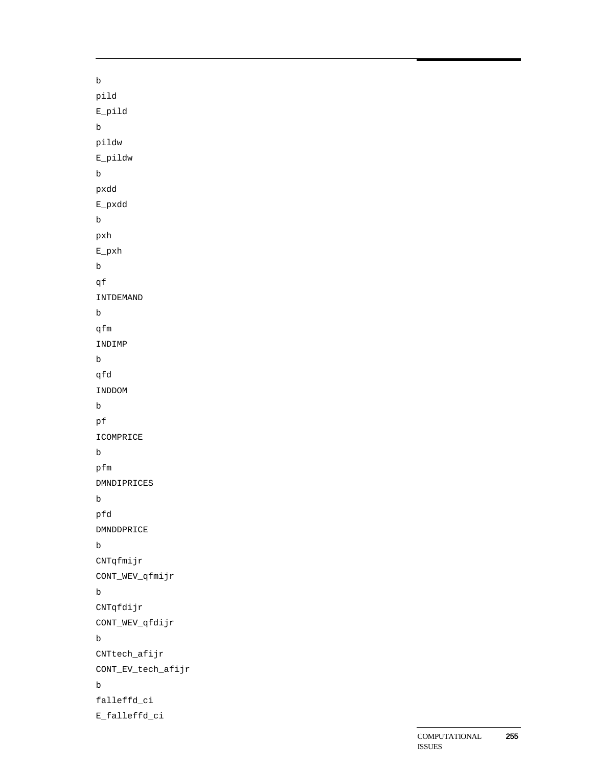```
b
pild
E_pild
b
pildw
E_pildw
b
pxdd
E_pxdd
b
pxh
E_pxh
b
qf
INTDEMAND
b
qfm
INDIMP
b
qfd
INDDOM
b
pf
ICOMPRICE
b
pfm
DMNDIPRICES
b
pfd
DMNDDPRICE
b
CNTqfmijr
CONT_WEV_qfmijr
b
CNTqfdijr
CONT_WEV_qfdijr
b
CNTtech_afijr
CONT_EV_tech_afijr
b
falleffd_ci
E_falleffd_ci
```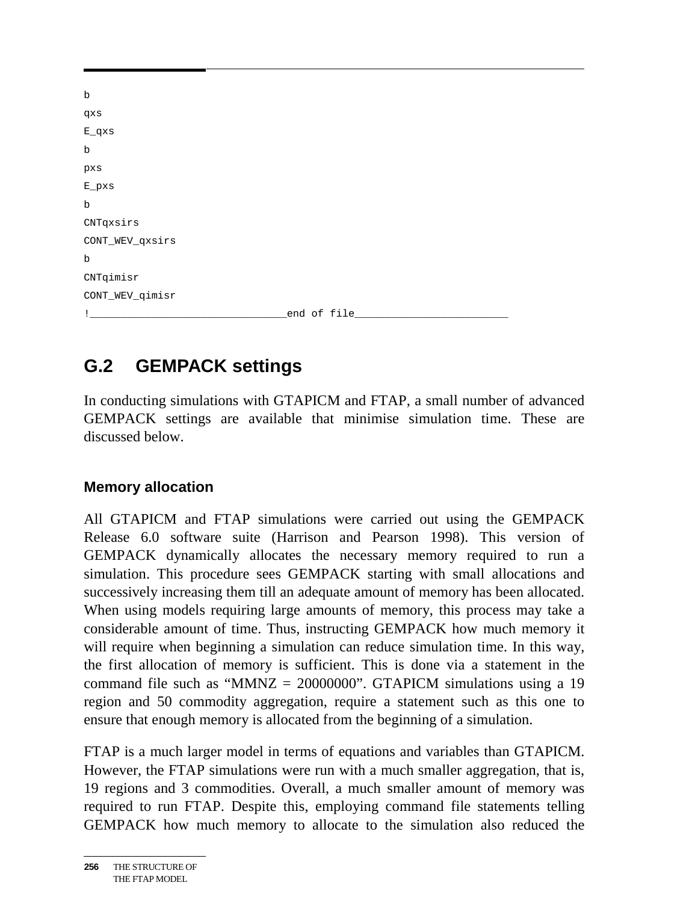```
b
qxs
E_qxs
b
pxs
E_pxs
b
CNTqxsirs
CONT_WEV_qxsirs
b
CNTqimisr
CONT_WEV_qimisr
!________________________________end of file_________________________
```

## G.2 GEMPACK settings

In conducting simulations with GTAPICM and FTAP, a small number of advanced GEMPACK settings are available that minimise simulation time. These are discussed below.

### Memory allocation

All GTAPICM and FTAP simulations were carried out using the GEMPACK Release 6.0 software suite (Harrison and Pearson 1998). This version of GEMPACK dynamically allocates the necessary memory required to run a simulation. This procedure sees GEMPACK starting with small allocations and successively increasing them till an adequate amount of memory has been allocated. When using models requiring large amounts of memory, this process may take a considerable amount of time. Thus, instructing GEMPACK how much memory it will require when beginning a simulation can reduce simulation time. In this way, the first allocation of memory is sufficient. This is done via a statement in the command file such as “MMNZ = 20000000”. GTAPICM simulations using a 19 region and 50 commodity aggregation, require a statement such as this one to ensure that enough memory is allocated from the beginning of a simulation.

FTAP is a much larger model in terms of equations and variables than GTAPICM. However, the FTAP simulations were run with a much smaller aggregation, that is, 19 regions and 3 commodities. Overall, a much smaller amount of memory was required to run FTAP. Despite this, employing command file statements telling GEMPACK how much memory to allocate to the simulation also reduced the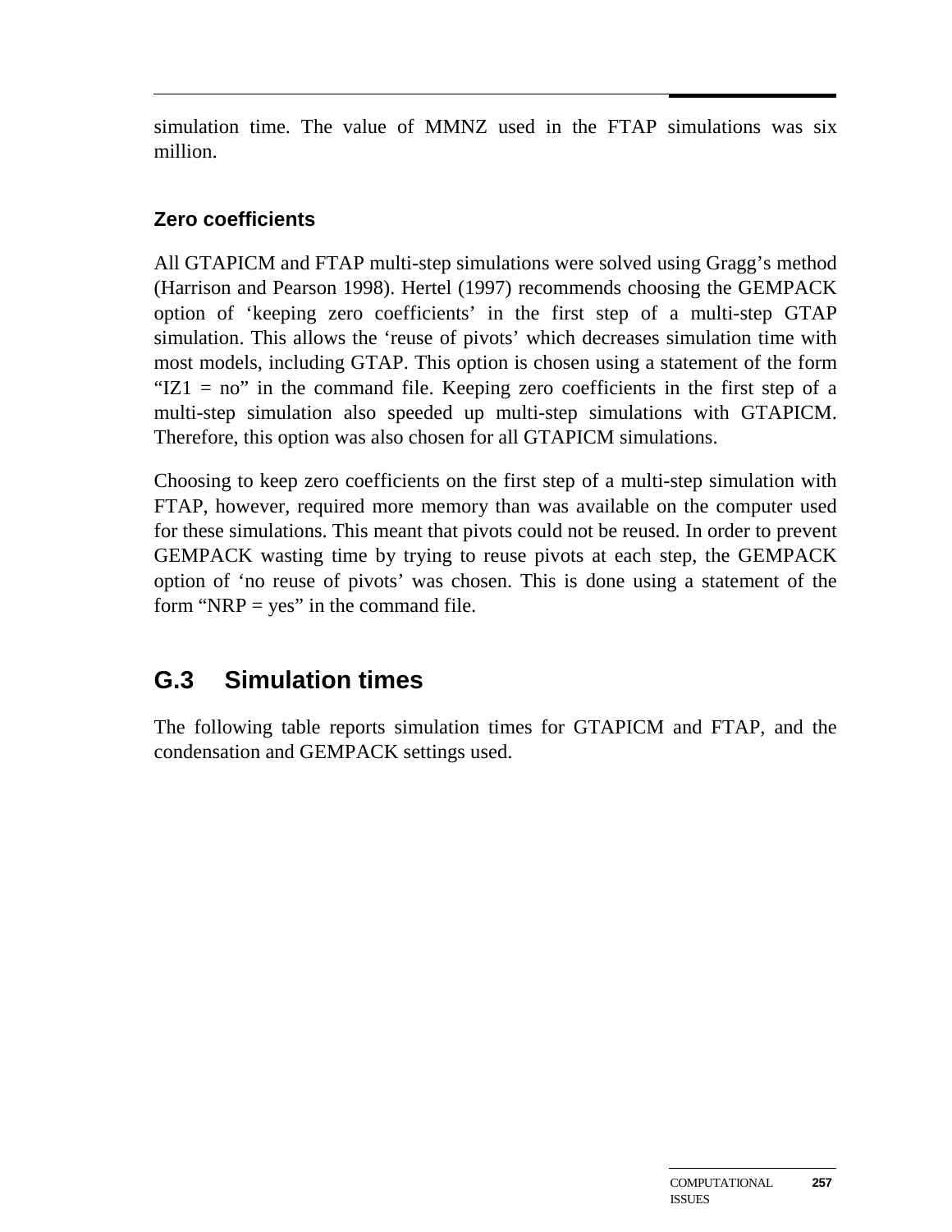simulation time. The value of MMNZ used in the FTAP simulations was six million.

### Zero coefficients

All GTAPICM and FTAP multi-step simulations were solved using Gragg's method (Harrison and Pearson 1998). Hertel (1997) recommends choosing the GEMPACK option of 'keeping zero coefficients' in the first step of a multi-step GTAP simulation. This allows the 'reuse of pivots' which decreases simulation time with most models, including GTAP. This option is chosen using a statement of the form "IZ1 = no" in the command file. Keeping zero coefficients in the first step of a multi-step simulation also speeded up multi-step simulations with GTAPICM. Therefore, this option was also chosen for all GTAPICM simulations.

Choosing to keep zero coefficients on the first step of a multi-step simulation with FTAP, however, required more memory than was available on the computer used for these simulations. This meant that pivots could not be reused. In order to prevent GEMPACK wasting time by trying to reuse pivots at each step, the GEMPACK option of 'no reuse of pivots' was chosen. This is done using a statement of the form "NRP = yes" in the command file.

## G.3 Simulation times

The following table reports simulation times for GTAPICM and FTAP, and the condensation and GEMPACK settings used.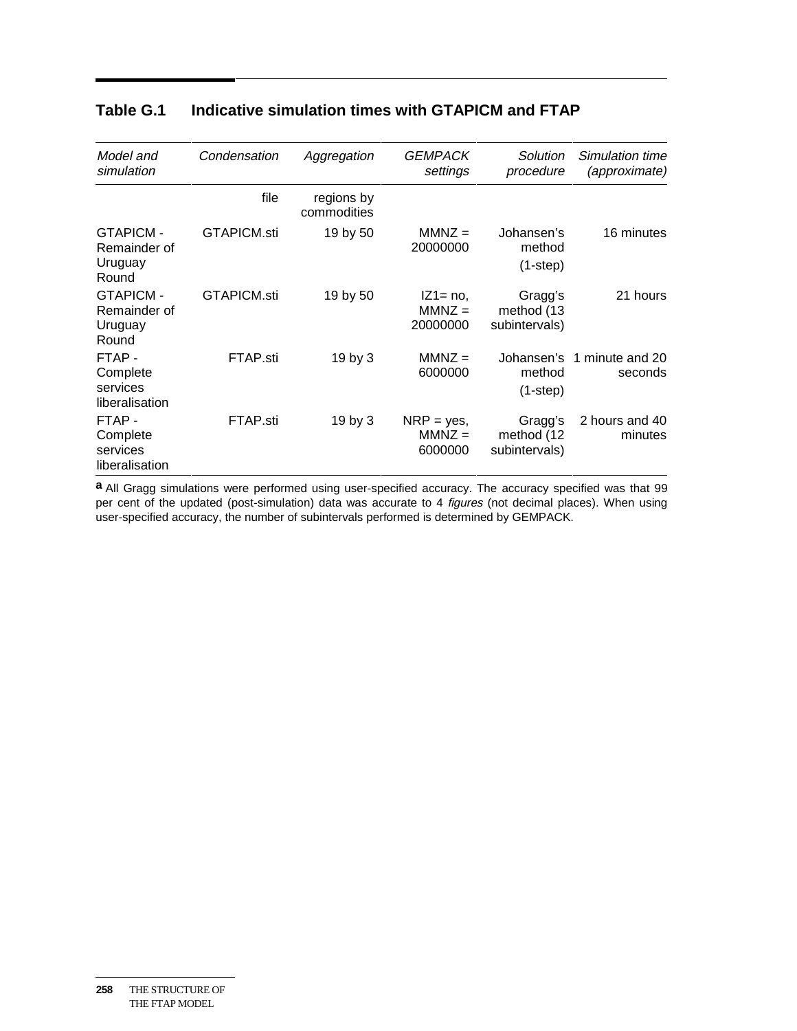## Table G.1 Indicative simulation times with GTAPICM and FTAP

| *Model and simulation* | *Condensation* | *Aggregation* | *GEMPACK settings* | *Solution procedure* | *Simulation time (approximate)* |
|---|---|---|---|---|---|
| | file | regions by commodities | | | |
| GTAPICM - Remainder of Uruguay Round | GTAPICM.sti | 19 by 50 | MMNZ = 20000000 | Johansen's method (1-step) | 16 minutes |
| GTAPICM - Remainder of Uruguay Round | GTAPICM.sti | 19 by 50 | IZ1= no, MMNZ = 20000000 | Gragg's method (13 subintervals) | 21 hours |
| FTAP - Complete services liberalisation | FTAP.sti | 19 by 3 | MMNZ = 6000000 | Johansen's method (1-step) | 1 minute and 20 seconds |
| FTAP - Complete services liberalisation | FTAP.sti | 19 by 3 | NRP = yes, MMNZ = 6000000 | Gragg's method (12 subintervals) | 2 hours and 40 minutes |

**a** All Gragg simulations were performed using user-specified accuracy. The accuracy specified was that 99 per cent of the updated (post-simulation) data was accurate to 4 *figures* (not decimal places). When using user-specified accuracy, the number of subintervals performed is determined by GEMPACK.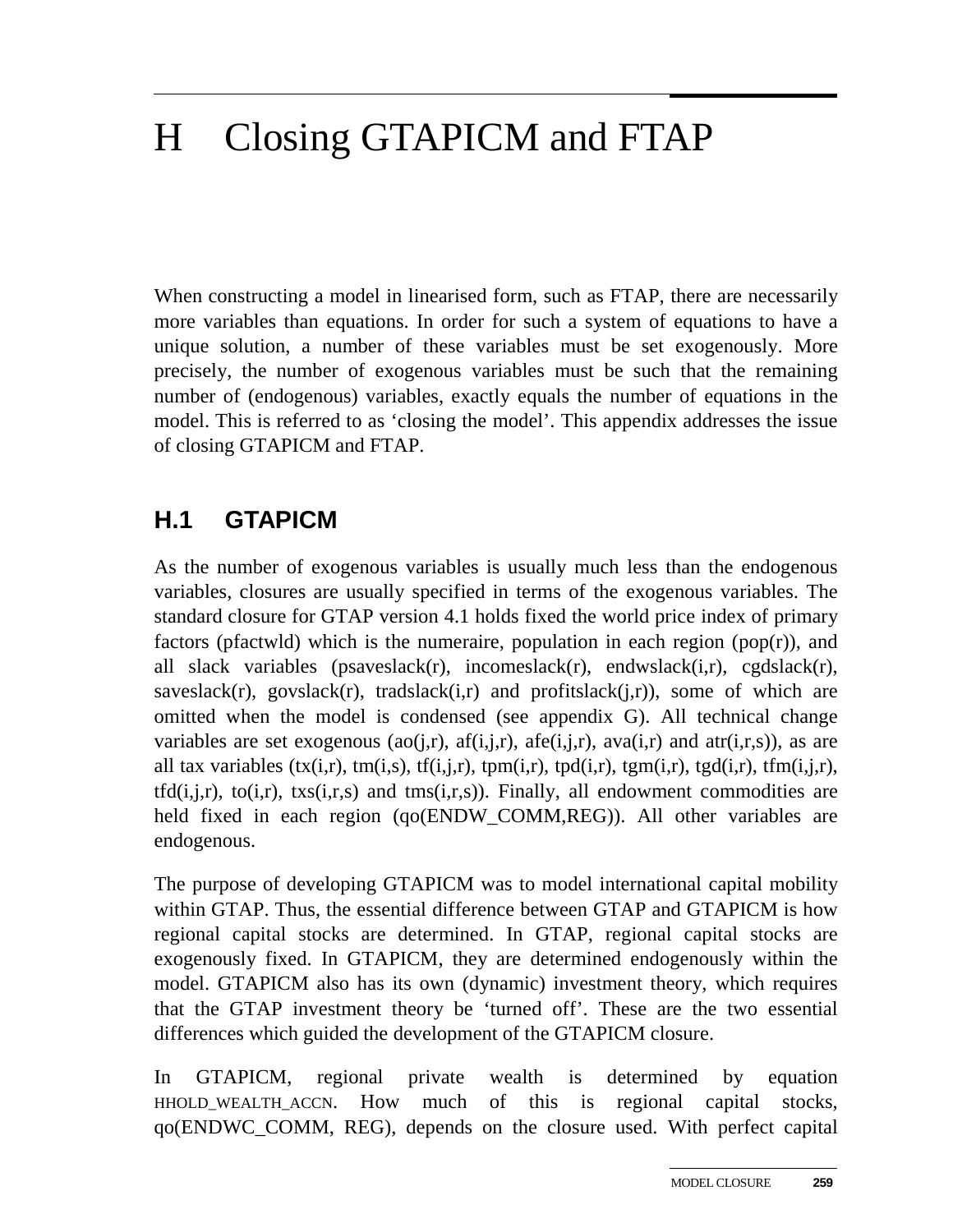# H Closing GTAPICM and FTAP

When constructing a model in linearised form, such as FTAP, there are necessarily more variables than equations. In order for such a system of equations to have a unique solution, a number of these variables must be set exogenously. More precisely, the number of exogenous variables must be such that the remaining number of (endogenous) variables, exactly equals the number of equations in the model. This is referred to as 'closing the model'. This appendix addresses the issue of closing GTAPICM and FTAP.

## H.1 GTAPICM

As the number of exogenous variables is usually much less than the endogenous variables, closures are usually specified in terms of the exogenous variables. The standard closure for GTAP version 4.1 holds fixed the world price index of primary factors (pfactwld) which is the numeraire, population in each region (pop(r)), and all slack variables (psaveslack(r), incomeslack(r), endwslack(i,r), cgdslack(r), saveslack(r), govslack(r), tradslack(i,r) and profitslack(j,r)), some of which are omitted when the model is condensed (see appendix G). All technical change variables are set exogenous (ao(j,r), af(i,j,r), afe(i,j,r), ava(i,r) and atr(i,r,s)), as are all tax variables (tx(i,r), tm(i,s), tf(i,j,r), tpm(i,r), tpd(i,r), tgm(i,r), tgd(i,r), tfm(i,j,r), tfd(i,j,r), to(i,r), txs(i,r,s) and tms(i,r,s)). Finally, all endowment commodities are held fixed in each region (qo(ENDW_COMM,REG)). All other variables are endogenous.

The purpose of developing GTAPICM was to model international capital mobility within GTAP. Thus, the essential difference between GTAP and GTAPICM is how regional capital stocks are determined. In GTAP, regional capital stocks are exogenously fixed. In GTAPICM, they are determined endogenously within the model. GTAPICM also has its own (dynamic) investment theory, which requires that the GTAP investment theory be 'turned off'. These are the two essential differences which guided the development of the GTAPICM closure.

In GTAPICM, regional private wealth is determined by equation HHOLD_WEALTH_ACCN. How much of this is regional capital stocks, qo(ENDWC_COMM, REG), depends on the closure used. With perfect capital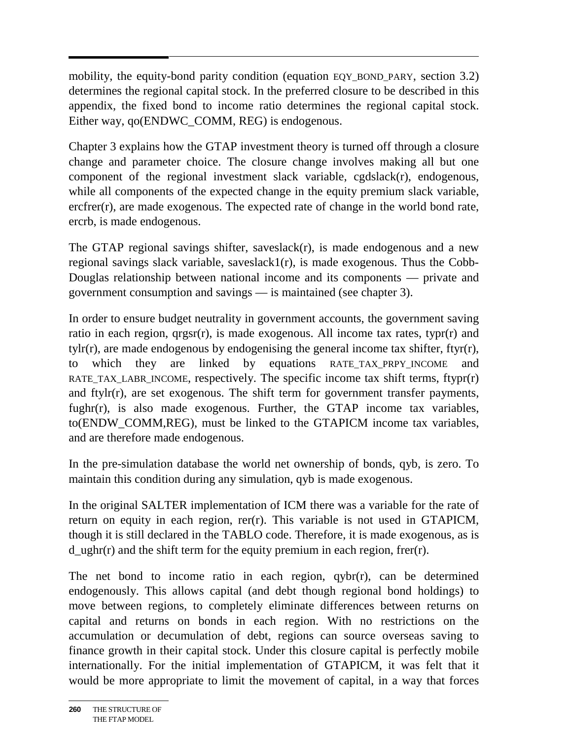mobility, the equity-bond parity condition (equation EQY_BOND_PARY, section 3.2) determines the regional capital stock. In the preferred closure to be described in this appendix, the fixed bond to income ratio determines the regional capital stock. Either way, qo(ENDWC_COMM, REG) is endogenous.

Chapter 3 explains how the GTAP investment theory is turned off through a closure change and parameter choice. The closure change involves making all but one component of the regional investment slack variable, cgdslack(r), endogenous, while all components of the expected change in the equity premium slack variable, ercfrer(r), are made exogenous. The expected rate of change in the world bond rate, ercrb, is made endogenous.

The GTAP regional savings shifter, saveslack(r), is made endogenous and a new regional savings slack variable, saveslack1(r), is made exogenous. Thus the Cobb-Douglas relationship between national income and its components — private and government consumption and savings — is maintained (see chapter 3).

In order to ensure budget neutrality in government accounts, the government saving ratio in each region, qrgsr(r), is made exogenous. All income tax rates, typr(r) and tylr(r), are made endogenous by endogenising the general income tax shifter, ftyr(r), to which they are linked by equations RATE_TAX_PRPY_INCOME and RATE_TAX_LABR_INCOME, respectively. The specific income tax shift terms, ftypr(r) and ftylr(r), are set exogenous. The shift term for government transfer payments, fughr(r), is also made exogenous. Further, the GTAP income tax variables, to(ENDW_COMM,REG), must be linked to the GTAPICM income tax variables, and are therefore made endogenous.

In the pre-simulation database the world net ownership of bonds, qyb, is zero. To maintain this condition during any simulation, qyb is made exogenous.

In the original SALTER implementation of ICM there was a variable for the rate of return on equity in each region, rer(r). This variable is not used in GTAPICM, though it is still declared in the TABLO code. Therefore, it is made exogenous, as is d_ughr(r) and the shift term for the equity premium in each region, frer(r).

The net bond to income ratio in each region, qybr(r), can be determined endogenously. This allows capital (and debt though regional bond holdings) to move between regions, to completely eliminate differences between returns on capital and returns on bonds in each region. With no restrictions on the accumulation or decumulation of debt, regions can source overseas saving to finance growth in their capital stock. Under this closure capital is perfectly mobile internationally. For the initial implementation of GTAPICM, it was felt that it would be more appropriate to limit the movement of capital, in a way that forces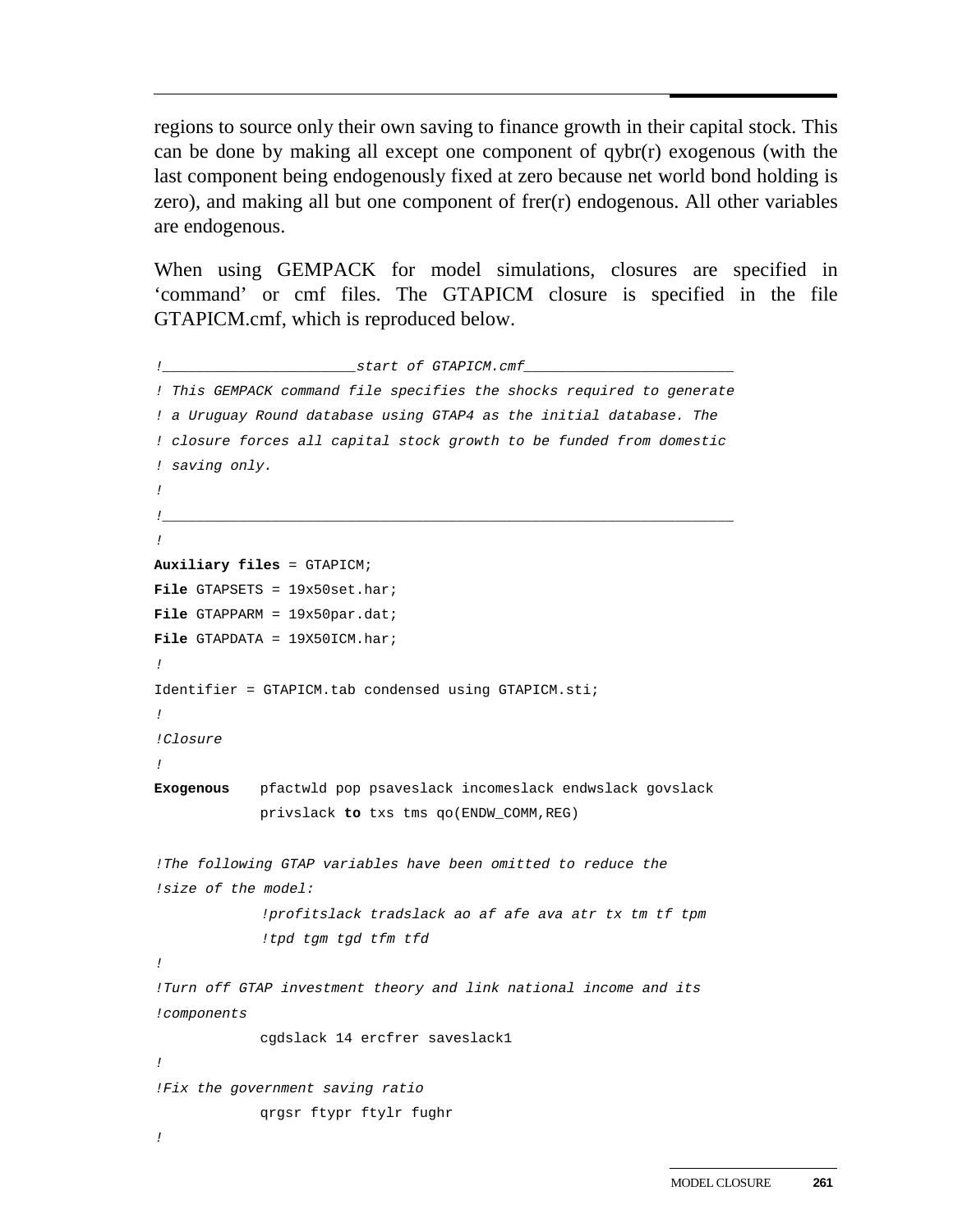regions to source only their own saving to finance growth in their capital stock. This can be done by making all except one component of qybr(r) exogenous (with the last component being endogenously fixed at zero because net world bond holding is zero), and making all but one component of frer(r) endogenous. All other variables are endogenous.

When using GEMPACK for model simulations, closures are specified in ‘command’ or cmf files. The GTAPICM closure is specified in the file GTAPICM.cmf, which is reproduced below.

```
!______________________start of GTAPICM.cmf________________________
! This GEMPACK command file specifies the shocks required to generate
! a Uruguay Round database using GTAP4 as the initial database. The
! closure forces all capital stock growth to be funded from domestic
! saving only.
!
!__________________________________________________________________
!
Auxiliary files = GTAPICM;
File GTAPSETS = 19x50set.har;
File GTAPPARM = 19x50par.dat;
File GTAPDATA = 19X50ICM.har;
!
Identifier = GTAPICM.tab condensed using GTAPICM.sti;
!
!Closure
!
Exogenous    pfactwld pop psaveslack incomeslack endwslack govslack
             privslack to txs tms qo(ENDW_COMM,REG)

!The following GTAP variables have been omitted to reduce the
!size of the model:
             !profitslack tradslack ao af afe ava atr tx tm tf tpm
             !tpd tgm tgd tfm tfd
!
!Turn off GTAP investment theory and link national income and its
!components
             cgdslack 14 ercfrer saveslack1
!
!Fix the government saving ratio
             qrgsr ftypr ftylr fughr
!
```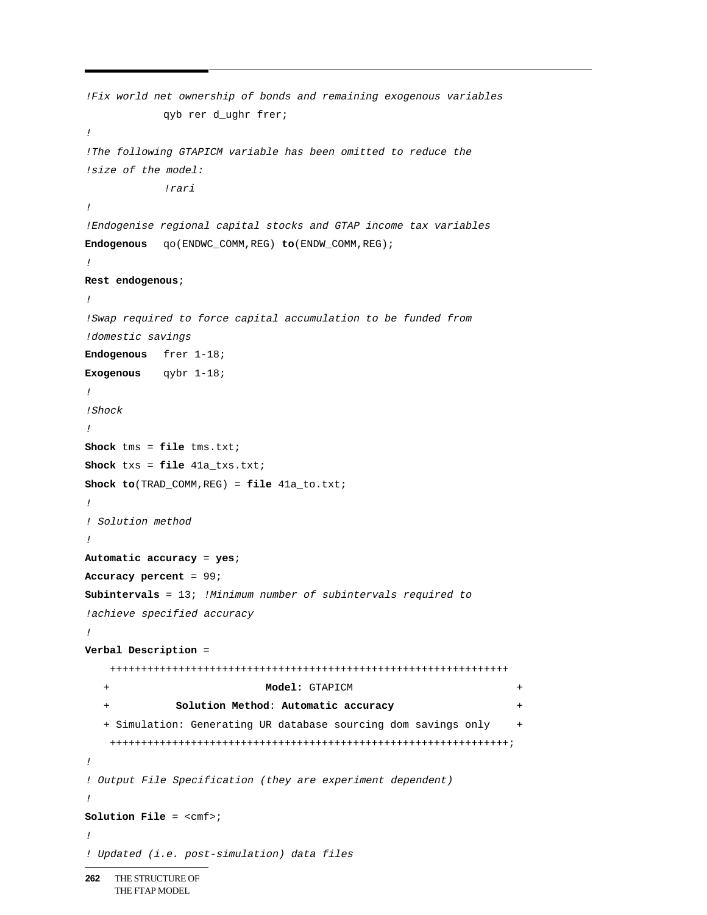```
!Fix world net ownership of bonds and remaining exogenous variables
            qyb rer d_ughr frer;
!
!The following GTAPICM variable has been omitted to reduce the
!size of the model:
            !rari
!
!Endogenise regional capital stocks and GTAP income tax variables
Endogenous   qo(ENDWC_COMM,REG) to(ENDW_COMM,REG);
!
Rest endogenous;
!
!Swap required to force capital accumulation to be funded from
!domestic savings
Endogenous   frer 1-18;
Exogenous    qybr 1-18;
!
!Shock
!
Shock tms = file tms.txt;
Shock txs = file 41a_txs.txt;
Shock to(TRAD_COMM,REG) = file 41a_to.txt;
!
! Solution method
!
Automatic accuracy = yes;
Accuracy percent = 99;
Subintervals = 13; !Minimum number of subintervals required to
!achieve specified accuracy
!
Verbal Description =
    ++++++++++++++++++++++++++++++++++++++++++++++++++++++++++++++
   +                         Model: GTAPICM                         +
   +           Solution Method: Automatic accuracy                  +
   + Simulation: Generating UR database sourcing dom savings only    +
    ++++++++++++++++++++++++++++++++++++++++++++++++++++++++++++++;
!
! Output File Specification (they are experiment dependent)
!
Solution File = <cmf>;
!
! Updated (i.e. post-simulation) data files
```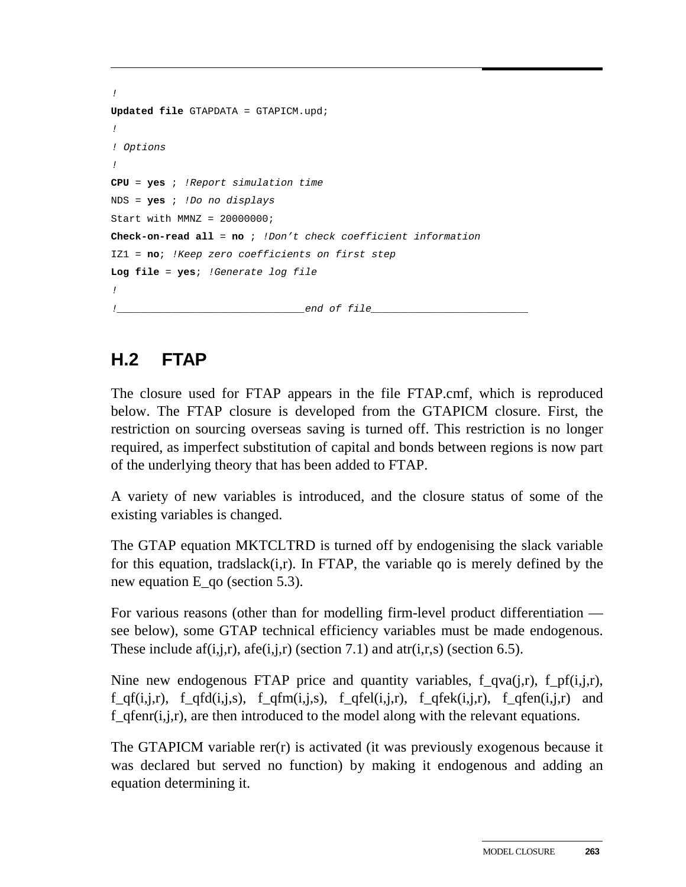```
!
Updated file GTAPDATA = GTAPICM.upd;
!
! Options
!
CPU = yes ; !Report simulation time
NDS = yes ; !Do no displays
Start with MMNZ = 20000000;
Check-on-read all = no ; !Don't check coefficient information
IZ1 = no; !Keep zero coefficients on first step
Log file = yes; !Generate log file
!
!______________________________end of file_________________________
```

## H.2 FTAP

The closure used for FTAP appears in the file FTAP.cmf, which is reproduced below. The FTAP closure is developed from the GTAPICM closure. First, the restriction on sourcing overseas saving is turned off. This restriction is no longer required, as imperfect substitution of capital and bonds between regions is now part of the underlying theory that has been added to FTAP.

A variety of new variables is introduced, and the closure status of some of the existing variables is changed.

The GTAP equation MKTCLTRD is turned off by endogenising the slack variable for this equation, tradslack(i,r). In FTAP, the variable qo is merely defined by the new equation E_qo (section 5.3).

For various reasons (other than for modelling firm-level product differentiation — see below), some GTAP technical efficiency variables must be made endogenous. These include af(i,j,r), afe(i,j,r) (section 7.1) and atr(i,r,s) (section 6.5).

Nine new endogenous FTAP price and quantity variables, f_qva(j,r), f_pf(i,j,r), f_qf(i,j,r), f_qfd(i,j,s), f_qfm(i,j,s), f_qfel(i,j,r), f_qfek(i,j,r), f_qfen(i,j,r) and f_qfenr(i,j,r), are then introduced to the model along with the relevant equations.

The GTAPICM variable rer(r) is activated (it was previously exogenous because it was declared but served no function) by making it endogenous and adding an equation determining it.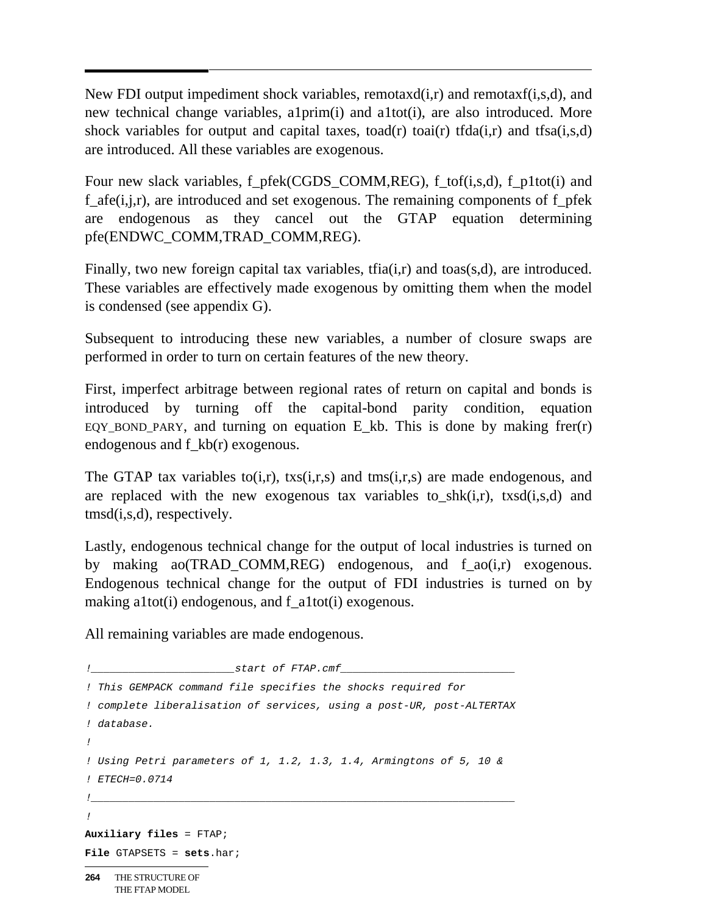New FDI output impediment shock variables, remotaxd(i,r) and remotaxf(i,s,d), and new technical change variables, a1prim(i) and a1tot(i), are also introduced. More shock variables for output and capital taxes, toad(r) toai(r) tfda(i,r) and tfsa(i,s,d) are introduced. All these variables are exogenous.

Four new slack variables, f_pfek(CGDS_COMM,REG), f_tof(i,s,d), f_p1tot(i) and f_afe(i,j,r), are introduced and set exogenous. The remaining components of f_pfek are endogenous as they cancel out the GTAP equation determining pfe(ENDWC_COMM,TRAD_COMM,REG).

Finally, two new foreign capital tax variables, tfia(i,r) and toas(s,d), are introduced. These variables are effectively made exogenous by omitting them when the model is condensed (see appendix G).

Subsequent to introducing these new variables, a number of closure swaps are performed in order to turn on certain features of the new theory.

First, imperfect arbitrage between regional rates of return on capital and bonds is introduced by turning off the capital-bond parity condition, equation EQY_BOND_PARY, and turning on equation E_kb. This is done by making frer(r) endogenous and f_kb(r) exogenous.

The GTAP tax variables to(i,r), txs(i,r,s) and tms(i,r,s) are made endogenous, and are replaced with the new exogenous tax variables to_shk(i,r), txsd(i,s,d) and tmsd(i,s,d), respectively.

Lastly, endogenous technical change for the output of local industries is turned on by making ao(TRAD_COMM,REG) endogenous, and f_ao(i,r) exogenous. Endogenous technical change for the output of FDI industries is turned on by making a1tot(i) endogenous, and f_a1tot(i) exogenous.

All remaining variables are made endogenous.

```
!_______________________start of FTAP.cmf___________________________
! This GEMPACK command file specifies the shocks required for
! complete liberalisation of services, using a post-UR, post-ALTERTAX
! database.
!
! Using Petri parameters of 1, 1.2, 1.3, 1.4, Armingtons of 5, 10 &
! ETECH=0.0714
!____________________________________________________________________
!
Auxiliary files = FTAP;
File GTAPSETS = sets.har;
```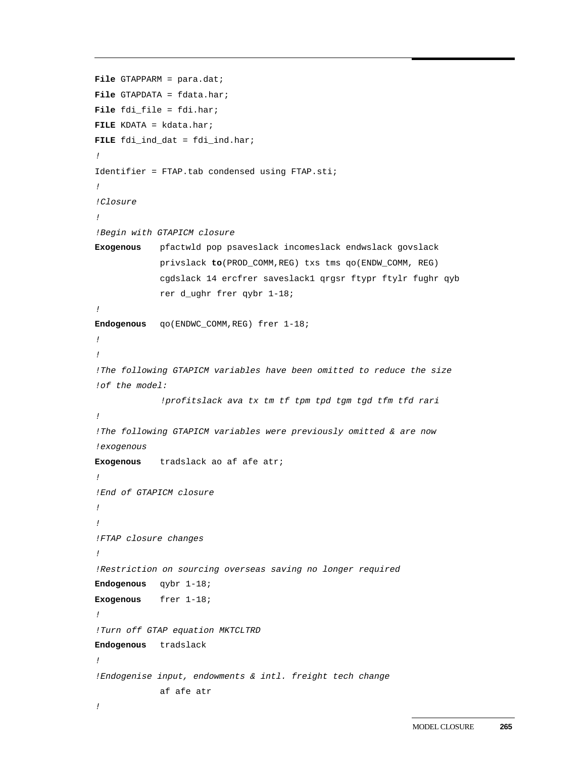```
File GTAPPARM = para.dat;
File GTAPDATA = fdata.har;
File fdi_file = fdi.har;
FILE KDATA = kdata.har;
FILE fdi_ind_dat = fdi_ind.har;
!
Identifier = FTAP.tab condensed using FTAP.sti;
!
!Closure
!
!Begin with GTAPICM closure
Exogenous    pfactwld pop psaveslack incomeslack endwslack govslack
             privslack to(PROD_COMM,REG) txs tms qo(ENDW_COMM, REG)
             cgdslack 14 ercfrer saveslack1 qrgsr ftypr ftylr fughr qyb
             rer d_ughr frer qybr 1-18;
!
Endogenous   qo(ENDWC_COMM,REG) frer 1-18;
!
!
!The following GTAPICM variables have been omitted to reduce the size
!of the model:
             !profitslack ava tx tm tf tpm tpd tgm tgd tfm tfd rari
!
!The following GTAPICM variables were previously omitted & are now
!exogenous
Exogenous    tradslack ao af afe atr;
!
!End of GTAPICM closure
!
!
!FTAP closure changes
!
!Restriction on sourcing overseas saving no longer required
Endogenous   qybr 1-18;
Exogenous    frer 1-18;
!
!Turn off GTAP equation MKTCLTRD
Endogenous   tradslack
!
!Endogenise input, endowments & intl. freight tech change
             af afe atr
!
```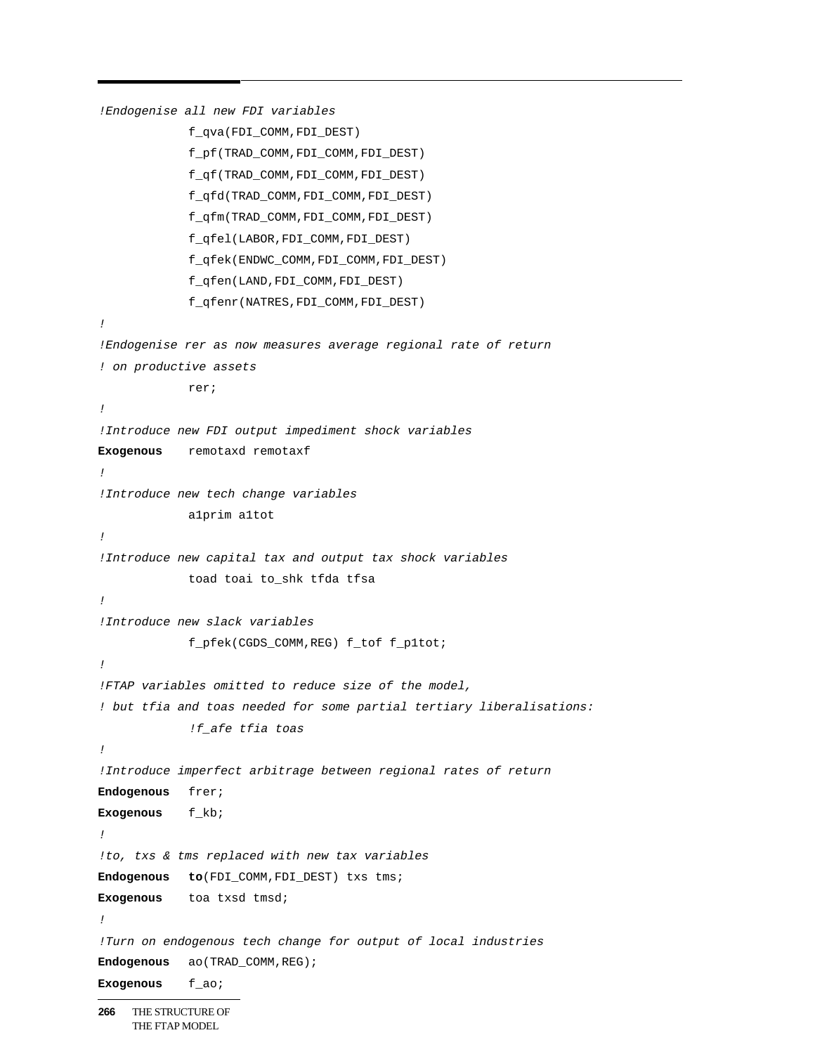```
!Endogenise all new FDI variables
            f_qva(FDI_COMM,FDI_DEST)
            f_pf(TRAD_COMM,FDI_COMM,FDI_DEST)
            f_qf(TRAD_COMM,FDI_COMM,FDI_DEST)
            f_qfd(TRAD_COMM,FDI_COMM,FDI_DEST)
            f_qfm(TRAD_COMM,FDI_COMM,FDI_DEST)
            f_qfel(LABOR,FDI_COMM,FDI_DEST)
            f_qfek(ENDWC_COMM,FDI_COMM,FDI_DEST)
            f_qfen(LAND,FDI_COMM,FDI_DEST)
            f_qfenr(NATRES,FDI_COMM,FDI_DEST)
!
!Endogenise rer as now measures average regional rate of return
! on productive assets
            rer;
!
!Introduce new FDI output impediment shock variables
Exogenous   remotaxd remotaxf
!
!Introduce new tech change variables
            a1prim a1tot
!
!Introduce new capital tax and output tax shock variables
            toad toai to_shk tfda tfsa
!
!Introduce new slack variables
            f_pfek(CGDS_COMM,REG) f_tof f_p1tot;
!
!FTAP variables omitted to reduce size of the model,
! but tfia and toas needed for some partial tertiary liberalisations:
            !f_afe tfia toas
!
!Introduce imperfect arbitrage between regional rates of return
Endogenous  frer;
Exogenous   f_kb;
!
!to, txs & tms replaced with new tax variables
Endogenous  to(FDI_COMM,FDI_DEST) txs tms;
Exogenous   toa txsd tmsd;
!
!Turn on endogenous tech change for output of local industries
Endogenous  ao(TRAD_COMM,REG);
Exogenous   f_ao;
```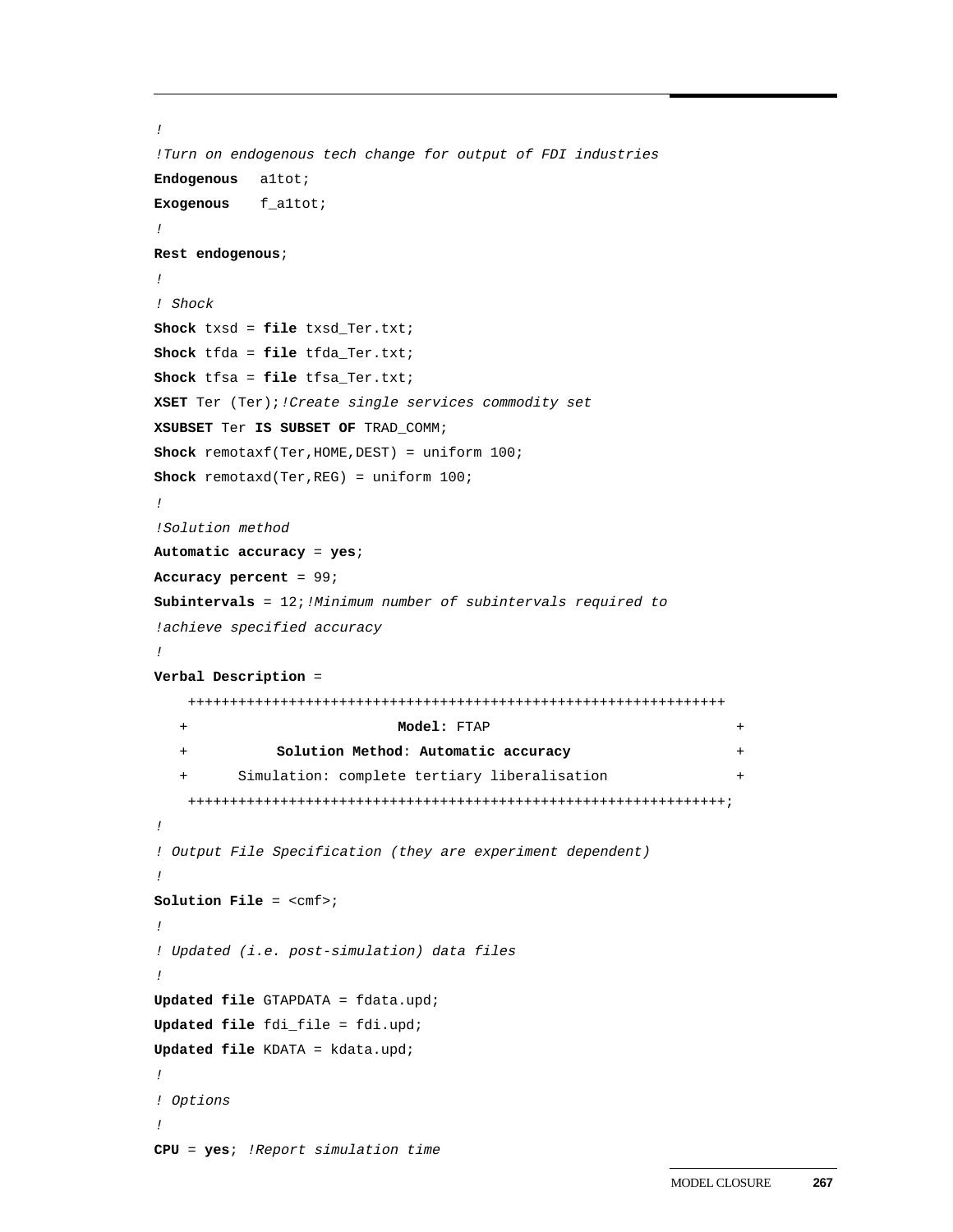```
!
!Turn on endogenous tech change for output of FDI industries
Endogenous  a1tot;
Exogenous   f_a1tot;
!
Rest endogenous;
!
! Shock
Shock txsd = file txsd_Ter.txt;
Shock tfda = file tfda_Ter.txt;
Shock tfsa = file tfsa_Ter.txt;
XSET Ter (Ter);!Create single services commodity set
XSUBSET Ter IS SUBSET OF TRAD_COMM;
Shock remotaxf(Ter,HOME,DEST) = uniform 100;
Shock remotaxd(Ter,REG) = uniform 100;
!
!Solution method
Automatic accuracy = yes;
Accuracy percent = 99;
Subintervals = 12;!Minimum number of subintervals required to
!achieve specified accuracy
!
Verbal Description =
    +++++++++++++++++++++++++++++++++++++++++++++++++++++++++++++++
   +                        Model: FTAP                            +
   +          Solution Method: Automatic accuracy                  +
   +      Simulation: complete tertiary liberalisation             +
    +++++++++++++++++++++++++++++++++++++++++++++++++++++++++++++++;
!
! Output File Specification (they are experiment dependent)
!
Solution File = <cmf>;
!
! Updated (i.e. post-simulation) data files
!
Updated file GTAPDATA = fdata.upd;
Updated file fdi_file = fdi.upd;
Updated file KDATA = kdata.upd;
!
! Options
!
CPU = yes; !Report simulation time
```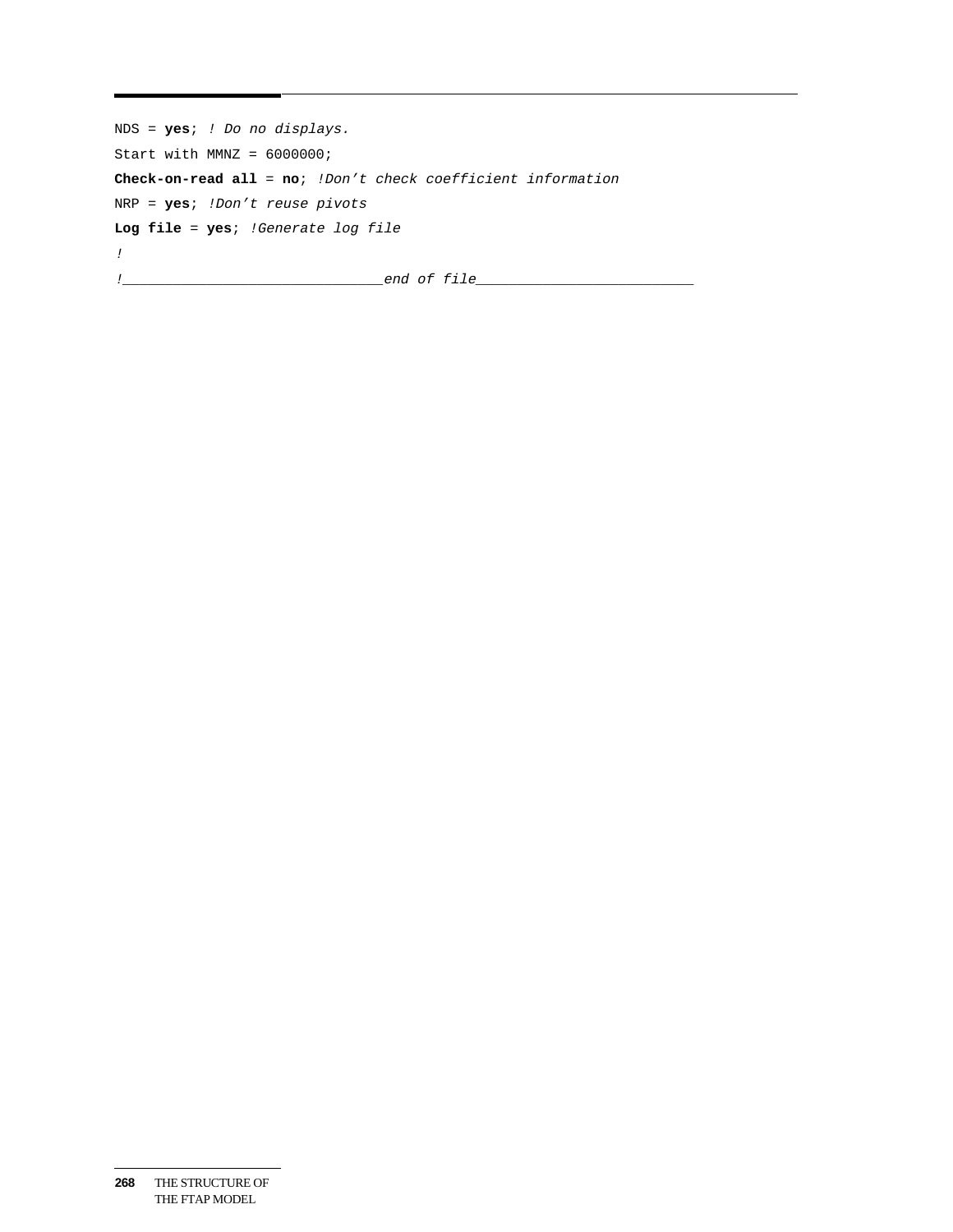```
NDS = yes; ! Do no displays.
Start with MMNZ = 6000000;
Check-on-read all = no; !Don't check coefficient information
NRP = yes; !Don't reuse pivots
Log file = yes; !Generate log file
!
!_______________________________end of file_________________________
```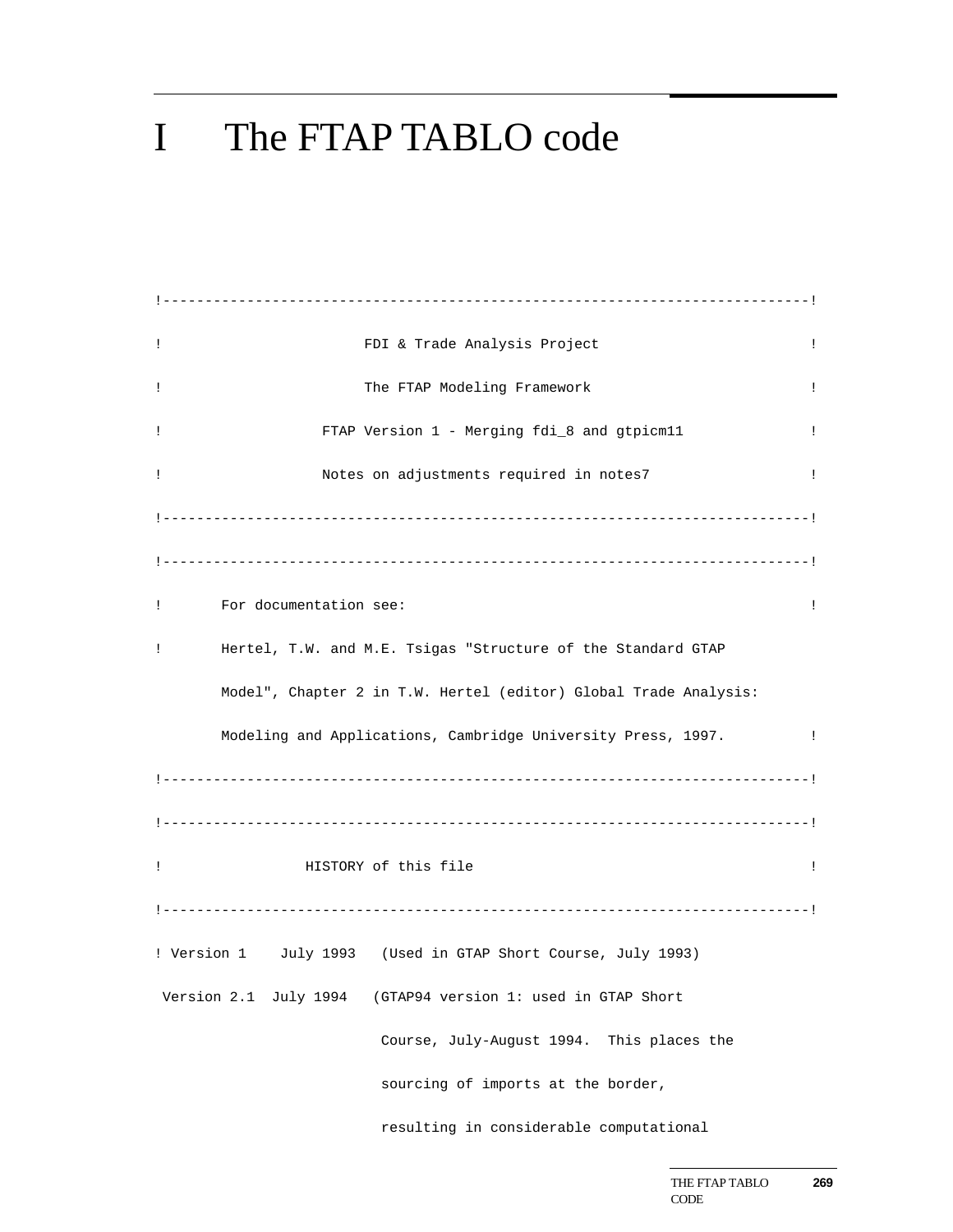# I The FTAP TABLO code

```
!--------------------------------------------------------------------------!
!                       FDI & Trade Analysis Project                       !
!                       The FTAP Modeling Framework                        !
!                  FTAP Version 1 - Merging fdi_8 and gtpicm11             !
!                  Notes on adjustments required in notes7                 !
!--------------------------------------------------------------------------!
!--------------------------------------------------------------------------!
!       For documentation see:                                             !
!       Hertel, T.W. and M.E. Tsigas "Structure of the Standard GTAP
        Model", Chapter 2 in T.W. Hertel (editor) Global Trade Analysis:
        Modeling and Applications, Cambridge University Press, 1997.       !
!--------------------------------------------------------------------------!
!--------------------------------------------------------------------------!
!                HISTORY of this file                                      !
!--------------------------------------------------------------------------!
! Version 1    July 1993   (Used in GTAP Short Course, July 1993)
 Version 2.1  July 1994   (GTAP94 version 1: used in GTAP Short
                           Course, July-August 1994.  This places the
                           sourcing of imports at the border,
                           resulting in considerable computational
```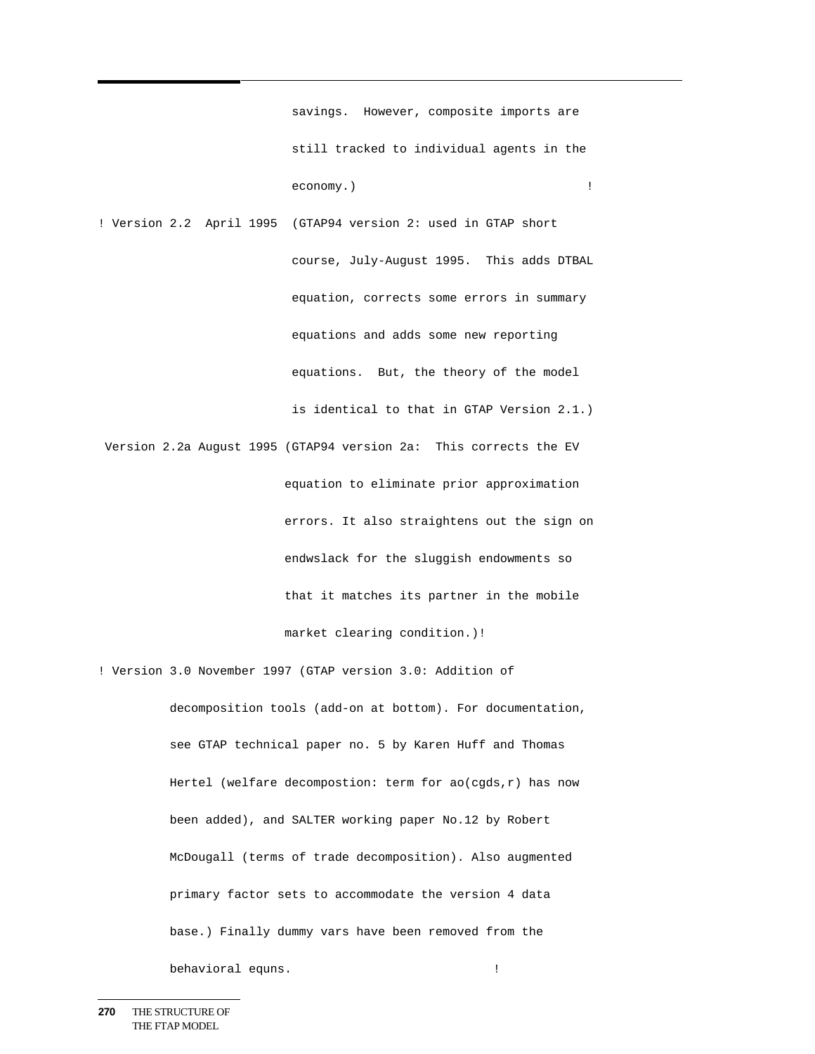```
                          savings.  However, composite imports are
                          still tracked to individual agents in the
                          economy.)                                !
! Version 2.2  April 1995  (GTAP94 version 2: used in GTAP short
                          course, July-August 1995.  This adds DTBAL
                          equation, corrects some errors in summary
                          equations and adds some new reporting
                          equations.  But, the theory of the model
                          is identical to that in GTAP Version 2.1.)
 Version 2.2a August 1995 (GTAP94 version 2a:  This corrects the EV
                         equation to eliminate prior approximation
                         errors. It also straightens out the sign on
                         endwslack for the sluggish endowments so
                         that it matches its partner in the mobile
                         market clearing condition.)!
! Version 3.0 November 1997 (GTAP version 3.0: Addition of
          decomposition tools (add-on at bottom). For documentation,
          see GTAP technical paper no. 5 by Karen Huff and Thomas
          Hertel (welfare decompostion: term for ao(cgds,r) has now
          been added), and SALTER working paper No.12 by Robert
          McDougall (terms of trade decomposition). Also augmented
          primary factor sets to accommodate the version 4 data
          base.) Finally dummy vars have been removed from the
          behavioral equns.                          !
```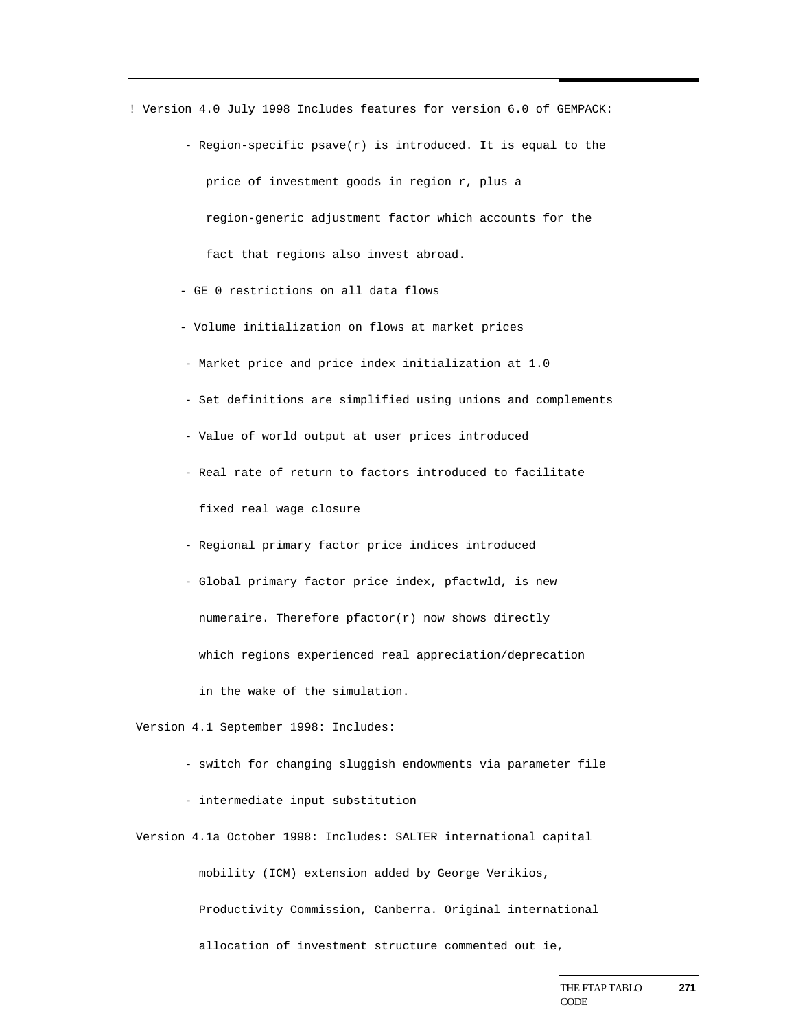```
! Version 4.0 July 1998 Includes features for version 6.0 of GEMPACK:

        - Region-specific psave(r) is introduced. It is equal to the

           price of investment goods in region r, plus a

           region-generic adjustment factor which accounts for the

           fact that regions also invest abroad.

       - GE 0 restrictions on all data flows

       - Volume initialization on flows at market prices

        - Market price and price index initialization at 1.0

        - Set definitions are simplified using unions and complements

        - Value of world output at user prices introduced

        - Real rate of return to factors introduced to facilitate

          fixed real wage closure

        - Regional primary factor price indices introduced

        - Global primary factor price index, pfactwld, is new

          numeraire. Therefore pfactor(r) now shows directly

          which regions experienced real appreciation/deprecation

          in the wake of the simulation.

 Version 4.1 September 1998: Includes:

        - switch for changing sluggish endowments via parameter file

        - intermediate input substitution

 Version 4.1a October 1998: Includes: SALTER international capital

          mobility (ICM) extension added by George Verikios,

          Productivity Commission, Canberra. Original international

          allocation of investment structure commented out ie,
```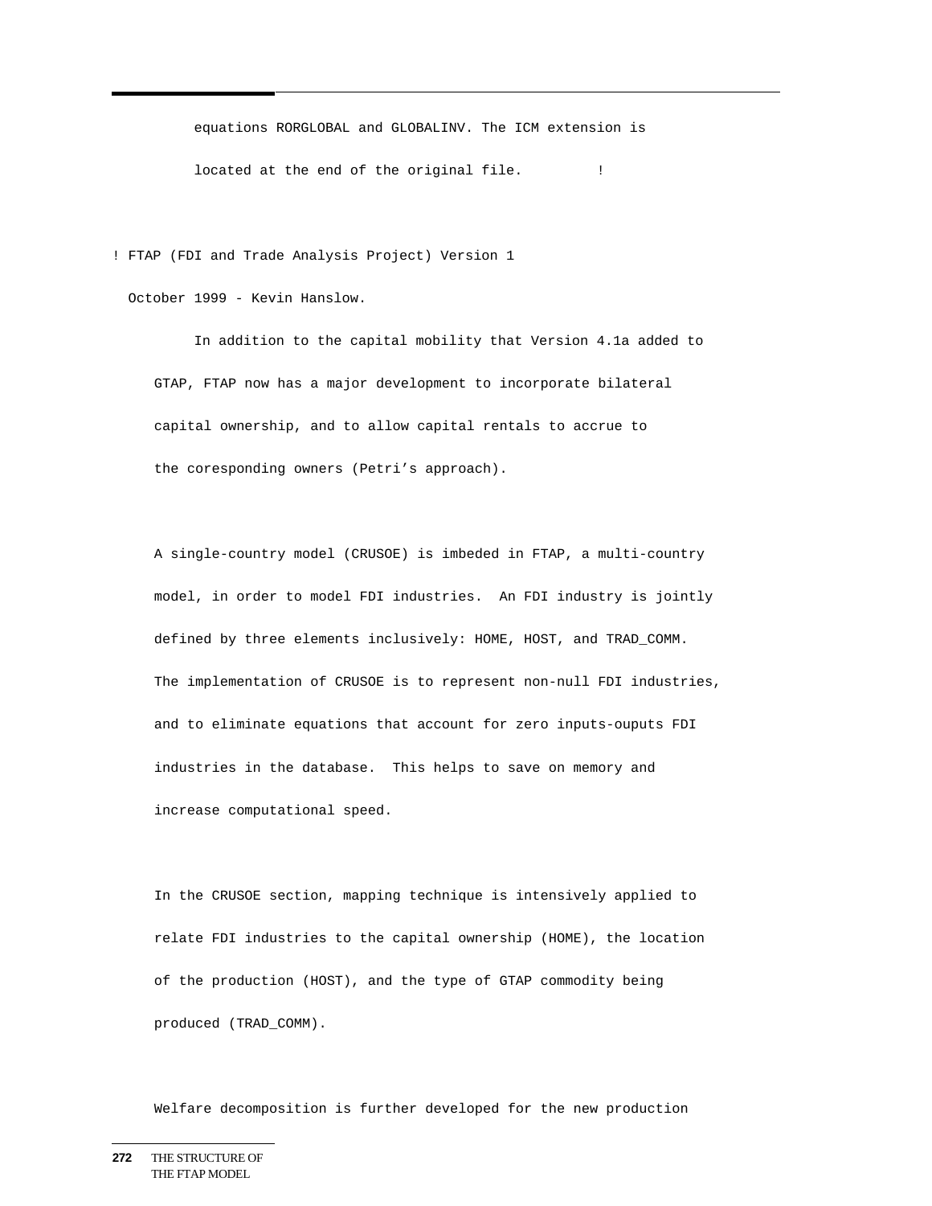```
          equations RORGLOBAL and GLOBALINV. The ICM extension is
          located at the end of the original file.         !

! FTAP (FDI and Trade Analysis Project) Version 1
  October 1999 - Kevin Hanslow.
          In addition to the capital mobility that Version 4.1a added to
     GTAP, FTAP now has a major development to incorporate bilateral
     capital ownership, and to allow capital rentals to accrue to
     the coresponding owners (Petri's approach).

     A single-country model (CRUSOE) is imbeded in FTAP, a multi-country
     model, in order to model FDI industries.  An FDI industry is jointly
     defined by three elements inclusively: HOME, HOST, and TRAD_COMM.
     The implementation of CRUSOE is to represent non-null FDI industries,
     and to eliminate equations that account for zero inputs-ouputs FDI
     industries in the database.  This helps to save on memory and
     increase computational speed.

     In the CRUSOE section, mapping technique is intensively applied to
     relate FDI industries to the capital ownership (HOME), the location
     of the production (HOST), and the type of GTAP commodity being
     produced (TRAD_COMM).

     Welfare decomposition is further developed for the new production
```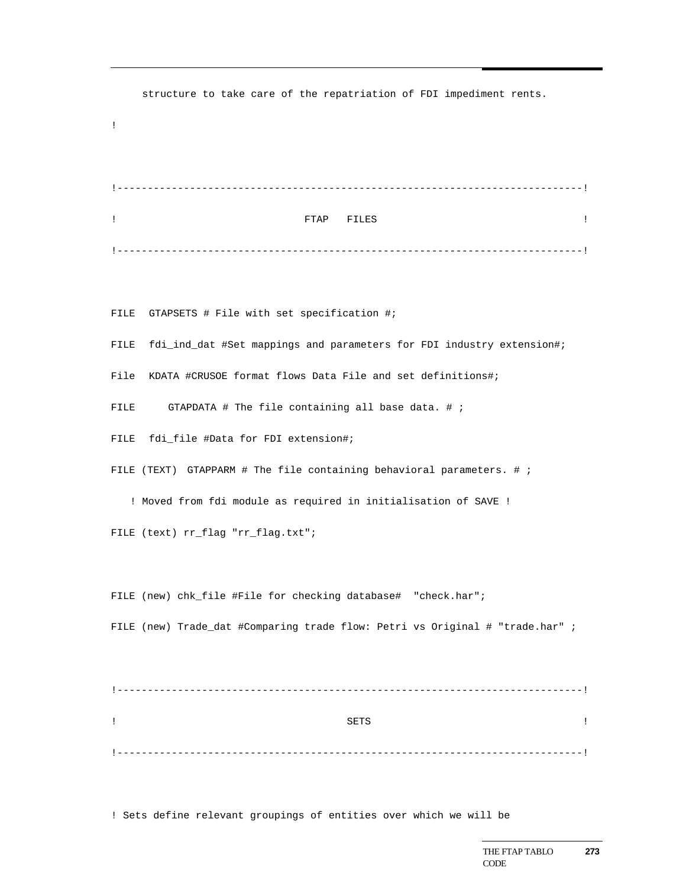```
     structure to take care of the repatriation of FDI impediment rents.

!


!---------------------------------------------------------------------------!

!                              FTAP   FILES                                  !

!---------------------------------------------------------------------------!


FILE  GTAPSETS # File with set specification #;

FILE  fdi_ind_dat #Set mappings and parameters for FDI industry extension#;

File  KDATA #CRUSOE format flows Data File and set definitions#;

FILE     GTAPDATA # The file containing all base data. # ;

FILE  fdi_file #Data for FDI extension#;

FILE (TEXT)  GTAPPARM # The file containing behavioral parameters. # ;

   ! Moved from fdi module as required in initialisation of SAVE !

FILE (text) rr_flag "rr_flag.txt";


FILE (new) chk_file #File for checking database#  "check.har";

FILE (new) Trade_dat #Comparing trade flow: Petri vs Original # "trade.har" ;


!---------------------------------------------------------------------------!

!                                    SETS                                    !

!---------------------------------------------------------------------------!


! Sets define relevant groupings of entities over which we will be
```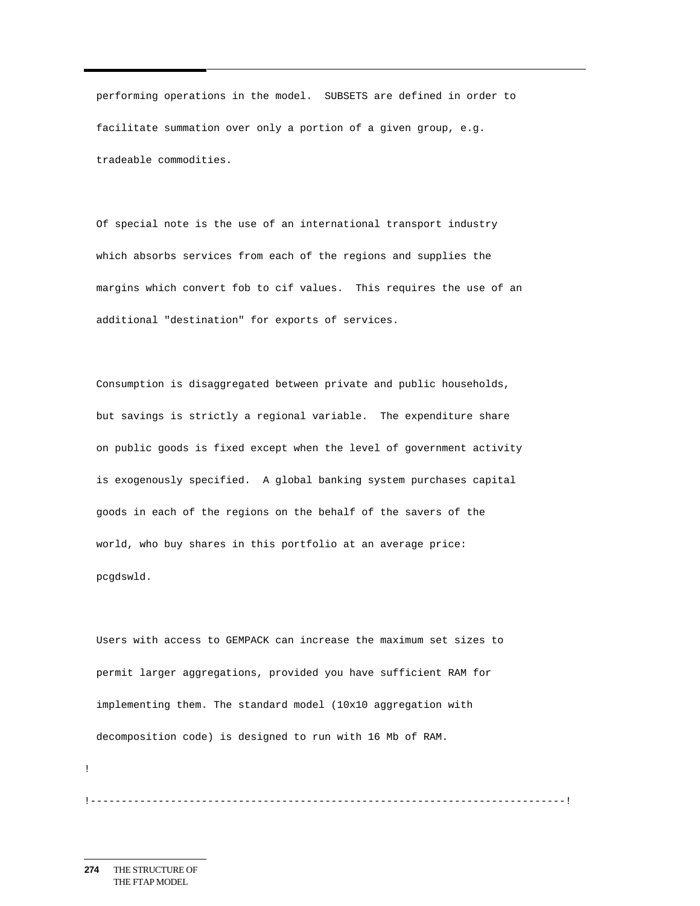```
  performing operations in the model.  SUBSETS are defined in order to
  facilitate summation over only a portion of a given group, e.g.
  tradeable commodities.

  Of special note is the use of an international transport industry
  which absorbs services from each of the regions and supplies the
  margins which convert fob to cif values.  This requires the use of an
  additional "destination" for exports of services.

  Consumption is disaggregated between private and public households,
  but savings is strictly a regional variable.  The expenditure share
  on public goods is fixed except when the level of government activity
  is exogenously specified.  A global banking system purchases capital
  goods in each of the regions on the behalf of the savers of the
  world, who buy shares in this portfolio at an average price:
  pcgdswld.

  Users with access to GEMPACK can increase the maximum set sizes to
  permit larger aggregations, provided you have sufficient RAM for
  implementing them. The standard model (10x10 aggregation with
  decomposition code) is designed to run with 16 Mb of RAM.
!
!----------------------------------------------------------------------------!
```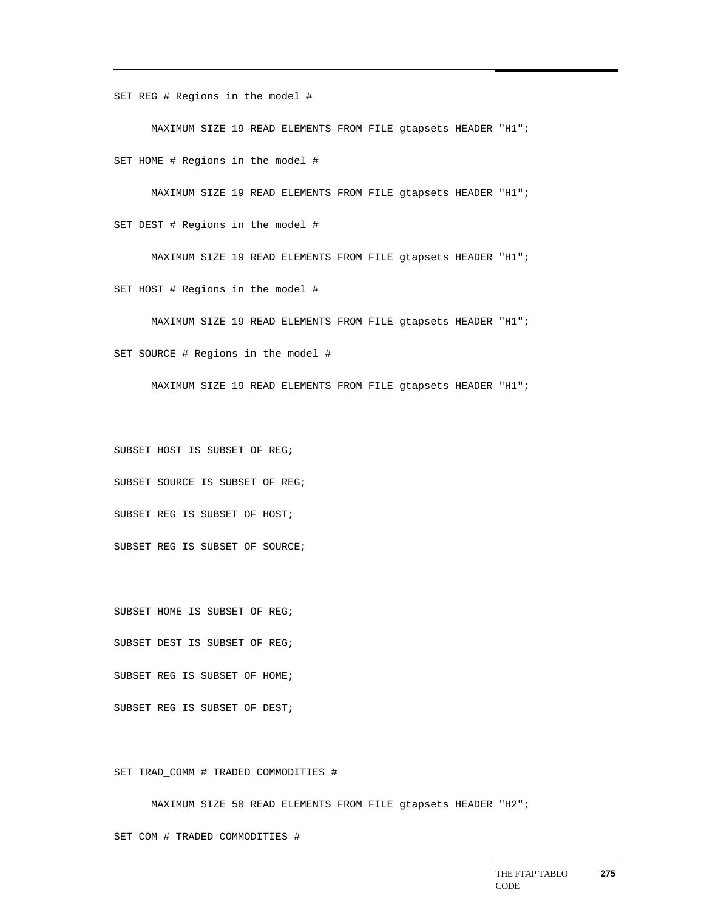```
SET REG # Regions in the model #

      MAXIMUM SIZE 19 READ ELEMENTS FROM FILE gtapsets HEADER "H1";

SET HOME # Regions in the model #

      MAXIMUM SIZE 19 READ ELEMENTS FROM FILE gtapsets HEADER "H1";

SET DEST # Regions in the model #

      MAXIMUM SIZE 19 READ ELEMENTS FROM FILE gtapsets HEADER "H1";

SET HOST # Regions in the model #

      MAXIMUM SIZE 19 READ ELEMENTS FROM FILE gtapsets HEADER "H1";

SET SOURCE # Regions in the model #

      MAXIMUM SIZE 19 READ ELEMENTS FROM FILE gtapsets HEADER "H1";


SUBSET HOST IS SUBSET OF REG;

SUBSET SOURCE IS SUBSET OF REG;

SUBSET REG IS SUBSET OF HOST;

SUBSET REG IS SUBSET OF SOURCE;


SUBSET HOME IS SUBSET OF REG;

SUBSET DEST IS SUBSET OF REG;

SUBSET REG IS SUBSET OF HOME;

SUBSET REG IS SUBSET OF DEST;


SET TRAD_COMM # TRADED COMMODITIES #

      MAXIMUM SIZE 50 READ ELEMENTS FROM FILE gtapsets HEADER "H2";

SET COM # TRADED COMMODITIES #
```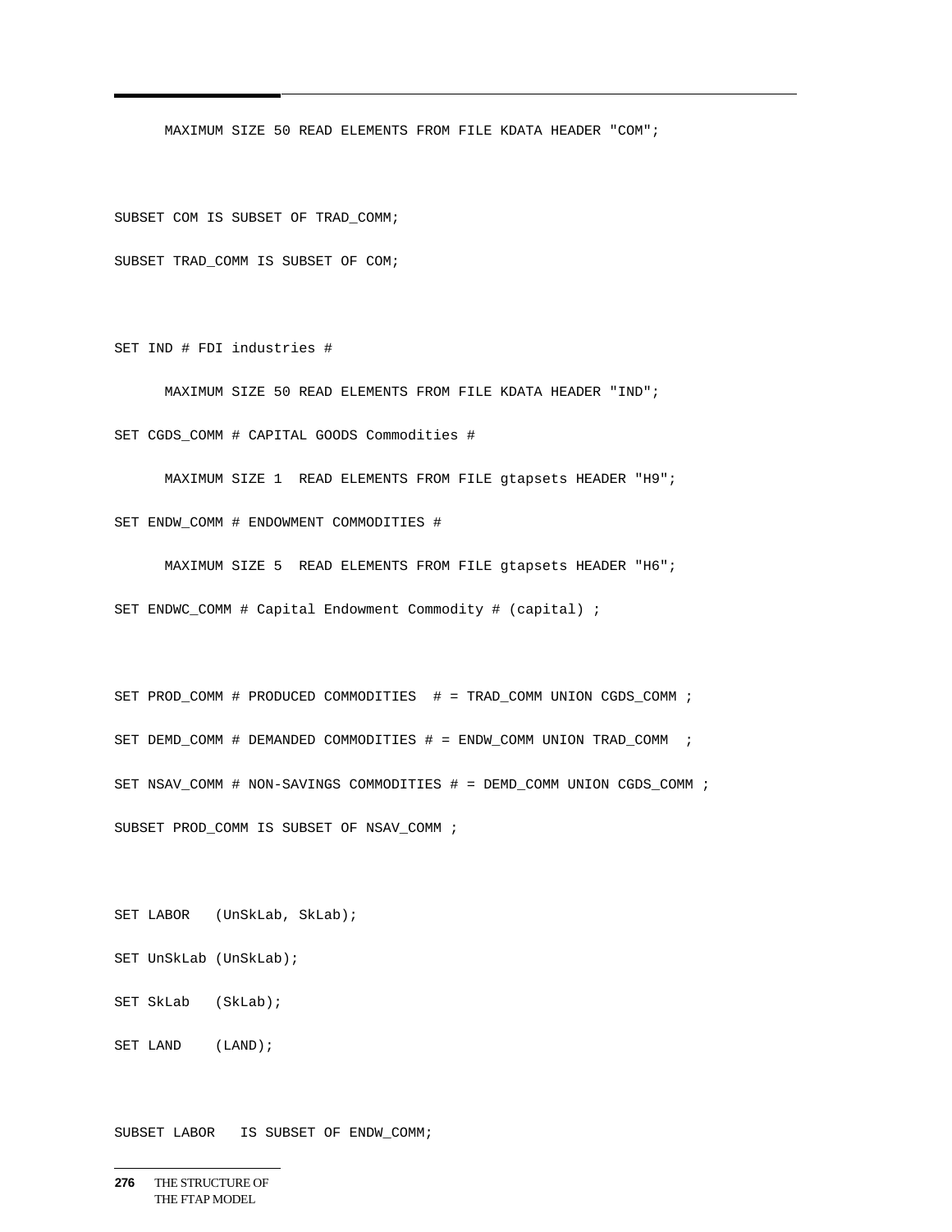```
      MAXIMUM SIZE 50 READ ELEMENTS FROM FILE KDATA HEADER "COM";


SUBSET COM IS SUBSET OF TRAD_COMM;

SUBSET TRAD_COMM IS SUBSET OF COM;


SET IND # FDI industries #

      MAXIMUM SIZE 50 READ ELEMENTS FROM FILE KDATA HEADER "IND";

SET CGDS_COMM # CAPITAL GOODS Commodities #

      MAXIMUM SIZE 1  READ ELEMENTS FROM FILE gtapsets HEADER "H9";

SET ENDW_COMM # ENDOWMENT COMMODITIES #

      MAXIMUM SIZE 5  READ ELEMENTS FROM FILE gtapsets HEADER "H6";

SET ENDWC_COMM # Capital Endowment Commodity # (capital) ;


SET PROD_COMM # PRODUCED COMMODITIES  # = TRAD_COMM UNION CGDS_COMM ;

SET DEMD_COMM # DEMANDED COMMODITIES # = ENDW_COMM UNION TRAD_COMM  ;

SET NSAV_COMM # NON-SAVINGS COMMODITIES # = DEMD_COMM UNION CGDS_COMM ;

SUBSET PROD_COMM IS SUBSET OF NSAV_COMM ;


SET LABOR   (UnSkLab, SkLab);

SET UnSkLab (UnSkLab);

SET SkLab   (SkLab);

SET LAND    (LAND);


SUBSET LABOR   IS SUBSET OF ENDW_COMM;
```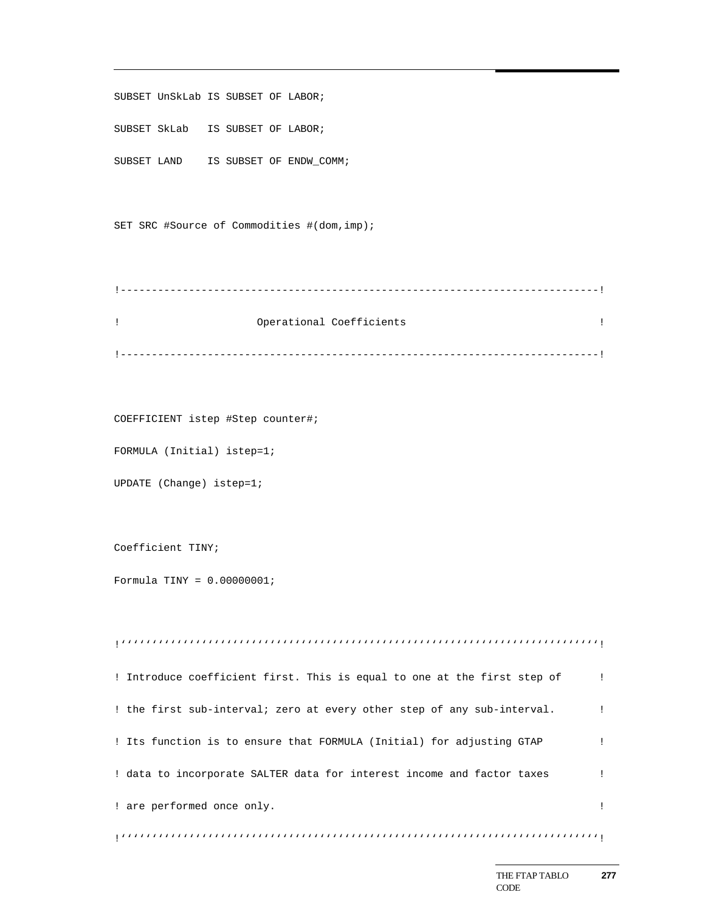```
SUBSET UnSkLab IS SUBSET OF LABOR;

SUBSET SkLab   IS SUBSET OF LABOR;

SUBSET LAND    IS SUBSET OF ENDW_COMM;


SET SRC #Source of Commodities #(dom,imp);


!----------------------------------------------------------------------------!

!                      Operational Coefficients                              !

!----------------------------------------------------------------------------!


COEFFICIENT istep #Step counter#;

FORMULA (Initial) istep=1;

UPDATE (Change) istep=1;


Coefficient TINY;

Formula TINY = 0.00000001;


!''''''''''''''''''''''''''''''''''''''''''''''''''''''''''''''''''''''''''''!

! Introduce coefficient first. This is equal to one at the first step of      !

! the first sub-interval; zero at every other step of any sub-interval.       !

! Its function is to ensure that FORMULA (Initial) for adjusting GTAP         !

! data to incorporate SALTER data for interest income and factor taxes        !

! are performed once only.                                                    !

!''''''''''''''''''''''''''''''''''''''''''''''''''''''''''''''''''''''''''''!
```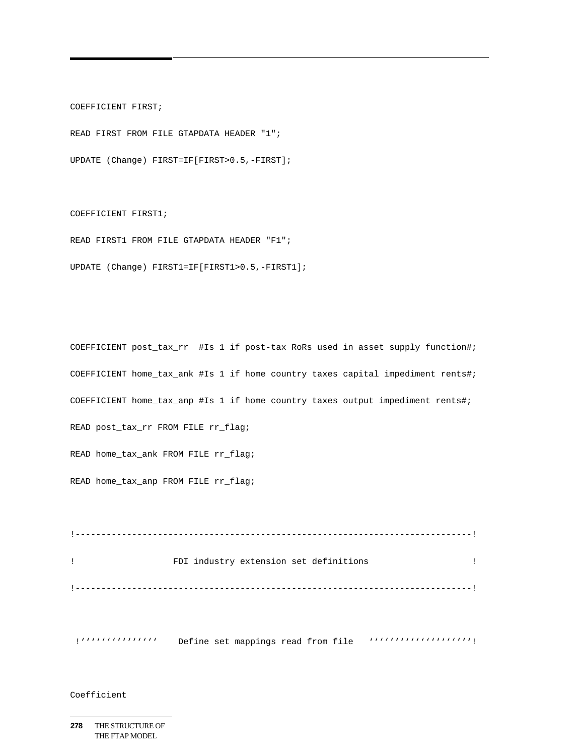```
COEFFICIENT FIRST;

READ FIRST FROM FILE GTAPDATA HEADER "1";

UPDATE (Change) FIRST=IF[FIRST>0.5,-FIRST];


COEFFICIENT FIRST1;

READ FIRST1 FROM FILE GTAPDATA HEADER "F1";

UPDATE (Change) FIRST1=IF[FIRST1>0.5,-FIRST1];



COEFFICIENT post_tax_rr  #Is 1 if post-tax RoRs used in asset supply function#;

COEFFICIENT home_tax_ank #Is 1 if home country taxes capital impediment rents#;

COEFFICIENT home_tax_anp #Is 1 if home country taxes output impediment rents#;

READ post_tax_rr FROM FILE rr_flag;

READ home_tax_ank FROM FILE rr_flag;

READ home_tax_anp FROM FILE rr_flag;


!---------------------------------------------------------------------------!

!                   FDI industry extension set definitions                  !

!---------------------------------------------------------------------------!


 !‘‘‘‘‘‘‘‘‘‘‘‘‘‘‘    Define set mappings read from file   ‘‘‘‘‘‘‘‘‘‘‘‘‘‘‘‘‘‘‘!


Coefficient
```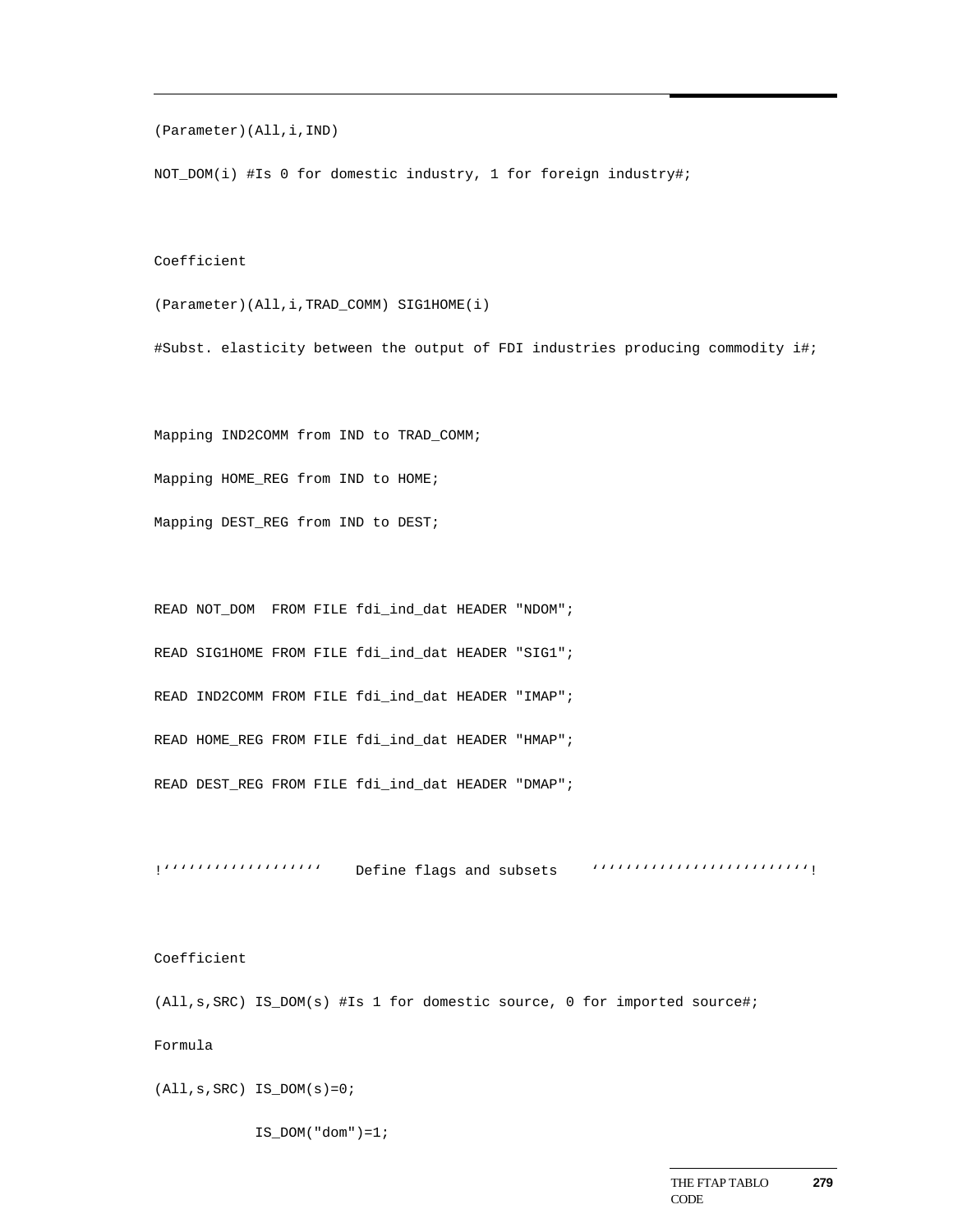```
(Parameter)(All,i,IND)

NOT_DOM(i) #Is 0 for domestic industry, 1 for foreign industry#;



Coefficient

(Parameter)(All,i,TRAD_COMM) SIG1HOME(i)

#Subst. elasticity between the output of FDI industries producing commodity i#;



Mapping IND2COMM from IND to TRAD_COMM;

Mapping HOME_REG from IND to HOME;

Mapping DEST_REG from IND to DEST;



READ NOT_DOM  FROM FILE fdi_ind_dat HEADER "NDOM";

READ SIG1HOME FROM FILE fdi_ind_dat HEADER "SIG1";

READ IND2COMM FROM FILE fdi_ind_dat HEADER "IMAP";

READ HOME_REG FROM FILE fdi_ind_dat HEADER "HMAP";

READ DEST_REG FROM FILE fdi_ind_dat HEADER "DMAP";



!'''''''''''''''''''    Define flags and subsets    ''''''''''''''''''''''''''!



Coefficient

(All,s,SRC) IS_DOM(s) #Is 1 for domestic source, 0 for imported source#;

Formula

(All,s,SRC) IS_DOM(s)=0;

            IS_DOM("dom")=1;
```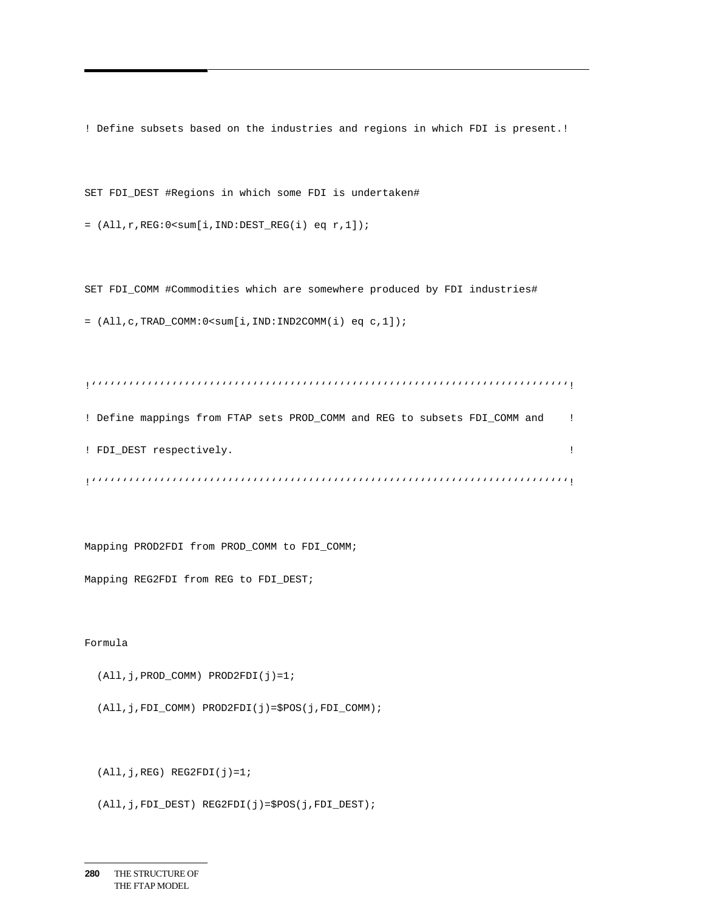```
! Define subsets based on the industries and regions in which FDI is present.!

SET FDI_DEST #Regions in which some FDI is undertaken#
= (All,r,REG:0<sum[i,IND:DEST_REG(i) eq r,1]);

SET FDI_COMM #Commodities which are somewhere produced by FDI industries#
= (All,c,TRAD_COMM:0<sum[i,IND:IND2COMM(i) eq c,1]);

!’’’’’’’’’’’’’’’’’’’’’’’’’’’’’’’’’’’’’’’’’’’’’’’’’’’’’’’’’’’’’’’’’’’’’’’’’’’’’’!
! Define mappings from FTAP sets PROD_COMM and REG to subsets FDI_COMM and    !
! FDI_DEST respectively.                                                     !
!’’’’’’’’’’’’’’’’’’’’’’’’’’’’’’’’’’’’’’’’’’’’’’’’’’’’’’’’’’’’’’’’’’’’’’’’’’’’’’!

Mapping PROD2FDI from PROD_COMM to FDI_COMM;
Mapping REG2FDI from REG to FDI_DEST;

Formula
  (All,j,PROD_COMM) PROD2FDI(j)=1;
  (All,j,FDI_COMM) PROD2FDI(j)=$POS(j,FDI_COMM);

  (All,j,REG) REG2FDI(j)=1;
  (All,j,FDI_DEST) REG2FDI(j)=$POS(j,FDI_DEST);
```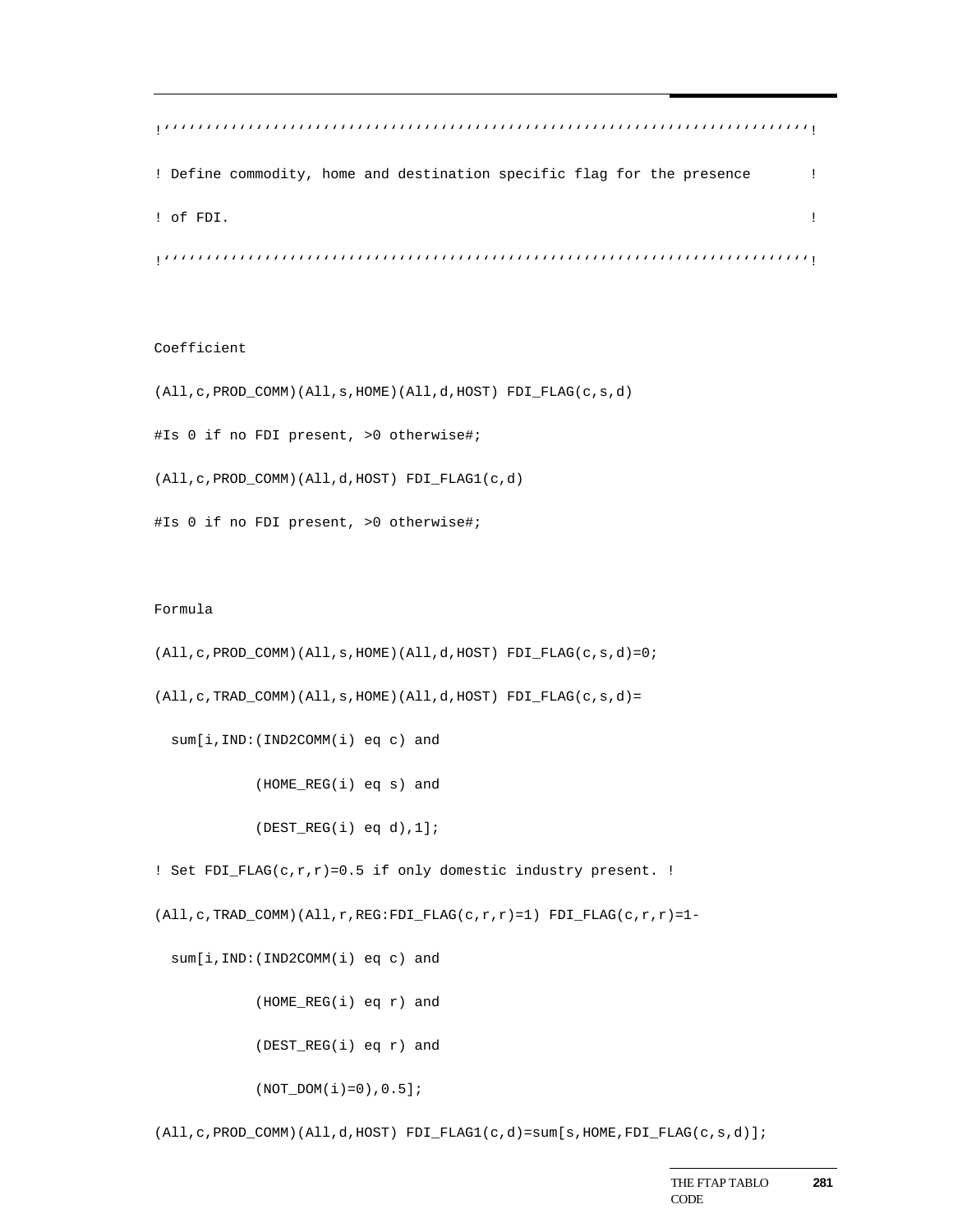```
!’’’’’’’’’’’’’’’’’’’’’’’’’’’’’’’’’’’’’’’’’’’’’’’’’’’’’’’’’’’’’’’’’’’’’’’’’’’’’!
! Define commodity, home and destination specific flag for the presence       !
! of FDI.                                                                     !
!’’’’’’’’’’’’’’’’’’’’’’’’’’’’’’’’’’’’’’’’’’’’’’’’’’’’’’’’’’’’’’’’’’’’’’’’’’’’’!

Coefficient
(All,c,PROD_COMM)(All,s,HOME)(All,d,HOST) FDI_FLAG(c,s,d)
#Is 0 if no FDI present, >0 otherwise#;
(All,c,PROD_COMM)(All,d,HOST) FDI_FLAG1(c,d)
#Is 0 if no FDI present, >0 otherwise#;

Formula
(All,c,PROD_COMM)(All,s,HOME)(All,d,HOST) FDI_FLAG(c,s,d)=0;
(All,c,TRAD_COMM)(All,s,HOME)(All,d,HOST) FDI_FLAG(c,s,d)=
  sum[i,IND:(IND2COMM(i) eq c) and
            (HOME_REG(i) eq s) and
            (DEST_REG(i) eq d),1];
! Set FDI_FLAG(c,r,r)=0.5 if only domestic industry present. !
(All,c,TRAD_COMM)(All,r,REG:FDI_FLAG(c,r,r)=1) FDI_FLAG(c,r,r)=1-
  sum[i,IND:(IND2COMM(i) eq c) and
            (HOME_REG(i) eq r) and
            (DEST_REG(i) eq r) and
            (NOT_DOM(i)=0),0.5];
(All,c,PROD_COMM)(All,d,HOST) FDI_FLAG1(c,d)=sum[s,HOME,FDI_FLAG(c,s,d)];
```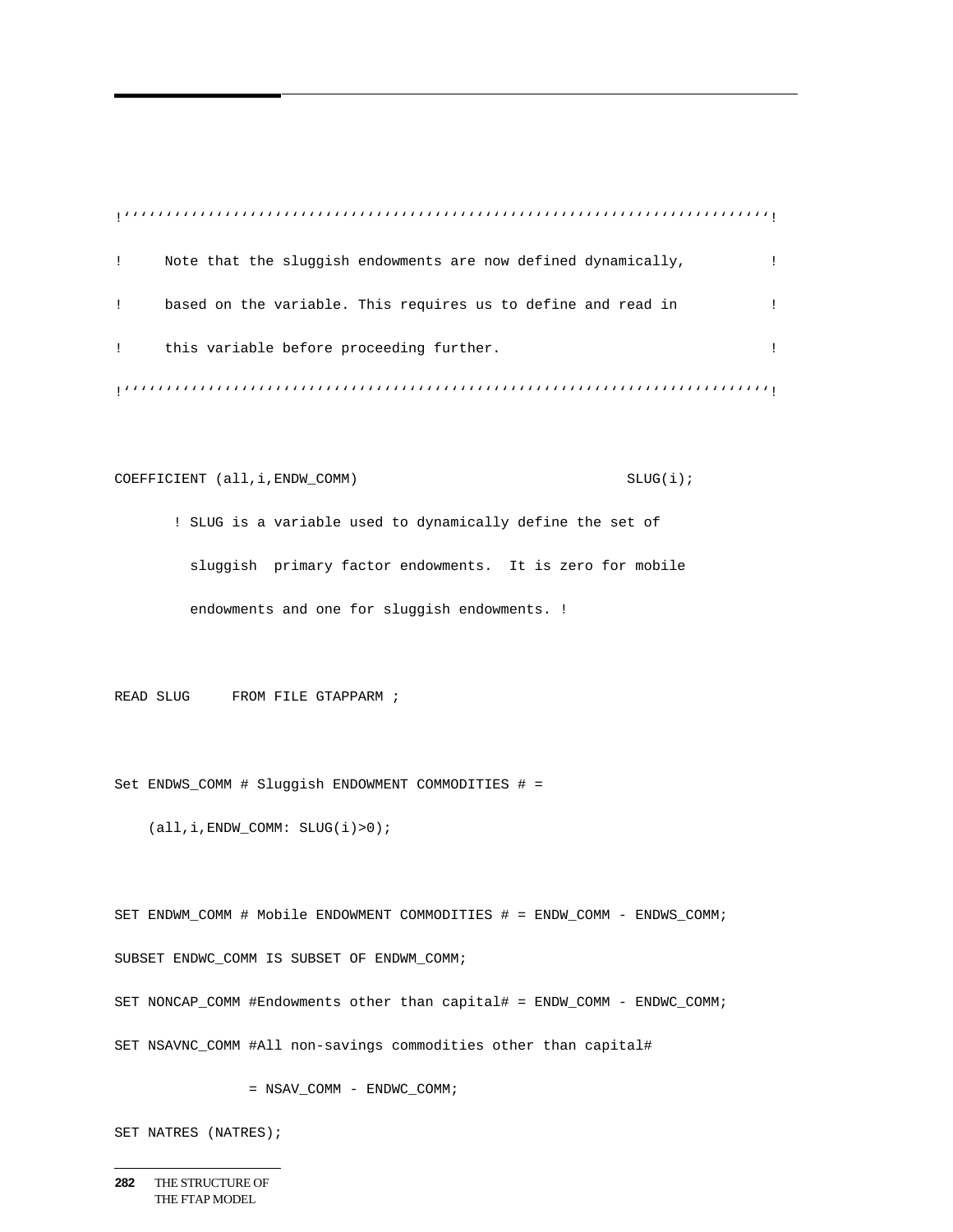```
!''''''''''''''''''''''''''''''''''''''''''''''''''''''''''''''''''''''''''''''''!
!     Note that the sluggish endowments are now defined dynamically,          !
!     based on the variable. This requires us to define and read in           !
!     this variable before proceeding further.                                !
!''''''''''''''''''''''''''''''''''''''''''''''''''''''''''''''''''''''''''''''''!

COEFFICIENT (all,i,ENDW_COMM)                                SLUG(i);
       ! SLUG is a variable used to dynamically define the set of
         sluggish  primary factor endowments.  It is zero for mobile
         endowments and one for sluggish endowments. !

READ SLUG     FROM FILE GTAPPARM ;

Set ENDWS_COMM # Sluggish ENDOWMENT COMMODITIES # =
    (all,i,ENDW_COMM: SLUG(i)>0);

SET ENDWM_COMM # Mobile ENDOWMENT COMMODITIES # = ENDW_COMM - ENDWS_COMM;
SUBSET ENDWC_COMM IS SUBSET OF ENDWM_COMM;
SET NONCAP_COMM #Endowments other than capital# = ENDW_COMM - ENDWC_COMM;
SET NSAVNC_COMM #All non-savings commodities other than capital#
                = NSAV_COMM - ENDWC_COMM;
SET NATRES (NATRES);
```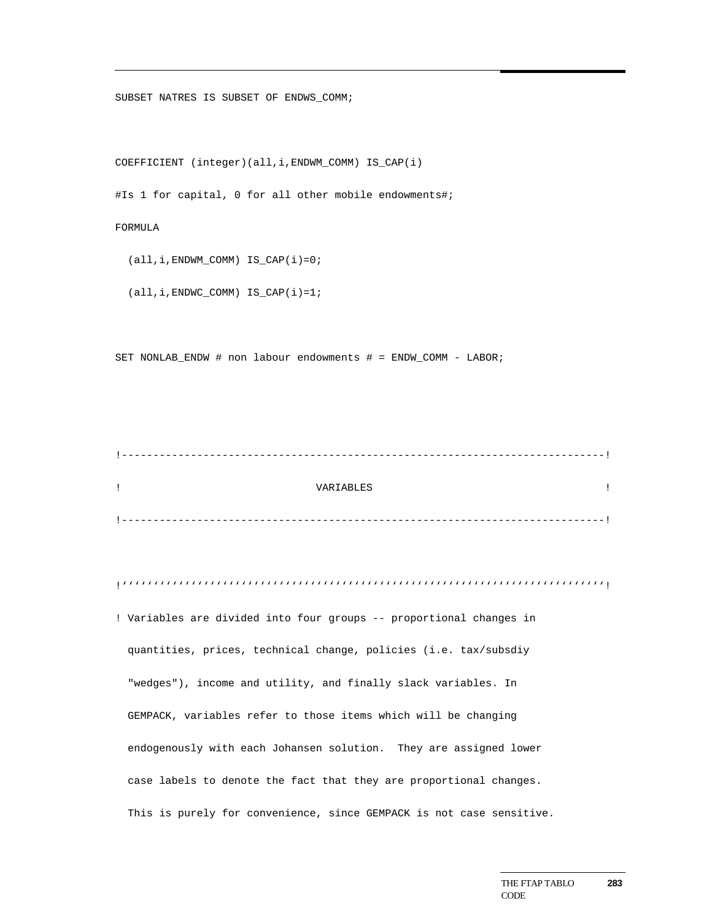```
SUBSET NATRES IS SUBSET OF ENDWS_COMM;


COEFFICIENT (integer)(all,i,ENDWM_COMM) IS_CAP(i)
#Is 1 for capital, 0 for all other mobile endowments#;
FORMULA
  (all,i,ENDWM_COMM) IS_CAP(i)=0;
  (all,i,ENDWC_COMM) IS_CAP(i)=1;


SET NONLAB_ENDW # non labour endowments # = ENDW_COMM - LABOR;




!---------------------------------------------------------------------------!
!                              VARIABLES                                    !
!---------------------------------------------------------------------------!


!''''''''''''''''''''''''''''''''''''''''''''''''''''''''''''''''''''''''''!
! Variables are divided into four groups -- proportional changes in
  quantities, prices, technical change, policies (i.e. tax/subsdiy
  "wedges"), income and utility, and finally slack variables. In
  GEMPACK, variables refer to those items which will be changing
  endogenously with each Johansen solution.  They are assigned lower
  case labels to denote the fact that they are proportional changes.
  This is purely for convenience, since GEMPACK is not case sensitive.
```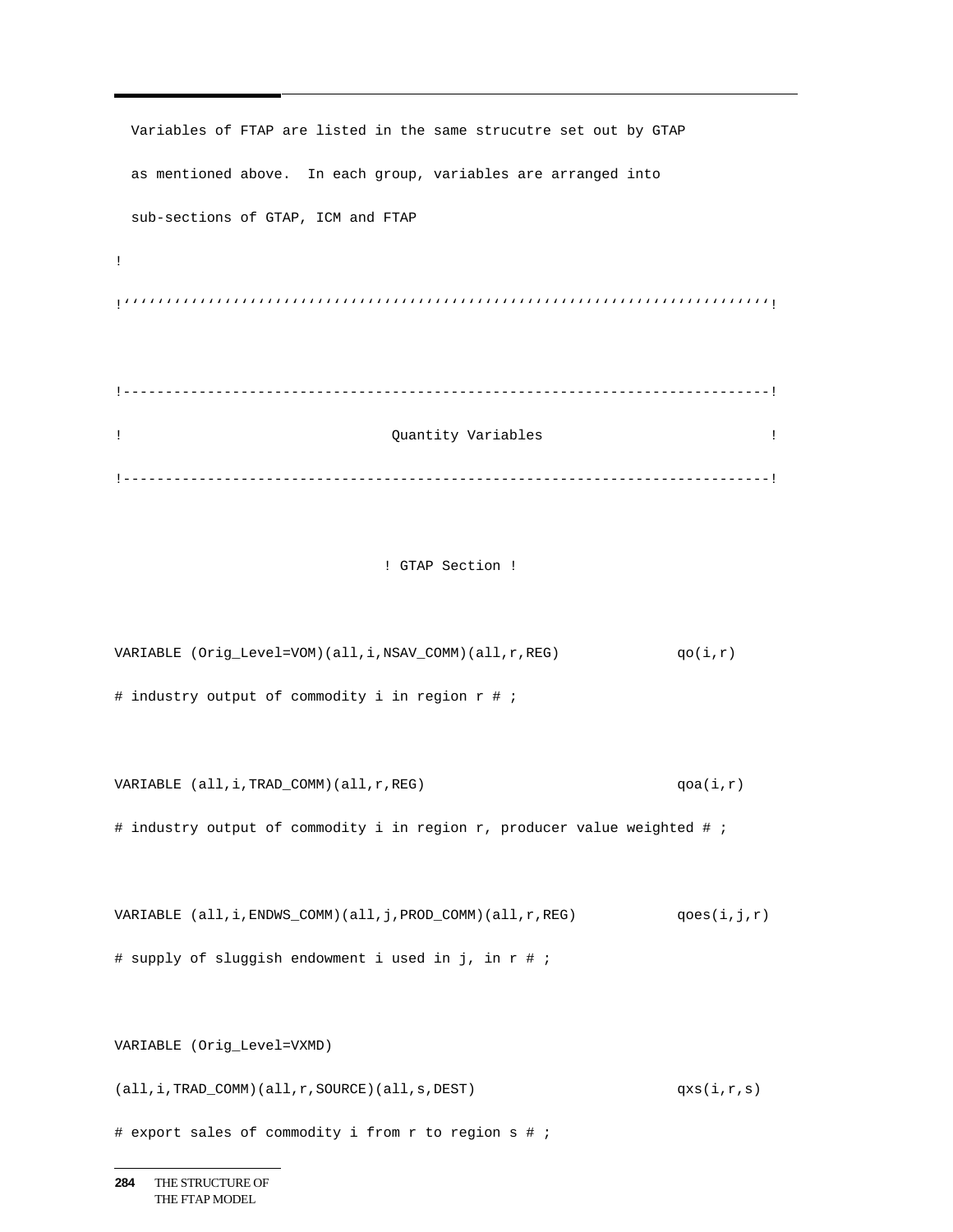```
  Variables of FTAP are listed in the same strucutre set out by GTAP
  as mentioned above.  In each group, variables are arranged into
  sub-sections of GTAP, ICM and FTAP
!
!''''''''''''''''''''''''''''''''''''''''''''''''''''''''''''''''''''''''''!


!--------------------------------------------------------------------------!
!                              Quantity Variables                          !
!--------------------------------------------------------------------------!


                              ! GTAP Section !


VARIABLE (Orig_Level=VOM)(all,i,NSAV_COMM)(all,r,REG)            qo(i,r)
# industry output of commodity i in region r # ;


VARIABLE (all,i,TRAD_COMM)(all,r,REG)                            qoa(i,r)
# industry output of commodity i in region r, producer value weighted # ;


VARIABLE (all,i,ENDWS_COMM)(all,j,PROD_COMM)(all,r,REG)          qoes(i,j,r)
# supply of sluggish endowment i used in j, in r # ;


VARIABLE (Orig_Level=VXMD)
(all,i,TRAD_COMM)(all,r,SOURCE)(all,s,DEST)                      qxs(i,r,s)
# export sales of commodity i from r to region s # ;
```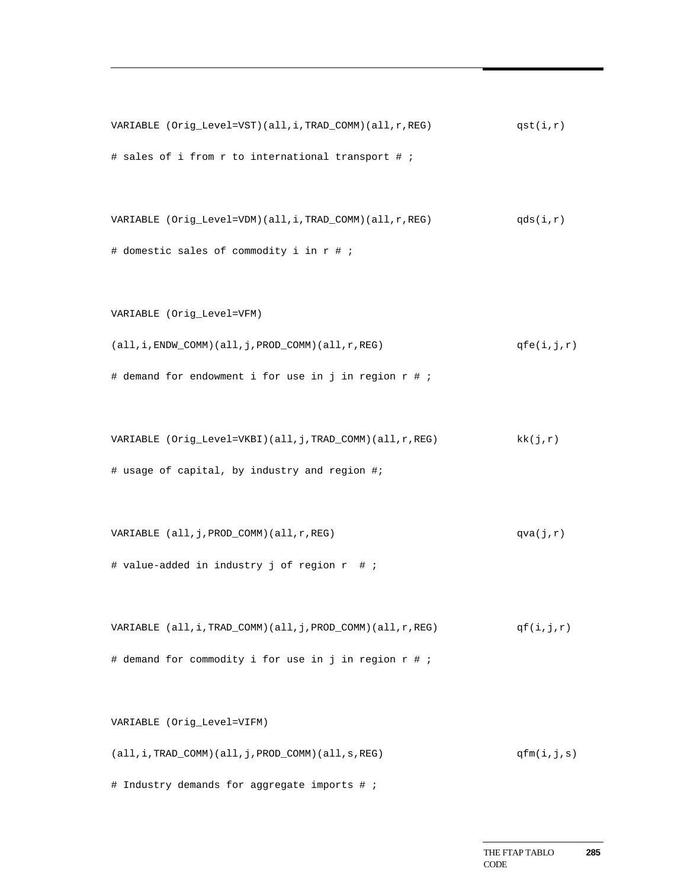```
VARIABLE (Orig_Level=VST)(all,i,TRAD_COMM)(all,r,REG)              qst(i,r)
# sales of i from r to international transport # ;

VARIABLE (Orig_Level=VDM)(all,i,TRAD_COMM)(all,r,REG)              qds(i,r)
# domestic sales of commodity i in r # ;

VARIABLE (Orig_Level=VFM)
(all,i,ENDW_COMM)(all,j,PROD_COMM)(all,r,REG)                      qfe(i,j,r)
# demand for endowment i for use in j in region r # ;

VARIABLE (Orig_Level=VKBI)(all,j,TRAD_COMM)(all,r,REG)             kk(j,r)
# usage of capital, by industry and region #;

VARIABLE (all,j,PROD_COMM)(all,r,REG)                              qva(j,r)
# value-added in industry j of region r  # ;

VARIABLE (all,i,TRAD_COMM)(all,j,PROD_COMM)(all,r,REG)             qf(i,j,r)
# demand for commodity i for use in j in region r # ;

VARIABLE (Orig_Level=VIFM)
(all,i,TRAD_COMM)(all,j,PROD_COMM)(all,s,REG)                      qfm(i,j,s)
# Industry demands for aggregate imports # ;
```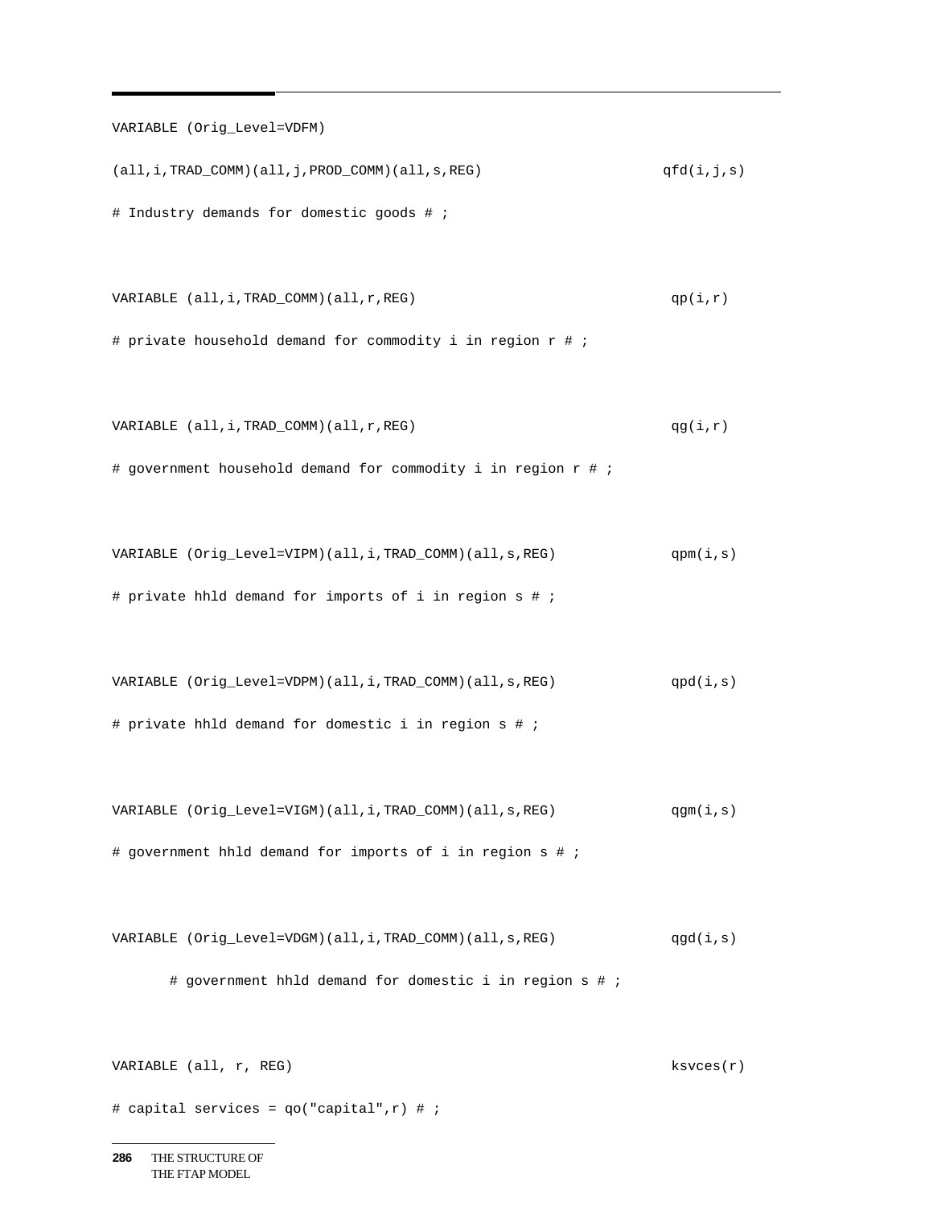```
VARIABLE (Orig_Level=VDFM)
(all,i,TRAD_COMM)(all,j,PROD_COMM)(all,s,REG)                    qfd(i,j,s)
# Industry demands for domestic goods # ;

VARIABLE (all,i,TRAD_COMM)(all,r,REG)                             qp(i,r)
# private household demand for commodity i in region r # ;

VARIABLE (all,i,TRAD_COMM)(all,r,REG)                             qg(i,r)
# government household demand for commodity i in region r # ;

VARIABLE (Orig_Level=VIPM)(all,i,TRAD_COMM)(all,s,REG)            qpm(i,s)
# private hhld demand for imports of i in region s # ;

VARIABLE (Orig_Level=VDPM)(all,i,TRAD_COMM)(all,s,REG)            qpd(i,s)
# private hhld demand for domestic i in region s # ;

VARIABLE (Orig_Level=VIGM)(all,i,TRAD_COMM)(all,s,REG)            qgm(i,s)
# government hhld demand for imports of i in region s # ;

VARIABLE (Orig_Level=VDGM)(all,i,TRAD_COMM)(all,s,REG)            qgd(i,s)
       # government hhld demand for domestic i in region s # ;

VARIABLE (all, r, REG)                                            ksvces(r)
# capital services = qo("capital",r) # ;
```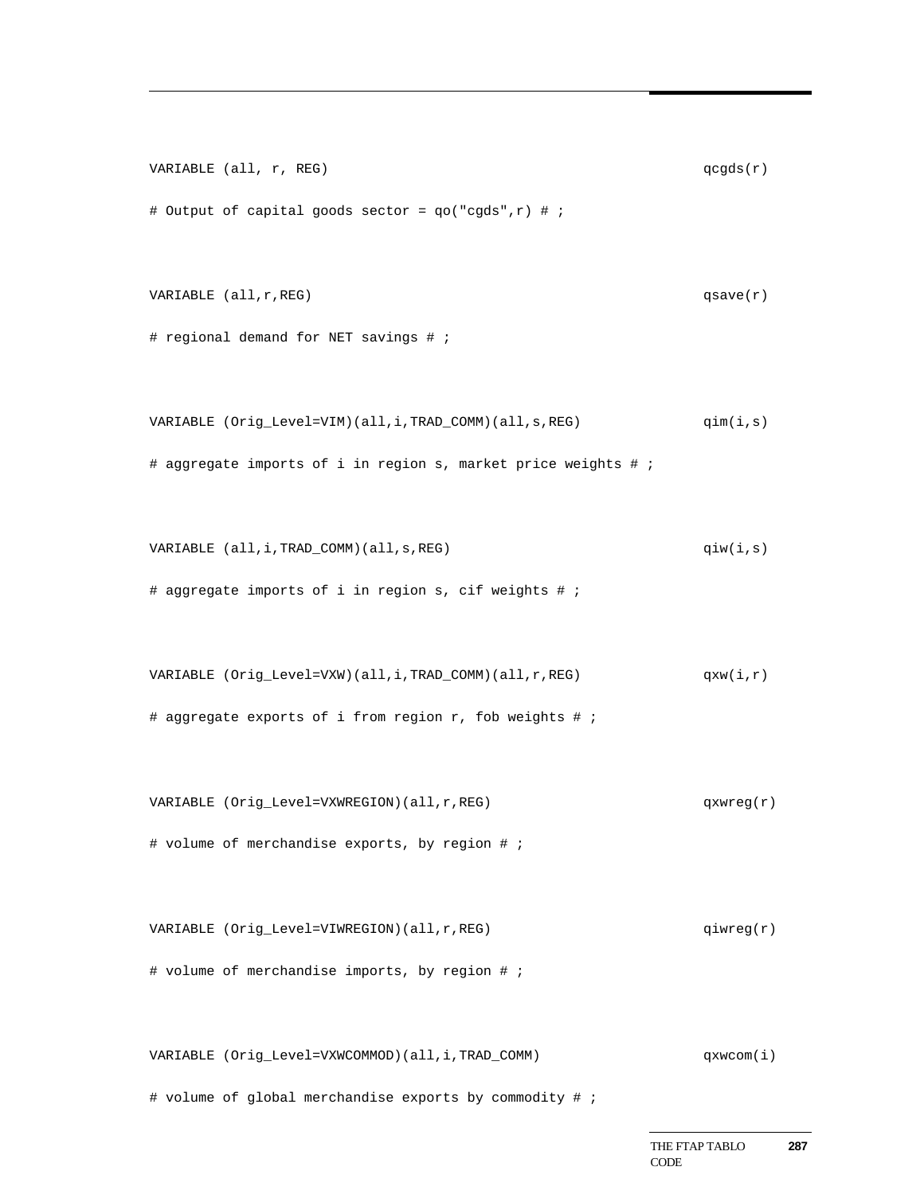```
VARIABLE (all, r, REG)                                              qcgds(r)
# Output of capital goods sector = qo("cgds",r) # ;

VARIABLE (all,r,REG)                                                qsave(r)
# regional demand for NET savings # ;

VARIABLE (Orig_Level=VIM)(all,i,TRAD_COMM)(all,s,REG)               qim(i,s)
# aggregate imports of i in region s, market price weights # ;

VARIABLE (all,i,TRAD_COMM)(all,s,REG)                               qiw(i,s)
# aggregate imports of i in region s, cif weights # ;

VARIABLE (Orig_Level=VXW)(all,i,TRAD_COMM)(all,r,REG)               qxw(i,r)
# aggregate exports of i from region r, fob weights # ;

VARIABLE (Orig_Level=VXWREGION)(all,r,REG)                          qxwreg(r)
# volume of merchandise exports, by region # ;

VARIABLE (Orig_Level=VIWREGION)(all,r,REG)                          qiwreg(r)
# volume of merchandise imports, by region # ;

VARIABLE (Orig_Level=VXWCOMMOD)(all,i,TRAD_COMM)                    qxwcom(i)
# volume of global merchandise exports by commodity # ;
```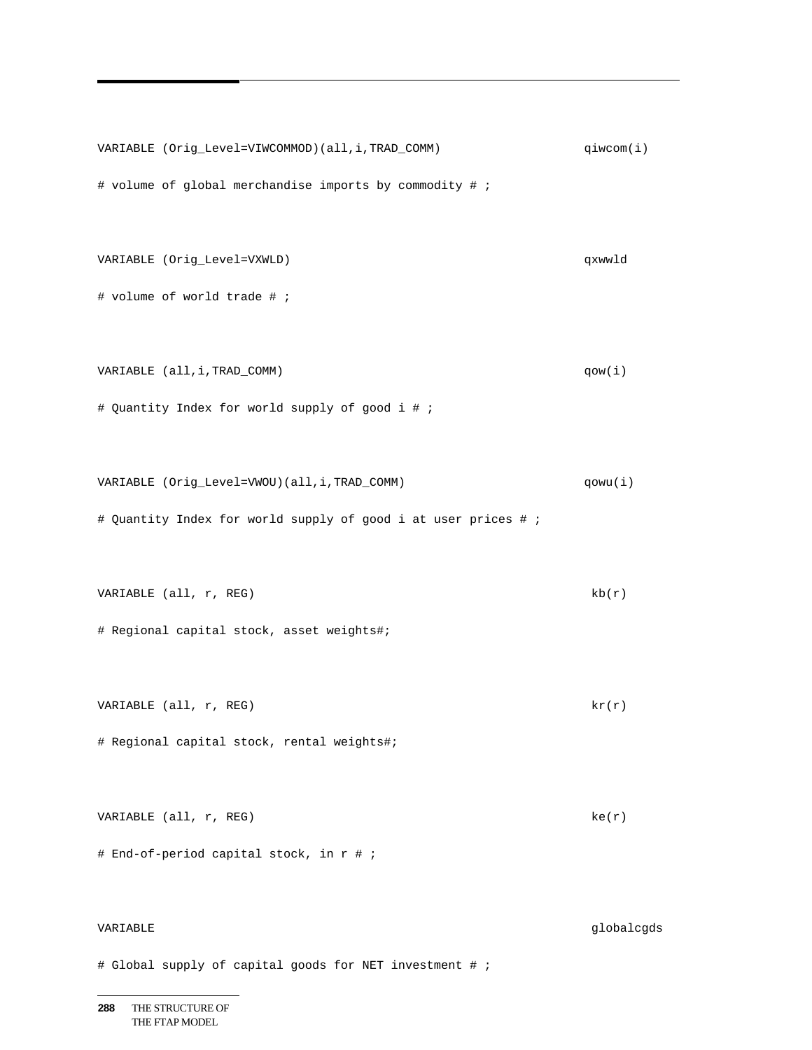```
VARIABLE (Orig_Level=VIWCOMMOD)(all,i,TRAD_COMM)                  qiwcom(i)
# volume of global merchandise imports by commodity # ;

VARIABLE (Orig_Level=VXWLD)                                       qxwwld
# volume of world trade # ;

VARIABLE (all,i,TRAD_COMM)                                        qow(i)
# Quantity Index for world supply of good i # ;

VARIABLE (Orig_Level=VWOU)(all,i,TRAD_COMM)                       qowu(i)
# Quantity Index for world supply of good i at user prices # ;

VARIABLE (all, r, REG)                                             kb(r)
# Regional capital stock, asset weights#;

VARIABLE (all, r, REG)                                             kr(r)
# Regional capital stock, rental weights#;

VARIABLE (all, r, REG)                                             ke(r)
# End-of-period capital stock, in r # ;

VARIABLE                                                           globalcgds
# Global supply of capital goods for NET investment # ;
```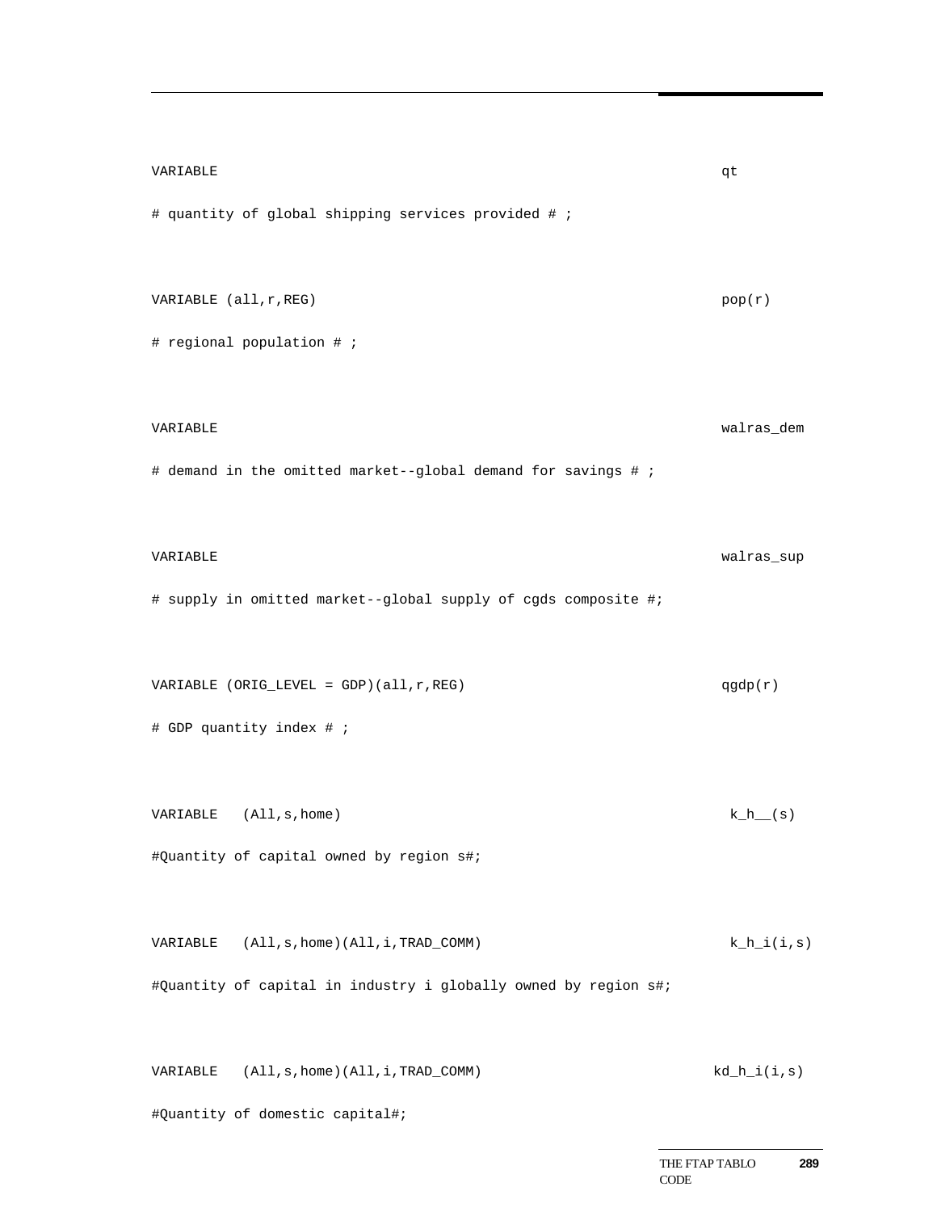```
VARIABLE                                                              qt
# quantity of global shipping services provided # ;

VARIABLE (all,r,REG)                                                  pop(r)
# regional population # ;

VARIABLE                                                              walras_dem
# demand in the omitted market--global demand for savings # ;

VARIABLE                                                              walras_sup
# supply in omitted market--global supply of cgds composite #;

VARIABLE (ORIG_LEVEL = GDP)(all,r,REG)                                qgdp(r)
# GDP quantity index # ;

VARIABLE   (All,s,home)                                                k_h__(s)
#Quantity of capital owned by region s#;

VARIABLE   (All,s,home)(All,i,TRAD_COMM)                               k_h_i(i,s)
#Quantity of capital in industry i globally owned by region s#;

VARIABLE   (All,s,home)(All,i,TRAD_COMM)                              kd_h_i(i,s)
#Quantity of domestic capital#;
```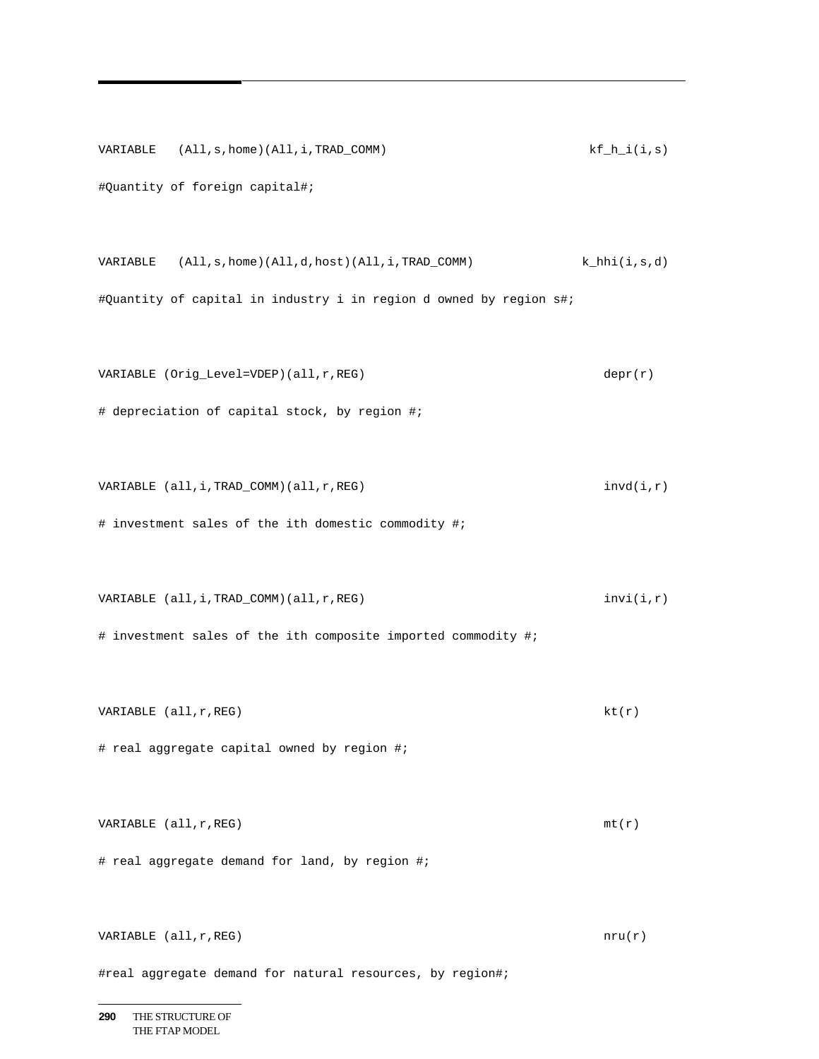```
VARIABLE   (All,s,home)(All,i,TRAD_COMM)                          kf_h_i(i,s)
#Quantity of foreign capital#;

VARIABLE   (All,s,home)(All,d,host)(All,i,TRAD_COMM)             k_hhi(i,s,d)
#Quantity of capital in industry i in region d owned by region s#;

VARIABLE (Orig_Level=VDEP)(all,r,REG)                                 depr(r)
# depreciation of capital stock, by region #;

VARIABLE (all,i,TRAD_COMM)(all,r,REG)                                 invd(i,r)
# investment sales of the ith domestic commodity #;

VARIABLE (all,i,TRAD_COMM)(all,r,REG)                                 invi(i,r)
# investment sales of the ith composite imported commodity #;

VARIABLE (all,r,REG)                                                  kt(r)
# real aggregate capital owned by region #;

VARIABLE (all,r,REG)                                                  mt(r)
# real aggregate demand for land, by region #;

VARIABLE (all,r,REG)                                                  nru(r)
#real aggregate demand for natural resources, by region#;
```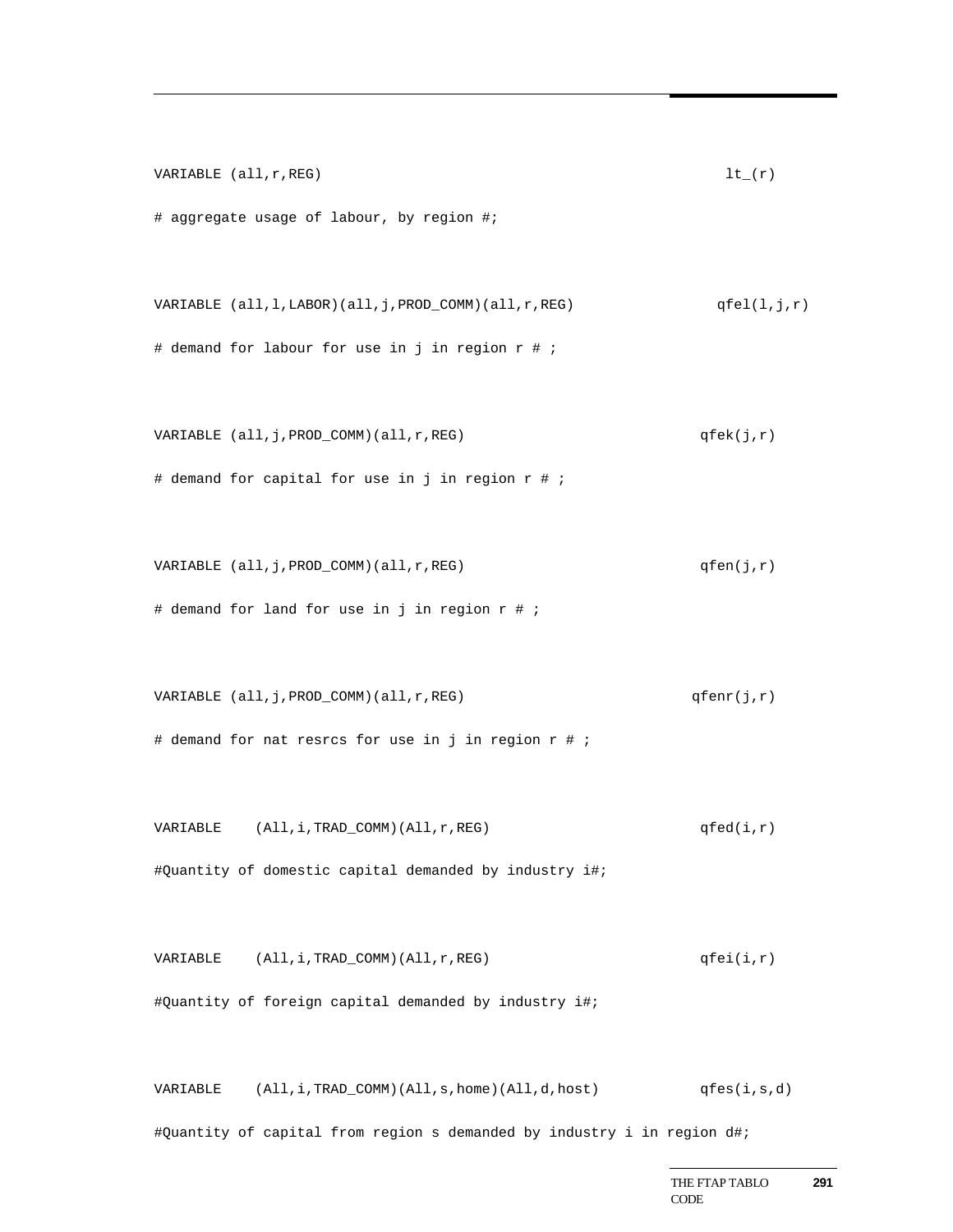```
VARIABLE (all,r,REG)                                           lt_(r)
# aggregate usage of labour, by region #;

VARIABLE (all,l,LABOR)(all,j,PROD_COMM)(all,r,REG)             qfel(l,j,r)
# demand for labour for use in j in region r # ;

VARIABLE (all,j,PROD_COMM)(all,r,REG)                          qfek(j,r)
# demand for capital for use in j in region r # ;

VARIABLE (all,j,PROD_COMM)(all,r,REG)                          qfen(j,r)
# demand for land for use in j in region r # ;

VARIABLE (all,j,PROD_COMM)(all,r,REG)                          qfenr(j,r)
# demand for nat resrcs for use in j in region r # ;

VARIABLE    (All,i,TRAD_COMM)(All,r,REG)                       qfed(i,r)
#Quantity of domestic capital demanded by industry i#;

VARIABLE    (All,i,TRAD_COMM)(All,r,REG)                       qfei(i,r)
#Quantity of foreign capital demanded by industry i#;

VARIABLE    (All,i,TRAD_COMM)(All,s,home)(All,d,host)          qfes(i,s,d)
#Quantity of capital from region s demanded by industry i in region d#;
```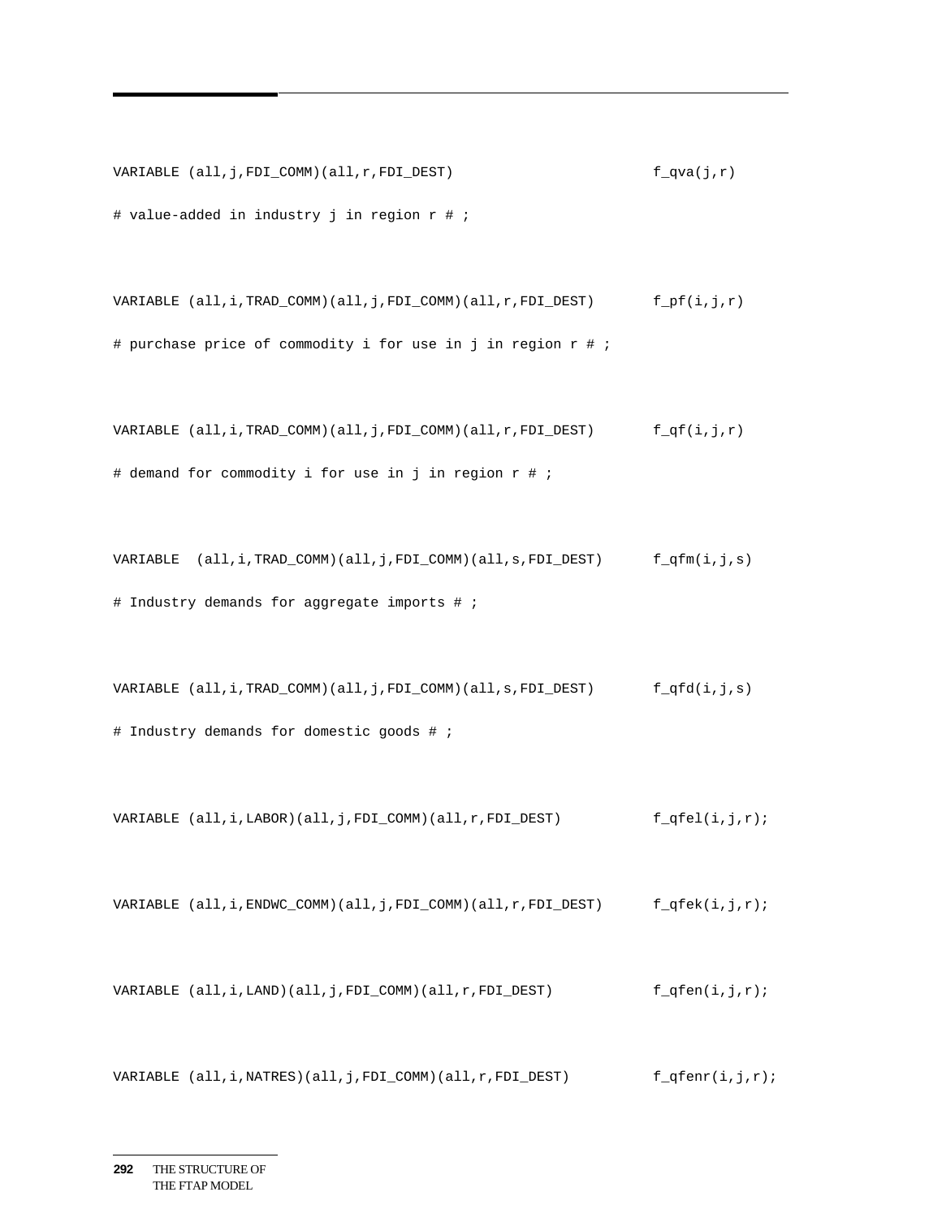```
VARIABLE (all,j,FDI_COMM)(all,r,FDI_DEST)                          f_qva(j,r)
# value-added in industry j in region r # ;

VARIABLE (all,i,TRAD_COMM)(all,j,FDI_COMM)(all,r,FDI_DEST)       f_pf(i,j,r)
# purchase price of commodity i for use in j in region r # ;

VARIABLE (all,i,TRAD_COMM)(all,j,FDI_COMM)(all,r,FDI_DEST)       f_qf(i,j,r)
# demand for commodity i for use in j in region r # ;

VARIABLE  (all,i,TRAD_COMM)(all,j,FDI_COMM)(all,s,FDI_DEST)      f_qfm(i,j,s)
# Industry demands for aggregate imports # ;

VARIABLE (all,i,TRAD_COMM)(all,j,FDI_COMM)(all,s,FDI_DEST)       f_qfd(i,j,s)
# Industry demands for domestic goods # ;

VARIABLE (all,i,LABOR)(all,j,FDI_COMM)(all,r,FDI_DEST)           f_qfel(i,j,r);

VARIABLE (all,i,ENDWC_COMM)(all,j,FDI_COMM)(all,r,FDI_DEST)      f_qfek(i,j,r);

VARIABLE (all,i,LAND)(all,j,FDI_COMM)(all,r,FDI_DEST)            f_qfen(i,j,r);

VARIABLE (all,i,NATRES)(all,j,FDI_COMM)(all,r,FDI_DEST)          f_qfenr(i,j,r);
```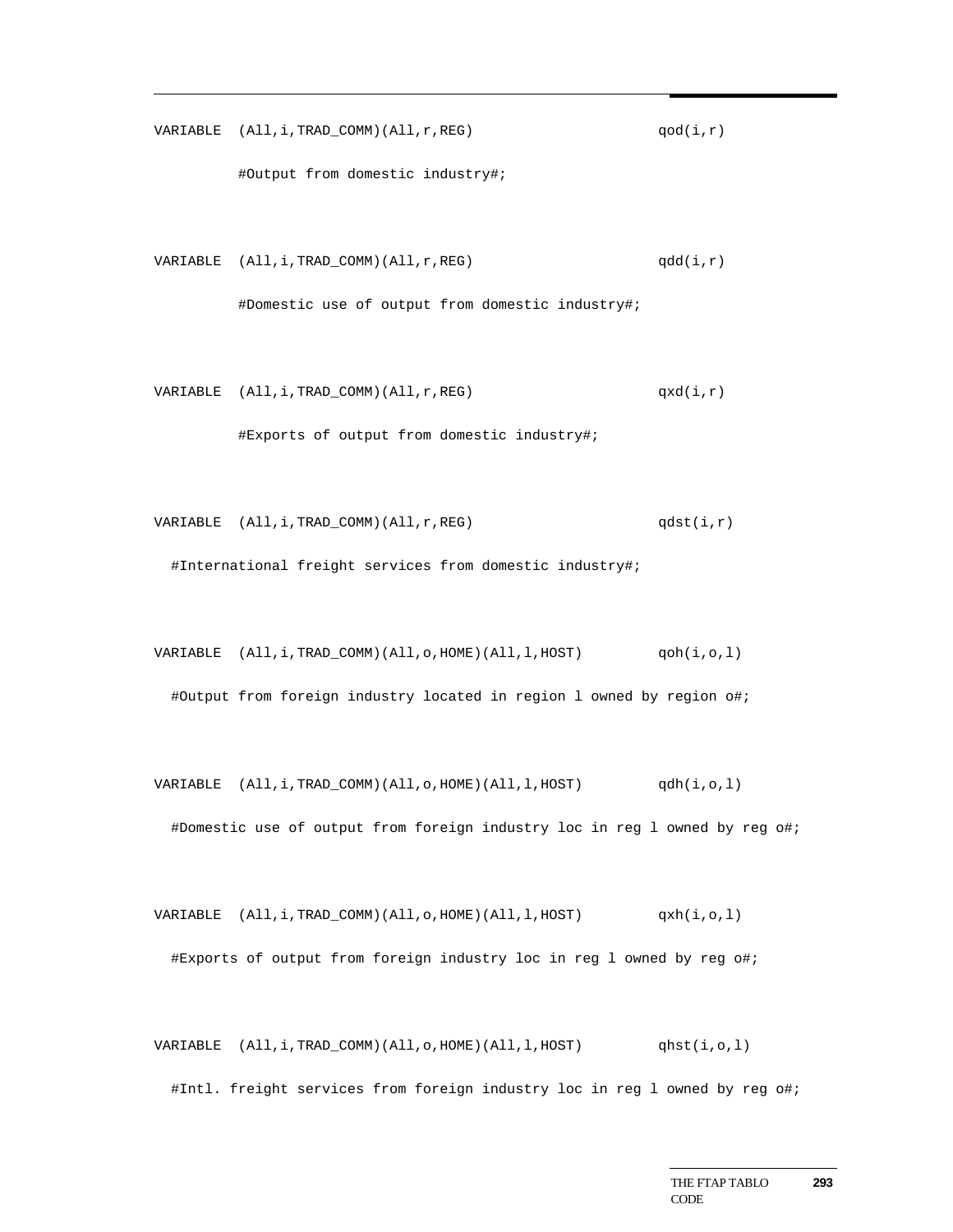```
VARIABLE  (All,i,TRAD_COMM)(All,r,REG)                      qod(i,r)

         #Output from domestic industry#;


VARIABLE  (All,i,TRAD_COMM)(All,r,REG)                      qdd(i,r)

         #Domestic use of output from domestic industry#;


VARIABLE  (All,i,TRAD_COMM)(All,r,REG)                      qxd(i,r)

         #Exports of output from domestic industry#;


VARIABLE  (All,i,TRAD_COMM)(All,r,REG)                      qdst(i,r)

  #International freight services from domestic industry#;


VARIABLE  (All,i,TRAD_COMM)(All,o,HOME)(All,l,HOST)         qoh(i,o,l)

  #Output from foreign industry located in region l owned by region o#;


VARIABLE  (All,i,TRAD_COMM)(All,o,HOME)(All,l,HOST)         qdh(i,o,l)

  #Domestic use of output from foreign industry loc in reg l owned by reg o#;


VARIABLE  (All,i,TRAD_COMM)(All,o,HOME)(All,l,HOST)         qxh(i,o,l)

  #Exports of output from foreign industry loc in reg l owned by reg o#;


VARIABLE  (All,i,TRAD_COMM)(All,o,HOME)(All,l,HOST)         qhst(i,o,l)

  #Intl. freight services from foreign industry loc in reg l owned by reg o#;
```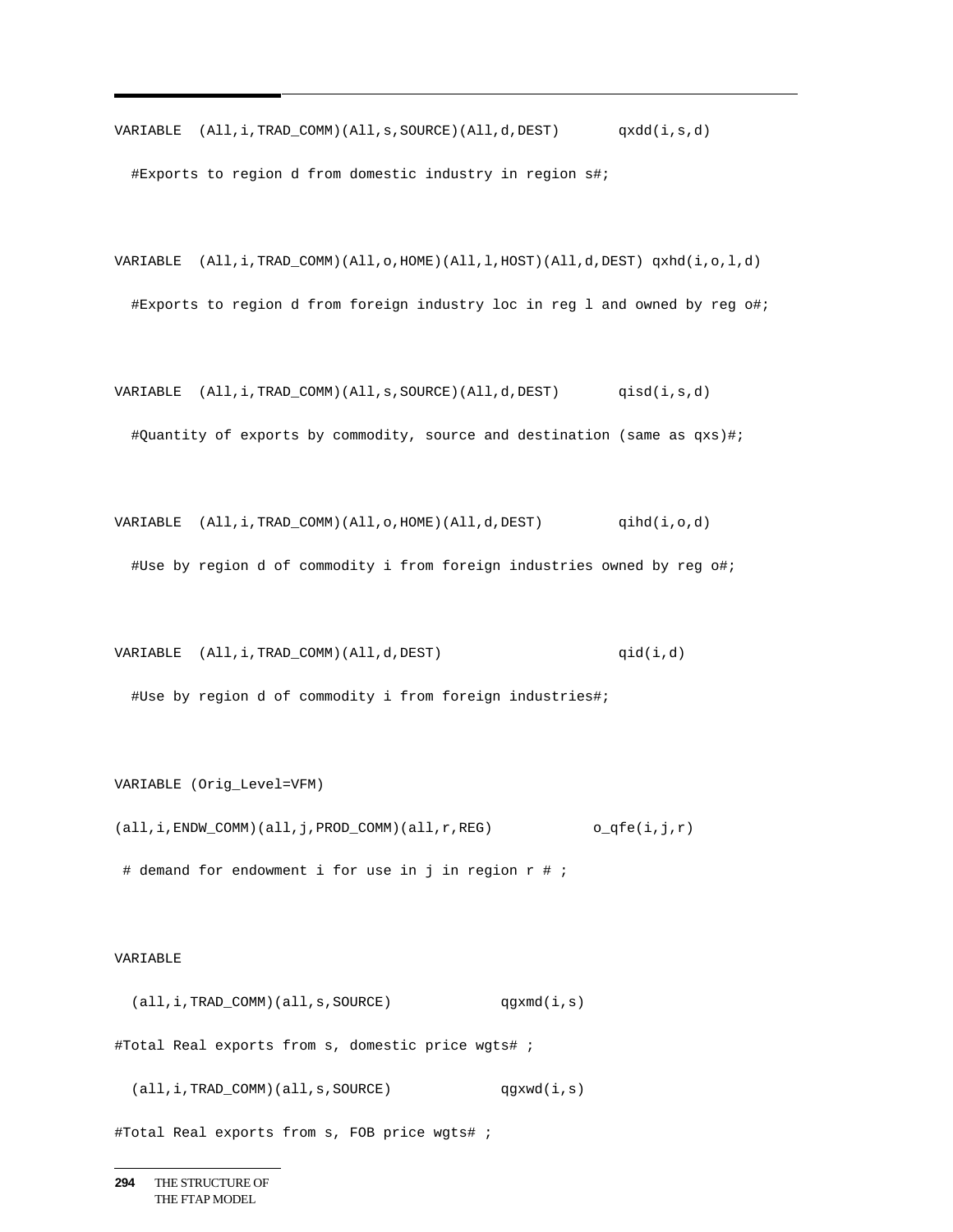```
VARIABLE  (All,i,TRAD_COMM)(All,s,SOURCE)(All,d,DEST)       qxdd(i,s,d)

  #Exports to region d from domestic industry in region s#;


VARIABLE  (All,i,TRAD_COMM)(All,o,HOME)(All,l,HOST)(All,d,DEST) qxhd(i,o,l,d)

  #Exports to region d from foreign industry loc in reg l and owned by reg o#;


VARIABLE  (All,i,TRAD_COMM)(All,s,SOURCE)(All,d,DEST)       qisd(i,s,d)

  #Quantity of exports by commodity, source and destination (same as qxs)#;


VARIABLE  (All,i,TRAD_COMM)(All,o,HOME)(All,d,DEST)         qihd(i,o,d)

  #Use by region d of commodity i from foreign industries owned by reg o#;


VARIABLE  (All,i,TRAD_COMM)(All,d,DEST)                     qid(i,d)

  #Use by region d of commodity i from foreign industries#;


VARIABLE (Orig_Level=VFM)

(all,i,ENDW_COMM)(all,j,PROD_COMM)(all,r,REG)            o_qfe(i,j,r)

 # demand for endowment i for use in j in region r # ;


VARIABLE

  (all,i,TRAD_COMM)(all,s,SOURCE)             qgxmd(i,s)

#Total Real exports from s, domestic price wgts# ;

  (all,i,TRAD_COMM)(all,s,SOURCE)             qgxwd(i,s)

#Total Real exports from s, FOB price wgts# ;
```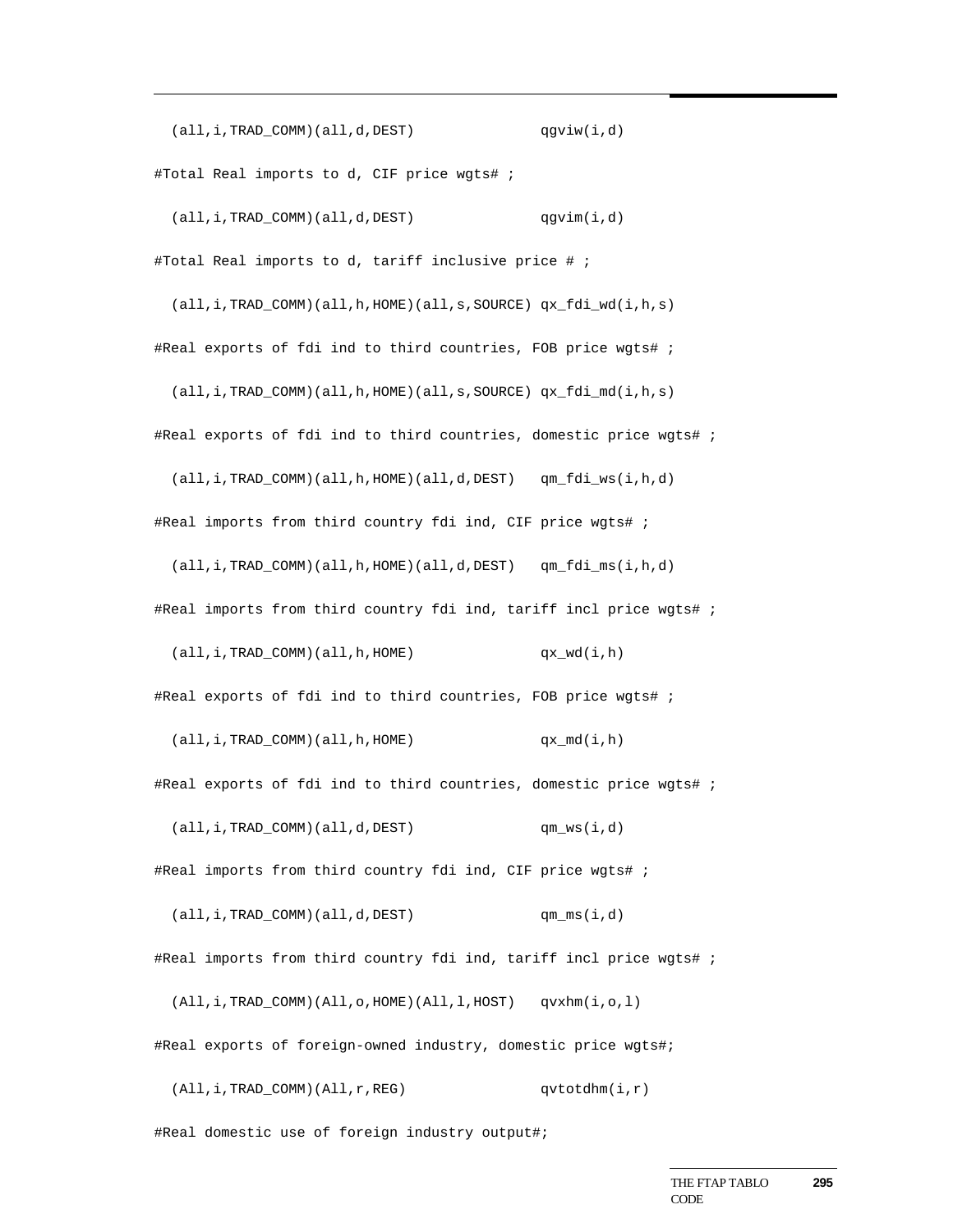```
  (all,i,TRAD_COMM)(all,d,DEST)              qgviw(i,d)

#Total Real imports to d, CIF price wgts# ;

  (all,i,TRAD_COMM)(all,d,DEST)              qgvim(i,d)

#Total Real imports to d, tariff inclusive price # ;

  (all,i,TRAD_COMM)(all,h,HOME)(all,s,SOURCE) qx_fdi_wd(i,h,s)

#Real exports of fdi ind to third countries, FOB price wgts# ;

  (all,i,TRAD_COMM)(all,h,HOME)(all,s,SOURCE) qx_fdi_md(i,h,s)

#Real exports of fdi ind to third countries, domestic price wgts# ;

  (all,i,TRAD_COMM)(all,h,HOME)(all,d,DEST)   qm_fdi_ws(i,h,d)

#Real imports from third country fdi ind, CIF price wgts# ;

  (all,i,TRAD_COMM)(all,h,HOME)(all,d,DEST)   qm_fdi_ms(i,h,d)

#Real imports from third country fdi ind, tariff incl price wgts# ;

  (all,i,TRAD_COMM)(all,h,HOME)              qx_wd(i,h)

#Real exports of fdi ind to third countries, FOB price wgts# ;

  (all,i,TRAD_COMM)(all,h,HOME)              qx_md(i,h)

#Real exports of fdi ind to third countries, domestic price wgts# ;

  (all,i,TRAD_COMM)(all,d,DEST)              qm_ws(i,d)

#Real imports from third country fdi ind, CIF price wgts# ;

  (all,i,TRAD_COMM)(all,d,DEST)              qm_ms(i,d)

#Real imports from third country fdi ind, tariff incl price wgts# ;

  (All,i,TRAD_COMM)(All,o,HOME)(All,l,HOST)   qvxhm(i,o,l)

#Real exports of foreign-owned industry, domestic price wgts#;

  (All,i,TRAD_COMM)(All,r,REG)               qvtotdhm(i,r)

#Real domestic use of foreign industry output#;
```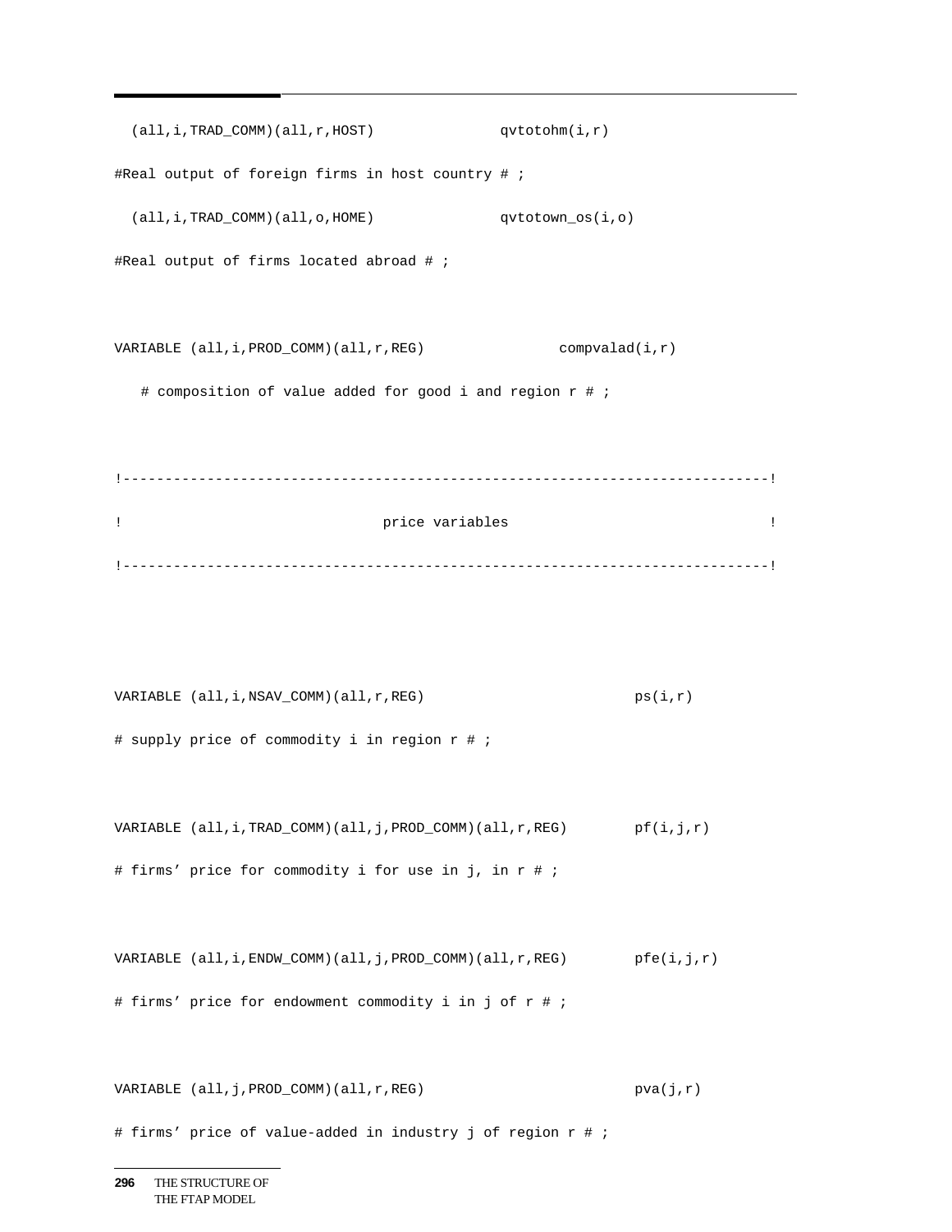```
  (all,i,TRAD_COMM)(all,r,HOST)              qvtotohm(i,r)
#Real output of foreign firms in host country # ;
  (all,i,TRAD_COMM)(all,o,HOME)              qvtotown_os(i,o)
#Real output of firms located abroad # ;


VARIABLE (all,i,PROD_COMM)(all,r,REG)               compvalad(i,r)
   # composition of value added for good i and region r # ;


!----------------------------------------------------------------------------!
!                               price variables                              !
!----------------------------------------------------------------------------!



VARIABLE (all,i,NSAV_COMM)(all,r,REG)                       ps(i,r)
# supply price of commodity i in region r # ;


VARIABLE (all,i,TRAD_COMM)(all,j,PROD_COMM)(all,r,REG)       pf(i,j,r)
# firms' price for commodity i for use in j, in r # ;


VARIABLE (all,i,ENDW_COMM)(all,j,PROD_COMM)(all,r,REG)       pfe(i,j,r)
# firms' price for endowment commodity i in j of r # ;


VARIABLE (all,j,PROD_COMM)(all,r,REG)                       pva(j,r)
# firms' price of value-added in industry j of region r # ;
```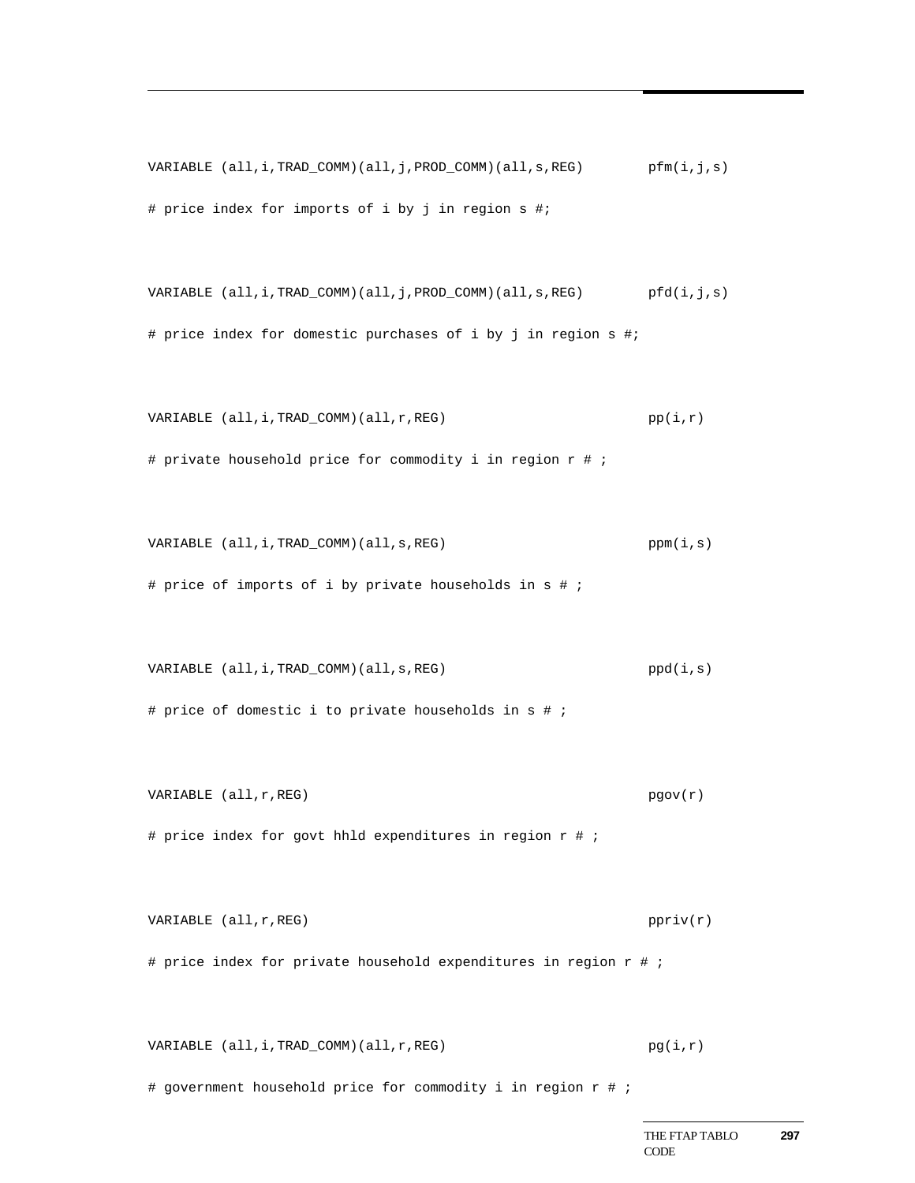```
VARIABLE (all,i,TRAD_COMM)(all,j,PROD_COMM)(all,s,REG)        pfm(i,j,s)
# price index for imports of i by j in region s #;

VARIABLE (all,i,TRAD_COMM)(all,j,PROD_COMM)(all,s,REG)        pfd(i,j,s)
# price index for domestic purchases of i by j in region s #;

VARIABLE (all,i,TRAD_COMM)(all,r,REG)                         pp(i,r)
# private household price for commodity i in region r # ;

VARIABLE (all,i,TRAD_COMM)(all,s,REG)                         ppm(i,s)
# price of imports of i by private households in s # ;

VARIABLE (all,i,TRAD_COMM)(all,s,REG)                         ppd(i,s)
# price of domestic i to private households in s # ;

VARIABLE (all,r,REG)                                          pgov(r)
# price index for govt hhld expenditures in region r # ;

VARIABLE (all,r,REG)                                          ppriv(r)
# price index for private household expenditures in region r # ;

VARIABLE (all,i,TRAD_COMM)(all,r,REG)                         pg(i,r)
# government household price for commodity i in region r # ;
```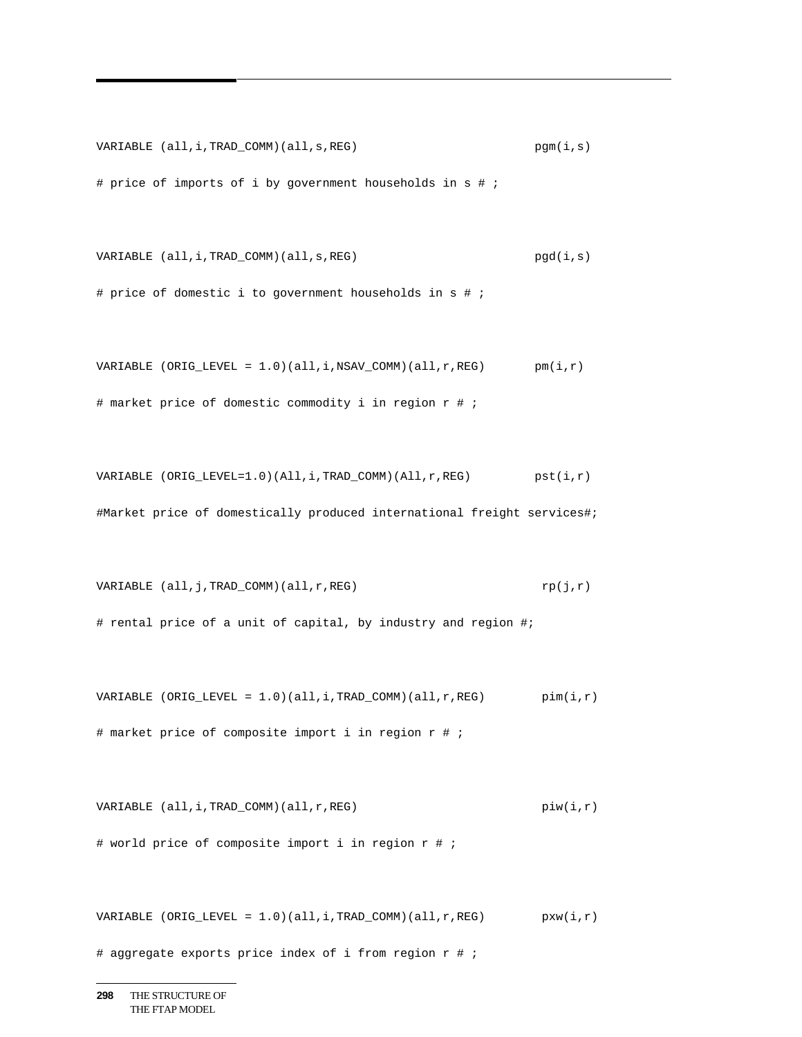```
VARIABLE (all,i,TRAD_COMM)(all,s,REG)                          pgm(i,s)

# price of imports of i by government households in s # ;


VARIABLE (all,i,TRAD_COMM)(all,s,REG)                          pgd(i,s)

# price of domestic i to government households in s # ;


VARIABLE (ORIG_LEVEL = 1.0)(all,i,NSAV_COMM)(all,r,REG)       pm(i,r)

# market price of domestic commodity i in region r # ;


VARIABLE (ORIG_LEVEL=1.0)(All,i,TRAD_COMM)(All,r,REG)         pst(i,r)

#Market price of domestically produced international freight services#;


VARIABLE (all,j,TRAD_COMM)(all,r,REG)                           rp(j,r)

# rental price of a unit of capital, by industry and region #;


VARIABLE (ORIG_LEVEL = 1.0)(all,i,TRAD_COMM)(all,r,REG)        pim(i,r)

# market price of composite import i in region r # ;


VARIABLE (all,i,TRAD_COMM)(all,r,REG)                           piw(i,r)

# world price of composite import i in region r # ;


VARIABLE (ORIG_LEVEL = 1.0)(all,i,TRAD_COMM)(all,r,REG)        pxw(i,r)

# aggregate exports price index of i from region r # ;
```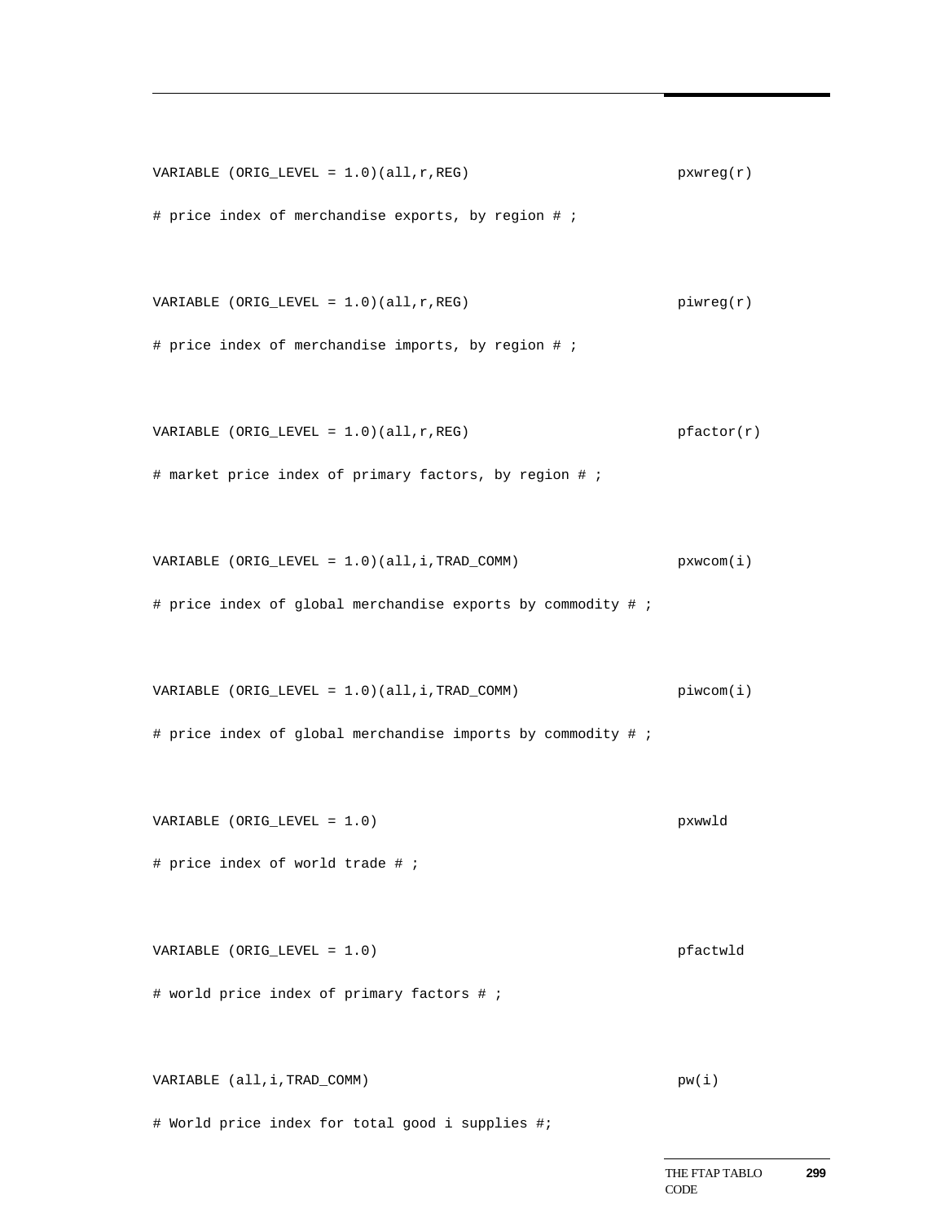```
VARIABLE (ORIG_LEVEL = 1.0)(all,r,REG)                    pxwreg(r)
# price index of merchandise exports, by region # ;

VARIABLE (ORIG_LEVEL = 1.0)(all,r,REG)                    piwreg(r)
# price index of merchandise imports, by region # ;

VARIABLE (ORIG_LEVEL = 1.0)(all,r,REG)                    pfactor(r)
# market price index of primary factors, by region # ;

VARIABLE (ORIG_LEVEL = 1.0)(all,i,TRAD_COMM)              pxwcom(i)
# price index of global merchandise exports by commodity # ;

VARIABLE (ORIG_LEVEL = 1.0)(all,i,TRAD_COMM)              piwcom(i)
# price index of global merchandise imports by commodity # ;

VARIABLE (ORIG_LEVEL = 1.0)                               pxwwld
# price index of world trade # ;

VARIABLE (ORIG_LEVEL = 1.0)                               pfactwld
# world price index of primary factors # ;

VARIABLE (all,i,TRAD_COMM)                                pw(i)
# World price index for total good i supplies #;
```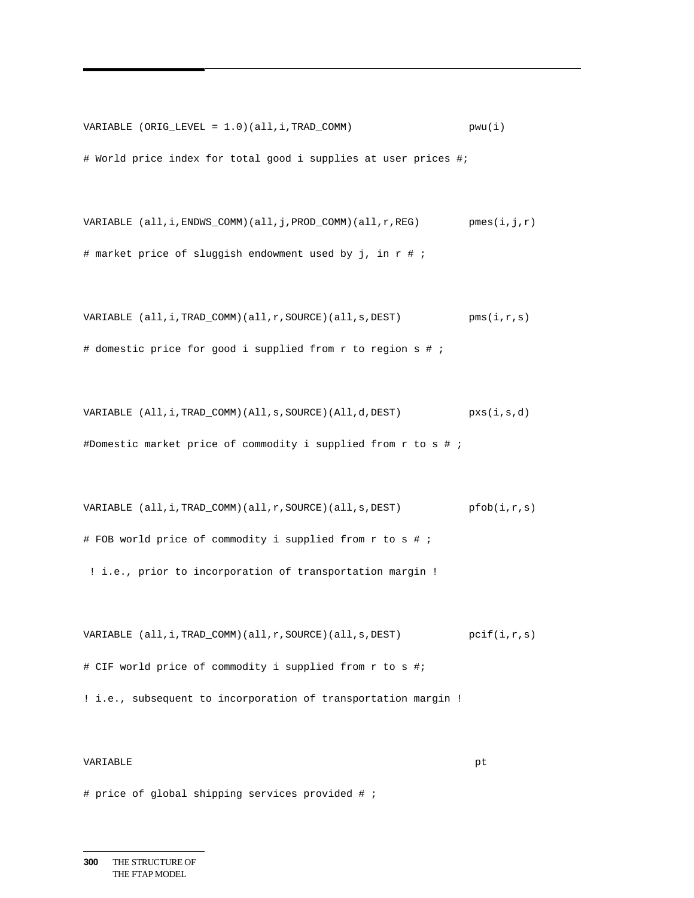```
VARIABLE (ORIG_LEVEL = 1.0)(all,i,TRAD_COMM)                   pwu(i)
# World price index for total good i supplies at user prices #;

VARIABLE (all,i,ENDWS_COMM)(all,j,PROD_COMM)(all,r,REG)        pmes(i,j,r)
# market price of sluggish endowment used by j, in r # ;

VARIABLE (all,i,TRAD_COMM)(all,r,SOURCE)(all,s,DEST)           pms(i,r,s)
# domestic price for good i supplied from r to region s # ;

VARIABLE (All,i,TRAD_COMM)(All,s,SOURCE)(All,d,DEST)           pxs(i,s,d)
#Domestic market price of commodity i supplied from r to s # ;

VARIABLE (all,i,TRAD_COMM)(all,r,SOURCE)(all,s,DEST)           pfob(i,r,s)
# FOB world price of commodity i supplied from r to s # ;
 ! i.e., prior to incorporation of transportation margin !

VARIABLE (all,i,TRAD_COMM)(all,r,SOURCE)(all,s,DEST)           pcif(i,r,s)
# CIF world price of commodity i supplied from r to s #;
! i.e., subsequent to incorporation of transportation margin !

VARIABLE                                                        pt
# price of global shipping services provided # ;
```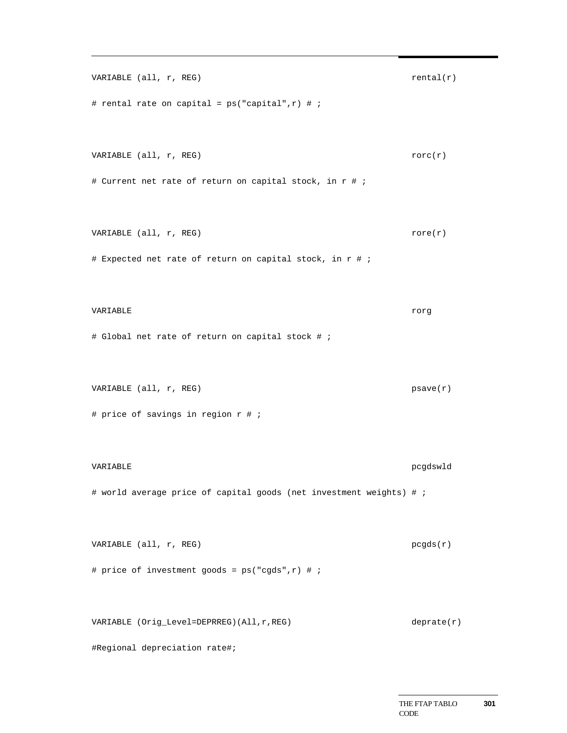```
VARIABLE (all, r, REG)                                          rental(r)
# rental rate on capital = ps("capital",r) # ;

VARIABLE (all, r, REG)                                          rorc(r)
# Current net rate of return on capital stock, in r # ;

VARIABLE (all, r, REG)                                          rore(r)
# Expected net rate of return on capital stock, in r # ;

VARIABLE                                                        rorg
# Global net rate of return on capital stock # ;

VARIABLE (all, r, REG)                                          psave(r)
# price of savings in region r # ;

VARIABLE                                                        pcgdswld
# world average price of capital goods (net investment weights) # ;

VARIABLE (all, r, REG)                                          pcgds(r)
# price of investment goods = ps("cgds",r) # ;

VARIABLE (Orig_Level=DEPRREG)(All,r,REG)                        deprate(r)
#Regional depreciation rate#;
```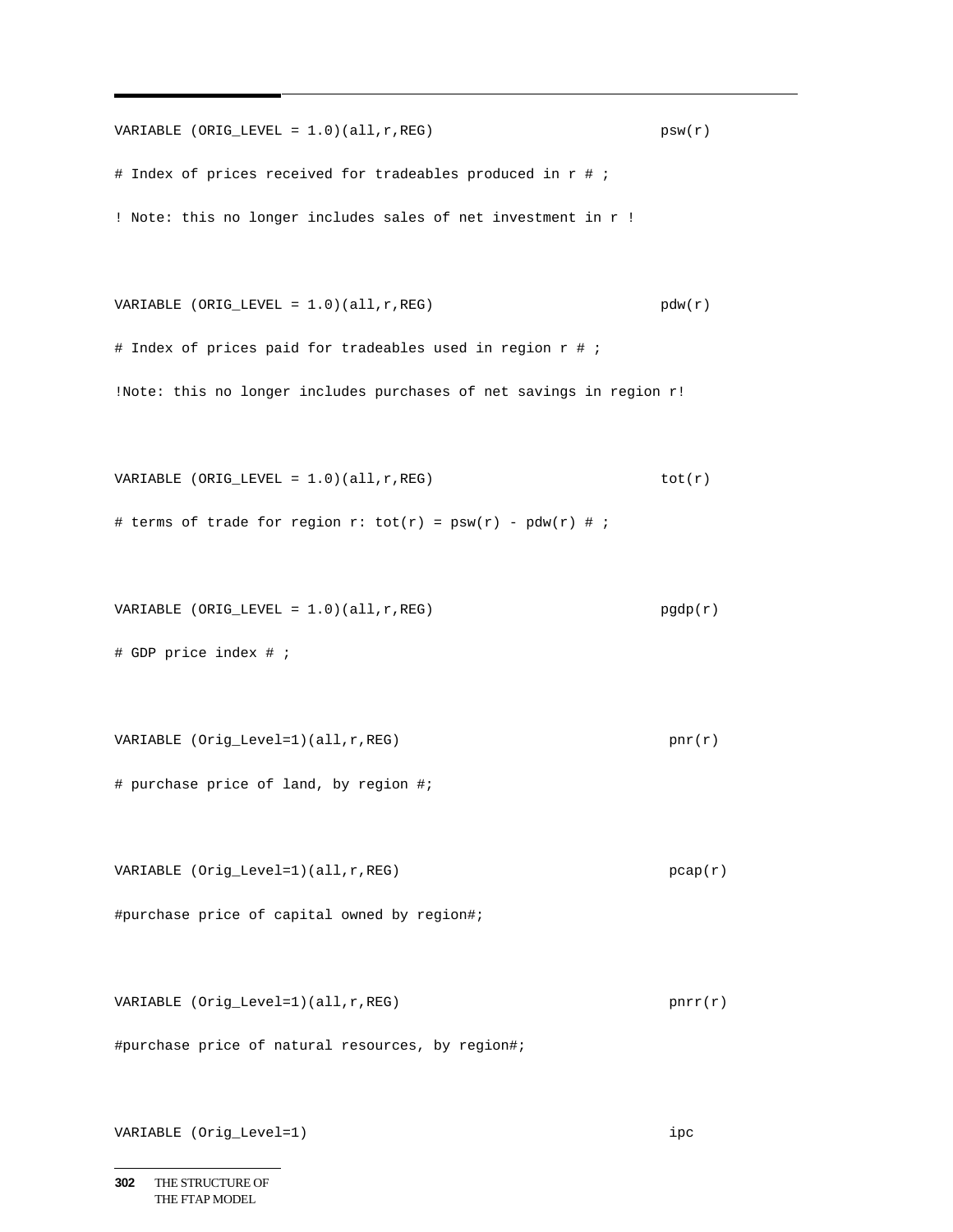```
VARIABLE (ORIG_LEVEL = 1.0)(all,r,REG)                          psw(r)

# Index of prices received for tradeables produced in r # ;

! Note: this no longer includes sales of net investment in r !


VARIABLE (ORIG_LEVEL = 1.0)(all,r,REG)                          pdw(r)

# Index of prices paid for tradeables used in region r # ;

!Note: this no longer includes purchases of net savings in region r!


VARIABLE (ORIG_LEVEL = 1.0)(all,r,REG)                          tot(r)

# terms of trade for region r: tot(r) = psw(r) - pdw(r) # ;


VARIABLE (ORIG_LEVEL = 1.0)(all,r,REG)                          pgdp(r)

# GDP price index # ;


VARIABLE (Orig_Level=1)(all,r,REG)                               pnr(r)

# purchase price of land, by region #;


VARIABLE (Orig_Level=1)(all,r,REG)                               pcap(r)

#purchase price of capital owned by region#;


VARIABLE (Orig_Level=1)(all,r,REG)                               pnrr(r)

#purchase price of natural resources, by region#;


VARIABLE (Orig_Level=1)                                          ipc
```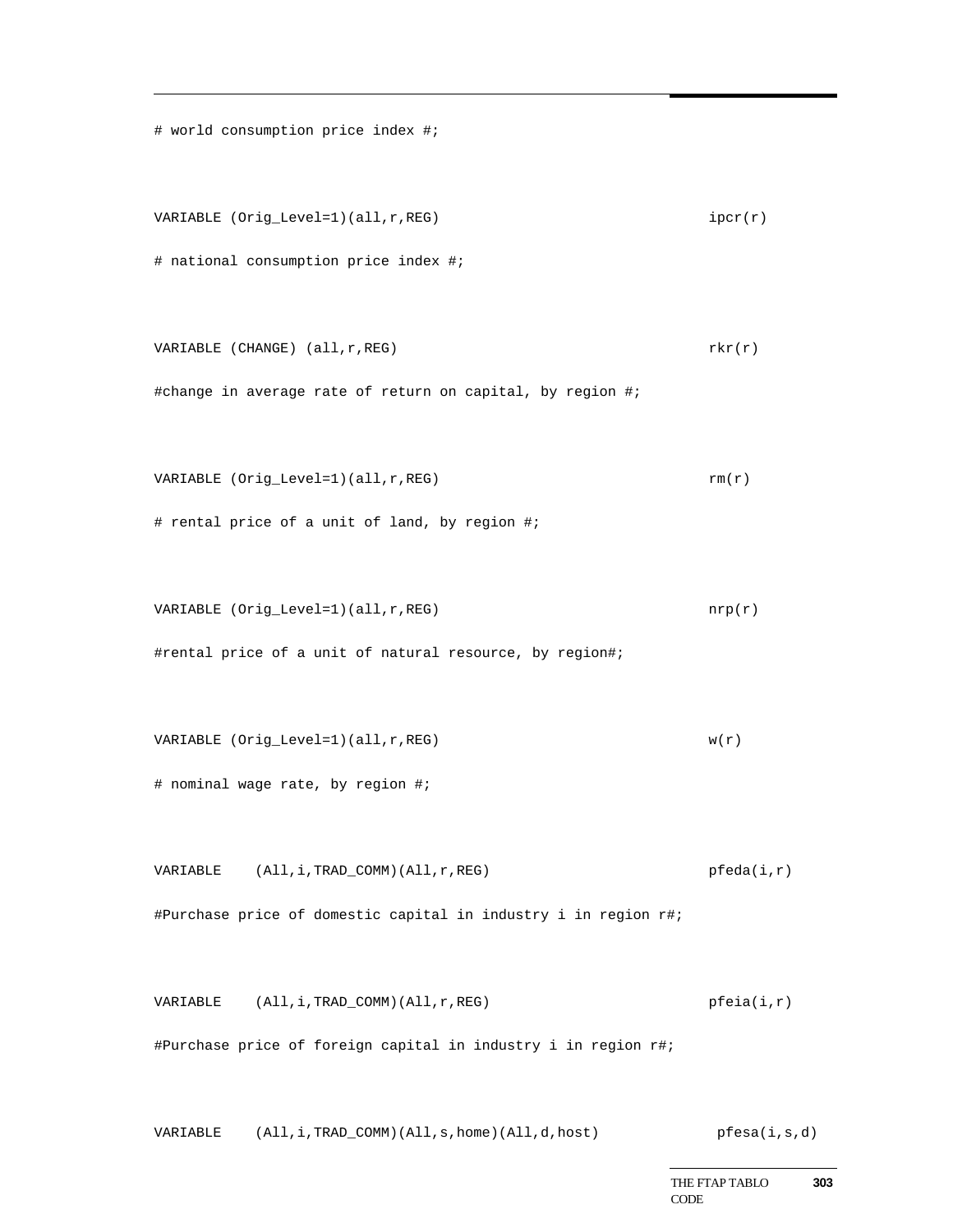```
# world consumption price index #;

VARIABLE (Orig_Level=1)(all,r,REG)                          ipcr(r)
# national consumption price index #;

VARIABLE (CHANGE) (all,r,REG)                               rkr(r)
#change in average rate of return on capital, by region #;

VARIABLE (Orig_Level=1)(all,r,REG)                          rm(r)
# rental price of a unit of land, by region #;

VARIABLE (Orig_Level=1)(all,r,REG)                          nrp(r)
#rental price of a unit of natural resource, by region#;

VARIABLE (Orig_Level=1)(all,r,REG)                          w(r)
# nominal wage rate, by region #;

VARIABLE    (All,i,TRAD_COMM)(All,r,REG)                    pfeda(i,r)
#Purchase price of domestic capital in industry i in region r#;

VARIABLE    (All,i,TRAD_COMM)(All,r,REG)                    pfeia(i,r)
#Purchase price of foreign capital in industry i in region r#;

VARIABLE    (All,i,TRAD_COMM)(All,s,home)(All,d,host)        pfesa(i,s,d)
```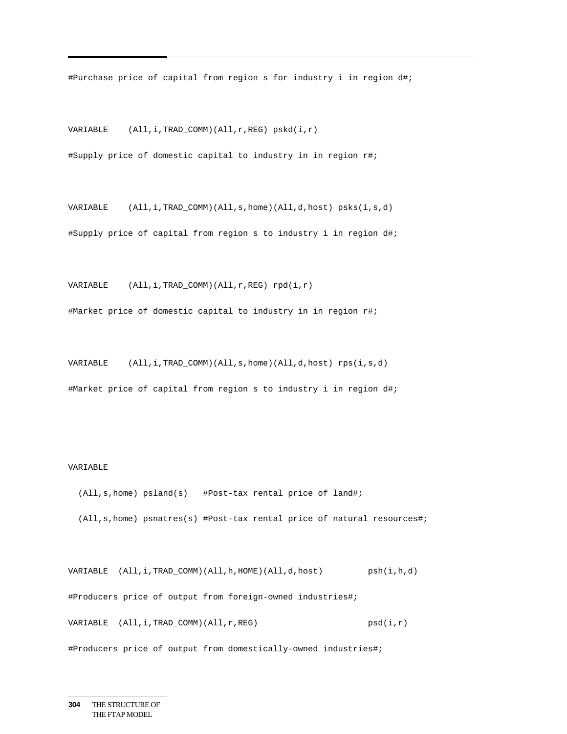```
#Purchase price of capital from region s for industry i in region d#;

VARIABLE    (All,i,TRAD_COMM)(All,r,REG) pskd(i,r)

#Supply price of domestic capital to industry in in region r#;

VARIABLE    (All,i,TRAD_COMM)(All,s,home)(All,d,host) psks(i,s,d)

#Supply price of capital from region s to industry i in region d#;

VARIABLE    (All,i,TRAD_COMM)(All,r,REG) rpd(i,r)

#Market price of domestic capital to industry in in region r#;

VARIABLE    (All,i,TRAD_COMM)(All,s,home)(All,d,host) rps(i,s,d)

#Market price of capital from region s to industry i in region d#;


VARIABLE

  (All,s,home) psland(s)   #Post-tax rental price of land#;

  (All,s,home) psnatres(s) #Post-tax rental price of natural resources#;

VARIABLE  (All,i,TRAD_COMM)(All,h,HOME)(All,d,host)         psh(i,h,d)

#Producers price of output from foreign-owned industries#;

VARIABLE  (All,i,TRAD_COMM)(All,r,REG)                      psd(i,r)

#Producers price of output from domestically-owned industries#;
```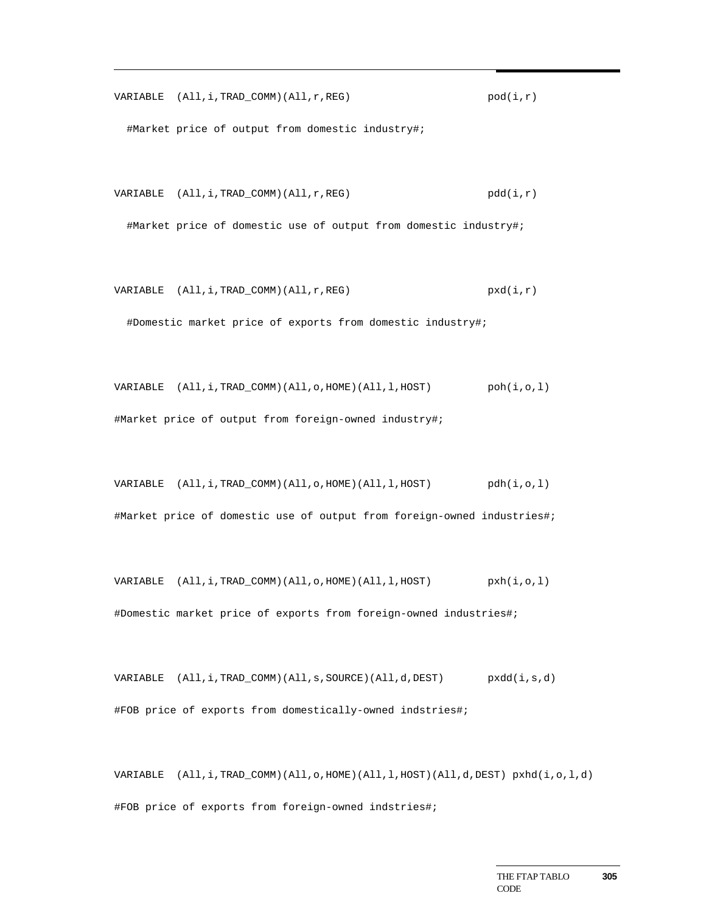```
VARIABLE  (All,i,TRAD_COMM)(All,r,REG)                      pod(i,r)
  #Market price of output from domestic industry#;

VARIABLE  (All,i,TRAD_COMM)(All,r,REG)                      pdd(i,r)
  #Market price of domestic use of output from domestic industry#;

VARIABLE  (All,i,TRAD_COMM)(All,r,REG)                      pxd(i,r)
  #Domestic market price of exports from domestic industry#;

VARIABLE  (All,i,TRAD_COMM)(All,o,HOME)(All,l,HOST)         poh(i,o,l)
#Market price of output from foreign-owned industry#;

VARIABLE  (All,i,TRAD_COMM)(All,o,HOME)(All,l,HOST)         pdh(i,o,l)
#Market price of domestic use of output from foreign-owned industries#;

VARIABLE  (All,i,TRAD_COMM)(All,o,HOME)(All,l,HOST)         pxh(i,o,l)
#Domestic market price of exports from foreign-owned industries#;

VARIABLE  (All,i,TRAD_COMM)(All,s,SOURCE)(All,d,DEST)       pxdd(i,s,d)
#FOB price of exports from domestically-owned indstries#;

VARIABLE  (All,i,TRAD_COMM)(All,o,HOME)(All,l,HOST)(All,d,DEST) pxhd(i,o,l,d)
#FOB price of exports from foreign-owned indstries#;
```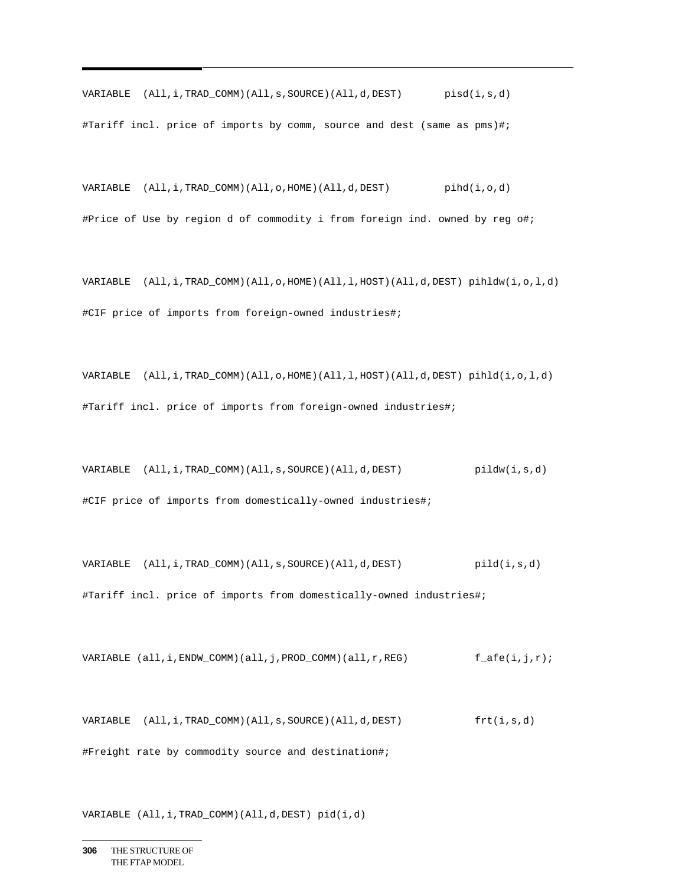```
VARIABLE  (All,i,TRAD_COMM)(All,s,SOURCE)(All,d,DEST)       pisd(i,s,d)
#Tariff incl. price of imports by comm, source and dest (same as pms)#;

VARIABLE  (All,i,TRAD_COMM)(All,o,HOME)(All,d,DEST)         pihd(i,o,d)
#Price of Use by region d of commodity i from foreign ind. owned by reg o#;

VARIABLE  (All,i,TRAD_COMM)(All,o,HOME)(All,l,HOST)(All,d,DEST) pihldw(i,o,l,d)
#CIF price of imports from foreign-owned industries#;

VARIABLE  (All,i,TRAD_COMM)(All,o,HOME)(All,l,HOST)(All,d,DEST) pihld(i,o,l,d)
#Tariff incl. price of imports from foreign-owned industries#;

VARIABLE  (All,i,TRAD_COMM)(All,s,SOURCE)(All,d,DEST)           pildw(i,s,d)
#CIF price of imports from domestically-owned industries#;

VARIABLE  (All,i,TRAD_COMM)(All,s,SOURCE)(All,d,DEST)           pild(i,s,d)
#Tariff incl. price of imports from domestically-owned industries#;

VARIABLE (all,i,ENDW_COMM)(all,j,PROD_COMM)(all,r,REG)          f_afe(i,j,r);

VARIABLE  (All,i,TRAD_COMM)(All,s,SOURCE)(All,d,DEST)           frt(i,s,d)
#Freight rate by commodity source and destination#;

VARIABLE (All,i,TRAD_COMM)(All,d,DEST) pid(i,d)
```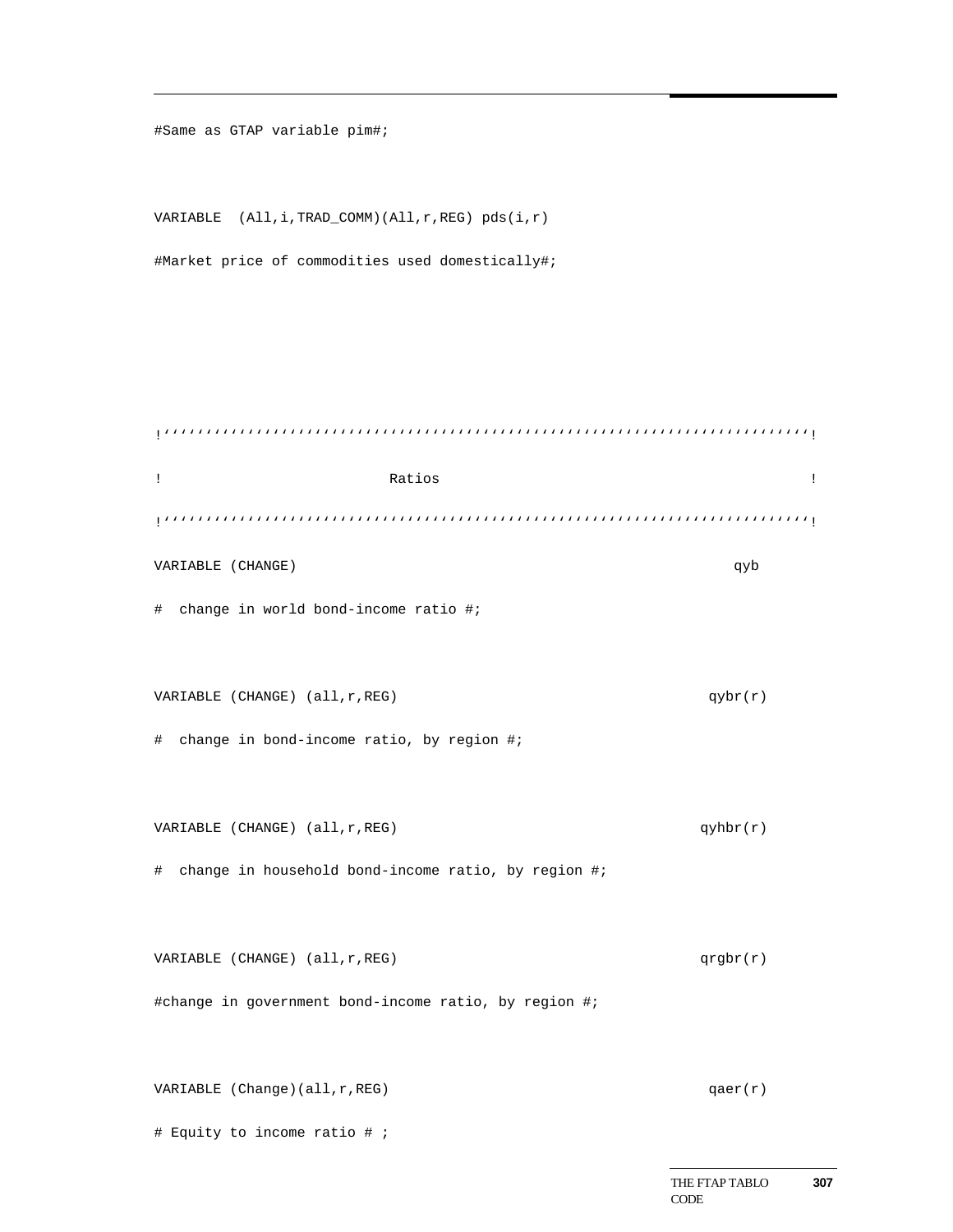```
#Same as GTAP variable pim#;


VARIABLE  (All,i,TRAD_COMM)(All,r,REG) pds(i,r)

#Market price of commodities used domestically#;




!''''''''''''''''''''''''''''''''''''''''''''''''''''''''''''''''''''''''''''''''!

!                           Ratios                                                  !

!''''''''''''''''''''''''''''''''''''''''''''''''''''''''''''''''''''''''''''''''!

VARIABLE (CHANGE)                                                   qyb

#  change in world bond-income ratio #;


VARIABLE (CHANGE) (all,r,REG)                                       qybr(r)

#  change in bond-income ratio, by region #;


VARIABLE (CHANGE) (all,r,REG)                                       qyhbr(r)

#  change in household bond-income ratio, by region #;


VARIABLE (CHANGE) (all,r,REG)                                       qrgbr(r)

#change in government bond-income ratio, by region #;


VARIABLE (Change)(all,r,REG)                                        qaer(r)

# Equity to income ratio # ;
```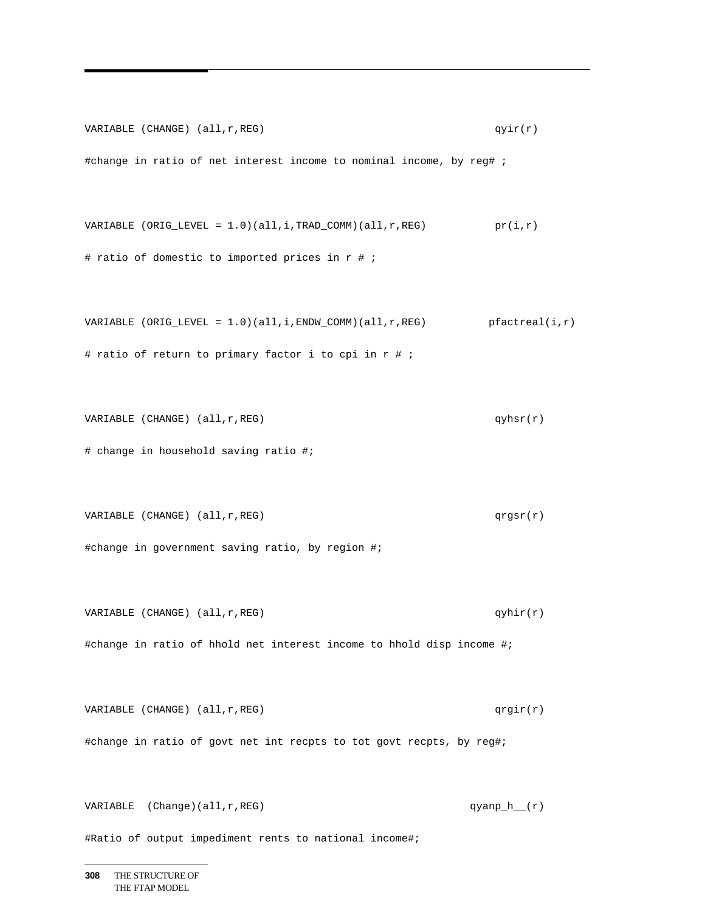```
VARIABLE (CHANGE) (all,r,REG)                                   qyir(r)
#change in ratio of net interest income to nominal income, by reg# ;

VARIABLE (ORIG_LEVEL = 1.0)(all,i,TRAD_COMM)(all,r,REG)          pr(i,r)
# ratio of domestic to imported prices in r # ;

VARIABLE (ORIG_LEVEL = 1.0)(all,i,ENDW_COMM)(all,r,REG)         pfactreal(i,r)
# ratio of return to primary factor i to cpi in r # ;

VARIABLE (CHANGE) (all,r,REG)                                   qyhsr(r)
# change in household saving ratio #;

VARIABLE (CHANGE) (all,r,REG)                                   qrgsr(r)
#change in government saving ratio, by region #;

VARIABLE (CHANGE) (all,r,REG)                                   qyhir(r)
#change in ratio of hhold net interest income to hhold disp income #;

VARIABLE (CHANGE) (all,r,REG)                                   qrgir(r)
#change in ratio of govt net int recpts to tot govt recpts, by reg#;

VARIABLE  (Change)(all,r,REG)                               qyanp_h__(r)
#Ratio of output impediment rents to national income#;
```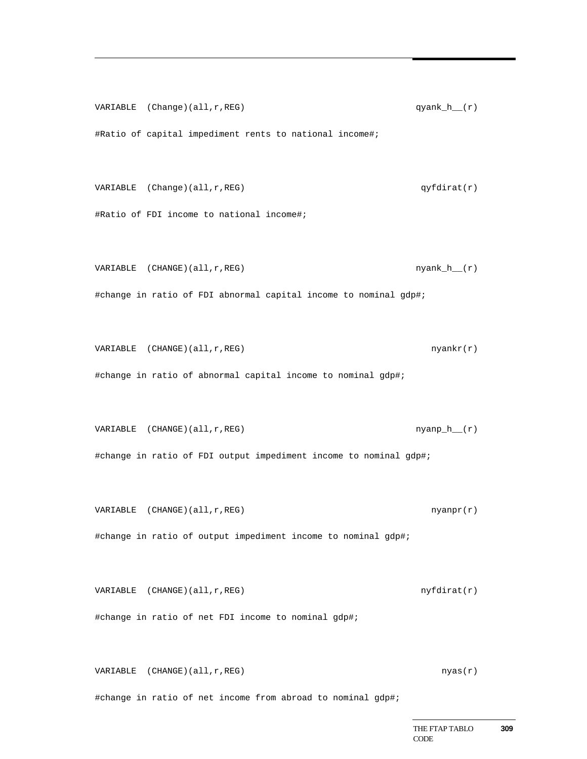```
VARIABLE  (Change)(all,r,REG)                                   qyank_h__(r)

#Ratio of capital impediment rents to national income#;


VARIABLE  (Change)(all,r,REG)                                    qyfdirat(r)

#Ratio of FDI income to national income#;


VARIABLE  (CHANGE)(all,r,REG)                                   nyank_h__(r)

#change in ratio of FDI abnormal capital income to nominal gdp#;


VARIABLE  (CHANGE)(all,r,REG)                                      nyankr(r)

#change in ratio of abnormal capital income to nominal gdp#;


VARIABLE  (CHANGE)(all,r,REG)                                   nyanp_h__(r)

#change in ratio of FDI output impediment income to nominal gdp#;


VARIABLE  (CHANGE)(all,r,REG)                                      nyanpr(r)

#change in ratio of output impediment income to nominal gdp#;


VARIABLE  (CHANGE)(all,r,REG)                                    nyfdirat(r)

#change in ratio of net FDI income to nominal gdp#;


VARIABLE  (CHANGE)(all,r,REG)                                        nyas(r)

#change in ratio of net income from abroad to nominal gdp#;
```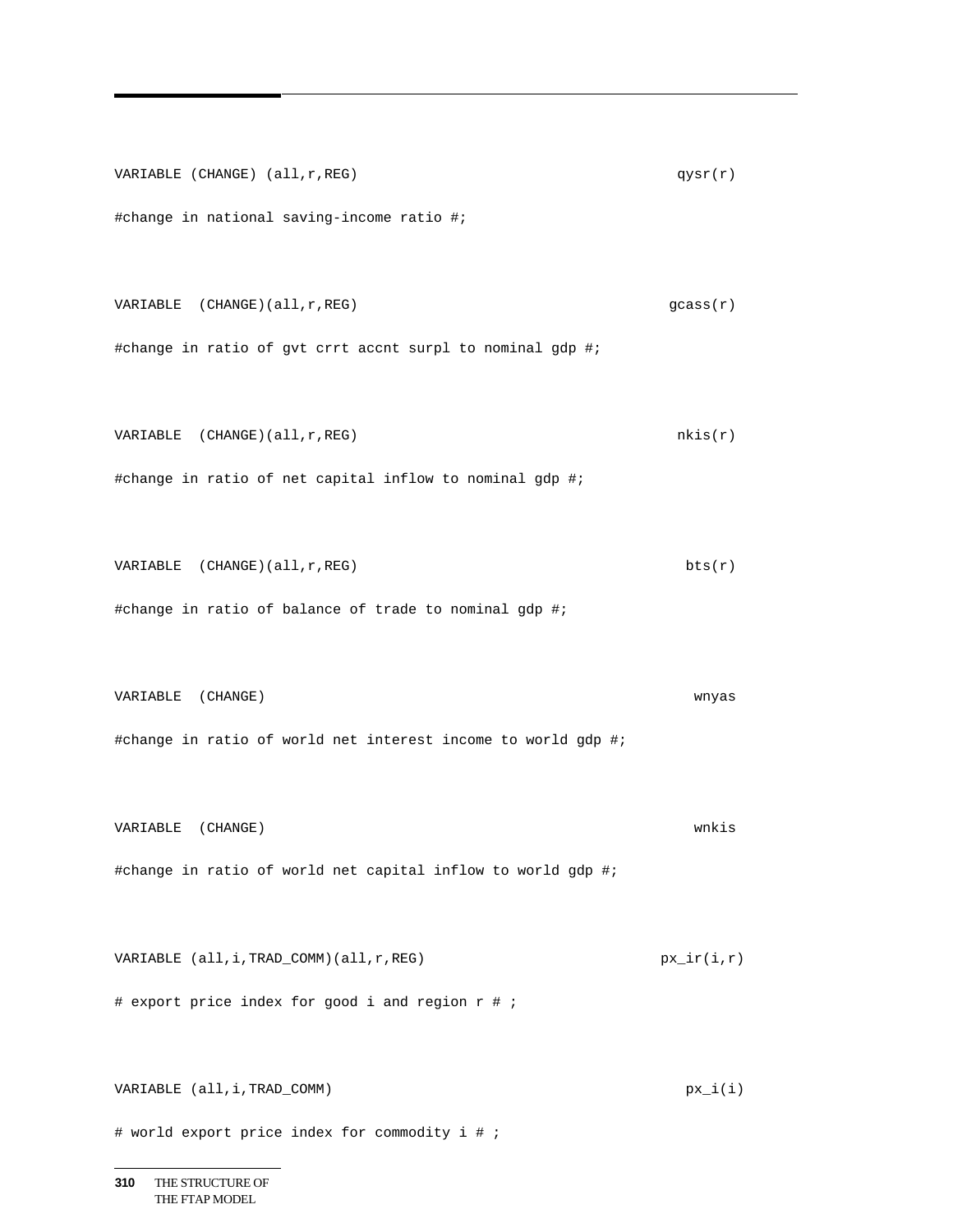```
VARIABLE (CHANGE) (all,r,REG)                                    qysr(r)
#change in national saving-income ratio #;

VARIABLE  (CHANGE)(all,r,REG)                                    gcass(r)
#change in ratio of gvt crrt accnt surpl to nominal gdp #;

VARIABLE  (CHANGE)(all,r,REG)                                    nkis(r)
#change in ratio of net capital inflow to nominal gdp #;

VARIABLE  (CHANGE)(all,r,REG)                                    bts(r)
#change in ratio of balance of trade to nominal gdp #;

VARIABLE  (CHANGE)                                               wnyas
#change in ratio of world net interest income to world gdp #;

VARIABLE  (CHANGE)                                               wnkis
#change in ratio of world net capital inflow to world gdp #;

VARIABLE (all,i,TRAD_COMM)(all,r,REG)                            px_ir(i,r)
# export price index for good i and region r # ;

VARIABLE (all,i,TRAD_COMM)                                       px_i(i)
# world export price index for commodity i # ;
```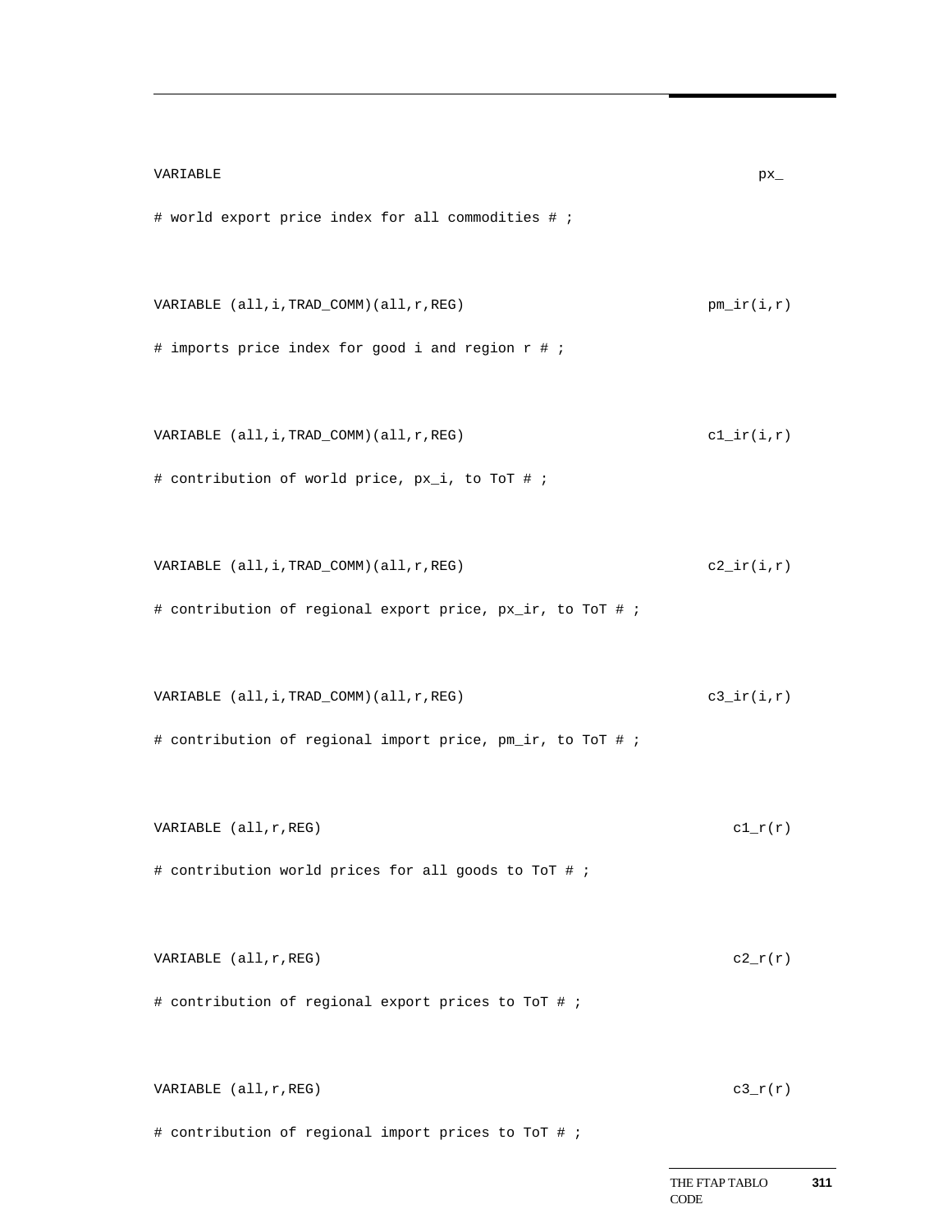```
VARIABLE                                                        px_
# world export price index for all commodities # ;

VARIABLE (all,i,TRAD_COMM)(all,r,REG)                           pm_ir(i,r)
# imports price index for good i and region r # ;

VARIABLE (all,i,TRAD_COMM)(all,r,REG)                           c1_ir(i,r)
# contribution of world price, px_i, to ToT # ;

VARIABLE (all,i,TRAD_COMM)(all,r,REG)                           c2_ir(i,r)
# contribution of regional export price, px_ir, to ToT # ;

VARIABLE (all,i,TRAD_COMM)(all,r,REG)                           c3_ir(i,r)
# contribution of regional import price, pm_ir, to ToT # ;

VARIABLE (all,r,REG)                                            c1_r(r)
# contribution world prices for all goods to ToT # ;

VARIABLE (all,r,REG)                                            c2_r(r)
# contribution of regional export prices to ToT # ;

VARIABLE (all,r,REG)                                            c3_r(r)
# contribution of regional import prices to ToT # ;
```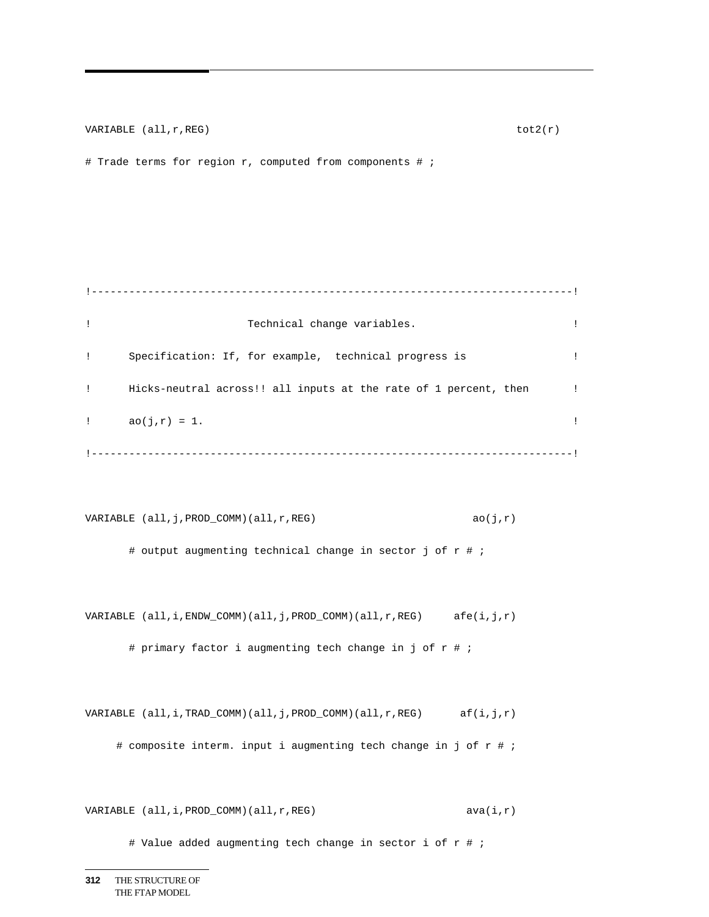```
VARIABLE (all,r,REG)                                                tot2(r)
# Trade terms for region r, computed from components # ;




!---------------------------------------------------------------------------!
!                         Technical change variables.                       !
!      Specification: If, for example,  technical progress is               !
!      Hicks-neutral across!! all inputs at the rate of 1 percent, then     !
!      ao(j,r) = 1.                                                         !
!---------------------------------------------------------------------------!

VARIABLE (all,j,PROD_COMM)(all,r,REG)                        ao(j,r)
       # output augmenting technical change in sector j of r # ;

VARIABLE (all,i,ENDW_COMM)(all,j,PROD_COMM)(all,r,REG)     afe(i,j,r)
       # primary factor i augmenting tech change in j of r # ;

VARIABLE (all,i,TRAD_COMM)(all,j,PROD_COMM)(all,r,REG)      af(i,j,r)
     # composite interm. input i augmenting tech change in j of r # ;

VARIABLE (all,i,PROD_COMM)(all,r,REG)                       ava(i,r)
       # Value added augmenting tech change in sector i of r # ;
```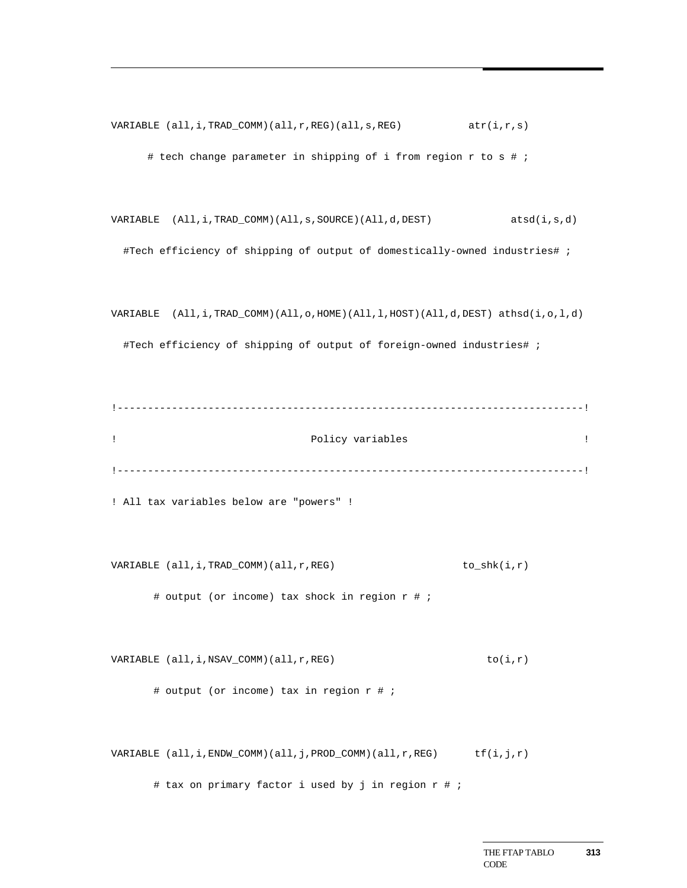```
VARIABLE (all,i,TRAD_COMM)(all,r,REG)(all,s,REG)          atr(i,r,s)

      # tech change parameter in shipping of i from region r to s # ;


VARIABLE  (All,i,TRAD_COMM)(All,s,SOURCE)(All,d,DEST)            atsd(i,s,d)

  #Tech efficiency of shipping of output of domestically-owned industries# ;


VARIABLE  (All,i,TRAD_COMM)(All,o,HOME)(All,l,HOST)(All,d,DEST) athsd(i,o,l,d)

  #Tech efficiency of shipping of output of foreign-owned industries# ;


!---------------------------------------------------------------------------!

!                                Policy variables                           !

!---------------------------------------------------------------------------!

! All tax variables below are "powers" !


VARIABLE (all,i,TRAD_COMM)(all,r,REG)                    to_shk(i,r)

       # output (or income) tax shock in region r # ;


VARIABLE (all,i,NSAV_COMM)(all,r,REG)                        to(i,r)

       # output (or income) tax in region r # ;


VARIABLE (all,i,ENDW_COMM)(all,j,PROD_COMM)(all,r,REG)      tf(i,j,r)

       # tax on primary factor i used by j in region r # ;
```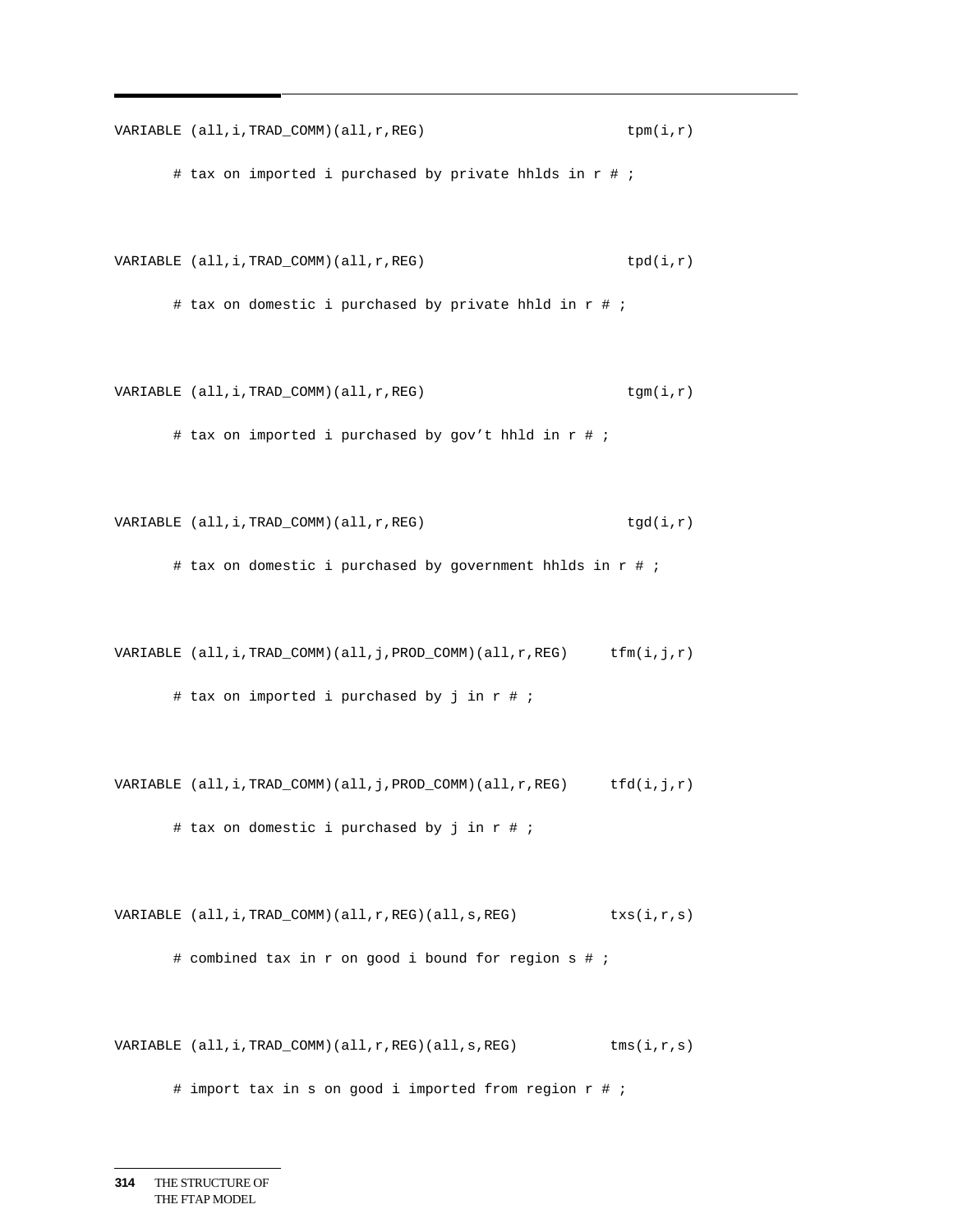```
VARIABLE (all,i,TRAD_COMM)(all,r,REG)                         tpm(i,r)

       # tax on imported i purchased by private hhlds in r # ;


VARIABLE (all,i,TRAD_COMM)(all,r,REG)                         tpd(i,r)

       # tax on domestic i purchased by private hhld in r # ;


VARIABLE (all,i,TRAD_COMM)(all,r,REG)                         tgm(i,r)

       # tax on imported i purchased by gov't hhld in r # ;


VARIABLE (all,i,TRAD_COMM)(all,r,REG)                         tgd(i,r)

       # tax on domestic i purchased by government hhlds in r # ;


VARIABLE (all,i,TRAD_COMM)(all,j,PROD_COMM)(all,r,REG)     tfm(i,j,r)

       # tax on imported i purchased by j in r # ;


VARIABLE (all,i,TRAD_COMM)(all,j,PROD_COMM)(all,r,REG)     tfd(i,j,r)

       # tax on domestic i purchased by j in r # ;


VARIABLE (all,i,TRAD_COMM)(all,r,REG)(all,s,REG)          txs(i,r,s)

       # combined tax in r on good i bound for region s # ;


VARIABLE (all,i,TRAD_COMM)(all,r,REG)(all,s,REG)          tms(i,r,s)

       # import tax in s on good i imported from region r # ;
```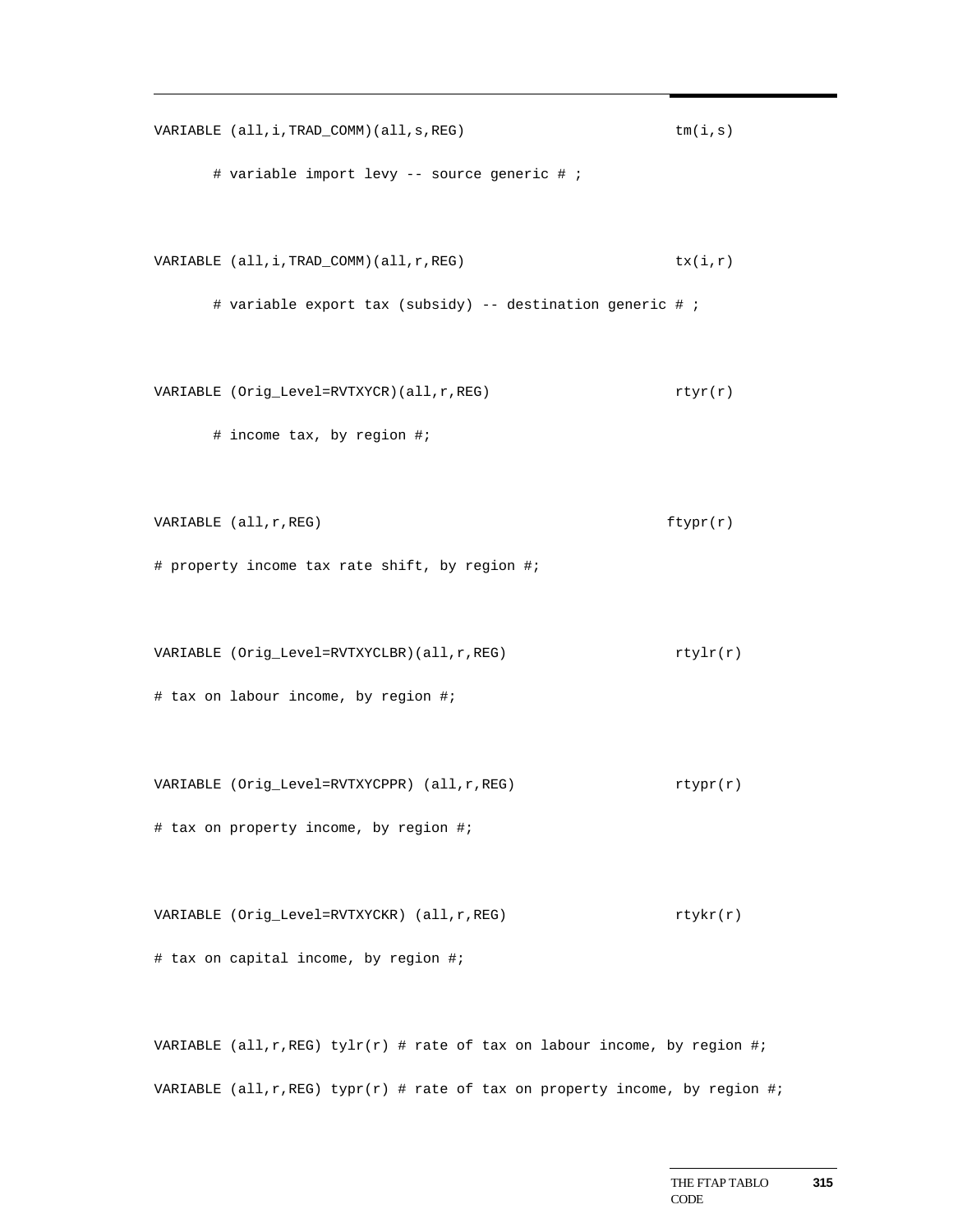```
VARIABLE (all,i,TRAD_COMM)(all,s,REG)                          tm(i,s)
       # variable import levy -- source generic # ;

VARIABLE (all,i,TRAD_COMM)(all,r,REG)                          tx(i,r)
       # variable export tax (subsidy) -- destination generic # ;

VARIABLE (Orig_Level=RVTXYCR)(all,r,REG)                       rtyr(r)
       # income tax, by region #;

VARIABLE (all,r,REG)                                          ftypr(r)
# property income tax rate shift, by region #;

VARIABLE (Orig_Level=RVTXYCLBR)(all,r,REG)                     rtylr(r)
# tax on labour income, by region #;

VARIABLE (Orig_Level=RVTXYCPPR) (all,r,REG)                    rtypr(r)
# tax on property income, by region #;

VARIABLE (Orig_Level=RVTXYCKR) (all,r,REG)                     rtykr(r)
# tax on capital income, by region #;

VARIABLE (all,r,REG) tylr(r) # rate of tax on labour income, by region #;
VARIABLE (all,r,REG) typr(r) # rate of tax on property income, by region #;
```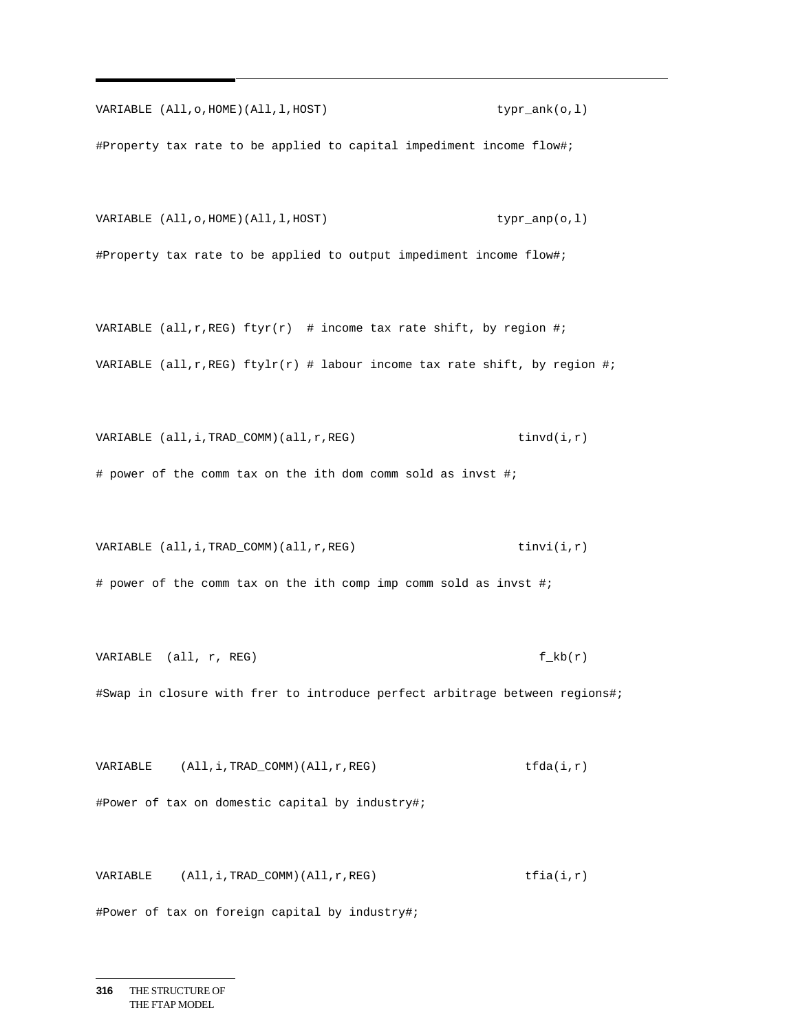```
VARIABLE (All,o,HOME)(All,l,HOST)                        typr_ank(o,l)

#Property tax rate to be applied to capital impediment income flow#;


VARIABLE (All,o,HOME)(All,l,HOST)                        typr_anp(o,l)

#Property tax rate to be applied to output impediment income flow#;


VARIABLE (all,r,REG) ftyr(r)  # income tax rate shift, by region #;

VARIABLE (all,r,REG) ftylr(r) # labour income tax rate shift, by region #;


VARIABLE (all,i,TRAD_COMM)(all,r,REG)                      tinvd(i,r)

# power of the comm tax on the ith dom comm sold as invst #;


VARIABLE (all,i,TRAD_COMM)(all,r,REG)                      tinvi(i,r)

# power of the comm tax on the ith comp imp comm sold as invst #;


VARIABLE  (all, r, REG)                                       f_kb(r)

#Swap in closure with frer to introduce perfect arbitrage between regions#;


VARIABLE    (All,i,TRAD_COMM)(All,r,REG)                    tfda(i,r)

#Power of tax on domestic capital by industry#;


VARIABLE    (All,i,TRAD_COMM)(All,r,REG)                    tfia(i,r)

#Power of tax on foreign capital by industry#;
```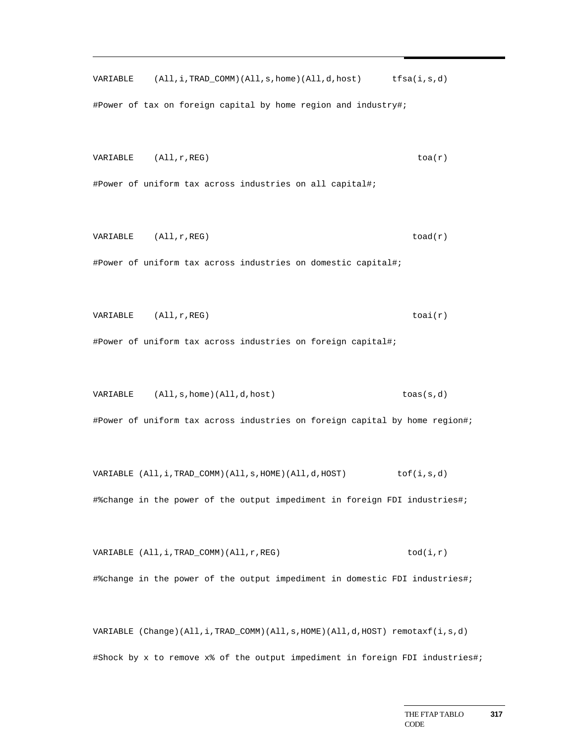```
VARIABLE    (All,i,TRAD_COMM)(All,s,home)(All,d,host)      tfsa(i,s,d)
#Power of tax on foreign capital by home region and industry#;

VARIABLE    (All,r,REG)                                     toa(r)
#Power of uniform tax across industries on all capital#;

VARIABLE    (All,r,REG)                                     toad(r)
#Power of uniform tax across industries on domestic capital#;

VARIABLE    (All,r,REG)                                     toai(r)
#Power of uniform tax across industries on foreign capital#;

VARIABLE    (All,s,home)(All,d,host)                        toas(s,d)
#Power of uniform tax across industries on foreign capital by home region#;

VARIABLE (All,i,TRAD_COMM)(All,s,HOME)(All,d,HOST)          tof(i,s,d)
#%change in the power of the output impediment in foreign FDI industries#;

VARIABLE (All,i,TRAD_COMM)(All,r,REG)                       tod(i,r)
#%change in the power of the output impediment in domestic FDI industries#;

VARIABLE (Change)(All,i,TRAD_COMM)(All,s,HOME)(All,d,HOST) remotaxf(i,s,d)
#Shock by x to remove x% of the output impediment in foreign FDI industries#;
```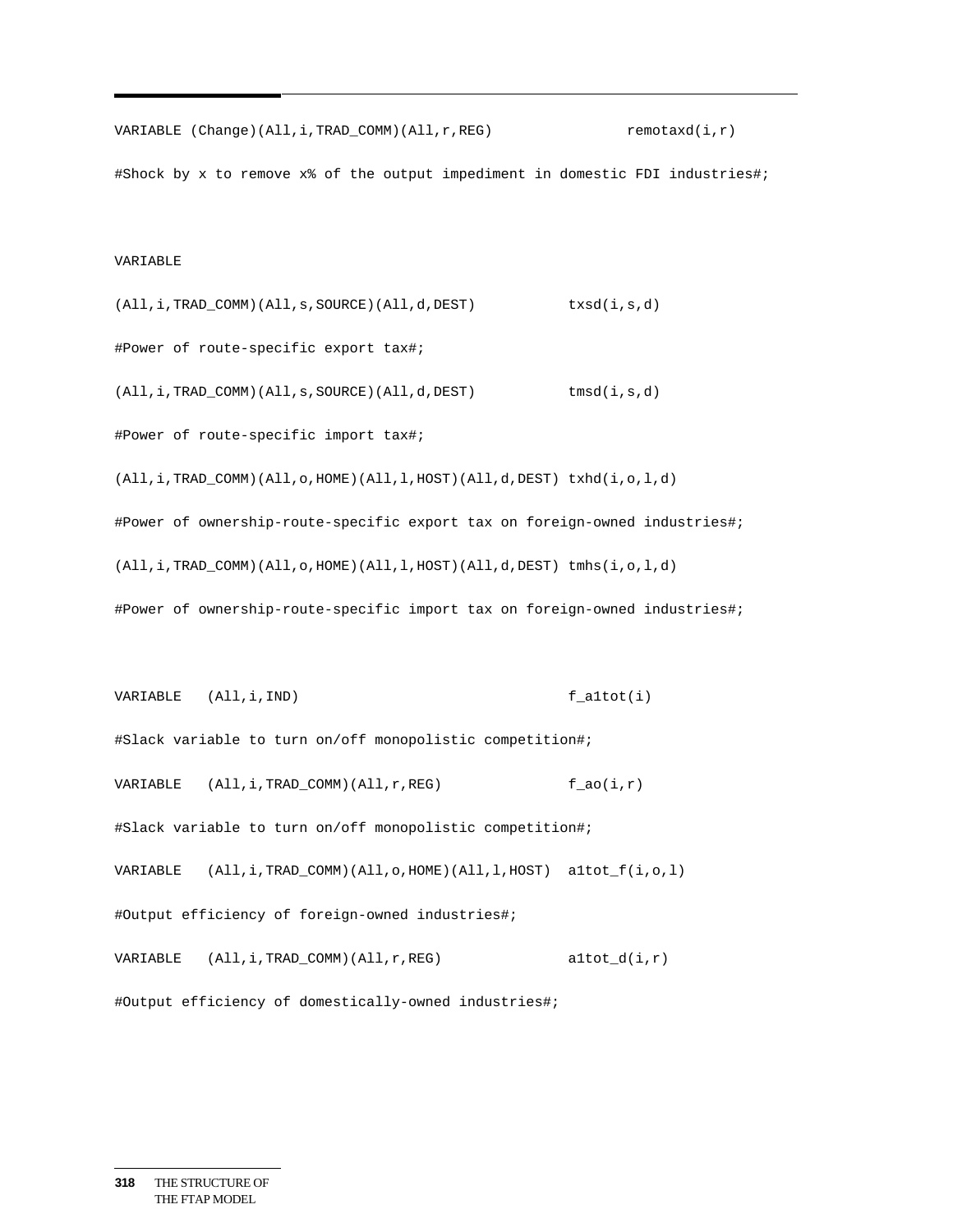```
VARIABLE (Change)(All,i,TRAD_COMM)(All,r,REG)                remotaxd(i,r)

#Shock by x to remove x% of the output impediment in domestic FDI industries#;


VARIABLE

(All,i,TRAD_COMM)(All,s,SOURCE)(All,d,DEST)           txsd(i,s,d)

#Power of route-specific export tax#;

(All,i,TRAD_COMM)(All,s,SOURCE)(All,d,DEST)           tmsd(i,s,d)

#Power of route-specific import tax#;

(All,i,TRAD_COMM)(All,o,HOME)(All,l,HOST)(All,d,DEST) txhd(i,o,l,d)

#Power of ownership-route-specific export tax on foreign-owned industries#;

(All,i,TRAD_COMM)(All,o,HOME)(All,l,HOST)(All,d,DEST) tmhs(i,o,l,d)

#Power of ownership-route-specific import tax on foreign-owned industries#;


VARIABLE   (All,i,IND)                                f_a1tot(i)

#Slack variable to turn on/off monopolistic competition#;

VARIABLE   (All,i,TRAD_COMM)(All,r,REG)               f_ao(i,r)

#Slack variable to turn on/off monopolistic competition#;

VARIABLE   (All,i,TRAD_COMM)(All,o,HOME)(All,l,HOST)  a1tot_f(i,o,l)

#Output efficiency of foreign-owned industries#;

VARIABLE   (All,i,TRAD_COMM)(All,r,REG)               a1tot_d(i,r)

#Output efficiency of domestically-owned industries#;
```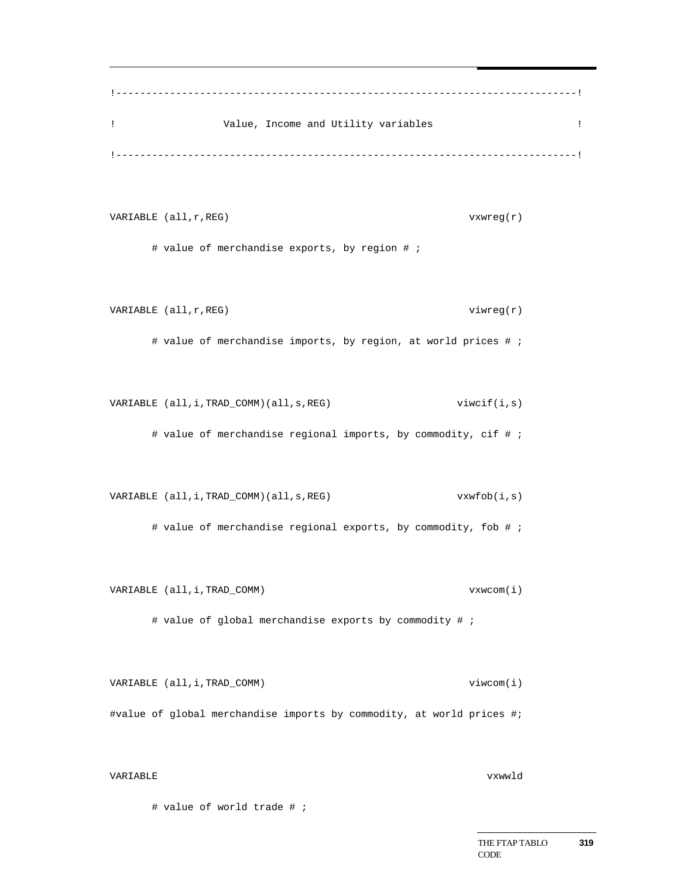```
!--------------------------------------------------------------------------!
!                 Value, Income and Utility variables                      !
!--------------------------------------------------------------------------!

VARIABLE (all,r,REG)                                        vxwreg(r)
       # value of merchandise exports, by region # ;

VARIABLE (all,r,REG)                                        viwreg(r)
       # value of merchandise imports, by region, at world prices # ;

VARIABLE (all,i,TRAD_COMM)(all,s,REG)                     viwcif(i,s)
       # value of merchandise regional imports, by commodity, cif # ;

VARIABLE (all,i,TRAD_COMM)(all,s,REG)                     vxwfob(i,s)
       # value of merchandise regional exports, by commodity, fob # ;

VARIABLE (all,i,TRAD_COMM)                                  vxwcom(i)
       # value of global merchandise exports by commodity # ;

VARIABLE (all,i,TRAD_COMM)                                  viwcom(i)
#value of global merchandise imports by commodity, at world prices #;

VARIABLE                                                       vxwwld
       # value of world trade # ;
```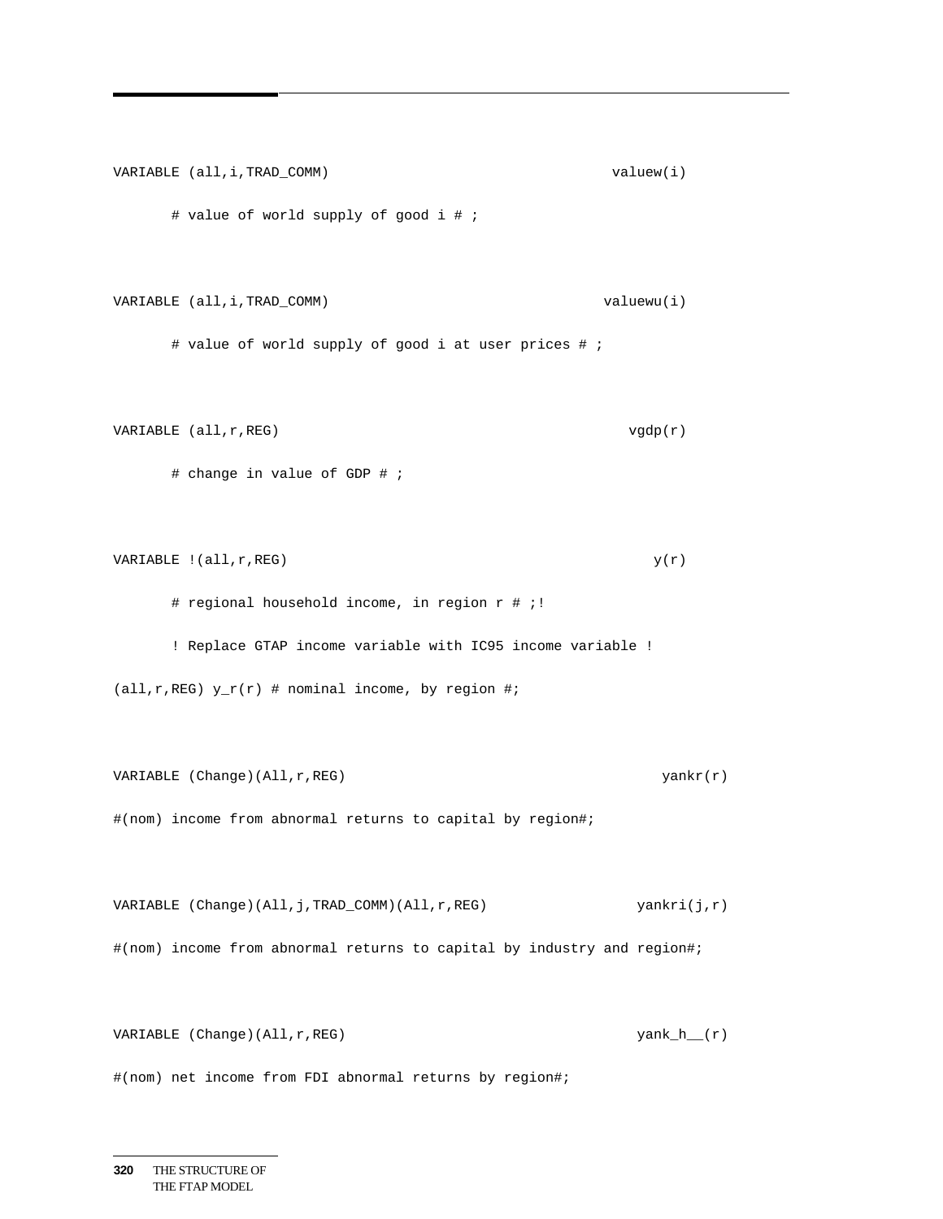```
VARIABLE (all,i,TRAD_COMM)                                  valuew(i)

       # value of world supply of good i # ;


VARIABLE (all,i,TRAD_COMM)                                  valuewu(i)

       # value of world supply of good i at user prices # ;


VARIABLE (all,r,REG)                                        vgdp(r)

       # change in value of GDP # ;


VARIABLE !(all,r,REG)                                       y(r)

       # regional household income, in region r # ;!

       ! Replace GTAP income variable with IC95 income variable !

(all,r,REG) y_r(r) # nominal income, by region #;


VARIABLE (Change)(All,r,REG)                                     yankr(r)

#(nom) income from abnormal returns to capital by region#;


VARIABLE (Change)(All,j,TRAD_COMM)(All,r,REG)                 yankri(j,r)

#(nom) income from abnormal returns to capital by industry and region#;


VARIABLE (Change)(All,r,REG)                                  yank_h__(r)

#(nom) net income from FDI abnormal returns by region#;
```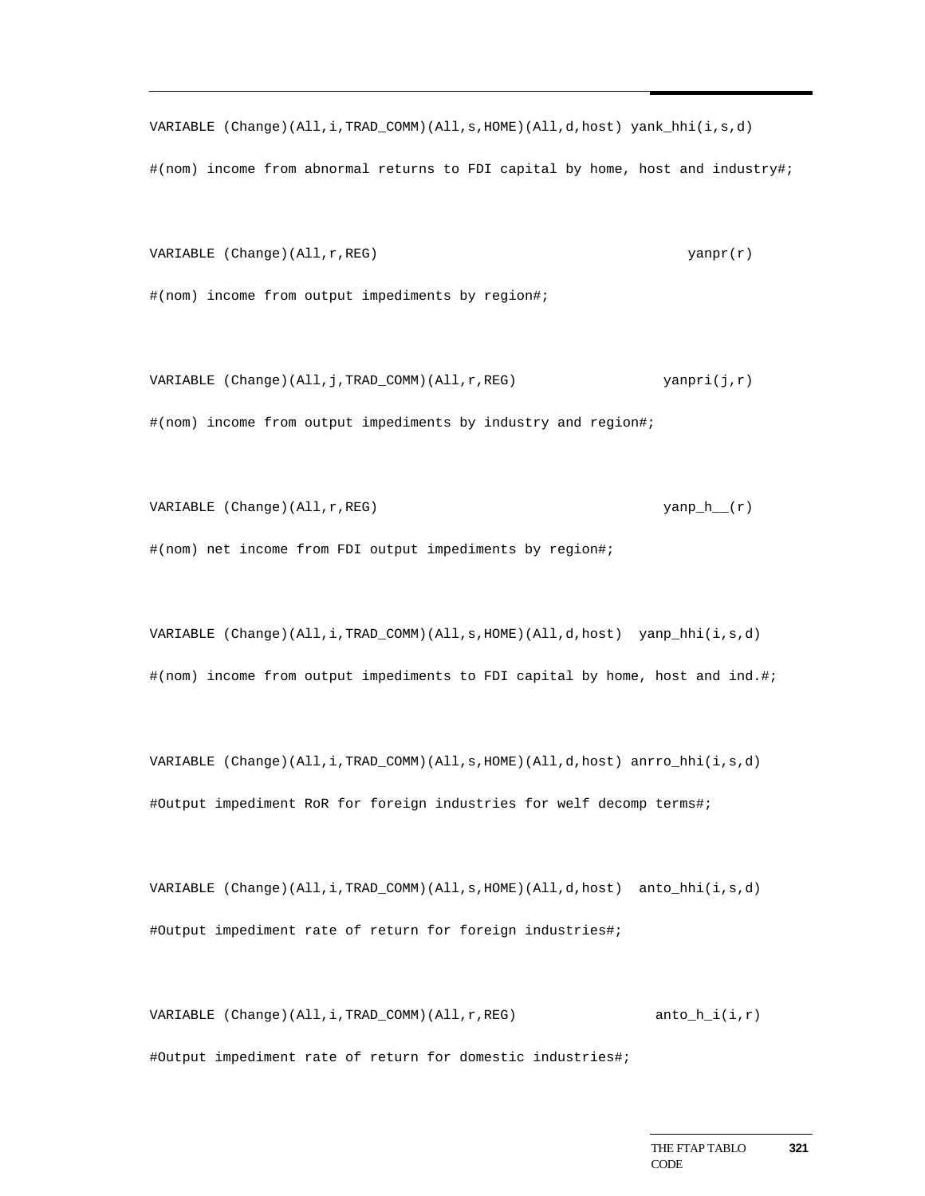```
VARIABLE (Change)(All,i,TRAD_COMM)(All,s,HOME)(All,d,host) yank_hhi(i,s,d)

#(nom) income from abnormal returns to FDI capital by home, host and industry#;


VARIABLE (Change)(All,r,REG)                                        yanpr(r)

#(nom) income from output impediments by region#;


VARIABLE (Change)(All,j,TRAD_COMM)(All,r,REG)                    yanpri(j,r)

#(nom) income from output impediments by industry and region#;


VARIABLE (Change)(All,r,REG)                                     yanp_h__(r)

#(nom) net income from FDI output impediments by region#;


VARIABLE (Change)(All,i,TRAD_COMM)(All,s,HOME)(All,d,host)  yanp_hhi(i,s,d)

#(nom) income from output impediments to FDI capital by home, host and ind.#;


VARIABLE (Change)(All,i,TRAD_COMM)(All,s,HOME)(All,d,host) anrro_hhi(i,s,d)

#Output impediment RoR for foreign industries for welf decomp terms#;


VARIABLE (Change)(All,i,TRAD_COMM)(All,s,HOME)(All,d,host)  anto_hhi(i,s,d)

#Output impediment rate of return for foreign industries#;


VARIABLE (Change)(All,i,TRAD_COMM)(All,r,REG)                  anto_h_i(i,r)

#Output impediment rate of return for domestic industries#;
```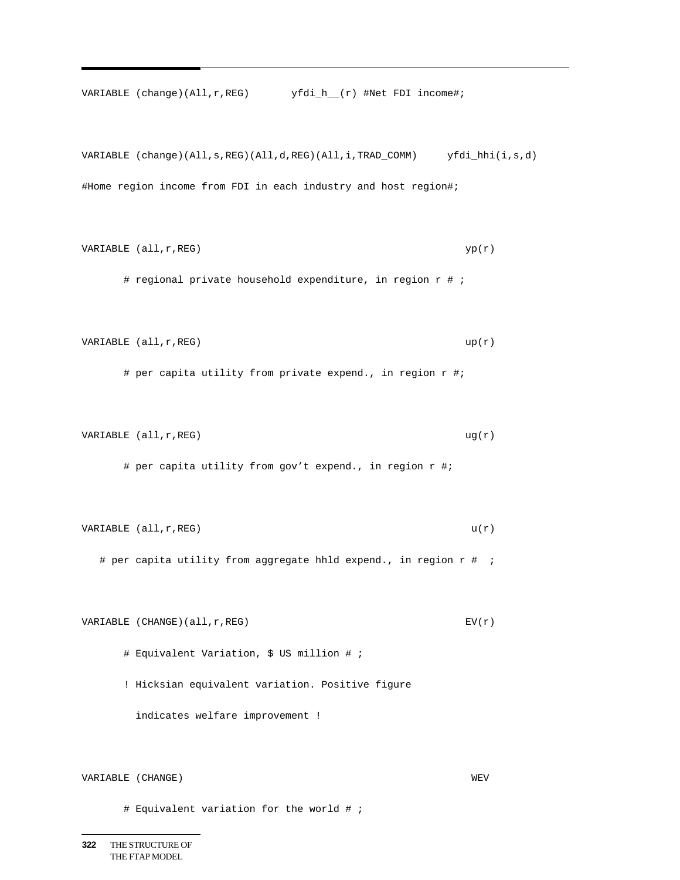```
VARIABLE (change)(All,r,REG)       yfdi_h__(r) #Net FDI income#;


VARIABLE (change)(All,s,REG)(All,d,REG)(All,i,TRAD_COMM)     yfdi_hhi(i,s,d)

#Home region income from FDI in each industry and host region#;


VARIABLE (all,r,REG)                                          yp(r)

       # regional private household expenditure, in region r # ;


VARIABLE (all,r,REG)                                          up(r)

       # per capita utility from private expend., in region r #;


VARIABLE (all,r,REG)                                          ug(r)

       # per capita utility from gov't expend., in region r #;


VARIABLE (all,r,REG)                                           u(r)

   # per capita utility from aggregate hhld expend., in region r #  ;


VARIABLE (CHANGE)(all,r,REG)                                  EV(r)

       # Equivalent Variation, $ US million # ;

       ! Hicksian equivalent variation. Positive figure

         indicates welfare improvement !


VARIABLE (CHANGE)                                              WEV

       # Equivalent variation for the world # ;
```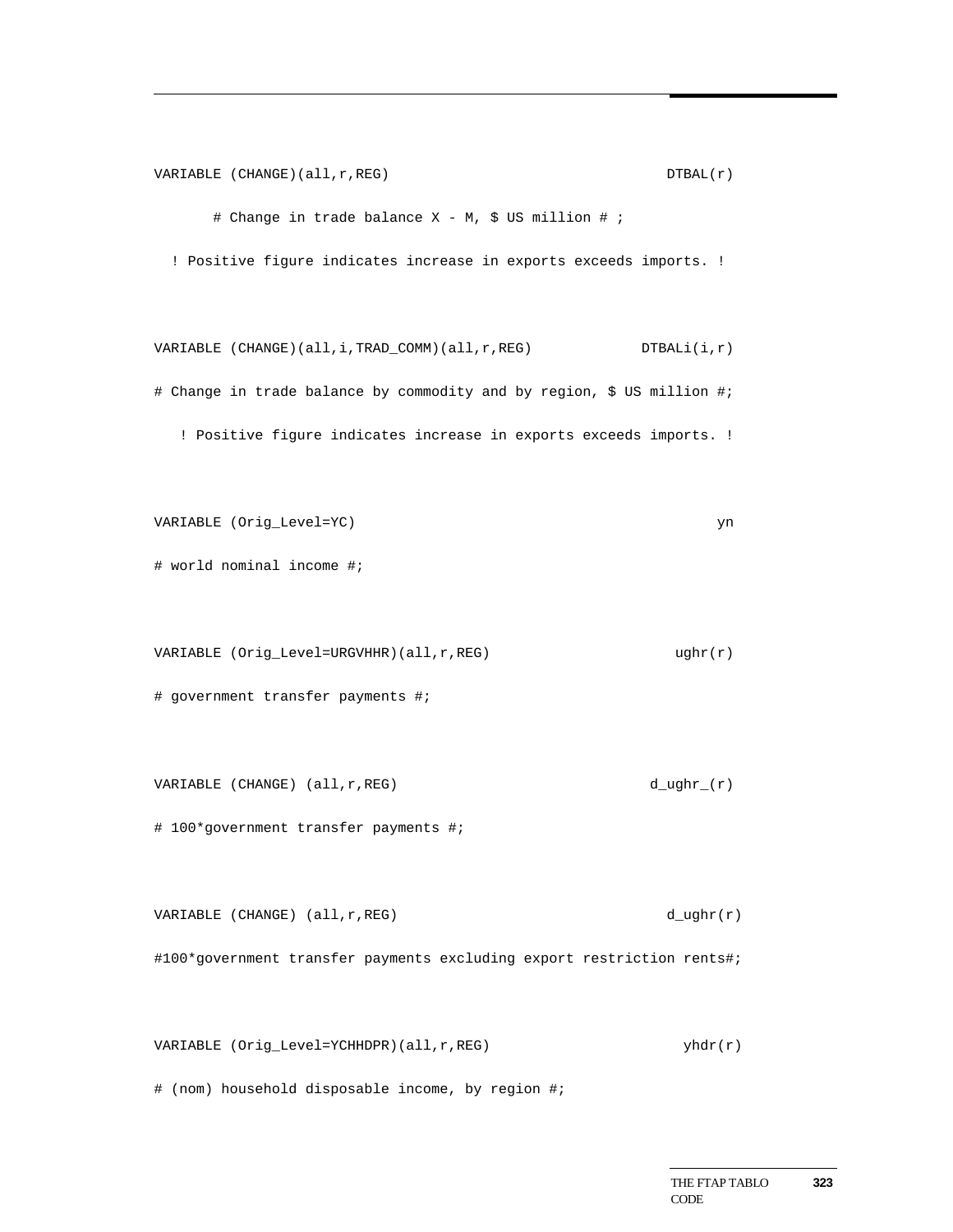```
VARIABLE (CHANGE)(all,r,REG)                                    DTBAL(r)

       # Change in trade balance X - M, $ US million # ;

  ! Positive figure indicates increase in exports exceeds imports. !


VARIABLE (CHANGE)(all,i,TRAD_COMM)(all,r,REG)                DTBALi(i,r)

# Change in trade balance by commodity and by region, $ US million #;

   ! Positive figure indicates increase in exports exceeds imports. !


VARIABLE (Orig_Level=YC)                                              yn

# world nominal income #;


VARIABLE (Orig_Level=URGVHHR)(all,r,REG)                         ughr(r)

# government transfer payments #;


VARIABLE (CHANGE) (all,r,REG)                                  d_ughr_(r)

# 100*government transfer payments #;


VARIABLE (CHANGE) (all,r,REG)                                   d_ughr(r)

#100*government transfer payments excluding export restriction rents#;


VARIABLE (Orig_Level=YCHHDPR)(all,r,REG)                          yhdr(r)

# (nom) household disposable income, by region #;
```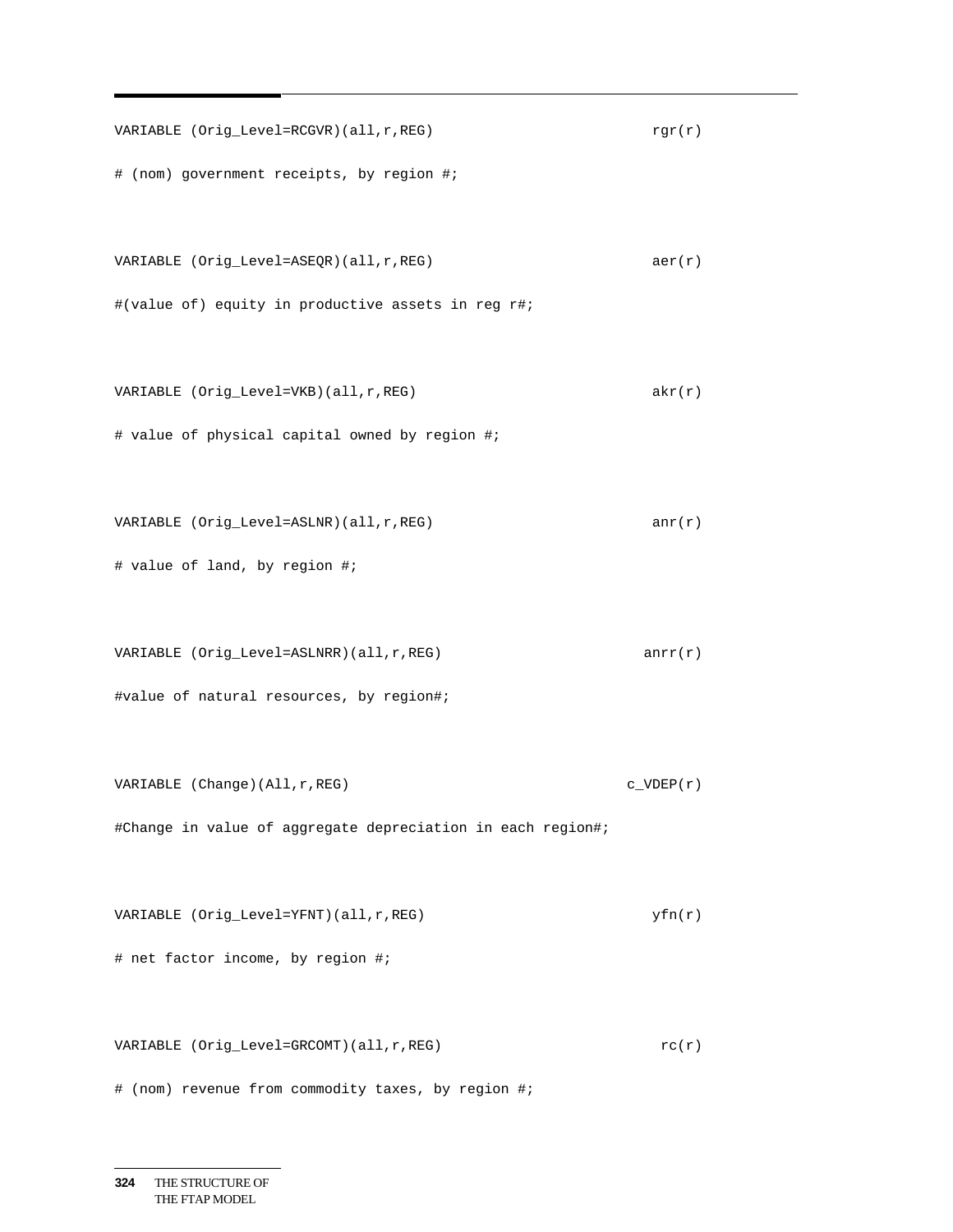```
VARIABLE (Orig_Level=RCGVR)(all,r,REG)                         rgr(r)

# (nom) government receipts, by region #;


VARIABLE (Orig_Level=ASEQR)(all,r,REG)                         aer(r)

#(value of) equity in productive assets in reg r#;


VARIABLE (Orig_Level=VKB)(all,r,REG)                           akr(r)

# value of physical capital owned by region #;


VARIABLE (Orig_Level=ASLNR)(all,r,REG)                         anr(r)

# value of land, by region #;


VARIABLE (Orig_Level=ASLNRR)(all,r,REG)                       anrr(r)

#value of natural resources, by region#;


VARIABLE (Change)(All,r,REG)                                c_VDEP(r)

#Change in value of aggregate depreciation in each region#;


VARIABLE (Orig_Level=YFNT)(all,r,REG)                          yfn(r)

# net factor income, by region #;


VARIABLE (Orig_Level=GRCOMT)(all,r,REG)                         rc(r)

# (nom) revenue from commodity taxes, by region #;
```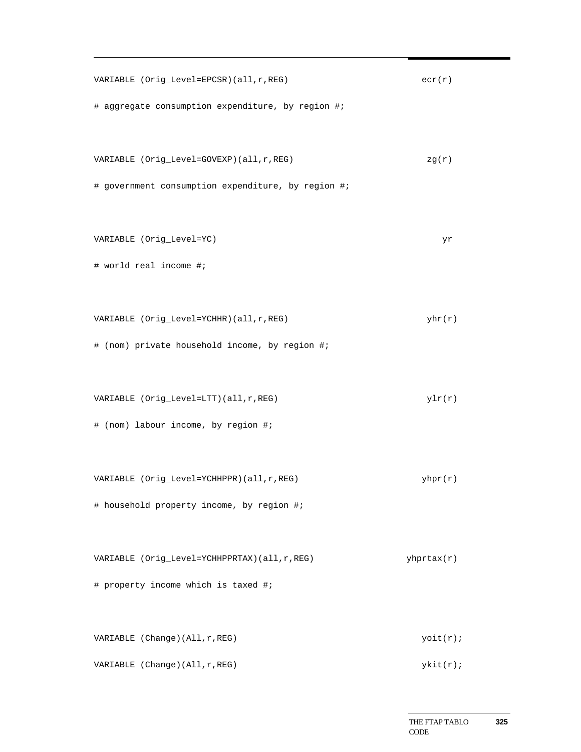```
VARIABLE (Orig_Level=EPCSR)(all,r,REG)                         ecr(r)

# aggregate consumption expenditure, by region #;


VARIABLE (Orig_Level=GOVEXP)(all,r,REG)                         zg(r)

# government consumption expenditure, by region #;


VARIABLE (Orig_Level=YC)                                           yr

# world real income #;


VARIABLE (Orig_Level=YCHHR)(all,r,REG)                          yhr(r)

# (nom) private household income, by region #;


VARIABLE (Orig_Level=LTT)(all,r,REG)                            ylr(r)

# (nom) labour income, by region #;


VARIABLE (Orig_Level=YCHHPPR)(all,r,REG)                       yhpr(r)

# household property income, by region #;


VARIABLE (Orig_Level=YCHHPPRTAX)(all,r,REG)                 yhprtax(r)

# property income which is taxed #;


VARIABLE (Change)(All,r,REG)                                   yoit(r);

VARIABLE (Change)(All,r,REG)                                   ykit(r);
```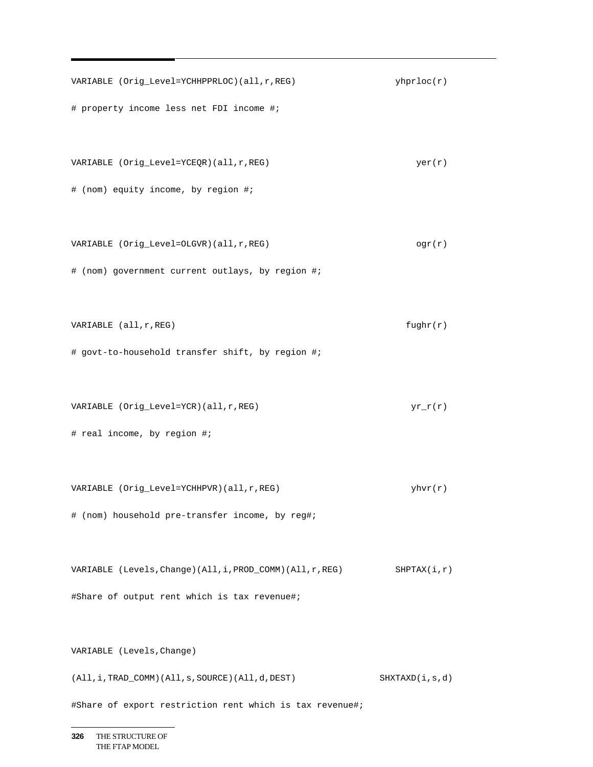```
VARIABLE (Orig_Level=YCHHPPRLOC)(all,r,REG)                    yhprloc(r)
# property income less net FDI income #;

VARIABLE (Orig_Level=YCEQR)(all,r,REG)                             yer(r)
# (nom) equity income, by region #;

VARIABLE (Orig_Level=OLGVR)(all,r,REG)                             ogr(r)
# (nom) government current outlays, by region #;

VARIABLE (all,r,REG)                                             fughr(r)
# govt-to-household transfer shift, by region #;

VARIABLE (Orig_Level=YCR)(all,r,REG)                              yr_r(r)
# real income, by region #;

VARIABLE (Orig_Level=YCHHPVR)(all,r,REG)                          yhvr(r)
# (nom) household pre-transfer income, by reg#;

VARIABLE (Levels,Change)(All,i,PROD_COMM)(All,r,REG)          SHPTAX(i,r)
#Share of output rent which is tax revenue#;

VARIABLE (Levels,Change)
(All,i,TRAD_COMM)(All,s,SOURCE)(All,d,DEST)               SHXTAXD(i,s,d)
#Share of export restriction rent which is tax revenue#;
```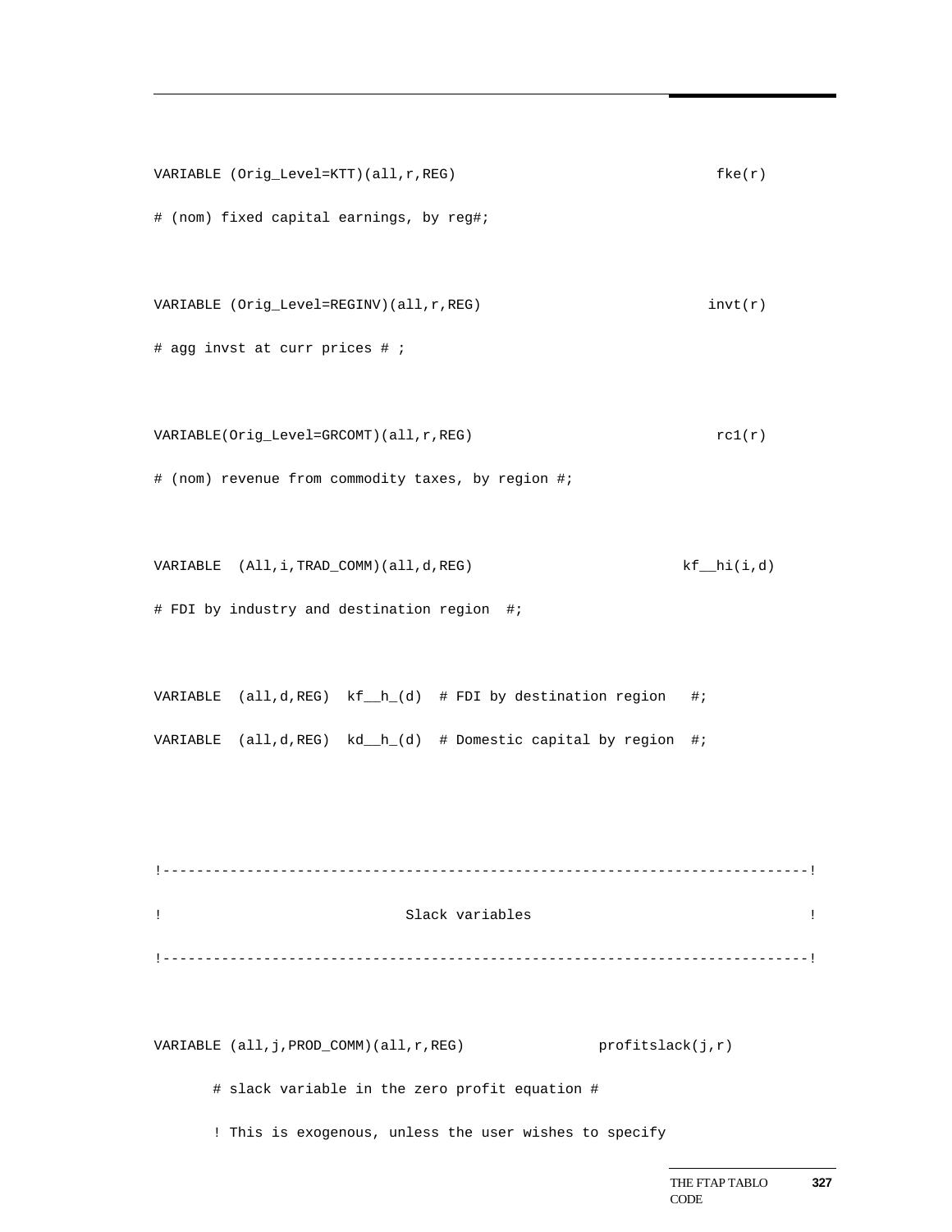```
VARIABLE (Orig_Level=KTT)(all,r,REG)                              fke(r)
# (nom) fixed capital earnings, by reg#;

VARIABLE (Orig_Level=REGINV)(all,r,REG)                          invt(r)
# agg invst at curr prices # ;

VARIABLE(Orig_Level=GRCOMT)(all,r,REG)                            rc1(r)
# (nom) revenue from commodity taxes, by region #;

VARIABLE  (All,i,TRAD_COMM)(all,d,REG)                       kf__hi(i,d)
# FDI by industry and destination region  #;

VARIABLE  (all,d,REG)  kf__h_(d)  # FDI by destination region   #;
VARIABLE  (all,d,REG)  kd__h_(d)  # Domestic capital by region  #;


!---------------------------------------------------------------------------!
!                             Slack variables                               !
!---------------------------------------------------------------------------!

VARIABLE (all,j,PROD_COMM)(all,r,REG)                profitslack(j,r)
       # slack variable in the zero profit equation #
       ! This is exogenous, unless the user wishes to specify
```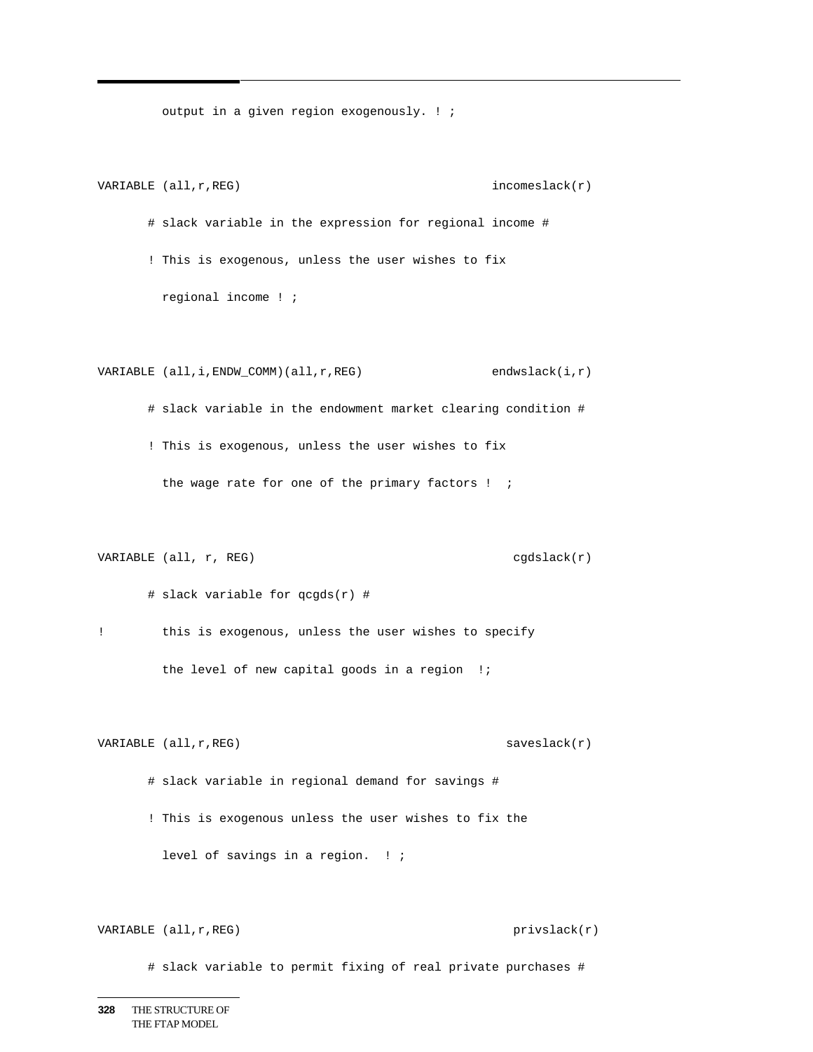```
         output in a given region exogenously. ! ;


VARIABLE (all,r,REG)                                   incomeslack(r)

       # slack variable in the expression for regional income #

       ! This is exogenous, unless the user wishes to fix

         regional income ! ;


VARIABLE (all,i,ENDW_COMM)(all,r,REG)                  endwslack(i,r)

       # slack variable in the endowment market clearing condition #

       ! This is exogenous, unless the user wishes to fix

         the wage rate for one of the primary factors !  ;


VARIABLE (all, r, REG)                                    cgdslack(r)

       # slack variable for qcgds(r) #

!        this is exogenous, unless the user wishes to specify

         the level of new capital goods in a region  !;


VARIABLE (all,r,REG)                                     saveslack(r)

       # slack variable in regional demand for savings #

       ! This is exogenous unless the user wishes to fix the

         level of savings in a region.  ! ;


VARIABLE (all,r,REG)                                      privslack(r)

       # slack variable to permit fixing of real private purchases #
```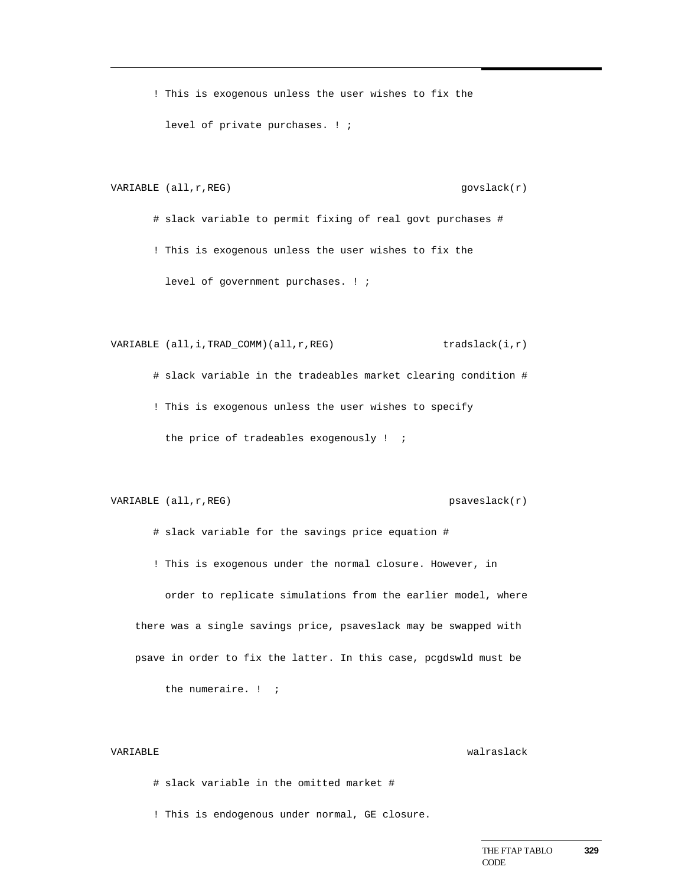```
       ! This is exogenous unless the user wishes to fix the
         level of private purchases. ! ;

VARIABLE (all,r,REG)                                        govslack(r)
       # slack variable to permit fixing of real govt purchases #
       ! This is exogenous unless the user wishes to fix the
         level of government purchases. ! ;

VARIABLE (all,i,TRAD_COMM)(all,r,REG)                  tradslack(i,r)
       # slack variable in the tradeables market clearing condition #
       ! This is exogenous unless the user wishes to specify
         the price of tradeables exogenously !  ;

VARIABLE (all,r,REG)                                      psaveslack(r)
       # slack variable for the savings price equation #
       ! This is exogenous under the normal closure. However, in
         order to replicate simulations from the earlier model, where
    there was a single savings price, psaveslack may be swapped with
    psave in order to fix the latter. In this case, pcgdswld must be
         the numeraire. !  ;

VARIABLE                                                     walraslack
       # slack variable in the omitted market #
       ! This is endogenous under normal, GE closure.
```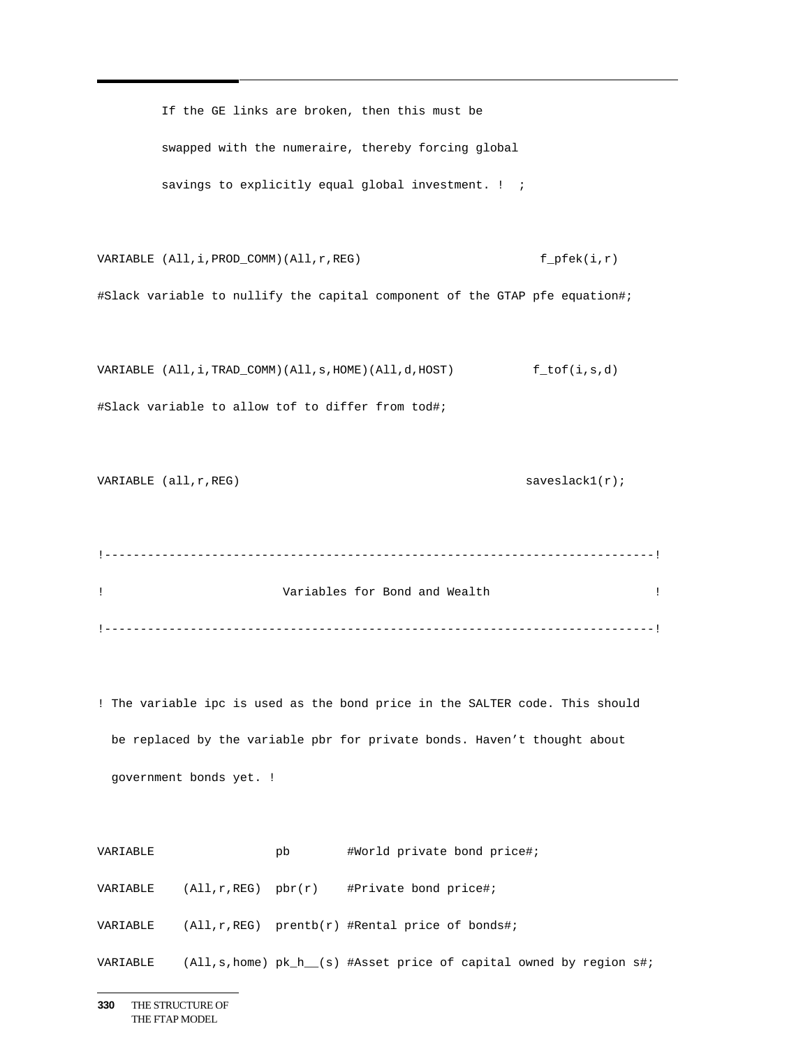```
         If the GE links are broken, then this must be

         swapped with the numeraire, thereby forcing global

         savings to explicitly equal global investment. !  ;


VARIABLE (All,i,PROD_COMM)(All,r,REG)                        f_pfek(i,r)

#Slack variable to nullify the capital component of the GTAP pfe equation#;


VARIABLE (All,i,TRAD_COMM)(All,s,HOME)(All,d,HOST)          f_tof(i,s,d)

#Slack variable to allow tof to differ from tod#;


VARIABLE (all,r,REG)                                        saveslack1(r);


!----------------------------------------------------------------------------!

!                         Variables for Bond and Wealth                      !

!----------------------------------------------------------------------------!


! The variable ipc is used as the bond price in the SALTER code. This should

  be replaced by the variable pbr for private bonds. Haven't thought about

  government bonds yet. !


VARIABLE                 pb        #World private bond price#;

VARIABLE    (All,r,REG)  pbr(r)    #Private bond price#;

VARIABLE    (All,r,REG)  prentb(r) #Rental price of bonds#;

VARIABLE    (All,s,home) pk_h__(s) #Asset price of capital owned by region s#;
```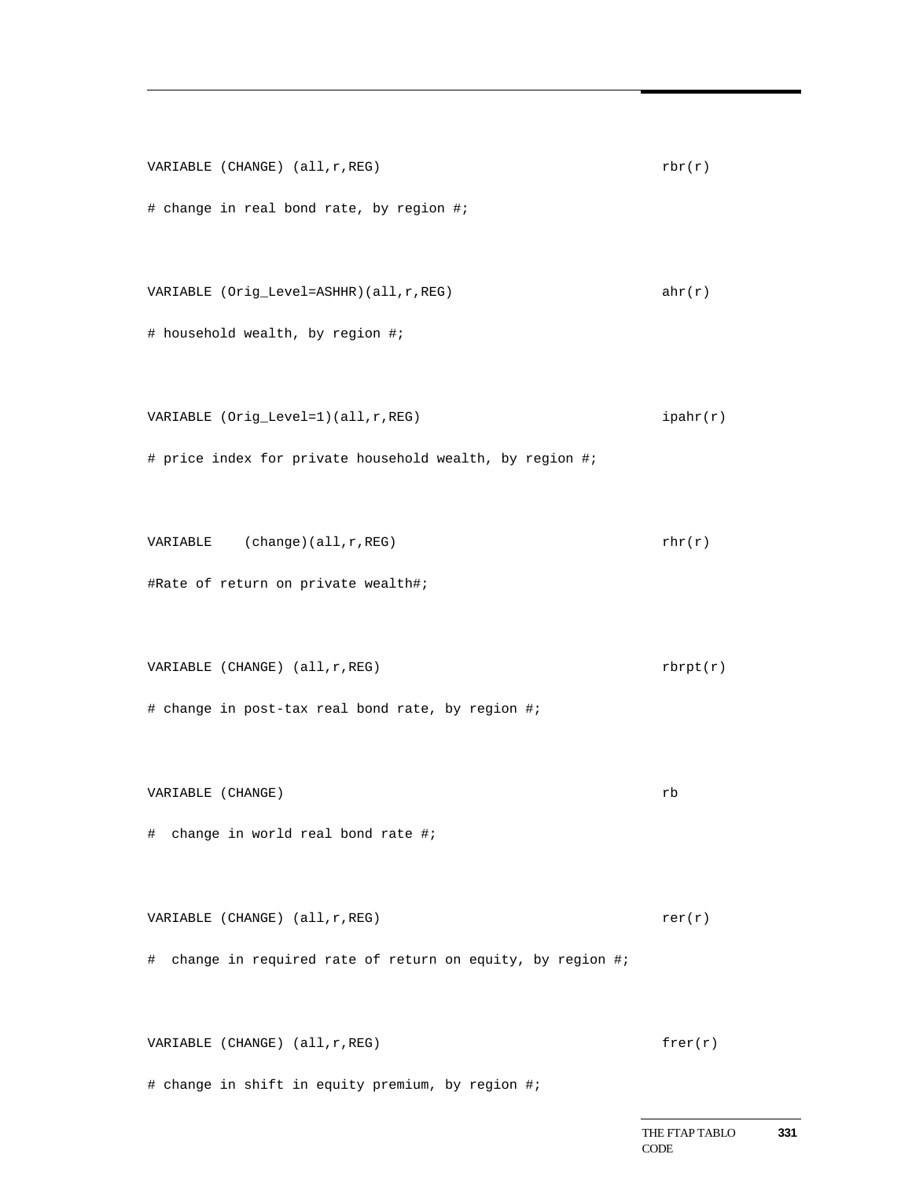```
VARIABLE (CHANGE) (all,r,REG)                                  rbr(r)
# change in real bond rate, by region #;

VARIABLE (Orig_Level=ASHHR)(all,r,REG)                         ahr(r)
# household wealth, by region #;

VARIABLE (Orig_Level=1)(all,r,REG)                             ipahr(r)
# price index for private household wealth, by region #;

VARIABLE    (change)(all,r,REG)                                rhr(r)
#Rate of return on private wealth#;

VARIABLE (CHANGE) (all,r,REG)                                  rbrpt(r)
# change in post-tax real bond rate, by region #;

VARIABLE (CHANGE)                                              rb
#  change in world real bond rate #;

VARIABLE (CHANGE) (all,r,REG)                                  rer(r)
#  change in required rate of return on equity, by region #;

VARIABLE (CHANGE) (all,r,REG)                                  frer(r)
# change in shift in equity premium, by region #;
```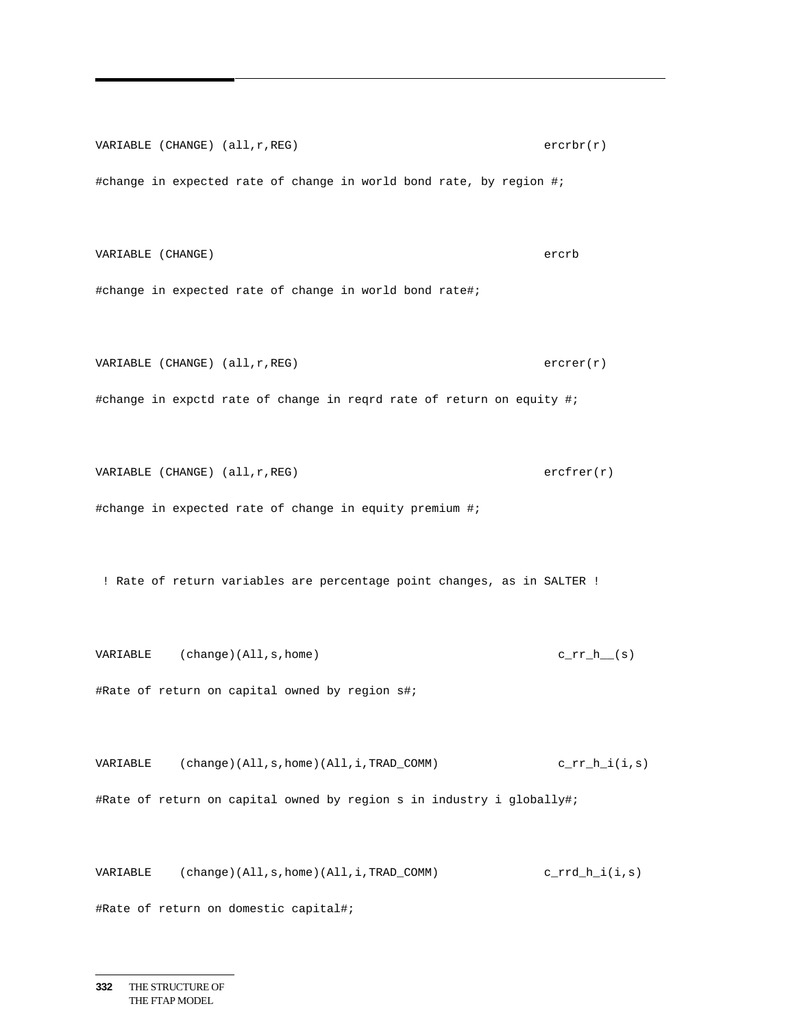```
VARIABLE (CHANGE) (all,r,REG)                          ercrbr(r)
#change in expected rate of change in world bond rate, by region #;

VARIABLE (CHANGE)                                      ercrb
#change in expected rate of change in world bond rate#;

VARIABLE (CHANGE) (all,r,REG)                          ercrer(r)
#change in expctd rate of change in reqrd rate of return on equity #;

VARIABLE (CHANGE) (all,r,REG)                          ercfrer(r)
#change in expected rate of change in equity premium #;

 ! Rate of return variables are percentage point changes, as in SALTER !

VARIABLE    (change)(All,s,home)                        c_rr_h__(s)
#Rate of return on capital owned by region s#;

VARIABLE    (change)(All,s,home)(All,i,TRAD_COMM)       c_rr_h_i(i,s)
#Rate of return on capital owned by region s in industry i globally#;

VARIABLE    (change)(All,s,home)(All,i,TRAD_COMM)      c_rrd_h_i(i,s)
#Rate of return on domestic capital#;
```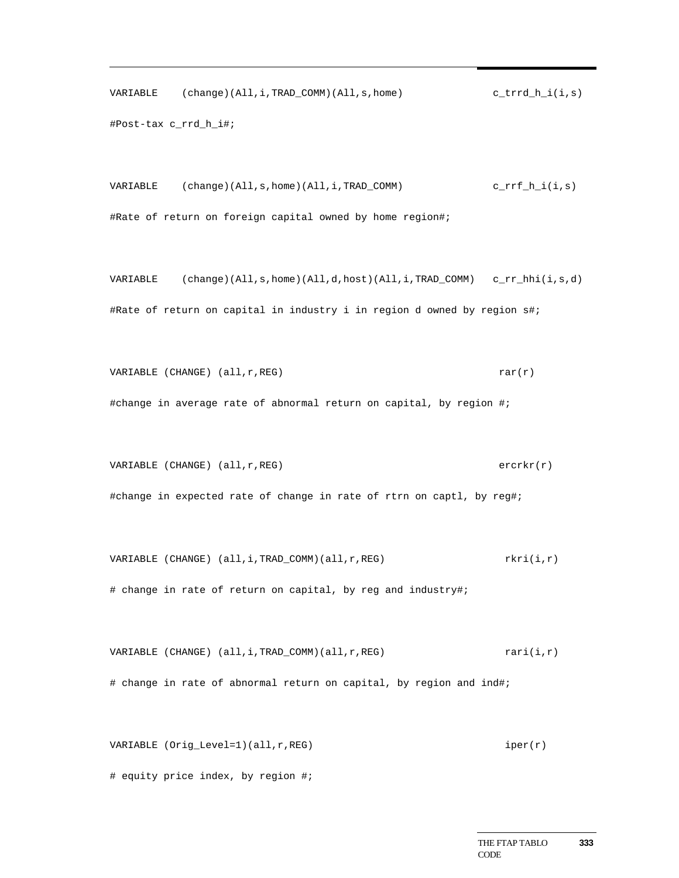```
VARIABLE    (change)(All,i,TRAD_COMM)(All,s,home)              c_trrd_h_i(i,s)
#Post-tax c_rrd_h_i#;

VARIABLE    (change)(All,s,home)(All,i,TRAD_COMM)             c_rrf_h_i(i,s)
#Rate of return on foreign capital owned by home region#;

VARIABLE    (change)(All,s,home)(All,d,host)(All,i,TRAD_COMM)   c_rr_hhi(i,s,d)
#Rate of return on capital in industry i in region d owned by region s#;

VARIABLE (CHANGE) (all,r,REG)                                  rar(r)
#change in average rate of abnormal return on capital, by region #;

VARIABLE (CHANGE) (all,r,REG)                                  ercrkr(r)
#change in expected rate of change in rate of rtrn on captl, by reg#;

VARIABLE (CHANGE) (all,i,TRAD_COMM)(all,r,REG)                  rkri(i,r)
# change in rate of return on capital, by reg and industry#;

VARIABLE (CHANGE) (all,i,TRAD_COMM)(all,r,REG)                  rari(i,r)
# change in rate of abnormal return on capital, by region and ind#;

VARIABLE (Orig_Level=1)(all,r,REG)                              iper(r)
# equity price index, by region #;
```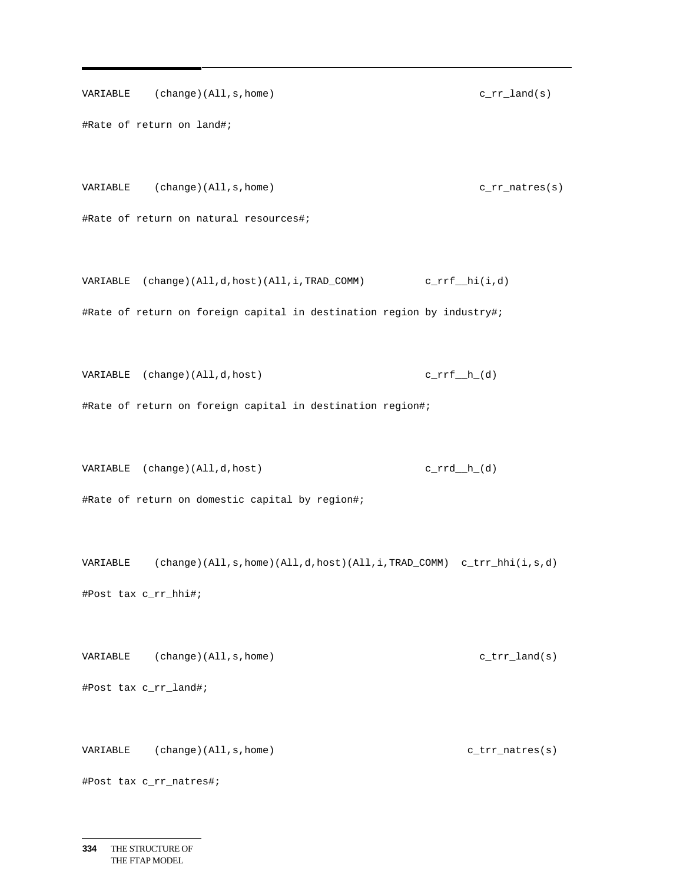```
VARIABLE    (change)(All,s,home)                                     c_rr_land(s)
#Rate of return on land#;

VARIABLE    (change)(All,s,home)                                     c_rr_natres(s)
#Rate of return on natural resources#;

VARIABLE  (change)(All,d,host)(All,i,TRAD_COMM)          c_rrf__hi(i,d)
#Rate of return on foreign capital in destination region by industry#;

VARIABLE  (change)(All,d,host)                           c_rrf__h_(d)
#Rate of return on foreign capital in destination region#;

VARIABLE  (change)(All,d,host)                           c_rrd__h_(d)
#Rate of return on domestic capital by region#;

VARIABLE    (change)(All,s,home)(All,d,host)(All,i,TRAD_COMM)  c_trr_hhi(i,s,d)
#Post tax c_rr_hhi#;

VARIABLE    (change)(All,s,home)                                     c_trr_land(s)
#Post tax c_rr_land#;

VARIABLE    (change)(All,s,home)                                   c_trr_natres(s)
#Post tax c_rr_natres#;
```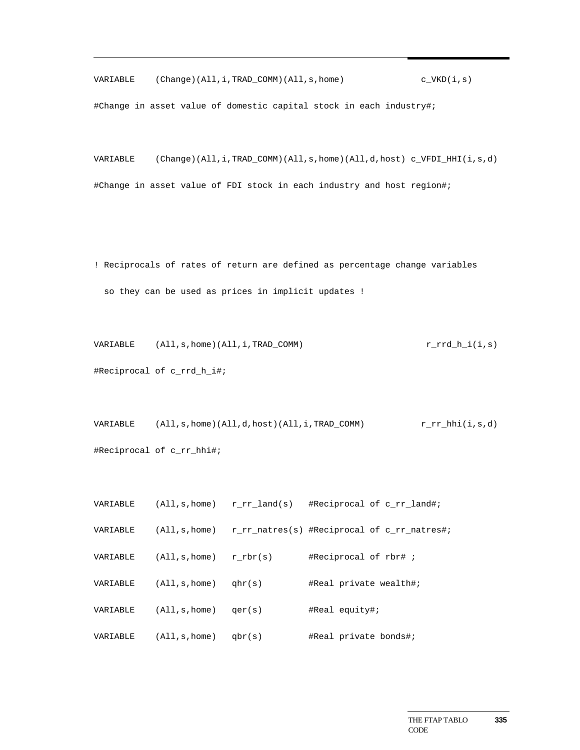```
VARIABLE    (Change)(All,i,TRAD_COMM)(All,s,home)              c_VKD(i,s)
#Change in asset value of domestic capital stock in each industry#;

VARIABLE    (Change)(All,i,TRAD_COMM)(All,s,home)(All,d,host) c_VFDI_HHI(i,s,d)
#Change in asset value of FDI stock in each industry and host region#;



! Reciprocals of rates of return are defined as percentage change variables
  so they can be used as prices in implicit updates !

VARIABLE    (All,s,home)(All,i,TRAD_COMM)                       r_rrd_h_i(i,s)
#Reciprocal of c_rrd_h_i#;

VARIABLE    (All,s,home)(All,d,host)(All,i,TRAD_COMM)          r_rr_hhi(i,s,d)
#Reciprocal of c_rr_hhi#;

VARIABLE    (All,s,home)   r_rr_land(s)   #Reciprocal of c_rr_land#;
VARIABLE    (All,s,home)   r_rr_natres(s) #Reciprocal of c_rr_natres#;
VARIABLE    (All,s,home)   r_rbr(s)       #Reciprocal of rbr# ;
VARIABLE    (All,s,home)   qhr(s)         #Real private wealth#;
VARIABLE    (All,s,home)   qer(s)         #Real equity#;
VARIABLE    (All,s,home)   qbr(s)         #Real private bonds#;
```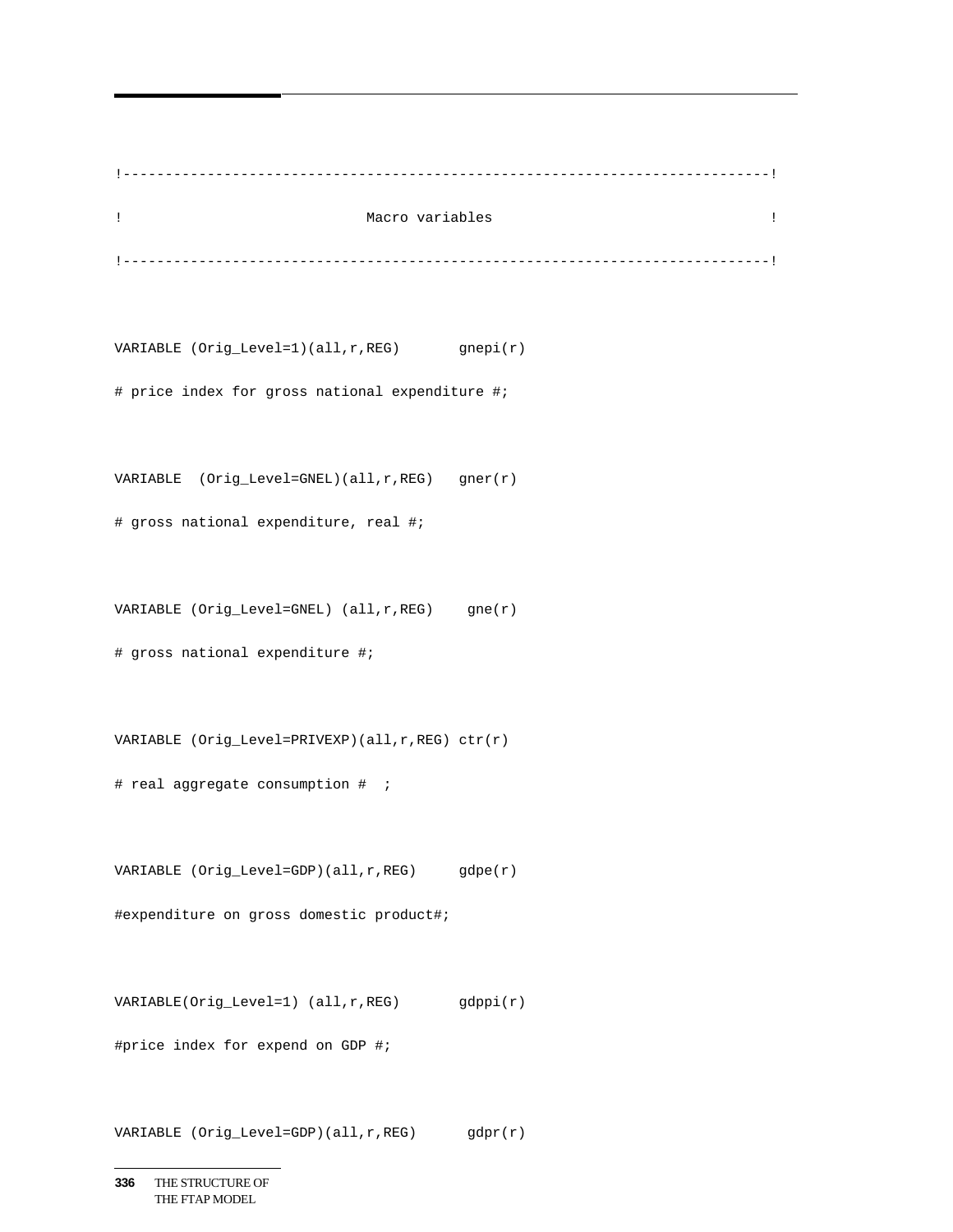```
!---------------------------------------------------------------------------!
!                             Macro variables                               !
!---------------------------------------------------------------------------!

VARIABLE (Orig_Level=1)(all,r,REG)       gnepi(r)
# price index for gross national expenditure #;

VARIABLE  (Orig_Level=GNEL)(all,r,REG)   gner(r)
# gross national expenditure, real #;

VARIABLE (Orig_Level=GNEL) (all,r,REG)    gne(r)
# gross national expenditure #;

VARIABLE (Orig_Level=PRIVEXP)(all,r,REG) ctr(r)
# real aggregate consumption #  ;

VARIABLE (Orig_Level=GDP)(all,r,REG)     gdpe(r)
#expenditure on gross domestic product#;

VARIABLE(Orig_Level=1) (all,r,REG)       gdppi(r)
#price index for expend on GDP #;

VARIABLE (Orig_Level=GDP)(all,r,REG)      gdpr(r)
```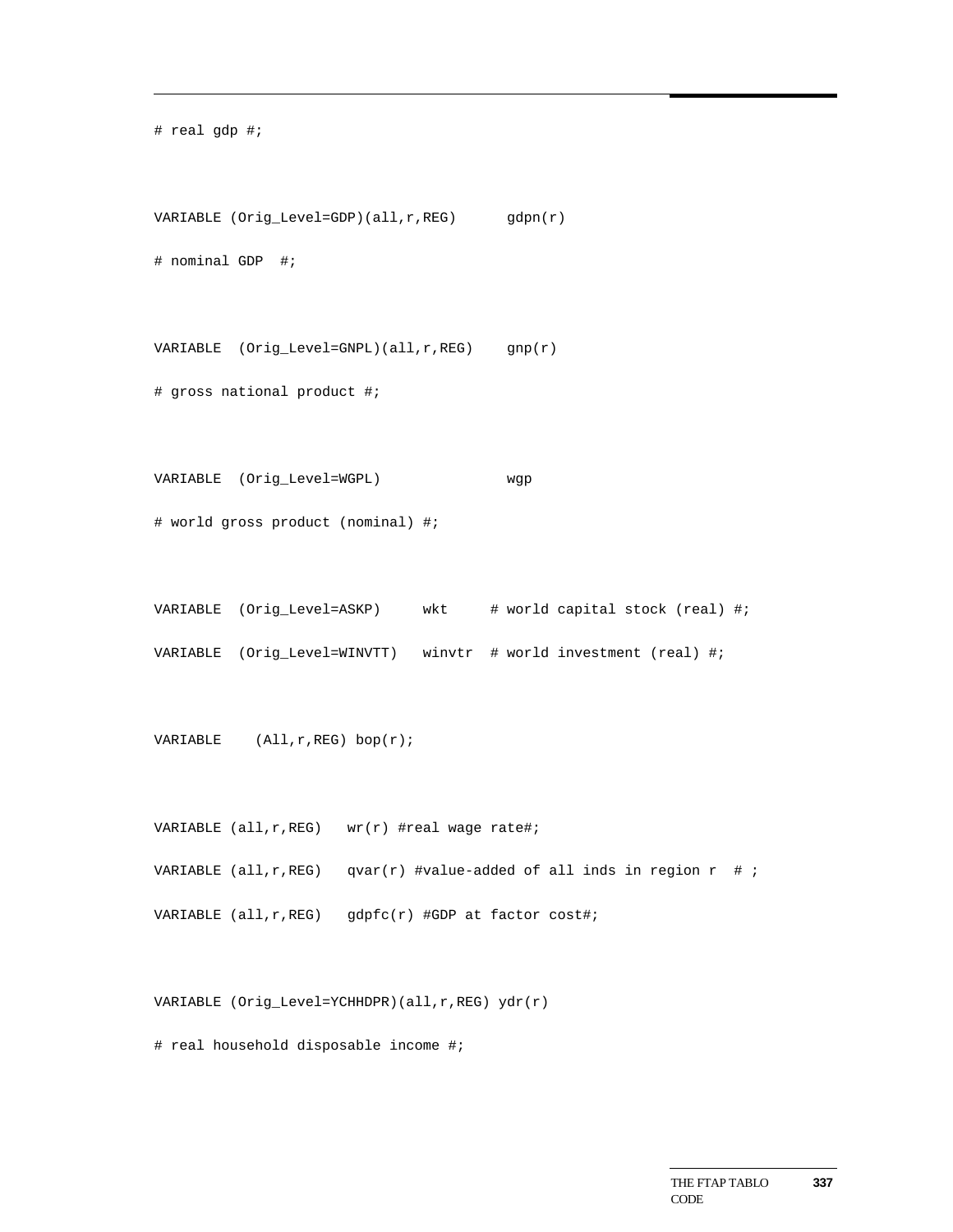```
# real gdp #;

VARIABLE (Orig_Level=GDP)(all,r,REG)      gdpn(r)
# nominal GDP  #;

VARIABLE  (Orig_Level=GNPL)(all,r,REG)    gnp(r)
# gross national product #;

VARIABLE  (Orig_Level=WGPL)               wgp
# world gross product (nominal) #;

VARIABLE  (Orig_Level=ASKP)     wkt     # world capital stock (real) #;
VARIABLE  (Orig_Level=WINVTT)   winvtr  # world investment (real) #;

VARIABLE    (All,r,REG) bop(r);

VARIABLE (all,r,REG)   wr(r) #real wage rate#;
VARIABLE (all,r,REG)   qvar(r) #value-added of all inds in region r  # ;
VARIABLE (all,r,REG)   gdpfc(r) #GDP at factor cost#;

VARIABLE (Orig_Level=YCHHDPR)(all,r,REG) ydr(r)
# real household disposable income #;
```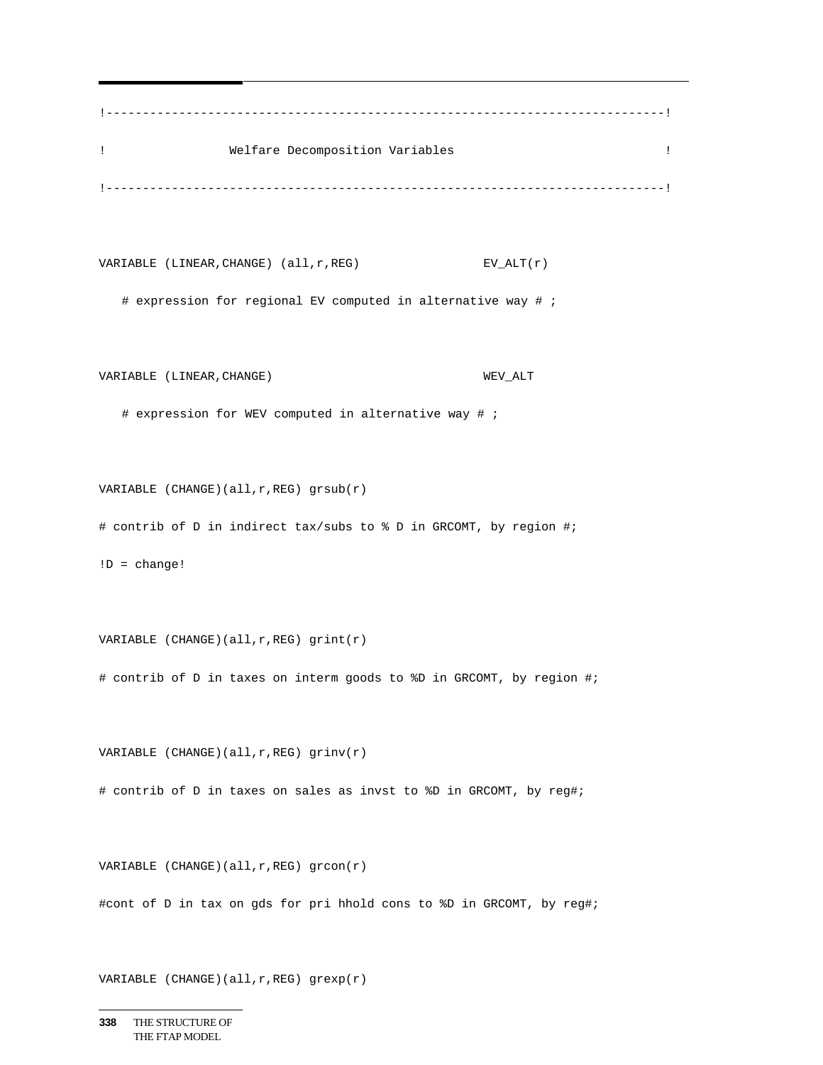```
!---------------------------------------------------------------------------!
!                 Welfare Decomposition Variables                           !
!---------------------------------------------------------------------------!

VARIABLE (LINEAR,CHANGE) (all,r,REG)                EV_ALT(r)
   # expression for regional EV computed in alternative way # ;

VARIABLE (LINEAR,CHANGE)                            WEV_ALT
   # expression for WEV computed in alternative way # ;

VARIABLE (CHANGE)(all,r,REG) grsub(r)
# contrib of D in indirect tax/subs to % D in GRCOMT, by region #;
!D = change!

VARIABLE (CHANGE)(all,r,REG) grint(r)
# contrib of D in taxes on interm goods to %D in GRCOMT, by region #;

VARIABLE (CHANGE)(all,r,REG) grinv(r)
# contrib of D in taxes on sales as invst to %D in GRCOMT, by reg#;

VARIABLE (CHANGE)(all,r,REG) grcon(r)
#cont of D in tax on gds for pri hhold cons to %D in GRCOMT, by reg#;

VARIABLE (CHANGE)(all,r,REG) grexp(r)
```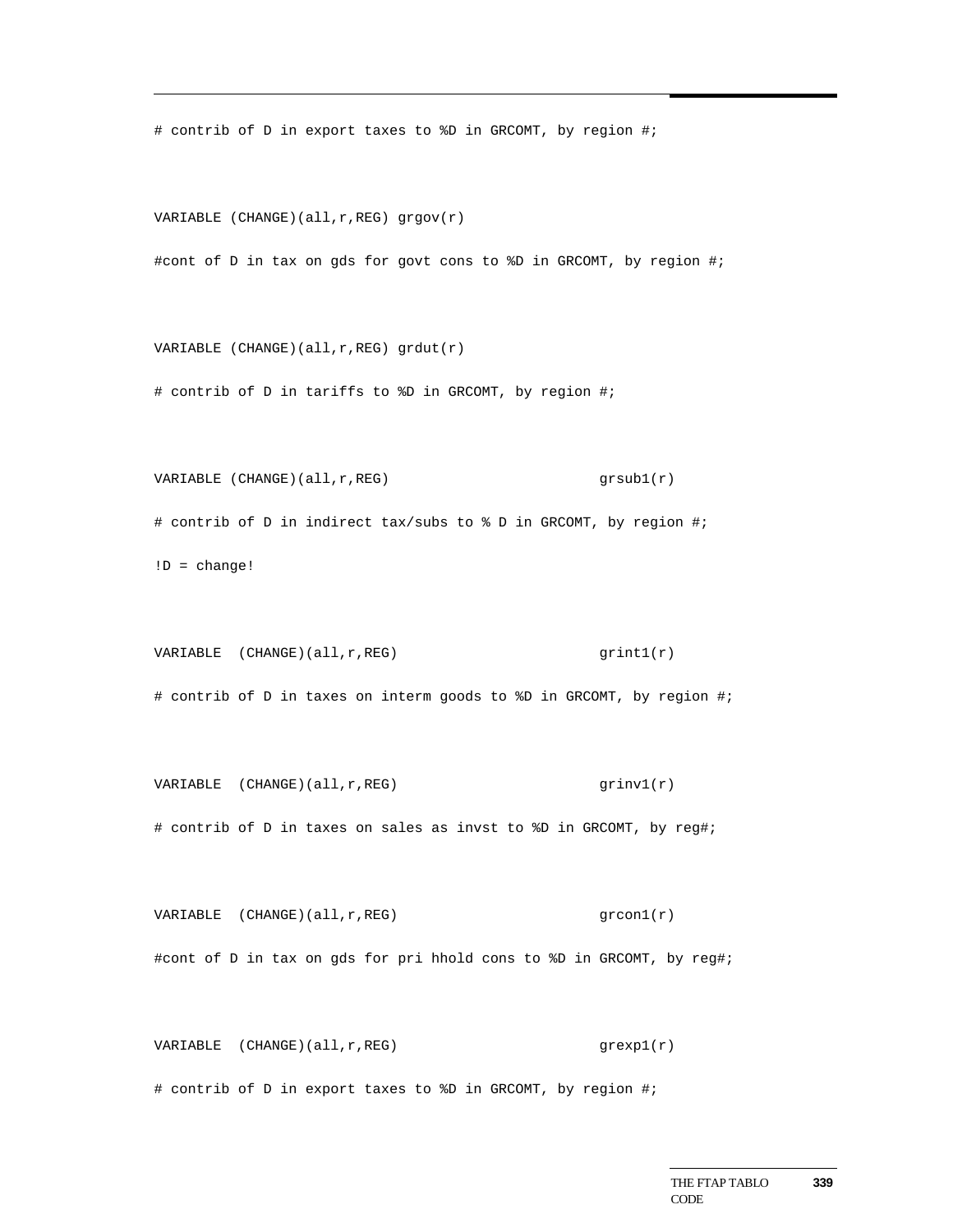```
# contrib of D in export taxes to %D in GRCOMT, by region #;

VARIABLE (CHANGE)(all,r,REG) grgov(r)
#cont of D in tax on gds for govt cons to %D in GRCOMT, by region #;

VARIABLE (CHANGE)(all,r,REG) grdut(r)
# contrib of D in tariffs to %D in GRCOMT, by region #;

VARIABLE (CHANGE)(all,r,REG)                        grsub1(r)
# contrib of D in indirect tax/subs to % D in GRCOMT, by region #;
!D = change!

VARIABLE  (CHANGE)(all,r,REG)                       grint1(r)
# contrib of D in taxes on interm goods to %D in GRCOMT, by region #;

VARIABLE  (CHANGE)(all,r,REG)                       grinv1(r)
# contrib of D in taxes on sales as invst to %D in GRCOMT, by reg#;

VARIABLE  (CHANGE)(all,r,REG)                       grcon1(r)
#cont of D in tax on gds for pri hhold cons to %D in GRCOMT, by reg#;

VARIABLE  (CHANGE)(all,r,REG)                       grexp1(r)
# contrib of D in export taxes to %D in GRCOMT, by region #;
```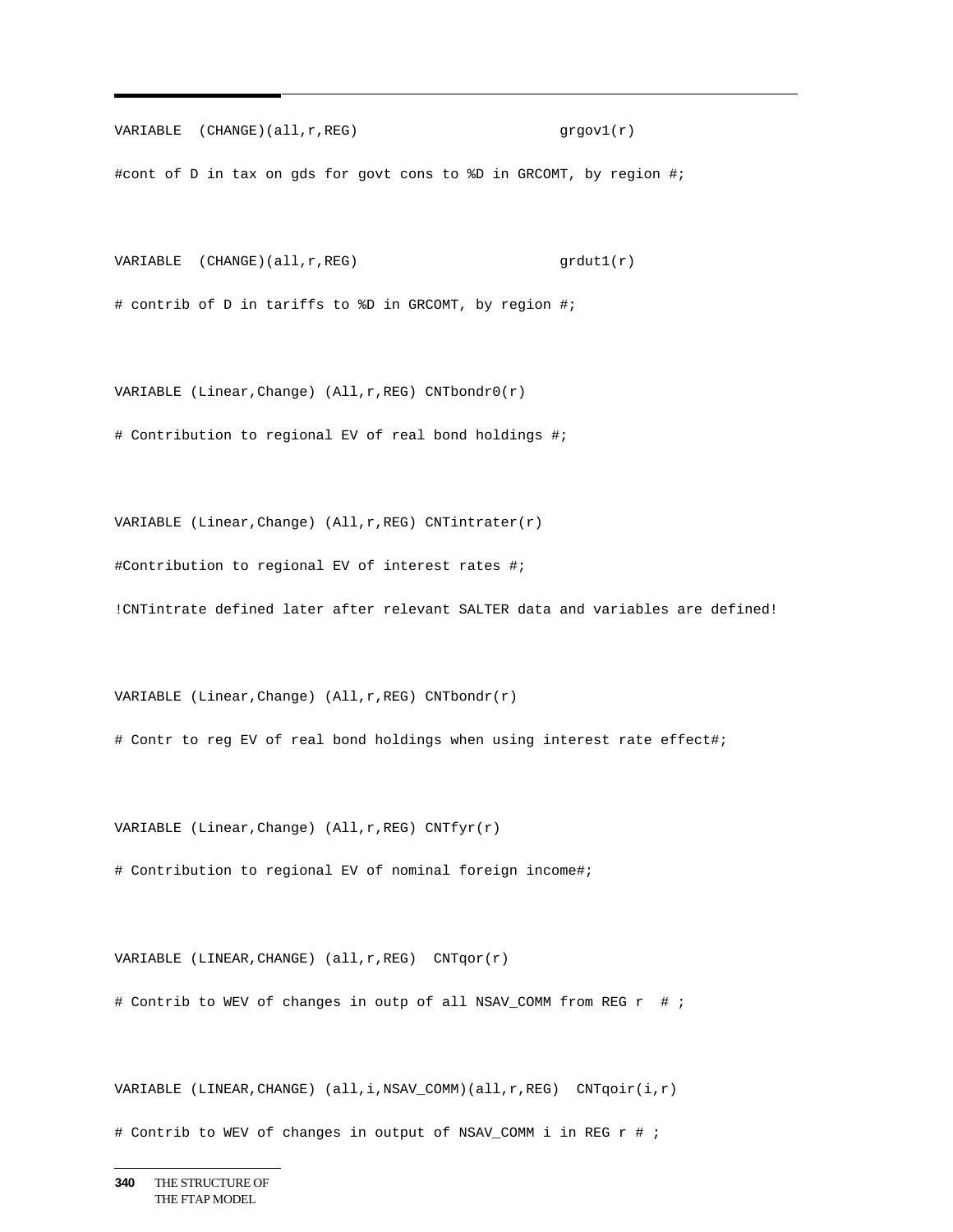```
VARIABLE  (CHANGE)(all,r,REG)                        grgov1(r)

#cont of D in tax on gds for govt cons to %D in GRCOMT, by region #;


VARIABLE  (CHANGE)(all,r,REG)                        grdut1(r)

# contrib of D in tariffs to %D in GRCOMT, by region #;


VARIABLE (Linear,Change) (All,r,REG) CNTbondr0(r)

# Contribution to regional EV of real bond holdings #;


VARIABLE (Linear,Change) (All,r,REG) CNTintrater(r)

#Contribution to regional EV of interest rates #;

!CNTintrate defined later after relevant SALTER data and variables are defined!


VARIABLE (Linear,Change) (All,r,REG) CNTbondr(r)

# Contr to reg EV of real bond holdings when using interest rate effect#;


VARIABLE (Linear,Change) (All,r,REG) CNTfyr(r)

# Contribution to regional EV of nominal foreign income#;


VARIABLE (LINEAR,CHANGE) (all,r,REG)  CNTqor(r)

# Contrib to WEV of changes in outp of all NSAV_COMM from REG r  # ;


VARIABLE (LINEAR,CHANGE) (all,i,NSAV_COMM)(all,r,REG)  CNTqoir(i,r)

# Contrib to WEV of changes in output of NSAV_COMM i in REG r # ;
```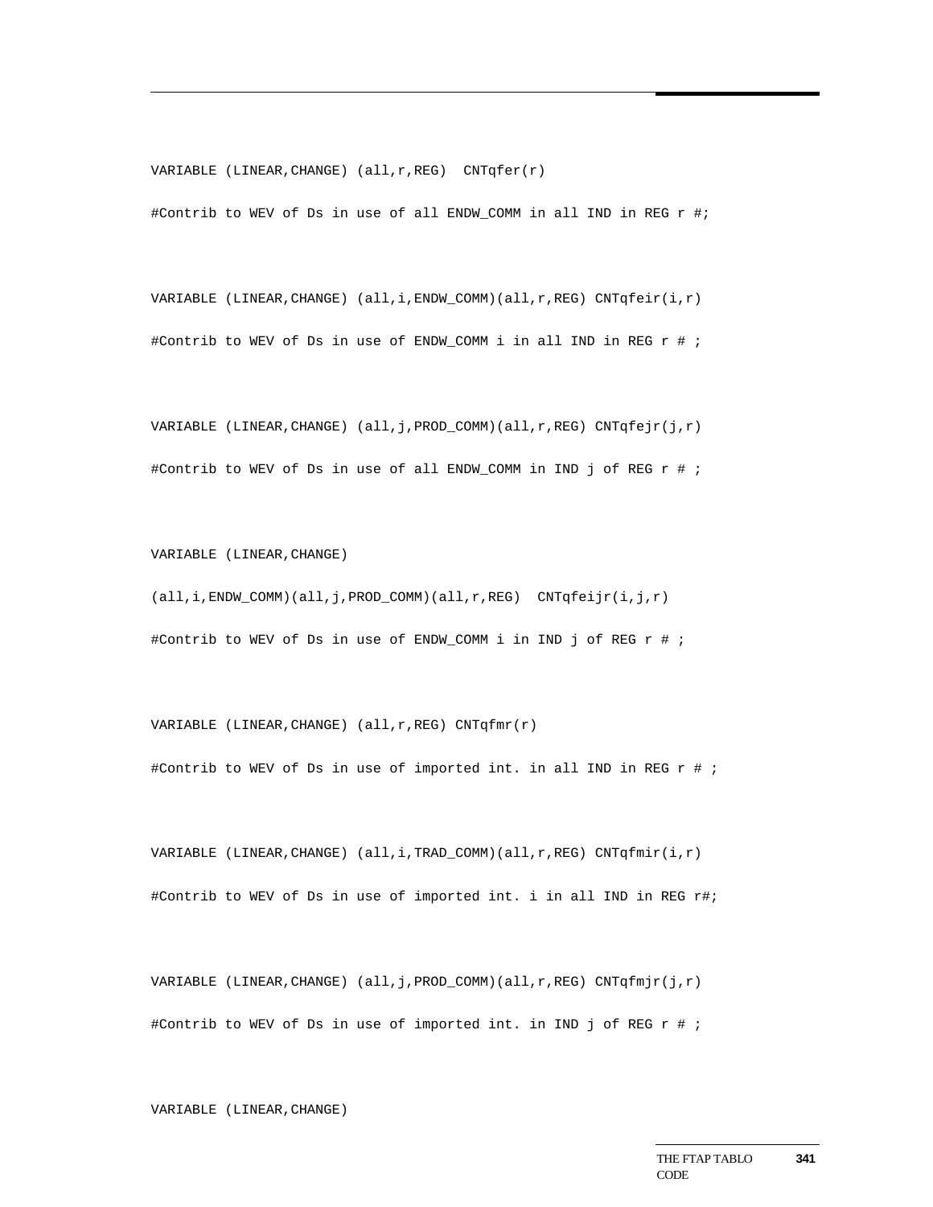```
VARIABLE (LINEAR,CHANGE) (all,r,REG)  CNTqfer(r)

#Contrib to WEV of Ds in use of all ENDW_COMM in all IND in REG r #;


VARIABLE (LINEAR,CHANGE) (all,i,ENDW_COMM)(all,r,REG) CNTqfeir(i,r)

#Contrib to WEV of Ds in use of ENDW_COMM i in all IND in REG r # ;


VARIABLE (LINEAR,CHANGE) (all,j,PROD_COMM)(all,r,REG) CNTqfejr(j,r)

#Contrib to WEV of Ds in use of all ENDW_COMM in IND j of REG r # ;


VARIABLE (LINEAR,CHANGE)

(all,i,ENDW_COMM)(all,j,PROD_COMM)(all,r,REG)  CNTqfeijr(i,j,r)

#Contrib to WEV of Ds in use of ENDW_COMM i in IND j of REG r # ;


VARIABLE (LINEAR,CHANGE) (all,r,REG) CNTqfmr(r)

#Contrib to WEV of Ds in use of imported int. in all IND in REG r # ;


VARIABLE (LINEAR,CHANGE) (all,i,TRAD_COMM)(all,r,REG) CNTqfmir(i,r)

#Contrib to WEV of Ds in use of imported int. i in all IND in REG r#;


VARIABLE (LINEAR,CHANGE) (all,j,PROD_COMM)(all,r,REG) CNTqfmjr(j,r)

#Contrib to WEV of Ds in use of imported int. in IND j of REG r # ;


VARIABLE (LINEAR,CHANGE)
```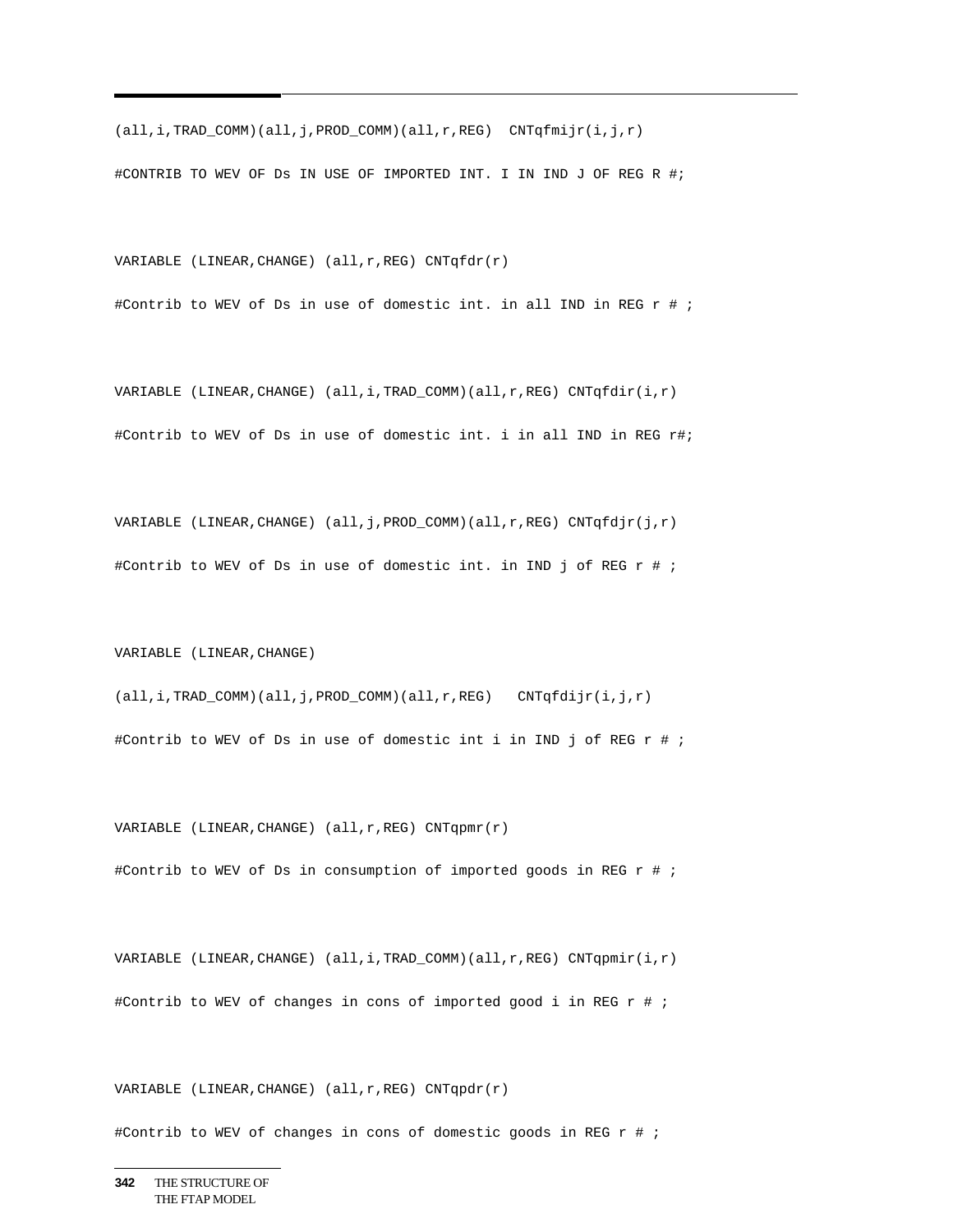```
(all,i,TRAD_COMM)(all,j,PROD_COMM)(all,r,REG)  CNTqfmijr(i,j,r)

#CONTRIB TO WEV OF Ds IN USE OF IMPORTED INT. I IN IND J OF REG R #;


VARIABLE (LINEAR,CHANGE) (all,r,REG) CNTqfdr(r)

#Contrib to WEV of Ds in use of domestic int. in all IND in REG r # ;


VARIABLE (LINEAR,CHANGE) (all,i,TRAD_COMM)(all,r,REG) CNTqfdir(i,r)

#Contrib to WEV of Ds in use of domestic int. i in all IND in REG r#;


VARIABLE (LINEAR,CHANGE) (all,j,PROD_COMM)(all,r,REG) CNTqfdjr(j,r)

#Contrib to WEV of Ds in use of domestic int. in IND j of REG r # ;


VARIABLE (LINEAR,CHANGE)

(all,i,TRAD_COMM)(all,j,PROD_COMM)(all,r,REG)   CNTqfdijr(i,j,r)

#Contrib to WEV of Ds in use of domestic int i in IND j of REG r # ;


VARIABLE (LINEAR,CHANGE) (all,r,REG) CNTqpmr(r)

#Contrib to WEV of Ds in consumption of imported goods in REG r # ;


VARIABLE (LINEAR,CHANGE) (all,i,TRAD_COMM)(all,r,REG) CNTqpmir(i,r)

#Contrib to WEV of changes in cons of imported good i in REG r # ;


VARIABLE (LINEAR,CHANGE) (all,r,REG) CNTqpdr(r)

#Contrib to WEV of changes in cons of domestic goods in REG r # ;
```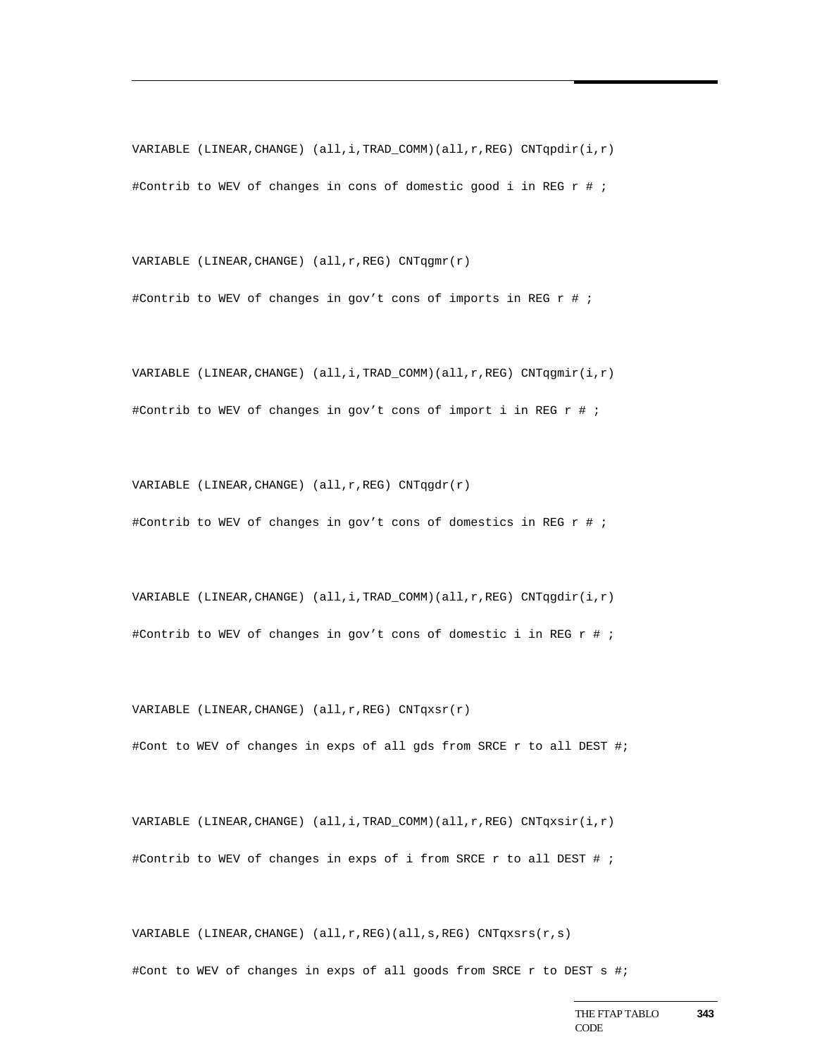```
VARIABLE (LINEAR,CHANGE) (all,i,TRAD_COMM)(all,r,REG) CNTqpdir(i,r)
#Contrib to WEV of changes in cons of domestic good i in REG r # ;

VARIABLE (LINEAR,CHANGE) (all,r,REG) CNTqgmr(r)
#Contrib to WEV of changes in gov’t cons of imports in REG r # ;

VARIABLE (LINEAR,CHANGE) (all,i,TRAD_COMM)(all,r,REG) CNTqgmir(i,r)
#Contrib to WEV of changes in gov’t cons of import i in REG r # ;

VARIABLE (LINEAR,CHANGE) (all,r,REG) CNTqgdr(r)
#Contrib to WEV of changes in gov’t cons of domestics in REG r # ;

VARIABLE (LINEAR,CHANGE) (all,i,TRAD_COMM)(all,r,REG) CNTqgdir(i,r)
#Contrib to WEV of changes in gov’t cons of domestic i in REG r # ;

VARIABLE (LINEAR,CHANGE) (all,r,REG) CNTqxsr(r)
#Cont to WEV of changes in exps of all gds from SRCE r to all DEST #;

VARIABLE (LINEAR,CHANGE) (all,i,TRAD_COMM)(all,r,REG) CNTqxsir(i,r)
#Contrib to WEV of changes in exps of i from SRCE r to all DEST # ;

VARIABLE (LINEAR,CHANGE) (all,r,REG)(all,s,REG) CNTqxsrs(r,s)
#Cont to WEV of changes in exps of all goods from SRCE r to DEST s #;
```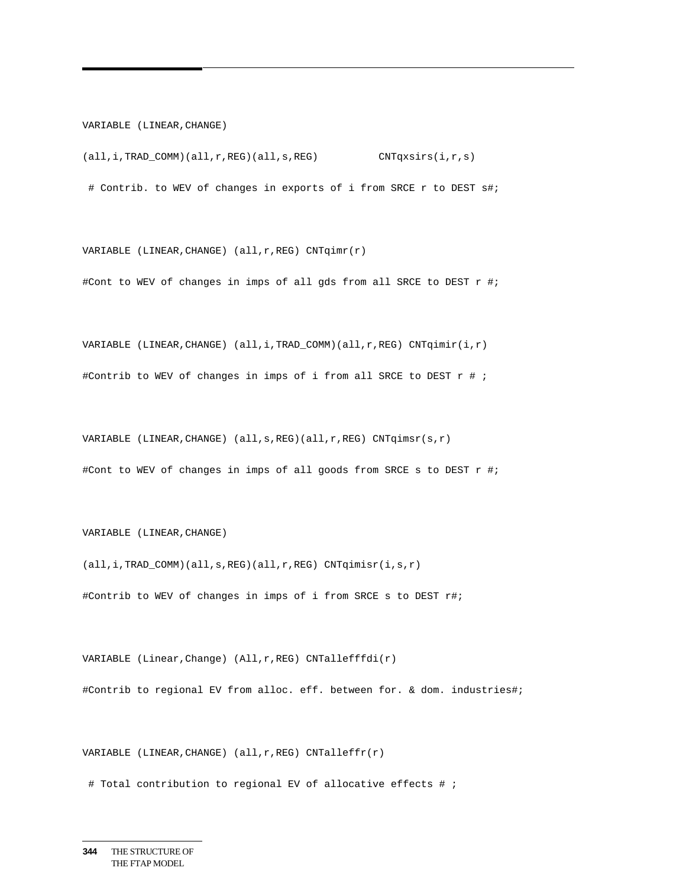```
VARIABLE (LINEAR,CHANGE)

(all,i,TRAD_COMM)(all,r,REG)(all,s,REG)          CNTqxsirs(i,r,s)

 # Contrib. to WEV of changes in exports of i from SRCE r to DEST s#;


VARIABLE (LINEAR,CHANGE) (all,r,REG) CNTqimr(r)

#Cont to WEV of changes in imps of all gds from all SRCE to DEST r #;


VARIABLE (LINEAR,CHANGE) (all,i,TRAD_COMM)(all,r,REG) CNTqimir(i,r)

#Contrib to WEV of changes in imps of i from all SRCE to DEST r # ;


VARIABLE (LINEAR,CHANGE) (all,s,REG)(all,r,REG) CNTqimsr(s,r)

#Cont to WEV of changes in imps of all goods from SRCE s to DEST r #;


VARIABLE (LINEAR,CHANGE)

(all,i,TRAD_COMM)(all,s,REG)(all,r,REG) CNTqimisr(i,s,r)

#Contrib to WEV of changes in imps of i from SRCE s to DEST r#;


VARIABLE (Linear,Change) (All,r,REG) CNTallefffdi(r)

#Contrib to regional EV from alloc. eff. between for. & dom. industries#;


VARIABLE (LINEAR,CHANGE) (all,r,REG) CNTalleffr(r)

 # Total contribution to regional EV of allocative effects # ;
```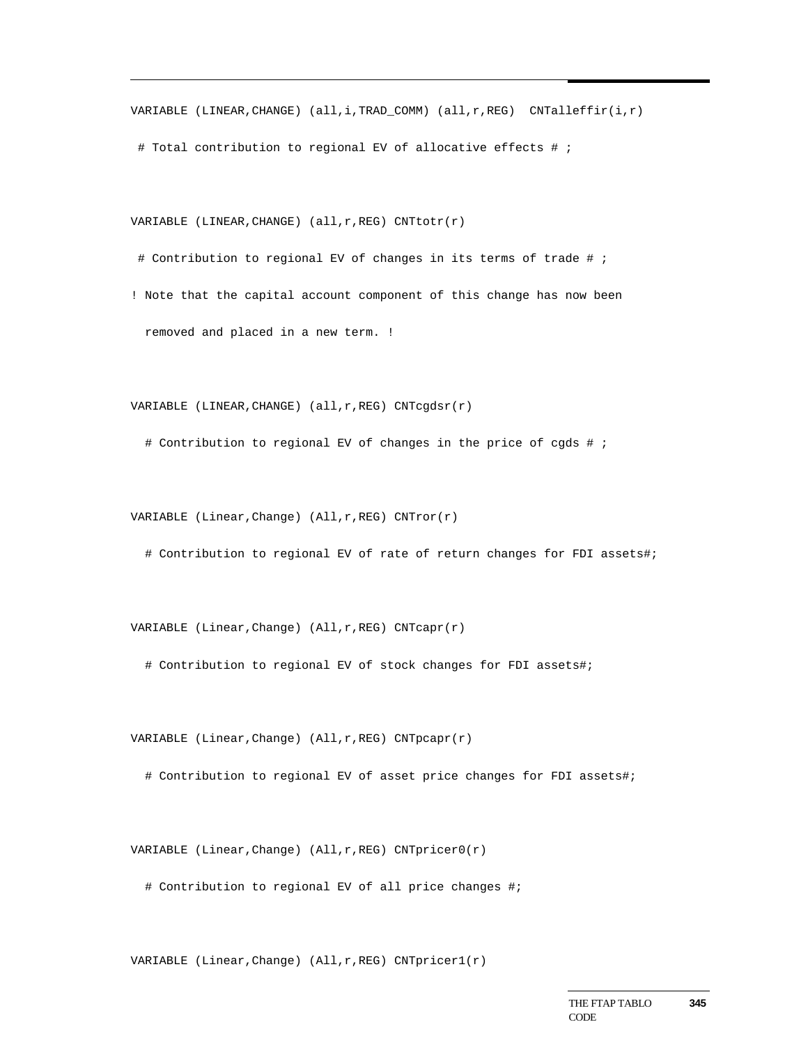```
VARIABLE (LINEAR,CHANGE) (all,i,TRAD_COMM) (all,r,REG)  CNTalleffir(i,r)

 # Total contribution to regional EV of allocative effects # ;


VARIABLE (LINEAR,CHANGE) (all,r,REG) CNTtotr(r)

 # Contribution to regional EV of changes in its terms of trade # ;

! Note that the capital account component of this change has now been

  removed and placed in a new term. !


VARIABLE (LINEAR,CHANGE) (all,r,REG) CNTcgdsr(r)

  # Contribution to regional EV of changes in the price of cgds # ;


VARIABLE (Linear,Change) (All,r,REG) CNTror(r)

  # Contribution to regional EV of rate of return changes for FDI assets#;


VARIABLE (Linear,Change) (All,r,REG) CNTcapr(r)

  # Contribution to regional EV of stock changes for FDI assets#;


VARIABLE (Linear,Change) (All,r,REG) CNTpcapr(r)

  # Contribution to regional EV of asset price changes for FDI assets#;


VARIABLE (Linear,Change) (All,r,REG) CNTpricer0(r)

  # Contribution to regional EV of all price changes #;


VARIABLE (Linear,Change) (All,r,REG) CNTpricer1(r)
```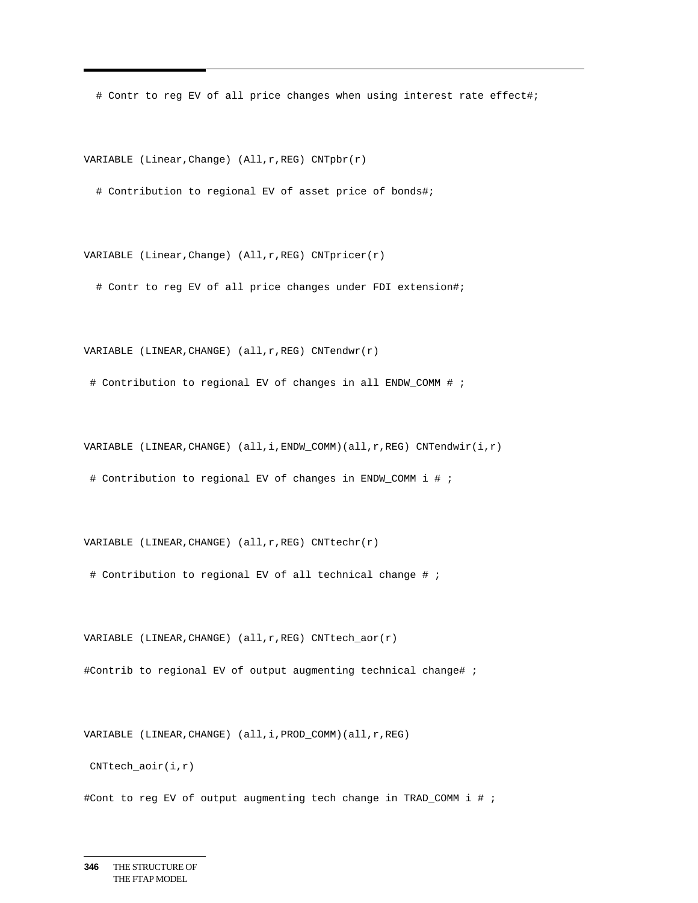```
  # Contr to reg EV of all price changes when using interest rate effect#;

VARIABLE (Linear,Change) (All,r,REG) CNTpbr(r)
  # Contribution to regional EV of asset price of bonds#;

VARIABLE (Linear,Change) (All,r,REG) CNTpricer(r)
  # Contr to reg EV of all price changes under FDI extension#;

VARIABLE (LINEAR,CHANGE) (all,r,REG) CNTendwr(r)
 # Contribution to regional EV of changes in all ENDW_COMM # ;

VARIABLE (LINEAR,CHANGE) (all,i,ENDW_COMM)(all,r,REG) CNTendwir(i,r)
 # Contribution to regional EV of changes in ENDW_COMM i # ;

VARIABLE (LINEAR,CHANGE) (all,r,REG) CNTtechr(r)
 # Contribution to regional EV of all technical change # ;

VARIABLE (LINEAR,CHANGE) (all,r,REG) CNTtech_aor(r)
#Contrib to regional EV of output augmenting technical change# ;

VARIABLE (LINEAR,CHANGE) (all,i,PROD_COMM)(all,r,REG)
 CNTtech_aoir(i,r)
#Cont to reg EV of output augmenting tech change in TRAD_COMM i # ;
```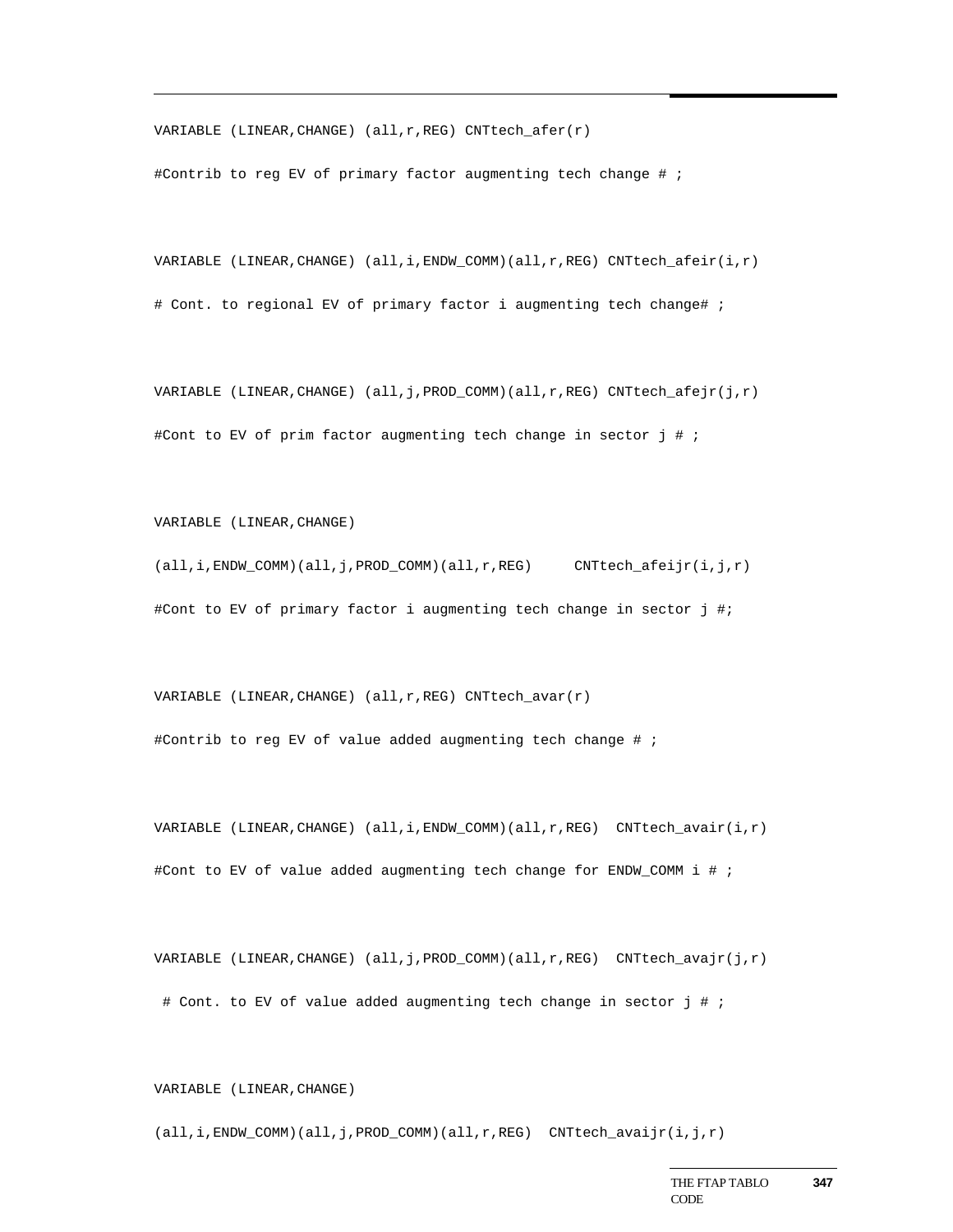```
VARIABLE (LINEAR,CHANGE) (all,r,REG) CNTtech_afer(r)

#Contrib to reg EV of primary factor augmenting tech change # ;


VARIABLE (LINEAR,CHANGE) (all,i,ENDW_COMM)(all,r,REG) CNTtech_afeir(i,r)

# Cont. to regional EV of primary factor i augmenting tech change# ;


VARIABLE (LINEAR,CHANGE) (all,j,PROD_COMM)(all,r,REG) CNTtech_afejr(j,r)

#Cont to EV of prim factor augmenting tech change in sector j # ;


VARIABLE (LINEAR,CHANGE)

(all,i,ENDW_COMM)(all,j,PROD_COMM)(all,r,REG)     CNTtech_afeijr(i,j,r)

#Cont to EV of primary factor i augmenting tech change in sector j #;


VARIABLE (LINEAR,CHANGE) (all,r,REG) CNTtech_avar(r)

#Contrib to reg EV of value added augmenting tech change # ;


VARIABLE (LINEAR,CHANGE) (all,i,ENDW_COMM)(all,r,REG)  CNTtech_avair(i,r)

#Cont to EV of value added augmenting tech change for ENDW_COMM i # ;


VARIABLE (LINEAR,CHANGE) (all,j,PROD_COMM)(all,r,REG)  CNTtech_avajr(j,r)

 # Cont. to EV of value added augmenting tech change in sector j # ;


VARIABLE (LINEAR,CHANGE)

(all,i,ENDW_COMM)(all,j,PROD_COMM)(all,r,REG)  CNTtech_avaijr(i,j,r)
```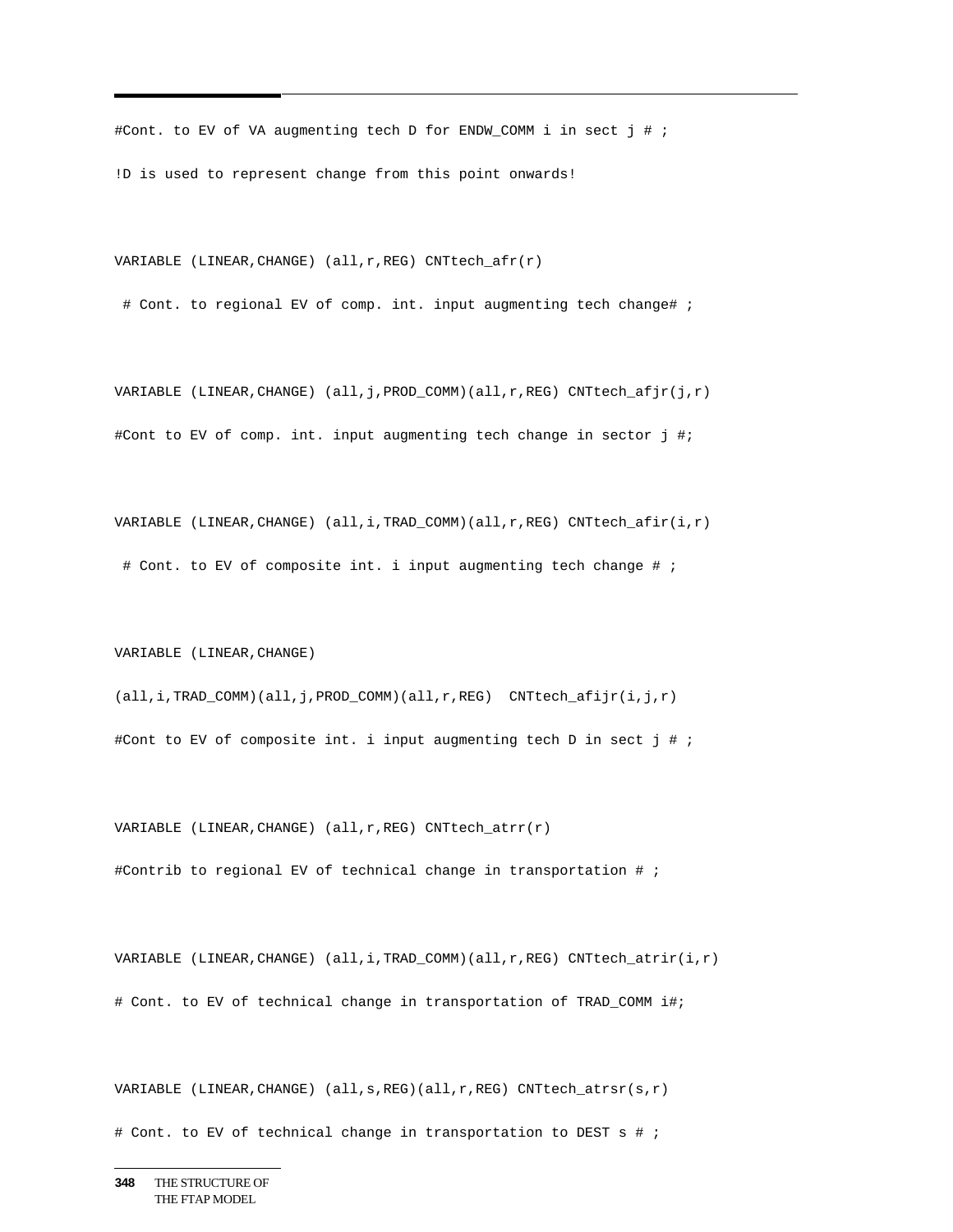```
#Cont. to EV of VA augmenting tech D for ENDW_COMM i in sect j # ;

!D is used to represent change from this point onwards!


VARIABLE (LINEAR,CHANGE) (all,r,REG) CNTtech_afr(r)

 # Cont. to regional EV of comp. int. input augmenting tech change# ;


VARIABLE (LINEAR,CHANGE) (all,j,PROD_COMM)(all,r,REG) CNTtech_afjr(j,r)

#Cont to EV of comp. int. input augmenting tech change in sector j #;


VARIABLE (LINEAR,CHANGE) (all,i,TRAD_COMM)(all,r,REG) CNTtech_afir(i,r)

 # Cont. to EV of composite int. i input augmenting tech change # ;


VARIABLE (LINEAR,CHANGE)

(all,i,TRAD_COMM)(all,j,PROD_COMM)(all,r,REG)  CNTtech_afijr(i,j,r)

#Cont to EV of composite int. i input augmenting tech D in sect j # ;


VARIABLE (LINEAR,CHANGE) (all,r,REG) CNTtech_atrr(r)

#Contrib to regional EV of technical change in transportation # ;


VARIABLE (LINEAR,CHANGE) (all,i,TRAD_COMM)(all,r,REG) CNTtech_atrir(i,r)

# Cont. to EV of technical change in transportation of TRAD_COMM i#;


VARIABLE (LINEAR,CHANGE) (all,s,REG)(all,r,REG) CNTtech_atrsr(s,r)

# Cont. to EV of technical change in transportation to DEST s # ;
```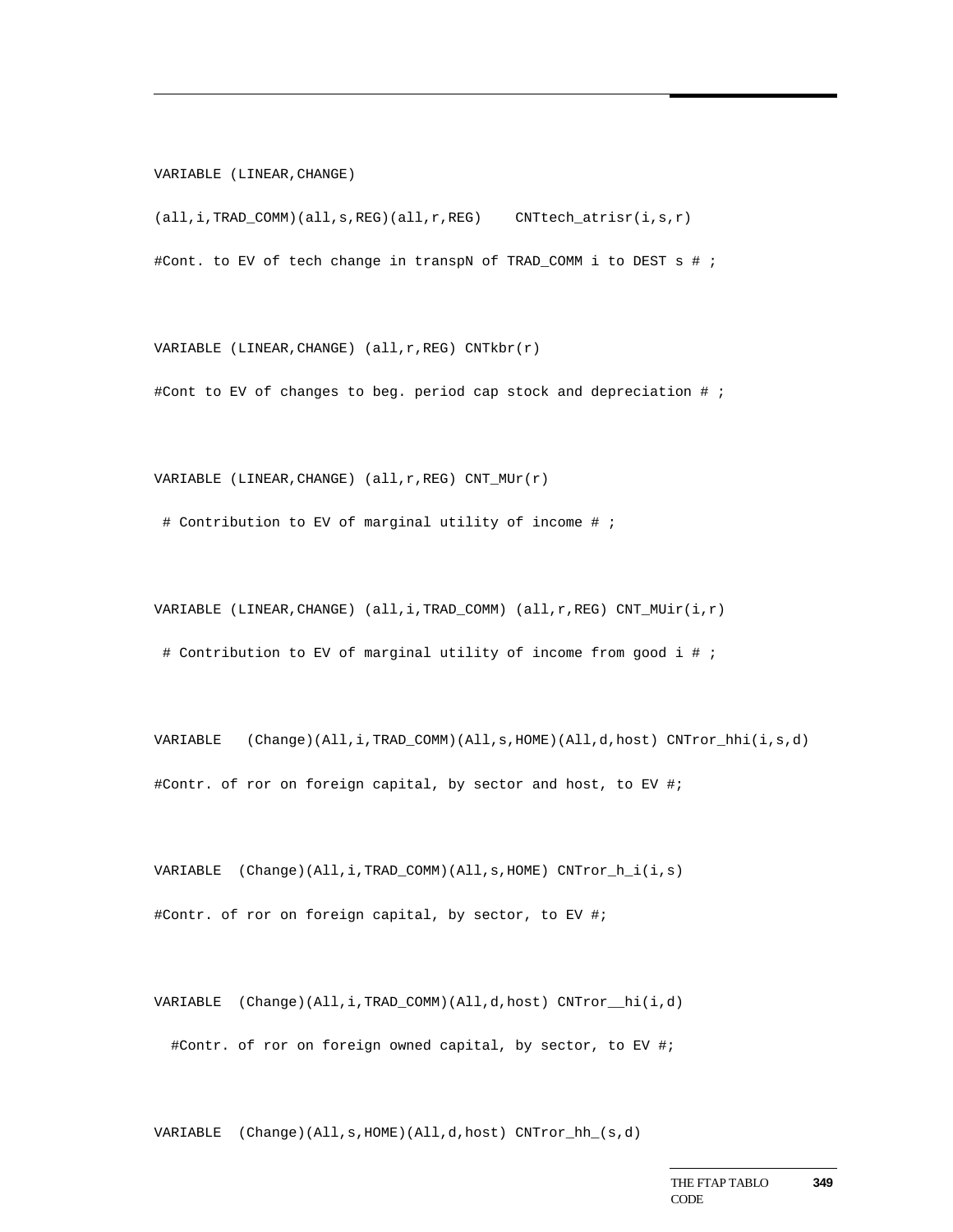```
VARIABLE (LINEAR,CHANGE)

(all,i,TRAD_COMM)(all,s,REG)(all,r,REG)    CNTtech_atrisr(i,s,r)

#Cont. to EV of tech change in transpN of TRAD_COMM i to DEST s # ;


VARIABLE (LINEAR,CHANGE) (all,r,REG) CNTkbr(r)

#Cont to EV of changes to beg. period cap stock and depreciation # ;


VARIABLE (LINEAR,CHANGE) (all,r,REG) CNT_MUr(r)

 # Contribution to EV of marginal utility of income # ;


VARIABLE (LINEAR,CHANGE) (all,i,TRAD_COMM) (all,r,REG) CNT_MUir(i,r)

 # Contribution to EV of marginal utility of income from good i # ;


VARIABLE   (Change)(All,i,TRAD_COMM)(All,s,HOME)(All,d,host) CNTror_hhi(i,s,d)

#Contr. of ror on foreign capital, by sector and host, to EV #;


VARIABLE  (Change)(All,i,TRAD_COMM)(All,s,HOME) CNTror_h_i(i,s)

#Contr. of ror on foreign capital, by sector, to EV #;


VARIABLE  (Change)(All,i,TRAD_COMM)(All,d,host) CNTror__hi(i,d)

  #Contr. of ror on foreign owned capital, by sector, to EV #;


VARIABLE  (Change)(All,s,HOME)(All,d,host) CNTror_hh_(s,d)
```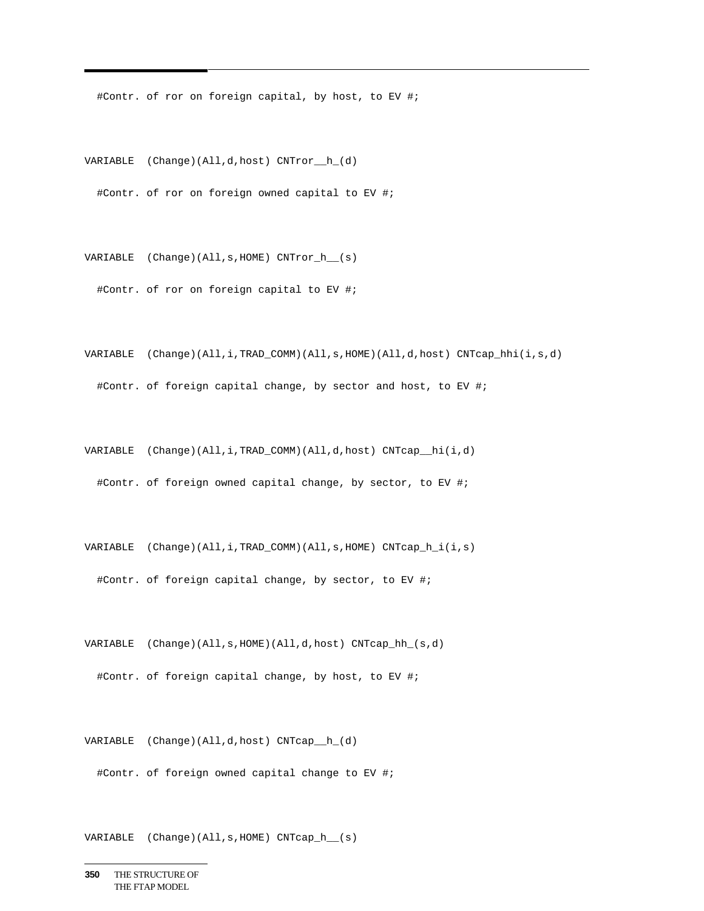```
  #Contr. of ror on foreign capital, by host, to EV #;

VARIABLE  (Change)(All,d,host) CNTror__h_(d)

  #Contr. of ror on foreign owned capital to EV #;

VARIABLE  (Change)(All,s,HOME) CNTror_h__(s)

  #Contr. of ror on foreign capital to EV #;

VARIABLE  (Change)(All,i,TRAD_COMM)(All,s,HOME)(All,d,host) CNTcap_hhi(i,s,d)

  #Contr. of foreign capital change, by sector and host, to EV #;

VARIABLE  (Change)(All,i,TRAD_COMM)(All,d,host) CNTcap__hi(i,d)

  #Contr. of foreign owned capital change, by sector, to EV #;

VARIABLE  (Change)(All,i,TRAD_COMM)(All,s,HOME) CNTcap_h_i(i,s)

  #Contr. of foreign capital change, by sector, to EV #;

VARIABLE  (Change)(All,s,HOME)(All,d,host) CNTcap_hh_(s,d)

  #Contr. of foreign capital change, by host, to EV #;

VARIABLE  (Change)(All,d,host) CNTcap__h_(d)

  #Contr. of foreign owned capital change to EV #;

VARIABLE  (Change)(All,s,HOME) CNTcap_h__(s)
```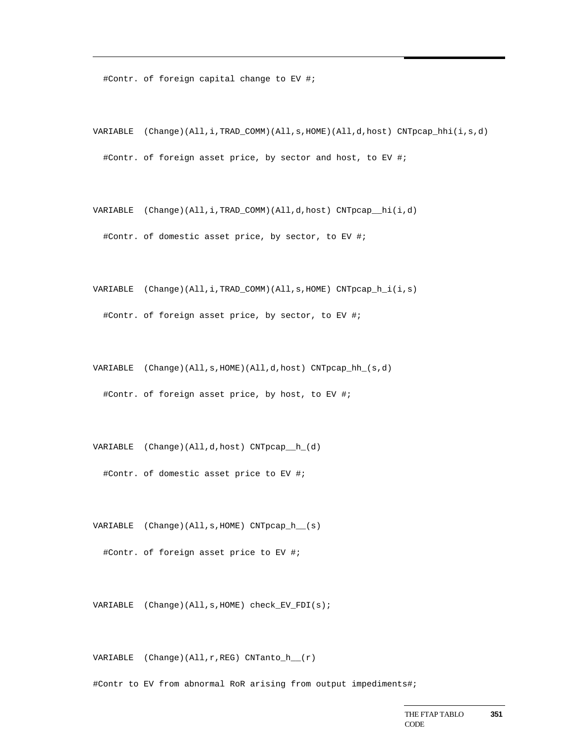```
  #Contr. of foreign capital change to EV #;

VARIABLE  (Change)(All,i,TRAD_COMM)(All,s,HOME)(All,d,host) CNTpcap_hhi(i,s,d)

  #Contr. of foreign asset price, by sector and host, to EV #;

VARIABLE  (Change)(All,i,TRAD_COMM)(All,d,host) CNTpcap__hi(i,d)

  #Contr. of domestic asset price, by sector, to EV #;

VARIABLE  (Change)(All,i,TRAD_COMM)(All,s,HOME) CNTpcap_h_i(i,s)

  #Contr. of foreign asset price, by sector, to EV #;

VARIABLE  (Change)(All,s,HOME)(All,d,host) CNTpcap_hh_(s,d)

  #Contr. of foreign asset price, by host, to EV #;

VARIABLE  (Change)(All,d,host) CNTpcap__h_(d)

  #Contr. of domestic asset price to EV #;

VARIABLE  (Change)(All,s,HOME) CNTpcap_h__(s)

  #Contr. of foreign asset price to EV #;

VARIABLE  (Change)(All,s,HOME) check_EV_FDI(s);

VARIABLE  (Change)(All,r,REG) CNTanto_h__(r)

#Contr to EV from abnormal RoR arising from output impediments#;
```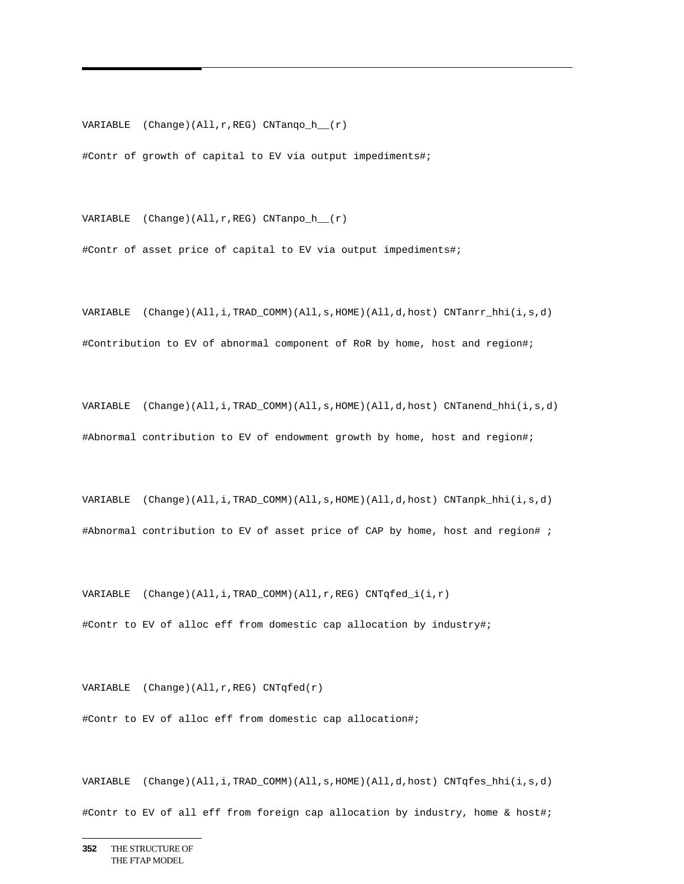```
VARIABLE  (Change)(All,r,REG) CNTanqo_h__(r)
#Contr of growth of capital to EV via output impediments#;

VARIABLE  (Change)(All,r,REG) CNTanpo_h__(r)
#Contr of asset price of capital to EV via output impediments#;

VARIABLE  (Change)(All,i,TRAD_COMM)(All,s,HOME)(All,d,host) CNTanrr_hhi(i,s,d)
#Contribution to EV of abnormal component of RoR by home, host and region#;

VARIABLE  (Change)(All,i,TRAD_COMM)(All,s,HOME)(All,d,host) CNTanend_hhi(i,s,d)
#Abnormal contribution to EV of endowment growth by home, host and region#;

VARIABLE  (Change)(All,i,TRAD_COMM)(All,s,HOME)(All,d,host) CNTanpk_hhi(i,s,d)
#Abnormal contribution to EV of asset price of CAP by home, host and region# ;

VARIABLE  (Change)(All,i,TRAD_COMM)(All,r,REG) CNTqfed_i(i,r)
#Contr to EV of alloc eff from domestic cap allocation by industry#;

VARIABLE  (Change)(All,r,REG) CNTqfed(r)
#Contr to EV of alloc eff from domestic cap allocation#;

VARIABLE  (Change)(All,i,TRAD_COMM)(All,s,HOME)(All,d,host) CNTqfes_hhi(i,s,d)
#Contr to EV of all eff from foreign cap allocation by industry, home & host#;
```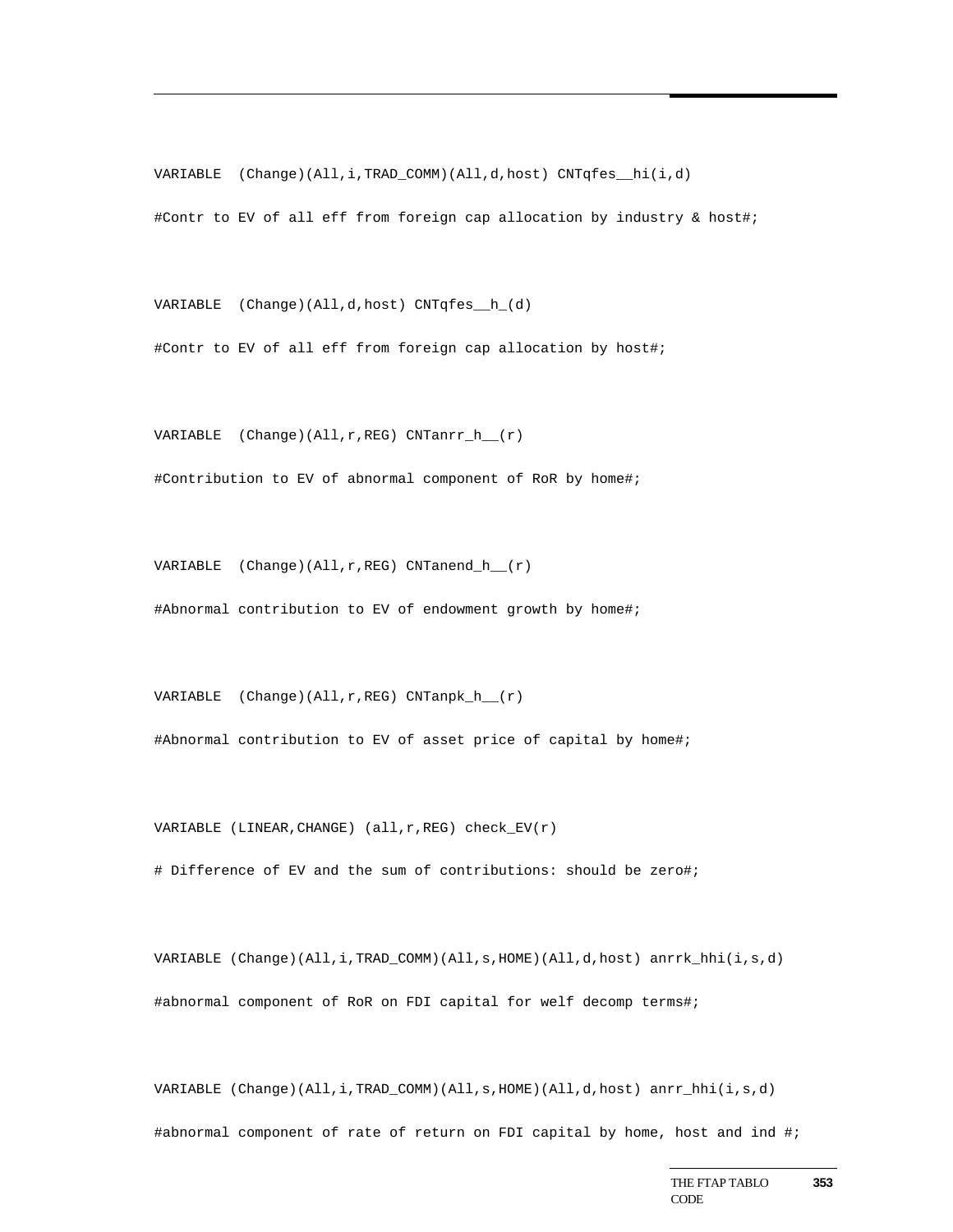```
VARIABLE  (Change)(All,i,TRAD_COMM)(All,d,host) CNTqfes__hi(i,d)
#Contr to EV of all eff from foreign cap allocation by industry & host#;

VARIABLE  (Change)(All,d,host) CNTqfes__h_(d)
#Contr to EV of all eff from foreign cap allocation by host#;

VARIABLE  (Change)(All,r,REG) CNTanrr_h__(r)
#Contribution to EV of abnormal component of RoR by home#;

VARIABLE  (Change)(All,r,REG) CNTanend_h__(r)
#Abnormal contribution to EV of endowment growth by home#;

VARIABLE  (Change)(All,r,REG) CNTanpk_h__(r)
#Abnormal contribution to EV of asset price of capital by home#;

VARIABLE (LINEAR,CHANGE) (all,r,REG) check_EV(r)
# Difference of EV and the sum of contributions: should be zero#;

VARIABLE (Change)(All,i,TRAD_COMM)(All,s,HOME)(All,d,host) anrrk_hhi(i,s,d)
#abnormal component of RoR on FDI capital for welf decomp terms#;

VARIABLE (Change)(All,i,TRAD_COMM)(All,s,HOME)(All,d,host) anrr_hhi(i,s,d)
#abnormal component of rate of return on FDI capital by home, host and ind #;
```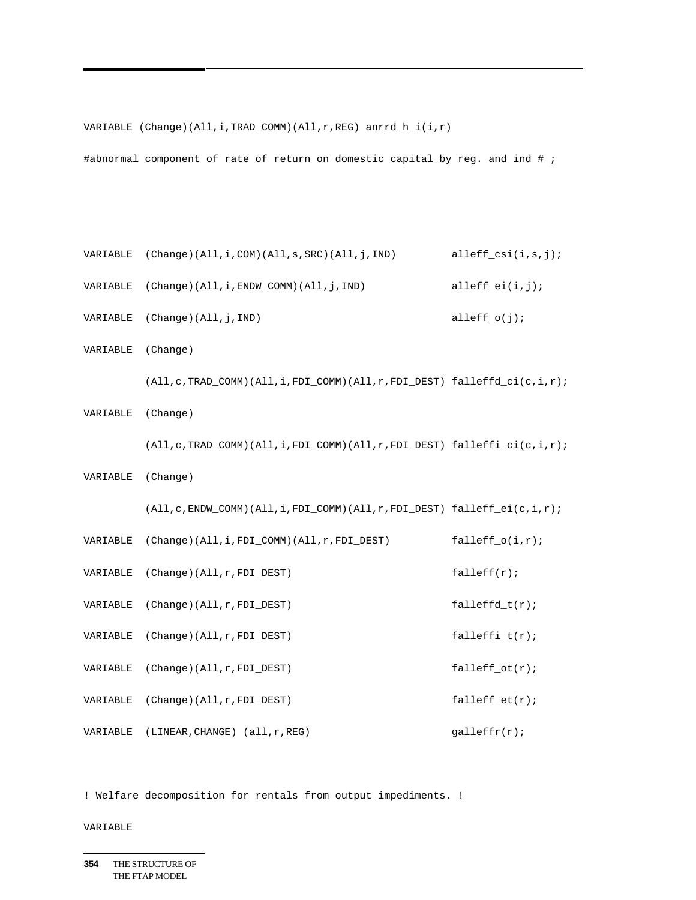```
VARIABLE (Change)(All,i,TRAD_COMM)(All,r,REG) anrrd_h_i(i,r)
#abnormal component of rate of return on domestic capital by reg. and ind # ;



VARIABLE  (Change)(All,i,COM)(All,s,SRC)(All,j,IND)         alleff_csi(i,s,j);
VARIABLE  (Change)(All,i,ENDW_COMM)(All,j,IND)              alleff_ei(i,j);
VARIABLE  (Change)(All,j,IND)                               alleff_o(j);
VARIABLE  (Change)
          (All,c,TRAD_COMM)(All,i,FDI_COMM)(All,r,FDI_DEST) falleffd_ci(c,i,r);
VARIABLE  (Change)
          (All,c,TRAD_COMM)(All,i,FDI_COMM)(All,r,FDI_DEST) falleffi_ci(c,i,r);
VARIABLE  (Change)
          (All,c,ENDW_COMM)(All,i,FDI_COMM)(All,r,FDI_DEST) falleff_ei(c,i,r);
VARIABLE  (Change)(All,i,FDI_COMM)(All,r,FDI_DEST)          falleff_o(i,r);
VARIABLE  (Change)(All,r,FDI_DEST)                          falleff(r);
VARIABLE  (Change)(All,r,FDI_DEST)                          falleffd_t(r);
VARIABLE  (Change)(All,r,FDI_DEST)                          falleffi_t(r);
VARIABLE  (Change)(All,r,FDI_DEST)                          falleff_ot(r);
VARIABLE  (Change)(All,r,FDI_DEST)                          falleff_et(r);
VARIABLE  (LINEAR,CHANGE) (all,r,REG)                       galleffr(r);

! Welfare decomposition for rentals from output impediments. !
VARIABLE
```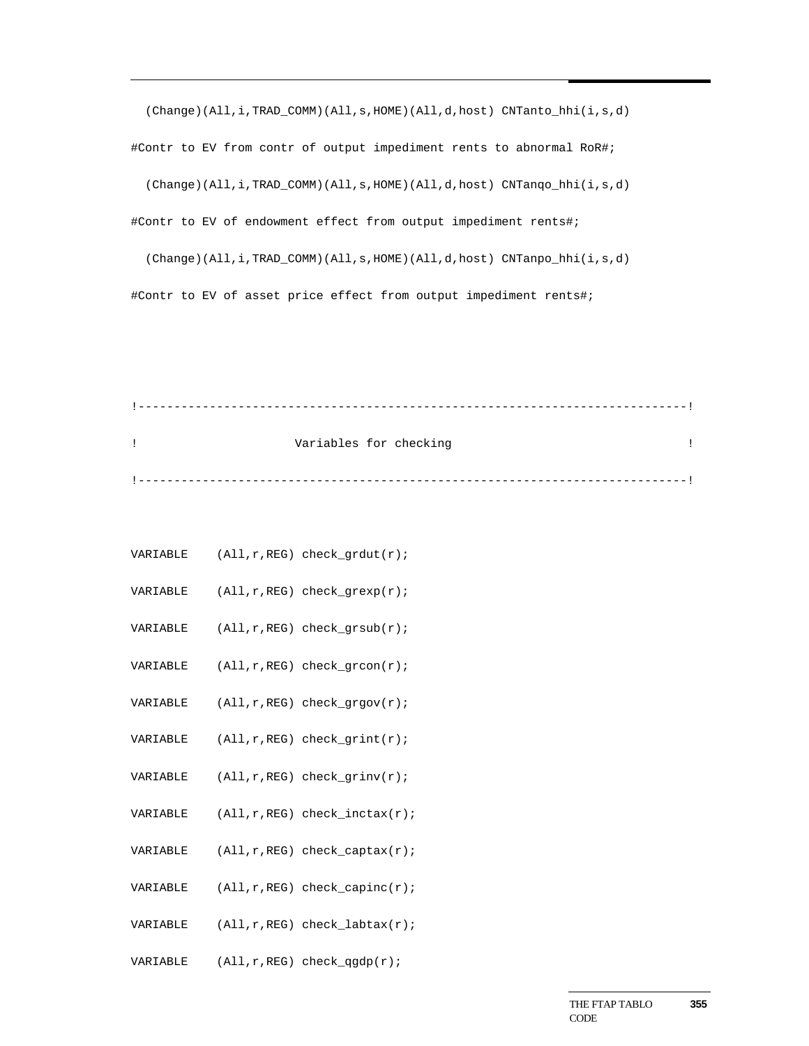```
  (Change)(All,i,TRAD_COMM)(All,s,HOME)(All,d,host) CNTanto_hhi(i,s,d)
#Contr to EV from contr of output impediment rents to abnormal RoR#;
  (Change)(All,i,TRAD_COMM)(All,s,HOME)(All,d,host) CNTanqo_hhi(i,s,d)
#Contr to EV of endowment effect from output impediment rents#;
  (Change)(All,i,TRAD_COMM)(All,s,HOME)(All,d,host) CNTanpo_hhi(i,s,d)
#Contr to EV of asset price effect from output impediment rents#;



!---------------------------------------------------------------------------!
!                      Variables for checking                               !
!---------------------------------------------------------------------------!


VARIABLE    (All,r,REG) check_grdut(r);
VARIABLE    (All,r,REG) check_grexp(r);
VARIABLE    (All,r,REG) check_grsub(r);
VARIABLE    (All,r,REG) check_grcon(r);
VARIABLE    (All,r,REG) check_grgov(r);
VARIABLE    (All,r,REG) check_grint(r);
VARIABLE    (All,r,REG) check_grinv(r);
VARIABLE    (All,r,REG) check_inctax(r);
VARIABLE    (All,r,REG) check_captax(r);
VARIABLE    (All,r,REG) check_capinc(r);
VARIABLE    (All,r,REG) check_labtax(r);
VARIABLE    (All,r,REG) check_qgdp(r);
```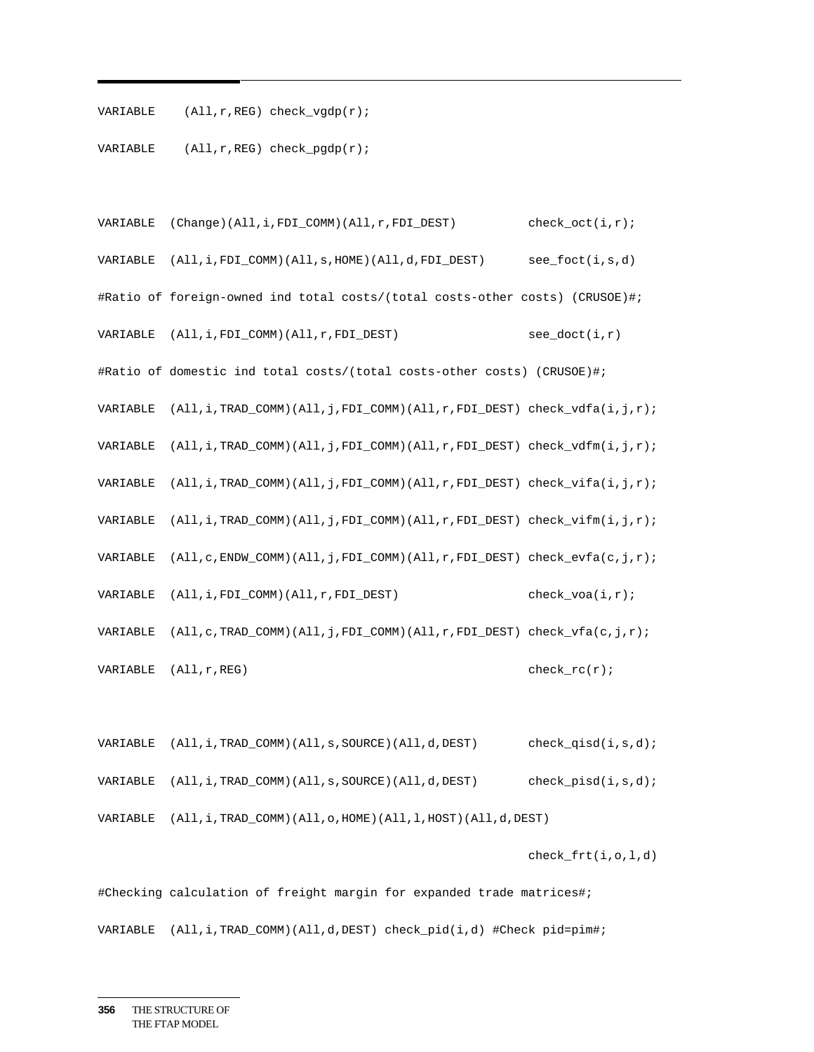```
VARIABLE    (All,r,REG) check_vgdp(r);

VARIABLE    (All,r,REG) check_pgdp(r);


VARIABLE  (Change)(All,i,FDI_COMM)(All,r,FDI_DEST)          check_oct(i,r);

VARIABLE  (All,i,FDI_COMM)(All,s,HOME)(All,d,FDI_DEST)      see_foct(i,s,d)

#Ratio of foreign-owned ind total costs/(total costs-other costs) (CRUSOE)#;

VARIABLE  (All,i,FDI_COMM)(All,r,FDI_DEST)                  see_doct(i,r)

#Ratio of domestic ind total costs/(total costs-other costs) (CRUSOE)#;

VARIABLE  (All,i,TRAD_COMM)(All,j,FDI_COMM)(All,r,FDI_DEST) check_vdfa(i,j,r);

VARIABLE  (All,i,TRAD_COMM)(All,j,FDI_COMM)(All,r,FDI_DEST) check_vdfm(i,j,r);

VARIABLE  (All,i,TRAD_COMM)(All,j,FDI_COMM)(All,r,FDI_DEST) check_vifa(i,j,r);

VARIABLE  (All,i,TRAD_COMM)(All,j,FDI_COMM)(All,r,FDI_DEST) check_vifm(i,j,r);

VARIABLE  (All,c,ENDW_COMM)(All,j,FDI_COMM)(All,r,FDI_DEST) check_evfa(c,j,r);

VARIABLE  (All,i,FDI_COMM)(All,r,FDI_DEST)                  check_voa(i,r);

VARIABLE  (All,c,TRAD_COMM)(All,j,FDI_COMM)(All,r,FDI_DEST) check_vfa(c,j,r);

VARIABLE  (All,r,REG)                                       check_rc(r);


VARIABLE  (All,i,TRAD_COMM)(All,s,SOURCE)(All,d,DEST)       check_qisd(i,s,d);

VARIABLE  (All,i,TRAD_COMM)(All,s,SOURCE)(All,d,DEST)       check_pisd(i,s,d);

VARIABLE  (All,i,TRAD_COMM)(All,o,HOME)(All,l,HOST)(All,d,DEST)

                                                            check_frt(i,o,l,d)

#Checking calculation of freight margin for expanded trade matrices#;

VARIABLE  (All,i,TRAD_COMM)(All,d,DEST) check_pid(i,d) #Check pid=pim#;
```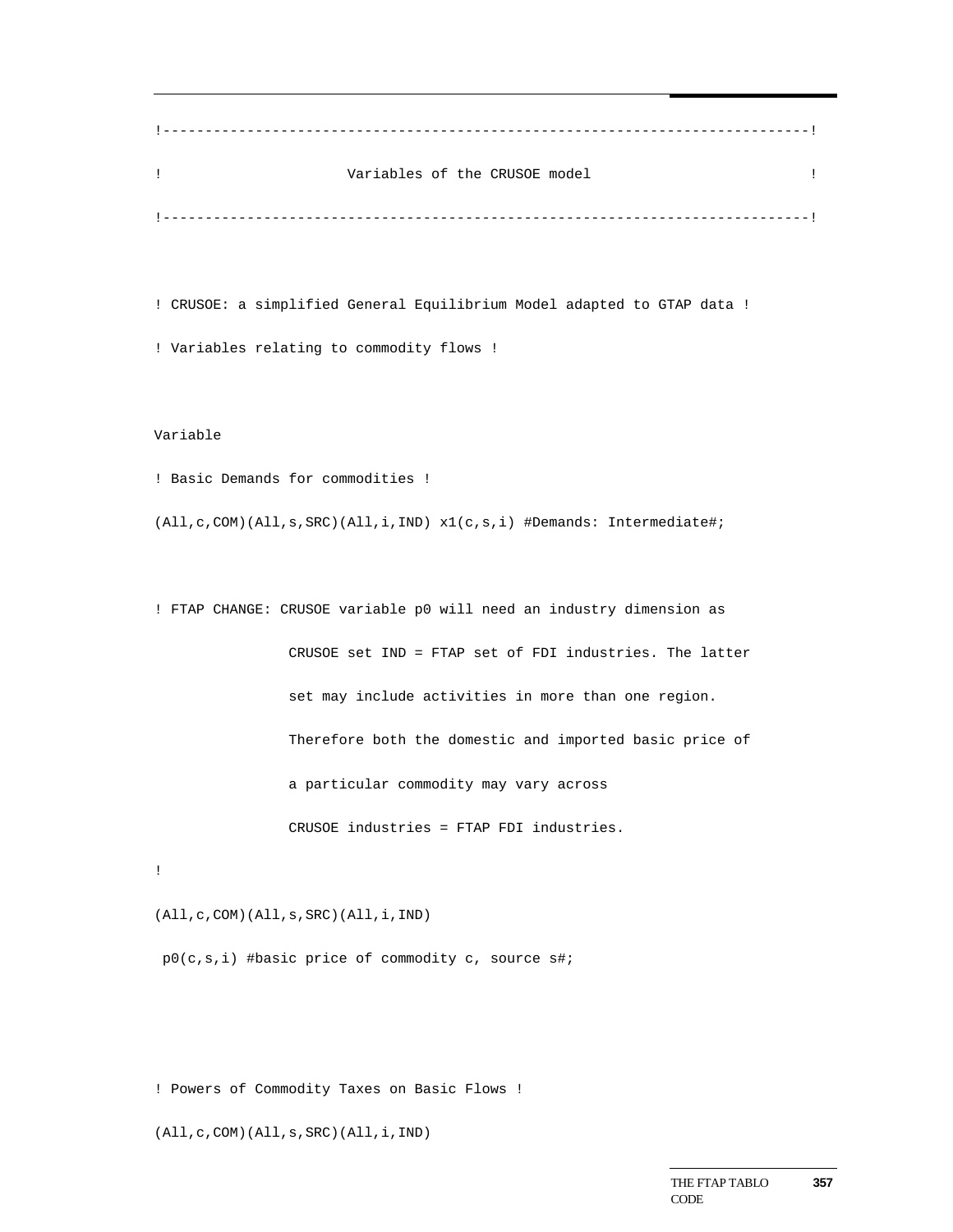```
!---------------------------------------------------------------------------!
!                     Variables of the CRUSOE model                         !
!---------------------------------------------------------------------------!

! CRUSOE: a simplified General Equilibrium Model adapted to GTAP data !
! Variables relating to commodity flows !

Variable
! Basic Demands for commodities !
(All,c,COM)(All,s,SRC)(All,i,IND) x1(c,s,i) #Demands: Intermediate#;

! FTAP CHANGE: CRUSOE variable p0 will need an industry dimension as
                CRUSOE set IND = FTAP set of FDI industries. The latter
                set may include activities in more than one region.
                Therefore both the domestic and imported basic price of
                a particular commodity may vary across
                CRUSOE industries = FTAP FDI industries.
!
(All,c,COM)(All,s,SRC)(All,i,IND)
 p0(c,s,i) #basic price of commodity c, source s#;

! Powers of Commodity Taxes on Basic Flows !
(All,c,COM)(All,s,SRC)(All,i,IND)
```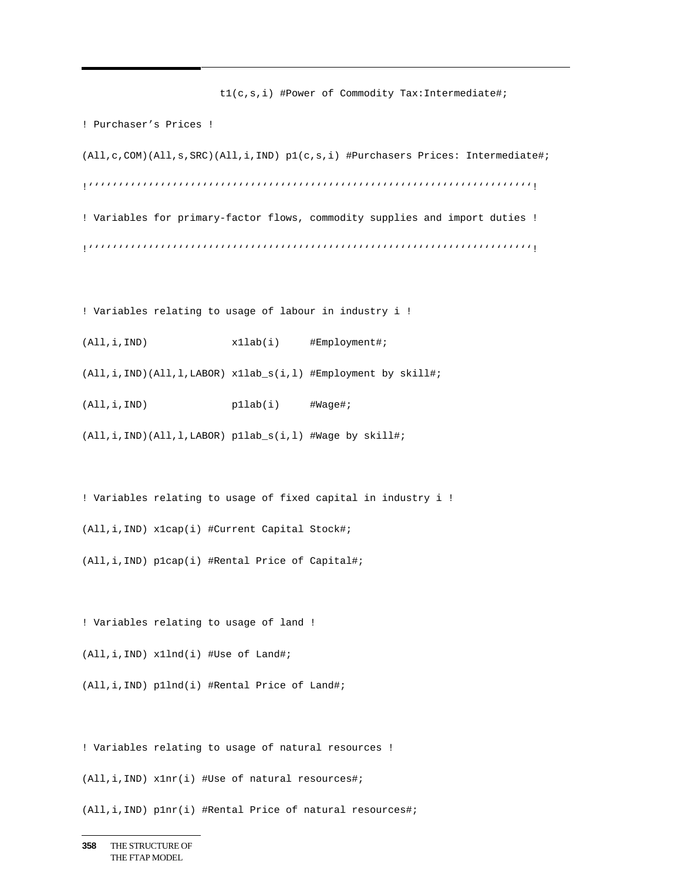```
                    t1(c,s,i) #Power of Commodity Tax:Intermediate#;

! Purchaser's Prices !

(All,c,COM)(All,s,SRC)(All,i,IND) p1(c,s,i) #Purchasers Prices: Intermediate#;

!''''''''''''''''''''''''''''''''''''''''''''''''''''''''''''''''''''''''''''''''!

! Variables for primary-factor flows, commodity supplies and import duties !

!''''''''''''''''''''''''''''''''''''''''''''''''''''''''''''''''''''''''''''''''!


! Variables relating to usage of labour in industry i !

(All,i,IND)              x1lab(i)     #Employment#;

(All,i,IND)(All,l,LABOR) x1lab_s(i,l) #Employment by skill#;

(All,i,IND)              p1lab(i)     #Wage#;

(All,i,IND)(All,l,LABOR) p1lab_s(i,l) #Wage by skill#;


! Variables relating to usage of fixed capital in industry i !

(All,i,IND) x1cap(i) #Current Capital Stock#;

(All,i,IND) p1cap(i) #Rental Price of Capital#;


! Variables relating to usage of land !

(All,i,IND) x1lnd(i) #Use of Land#;

(All,i,IND) p1lnd(i) #Rental Price of Land#;


! Variables relating to usage of natural resources !

(All,i,IND) x1nr(i) #Use of natural resources#;

(All,i,IND) p1nr(i) #Rental Price of natural resources#;
```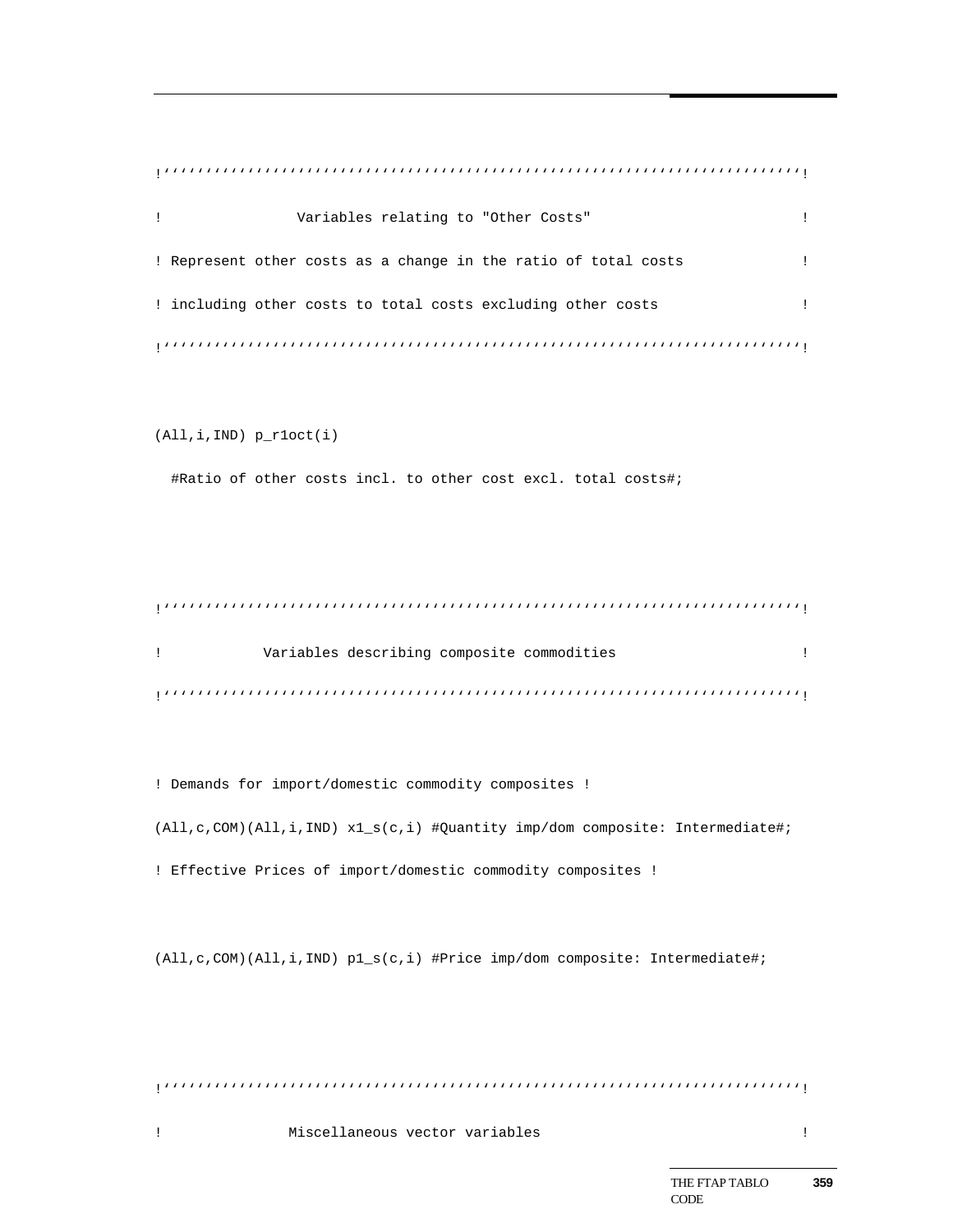```
!''''''''''''''''''''''''''''''''''''''''''''''''''''''''''''''''''''''''''''!
!               Variables relating to "Other Costs"                          !
! Represent other costs as a change in the ratio of total costs              !
! including other costs to total costs excluding other costs                 !
!''''''''''''''''''''''''''''''''''''''''''''''''''''''''''''''''''''''''''''!

(All,i,IND) p_r1oct(i)
  #Ratio of other costs incl. to other cost excl. total costs#;


!''''''''''''''''''''''''''''''''''''''''''''''''''''''''''''''''''''''''''''!
!           Variables describing composite commodities                       !
!''''''''''''''''''''''''''''''''''''''''''''''''''''''''''''''''''''''''''''!

! Demands for import/domestic commodity composites !
(All,c,COM)(All,i,IND) x1_s(c,i) #Quantity imp/dom composite: Intermediate#;
! Effective Prices of import/domestic commodity composites !

(All,c,COM)(All,i,IND) p1_s(c,i) #Price imp/dom composite: Intermediate#;


!''''''''''''''''''''''''''''''''''''''''''''''''''''''''''''''''''''''''''''!
!              Miscellaneous vector variables                                !
```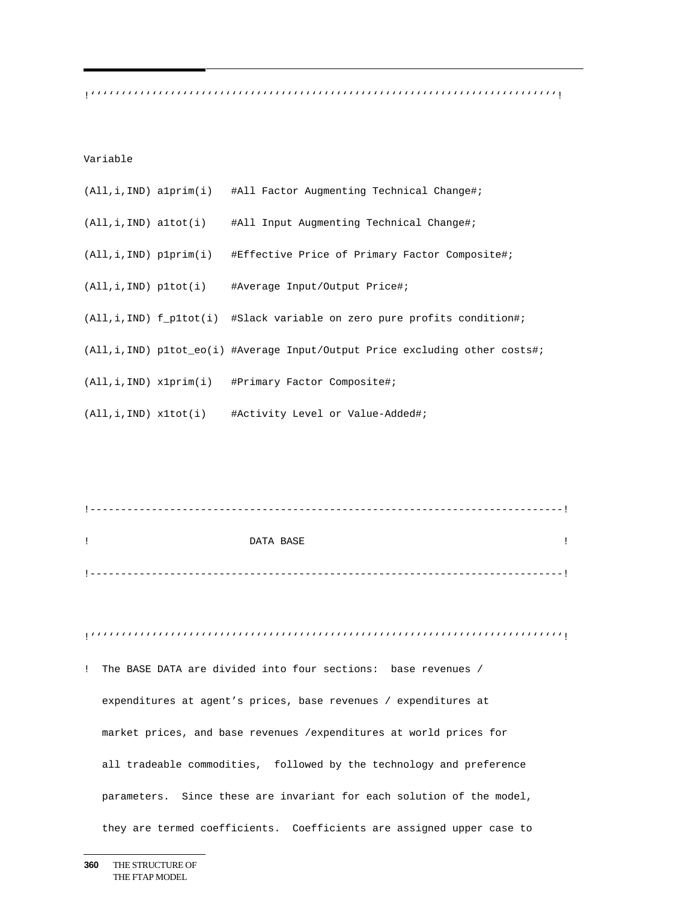```
!''''''''''''''''''''''''''''''''''''''''''''''''''''''''''''''''''''''''''!

Variable
(All,i,IND) a1prim(i)   #All Factor Augmenting Technical Change#;
(All,i,IND) a1tot(i)    #All Input Augmenting Technical Change#;
(All,i,IND) p1prim(i)   #Effective Price of Primary Factor Composite#;
(All,i,IND) p1tot(i)    #Average Input/Output Price#;
(All,i,IND) f_p1tot(i)  #Slack variable on zero pure profits condition#;
(All,i,IND) p1tot_eo(i) #Average Input/Output Price excluding other costs#;
(All,i,IND) x1prim(i)   #Primary Factor Composite#;
(All,i,IND) x1tot(i)    #Activity Level or Value-Added#;


!--------------------------------------------------------------------------!
!                          DATA BASE                                       !
!--------------------------------------------------------------------------!

!''''''''''''''''''''''''''''''''''''''''''''''''''''''''''''''''''''''''''!
! The BASE DATA are divided into four sections:  base revenues /
  expenditures at agent's prices, base revenues / expenditures at
  market prices, and base revenues /expenditures at world prices for
  all tradeable commodities,  followed by the technology and preference
  parameters.  Since these are invariant for each solution of the model,
  they are termed coefficients.  Coefficients are assigned upper case to
```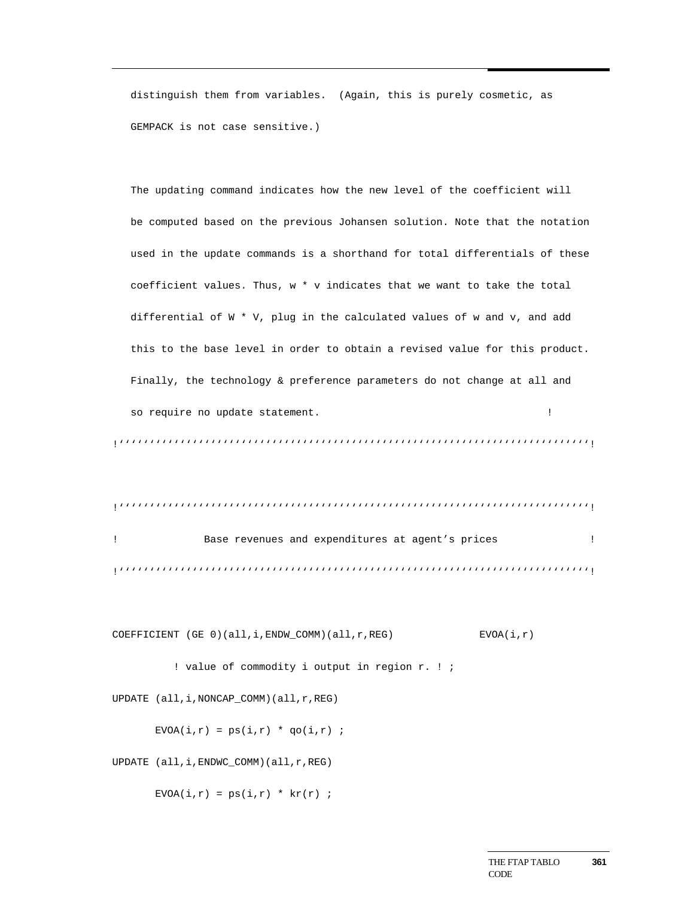```
   distinguish them from variables.  (Again, this is purely cosmetic, as
   GEMPACK is not case sensitive.)

   The updating command indicates how the new level of the coefficient will
   be computed based on the previous Johansen solution. Note that the notation
   used in the update commands is a shorthand for total differentials of these
   coefficient values. Thus, w * v indicates that we want to take the total
   differential of W * V, plug in the calculated values of w and v, and add
   this to the base level in order to obtain a revised value for this product.
   Finally, the technology & preference parameters do not change at all and
   so require no update statement.                                    !
!'''''''''''''''''''''''''''''''''''''''''''''''''''''''''''''''''''''''''''!

!'''''''''''''''''''''''''''''''''''''''''''''''''''''''''''''''''''''''''''!
!             Base revenues and expenditures at agent's prices              !
!'''''''''''''''''''''''''''''''''''''''''''''''''''''''''''''''''''''''''''!

COEFFICIENT (GE 0)(all,i,ENDW_COMM)(all,r,REG)             EVOA(i,r)
          ! value of commodity i output in region r. ! ;
UPDATE (all,i,NONCAP_COMM)(all,r,REG)
       EVOA(i,r) = ps(i,r) * qo(i,r) ;
UPDATE (all,i,ENDWC_COMM)(all,r,REG)
       EVOA(i,r) = ps(i,r) * kr(r) ;
```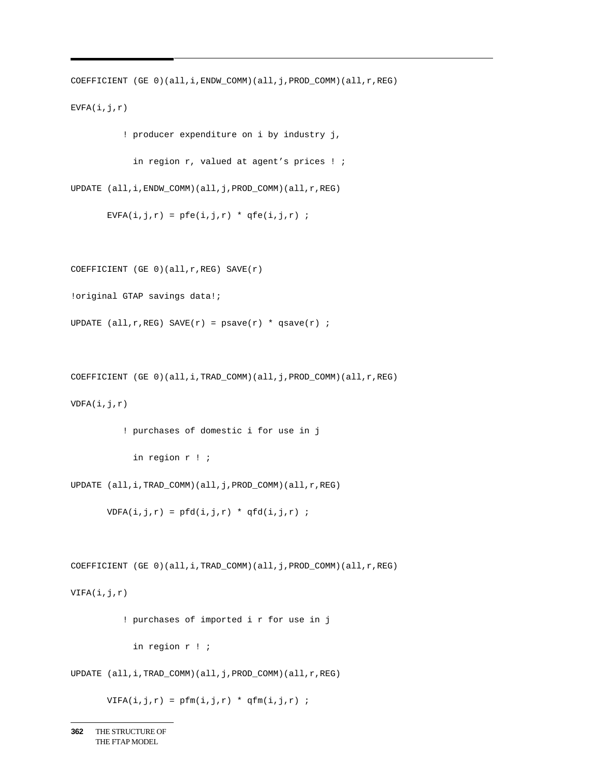```
COEFFICIENT (GE 0)(all,i,ENDW_COMM)(all,j,PROD_COMM)(all,r,REG)

EVFA(i,j,r)

          ! producer expenditure on i by industry j,

            in region r, valued at agent’s prices ! ;

UPDATE (all,i,ENDW_COMM)(all,j,PROD_COMM)(all,r,REG)

       EVFA(i,j,r) = pfe(i,j,r) * qfe(i,j,r) ;



COEFFICIENT (GE 0)(all,r,REG) SAVE(r)

!original GTAP savings data!;

UPDATE (all,r,REG) SAVE(r) = psave(r) * qsave(r) ;



COEFFICIENT (GE 0)(all,i,TRAD_COMM)(all,j,PROD_COMM)(all,r,REG)

VDFA(i,j,r)

          ! purchases of domestic i for use in j

            in region r ! ;

UPDATE (all,i,TRAD_COMM)(all,j,PROD_COMM)(all,r,REG)

       VDFA(i,j,r) = pfd(i,j,r) * qfd(i,j,r) ;



COEFFICIENT (GE 0)(all,i,TRAD_COMM)(all,j,PROD_COMM)(all,r,REG)

VIFA(i,j,r)

          ! purchases of imported i r for use in j

            in region r ! ;

UPDATE (all,i,TRAD_COMM)(all,j,PROD_COMM)(all,r,REG)

       VIFA(i,j,r) = pfm(i,j,r) * qfm(i,j,r) ;
```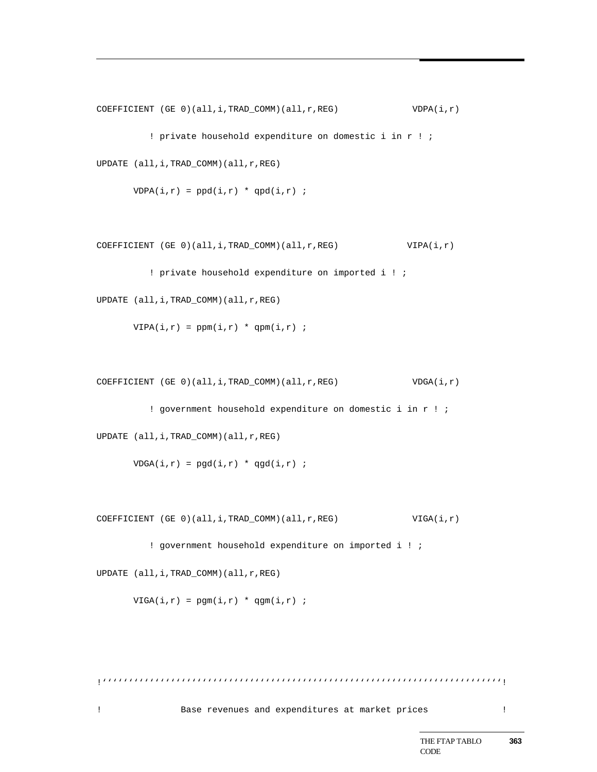```
COEFFICIENT (GE 0)(all,i,TRAD_COMM)(all,r,REG)              VDPA(i,r)
          ! private household expenditure on domestic i in r ! ;
UPDATE (all,i,TRAD_COMM)(all,r,REG)
       VDPA(i,r) = ppd(i,r) * qpd(i,r) ;

COEFFICIENT (GE 0)(all,i,TRAD_COMM)(all,r,REG)             VIPA(i,r)
          ! private household expenditure on imported i ! ;
UPDATE (all,i,TRAD_COMM)(all,r,REG)
       VIPA(i,r) = ppm(i,r) * qpm(i,r) ;

COEFFICIENT (GE 0)(all,i,TRAD_COMM)(all,r,REG)              VDGA(i,r)
          ! government household expenditure on domestic i in r ! ;
UPDATE (all,i,TRAD_COMM)(all,r,REG)
       VDGA(i,r) = pgd(i,r) * qgd(i,r) ;

COEFFICIENT (GE 0)(all,i,TRAD_COMM)(all,r,REG)              VIGA(i,r)
          ! government household expenditure on imported i ! ;
UPDATE (all,i,TRAD_COMM)(all,r,REG)
       VIGA(i,r) = pgm(i,r) * qgm(i,r) ;


!'''''''''''''''''''''''''''''''''''''''''''''''''''''''''''''''''''''''''''''!
!               Base revenues and expenditures at market prices              !
```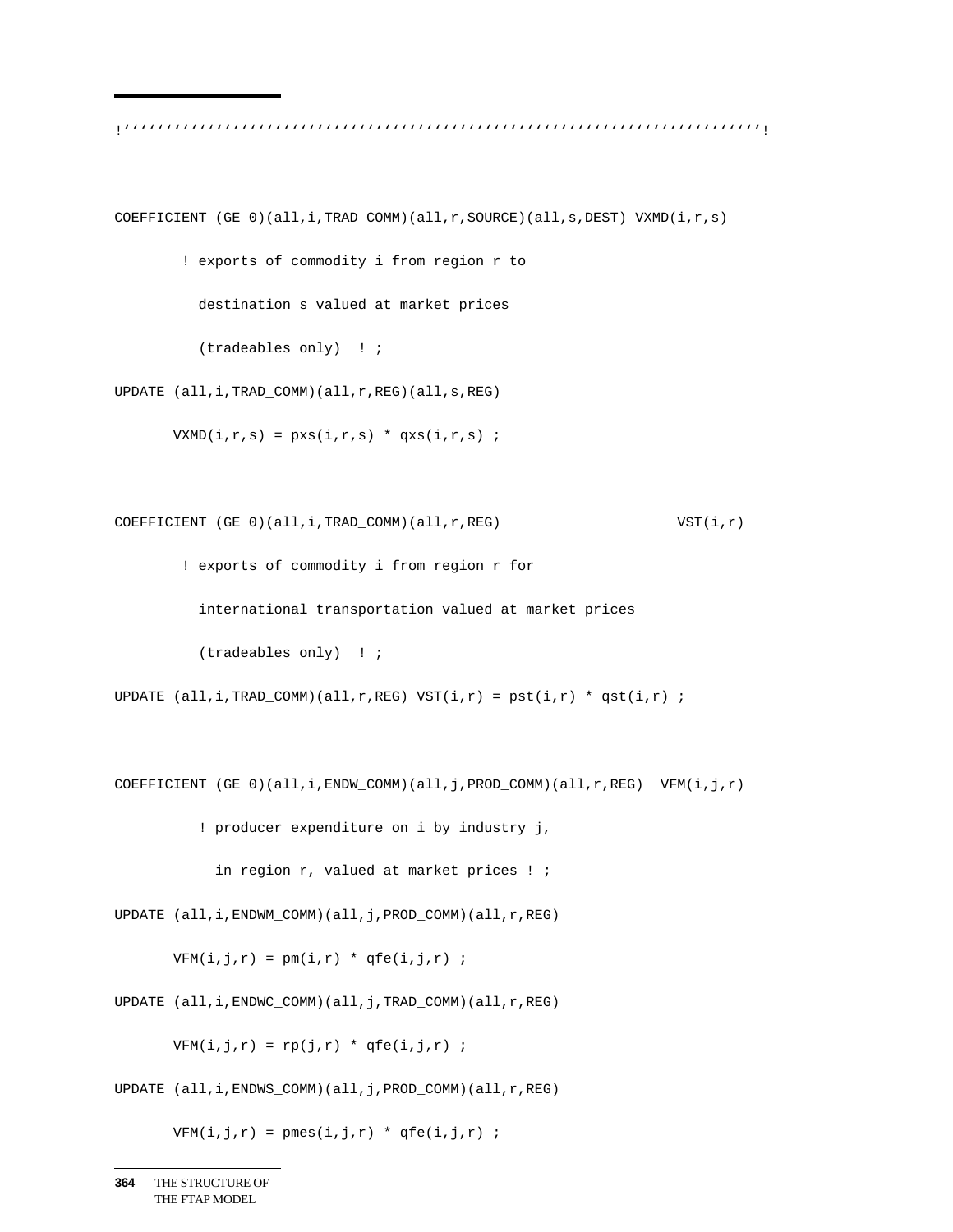```
!''''''''''''''''''''''''''''''''''''''''''''''''''''''''''''''''''''''''''''''!

COEFFICIENT (GE 0)(all,i,TRAD_COMM)(all,r,SOURCE)(all,s,DEST) VXMD(i,r,s)
        ! exports of commodity i from region r to
          destination s valued at market prices
          (tradeables only)  ! ;
UPDATE (all,i,TRAD_COMM)(all,r,REG)(all,s,REG)
       VXMD(i,r,s) = pxs(i,r,s) * qxs(i,r,s) ;

COEFFICIENT (GE 0)(all,i,TRAD_COMM)(all,r,REG)                     VST(i,r)
        ! exports of commodity i from region r for
          international transportation valued at market prices
          (tradeables only)  ! ;
UPDATE (all,i,TRAD_COMM)(all,r,REG) VST(i,r) = pst(i,r) * qst(i,r) ;

COEFFICIENT (GE 0)(all,i,ENDW_COMM)(all,j,PROD_COMM)(all,r,REG)  VFM(i,j,r)
          ! producer expenditure on i by industry j,
            in region r, valued at market prices ! ;
UPDATE (all,i,ENDWM_COMM)(all,j,PROD_COMM)(all,r,REG)
       VFM(i,j,r) = pm(i,r) * qfe(i,j,r) ;
UPDATE (all,i,ENDWC_COMM)(all,j,TRAD_COMM)(all,r,REG)
       VFM(i,j,r) = rp(j,r) * qfe(i,j,r) ;
UPDATE (all,i,ENDWS_COMM)(all,j,PROD_COMM)(all,r,REG)
       VFM(i,j,r) = pmes(i,j,r) * qfe(i,j,r) ;
```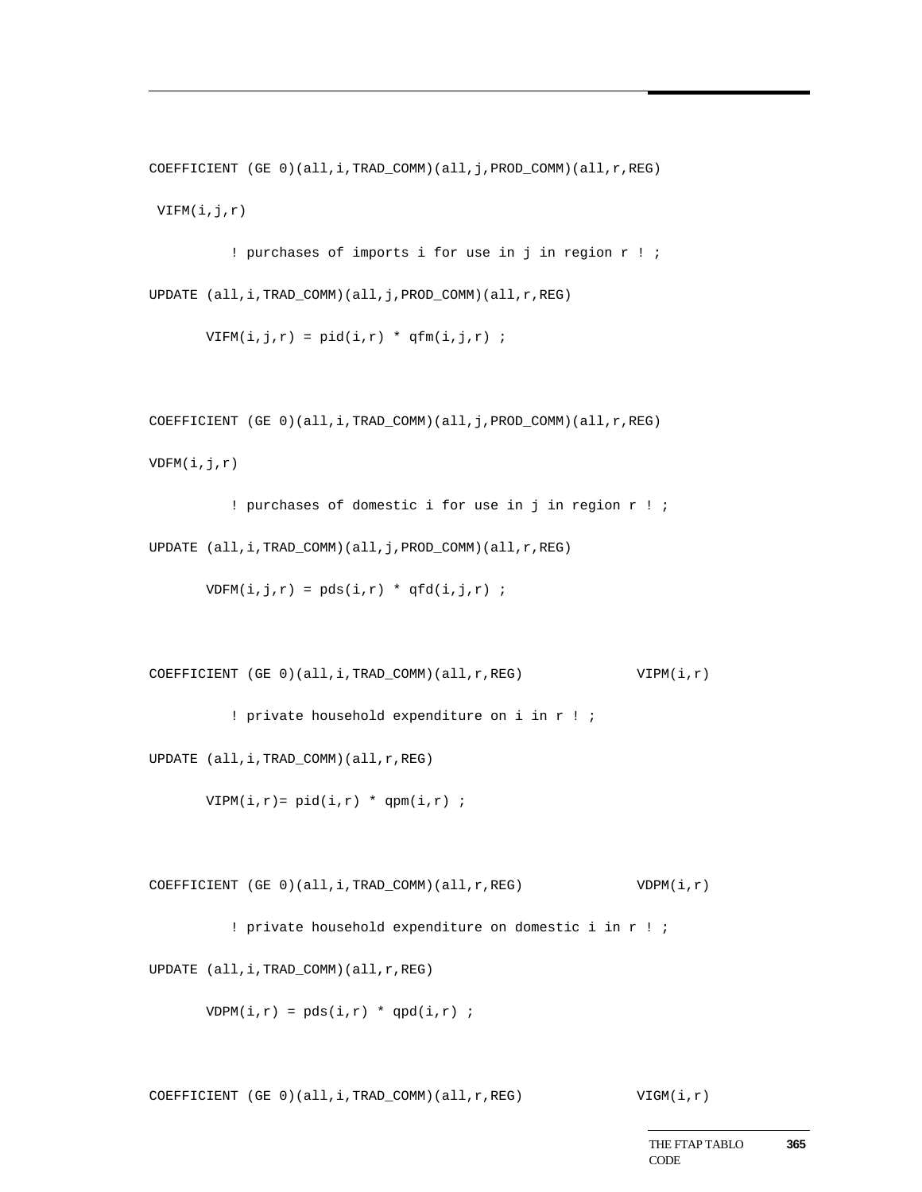```
COEFFICIENT (GE 0)(all,i,TRAD_COMM)(all,j,PROD_COMM)(all,r,REG)
 VIFM(i,j,r)
          ! purchases of imports i for use in j in region r ! ;
UPDATE (all,i,TRAD_COMM)(all,j,PROD_COMM)(all,r,REG)
       VIFM(i,j,r) = pid(i,r) * qfm(i,j,r) ;


COEFFICIENT (GE 0)(all,i,TRAD_COMM)(all,j,PROD_COMM)(all,r,REG)
VDFM(i,j,r)
          ! purchases of domestic i for use in j in region r ! ;
UPDATE (all,i,TRAD_COMM)(all,j,PROD_COMM)(all,r,REG)
       VDFM(i,j,r) = pds(i,r) * qfd(i,j,r) ;


COEFFICIENT (GE 0)(all,i,TRAD_COMM)(all,r,REG)              VIPM(i,r)
          ! private household expenditure on i in r ! ;
UPDATE (all,i,TRAD_COMM)(all,r,REG)
       VIPM(i,r)= pid(i,r) * qpm(i,r) ;


COEFFICIENT (GE 0)(all,i,TRAD_COMM)(all,r,REG)              VDPM(i,r)
          ! private household expenditure on domestic i in r ! ;
UPDATE (all,i,TRAD_COMM)(all,r,REG)
       VDPM(i,r) = pds(i,r) * qpd(i,r) ;


COEFFICIENT (GE 0)(all,i,TRAD_COMM)(all,r,REG)              VIGM(i,r)
```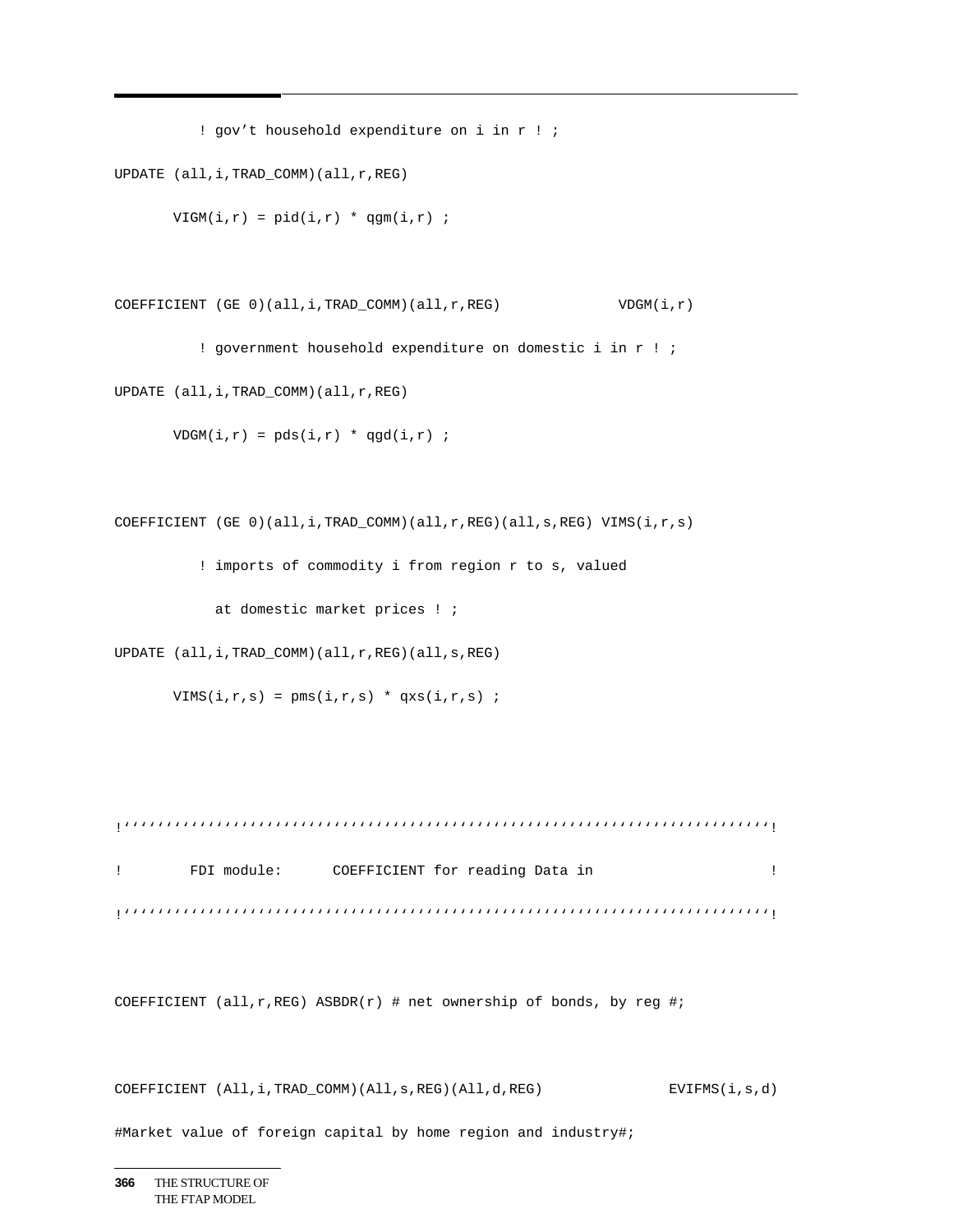```
          ! gov't household expenditure on i in r ! ;
UPDATE (all,i,TRAD_COMM)(all,r,REG)
       VIGM(i,r) = pid(i,r) * qgm(i,r) ;

COEFFICIENT (GE 0)(all,i,TRAD_COMM)(all,r,REG)             VDGM(i,r)
          ! government household expenditure on domestic i in r ! ;
UPDATE (all,i,TRAD_COMM)(all,r,REG)
       VDGM(i,r) = pds(i,r) * qgd(i,r) ;

COEFFICIENT (GE 0)(all,i,TRAD_COMM)(all,r,REG)(all,s,REG) VIMS(i,r,s)
          ! imports of commodity i from region r to s, valued
            at domestic market prices ! ;
UPDATE (all,i,TRAD_COMM)(all,r,REG)(all,s,REG)
       VIMS(i,r,s) = pms(i,r,s) * qxs(i,r,s) ;


!''''''''''''''''''''''''''''''''''''''''''''''''''''''''''''''''''''''''''''!
!        FDI module:      COEFFICIENT for reading Data in                     !
!''''''''''''''''''''''''''''''''''''''''''''''''''''''''''''''''''''''''''''!

COEFFICIENT (all,r,REG) ASBDR(r) # net ownership of bonds, by reg #;

COEFFICIENT (All,i,TRAD_COMM)(All,s,REG)(All,d,REG)              EVIFMS(i,s,d)
#Market value of foreign capital by home region and industry#;
```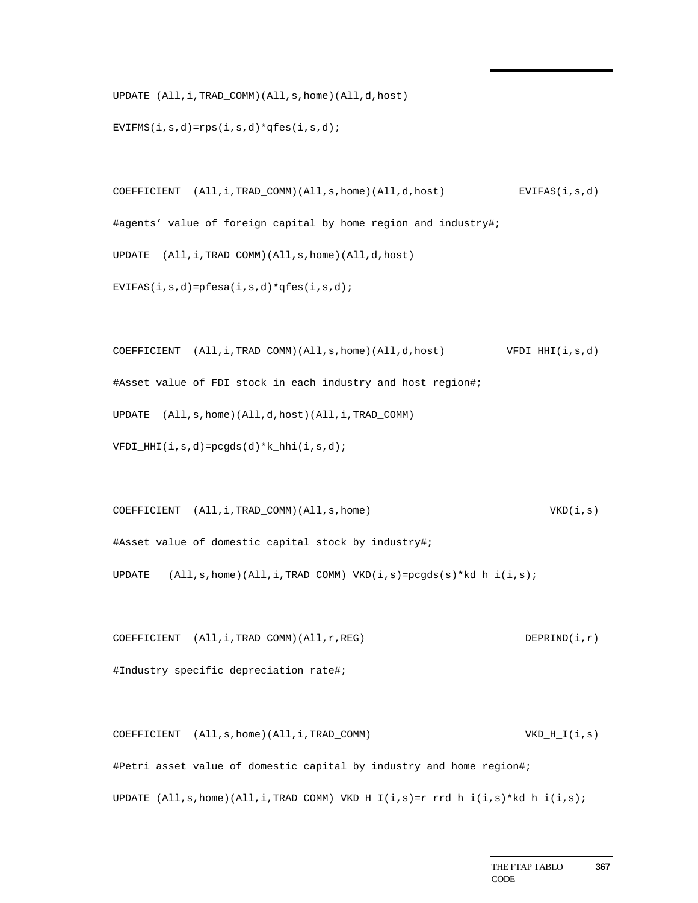```
UPDATE (All,i,TRAD_COMM)(All,s,home)(All,d,host)

EVIFMS(i,s,d)=rps(i,s,d)*qfes(i,s,d);


COEFFICIENT  (All,i,TRAD_COMM)(All,s,home)(All,d,host)            EVIFAS(i,s,d)

#agents' value of foreign capital by home region and industry#;

UPDATE  (All,i,TRAD_COMM)(All,s,home)(All,d,host)

EVIFAS(i,s,d)=pfesa(i,s,d)*qfes(i,s,d);


COEFFICIENT  (All,i,TRAD_COMM)(All,s,home)(All,d,host)          VFDI_HHI(i,s,d)

#Asset value of FDI stock in each industry and host region#;

UPDATE  (All,s,home)(All,d,host)(All,i,TRAD_COMM)

VFDI_HHI(i,s,d)=pcgds(d)*k_hhi(i,s,d);


COEFFICIENT  (All,i,TRAD_COMM)(All,s,home)                               VKD(i,s)

#Asset value of domestic capital stock by industry#;

UPDATE   (All,s,home)(All,i,TRAD_COMM) VKD(i,s)=pcgds(s)*kd_h_i(i,s);


COEFFICIENT  (All,i,TRAD_COMM)(All,r,REG)                            DEPRIND(i,r)

#Industry specific depreciation rate#;


COEFFICIENT  (All,s,home)(All,i,TRAD_COMM)                           VKD_H_I(i,s)

#Petri asset value of domestic capital by industry and home region#;

UPDATE (All,s,home)(All,i,TRAD_COMM) VKD_H_I(i,s)=r_rrd_h_i(i,s)*kd_h_i(i,s);
```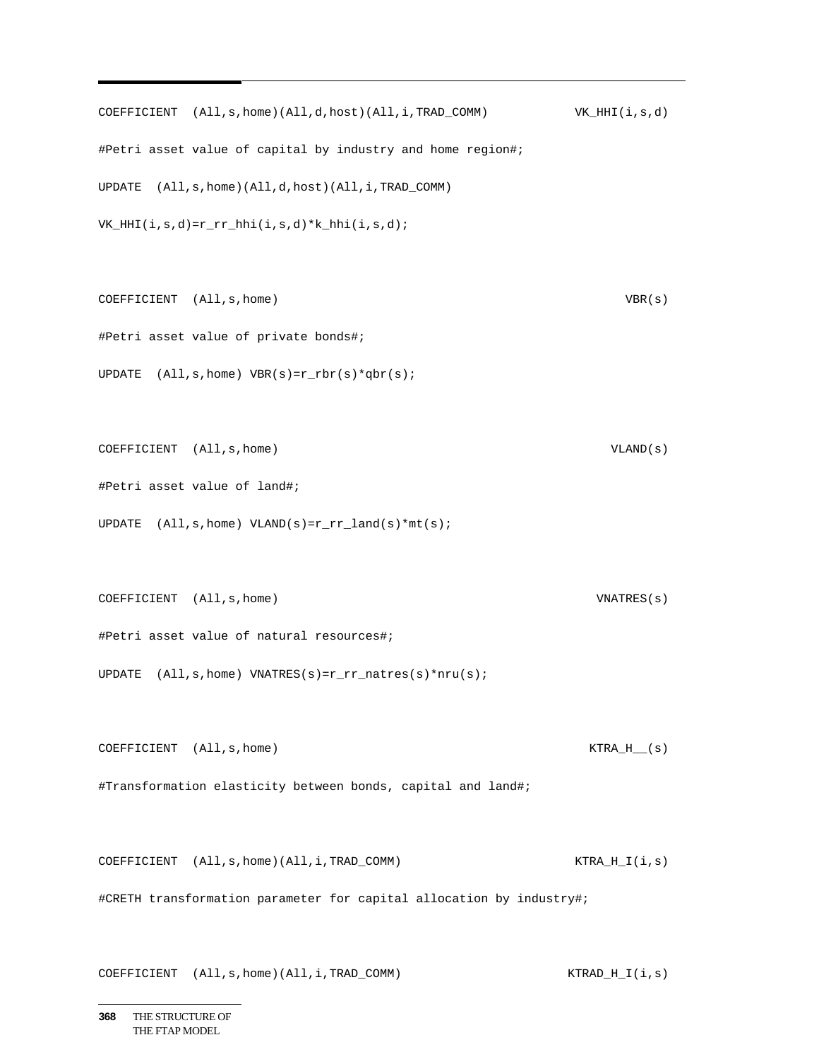```
COEFFICIENT  (All,s,home)(All,d,host)(All,i,TRAD_COMM)            VK_HHI(i,s,d)
#Petri asset value of capital by industry and home region#;
UPDATE  (All,s,home)(All,d,host)(All,i,TRAD_COMM)
VK_HHI(i,s,d)=r_rr_hhi(i,s,d)*k_hhi(i,s,d);


COEFFICIENT  (All,s,home)                                                   VBR(s)
#Petri asset value of private bonds#;
UPDATE  (All,s,home) VBR(s)=r_rbr(s)*qbr(s);


COEFFICIENT  (All,s,home)                                                 VLAND(s)
#Petri asset value of land#;
UPDATE  (All,s,home) VLAND(s)=r_rr_land(s)*mt(s);


COEFFICIENT  (All,s,home)                                               VNATRES(s)
#Petri asset value of natural resources#;
UPDATE  (All,s,home) VNATRES(s)=r_rr_natres(s)*nru(s);


COEFFICIENT  (All,s,home)                                               KTRA_H__(s)
#Transformation elasticity between bonds, capital and land#;


COEFFICIENT  (All,s,home)(All,i,TRAD_COMM)                            KTRA_H_I(i,s)
#CRETH transformation parameter for capital allocation by industry#;


COEFFICIENT  (All,s,home)(All,i,TRAD_COMM)                           KTRAD_H_I(i,s)
```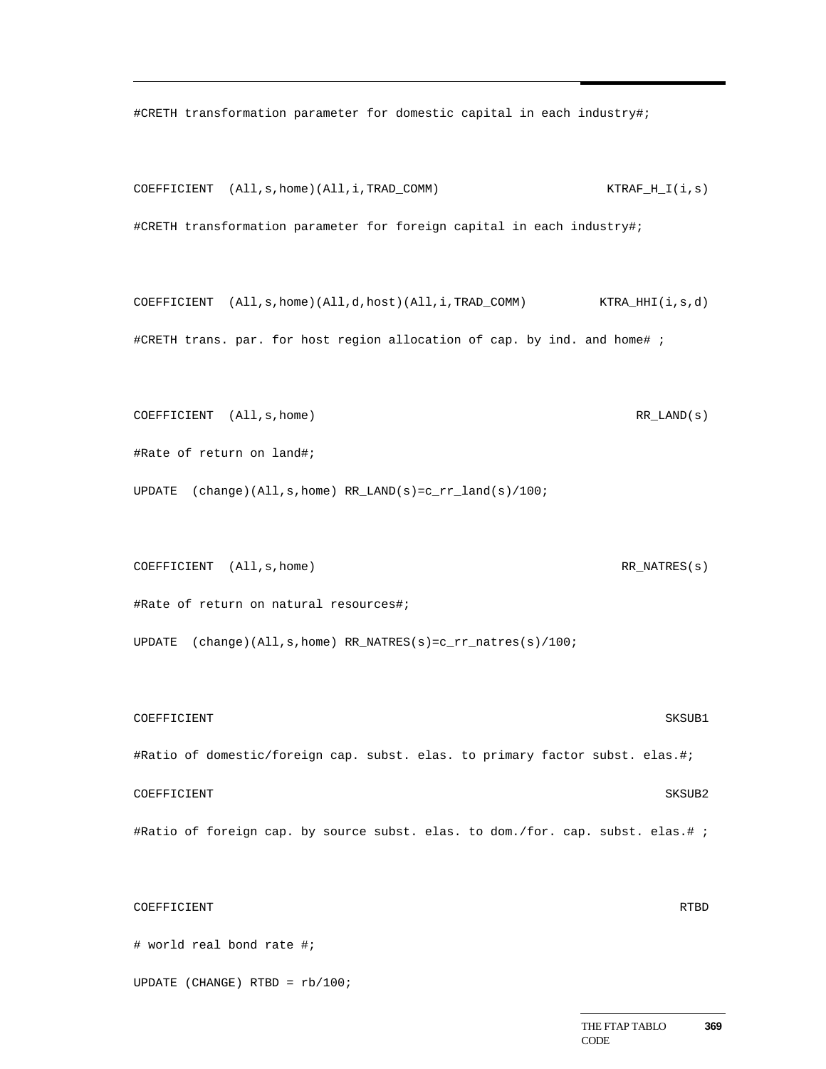```
#CRETH transformation parameter for domestic capital in each industry#;

COEFFICIENT  (All,s,home)(All,i,TRAD_COMM)                    KTRAF_H_I(i,s)
#CRETH transformation parameter for foreign capital in each industry#;

COEFFICIENT  (All,s,home)(All,d,host)(All,i,TRAD_COMM)        KTRA_HHI(i,s,d)
#CRETH trans. par. for host region allocation of cap. by ind. and home# ;

COEFFICIENT  (All,s,home)                                     RR_LAND(s)
#Rate of return on land#;
UPDATE  (change)(All,s,home) RR_LAND(s)=c_rr_land(s)/100;

COEFFICIENT  (All,s,home)                                     RR_NATRES(s)
#Rate of return on natural resources#;
UPDATE  (change)(All,s,home) RR_NATRES(s)=c_rr_natres(s)/100;

COEFFICIENT                                                   SKSUB1
#Ratio of domestic/foreign cap. subst. elas. to primary factor subst. elas.#;
COEFFICIENT                                                   SKSUB2
#Ratio of foreign cap. by source subst. elas. to dom./for. cap. subst. elas.# ;

COEFFICIENT                                                   RTBD
# world real bond rate #;
UPDATE (CHANGE) RTBD = rb/100;
```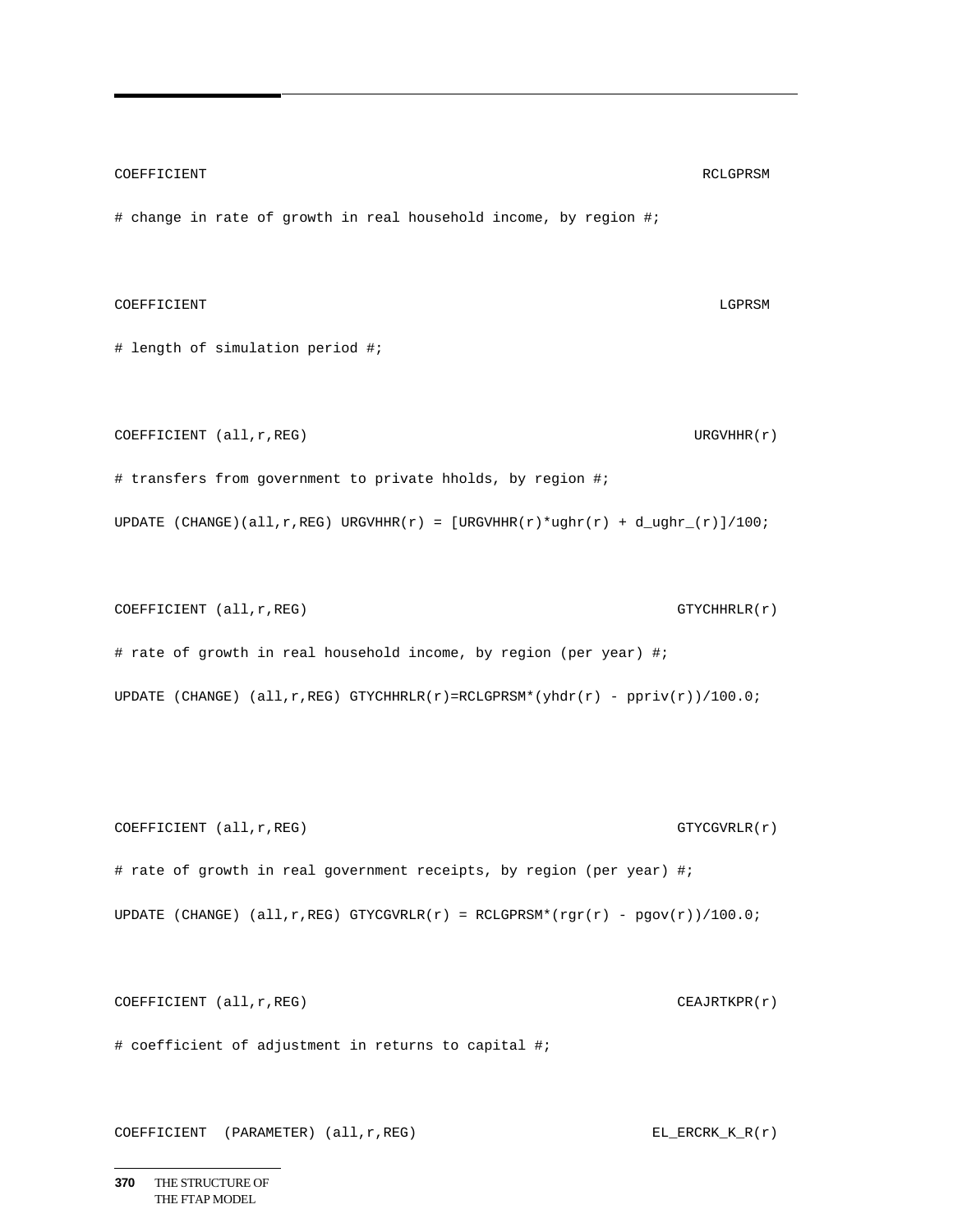```
COEFFICIENT                                                       RCLGPRSM

# change in rate of growth in real household income, by region #;


COEFFICIENT                                                         LGPRSM

# length of simulation period #;


COEFFICIENT (all,r,REG)                                          URGVHHR(r)

# transfers from government to private hholds, by region #;

UPDATE (CHANGE)(all,r,REG) URGVHHR(r) = [URGVHHR(r)*ughr(r) + d_ughr_(r)]/100;


COEFFICIENT (all,r,REG)                                        GTYCHHRLR(r)

# rate of growth in real household income, by region (per year) #;

UPDATE (CHANGE) (all,r,REG) GTYCHHRLR(r)=RCLGPRSM*(yhdr(r) - ppriv(r))/100.0;


COEFFICIENT (all,r,REG)                                        GTYCGVRLR(r)

# rate of growth in real government receipts, by region (per year) #;

UPDATE (CHANGE) (all,r,REG) GTYCGVRLR(r) = RCLGPRSM*(rgr(r) - pgov(r))/100.0;


COEFFICIENT (all,r,REG)                                        CEAJRTKPR(r)

# coefficient of adjustment in returns to capital #;


COEFFICIENT  (PARAMETER) (all,r,REG)                          EL_ERCRK_K_R(r)
```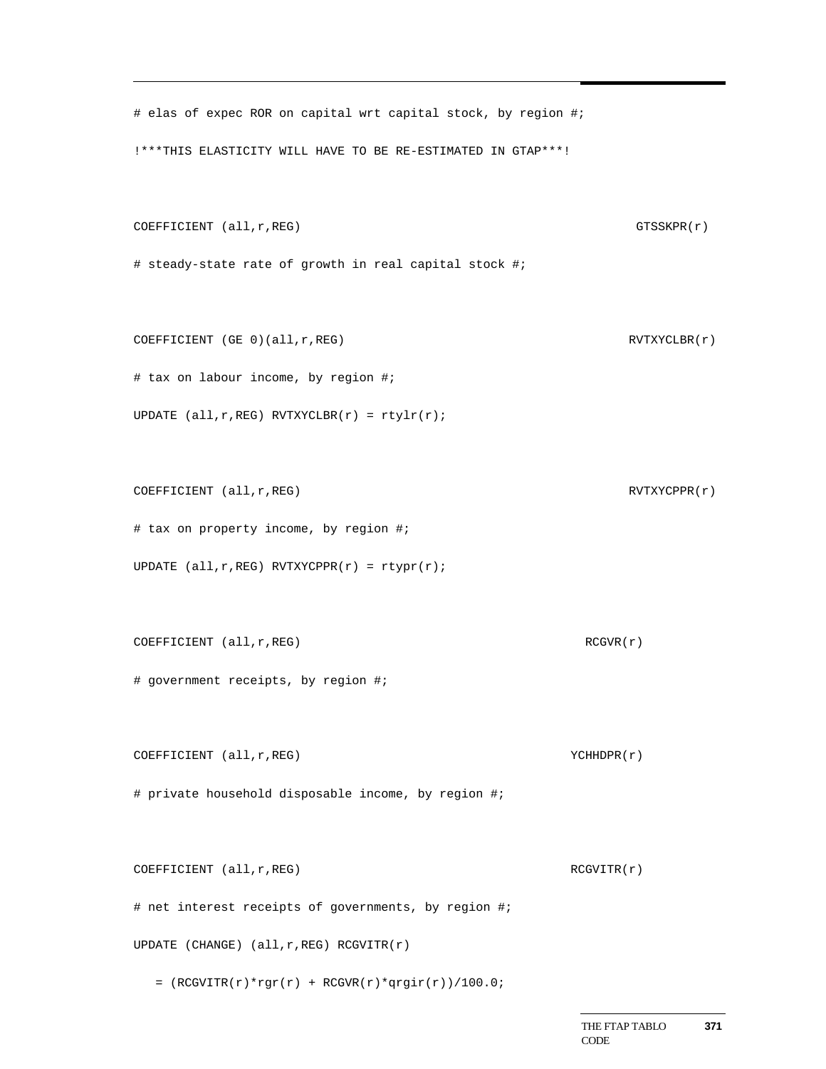```
# elas of expec ROR on capital wrt capital stock, by region #;

!***THIS ELASTICITY WILL HAVE TO BE RE-ESTIMATED IN GTAP***!


COEFFICIENT (all,r,REG)                                            GTSSKPR(r)

# steady-state rate of growth in real capital stock #;


COEFFICIENT (GE 0)(all,r,REG)                                      RVTXYCLBR(r)

# tax on labour income, by region #;

UPDATE (all,r,REG) RVTXYCLBR(r) = rtylr(r);


COEFFICIENT (all,r,REG)                                            RVTXYCPPR(r)

# tax on property income, by region #;

UPDATE (all,r,REG) RVTXYCPPR(r) = rtypr(r);


COEFFICIENT (all,r,REG)                                       RCGVR(r)

# government receipts, by region #;


COEFFICIENT (all,r,REG)                                     YCHHDPR(r)

# private household disposable income, by region #;


COEFFICIENT (all,r,REG)                                     RCGVITR(r)

# net interest receipts of governments, by region #;

UPDATE (CHANGE) (all,r,REG) RCGVITR(r)

   = (RCGVITR(r)*rgr(r) + RCGVR(r)*qrgir(r))/100.0;
```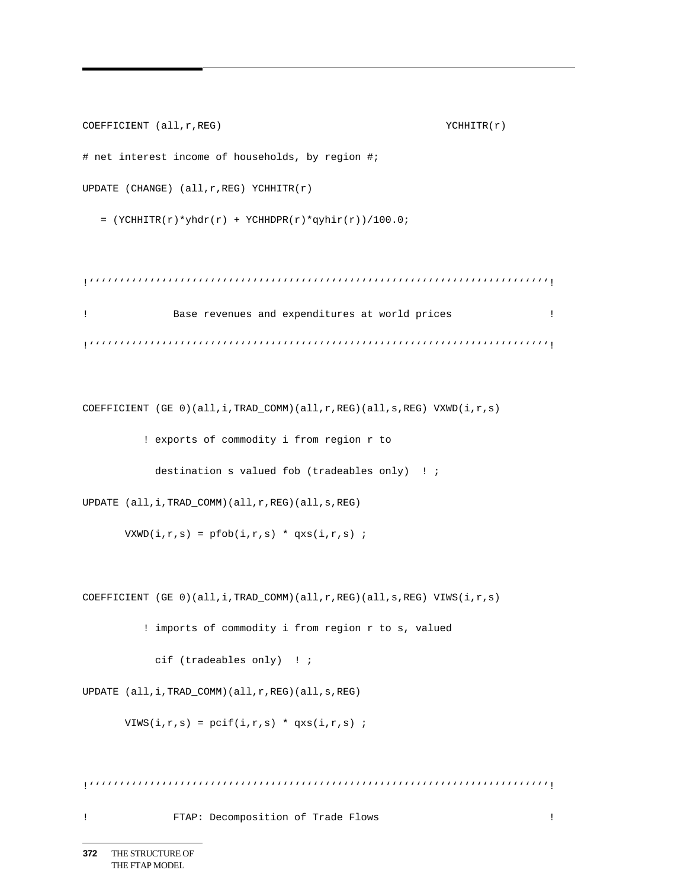```
COEFFICIENT (all,r,REG)                                    YCHHITR(r)
# net interest income of households, by region #;
UPDATE (CHANGE) (all,r,REG) YCHHITR(r)
   = (YCHHITR(r)*yhdr(r) + YCHHDPR(r)*qyhir(r))/100.0;

!''''''''''''''''''''''''''''''''''''''''''''''''''''''''''''''''''''''''''!
!              Base revenues and expenditures at world prices                !
!''''''''''''''''''''''''''''''''''''''''''''''''''''''''''''''''''''''''''!

COEFFICIENT (GE 0)(all,i,TRAD_COMM)(all,r,REG)(all,s,REG) VXWD(i,r,s)
          ! exports of commodity i from region r to
            destination s valued fob (tradeables only)  ! ;
UPDATE (all,i,TRAD_COMM)(all,r,REG)(all,s,REG)
       VXWD(i,r,s) = pfob(i,r,s) * qxs(i,r,s) ;

COEFFICIENT (GE 0)(all,i,TRAD_COMM)(all,r,REG)(all,s,REG) VIWS(i,r,s)
          ! imports of commodity i from region r to s, valued
            cif (tradeables only)  ! ;
UPDATE (all,i,TRAD_COMM)(all,r,REG)(all,s,REG)
       VIWS(i,r,s) = pcif(i,r,s) * qxs(i,r,s) ;

!''''''''''''''''''''''''''''''''''''''''''''''''''''''''''''''''''''''''''!
!              FTAP: Decomposition of Trade Flows                            !
```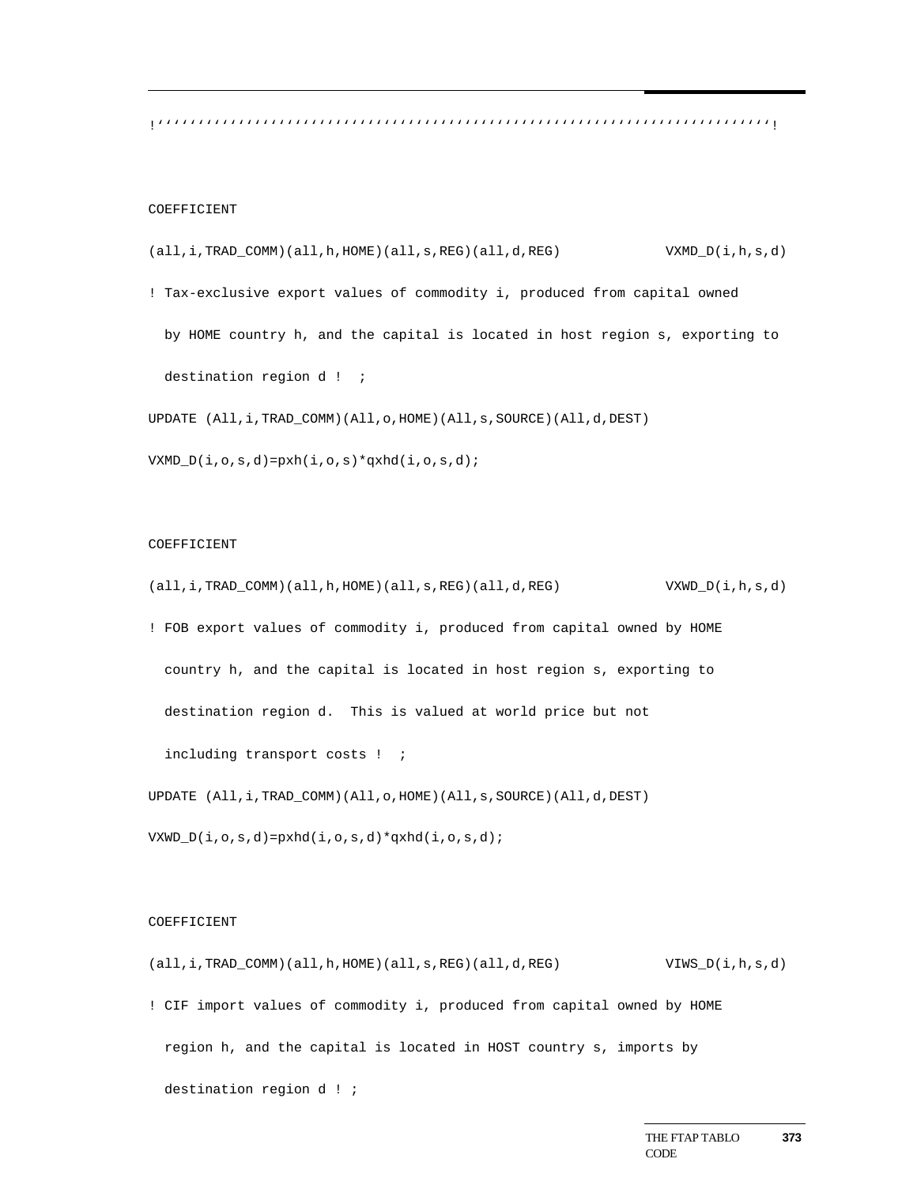```
!''''''''''''''''''''''''''''''''''''''''''''''''''''''''''''''''''''''''''''''''!

COEFFICIENT
(all,i,TRAD_COMM)(all,h,HOME)(all,s,REG)(all,d,REG)            VXMD_D(i,h,s,d)
! Tax-exclusive export values of commodity i, produced from capital owned
  by HOME country h, and the capital is located in host region s, exporting to
  destination region d !  ;
UPDATE (All,i,TRAD_COMM)(All,o,HOME)(All,s,SOURCE)(All,d,DEST)
VXMD_D(i,o,s,d)=pxh(i,o,s)*qxhd(i,o,s,d);

COEFFICIENT
(all,i,TRAD_COMM)(all,h,HOME)(all,s,REG)(all,d,REG)            VXWD_D(i,h,s,d)
! FOB export values of commodity i, produced from capital owned by HOME
  country h, and the capital is located in host region s, exporting to
  destination region d.  This is valued at world price but not
  including transport costs !  ;
UPDATE (All,i,TRAD_COMM)(All,o,HOME)(All,s,SOURCE)(All,d,DEST)
VXWD_D(i,o,s,d)=pxhd(i,o,s,d)*qxhd(i,o,s,d);

COEFFICIENT
(all,i,TRAD_COMM)(all,h,HOME)(all,s,REG)(all,d,REG)            VIWS_D(i,h,s,d)
! CIF import values of commodity i, produced from capital owned by HOME
  region h, and the capital is located in HOST country s, imports by
  destination region d ! ;
```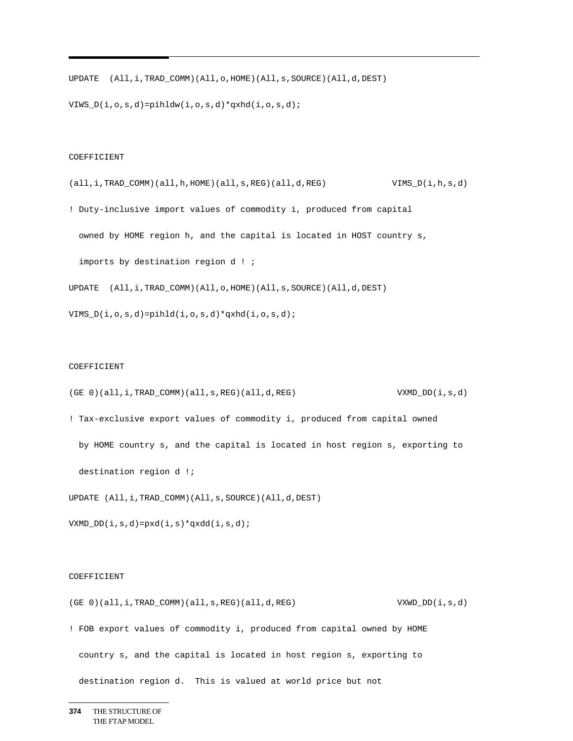```
UPDATE  (All,i,TRAD_COMM)(All,o,HOME)(All,s,SOURCE)(All,d,DEST)

VIWS_D(i,o,s,d)=pihldw(i,o,s,d)*qxhd(i,o,s,d);


COEFFICIENT

(all,i,TRAD_COMM)(all,h,HOME)(all,s,REG)(all,d,REG)            VIMS_D(i,h,s,d)

! Duty-inclusive import values of commodity i, produced from capital

  owned by HOME region h, and the capital is located in HOST country s,

  imports by destination region d ! ;

UPDATE  (All,i,TRAD_COMM)(All,o,HOME)(All,s,SOURCE)(All,d,DEST)

VIMS_D(i,o,s,d)=pihld(i,o,s,d)*qxhd(i,o,s,d);


COEFFICIENT

(GE 0)(all,i,TRAD_COMM)(all,s,REG)(all,d,REG)                   VXMD_DD(i,s,d)

! Tax-exclusive export values of commodity i, produced from capital owned

  by HOME country s, and the capital is located in host region s, exporting to

  destination region d !;

UPDATE (All,i,TRAD_COMM)(All,s,SOURCE)(All,d,DEST)

VXMD_DD(i,s,d)=pxd(i,s)*qxdd(i,s,d);


COEFFICIENT

(GE 0)(all,i,TRAD_COMM)(all,s,REG)(all,d,REG)                   VXWD_DD(i,s,d)

! FOB export values of commodity i, produced from capital owned by HOME

  country s, and the capital is located in host region s, exporting to

  destination region d.  This is valued at world price but not
```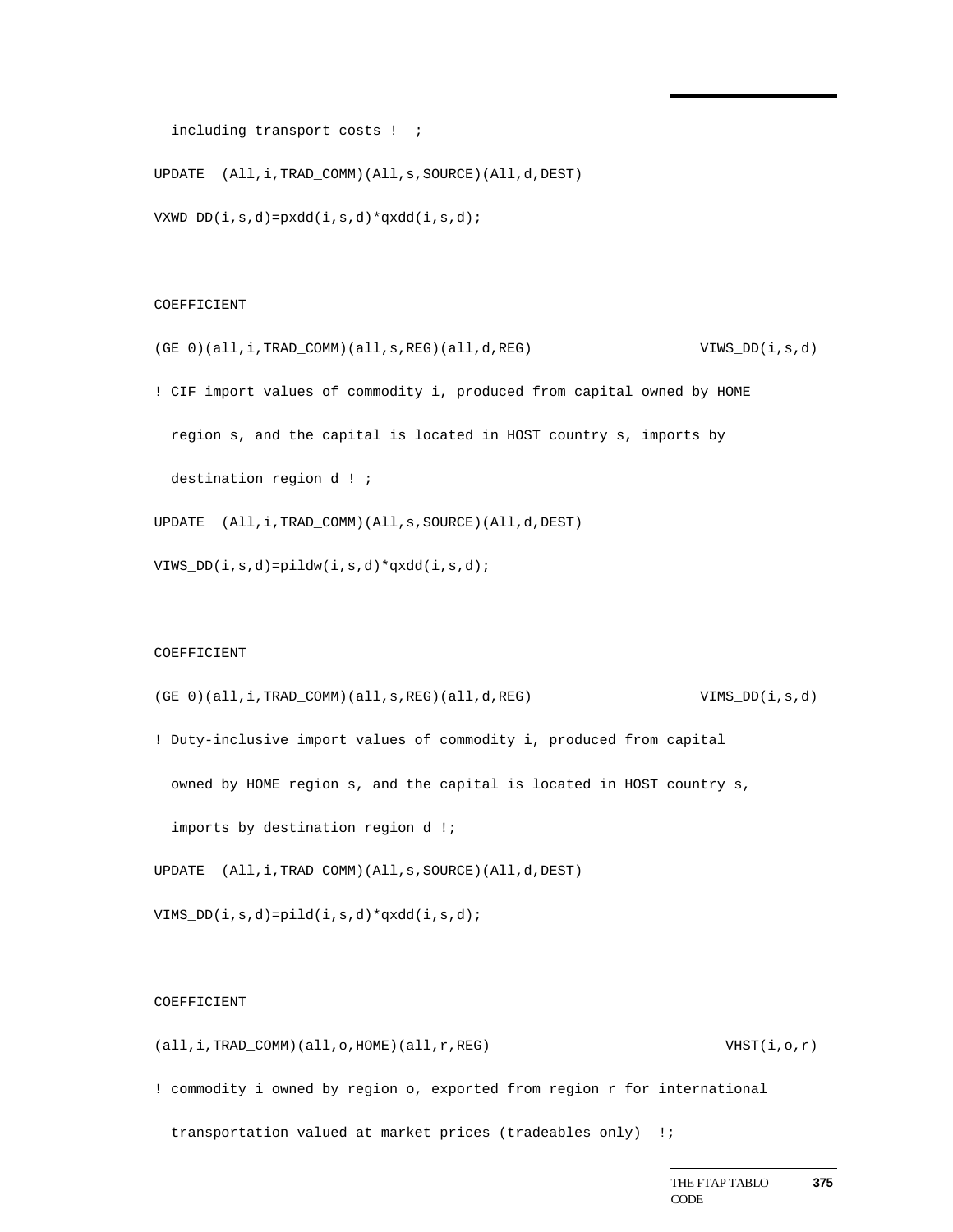```
  including transport costs !  ;
UPDATE  (All,i,TRAD_COMM)(All,s,SOURCE)(All,d,DEST)
VXWD_DD(i,s,d)=pxdd(i,s,d)*qxdd(i,s,d);


COEFFICIENT
(GE 0)(all,i,TRAD_COMM)(all,s,REG)(all,d,REG)                    VIWS_DD(i,s,d)
! CIF import values of commodity i, produced from capital owned by HOME
  region s, and the capital is located in HOST country s, imports by
  destination region d ! ;
UPDATE  (All,i,TRAD_COMM)(All,s,SOURCE)(All,d,DEST)
VIWS_DD(i,s,d)=pildw(i,s,d)*qxdd(i,s,d);


COEFFICIENT
(GE 0)(all,i,TRAD_COMM)(all,s,REG)(all,d,REG)                    VIMS_DD(i,s,d)
! Duty-inclusive import values of commodity i, produced from capital
  owned by HOME region s, and the capital is located in HOST country s,
  imports by destination region d !;
UPDATE  (All,i,TRAD_COMM)(All,s,SOURCE)(All,d,DEST)
VIMS_DD(i,s,d)=pild(i,s,d)*qxdd(i,s,d);


COEFFICIENT
(all,i,TRAD_COMM)(all,o,HOME)(all,r,REG)                             VHST(i,o,r)
! commodity i owned by region o, exported from region r for international
  transportation valued at market prices (tradeables only)  !;
```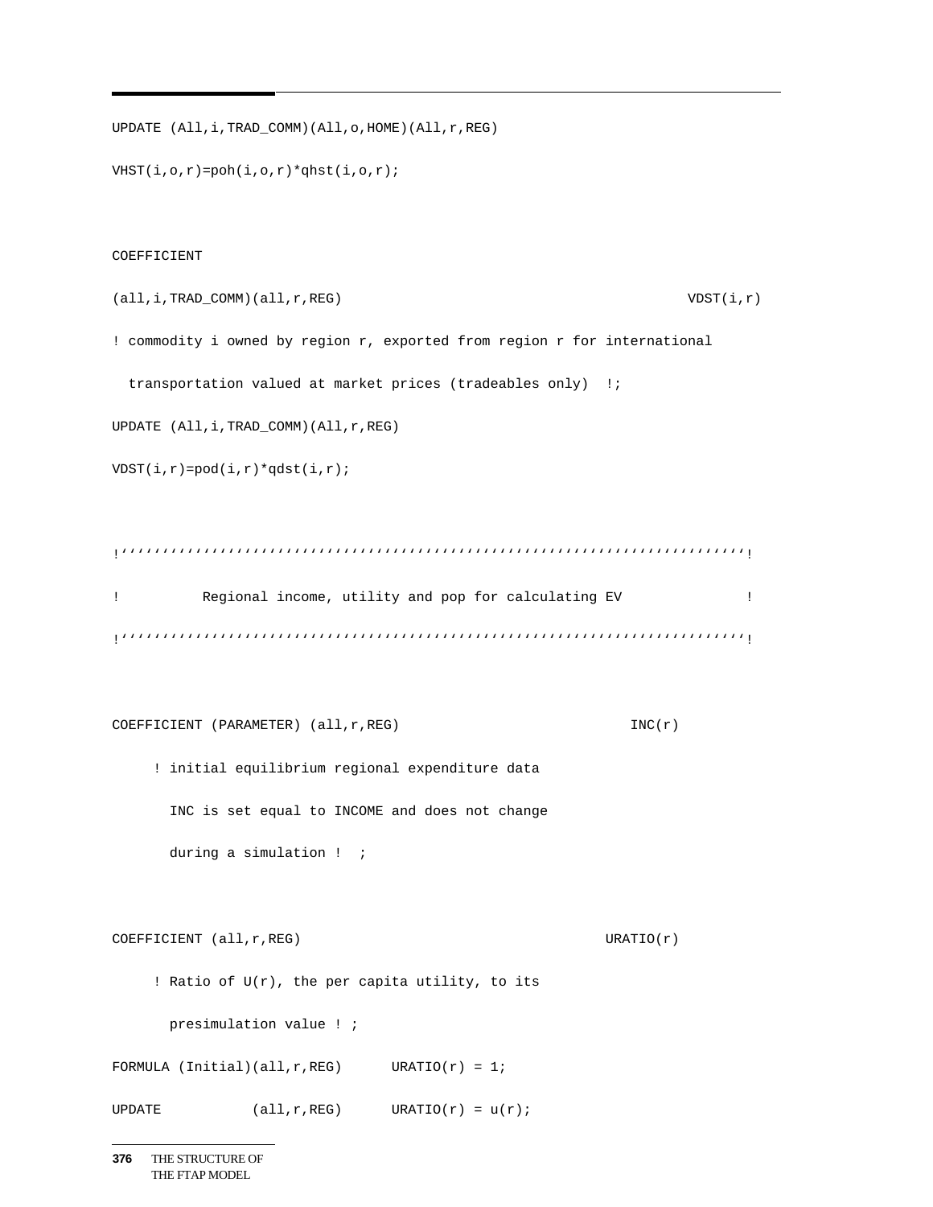```
UPDATE (All,i,TRAD_COMM)(All,o,HOME)(All,r,REG)

VHST(i,o,r)=poh(i,o,r)*qhst(i,o,r);


COEFFICIENT

(all,i,TRAD_COMM)(all,r,REG)                                        VDST(i,r)

! commodity i owned by region r, exported from region r for international

  transportation valued at market prices (tradeables only)  !;

UPDATE (All,i,TRAD_COMM)(All,r,REG)

VDST(i,r)=pod(i,r)*qdst(i,r);


!''''''''''''''''''''''''''''''''''''''''''''''''''''''''''''''''''''''''''''!

!          Regional income, utility and pop for calculating EV               !

!''''''''''''''''''''''''''''''''''''''''''''''''''''''''''''''''''''''''''''!


COEFFICIENT (PARAMETER) (all,r,REG)                            INC(r)

     ! initial equilibrium regional expenditure data

       INC is set equal to INCOME and does not change

       during a simulation !  ;


COEFFICIENT (all,r,REG)                                   URATIO(r)

     ! Ratio of U(r), the per capita utility, to its

       presimulation value ! ;

FORMULA (Initial)(all,r,REG)      URATIO(r) = 1;

UPDATE           (all,r,REG)      URATIO(r) = u(r);
```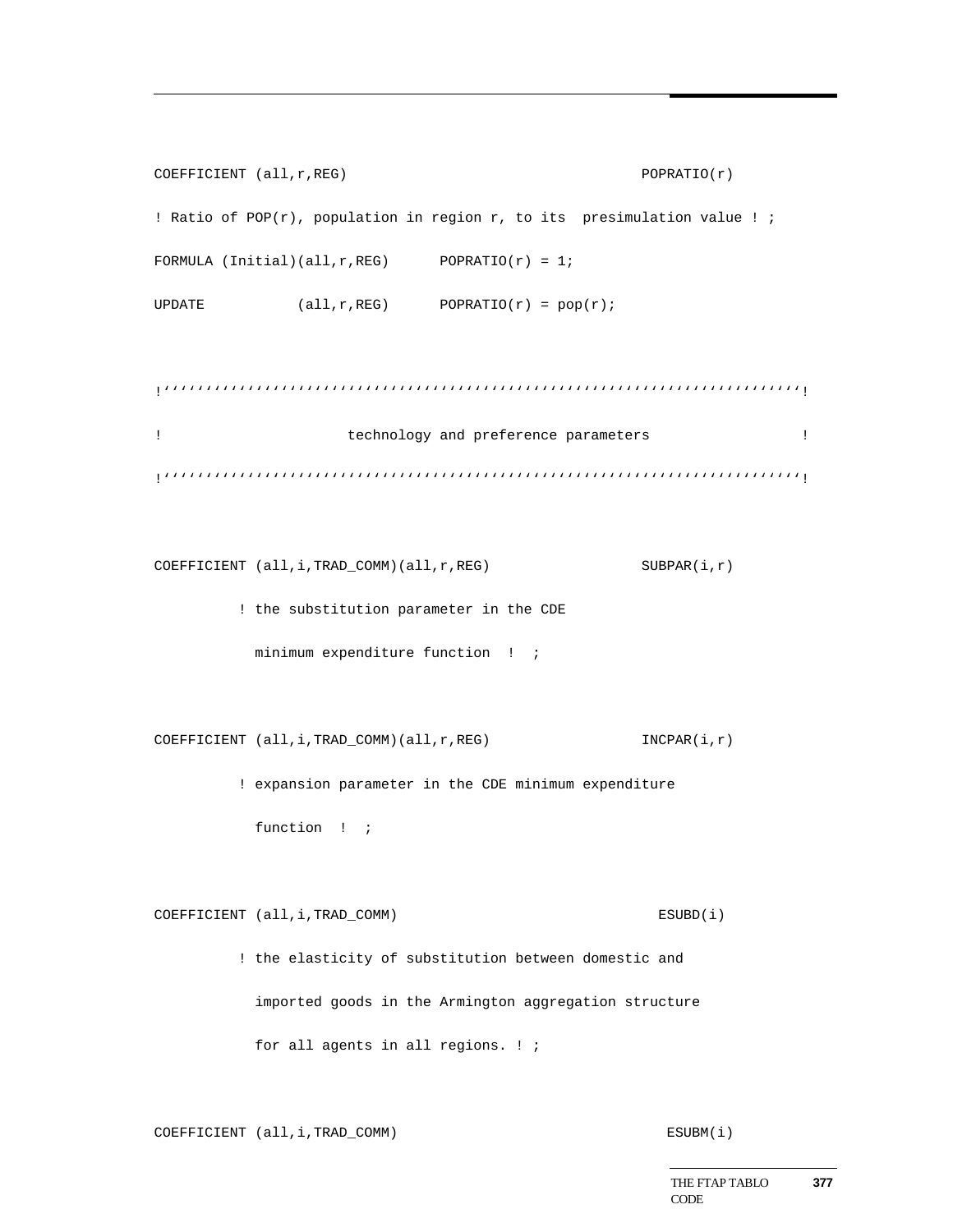```
COEFFICIENT (all,r,REG)                                    POPRATIO(r)
! Ratio of POP(r), population in region r, to its  presimulation value ! ;
FORMULA (Initial)(all,r,REG)      POPRATIO(r) = 1;
UPDATE           (all,r,REG)      POPRATIO(r) = pop(r);


!‘‘‘‘‘‘‘‘‘‘‘‘‘‘‘‘‘‘‘‘‘‘‘‘‘‘‘‘‘‘‘‘‘‘‘‘‘‘‘‘‘‘‘‘‘‘‘‘‘‘‘‘‘‘‘‘‘‘‘‘‘‘‘‘‘‘‘‘‘‘‘‘‘‘‘!
!                       technology and preference parameters                  !
!‘‘‘‘‘‘‘‘‘‘‘‘‘‘‘‘‘‘‘‘‘‘‘‘‘‘‘‘‘‘‘‘‘‘‘‘‘‘‘‘‘‘‘‘‘‘‘‘‘‘‘‘‘‘‘‘‘‘‘‘‘‘‘‘‘‘‘‘‘‘‘‘‘‘‘!


COEFFICIENT (all,i,TRAD_COMM)(all,r,REG)                   SUBPAR(i,r)
          ! the substitution parameter in the CDE
            minimum expenditure function  !  ;


COEFFICIENT (all,i,TRAD_COMM)(all,r,REG)                   INCPAR(i,r)
          ! expansion parameter in the CDE minimum expenditure
            function  !  ;


COEFFICIENT (all,i,TRAD_COMM)                                ESUBD(i)
          ! the elasticity of substitution between domestic and
            imported goods in the Armington aggregation structure
            for all agents in all regions. ! ;


COEFFICIENT (all,i,TRAD_COMM)                                ESUBM(i)
```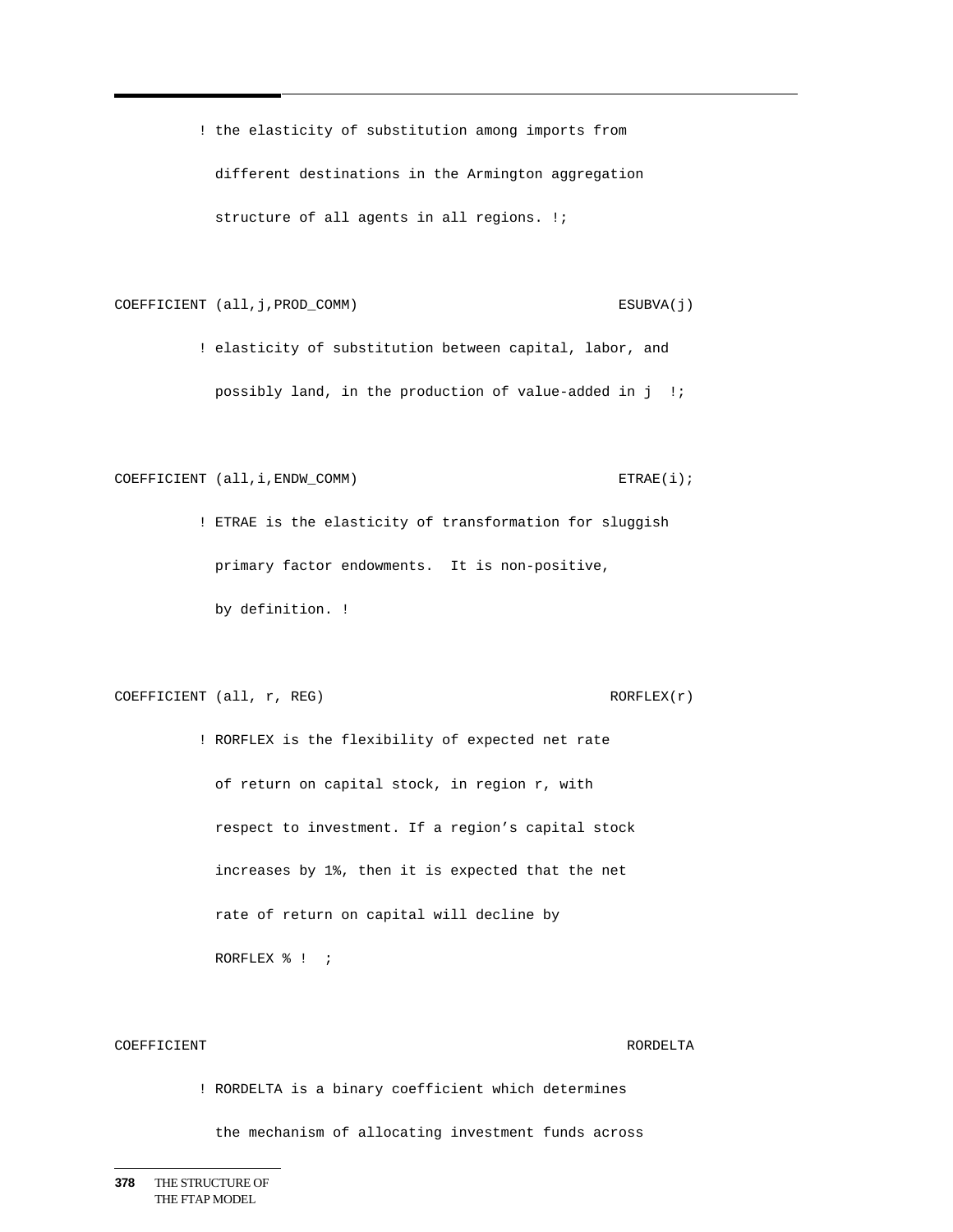```
        ! the elasticity of substitution among imports from
          different destinations in the Armington aggregation
          structure of all agents in all regions. !;

COEFFICIENT (all,j,PROD_COMM)                          ESUBVA(j)
        ! elasticity of substitution between capital, labor, and
          possibly land, in the production of value-added in j  !;

COEFFICIENT (all,i,ENDW_COMM)                          ETRAE(i);
        ! ETRAE is the elasticity of transformation for sluggish
          primary factor endowments.  It is non-positive,
          by definition. !

COEFFICIENT (all, r, REG)                             RORFLEX(r)
        ! RORFLEX is the flexibility of expected net rate
          of return on capital stock, in region r, with
          respect to investment. If a region's capital stock
          increases by 1%, then it is expected that the net
          rate of return on capital will decline by
          RORFLEX % !  ;

COEFFICIENT                                            RORDELTA
        ! RORDELTA is a binary coefficient which determines
          the mechanism of allocating investment funds across
```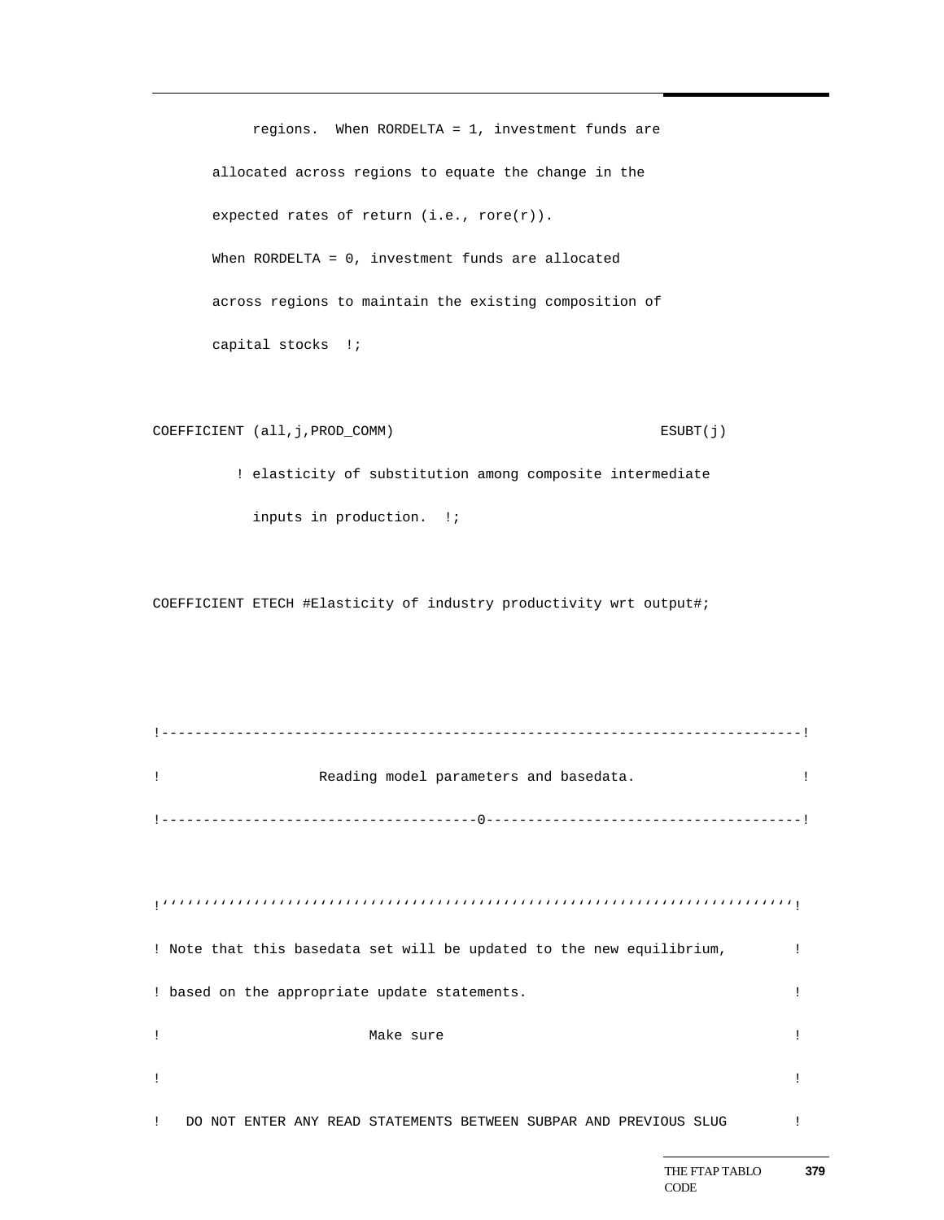```
        regions.  When RORDELTA = 1, investment funds are
    allocated across regions to equate the change in the
    expected rates of return (i.e., rore(r)).
    When RORDELTA = 0, investment funds are allocated
    across regions to maintain the existing composition of
    capital stocks  !;

COEFFICIENT (all,j,PROD_COMM)                              ESUBT(j)
        ! elasticity of substitution among composite intermediate
          inputs in production.  !;

COEFFICIENT ETECH #Elasticity of industry productivity wrt output#;



!------------------------------------------------------------------------------!
!                   Reading model parameters and basedata.                     !
!--------------------------------------0---------------------------------------!

!''''''''''''''''''''''''''''''''''''''''''''''''''''''''''''''''''''''''''''''!
! Note that this basedata set will be updated to the new equilibrium,        !
! based on the appropriate update statements.                                 !
!                         Make sure                                           !
!                                                                             !
!   DO NOT ENTER ANY READ STATEMENTS BETWEEN SUBPAR AND PREVIOUS SLUG         !
```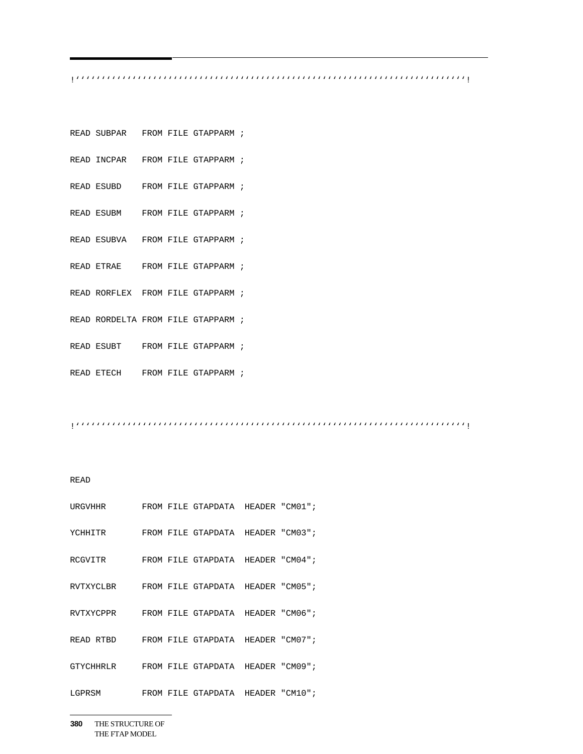```
!'''''''''''''''''''''''''''''''''''''''''''''''''''''''''''''''''''''''''''''!

READ SUBPAR   FROM FILE GTAPPARM ;
READ INCPAR   FROM FILE GTAPPARM ;
READ ESUBD    FROM FILE GTAPPARM ;
READ ESUBM    FROM FILE GTAPPARM ;
READ ESUBVA   FROM FILE GTAPPARM ;
READ ETRAE    FROM FILE GTAPPARM ;
READ RORFLEX  FROM FILE GTAPPARM ;
READ RORDELTA FROM FILE GTAPPARM ;
READ ESUBT    FROM FILE GTAPPARM ;
READ ETECH    FROM FILE GTAPPARM ;

!'''''''''''''''''''''''''''''''''''''''''''''''''''''''''''''''''''''''''''''!

READ
URGVHHR       FROM FILE GTAPDATA  HEADER "CM01";
YCHHITR       FROM FILE GTAPDATA  HEADER "CM03";
RCGVITR       FROM FILE GTAPDATA  HEADER "CM04";
RVTXYCLBR     FROM FILE GTAPDATA  HEADER "CM05";
RVTXYCPPR     FROM FILE GTAPDATA  HEADER "CM06";
READ RTBD     FROM FILE GTAPDATA  HEADER "CM07";
GTYCHHRLR     FROM FILE GTAPDATA  HEADER "CM09";
LGPRSM        FROM FILE GTAPDATA  HEADER "CM10";
```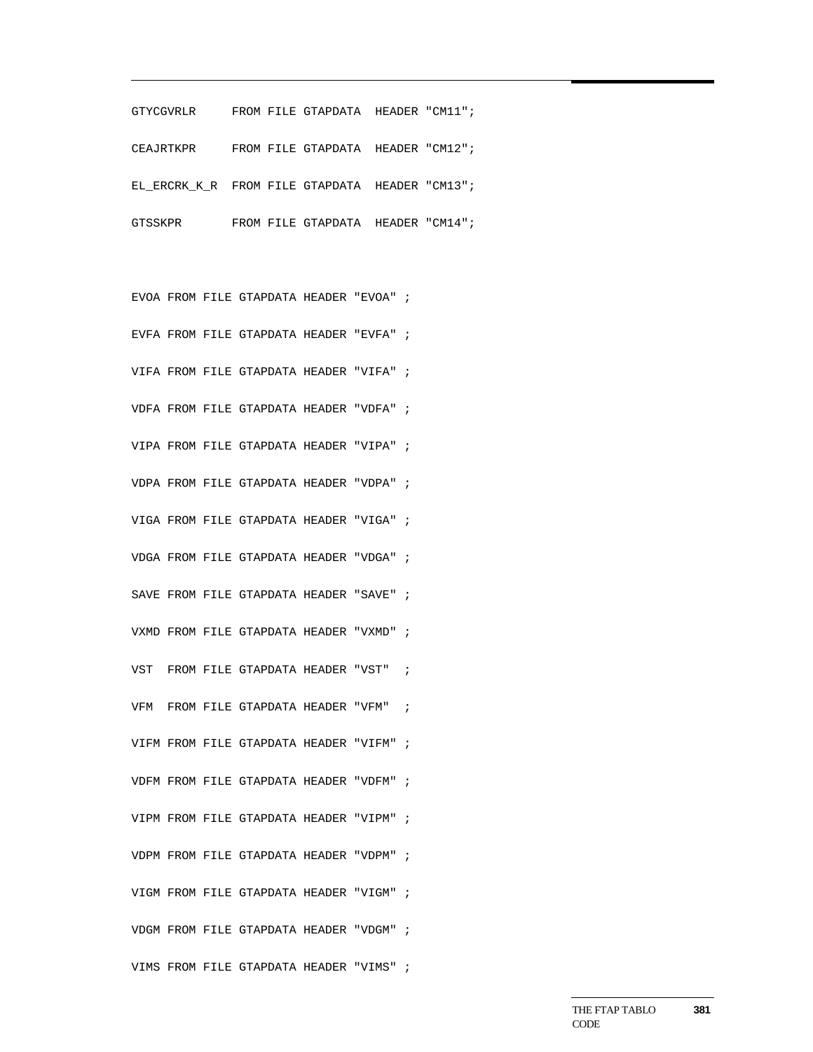```
GTYCGVRLR     FROM FILE GTAPDATA  HEADER "CM11";

CEAJRTKPR     FROM FILE GTAPDATA  HEADER "CM12";

EL_ERCRK_K_R  FROM FILE GTAPDATA  HEADER "CM13";

GTSSKPR       FROM FILE GTAPDATA  HEADER "CM14";


EVOA FROM FILE GTAPDATA HEADER "EVOA" ;

EVFA FROM FILE GTAPDATA HEADER "EVFA" ;

VIFA FROM FILE GTAPDATA HEADER "VIFA" ;

VDFA FROM FILE GTAPDATA HEADER "VDFA" ;

VIPA FROM FILE GTAPDATA HEADER "VIPA" ;

VDPA FROM FILE GTAPDATA HEADER "VDPA" ;

VIGA FROM FILE GTAPDATA HEADER "VIGA" ;

VDGA FROM FILE GTAPDATA HEADER "VDGA" ;

SAVE FROM FILE GTAPDATA HEADER "SAVE" ;

VXMD FROM FILE GTAPDATA HEADER "VXMD" ;

VST  FROM FILE GTAPDATA HEADER "VST"  ;

VFM  FROM FILE GTAPDATA HEADER "VFM"  ;

VIFM FROM FILE GTAPDATA HEADER "VIFM" ;

VDFM FROM FILE GTAPDATA HEADER "VDFM" ;

VIPM FROM FILE GTAPDATA HEADER "VIPM" ;

VDPM FROM FILE GTAPDATA HEADER "VDPM" ;

VIGM FROM FILE GTAPDATA HEADER "VIGM" ;

VDGM FROM FILE GTAPDATA HEADER "VDGM" ;

VIMS FROM FILE GTAPDATA HEADER "VIMS" ;
```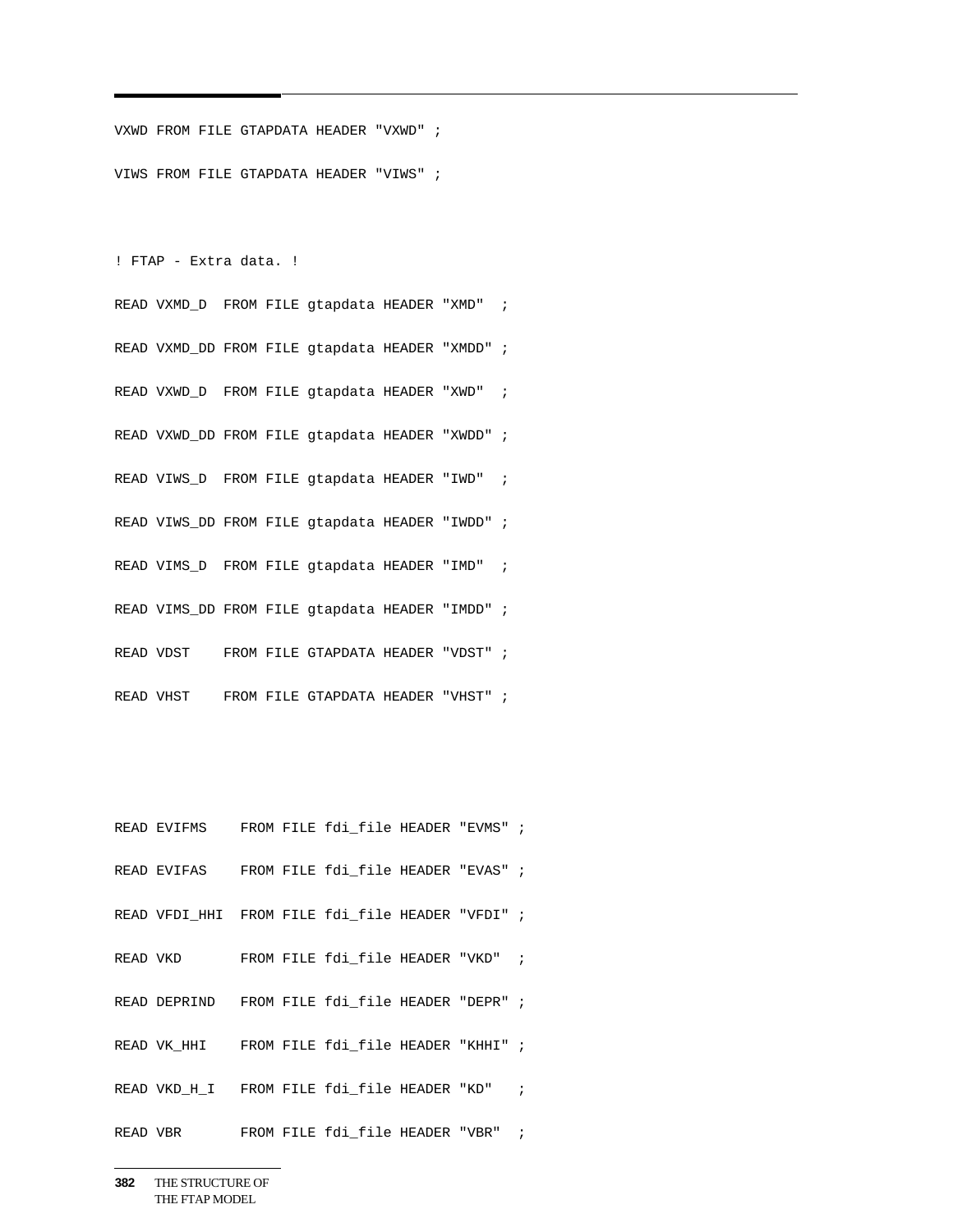```
VXWD FROM FILE GTAPDATA HEADER "VXWD" ;

VIWS FROM FILE GTAPDATA HEADER "VIWS" ;


! FTAP - Extra data. !

READ VXMD_D  FROM FILE gtapdata HEADER "XMD"  ;

READ VXMD_DD FROM FILE gtapdata HEADER "XMDD" ;

READ VXWD_D  FROM FILE gtapdata HEADER "XWD"  ;

READ VXWD_DD FROM FILE gtapdata HEADER "XWDD" ;

READ VIWS_D  FROM FILE gtapdata HEADER "IWD"  ;

READ VIWS_DD FROM FILE gtapdata HEADER "IWDD" ;

READ VIMS_D  FROM FILE gtapdata HEADER "IMD"  ;

READ VIMS_DD FROM FILE gtapdata HEADER "IMDD" ;

READ VDST    FROM FILE GTAPDATA HEADER "VDST" ;

READ VHST    FROM FILE GTAPDATA HEADER "VHST" ;



READ EVIFMS    FROM FILE fdi_file HEADER "EVMS" ;

READ EVIFAS    FROM FILE fdi_file HEADER "EVAS" ;

READ VFDI_HHI  FROM FILE fdi_file HEADER "VFDI" ;

READ VKD       FROM FILE fdi_file HEADER "VKD"  ;

READ DEPRIND   FROM FILE fdi_file HEADER "DEPR" ;

READ VK_HHI    FROM FILE fdi_file HEADER "KHHI" ;

READ VKD_H_I   FROM FILE fdi_file HEADER "KD"   ;

READ VBR       FROM FILE fdi_file HEADER "VBR"  ;
```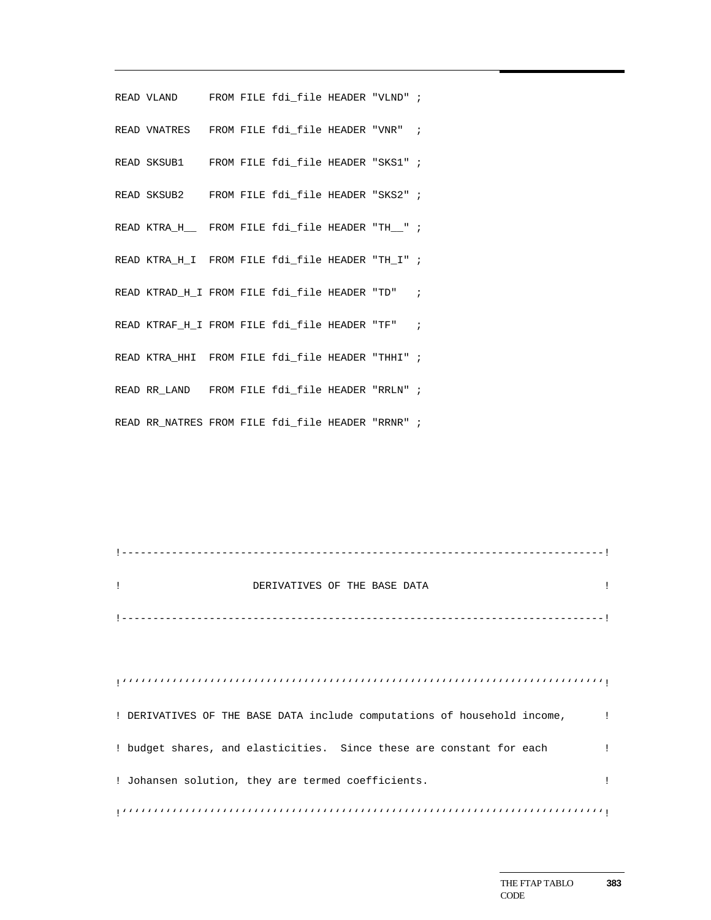```
READ VLAND     FROM FILE fdi_file HEADER "VLND" ;

READ VNATRES   FROM FILE fdi_file HEADER "VNR"  ;

READ SKSUB1    FROM FILE fdi_file HEADER "SKS1" ;

READ SKSUB2    FROM FILE fdi_file HEADER "SKS2" ;

READ KTRA_H__  FROM FILE fdi_file HEADER "TH__" ;

READ KTRA_H_I  FROM FILE fdi_file HEADER "TH_I" ;

READ KTRAD_H_I FROM FILE fdi_file HEADER "TD"   ;

READ KTRAF_H_I FROM FILE fdi_file HEADER "TF"   ;

READ KTRA_HHI  FROM FILE fdi_file HEADER "THHI" ;

READ RR_LAND   FROM FILE fdi_file HEADER "RRLN" ;

READ RR_NATRES FROM FILE fdi_file HEADER "RRNR" ;




!----------------------------------------------------------------------------!

!                     DERIVATIVES OF THE BASE DATA                           !

!----------------------------------------------------------------------------!


!''''''''''''''''''''''''''''''''''''''''''''''''''''''''''''''''''''''''''''!

! DERIVATIVES OF THE BASE DATA include computations of household income,     !

! budget shares, and elasticities.  Since these are constant for each        !

! Johansen solution, they are termed coefficients.                           !

!''''''''''''''''''''''''''''''''''''''''''''''''''''''''''''''''''''''''''''!
```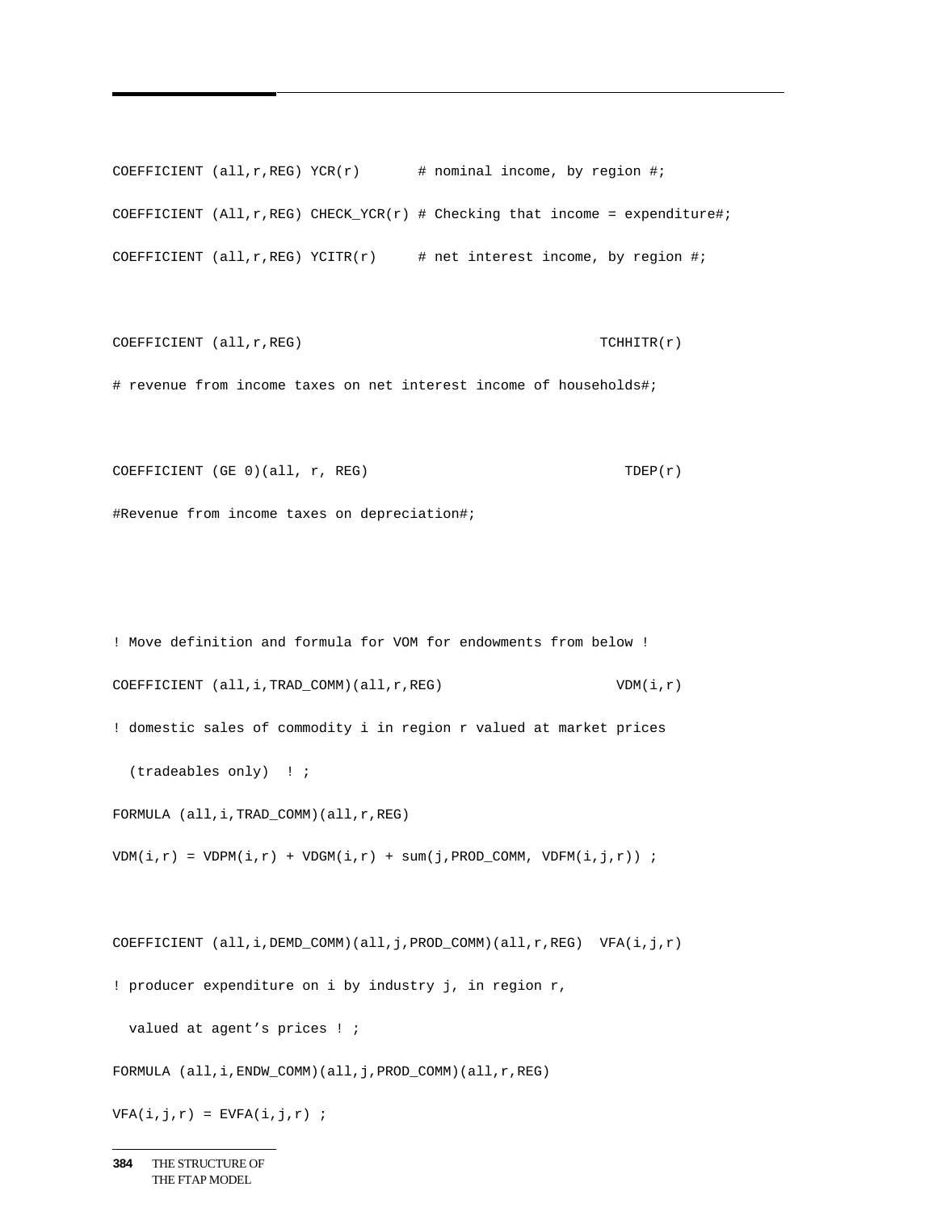```
COEFFICIENT (all,r,REG) YCR(r)       # nominal income, by region #;

COEFFICIENT (All,r,REG) CHECK_YCR(r) # Checking that income = expenditure#;

COEFFICIENT (all,r,REG) YCITR(r)     # net interest income, by region #;


COEFFICIENT (all,r,REG)                                   TCHHITR(r)

# revenue from income taxes on net interest income of households#;


COEFFICIENT (GE 0)(all, r, REG)                               TDEP(r)

#Revenue from income taxes on depreciation#;



! Move definition and formula for VOM for endowments from below !

COEFFICIENT (all,i,TRAD_COMM)(all,r,REG)                     VDM(i,r)

! domestic sales of commodity i in region r valued at market prices

  (tradeables only)  ! ;

FORMULA (all,i,TRAD_COMM)(all,r,REG)

VDM(i,r) = VDPM(i,r) + VDGM(i,r) + sum(j,PROD_COMM, VDFM(i,j,r)) ;


COEFFICIENT (all,i,DEMD_COMM)(all,j,PROD_COMM)(all,r,REG)  VFA(i,j,r)

! producer expenditure on i by industry j, in region r,

  valued at agent's prices ! ;

FORMULA (all,i,ENDW_COMM)(all,j,PROD_COMM)(all,r,REG)

VFA(i,j,r) = EVFA(i,j,r) ;
```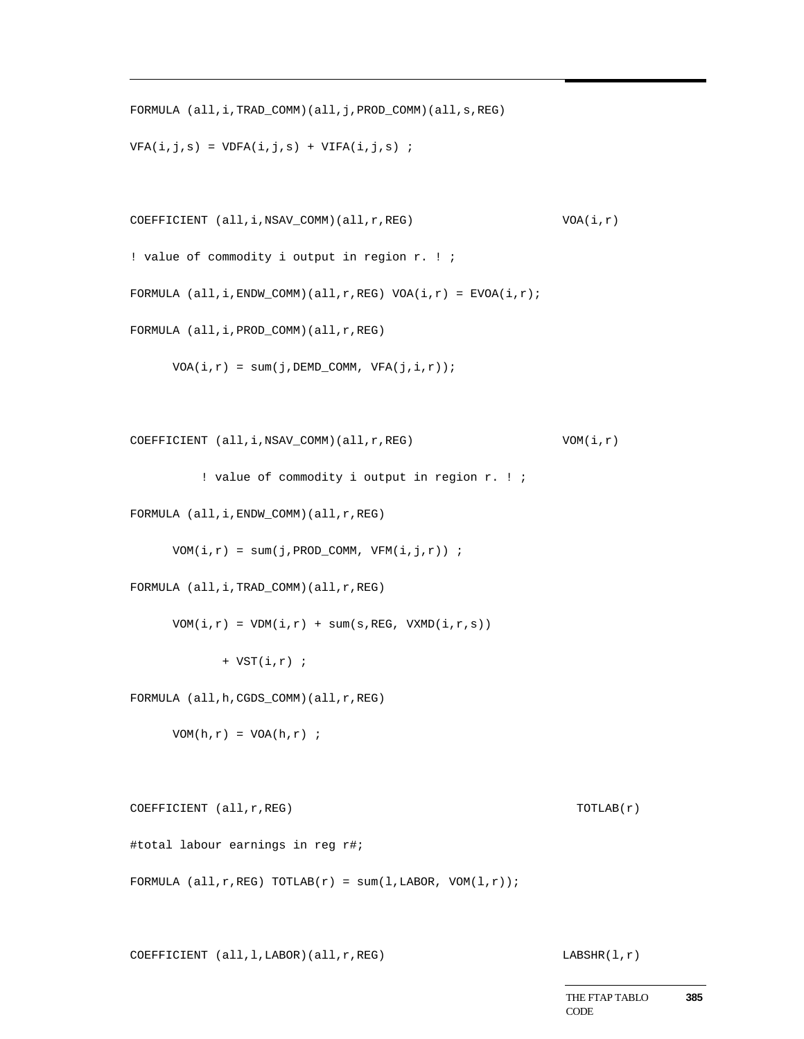```
FORMULA (all,i,TRAD_COMM)(all,j,PROD_COMM)(all,s,REG)

VFA(i,j,s) = VDFA(i,j,s) + VIFA(i,j,s) ;


COEFFICIENT (all,i,NSAV_COMM)(all,r,REG)                    VOA(i,r)

! value of commodity i output in region r. ! ;

FORMULA (all,i,ENDW_COMM)(all,r,REG) VOA(i,r) = EVOA(i,r);

FORMULA (all,i,PROD_COMM)(all,r,REG)

      VOA(i,r) = sum(j,DEMD_COMM, VFA(j,i,r));


COEFFICIENT (all,i,NSAV_COMM)(all,r,REG)                    VOM(i,r)

          ! value of commodity i output in region r. ! ;

FORMULA (all,i,ENDW_COMM)(all,r,REG)

      VOM(i,r) = sum(j,PROD_COMM, VFM(i,j,r)) ;

FORMULA (all,i,TRAD_COMM)(all,r,REG)

      VOM(i,r) = VDM(i,r) + sum(s,REG, VXMD(i,r,s))

             + VST(i,r) ;

FORMULA (all,h,CGDS_COMM)(all,r,REG)

      VOM(h,r) = VOA(h,r) ;


COEFFICIENT (all,r,REG)                                       TOTLAB(r)

#total labour earnings in reg r#;

FORMULA (all,r,REG) TOTLAB(r) = sum(l,LABOR, VOM(l,r));


COEFFICIENT (all,l,LABOR)(all,r,REG)                        LABSHR(l,r)
```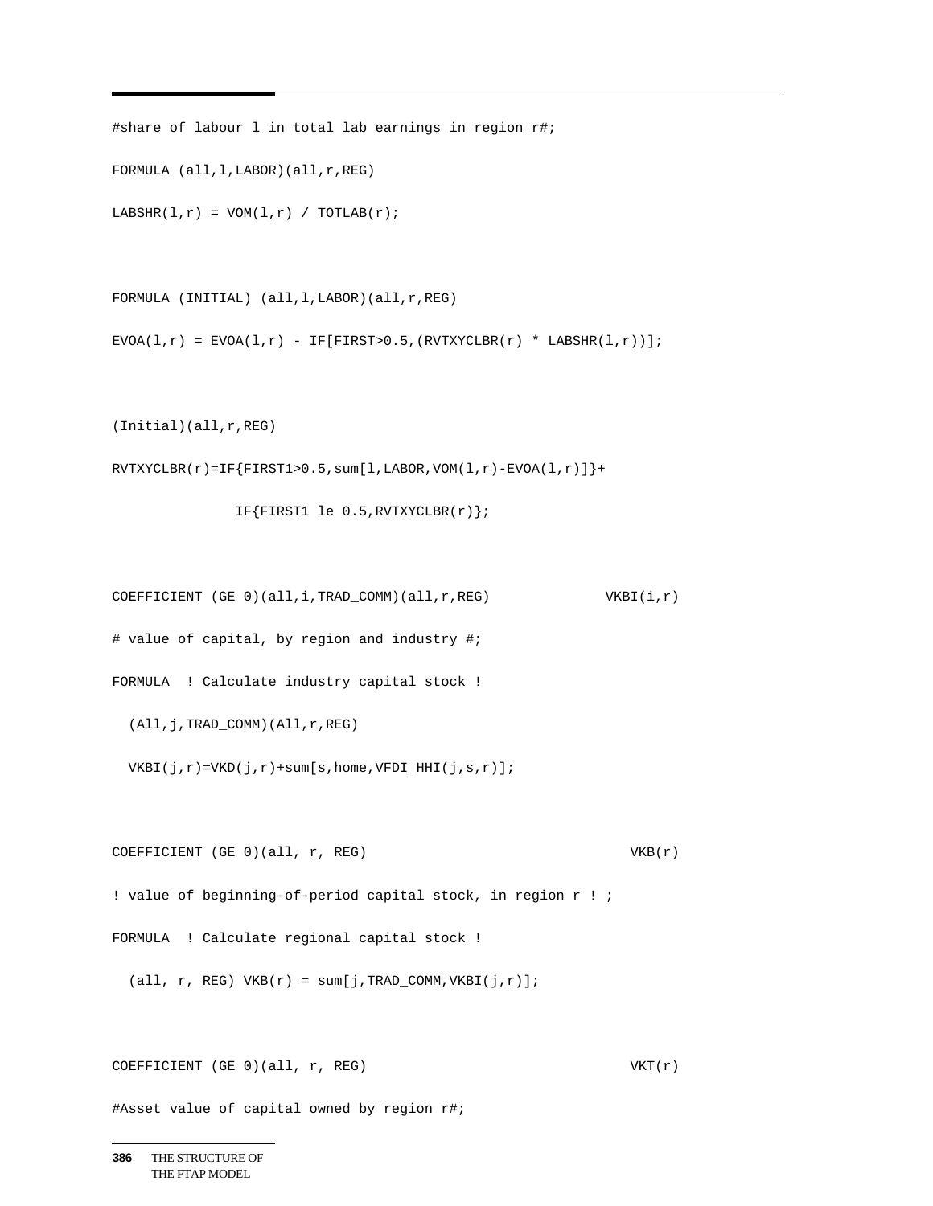```
#share of labour l in total lab earnings in region r#;
FORMULA (all,l,LABOR)(all,r,REG)
LABSHR(l,r) = VOM(l,r) / TOTLAB(r);


FORMULA (INITIAL) (all,l,LABOR)(all,r,REG)
EVOA(l,r) = EVOA(l,r) - IF[FIRST>0.5,(RVTXYCLBR(r) * LABSHR(l,r))];


(Initial)(all,r,REG)
RVTXYCLBR(r)=IF{FIRST1>0.5,sum[l,LABOR,VOM(l,r)-EVOA(l,r)]}+
              IF{FIRST1 le 0.5,RVTXYCLBR(r)};


COEFFICIENT (GE 0)(all,i,TRAD_COMM)(all,r,REG)             VKBI(i,r)
# value of capital, by region and industry #;
FORMULA  ! Calculate industry capital stock !
  (All,j,TRAD_COMM)(All,r,REG)
  VKBI(j,r)=VKD(j,r)+sum[s,home,VFDI_HHI(j,s,r)];


COEFFICIENT (GE 0)(all, r, REG)                              VKB(r)
! value of beginning-of-period capital stock, in region r ! ;
FORMULA  ! Calculate regional capital stock !
  (all, r, REG) VKB(r) = sum[j,TRAD_COMM,VKBI(j,r)];


COEFFICIENT (GE 0)(all, r, REG)                              VKT(r)
#Asset value of capital owned by region r#;
```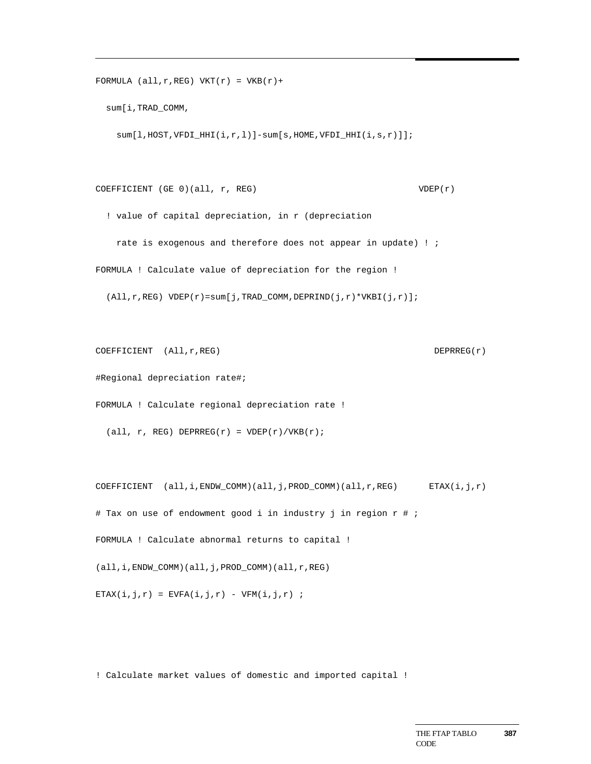```
FORMULA (all,r,REG) VKT(r) = VKB(r)+
  sum[i,TRAD_COMM,
    sum[l,HOST,VFDI_HHI(i,r,l)]-sum[s,HOME,VFDI_HHI(i,s,r)]];

COEFFICIENT (GE 0)(all, r, REG)                              VDEP(r)
  ! value of capital depreciation, in r (depreciation
    rate is exogenous and therefore does not appear in update) ! ;
FORMULA ! Calculate value of depreciation for the region !
  (All,r,REG) VDEP(r)=sum[j,TRAD_COMM,DEPRIND(j,r)*VKBI(j,r)];

COEFFICIENT  (All,r,REG)                                        DEPRREG(r)
#Regional depreciation rate#;
FORMULA ! Calculate regional depreciation rate !
  (all, r, REG) DEPRREG(r) = VDEP(r)/VKB(r);

COEFFICIENT  (all,i,ENDW_COMM)(all,j,PROD_COMM)(all,r,REG)      ETAX(i,j,r)
# Tax on use of endowment good i in industry j in region r # ;
FORMULA ! Calculate abnormal returns to capital !
(all,i,ENDW_COMM)(all,j,PROD_COMM)(all,r,REG)
ETAX(i,j,r) = EVFA(i,j,r) - VFM(i,j,r) ;



! Calculate market values of domestic and imported capital !
```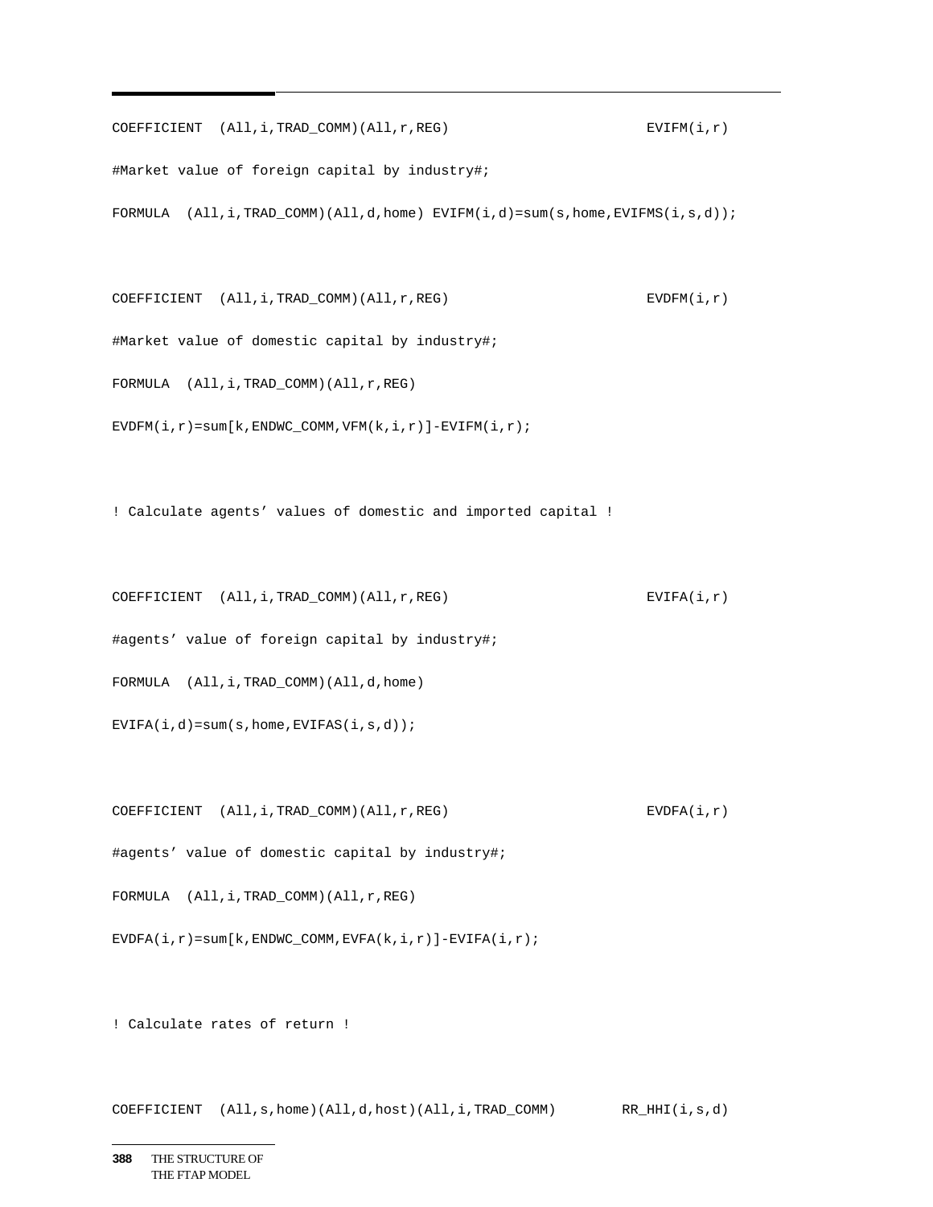```
COFFICIENT (All,i,TRAD_COMM)(All,r,REG)                    EVIFM(i,r)

#Market value of foreign capital by industry#;

FORMULA  (All,i,TRAD_COMM)(All,d,home) EVIFM(i,d)=sum(s,home,EVIFMS(i,s,d));


COEFFICIENT  (All,i,TRAD_COMM)(All,r,REG)                    EVDFM(i,r)

#Market value of domestic capital by industry#;

FORMULA  (All,i,TRAD_COMM)(All,r,REG)

EVDFM(i,r)=sum[k,ENDWC_COMM,VFM(k,i,r)]-EVIFM(i,r);


! Calculate agents’ values of domestic and imported capital !


COEFFICIENT  (All,i,TRAD_COMM)(All,r,REG)                    EVIFA(i,r)

#agents’ value of foreign capital by industry#;

FORMULA  (All,i,TRAD_COMM)(All,d,home)

EVIFA(i,d)=sum(s,home,EVIFAS(i,s,d));


COEFFICIENT  (All,i,TRAD_COMM)(All,r,REG)                    EVDFA(i,r)

#agents’ value of domestic capital by industry#;

FORMULA  (All,i,TRAD_COMM)(All,r,REG)

EVDFA(i,r)=sum[k,ENDWC_COMM,EVFA(k,i,r)]-EVIFA(i,r);


! Calculate rates of return !


COEFFICIENT  (All,s,home)(All,d,host)(All,i,TRAD_COMM)       RR_HHI(i,s,d)
```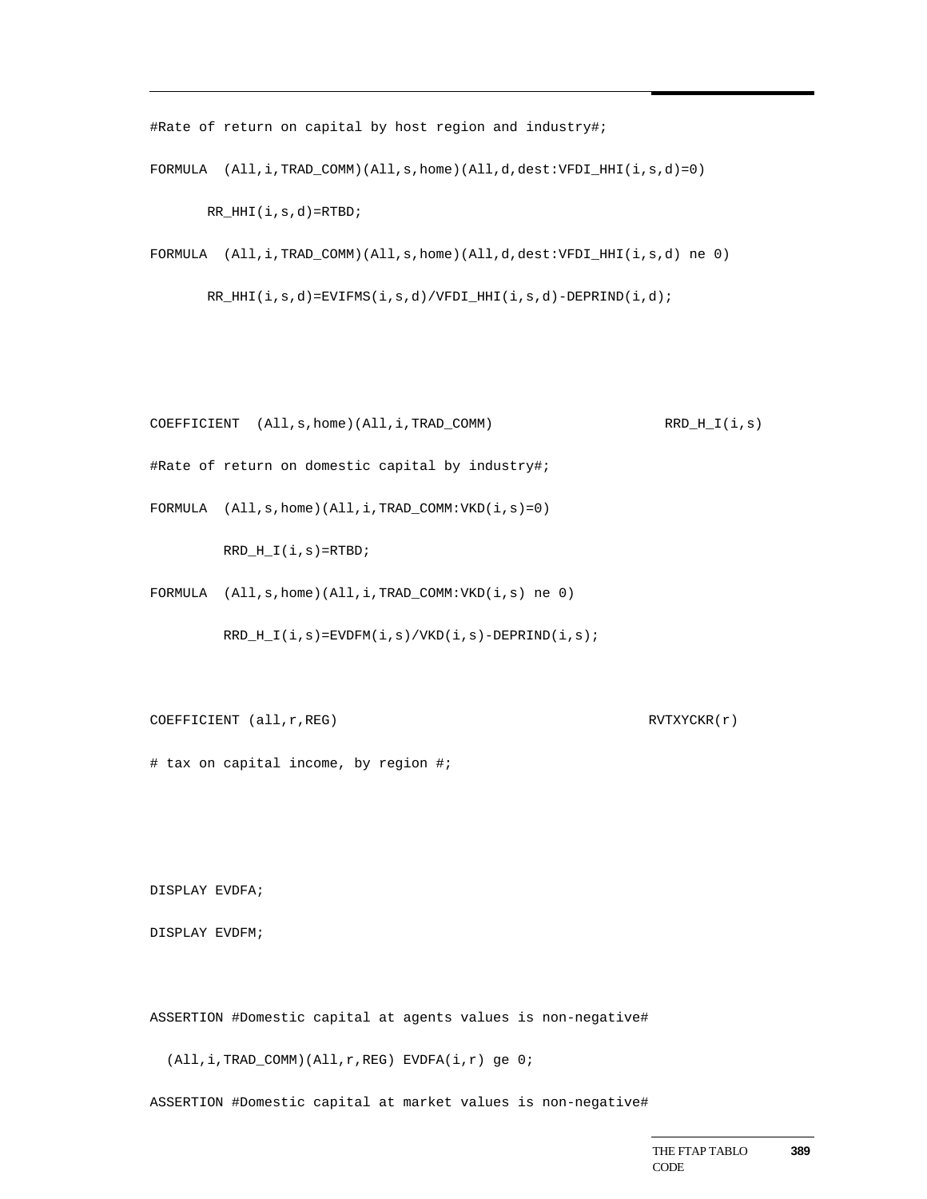```
#Rate of return on capital by host region and industry#;

FORMULA  (All,i,TRAD_COMM)(All,s,home)(All,d,dest:VFDI_HHI(i,s,d)=0)

       RR_HHI(i,s,d)=RTBD;

FORMULA  (All,i,TRAD_COMM)(All,s,home)(All,d,dest:VFDI_HHI(i,s,d) ne 0)

       RR_HHI(i,s,d)=EVIFMS(i,s,d)/VFDI_HHI(i,s,d)-DEPRIND(i,d);



COEFFICIENT  (All,s,home)(All,i,TRAD_COMM)                    RRD_H_I(i,s)

#Rate of return on domestic capital by industry#;

FORMULA  (All,s,home)(All,i,TRAD_COMM:VKD(i,s)=0)

         RRD_H_I(i,s)=RTBD;

FORMULA  (All,s,home)(All,i,TRAD_COMM:VKD(i,s) ne 0)

         RRD_H_I(i,s)=EVDFM(i,s)/VKD(i,s)-DEPRIND(i,s);


COEFFICIENT (all,r,REG)                                      RVTXYCKR(r)

# tax on capital income, by region #;



DISPLAY EVDFA;

DISPLAY EVDFM;


ASSERTION #Domestic capital at agents values is non-negative#

  (All,i,TRAD_COMM)(All,r,REG) EVDFA(i,r) ge 0;

ASSERTION #Domestic capital at market values is non-negative#
```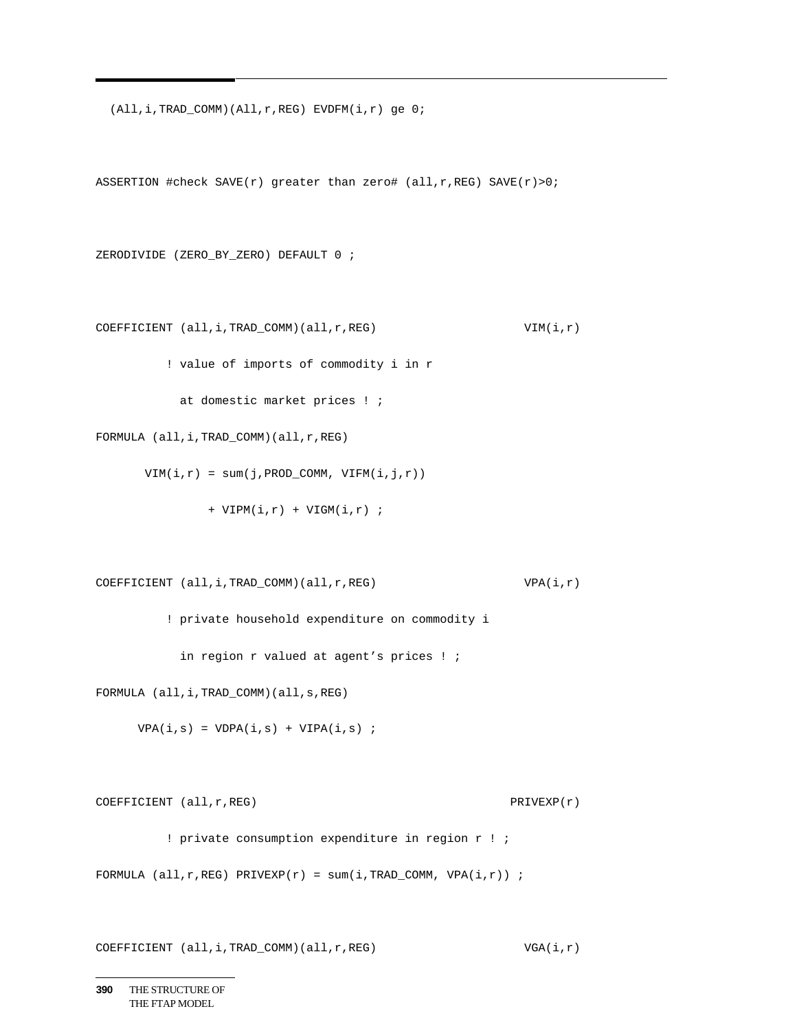```
  (All,i,TRAD_COMM)(All,r,REG) EVDFM(i,r) ge 0;


ASSERTION #check SAVE(r) greater than zero# (all,r,REG) SAVE(r)>0;


ZERODIVIDE (ZERO_BY_ZERO) DEFAULT 0 ;


COEFFICIENT (all,i,TRAD_COMM)(all,r,REG)                    VIM(i,r)
          ! value of imports of commodity i in r
            at domestic market prices ! ;
FORMULA (all,i,TRAD_COMM)(all,r,REG)
       VIM(i,r) = sum(j,PROD_COMM, VIFM(i,j,r))
                + VIPM(i,r) + VIGM(i,r) ;


COEFFICIENT (all,i,TRAD_COMM)(all,r,REG)                    VPA(i,r)
          ! private household expenditure on commodity i
            in region r valued at agent's prices ! ;
FORMULA (all,i,TRAD_COMM)(all,s,REG)
      VPA(i,s) = VDPA(i,s) + VIPA(i,s) ;


COEFFICIENT (all,r,REG)                                   PRIVEXP(r)
          ! private consumption expenditure in region r ! ;
FORMULA (all,r,REG) PRIVEXP(r) = sum(i,TRAD_COMM, VPA(i,r)) ;


COEFFICIENT (all,i,TRAD_COMM)(all,r,REG)                    VGA(i,r)
```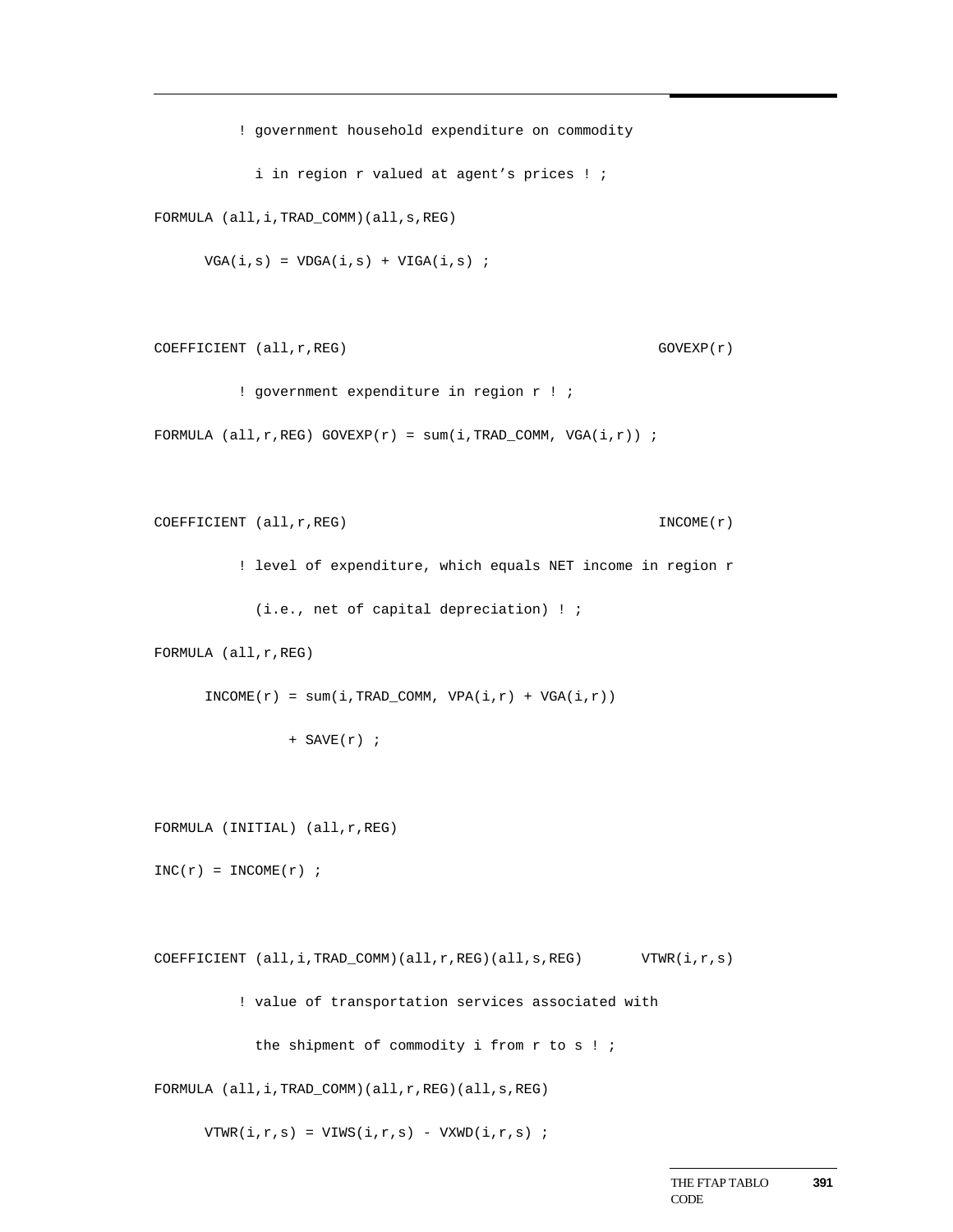```
         ! government household expenditure on commodity
           i in region r valued at agent’s prices ! ;
FORMULA (all,i,TRAD_COMM)(all,s,REG)
      VGA(i,s) = VDGA(i,s) + VIGA(i,s) ;

COEFFICIENT (all,r,REG)                                 GOVEXP(r)
         ! government expenditure in region r ! ;
FORMULA (all,r,REG) GOVEXP(r) = sum(i,TRAD_COMM, VGA(i,r)) ;

COEFFICIENT (all,r,REG)                                 INCOME(r)
         ! level of expenditure, which equals NET income in region r
           (i.e., net of capital depreciation) ! ;
FORMULA (all,r,REG)
      INCOME(r) = sum(i,TRAD_COMM, VPA(i,r) + VGA(i,r))
                + SAVE(r) ;

FORMULA (INITIAL) (all,r,REG)
INC(r) = INCOME(r) ;

COEFFICIENT (all,i,TRAD_COMM)(all,r,REG)(all,s,REG)      VTWR(i,r,s)
         ! value of transportation services associated with
           the shipment of commodity i from r to s ! ;
FORMULA (all,i,TRAD_COMM)(all,r,REG)(all,s,REG)
      VTWR(i,r,s) = VIWS(i,r,s) - VXWD(i,r,s) ;
```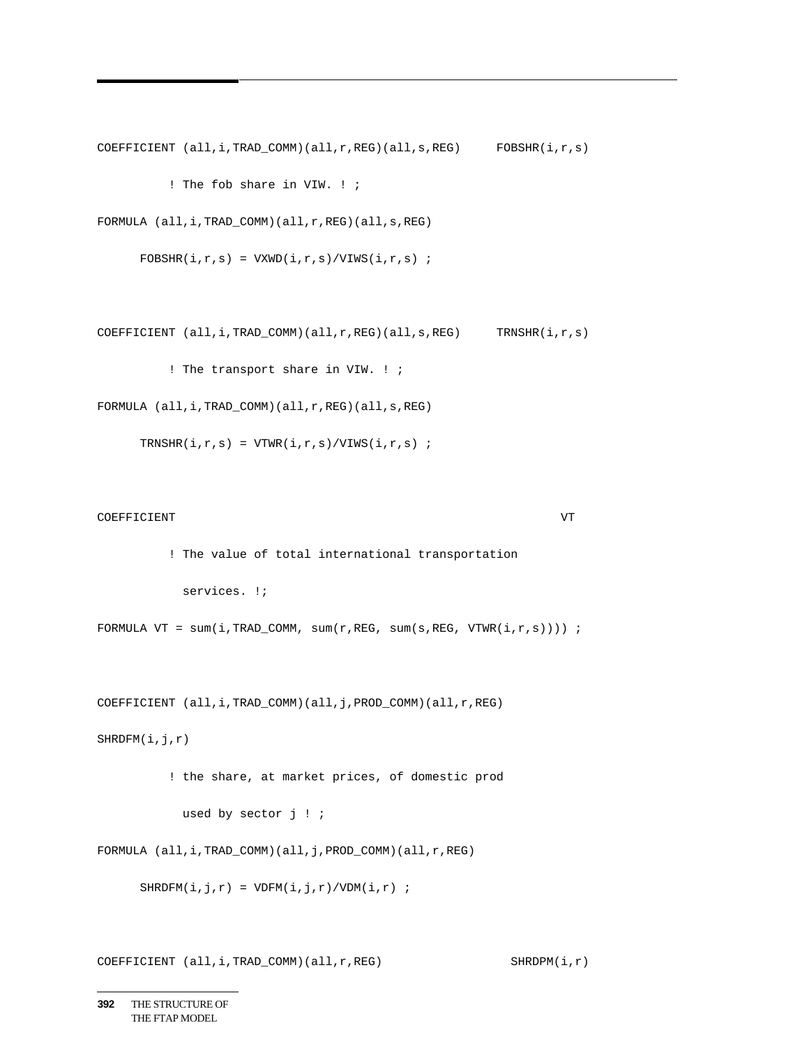```
COEFFICIENT (all,i,TRAD_COMM)(all,r,REG)(all,s,REG)     FOBSHR(i,r,s)
          ! The fob share in VIW. ! ;
FORMULA (all,i,TRAD_COMM)(all,r,REG)(all,s,REG)
      FOBSHR(i,r,s) = VXWD(i,r,s)/VIWS(i,r,s) ;

COEFFICIENT (all,i,TRAD_COMM)(all,r,REG)(all,s,REG)     TRNSHR(i,r,s)
          ! The transport share in VIW. ! ;
FORMULA (all,i,TRAD_COMM)(all,r,REG)(all,s,REG)
      TRNSHR(i,r,s) = VTWR(i,r,s)/VIWS(i,r,s) ;

COEFFICIENT                                                        VT
          ! The value of total international transportation
            services. !;
FORMULA VT = sum(i,TRAD_COMM, sum(r,REG, sum(s,REG, VTWR(i,r,s)))) ;

COEFFICIENT (all,i,TRAD_COMM)(all,j,PROD_COMM)(all,r,REG)
SHRDFM(i,j,r)
          ! the share, at market prices, of domestic prod
            used by sector j ! ;
FORMULA (all,i,TRAD_COMM)(all,j,PROD_COMM)(all,r,REG)
      SHRDFM(i,j,r) = VDFM(i,j,r)/VDM(i,r) ;

COEFFICIENT (all,i,TRAD_COMM)(all,r,REG)                  SHRDPM(i,r)
```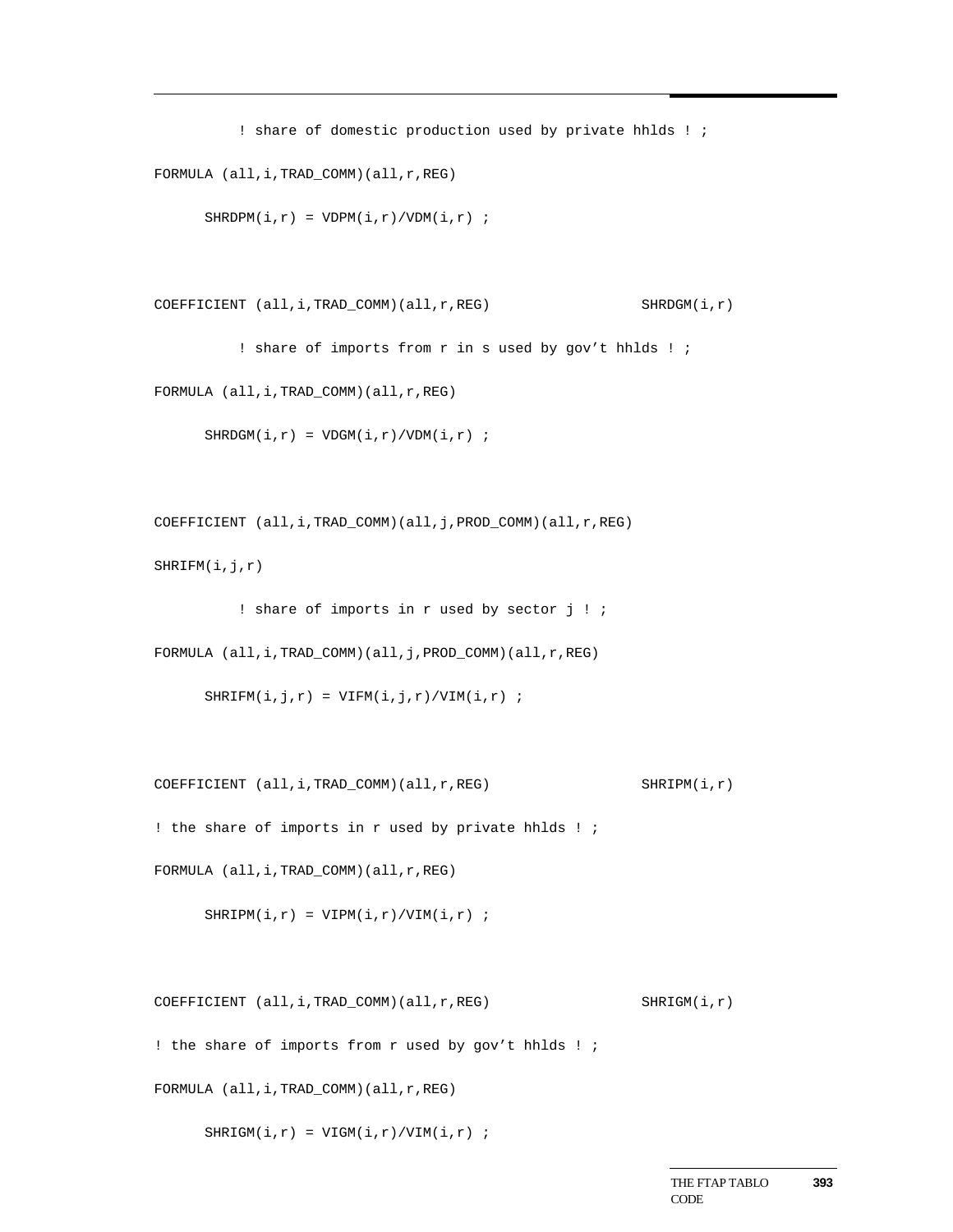```
        ! share of domestic production used by private hhlds ! ;
FORMULA (all,i,TRAD_COMM)(all,r,REG)
      SHRDPM(i,r) = VDPM(i,r)/VDM(i,r) ;


COEFFICIENT (all,i,TRAD_COMM)(all,r,REG)                  SHRDGM(i,r)
        ! share of imports from r in s used by gov't hhlds ! ;
FORMULA (all,i,TRAD_COMM)(all,r,REG)
      SHRDGM(i,r) = VDGM(i,r)/VDM(i,r) ;


COEFFICIENT (all,i,TRAD_COMM)(all,j,PROD_COMM)(all,r,REG)
SHRIFM(i,j,r)
        ! share of imports in r used by sector j ! ;
FORMULA (all,i,TRAD_COMM)(all,j,PROD_COMM)(all,r,REG)
      SHRIFM(i,j,r) = VIFM(i,j,r)/VIM(i,r) ;


COEFFICIENT (all,i,TRAD_COMM)(all,r,REG)                  SHRIPM(i,r)
! the share of imports in r used by private hhlds ! ;
FORMULA (all,i,TRAD_COMM)(all,r,REG)
      SHRIPM(i,r) = VIPM(i,r)/VIM(i,r) ;


COEFFICIENT (all,i,TRAD_COMM)(all,r,REG)                  SHRIGM(i,r)
! the share of imports from r used by gov't hhlds ! ;
FORMULA (all,i,TRAD_COMM)(all,r,REG)
      SHRIGM(i,r) = VIGM(i,r)/VIM(i,r) ;
```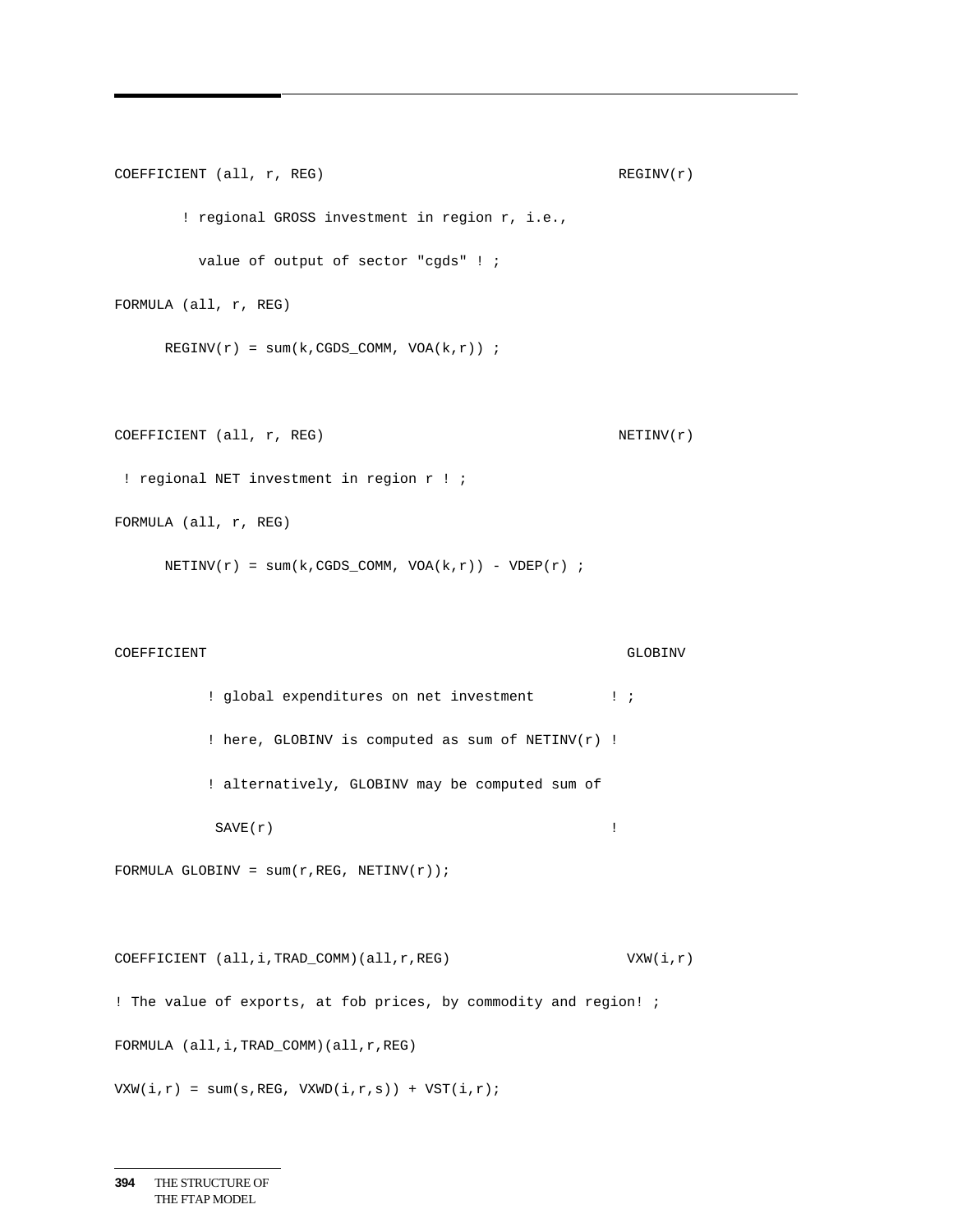```
COEFFICIENT (all, r, REG)                                    REGINV(r)
        ! regional GROSS investment in region r, i.e.,
          value of output of sector "cgds" ! ;
FORMULA (all, r, REG)
      REGINV(r) = sum(k,CGDS_COMM, VOA(k,r)) ;


COEFFICIENT (all, r, REG)                                    NETINV(r)
 ! regional NET investment in region r ! ;
FORMULA (all, r, REG)
      NETINV(r) = sum(k,CGDS_COMM, VOA(k,r)) - VDEP(r) ;


COEFFICIENT                                                   GLOBINV
           ! global expenditures on net investment         ! ;
           ! here, GLOBINV is computed as sum of NETINV(r) !
           ! alternatively, GLOBINV may be computed sum of
            SAVE(r)                                        !
FORMULA GLOBINV = sum(r,REG, NETINV(r));


COEFFICIENT (all,i,TRAD_COMM)(all,r,REG)                      VXW(i,r)
! The value of exports, at fob prices, by commodity and region! ;
FORMULA (all,i,TRAD_COMM)(all,r,REG)
VXW(i,r) = sum(s,REG, VXWD(i,r,s)) + VST(i,r);
```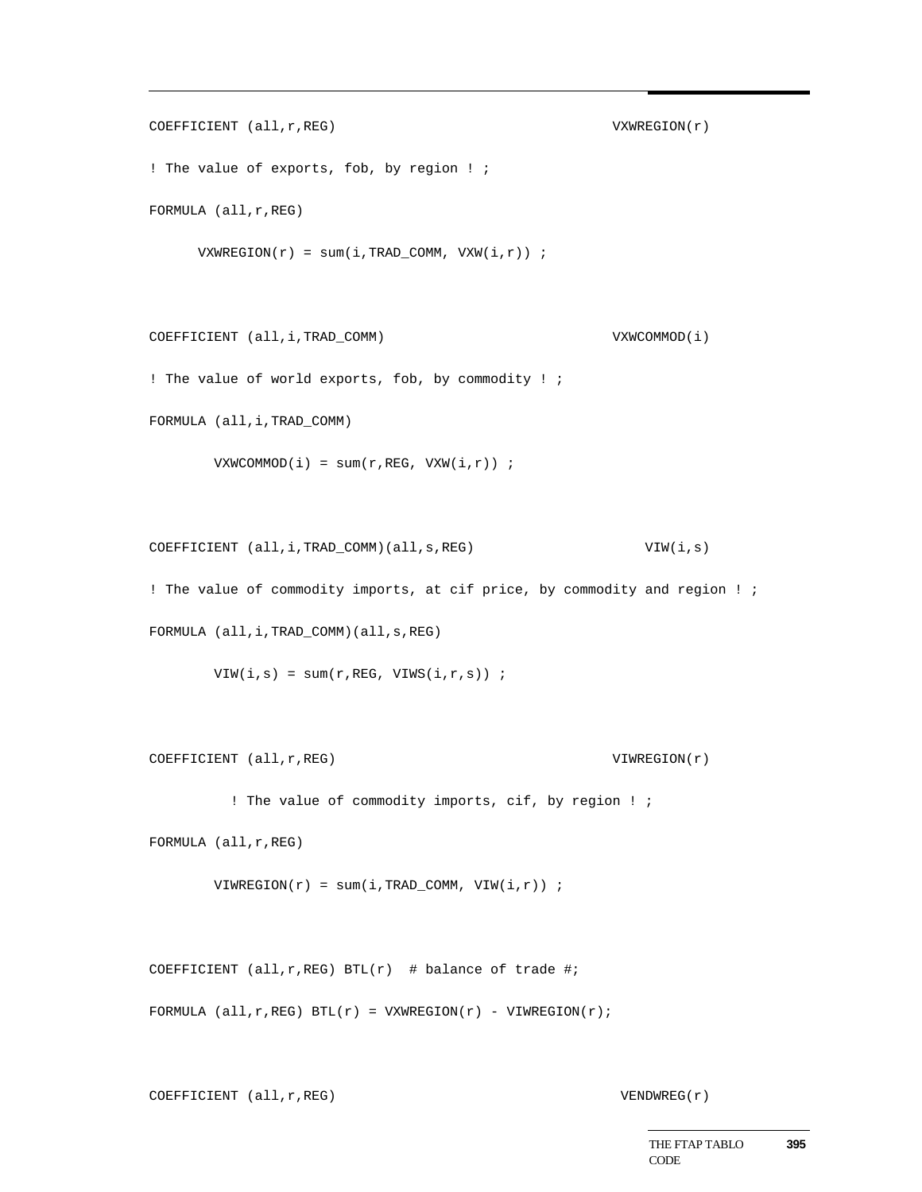```
COEFFICIENT (all,r,REG)                                    VXWREGION(r)

! The value of exports, fob, by region ! ;

FORMULA (all,r,REG)

      VXWREGION(r) = sum(i,TRAD_COMM, VXW(i,r)) ;


COEFFICIENT (all,i,TRAD_COMM)                              VXWCOMMOD(i)

! The value of world exports, fob, by commodity ! ;

FORMULA (all,i,TRAD_COMM)

        VXWCOMMOD(i) = sum(r,REG, VXW(i,r)) ;


COEFFICIENT (all,i,TRAD_COMM)(all,s,REG)                       VIW(i,s)

! The value of commodity imports, at cif price, by commodity and region ! ;

FORMULA (all,i,TRAD_COMM)(all,s,REG)

        VIW(i,s) = sum(r,REG, VIWS(i,r,s)) ;


COEFFICIENT (all,r,REG)                                    VIWREGION(r)

          ! The value of commodity imports, cif, by region ! ;

FORMULA (all,r,REG)

        VIWREGION(r) = sum(i,TRAD_COMM, VIW(i,r)) ;


COEFFICIENT (all,r,REG) BTL(r)  # balance of trade #;

FORMULA (all,r,REG) BTL(r) = VXWREGION(r) - VIWREGION(r);


COEFFICIENT (all,r,REG)                                     VENDWREG(r)
```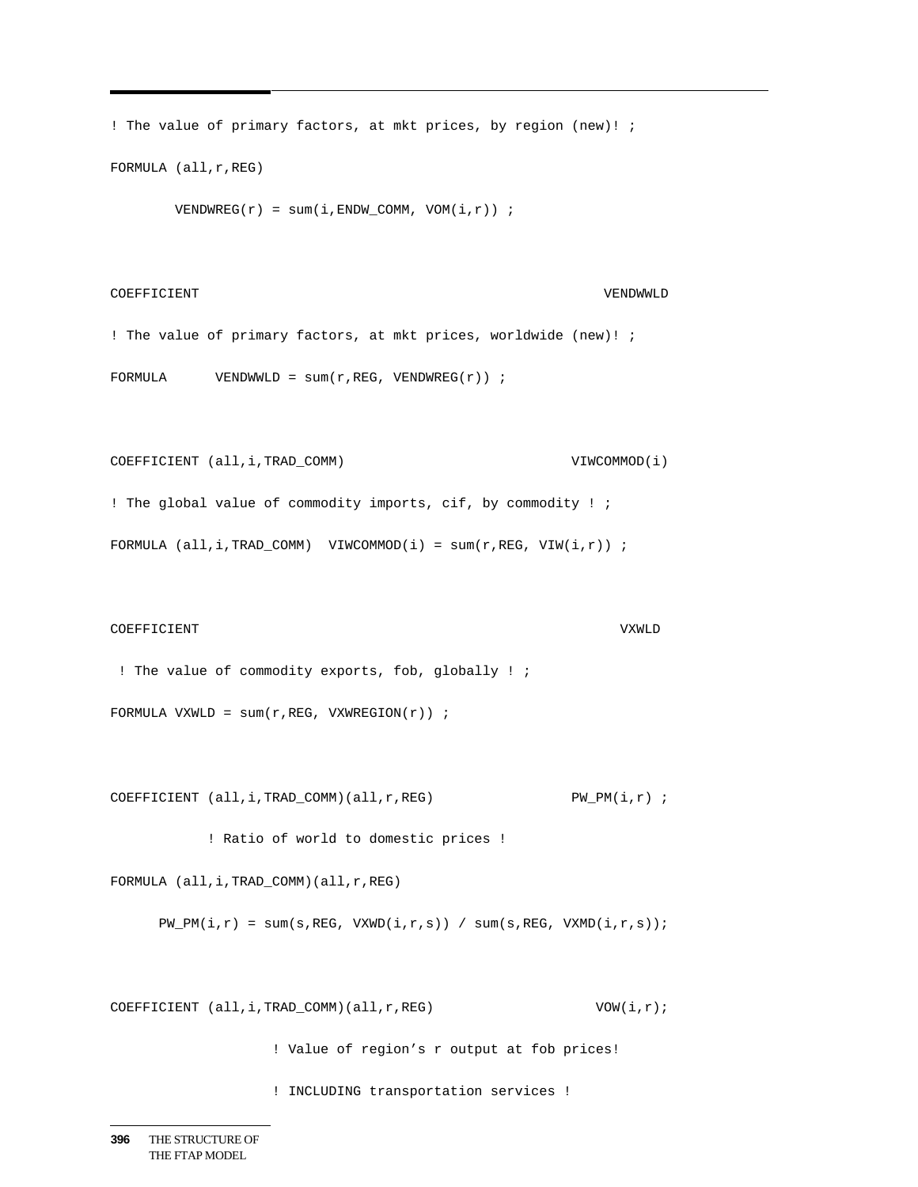```
! The value of primary factors, at mkt prices, by region (new)! ;
FORMULA (all,r,REG)
        VENDWREG(r) = sum(i,ENDW_COMM, VOM(i,r)) ;

COEFFICIENT                                                   VENDWWLD
! The value of primary factors, at mkt prices, worldwide (new)! ;
FORMULA      VENDWWLD = sum(r,REG, VENDWREG(r)) ;

COEFFICIENT (all,i,TRAD_COMM)                            VIWCOMMOD(i)
! The global value of commodity imports, cif, by commodity ! ;
FORMULA (all,i,TRAD_COMM)  VIWCOMMOD(i) = sum(r,REG, VIW(i,r)) ;

COEFFICIENT                                                     VXWLD
 ! The value of commodity exports, fob, globally ! ;
FORMULA VXWLD = sum(r,REG, VXWREGION(r)) ;

COEFFICIENT (all,i,TRAD_COMM)(all,r,REG)                PW_PM(i,r) ;
            ! Ratio of world to domestic prices !
FORMULA (all,i,TRAD_COMM)(all,r,REG)
      PW_PM(i,r) = sum(s,REG, VXWD(i,r,s)) / sum(s,REG, VXMD(i,r,s));

COEFFICIENT (all,i,TRAD_COMM)(all,r,REG)                   VOW(i,r);
                    ! Value of region's r output at fob prices!
                    ! INCLUDING transportation services !
```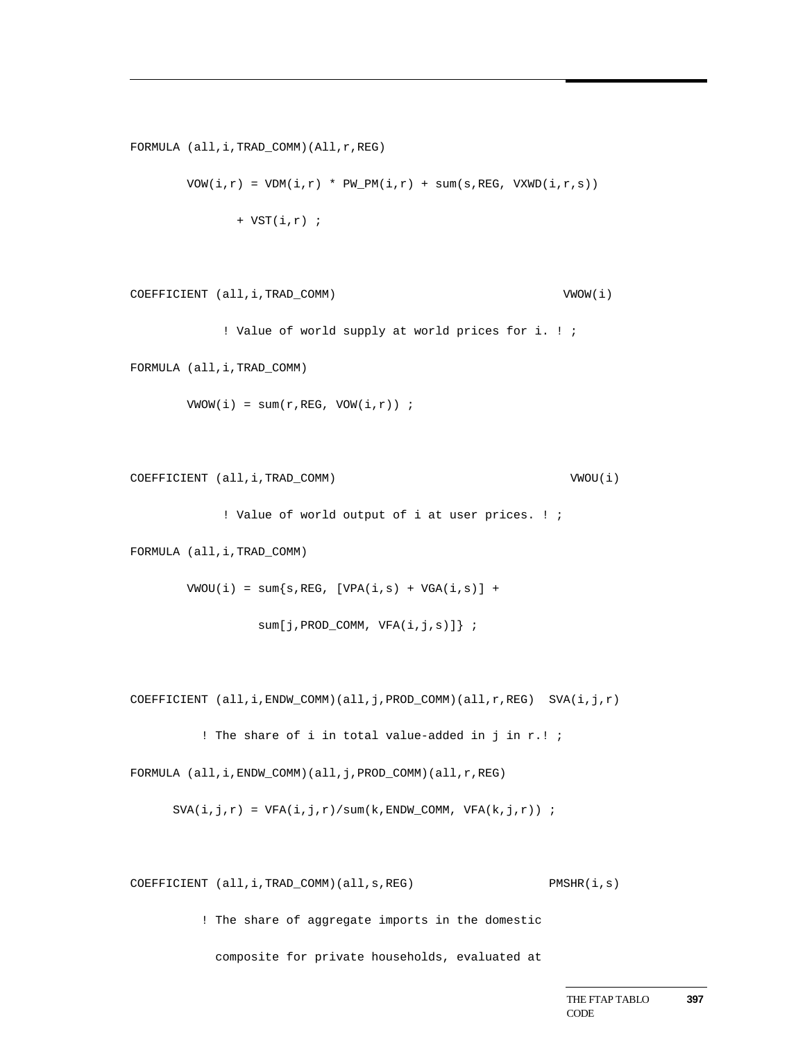```
FORMULA (all,i,TRAD_COMM)(All,r,REG)
        VOW(i,r) = VDM(i,r) * PW_PM(i,r) + sum(s,REG, VXWD(i,r,s))
               + VST(i,r) ;

COEFFICIENT (all,i,TRAD_COMM)                               VWOW(i)
             ! Value of world supply at world prices for i. ! ;
FORMULA (all,i,TRAD_COMM)
        VWOW(i) = sum(r,REG, VOW(i,r)) ;

COEFFICIENT (all,i,TRAD_COMM)                                VWOU(i)
             ! Value of world output of i at user prices. ! ;
FORMULA (all,i,TRAD_COMM)
        VWOU(i) = sum{s,REG, [VPA(i,s) + VGA(i,s)] +
                  sum[j,PROD_COMM, VFA(i,j,s)]} ;

COEFFICIENT (all,i,ENDW_COMM)(all,j,PROD_COMM)(all,r,REG)  SVA(i,j,r)
          ! The share of i in total value-added in j in r.! ;
FORMULA (all,i,ENDW_COMM)(all,j,PROD_COMM)(all,r,REG)
      SVA(i,j,r) = VFA(i,j,r)/sum(k,ENDW_COMM, VFA(k,j,r)) ;

COEFFICIENT (all,i,TRAD_COMM)(all,s,REG)                  PMSHR(i,s)
          ! The share of aggregate imports in the domestic
            composite for private households, evaluated at
```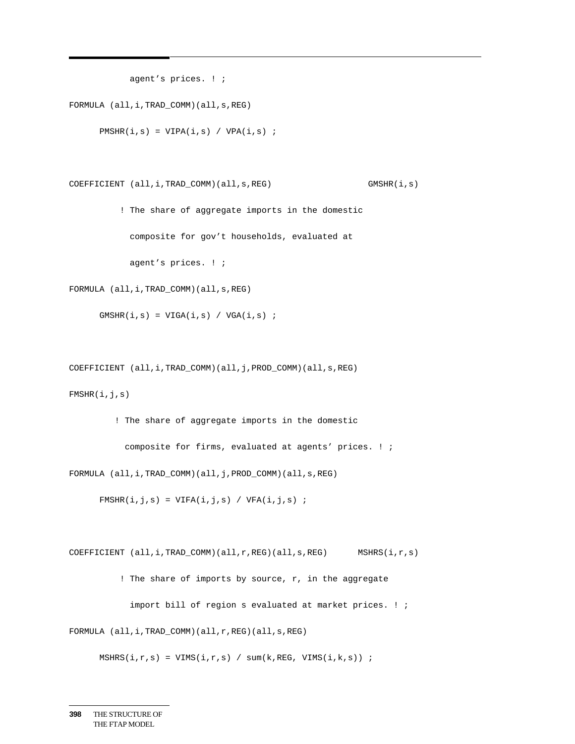```
           agent’s prices. ! ;

FORMULA (all,i,TRAD_COMM)(all,s,REG)

      PMSHR(i,s) = VIPA(i,s) / VPA(i,s) ;


COEFFICIENT (all,i,TRAD_COMM)(all,s,REG)                   GMSHR(i,s)

          ! The share of aggregate imports in the domestic

            composite for gov’t households, evaluated at

            agent’s prices. ! ;

FORMULA (all,i,TRAD_COMM)(all,s,REG)

      GMSHR(i,s) = VIGA(i,s) / VGA(i,s) ;


COEFFICIENT (all,i,TRAD_COMM)(all,j,PROD_COMM)(all,s,REG)

FMSHR(i,j,s)

         ! The share of aggregate imports in the domestic

           composite for firms, evaluated at agents’ prices. ! ;

FORMULA (all,i,TRAD_COMM)(all,j,PROD_COMM)(all,s,REG)

      FMSHR(i,j,s) = VIFA(i,j,s) / VFA(i,j,s) ;


COEFFICIENT (all,i,TRAD_COMM)(all,r,REG)(all,s,REG)      MSHRS(i,r,s)

          ! The share of imports by source, r, in the aggregate

            import bill of region s evaluated at market prices. ! ;

FORMULA (all,i,TRAD_COMM)(all,r,REG)(all,s,REG)

      MSHRS(i,r,s) = VIMS(i,r,s) / sum(k,REG, VIMS(i,k,s)) ;
```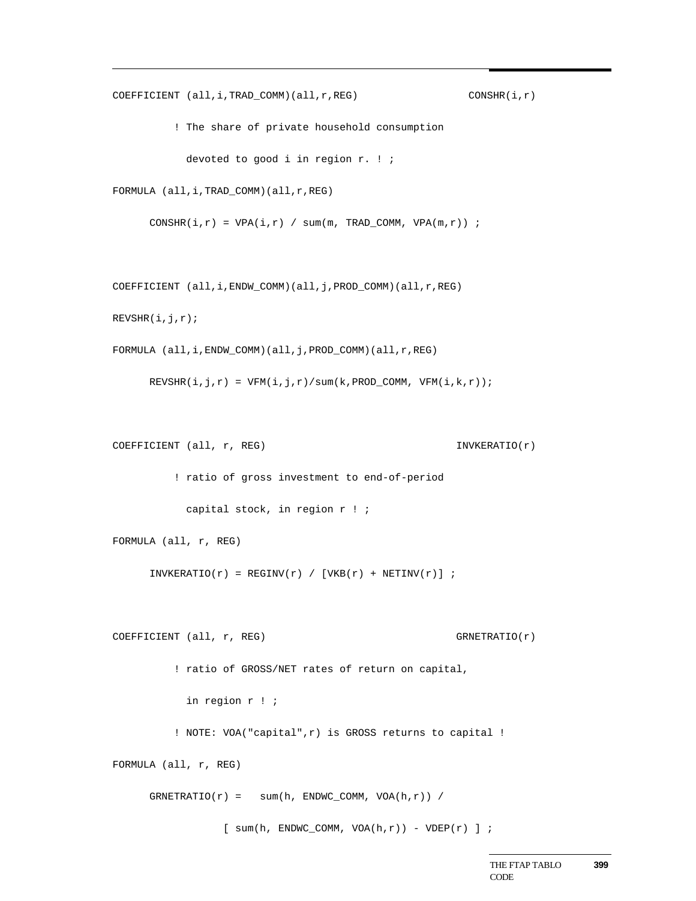```
COEFFICIENT (all,i,TRAD_COMM)(all,r,REG)                 CONSHR(i,r)

          ! The share of private household consumption

            devoted to good i in region r. ! ;

FORMULA (all,i,TRAD_COMM)(all,r,REG)

      CONSHR(i,r) = VPA(i,r) / sum(m, TRAD_COMM, VPA(m,r)) ;



COEFFICIENT (all,i,ENDW_COMM)(all,j,PROD_COMM)(all,r,REG)

REVSHR(i,j,r);

FORMULA (all,i,ENDW_COMM)(all,j,PROD_COMM)(all,r,REG)

      REVSHR(i,j,r) = VFM(i,j,r)/sum(k,PROD_COMM, VFM(i,k,r));



COEFFICIENT (all, r, REG)                                INVKERATIO(r)

          ! ratio of gross investment to end-of-period

            capital stock, in region r ! ;

FORMULA (all, r, REG)

      INVKERATIO(r) = REGINV(r) / [VKB(r) + NETINV(r)] ;



COEFFICIENT (all, r, REG)                                GRNETRATIO(r)

          ! ratio of GROSS/NET rates of return on capital,

            in region r ! ;

          ! NOTE: VOA("capital",r) is GROSS returns to capital !

FORMULA (all, r, REG)

      GRNETRATIO(r) =   sum(h, ENDWC_COMM, VOA(h,r)) /

                [ sum(h, ENDWC_COMM, VOA(h,r)) - VDEP(r) ] ;
```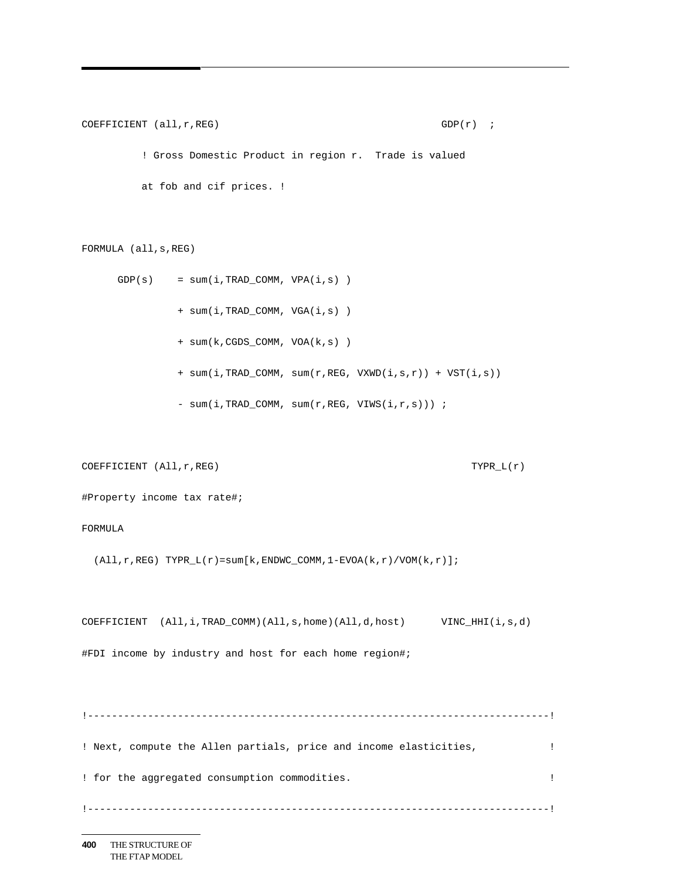```
COEFFICIENT (all,r,REG)                                    GDP(r)  ;
          ! Gross Domestic Product in region r.  Trade is valued
          at fob and cif prices. !

FORMULA (all,s,REG)
      GDP(s)    = sum(i,TRAD_COMM, VPA(i,s) )
                + sum(i,TRAD_COMM, VGA(i,s) )
                + sum(k,CGDS_COMM, VOA(k,s) )
                + sum(i,TRAD_COMM, sum(r,REG, VXWD(i,s,r)) + VST(i,s))
                - sum(i,TRAD_COMM, sum(r,REG, VIWS(i,r,s))) ;

COEFFICIENT (All,r,REG)                                         TYPR_L(r)
#Property income tax rate#;
FORMULA
  (All,r,REG) TYPR_L(r)=sum[k,ENDWC_COMM,1-EVOA(k,r)/VOM(k,r)];

COEFFICIENT  (All,i,TRAD_COMM)(All,s,home)(All,d,host)      VINC_HHI(i,s,d)
#FDI income by industry and host for each home region#;

!----------------------------------------------------------------------------!
! Next, compute the Allen partials, price and income elasticities,           !
! for the aggregated consumption commodities.                                !
!----------------------------------------------------------------------------!
```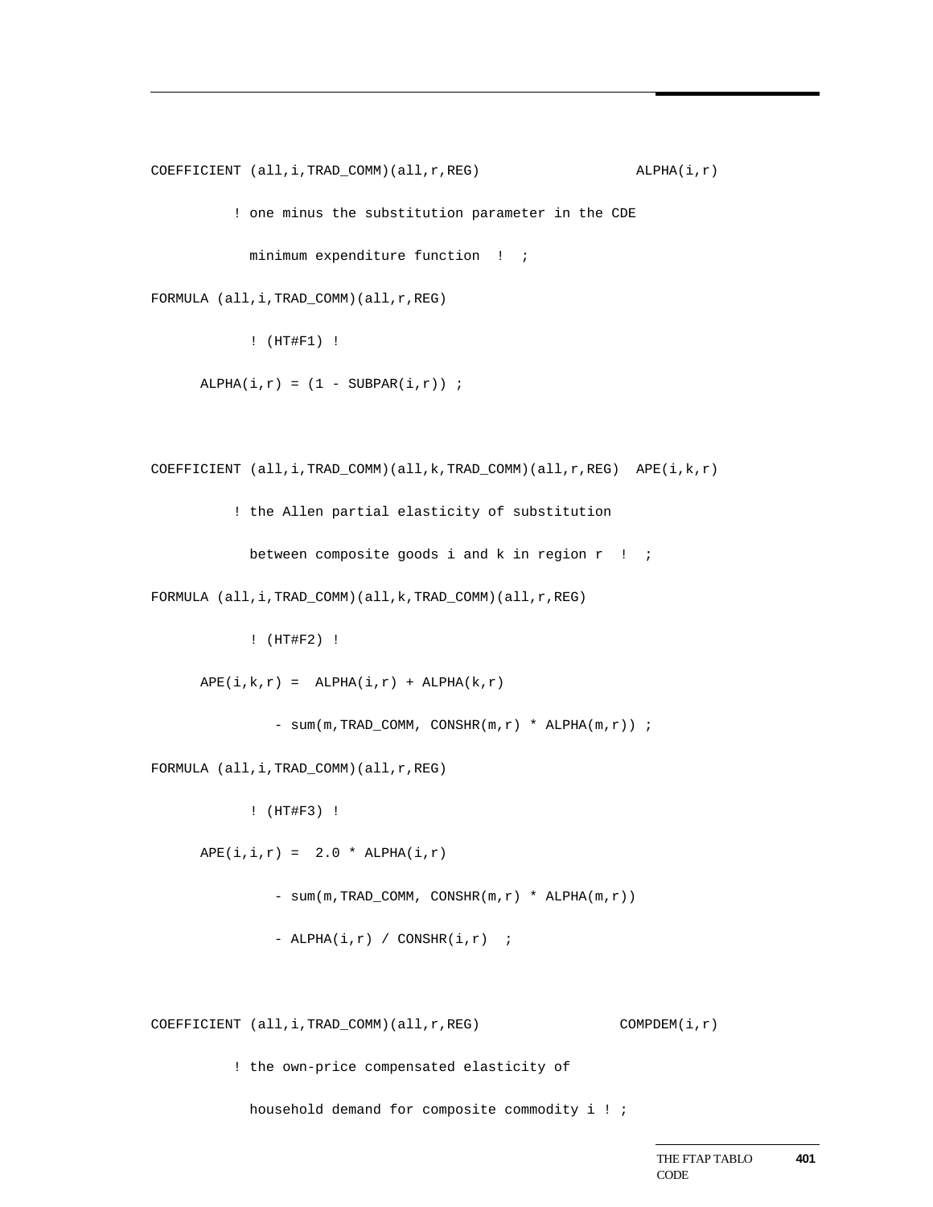```
COEFFICIENT (all,i,TRAD_COMM)(all,r,REG)                  ALPHA(i,r)

          ! one minus the substitution parameter in the CDE

            minimum expenditure function  !  ;

FORMULA (all,i,TRAD_COMM)(all,r,REG)

            ! (HT#F1) !

      ALPHA(i,r) = (1 - SUBPAR(i,r)) ;


COEFFICIENT (all,i,TRAD_COMM)(all,k,TRAD_COMM)(all,r,REG)  APE(i,k,r)

          ! the Allen partial elasticity of substitution

            between composite goods i and k in region r  !  ;

FORMULA (all,i,TRAD_COMM)(all,k,TRAD_COMM)(all,r,REG)

            ! (HT#F2) !

      APE(i,k,r) =  ALPHA(i,r) + ALPHA(k,r)

               - sum(m,TRAD_COMM, CONSHR(m,r) * ALPHA(m,r)) ;

FORMULA (all,i,TRAD_COMM)(all,r,REG)

            ! (HT#F3) !

      APE(i,i,r) =  2.0 * ALPHA(i,r)

               - sum(m,TRAD_COMM, CONSHR(m,r) * ALPHA(m,r))

               - ALPHA(i,r) / CONSHR(i,r)  ;


COEFFICIENT (all,i,TRAD_COMM)(all,r,REG)                COMPDEM(i,r)

          ! the own-price compensated elasticity of

            household demand for composite commodity i ! ;
```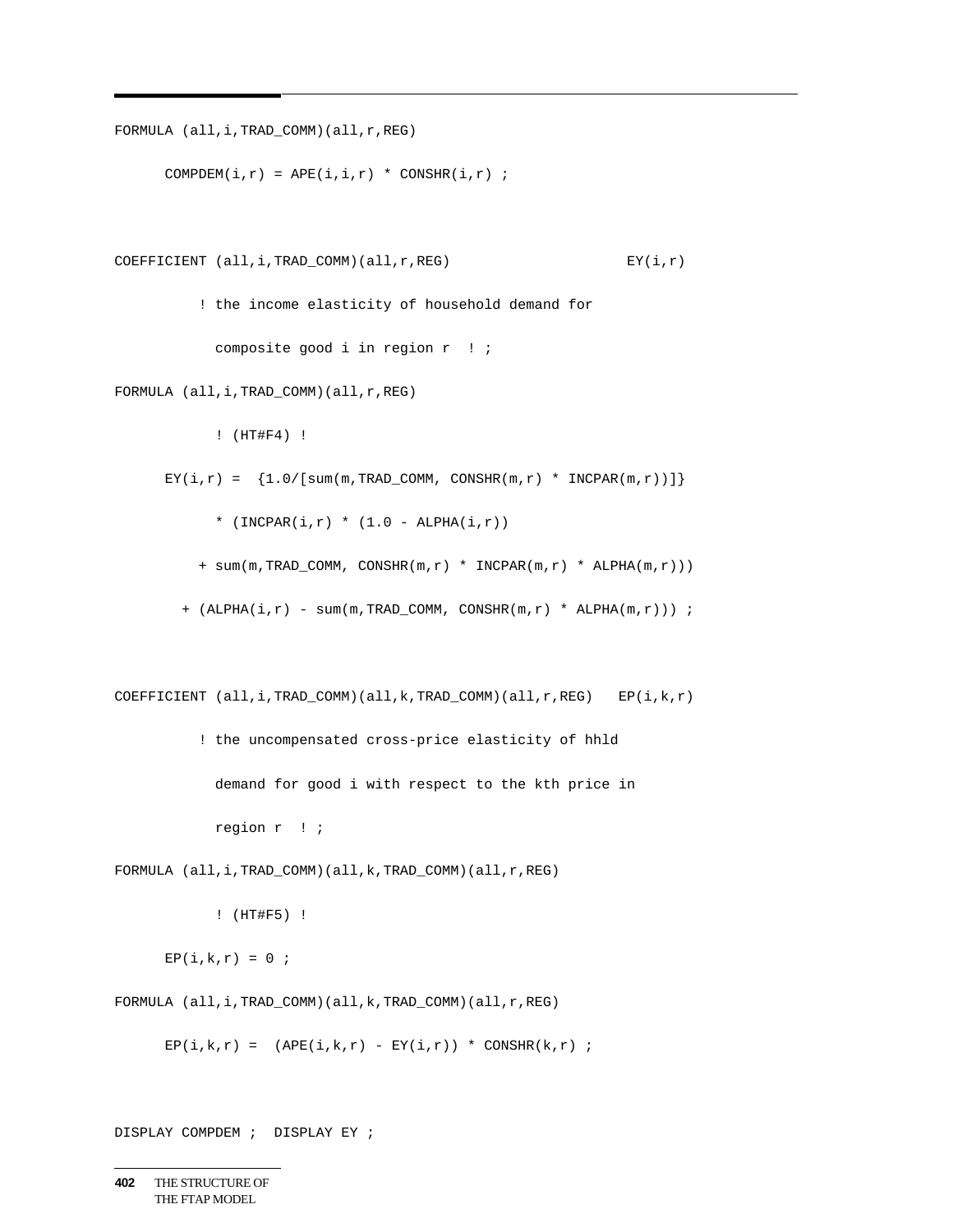```
FORMULA (all,i,TRAD_COMM)(all,r,REG)

      COMPDEM(i,r) = APE(i,i,r) * CONSHR(i,r) ;


COEFFICIENT (all,i,TRAD_COMM)(all,r,REG)                     EY(i,r)

          ! the income elasticity of household demand for

            composite good i in region r  ! ;

FORMULA (all,i,TRAD_COMM)(all,r,REG)

            ! (HT#F4) !

      EY(i,r) =  {1.0/[sum(m,TRAD_COMM, CONSHR(m,r) * INCPAR(m,r))]}

            * (INCPAR(i,r) * (1.0 - ALPHA(i,r))

          + sum(m,TRAD_COMM, CONSHR(m,r) * INCPAR(m,r) * ALPHA(m,r)))

        + (ALPHA(i,r) - sum(m,TRAD_COMM, CONSHR(m,r) * ALPHA(m,r))) ;


COEFFICIENT (all,i,TRAD_COMM)(all,k,TRAD_COMM)(all,r,REG)   EP(i,k,r)

          ! the uncompensated cross-price elasticity of hhld

            demand for good i with respect to the kth price in

            region r  ! ;

FORMULA (all,i,TRAD_COMM)(all,k,TRAD_COMM)(all,r,REG)

            ! (HT#F5) !

      EP(i,k,r) = 0 ;

FORMULA (all,i,TRAD_COMM)(all,k,TRAD_COMM)(all,r,REG)

      EP(i,k,r) =  (APE(i,k,r) - EY(i,r)) * CONSHR(k,r) ;


DISPLAY COMPDEM ;  DISPLAY EY ;
```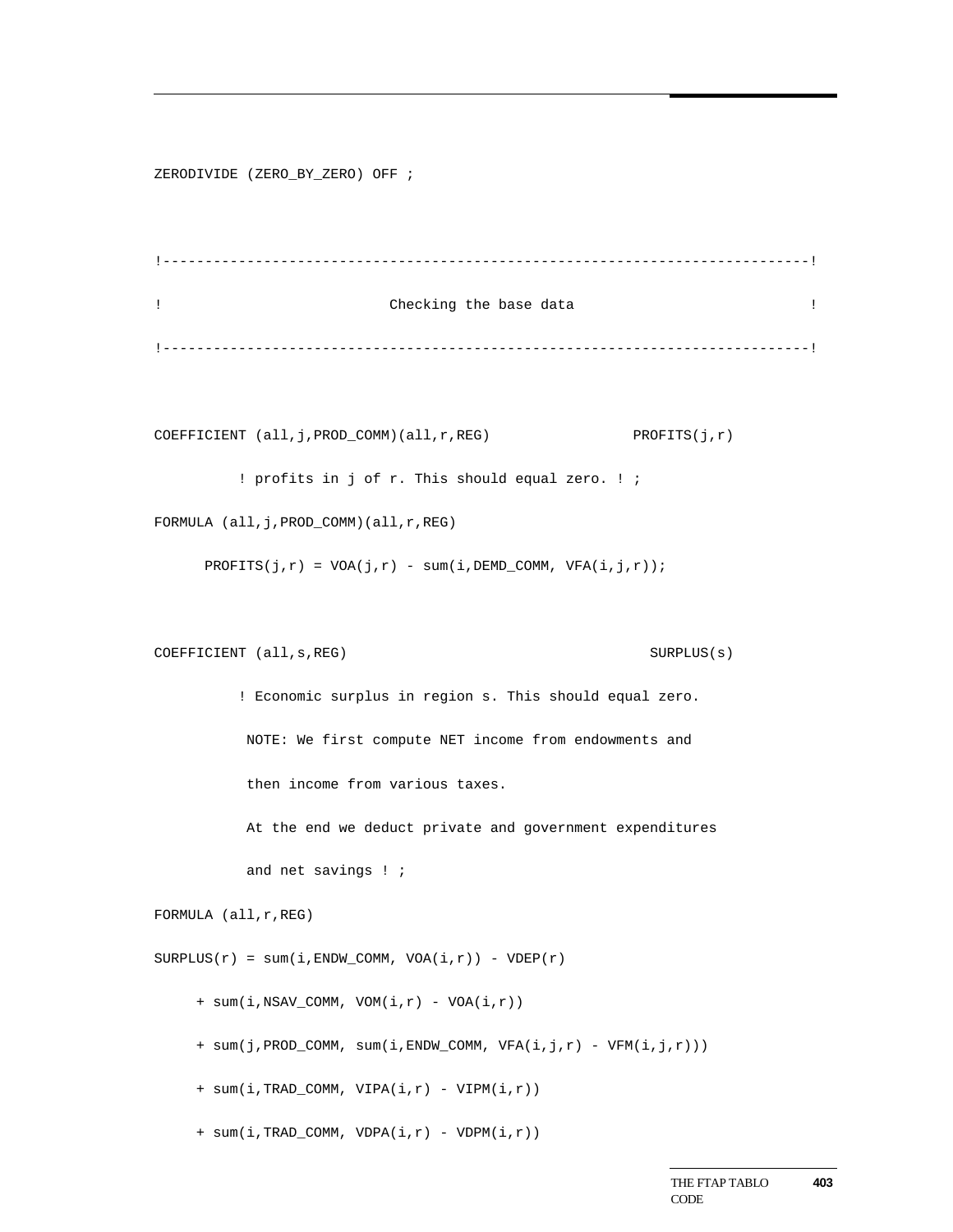```
ZERODIVIDE (ZERO_BY_ZERO) OFF ;

!--------------------------------------------------------------------------!
!                          Checking the base data                          !
!--------------------------------------------------------------------------!

COEFFICIENT (all,j,PROD_COMM)(all,r,REG)                PROFITS(j,r)
          ! profits in j of r. This should equal zero. ! ;
FORMULA (all,j,PROD_COMM)(all,r,REG)
      PROFITS(j,r) = VOA(j,r) - sum(i,DEMD_COMM, VFA(i,j,r));

COEFFICIENT (all,s,REG)                                   SURPLUS(s)
          ! Economic surplus in region s. This should equal zero.
           NOTE: We first compute NET income from endowments and
           then income from various taxes.
           At the end we deduct private and government expenditures
           and net savings ! ;
FORMULA (all,r,REG)
SURPLUS(r) = sum(i,ENDW_COMM, VOA(i,r)) - VDEP(r)
     + sum(i,NSAV_COMM, VOM(i,r) - VOA(i,r))
     + sum(j,PROD_COMM, sum(i,ENDW_COMM, VFA(i,j,r) - VFM(i,j,r)))
     + sum(i,TRAD_COMM, VIPA(i,r) - VIPM(i,r))
     + sum(i,TRAD_COMM, VDPA(i,r) - VDPM(i,r))
```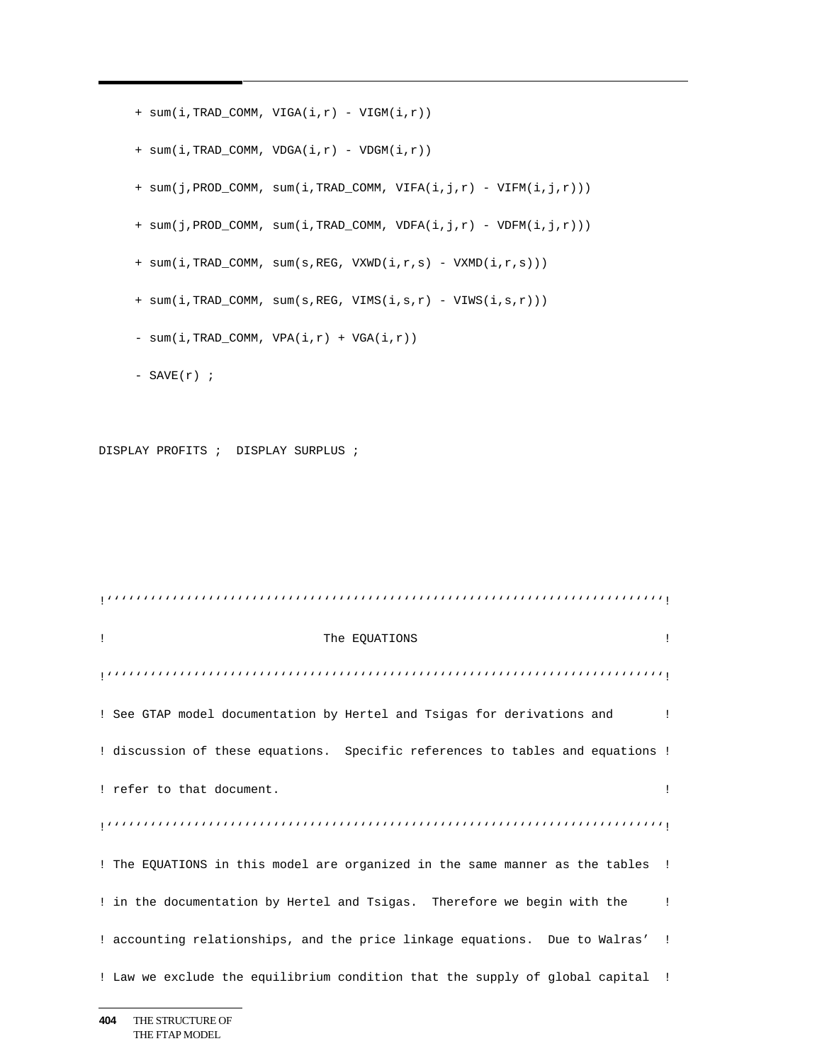```
     + sum(i,TRAD_COMM, VIGA(i,r) - VIGM(i,r))

     + sum(i,TRAD_COMM, VDGA(i,r) - VDGM(i,r))

     + sum(j,PROD_COMM, sum(i,TRAD_COMM, VIFA(i,j,r) - VIFM(i,j,r)))

     + sum(j,PROD_COMM, sum(i,TRAD_COMM, VDFA(i,j,r) - VDFM(i,j,r)))

     + sum(i,TRAD_COMM, sum(s,REG, VXWD(i,r,s) - VXMD(i,r,s)))

     + sum(i,TRAD_COMM, sum(s,REG, VIMS(i,s,r) - VIWS(i,s,r)))

     - sum(i,TRAD_COMM, VPA(i,r) + VGA(i,r))

     - SAVE(r) ;


DISPLAY PROFITS ;  DISPLAY SURPLUS ;




!’’’’’’’’’’’’’’’’’’’’’’’’’’’’’’’’’’’’’’’’’’’’’’’’’’’’’’’’’’’’’’’’’’’’’’’’’’’’!

!                              The EQUATIONS                                 !

!’’’’’’’’’’’’’’’’’’’’’’’’’’’’’’’’’’’’’’’’’’’’’’’’’’’’’’’’’’’’’’’’’’’’’’’’’’’’!

! See GTAP model documentation by Hertel and Tsigas for derivations and       !

! discussion of these equations.  Specific references to tables and equations !

! refer to that document.                                                    !

!’’’’’’’’’’’’’’’’’’’’’’’’’’’’’’’’’’’’’’’’’’’’’’’’’’’’’’’’’’’’’’’’’’’’’’’’’’’’!

! The EQUATIONS in this model are organized in the same manner as the tables  !

! in the documentation by Hertel and Tsigas.  Therefore we begin with the     !

! accounting relationships, and the price linkage equations.  Due to Walras’  !

! Law we exclude the equilibrium condition that the supply of global capital  !
```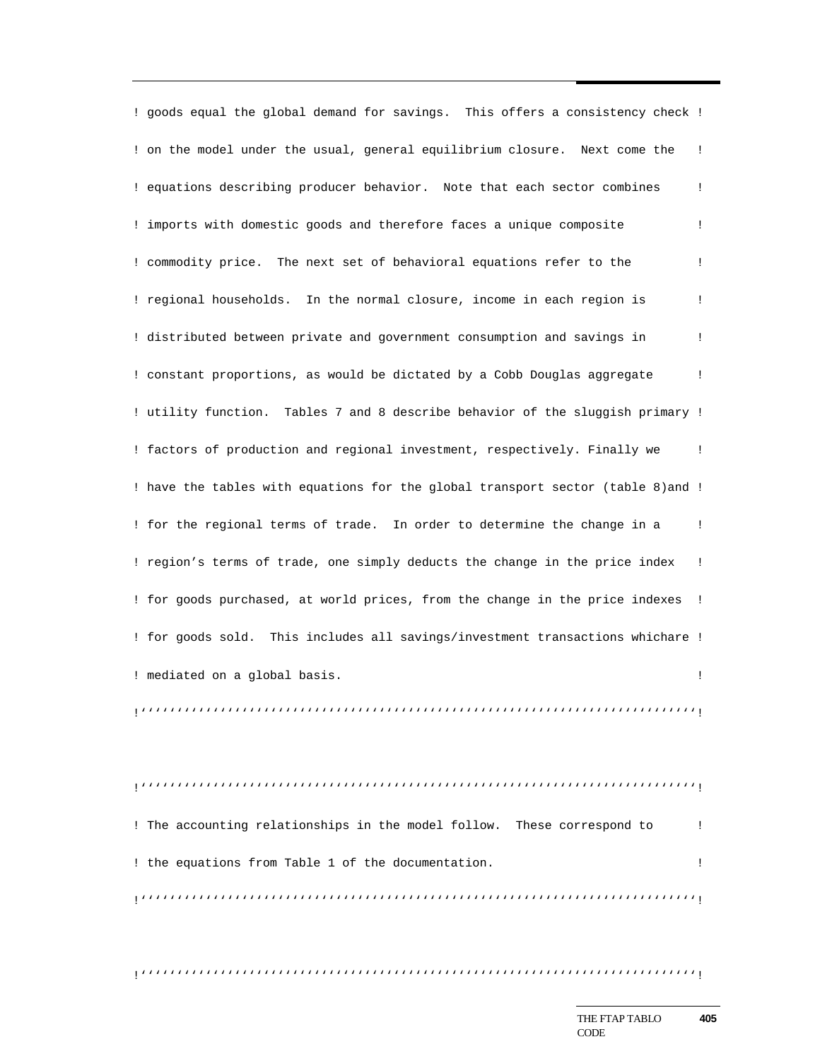```
! goods equal the global demand for savings.  This offers a consistency check !
! on the model under the usual, general equilibrium closure.  Next come the   !
! equations describing producer behavior.  Note that each sector combines     !
! imports with domestic goods and therefore faces a unique composite          !
! commodity price.  The next set of behavioral equations refer to the         !
! regional households.  In the normal closure, income in each region is       !
! distributed between private and government consumption and savings in       !
! constant proportions, as would be dictated by a Cobb Douglas aggregate      !
! utility function.  Tables 7 and 8 describe behavior of the sluggish primary !
! factors of production and regional investment, respectively. Finally we     !
! have the tables with equations for the global transport sector (table 8)and !
! for the regional terms of trade.  In order to determine the change in a     !
! region's terms of trade, one simply deducts the change in the price index   !
! for goods purchased, at world prices, from the change in the price indexes  !
! for goods sold.  This includes all savings/investment transactions whichare !
! mediated on a global basis.                                                  !
!''''''''''''''''''''''''''''''''''''''''''''''''''''''''''''''''''''''''''''!

!''''''''''''''''''''''''''''''''''''''''''''''''''''''''''''''''''''''''''''!
! The accounting relationships in the model follow.  These correspond to      !
! the equations from Table 1 of the documentation.                            !
!''''''''''''''''''''''''''''''''''''''''''''''''''''''''''''''''''''''''''''!

!''''''''''''''''''''''''''''''''''''''''''''''''''''''''''''''''''''''''''''!
```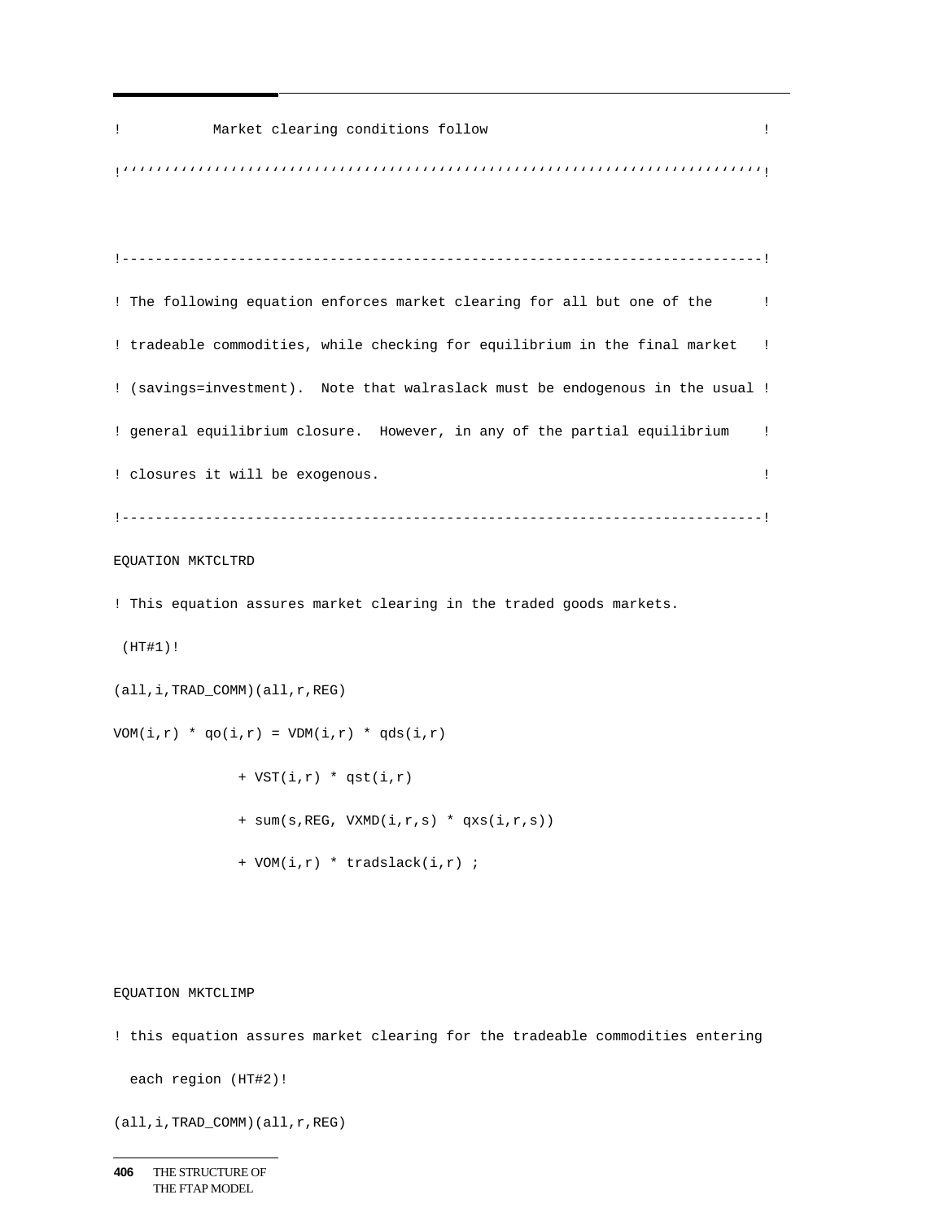```
!           Market clearing conditions follow                             !
!'''''''''''''''''''''''''''''''''''''''''''''''''''''''''''''''''''''''''''''!


!---------------------------------------------------------------------------!
! The following equation enforces market clearing for all but one of the      !
! tradeable commodities, while checking for equilibrium in the final market   !
! (savings=investment).  Note that walraslack must be endogenous in the usual !
! general equilibrium closure.  However, in any of the partial equilibrium    !
! closures it will be exogenous.                                              !
!---------------------------------------------------------------------------!
EQUATION MKTCLTRD
! This equation assures market clearing in the traded goods markets.
 (HT#1)!
(all,i,TRAD_COMM)(all,r,REG)
VOM(i,r) * qo(i,r) = VDM(i,r) * qds(i,r)
            + VST(i,r) * qst(i,r)
            + sum(s,REG, VXMD(i,r,s) * qxs(i,r,s))
            + VOM(i,r) * tradslack(i,r) ;


EQUATION MKTCLIMP
! this equation assures market clearing for the tradeable commodities entering
  each region (HT#2)!
(all,i,TRAD_COMM)(all,r,REG)
```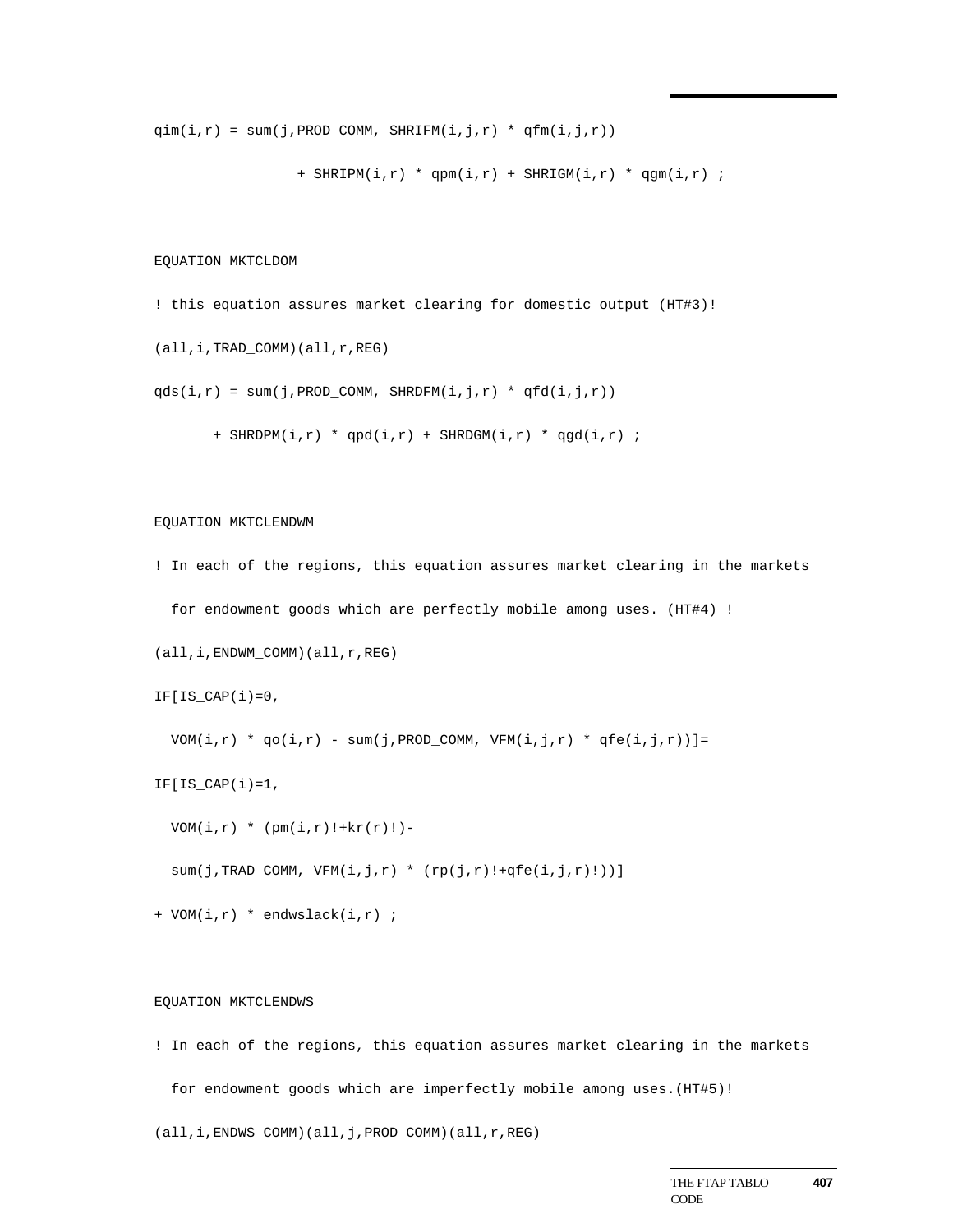```
qim(i,r) = sum(j,PROD_COMM, SHRIFM(i,j,r) * qfm(i,j,r))

                + SHRIPM(i,r) * qpm(i,r) + SHRIGM(i,r) * qgm(i,r) ;


EQUATION MKTCLDOM

! this equation assures market clearing for domestic output (HT#3)!

(all,i,TRAD_COMM)(all,r,REG)

qds(i,r) = sum(j,PROD_COMM, SHRDFM(i,j,r) * qfd(i,j,r))

       + SHRDPM(i,r) * qpd(i,r) + SHRDGM(i,r) * qgd(i,r) ;


EQUATION MKTCLENDWM

! In each of the regions, this equation assures market clearing in the markets

  for endowment goods which are perfectly mobile among uses. (HT#4) !

(all,i,ENDWM_COMM)(all,r,REG)

IF[IS_CAP(i)=0,

  VOM(i,r) * qo(i,r) - sum(j,PROD_COMM, VFM(i,j,r) * qfe(i,j,r))]=

IF[IS_CAP(i)=1,

  VOM(i,r) * (pm(i,r)!+kr(r)!)-

  sum(j,TRAD_COMM, VFM(i,j,r) * (rp(j,r)!+qfe(i,j,r)!))]

+ VOM(i,r) * endwslack(i,r) ;


EQUATION MKTCLENDWS

! In each of the regions, this equation assures market clearing in the markets

  for endowment goods which are imperfectly mobile among uses.(HT#5)!

(all,i,ENDWS_COMM)(all,j,PROD_COMM)(all,r,REG)
```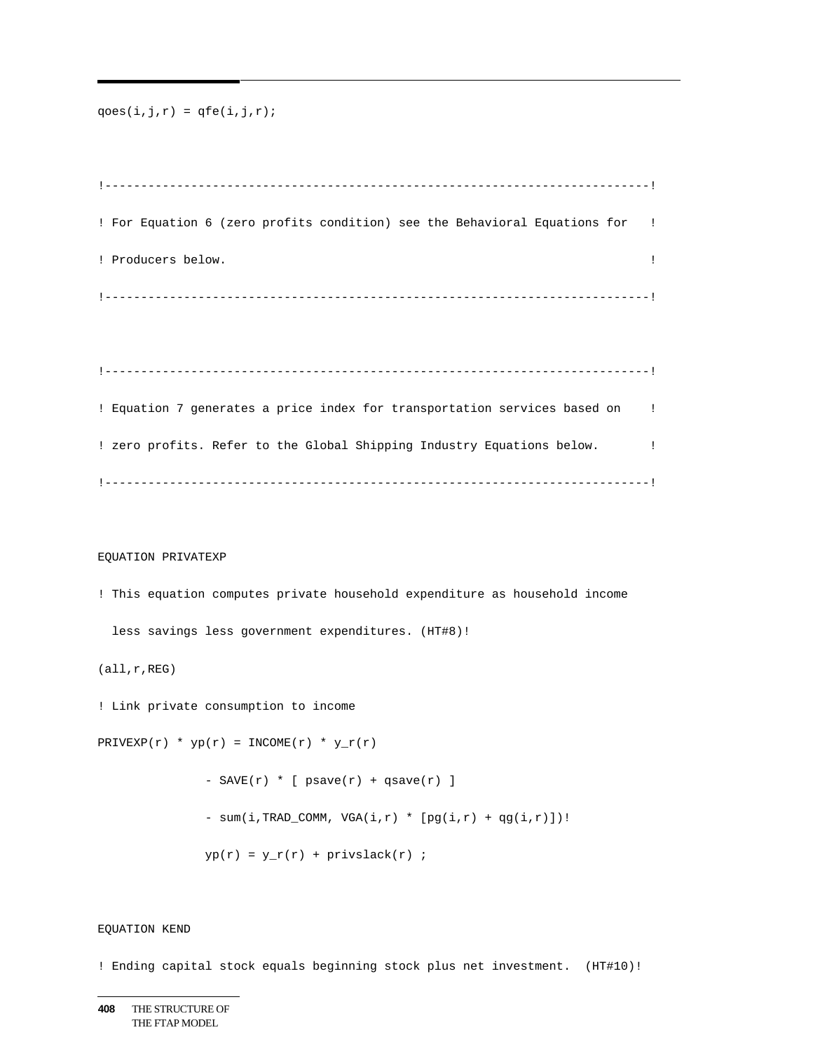```
qoes(i,j,r) = qfe(i,j,r);


!--------------------------------------------------------------------------!
! For Equation 6 (zero profits condition) see the Behavioral Equations for   !
! Producers below.                                                           !
!--------------------------------------------------------------------------!


!--------------------------------------------------------------------------!
! Equation 7 generates a price index for transportation services based on    !
! zero profits. Refer to the Global Shipping Industry Equations below.       !
!--------------------------------------------------------------------------!


EQUATION PRIVATEXP
! This equation computes private household expenditure as household income
  less savings less government expenditures. (HT#8)!
(all,r,REG)
! Link private consumption to income
PRIVEXP(r) * yp(r) = INCOME(r) * y_r(r)
               - SAVE(r) * [ psave(r) + qsave(r) ]
               - sum(i,TRAD_COMM, VGA(i,r) * [pg(i,r) + qg(i,r)])!
               yp(r) = y_r(r) + privslack(r) ;


EQUATION KEND
! Ending capital stock equals beginning stock plus net investment.  (HT#10)!
```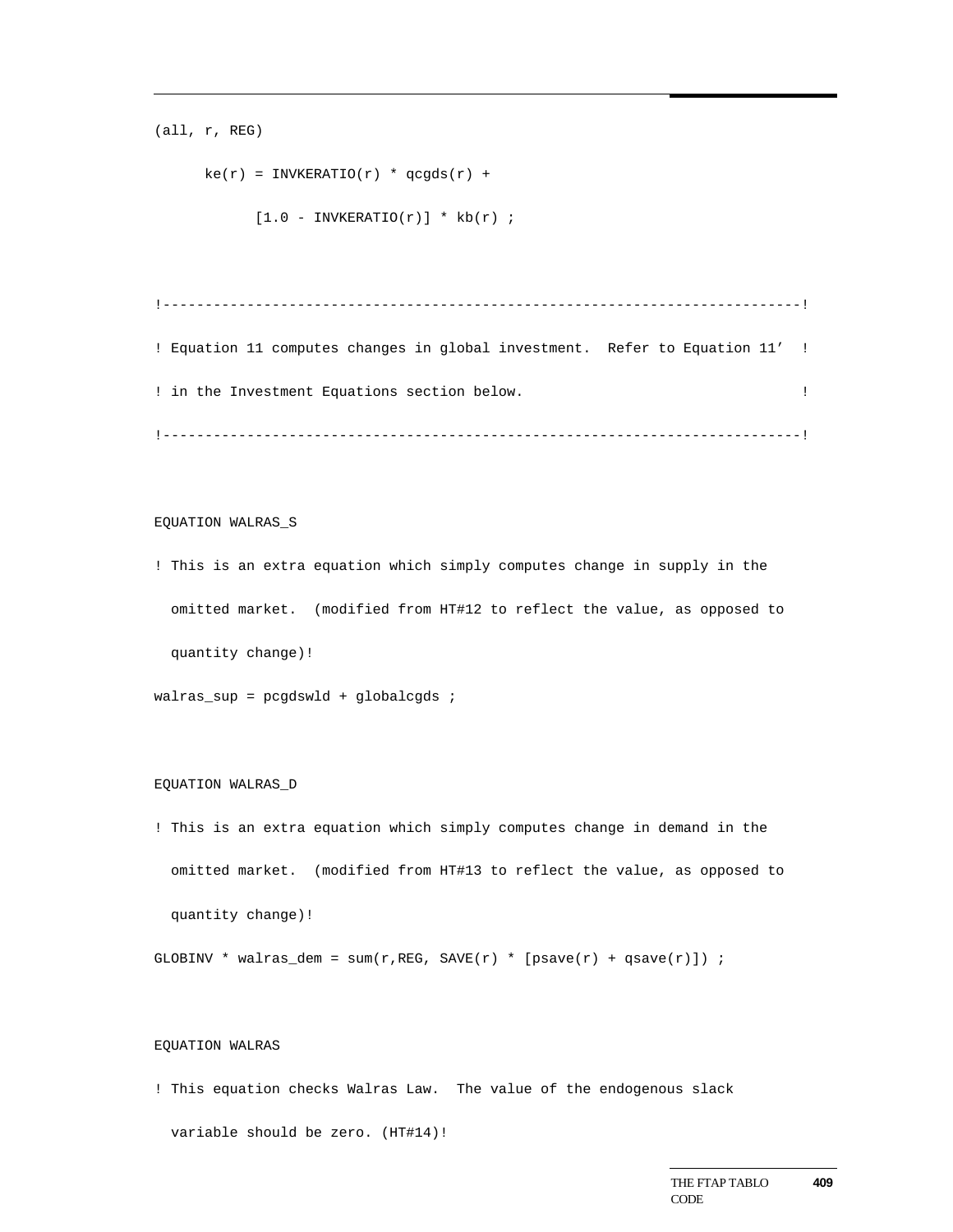```
(all, r, REG)
      ke(r) = INVKERATIO(r) * qcgds(r) +
            [1.0 - INVKERATIO(r)] * kb(r) ;

!---------------------------------------------------------------------------!
! Equation 11 computes changes in global investment.  Refer to Equation 11'  !
! in the Investment Equations section below.                                 !
!---------------------------------------------------------------------------!

EQUATION WALRAS_S
! This is an extra equation which simply computes change in supply in the
  omitted market.  (modified from HT#12 to reflect the value, as opposed to
  quantity change)!
walras_sup = pcgdswld + globalcgds ;

EQUATION WALRAS_D
! This is an extra equation which simply computes change in demand in the
  omitted market.  (modified from HT#13 to reflect the value, as opposed to
  quantity change)!
GLOBINV * walras_dem = sum(r,REG, SAVE(r) * [psave(r) + qsave(r)]) ;

EQUATION WALRAS
! This equation checks Walras Law.  The value of the endogenous slack
  variable should be zero. (HT#14)!
```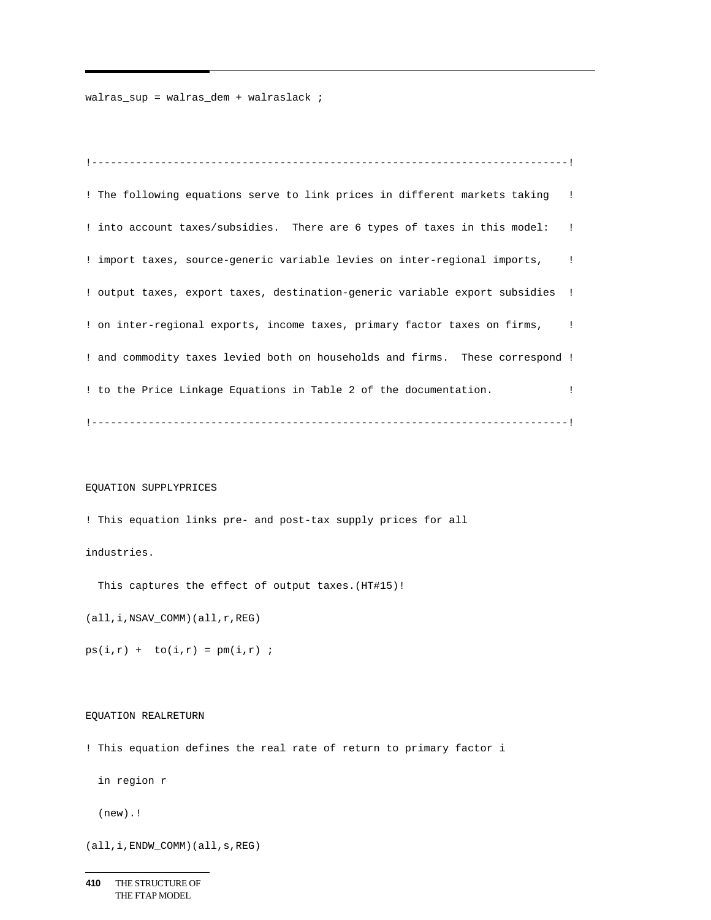```
walras_sup = walras_dem + walraslack ;


!--------------------------------------------------------------------------!
! The following equations serve to link prices in different markets taking   !
! into account taxes/subsidies.  There are 6 types of taxes in this model:   !
! import taxes, source-generic variable levies on inter-regional imports,    !
! output taxes, export taxes, destination-generic variable export subsidies  !
! on inter-regional exports, income taxes, primary factor taxes on firms,    !
! and commodity taxes levied both on households and firms.  These correspond !
! to the Price Linkage Equations in Table 2 of the documentation.            !
!--------------------------------------------------------------------------!


EQUATION SUPPLYPRICES
! This equation links pre- and post-tax supply prices for all
industries.
  This captures the effect of output taxes.(HT#15)!
(all,i,NSAV_COMM)(all,r,REG)
ps(i,r) +  to(i,r) = pm(i,r) ;


EQUATION REALRETURN
! This equation defines the real rate of return to primary factor i
  in region r
  (new).!
(all,i,ENDW_COMM)(all,s,REG)
```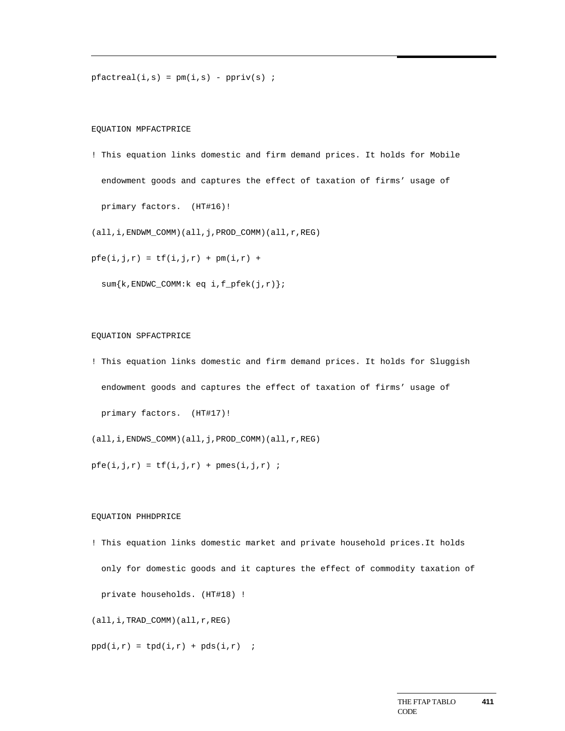```
pfactreal(i,s) = pm(i,s) - ppriv(s) ;


EQUATION MPFACTPRICE

! This equation links domestic and firm demand prices. It holds for Mobile

  endowment goods and captures the effect of taxation of firms' usage of

  primary factors.  (HT#16)!

(all,i,ENDWM_COMM)(all,j,PROD_COMM)(all,r,REG)

pfe(i,j,r) = tf(i,j,r) + pm(i,r) +

  sum{k,ENDWC_COMM:k eq i,f_pfek(j,r)};


EQUATION SPFACTPRICE

! This equation links domestic and firm demand prices. It holds for Sluggish

  endowment goods and captures the effect of taxation of firms' usage of

  primary factors.  (HT#17)!

(all,i,ENDWS_COMM)(all,j,PROD_COMM)(all,r,REG)

pfe(i,j,r) = tf(i,j,r) + pmes(i,j,r) ;


EQUATION PHHDPRICE

! This equation links domestic market and private household prices.It holds

  only for domestic goods and it captures the effect of commodity taxation of

  private households. (HT#18) !

(all,i,TRAD_COMM)(all,r,REG)

ppd(i,r) = tpd(i,r) + pds(i,r)  ;
```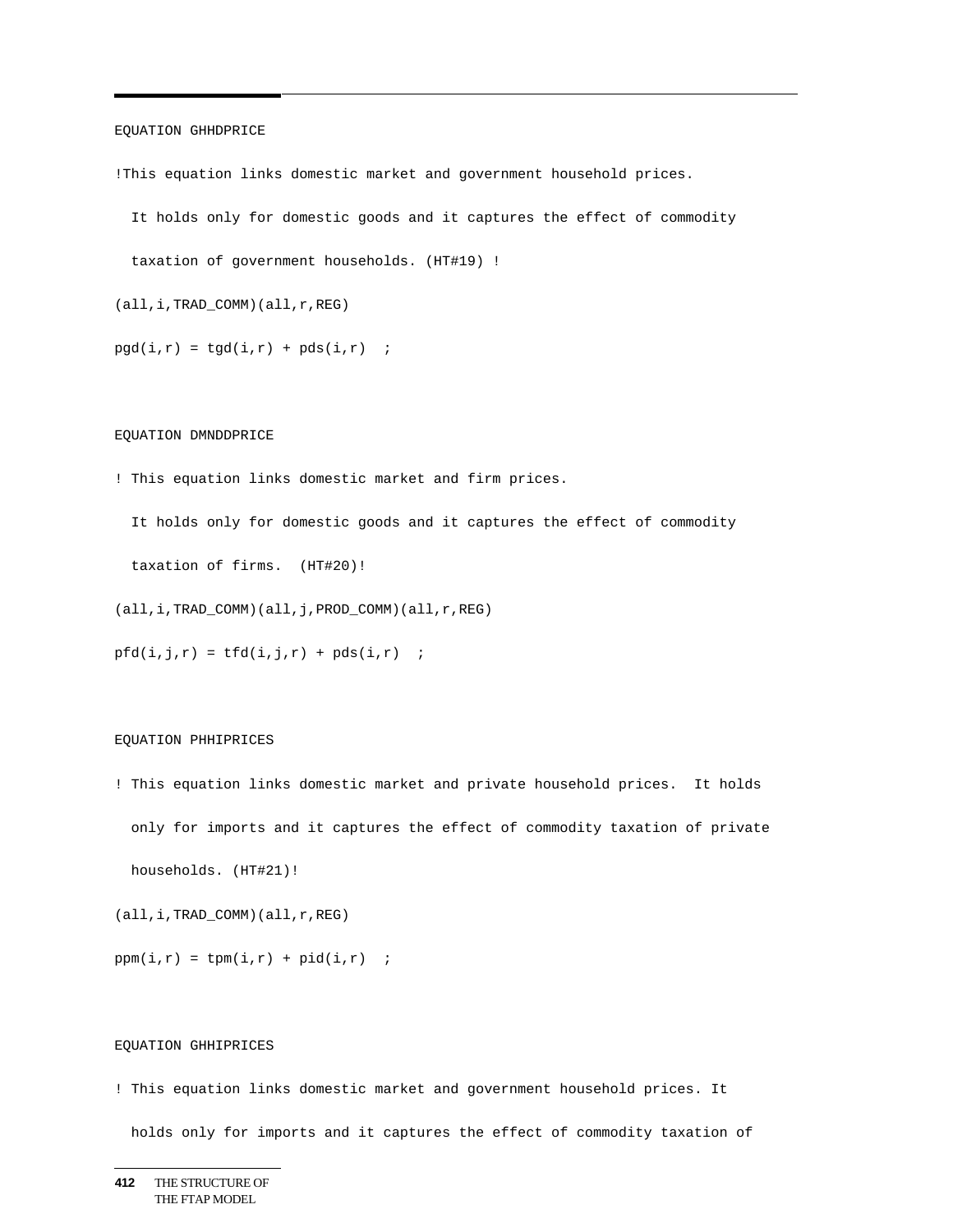```
EQUATION GHHDPRICE

!This equation links domestic market and government household prices.

  It holds only for domestic goods and it captures the effect of commodity

  taxation of government households. (HT#19) !

(all,i,TRAD_COMM)(all,r,REG)

pgd(i,r) = tgd(i,r) + pds(i,r)  ;



EQUATION DMNDDPRICE

! This equation links domestic market and firm prices.

  It holds only for domestic goods and it captures the effect of commodity

  taxation of firms.  (HT#20)!

(all,i,TRAD_COMM)(all,j,PROD_COMM)(all,r,REG)

pfd(i,j,r) = tfd(i,j,r) + pds(i,r)  ;



EQUATION PHHIPRICES

! This equation links domestic market and private household prices.  It holds

  only for imports and it captures the effect of commodity taxation of private

  households. (HT#21)!

(all,i,TRAD_COMM)(all,r,REG)

ppm(i,r) = tpm(i,r) + pid(i,r)  ;



EQUATION GHHIPRICES

! This equation links domestic market and government household prices. It

  holds only for imports and it captures the effect of commodity taxation of
```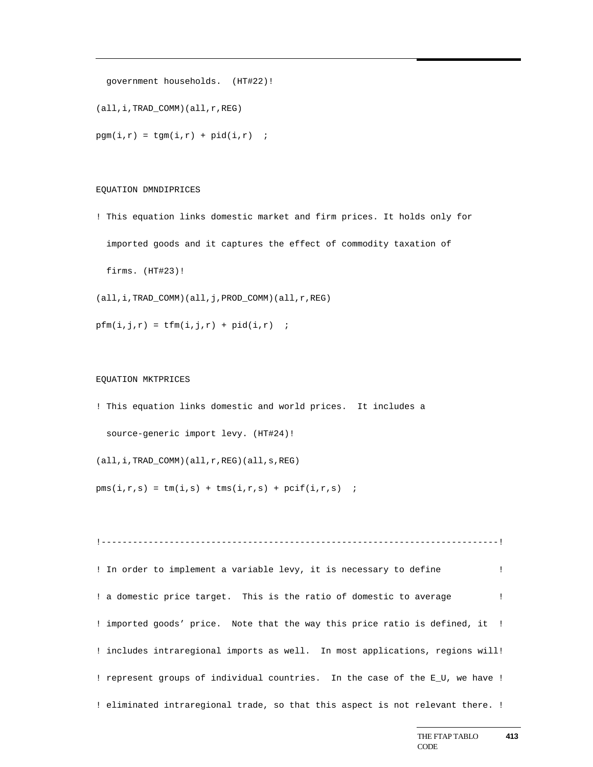```
  government households.  (HT#22)!

(all,i,TRAD_COMM)(all,r,REG)

pgm(i,r) = tgm(i,r) + pid(i,r)  ;



EQUATION DMNDIPRICES

! This equation links domestic market and firm prices. It holds only for

  imported goods and it captures the effect of commodity taxation of

  firms. (HT#23)!

(all,i,TRAD_COMM)(all,j,PROD_COMM)(all,r,REG)

pfm(i,j,r) = tfm(i,j,r) + pid(i,r)  ;



EQUATION MKTPRICES

! This equation links domestic and world prices.  It includes a

  source-generic import levy. (HT#24)!

(all,i,TRAD_COMM)(all,r,REG)(all,s,REG)

pms(i,r,s) = tm(i,s) + tms(i,r,s) + pcif(i,r,s)  ;



!---------------------------------------------------------------------------!

! In order to implement a variable levy, it is necessary to define          !

! a domestic price target.  This is the ratio of domestic to average        !

! imported goods' price.  Note that the way this price ratio is defined, it  !

! includes intraregional imports as well.  In most applications, regions will!

! represent groups of individual countries.  In the case of the E_U, we have !

! eliminated intraregional trade, so that this aspect is not relevant there. !
```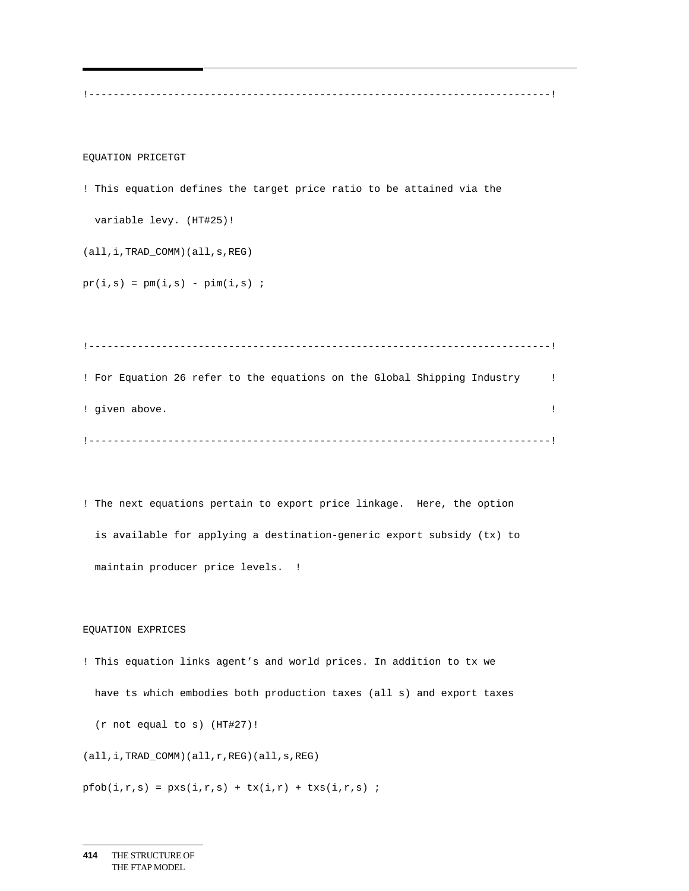```
!--------------------------------------------------------------------------!

EQUATION PRICETGT
! This equation defines the target price ratio to be attained via the
  variable levy. (HT#25)!
(all,i,TRAD_COMM)(all,s,REG)
pr(i,s) = pm(i,s) - pim(i,s) ;

!--------------------------------------------------------------------------!
! For Equation 26 refer to the equations on the Global Shipping Industry    !
! given above.                                                              !
!--------------------------------------------------------------------------!

! The next equations pertain to export price linkage.  Here, the option
  is available for applying a destination-generic export subsidy (tx) to
  maintain producer price levels.  !

EQUATION EXPRICES
! This equation links agent's and world prices. In addition to tx we
  have ts which embodies both production taxes (all s) and export taxes
  (r not equal to s) (HT#27)!
(all,i,TRAD_COMM)(all,r,REG)(all,s,REG)
pfob(i,r,s) = pxs(i,r,s) + tx(i,r) + txs(i,r,s) ;
```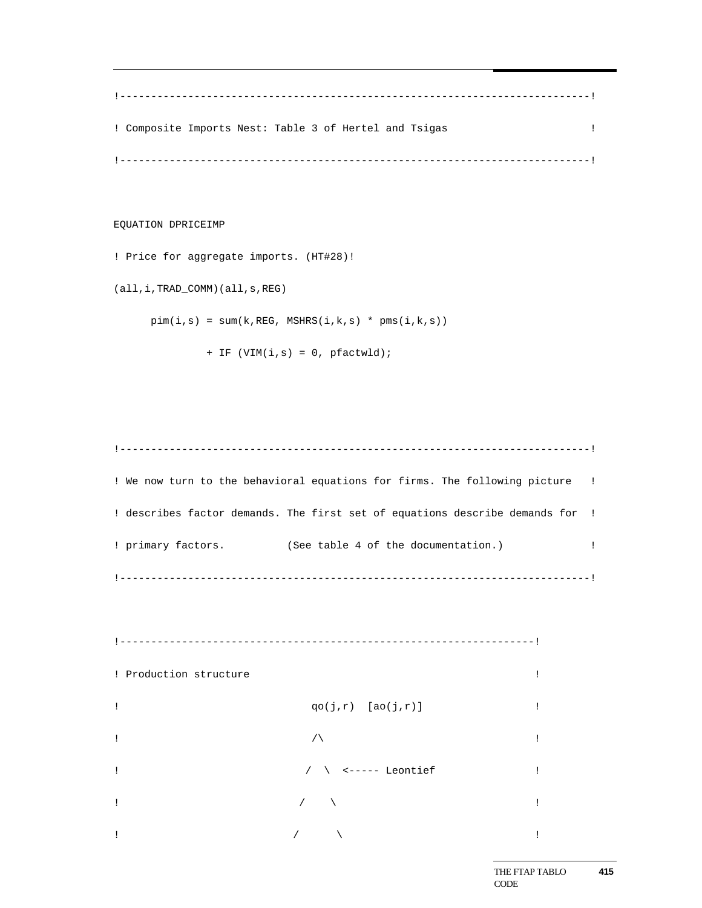```
!--------------------------------------------------------------------------!
! Composite Imports Nest: Table 3 of Hertel and Tsigas                     !
!--------------------------------------------------------------------------!

EQUATION DPRICEIMP
! Price for aggregate imports. (HT#28)!
(all,i,TRAD_COMM)(all,s,REG)
      pim(i,s) = sum(k,REG, MSHRS(i,k,s) * pms(i,k,s))
               + IF (VIM(i,s) = 0, pfactwld);



!--------------------------------------------------------------------------!
! We now turn to the behavioral equations for firms. The following picture   !
! describes factor demands. The first set of equations describe demands for  !
! primary factors.          (See table 4 of the documentation.)              !
!--------------------------------------------------------------------------!


!------------------------------------------------------------------!
! Production structure                                             !
!                               qo(j,r)  [ao(j,r)]                 !
!                               /\                                 !
!                              /  \  <----- Leontief               !
!                             /    \                               !
!                            /      \                              !
```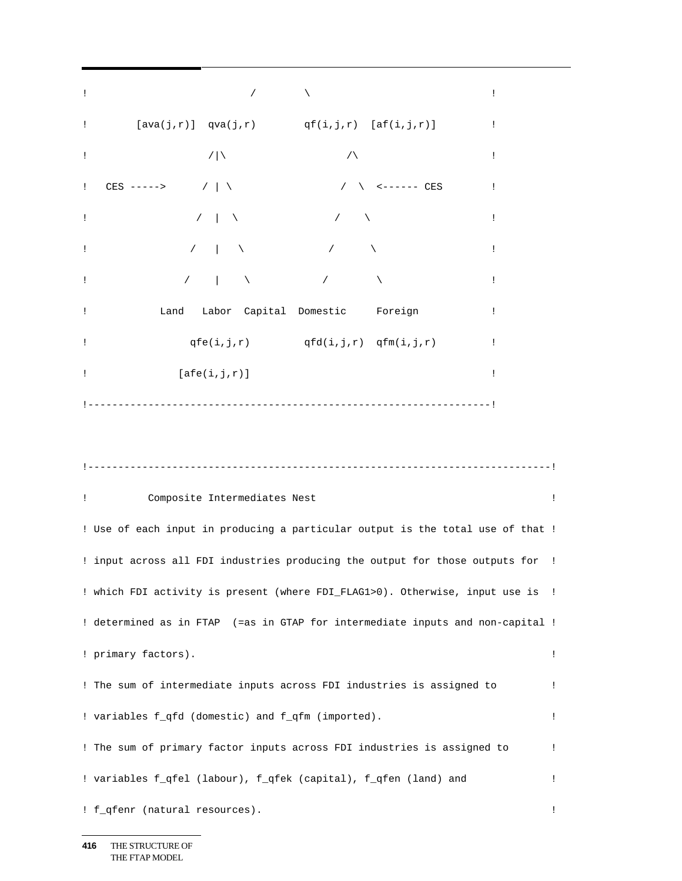```
!                          /        \                           !
!        [ava(j,r)]  qva(j,r)        qf(i,j,r)  [af(i,j,r)]         !
!                    /|\                   /\                       !
!   CES ----->      / | \                 /  \  <------ CES         !
!                  /  |  \               /    \                     !
!                 /   |   \             /      \                    !
!                /    |    \           /        \                   !
!            Land   Labor  Capital  Domestic     Foreign            !
!                 qfe(i,j,r)         qfd(i,j,r)  qfm(i,j,r)         !
!               [afe(i,j,r)]                                        !
!-------------------------------------------------------------------!
```

```
!---------------------------------------------------------------------------!
!          Composite Intermediates Nest                                     !
! Use of each input in producing a particular output is the total use of that !
! input across all FDI industries producing the output for those outputs for  !
! which FDI activity is present (where FDI_FLAG1>0). Otherwise, input use is  !
! determined as in FTAP  (=as in GTAP for intermediate inputs and non-capital !
! primary factors).                                                         !
! The sum of intermediate inputs across FDI industries is assigned to         !
! variables f_qfd (domestic) and f_qfm (imported).                          !
! The sum of primary factor inputs across FDI industries is assigned to       !
! variables f_qfel (labour), f_qfek (capital), f_qfen (land) and             !
! f_qfenr (natural resources).                                              !
```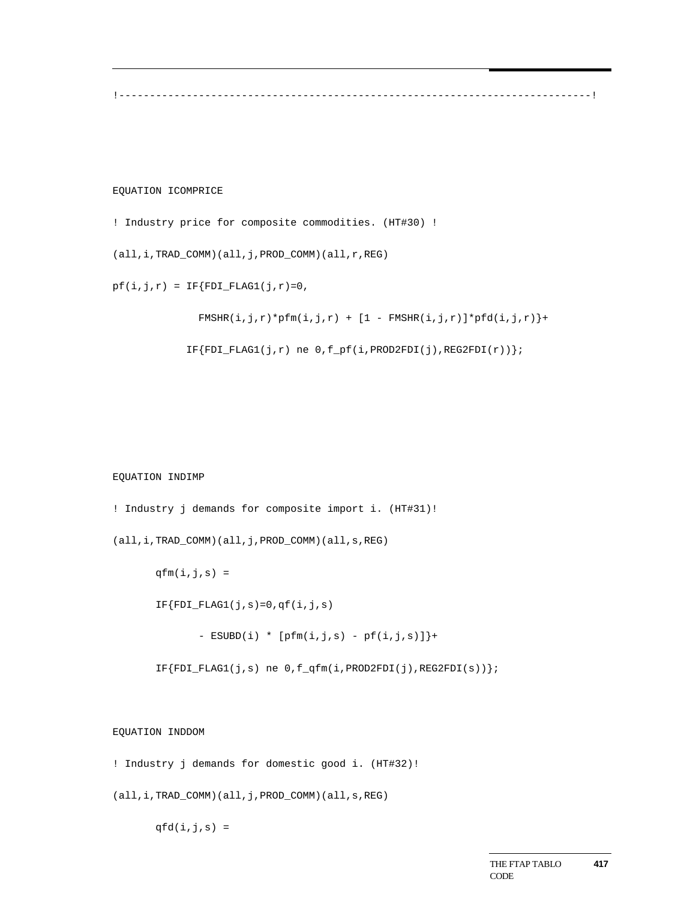```
!----------------------------------------------------------------------------!



EQUATION ICOMPRICE

! Industry price for composite commodities. (HT#30) !

(all,i,TRAD_COMM)(all,j,PROD_COMM)(all,r,REG)

pf(i,j,r) = IF{FDI_FLAG1(j,r)=0,

              FMSHR(i,j,r)*pfm(i,j,r) + [1 - FMSHR(i,j,r)]*pfd(i,j,r)}+

            IF{FDI_FLAG1(j,r) ne 0,f_pf(i,PROD2FDI(j),REG2FDI(r))};




EQUATION INDIMP

! Industry j demands for composite import i. (HT#31)!

(all,i,TRAD_COMM)(all,j,PROD_COMM)(all,s,REG)

       qfm(i,j,s) =

       IF{FDI_FLAG1(j,s)=0,qf(i,j,s)

              - ESUBD(i) * [pfm(i,j,s) - pf(i,j,s)]}+

       IF{FDI_FLAG1(j,s) ne 0,f_qfm(i,PROD2FDI(j),REG2FDI(s))};


EQUATION INDDOM

! Industry j demands for domestic good i. (HT#32)!

(all,i,TRAD_COMM)(all,j,PROD_COMM)(all,s,REG)

       qfd(i,j,s) =
```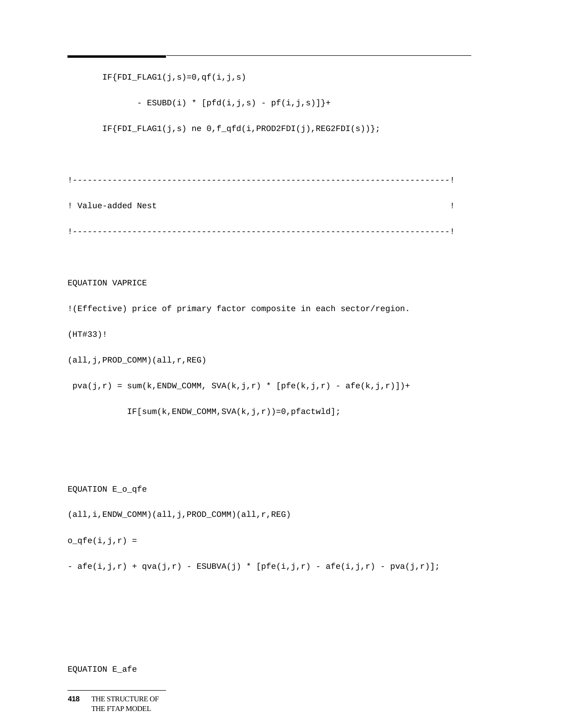```
      IF{FDI_FLAG1(j,s)=0,qf(i,j,s)

             - ESUBD(i) * [pfd(i,j,s) - pf(i,j,s)]}+

      IF{FDI_FLAG1(j,s) ne 0,f_qfd(i,PROD2FDI(j),REG2FDI(s))};


!---------------------------------------------------------------------------!

! Value-added Nest                                                          !

!---------------------------------------------------------------------------!


EQUATION VAPRICE

!(Effective) price of primary factor composite in each sector/region.

(HT#33)!

(all,j,PROD_COMM)(all,r,REG)

 pva(j,r) = sum(k,ENDW_COMM, SVA(k,j,r) * [pfe(k,j,r) - afe(k,j,r)])+

           IF[sum(k,ENDW_COMM,SVA(k,j,r))=0,pfactwld];



EQUATION E_o_qfe

(all,i,ENDW_COMM)(all,j,PROD_COMM)(all,r,REG)

o_qfe(i,j,r) =

- afe(i,j,r) + qva(j,r) - ESUBVA(j) * [pfe(i,j,r) - afe(i,j,r) - pva(j,r)];



EQUATION E_afe
```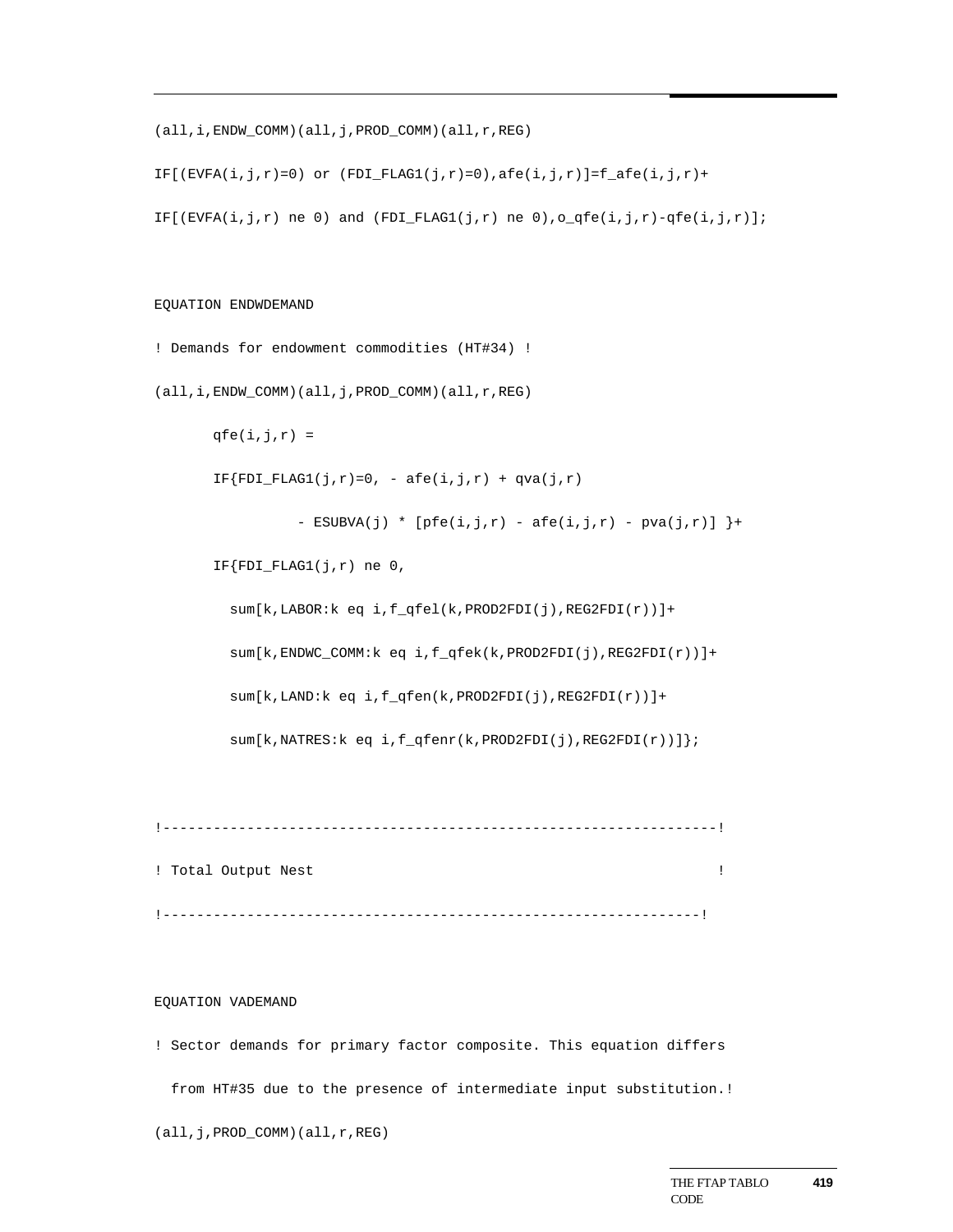```
(all,i,ENDW_COMM)(all,j,PROD_COMM)(all,r,REG)
IF[(EVFA(i,j,r)=0) or (FDI_FLAG1(j,r)=0),afe(i,j,r)]=f_afe(i,j,r)+
IF[(EVFA(i,j,r) ne 0) and (FDI_FLAG1(j,r) ne 0),o_qfe(i,j,r)-qfe(i,j,r)];


EQUATION ENDWDEMAND
! Demands for endowment commodities (HT#34) !
(all,i,ENDW_COMM)(all,j,PROD_COMM)(all,r,REG)
       qfe(i,j,r) =
       IF{FDI_FLAG1(j,r)=0, - afe(i,j,r) + qva(j,r)
                 - ESUBVA(j) * [pfe(i,j,r) - afe(i,j,r) - pva(j,r)] }+
       IF{FDI_FLAG1(j,r) ne 0,
         sum[k,LABOR:k eq i,f_qfel(k,PROD2FDI(j),REG2FDI(r))]+
         sum[k,ENDWC_COMM:k eq i,f_qfek(k,PROD2FDI(j),REG2FDI(r))]+
         sum[k,LAND:k eq i,f_qfen(k,PROD2FDI(j),REG2FDI(r))]+
         sum[k,NATRES:k eq i,f_qfenr(k,PROD2FDI(j),REG2FDI(r))]};


!------------------------------------------------------------------!
! Total Output Nest                                                !
!-----------------------------------------------------------------!


EQUATION VADEMAND
! Sector demands for primary factor composite. This equation differs
  from HT#35 due to the presence of intermediate input substitution.!
(all,j,PROD_COMM)(all,r,REG)
```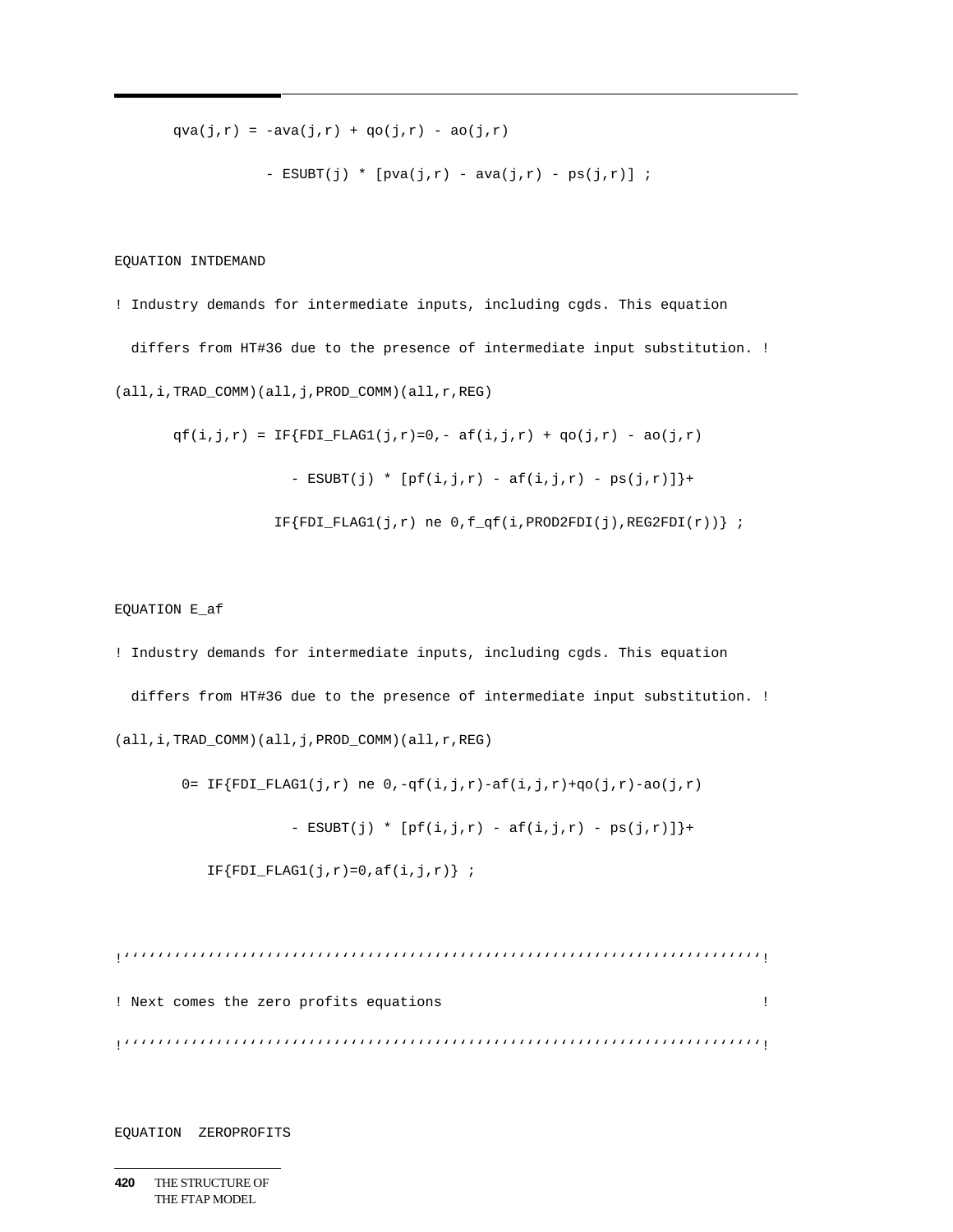```
      qva(j,r) = -ava(j,r) + qo(j,r) - ao(j,r)

                 - ESUBT(j) * [pva(j,r) - ava(j,r) - ps(j,r)] ;


EQUATION INTDEMAND

! Industry demands for intermediate inputs, including cgds. This equation

  differs from HT#36 due to the presence of intermediate input substitution. !

(all,i,TRAD_COMM)(all,j,PROD_COMM)(all,r,REG)

      qf(i,j,r) = IF{FDI_FLAG1(j,r)=0,- af(i,j,r) + qo(j,r) - ao(j,r)

                   - ESUBT(j) * [pf(i,j,r) - af(i,j,r) - ps(j,r)]}+

                  IF{FDI_FLAG1(j,r) ne 0,f_qf(i,PROD2FDI(j),REG2FDI(r))} ;


EQUATION E_af

! Industry demands for intermediate inputs, including cgds. This equation

  differs from HT#36 due to the presence of intermediate input substitution. !

(all,i,TRAD_COMM)(all,j,PROD_COMM)(all,r,REG)

       0= IF{FDI_FLAG1(j,r) ne 0,-qf(i,j,r)-af(i,j,r)+qo(j,r)-ao(j,r)

                   - ESUBT(j) * [pf(i,j,r) - af(i,j,r) - ps(j,r)]}+

          IF{FDI_FLAG1(j,r)=0,af(i,j,r)} ;


!'''''''''''''''''''''''''''''''''''''''''''''''''''''''''''''''''''''''''''!

! Next comes the zero profits equations                                     !

!'''''''''''''''''''''''''''''''''''''''''''''''''''''''''''''''''''''''''''!


EQUATION  ZEROPROFITS
```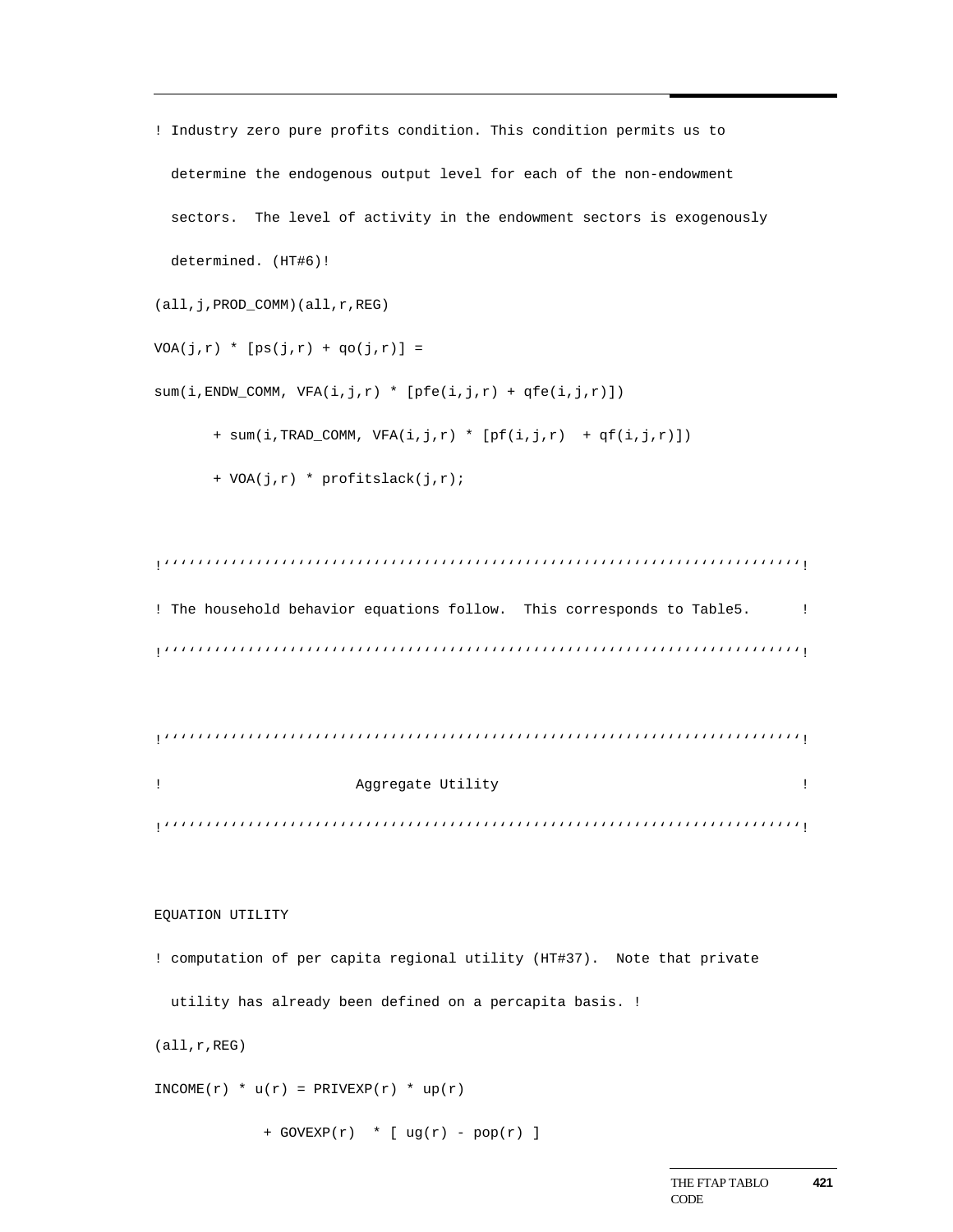```
! Industry zero pure profits condition. This condition permits us to
  determine the endogenous output level for each of the non-endowment
  sectors.  The level of activity in the endowment sectors is exogenously
  determined. (HT#6)!
(all,j,PROD_COMM)(all,r,REG)
VOA(j,r) * [ps(j,r) + qo(j,r)] =
sum(i,ENDW_COMM, VFA(i,j,r) * [pfe(i,j,r) + qfe(i,j,r)])
       + sum(i,TRAD_COMM, VFA(i,j,r) * [pf(i,j,r)  + qf(i,j,r)])
       + VOA(j,r) * profitslack(j,r);


!''''''''''''''''''''''''''''''''''''''''''''''''''''''''''''''''''''''''''!
! The household behavior equations follow.  This corresponds to Table5.     !
!''''''''''''''''''''''''''''''''''''''''''''''''''''''''''''''''''''''''''!


!''''''''''''''''''''''''''''''''''''''''''''''''''''''''''''''''''''''''''!
!                      Aggregate Utility                                    !
!''''''''''''''''''''''''''''''''''''''''''''''''''''''''''''''''''''''''''!


EQUATION UTILITY
! computation of per capita regional utility (HT#37).  Note that private
  utility has already been defined on a percapita basis. !
(all,r,REG)
INCOME(r) * u(r) = PRIVEXP(r) * up(r)
            + GOVEXP(r)  * [ ug(r) - pop(r) ]
```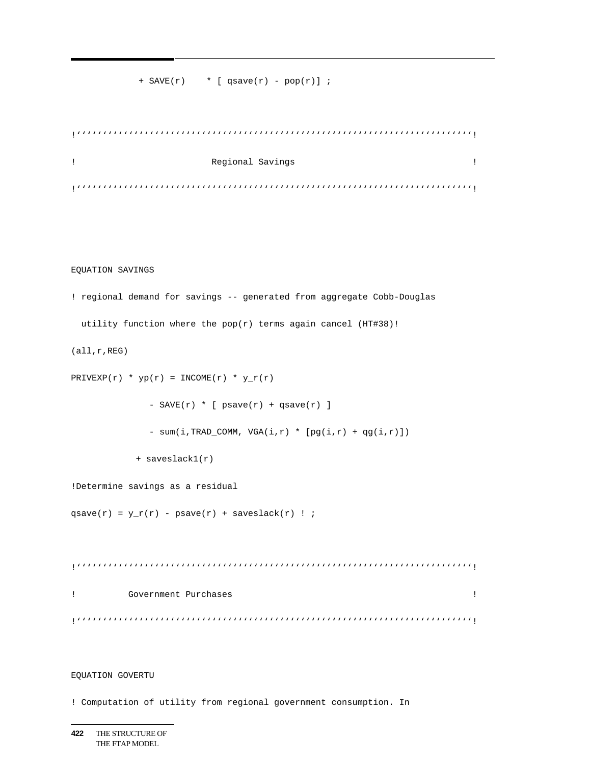```
            + SAVE(r)    * [ qsave(r) - pop(r)] ;


!''''''''''''''''''''''''''''''''''''''''''''''''''''''''''''''''''''''''''''!
!                         Regional Savings                                 !
!''''''''''''''''''''''''''''''''''''''''''''''''''''''''''''''''''''''''''''!


EQUATION SAVINGS
! regional demand for savings -- generated from aggregate Cobb-Douglas
  utility function where the pop(r) terms again cancel (HT#38)!
(all,r,REG)
PRIVEXP(r) * yp(r) = INCOME(r) * y_r(r)
             - SAVE(r) * [ psave(r) + qsave(r) ]
             - sum(i,TRAD_COMM, VGA(i,r) * [pg(i,r) + qg(i,r)])
           + saveslack1(r)
!Determine savings as a residual
qsave(r) = y_r(r) - psave(r) + saveslack(r) ! ;


!''''''''''''''''''''''''''''''''''''''''''''''''''''''''''''''''''''''''''''!
!          Government Purchases                                            !
!''''''''''''''''''''''''''''''''''''''''''''''''''''''''''''''''''''''''''''!


EQUATION GOVERTU
! Computation of utility from regional government consumption. In
```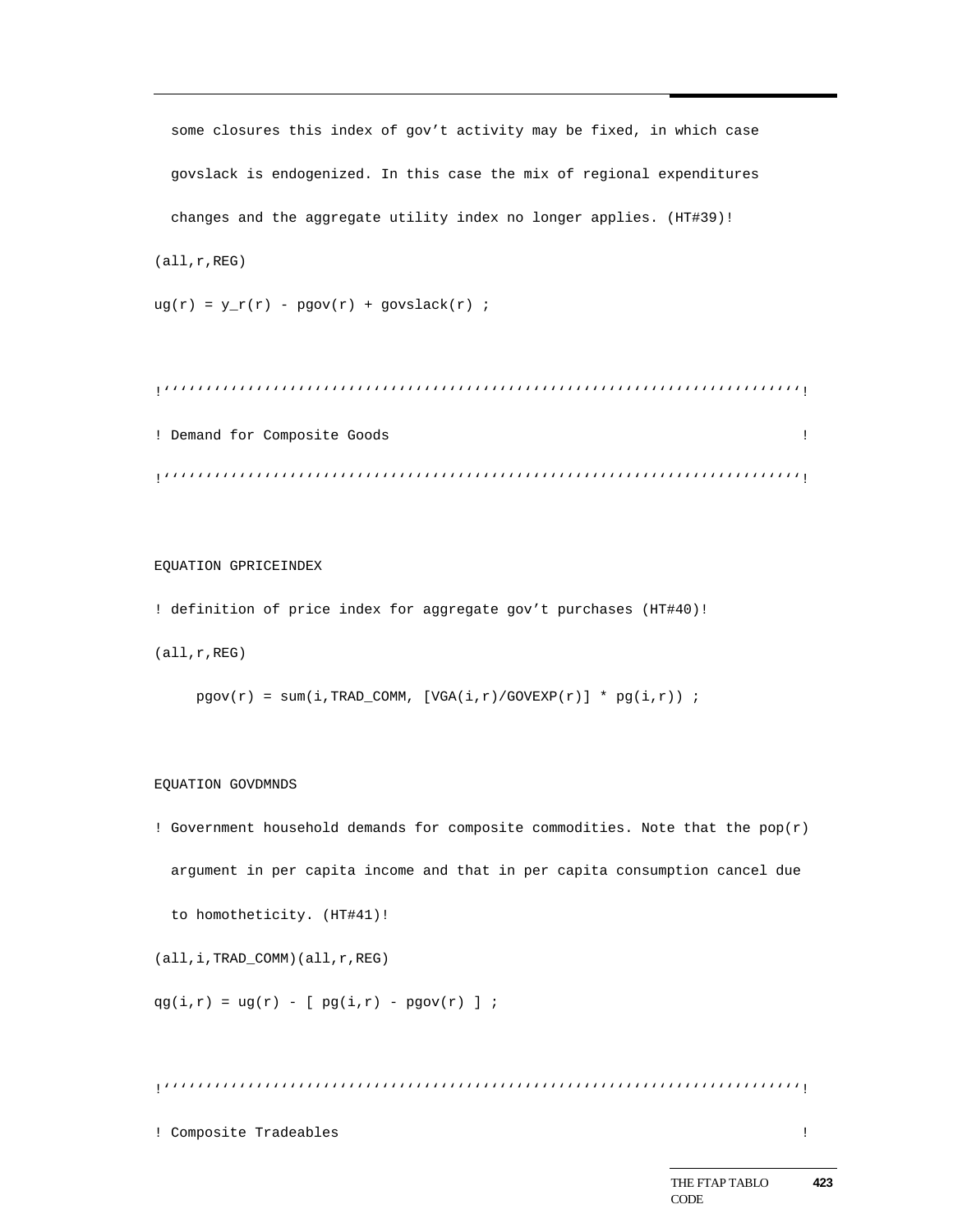```
  some closures this index of gov't activity may be fixed, in which case
  govslack is endogenized. In this case the mix of regional expenditures
  changes and the aggregate utility index no longer applies. (HT#39)!
(all,r,REG)
ug(r) = y_r(r) - pgov(r) + govslack(r) ;

!''''''''''''''''''''''''''''''''''''''''''''''''''''''''''''''''''''''''''!
! Demand for Composite Goods                                               !
!''''''''''''''''''''''''''''''''''''''''''''''''''''''''''''''''''''''''''!

EQUATION GPRICEINDEX
! definition of price index for aggregate gov't purchases (HT#40)!
(all,r,REG)
     pgov(r) = sum(i,TRAD_COMM, [VGA(i,r)/GOVEXP(r)] * pg(i,r)) ;

EQUATION GOVDMNDS
! Government household demands for composite commodities. Note that the pop(r)
  argument in per capita income and that in per capita consumption cancel due
  to homotheticity. (HT#41)!
(all,i,TRAD_COMM)(all,r,REG)
qg(i,r) = ug(r) - [ pg(i,r) - pgov(r) ] ;

!''''''''''''''''''''''''''''''''''''''''''''''''''''''''''''''''''''''''''!
! Composite Tradeables                                                     !
```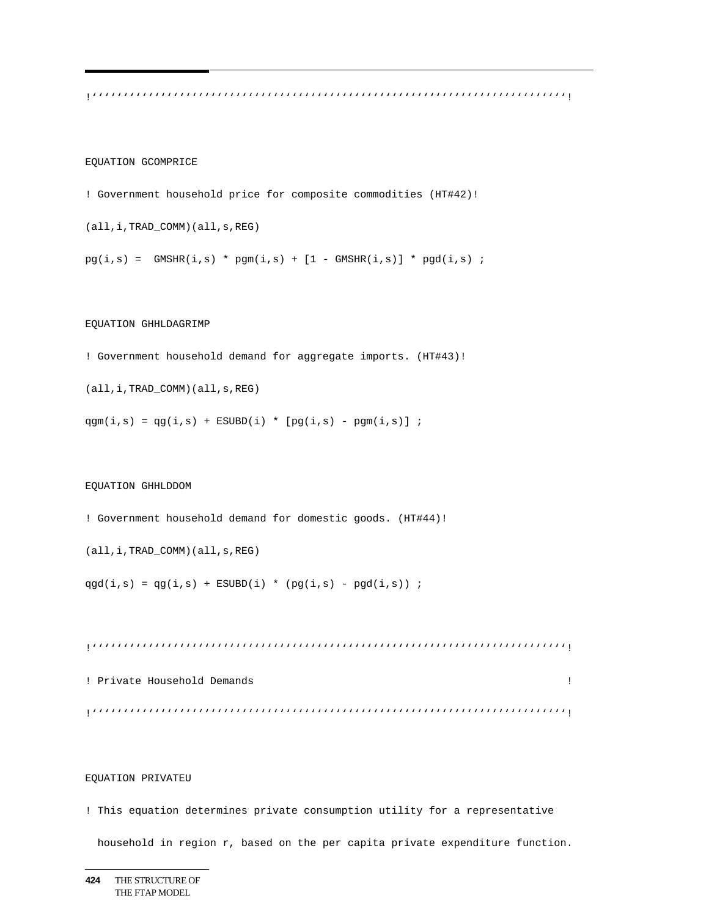```
!'''''''''''''''''''''''''''''''''''''''''''''''''''''''''''''''''''''''''''!

EQUATION GCOMPRICE
! Government household price for composite commodities (HT#42)!
(all,i,TRAD_COMM)(all,s,REG)
pg(i,s) =  GMSHR(i,s) * pgm(i,s) + [1 - GMSHR(i,s)] * pgd(i,s) ;

EQUATION GHHLDAGRIMP
! Government household demand for aggregate imports. (HT#43)!
(all,i,TRAD_COMM)(all,s,REG)
qgm(i,s) = qg(i,s) + ESUBD(i) * [pg(i,s) - pgm(i,s)] ;

EQUATION GHHLDDOM
! Government household demand for domestic goods. (HT#44)!
(all,i,TRAD_COMM)(all,s,REG)
qgd(i,s) = qg(i,s) + ESUBD(i) * (pg(i,s) - pgd(i,s)) ;

!'''''''''''''''''''''''''''''''''''''''''''''''''''''''''''''''''''''''''''!
! Private Household Demands                                                 !
!'''''''''''''''''''''''''''''''''''''''''''''''''''''''''''''''''''''''''''!

EQUATION PRIVATEU
! This equation determines private consumption utility for a representative
  household in region r, based on the per capita private expenditure function.
```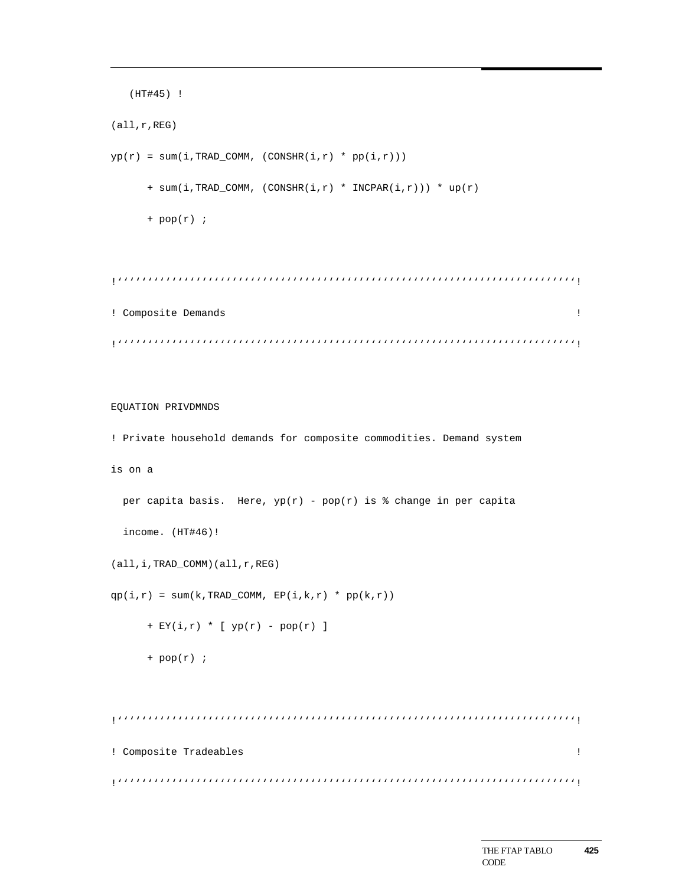```
   (HT#45) !
(all,r,REG)
yp(r) = sum(i,TRAD_COMM, (CONSHR(i,r) * pp(i,r)))
      + sum(i,TRAD_COMM, (CONSHR(i,r) * INCPAR(i,r))) * up(r)
      + pop(r) ;

!''''''''''''''''''''''''''''''''''''''''''''''''''''''''''''''''''''''''''''!
! Composite Demands                                                          !
!''''''''''''''''''''''''''''''''''''''''''''''''''''''''''''''''''''''''''''!

EQUATION PRIVDMNDS
! Private household demands for composite commodities. Demand system
is on a
  per capita basis.  Here, yp(r) - pop(r) is % change in per capita
  income. (HT#46)!
(all,i,TRAD_COMM)(all,r,REG)
qp(i,r) = sum(k,TRAD_COMM, EP(i,k,r) * pp(k,r))
      + EY(i,r) * [ yp(r) - pop(r) ]
      + pop(r) ;

!''''''''''''''''''''''''''''''''''''''''''''''''''''''''''''''''''''''''''''!
! Composite Tradeables                                                       !
!''''''''''''''''''''''''''''''''''''''''''''''''''''''''''''''''''''''''''''!
```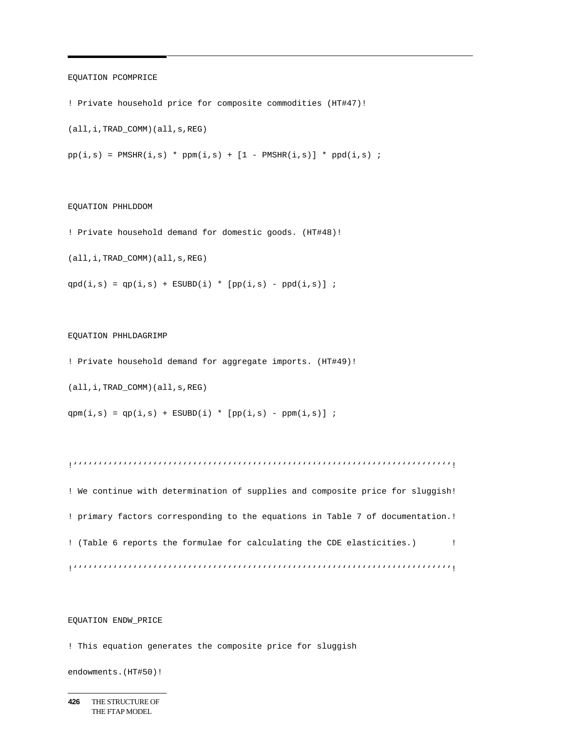```
EQUATION PCOMPRICE

! Private household price for composite commodities (HT#47)!

(all,i,TRAD_COMM)(all,s,REG)

pp(i,s) = PMSHR(i,s) * ppm(i,s) + [1 - PMSHR(i,s)] * ppd(i,s) ;


EQUATION PHHLDDOM

! Private household demand for domestic goods. (HT#48)!

(all,i,TRAD_COMM)(all,s,REG)

qpd(i,s) = qp(i,s) + ESUBD(i) * [pp(i,s) - ppd(i,s)] ;


EQUATION PHHLDAGRIMP

! Private household demand for aggregate imports. (HT#49)!

(all,i,TRAD_COMM)(all,s,REG)

qpm(i,s) = qp(i,s) + ESUBD(i) * [pp(i,s) - ppm(i,s)] ;


!''''''''''''''''''''''''''''''''''''''''''''''''''''''''''''''''''''''''''''!

! We continue with determination of supplies and composite price for sluggish!

! primary factors corresponding to the equations in Table 7 of documentation.!

! (Table 6 reports the formulae for calculating the CDE elasticities.)       !

!''''''''''''''''''''''''''''''''''''''''''''''''''''''''''''''''''''''''''''!


EQUATION ENDW_PRICE

! This equation generates the composite price for sluggish

endowments.(HT#50)!
```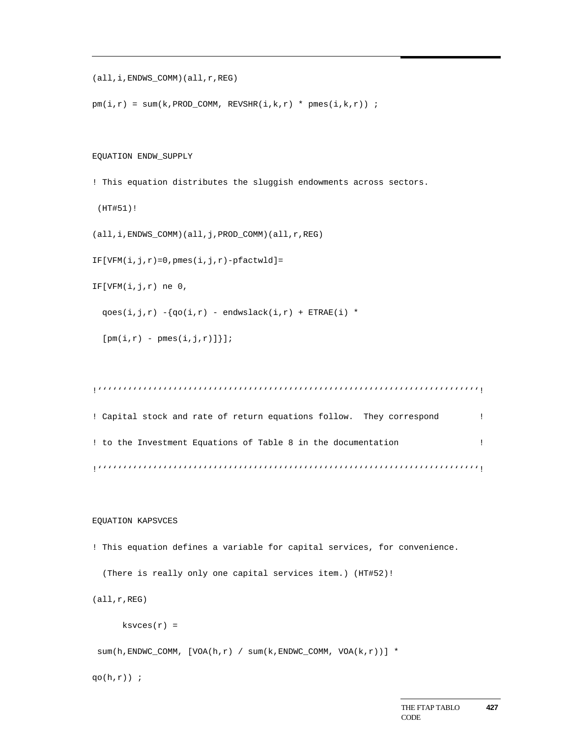```
(all,i,ENDWS_COMM)(all,r,REG)

pm(i,r) = sum(k,PROD_COMM, REVSHR(i,k,r) * pmes(i,k,r)) ;


EQUATION ENDW_SUPPLY

! This equation distributes the sluggish endowments across sectors.

 (HT#51)!

(all,i,ENDWS_COMM)(all,j,PROD_COMM)(all,r,REG)

IF[VFM(i,j,r)=0,pmes(i,j,r)-pfactwld]=

IF[VFM(i,j,r) ne 0,

  qoes(i,j,r) -{qo(i,r) - endwslack(i,r) + ETRAE(i) *

  [pm(i,r) - pmes(i,j,r)]}];


!''''''''''''''''''''''''''''''''''''''''''''''''''''''''''''''''''''''''''''!

! Capital stock and rate of return equations follow.  They correspond        !

! to the Investment Equations of Table 8 in the documentation                !

!''''''''''''''''''''''''''''''''''''''''''''''''''''''''''''''''''''''''''''!


EQUATION KAPSVCES

! This equation defines a variable for capital services, for convenience.

  (There is really only one capital services item.) (HT#52)!

(all,r,REG)

      ksvces(r) =

 sum(h,ENDWC_COMM, [VOA(h,r) / sum(k,ENDWC_COMM, VOA(k,r))] *

qo(h,r)) ;
```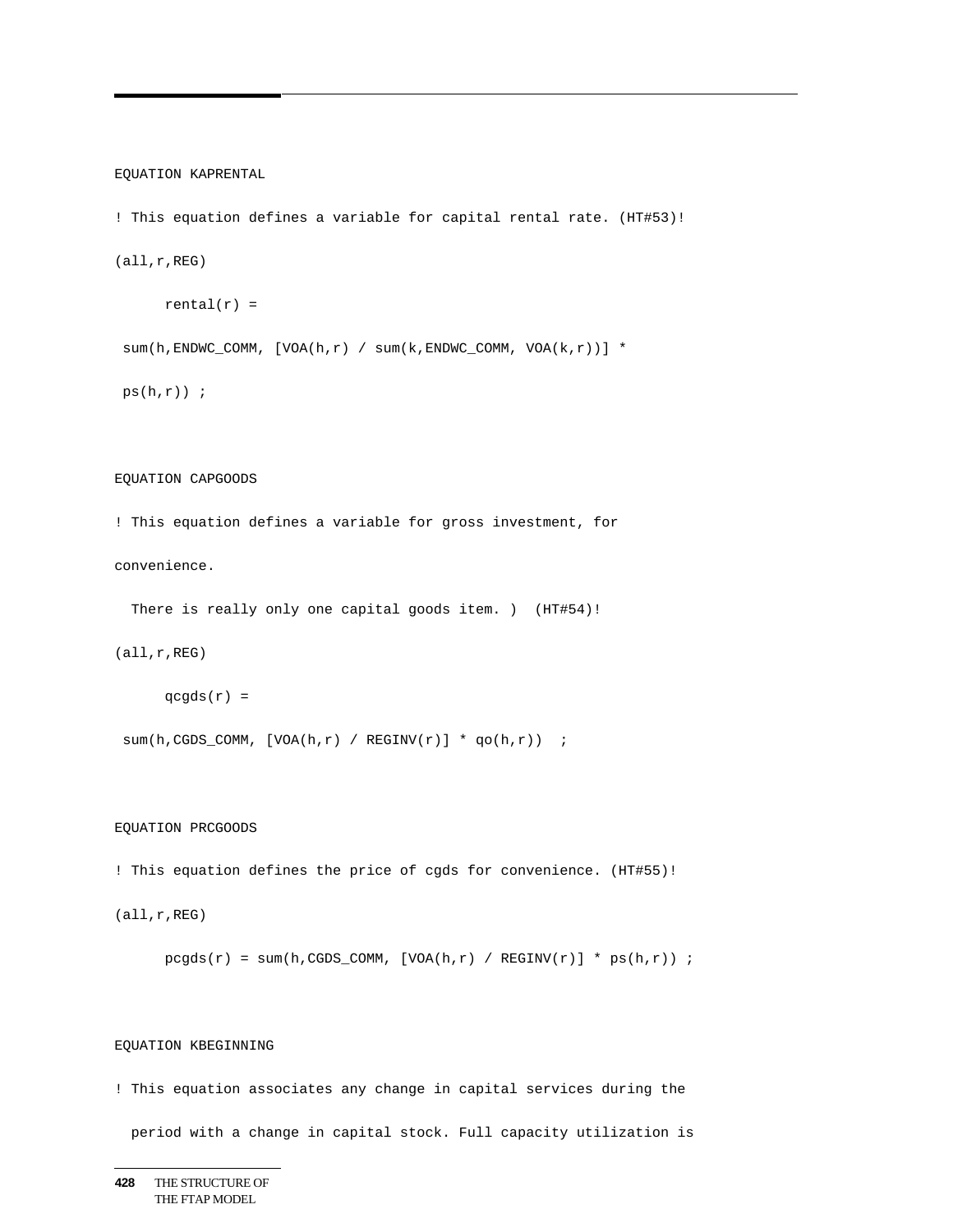```
EQUATION KAPRENTAL

! This equation defines a variable for capital rental rate. (HT#53)!

(all,r,REG)

      rental(r) =

 sum(h,ENDWC_COMM, [VOA(h,r) / sum(k,ENDWC_COMM, VOA(k,r))] *

 ps(h,r)) ;



EQUATION CAPGOODS

! This equation defines a variable for gross investment, for

convenience.

  There is really only one capital goods item. )  (HT#54)!

(all,r,REG)

      qcgds(r) =

 sum(h,CGDS_COMM, [VOA(h,r) / REGINV(r)] * qo(h,r))  ;



EQUATION PRCGOODS

! This equation defines the price of cgds for convenience. (HT#55)!

(all,r,REG)

      pcgds(r) = sum(h,CGDS_COMM, [VOA(h,r) / REGINV(r)] * ps(h,r)) ;



EQUATION KBEGINNING

! This equation associates any change in capital services during the

  period with a change in capital stock. Full capacity utilization is
```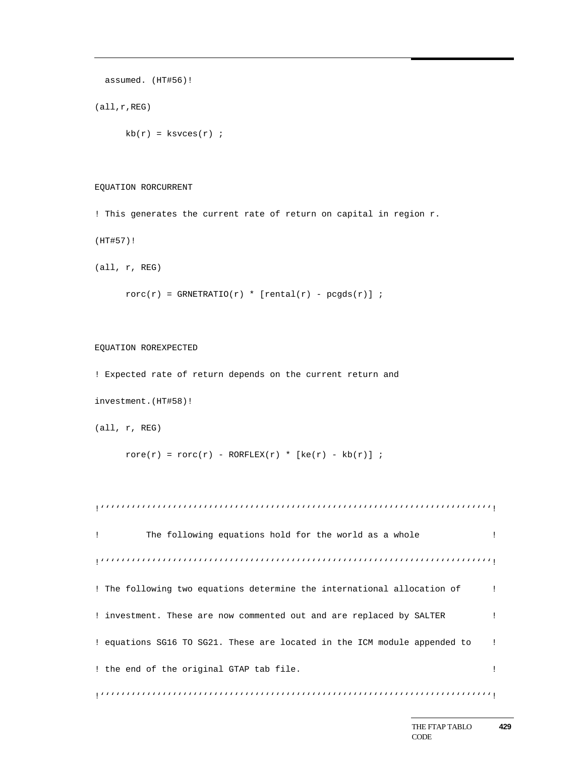```
  assumed. (HT#56)!

(all,r,REG)

      kb(r) = ksvces(r) ;



EQUATION RORCURRENT

! This generates the current rate of return on capital in region r.

(HT#57)!

(all, r, REG)

      rorc(r) = GRNETRATIO(r) * [rental(r) - pcgds(r)] ;



EQUATION ROREXPECTED

! Expected rate of return depends on the current return and

investment.(HT#58)!

(all, r, REG)

      rore(r) = rorc(r) - RORFLEX(r) * [ke(r) - kb(r)] ;



!'''''''''''''''''''''''''''''''''''''''''''''''''''''''''''''''''''''''''!

!         The following equations hold for the world as a whole             !

!'''''''''''''''''''''''''''''''''''''''''''''''''''''''''''''''''''''''''!

! The following two equations determine the international allocation of      !

! investment. These are now commented out and are replaced by SALTER         !

! equations SG16 TO SG21. These are located in the ICM module appended to    !

! the end of the original GTAP tab file.                                      !

!'''''''''''''''''''''''''''''''''''''''''''''''''''''''''''''''''''''''''!
```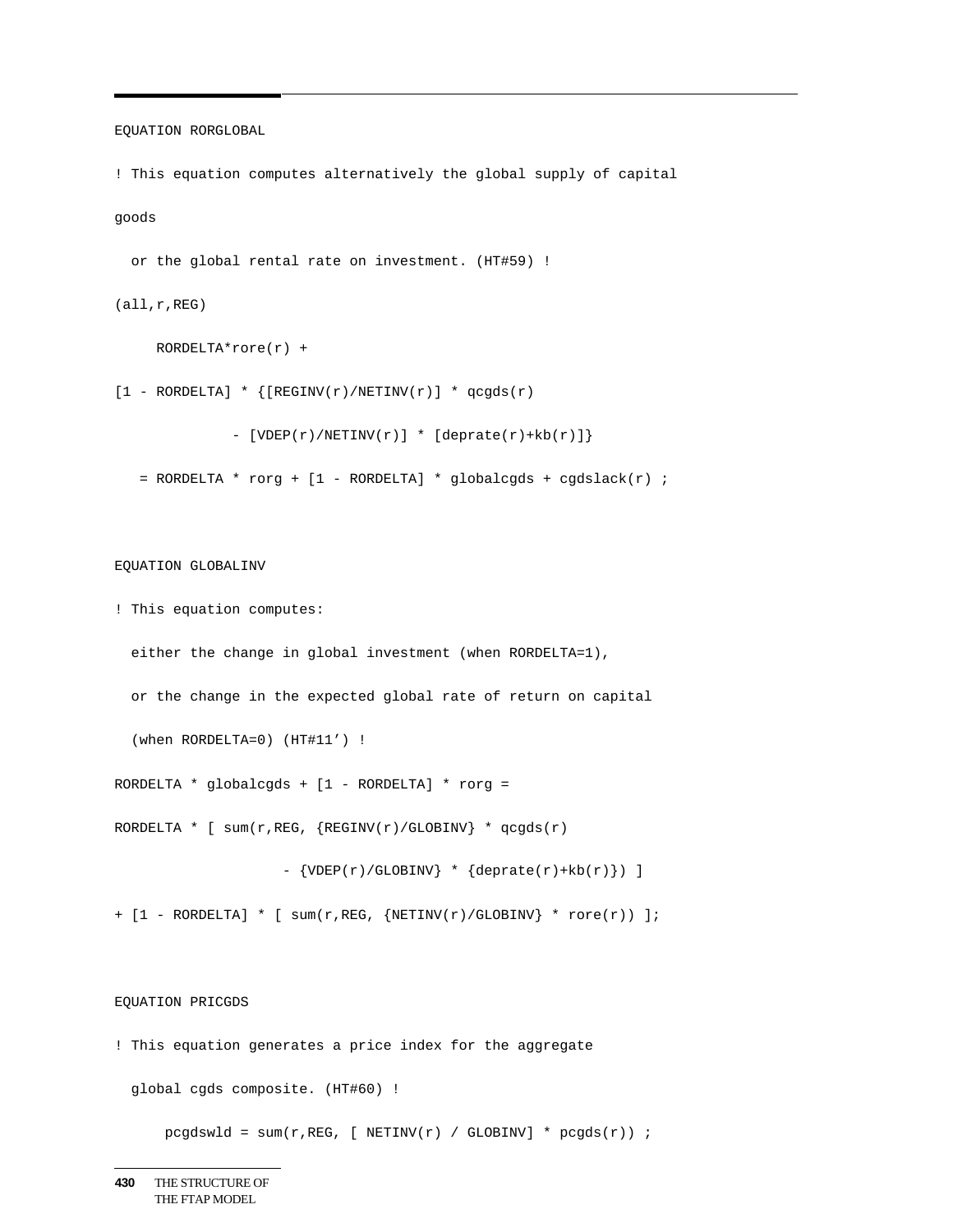```
EQUATION RORGLOBAL

! This equation computes alternatively the global supply of capital

goods

  or the global rental rate on investment. (HT#59) !

(all,r,REG)

     RORDELTA*rore(r) +

[1 - RORDELTA] * {[REGINV(r)/NETINV(r)] * qcgds(r)

              - [VDEP(r)/NETINV(r)] * [deprate(r)+kb(r)]}

   = RORDELTA * rorg + [1 - RORDELTA] * globalcgds + cgdslack(r) ;


EQUATION GLOBALINV

! This equation computes:

  either the change in global investment (when RORDELTA=1),

  or the change in the expected global rate of return on capital

  (when RORDELTA=0) (HT#11') !

RORDELTA * globalcgds + [1 - RORDELTA] * rorg =

RORDELTA * [ sum(r,REG, {REGINV(r)/GLOBINV} * qcgds(r)

                    - {VDEP(r)/GLOBINV} * {deprate(r)+kb(r)}) ]

+ [1 - RORDELTA] * [ sum(r,REG, {NETINV(r)/GLOBINV} * rore(r)) ];


EQUATION PRICGDS

! This equation generates a price index for the aggregate

  global cgds composite. (HT#60) !

      pcgdswld = sum(r,REG, [ NETINV(r) / GLOBINV] * pcgds(r)) ;
```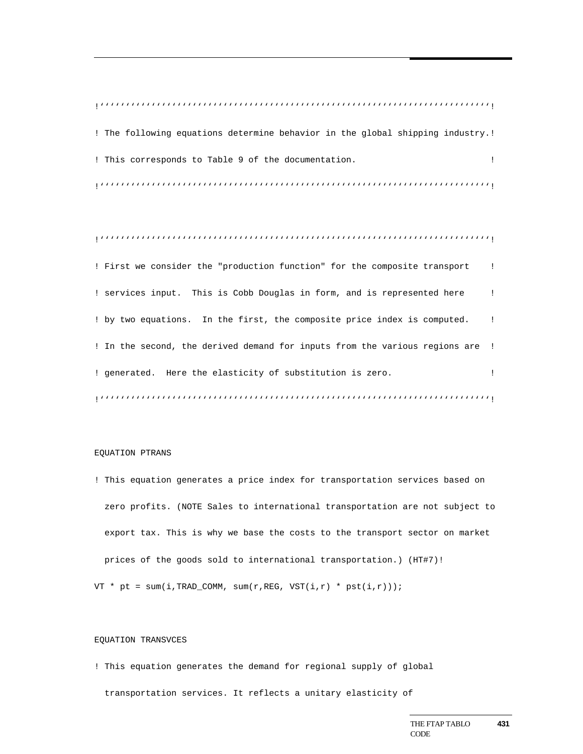```
!''''''''''''''''''''''''''''''''''''''''''''''''''''''''''''''''''''''''''!
! The following equations determine behavior in the global shipping industry.!
! This corresponds to Table 9 of the documentation.                          !
!''''''''''''''''''''''''''''''''''''''''''''''''''''''''''''''''''''''''''!

!''''''''''''''''''''''''''''''''''''''''''''''''''''''''''''''''''''''''''!
! First we consider the "production function" for the composite transport    !
! services input.  This is Cobb Douglas in form, and is represented here     !
! by two equations.  In the first, the composite price index is computed.    !
! In the second, the derived demand for inputs from the various regions are  !
! generated.  Here the elasticity of substitution is zero.                   !
!''''''''''''''''''''''''''''''''''''''''''''''''''''''''''''''''''''''''''!

EQUATION PTRANS
! This equation generates a price index for transportation services based on
  zero profits. (NOTE Sales to international transportation are not subject to
  export tax. This is why we base the costs to the transport sector on market
  prices of the goods sold to international transportation.) (HT#7)!
VT * pt = sum(i,TRAD_COMM, sum(r,REG, VST(i,r) * pst(i,r)));

EQUATION TRANSVCES
! This equation generates the demand for regional supply of global
  transportation services. It reflects a unitary elasticity of
```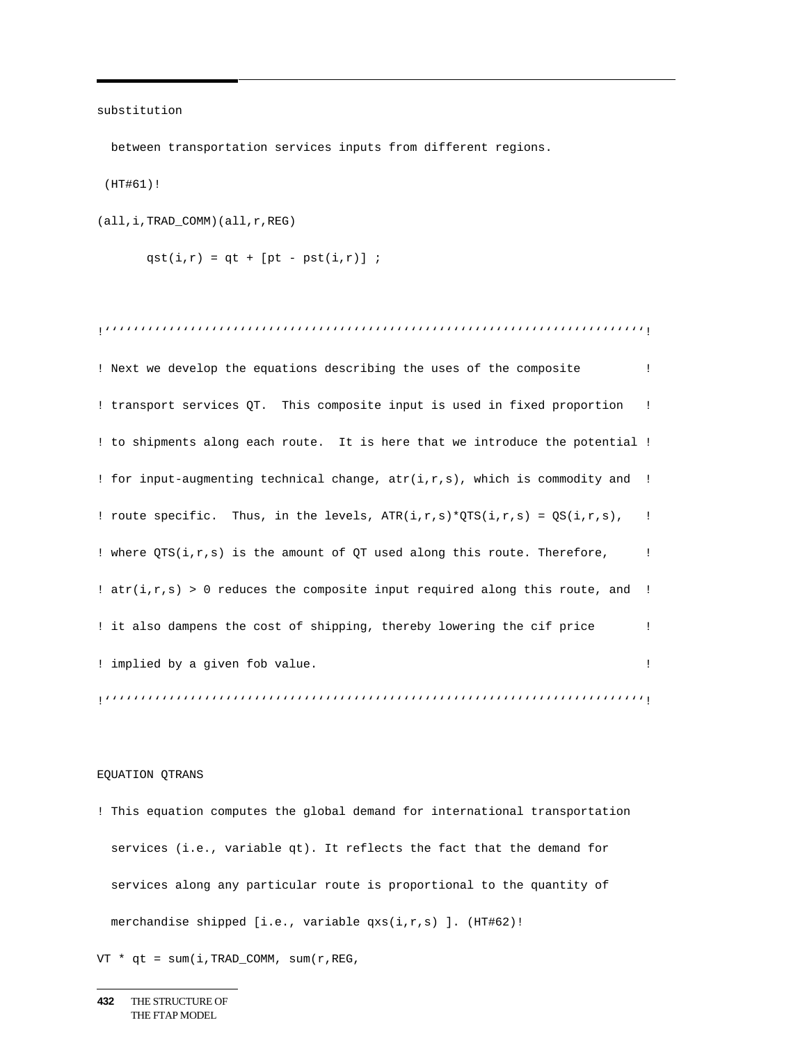```
substitution
  between transportation services inputs from different regions.
 (HT#61)!
(all,i,TRAD_COMM)(all,r,REG)
       qst(i,r) = qt + [pt - pst(i,r)] ;

!'''''''''''''''''''''''''''''''''''''''''''''''''''''''''''''''''''''''''''''!
! Next we develop the equations describing the uses of the composite         !
! transport services QT.  This composite input is used in fixed proportion   !
! to shipments along each route.  It is here that we introduce the potential !
! for input-augmenting technical change, atr(i,r,s), which is commodity and  !
! route specific.  Thus, in the levels, ATR(i,r,s)*QTS(i,r,s) = QS(i,r,s),   !
! where QTS(i,r,s) is the amount of QT used along this route. Therefore,     !
! atr(i,r,s) > 0 reduces the composite input required along this route, and  !
! it also dampens the cost of shipping, thereby lowering the cif price       !
! implied by a given fob value.                                              !
!'''''''''''''''''''''''''''''''''''''''''''''''''''''''''''''''''''''''''''''!


EQUATION QTRANS
! This equation computes the global demand for international transportation
  services (i.e., variable qt). It reflects the fact that the demand for
  services along any particular route is proportional to the quantity of
  merchandise shipped [i.e., variable qxs(i,r,s) ]. (HT#62)!
VT * qt = sum(i,TRAD_COMM, sum(r,REG,
```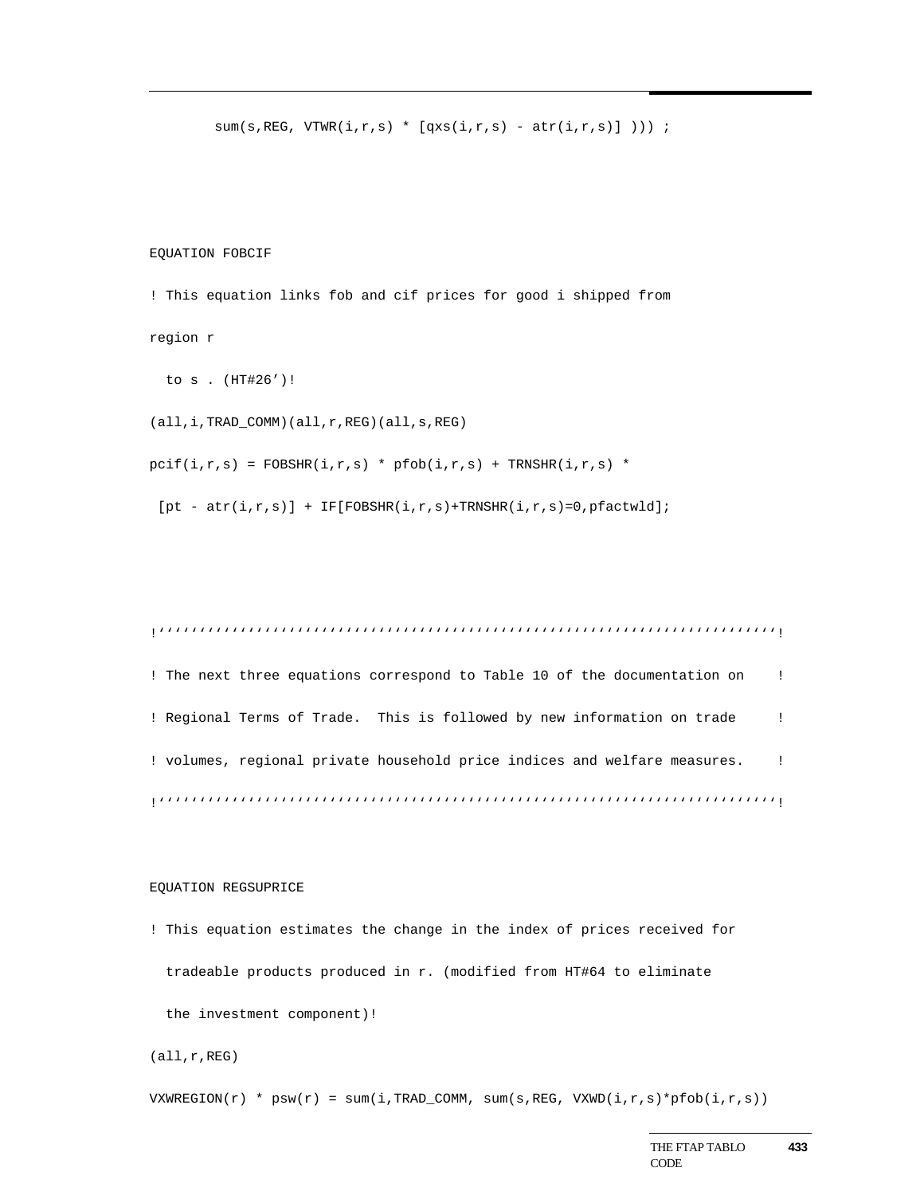```
        sum(s,REG, VTWR(i,r,s) * [qxs(i,r,s) - atr(i,r,s)] ))) ;



EQUATION FOBCIF

! This equation links fob and cif prices for good i shipped from

region r

  to s . (HT#26')!

(all,i,TRAD_COMM)(all,r,REG)(all,s,REG)

pcif(i,r,s) = FOBSHR(i,r,s) * pfob(i,r,s) + TRNSHR(i,r,s) *

 [pt - atr(i,r,s)] + IF[FOBSHR(i,r,s)+TRNSHR(i,r,s)=0,pfactwld];



!''''''''''''''''''''''''''''''''''''''''''''''''''''''''''''''''''''''''''''!

! The next three equations correspond to Table 10 of the documentation on    !

! Regional Terms of Trade.  This is followed by new information on trade     !

! volumes, regional private household price indices and welfare measures.    !

!''''''''''''''''''''''''''''''''''''''''''''''''''''''''''''''''''''''''''''!


EQUATION REGSUPRICE

! This equation estimates the change in the index of prices received for

  tradeable products produced in r. (modified from HT#64 to eliminate

  the investment component)!

(all,r,REG)

VXWREGION(r) * psw(r) = sum(i,TRAD_COMM, sum(s,REG, VXWD(i,r,s)*pfob(i,r,s))
```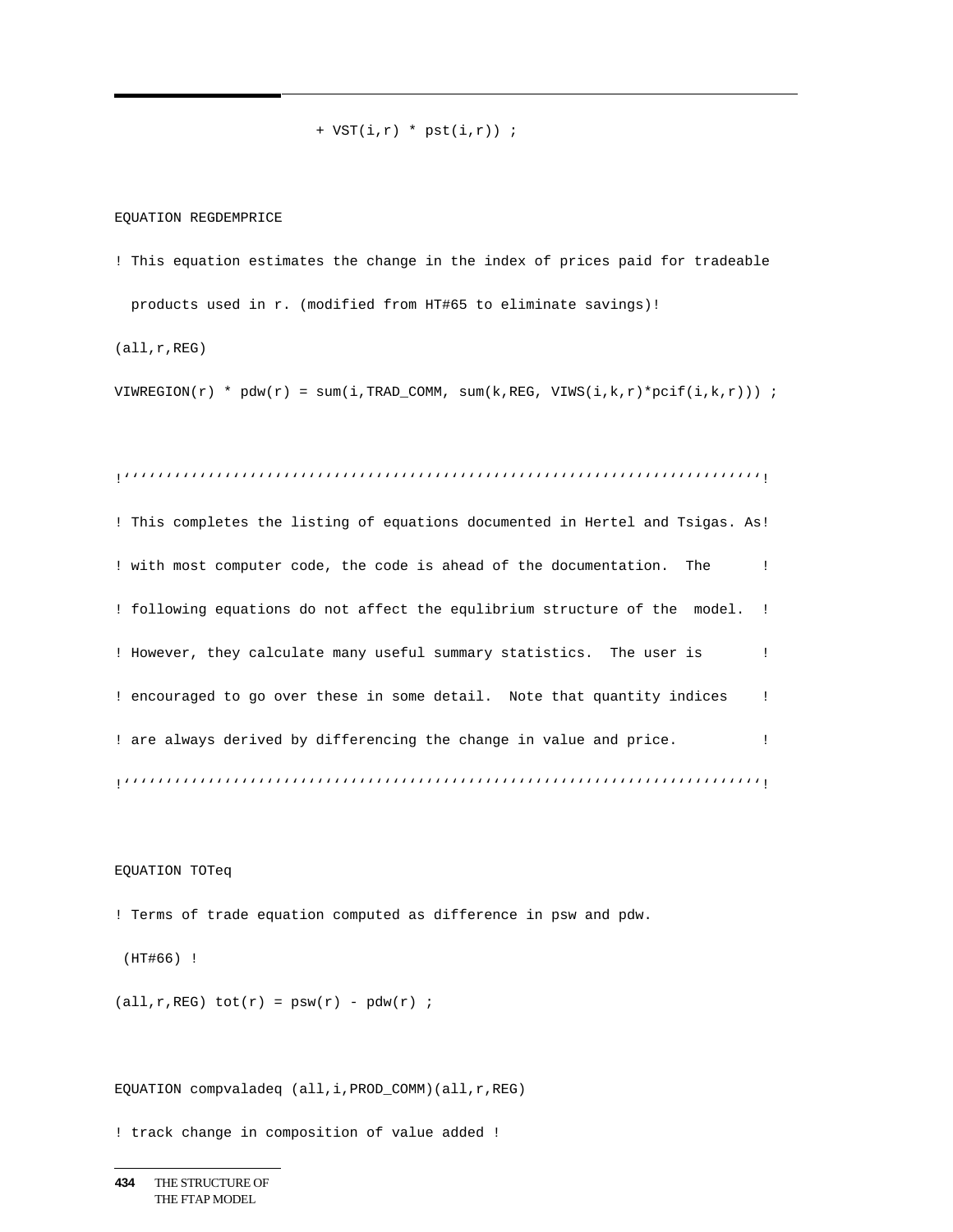```
                        + VST(i,r) * pst(i,r)) ;


EQUATION REGDEMPRICE

! This equation estimates the change in the index of prices paid for tradeable

  products used in r. (modified from HT#65 to eliminate savings)!

(all,r,REG)

VIWREGION(r) * pdw(r) = sum(i,TRAD_COMM, sum(k,REG, VIWS(i,k,r)*pcif(i,k,r))) ;


!''''''''''''''''''''''''''''''''''''''''''''''''''''''''''''''''''''''''''''!

! This completes the listing of equations documented in Hertel and Tsigas. As!

! with most computer code, the code is ahead of the documentation.  The      !

! following equations do not affect the equlibrium structure of the  model.  !

! However, they calculate many useful summary statistics.  The user is       !

! encouraged to go over these in some detail.  Note that quantity indices    !

! are always derived by differencing the change in value and price.          !

!''''''''''''''''''''''''''''''''''''''''''''''''''''''''''''''''''''''''''''!


EQUATION TOTeq

! Terms of trade equation computed as difference in psw and pdw.

 (HT#66) !

(all,r,REG) tot(r) = psw(r) - pdw(r) ;


EQUATION compvaladeq (all,i,PROD_COMM)(all,r,REG)

! track change in composition of value added !
```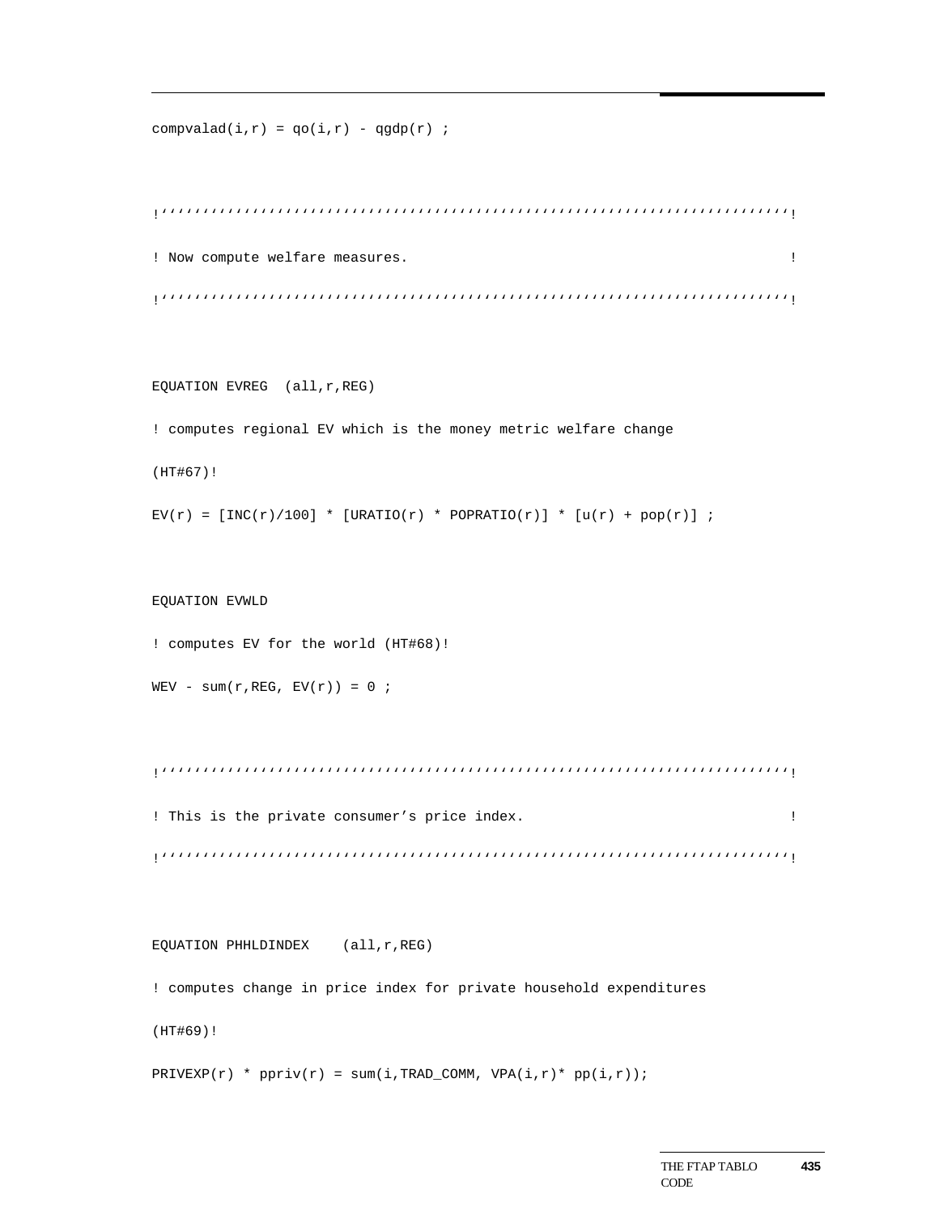```
compvalad(i,r) = qo(i,r) - qgdp(r) ;

!''''''''''''''''''''''''''''''''''''''''''''''''''''''''''''''''''''''''''''!
! Now compute welfare measures.                                              !
!''''''''''''''''''''''''''''''''''''''''''''''''''''''''''''''''''''''''''''!

EQUATION EVREG  (all,r,REG)
! computes regional EV which is the money metric welfare change
(HT#67)!
EV(r) = [INC(r)/100] * [URATIO(r) * POPRATIO(r)] * [u(r) + pop(r)] ;

EQUATION EVWLD
! computes EV for the world (HT#68)!
WEV - sum(r,REG, EV(r)) = 0 ;

!''''''''''''''''''''''''''''''''''''''''''''''''''''''''''''''''''''''''''''!
! This is the private consumer's price index.                                !
!''''''''''''''''''''''''''''''''''''''''''''''''''''''''''''''''''''''''''''!

EQUATION PHHLDINDEX    (all,r,REG)
! computes change in price index for private household expenditures
(HT#69)!
PRIVEXP(r) * ppriv(r) = sum(i,TRAD_COMM, VPA(i,r)* pp(i,r));
```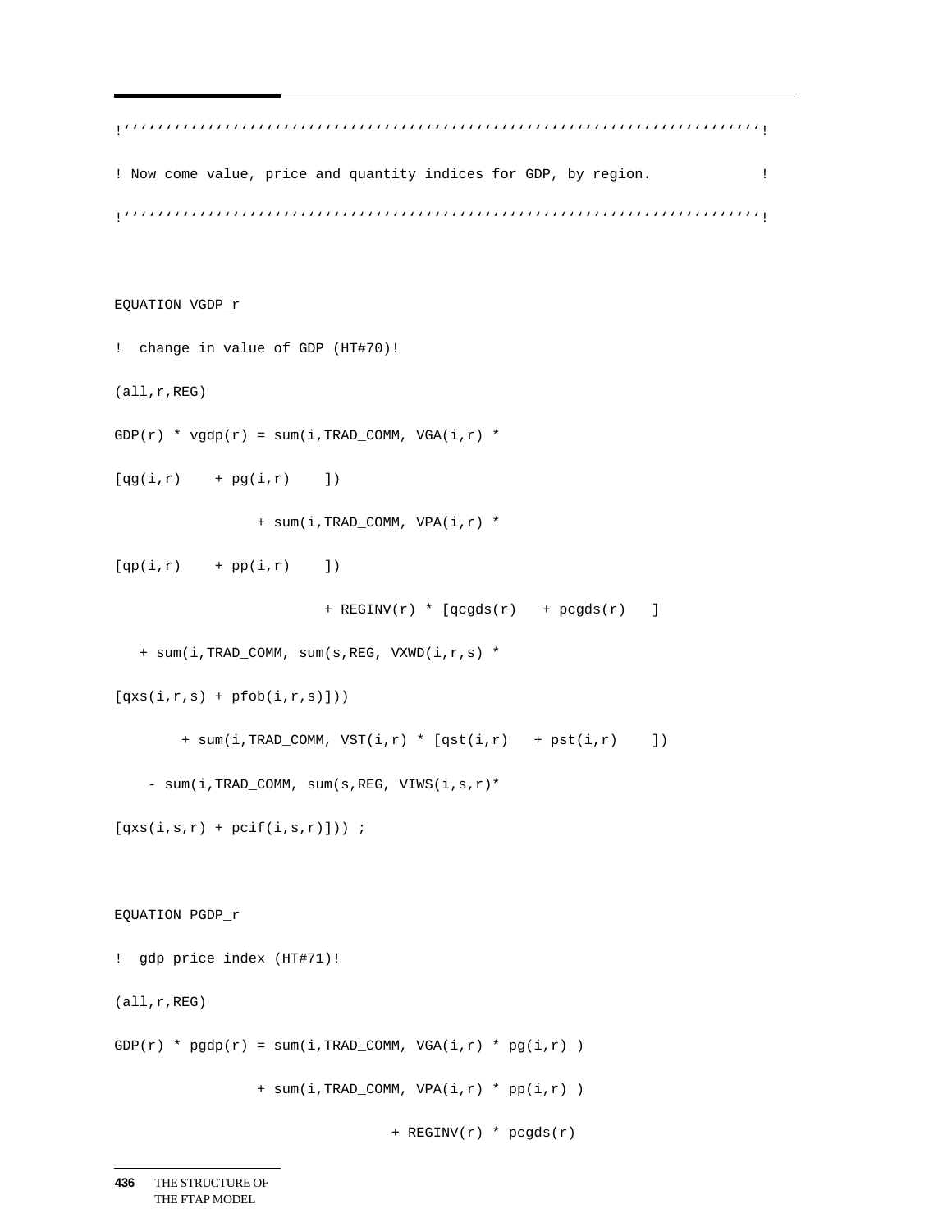```
!''''''''''''''''''''''''''''''''''''''''''''''''''''''''''''''''''''''''''''!
! Now come value, price and quantity indices for GDP, by region.             !
!''''''''''''''''''''''''''''''''''''''''''''''''''''''''''''''''''''''''''''!

EQUATION VGDP_r
!  change in value of GDP (HT#70)!
(all,r,REG)
GDP(r) * vgdp(r) = sum(i,TRAD_COMM, VGA(i,r) *
[qg(i,r)    + pg(i,r)    ])
                 + sum(i,TRAD_COMM, VPA(i,r) *
[qp(i,r)    + pp(i,r)    ])
                         + REGINV(r) * [qcgds(r)   + pcgds(r)   ]
   + sum(i,TRAD_COMM, sum(s,REG, VXWD(i,r,s) *
[qxs(i,r,s) + pfob(i,r,s)]))
        + sum(i,TRAD_COMM, VST(i,r) * [qst(i,r)   + pst(i,r)    ])
    - sum(i,TRAD_COMM, sum(s,REG, VIWS(i,s,r)*
[qxs(i,s,r) + pcif(i,s,r)])) ;

EQUATION PGDP_r
!  gdp price index (HT#71)!
(all,r,REG)
GDP(r) * pgdp(r) = sum(i,TRAD_COMM, VGA(i,r) * pg(i,r) )
                 + sum(i,TRAD_COMM, VPA(i,r) * pp(i,r) )
                                 + REGINV(r) * pcgds(r)
```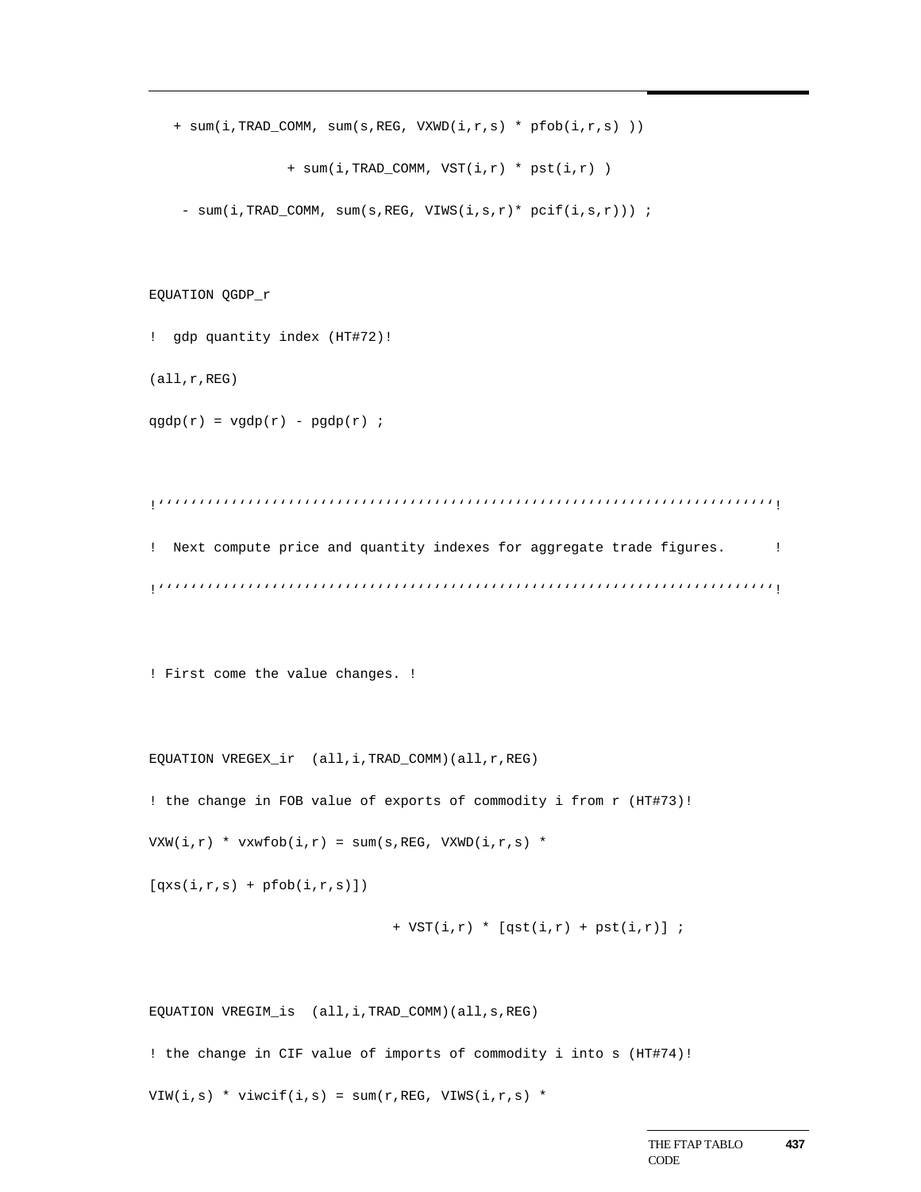```
   + sum(i,TRAD_COMM, sum(s,REG, VXWD(i,r,s) * pfob(i,r,s) ))

              + sum(i,TRAD_COMM, VST(i,r) * pst(i,r) )

    - sum(i,TRAD_COMM, sum(s,REG, VIWS(i,s,r)* pcif(i,s,r))) ;


EQUATION QGDP_r

!  gdp quantity index (HT#72)!

(all,r,REG)

qgdp(r) = vgdp(r) - pgdp(r) ;


!''''''''''''''''''''''''''''''''''''''''''''''''''''''''''''''''''''''''!

!  Next compute price and quantity indexes for aggregate trade figures.      !

!''''''''''''''''''''''''''''''''''''''''''''''''''''''''''''''''''''''''!


! First come the value changes. !


EQUATION VREGEX_ir  (all,i,TRAD_COMM)(all,r,REG)

! the change in FOB value of exports of commodity i from r (HT#73)!

VXW(i,r) * vxwfob(i,r) = sum(s,REG, VXWD(i,r,s) *

[qxs(i,r,s) + pfob(i,r,s)])

                              + VST(i,r) * [qst(i,r) + pst(i,r)] ;


EQUATION VREGIM_is  (all,i,TRAD_COMM)(all,s,REG)

! the change in CIF value of imports of commodity i into s (HT#74)!

VIW(i,s) * viwcif(i,s) = sum(r,REG, VIWS(i,r,s) *
```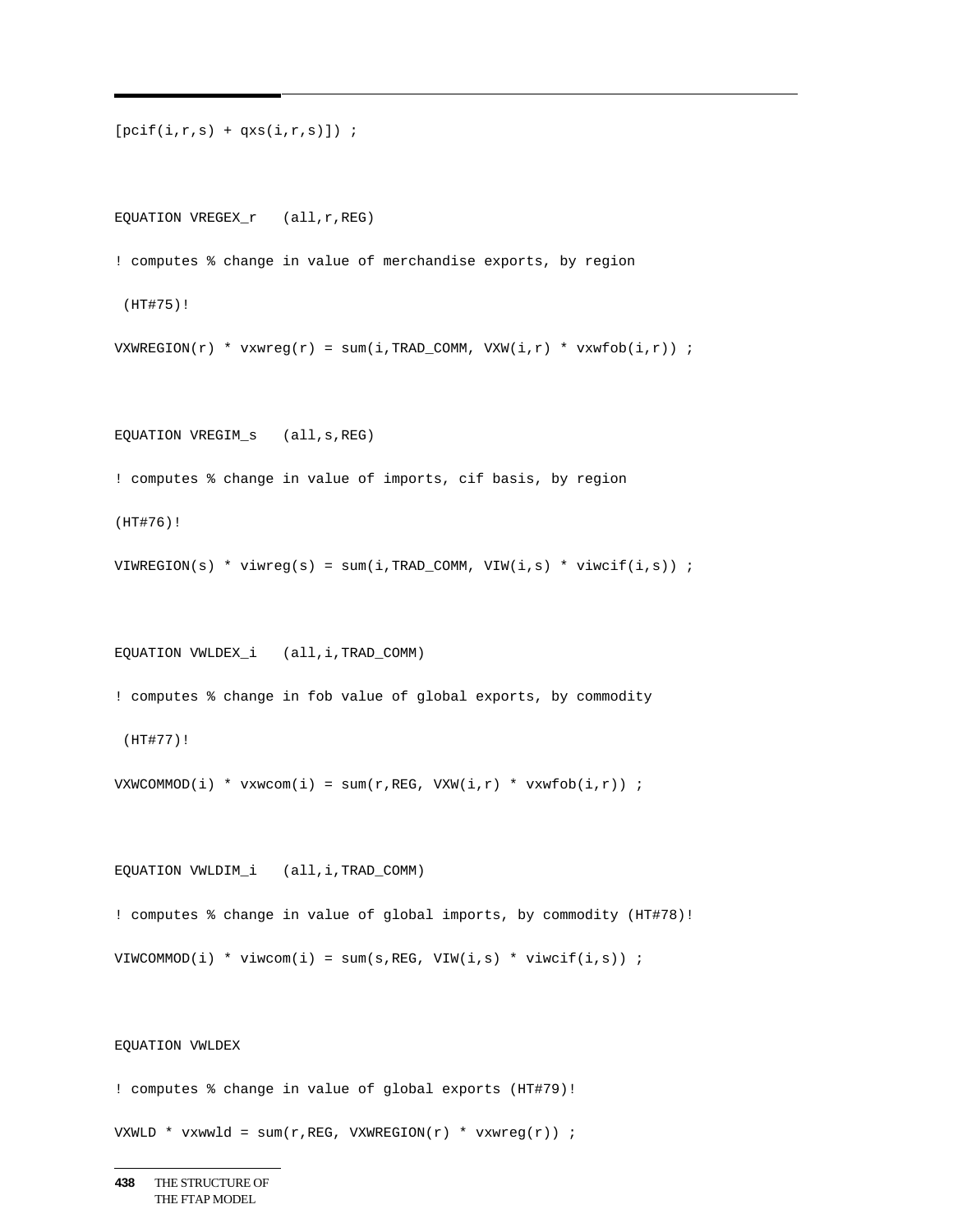```
[pcif(i,r,s) + qxs(i,r,s)]) ;

EQUATION VREGEX_r   (all,r,REG)
! computes % change in value of merchandise exports, by region
 (HT#75)!
VXWREGION(r) * vxwreg(r) = sum(i,TRAD_COMM, VXW(i,r) * vxwfob(i,r)) ;

EQUATION VREGIM_s   (all,s,REG)
! computes % change in value of imports, cif basis, by region
(HT#76)!
VIWREGION(s) * viwreg(s) = sum(i,TRAD_COMM, VIW(i,s) * viwcif(i,s)) ;

EQUATION VWLDEX_i   (all,i,TRAD_COMM)
! computes % change in fob value of global exports, by commodity
 (HT#77)!
VXWCOMMOD(i) * vxwcom(i) = sum(r,REG, VXW(i,r) * vxwfob(i,r)) ;

EQUATION VWLDIM_i   (all,i,TRAD_COMM)
! computes % change in value of global imports, by commodity (HT#78)!
VIWCOMMOD(i) * viwcom(i) = sum(s,REG, VIW(i,s) * viwcif(i,s)) ;

EQUATION VWLDEX
! computes % change in value of global exports (HT#79)!
VXWLD * vxwwld = sum(r,REG, VXWREGION(r) * vxwreg(r)) ;
```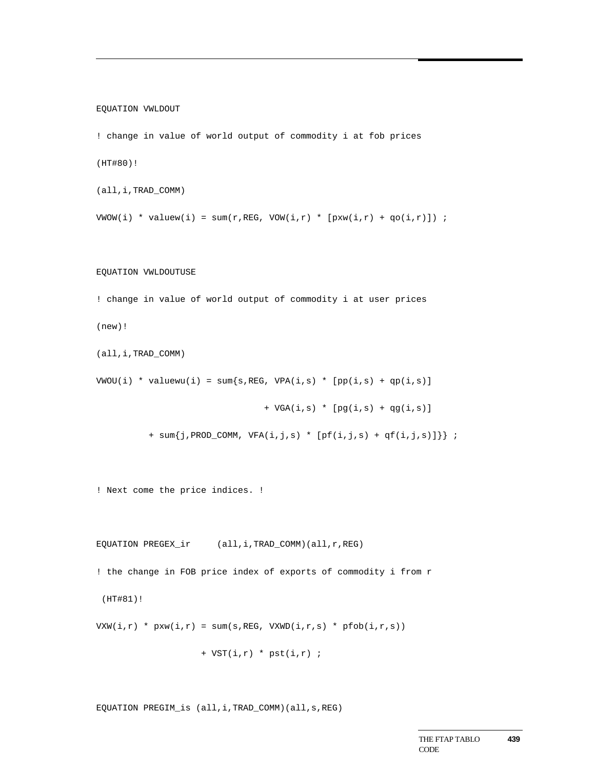```
EQUATION VWLDOUT

! change in value of world output of commodity i at fob prices

(HT#80)!

(all,i,TRAD_COMM)

VWOW(i) * valuew(i) = sum(r,REG, VOW(i,r) * [pxw(i,r) + qo(i,r)]) ;


EQUATION VWLDOUTUSE

! change in value of world output of commodity i at user prices

(new)!

(all,i,TRAD_COMM)

VWOU(i) * valuewu(i) = sum{s,REG, VPA(i,s) * [pp(i,s) + qp(i,s)]

                                + VGA(i,s) * [pg(i,s) + qg(i,s)]

          + sum{j,PROD_COMM, VFA(i,j,s) * [pf(i,j,s) + qf(i,j,s)]}} ;


! Next come the price indices. !


EQUATION PREGEX_ir     (all,i,TRAD_COMM)(all,r,REG)

! the change in FOB price index of exports of commodity i from r

 (HT#81)!

VXW(i,r) * pxw(i,r) = sum(s,REG, VXWD(i,r,s) * pfob(i,r,s))

                    + VST(i,r) * pst(i,r) ;


EQUATION PREGIM_is (all,i,TRAD_COMM)(all,s,REG)
```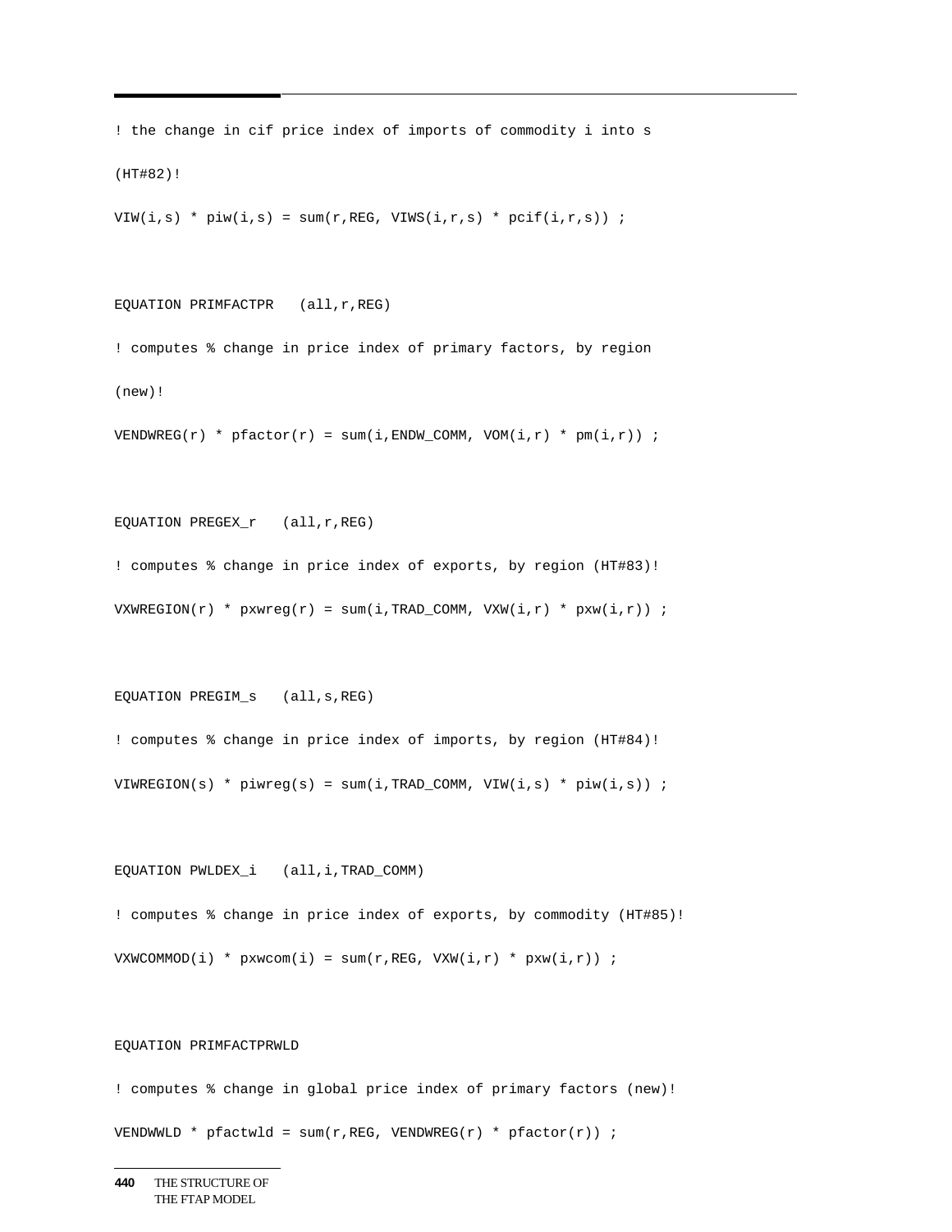```
! the change in cif price index of imports of commodity i into s

(HT#82)!

VIW(i,s) * piw(i,s) = sum(r,REG, VIWS(i,r,s) * pcif(i,r,s)) ;


EQUATION PRIMFACTPR   (all,r,REG)

! computes % change in price index of primary factors, by region

(new)!

VENDWREG(r) * pfactor(r) = sum(i,ENDW_COMM, VOM(i,r) * pm(i,r)) ;


EQUATION PREGEX_r   (all,r,REG)

! computes % change in price index of exports, by region (HT#83)!

VXWREGION(r) * pxwreg(r) = sum(i,TRAD_COMM, VXW(i,r) * pxw(i,r)) ;


EQUATION PREGIM_s   (all,s,REG)

! computes % change in price index of imports, by region (HT#84)!

VIWREGION(s) * piwreg(s) = sum(i,TRAD_COMM, VIW(i,s) * piw(i,s)) ;


EQUATION PWLDEX_i   (all,i,TRAD_COMM)

! computes % change in price index of exports, by commodity (HT#85)!

VXWCOMMOD(i) * pxwcom(i) = sum(r,REG, VXW(i,r) * pxw(i,r)) ;


EQUATION PRIMFACTPRWLD

! computes % change in global price index of primary factors (new)!

VENDWWLD * pfactwld = sum(r,REG, VENDWREG(r) * pfactor(r)) ;
```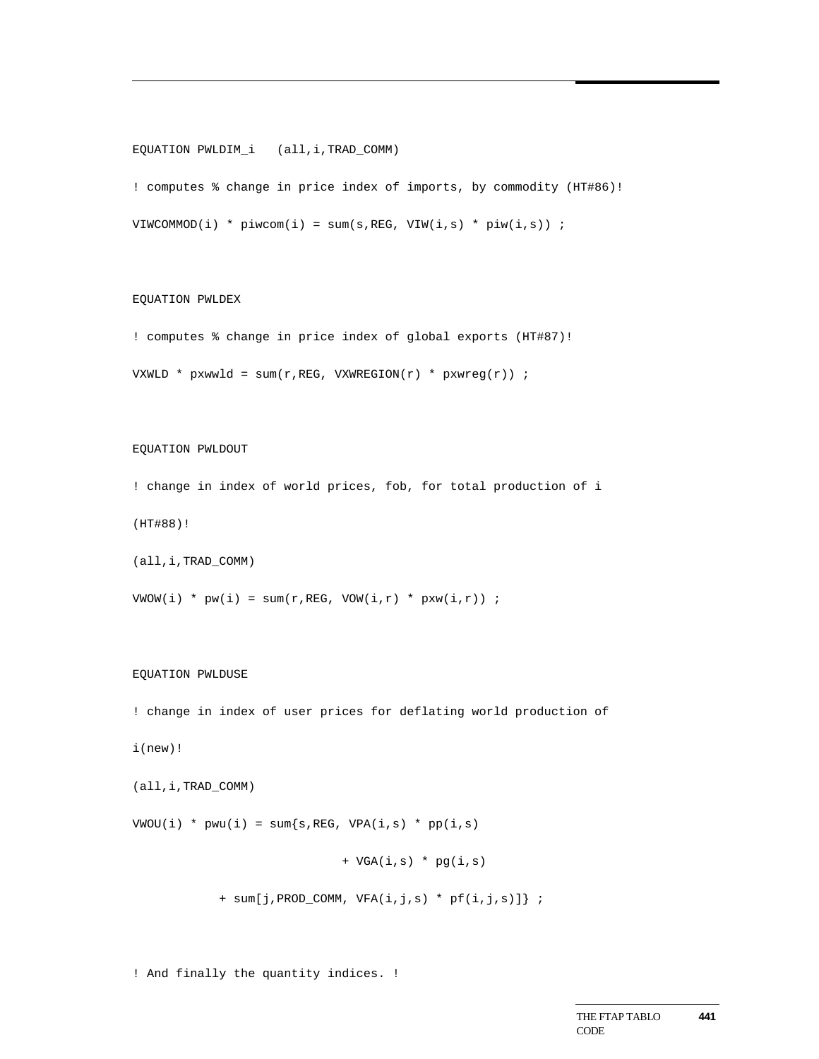```
EQUATION PWLDIM_i   (all,i,TRAD_COMM)

! computes % change in price index of imports, by commodity (HT#86)!

VIWCOMMOD(i) * piwcom(i) = sum(s,REG, VIW(i,s) * piw(i,s)) ;



EQUATION PWLDEX

! computes % change in price index of global exports (HT#87)!

VXWLD * pxwwld = sum(r,REG, VXWREGION(r) * pxwreg(r)) ;



EQUATION PWLDOUT

! change in index of world prices, fob, for total production of i

(HT#88)!

(all,i,TRAD_COMM)

VWOW(i) * pw(i) = sum(r,REG, VOW(i,r) * pxw(i,r)) ;



EQUATION PWLDUSE

! change in index of user prices for deflating world production of

i(new)!

(all,i,TRAD_COMM)

VWOU(i) * pwu(i) = sum{s,REG, VPA(i,s) * pp(i,s)

                             + VGA(i,s) * pg(i,s)

            + sum[j,PROD_COMM, VFA(i,j,s) * pf(i,j,s)]} ;



! And finally the quantity indices. !
```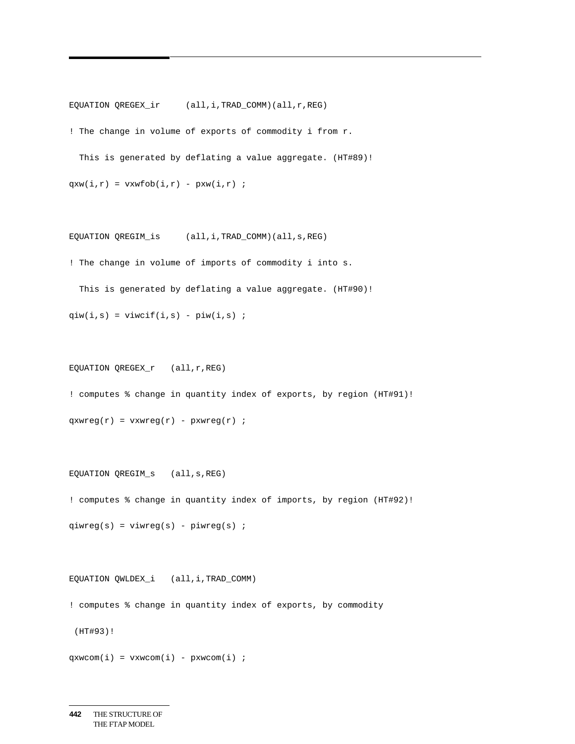```
EQUATION QREGEX_ir     (all,i,TRAD_COMM)(all,r,REG)
! The change in volume of exports of commodity i from r.
  This is generated by deflating a value aggregate. (HT#89)!
qxw(i,r) = vxwfob(i,r) - pxw(i,r) ;


EQUATION QREGIM_is     (all,i,TRAD_COMM)(all,s,REG)
! The change in volume of imports of commodity i into s.
  This is generated by deflating a value aggregate. (HT#90)!
qiw(i,s) = viwcif(i,s) - piw(i,s) ;


EQUATION QREGEX_r   (all,r,REG)
! computes % change in quantity index of exports, by region (HT#91)!
qxwreg(r) = vxwreg(r) - pxwreg(r) ;


EQUATION QREGIM_s   (all,s,REG)
! computes % change in quantity index of imports, by region (HT#92)!
qiwreg(s) = viwreg(s) - piwreg(s) ;


EQUATION QWLDEX_i   (all,i,TRAD_COMM)
! computes % change in quantity index of exports, by commodity
 (HT#93)!
qxwcom(i) = vxwcom(i) - pxwcom(i) ;
```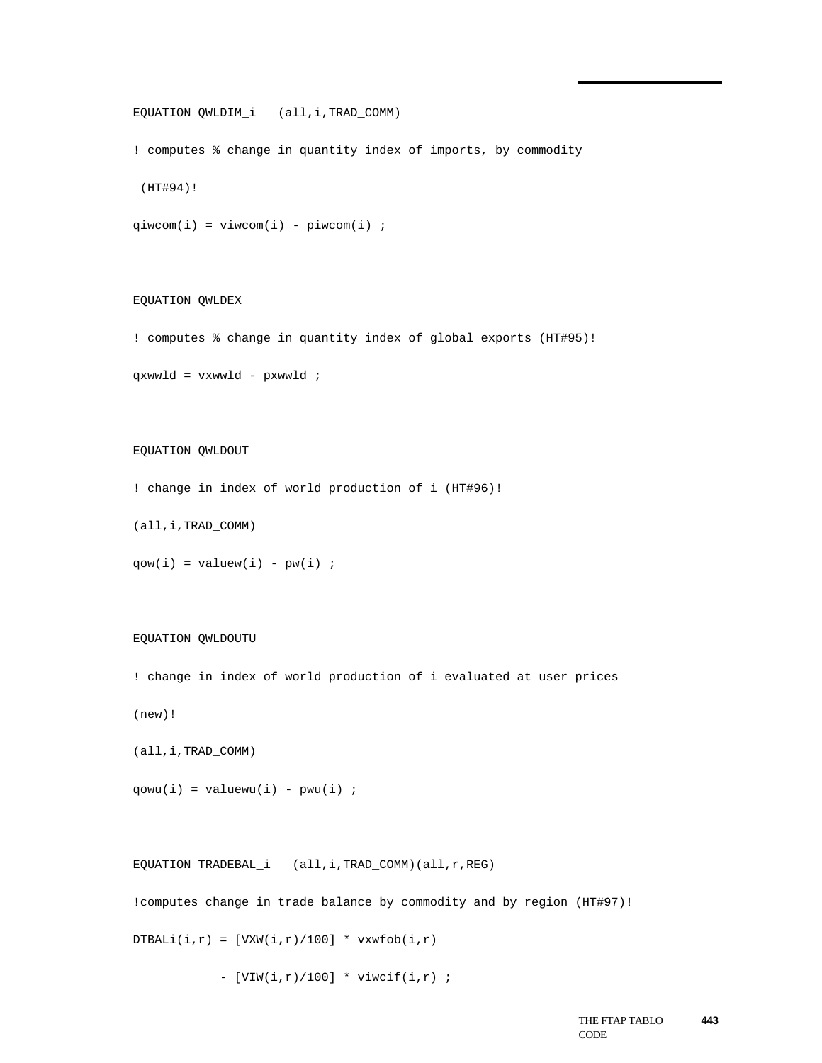```
EQUATION QWLDIM_i   (all,i,TRAD_COMM)

! computes % change in quantity index of imports, by commodity

 (HT#94)!

qiwcom(i) = viwcom(i) - piwcom(i) ;



EQUATION QWLDEX

! computes % change in quantity index of global exports (HT#95)!

qxwwld = vxwwld - pxwwld ;



EQUATION QWLDOUT

! change in index of world production of i (HT#96)!

(all,i,TRAD_COMM)

qow(i) = valuew(i) - pw(i) ;



EQUATION QWLDOUTU

! change in index of world production of i evaluated at user prices

(new)!

(all,i,TRAD_COMM)

qowu(i) = valuewu(i) - pwu(i) ;



EQUATION TRADEBAL_i   (all,i,TRAD_COMM)(all,r,REG)

!computes change in trade balance by commodity and by region (HT#97)!

DTBALi(i,r) = [VXW(i,r)/100] * vxwfob(i,r)

            - [VIW(i,r)/100] * viwcif(i,r) ;
```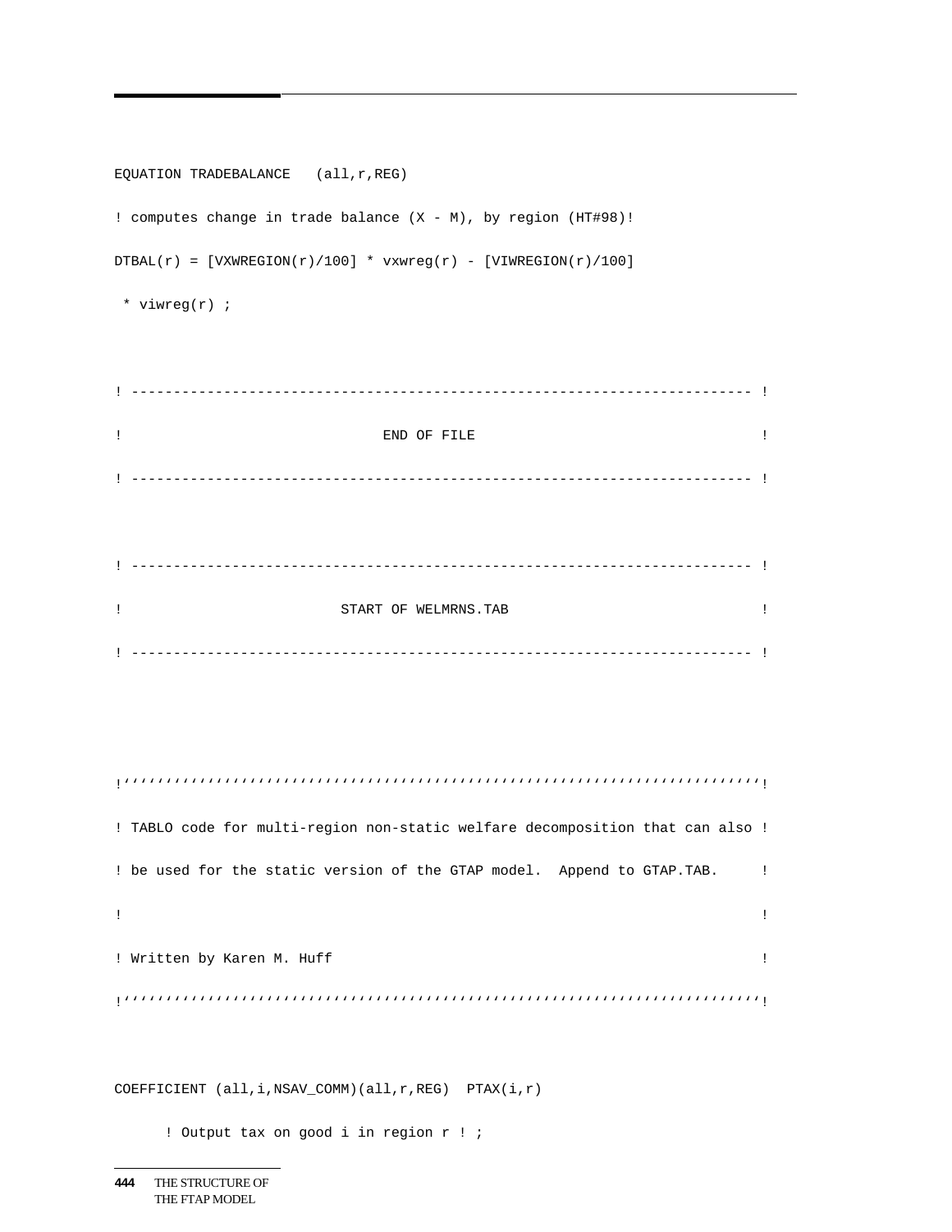```
EQUATION TRADEBALANCE   (all,r,REG)

! computes change in trade balance (X - M), by region (HT#98)!

DTBAL(r) = [VXWREGION(r)/100] * vxwreg(r) - [VIWREGION(r)/100]

 * viwreg(r) ;


! ------------------------------------------------------------------------ !

!                              END OF FILE                                 !

! ------------------------------------------------------------------------ !



! ------------------------------------------------------------------------ !

!                         START OF WELMRNS.TAB                             !

! ------------------------------------------------------------------------ !




!''''''''''''''''''''''''''''''''''''''''''''''''''''''''''''''''''''''''''!

! TABLO code for multi-region non-static welfare decomposition that can also !

! be used for the static version of the GTAP model.  Append to GTAP.TAB.     !

!                                                                            !

! Written by Karen M. Huff                                                   !

!''''''''''''''''''''''''''''''''''''''''''''''''''''''''''''''''''''''''''!


COEFFICIENT (all,i,NSAV_COMM)(all,r,REG)  PTAX(i,r)

      ! Output tax on good i in region r ! ;
```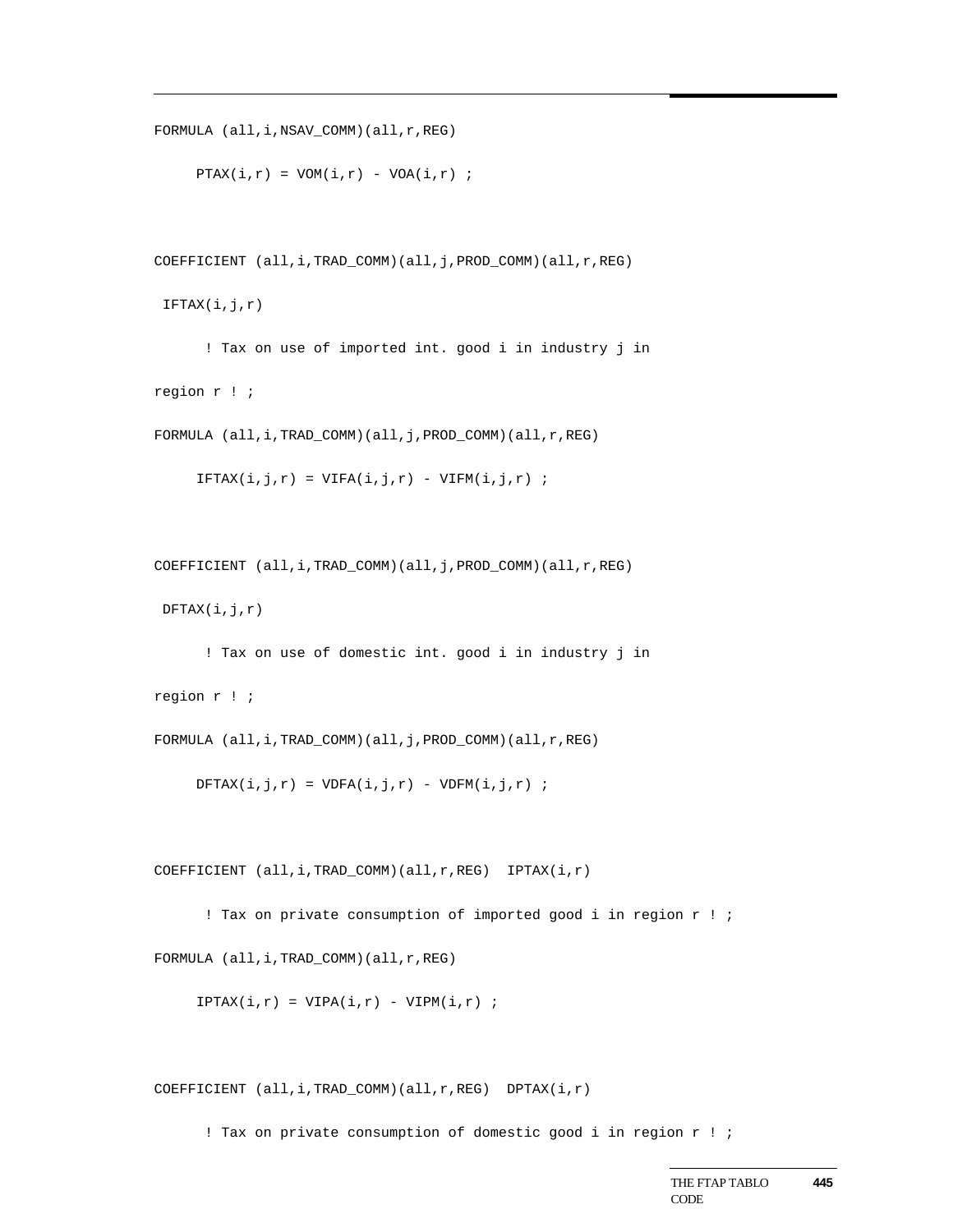```
FORMULA (all,i,NSAV_COMM)(all,r,REG)
     PTAX(i,r) = VOM(i,r) - VOA(i,r) ;


COEFFICIENT (all,i,TRAD_COMM)(all,j,PROD_COMM)(all,r,REG)
 IFTAX(i,j,r)
      ! Tax on use of imported int. good i in industry j in
region r ! ;
FORMULA (all,i,TRAD_COMM)(all,j,PROD_COMM)(all,r,REG)
     IFTAX(i,j,r) = VIFA(i,j,r) - VIFM(i,j,r) ;


COEFFICIENT (all,i,TRAD_COMM)(all,j,PROD_COMM)(all,r,REG)
 DFTAX(i,j,r)
      ! Tax on use of domestic int. good i in industry j in
region r ! ;
FORMULA (all,i,TRAD_COMM)(all,j,PROD_COMM)(all,r,REG)
     DFTAX(i,j,r) = VDFA(i,j,r) - VDFM(i,j,r) ;


COEFFICIENT (all,i,TRAD_COMM)(all,r,REG)  IPTAX(i,r)
      ! Tax on private consumption of imported good i in region r ! ;
FORMULA (all,i,TRAD_COMM)(all,r,REG)
     IPTAX(i,r) = VIPA(i,r) - VIPM(i,r) ;


COEFFICIENT (all,i,TRAD_COMM)(all,r,REG)  DPTAX(i,r)
      ! Tax on private consumption of domestic good i in region r ! ;
```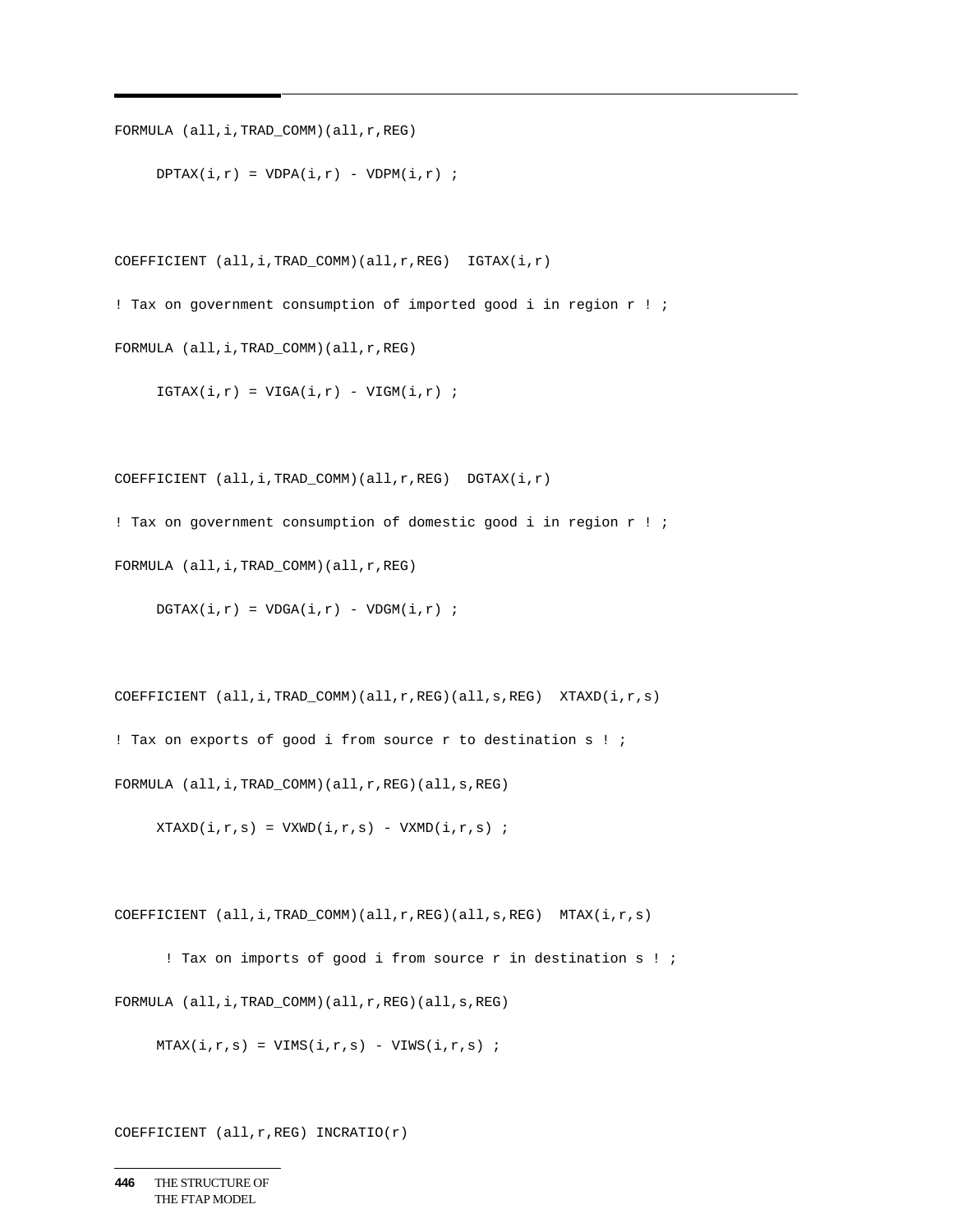```
FORMULA (all,i,TRAD_COMM)(all,r,REG)

     DPTAX(i,r) = VDPA(i,r) - VDPM(i,r) ;


COEFFICIENT (all,i,TRAD_COMM)(all,r,REG)  IGTAX(i,r)

! Tax on government consumption of imported good i in region r ! ;

FORMULA (all,i,TRAD_COMM)(all,r,REG)

     IGTAX(i,r) = VIGA(i,r) - VIGM(i,r) ;


COEFFICIENT (all,i,TRAD_COMM)(all,r,REG)  DGTAX(i,r)

! Tax on government consumption of domestic good i in region r ! ;

FORMULA (all,i,TRAD_COMM)(all,r,REG)

     DGTAX(i,r) = VDGA(i,r) - VDGM(i,r) ;


COEFFICIENT (all,i,TRAD_COMM)(all,r,REG)(all,s,REG)  XTAXD(i,r,s)

! Tax on exports of good i from source r to destination s ! ;

FORMULA (all,i,TRAD_COMM)(all,r,REG)(all,s,REG)

     XTAXD(i,r,s) = VXWD(i,r,s) - VXMD(i,r,s) ;


COEFFICIENT (all,i,TRAD_COMM)(all,r,REG)(all,s,REG)  MTAX(i,r,s)

      ! Tax on imports of good i from source r in destination s ! ;

FORMULA (all,i,TRAD_COMM)(all,r,REG)(all,s,REG)

     MTAX(i,r,s) = VIMS(i,r,s) - VIWS(i,r,s) ;


COEFFICIENT (all,r,REG) INCRATIO(r)
```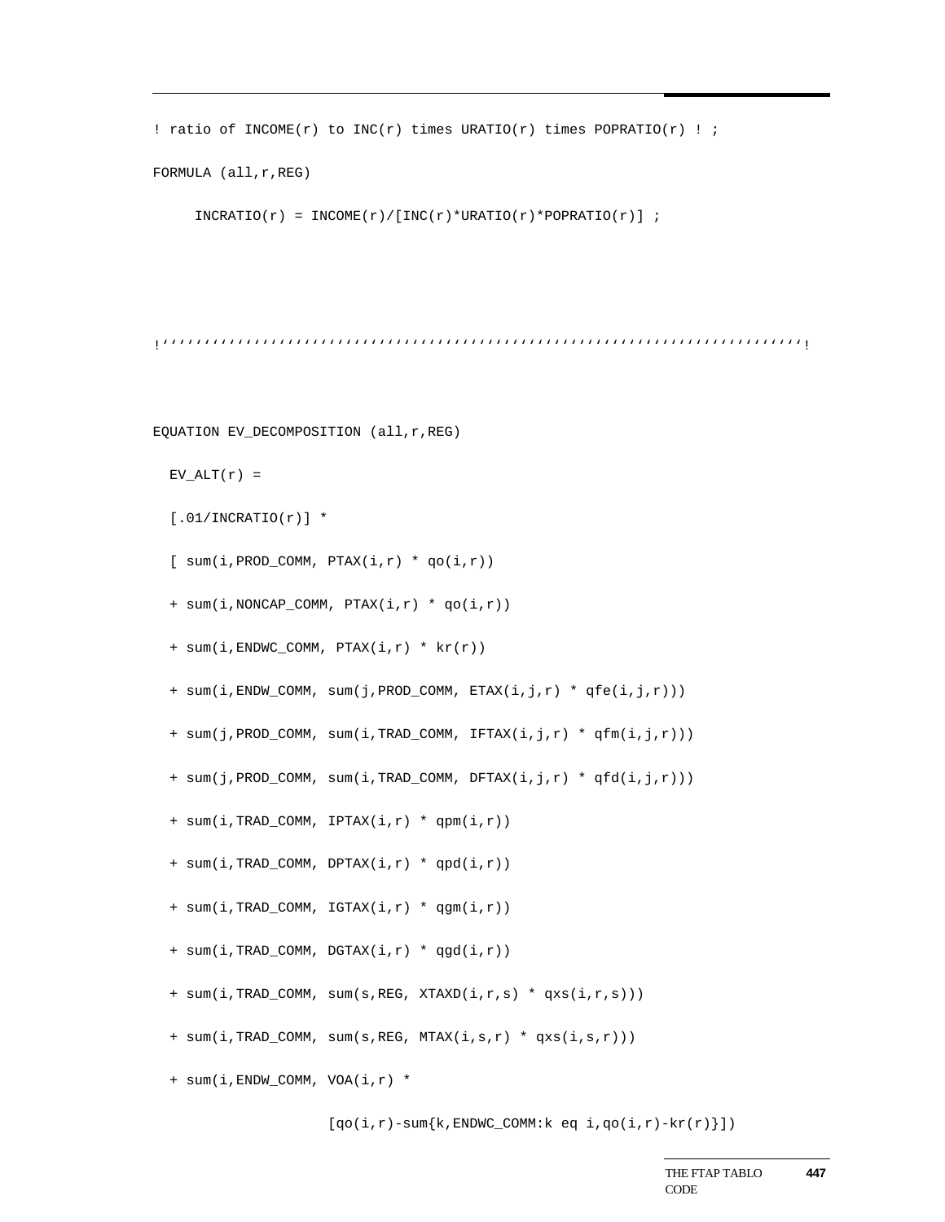```
! ratio of INCOME(r) to INC(r) times URATIO(r) times POPRATIO(r) ! ;

FORMULA (all,r,REG)

     INCRATIO(r) = INCOME(r)/[INC(r)*URATIO(r)*POPRATIO(r)] ;



!''''''''''''''''''''''''''''''''''''''''''''''''''''''''''''''''''''''''''''!


EQUATION EV_DECOMPOSITION (all,r,REG)

  EV_ALT(r) =

  [.01/INCRATIO(r)] *

  [ sum(i,PROD_COMM, PTAX(i,r) * qo(i,r))

  + sum(i,NONCAP_COMM, PTAX(i,r) * qo(i,r))

  + sum(i,ENDWC_COMM, PTAX(i,r) * kr(r))

  + sum(i,ENDW_COMM, sum(j,PROD_COMM, ETAX(i,j,r) * qfe(i,j,r)))

  + sum(j,PROD_COMM, sum(i,TRAD_COMM, IFTAX(i,j,r) * qfm(i,j,r)))

  + sum(j,PROD_COMM, sum(i,TRAD_COMM, DFTAX(i,j,r) * qfd(i,j,r)))

  + sum(i,TRAD_COMM, IPTAX(i,r) * qpm(i,r))

  + sum(i,TRAD_COMM, DPTAX(i,r) * qpd(i,r))

  + sum(i,TRAD_COMM, IGTAX(i,r) * qgm(i,r))

  + sum(i,TRAD_COMM, DGTAX(i,r) * qgd(i,r))

  + sum(i,TRAD_COMM, sum(s,REG, XTAXD(i,r,s) * qxs(i,r,s)))

  + sum(i,TRAD_COMM, sum(s,REG, MTAX(i,s,r) * qxs(i,s,r)))

  + sum(i,ENDW_COMM, VOA(i,r) *

                    [qo(i,r)-sum{k,ENDWC_COMM:k eq i,qo(i,r)-kr(r)}])
```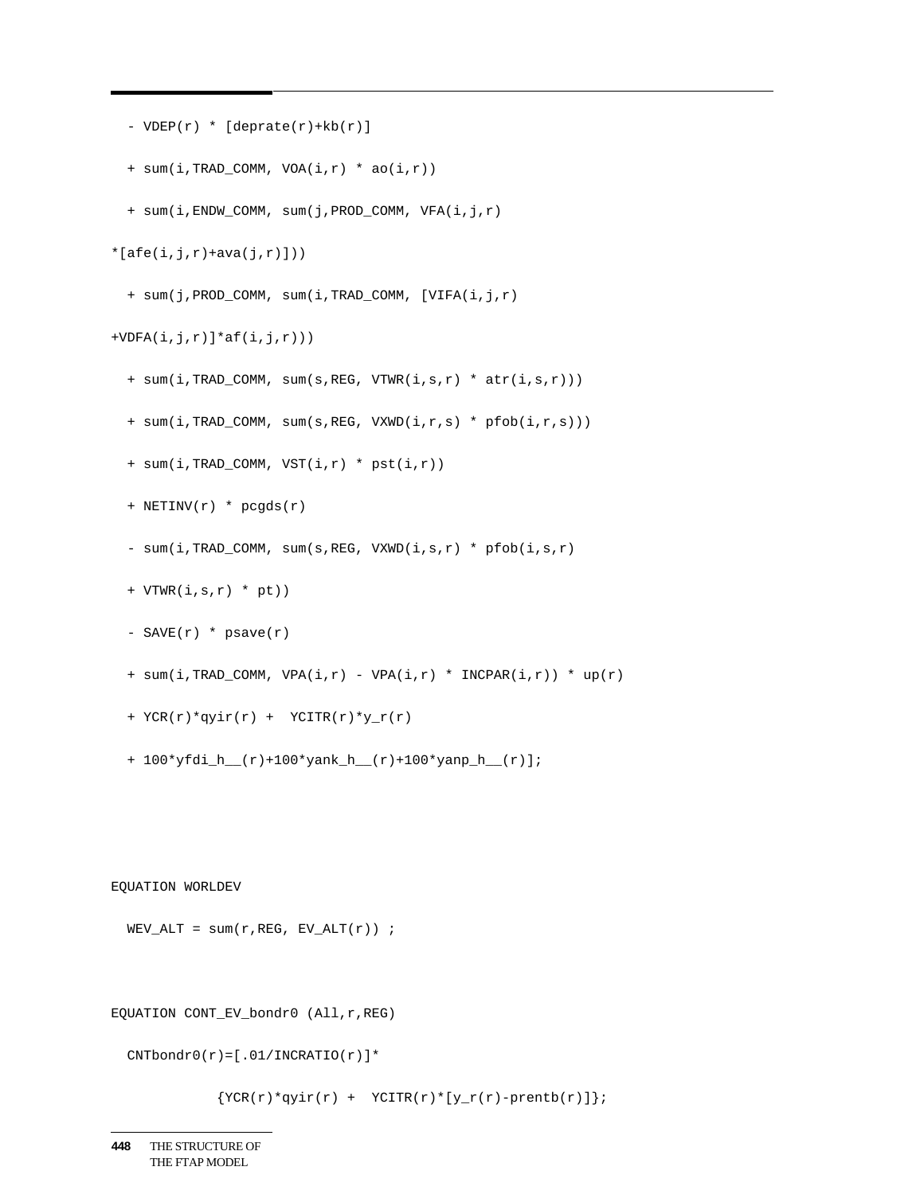```
  - VDEP(r) * [deprate(r)+kb(r)]

  + sum(i,TRAD_COMM, VOA(i,r) * ao(i,r))

  + sum(i,ENDW_COMM, sum(j,PROD_COMM, VFA(i,j,r)

*[afe(i,j,r)+ava(j,r)]))

  + sum(j,PROD_COMM, sum(i,TRAD_COMM, [VIFA(i,j,r)

+VDFA(i,j,r)]*af(i,j,r)))

  + sum(i,TRAD_COMM, sum(s,REG, VTWR(i,s,r) * atr(i,s,r)))

  + sum(i,TRAD_COMM, sum(s,REG, VXWD(i,r,s) * pfob(i,r,s)))

  + sum(i,TRAD_COMM, VST(i,r) * pst(i,r))

  + NETINV(r) * pcgds(r)

  - sum(i,TRAD_COMM, sum(s,REG, VXWD(i,s,r) * pfob(i,s,r)

  + VTWR(i,s,r) * pt))

  - SAVE(r) * psave(r)

  + sum(i,TRAD_COMM, VPA(i,r) - VPA(i,r) * INCPAR(i,r)) * up(r)

  + YCR(r)*qyir(r) +  YCITR(r)*y_r(r)

  + 100*yfdi_h__(r)+100*yank_h__(r)+100*yanp_h__(r)];




EQUATION WORLDEV

  WEV_ALT = sum(r,REG, EV_ALT(r)) ;



EQUATION CONT_EV_bondr0 (All,r,REG)

  CNTbondr0(r)=[.01/INCRATIO(r)]*

             {YCR(r)*qyir(r) +  YCITR(r)*[y_r(r)-prentb(r)]};
```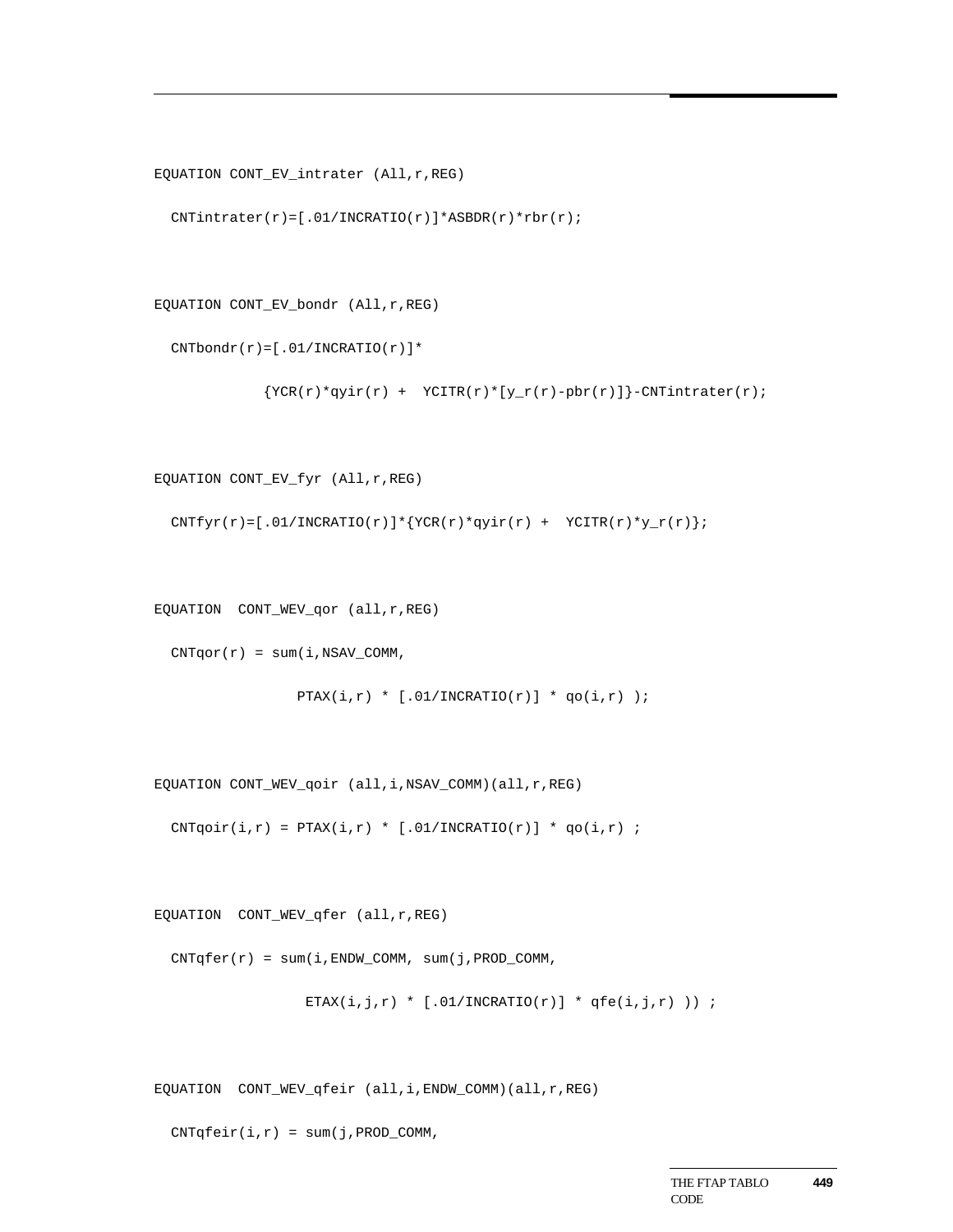```
EQUATION CONT_EV_intrater (All,r,REG)

  CNTintrater(r)=[.01/INCRATIO(r)]*ASBDR(r)*rbr(r);


EQUATION CONT_EV_bondr (All,r,REG)

  CNTbondr(r)=[.01/INCRATIO(r)]*

            {YCR(r)*qyir(r) +  YCITR(r)*[y_r(r)-pbr(r)]}-CNTintrater(r);


EQUATION CONT_EV_fyr (All,r,REG)

  CNTfyr(r)=[.01/INCRATIO(r)]*{YCR(r)*qyir(r) +  YCITR(r)*y_r(r)};


EQUATION  CONT_WEV_qor (all,r,REG)

  CNTqor(r) = sum(i,NSAV_COMM,

                PTAX(i,r) * [.01/INCRATIO(r)] * qo(i,r) );


EQUATION CONT_WEV_qoir (all,i,NSAV_COMM)(all,r,REG)

  CNTqoir(i,r) = PTAX(i,r) * [.01/INCRATIO(r)] * qo(i,r) ;


EQUATION  CONT_WEV_qfer (all,r,REG)

  CNTqfer(r) = sum(i,ENDW_COMM, sum(j,PROD_COMM,

                 ETAX(i,j,r) * [.01/INCRATIO(r)] * qfe(i,j,r) )) ;


EQUATION  CONT_WEV_qfeir (all,i,ENDW_COMM)(all,r,REG)

  CNTqfeir(i,r) = sum(j,PROD_COMM,
```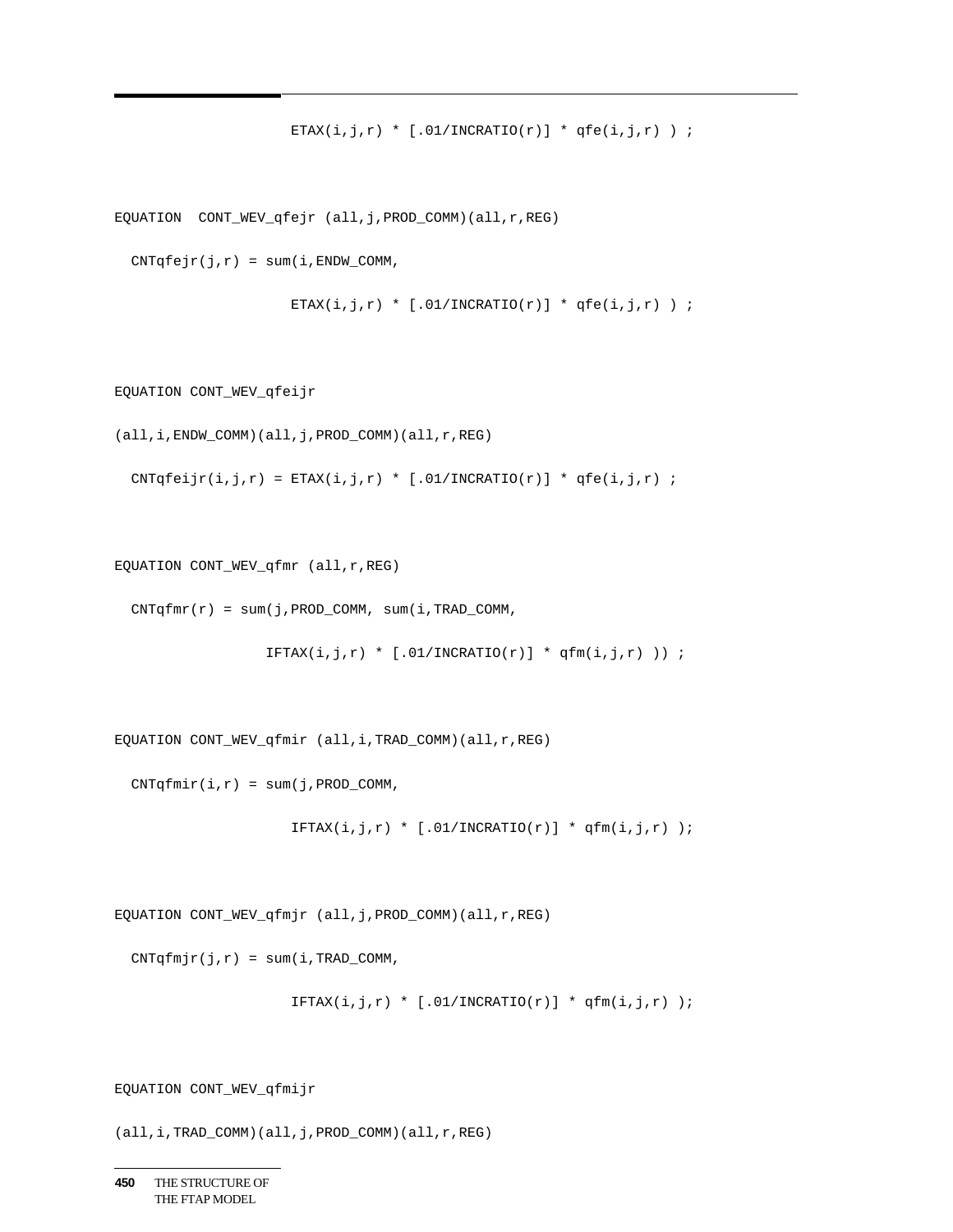```
                    ETAX(i,j,r) * [.01/INCRATIO(r)] * qfe(i,j,r) ) ;


EQUATION  CONT_WEV_qfejr (all,j,PROD_COMM)(all,r,REG)

  CNTqfejr(j,r) = sum(i,ENDW_COMM,

                    ETAX(i,j,r) * [.01/INCRATIO(r)] * qfe(i,j,r) ) ;


EQUATION CONT_WEV_qfeijr

(all,i,ENDW_COMM)(all,j,PROD_COMM)(all,r,REG)

  CNTqfeijr(i,j,r) = ETAX(i,j,r) * [.01/INCRATIO(r)] * qfe(i,j,r) ;


EQUATION CONT_WEV_qfmr (all,r,REG)

  CNTqfmr(r) = sum(j,PROD_COMM, sum(i,TRAD_COMM,

                 IFTAX(i,j,r) * [.01/INCRATIO(r)] * qfm(i,j,r) )) ;


EQUATION CONT_WEV_qfmir (all,i,TRAD_COMM)(all,r,REG)

  CNTqfmir(i,r) = sum(j,PROD_COMM,

                    IFTAX(i,j,r) * [.01/INCRATIO(r)] * qfm(i,j,r) );


EQUATION CONT_WEV_qfmjr (all,j,PROD_COMM)(all,r,REG)

  CNTqfmjr(j,r) = sum(i,TRAD_COMM,

                    IFTAX(i,j,r) * [.01/INCRATIO(r)] * qfm(i,j,r) );


EQUATION CONT_WEV_qfmijr

(all,i,TRAD_COMM)(all,j,PROD_COMM)(all,r,REG)
```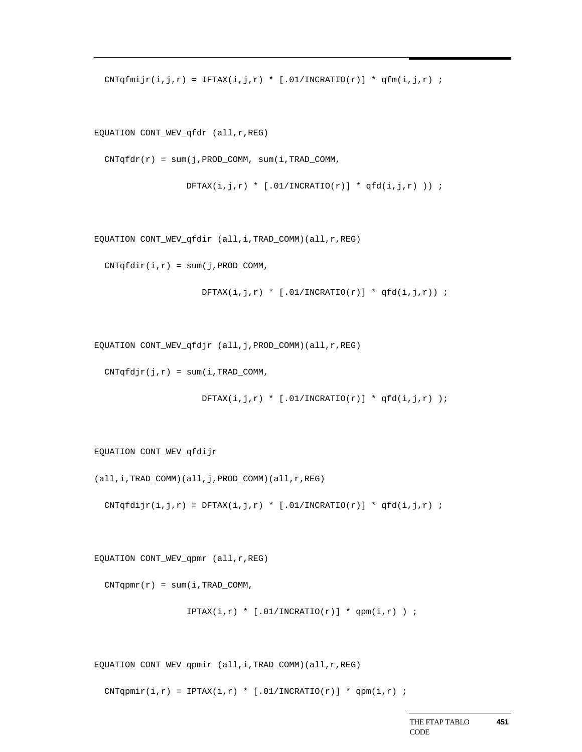```
  CNTqfmijr(i,j,r) = IFTAX(i,j,r) * [.01/INCRATIO(r)] * qfm(i,j,r) ;


EQUATION CONT_WEV_qfdr (all,r,REG)

  CNTqfdr(r) = sum(j,PROD_COMM, sum(i,TRAD_COMM,

                DFTAX(i,j,r) * [.01/INCRATIO(r)] * qfd(i,j,r) )) ;


EQUATION CONT_WEV_qfdir (all,i,TRAD_COMM)(all,r,REG)

  CNTqfdir(i,r) = sum(j,PROD_COMM,

                   DFTAX(i,j,r) * [.01/INCRATIO(r)] * qfd(i,j,r)) ;


EQUATION CONT_WEV_qfdjr (all,j,PROD_COMM)(all,r,REG)

  CNTqfdjr(j,r) = sum(i,TRAD_COMM,

                   DFTAX(i,j,r) * [.01/INCRATIO(r)] * qfd(i,j,r) );


EQUATION CONT_WEV_qfdijr

(all,i,TRAD_COMM)(all,j,PROD_COMM)(all,r,REG)

  CNTqfdijr(i,j,r) = DFTAX(i,j,r) * [.01/INCRATIO(r)] * qfd(i,j,r) ;


EQUATION CONT_WEV_qpmr (all,r,REG)

  CNTqpmr(r) = sum(i,TRAD_COMM,

                IPTAX(i,r) * [.01/INCRATIO(r)] * qpm(i,r) ) ;


EQUATION CONT_WEV_qpmir (all,i,TRAD_COMM)(all,r,REG)

  CNTqpmir(i,r) = IPTAX(i,r) * [.01/INCRATIO(r)] * qpm(i,r) ;
```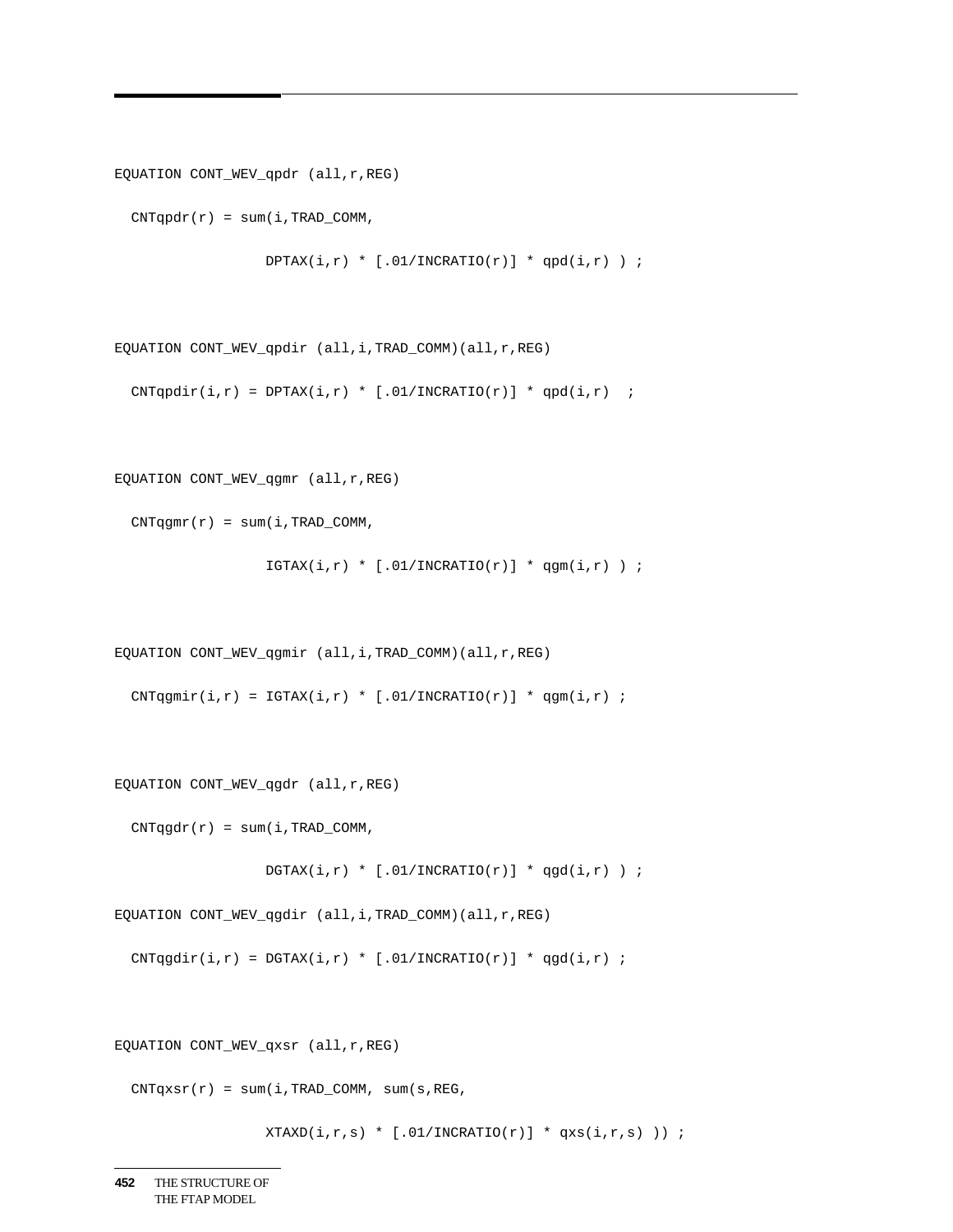```
EQUATION CONT_WEV_qpdr (all,r,REG)

  CNTqpdr(r) = sum(i,TRAD_COMM,

                DPTAX(i,r) * [.01/INCRATIO(r)] * qpd(i,r) ) ;


EQUATION CONT_WEV_qpdir (all,i,TRAD_COMM)(all,r,REG)

  CNTqpdir(i,r) = DPTAX(i,r) * [.01/INCRATIO(r)] * qpd(i,r)  ;


EQUATION CONT_WEV_qgmr (all,r,REG)

  CNTqgmr(r) = sum(i,TRAD_COMM,

                IGTAX(i,r) * [.01/INCRATIO(r)] * qgm(i,r) ) ;


EQUATION CONT_WEV_qgmir (all,i,TRAD_COMM)(all,r,REG)

  CNTqgmir(i,r) = IGTAX(i,r) * [.01/INCRATIO(r)] * qgm(i,r) ;


EQUATION CONT_WEV_qgdr (all,r,REG)

  CNTqgdr(r) = sum(i,TRAD_COMM,

                DGTAX(i,r) * [.01/INCRATIO(r)] * qgd(i,r) ) ;

EQUATION CONT_WEV_qgdir (all,i,TRAD_COMM)(all,r,REG)

  CNTqgdir(i,r) = DGTAX(i,r) * [.01/INCRATIO(r)] * qgd(i,r) ;


EQUATION CONT_WEV_qxsr (all,r,REG)

  CNTqxsr(r) = sum(i,TRAD_COMM, sum(s,REG,

                XTAXD(i,r,s) * [.01/INCRATIO(r)] * qxs(i,r,s) )) ;
```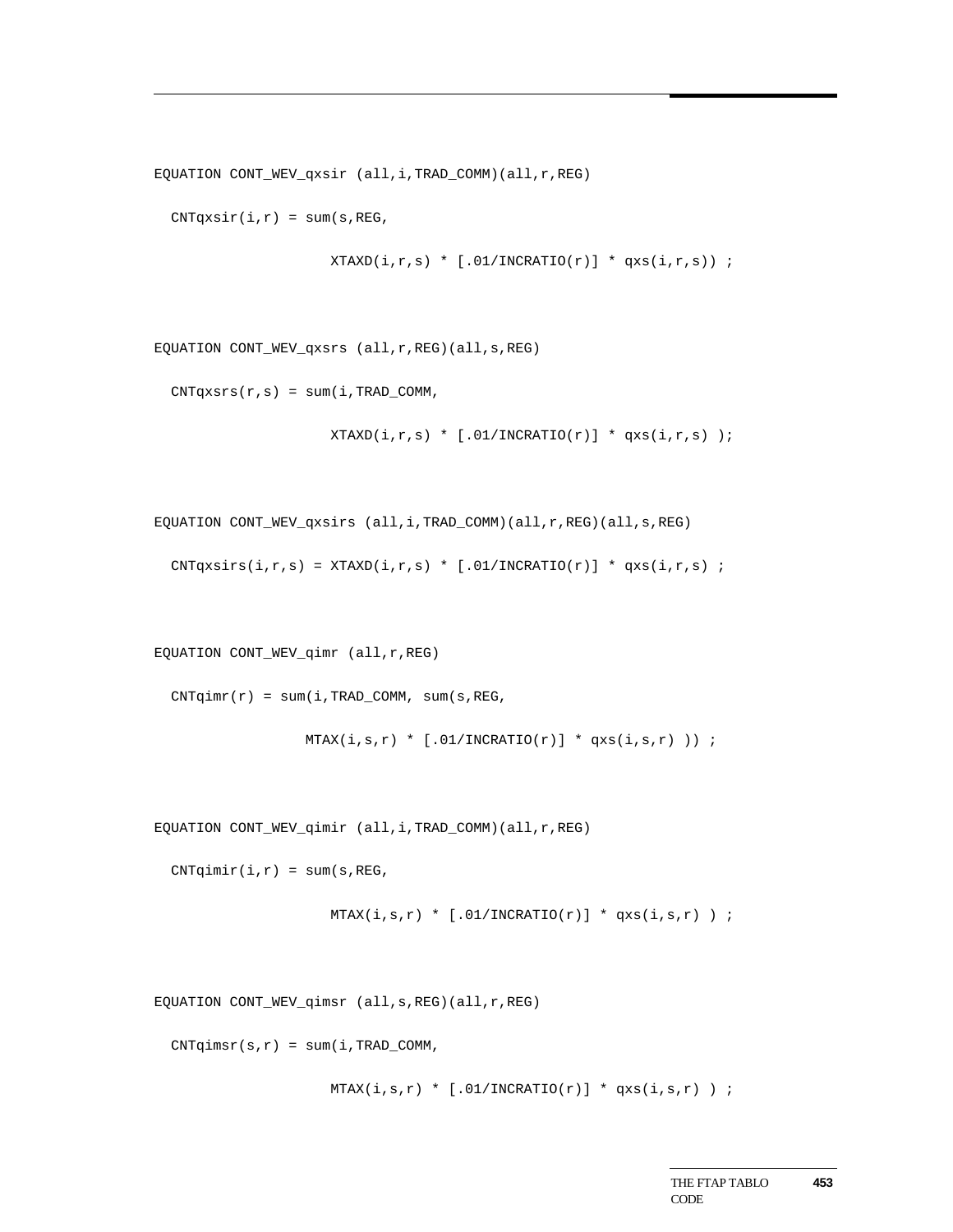```
EQUATION CONT_WEV_qxsir (all,i,TRAD_COMM)(all,r,REG)

  CNTqxsir(i,r) = sum(s,REG,

                    XTAXD(i,r,s) * [.01/INCRATIO(r)] * qxs(i,r,s)) ;


EQUATION CONT_WEV_qxsrs (all,r,REG)(all,s,REG)

  CNTqxsrs(r,s) = sum(i,TRAD_COMM,

                    XTAXD(i,r,s) * [.01/INCRATIO(r)] * qxs(i,r,s) );


EQUATION CONT_WEV_qxsirs (all,i,TRAD_COMM)(all,r,REG)(all,s,REG)

  CNTqxsirs(i,r,s) = XTAXD(i,r,s) * [.01/INCRATIO(r)] * qxs(i,r,s) ;


EQUATION CONT_WEV_qimr (all,r,REG)

  CNTqimr(r) = sum(i,TRAD_COMM, sum(s,REG,

                  MTAX(i,s,r) * [.01/INCRATIO(r)] * qxs(i,s,r) )) ;


EQUATION CONT_WEV_qimir (all,i,TRAD_COMM)(all,r,REG)

  CNTqimir(i,r) = sum(s,REG,

                    MTAX(i,s,r) * [.01/INCRATIO(r)] * qxs(i,s,r) ) ;


EQUATION CONT_WEV_qimsr (all,s,REG)(all,r,REG)

  CNTqimsr(s,r) = sum(i,TRAD_COMM,

                    MTAX(i,s,r) * [.01/INCRATIO(r)] * qxs(i,s,r) ) ;
```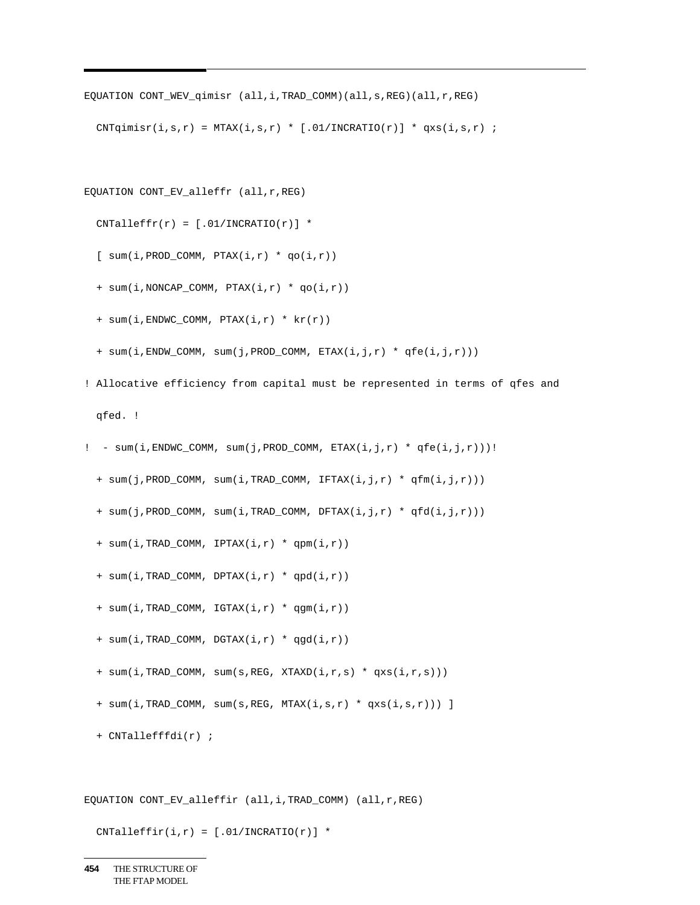```
EQUATION CONT_WEV_qimisr (all,i,TRAD_COMM)(all,s,REG)(all,r,REG)

  CNTqimisr(i,s,r) = MTAX(i,s,r) * [.01/INCRATIO(r)] * qxs(i,s,r) ;


EQUATION CONT_EV_alleffr (all,r,REG)

  CNTalleffr(r) = [.01/INCRATIO(r)] *

  [ sum(i,PROD_COMM, PTAX(i,r) * qo(i,r))

  + sum(i,NONCAP_COMM, PTAX(i,r) * qo(i,r))

  + sum(i,ENDWC_COMM, PTAX(i,r) * kr(r))

  + sum(i,ENDW_COMM, sum(j,PROD_COMM, ETAX(i,j,r) * qfe(i,j,r)))

! Allocative efficiency from capital must be represented in terms of qfes and

  qfed. !

!  - sum(i,ENDWC_COMM, sum(j,PROD_COMM, ETAX(i,j,r) * qfe(i,j,r)))!

  + sum(j,PROD_COMM, sum(i,TRAD_COMM, IFTAX(i,j,r) * qfm(i,j,r)))

  + sum(j,PROD_COMM, sum(i,TRAD_COMM, DFTAX(i,j,r) * qfd(i,j,r)))

  + sum(i,TRAD_COMM, IPTAX(i,r) * qpm(i,r))

  + sum(i,TRAD_COMM, DPTAX(i,r) * qpd(i,r))

  + sum(i,TRAD_COMM, IGTAX(i,r) * qgm(i,r))

  + sum(i,TRAD_COMM, DGTAX(i,r) * qgd(i,r))

  + sum(i,TRAD_COMM, sum(s,REG, XTAXD(i,r,s) * qxs(i,r,s)))

  + sum(i,TRAD_COMM, sum(s,REG, MTAX(i,s,r) * qxs(i,s,r))) ]

  + CNTallefffdi(r) ;


EQUATION CONT_EV_alleffir (all,i,TRAD_COMM) (all,r,REG)

  CNTalleffir(i,r) = [.01/INCRATIO(r)] *
```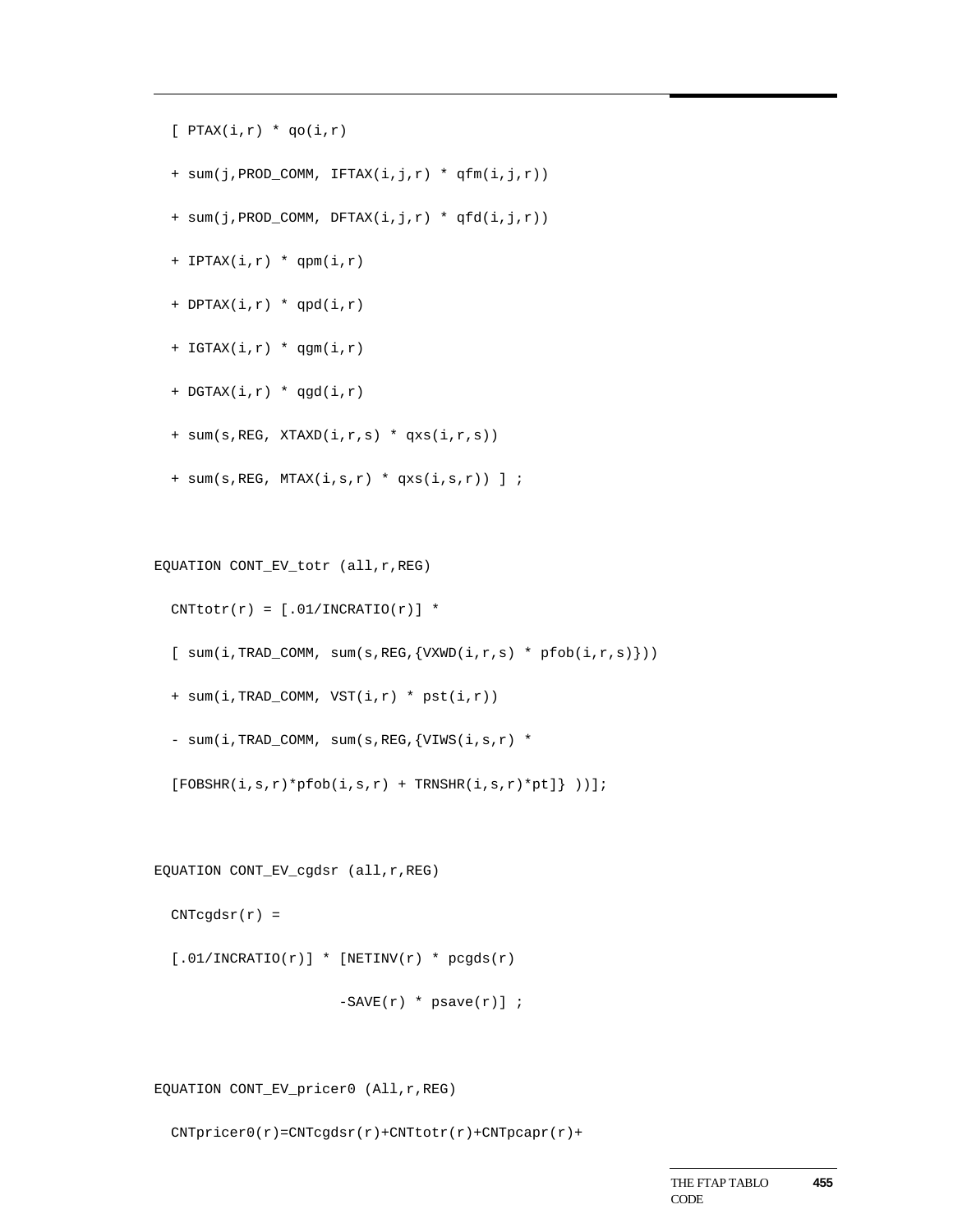```
  [ PTAX(i,r) * qo(i,r)

  + sum(j,PROD_COMM, IFTAX(i,j,r) * qfm(i,j,r))

  + sum(j,PROD_COMM, DFTAX(i,j,r) * qfd(i,j,r))

  + IPTAX(i,r) * qpm(i,r)

  + DPTAX(i,r) * qpd(i,r)

  + IGTAX(i,r) * qgm(i,r)

  + DGTAX(i,r) * qgd(i,r)

  + sum(s,REG, XTAXD(i,r,s) * qxs(i,r,s))

  + sum(s,REG, MTAX(i,s,r) * qxs(i,s,r)) ] ;


EQUATION CONT_EV_totr (all,r,REG)

  CNTtotr(r) = [.01/INCRATIO(r)] *

  [ sum(i,TRAD_COMM, sum(s,REG,{VXWD(i,r,s) * pfob(i,r,s)}))

  + sum(i,TRAD_COMM, VST(i,r) * pst(i,r))

  - sum(i,TRAD_COMM, sum(s,REG,{VIWS(i,s,r) *

  [FOBSHR(i,s,r)*pfob(i,s,r) + TRNSHR(i,s,r)*pt]} ))];


EQUATION CONT_EV_cgdsr (all,r,REG)

  CNTcgdsr(r) =

  [.01/INCRATIO(r)] * [NETINV(r) * pcgds(r)

                    -SAVE(r) * psave(r)] ;


EQUATION CONT_EV_pricer0 (All,r,REG)

  CNTpricer0(r)=CNTcgdsr(r)+CNTtotr(r)+CNTpcapr(r)+
```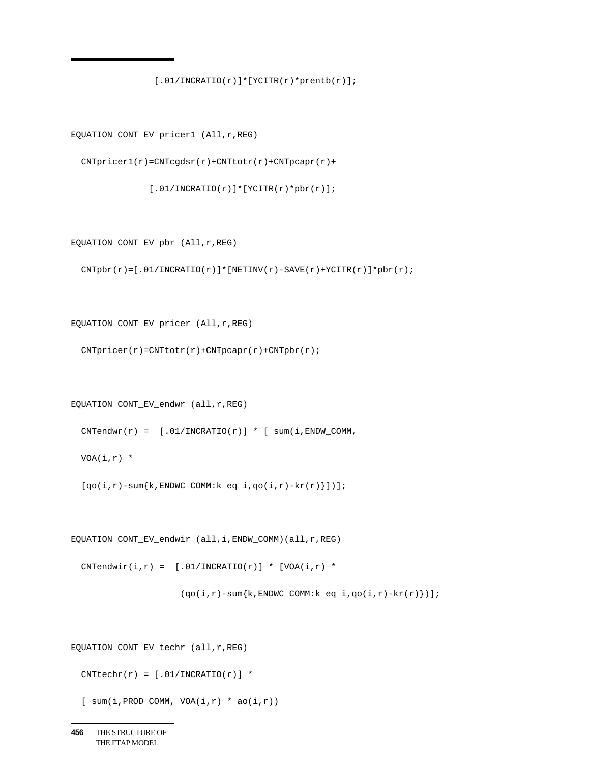```
               [.01/INCRATIO(r)]*[YCITR(r)*prentb(r)];


EQUATION CONT_EV_pricer1 (All,r,REG)

  CNTpricer1(r)=CNTcgdsr(r)+CNTtotr(r)+CNTpcapr(r)+

               [.01/INCRATIO(r)]*[YCITR(r)*pbr(r)];


EQUATION CONT_EV_pbr (All,r,REG)

  CNTpbr(r)=[.01/INCRATIO(r)]*[NETINV(r)-SAVE(r)+YCITR(r)]*pbr(r);


EQUATION CONT_EV_pricer (All,r,REG)

  CNTpricer(r)=CNTtotr(r)+CNTpcapr(r)+CNTpbr(r);


EQUATION CONT_EV_endwr (all,r,REG)

  CNTendwr(r) =  [.01/INCRATIO(r)] * [ sum(i,ENDW_COMM,

  VOA(i,r) *

  [qo(i,r)-sum{k,ENDWC_COMM:k eq i,qo(i,r)-kr(r)}])];


EQUATION CONT_EV_endwir (all,i,ENDW_COMM)(all,r,REG)

  CNTendwir(i,r) =  [.01/INCRATIO(r)] * [VOA(i,r) *

                    (qo(i,r)-sum{k,ENDWC_COMM:k eq i,qo(i,r)-kr(r)})];


EQUATION CONT_EV_techr (all,r,REG)

  CNTtechr(r) = [.01/INCRATIO(r)] *

  [ sum(i,PROD_COMM, VOA(i,r) * ao(i,r))
```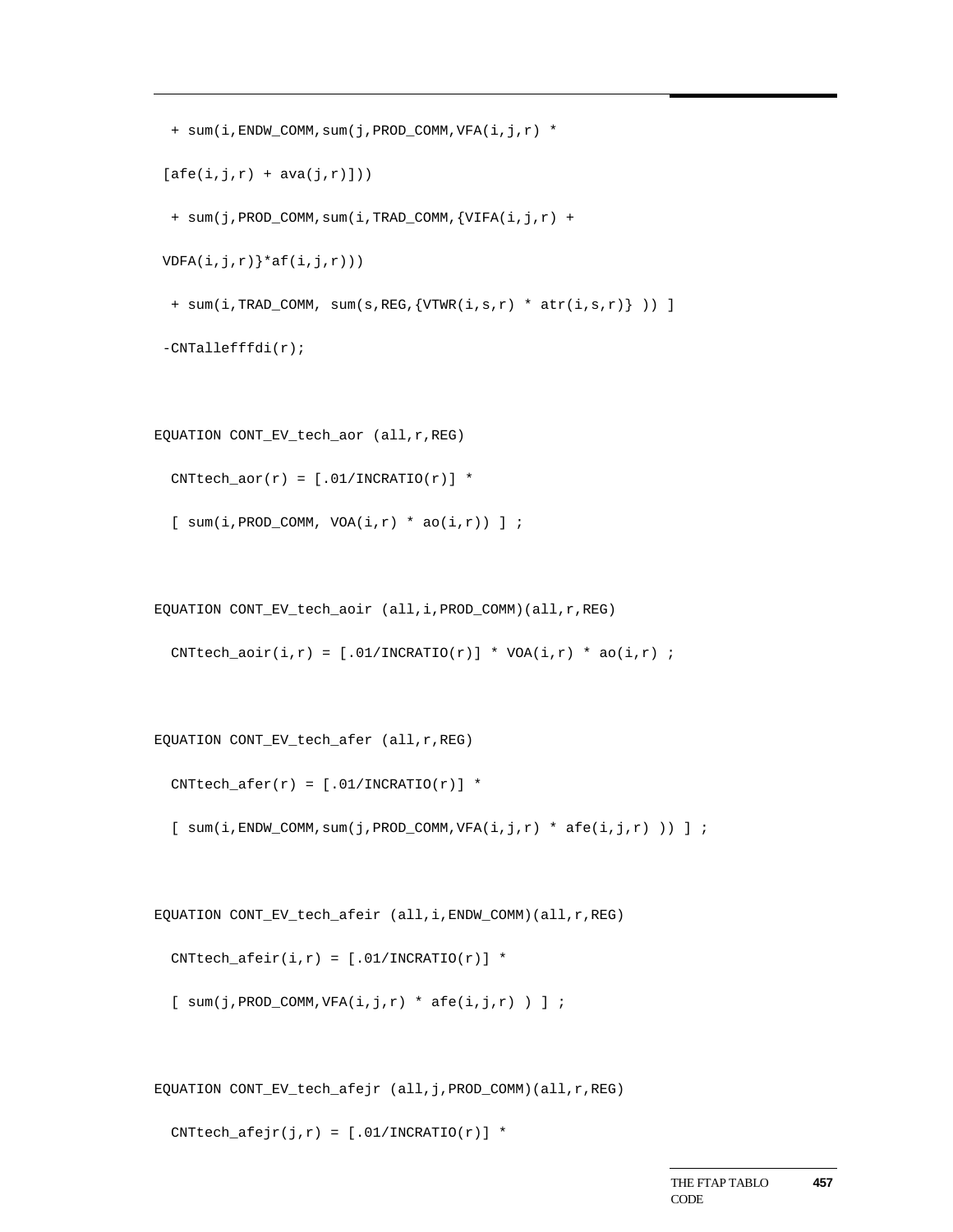```
  + sum(i,ENDW_COMM,sum(j,PROD_COMM,VFA(i,j,r) *

 [afe(i,j,r) + ava(j,r)]))

  + sum(j,PROD_COMM,sum(i,TRAD_COMM,{VIFA(i,j,r) +

 VDFA(i,j,r)}*af(i,j,r)))

  + sum(i,TRAD_COMM, sum(s,REG,{VTWR(i,s,r) * atr(i,s,r)} )) ]

 -CNTallefffdi(r);


EQUATION CONT_EV_tech_aor (all,r,REG)

  CNTtech_aor(r) = [.01/INCRATIO(r)] *

  [ sum(i,PROD_COMM, VOA(i,r) * ao(i,r)) ] ;


EQUATION CONT_EV_tech_aoir (all,i,PROD_COMM)(all,r,REG)

  CNTtech_aoir(i,r) = [.01/INCRATIO(r)] * VOA(i,r) * ao(i,r) ;


EQUATION CONT_EV_tech_afer (all,r,REG)

  CNTtech_afer(r) = [.01/INCRATIO(r)] *

  [ sum(i,ENDW_COMM,sum(j,PROD_COMM,VFA(i,j,r) * afe(i,j,r) )) ] ;


EQUATION CONT_EV_tech_afeir (all,i,ENDW_COMM)(all,r,REG)

  CNTtech_afeir(i,r) = [.01/INCRATIO(r)] *

  [ sum(j,PROD_COMM,VFA(i,j,r) * afe(i,j,r) ) ] ;


EQUATION CONT_EV_tech_afejr (all,j,PROD_COMM)(all,r,REG)

  CNTtech_afejr(j,r) = [.01/INCRATIO(r)] *
```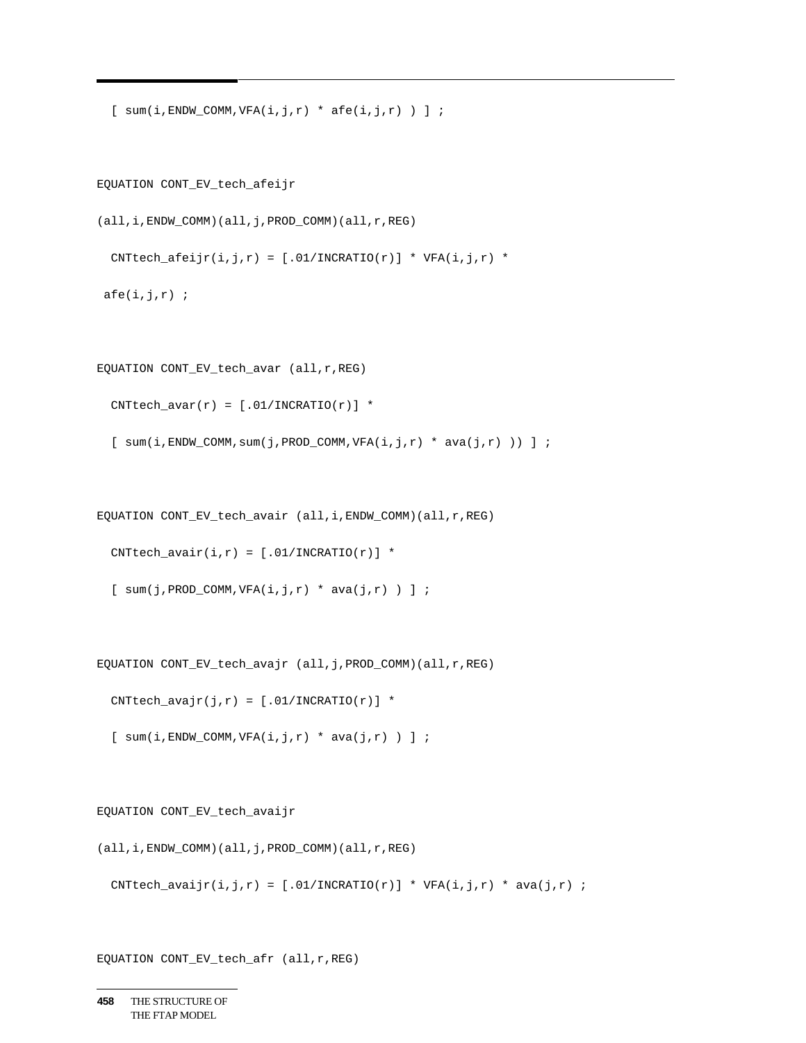```
  [ sum(i,ENDW_COMM,VFA(i,j,r) * afe(i,j,r) ) ] ;


EQUATION CONT_EV_tech_afeijr

(all,i,ENDW_COMM)(all,j,PROD_COMM)(all,r,REG)

  CNTtech_afeijr(i,j,r) = [.01/INCRATIO(r)] * VFA(i,j,r) *

 afe(i,j,r) ;


EQUATION CONT_EV_tech_avar (all,r,REG)

  CNTtech_avar(r) = [.01/INCRATIO(r)] *

  [ sum(i,ENDW_COMM,sum(j,PROD_COMM,VFA(i,j,r) * ava(j,r) )) ] ;


EQUATION CONT_EV_tech_avair (all,i,ENDW_COMM)(all,r,REG)

  CNTtech_avair(i,r) = [.01/INCRATIO(r)] *

  [ sum(j,PROD_COMM,VFA(i,j,r) * ava(j,r) ) ] ;


EQUATION CONT_EV_tech_avajr (all,j,PROD_COMM)(all,r,REG)

  CNTtech_avajr(j,r) = [.01/INCRATIO(r)] *

  [ sum(i,ENDW_COMM,VFA(i,j,r) * ava(j,r) ) ] ;


EQUATION CONT_EV_tech_avaijr

(all,i,ENDW_COMM)(all,j,PROD_COMM)(all,r,REG)

  CNTtech_avaijr(i,j,r) = [.01/INCRATIO(r)] * VFA(i,j,r) * ava(j,r) ;


EQUATION CONT_EV_tech_afr (all,r,REG)
```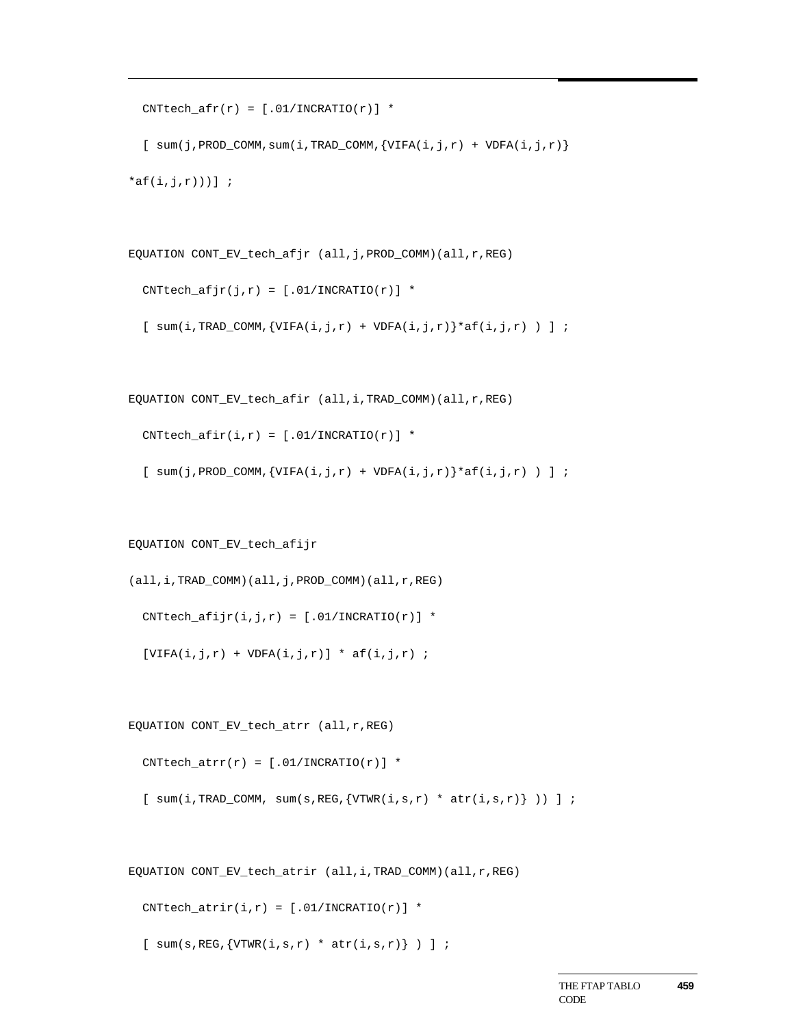```
  CNTtech_afr(r) = [.01/INCRATIO(r)] *

  [ sum(j,PROD_COMM,sum(i,TRAD_COMM,{VIFA(i,j,r) + VDFA(i,j,r)}

*af(i,j,r)))] ;


EQUATION CONT_EV_tech_afjr (all,j,PROD_COMM)(all,r,REG)

  CNTtech_afjr(j,r) = [.01/INCRATIO(r)] *

  [ sum(i,TRAD_COMM,{VIFA(i,j,r) + VDFA(i,j,r)}*af(i,j,r) ) ] ;


EQUATION CONT_EV_tech_afir (all,i,TRAD_COMM)(all,r,REG)

  CNTtech_afir(i,r) = [.01/INCRATIO(r)] *

  [ sum(j,PROD_COMM,{VIFA(i,j,r) + VDFA(i,j,r)}*af(i,j,r) ) ] ;


EQUATION CONT_EV_tech_afijr

(all,i,TRAD_COMM)(all,j,PROD_COMM)(all,r,REG)

  CNTtech_afijr(i,j,r) = [.01/INCRATIO(r)] *

  [VIFA(i,j,r) + VDFA(i,j,r)] * af(i,j,r) ;


EQUATION CONT_EV_tech_atrr (all,r,REG)

  CNTtech_atrr(r) = [.01/INCRATIO(r)] *

  [ sum(i,TRAD_COMM, sum(s,REG,{VTWR(i,s,r) * atr(i,s,r)} )) ] ;


EQUATION CONT_EV_tech_atrir (all,i,TRAD_COMM)(all,r,REG)

  CNTtech_atrir(i,r) = [.01/INCRATIO(r)] *

  [ sum(s,REG,{VTWR(i,s,r) * atr(i,s,r)} ) ] ;
```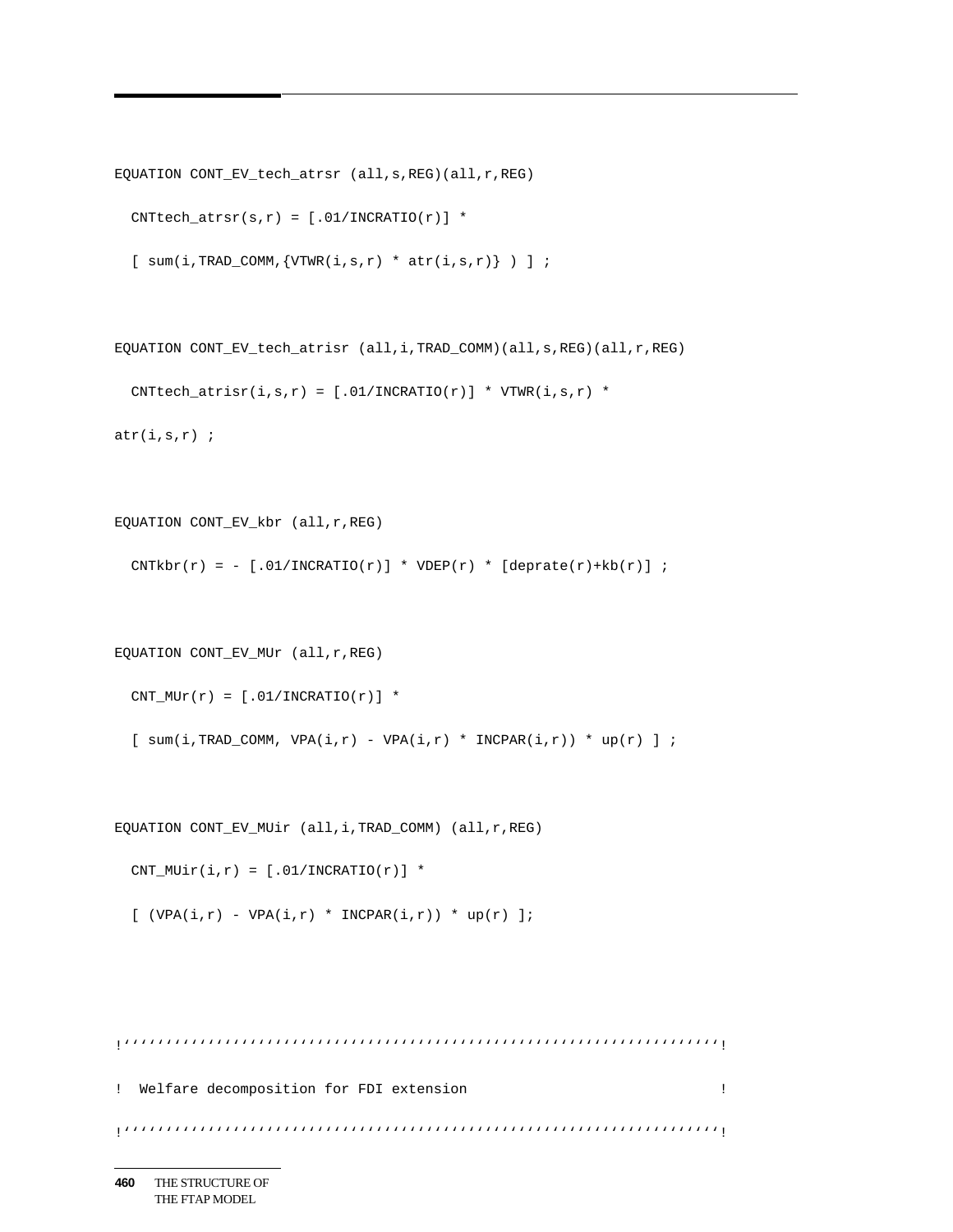```
EQUATION CONT_EV_tech_atrsr (all,s,REG)(all,r,REG)
  CNTtech_atrsr(s,r) = [.01/INCRATIO(r)] *
  [ sum(i,TRAD_COMM,{VTWR(i,s,r) * atr(i,s,r)} ) ] ;

EQUATION CONT_EV_tech_atrisr (all,i,TRAD_COMM)(all,s,REG)(all,r,REG)
  CNTtech_atrisr(i,s,r) = [.01/INCRATIO(r)] * VTWR(i,s,r) *
atr(i,s,r) ;

EQUATION CONT_EV_kbr (all,r,REG)
  CNTkbr(r) = - [.01/INCRATIO(r)] * VDEP(r) * [deprate(r)+kb(r)] ;

EQUATION CONT_EV_MUr (all,r,REG)
  CNT_MUr(r) = [.01/INCRATIO(r)] *
  [ sum(i,TRAD_COMM, VPA(i,r) - VPA(i,r) * INCPAR(i,r)) * up(r) ] ;

EQUATION CONT_EV_MUir (all,i,TRAD_COMM) (all,r,REG)
  CNT_MUir(i,r) = [.01/INCRATIO(r)] *
  [ (VPA(i,r) - VPA(i,r) * INCPAR(i,r)) * up(r) ];


!''''''''''''''''''''''''''''''''''''''''''''''''''''''''''''''''''''''''''!
!  Welfare decomposition for FDI extension                                  !
!''''''''''''''''''''''''''''''''''''''''''''''''''''''''''''''''''''''''''!
```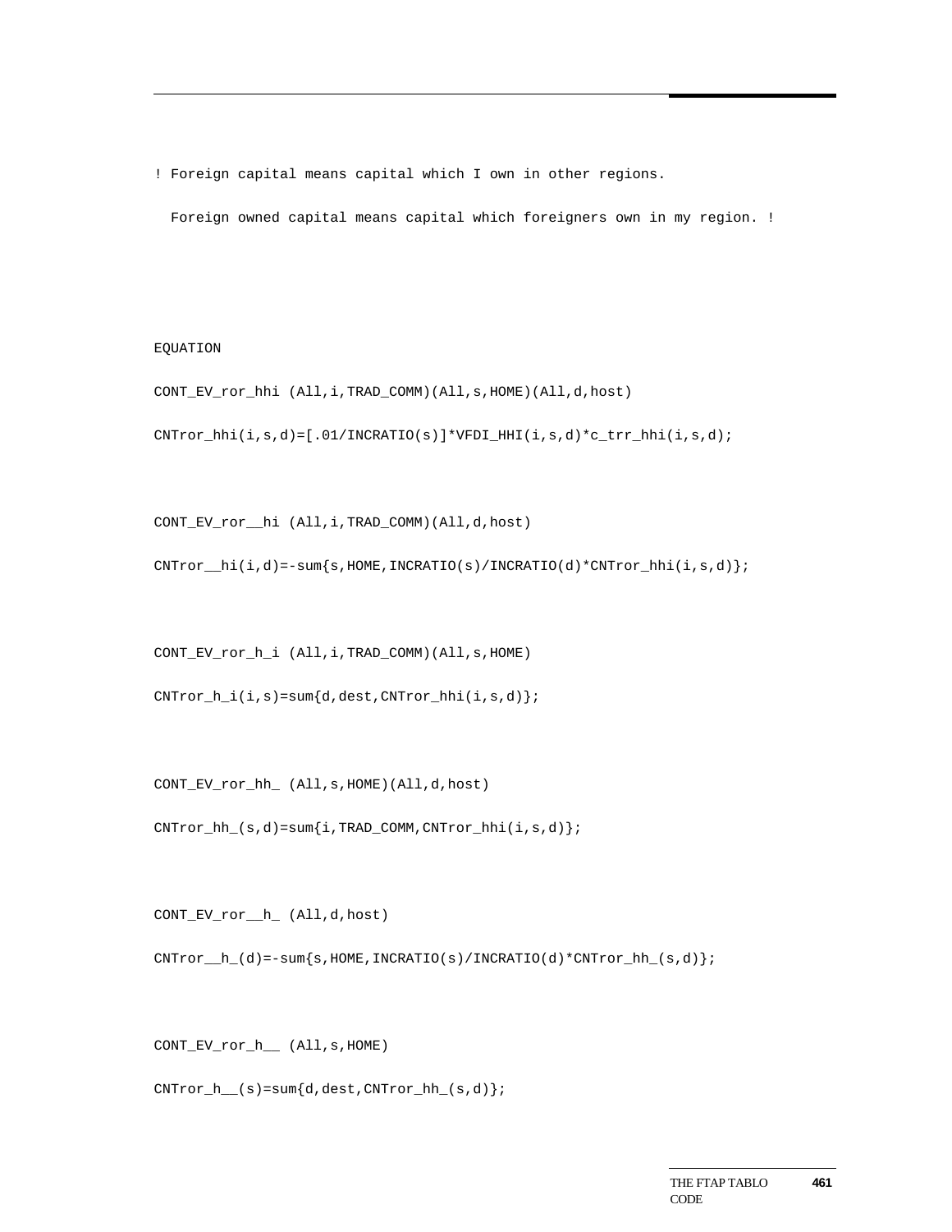```
! Foreign capital means capital which I own in other regions.
  Foreign owned capital means capital which foreigners own in my region. !



EQUATION
CONT_EV_ror_hhi (All,i,TRAD_COMM)(All,s,HOME)(All,d,host)
CNTror_hhi(i,s,d)=[.01/INCRATIO(s)]*VFDI_HHI(i,s,d)*c_trr_hhi(i,s,d);


CONT_EV_ror__hi (All,i,TRAD_COMM)(All,d,host)
CNTror__hi(i,d)=-sum{s,HOME,INCRATIO(s)/INCRATIO(d)*CNTror_hhi(i,s,d)};


CONT_EV_ror_h_i (All,i,TRAD_COMM)(All,s,HOME)
CNTror_h_i(i,s)=sum{d,dest,CNTror_hhi(i,s,d)};


CONT_EV_ror_hh_ (All,s,HOME)(All,d,host)
CNTror_hh_(s,d)=sum{i,TRAD_COMM,CNTror_hhi(i,s,d)};


CONT_EV_ror__h_ (All,d,host)
CNTror__h_(d)=-sum{s,HOME,INCRATIO(s)/INCRATIO(d)*CNTror_hh_(s,d)};


CONT_EV_ror_h__ (All,s,HOME)
CNTror_h__(s)=sum{d,dest,CNTror_hh_(s,d)};
```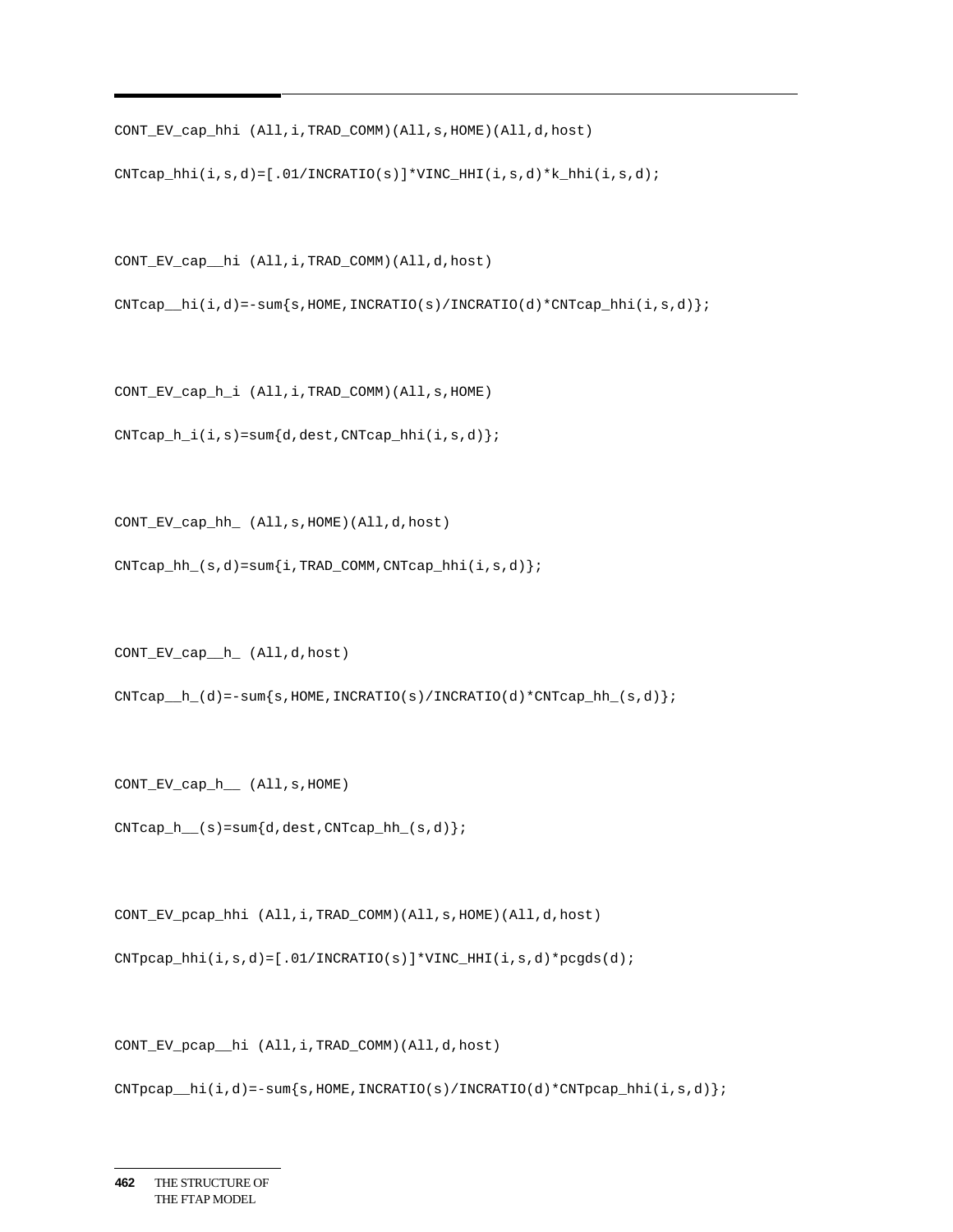```
CONT_EV_cap_hhi (All,i,TRAD_COMM)(All,s,HOME)(All,d,host)

CNTcap_hhi(i,s,d)=[.01/INCRATIO(s)]*VINC_HHI(i,s,d)*k_hhi(i,s,d);


CONT_EV_cap__hi (All,i,TRAD_COMM)(All,d,host)

CNTcap__hi(i,d)=-sum{s,HOME,INCRATIO(s)/INCRATIO(d)*CNTcap_hhi(i,s,d)};


CONT_EV_cap_h_i (All,i,TRAD_COMM)(All,s,HOME)

CNTcap_h_i(i,s)=sum{d,dest,CNTcap_hhi(i,s,d)};


CONT_EV_cap_hh_ (All,s,HOME)(All,d,host)

CNTcap_hh_(s,d)=sum{i,TRAD_COMM,CNTcap_hhi(i,s,d)};


CONT_EV_cap__h_ (All,d,host)

CNTcap__h_(d)=-sum{s,HOME,INCRATIO(s)/INCRATIO(d)*CNTcap_hh_(s,d)};


CONT_EV_cap_h__ (All,s,HOME)

CNTcap_h__(s)=sum{d,dest,CNTcap_hh_(s,d)};


CONT_EV_pcap_hhi (All,i,TRAD_COMM)(All,s,HOME)(All,d,host)

CNTpcap_hhi(i,s,d)=[.01/INCRATIO(s)]*VINC_HHI(i,s,d)*pcgds(d);


CONT_EV_pcap__hi (All,i,TRAD_COMM)(All,d,host)

CNTpcap__hi(i,d)=-sum{s,HOME,INCRATIO(s)/INCRATIO(d)*CNTpcap_hhi(i,s,d)};
```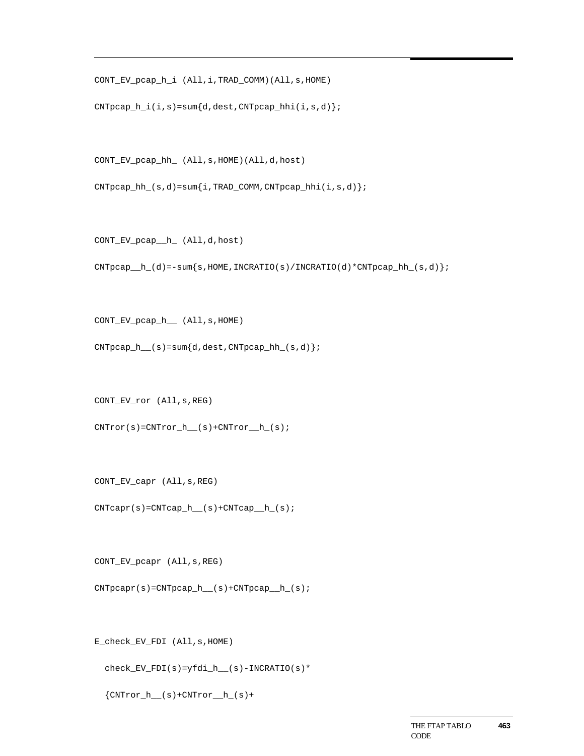```
CONT_EV_pcap_h_i (All,i,TRAD_COMM)(All,s,HOME)

CNTpcap_h_i(i,s)=sum{d,dest,CNTpcap_hhi(i,s,d)};


CONT_EV_pcap_hh_ (All,s,HOME)(All,d,host)

CNTpcap_hh_(s,d)=sum{i,TRAD_COMM,CNTpcap_hhi(i,s,d)};


CONT_EV_pcap__h_ (All,d,host)

CNTpcap__h_(d)=-sum{s,HOME,INCRATIO(s)/INCRATIO(d)*CNTpcap_hh_(s,d)};


CONT_EV_pcap_h__ (All,s,HOME)

CNTpcap_h__(s)=sum{d,dest,CNTpcap_hh_(s,d)};


CONT_EV_ror (All,s,REG)

CNTror(s)=CNTror_h__(s)+CNTror__h_(s);


CONT_EV_capr (All,s,REG)

CNTcapr(s)=CNTcap_h__(s)+CNTcap__h_(s);


CONT_EV_pcapr (All,s,REG)

CNTpcapr(s)=CNTpcap_h__(s)+CNTpcap__h_(s);


E_check_EV_FDI (All,s,HOME)

  check_EV_FDI(s)=yfdi_h__(s)-INCRATIO(s)*

  {CNTror_h__(s)+CNTror__h_(s)+
```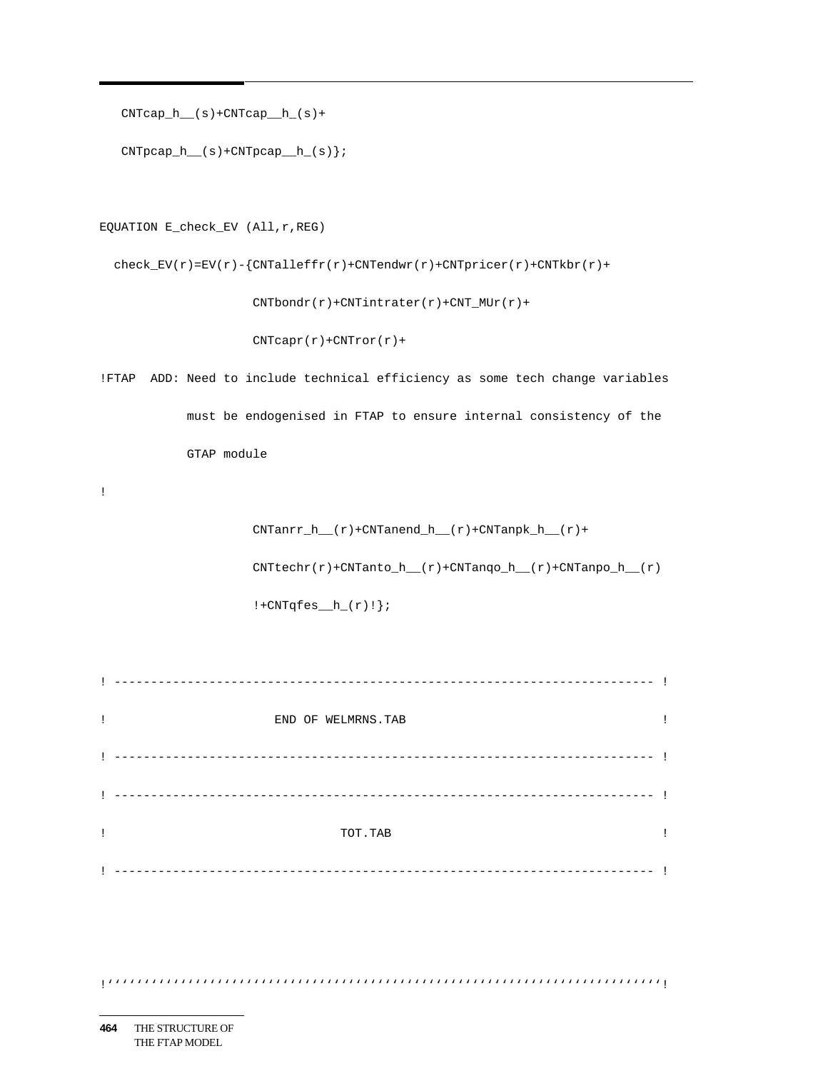```
   CNTcap_h__(s)+CNTcap__h_(s)+

   CNTpcap_h__(s)+CNTpcap__h_(s)};


EQUATION E_check_EV (All,r,REG)

  check_EV(r)=EV(r)-{CNTalleffr(r)+CNTendwr(r)+CNTpricer(r)+CNTkbr(r)+

                     CNTbondr(r)+CNTintrater(r)+CNT_MUr(r)+

                     CNTcapr(r)+CNTror(r)+

!FTAP  ADD: Need to include technical efficiency as some tech change variables

            must be endogenised in FTAP to ensure internal consistency of the

            GTAP module

!

                     CNTanrr_h__(r)+CNTanend_h__(r)+CNTanpk_h__(r)+

                     CNTtechr(r)+CNTanto_h__(r)+CNTanqo_h__(r)+CNTanpo_h__(r)

                     !+CNTqfes__h_(r)!};


! ------------------------------------------------------------------------ !

!                       END OF WELMRNS.TAB                                 !

! ------------------------------------------------------------------------ !

! ------------------------------------------------------------------------ !

!                                TOT.TAB                                   !

! ------------------------------------------------------------------------ !



!''''''''''''''''''''''''''''''''''''''''''''''''''''''''''''''''''''''''''!
```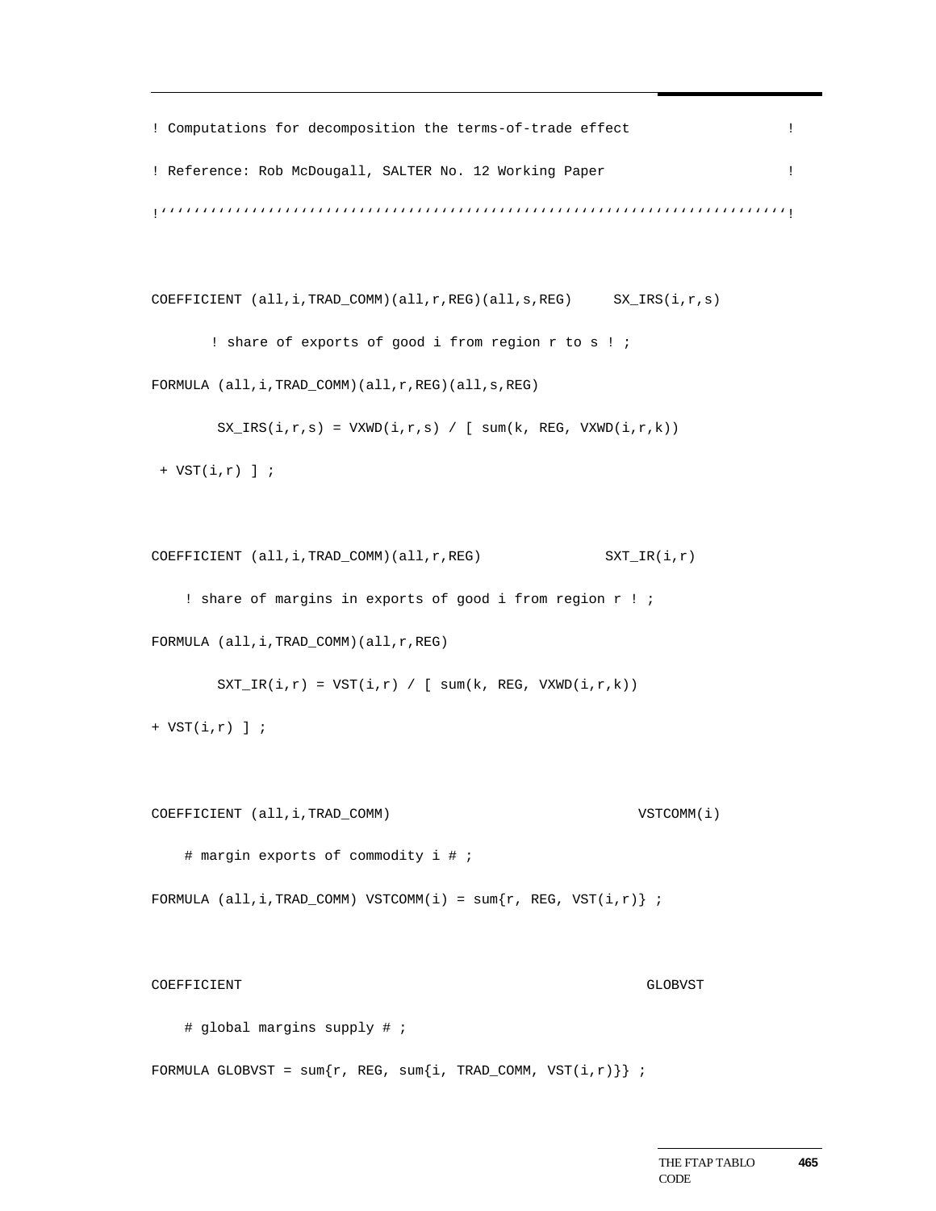```
! Computations for decomposition the terms-of-trade effect                  !
! Reference: Rob McDougall, SALTER No. 12 Working Paper                     !
!‘‘‘‘‘‘‘‘‘‘‘‘‘‘‘‘‘‘‘‘‘‘‘‘‘‘‘‘‘‘‘‘‘‘‘‘‘‘‘‘‘‘‘‘‘‘‘‘‘‘‘‘‘‘‘‘‘‘‘‘‘‘‘‘‘‘‘‘‘‘‘‘‘‘!


COEFFICIENT (all,i,TRAD_COMM)(all,r,REG)(all,s,REG)     SX_IRS(i,r,s)
       ! share of exports of good i from region r to s ! ;
FORMULA (all,i,TRAD_COMM)(all,r,REG)(all,s,REG)
        SX_IRS(i,r,s) = VXWD(i,r,s) / [ sum(k, REG, VXWD(i,r,k))
 + VST(i,r) ] ;


COEFFICIENT (all,i,TRAD_COMM)(all,r,REG)               SXT_IR(i,r)
    ! share of margins in exports of good i from region r ! ;
FORMULA (all,i,TRAD_COMM)(all,r,REG)
        SXT_IR(i,r) = VST(i,r) / [ sum(k, REG, VXWD(i,r,k))
+ VST(i,r) ] ;


COEFFICIENT (all,i,TRAD_COMM)                              VSTCOMM(i)
    # margin exports of commodity i # ;
FORMULA (all,i,TRAD_COMM) VSTCOMM(i) = sum{r, REG, VST(i,r)} ;


COEFFICIENT                                                 GLOBVST
    # global margins supply # ;
FORMULA GLOBVST = sum{r, REG, sum{i, TRAD_COMM, VST(i,r)}} ;
```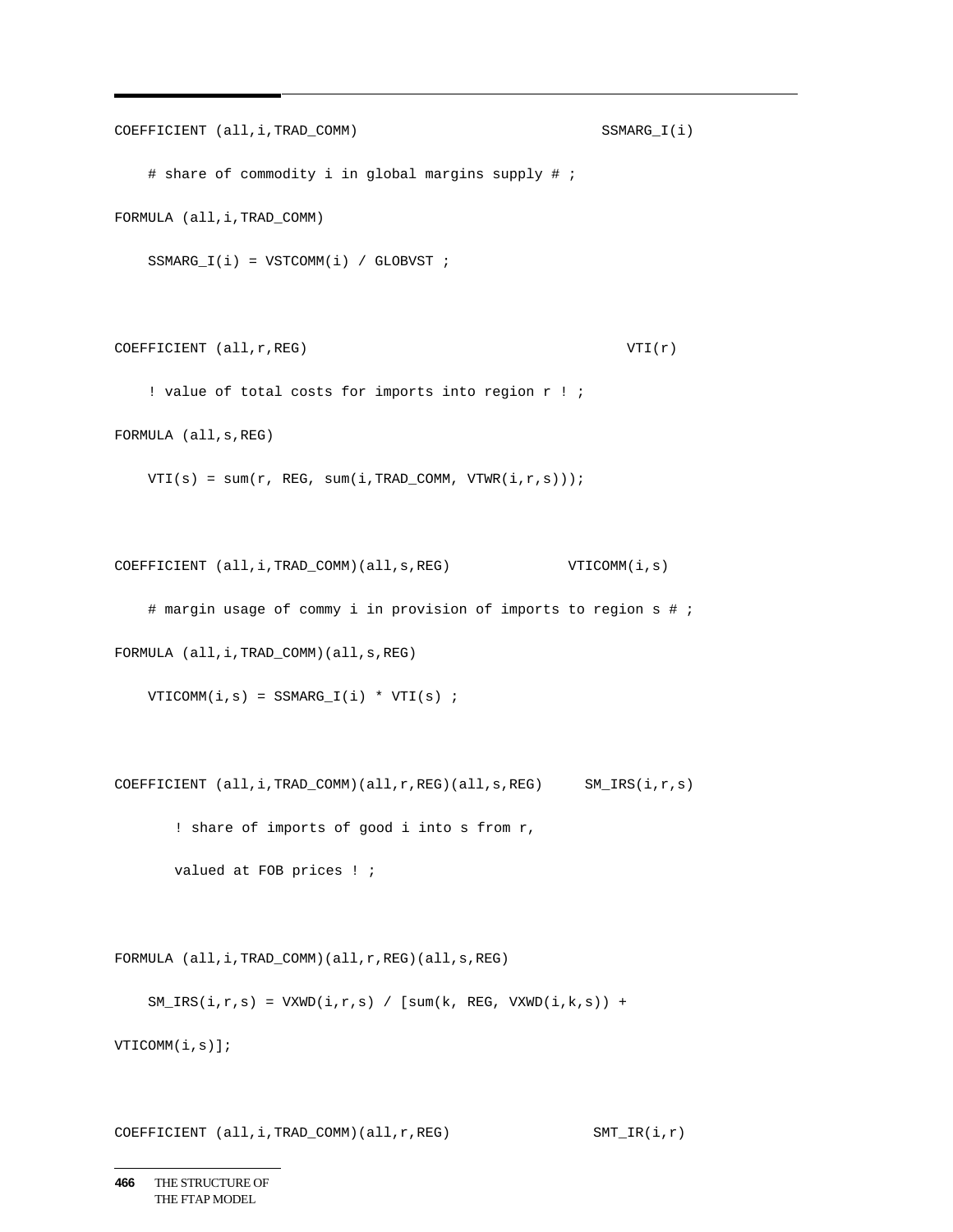```
COEFFICIENT (all,i,TRAD_COMM)                               SSMARG_I(i)

    # share of commodity i in global margins supply # ;

FORMULA (all,i,TRAD_COMM)

    SSMARG_I(i) = VSTCOMM(i) / GLOBVST ;


COEFFICIENT (all,r,REG)                                         VTI(r)

    ! value of total costs for imports into region r ! ;

FORMULA (all,s,REG)

    VTI(s) = sum(r, REG, sum(i,TRAD_COMM, VTWR(i,r,s)));


COEFFICIENT (all,i,TRAD_COMM)(all,s,REG)              VTICOMM(i,s)

    # margin usage of commy i in provision of imports to region s # ;

FORMULA (all,i,TRAD_COMM)(all,s,REG)

    VTICOMM(i,s) = SSMARG_I(i) * VTI(s) ;


COEFFICIENT (all,i,TRAD_COMM)(all,r,REG)(all,s,REG)     SM_IRS(i,r,s)

       ! share of imports of good i into s from r,

       valued at FOB prices ! ;


FORMULA (all,i,TRAD_COMM)(all,r,REG)(all,s,REG)

    SM_IRS(i,r,s) = VXWD(i,r,s) / [sum(k, REG, VXWD(i,k,s)) +

VTICOMM(i,s)];


COEFFICIENT (all,i,TRAD_COMM)(all,r,REG)                SMT_IR(i,r)
```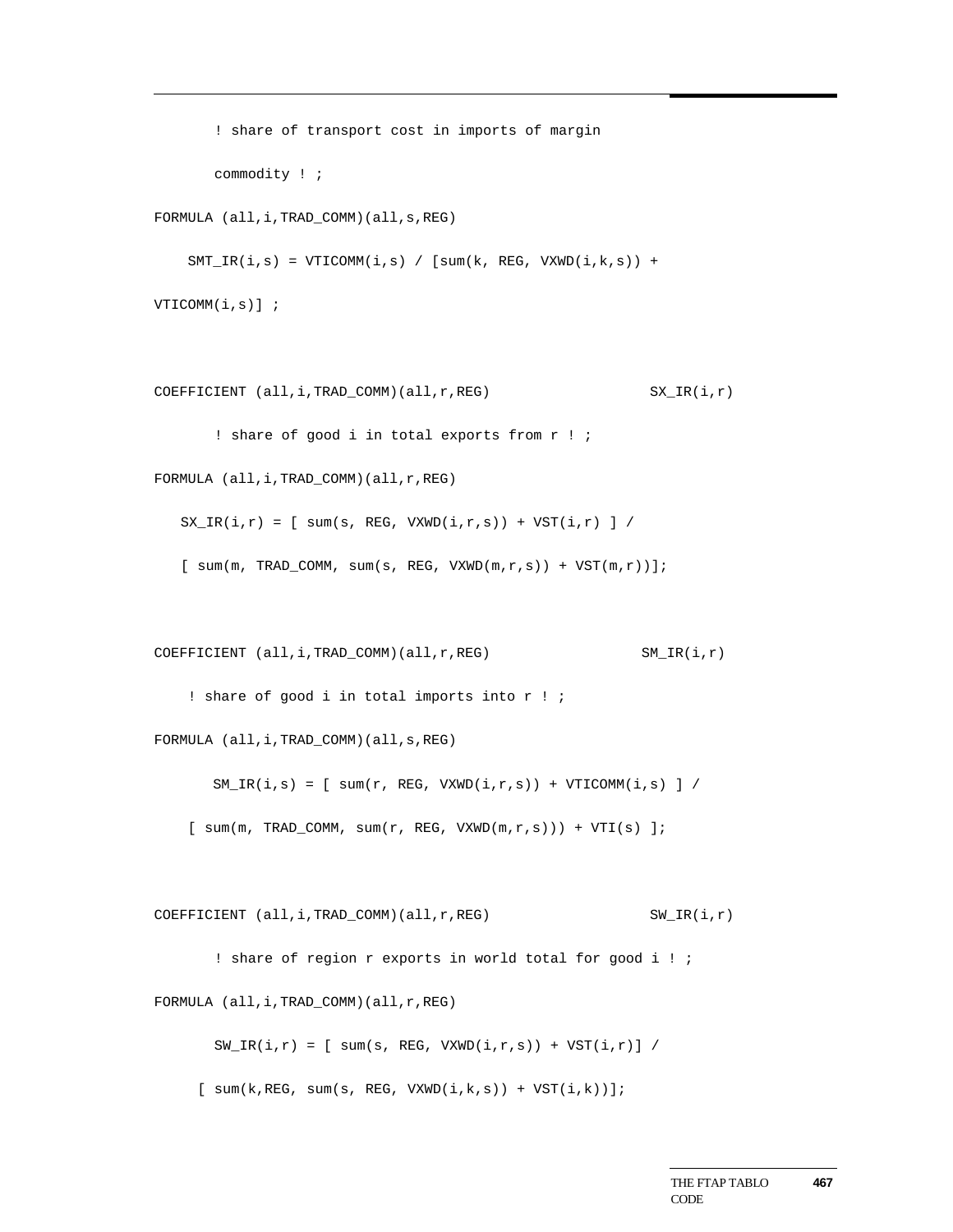```
        ! share of transport cost in imports of margin
        commodity ! ;
FORMULA (all,i,TRAD_COMM)(all,s,REG)
    SMT_IR(i,s) = VTICOMM(i,s) / [sum(k, REG, VXWD(i,k,s)) +
VTICOMM(i,s)] ;

COEFFICIENT (all,i,TRAD_COMM)(all,r,REG)                    SX_IR(i,r)
        ! share of good i in total exports from r ! ;
FORMULA (all,i,TRAD_COMM)(all,r,REG)
    SX_IR(i,r) = [ sum(s, REG, VXWD(i,r,s)) + VST(i,r) ] /
    [ sum(m, TRAD_COMM, sum(s, REG, VXWD(m,r,s)) + VST(m,r))];

COEFFICIENT (all,i,TRAD_COMM)(all,r,REG)                   SM_IR(i,r)
    ! share of good i in total imports into r ! ;
FORMULA (all,i,TRAD_COMM)(all,s,REG)
       SM_IR(i,s) = [ sum(r, REG, VXWD(i,r,s)) + VTICOMM(i,s) ] /
    [ sum(m, TRAD_COMM, sum(r, REG, VXWD(m,r,s))) + VTI(s) ];

COEFFICIENT (all,i,TRAD_COMM)(all,r,REG)                    SW_IR(i,r)
        ! share of region r exports in world total for good i ! ;
FORMULA (all,i,TRAD_COMM)(all,r,REG)
        SW_IR(i,r) = [ sum(s, REG, VXWD(i,r,s)) + VST(i,r)] /
     [ sum(k,REG, sum(s, REG, VXWD(i,k,s)) + VST(i,k))];
```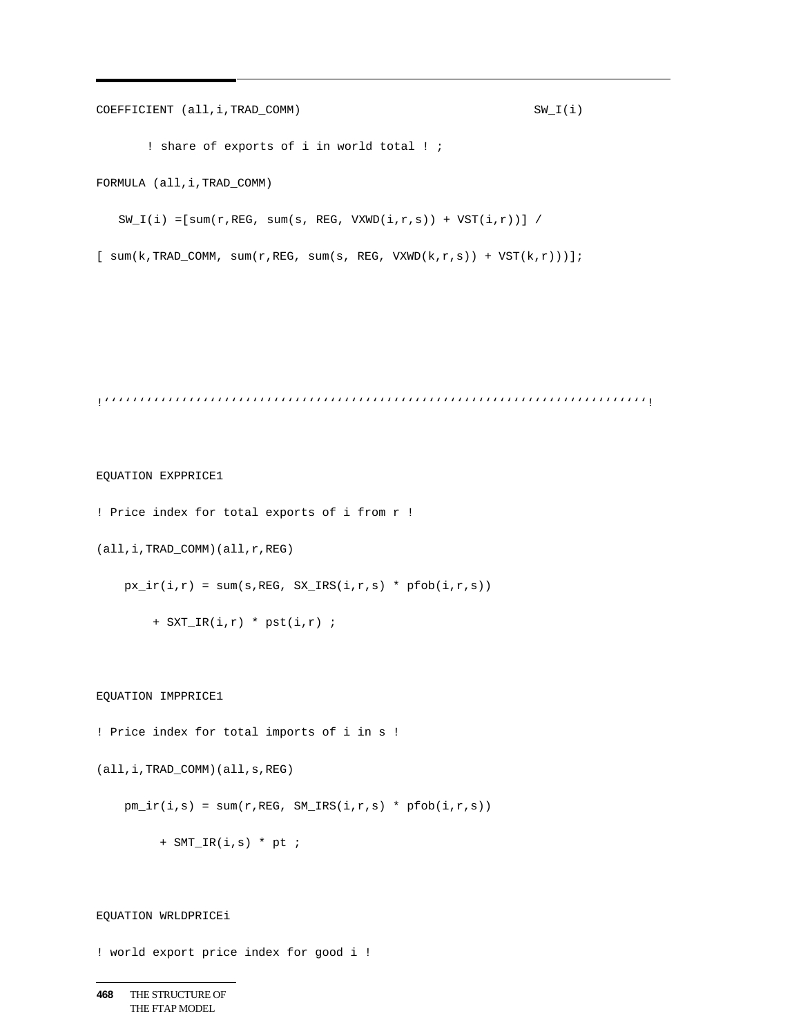```
COEFFICIENT (all,i,TRAD_COMM)                                   SW_I(i)

       ! share of exports of i in world total ! ;

FORMULA (all,i,TRAD_COMM)

   SW_I(i) =[sum(r,REG, sum(s, REG, VXWD(i,r,s)) + VST(i,r))] /

[ sum(k,TRAD_COMM, sum(r,REG, sum(s, REG, VXWD(k,r,s)) + VST(k,r)))];




!''''''''''''''''''''''''''''''''''''''''''''''''''''''''''''''''''''''''''''!


EQUATION EXPPRICE1

! Price index for total exports of i from r !

(all,i,TRAD_COMM)(all,r,REG)

    px_ir(i,r) = sum(s,REG, SX_IRS(i,r,s) * pfob(i,r,s))

        + SXT_IR(i,r) * pst(i,r) ;


EQUATION IMPPRICE1

! Price index for total imports of i in s !

(all,i,TRAD_COMM)(all,s,REG)

    pm_ir(i,s) = sum(r,REG, SM_IRS(i,r,s) * pfob(i,r,s))

         + SMT_IR(i,s) * pt ;


EQUATION WRLDPRICEi

! world export price index for good i !
```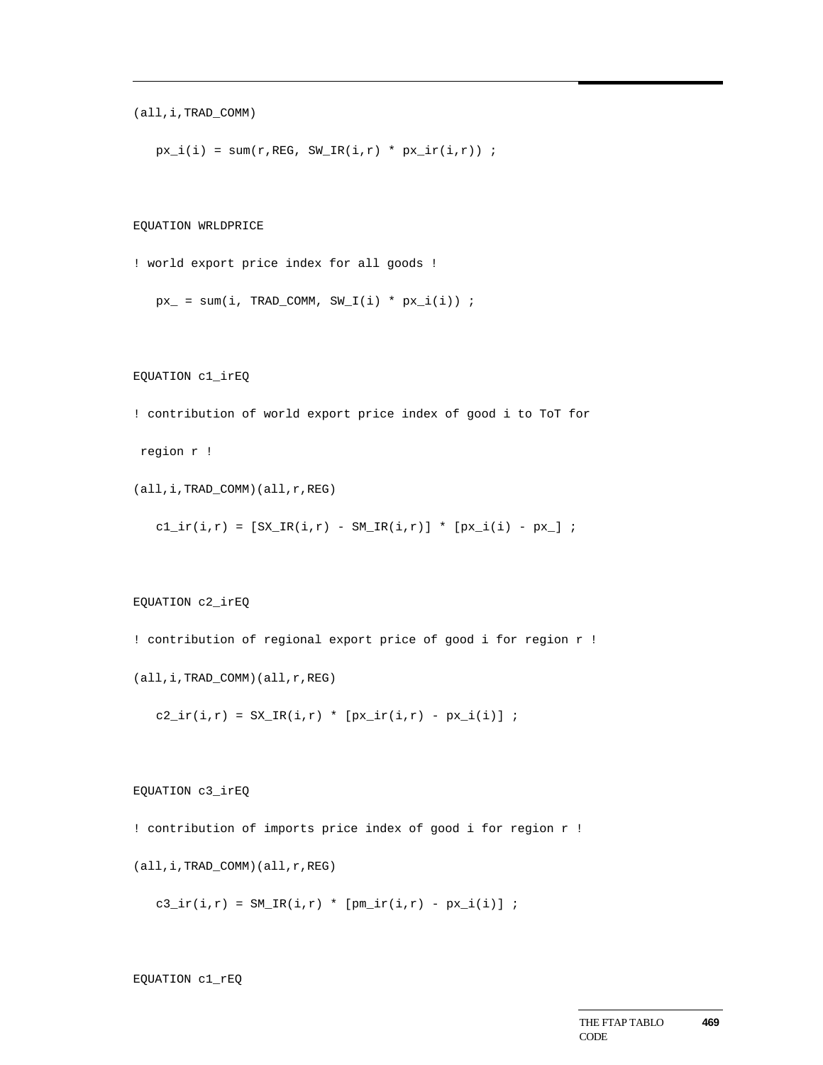```
(all,i,TRAD_COMM)

   px_i(i) = sum(r,REG, SW_IR(i,r) * px_ir(i,r)) ;


EQUATION WRLDPRICE

! world export price index for all goods !

   px_ = sum(i, TRAD_COMM, SW_I(i) * px_i(i)) ;


EQUATION c1_irEQ

! contribution of world export price index of good i to ToT for

 region r !

(all,i,TRAD_COMM)(all,r,REG)

   c1_ir(i,r) = [SX_IR(i,r) - SM_IR(i,r)] * [px_i(i) - px_] ;


EQUATION c2_irEQ

! contribution of regional export price of good i for region r !

(all,i,TRAD_COMM)(all,r,REG)

   c2_ir(i,r) = SX_IR(i,r) * [px_ir(i,r) - px_i(i)] ;


EQUATION c3_irEQ

! contribution of imports price index of good i for region r !

(all,i,TRAD_COMM)(all,r,REG)

   c3_ir(i,r) = SM_IR(i,r) * [pm_ir(i,r) - px_i(i)] ;


EQUATION c1_rEQ
```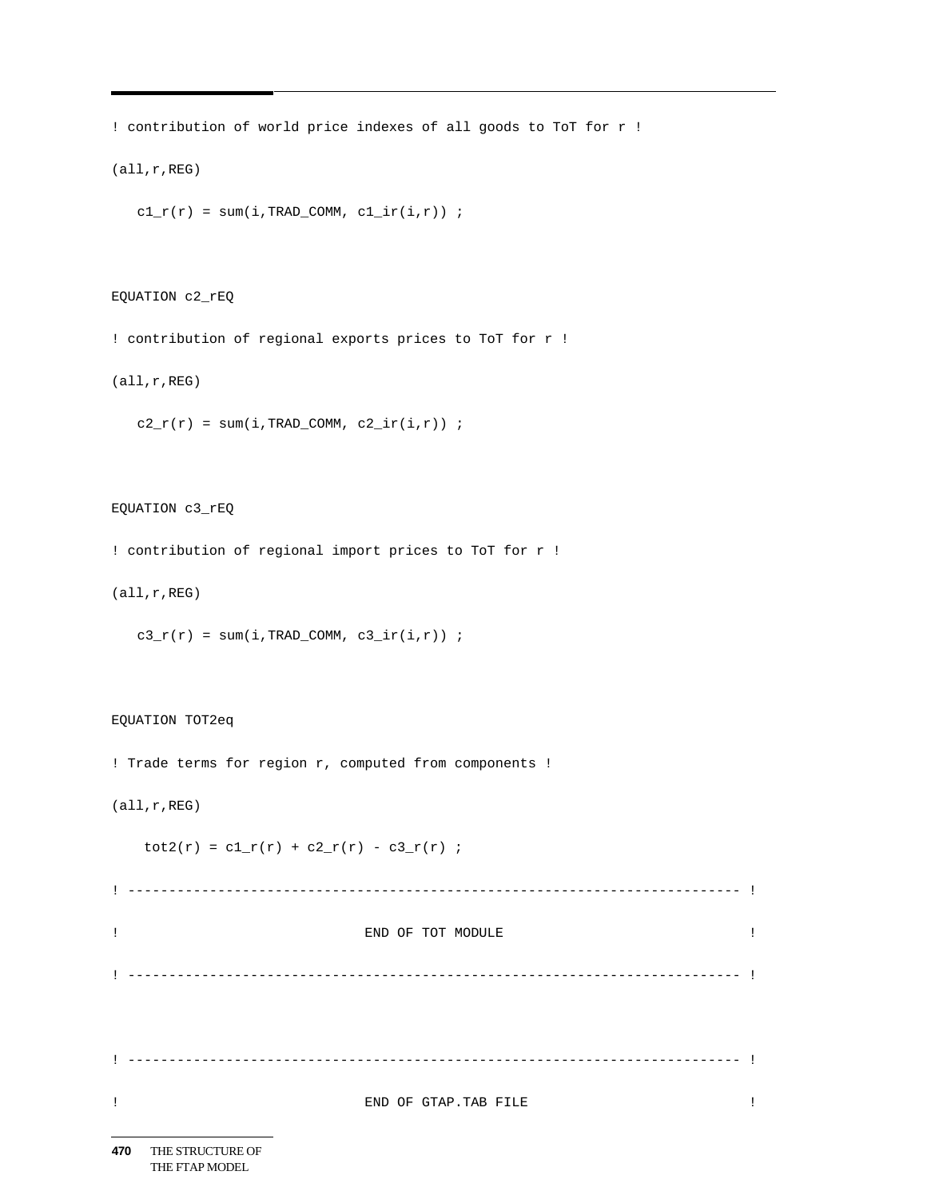```
! contribution of world price indexes of all goods to ToT for r !
(all,r,REG)
   c1_r(r) = sum(i,TRAD_COMM, c1_ir(i,r)) ;


EQUATION c2_rEQ
! contribution of regional exports prices to ToT for r !
(all,r,REG)
   c2_r(r) = sum(i,TRAD_COMM, c2_ir(i,r)) ;


EQUATION c3_rEQ
! contribution of regional import prices to ToT for r !
(all,r,REG)
   c3_r(r) = sum(i,TRAD_COMM, c3_ir(i,r)) ;


EQUATION TOT2eq
! Trade terms for region r, computed from components !
(all,r,REG)
    tot2(r) = c1_r(r) + c2_r(r) - c3_r(r) ;
! ------------------------------------------------------------------------ !
!                              END OF TOT MODULE                           !
! ------------------------------------------------------------------------ !


! ------------------------------------------------------------------------ !
!                              END OF GTAP.TAB FILE                        !
```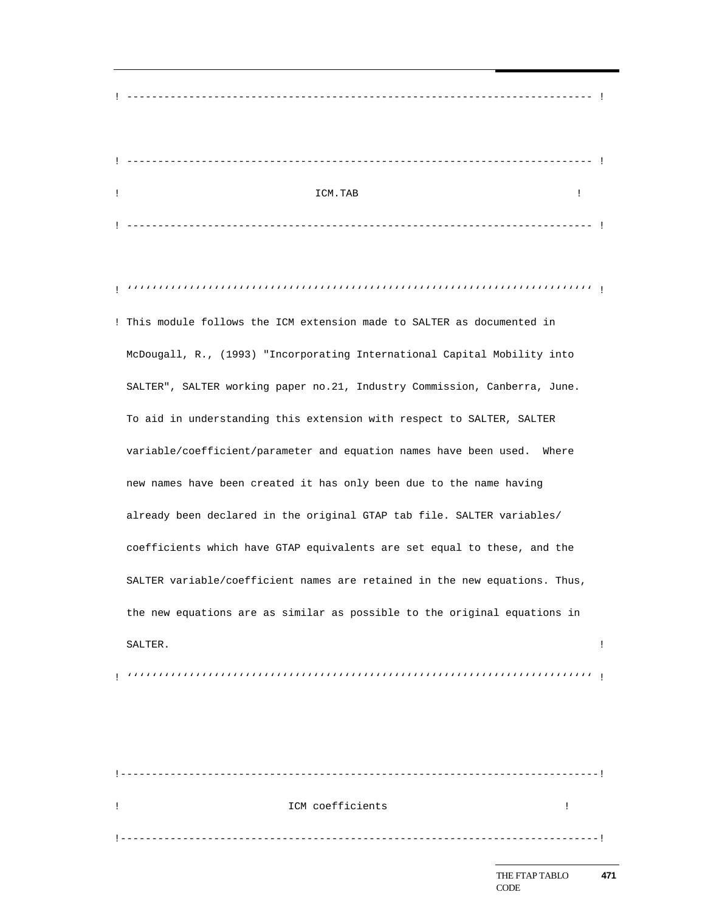```
! ------------------------------------------------------------------------- !


! ------------------------------------------------------------------------- !
!                               ICM.TAB                                    !
! ------------------------------------------------------------------------- !


! ''''''''''''''''''''''''''''''''''''''''''''''''''''''''''''''''''''''''' !
! This module follows the ICM extension made to SALTER as documented in
  McDougall, R., (1993) "Incorporating International Capital Mobility into
  SALTER", SALTER working paper no.21, Industry Commission, Canberra, June.
  To aid in understanding this extension with respect to SALTER, SALTER
  variable/coefficient/parameter and equation names have been used.  Where
  new names have been created it has only been due to the name having
  already been declared in the original GTAP tab file. SALTER variables/
  coefficients which have GTAP equivalents are set equal to these, and the
  SALTER variable/coefficient names are retained in the new equations. Thus,
  the new equations are as similar as possible to the original equations in
  SALTER.                                                                   !
! ''''''''''''''''''''''''''''''''''''''''''''''''''''''''''''''''''''''''' !



!---------------------------------------------------------------------------!
!                          ICM coefficients                                 !
!---------------------------------------------------------------------------!
```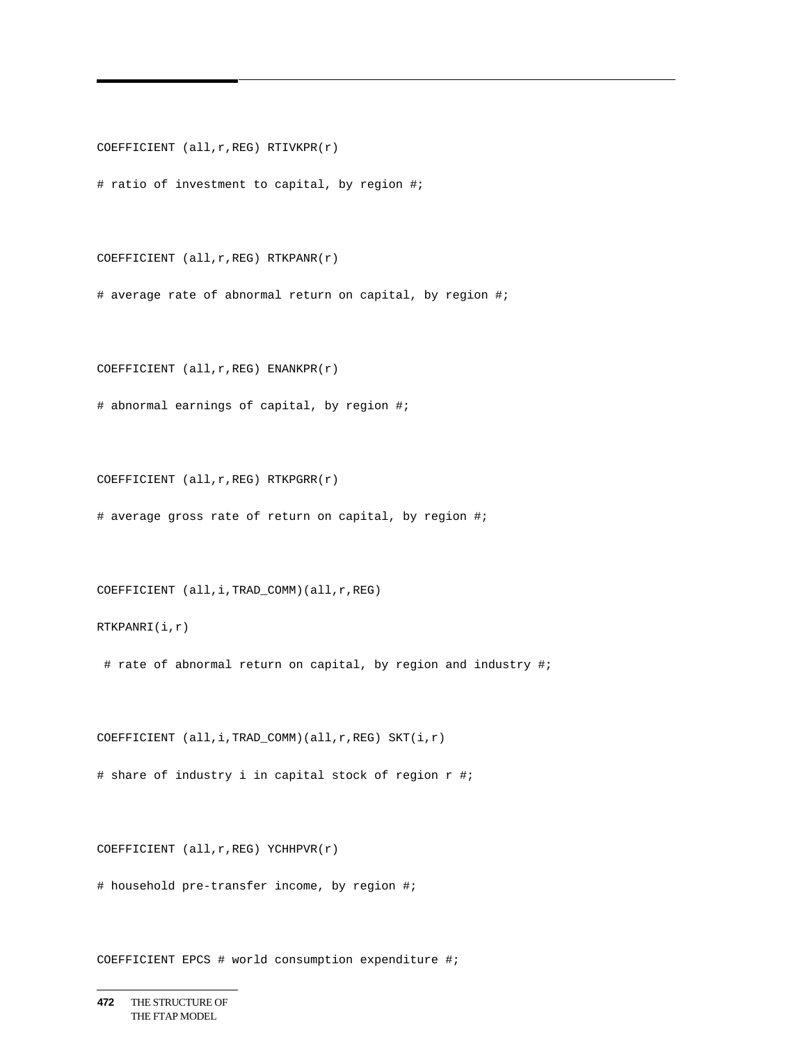```
COEFFICIENT (all,r,REG) RTIVKPR(r)

# ratio of investment to capital, by region #;


COEFFICIENT (all,r,REG) RTKPANR(r)

# average rate of abnormal return on capital, by region #;


COEFFICIENT (all,r,REG) ENANKPR(r)

# abnormal earnings of capital, by region #;


COEFFICIENT (all,r,REG) RTKPGRR(r)

# average gross rate of return on capital, by region #;


COEFFICIENT (all,i,TRAD_COMM)(all,r,REG)

RTKPANRI(i,r)

 # rate of abnormal return on capital, by region and industry #;


COEFFICIENT (all,i,TRAD_COMM)(all,r,REG) SKT(i,r)

# share of industry i in capital stock of region r #;


COEFFICIENT (all,r,REG) YCHHPVR(r)

# household pre-transfer income, by region #;


COEFFICIENT EPCS # world consumption expenditure #;
```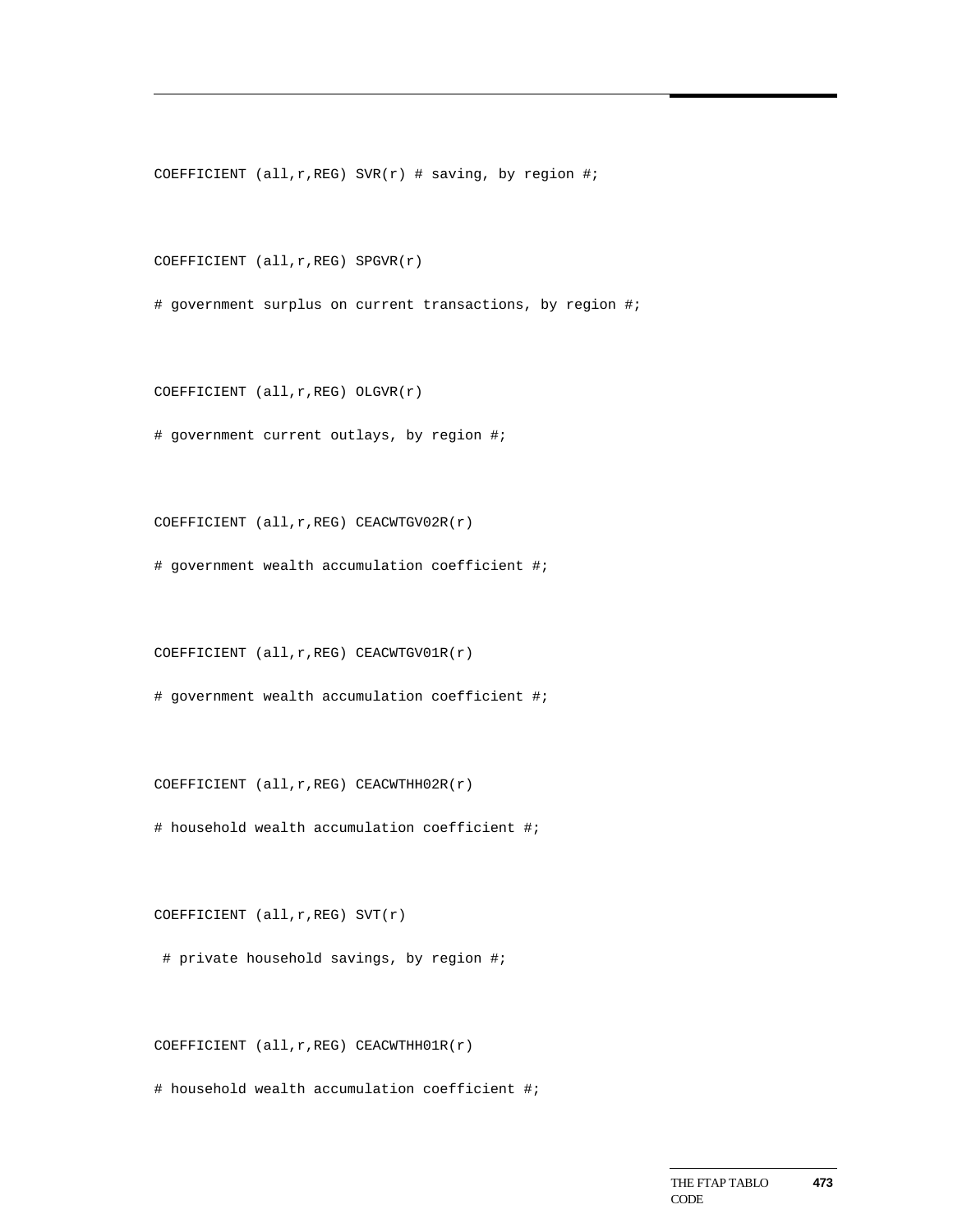```
COEFFICIENT (all,r,REG) SVR(r) # saving, by region #;

COEFFICIENT (all,r,REG) SPGVR(r)

# government surplus on current transactions, by region #;

COEFFICIENT (all,r,REG) OLGVR(r)

# government current outlays, by region #;

COEFFICIENT (all,r,REG) CEACWTGV02R(r)

# government wealth accumulation coefficient #;

COEFFICIENT (all,r,REG) CEACWTGV01R(r)

# government wealth accumulation coefficient #;

COEFFICIENT (all,r,REG) CEACWTHH02R(r)

# household wealth accumulation coefficient #;

COEFFICIENT (all,r,REG) SVT(r)

 # private household savings, by region #;

COEFFICIENT (all,r,REG) CEACWTHH01R(r)

# household wealth accumulation coefficient #;
```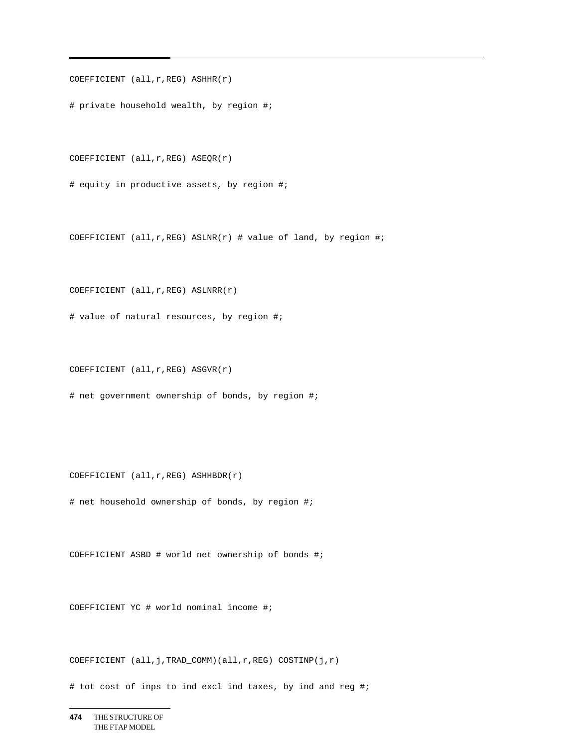```
COEFFICIENT (all,r,REG) ASHHR(r)

# private household wealth, by region #;


COEFFICIENT (all,r,REG) ASEQR(r)

# equity in productive assets, by region #;


COEFFICIENT (all,r,REG) ASLNR(r) # value of land, by region #;


COEFFICIENT (all,r,REG) ASLNRR(r)

# value of natural resources, by region #;


COEFFICIENT (all,r,REG) ASGVR(r)

# net government ownership of bonds, by region #;




COEFFICIENT (all,r,REG) ASHHBDR(r)

# net household ownership of bonds, by region #;


COEFFICIENT ASBD # world net ownership of bonds #;


COEFFICIENT YC # world nominal income #;


COEFFICIENT (all,j,TRAD_COMM)(all,r,REG) COSTINP(j,r)

# tot cost of inps to ind excl ind taxes, by ind and reg #;
```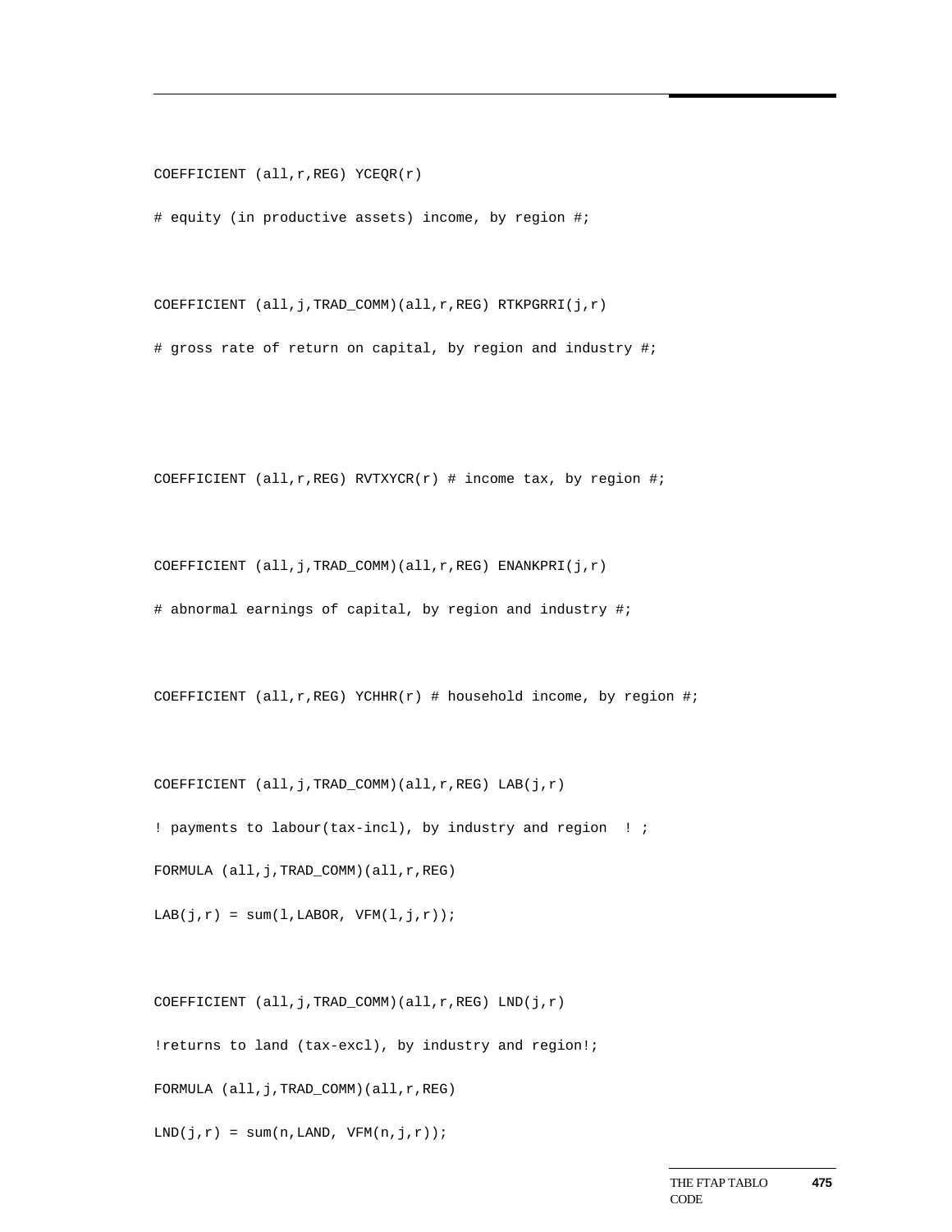```
COEFFICIENT (all,r,REG) YCEQR(r)
# equity (in productive assets) income, by region #;

COEFFICIENT (all,j,TRAD_COMM)(all,r,REG) RTKPGRRI(j,r)
# gross rate of return on capital, by region and industry #;


COEFFICIENT (all,r,REG) RVTXYCR(r) # income tax, by region #;

COEFFICIENT (all,j,TRAD_COMM)(all,r,REG) ENANKPRI(j,r)
# abnormal earnings of capital, by region and industry #;

COEFFICIENT (all,r,REG) YCHHR(r) # household income, by region #;

COEFFICIENT (all,j,TRAD_COMM)(all,r,REG) LAB(j,r)
! payments to labour(tax-incl), by industry and region  ! ;
FORMULA (all,j,TRAD_COMM)(all,r,REG)
LAB(j,r) = sum(l,LABOR, VFM(l,j,r));

COEFFICIENT (all,j,TRAD_COMM)(all,r,REG) LND(j,r)
!returns to land (tax-excl), by industry and region!;
FORMULA (all,j,TRAD_COMM)(all,r,REG)
LND(j,r) = sum(n,LAND, VFM(n,j,r));
```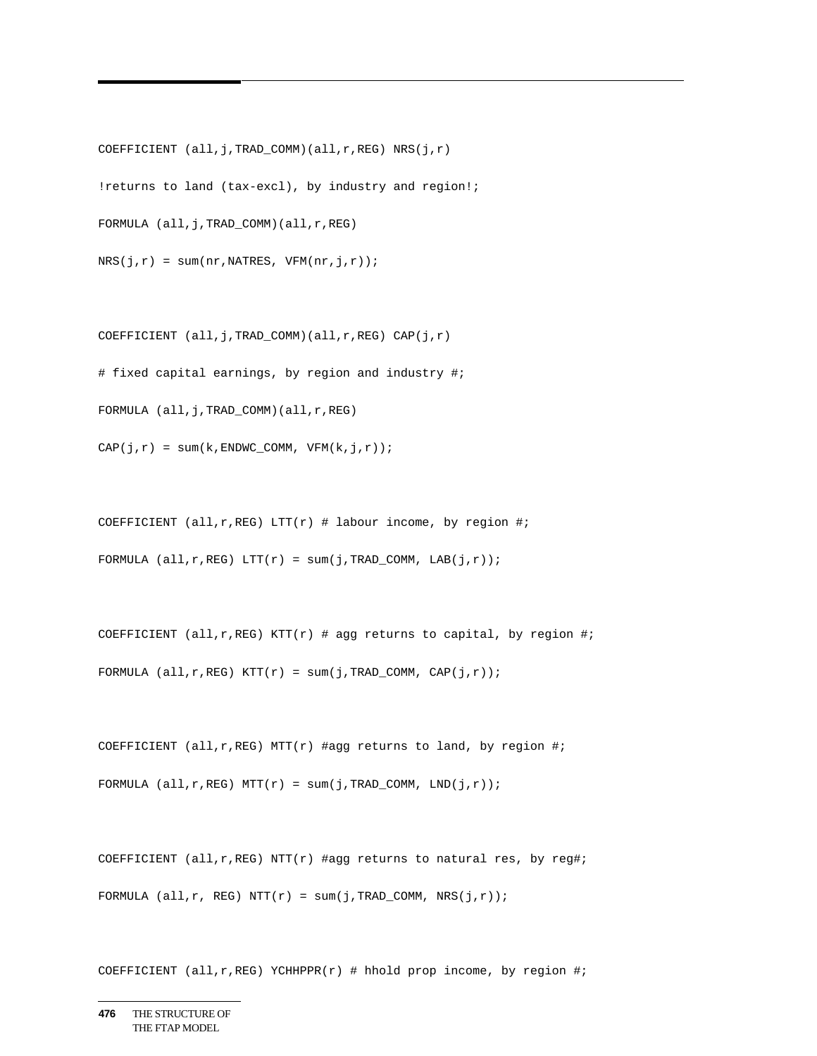```
COEFFICIENT (all,j,TRAD_COMM)(all,r,REG) NRS(j,r)

!returns to land (tax-excl), by industry and region!;

FORMULA (all,j,TRAD_COMM)(all,r,REG)

NRS(j,r) = sum(nr,NATRES, VFM(nr,j,r));


COEFFICIENT (all,j,TRAD_COMM)(all,r,REG) CAP(j,r)

# fixed capital earnings, by region and industry #;

FORMULA (all,j,TRAD_COMM)(all,r,REG)

CAP(j,r) = sum(k,ENDWC_COMM, VFM(k,j,r));


COEFFICIENT (all,r,REG) LTT(r) # labour income, by region #;

FORMULA (all,r,REG) LTT(r) = sum(j,TRAD_COMM, LAB(j,r));


COEFFICIENT (all,r,REG) KTT(r) # agg returns to capital, by region #;

FORMULA (all,r,REG) KTT(r) = sum(j,TRAD_COMM, CAP(j,r));


COEFFICIENT (all,r,REG) MTT(r) #agg returns to land, by region #;

FORMULA (all,r,REG) MTT(r) = sum(j,TRAD_COMM, LND(j,r));


COEFFICIENT (all,r,REG) NTT(r) #agg returns to natural res, by reg#;

FORMULA (all,r, REG) NTT(r) = sum(j,TRAD_COMM, NRS(j,r));


COEFFICIENT (all,r,REG) YCHHPPR(r) # hhold prop income, by region #;
```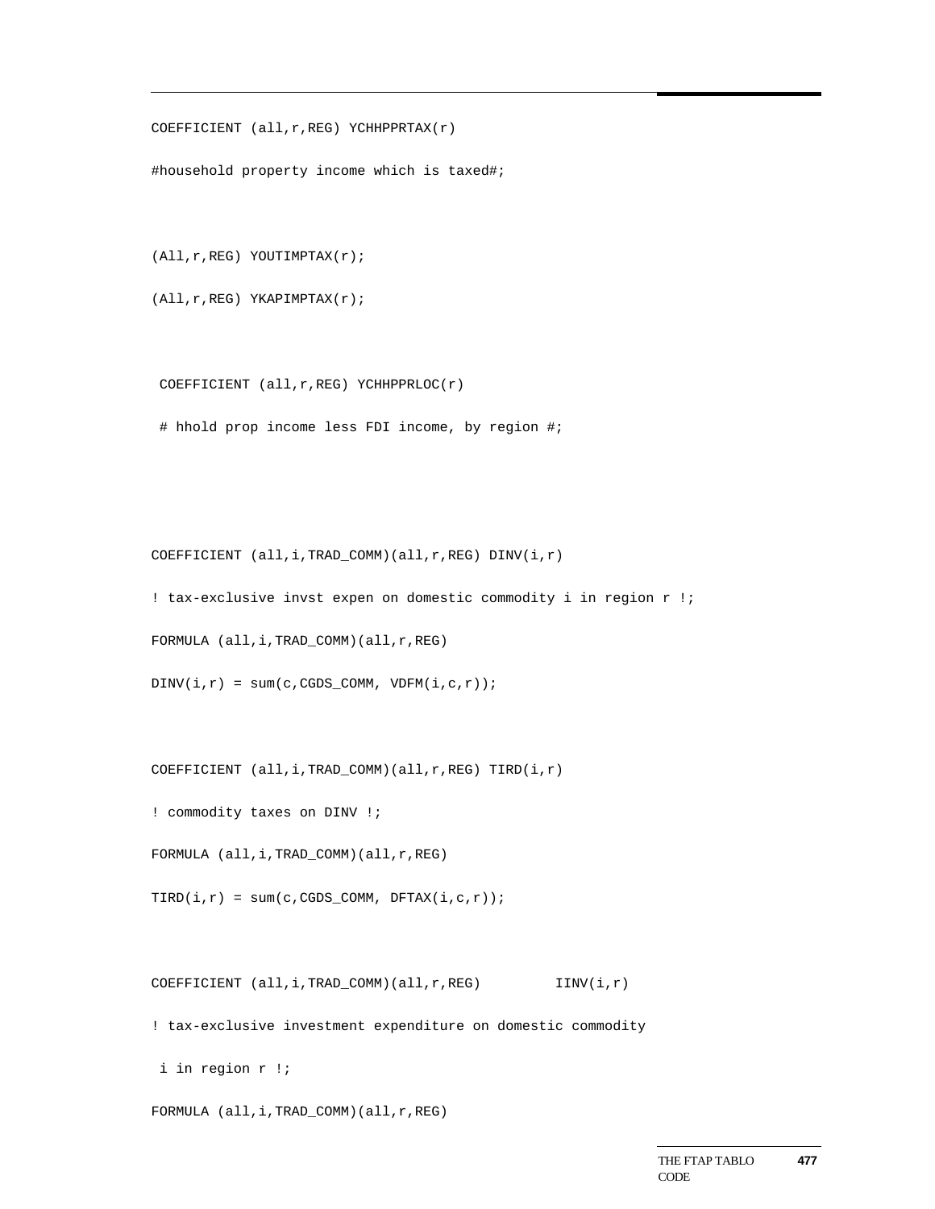```
COEFFICIENT (all,r,REG) YCHHPPRTAX(r)

#household property income which is taxed#;


(All,r,REG) YOUTIMPTAX(r);

(All,r,REG) YKAPIMPTAX(r);


 COEFFICIENT (all,r,REG) YCHHPPRLOC(r)

 # hhold prop income less FDI income, by region #;




COEFFICIENT (all,i,TRAD_COMM)(all,r,REG) DINV(i,r)

! tax-exclusive invst expen on domestic commodity i in region r !;

FORMULA (all,i,TRAD_COMM)(all,r,REG)

DINV(i,r) = sum(c,CGDS_COMM, VDFM(i,c,r));


COEFFICIENT (all,i,TRAD_COMM)(all,r,REG) TIRD(i,r)

! commodity taxes on DINV !;

FORMULA (all,i,TRAD_COMM)(all,r,REG)

TIRD(i,r) = sum(c,CGDS_COMM, DFTAX(i,c,r));


COEFFICIENT (all,i,TRAD_COMM)(all,r,REG)         IINV(i,r)

! tax-exclusive investment expenditure on domestic commodity

 i in region r !;

FORMULA (all,i,TRAD_COMM)(all,r,REG)
```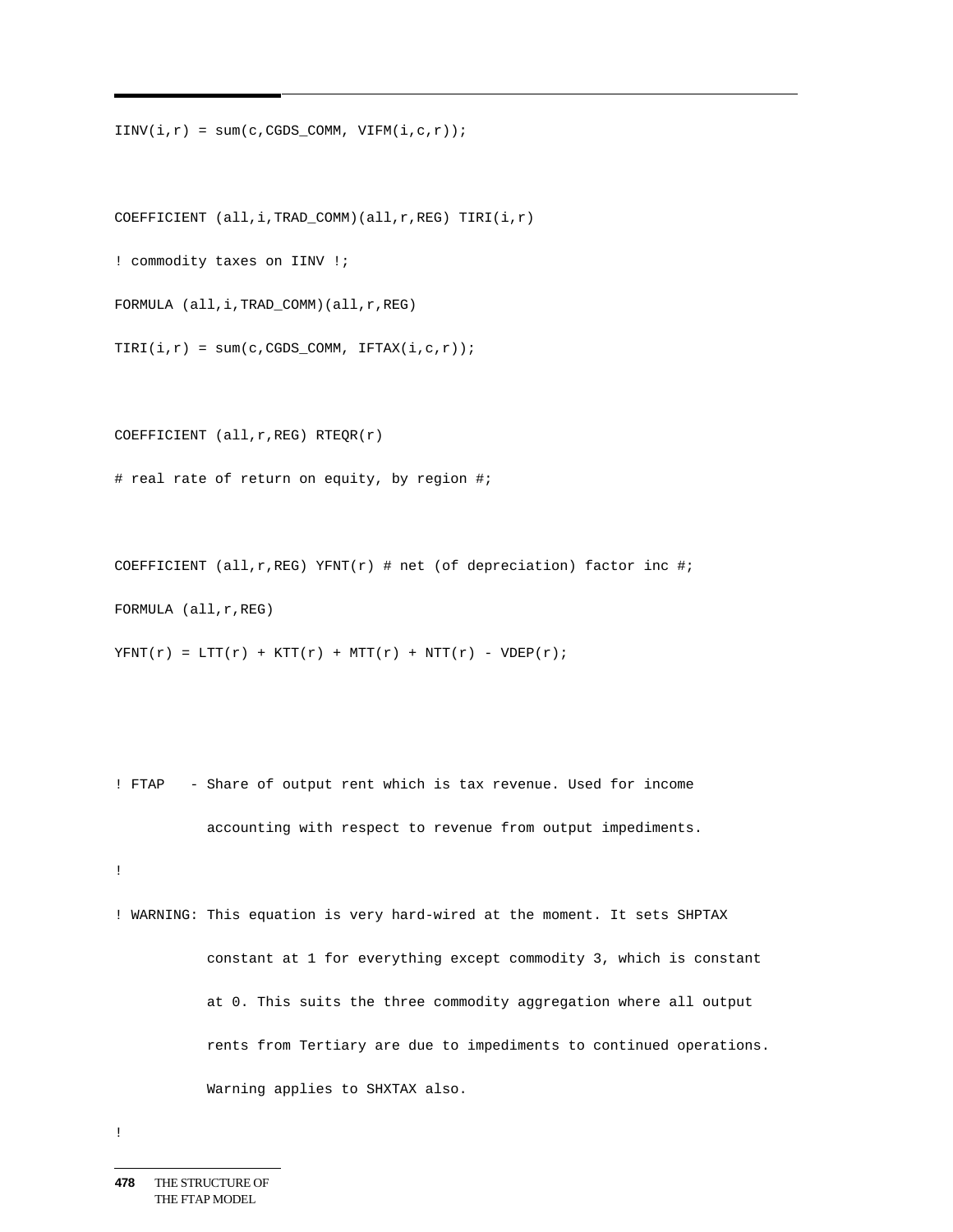```
IINV(i,r) = sum(c,CGDS_COMM, VIFM(i,c,r));


COEFFICIENT (all,i,TRAD_COMM)(all,r,REG) TIRI(i,r)

! commodity taxes on IINV !;

FORMULA (all,i,TRAD_COMM)(all,r,REG)

TIRI(i,r) = sum(c,CGDS_COMM, IFTAX(i,c,r));


COEFFICIENT (all,r,REG) RTEQR(r)

# real rate of return on equity, by region #;


COEFFICIENT (all,r,REG) YFNT(r) # net (of depreciation) factor inc #;

FORMULA (all,r,REG)

YFNT(r) = LTT(r) + KTT(r) + MTT(r) + NTT(r) - VDEP(r);




! FTAP   - Share of output rent which is tax revenue. Used for income

           accounting with respect to revenue from output impediments.

!

! WARNING: This equation is very hard-wired at the moment. It sets SHPTAX

           constant at 1 for everything except commodity 3, which is constant

           at 0. This suits the three commodity aggregation where all output

           rents from Tertiary are due to impediments to continued operations.

           Warning applies to SHXTAX also.

!
```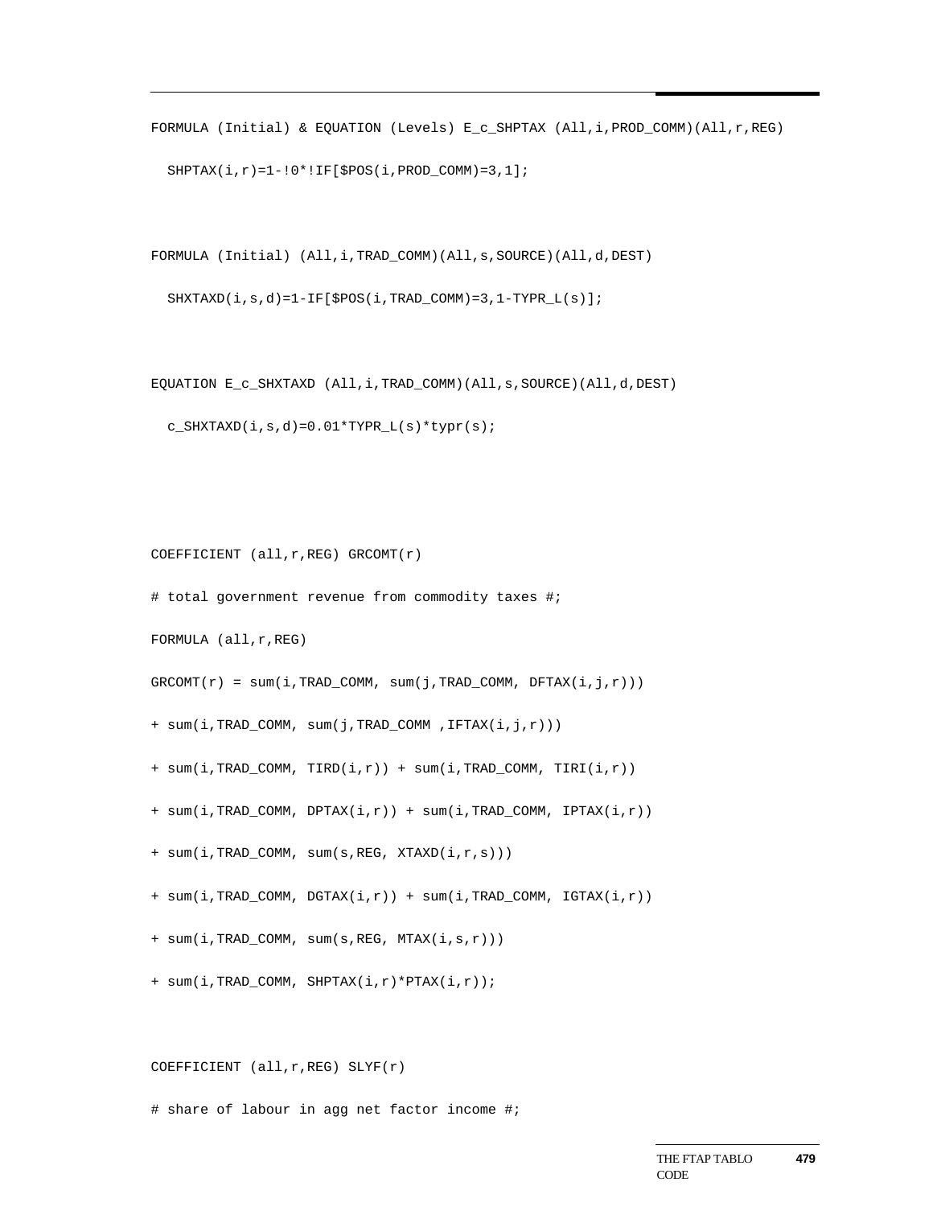```
FORMULA (Initial) & EQUATION (Levels) E_c_SHPTAX (All,i,PROD_COMM)(All,r,REG)
  SHPTAX(i,r)=1-!0*!IF[$POS(i,PROD_COMM)=3,1];


FORMULA (Initial) (All,i,TRAD_COMM)(All,s,SOURCE)(All,d,DEST)
  SHXTAXD(i,s,d)=1-IF[$POS(i,TRAD_COMM)=3,1-TYPR_L(s)];


EQUATION E_c_SHXTAXD (All,i,TRAD_COMM)(All,s,SOURCE)(All,d,DEST)
  c_SHXTAXD(i,s,d)=0.01*TYPR_L(s)*typr(s);




COEFFICIENT (all,r,REG) GRCOMT(r)
# total government revenue from commodity taxes #;
FORMULA (all,r,REG)
GRCOMT(r) = sum(i,TRAD_COMM, sum(j,TRAD_COMM, DFTAX(i,j,r)))
+ sum(i,TRAD_COMM, sum(j,TRAD_COMM ,IFTAX(i,j,r)))
+ sum(i,TRAD_COMM, TIRD(i,r)) + sum(i,TRAD_COMM, TIRI(i,r))
+ sum(i,TRAD_COMM, DPTAX(i,r)) + sum(i,TRAD_COMM, IPTAX(i,r))
+ sum(i,TRAD_COMM, sum(s,REG, XTAXD(i,r,s)))
+ sum(i,TRAD_COMM, DGTAX(i,r)) + sum(i,TRAD_COMM, IGTAX(i,r))
+ sum(i,TRAD_COMM, sum(s,REG, MTAX(i,s,r)))
+ sum(i,TRAD_COMM, SHPTAX(i,r)*PTAX(i,r));


COEFFICIENT (all,r,REG) SLYF(r)
# share of labour in agg net factor income #;
```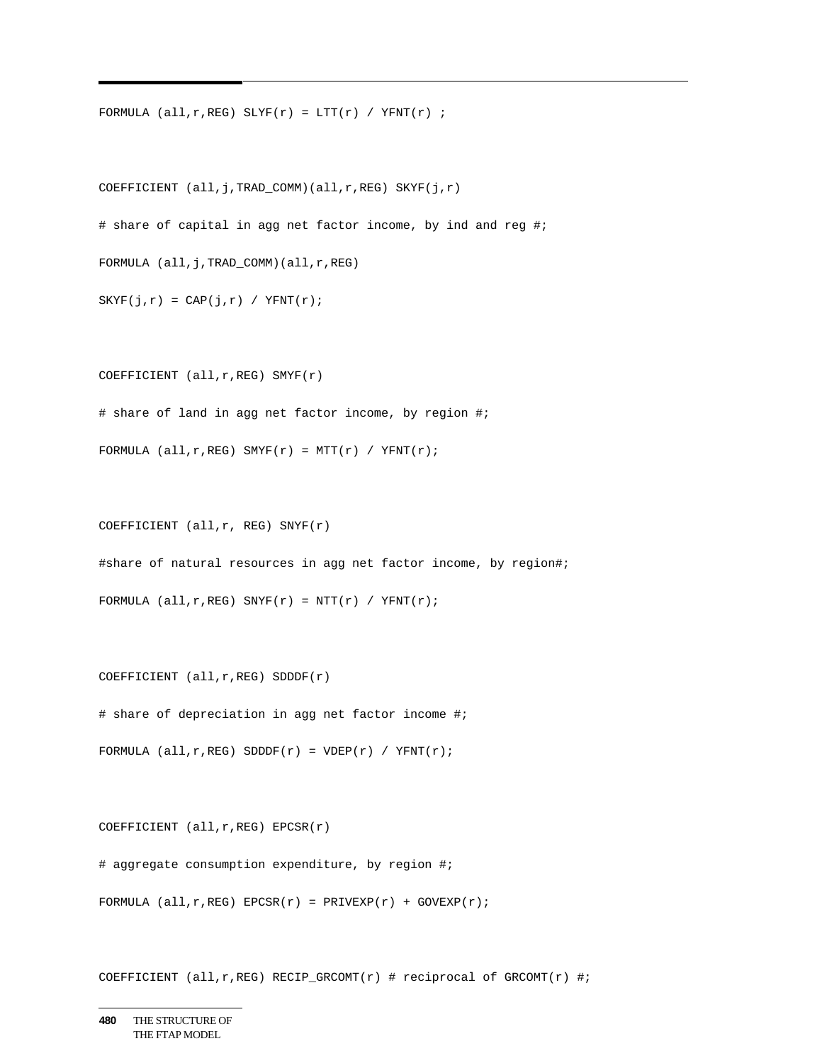```
FORMULA (all,r,REG) SLYF(r) = LTT(r) / YFNT(r) ;

COEFFICIENT (all,j,TRAD_COMM)(all,r,REG) SKYF(j,r)

# share of capital in agg net factor income, by ind and reg #;

FORMULA (all,j,TRAD_COMM)(all,r,REG)

SKYF(j,r) = CAP(j,r) / YFNT(r);

COEFFICIENT (all,r,REG) SMYF(r)

# share of land in agg net factor income, by region #;

FORMULA (all,r,REG) SMYF(r) = MTT(r) / YFNT(r);

COEFFICIENT (all,r, REG) SNYF(r)

#share of natural resources in agg net factor income, by region#;

FORMULA (all,r,REG) SNYF(r) = NTT(r) / YFNT(r);

COEFFICIENT (all,r,REG) SDDDF(r)

# share of depreciation in agg net factor income #;

FORMULA (all,r,REG) SDDDF(r) = VDEP(r) / YFNT(r);

COEFFICIENT (all,r,REG) EPCSR(r)

# aggregate consumption expenditure, by region #;

FORMULA (all,r,REG) EPCSR(r) = PRIVEXP(r) + GOVEXP(r);

COEFFICIENT (all,r,REG) RECIP_GRCOMT(r) # reciprocal of GRCOMT(r) #;
```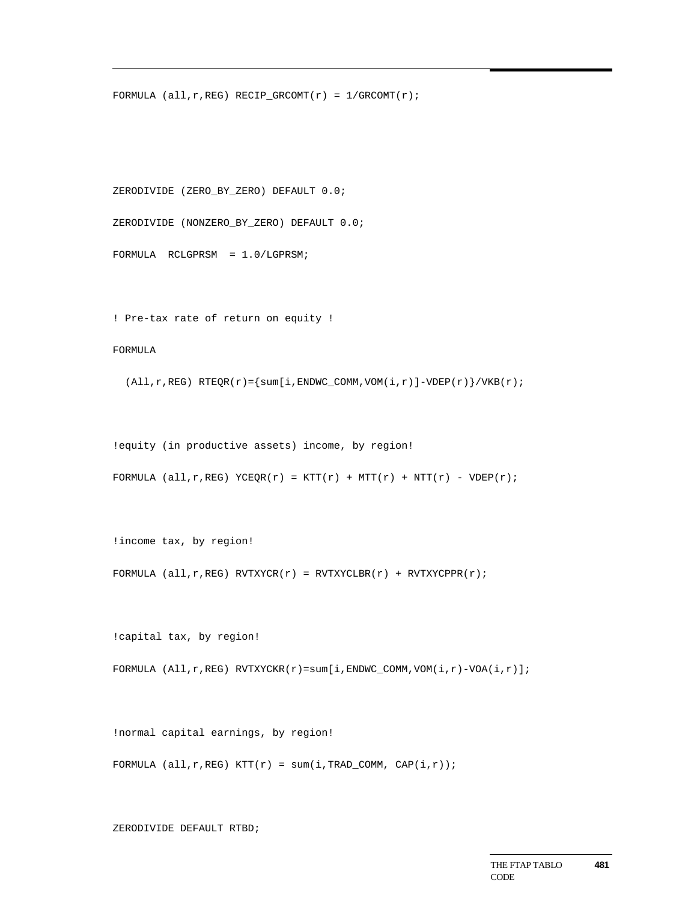```
FORMULA (all,r,REG) RECIP_GRCOMT(r) = 1/GRCOMT(r);



ZERODIVIDE (ZERO_BY_ZERO) DEFAULT 0.0;

ZERODIVIDE (NONZERO_BY_ZERO) DEFAULT 0.0;

FORMULA  RCLGPRSM  = 1.0/LGPRSM;


! Pre-tax rate of return on equity !

FORMULA

  (All,r,REG) RTEQR(r)={sum[i,ENDWC_COMM,VOM(i,r)]-VDEP(r)}/VKB(r);


!equity (in productive assets) income, by region!

FORMULA (all,r,REG) YCEQR(r) = KTT(r) + MTT(r) + NTT(r) - VDEP(r);


!income tax, by region!

FORMULA (all,r,REG) RVTXYCR(r) = RVTXYCLBR(r) + RVTXYCPPR(r);


!capital tax, by region!

FORMULA (All,r,REG) RVTXYCKR(r)=sum[i,ENDWC_COMM,VOM(i,r)-VOA(i,r)];


!normal capital earnings, by region!

FORMULA (all,r,REG) KTT(r) = sum(i,TRAD_COMM, CAP(i,r));


ZERODIVIDE DEFAULT RTBD;
```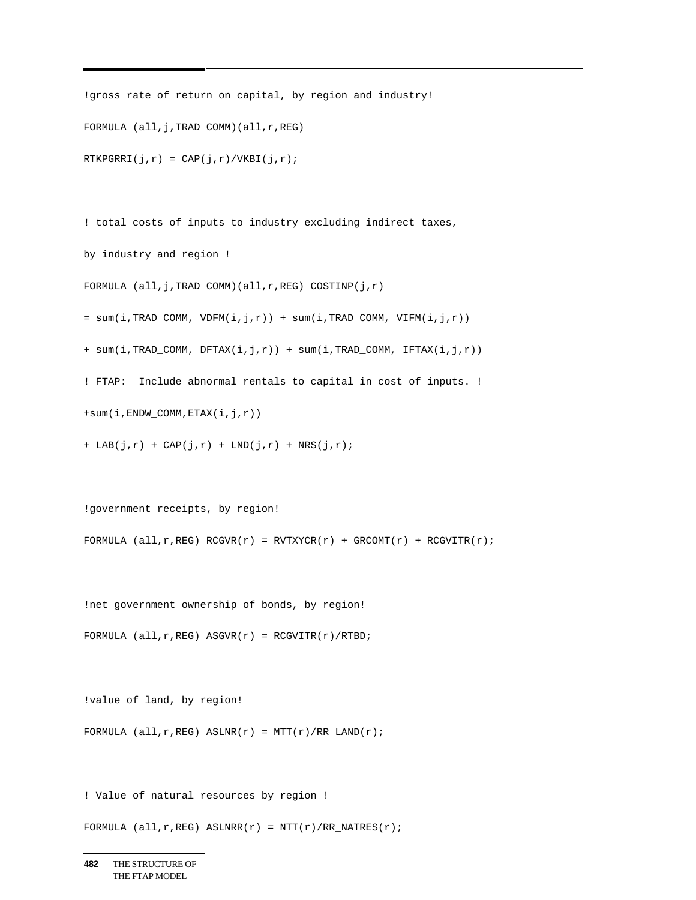```
!gross rate of return on capital, by region and industry!
FORMULA (all,j,TRAD_COMM)(all,r,REG)
RTKPGRRI(j,r) = CAP(j,r)/VKBI(j,r);


! total costs of inputs to industry excluding indirect taxes,
by industry and region !
FORMULA (all,j,TRAD_COMM)(all,r,REG) COSTINP(j,r)
= sum(i,TRAD_COMM, VDFM(i,j,r)) + sum(i,TRAD_COMM, VIFM(i,j,r))
+ sum(i,TRAD_COMM, DFTAX(i,j,r)) + sum(i,TRAD_COMM, IFTAX(i,j,r))
! FTAP:  Include abnormal rentals to capital in cost of inputs. !
+sum(i,ENDW_COMM,ETAX(i,j,r))
+ LAB(j,r) + CAP(j,r) + LND(j,r) + NRS(j,r);


!government receipts, by region!
FORMULA (all,r,REG) RCGVR(r) = RVTXYCR(r) + GRCOMT(r) + RCGVITR(r);


!net government ownership of bonds, by region!
FORMULA (all,r,REG) ASGVR(r) = RCGVITR(r)/RTBD;


!value of land, by region!
FORMULA (all,r,REG) ASLNR(r) = MTT(r)/RR_LAND(r);


! Value of natural resources by region !
FORMULA (all,r,REG) ASLNRR(r) = NTT(r)/RR_NATRES(r);
```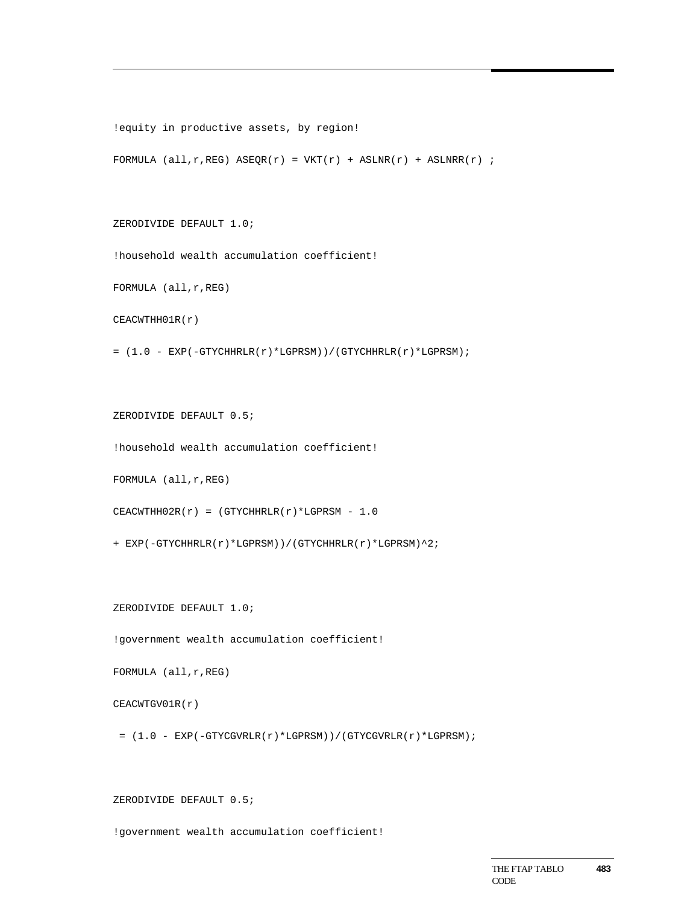```
!equity in productive assets, by region!

FORMULA (all,r,REG) ASEQR(r) = VKT(r) + ASLNR(r) + ASLNRR(r) ;


ZERODIVIDE DEFAULT 1.0;

!household wealth accumulation coefficient!

FORMULA (all,r,REG)

CEACWTHH01R(r)

= (1.0 - EXP(-GTYCHHRLR(r)*LGPRSM))/(GTYCHHRLR(r)*LGPRSM);


ZERODIVIDE DEFAULT 0.5;

!household wealth accumulation coefficient!

FORMULA (all,r,REG)

CEACWTHH02R(r) = (GTYCHHRLR(r)*LGPRSM - 1.0

+ EXP(-GTYCHHRLR(r)*LGPRSM))/(GTYCHHRLR(r)*LGPRSM)^2;


ZERODIVIDE DEFAULT 1.0;

!government wealth accumulation coefficient!

FORMULA (all,r,REG)

CEACWTGV01R(r)

 = (1.0 - EXP(-GTYCGVRLR(r)*LGPRSM))/(GTYCGVRLR(r)*LGPRSM);


ZERODIVIDE DEFAULT 0.5;

!government wealth accumulation coefficient!
```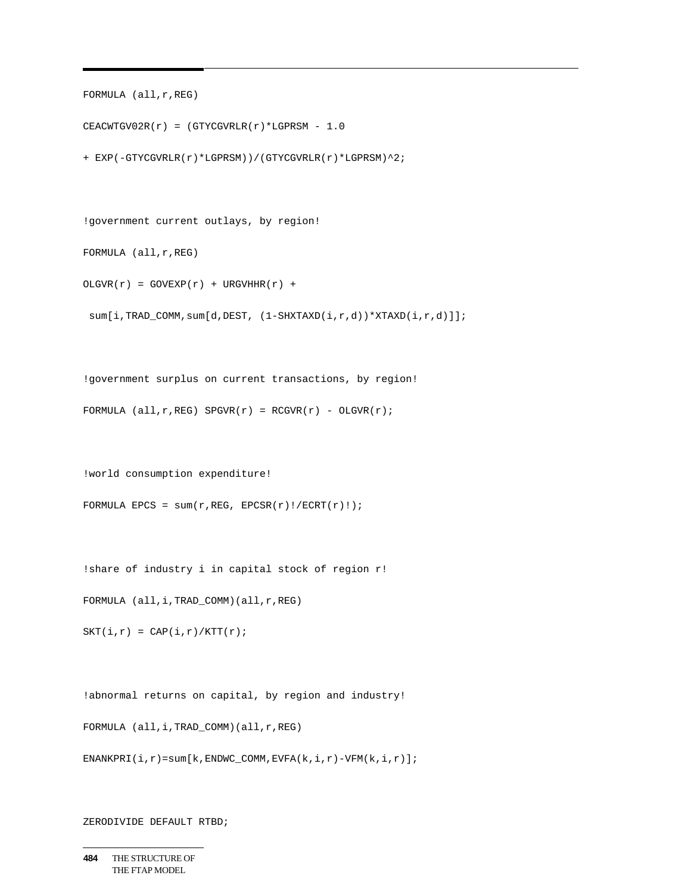```
FORMULA (all,r,REG)
CEACWTGV02R(r) = (GTYCGVRLR(r)*LGPRSM - 1.0
+ EXP(-GTYCGVRLR(r)*LGPRSM))/(GTYCGVRLR(r)*LGPRSM)^2;

!government current outlays, by region!
FORMULA (all,r,REG)
OLGVR(r) = GOVEXP(r) + URGVHHR(r) +
 sum[i,TRAD_COMM,sum[d,DEST, (1-SHXTAXD(i,r,d))*XTAXD(i,r,d)]];

!government surplus on current transactions, by region!
FORMULA (all,r,REG) SPGVR(r) = RCGVR(r) - OLGVR(r);

!world consumption expenditure!
FORMULA EPCS = sum(r,REG, EPCSR(r)!/ECRT(r)!);

!share of industry i in capital stock of region r!
FORMULA (all,i,TRAD_COMM)(all,r,REG)
SKT(i,r) = CAP(i,r)/KTT(r);

!abnormal returns on capital, by region and industry!
FORMULA (all,i,TRAD_COMM)(all,r,REG)
ENANKPRI(i,r)=sum[k,ENDWC_COMM,EVFA(k,i,r)-VFM(k,i,r)];

ZERODIVIDE DEFAULT RTBD;
```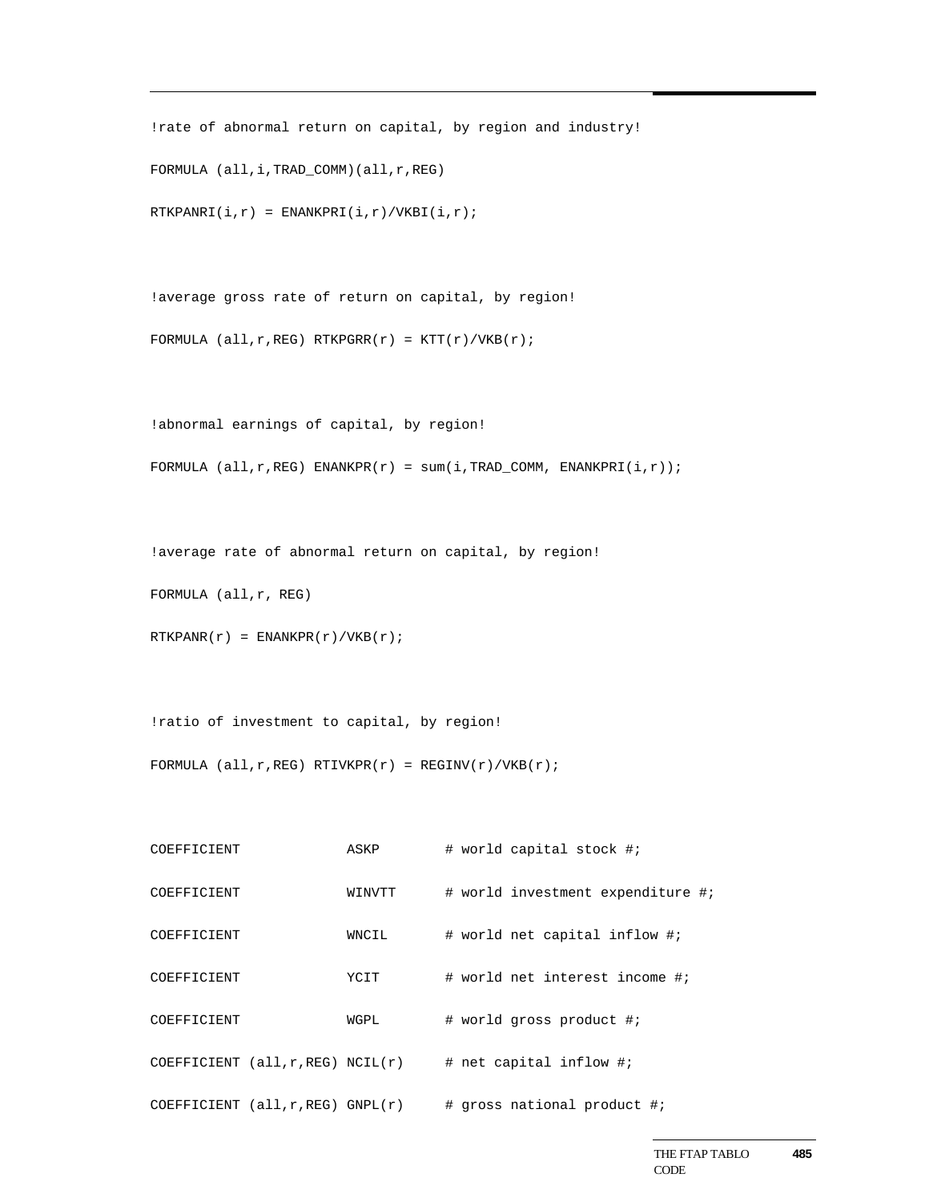```
!rate of abnormal return on capital, by region and industry!

FORMULA (all,i,TRAD_COMM)(all,r,REG)

RTKPANRI(i,r) = ENANKPRI(i,r)/VKBI(i,r);


!average gross rate of return on capital, by region!

FORMULA (all,r,REG) RTKPGRR(r) = KTT(r)/VKB(r);


!abnormal earnings of capital, by region!

FORMULA (all,r,REG) ENANKPR(r) = sum(i,TRAD_COMM, ENANKPRI(i,r));


!average rate of abnormal return on capital, by region!

FORMULA (all,r, REG)

RTKPANR(r) = ENANKPR(r)/VKB(r);


!ratio of investment to capital, by region!

FORMULA (all,r,REG) RTIVKPR(r) = REGINV(r)/VKB(r);


COEFFICIENT             ASKP        # world capital stock #;

COEFFICIENT             WINVTT      # world investment expenditure #;

COEFFICIENT             WNCIL       # world net capital inflow #;

COEFFICIENT             YCIT        # world net interest income #;

COEFFICIENT             WGPL        # world gross product #;

COEFFICIENT (all,r,REG) NCIL(r)     # net capital inflow #;

COEFFICIENT (all,r,REG) GNPL(r)     # gross national product #;
```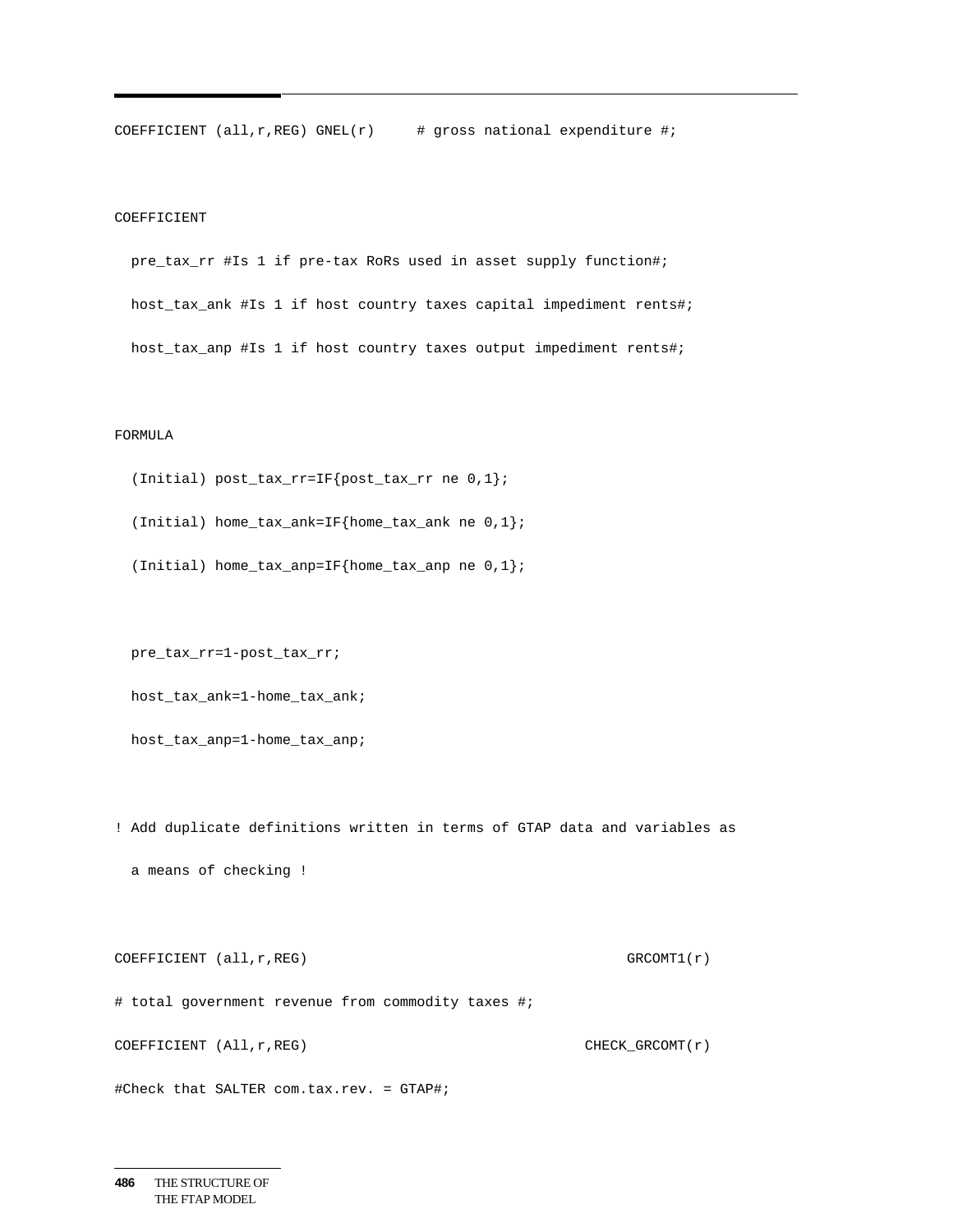```
COEFFICIENT (all,r,REG) GNEL(r)     # gross national expenditure #;


COEFFICIENT

  pre_tax_rr #Is 1 if pre-tax RoRs used in asset supply function#;

  host_tax_ank #Is 1 if host country taxes capital impediment rents#;

  host_tax_anp #Is 1 if host country taxes output impediment rents#;


FORMULA

  (Initial) post_tax_rr=IF{post_tax_rr ne 0,1};

  (Initial) home_tax_ank=IF{home_tax_ank ne 0,1};

  (Initial) home_tax_anp=IF{home_tax_anp ne 0,1};


  pre_tax_rr=1-post_tax_rr;

  host_tax_ank=1-home_tax_ank;

  host_tax_anp=1-home_tax_anp;


! Add duplicate definitions written in terms of GTAP data and variables as

  a means of checking !


COEFFICIENT (all,r,REG)                                     GRCOMT1(r)

# total government revenue from commodity taxes #;

COEFFICIENT (All,r,REG)                                CHECK_GRCOMT(r)

#Check that SALTER com.tax.rev. = GTAP#;
```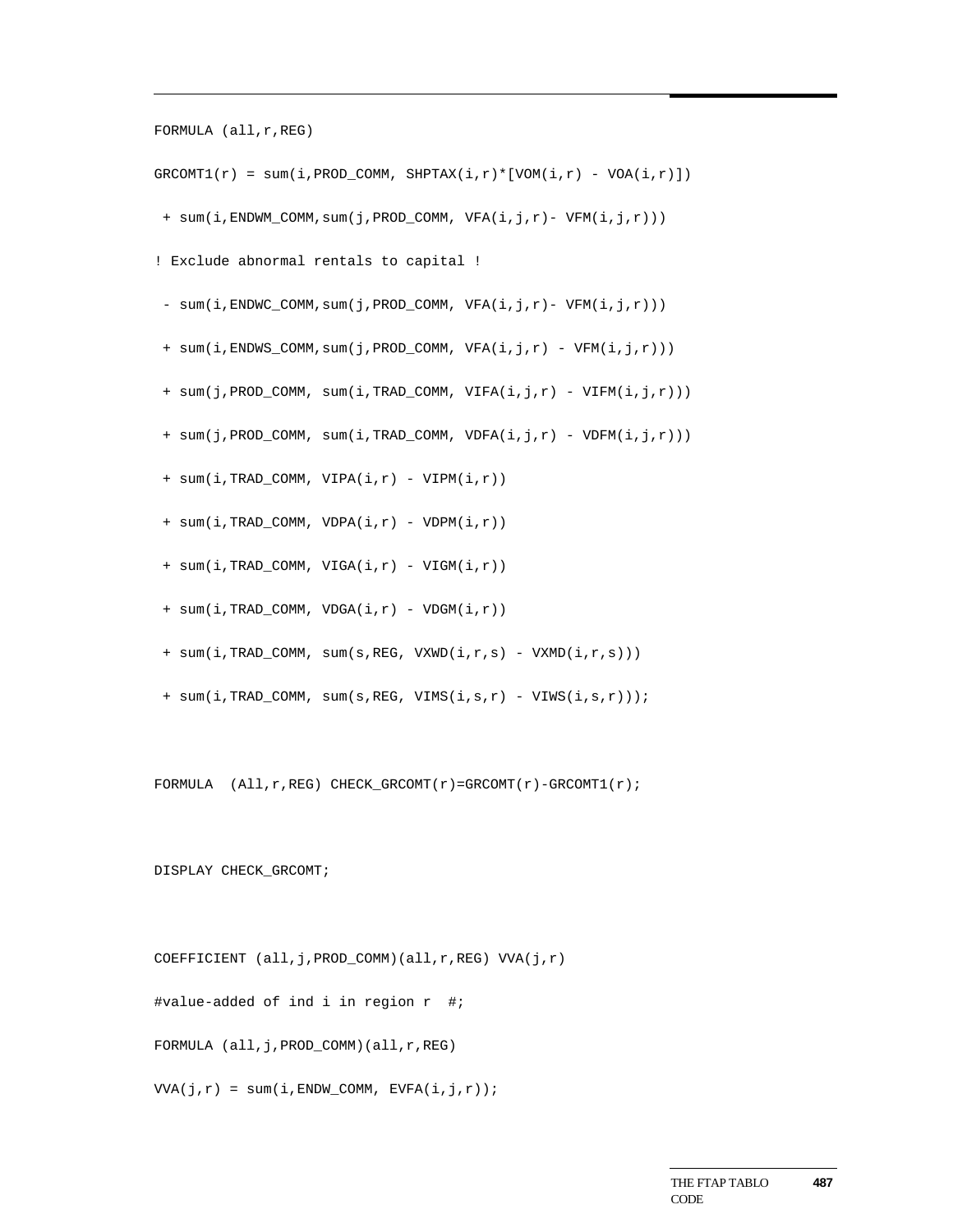```
FORMULA (all,r,REG)

GRCOMT1(r) = sum(i,PROD_COMM, SHPTAX(i,r)*[VOM(i,r) - VOA(i,r)])

 + sum(i,ENDWM_COMM,sum(j,PROD_COMM, VFA(i,j,r)- VFM(i,j,r)))

! Exclude abnormal rentals to capital !

 - sum(i,ENDWC_COMM,sum(j,PROD_COMM, VFA(i,j,r)- VFM(i,j,r)))

 + sum(i,ENDWS_COMM,sum(j,PROD_COMM, VFA(i,j,r) - VFM(i,j,r)))

 + sum(j,PROD_COMM, sum(i,TRAD_COMM, VIFA(i,j,r) - VIFM(i,j,r)))

 + sum(j,PROD_COMM, sum(i,TRAD_COMM, VDFA(i,j,r) - VDFM(i,j,r)))

 + sum(i,TRAD_COMM, VIPA(i,r) - VIPM(i,r))

 + sum(i,TRAD_COMM, VDPA(i,r) - VDPM(i,r))

 + sum(i,TRAD_COMM, VIGA(i,r) - VIGM(i,r))

 + sum(i,TRAD_COMM, VDGA(i,r) - VDGM(i,r))

 + sum(i,TRAD_COMM, sum(s,REG, VXWD(i,r,s) - VXMD(i,r,s)))

 + sum(i,TRAD_COMM, sum(s,REG, VIMS(i,s,r) - VIWS(i,s,r)));


FORMULA  (All,r,REG) CHECK_GRCOMT(r)=GRCOMT(r)-GRCOMT1(r);


DISPLAY CHECK_GRCOMT;


COEFFICIENT (all,j,PROD_COMM)(all,r,REG) VVA(j,r)

#value-added of ind i in region r  #;

FORMULA (all,j,PROD_COMM)(all,r,REG)

VVA(j,r) = sum(i,ENDW_COMM, EVFA(i,j,r));
```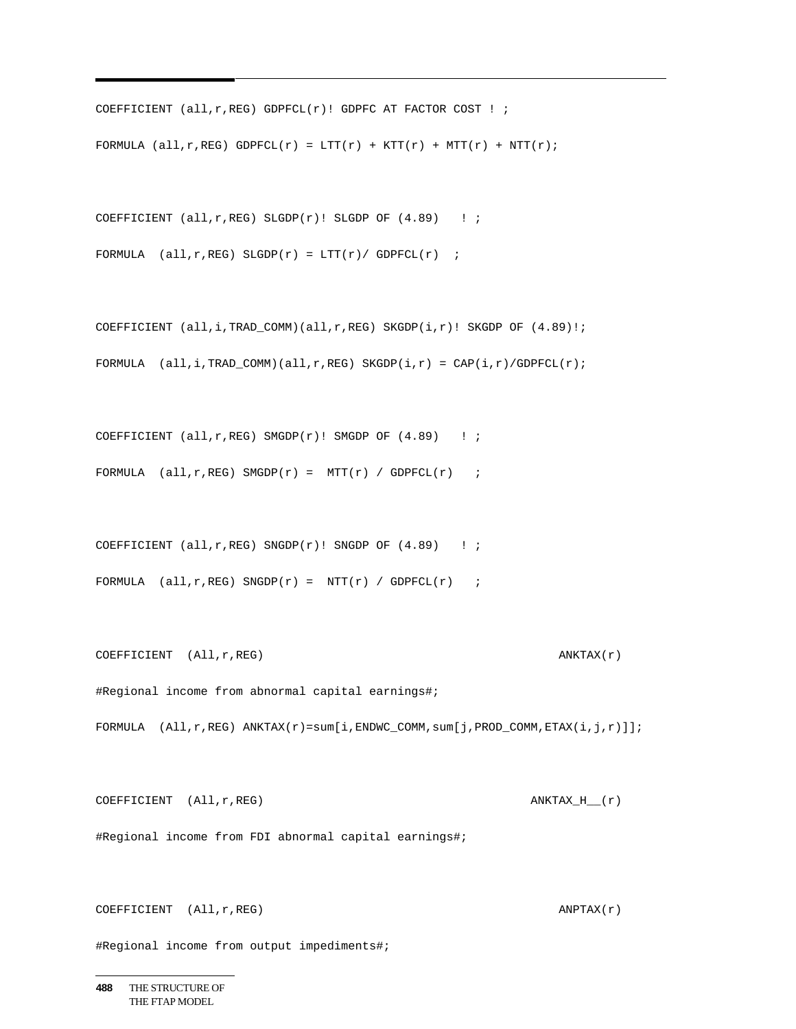```
COEFFICIENT (all,r,REG) GDPFCL(r)! GDPFC AT FACTOR COST ! ;

FORMULA (all,r,REG) GDPFCL(r) = LTT(r) + KTT(r) + MTT(r) + NTT(r);


COEFFICIENT (all,r,REG) SLGDP(r)! SLGDP OF (4.89)   ! ;

FORMULA  (all,r,REG) SLGDP(r) = LTT(r)/ GDPFCL(r)  ;


COEFFICIENT (all,i,TRAD_COMM)(all,r,REG) SKGDP(i,r)! SKGDP OF (4.89)!;

FORMULA  (all,i,TRAD_COMM)(all,r,REG) SKGDP(i,r) = CAP(i,r)/GDPFCL(r);


COEFFICIENT (all,r,REG) SMGDP(r)! SMGDP OF (4.89)   ! ;

FORMULA  (all,r,REG) SMGDP(r) =  MTT(r) / GDPFCL(r)   ;


COEFFICIENT (all,r,REG) SNGDP(r)! SNGDP OF (4.89)   ! ;

FORMULA  (all,r,REG) SNGDP(r) =  NTT(r) / GDPFCL(r)   ;


COEFFICIENT  (All,r,REG)                                         ANKTAX(r)

#Regional income from abnormal capital earnings#;

FORMULA  (All,r,REG) ANKTAX(r)=sum[i,ENDWC_COMM,sum[j,PROD_COMM,ETAX(i,j,r)]];


COEFFICIENT  (All,r,REG)                                      ANKTAX_H__(r)

#Regional income from FDI abnormal capital earnings#;


COEFFICIENT  (All,r,REG)                                         ANPTAX(r)

#Regional income from output impediments#;
```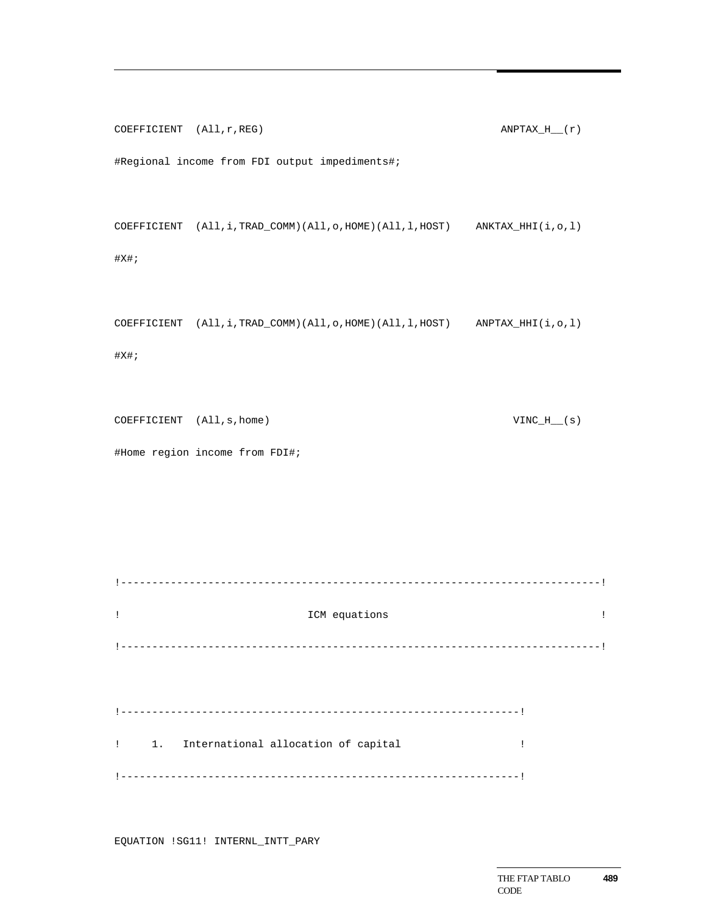```
COEFFICIENT  (All,r,REG)                                    ANPTAX_H__(r)
#Regional income from FDI output impediments#;


COEFFICIENT  (All,i,TRAD_COMM)(All,o,HOME)(All,l,HOST)    ANKTAX_HHI(i,o,l)
#X#;


COEFFICIENT  (All,i,TRAD_COMM)(All,o,HOME)(All,l,HOST)    ANPTAX_HHI(i,o,l)
#X#;


COEFFICIENT  (All,s,home)                                    VINC_H__(s)
#Home region income from FDI#;




!---------------------------------------------------------------------------!
!                              ICM equations                                !
!---------------------------------------------------------------------------!


!---------------------------------------------------------------!
!     1.   International allocation of capital                  !
!---------------------------------------------------------------!


EQUATION !SG11! INTERNL_INTT_PARY
```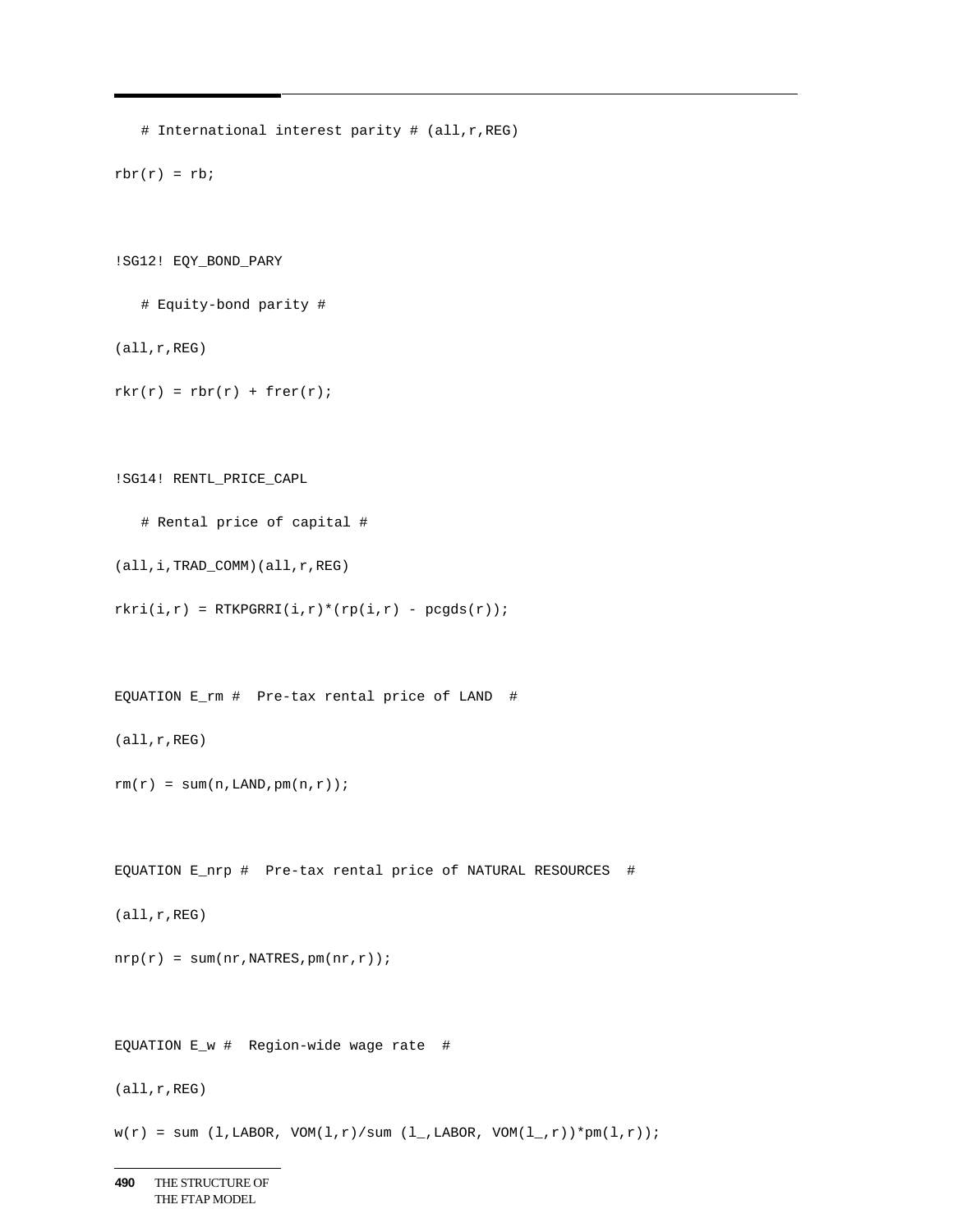```
   # International interest parity # (all,r,REG)

rbr(r) = rb;


!SG12! EQY_BOND_PARY

   # Equity-bond parity #

(all,r,REG)

rkr(r) = rbr(r) + frer(r);


!SG14! RENTL_PRICE_CAPL

   # Rental price of capital #

(all,i,TRAD_COMM)(all,r,REG)

rkri(i,r) = RTKPGRRI(i,r)*(rp(i,r) - pcgds(r));


EQUATION E_rm #  Pre-tax rental price of LAND  #

(all,r,REG)

rm(r) = sum(n,LAND,pm(n,r));


EQUATION E_nrp #  Pre-tax rental price of NATURAL RESOURCES  #

(all,r,REG)

nrp(r) = sum(nr,NATRES,pm(nr,r));


EQUATION E_w #  Region-wide wage rate  #

(all,r,REG)

w(r) = sum (l,LABOR, VOM(l,r)/sum (l_,LABOR, VOM(l_,r))*pm(l,r));
```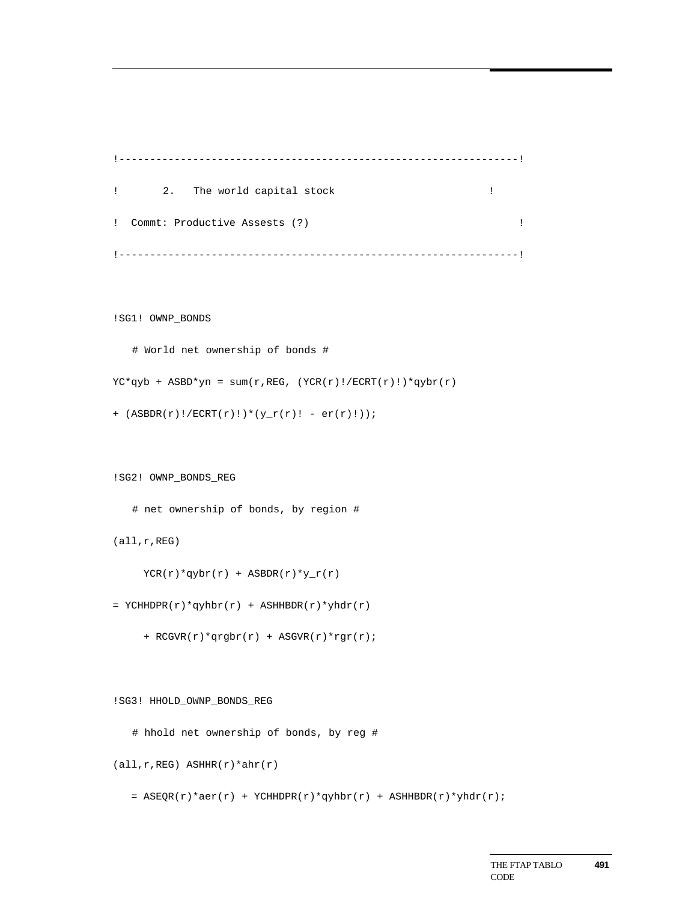```
!---------------------------------------------------------------!
!       2.   The world capital stock                        !
!  Commt: Productive Assests (?)                                 !
!---------------------------------------------------------------!

!SG1! OWNP_BONDS
   # World net ownership of bonds #
YC*qyb + ASBD*yn = sum(r,REG, (YCR(r)!/ECRT(r)!)*qybr(r)
+ (ASBDR(r)!/ECRT(r)!)*(y_r(r)! - er(r)!));

!SG2! OWNP_BONDS_REG
   # net ownership of bonds, by region #
(all,r,REG)
     YCR(r)*qybr(r) + ASBDR(r)*y_r(r)
= YCHHDPR(r)*qyhbr(r) + ASHHBDR(r)*yhdr(r)
     + RCGVR(r)*qrgbr(r) + ASGVR(r)*rgr(r);

!SG3! HHOLD_OWNP_BONDS_REG
   # hhold net ownership of bonds, by reg #
(all,r,REG) ASHHR(r)*ahr(r)
   = ASEQR(r)*aer(r) + YCHHDPR(r)*qyhbr(r) + ASHHBDR(r)*yhdr(r);
```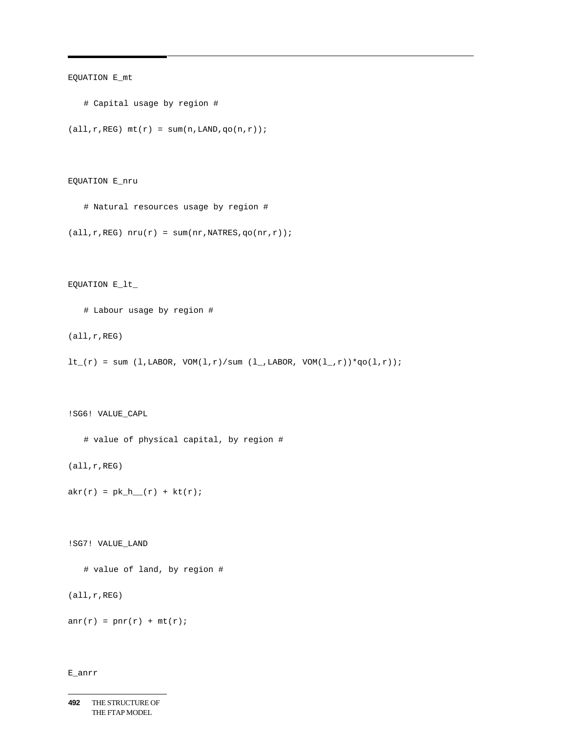```
EQUATION E_mt

   # Capital usage by region #

(all,r,REG) mt(r) = sum(n,LAND,qo(n,r));



EQUATION E_nru

   # Natural resources usage by region #

(all,r,REG) nru(r) = sum(nr,NATRES,qo(nr,r));



EQUATION E_lt_

   # Labour usage by region #

(all,r,REG)

lt_(r) = sum (l,LABOR, VOM(l,r)/sum (l_,LABOR, VOM(l_,r))*qo(l,r));



!SG6! VALUE_CAPL

   # value of physical capital, by region #

(all,r,REG)

akr(r) = pk_h__(r) + kt(r);



!SG7! VALUE_LAND

   # value of land, by region #

(all,r,REG)

anr(r) = pnr(r) + mt(r);



E_anrr
```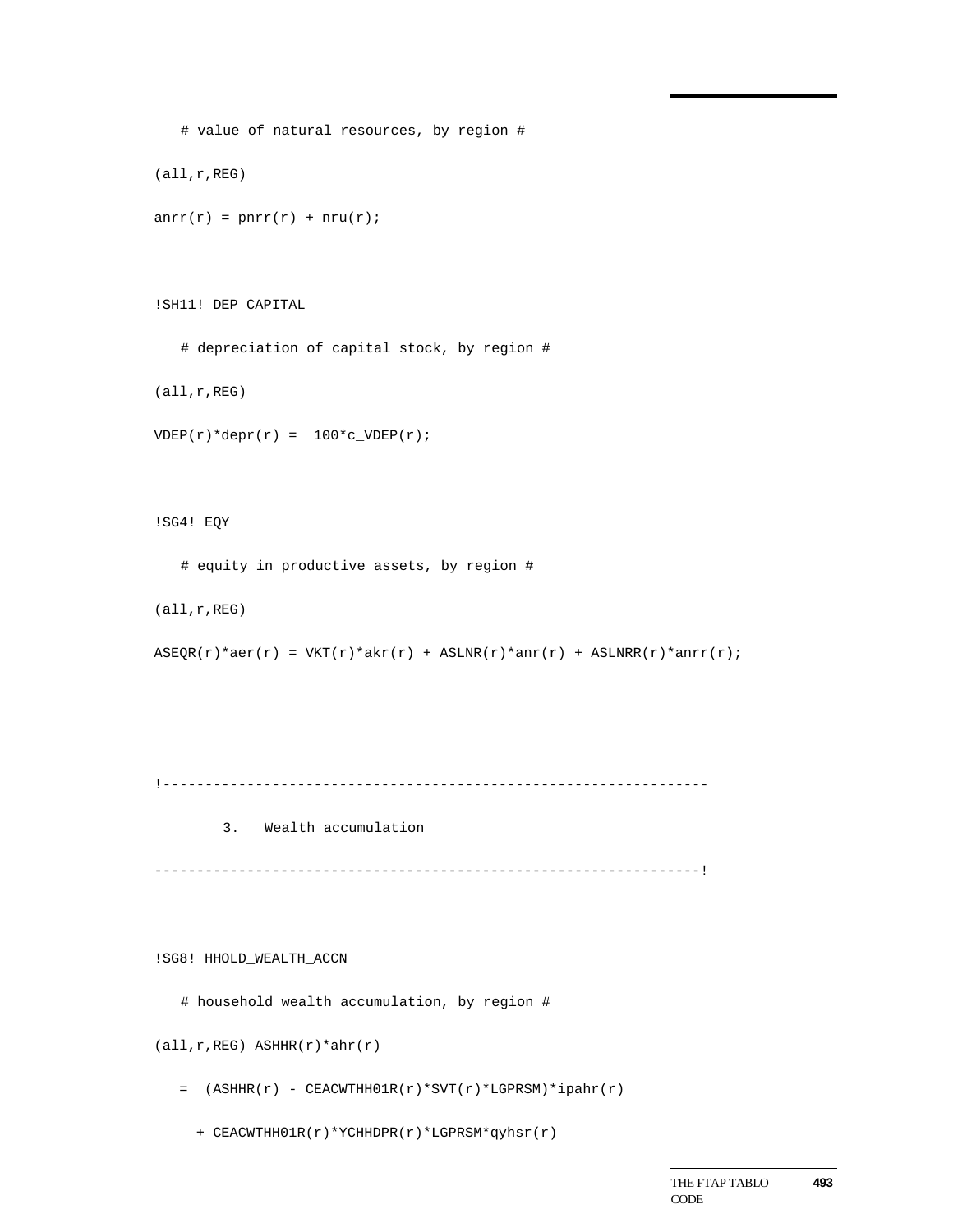```
   # value of natural resources, by region #
(all,r,REG)
anrr(r) = pnrr(r) + nru(r);


!SH11! DEP_CAPITAL
   # depreciation of capital stock, by region #
(all,r,REG)
VDEP(r)*depr(r) =  100*c_VDEP(r);


!SG4! EQY
   # equity in productive assets, by region #
(all,r,REG)
ASEQR(r)*aer(r) = VKT(r)*akr(r) + ASLNR(r)*anr(r) + ASLNRR(r)*anrr(r);



!----------------------------------------------------------------
        3.   Wealth accumulation
----------------------------------------------------------------!


!SG8! HHOLD_WEALTH_ACCN
   # household wealth accumulation, by region #
(all,r,REG) ASHHR(r)*ahr(r)
   =  (ASHHR(r) - CEACWTHH01R(r)*SVT(r)*LGPRSM)*ipahr(r)
     + CEACWTHH01R(r)*YCHHDPR(r)*LGPRSM*qyhsr(r)
```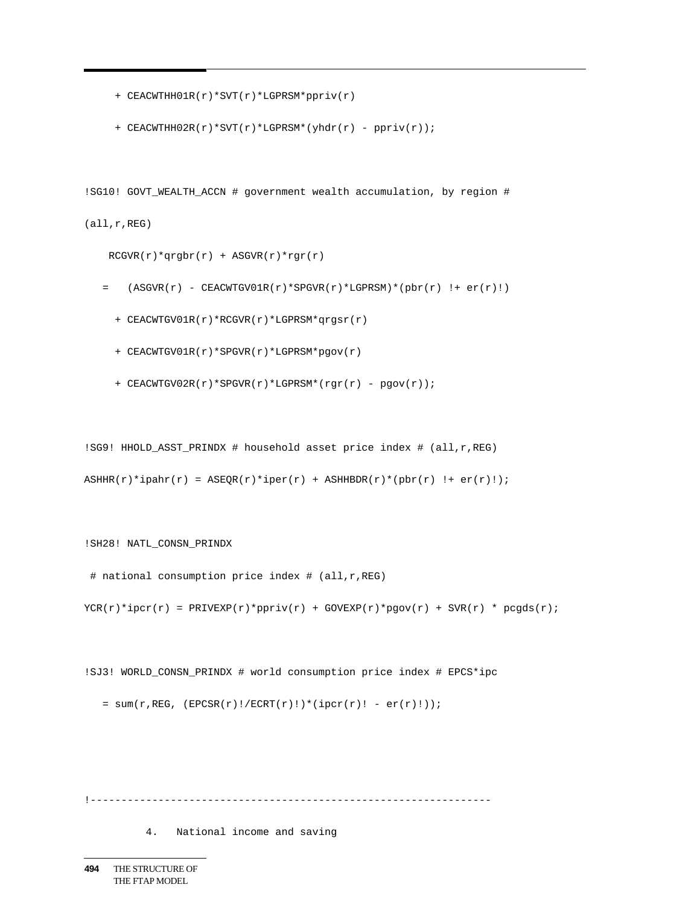```
     + CEACWTHH01R(r)*SVT(r)*LGPRSM*ppriv(r)

     + CEACWTHH02R(r)*SVT(r)*LGPRSM*(yhdr(r) - ppriv(r));


!SG10! GOVT_WEALTH_ACCN # government wealth accumulation, by region #

(all,r,REG)

    RCGVR(r)*qrgbr(r) + ASGVR(r)*rgr(r)

   =   (ASGVR(r) - CEACWTGV01R(r)*SPGVR(r)*LGPRSM)*(pbr(r) !+ er(r)!)

     + CEACWTGV01R(r)*RCGVR(r)*LGPRSM*qrgsr(r)

     + CEACWTGV01R(r)*SPGVR(r)*LGPRSM*pgov(r)

     + CEACWTGV02R(r)*SPGVR(r)*LGPRSM*(rgr(r) - pgov(r));


!SG9! HHOLD_ASST_PRINDX # household asset price index # (all,r,REG)

ASHHR(r)*ipahr(r) = ASEQR(r)*iper(r) + ASHHBDR(r)*(pbr(r) !+ er(r)!);


!SH28! NATL_CONSN_PRINDX

 # national consumption price index # (all,r,REG)

YCR(r)*ipcr(r) = PRIVEXP(r)*ppriv(r) + GOVEXP(r)*pgov(r) + SVR(r) * pcgds(r);


!SJ3! WORLD_CONSN_PRINDX # world consumption price index # EPCS*ipc

   = sum(r,REG, (EPCSR(r)!/ECRT(r)!)*(ipcr(r)! - er(r)!));



!----------------------------------------------------------------

          4.   National income and saving
```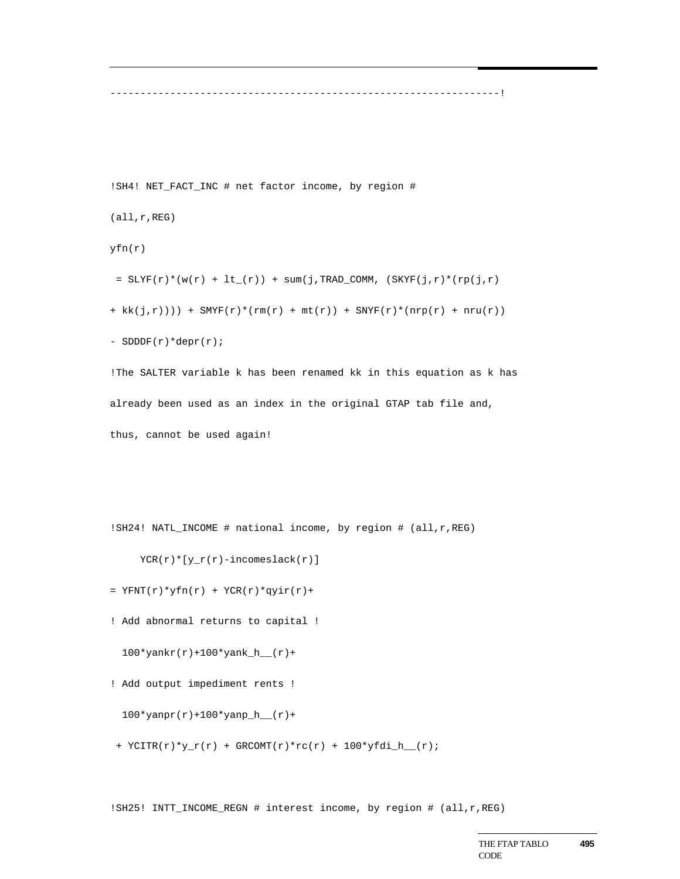```
----------------------------------------------------------------!



!SH4! NET_FACT_INC # net factor income, by region #
(all,r,REG)
yfn(r)
 = SLYF(r)*(w(r) + lt_(r)) + sum(j,TRAD_COMM, (SKYF(j,r)*(rp(j,r)
+ kk(j,r)))) + SMYF(r)*(rm(r) + mt(r)) + SNYF(r)*(nrp(r) + nru(r))
- SDDDF(r)*depr(r);
!The SALTER variable k has been renamed kk in this equation as k has
already been used as an index in the original GTAP tab file and,
thus, cannot be used again!



!SH24! NATL_INCOME # national income, by region # (all,r,REG)
     YCR(r)*[y_r(r)-incomeslack(r)]
= YFNT(r)*yfn(r) + YCR(r)*qyir(r)+
! Add abnormal returns to capital !
  100*yankr(r)+100*yank_h__(r)+
! Add output impediment rents !
  100*yanpr(r)+100*yanp_h__(r)+
 + YCITR(r)*y_r(r) + GRCOMT(r)*rc(r) + 100*yfdi_h__(r);


!SH25! INTT_INCOME_REGN # interest income, by region # (all,r,REG)
```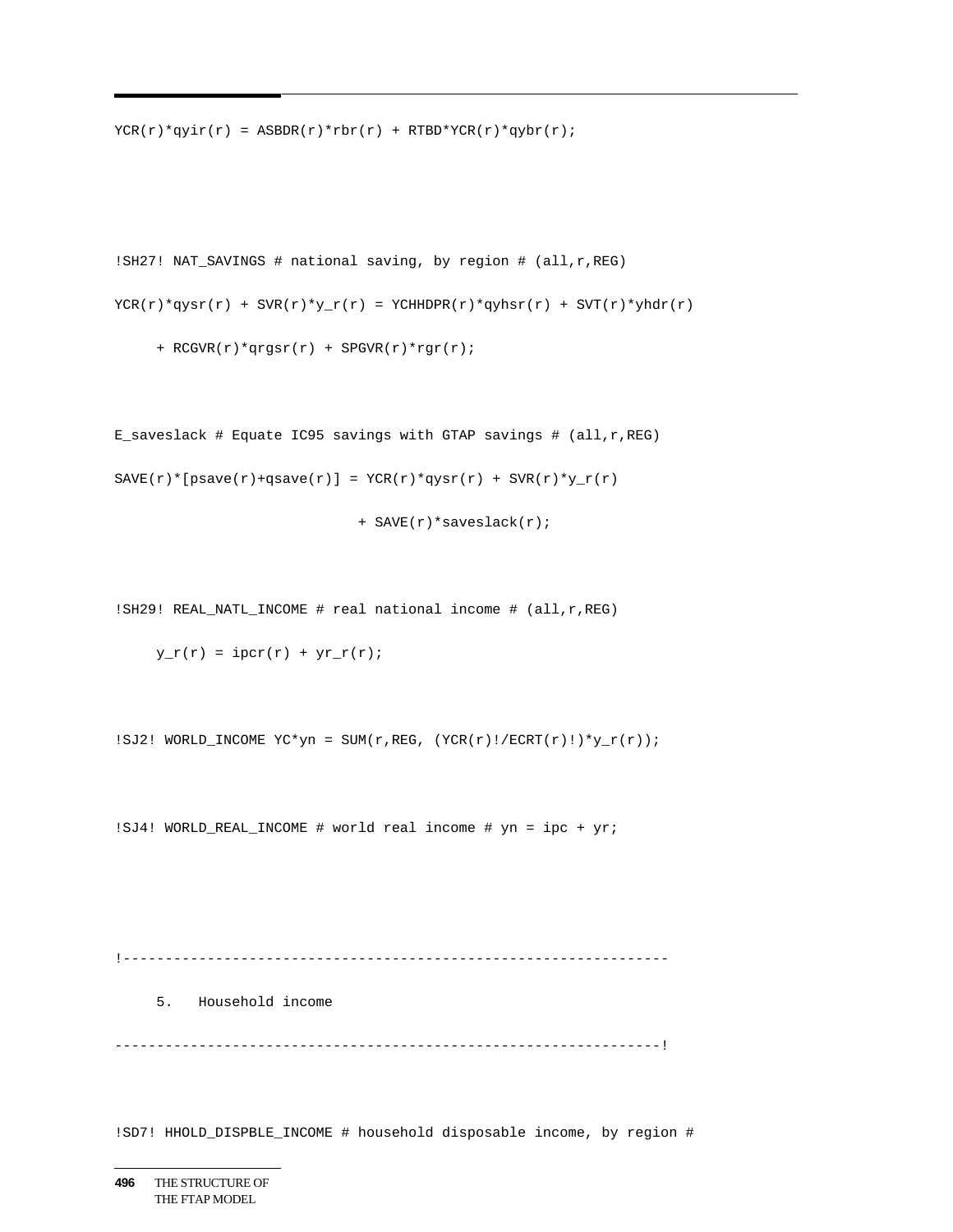```
YCR(r)*qyir(r) = ASBDR(r)*rbr(r) + RTBD*YCR(r)*qybr(r);



!SH27! NAT_SAVINGS # national saving, by region # (all,r,REG)

YCR(r)*qysr(r) + SVR(r)*y_r(r) = YCHHDPR(r)*qyhsr(r) + SVT(r)*yhdr(r)

     + RCGVR(r)*qrgsr(r) + SPGVR(r)*rgr(r);


E_saveslack # Equate IC95 savings with GTAP savings # (all,r,REG)

SAVE(r)*[psave(r)+qsave(r)] = YCR(r)*qysr(r) + SVR(r)*y_r(r)

                             + SAVE(r)*saveslack(r);


!SH29! REAL_NATL_INCOME # real national income # (all,r,REG)

     y_r(r) = ipcr(r) + yr_r(r);


!SJ2! WORLD_INCOME YC*yn = SUM(r,REG, (YCR(r)!/ECRT(r)!)*y_r(r));


!SJ4! WORLD_REAL_INCOME # world real income # yn = ipc + yr;



!-----------------------------------------------------------------

     5.   Household income

-----------------------------------------------------------------!


!SD7! HHOLD_DISPBLE_INCOME # household disposable income, by region #
```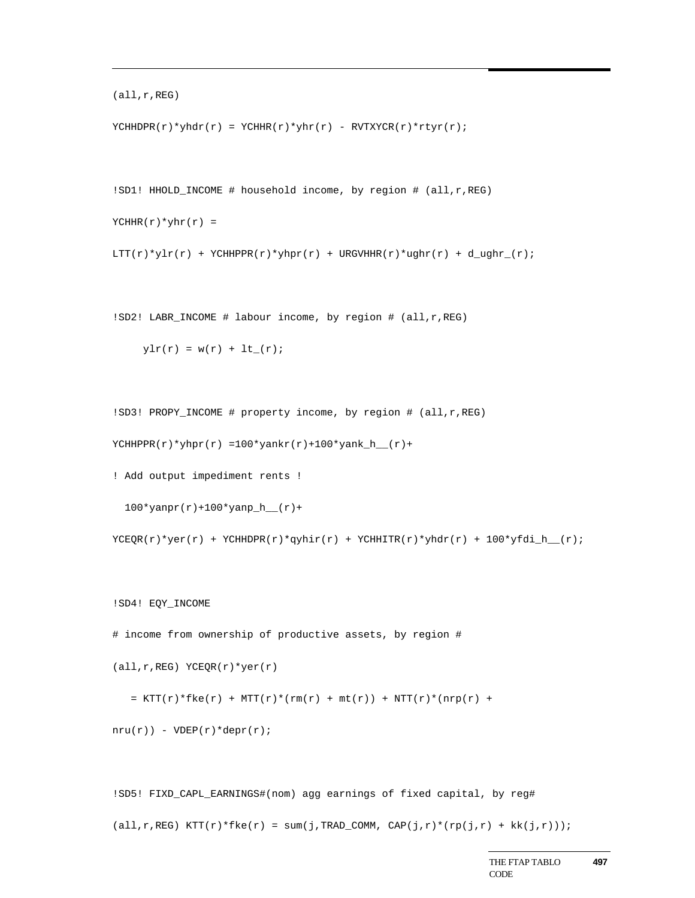```
(all,r,REG)

YCHHDPR(r)*yhdr(r) = YCHHR(r)*yhr(r) - RVTXYCR(r)*rtyr(r);


!SD1! HHOLD_INCOME # household income, by region # (all,r,REG)

YCHHR(r)*yhr(r) =

LTT(r)*ylr(r) + YCHHPPR(r)*yhpr(r) + URGVHHR(r)*ughr(r) + d_ughr_(r);


!SD2! LABR_INCOME # labour income, by region # (all,r,REG)

     ylr(r) = w(r) + lt_(r);


!SD3! PROPY_INCOME # property income, by region # (all,r,REG)

YCHHPPR(r)*yhpr(r) =100*yankr(r)+100*yank_h__(r)+

! Add output impediment rents !

  100*yanpr(r)+100*yanp_h__(r)+

YCEQR(r)*yer(r) + YCHHDPR(r)*qyhir(r) + YCHHITR(r)*yhdr(r) + 100*yfdi_h__(r);


!SD4! EQY_INCOME

# income from ownership of productive assets, by region #

(all,r,REG) YCEQR(r)*yer(r)

   = KTT(r)*fke(r) + MTT(r)*(rm(r) + mt(r)) + NTT(r)*(nrp(r) +

nru(r)) - VDEP(r)*depr(r);


!SD5! FIXD_CAPL_EARNINGS#(nom) agg earnings of fixed capital, by reg#

(all,r,REG) KTT(r)*fke(r) = sum(j,TRAD_COMM, CAP(j,r)*(rp(j,r) + kk(j,r)));
```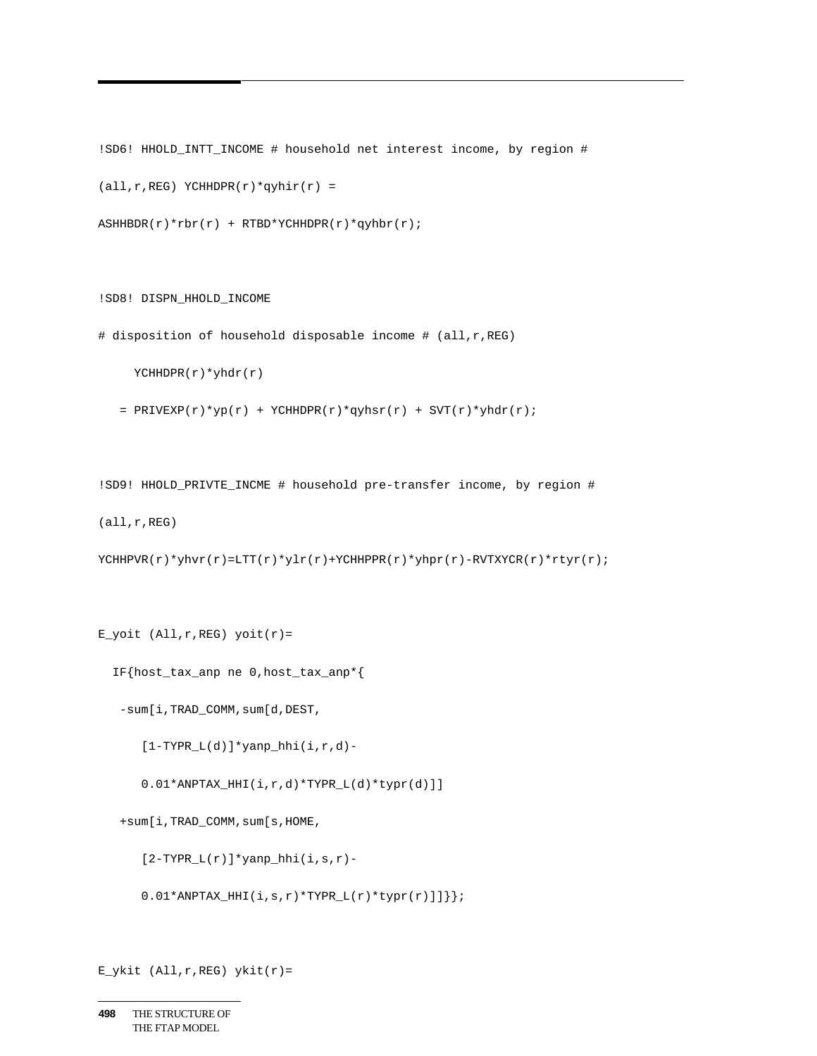```
!SD6! HHOLD_INTT_INCOME # household net interest income, by region #
(all,r,REG) YCHHDPR(r)*qyhir(r) =
ASHHBDR(r)*rbr(r) + RTBD*YCHHDPR(r)*qyhbr(r);


!SD8! DISPN_HHOLD_INCOME
# disposition of household disposable income # (all,r,REG)
     YCHHDPR(r)*yhdr(r)
   = PRIVEXP(r)*yp(r) + YCHHDPR(r)*qyhsr(r) + SVT(r)*yhdr(r);


!SD9! HHOLD_PRIVTE_INCME # household pre-transfer income, by region #
(all,r,REG)
YCHHPVR(r)*yhvr(r)=LTT(r)*ylr(r)+YCHHPPR(r)*yhpr(r)-RVTXYCR(r)*rtyr(r);


E_yoit (All,r,REG) yoit(r)=
  IF{host_tax_anp ne 0,host_tax_anp*{
   -sum[i,TRAD_COMM,sum[d,DEST,
      [1-TYPR_L(d)]*yanp_hhi(i,r,d)-
      0.01*ANPTAX_HHI(i,r,d)*TYPR_L(d)*typr(d)]]
   +sum[i,TRAD_COMM,sum[s,HOME,
      [2-TYPR_L(r)]*yanp_hhi(i,s,r)-
      0.01*ANPTAX_HHI(i,s,r)*TYPR_L(r)*typr(r)]]}};


E_ykit (All,r,REG) ykit(r)=
```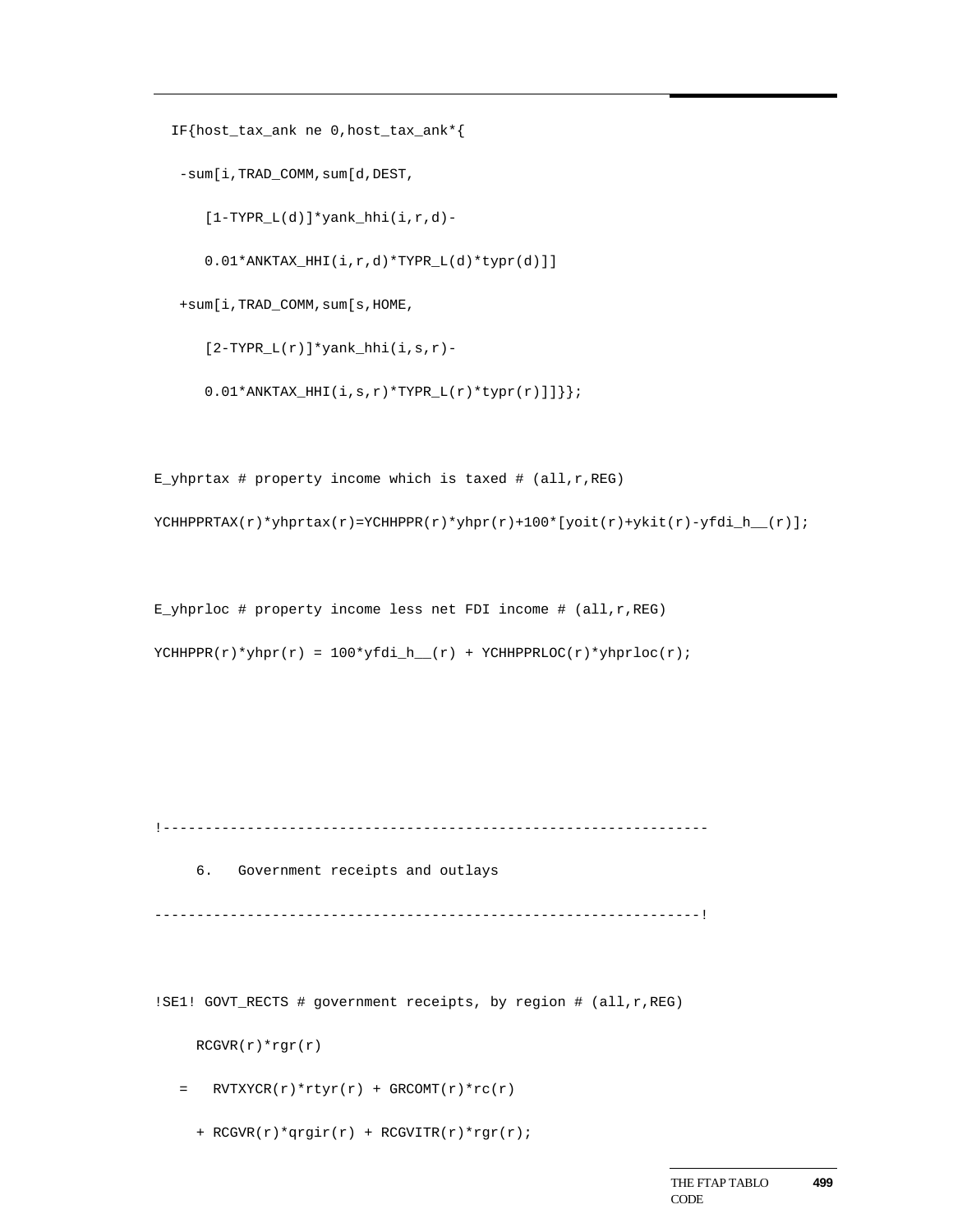```
  IF{host_tax_ank ne 0,host_tax_ank*{
   -sum[i,TRAD_COMM,sum[d,DEST,
      [1-TYPR_L(d)]*yank_hhi(i,r,d)-
      0.01*ANKTAX_HHI(i,r,d)*TYPR_L(d)*typr(d)]]
   +sum[i,TRAD_COMM,sum[s,HOME,
      [2-TYPR_L(r)]*yank_hhi(i,s,r)-
      0.01*ANKTAX_HHI(i,s,r)*TYPR_L(r)*typr(r)]]}};

E_yhprtax # property income which is taxed # (all,r,REG)
YCHHPPRTAX(r)*yhprtax(r)=YCHHPPR(r)*yhpr(r)+100*[yoit(r)+ykit(r)-yfdi_h__(r)];

E_yhprloc # property income less net FDI income # (all,r,REG)
YCHHPPR(r)*yhpr(r) = 100*yfdi_h__(r) + YCHHPPRLOC(r)*yhprloc(r);

!----------------------------------------------------------------
     6.   Government receipts and outlays
----------------------------------------------------------------!

!SE1! GOVT_RECTS # government receipts, by region # (all,r,REG)
     RCGVR(r)*rgr(r)
   =   RVTXYCR(r)*rtyr(r) + GRCOMT(r)*rc(r)
     + RCGVR(r)*qrgir(r) + RCGVITR(r)*rgr(r);
```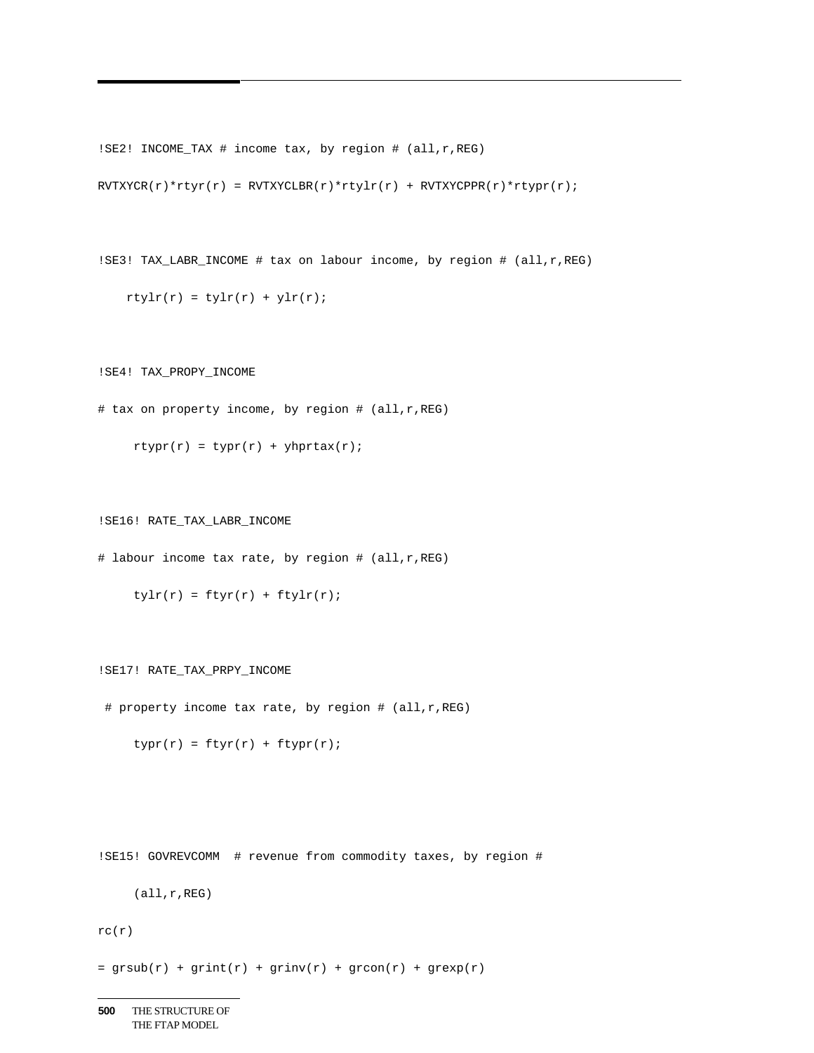```
!SE2! INCOME_TAX # income tax, by region # (all,r,REG)

RVTXYCR(r)*rtyr(r) = RVTXYCLBR(r)*rtylr(r) + RVTXYCPPR(r)*rtypr(r);


!SE3! TAX_LABR_INCOME # tax on labour income, by region # (all,r,REG)

    rtylr(r) = tylr(r) + ylr(r);


!SE4! TAX_PROPY_INCOME

# tax on property income, by region # (all,r,REG)

     rtypr(r) = typr(r) + yhprtax(r);


!SE16! RATE_TAX_LABR_INCOME

# labour income tax rate, by region # (all,r,REG)

     tylr(r) = ftyr(r) + ftylr(r);


!SE17! RATE_TAX_PRPY_INCOME

 # property income tax rate, by region # (all,r,REG)

     typr(r) = ftyr(r) + ftypr(r);


!SE15! GOVREVCOMM  # revenue from commodity taxes, by region #

     (all,r,REG)

rc(r)

= grsub(r) + grint(r) + grinv(r) + grcon(r) + grexp(r)
```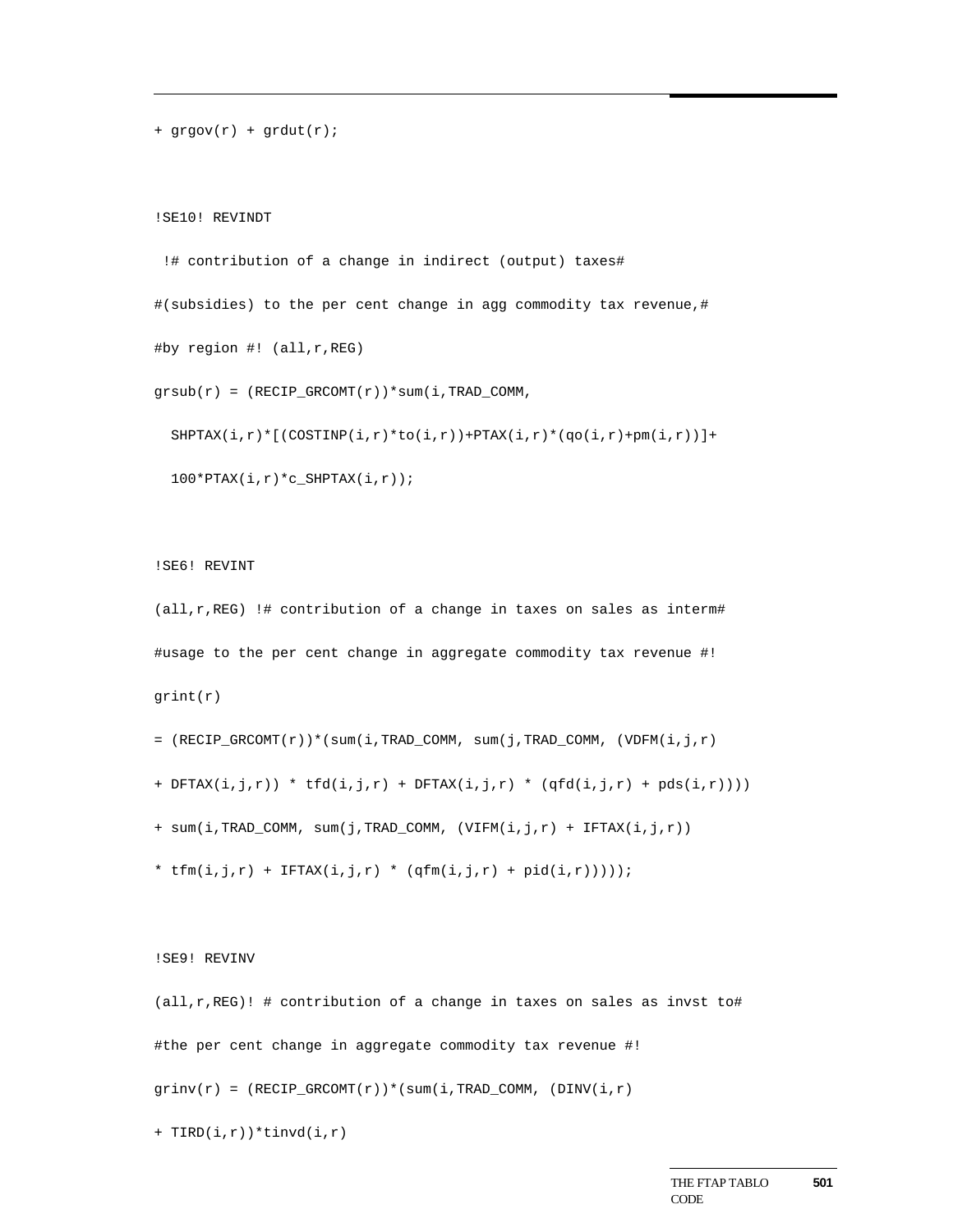```
+ grgov(r) + grdut(r);


!SE10! REVINDT

 !# contribution of a change in indirect (output) taxes#

#(subsidies) to the per cent change in agg commodity tax revenue,#

#by region #! (all,r,REG)

grsub(r) = (RECIP_GRCOMT(r))*sum(i,TRAD_COMM,

  SHPTAX(i,r)*[(COSTINP(i,r)*to(i,r))+PTAX(i,r)*(qo(i,r)+pm(i,r))]+

  100*PTAX(i,r)*c_SHPTAX(i,r));


!SE6! REVINT

(all,r,REG) !# contribution of a change in taxes on sales as interm#

#usage to the per cent change in aggregate commodity tax revenue #!

grint(r)

= (RECIP_GRCOMT(r))*(sum(i,TRAD_COMM, sum(j,TRAD_COMM, (VDFM(i,j,r)

+ DFTAX(i,j,r)) * tfd(i,j,r) + DFTAX(i,j,r) * (qfd(i,j,r) + pds(i,r))))

+ sum(i,TRAD_COMM, sum(j,TRAD_COMM, (VIFM(i,j,r) + IFTAX(i,j,r))

* tfm(i,j,r) + IFTAX(i,j,r) * (qfm(i,j,r) + pid(i,r)))));


!SE9! REVINV

(all,r,REG)! # contribution of a change in taxes on sales as invst to#

#the per cent change in aggregate commodity tax revenue #!

grinv(r) = (RECIP_GRCOMT(r))*(sum(i,TRAD_COMM, (DINV(i,r)

+ TIRD(i,r))*tinvd(i,r)
```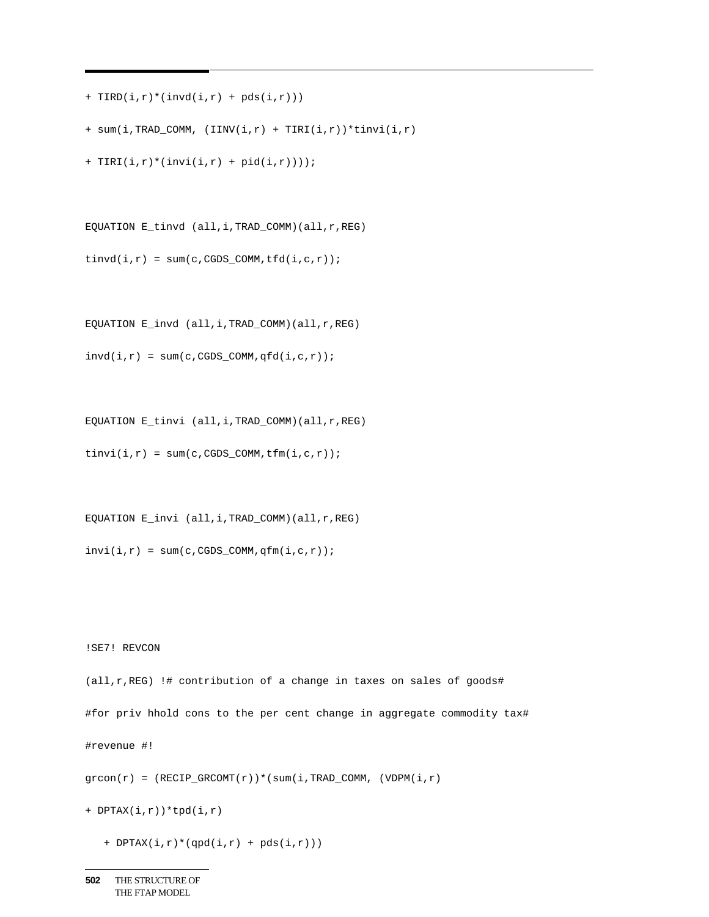```
+ TIRD(i,r)*(invd(i,r) + pds(i,r)))

+ sum(i,TRAD_COMM, (IINV(i,r) + TIRI(i,r))*tinvi(i,r)

+ TIRI(i,r)*(invi(i,r) + pid(i,r))));


EQUATION E_tinvd (all,i,TRAD_COMM)(all,r,REG)

tinvd(i,r) = sum(c,CGDS_COMM,tfd(i,c,r));


EQUATION E_invd (all,i,TRAD_COMM)(all,r,REG)

invd(i,r) = sum(c,CGDS_COMM,qfd(i,c,r));


EQUATION E_tinvi (all,i,TRAD_COMM)(all,r,REG)

tinvi(i,r) = sum(c,CGDS_COMM,tfm(i,c,r));


EQUATION E_invi (all,i,TRAD_COMM)(all,r,REG)

invi(i,r) = sum(c,CGDS_COMM,qfm(i,c,r));



!SE7! REVCON

(all,r,REG) !# contribution of a change in taxes on sales of goods#

#for priv hhold cons to the per cent change in aggregate commodity tax#

#revenue #!

grcon(r) = (RECIP_GRCOMT(r))*(sum(i,TRAD_COMM, (VDPM(i,r)

+ DPTAX(i,r))*tpd(i,r)

   + DPTAX(i,r)*(qpd(i,r) + pds(i,r)))
```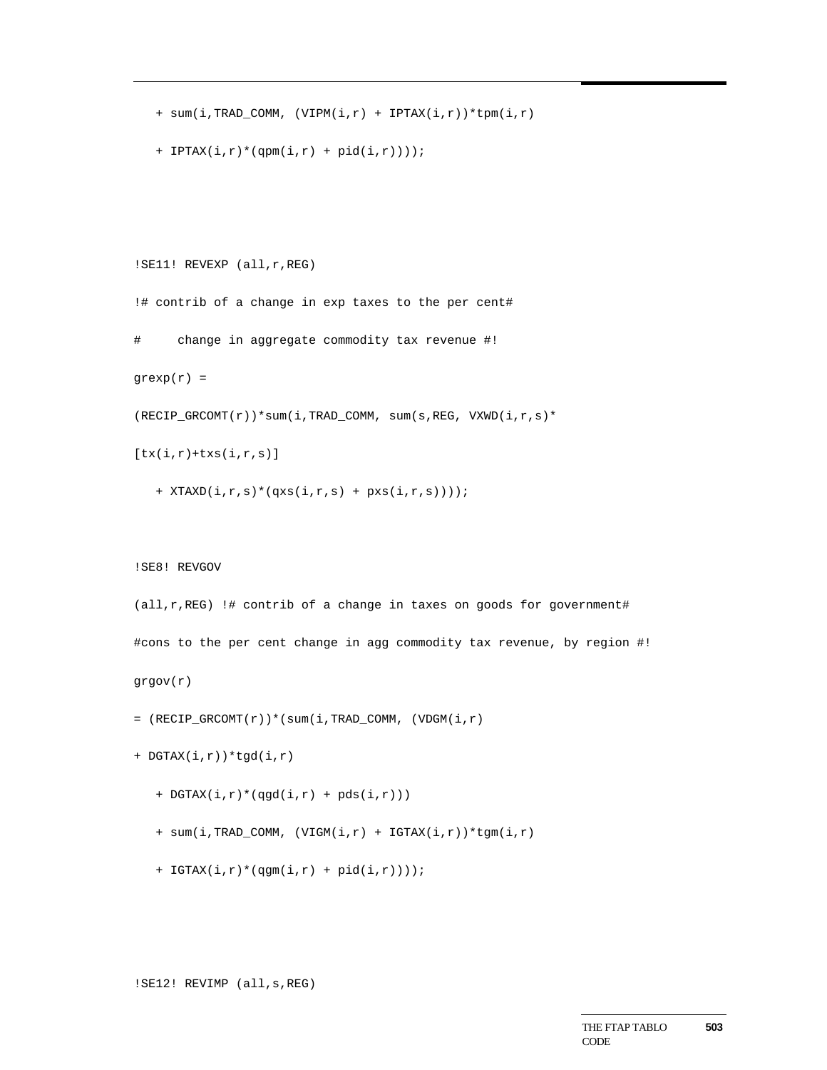```
   + sum(i,TRAD_COMM, (VIPM(i,r) + IPTAX(i,r))*tpm(i,r)

   + IPTAX(i,r)*(qpm(i,r) + pid(i,r))));




!SE11! REVEXP (all,r,REG)

!# contrib of a change in exp taxes to the per cent#

#     change in aggregate commodity tax revenue #!

grexp(r) =

(RECIP_GRCOMT(r))*sum(i,TRAD_COMM, sum(s,REG, VXWD(i,r,s)*

[tx(i,r)+txs(i,r,s)]

   + XTAXD(i,r,s)*(qxs(i,r,s) + pxs(i,r,s))));



!SE8! REVGOV

(all,r,REG) !# contrib of a change in taxes on goods for government#

#cons to the per cent change in agg commodity tax revenue, by region #!

grgov(r)

= (RECIP_GRCOMT(r))*(sum(i,TRAD_COMM, (VDGM(i,r)

+ DGTAX(i,r))*tgd(i,r)

   + DGTAX(i,r)*(qgd(i,r) + pds(i,r)))

   + sum(i,TRAD_COMM, (VIGM(i,r) + IGTAX(i,r))*tgm(i,r)

   + IGTAX(i,r)*(qgm(i,r) + pid(i,r))));




!SE12! REVIMP (all,s,REG)
```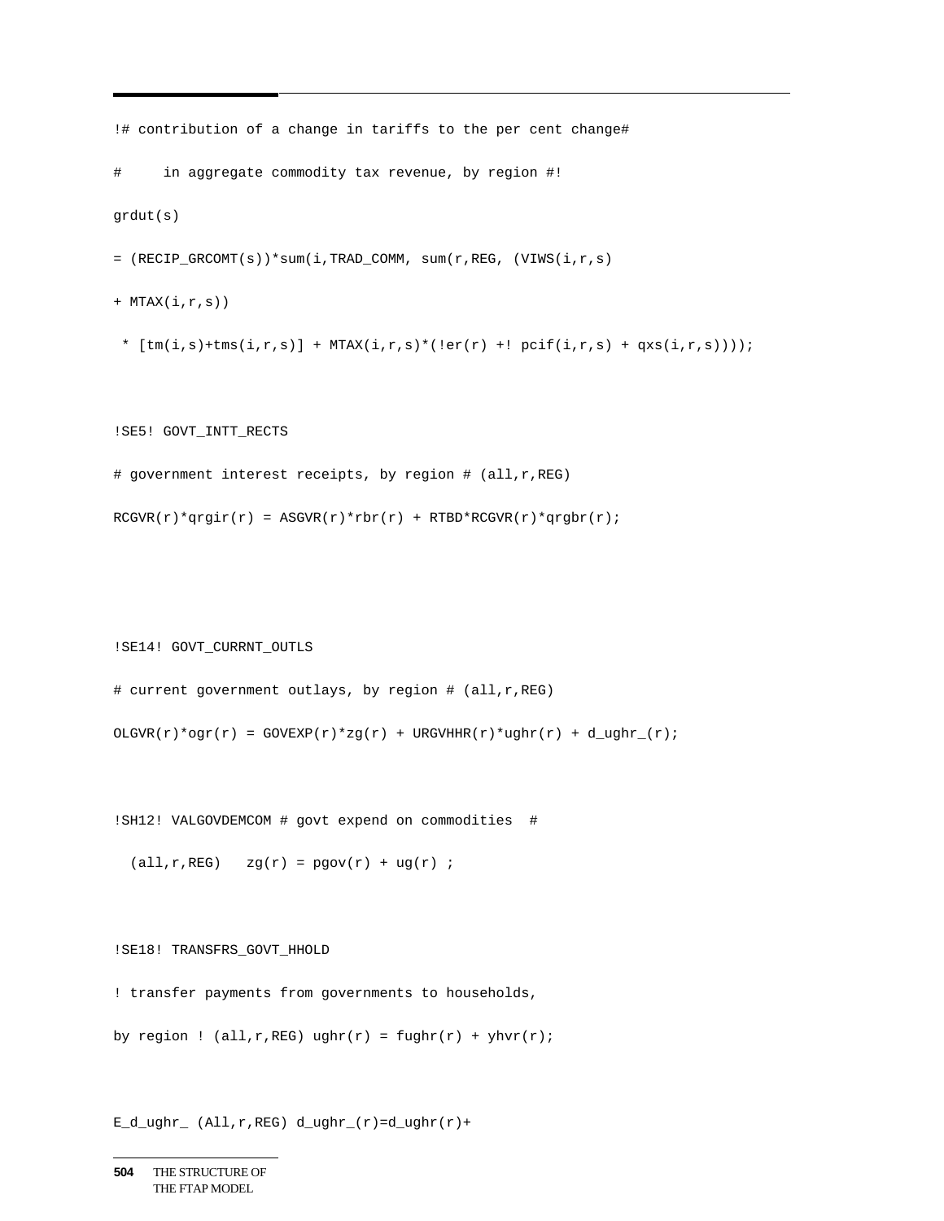```
!# contribution of a change in tariffs to the per cent change#

#     in aggregate commodity tax revenue, by region #!

grdut(s)

= (RECIP_GRCOMT(s))*sum(i,TRAD_COMM, sum(r,REG, (VIWS(i,r,s)

+ MTAX(i,r,s))

 * [tm(i,s)+tms(i,r,s)] + MTAX(i,r,s)*(!er(r) +! pcif(i,r,s) + qxs(i,r,s))));


!SE5! GOVT_INTT_RECTS

# government interest receipts, by region # (all,r,REG)

RCGVR(r)*qrgir(r) = ASGVR(r)*rbr(r) + RTBD*RCGVR(r)*qrgbr(r);


!SE14! GOVT_CURRNT_OUTLS

# current government outlays, by region # (all,r,REG)

OLGVR(r)*ogr(r) = GOVEXP(r)*zg(r) + URGVHHR(r)*ughr(r) + d_ughr_(r);


!SH12! VALGOVDEMCOM # govt expend on commodities  #

  (all,r,REG)   zg(r) = pgov(r) + ug(r) ;


!SE18! TRANSFRS_GOVT_HHOLD

! transfer payments from governments to households,

by region ! (all,r,REG) ughr(r) = fughr(r) + yhvr(r);


E_d_ughr_ (All,r,REG) d_ughr_(r)=d_ughr(r)+
```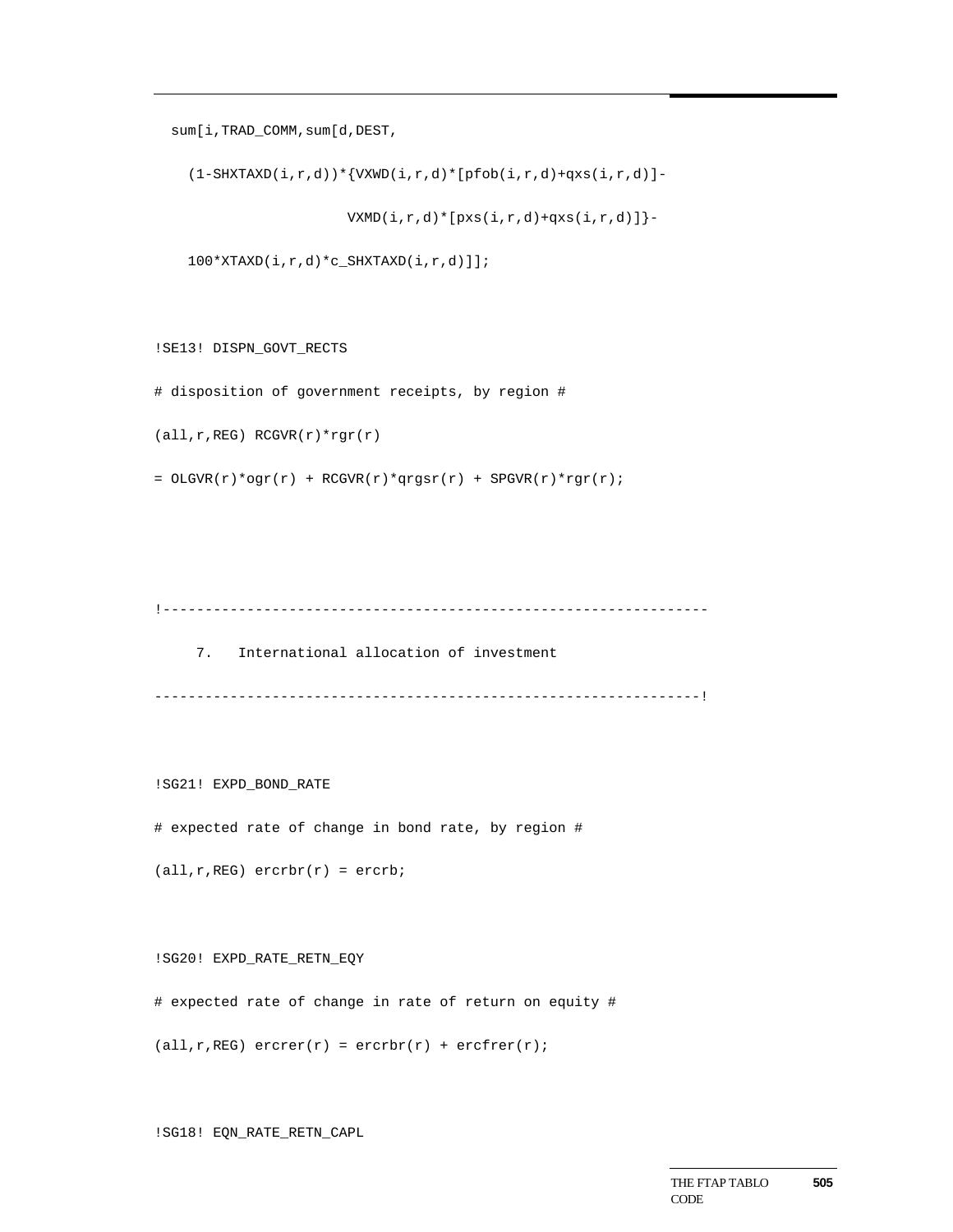```
  sum[i,TRAD_COMM,sum[d,DEST,

    (1-SHXTAXD(i,r,d))*{VXWD(i,r,d)*[pfob(i,r,d)+qxs(i,r,d)]-

                        VXMD(i,r,d)*[pxs(i,r,d)+qxs(i,r,d)]}-

    100*XTAXD(i,r,d)*c_SHXTAXD(i,r,d)]];


!SE13! DISPN_GOVT_RECTS

# disposition of government receipts, by region #

(all,r,REG) RCGVR(r)*rgr(r)

= OLGVR(r)*ogr(r) + RCGVR(r)*qrgsr(r) + SPGVR(r)*rgr(r);




!------------------------------------------------------------------

     7.   International allocation of investment

------------------------------------------------------------------!


!SG21! EXPD_BOND_RATE

# expected rate of change in bond rate, by region #

(all,r,REG) ercrbr(r) = ercrb;


!SG20! EXPD_RATE_RETN_EQY

# expected rate of change in rate of return on equity #

(all,r,REG) ercrer(r) = ercrbr(r) + ercfrer(r);


!SG18! EQN_RATE_RETN_CAPL
```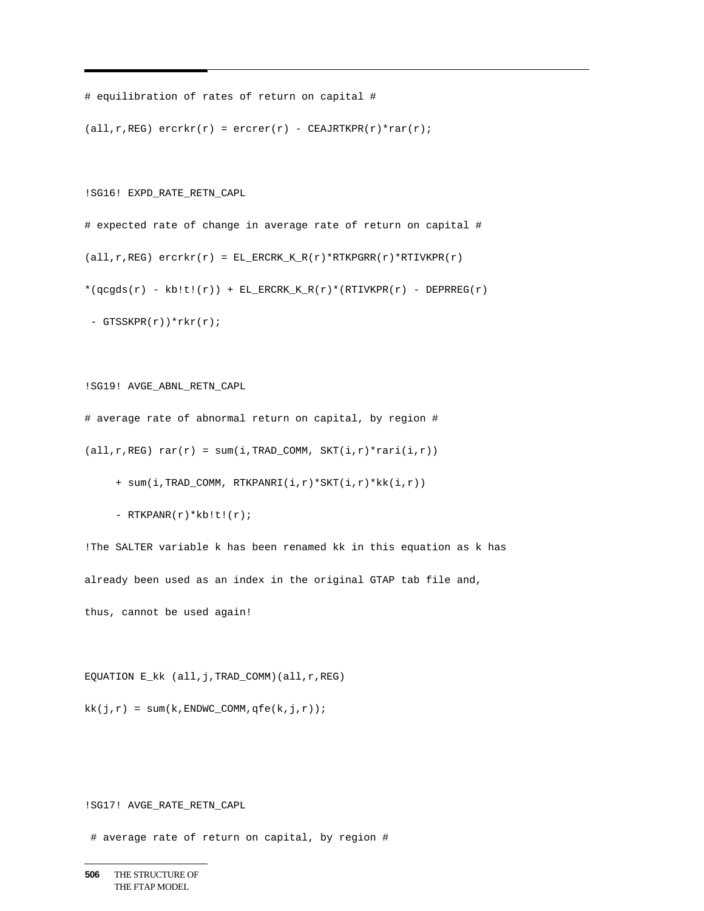```
# equilibration of rates of return on capital #

(all,r,REG) ercrkr(r) = ercrer(r) - CEAJRTKPR(r)*rar(r);


!SG16! EXPD_RATE_RETN_CAPL

# expected rate of change in average rate of return on capital #

(all,r,REG) ercrkr(r) = EL_ERCRK_K_R(r)*RTKPGRR(r)*RTIVKPR(r)

*(qcgds(r) - kb!t!(r)) + EL_ERCRK_K_R(r)*(RTIVKPR(r) - DEPRREG(r)

 - GTSSKPR(r))*rkr(r);


!SG19! AVGE_ABNL_RETN_CAPL

# average rate of abnormal return on capital, by region #

(all,r,REG) rar(r) = sum(i,TRAD_COMM, SKT(i,r)*rari(i,r))

     + sum(i,TRAD_COMM, RTKPANRI(i,r)*SKT(i,r)*kk(i,r))

     - RTKPANR(r)*kb!t!(r);

!The SALTER variable k has been renamed kk in this equation as k has

already been used as an index in the original GTAP tab file and,

thus, cannot be used again!


EQUATION E_kk (all,j,TRAD_COMM)(all,r,REG)

kk(j,r) = sum(k,ENDWC_COMM,qfe(k,j,r));


!SG17! AVGE_RATE_RETN_CAPL

 # average rate of return on capital, by region #
```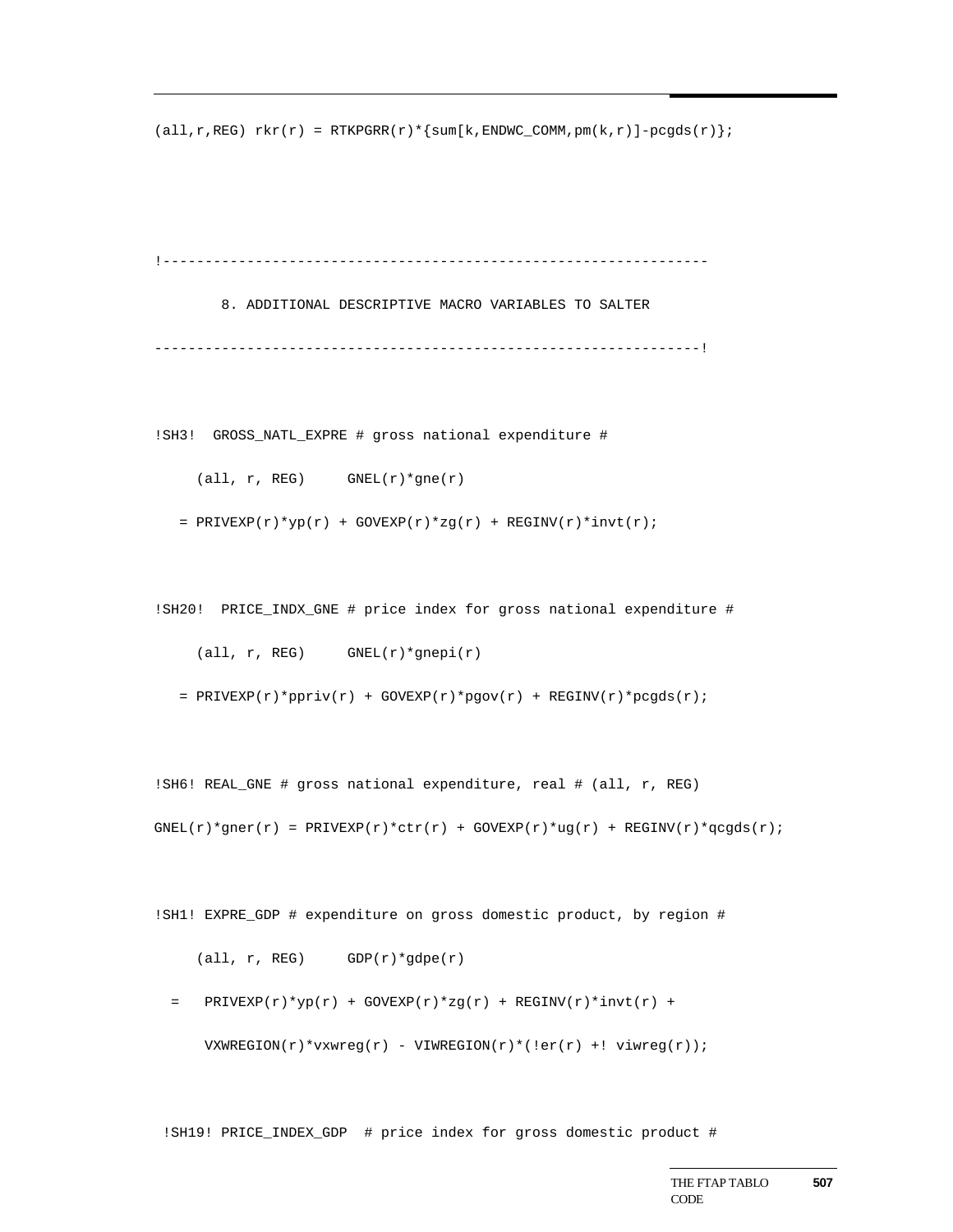```
(all,r,REG) rkr(r) = RTKPGRR(r)*{sum[k,ENDWC_COMM,pm(k,r)]-pcgds(r)};



!----------------------------------------------------------------

        8. ADDITIONAL DESCRIPTIVE MACRO VARIABLES TO SALTER

----------------------------------------------------------------!


!SH3!  GROSS_NATL_EXPRE # gross national expenditure #

     (all, r, REG)     GNEL(r)*gne(r)

   = PRIVEXP(r)*yp(r) + GOVEXP(r)*zg(r) + REGINV(r)*invt(r);


!SH20!  PRICE_INDX_GNE # price index for gross national expenditure #

     (all, r, REG)     GNEL(r)*gnepi(r)

   = PRIVEXP(r)*ppriv(r) + GOVEXP(r)*pgov(r) + REGINV(r)*pcgds(r);


!SH6! REAL_GNE # gross national expenditure, real # (all, r, REG)

GNEL(r)*gner(r) = PRIVEXP(r)*ctr(r) + GOVEXP(r)*ug(r) + REGINV(r)*qcgds(r);


!SH1! EXPRE_GDP # expenditure on gross domestic product, by region #

     (all, r, REG)     GDP(r)*gdpe(r)

  =   PRIVEXP(r)*yp(r) + GOVEXP(r)*zg(r) + REGINV(r)*invt(r) +

      VXWREGION(r)*vxwreg(r) - VIWREGION(r)*(!er(r) +! viwreg(r));


 !SH19! PRICE_INDEX_GDP  # price index for gross domestic product #
```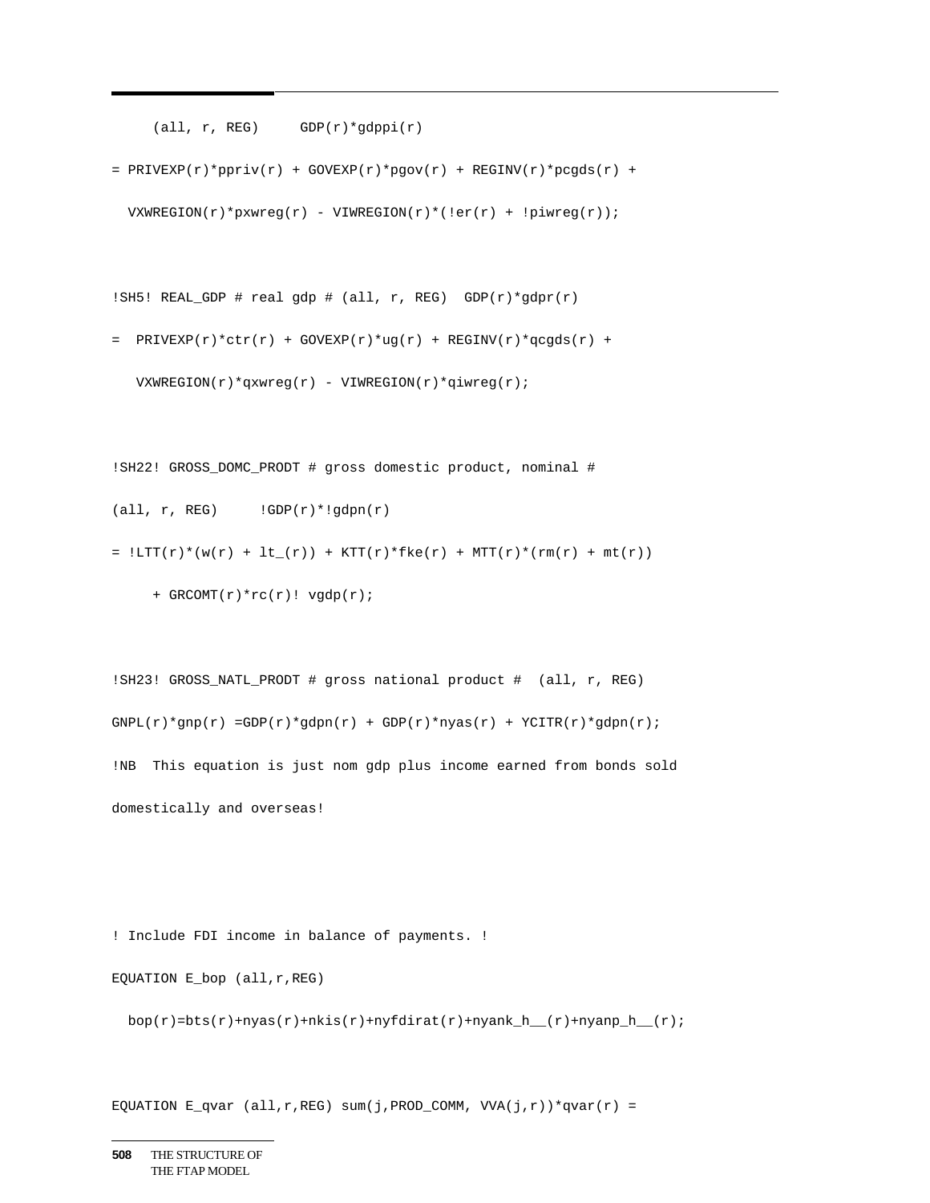```
     (all, r, REG)     GDP(r)*gdppi(r)

= PRIVEXP(r)*ppriv(r) + GOVEXP(r)*pgov(r) + REGINV(r)*pcgds(r) +

  VXWREGION(r)*pxwreg(r) - VIWREGION(r)*(!er(r) + !piwreg(r));


!SH5! REAL_GDP # real gdp # (all, r, REG)  GDP(r)*gdpr(r)

=  PRIVEXP(r)*ctr(r) + GOVEXP(r)*ug(r) + REGINV(r)*qcgds(r) +

   VXWREGION(r)*qxwreg(r) - VIWREGION(r)*qiwreg(r);


!SH22! GROSS_DOMC_PRODT # gross domestic product, nominal #

(all, r, REG)     !GDP(r)*!gdpn(r)

= !LTT(r)*(w(r) + lt_(r)) + KTT(r)*fke(r) + MTT(r)*(rm(r) + mt(r))

     + GRCOMT(r)*rc(r)! vgdp(r);


!SH23! GROSS_NATL_PRODT # gross national product #  (all, r, REG)

GNPL(r)*gnp(r) =GDP(r)*gdpn(r) + GDP(r)*nyas(r) + YCITR(r)*gdpn(r);

!NB  This equation is just nom gdp plus income earned from bonds sold

domestically and overseas!



! Include FDI income in balance of payments. !

EQUATION E_bop (all,r,REG)

  bop(r)=bts(r)+nyas(r)+nkis(r)+nyfdirat(r)+nyank_h__(r)+nyanp_h__(r);


EQUATION E_qvar (all,r,REG) sum(j,PROD_COMM, VVA(j,r))*qvar(r) =
```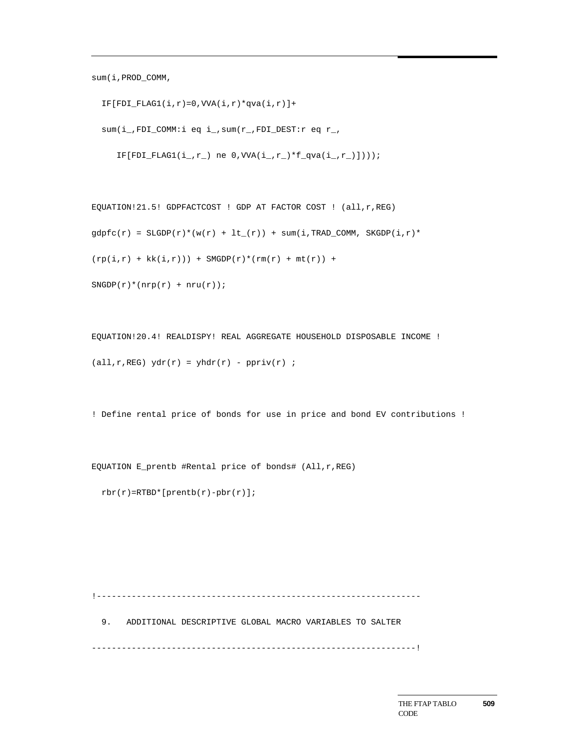```
sum(i,PROD_COMM,

  IF[FDI_FLAG1(i,r)=0,VVA(i,r)*qva(i,r)]+

  sum(i_,FDI_COMM:i eq i_,sum(r_,FDI_DEST:r eq r_,

     IF[FDI_FLAG1(i_,r_) ne 0,VVA(i_,r_)*f_qva(i_,r_)])));


EQUATION!21.5! GDPFACTCOST ! GDP AT FACTOR COST ! (all,r,REG)

gdpfc(r) = SLGDP(r)*(w(r) + lt_(r)) + sum(i,TRAD_COMM, SKGDP(i,r)*

(rp(i,r) + kk(i,r))) + SMGDP(r)*(rm(r) + mt(r)) +

SNGDP(r)*(nrp(r) + nru(r));


EQUATION!20.4! REALDISPY! REAL AGGREGATE HOUSEHOLD DISPOSABLE INCOME !

(all,r,REG) ydr(r) = yhdr(r) - ppriv(r) ;


! Define rental price of bonds for use in price and bond EV contributions !


EQUATION E_prentb #Rental price of bonds# (All,r,REG)

  rbr(r)=RTBD*[prentb(r)-pbr(r)];





!-----------------------------------------------------------------

  9.   ADDITIONAL DESCRIPTIVE GLOBAL MACRO VARIABLES TO SALTER

-----------------------------------------------------------------!
```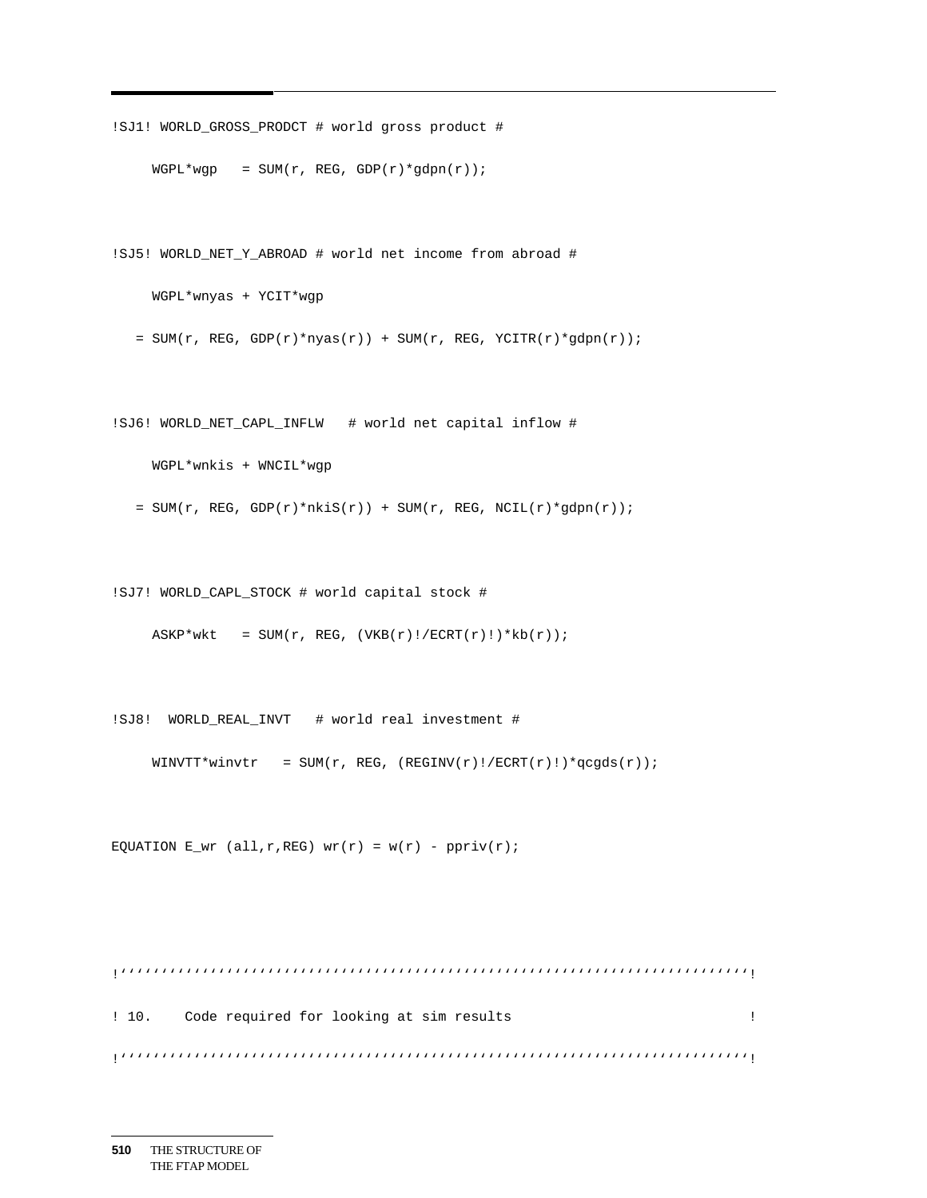```
!SJ1! WORLD_GROSS_PRODCT # world gross product #

     WGPL*wgp   = SUM(r, REG, GDP(r)*gdpn(r));


!SJ5! WORLD_NET_Y_ABROAD # world net income from abroad #

     WGPL*wnyas + YCIT*wgp

   = SUM(r, REG, GDP(r)*nyas(r)) + SUM(r, REG, YCITR(r)*gdpn(r));


!SJ6! WORLD_NET_CAPL_INFLW   # world net capital inflow #

     WGPL*wnkis + WNCIL*wgp

   = SUM(r, REG, GDP(r)*nkiS(r)) + SUM(r, REG, NCIL(r)*gdpn(r));


!SJ7! WORLD_CAPL_STOCK # world capital stock #

     ASKP*wkt   = SUM(r, REG, (VKB(r)!/ECRT(r)!)*kb(r));


!SJ8!  WORLD_REAL_INVT   # world real investment #

     WINVTT*winvtr   = SUM(r, REG, (REGINV(r)!/ECRT(r)!)*qcgds(r));


EQUATION E_wr (all,r,REG) wr(r) = w(r) - ppriv(r);



!‘‘‘‘‘‘‘‘‘‘‘‘‘‘‘‘‘‘‘‘‘‘‘‘‘‘‘‘‘‘‘‘‘‘‘‘‘‘‘‘‘‘‘‘‘‘‘‘‘‘‘‘‘‘‘‘‘‘‘‘‘‘‘‘‘‘‘‘‘‘‘‘‘‘‘‘‘‘!

! 10.    Code required for looking at sim results                              !

!‘‘‘‘‘‘‘‘‘‘‘‘‘‘‘‘‘‘‘‘‘‘‘‘‘‘‘‘‘‘‘‘‘‘‘‘‘‘‘‘‘‘‘‘‘‘‘‘‘‘‘‘‘‘‘‘‘‘‘‘‘‘‘‘‘‘‘‘‘‘‘‘‘‘‘‘‘‘!
```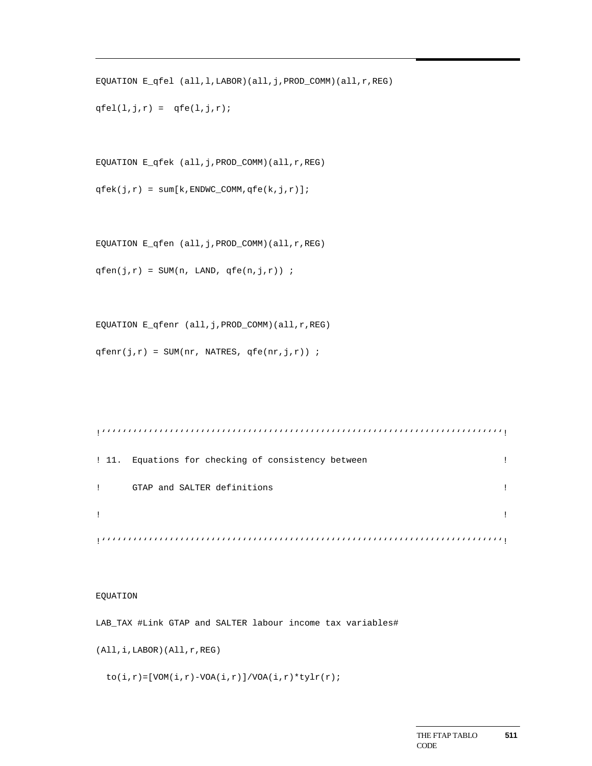```
EQUATION E_qfel (all,l,LABOR)(all,j,PROD_COMM)(all,r,REG)

qfel(l,j,r) =  qfe(l,j,r);


EQUATION E_qfek (all,j,PROD_COMM)(all,r,REG)

qfek(j,r) = sum[k,ENDWC_COMM,qfe(k,j,r)];


EQUATION E_qfen (all,j,PROD_COMM)(all,r,REG)

qfen(j,r) = SUM(n, LAND, qfe(n,j,r)) ;


EQUATION E_qfenr (all,j,PROD_COMM)(all,r,REG)

qfenr(j,r) = SUM(nr, NATRES, qfe(nr,j,r)) ;



!''''''''''''''''''''''''''''''''''''''''''''''''''''''''''''''''''''''''''''!

! 11.  Equations for checking of consistency between                         !

!      GTAP and SALTER definitions                                           !

!                                                                            !

!''''''''''''''''''''''''''''''''''''''''''''''''''''''''''''''''''''''''''''!


EQUATION

LAB_TAX #Link GTAP and SALTER labour income tax variables#

(All,i,LABOR)(All,r,REG)

  to(i,r)=[VOM(i,r)-VOA(i,r)]/VOA(i,r)*tylr(r);
```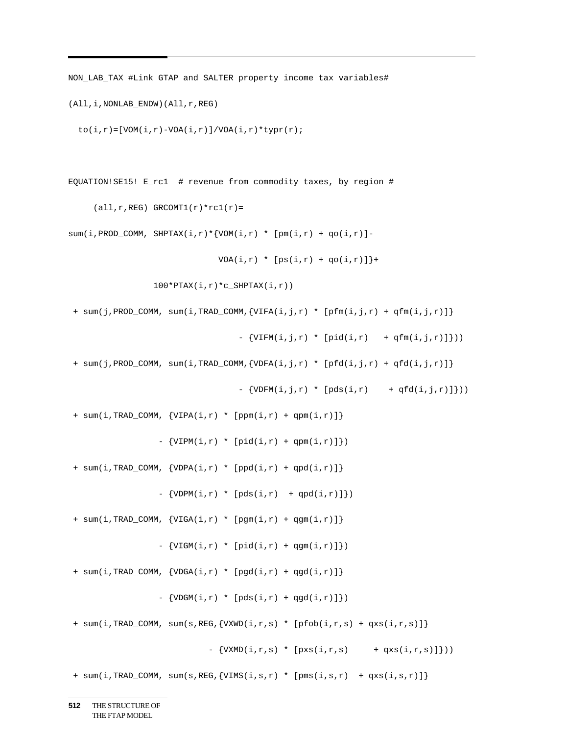```
NON_LAB_TAX #Link GTAP and SALTER property income tax variables#

(All,i,NONLAB_ENDW)(All,r,REG)

  to(i,r)=[VOM(i,r)-VOA(i,r)]/VOA(i,r)*typr(r);


EQUATION!SE15! E_rc1  # revenue from commodity taxes, by region #

     (all,r,REG) GRCOMT1(r)*rc1(r)=

sum(i,PROD_COMM, SHPTAX(i,r)*{VOM(i,r) * [pm(i,r) + qo(i,r)]-

                             VOA(i,r) * [ps(i,r) + qo(i,r)]}+

                 100*PTAX(i,r)*c_SHPTAX(i,r))

 + sum(j,PROD_COMM, sum(i,TRAD_COMM,{VIFA(i,j,r) * [pfm(i,j,r) + qfm(i,j,r)]}

                                 - {VIFM(i,j,r) * [pid(i,r)   + qfm(i,j,r)]}))

 + sum(j,PROD_COMM, sum(i,TRAD_COMM,{VDFA(i,j,r) * [pfd(i,j,r) + qfd(i,j,r)]}

                                 - {VDFM(i,j,r) * [pds(i,r)    + qfd(i,j,r)]}))

 + sum(i,TRAD_COMM, {VIPA(i,r) * [ppm(i,r) + qpm(i,r)]}

                  - {VIPM(i,r) * [pid(i,r) + qpm(i,r)]})

 + sum(i,TRAD_COMM, {VDPA(i,r) * [ppd(i,r) + qpd(i,r)]}

                  - {VDPM(i,r) * [pds(i,r)  + qpd(i,r)]})

 + sum(i,TRAD_COMM, {VIGA(i,r) * [pgm(i,r) + qgm(i,r)]}

                  - {VIGM(i,r) * [pid(i,r) + qgm(i,r)]})

 + sum(i,TRAD_COMM, {VDGA(i,r) * [pgd(i,r) + qgd(i,r)]}

                  - {VDGM(i,r) * [pds(i,r) + qgd(i,r)]})

 + sum(i,TRAD_COMM, sum(s,REG,{VXWD(i,r,s) * [pfob(i,r,s) + qxs(i,r,s)]}

                           - {VXMD(i,r,s) * [pxs(i,r,s)     + qxs(i,r,s)]}))

 + sum(i,TRAD_COMM, sum(s,REG,{VIMS(i,s,r) * [pms(i,s,r)  + qxs(i,s,r)]}
```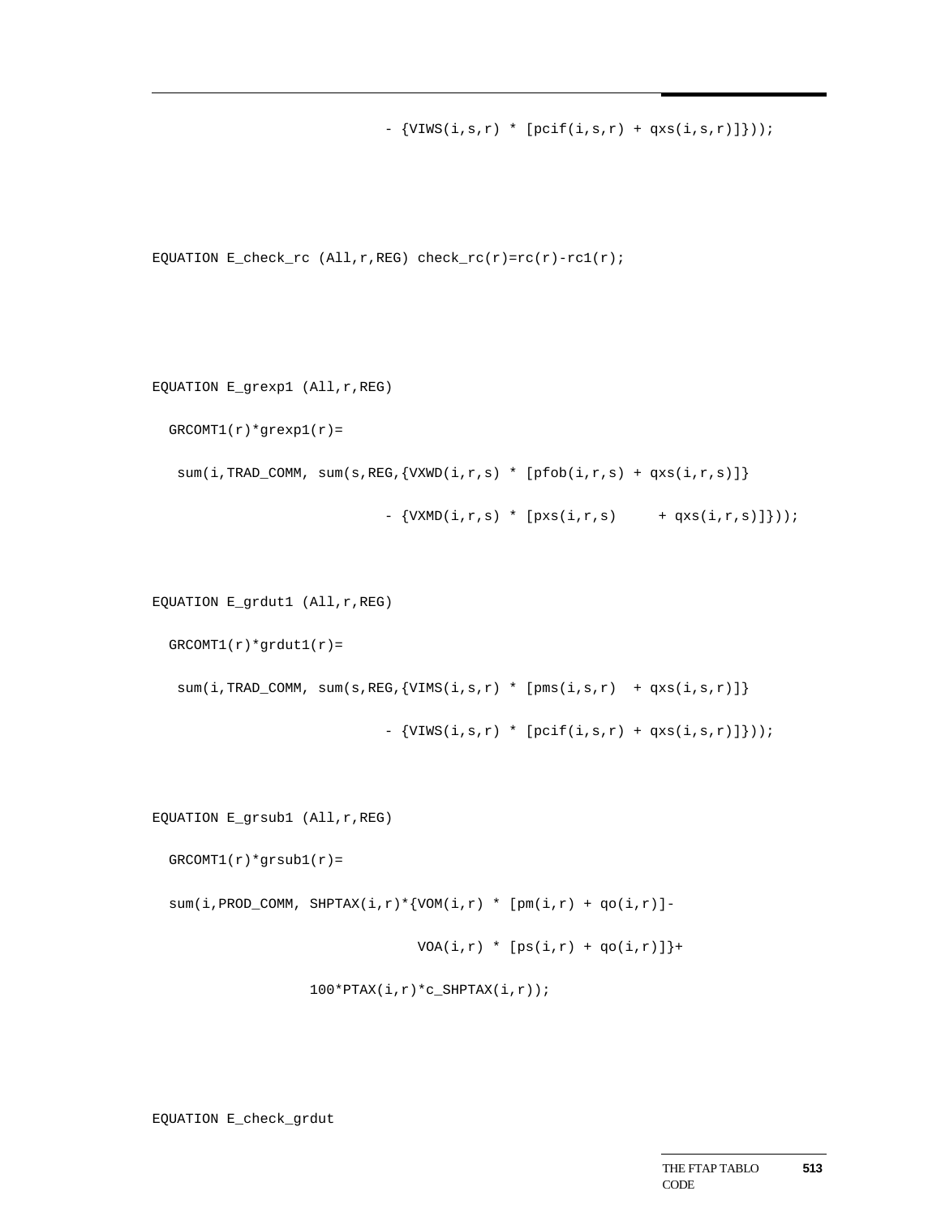```
                           - {VIWS(i,s,r) * [pcif(i,s,r) + qxs(i,s,r)]}));



EQUATION E_check_rc (All,r,REG) check_rc(r)=rc(r)-rc1(r);



EQUATION E_grexp1 (All,r,REG)

  GRCOMT1(r)*grexp1(r)=

   sum(i,TRAD_COMM, sum(s,REG,{VXWD(i,r,s) * [pfob(i,r,s) + qxs(i,r,s)]}

                           - {VXMD(i,r,s) * [pxs(i,r,s)     + qxs(i,r,s)]}));


EQUATION E_grdut1 (All,r,REG)

  GRCOMT1(r)*grdut1(r)=

   sum(i,TRAD_COMM, sum(s,REG,{VIMS(i,s,r) * [pms(i,s,r)  + qxs(i,s,r)]}

                           - {VIWS(i,s,r) * [pcif(i,s,r) + qxs(i,s,r)]}));


EQUATION E_grsub1 (All,r,REG)

  GRCOMT1(r)*grsub1(r)=

  sum(i,PROD_COMM, SHPTAX(i,r)*{VOM(i,r) * [pm(i,r) + qo(i,r)]-

                              VOA(i,r) * [ps(i,r) + qo(i,r)]}+

                 100*PTAX(i,r)*c_SHPTAX(i,r));



EQUATION E_check_grdut
```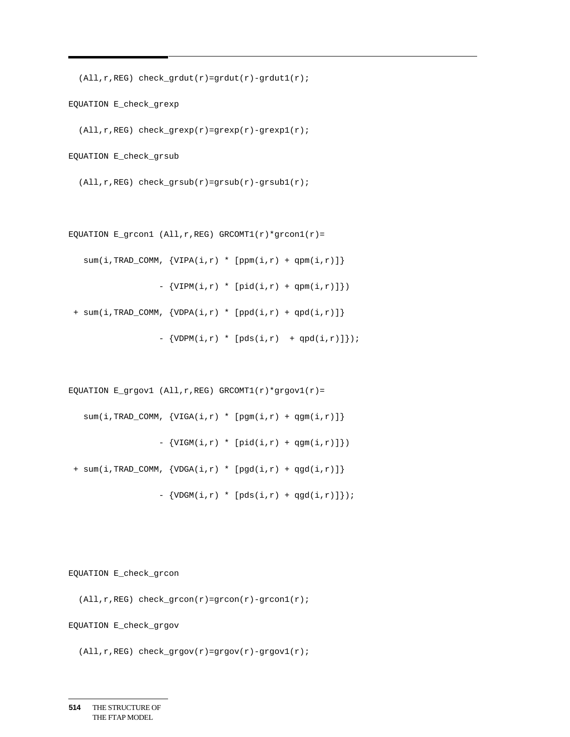```
  (All,r,REG) check_grdut(r)=grdut(r)-grdut1(r);

EQUATION E_check_grexp

  (All,r,REG) check_grexp(r)=grexp(r)-grexp1(r);

EQUATION E_check_grsub

  (All,r,REG) check_grsub(r)=grsub(r)-grsub1(r);


EQUATION E_grcon1 (All,r,REG) GRCOMT1(r)*grcon1(r)=

   sum(i,TRAD_COMM, {VIPA(i,r) * [ppm(i,r) + qpm(i,r)]}

                  - {VIPM(i,r) * [pid(i,r) + qpm(i,r)]})

 + sum(i,TRAD_COMM, {VDPA(i,r) * [ppd(i,r) + qpd(i,r)]}

                  - {VDPM(i,r) * [pds(i,r)  + qpd(i,r)]});


EQUATION E_grgov1 (All,r,REG) GRCOMT1(r)*grgov1(r)=

   sum(i,TRAD_COMM, {VIGA(i,r) * [pgm(i,r) + qgm(i,r)]}

                  - {VIGM(i,r) * [pid(i,r) + qgm(i,r)]})

 + sum(i,TRAD_COMM, {VDGA(i,r) * [pgd(i,r) + qgd(i,r)]}

                  - {VDGM(i,r) * [pds(i,r) + qgd(i,r)]});


EQUATION E_check_grcon

  (All,r,REG) check_grcon(r)=grcon(r)-grcon1(r);

EQUATION E_check_grgov

  (All,r,REG) check_grgov(r)=grgov(r)-grgov1(r);
```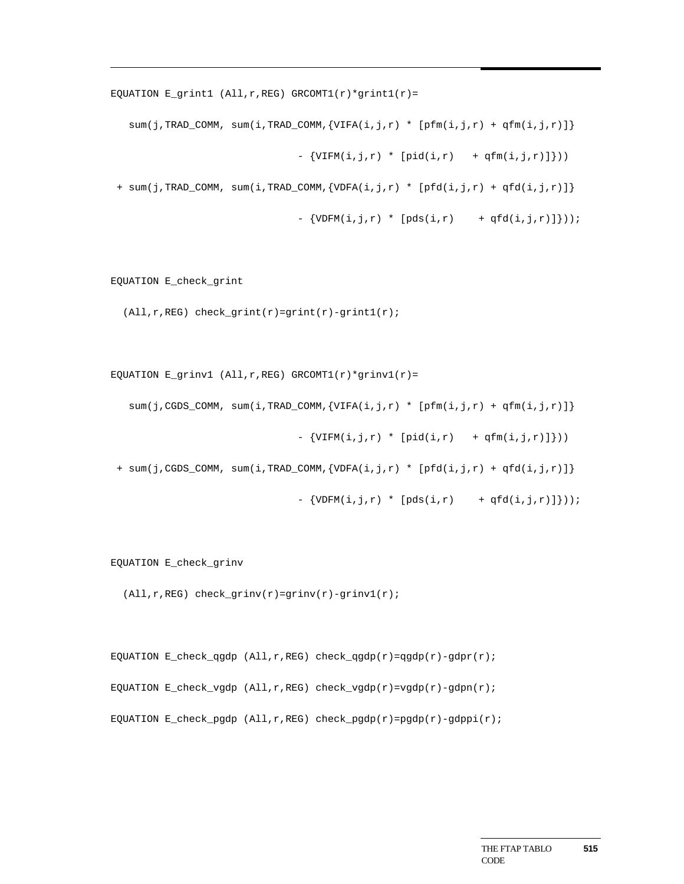```
EQUATION E_grint1 (All,r,REG) GRCOMT1(r)*grint1(r)=

   sum(j,TRAD_COMM, sum(i,TRAD_COMM,{VIFA(i,j,r) * [pfm(i,j,r) + qfm(i,j,r)]}

                              - {VIFM(i,j,r) * [pid(i,r)   + qfm(i,j,r)]}))

 + sum(j,TRAD_COMM, sum(i,TRAD_COMM,{VDFA(i,j,r) * [pfd(i,j,r) + qfd(i,j,r)]}

                              - {VDFM(i,j,r) * [pds(i,r)    + qfd(i,j,r)]}));


EQUATION E_check_grint

  (All,r,REG) check_grint(r)=grint(r)-grint1(r);


EQUATION E_grinv1 (All,r,REG) GRCOMT1(r)*grinv1(r)=

   sum(j,CGDS_COMM, sum(i,TRAD_COMM,{VIFA(i,j,r) * [pfm(i,j,r) + qfm(i,j,r)]}

                              - {VIFM(i,j,r) * [pid(i,r)   + qfm(i,j,r)]}))

 + sum(j,CGDS_COMM, sum(i,TRAD_COMM,{VDFA(i,j,r) * [pfd(i,j,r) + qfd(i,j,r)]}

                              - {VDFM(i,j,r) * [pds(i,r)    + qfd(i,j,r)]}));


EQUATION E_check_grinv

  (All,r,REG) check_grinv(r)=grinv(r)-grinv1(r);


EQUATION E_check_qgdp (All,r,REG) check_qgdp(r)=qgdp(r)-gdpr(r);

EQUATION E_check_vgdp (All,r,REG) check_vgdp(r)=vgdp(r)-gdpn(r);

EQUATION E_check_pgdp (All,r,REG) check_pgdp(r)=pgdp(r)-gdppi(r);
```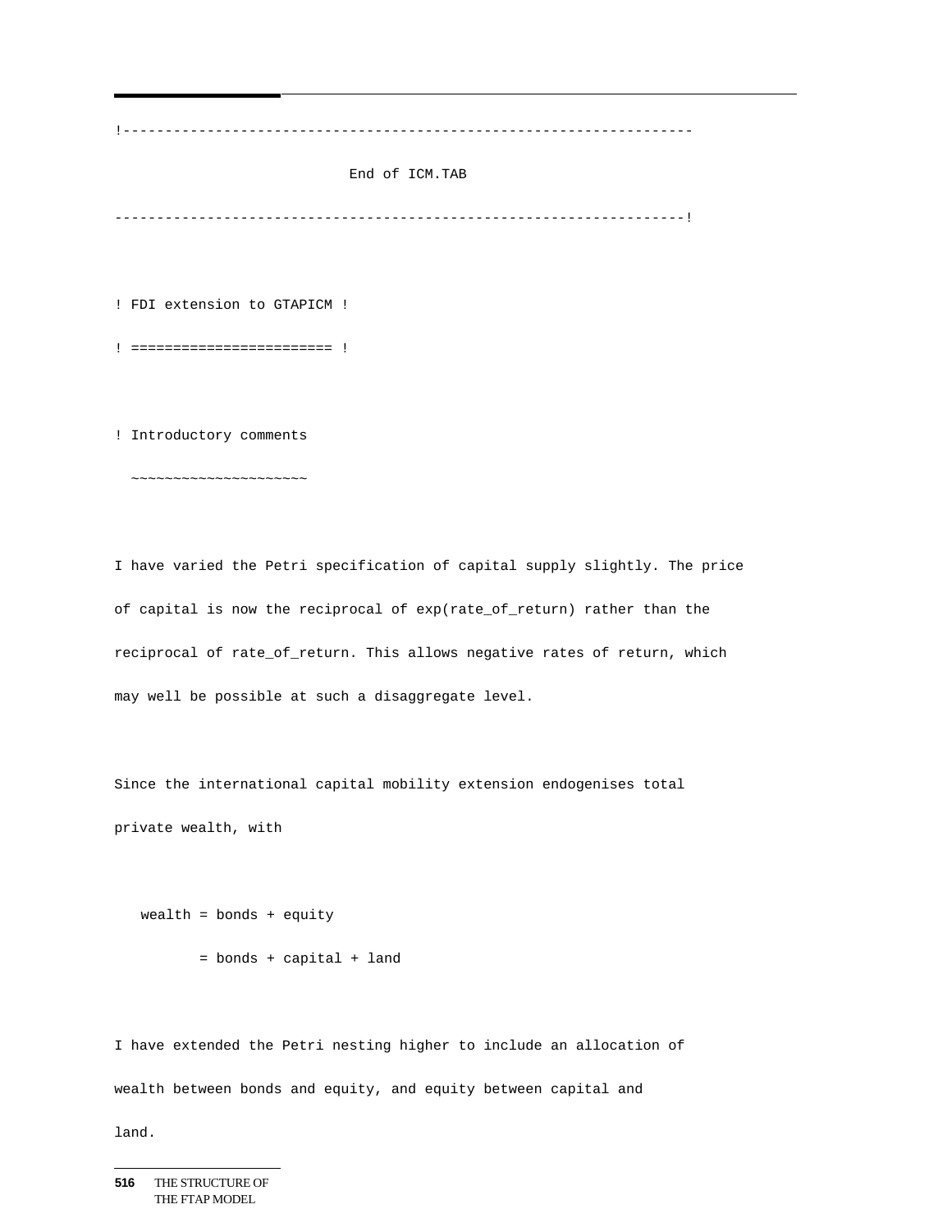```
!-------------------------------------------------------------------

                            End of ICM.TAB

-------------------------------------------------------------------!


! FDI extension to GTAPICM !
! ======================== !


! Introductory comments
  ~~~~~~~~~~~~~~~~~~~~~


I have varied the Petri specification of capital supply slightly. The price
of capital is now the reciprocal of exp(rate_of_return) rather than the
reciprocal of rate_of_return. This allows negative rates of return, which
may well be possible at such a disaggregate level.


Since the international capital mobility extension endogenises total
private wealth, with


   wealth = bonds + equity
          = bonds + capital + land


I have extended the Petri nesting higher to include an allocation of
wealth between bonds and equity, and equity between capital and
land.
```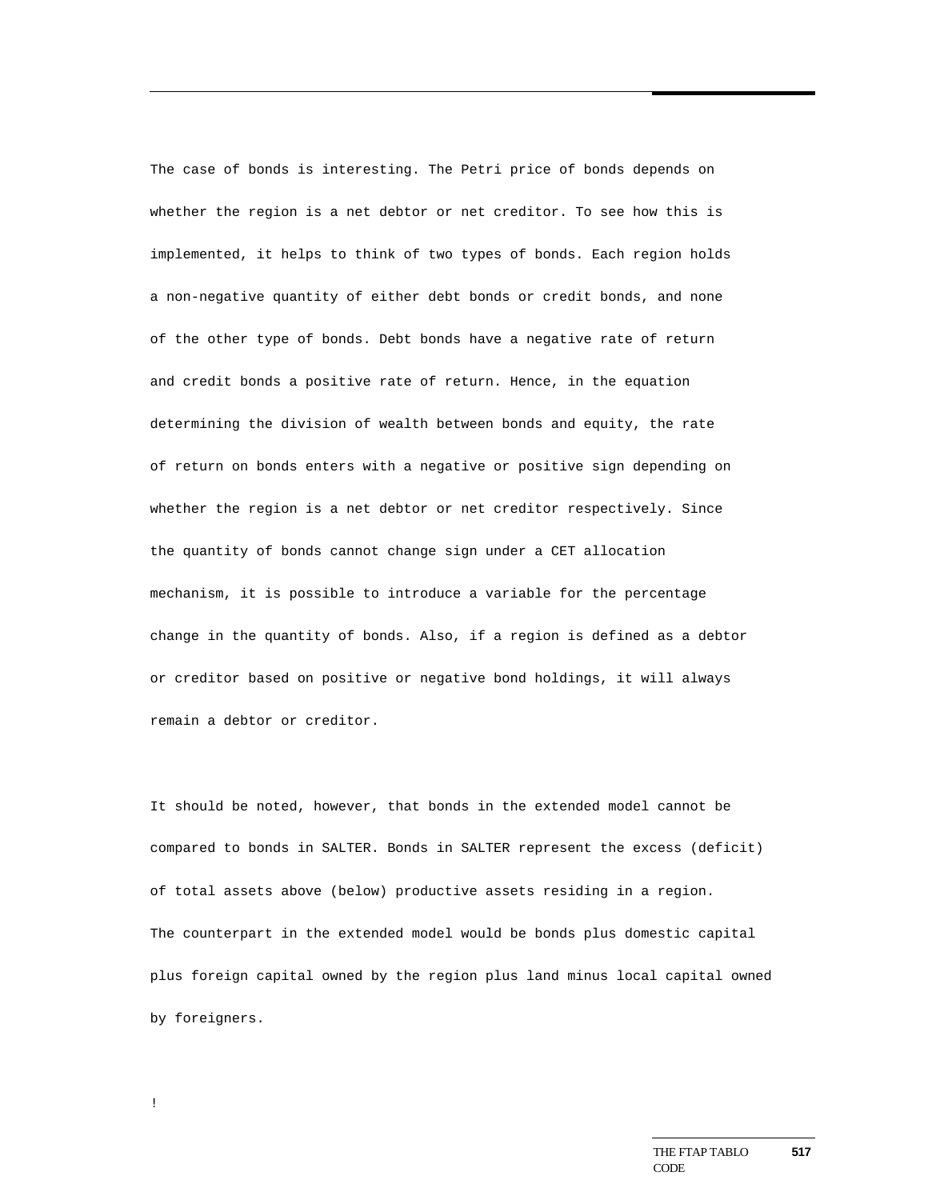The case of bonds is interesting. The Petri price of bonds depends on whether the region is a net debtor or net creditor. To see how this is implemented, it helps to think of two types of bonds. Each region holds a non-negative quantity of either debt bonds or credit bonds, and none of the other type of bonds. Debt bonds have a negative rate of return and credit bonds a positive rate of return. Hence, in the equation determining the division of wealth between bonds and equity, the rate of return on bonds enters with a negative or positive sign depending on whether the region is a net debtor or net creditor respectively. Since the quantity of bonds cannot change sign under a CET allocation mechanism, it is possible to introduce a variable for the percentage change in the quantity of bonds. Also, if a region is defined as a debtor or creditor based on positive or negative bond holdings, it will always remain a debtor or creditor.

It should be noted, however, that bonds in the extended model cannot be compared to bonds in SALTER. Bonds in SALTER represent the excess (deficit) of total assets above (below) productive assets residing in a region. The counterpart in the extended model would be bonds plus domestic capital plus foreign capital owned by the region plus land minus local capital owned by foreigners.

!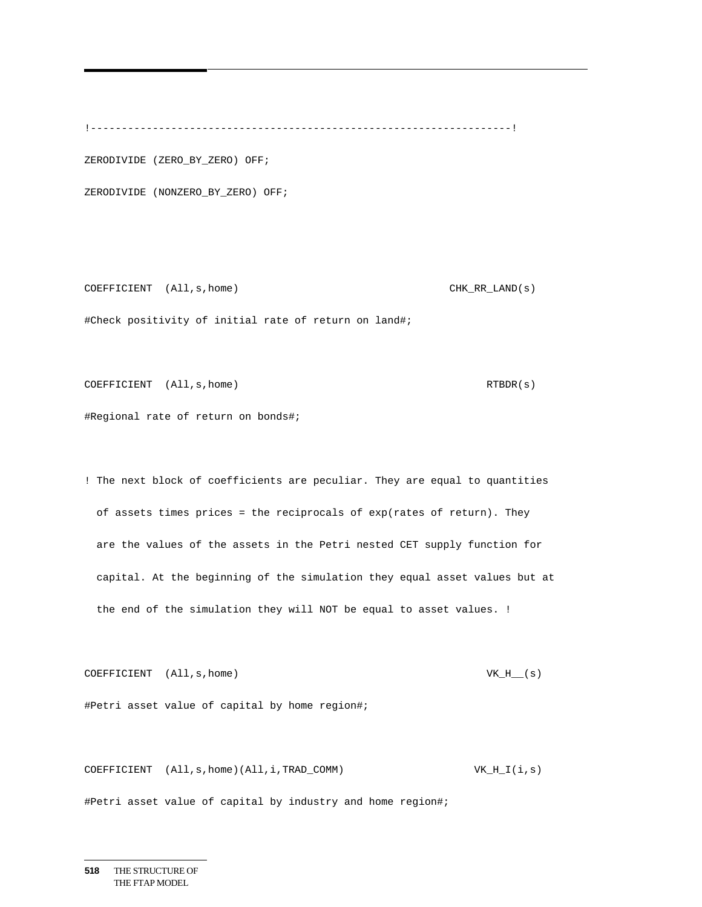```
!------------------------------------------------------------------!

ZERODIVIDE (ZERO_BY_ZERO) OFF;

ZERODIVIDE (NONZERO_BY_ZERO) OFF;



COEFFICIENT  (All,s,home)                              CHK_RR_LAND(s)

#Check positivity of initial rate of return on land#;


COEFFICIENT  (All,s,home)                                    RTBDR(s)

#Regional rate of return on bonds#;


! The next block of coefficients are peculiar. They are equal to quantities

  of assets times prices = the reciprocals of exp(rates of return). They

  are the values of the assets in the Petri nested CET supply function for

  capital. At the beginning of the simulation they equal asset values but at

  the end of the simulation they will NOT be equal to asset values. !


COEFFICIENT  (All,s,home)                                    VK_H__(s)

#Petri asset value of capital by home region#;


COEFFICIENT  (All,s,home)(All,i,TRAD_COMM)                 VK_H_I(i,s)

#Petri asset value of capital by industry and home region#;
```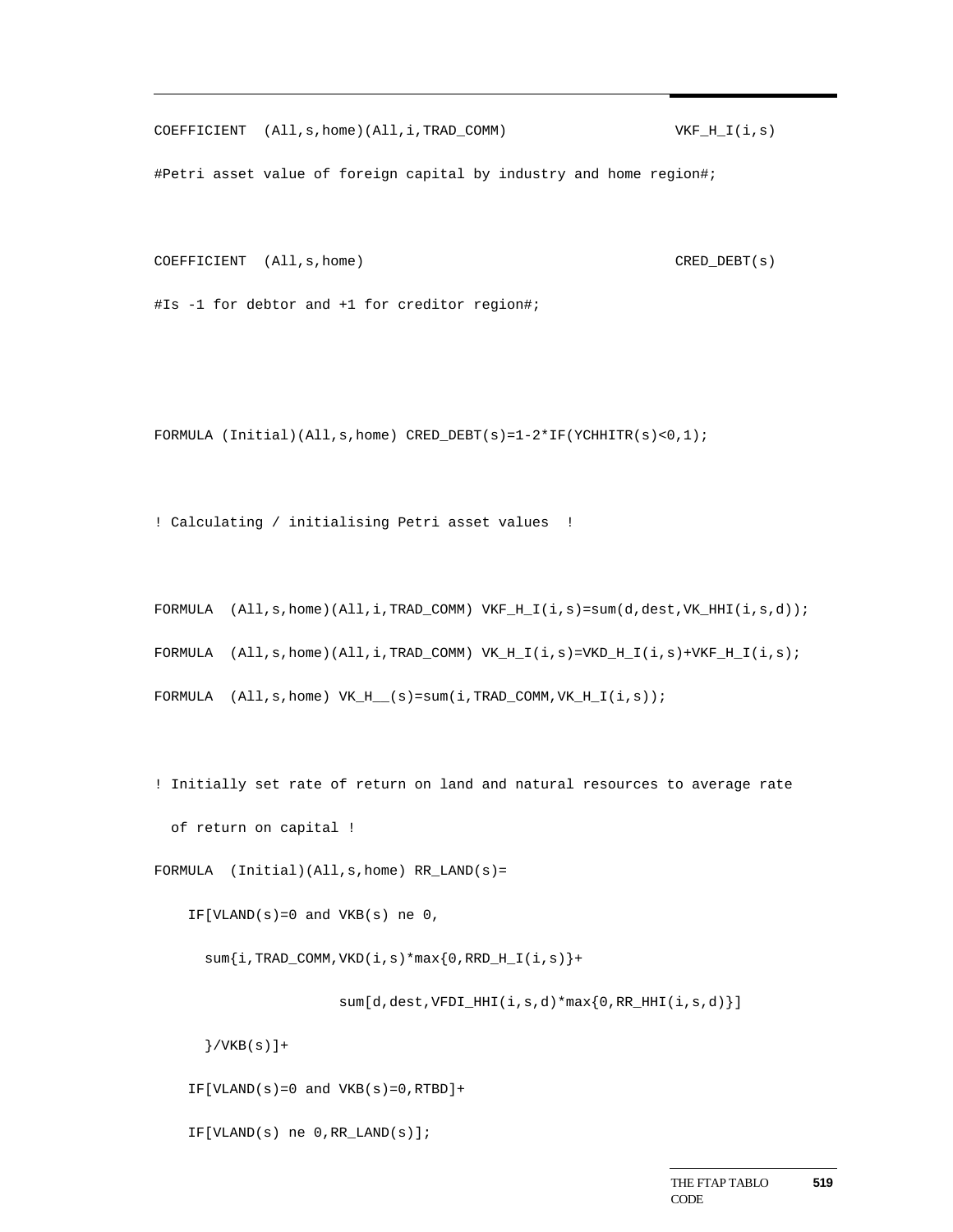```
COEFFICIENT  (All,s,home)(All,i,TRAD_COMM)                    VKF_H_I(i,s)
#Petri asset value of foreign capital by industry and home region#;

COEFFICIENT  (All,s,home)                                      CRED_DEBT(s)
#Is -1 for debtor and +1 for creditor region#;


FORMULA (Initial)(All,s,home) CRED_DEBT(s)=1-2*IF(YCHHITR(s)<0,1);

! Calculating / initialising Petri asset values  !

FORMULA  (All,s,home)(All,i,TRAD_COMM) VKF_H_I(i,s)=sum(d,dest,VK_HHI(i,s,d));
FORMULA  (All,s,home)(All,i,TRAD_COMM) VK_H_I(i,s)=VKD_H_I(i,s)+VKF_H_I(i,s);
FORMULA  (All,s,home) VK_H__(s)=sum(i,TRAD_COMM,VK_H_I(i,s));

! Initially set rate of return on land and natural resources to average rate
  of return on capital !
FORMULA  (Initial)(All,s,home) RR_LAND(s)=
    IF[VLAND(s)=0 and VKB(s) ne 0,
      sum{i,TRAD_COMM,VKD(i,s)*max{0,RRD_H_I(i,s)}+
                      sum[d,dest,VFDI_HHI(i,s,d)*max{0,RR_HHI(i,s,d)}]
      }/VKB(s)]+
    IF[VLAND(s)=0 and VKB(s)=0,RTBD]+
    IF[VLAND(s) ne 0,RR_LAND(s)];
```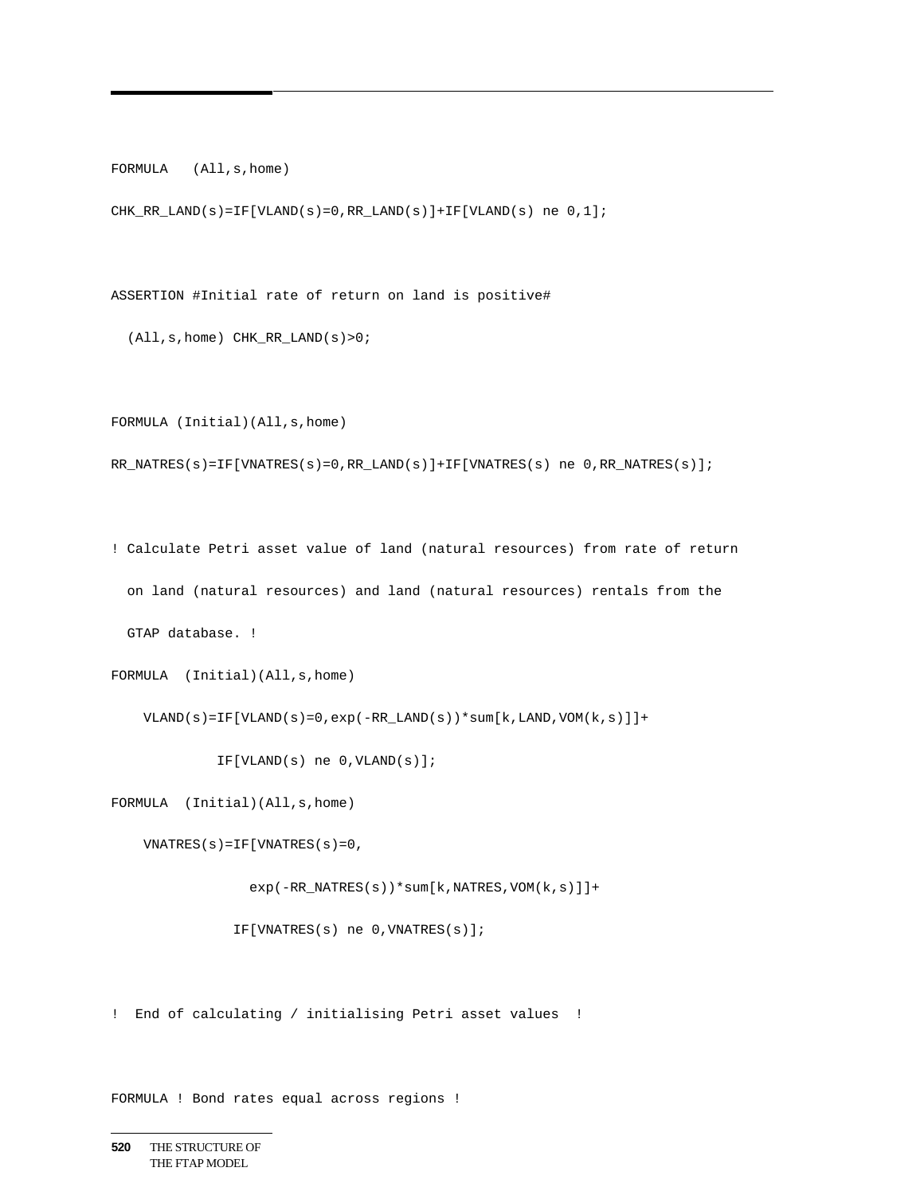```
FORMULA   (All,s,home)

CHK_RR_LAND(s)=IF[VLAND(s)=0,RR_LAND(s)]+IF[VLAND(s) ne 0,1];


ASSERTION #Initial rate of return on land is positive#

  (All,s,home) CHK_RR_LAND(s)>0;


FORMULA (Initial)(All,s,home)

RR_NATRES(s)=IF[VNATRES(s)=0,RR_LAND(s)]+IF[VNATRES(s) ne 0,RR_NATRES(s)];


! Calculate Petri asset value of land (natural resources) from rate of return

  on land (natural resources) and land (natural resources) rentals from the

  GTAP database. !

FORMULA  (Initial)(All,s,home)

    VLAND(s)=IF[VLAND(s)=0,exp(-RR_LAND(s))*sum[k,LAND,VOM(k,s)]]+

             IF[VLAND(s) ne 0,VLAND(s)];

FORMULA  (Initial)(All,s,home)

    VNATRES(s)=IF[VNATRES(s)=0,

                 exp(-RR_NATRES(s))*sum[k,NATRES,VOM(k,s)]]+

               IF[VNATRES(s) ne 0,VNATRES(s)];


!  End of calculating / initialising Petri asset values  !


FORMULA ! Bond rates equal across regions !
```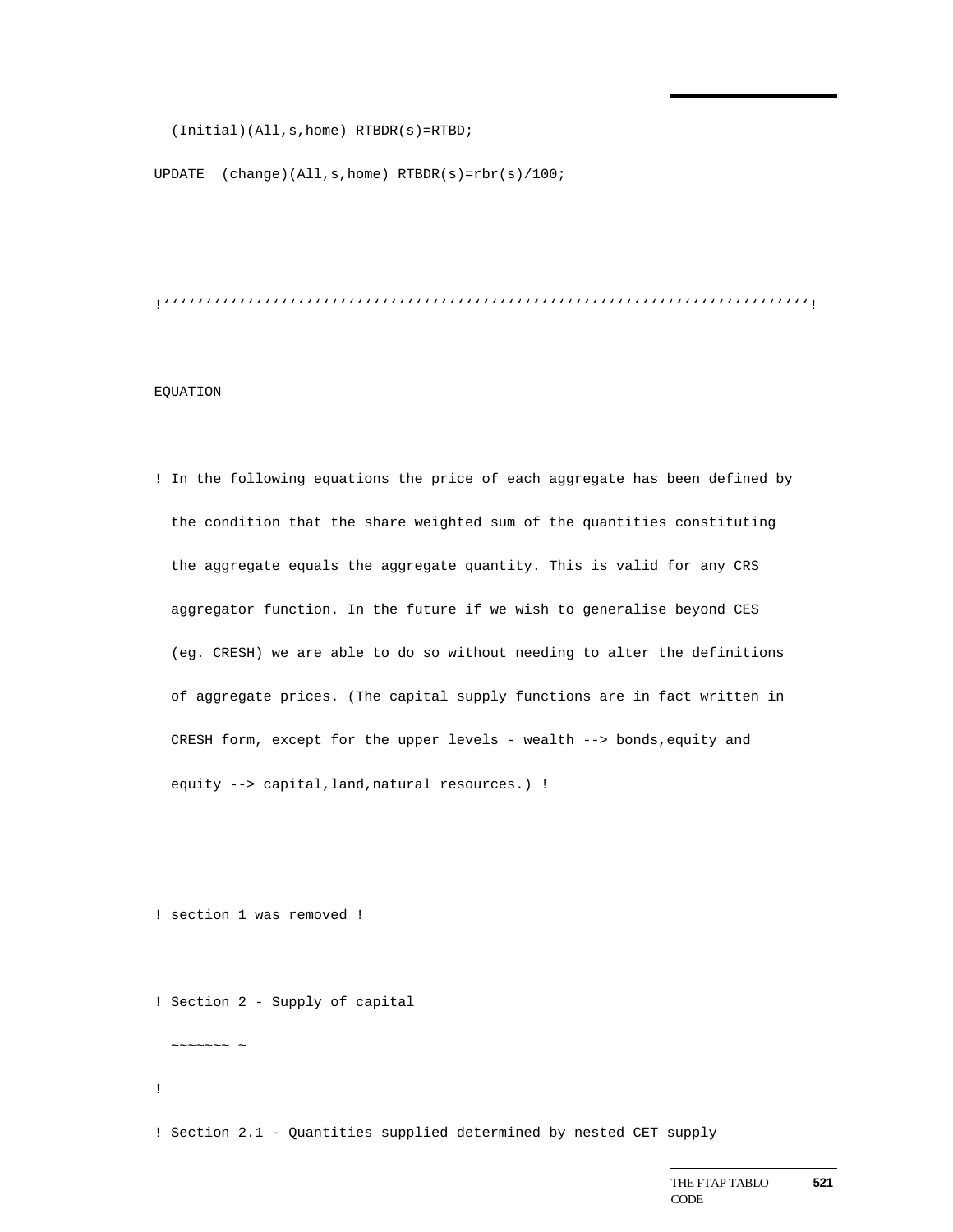```
  (Initial)(All,s,home) RTBDR(s)=RTBD;

UPDATE  (change)(All,s,home) RTBDR(s)=rbr(s)/100;



!''''''''''''''''''''''''''''''''''''''''''''''''''''''''''''''''''''''''''''!


EQUATION


! In the following equations the price of each aggregate has been defined by
  the condition that the share weighted sum of the quantities constituting
  the aggregate equals the aggregate quantity. This is valid for any CRS
  aggregator function. In the future if we wish to generalise beyond CES
  (eg. CRESH) we are able to do so without needing to alter the definitions
  of aggregate prices. (The capital supply functions are in fact written in
  CRESH form, except for the upper levels - wealth --> bonds,equity and
  equity --> capital,land,natural resources.) !



! section 1 was removed !


! Section 2 - Supply of capital
  ~~~~~~~ ~
!
! Section 2.1 - Quantities supplied determined by nested CET supply
```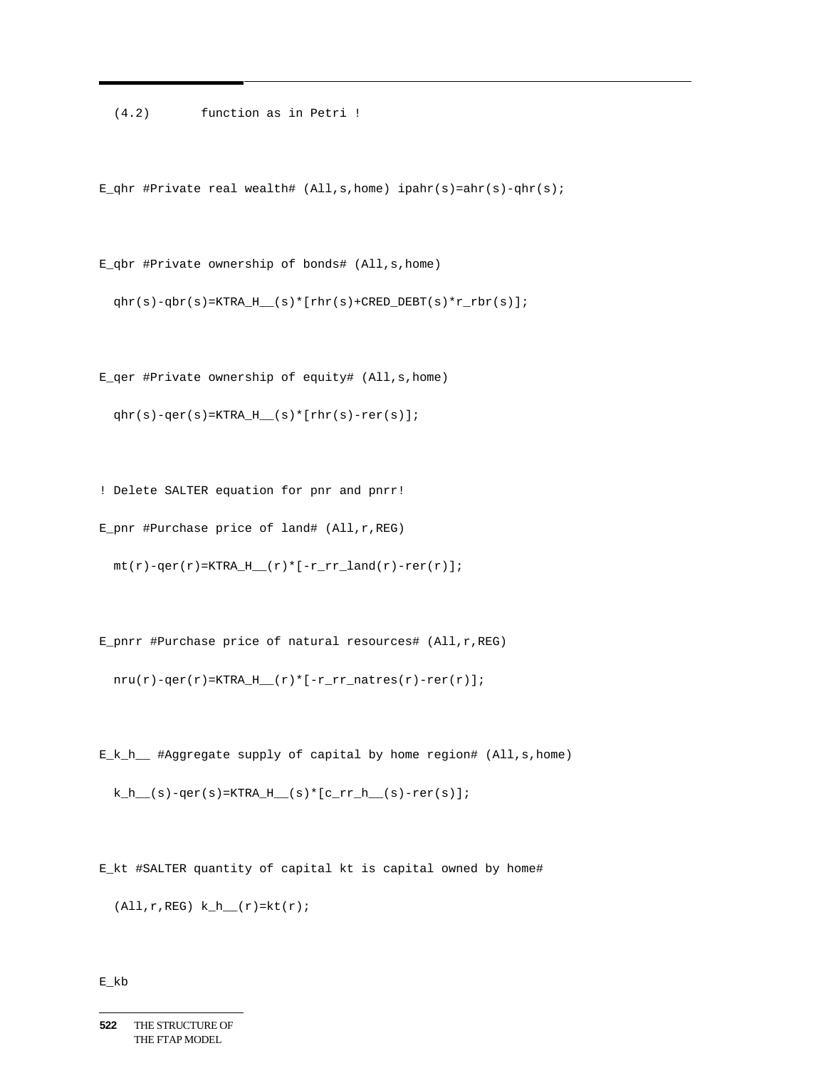```
  (4.2)       function as in Petri !

E_qhr #Private real wealth# (All,s,home) ipahr(s)=ahr(s)-qhr(s);

E_qbr #Private ownership of bonds# (All,s,home)

  qhr(s)-qbr(s)=KTRA_H__(s)*[rhr(s)+CRED_DEBT(s)*r_rbr(s)];

E_qer #Private ownership of equity# (All,s,home)

  qhr(s)-qer(s)=KTRA_H__(s)*[rhr(s)-rer(s)];

! Delete SALTER equation for pnr and pnrr!

E_pnr #Purchase price of land# (All,r,REG)

  mt(r)-qer(r)=KTRA_H__(r)*[-r_rr_land(r)-rer(r)];

E_pnrr #Purchase price of natural resources# (All,r,REG)

  nru(r)-qer(r)=KTRA_H__(r)*[-r_rr_natres(r)-rer(r)];

E_k_h__ #Aggregate supply of capital by home region# (All,s,home)

  k_h__(s)-qer(s)=KTRA_H__(s)*[c_rr_h__(s)-rer(s)];

E_kt #SALTER quantity of capital kt is capital owned by home#

  (All,r,REG) k_h__(r)=kt(r);

E_kb
```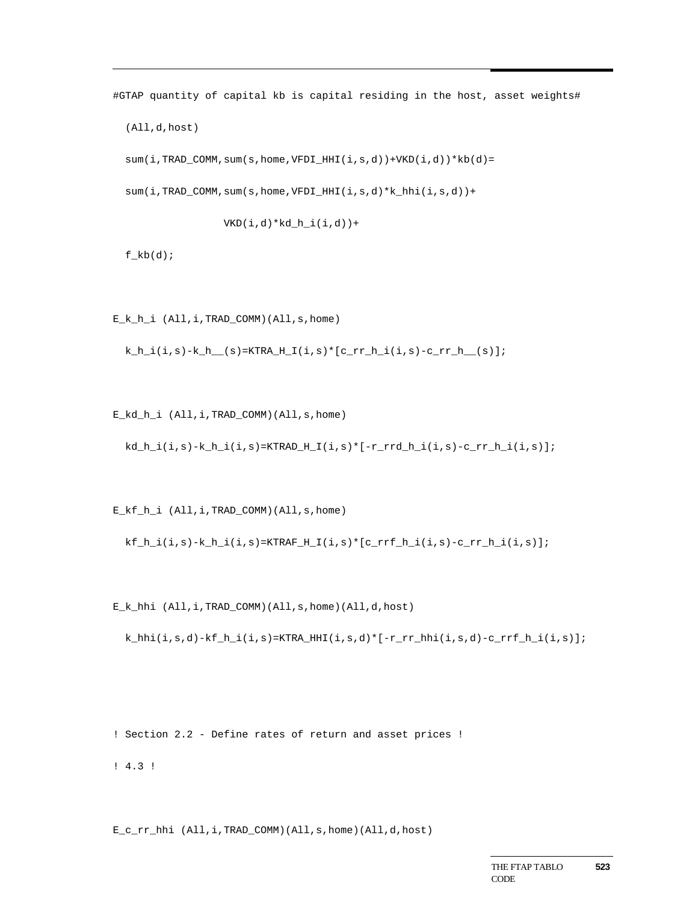```
#GTAP quantity of capital kb is capital residing in the host, asset weights#

  (All,d,host)

  sum(i,TRAD_COMM,sum(s,home,VFDI_HHI(i,s,d))+VKD(i,d))*kb(d)=

  sum(i,TRAD_COMM,sum(s,home,VFDI_HHI(i,s,d)*k_hhi(i,s,d))+

                VKD(i,d)*kd_h_i(i,d))+

  f_kb(d);


E_k_h_i (All,i,TRAD_COMM)(All,s,home)

  k_h_i(i,s)-k_h__(s)=KTRA_H_I(i,s)*[c_rr_h_i(i,s)-c_rr_h__(s)];


E_kd_h_i (All,i,TRAD_COMM)(All,s,home)

  kd_h_i(i,s)-k_h_i(i,s)=KTRAD_H_I(i,s)*[-r_rrd_h_i(i,s)-c_rr_h_i(i,s)];


E_kf_h_i (All,i,TRAD_COMM)(All,s,home)

  kf_h_i(i,s)-k_h_i(i,s)=KTRAF_H_I(i,s)*[c_rrf_h_i(i,s)-c_rr_h_i(i,s)];


E_k_hhi (All,i,TRAD_COMM)(All,s,home)(All,d,host)

  k_hhi(i,s,d)-kf_h_i(i,s)=KTRA_HHI(i,s,d)*[-r_rr_hhi(i,s,d)-c_rrf_h_i(i,s)];



! Section 2.2 - Define rates of return and asset prices !

! 4.3 !


E_c_rr_hhi (All,i,TRAD_COMM)(All,s,home)(All,d,host)
```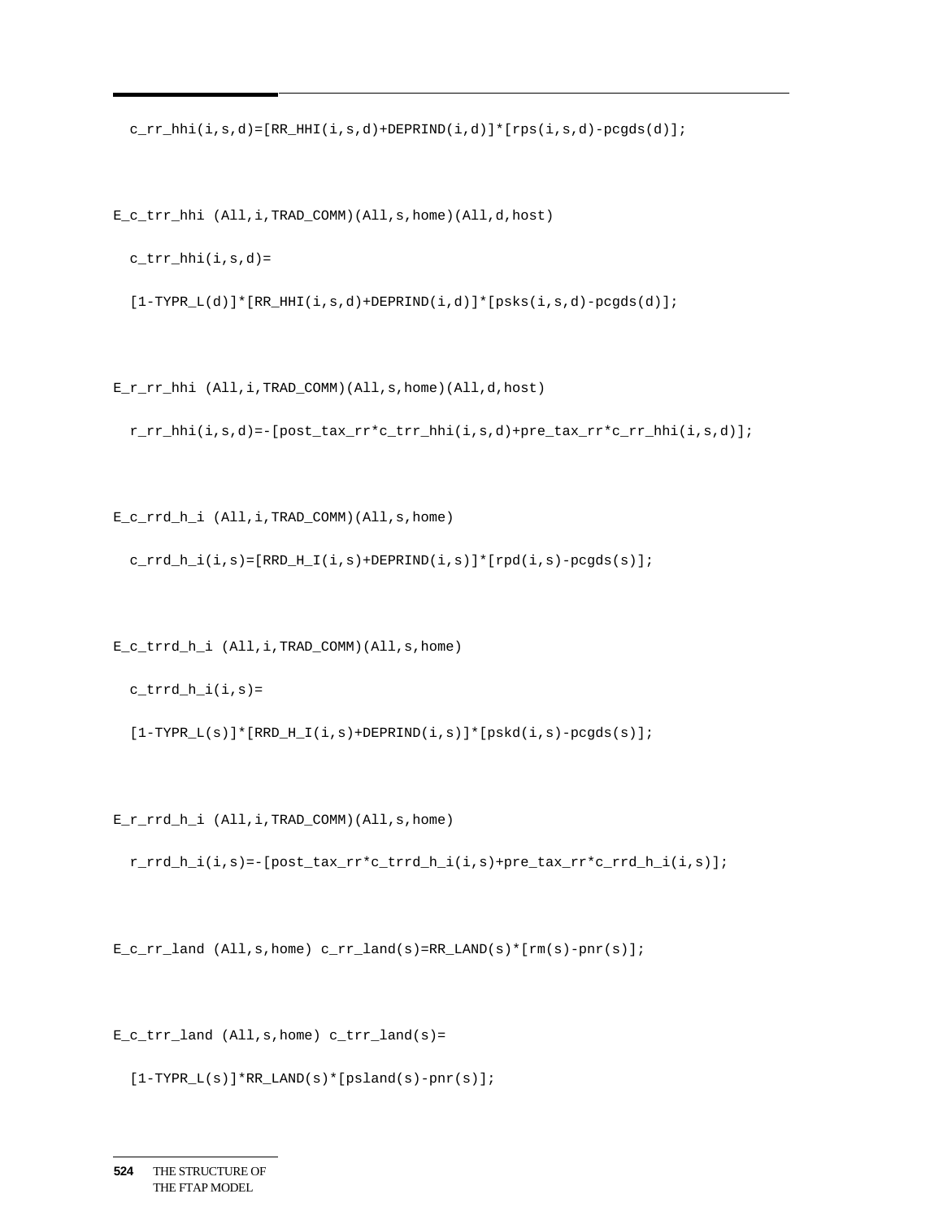```
  c_rr_hhi(i,s,d)=[RR_HHI(i,s,d)+DEPRIND(i,d)]*[rps(i,s,d)-pcgds(d)];

E_c_trr_hhi (All,i,TRAD_COMM)(All,s,home)(All,d,host)
  c_trr_hhi(i,s,d)=
  [1-TYPR_L(d)]*[RR_HHI(i,s,d)+DEPRIND(i,d)]*[psks(i,s,d)-pcgds(d)];

E_r_rr_hhi (All,i,TRAD_COMM)(All,s,home)(All,d,host)
  r_rr_hhi(i,s,d)=-[post_tax_rr*c_trr_hhi(i,s,d)+pre_tax_rr*c_rr_hhi(i,s,d)];

E_c_rrd_h_i (All,i,TRAD_COMM)(All,s,home)
  c_rrd_h_i(i,s)=[RRD_H_I(i,s)+DEPRIND(i,s)]*[rpd(i,s)-pcgds(s)];

E_c_trrd_h_i (All,i,TRAD_COMM)(All,s,home)
  c_trrd_h_i(i,s)=
  [1-TYPR_L(s)]*[RRD_H_I(i,s)+DEPRIND(i,s)]*[pskd(i,s)-pcgds(s)];

E_r_rrd_h_i (All,i,TRAD_COMM)(All,s,home)
  r_rrd_h_i(i,s)=-[post_tax_rr*c_trrd_h_i(i,s)+pre_tax_rr*c_rrd_h_i(i,s)];

E_c_rr_land (All,s,home) c_rr_land(s)=RR_LAND(s)*[rm(s)-pnr(s)];

E_c_trr_land (All,s,home) c_trr_land(s)=
  [1-TYPR_L(s)]*RR_LAND(s)*[psland(s)-pnr(s)];
```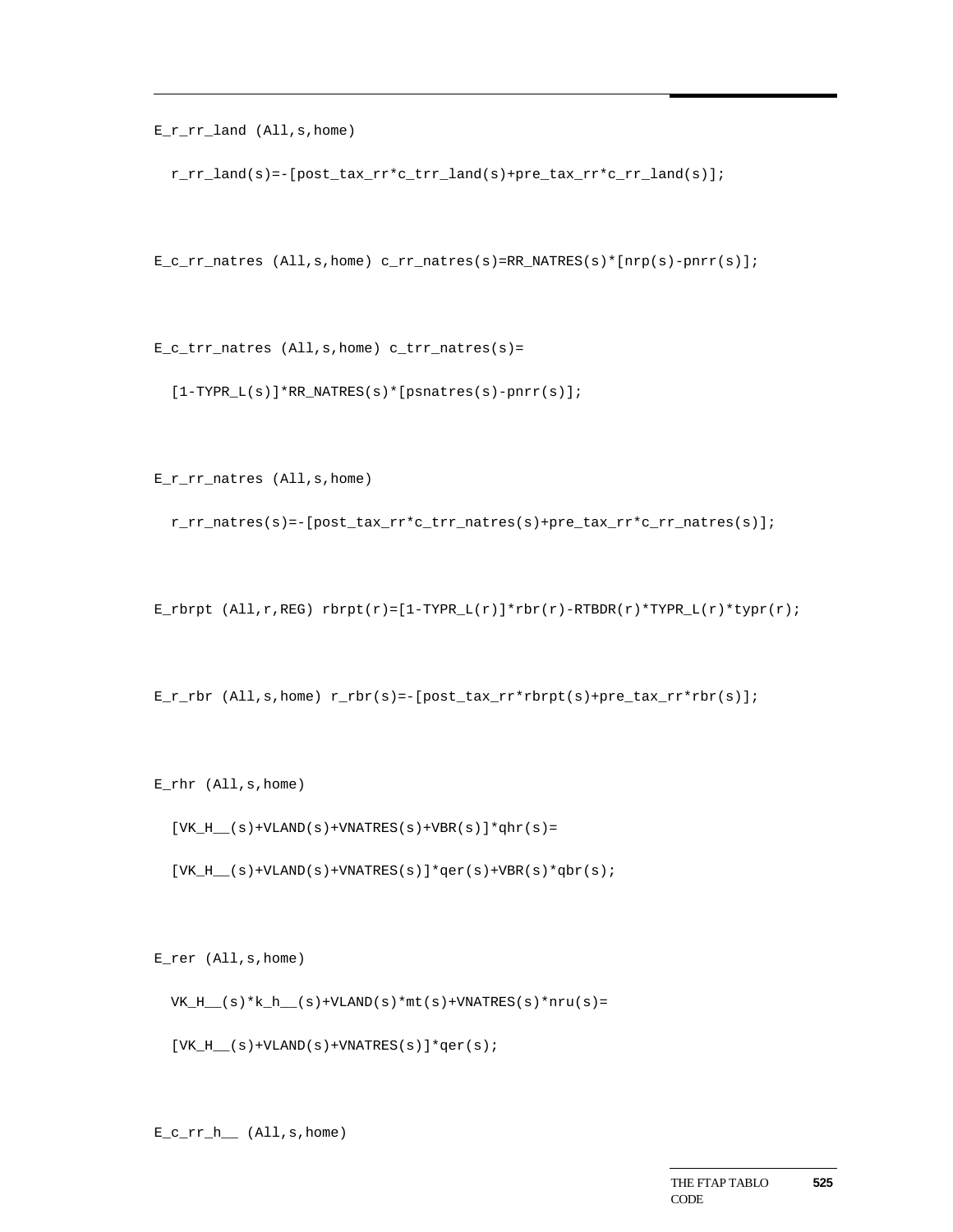```
E_r_rr_land (All,s,home)

  r_rr_land(s)=-[post_tax_rr*c_trr_land(s)+pre_tax_rr*c_rr_land(s)];


E_c_rr_natres (All,s,home) c_rr_natres(s)=RR_NATRES(s)*[nrp(s)-pnrr(s)];


E_c_trr_natres (All,s,home) c_trr_natres(s)=

  [1-TYPR_L(s)]*RR_NATRES(s)*[psnatres(s)-pnrr(s)];


E_r_rr_natres (All,s,home)

  r_rr_natres(s)=-[post_tax_rr*c_trr_natres(s)+pre_tax_rr*c_rr_natres(s)];


E_rbrpt (All,r,REG) rbrpt(r)=[1-TYPR_L(r)]*rbr(r)-RTBDR(r)*TYPR_L(r)*typr(r);


E_r_rbr (All,s,home) r_rbr(s)=-[post_tax_rr*rbrpt(s)+pre_tax_rr*rbr(s)];


E_rhr (All,s,home)

  [VK_H__(s)+VLAND(s)+VNATRES(s)+VBR(s)]*qhr(s)=

  [VK_H__(s)+VLAND(s)+VNATRES(s)]*qer(s)+VBR(s)*qbr(s);


E_rer (All,s,home)

  VK_H__(s)*k_h__(s)+VLAND(s)*mt(s)+VNATRES(s)*nru(s)=

  [VK_H__(s)+VLAND(s)+VNATRES(s)]*qer(s);


E_c_rr_h__ (All,s,home)
```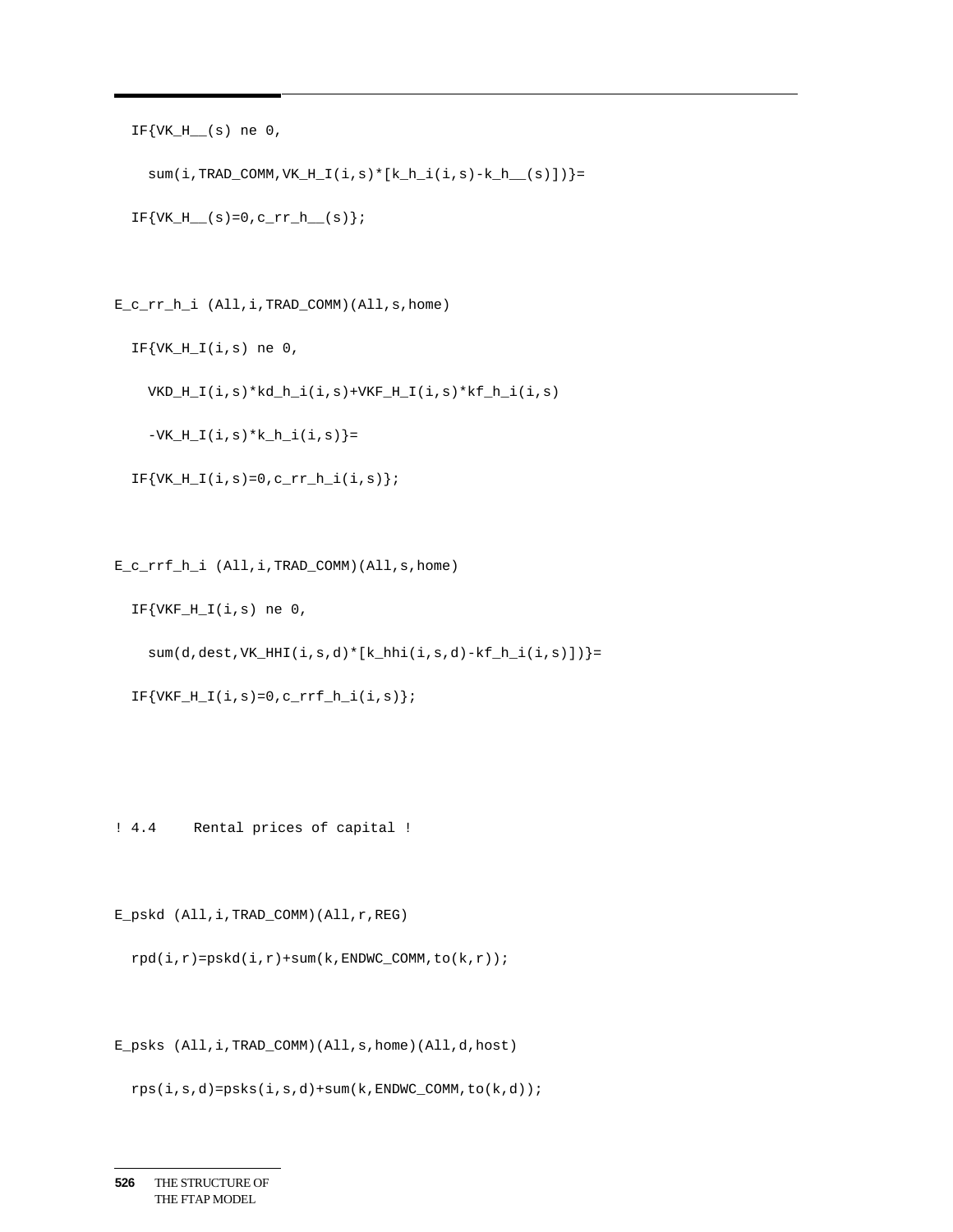```
  IF{VK_H__(s) ne 0,

    sum(i,TRAD_COMM,VK_H_I(i,s)*[k_h_i(i,s)-k_h__(s)])}=

  IF{VK_H__(s)=0,c_rr_h__(s)};


E_c_rr_h_i (All,i,TRAD_COMM)(All,s,home)

  IF{VK_H_I(i,s) ne 0,

    VKD_H_I(i,s)*kd_h_i(i,s)+VKF_H_I(i,s)*kf_h_i(i,s)

    -VK_H_I(i,s)*k_h_i(i,s)}=

  IF{VK_H_I(i,s)=0,c_rr_h_i(i,s)};


E_c_rrf_h_i (All,i,TRAD_COMM)(All,s,home)

  IF{VKF_H_I(i,s) ne 0,

    sum(d,dest,VK_HHI(i,s,d)*[k_hhi(i,s,d)-kf_h_i(i,s)])}=

  IF{VKF_H_I(i,s)=0,c_rrf_h_i(i,s)};



! 4.4    Rental prices of capital !


E_pskd (All,i,TRAD_COMM)(All,r,REG)

  rpd(i,r)=pskd(i,r)+sum(k,ENDWC_COMM,to(k,r));


E_psks (All,i,TRAD_COMM)(All,s,home)(All,d,host)

  rps(i,s,d)=psks(i,s,d)+sum(k,ENDWC_COMM,to(k,d));
```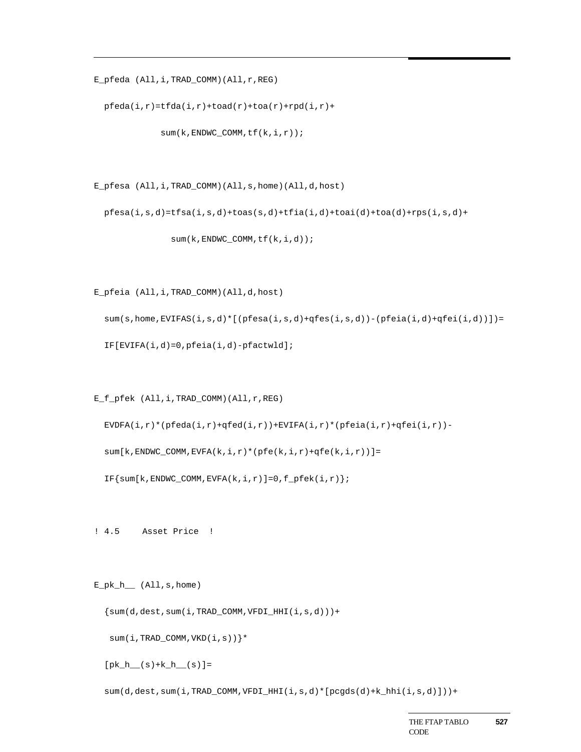```
E_pfeda (All,i,TRAD_COMM)(All,r,REG)

  pfeda(i,r)=tfda(i,r)+toad(r)+toa(r)+rpd(i,r)+

             sum(k,ENDWC_COMM,tf(k,i,r));


E_pfesa (All,i,TRAD_COMM)(All,s,home)(All,d,host)

  pfesa(i,s,d)=tfsa(i,s,d)+toas(s,d)+tfia(i,d)+toai(d)+toa(d)+rps(i,s,d)+

               sum(k,ENDWC_COMM,tf(k,i,d));


E_pfeia (All,i,TRAD_COMM)(All,d,host)

  sum(s,home,EVIFAS(i,s,d)*[(pfesa(i,s,d)+qfes(i,s,d))-(pfeia(i,d)+qfei(i,d))])=

  IF[EVIFA(i,d)=0,pfeia(i,d)-pfactwld];


E_f_pfek (All,i,TRAD_COMM)(All,r,REG)

  EVDFA(i,r)*(pfeda(i,r)+qfed(i,r))+EVIFA(i,r)*(pfeia(i,r)+qfei(i,r))-

  sum[k,ENDWC_COMM,EVFA(k,i,r)*(pfe(k,i,r)+qfe(k,i,r))]=

  IF{sum[k,ENDWC_COMM,EVFA(k,i,r)]=0,f_pfek(i,r)};


! 4.5     Asset Price  !


E_pk_h__ (All,s,home)

  {sum(d,dest,sum(i,TRAD_COMM,VFDI_HHI(i,s,d)))+

   sum(i,TRAD_COMM,VKD(i,s))}*

  [pk_h__(s)+k_h__(s)]=

  sum(d,dest,sum(i,TRAD_COMM,VFDI_HHI(i,s,d)*[pcgds(d)+k_hhi(i,s,d)]))+
```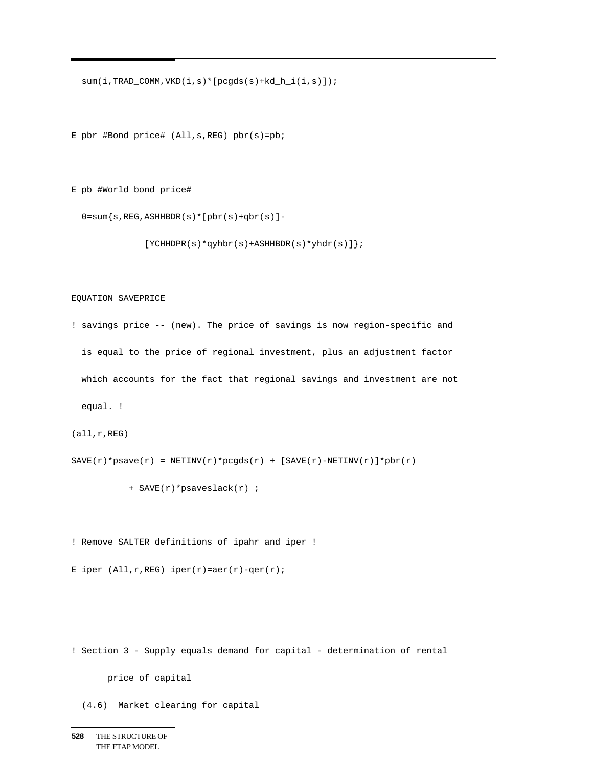```
  sum(i,TRAD_COMM,VKD(i,s)*[pcgds(s)+kd_h_i(i,s)]);


E_pbr #Bond price# (All,s,REG) pbr(s)=pb;


E_pb #World bond price#

  0=sum{s,REG,ASHHBDR(s)*[pbr(s)+qbr(s)]-

            [YCHHDPR(s)*qyhbr(s)+ASHHBDR(s)*yhdr(s)]};


EQUATION SAVEPRICE

! savings price -- (new). The price of savings is now region-specific and

  is equal to the price of regional investment, plus an adjustment factor

  which accounts for the fact that regional savings and investment are not

  equal. !

(all,r,REG)

SAVE(r)*psave(r) = NETINV(r)*pcgds(r) + [SAVE(r)-NETINV(r)]*pbr(r)

           + SAVE(r)*psaveslack(r) ;


! Remove SALTER definitions of ipahr and iper !

E_iper (All,r,REG) iper(r)=aer(r)-qer(r);



! Section 3 - Supply equals demand for capital - determination of rental

       price of capital

  (4.6)  Market clearing for capital
```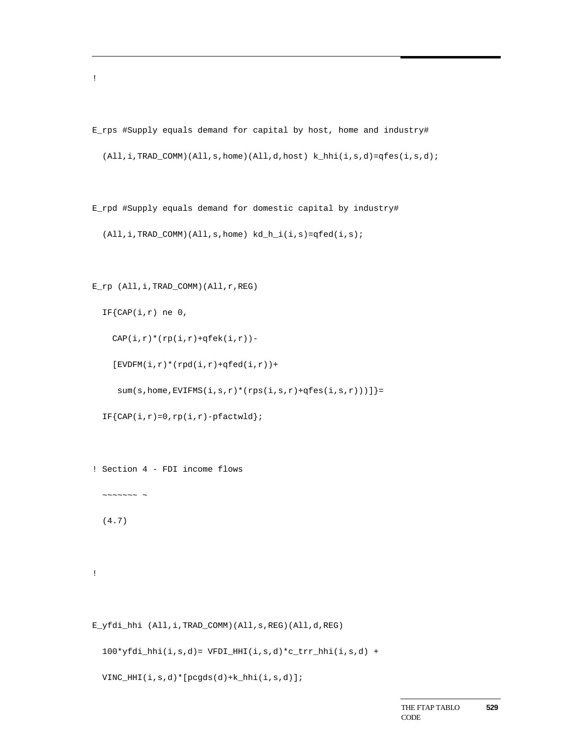```
!

E_rps #Supply equals demand for capital by host, home and industry#

  (All,i,TRAD_COMM)(All,s,home)(All,d,host) k_hhi(i,s,d)=qfes(i,s,d);

E_rpd #Supply equals demand for domestic capital by industry#

  (All,i,TRAD_COMM)(All,s,home) kd_h_i(i,s)=qfed(i,s);

E_rp (All,i,TRAD_COMM)(All,r,REG)

  IF{CAP(i,r) ne 0,

    CAP(i,r)*(rp(i,r)+qfek(i,r))-

    [EVDFM(i,r)*(rpd(i,r)+qfed(i,r))+

     sum(s,home,EVIFMS(i,s,r)*(rps(i,s,r)+qfes(i,s,r)))]}=

  IF{CAP(i,r)=0,rp(i,r)-pfactwld};

! Section 4 - FDI income flows

  ~~~~~~~ ~

  (4.7)

!

E_yfdi_hhi (All,i,TRAD_COMM)(All,s,REG)(All,d,REG)

  100*yfdi_hhi(i,s,d)= VFDI_HHI(i,s,d)*c_trr_hhi(i,s,d) +

  VINC_HHI(i,s,d)*[pcgds(d)+k_hhi(i,s,d)];
```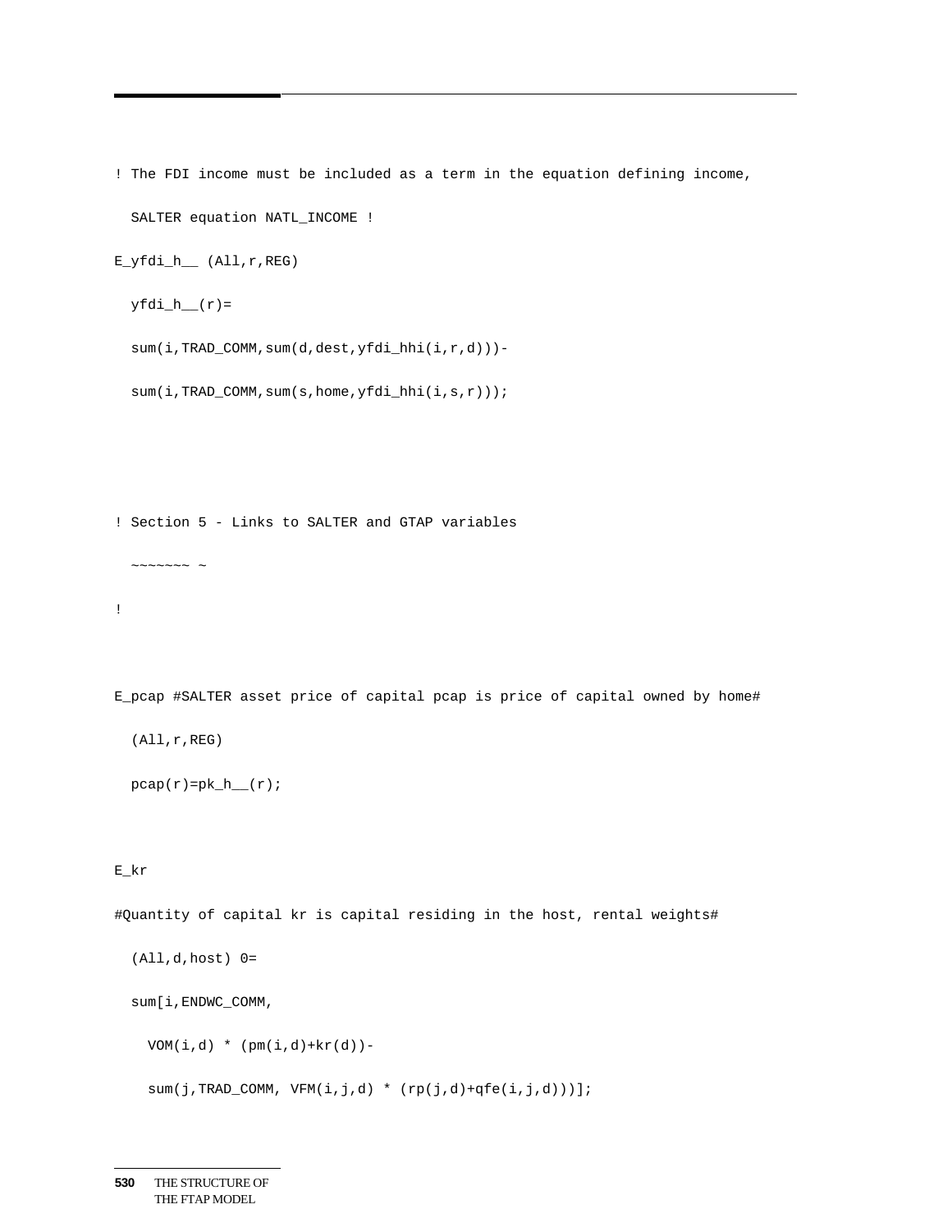```
! The FDI income must be included as a term in the equation defining income,

  SALTER equation NATL_INCOME !

E_yfdi_h__ (All,r,REG)

  yfdi_h__(r)=

  sum(i,TRAD_COMM,sum(d,dest,yfdi_hhi(i,r,d)))-

  sum(i,TRAD_COMM,sum(s,home,yfdi_hhi(i,s,r)));




! Section 5 - Links to SALTER and GTAP variables

  ~~~~~~~ ~

!



E_pcap #SALTER asset price of capital pcap is price of capital owned by home#

  (All,r,REG)

  pcap(r)=pk_h__(r);



E_kr

#Quantity of capital kr is capital residing in the host, rental weights#

  (All,d,host) 0=

  sum[i,ENDWC_COMM,

    VOM(i,d) * (pm(i,d)+kr(d))-

    sum(j,TRAD_COMM, VFM(i,j,d) * (rp(j,d)+qfe(i,j,d)))];
```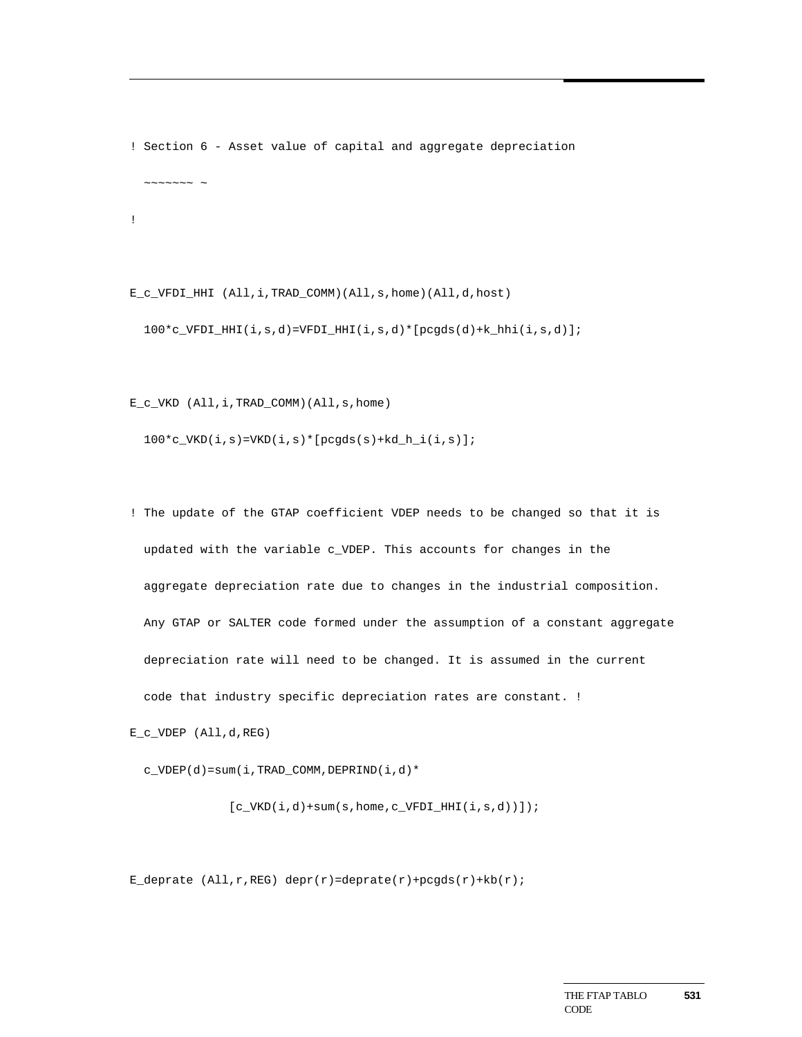```
! Section 6 - Asset value of capital and aggregate depreciation
  ~~~~~~~ ~
!

E_c_VFDI_HHI (All,i,TRAD_COMM)(All,s,home)(All,d,host)
  100*c_VFDI_HHI(i,s,d)=VFDI_HHI(i,s,d)*[pcgds(d)+k_hhi(i,s,d)];

E_c_VKD (All,i,TRAD_COMM)(All,s,home)
  100*c_VKD(i,s)=VKD(i,s)*[pcgds(s)+kd_h_i(i,s)];

! The update of the GTAP coefficient VDEP needs to be changed so that it is
  updated with the variable c_VDEP. This accounts for changes in the
  aggregate depreciation rate due to changes in the industrial composition.
  Any GTAP or SALTER code formed under the assumption of a constant aggregate
  depreciation rate will need to be changed. It is assumed in the current
  code that industry specific depreciation rates are constant. !
E_c_VDEP (All,d,REG)
  c_VDEP(d)=sum(i,TRAD_COMM,DEPRIND(i,d)*
             [c_VKD(i,d)+sum(s,home,c_VFDI_HHI(i,s,d))]);

E_deprate (All,r,REG) depr(r)=deprate(r)+pcgds(r)+kb(r);
```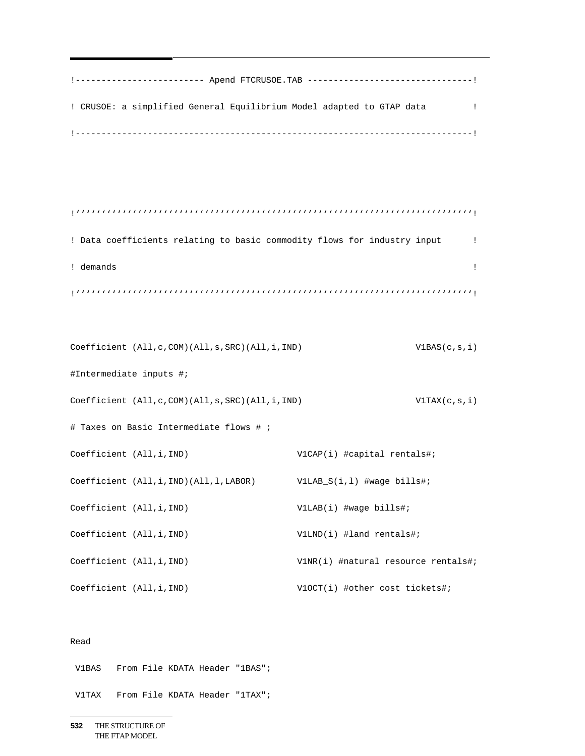```
!------------------------- Apend FTCRUSOE.TAB --------------------------------!
! CRUSOE: a simplified General Equilibrium Model adapted to GTAP data         !
!-----------------------------------------------------------------------------!


!'''''''''''''''''''''''''''''''''''''''''''''''''''''''''''''''''''''''''''''!
! Data coefficients relating to basic commodity flows for industry input      !
! demands                                                                     !
!'''''''''''''''''''''''''''''''''''''''''''''''''''''''''''''''''''''''''''''!

Coefficient (All,c,COM)(All,s,SRC)(All,i,IND)                     V1BAS(c,s,i)
#Intermediate inputs #;
Coefficient (All,c,COM)(All,s,SRC)(All,i,IND)                     V1TAX(c,s,i)
# Taxes on Basic Intermediate flows # ;
Coefficient (All,i,IND)                     V1CAP(i) #capital rentals#;
Coefficient (All,i,IND)(All,l,LABOR)        V1LAB_S(i,l) #wage bills#;
Coefficient (All,i,IND)                     V1LAB(i) #wage bills#;
Coefficient (All,i,IND)                     V1LND(i) #land rentals#;
Coefficient (All,i,IND)                     V1NR(i) #natural resource rentals#;
Coefficient (All,i,IND)                     V1OCT(i) #other cost tickets#;

Read
 V1BAS   From File KDATA Header "1BAS";
 V1TAX   From File KDATA Header "1TAX";
```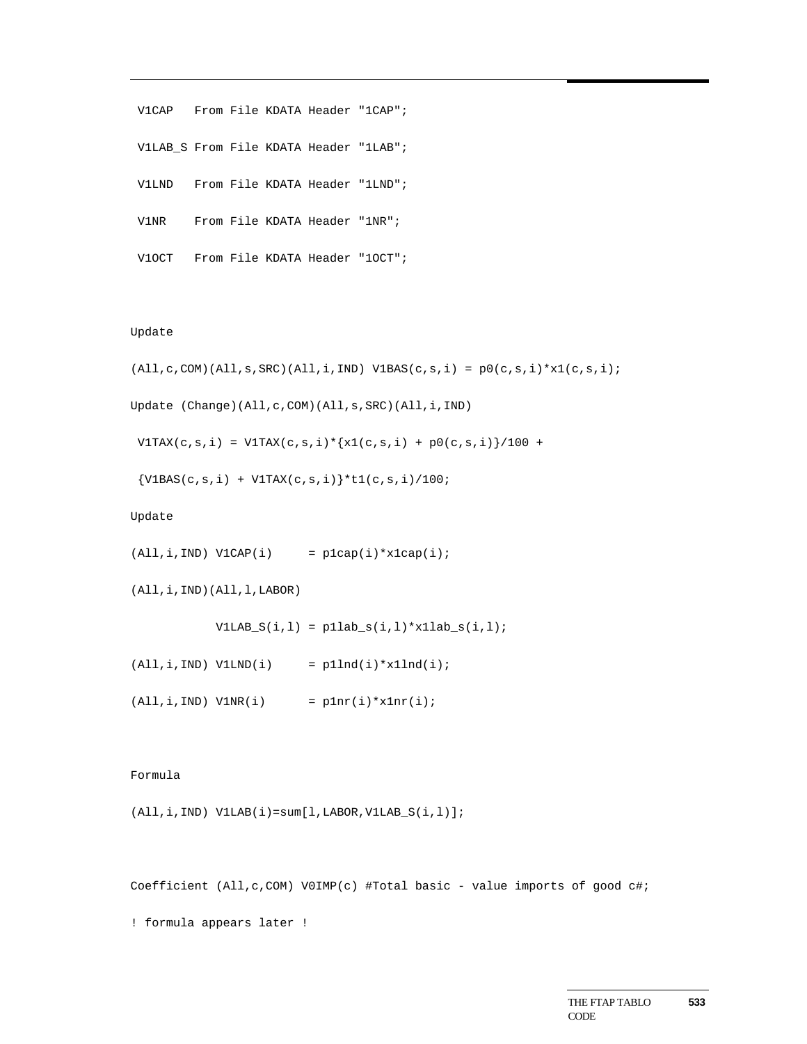```
 V1CAP   From File KDATA Header "1CAP";
 V1LAB_S From File KDATA Header "1LAB";
 V1LND   From File KDATA Header "1LND";
 V1NR    From File KDATA Header "1NR";
 V1OCT   From File KDATA Header "1OCT";


Update
(All,c,COM)(All,s,SRC)(All,i,IND) V1BAS(c,s,i) = p0(c,s,i)*x1(c,s,i);
Update (Change)(All,c,COM)(All,s,SRC)(All,i,IND)
 V1TAX(c,s,i) = V1TAX(c,s,i)*{x1(c,s,i) + p0(c,s,i)}/100 +
 {V1BAS(c,s,i) + V1TAX(c,s,i)}*t1(c,s,i)/100;
Update
(All,i,IND) V1CAP(i)     = p1cap(i)*x1cap(i);
(All,i,IND)(All,l,LABOR)
            V1LAB_S(i,l) = p1lab_s(i,l)*x1lab_s(i,l);
(All,i,IND) V1LND(i)     = p1lnd(i)*x1lnd(i);
(All,i,IND) V1NR(i)      = p1nr(i)*x1nr(i);


Formula
(All,i,IND) V1LAB(i)=sum[l,LABOR,V1LAB_S(i,l)];


Coefficient (All,c,COM) V0IMP(c) #Total basic - value imports of good c#;
! formula appears later !
```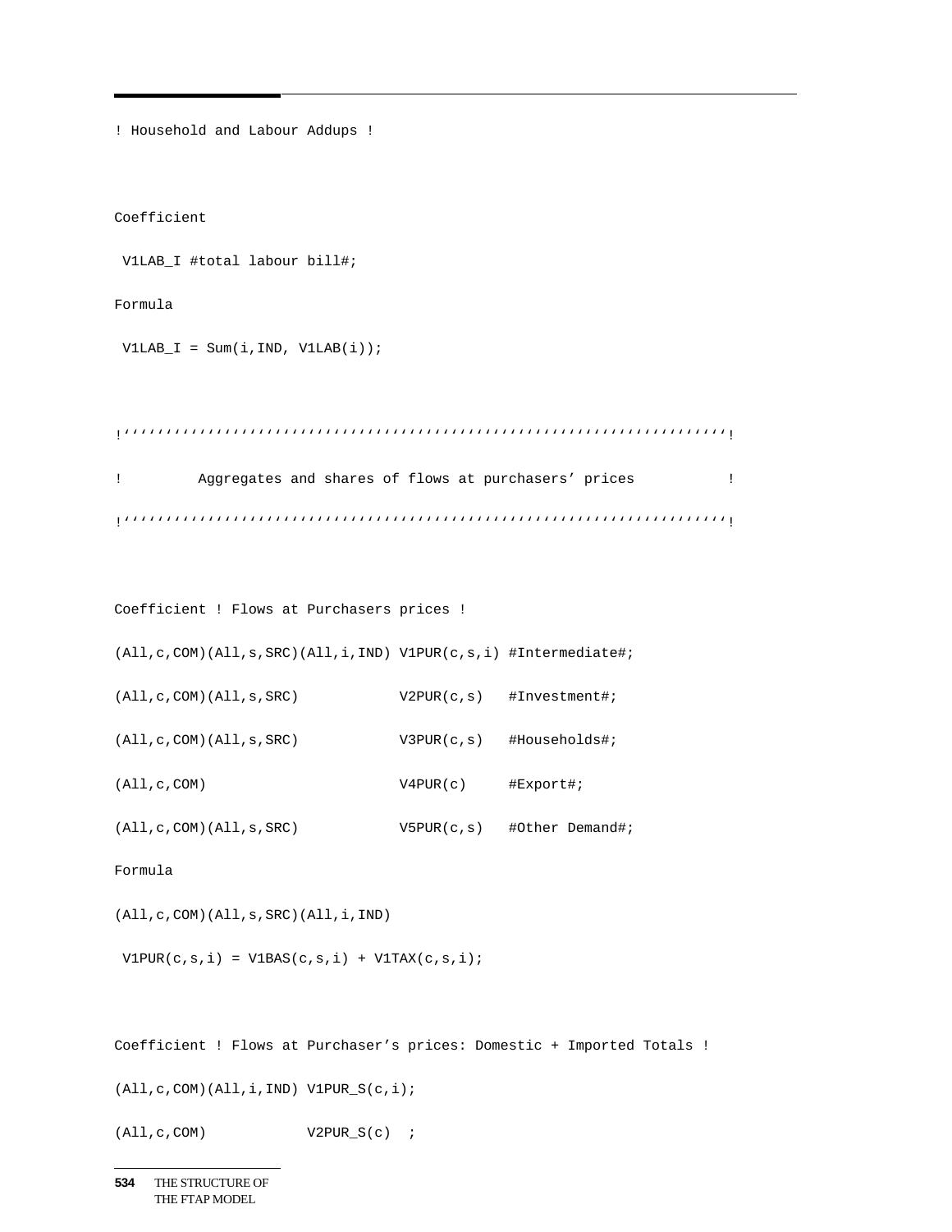```
! Household and Labour Addups !

Coefficient
 V1LAB_I #total labour bill#;
Formula
 V1LAB_I = Sum(i,IND, V1LAB(i));

!‘‘‘‘‘‘‘‘‘‘‘‘‘‘‘‘‘‘‘‘‘‘‘‘‘‘‘‘‘‘‘‘‘‘‘‘‘‘‘‘‘‘‘‘‘‘‘‘‘‘‘‘‘‘‘‘‘‘‘‘‘‘‘‘‘‘‘‘‘‘‘‘!
!         Aggregates and shares of flows at purchasers’ prices           !
!‘‘‘‘‘‘‘‘‘‘‘‘‘‘‘‘‘‘‘‘‘‘‘‘‘‘‘‘‘‘‘‘‘‘‘‘‘‘‘‘‘‘‘‘‘‘‘‘‘‘‘‘‘‘‘‘‘‘‘‘‘‘‘‘‘‘‘‘‘‘‘‘!

Coefficient ! Flows at Purchasers prices !
(All,c,COM)(All,s,SRC)(All,i,IND) V1PUR(c,s,i) #Intermediate#;
(All,c,COM)(All,s,SRC)            V2PUR(c,s)   #Investment#;
(All,c,COM)(All,s,SRC)            V3PUR(c,s)   #Households#;
(All,c,COM)                       V4PUR(c)     #Export#;
(All,c,COM)(All,s,SRC)            V5PUR(c,s)   #Other Demand#;
Formula
(All,c,COM)(All,s,SRC)(All,i,IND)
 V1PUR(c,s,i) = V1BAS(c,s,i) + V1TAX(c,s,i);

Coefficient ! Flows at Purchaser’s prices: Domestic + Imported Totals !
(All,c,COM)(All,i,IND) V1PUR_S(c,i);
(All,c,COM)            V2PUR_S(c)  ;
```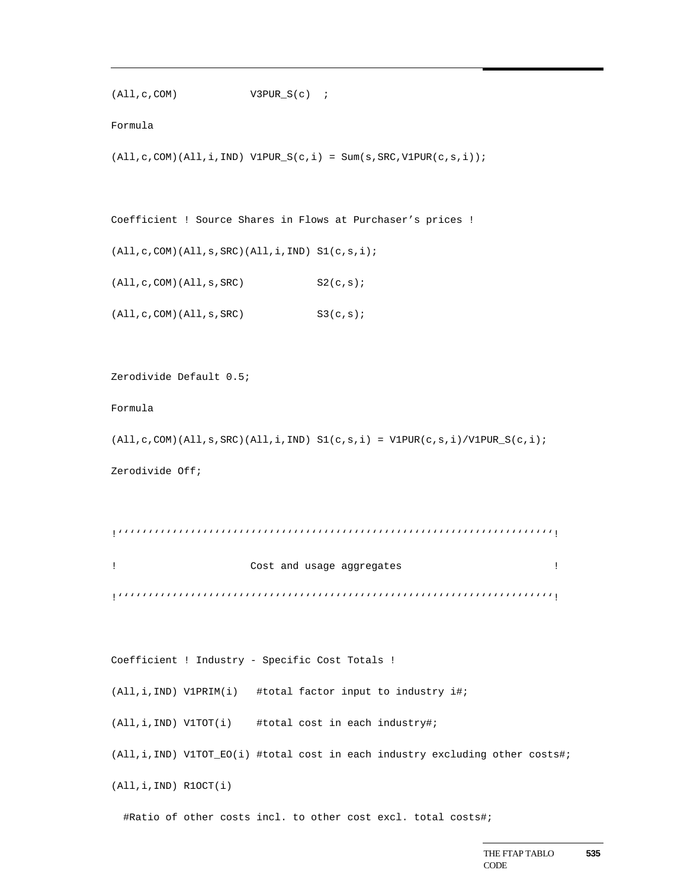```
(All,c,COM)            V3PUR_S(c)  ;

Formula

(All,c,COM)(All,i,IND) V1PUR_S(c,i) = Sum(s,SRC,V1PUR(c,s,i));


Coefficient ! Source Shares in Flows at Purchaser's prices !

(All,c,COM)(All,s,SRC)(All,i,IND) S1(c,s,i);

(All,c,COM)(All,s,SRC)            S2(c,s);

(All,c,COM)(All,s,SRC)            S3(c,s);


Zerodivide Default 0.5;

Formula

(All,c,COM)(All,s,SRC)(All,i,IND) S1(c,s,i) = V1PUR(c,s,i)/V1PUR_S(c,i);

Zerodivide Off;


!''''''''''''''''''''''''''''''''''''''''''''''''''''''''''''''''''''''''!

!                    Cost and usage aggregates                          !

!''''''''''''''''''''''''''''''''''''''''''''''''''''''''''''''''''''''''!


Coefficient ! Industry - Specific Cost Totals !

(All,i,IND) V1PRIM(i)   #total factor input to industry i#;

(All,i,IND) V1TOT(i)    #total cost in each industry#;

(All,i,IND) V1TOT_EO(i) #total cost in each industry excluding other costs#;

(All,i,IND) R1OCT(i)

  #Ratio of other costs incl. to other cost excl. total costs#;
```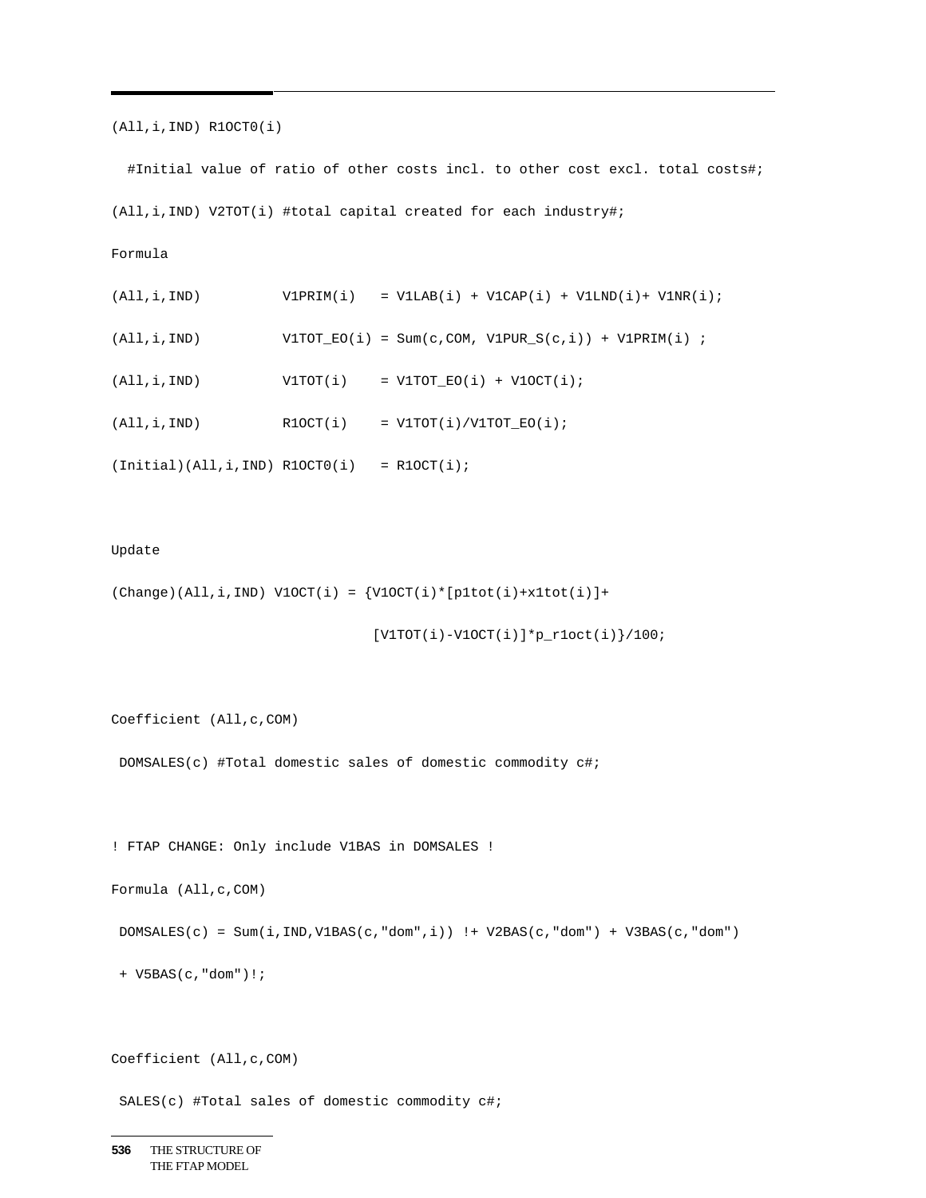```
(All,i,IND) R1OCT0(i)

  #Initial value of ratio of other costs incl. to other cost excl. total costs#;

(All,i,IND) V2TOT(i) #total capital created for each industry#;

Formula

(All,i,IND)          V1PRIM(i)   = V1LAB(i) + V1CAP(i) + V1LND(i)+ V1NR(i);

(All,i,IND)          V1TOT_EO(i) = Sum(c,COM, V1PUR_S(c,i)) + V1PRIM(i) ;

(All,i,IND)          V1TOT(i)    = V1TOT_EO(i) + V1OCT(i);

(All,i,IND)          R1OCT(i)    = V1TOT(i)/V1TOT_EO(i);

(Initial)(All,i,IND) R1OCT0(i)   = R1OCT(i);


Update

(Change)(All,i,IND) V1OCT(i) = {V1OCT(i)*[p1tot(i)+x1tot(i)]+

                               [V1TOT(i)-V1OCT(i)]*p_r1oct(i)}/100;


Coefficient (All,c,COM)

 DOMSALES(c) #Total domestic sales of domestic commodity c#;


! FTAP CHANGE: Only include V1BAS in DOMSALES !

Formula (All,c,COM)

 DOMSALES(c) = Sum(i,IND,V1BAS(c,"dom",i)) !+ V2BAS(c,"dom") + V3BAS(c,"dom")

 + V5BAS(c,"dom")!;


Coefficient (All,c,COM)

 SALES(c) #Total sales of domestic commodity c#;
```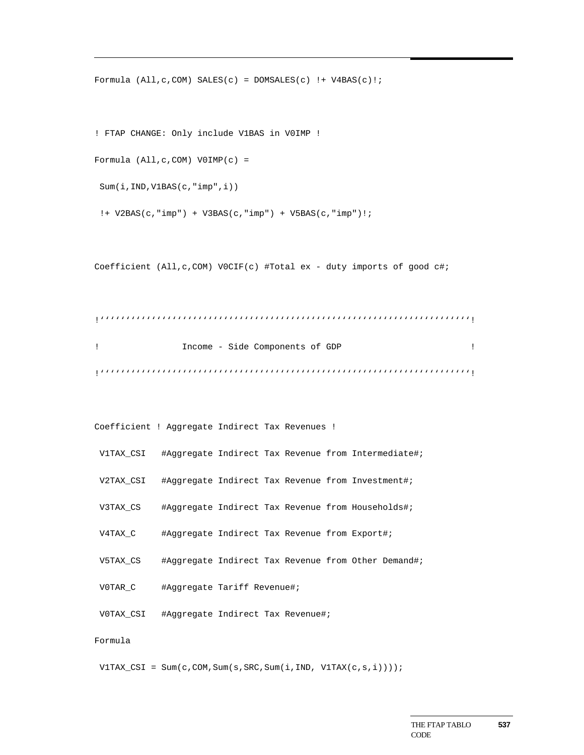```
Formula (All,c,COM) SALES(c) = DOMSALES(c) !+ V4BAS(c)!;

! FTAP CHANGE: Only include V1BAS in V0IMP !
Formula (All,c,COM) V0IMP(c) =
 Sum(i,IND,V1BAS(c,"imp",i))
 !+ V2BAS(c,"imp") + V3BAS(c,"imp") + V5BAS(c,"imp")!;

Coefficient (All,c,COM) V0CIF(c) #Total ex - duty imports of good c#;

!''''''''''''''''''''''''''''''''''''''''''''''''''''''''''''''''''''''''!
!               Income - Side Components of GDP                         !
!''''''''''''''''''''''''''''''''''''''''''''''''''''''''''''''''''''''''!

Coefficient ! Aggregate Indirect Tax Revenues !
 V1TAX_CSI   #Aggregate Indirect Tax Revenue from Intermediate#;
 V2TAX_CSI   #Aggregate Indirect Tax Revenue from Investment#;
 V3TAX_CS    #Aggregate Indirect Tax Revenue from Households#;
 V4TAX_C     #Aggregate Indirect Tax Revenue from Export#;
 V5TAX_CS    #Aggregate Indirect Tax Revenue from Other Demand#;
 V0TAR_C     #Aggregate Tariff Revenue#;
 V0TAX_CSI   #Aggregate Indirect Tax Revenue#;
Formula
 V1TAX_CSI = Sum(c,COM,Sum(s,SRC,Sum(i,IND, V1TAX(c,s,i))));
```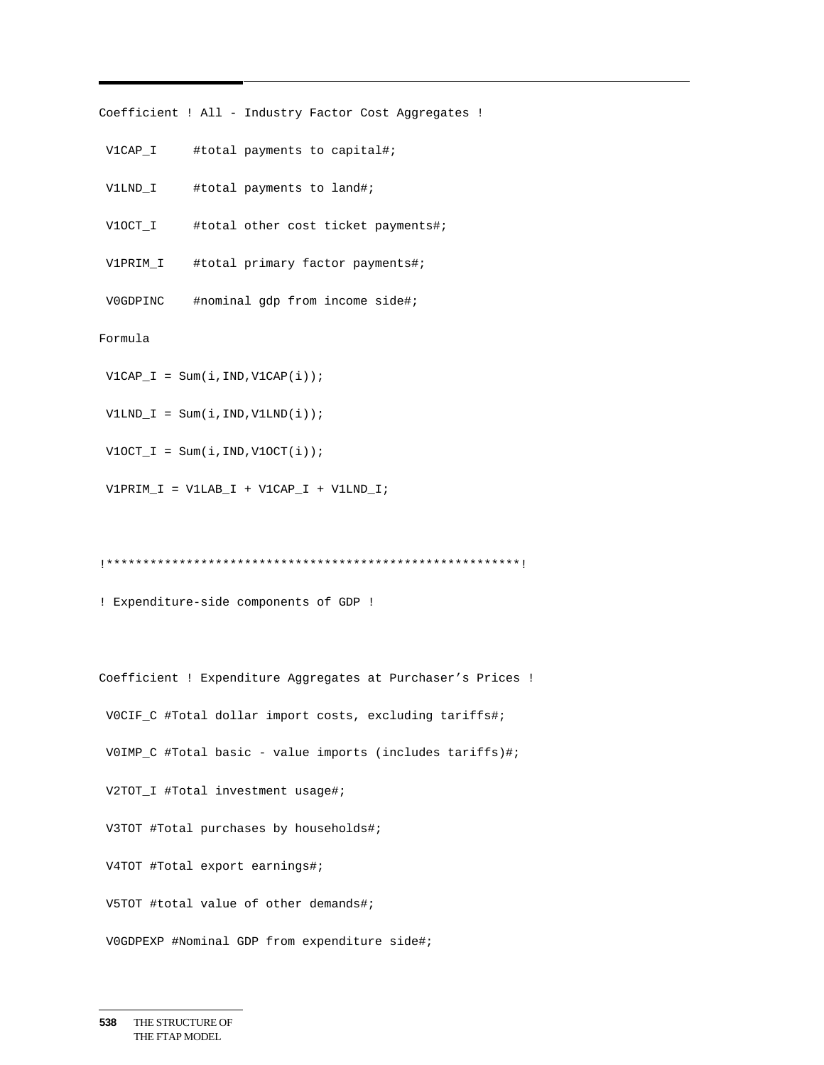```
Coefficient ! All - Industry Factor Cost Aggregates !

 V1CAP_I     #total payments to capital#;

 V1LND_I     #total payments to land#;

 V1OCT_I     #total other cost ticket payments#;

 V1PRIM_I    #total primary factor payments#;

 V0GDPINC    #nominal gdp from income side#;

Formula

 V1CAP_I = Sum(i,IND,V1CAP(i));

 V1LND_I = Sum(i,IND,V1LND(i));

 V1OCT_I = Sum(i,IND,V1OCT(i));

 V1PRIM_I = V1LAB_I + V1CAP_I + V1LND_I;


!*******************************************************!

! Expenditure-side components of GDP !


Coefficient ! Expenditure Aggregates at Purchaser's Prices !

 V0CIF_C #Total dollar import costs, excluding tariffs#;

 V0IMP_C #Total basic - value imports (includes tariffs)#;

 V2TOT_I #Total investment usage#;

 V3TOT #Total purchases by households#;

 V4TOT #Total export earnings#;

 V5TOT #total value of other demands#;

 V0GDPEXP #Nominal GDP from expenditure side#;
```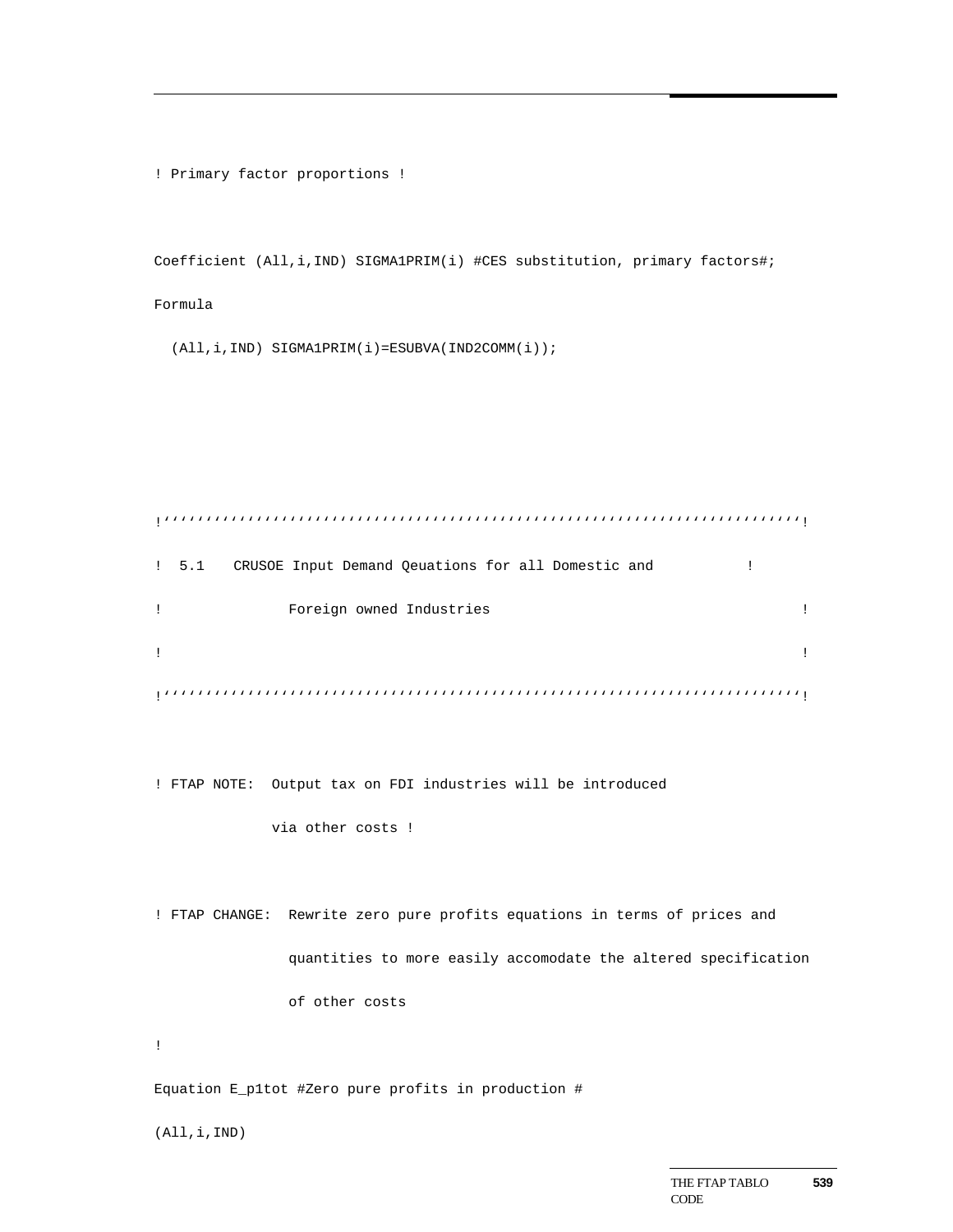```
! Primary factor proportions !

Coefficient (All,i,IND) SIGMA1PRIM(i) #CES substitution, primary factors#;
Formula
  (All,i,IND) SIGMA1PRIM(i)=ESUBVA(IND2COMM(i));



!’’’’’’’’’’’’’’’’’’’’’’’’’’’’’’’’’’’’’’’’’’’’’’’’’’’’’’’’’’’’’’’’’’’’’’’’’’’’’’!
!  5.1    CRUSOE Input Demand Qeuations for all Domestic and           !
!              Foreign owned Industries                                !
!                                                                      !
!’’’’’’’’’’’’’’’’’’’’’’’’’’’’’’’’’’’’’’’’’’’’’’’’’’’’’’’’’’’’’’’’’’’’’’’’’’’’’’!

! FTAP NOTE:  Output tax on FDI industries will be introduced
              via other costs !

! FTAP CHANGE:  Rewrite zero pure profits equations in terms of prices and
                quantities to more easily accomodate the altered specification
                of other costs
!
Equation E_p1tot #Zero pure profits in production #
(All,i,IND)
```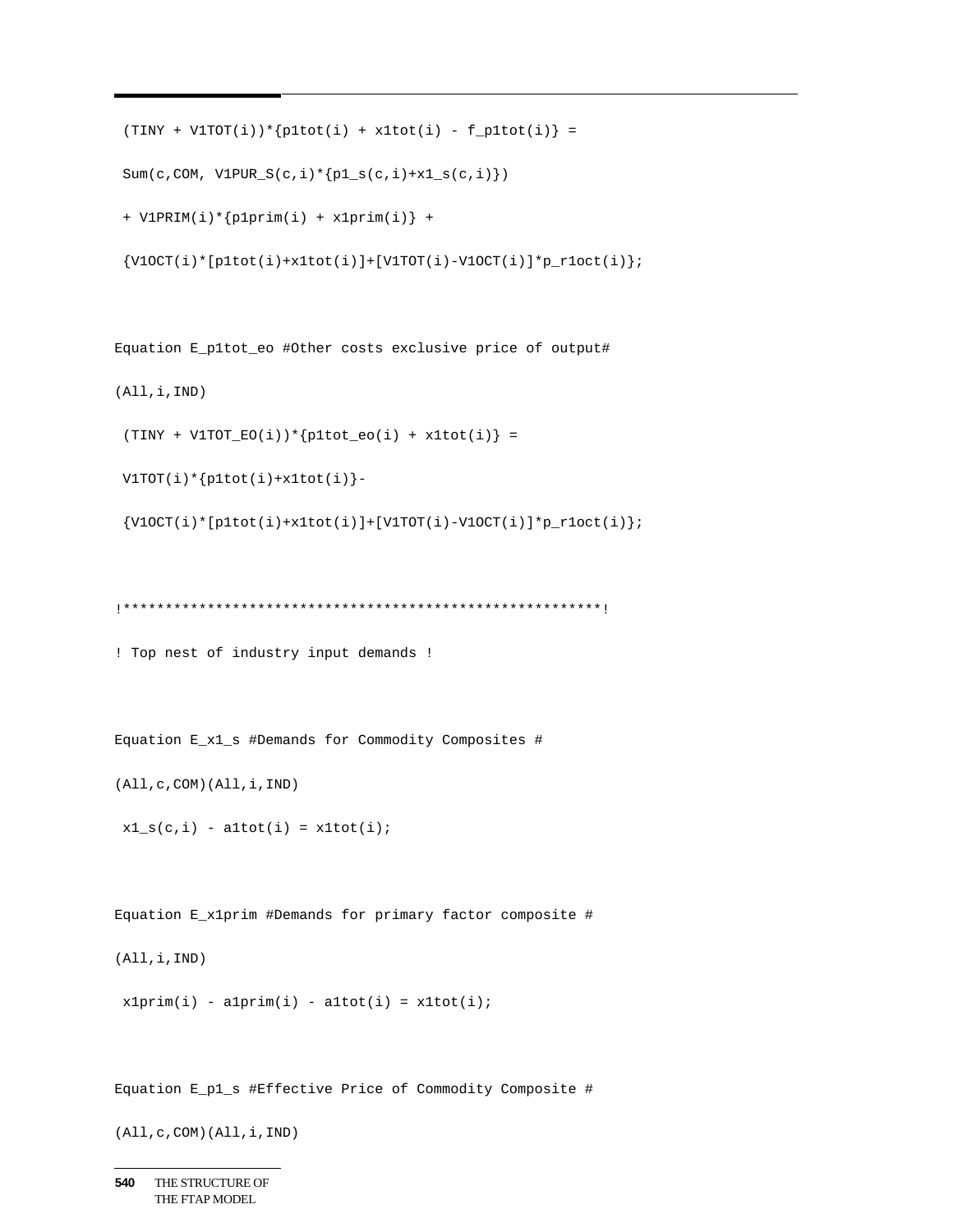```
 (TINY + V1TOT(i))*{p1tot(i) + x1tot(i) - f_p1tot(i)} =

 Sum(c,COM, V1PUR_S(c,i)*{p1_s(c,i)+x1_s(c,i)})

 + V1PRIM(i)*{p1prim(i) + x1prim(i)} +

 {V1OCT(i)*[p1tot(i)+x1tot(i)]+[V1TOT(i)-V1OCT(i)]*p_r1oct(i)};


Equation E_p1tot_eo #Other costs exclusive price of output#

(All,i,IND)

 (TINY + V1TOT_EO(i))*{p1tot_eo(i) + x1tot(i)} =

 V1TOT(i)*{p1tot(i)+x1tot(i)}-

 {V1OCT(i)*[p1tot(i)+x1tot(i)]+[V1TOT(i)-V1OCT(i)]*p_r1oct(i)};


!*********************************************************!

! Top nest of industry input demands !


Equation E_x1_s #Demands for Commodity Composites #

(All,c,COM)(All,i,IND)

 x1_s(c,i) - a1tot(i) = x1tot(i);


Equation E_x1prim #Demands for primary factor composite #

(All,i,IND)

 x1prim(i) - a1prim(i) - a1tot(i) = x1tot(i);


Equation E_p1_s #Effective Price of Commodity Composite #

(All,c,COM)(All,i,IND)
```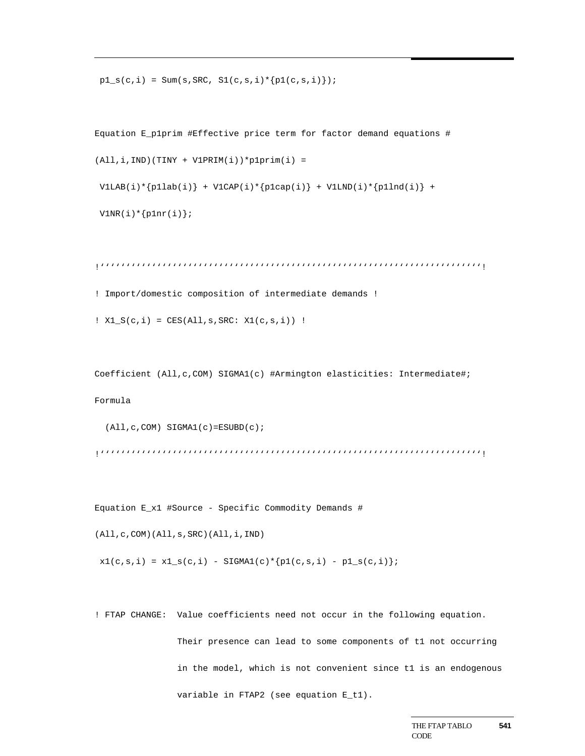```
 p1_s(c,i) = Sum(s,SRC, S1(c,s,i)*{p1(c,s,i)});


Equation E_p1prim #Effective price term for factor demand equations #
(All,i,IND)(TINY + V1PRIM(i))*p1prim(i) =
 V1LAB(i)*{p1lab(i)} + V1CAP(i)*{p1cap(i)} + V1LND(i)*{p1lnd(i)} +
 V1NR(i)*{p1nr(i)};


!''''''''''''''''''''''''''''''''''''''''''''''''''''''''''''''''''''''''''!
! Import/domestic composition of intermediate demands !
! X1_S(c,i) = CES(All,s,SRC: X1(c,s,i)) !


Coefficient (All,c,COM) SIGMA1(c) #Armington elasticities: Intermediate#;
Formula
  (All,c,COM) SIGMA1(c)=ESUBD(c);
!''''''''''''''''''''''''''''''''''''''''''''''''''''''''''''''''''''''''''!


Equation E_x1 #Source - Specific Commodity Demands #
(All,c,COM)(All,s,SRC)(All,i,IND)
 x1(c,s,i) = x1_s(c,i) - SIGMA1(c)*{p1(c,s,i) - p1_s(c,i)};


! FTAP CHANGE:  Value coefficients need not occur in the following equation.
               Their presence can lead to some components of t1 not occurring
               in the model, which is not convenient since t1 is an endogenous
               variable in FTAP2 (see equation E_t1).
```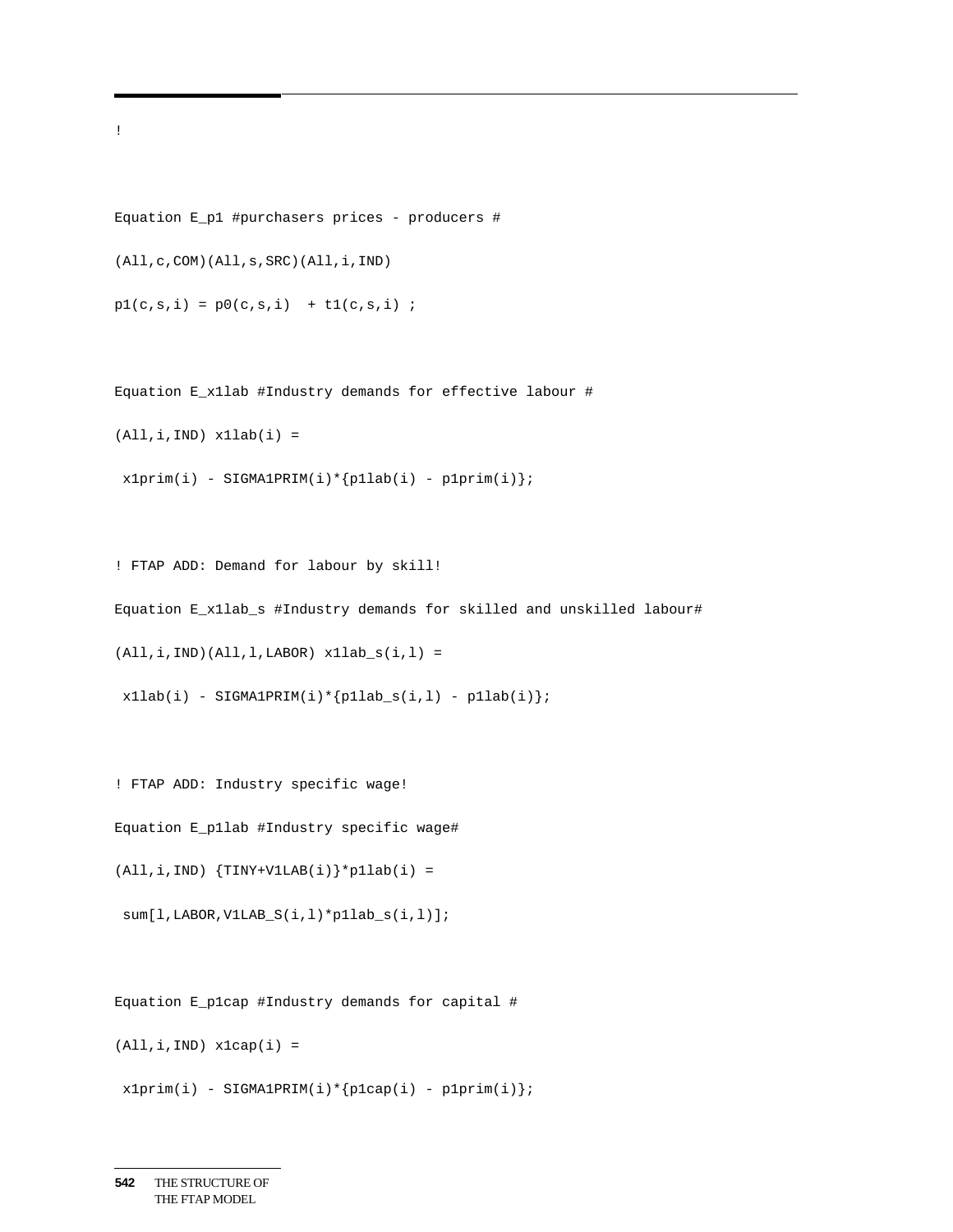```
!

Equation E_p1 #purchasers prices - producers #
(All,c,COM)(All,s,SRC)(All,i,IND)
p1(c,s,i) = p0(c,s,i)  + t1(c,s,i) ;

Equation E_x1lab #Industry demands for effective labour #
(All,i,IND) x1lab(i) =
 x1prim(i) - SIGMA1PRIM(i)*{p1lab(i) - p1prim(i)};

! FTAP ADD: Demand for labour by skill!
Equation E_x1lab_s #Industry demands for skilled and unskilled labour#
(All,i,IND)(All,l,LABOR) x1lab_s(i,l) =
 x1lab(i) - SIGMA1PRIM(i)*{p1lab_s(i,l) - p1lab(i)};

! FTAP ADD: Industry specific wage!
Equation E_p1lab #Industry specific wage#
(All,i,IND) {TINY+V1LAB(i)}*p1lab(i) =
 sum[l,LABOR,V1LAB_S(i,l)*p1lab_s(i,l)];

Equation E_p1cap #Industry demands for capital #
(All,i,IND) x1cap(i) =
 x1prim(i) - SIGMA1PRIM(i)*{p1cap(i) - p1prim(i)};
```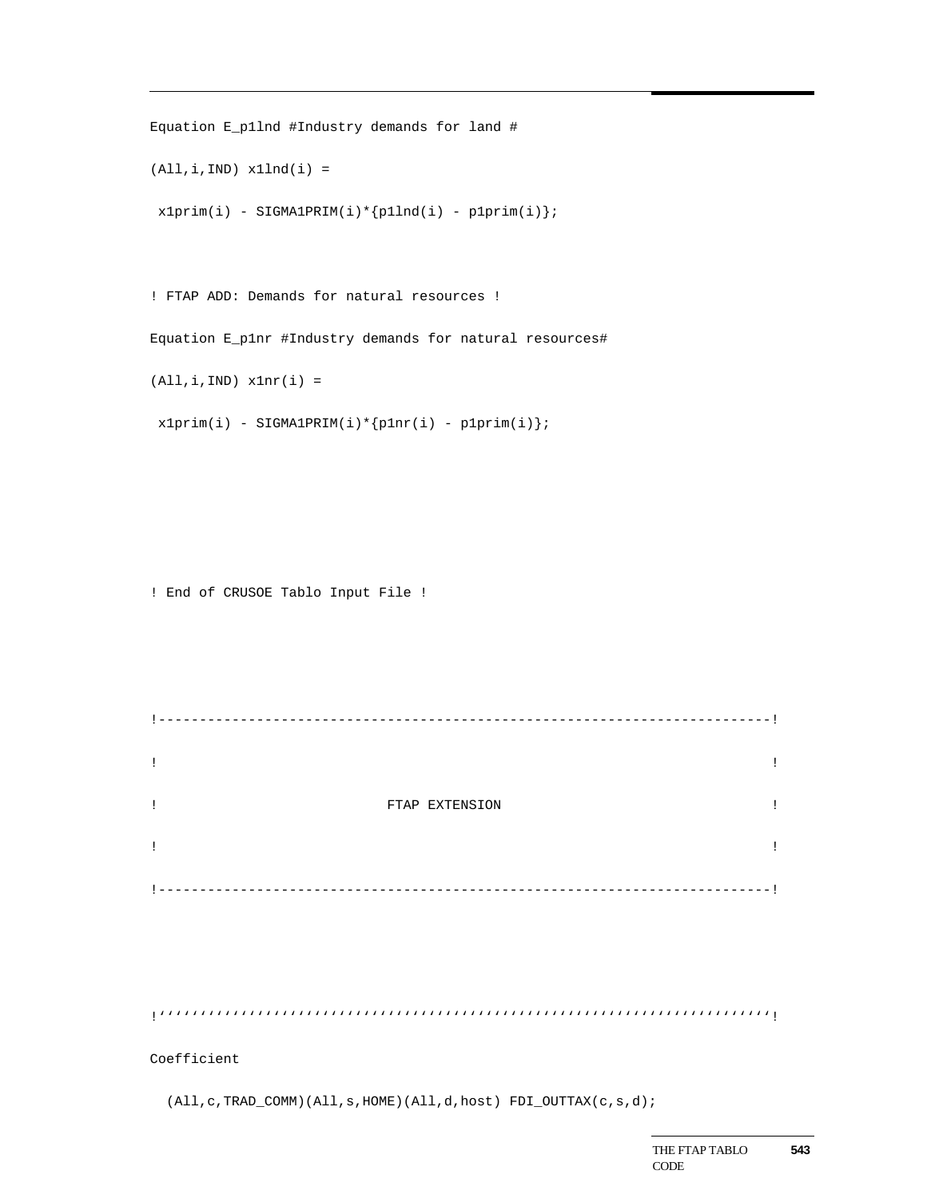```
Equation E_p1lnd #Industry demands for land #
(All,i,IND) x1lnd(i) =
 x1prim(i) - SIGMA1PRIM(i)*{p1lnd(i) - p1prim(i)};


! FTAP ADD: Demands for natural resources !
Equation E_p1nr #Industry demands for natural resources#
(All,i,IND) x1nr(i) =
 x1prim(i) - SIGMA1PRIM(i)*{p1nr(i) - p1prim(i)};




! End of CRUSOE Tablo Input File !



!---------------------------------------------------------------------------!
!                                                                           !
!                            FTAP EXTENSION                                 !
!                                                                           !
!---------------------------------------------------------------------------!



!'''''''''''''''''''''''''''''''''''''''''''''''''''''''''''''''''''''''''''!
Coefficient
  (All,c,TRAD_COMM)(All,s,HOME)(All,d,host) FDI_OUTTAX(c,s,d);
```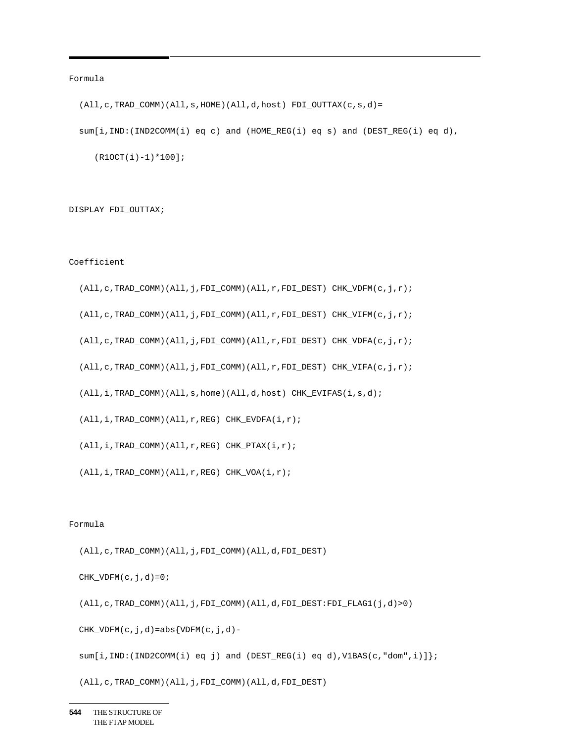```
Formula

  (All,c,TRAD_COMM)(All,s,HOME)(All,d,host) FDI_OUTTAX(c,s,d)=

  sum[i,IND:(IND2COMM(i) eq c) and (HOME_REG(i) eq s) and (DEST_REG(i) eq d),

     (R1OCT(i)-1)*100];


DISPLAY FDI_OUTTAX;


Coefficient

  (All,c,TRAD_COMM)(All,j,FDI_COMM)(All,r,FDI_DEST) CHK_VDFM(c,j,r);

  (All,c,TRAD_COMM)(All,j,FDI_COMM)(All,r,FDI_DEST) CHK_VIFM(c,j,r);

  (All,c,TRAD_COMM)(All,j,FDI_COMM)(All,r,FDI_DEST) CHK_VDFA(c,j,r);

  (All,c,TRAD_COMM)(All,j,FDI_COMM)(All,r,FDI_DEST) CHK_VIFA(c,j,r);

  (All,i,TRAD_COMM)(All,s,home)(All,d,host) CHK_EVIFAS(i,s,d);

  (All,i,TRAD_COMM)(All,r,REG) CHK_EVDFA(i,r);

  (All,i,TRAD_COMM)(All,r,REG) CHK_PTAX(i,r);

  (All,i,TRAD_COMM)(All,r,REG) CHK_VOA(i,r);


Formula

  (All,c,TRAD_COMM)(All,j,FDI_COMM)(All,d,FDI_DEST)

  CHK_VDFM(c,j,d)=0;

  (All,c,TRAD_COMM)(All,j,FDI_COMM)(All,d,FDI_DEST:FDI_FLAG1(j,d)>0)

  CHK_VDFM(c,j,d)=abs{VDFM(c,j,d)-

  sum[i,IND:(IND2COMM(i) eq j) and (DEST_REG(i) eq d),V1BAS(c,"dom",i)]};

  (All,c,TRAD_COMM)(All,j,FDI_COMM)(All,d,FDI_DEST)
```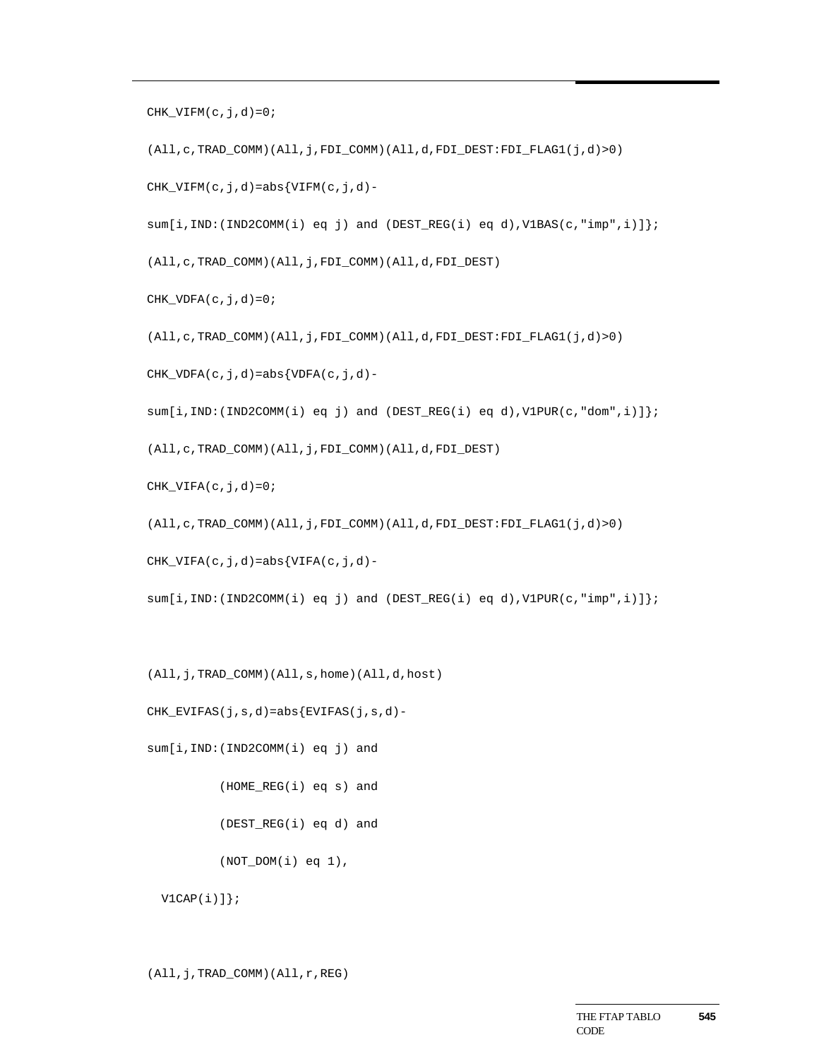```
CHK_VIFM(c,j,d)=0;

(All,c,TRAD_COMM)(All,j,FDI_COMM)(All,d,FDI_DEST:FDI_FLAG1(j,d)>0)

CHK_VIFM(c,j,d)=abs{VIFM(c,j,d)-

sum[i,IND:(IND2COMM(i) eq j) and (DEST_REG(i) eq d),V1BAS(c,"imp",i)]};

(All,c,TRAD_COMM)(All,j,FDI_COMM)(All,d,FDI_DEST)

CHK_VDFA(c,j,d)=0;

(All,c,TRAD_COMM)(All,j,FDI_COMM)(All,d,FDI_DEST:FDI_FLAG1(j,d)>0)

CHK_VDFA(c,j,d)=abs{VDFA(c,j,d)-

sum[i,IND:(IND2COMM(i) eq j) and (DEST_REG(i) eq d),V1PUR(c,"dom",i)]};

(All,c,TRAD_COMM)(All,j,FDI_COMM)(All,d,FDI_DEST)

CHK_VIFA(c,j,d)=0;

(All,c,TRAD_COMM)(All,j,FDI_COMM)(All,d,FDI_DEST:FDI_FLAG1(j,d)>0)

CHK_VIFA(c,j,d)=abs{VIFA(c,j,d)-

sum[i,IND:(IND2COMM(i) eq j) and (DEST_REG(i) eq d),V1PUR(c,"imp",i)]};


(All,j,TRAD_COMM)(All,s,home)(All,d,host)

CHK_EVIFAS(j,s,d)=abs{EVIFAS(j,s,d)-

sum[i,IND:(IND2COMM(i) eq j) and

          (HOME_REG(i) eq s) and

          (DEST_REG(i) eq d) and

          (NOT_DOM(i) eq 1),

  V1CAP(i)]};


(All,j,TRAD_COMM)(All,r,REG)
```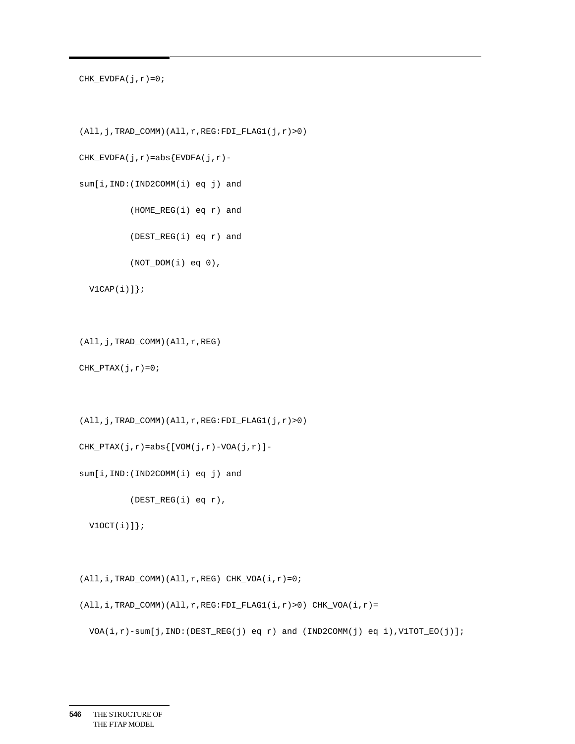```
CHK_EVDFA(j,r)=0;

(All,j,TRAD_COMM)(All,r,REG:FDI_FLAG1(j,r)>0)
CHK_EVDFA(j,r)=abs{EVDFA(j,r)-
sum[i,IND:(IND2COMM(i) eq j) and
          (HOME_REG(i) eq r) and
          (DEST_REG(i) eq r) and
          (NOT_DOM(i) eq 0),
  V1CAP(i)]};

(All,j,TRAD_COMM)(All,r,REG)
CHK_PTAX(j,r)=0;

(All,j,TRAD_COMM)(All,r,REG:FDI_FLAG1(j,r)>0)
CHK_PTAX(j,r)=abs{[VOM(j,r)-VOA(j,r)]-
sum[i,IND:(IND2COMM(i) eq j) and
          (DEST_REG(i) eq r),
  V1OCT(i)]};

(All,i,TRAD_COMM)(All,r,REG) CHK_VOA(i,r)=0;
(All,i,TRAD_COMM)(All,r,REG:FDI_FLAG1(i,r)>0) CHK_VOA(i,r)=
  VOA(i,r)-sum[j,IND:(DEST_REG(j) eq r) and (IND2COMM(j) eq i),V1TOT_EO(j)];
```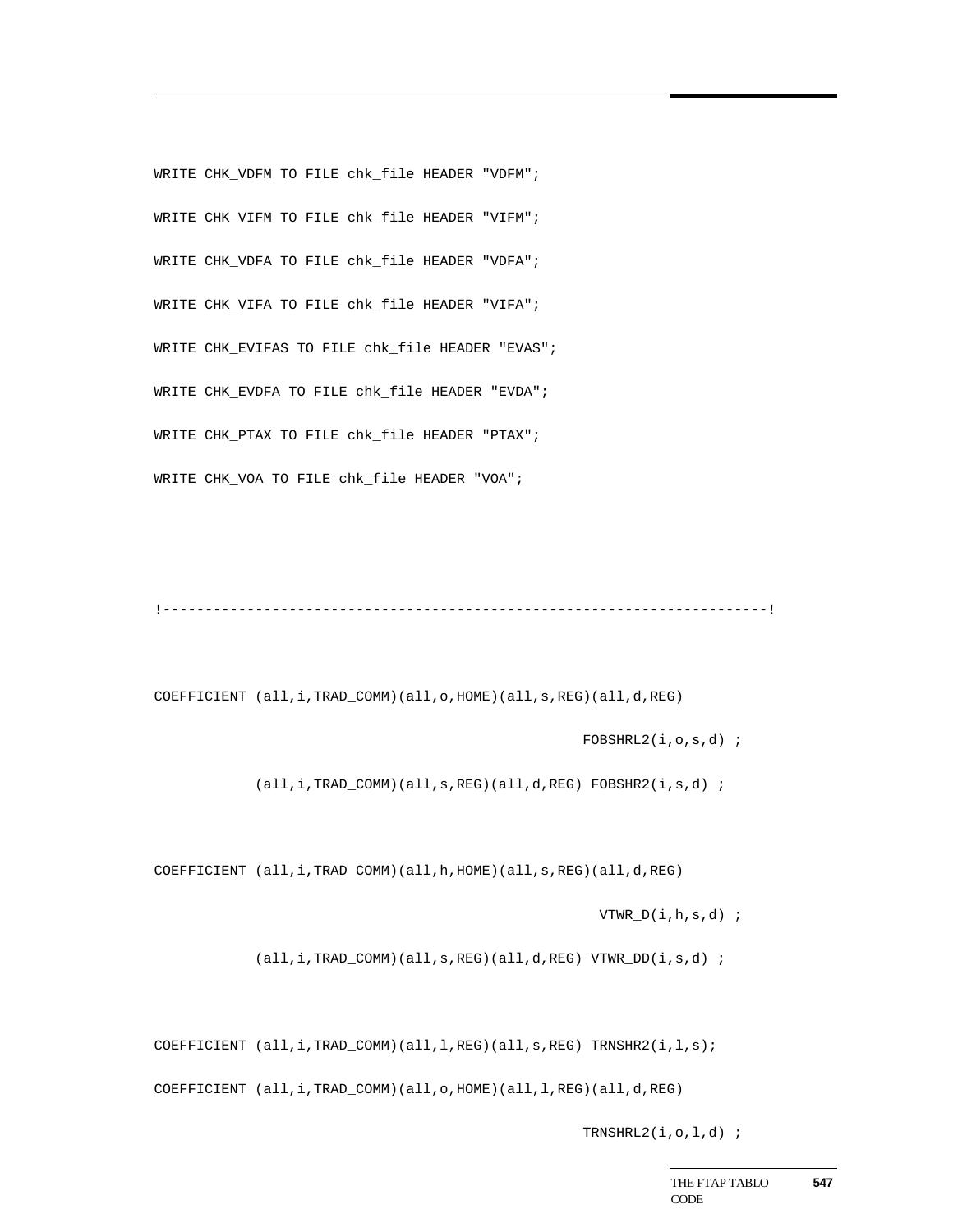```
WRITE CHK_VDFM TO FILE chk_file HEADER "VDFM";

WRITE CHK_VIFM TO FILE chk_file HEADER "VIFM";

WRITE CHK_VDFA TO FILE chk_file HEADER "VDFA";

WRITE CHK_VIFA TO FILE chk_file HEADER "VIFA";

WRITE CHK_EVIFAS TO FILE chk_file HEADER "EVAS";

WRITE CHK_EVDFA TO FILE chk_file HEADER "EVDA";

WRITE CHK_PTAX TO FILE chk_file HEADER "PTAX";

WRITE CHK_VOA TO FILE chk_file HEADER "VOA";



!------------------------------------------------------------------------!


COEFFICIENT (all,i,TRAD_COMM)(all,o,HOME)(all,s,REG)(all,d,REG)

                                                    FOBSHRL2(i,o,s,d) ;

            (all,i,TRAD_COMM)(all,s,REG)(all,d,REG) FOBSHR2(i,s,d) ;


COEFFICIENT (all,i,TRAD_COMM)(all,h,HOME)(all,s,REG)(all,d,REG)

                                                      VTWR_D(i,h,s,d) ;

            (all,i,TRAD_COMM)(all,s,REG)(all,d,REG) VTWR_DD(i,s,d) ;


COEFFICIENT (all,i,TRAD_COMM)(all,l,REG)(all,s,REG) TRNSHR2(i,l,s);

COEFFICIENT (all,i,TRAD_COMM)(all,o,HOME)(all,l,REG)(all,d,REG)

                                                    TRNSHRL2(i,o,l,d) ;
```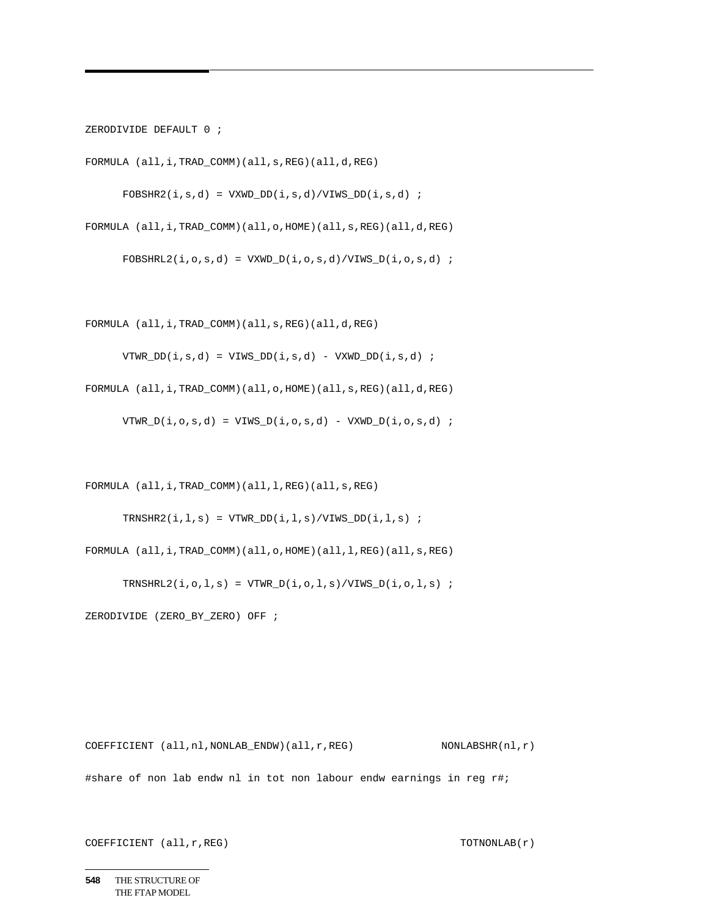```
ZERODIVIDE DEFAULT 0 ;

FORMULA (all,i,TRAD_COMM)(all,s,REG)(all,d,REG)

      FOBSHR2(i,s,d) = VXWD_DD(i,s,d)/VIWS_DD(i,s,d) ;

FORMULA (all,i,TRAD_COMM)(all,o,HOME)(all,s,REG)(all,d,REG)

      FOBSHRL2(i,o,s,d) = VXWD_D(i,o,s,d)/VIWS_D(i,o,s,d) ;


FORMULA (all,i,TRAD_COMM)(all,s,REG)(all,d,REG)

      VTWR_DD(i,s,d) = VIWS_DD(i,s,d) - VXWD_DD(i,s,d) ;

FORMULA (all,i,TRAD_COMM)(all,o,HOME)(all,s,REG)(all,d,REG)

      VTWR_D(i,o,s,d) = VIWS_D(i,o,s,d) - VXWD_D(i,o,s,d) ;


FORMULA (all,i,TRAD_COMM)(all,l,REG)(all,s,REG)

      TRNSHR2(i,l,s) = VTWR_DD(i,l,s)/VIWS_DD(i,l,s) ;

FORMULA (all,i,TRAD_COMM)(all,o,HOME)(all,l,REG)(all,s,REG)

      TRNSHRL2(i,o,l,s) = VTWR_D(i,o,l,s)/VIWS_D(i,o,l,s) ;

ZERODIVIDE (ZERO_BY_ZERO) OFF ;




COEFFICIENT (all,nl,NONLAB_ENDW)(all,r,REG)             NONLABSHR(nl,r)

#share of non lab endw nl in tot non labour endw earnings in reg r#;


COEFFICIENT (all,r,REG)                                    TOTNONLAB(r)
```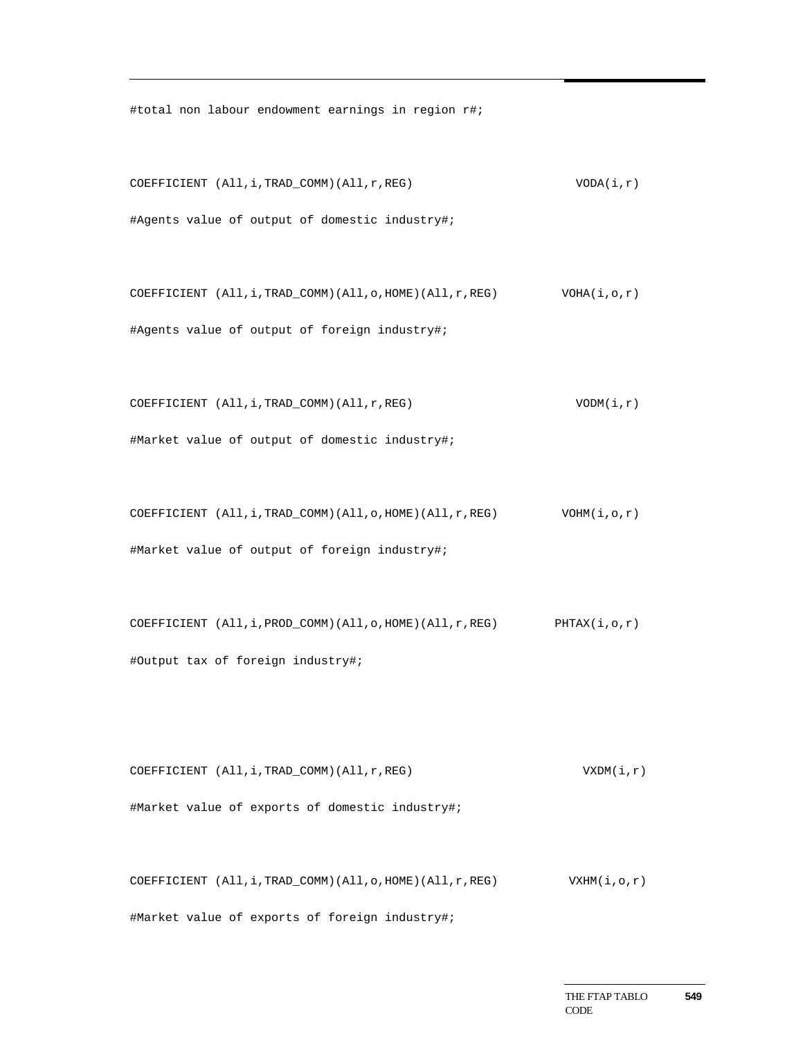```
#total non labour endowment earnings in region r#;

COEFFICIENT (All,i,TRAD_COMM)(All,r,REG)                         VODA(i,r)
#Agents value of output of domestic industry#;

COEFFICIENT (All,i,TRAD_COMM)(All,o,HOME)(All,r,REG)           VOHA(i,o,r)
#Agents value of output of foreign industry#;

COEFFICIENT (All,i,TRAD_COMM)(All,r,REG)                         VODM(i,r)
#Market value of output of domestic industry#;

COEFFICIENT (All,i,TRAD_COMM)(All,o,HOME)(All,r,REG)           VOHM(i,o,r)
#Market value of output of foreign industry#;

COEFFICIENT (All,i,PROD_COMM)(All,o,HOME)(All,r,REG)          PHTAX(i,o,r)
#Output tax of foreign industry#;


COEFFICIENT (All,i,TRAD_COMM)(All,r,REG)                          VXDM(i,r)
#Market value of exports of domestic industry#;

COEFFICIENT (All,i,TRAD_COMM)(All,o,HOME)(All,r,REG)            VXHM(i,o,r)
#Market value of exports of foreign industry#;
```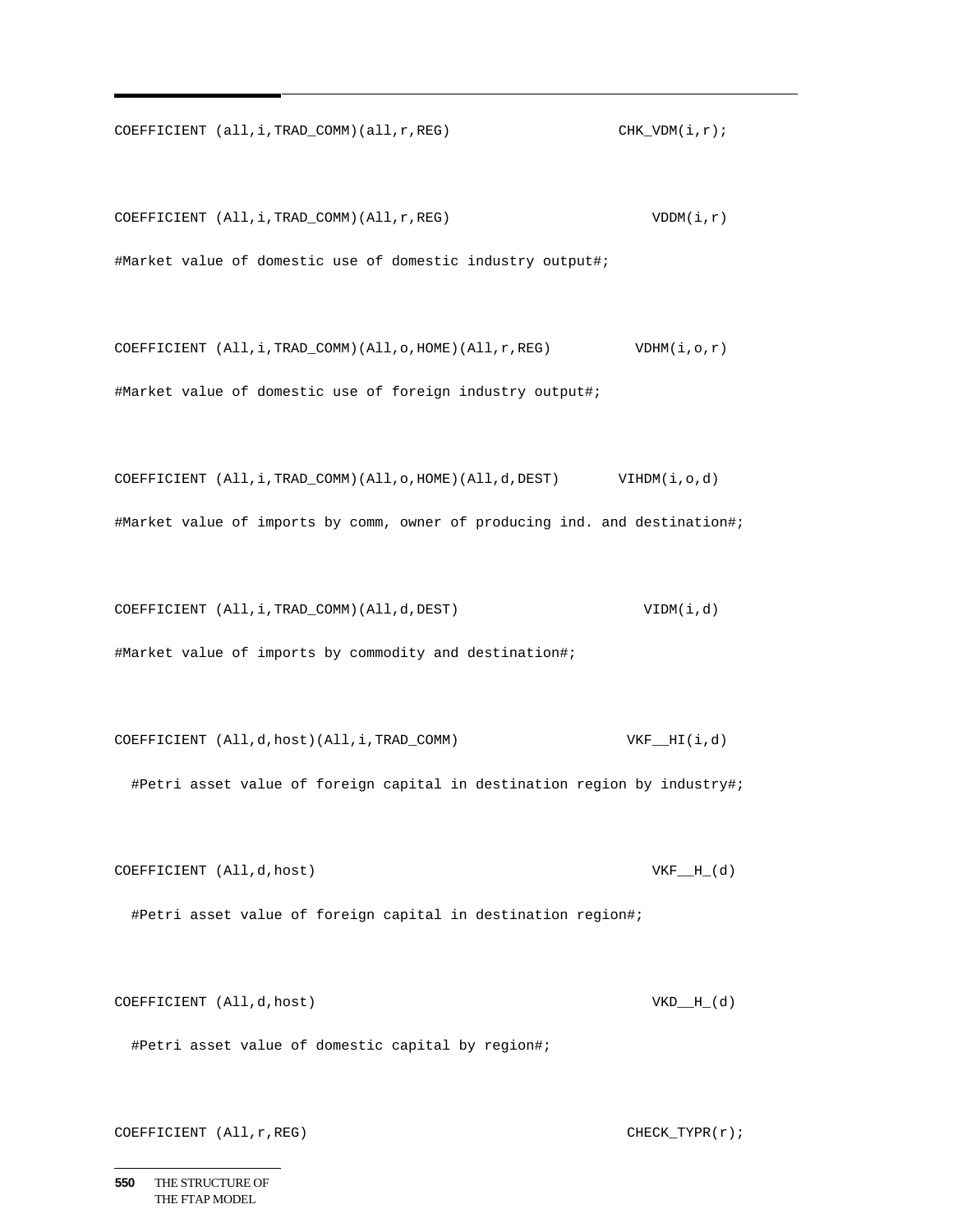```
COEFFICIENT (all,i,TRAD_COMM)(all,r,REG)                    CHK_VDM(i,r);

COEFFICIENT (All,i,TRAD_COMM)(All,r,REG)                        VDDM(i,r)
#Market value of domestic use of domestic industry output#;

COEFFICIENT (All,i,TRAD_COMM)(All,o,HOME)(All,r,REG)          VDHM(i,o,r)
#Market value of domestic use of foreign industry output#;

COEFFICIENT (All,i,TRAD_COMM)(All,o,HOME)(All,d,DEST)       VIHDM(i,o,d)
#Market value of imports by comm, owner of producing ind. and destination#;

COEFFICIENT (All,i,TRAD_COMM)(All,d,DEST)                      VIDM(i,d)
#Market value of imports by commodity and destination#;

COEFFICIENT (All,d,host)(All,i,TRAD_COMM)                    VKF__HI(i,d)
  #Petri asset value of foreign capital in destination region by industry#;

COEFFICIENT (All,d,host)                                        VKF__H_(d)
  #Petri asset value of foreign capital in destination region#;

COEFFICIENT (All,d,host)                                        VKD__H_(d)
  #Petri asset value of domestic capital by region#;

COEFFICIENT (All,r,REG)                                       CHECK_TYPR(r);
```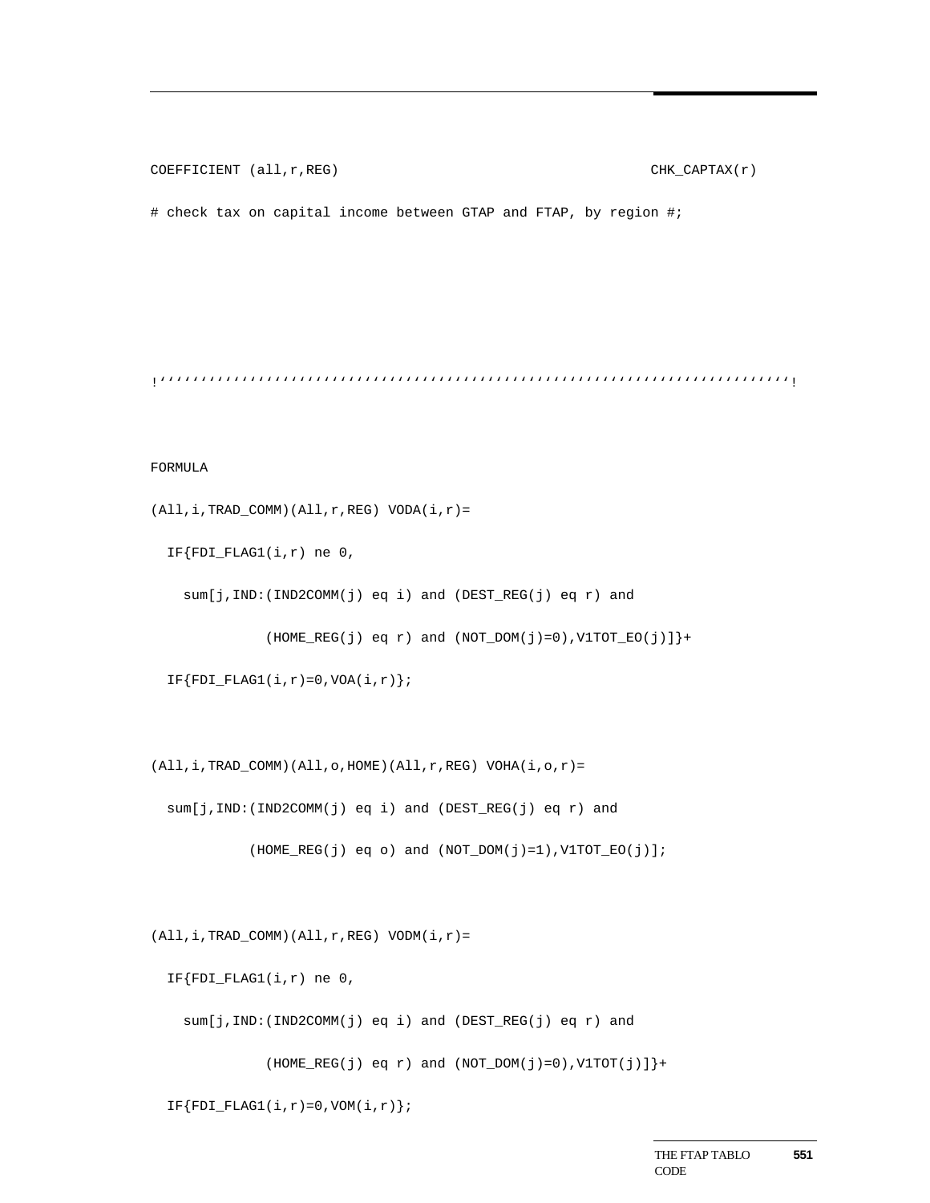```
COEFFICIENT (all,r,REG)                                    CHK_CAPTAX(r)
# check tax on capital income between GTAP and FTAP, by region #;



!''''''''''''''''''''''''''''''''''''''''''''''''''''''''''''''''''''''''''''!

FORMULA
(All,i,TRAD_COMM)(All,r,REG) VODA(i,r)=
  IF{FDI_FLAG1(i,r) ne 0,
    sum[j,IND:(IND2COMM(j) eq i) and (DEST_REG(j) eq r) and
             (HOME_REG(j) eq r) and (NOT_DOM(j)=0),V1TOT_EO(j)]}+
  IF{FDI_FLAG1(i,r)=0,VOA(i,r)};

(All,i,TRAD_COMM)(All,o,HOME)(All,r,REG) VOHA(i,o,r)=
  sum[j,IND:(IND2COMM(j) eq i) and (DEST_REG(j) eq r) and
           (HOME_REG(j) eq o) and (NOT_DOM(j)=1),V1TOT_EO(j)];

(All,i,TRAD_COMM)(All,r,REG) VODM(i,r)=
  IF{FDI_FLAG1(i,r) ne 0,
    sum[j,IND:(IND2COMM(j) eq i) and (DEST_REG(j) eq r) and
             (HOME_REG(j) eq r) and (NOT_DOM(j)=0),V1TOT(j)]}+
  IF{FDI_FLAG1(i,r)=0,VOM(i,r)};
```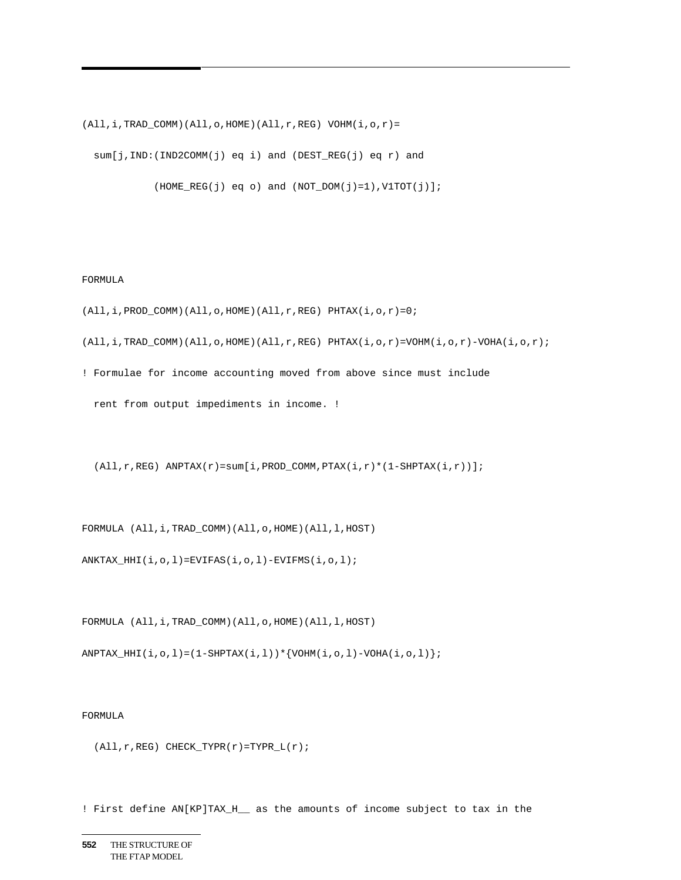```
(All,i,TRAD_COMM)(All,o,HOME)(All,r,REG) VOHM(i,o,r)=
  sum[j,IND:(IND2COMM(j) eq i) and (DEST_REG(j) eq r) and
           (HOME_REG(j) eq o) and (NOT_DOM(j)=1),V1TOT(j)];



FORMULA
(All,i,PROD_COMM)(All,o,HOME)(All,r,REG) PHTAX(i,o,r)=0;
(All,i,TRAD_COMM)(All,o,HOME)(All,r,REG) PHTAX(i,o,r)=VOHM(i,o,r)-VOHA(i,o,r);
! Formulae for income accounting moved from above since must include
  rent from output impediments in income. !

  (All,r,REG) ANPTAX(r)=sum[i,PROD_COMM,PTAX(i,r)*(1-SHPTAX(i,r))];

FORMULA (All,i,TRAD_COMM)(All,o,HOME)(All,l,HOST)
ANKTAX_HHI(i,o,l)=EVIFAS(i,o,l)-EVIFMS(i,o,l);

FORMULA (All,i,TRAD_COMM)(All,o,HOME)(All,l,HOST)
ANPTAX_HHI(i,o,l)=(1-SHPTAX(i,l))*{VOHM(i,o,l)-VOHA(i,o,l)};

FORMULA
  (All,r,REG) CHECK_TYPR(r)=TYPR_L(r);

! First define AN[KP]TAX_H__ as the amounts of income subject to tax in the
```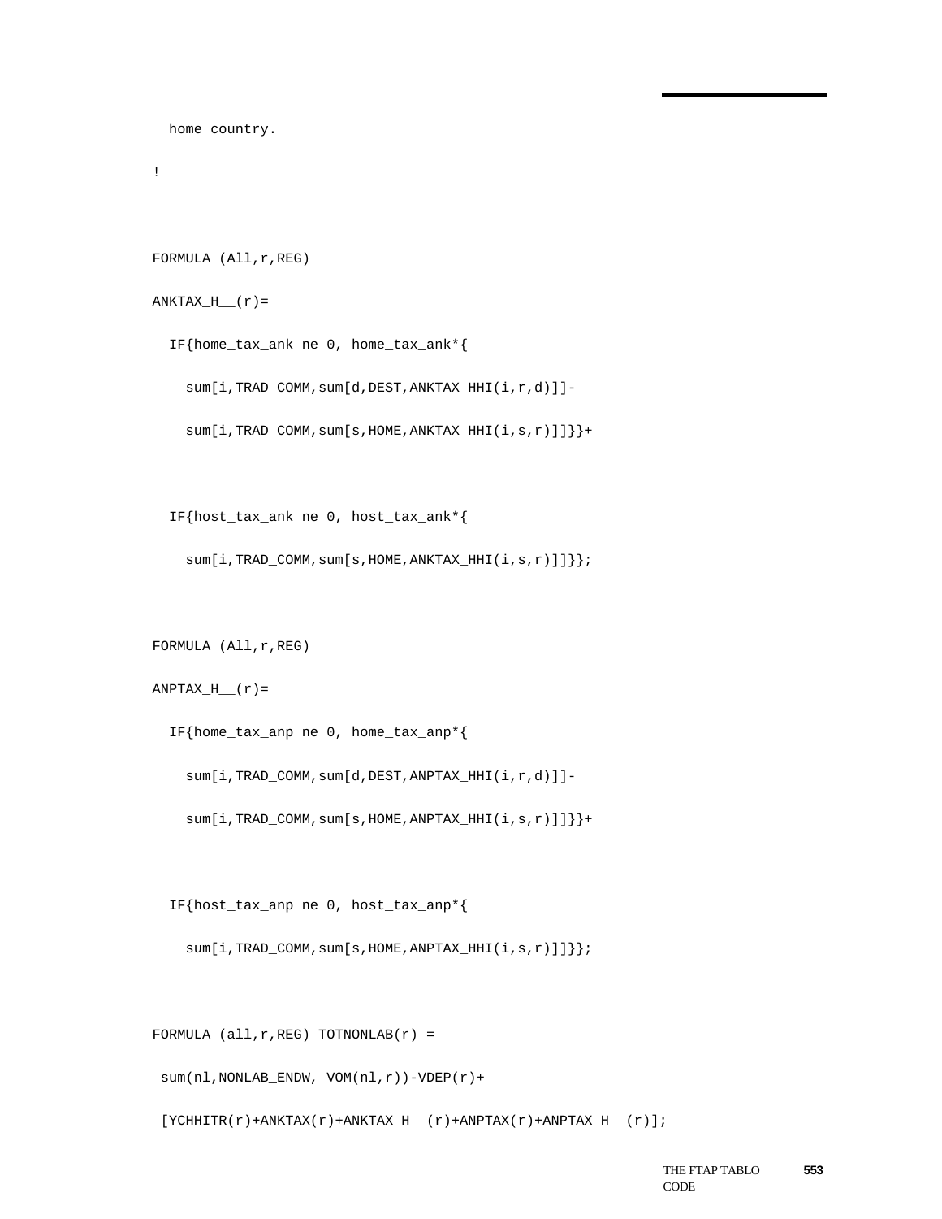```
  home country.

!

FORMULA (All,r,REG)

ANKTAX_H__(r)=

  IF{home_tax_ank ne 0, home_tax_ank*{

    sum[i,TRAD_COMM,sum[d,DEST,ANKTAX_HHI(i,r,d)]]-

    sum[i,TRAD_COMM,sum[s,HOME,ANKTAX_HHI(i,s,r)]]}}+

  IF{host_tax_ank ne 0, host_tax_ank*{

    sum[i,TRAD_COMM,sum[s,HOME,ANKTAX_HHI(i,s,r)]]}};

FORMULA (All,r,REG)

ANPTAX_H__(r)=

  IF{home_tax_anp ne 0, home_tax_anp*{

    sum[i,TRAD_COMM,sum[d,DEST,ANPTAX_HHI(i,r,d)]]-

    sum[i,TRAD_COMM,sum[s,HOME,ANPTAX_HHI(i,s,r)]]}}+

  IF{host_tax_anp ne 0, host_tax_anp*{

    sum[i,TRAD_COMM,sum[s,HOME,ANPTAX_HHI(i,s,r)]]}};

FORMULA (all,r,REG) TOTNONLAB(r) =

 sum(nl,NONLAB_ENDW, VOM(nl,r))-VDEP(r)+

 [YCHHITR(r)+ANKTAX(r)+ANKTAX_H__(r)+ANPTAX(r)+ANPTAX_H__(r)];
```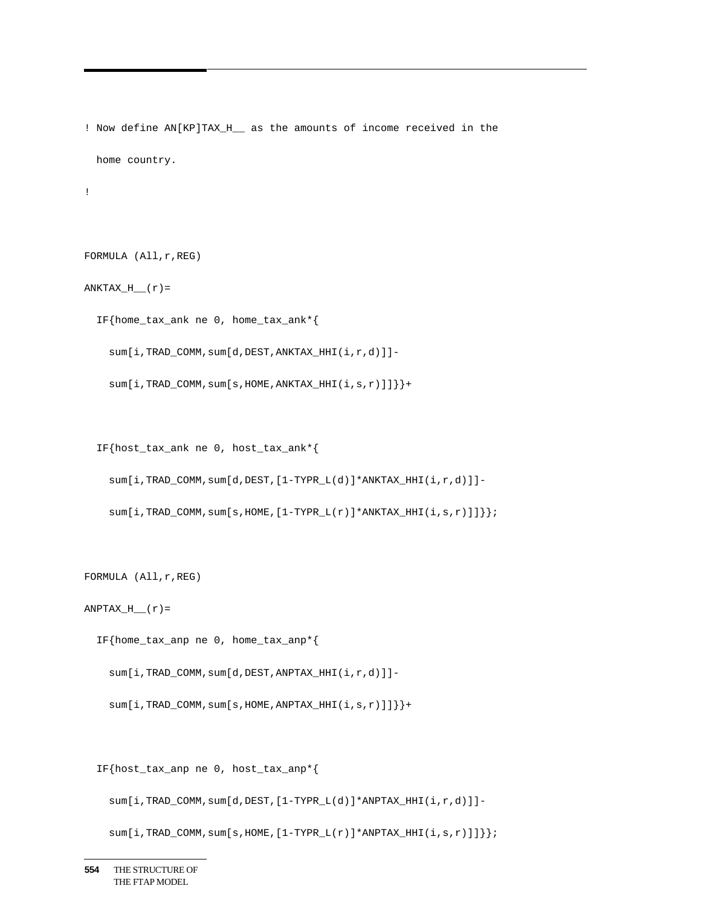```
! Now define AN[KP]TAX_H__ as the amounts of income received in the
  home country.
!

FORMULA (All,r,REG)
ANKTAX_H__(r)=
  IF{home_tax_ank ne 0, home_tax_ank*{
    sum[i,TRAD_COMM,sum[d,DEST,ANKTAX_HHI(i,r,d)]]-
    sum[i,TRAD_COMM,sum[s,HOME,ANKTAX_HHI(i,s,r)]]}}+

  IF{host_tax_ank ne 0, host_tax_ank*{
    sum[i,TRAD_COMM,sum[d,DEST,[1-TYPR_L(d)]*ANKTAX_HHI(i,r,d)]]-
    sum[i,TRAD_COMM,sum[s,HOME,[1-TYPR_L(r)]*ANKTAX_HHI(i,s,r)]]}};

FORMULA (All,r,REG)
ANPTAX_H__(r)=
  IF{home_tax_anp ne 0, home_tax_anp*{
    sum[i,TRAD_COMM,sum[d,DEST,ANPTAX_HHI(i,r,d)]]-
    sum[i,TRAD_COMM,sum[s,HOME,ANPTAX_HHI(i,s,r)]]}}+

  IF{host_tax_anp ne 0, host_tax_anp*{
    sum[i,TRAD_COMM,sum[d,DEST,[1-TYPR_L(d)]*ANPTAX_HHI(i,r,d)]]-
    sum[i,TRAD_COMM,sum[s,HOME,[1-TYPR_L(r)]*ANPTAX_HHI(i,s,r)]]}};
```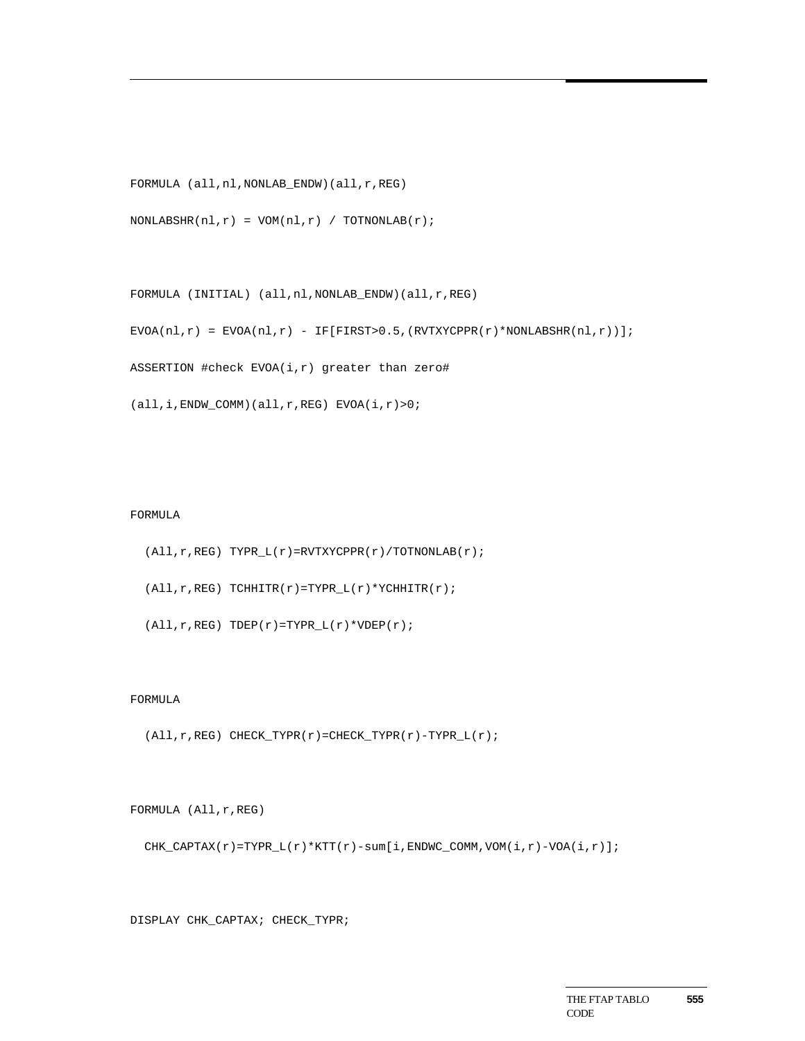```
FORMULA (all,nl,NONLAB_ENDW)(all,r,REG)

NONLABSHR(nl,r) = VOM(nl,r) / TOTNONLAB(r);


FORMULA (INITIAL) (all,nl,NONLAB_ENDW)(all,r,REG)

EVOA(nl,r) = EVOA(nl,r) - IF[FIRST>0.5,(RVTXYCPPR(r)*NONLABSHR(nl,r))];

ASSERTION #check EVOA(i,r) greater than zero#

(all,i,ENDW_COMM)(all,r,REG) EVOA(i,r)>0;


FORMULA

  (All,r,REG) TYPR_L(r)=RVTXYCPPR(r)/TOTNONLAB(r);

  (All,r,REG) TCHHITR(r)=TYPR_L(r)*YCHHITR(r);

  (All,r,REG) TDEP(r)=TYPR_L(r)*VDEP(r);


FORMULA

  (All,r,REG) CHECK_TYPR(r)=CHECK_TYPR(r)-TYPR_L(r);


FORMULA (All,r,REG)

  CHK_CAPTAX(r)=TYPR_L(r)*KTT(r)-sum[i,ENDWC_COMM,VOM(i,r)-VOA(i,r)];


DISPLAY CHK_CAPTAX; CHECK_TYPR;
```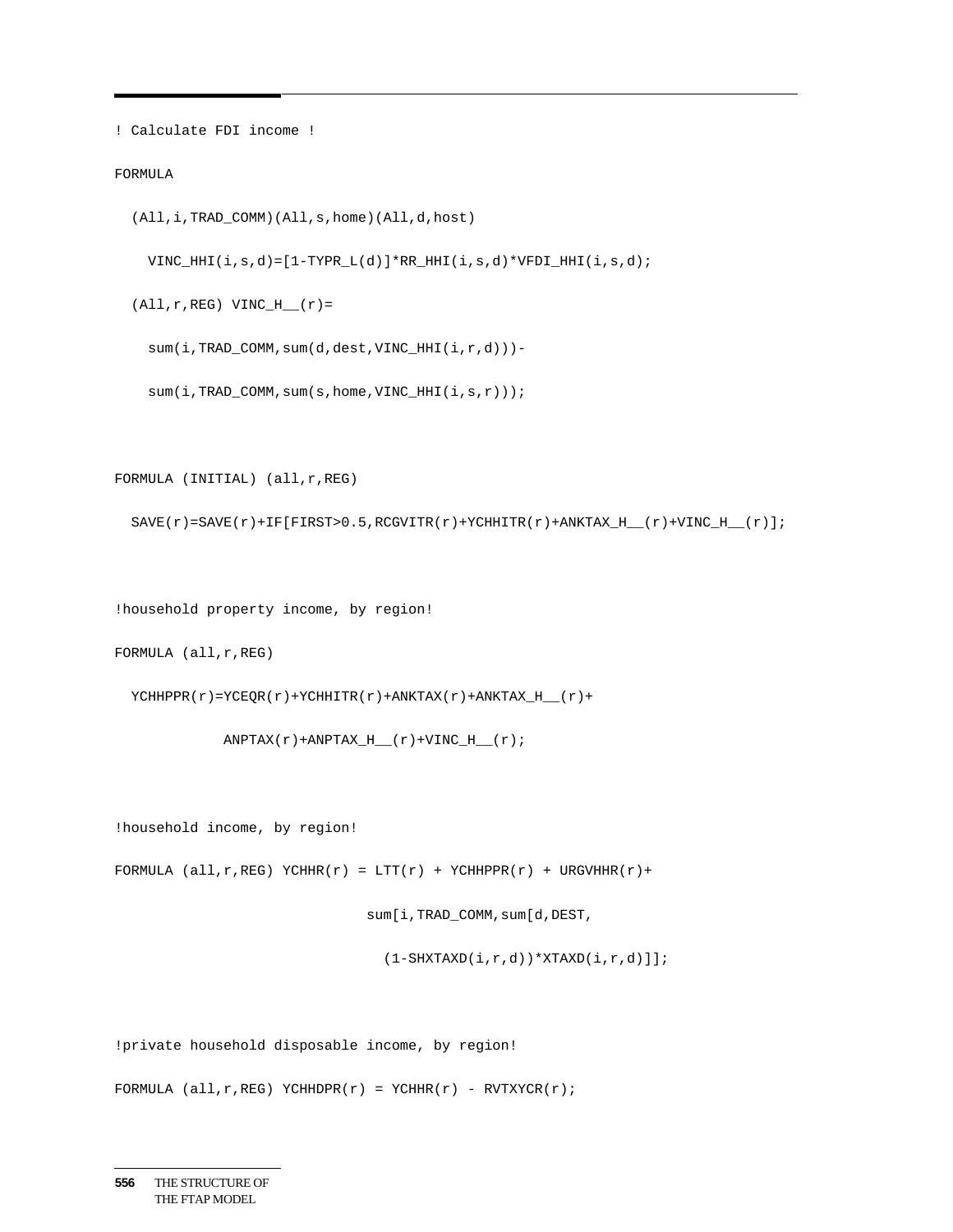```
! Calculate FDI income !

FORMULA

  (All,i,TRAD_COMM)(All,s,home)(All,d,host)

    VINC_HHI(i,s,d)=[1-TYPR_L(d)]*RR_HHI(i,s,d)*VFDI_HHI(i,s,d);

  (All,r,REG) VINC_H__(r)=

    sum(i,TRAD_COMM,sum(d,dest,VINC_HHI(i,r,d)))-

    sum(i,TRAD_COMM,sum(s,home,VINC_HHI(i,s,r)));


FORMULA (INITIAL) (all,r,REG)

  SAVE(r)=SAVE(r)+IF[FIRST>0.5,RCGVITR(r)+YCHHITR(r)+ANKTAX_H__(r)+VINC_H__(r)];


!household property income, by region!

FORMULA (all,r,REG)

  YCHHPPR(r)=YCEQR(r)+YCHHITR(r)+ANKTAX(r)+ANKTAX_H__(r)+

             ANPTAX(r)+ANPTAX_H__(r)+VINC_H__(r);


!household income, by region!

FORMULA (all,r,REG) YCHHR(r) = LTT(r) + YCHHPPR(r) + URGVHHR(r)+

                              sum[i,TRAD_COMM,sum[d,DEST,

                                (1-SHXTAXD(i,r,d))*XTAXD(i,r,d)]];


!private household disposable income, by region!

FORMULA (all,r,REG) YCHHDPR(r) = YCHHR(r) - RVTXYCR(r);
```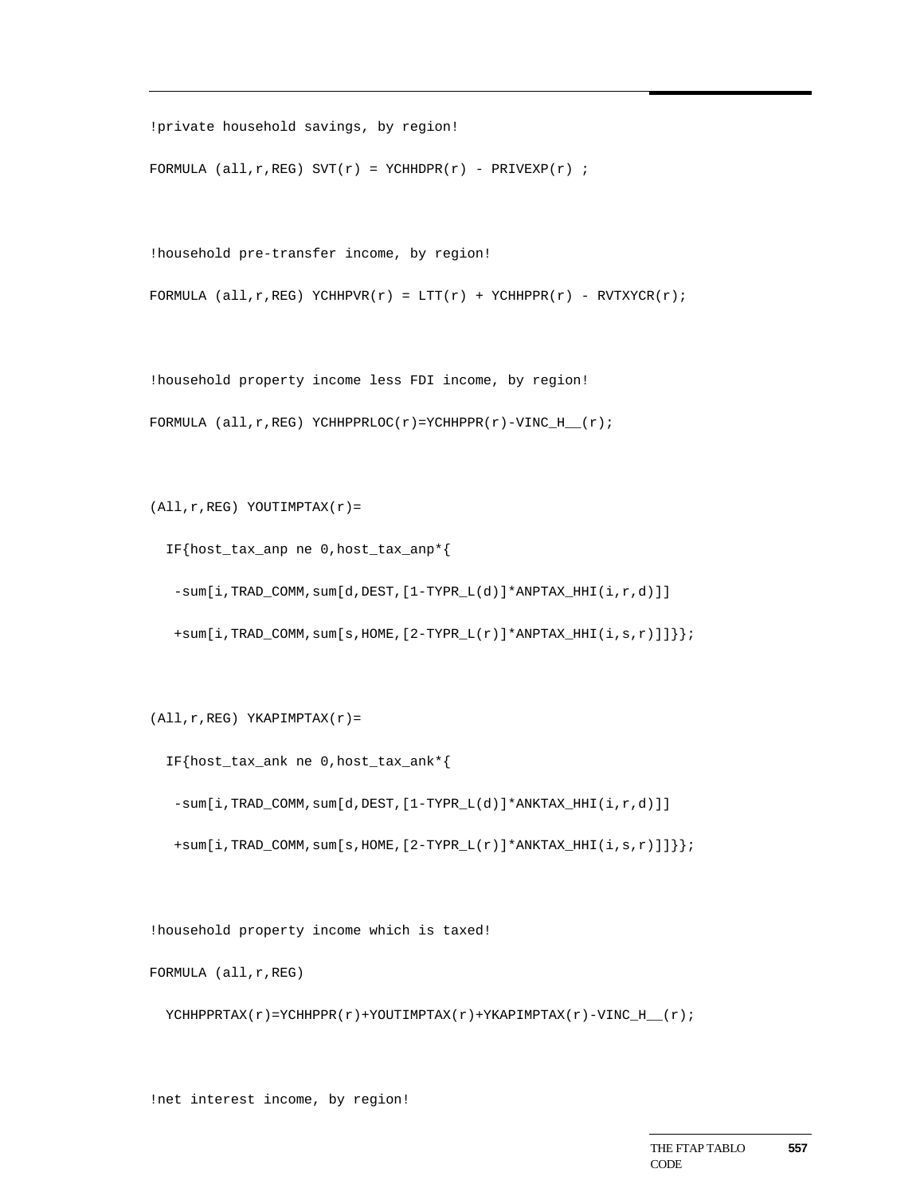```
!private household savings, by region!

FORMULA (all,r,REG) SVT(r) = YCHHDPR(r) - PRIVEXP(r) ;


!household pre-transfer income, by region!

FORMULA (all,r,REG) YCHHPVR(r) = LTT(r) + YCHHPPR(r) - RVTXYCR(r);


!household property income less FDI income, by region!

FORMULA (all,r,REG) YCHHPPRLOC(r)=YCHHPPR(r)-VINC_H__(r);


(All,r,REG) YOUTIMPTAX(r)=

  IF{host_tax_anp ne 0,host_tax_anp*{

   -sum[i,TRAD_COMM,sum[d,DEST,[1-TYPR_L(d)]*ANPTAX_HHI(i,r,d)]]

   +sum[i,TRAD_COMM,sum[s,HOME,[2-TYPR_L(r)]*ANPTAX_HHI(i,s,r)]]}};


(All,r,REG) YKAPIMPTAX(r)=

  IF{host_tax_ank ne 0,host_tax_ank*{

   -sum[i,TRAD_COMM,sum[d,DEST,[1-TYPR_L(d)]*ANKTAX_HHI(i,r,d)]]

   +sum[i,TRAD_COMM,sum[s,HOME,[2-TYPR_L(r)]*ANKTAX_HHI(i,s,r)]]}};


!household property income which is taxed!

FORMULA (all,r,REG)

  YCHHPPRTAX(r)=YCHHPPR(r)+YOUTIMPTAX(r)+YKAPIMPTAX(r)-VINC_H__(r);


!net interest income, by region!
```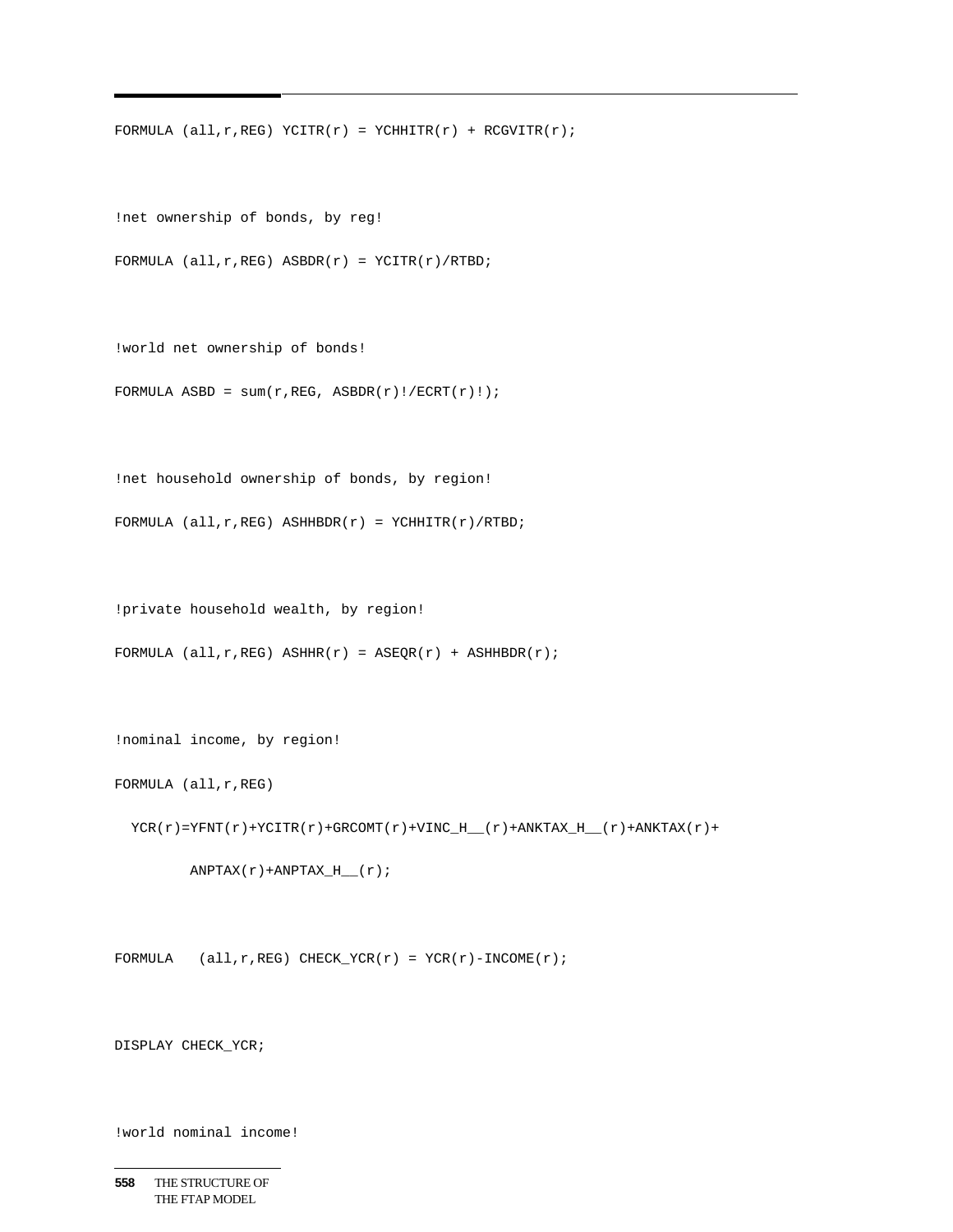```
FORMULA (all,r,REG) YCITR(r) = YCHHITR(r) + RCGVITR(r);


!net ownership of bonds, by reg!

FORMULA (all,r,REG) ASBDR(r) = YCITR(r)/RTBD;


!world net ownership of bonds!

FORMULA ASBD = sum(r,REG, ASBDR(r)!/ECRT(r)!);


!net household ownership of bonds, by region!

FORMULA (all,r,REG) ASHHBDR(r) = YCHHITR(r)/RTBD;


!private household wealth, by region!

FORMULA (all,r,REG) ASHHR(r) = ASEQR(r) + ASHHBDR(r);


!nominal income, by region!

FORMULA (all,r,REG)

  YCR(r)=YFNT(r)+YCITR(r)+GRCOMT(r)+VINC_H__(r)+ANKTAX_H__(r)+ANKTAX(r)+

         ANPTAX(r)+ANPTAX_H__(r);


FORMULA   (all,r,REG) CHECK_YCR(r) = YCR(r)-INCOME(r);


DISPLAY CHECK_YCR;


!world nominal income!
```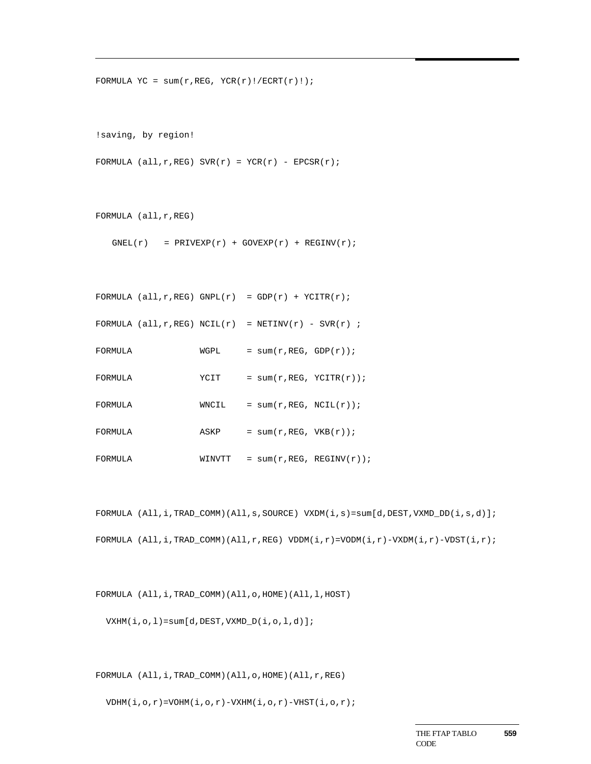```
FORMULA YC = sum(r,REG, YCR(r)!/ECRT(r)!);


!saving, by region!

FORMULA (all,r,REG) SVR(r) = YCR(r) - EPCSR(r);


FORMULA (all,r,REG)

   GNEL(r)   = PRIVEXP(r) + GOVEXP(r) + REGINV(r);


FORMULA (all,r,REG) GNPL(r)  = GDP(r) + YCITR(r);

FORMULA (all,r,REG) NCIL(r)  = NETINV(r) - SVR(r) ;

FORMULA             WGPL     = sum(r,REG, GDP(r));

FORMULA             YCIT     = sum(r,REG, YCITR(r));

FORMULA             WNCIL    = sum(r,REG, NCIL(r));

FORMULA             ASKP     = sum(r,REG, VKB(r));

FORMULA             WINVTT   = sum(r,REG, REGINV(r));


FORMULA (All,i,TRAD_COMM)(All,s,SOURCE) VXDM(i,s)=sum[d,DEST,VXMD_DD(i,s,d)];

FORMULA (All,i,TRAD_COMM)(All,r,REG) VDDM(i,r)=VODM(i,r)-VXDM(i,r)-VDST(i,r);


FORMULA (All,i,TRAD_COMM)(All,o,HOME)(All,l,HOST)

  VXHM(i,o,l)=sum[d,DEST,VXMD_D(i,o,l,d)];


FORMULA (All,i,TRAD_COMM)(All,o,HOME)(All,r,REG)

  VDHM(i,o,r)=VOHM(i,o,r)-VXHM(i,o,r)-VHST(i,o,r);
```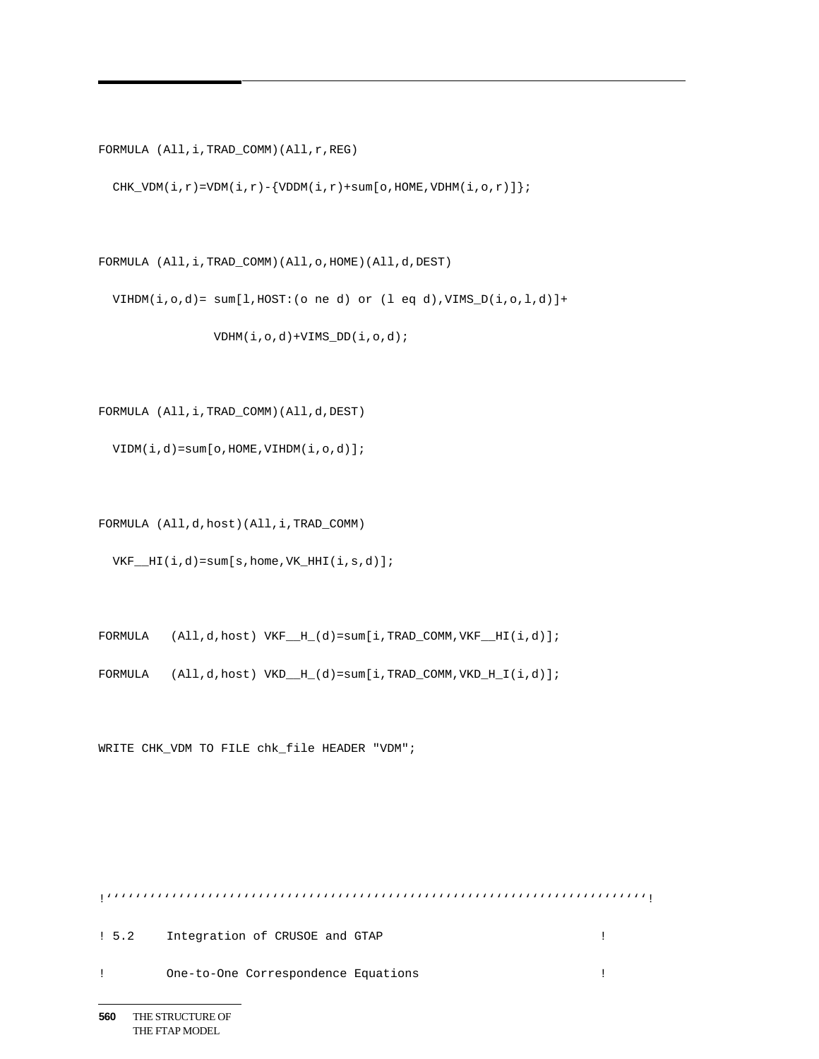```
FORMULA (All,i,TRAD_COMM)(All,r,REG)

  CHK_VDM(i,r)=VDM(i,r)-{VDDM(i,r)+sum[o,HOME,VDHM(i,o,r)]};


FORMULA (All,i,TRAD_COMM)(All,o,HOME)(All,d,DEST)

  VIHDM(i,o,d)= sum[l,HOST:(o ne d) or (l eq d),VIMS_D(i,o,l,d)]+

                VDHM(i,o,d)+VIMS_DD(i,o,d);


FORMULA (All,i,TRAD_COMM)(All,d,DEST)

  VIDM(i,d)=sum[o,HOME,VIHDM(i,o,d)];


FORMULA (All,d,host)(All,i,TRAD_COMM)

  VKF__HI(i,d)=sum[s,home,VK_HHI(i,s,d)];


FORMULA   (All,d,host) VKF__H_(d)=sum[i,TRAD_COMM,VKF__HI(i,d)];

FORMULA   (All,d,host) VKD__H_(d)=sum[i,TRAD_COMM,VKD_H_I(i,d)];


WRITE CHK_VDM TO FILE chk_file HEADER "VDM";




!''''''''''''''''''''''''''''''''''''''''''''''''''''''''''''''''''''''''''''!

! 5.2     Integration of CRUSOE and GTAP                              !

!         One-to-One Correspondence Equations                         !
```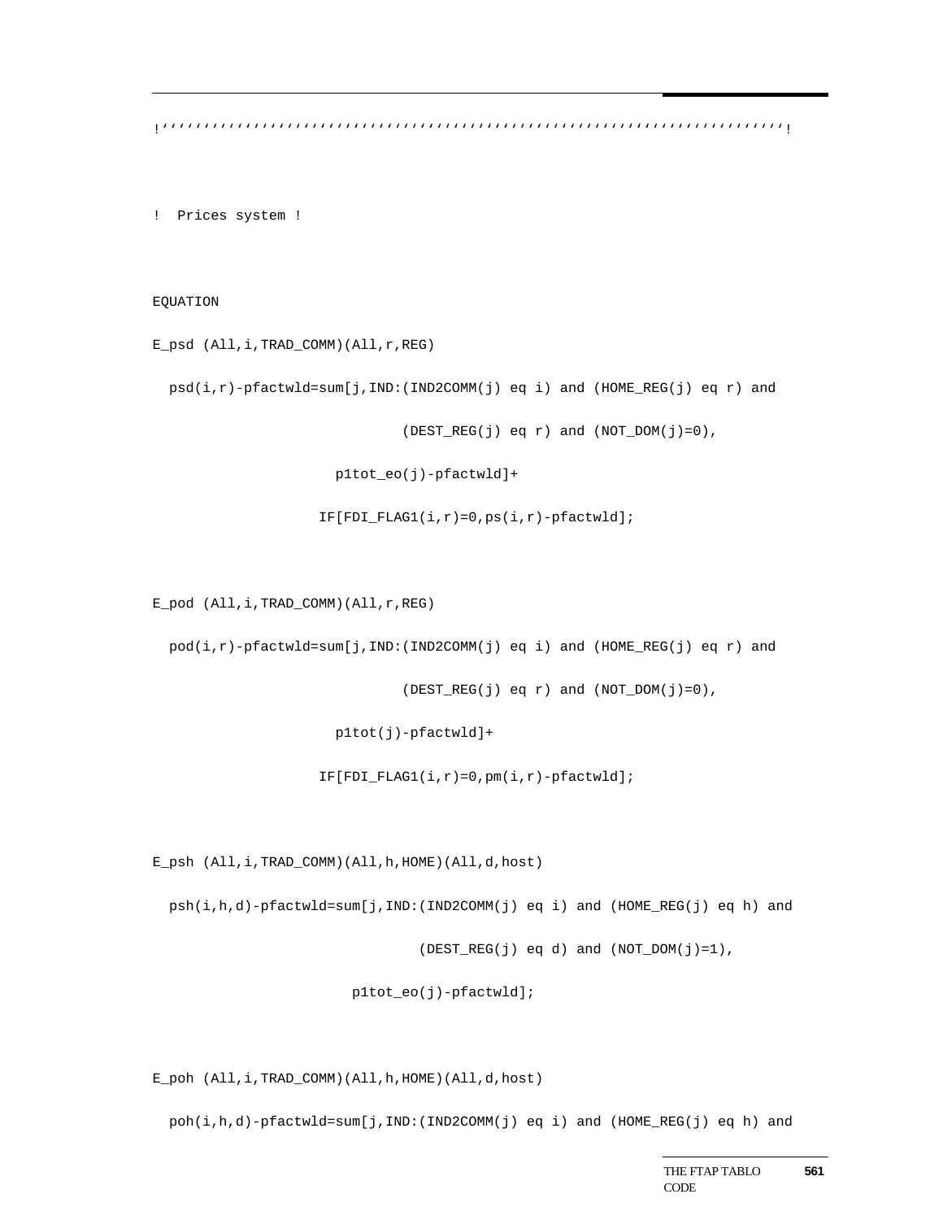```
!''''''''''''''''''''''''''''''''''''''''''''''''''''''''''''''''''''''''''''''!

!  Prices system !

EQUATION
E_psd (All,i,TRAD_COMM)(All,r,REG)
  psd(i,r)-pfactwld=sum[j,IND:(IND2COMM(j) eq i) and (HOME_REG(j) eq r) and
                            (DEST_REG(j) eq r) and (NOT_DOM(j)=0),
                    p1tot_eo(j)-pfactwld]+
                  IF[FDI_FLAG1(i,r)=0,ps(i,r)-pfactwld];

E_pod (All,i,TRAD_COMM)(All,r,REG)
  pod(i,r)-pfactwld=sum[j,IND:(IND2COMM(j) eq i) and (HOME_REG(j) eq r) and
                            (DEST_REG(j) eq r) and (NOT_DOM(j)=0),
                    p1tot(j)-pfactwld]+
                  IF[FDI_FLAG1(i,r)=0,pm(i,r)-pfactwld];

E_psh (All,i,TRAD_COMM)(All,h,HOME)(All,d,host)
  psh(i,h,d)-pfactwld=sum[j,IND:(IND2COMM(j) eq i) and (HOME_REG(j) eq h) and
                              (DEST_REG(j) eq d) and (NOT_DOM(j)=1),
                      p1tot_eo(j)-pfactwld];

E_poh (All,i,TRAD_COMM)(All,h,HOME)(All,d,host)
  poh(i,h,d)-pfactwld=sum[j,IND:(IND2COMM(j) eq i) and (HOME_REG(j) eq h) and
```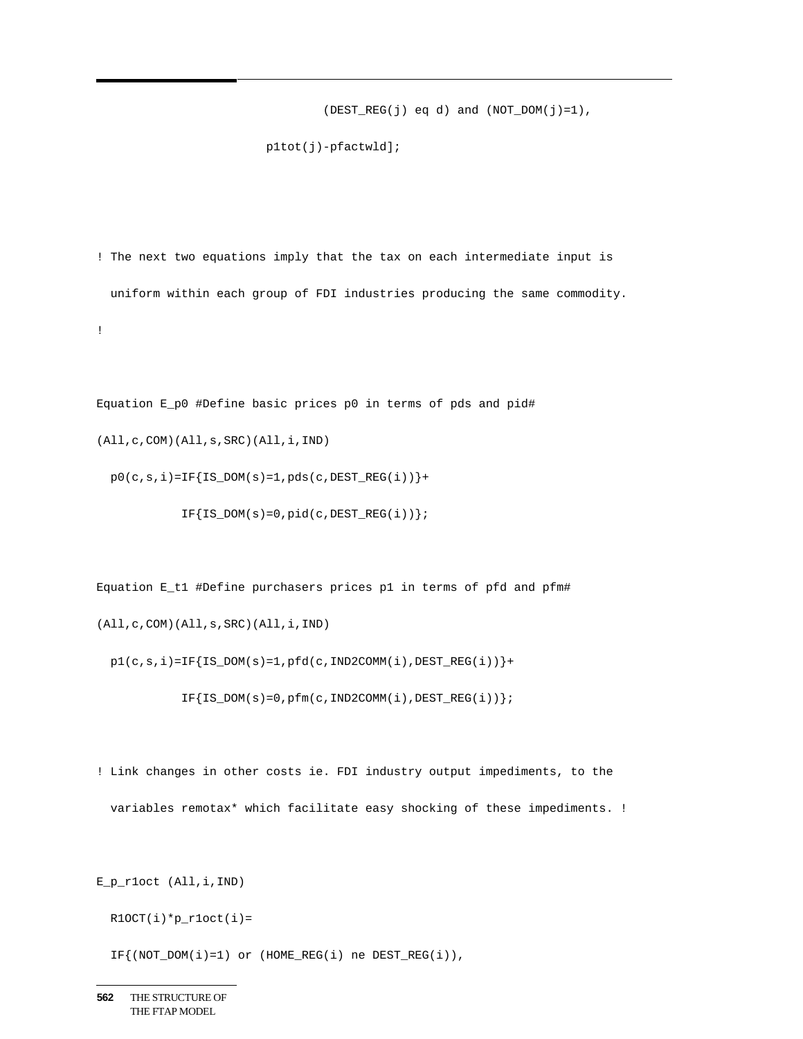```
                              (DEST_REG(j) eq d) and (NOT_DOM(j)=1),
                      p1tot(j)-pfactwld];



! The next two equations imply that the tax on each intermediate input is
  uniform within each group of FDI industries producing the same commodity.
!


Equation E_p0 #Define basic prices p0 in terms of pds and pid#
(All,c,COM)(All,s,SRC)(All,i,IND)
  p0(c,s,i)=IF{IS_DOM(s)=1,pds(c,DEST_REG(i))}+
           IF{IS_DOM(s)=0,pid(c,DEST_REG(i))};


Equation E_t1 #Define purchasers prices p1 in terms of pfd and pfm#
(All,c,COM)(All,s,SRC)(All,i,IND)
  p1(c,s,i)=IF{IS_DOM(s)=1,pfd(c,IND2COMM(i),DEST_REG(i))}+
           IF{IS_DOM(s)=0,pfm(c,IND2COMM(i),DEST_REG(i))};


! Link changes in other costs ie. FDI industry output impediments, to the
  variables remotax* which facilitate easy shocking of these impediments. !


E_p_r1oct (All,i,IND)
  R1OCT(i)*p_r1oct(i)=
  IF{(NOT_DOM(i)=1) or (HOME_REG(i) ne DEST_REG(i)),
```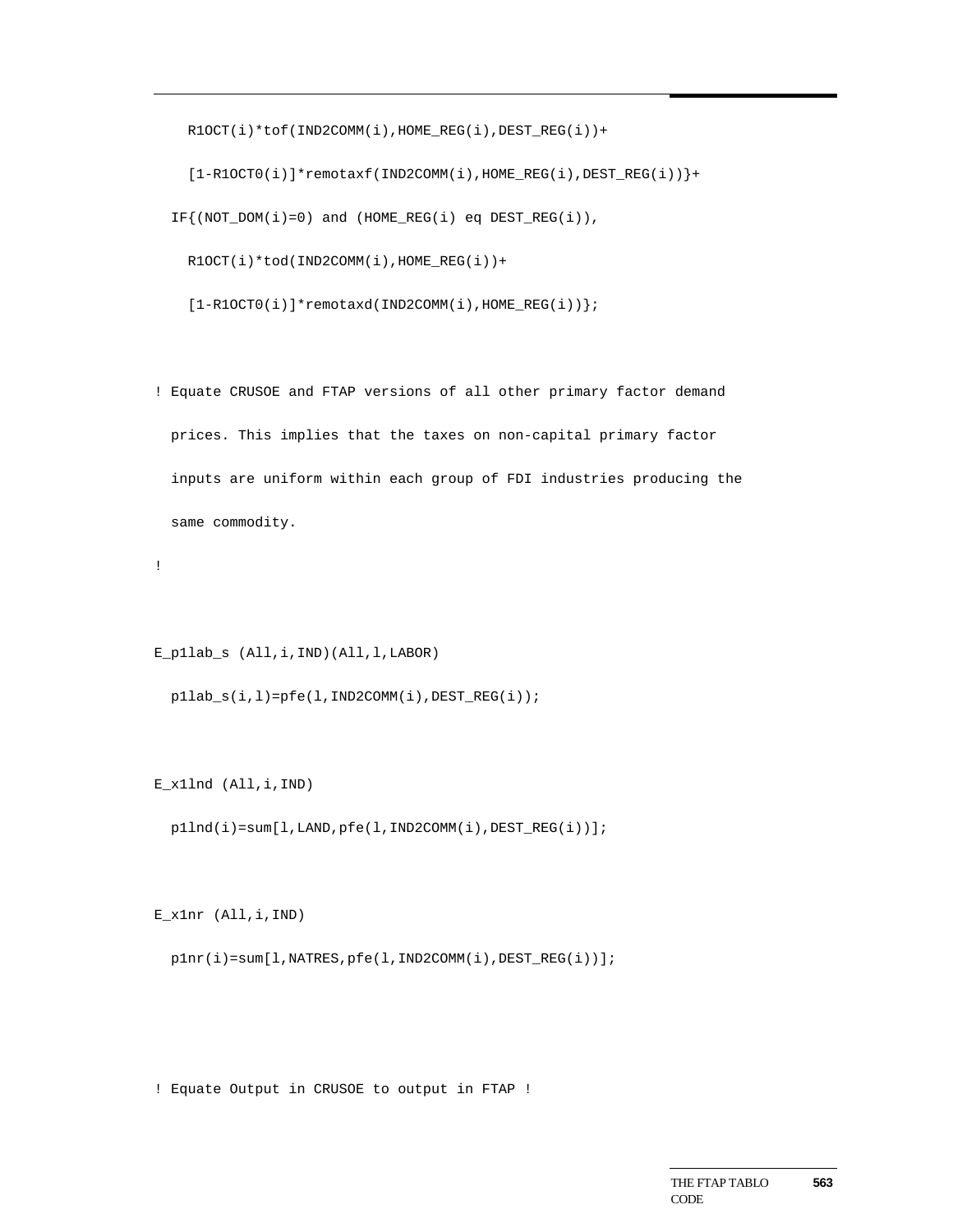```
    R1OCT(i)*tof(IND2COMM(i),HOME_REG(i),DEST_REG(i))+
    [1-R1OCT0(i)]*remotaxf(IND2COMM(i),HOME_REG(i),DEST_REG(i))}+
  IF{(NOT_DOM(i)=0) and (HOME_REG(i) eq DEST_REG(i)),
    R1OCT(i)*tod(IND2COMM(i),HOME_REG(i))+
    [1-R1OCT0(i)]*remotaxd(IND2COMM(i),HOME_REG(i))};

! Equate CRUSOE and FTAP versions of all other primary factor demand
  prices. This implies that the taxes on non-capital primary factor
  inputs are uniform within each group of FDI industries producing the
  same commodity.
!

E_p1lab_s (All,i,IND)(All,l,LABOR)
  p1lab_s(i,l)=pfe(l,IND2COMM(i),DEST_REG(i));

E_x1lnd (All,i,IND)
  p1lnd(i)=sum[l,LAND,pfe(l,IND2COMM(i),DEST_REG(i))];

E_x1nr (All,i,IND)
  p1nr(i)=sum[l,NATRES,pfe(l,IND2COMM(i),DEST_REG(i))];

! Equate Output in CRUSOE to output in FTAP !
```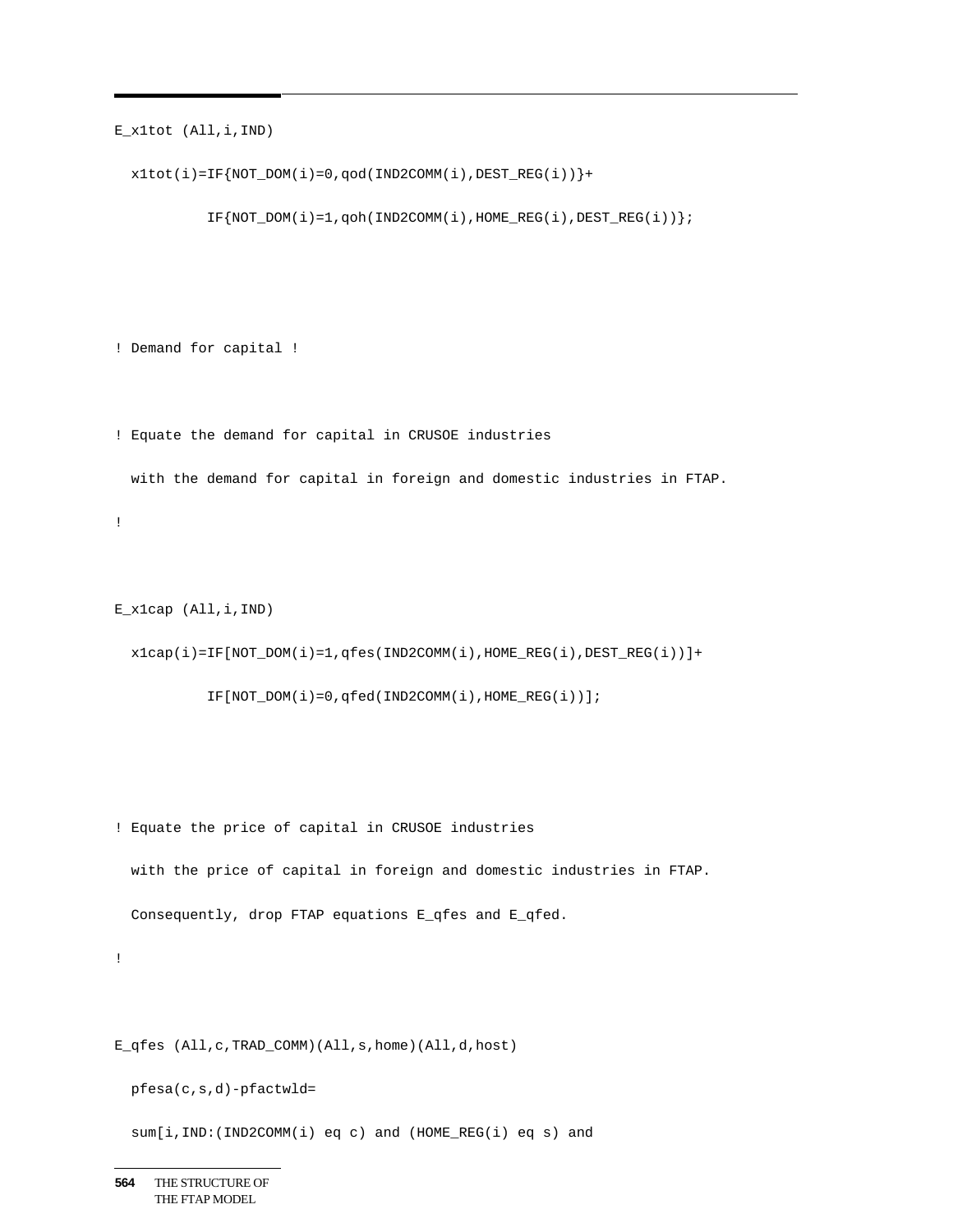```
E_x1tot (All,i,IND)

  x1tot(i)=IF{NOT_DOM(i)=0,qod(IND2COMM(i),DEST_REG(i))}+

           IF{NOT_DOM(i)=1,qoh(IND2COMM(i),HOME_REG(i),DEST_REG(i))};




! Demand for capital !


! Equate the demand for capital in CRUSOE industries

  with the demand for capital in foreign and domestic industries in FTAP.

!


E_x1cap (All,i,IND)

  x1cap(i)=IF[NOT_DOM(i)=1,qfes(IND2COMM(i),HOME_REG(i),DEST_REG(i))]+

           IF[NOT_DOM(i)=0,qfed(IND2COMM(i),HOME_REG(i))];




! Equate the price of capital in CRUSOE industries

  with the price of capital in foreign and domestic industries in FTAP.

  Consequently, drop FTAP equations E_qfes and E_qfed.

!


E_qfes (All,c,TRAD_COMM)(All,s,home)(All,d,host)

  pfesa(c,s,d)-pfactwld=

  sum[i,IND:(IND2COMM(i) eq c) and (HOME_REG(i) eq s) and
```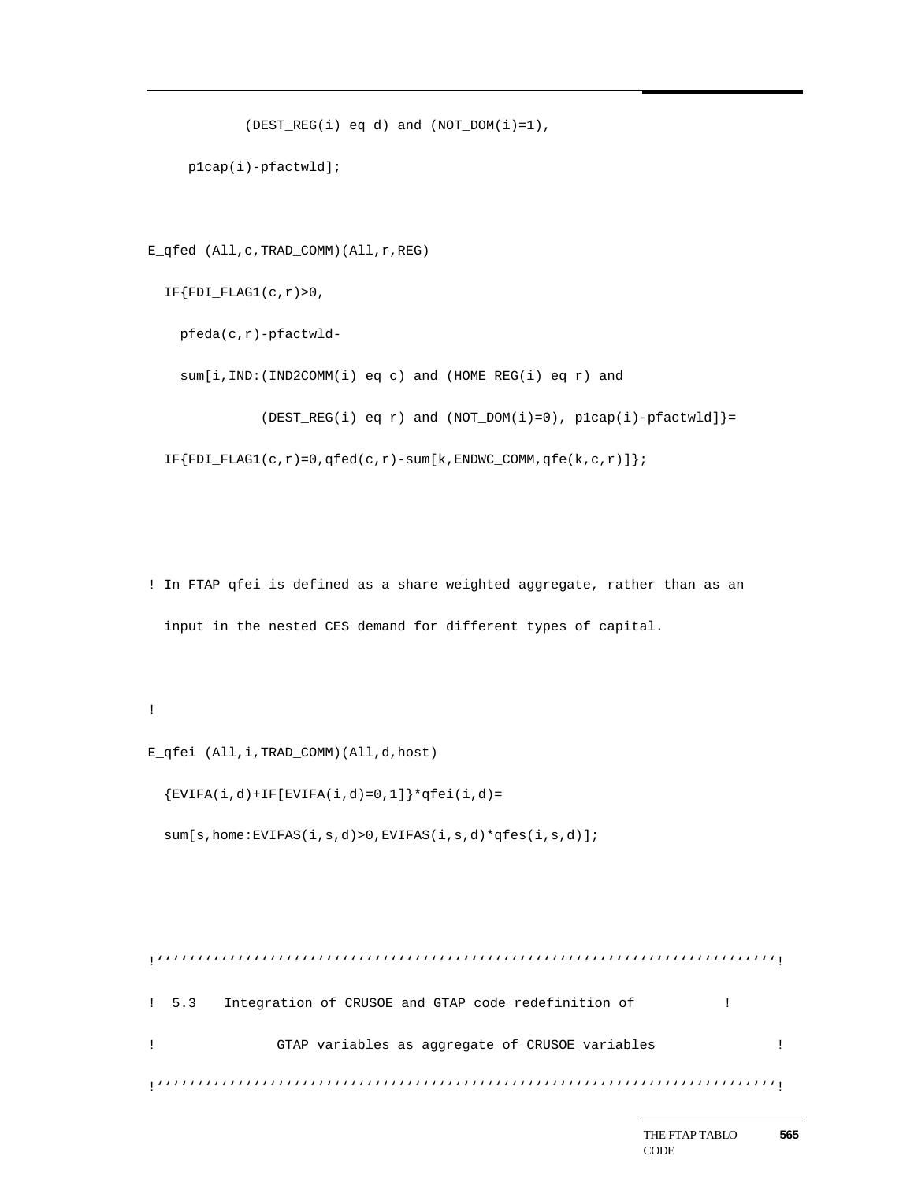```
            (DEST_REG(i) eq d) and (NOT_DOM(i)=1),
     p1cap(i)-pfactwld];

E_qfed (All,c,TRAD_COMM)(All,r,REG)
  IF{FDI_FLAG1(c,r)>0,
    pfeda(c,r)-pfactwld-
    sum[i,IND:(IND2COMM(i) eq c) and (HOME_REG(i) eq r) and
             (DEST_REG(i) eq r) and (NOT_DOM(i)=0), p1cap(i)-pfactwld]}=
  IF{FDI_FLAG1(c,r)=0,qfed(c,r)-sum[k,ENDWC_COMM,qfe(k,c,r)]};



! In FTAP qfei is defined as a share weighted aggregate, rather than as an
  input in the nested CES demand for different types of capital.

!
E_qfei (All,i,TRAD_COMM)(All,d,host)
  {EVIFA(i,d)+IF[EVIFA(i,d)=0,1]}*qfei(i,d)=
  sum[s,home:EVIFAS(i,s,d)>0,EVIFAS(i,s,d)*qfes(i,s,d)];



!''''''''''''''''''''''''''''''''''''''''''''''''''''''''''''''''''''''''''''!
!  5.3   Integration of CRUSOE and GTAP code redefinition of          !
!             GTAP variables as aggregate of CRUSOE variables             !
!''''''''''''''''''''''''''''''''''''''''''''''''''''''''''''''''''''''''''''!
```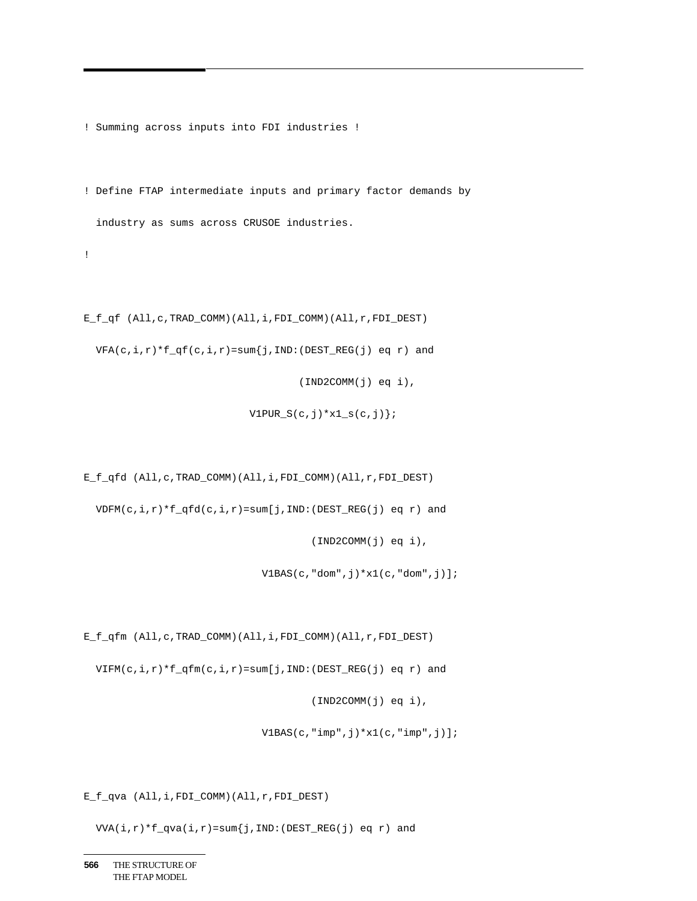```
! Summing across inputs into FDI industries !

! Define FTAP intermediate inputs and primary factor demands by
  industry as sums across CRUSOE industries.
!

E_f_qf (All,c,TRAD_COMM)(All,i,FDI_COMM)(All,r,FDI_DEST)
  VFA(c,i,r)*f_qf(c,i,r)=sum{j,IND:(DEST_REG(j) eq r) and
                                   (IND2COMM(j) eq i),
                           V1PUR_S(c,j)*x1_s(c,j)};

E_f_qfd (All,c,TRAD_COMM)(All,i,FDI_COMM)(All,r,FDI_DEST)
  VDFM(c,i,r)*f_qfd(c,i,r)=sum[j,IND:(DEST_REG(j) eq r) and
                                     (IND2COMM(j) eq i),
                             V1BAS(c,"dom",j)*x1(c,"dom",j)];

E_f_qfm (All,c,TRAD_COMM)(All,i,FDI_COMM)(All,r,FDI_DEST)
  VIFM(c,i,r)*f_qfm(c,i,r)=sum[j,IND:(DEST_REG(j) eq r) and
                                     (IND2COMM(j) eq i),
                             V1BAS(c,"imp",j)*x1(c,"imp",j)];

E_f_qva (All,i,FDI_COMM)(All,r,FDI_DEST)
  VVA(i,r)*f_qva(i,r)=sum{j,IND:(DEST_REG(j) eq r) and
```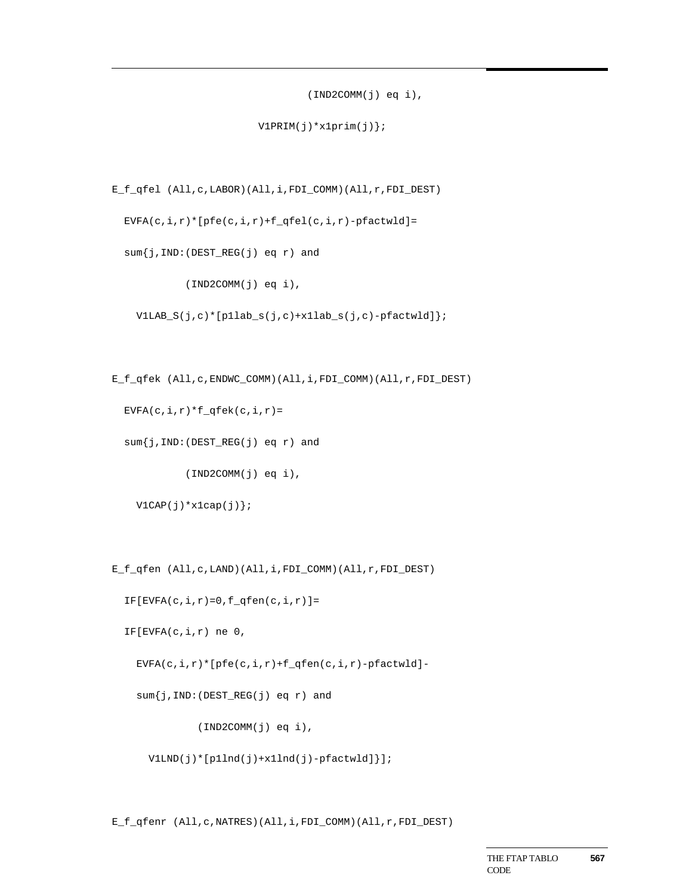```
                                (IND2COMM(j) eq i),
                        V1PRIM(j)*x1prim(j)};


E_f_qfel (All,c,LABOR)(All,i,FDI_COMM)(All,r,FDI_DEST)
  EVFA(c,i,r)*[pfe(c,i,r)+f_qfel(c,i,r)-pfactwld]=
  sum{j,IND:(DEST_REG(j) eq r) and
          (IND2COMM(j) eq i),
    V1LAB_S(j,c)*[p1lab_s(j,c)+x1lab_s(j,c)-pfactwld]};


E_f_qfek (All,c,ENDWC_COMM)(All,i,FDI_COMM)(All,r,FDI_DEST)
  EVFA(c,i,r)*f_qfek(c,i,r)=
  sum{j,IND:(DEST_REG(j) eq r) and
          (IND2COMM(j) eq i),
    V1CAP(j)*x1cap(j)};


E_f_qfen (All,c,LAND)(All,i,FDI_COMM)(All,r,FDI_DEST)
  IF[EVFA(c,i,r)=0,f_qfen(c,i,r)]=
  IF[EVFA(c,i,r) ne 0,
    EVFA(c,i,r)*[pfe(c,i,r)+f_qfen(c,i,r)-pfactwld]-
    sum{j,IND:(DEST_REG(j) eq r) and
            (IND2COMM(j) eq i),
      V1LND(j)*[p1lnd(j)+x1lnd(j)-pfactwld]}];


E_f_qfenr (All,c,NATRES)(All,i,FDI_COMM)(All,r,FDI_DEST)
```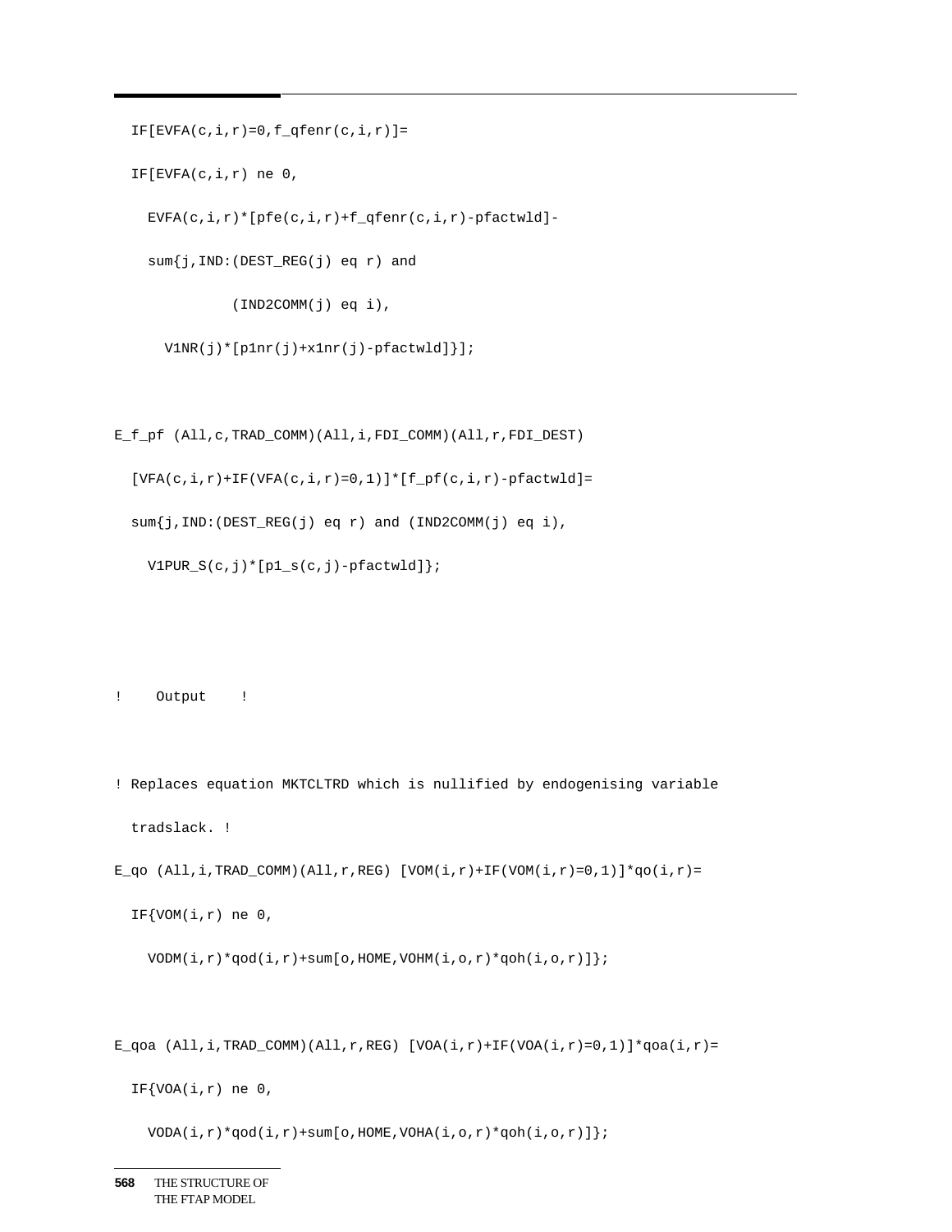```
  IF[EVFA(c,i,r)=0,f_qfenr(c,i,r)]=

  IF[EVFA(c,i,r) ne 0,

    EVFA(c,i,r)*[pfe(c,i,r)+f_qfenr(c,i,r)-pfactwld]-

    sum{j,IND:(DEST_REG(j) eq r) and

              (IND2COMM(j) eq i),

      V1NR(j)*[p1nr(j)+x1nr(j)-pfactwld]}];


E_f_pf (All,c,TRAD_COMM)(All,i,FDI_COMM)(All,r,FDI_DEST)

  [VFA(c,i,r)+IF(VFA(c,i,r)=0,1)]*[f_pf(c,i,r)-pfactwld]=

  sum{j,IND:(DEST_REG(j) eq r) and (IND2COMM(j) eq i),

    V1PUR_S(c,j)*[p1_s(c,j)-pfactwld]};



!    Output    !


! Replaces equation MKTCLTRD which is nullified by endogenising variable

  tradslack. !

E_qo (All,i,TRAD_COMM)(All,r,REG) [VOM(i,r)+IF(VOM(i,r)=0,1)]*qo(i,r)=

  IF{VOM(i,r) ne 0,

    VODM(i,r)*qod(i,r)+sum[o,HOME,VOHM(i,o,r)*qoh(i,o,r)]};


E_qoa (All,i,TRAD_COMM)(All,r,REG) [VOA(i,r)+IF(VOA(i,r)=0,1)]*qoa(i,r)=

  IF{VOA(i,r) ne 0,

    VODA(i,r)*qod(i,r)+sum[o,HOME,VOHA(i,o,r)*qoh(i,o,r)]};
```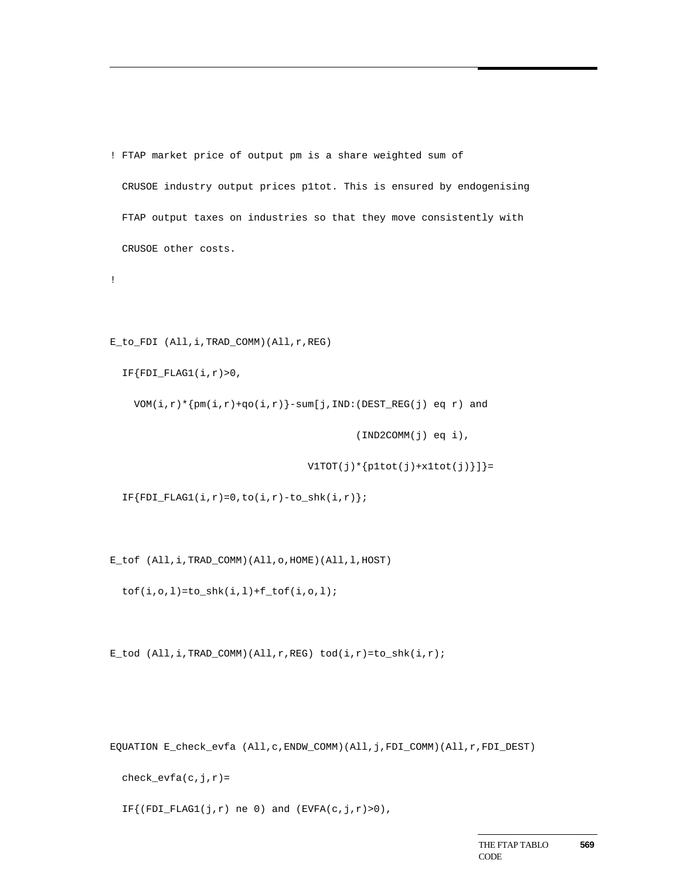```
! FTAP market price of output pm is a share weighted sum of
  CRUSOE industry output prices p1tot. This is ensured by endogenising
  FTAP output taxes on industries so that they move consistently with
  CRUSOE other costs.
!

E_to_FDI (All,i,TRAD_COMM)(All,r,REG)
  IF{FDI_FLAG1(i,r)>0,
    VOM(i,r)*{pm(i,r)+qo(i,r)}-sum[j,IND:(DEST_REG(j) eq r) and
                                    (IND2COMM(j) eq i),
                              V1TOT(j)*{p1tot(j)+x1tot(j)}]}=
  IF{FDI_FLAG1(i,r)=0,to(i,r)-to_shk(i,r)};

E_tof (All,i,TRAD_COMM)(All,o,HOME)(All,l,HOST)
  tof(i,o,l)=to_shk(i,l)+f_tof(i,o,l);

E_tod (All,i,TRAD_COMM)(All,r,REG) tod(i,r)=to_shk(i,r);


EQUATION E_check_evfa (All,c,ENDW_COMM)(All,j,FDI_COMM)(All,r,FDI_DEST)
  check_evfa(c,j,r)=
  IF{(FDI_FLAG1(j,r) ne 0) and (EVFA(c,j,r)>0),
```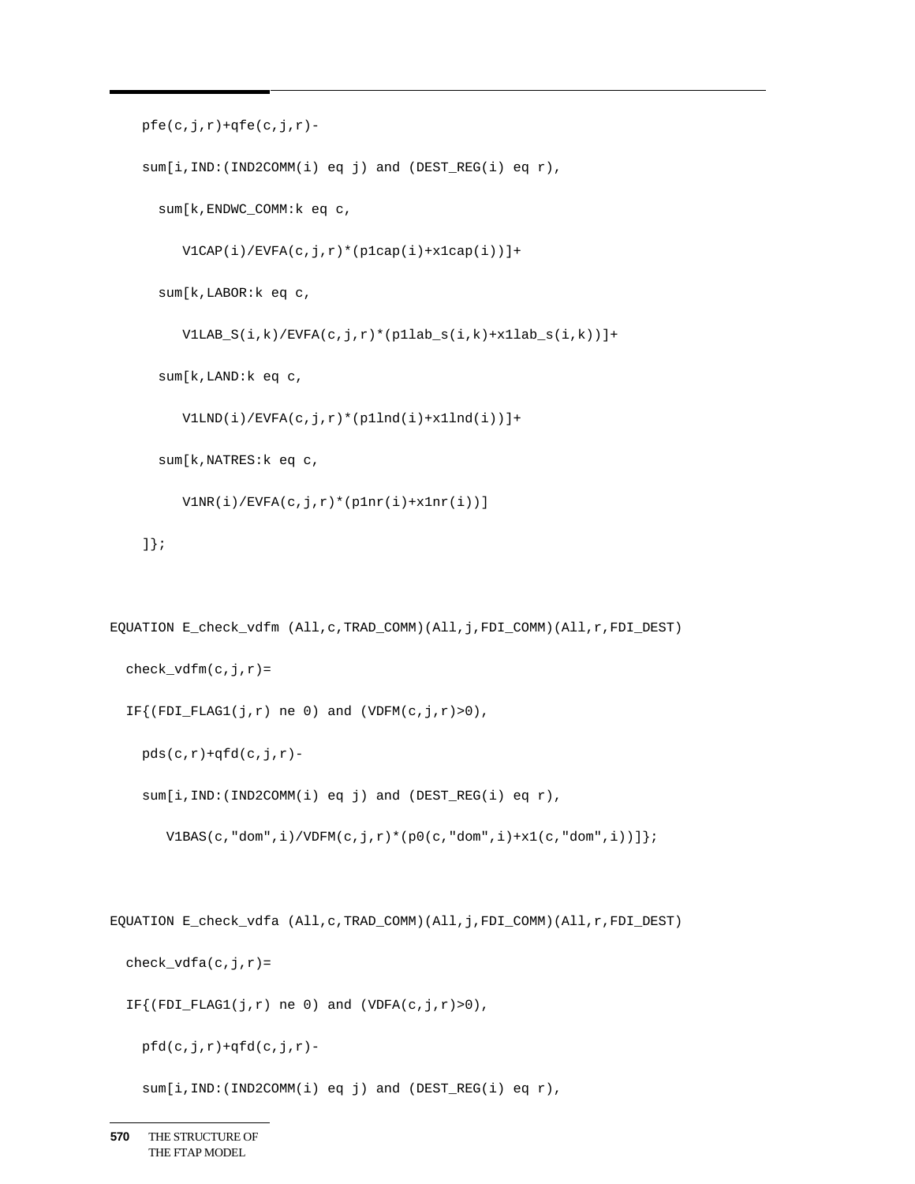```
    pfe(c,j,r)+qfe(c,j,r)-
    sum[i,IND:(IND2COMM(i) eq j) and (DEST_REG(i) eq r),
      sum[k,ENDWC_COMM:k eq c,
         V1CAP(i)/EVFA(c,j,r)*(p1cap(i)+x1cap(i))]+
      sum[k,LABOR:k eq c,
         V1LAB_S(i,k)/EVFA(c,j,r)*(p1lab_s(i,k)+x1lab_s(i,k))]+
      sum[k,LAND:k eq c,
         V1LND(i)/EVFA(c,j,r)*(p1lnd(i)+x1lnd(i))]+
      sum[k,NATRES:k eq c,
         V1NR(i)/EVFA(c,j,r)*(p1nr(i)+x1nr(i))]
    ]};


EQUATION E_check_vdfm (All,c,TRAD_COMM)(All,j,FDI_COMM)(All,r,FDI_DEST)
  check_vdfm(c,j,r)=
  IF{(FDI_FLAG1(j,r) ne 0) and (VDFM(c,j,r)>0),
    pds(c,r)+qfd(c,j,r)-
    sum[i,IND:(IND2COMM(i) eq j) and (DEST_REG(i) eq r),
       V1BAS(c,"dom",i)/VDFM(c,j,r)*(p0(c,"dom",i)+x1(c,"dom",i))]};


EQUATION E_check_vdfa (All,c,TRAD_COMM)(All,j,FDI_COMM)(All,r,FDI_DEST)
  check_vdfa(c,j,r)=
  IF{(FDI_FLAG1(j,r) ne 0) and (VDFA(c,j,r)>0),
    pfd(c,j,r)+qfd(c,j,r)-
    sum[i,IND:(IND2COMM(i) eq j) and (DEST_REG(i) eq r),
```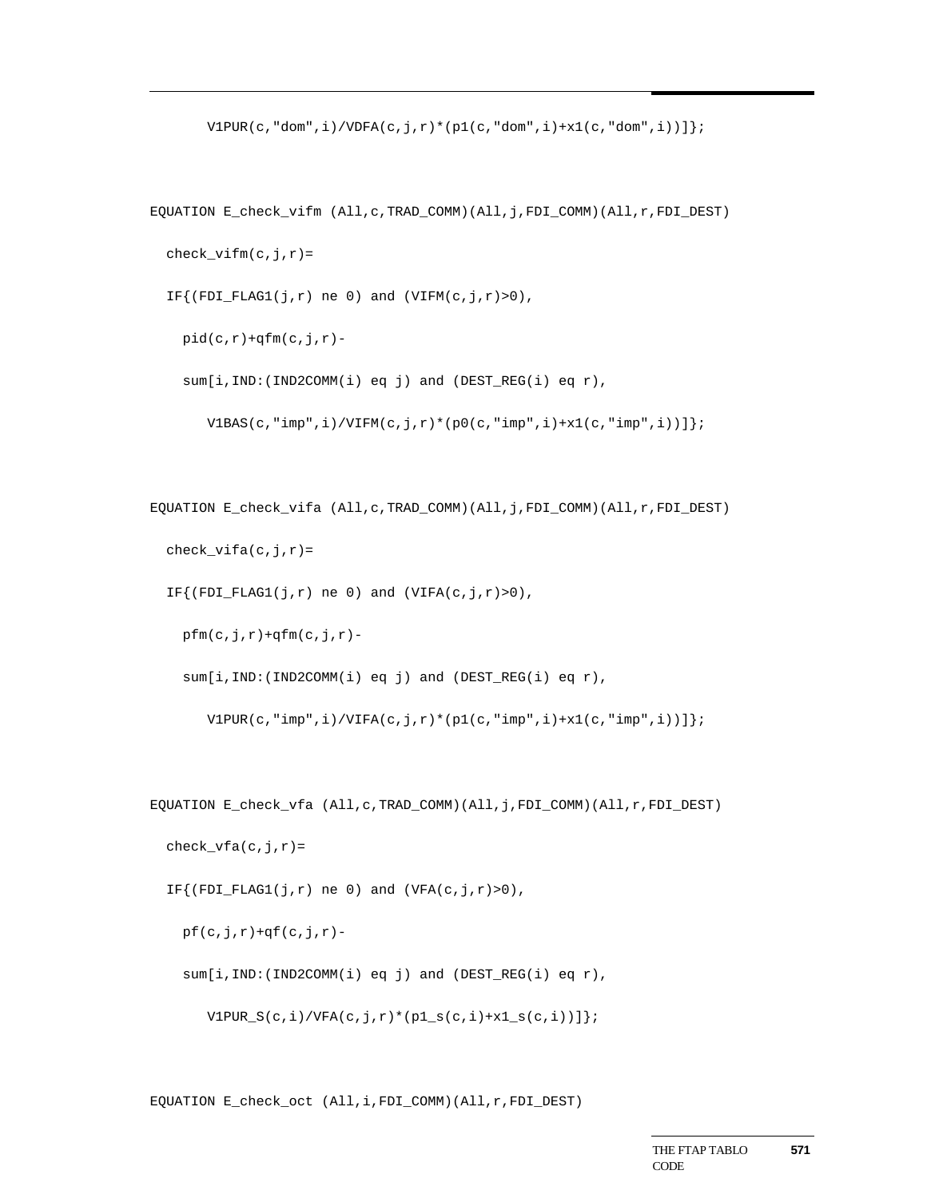```
      V1PUR(c,"dom",i)/VDFA(c,j,r)*(p1(c,"dom",i)+x1(c,"dom",i))]};


EQUATION E_check_vifm (All,c,TRAD_COMM)(All,j,FDI_COMM)(All,r,FDI_DEST)
  check_vifm(c,j,r)=
  IF{(FDI_FLAG1(j,r) ne 0) and (VIFM(c,j,r)>0),
    pid(c,r)+qfm(c,j,r)-
    sum[i,IND:(IND2COMM(i) eq j) and (DEST_REG(i) eq r),
      V1BAS(c,"imp",i)/VIFM(c,j,r)*(p0(c,"imp",i)+x1(c,"imp",i))]};


EQUATION E_check_vifa (All,c,TRAD_COMM)(All,j,FDI_COMM)(All,r,FDI_DEST)
  check_vifa(c,j,r)=
  IF{(FDI_FLAG1(j,r) ne 0) and (VIFA(c,j,r)>0),
    pfm(c,j,r)+qfm(c,j,r)-
    sum[i,IND:(IND2COMM(i) eq j) and (DEST_REG(i) eq r),
      V1PUR(c,"imp",i)/VIFA(c,j,r)*(p1(c,"imp",i)+x1(c,"imp",i))]};


EQUATION E_check_vfa (All,c,TRAD_COMM)(All,j,FDI_COMM)(All,r,FDI_DEST)
  check_vfa(c,j,r)=
  IF{(FDI_FLAG1(j,r) ne 0) and (VFA(c,j,r)>0),
    pf(c,j,r)+qf(c,j,r)-
    sum[i,IND:(IND2COMM(i) eq j) and (DEST_REG(i) eq r),
      V1PUR_S(c,i)/VFA(c,j,r)*(p1_s(c,i)+x1_s(c,i))]};


EQUATION E_check_oct (All,i,FDI_COMM)(All,r,FDI_DEST)
```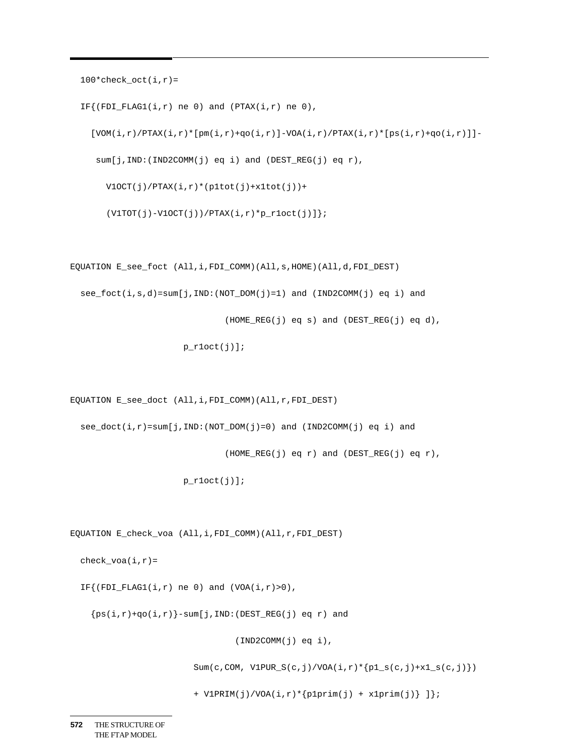```
  100*check_oct(i,r)=
  IF{(FDI_FLAG1(i,r) ne 0) and (PTAX(i,r) ne 0),
    [VOM(i,r)/PTAX(i,r)*[pm(i,r)+qo(i,r)]-VOA(i,r)/PTAX(i,r)*[ps(i,r)+qo(i,r)]]-
     sum[j,IND:(IND2COMM(j) eq i) and (DEST_REG(j) eq r),
       V1OCT(j)/PTAX(i,r)*(p1tot(j)+x1tot(j))+
       (V1TOT(j)-V1OCT(j))/PTAX(i,r)*p_r1oct(j)]};


EQUATION E_see_foct (All,i,FDI_COMM)(All,s,HOME)(All,d,FDI_DEST)
  see_foct(i,s,d)=sum[j,IND:(NOT_DOM(j)=1) and (IND2COMM(j) eq i) and
                            (HOME_REG(j) eq s) and (DEST_REG(j) eq d),
                      p_r1oct(j)];


EQUATION E_see_doct (All,i,FDI_COMM)(All,r,FDI_DEST)
  see_doct(i,r)=sum[j,IND:(NOT_DOM(j)=0) and (IND2COMM(j) eq i) and
                            (HOME_REG(j) eq r) and (DEST_REG(j) eq r),
                      p_r1oct(j)];


EQUATION E_check_voa (All,i,FDI_COMM)(All,r,FDI_DEST)
  check_voa(i,r)=
  IF{(FDI_FLAG1(i,r) ne 0) and (VOA(i,r)>0),
    {ps(i,r)+qo(i,r)}-sum[j,IND:(DEST_REG(j) eq r) and
                              (IND2COMM(j) eq i),
                        Sum(c,COM, V1PUR_S(c,j)/VOA(i,r)*{p1_s(c,j)+x1_s(c,j)})
                        + V1PRIM(j)/VOA(i,r)*{p1prim(j) + x1prim(j)} ]};
```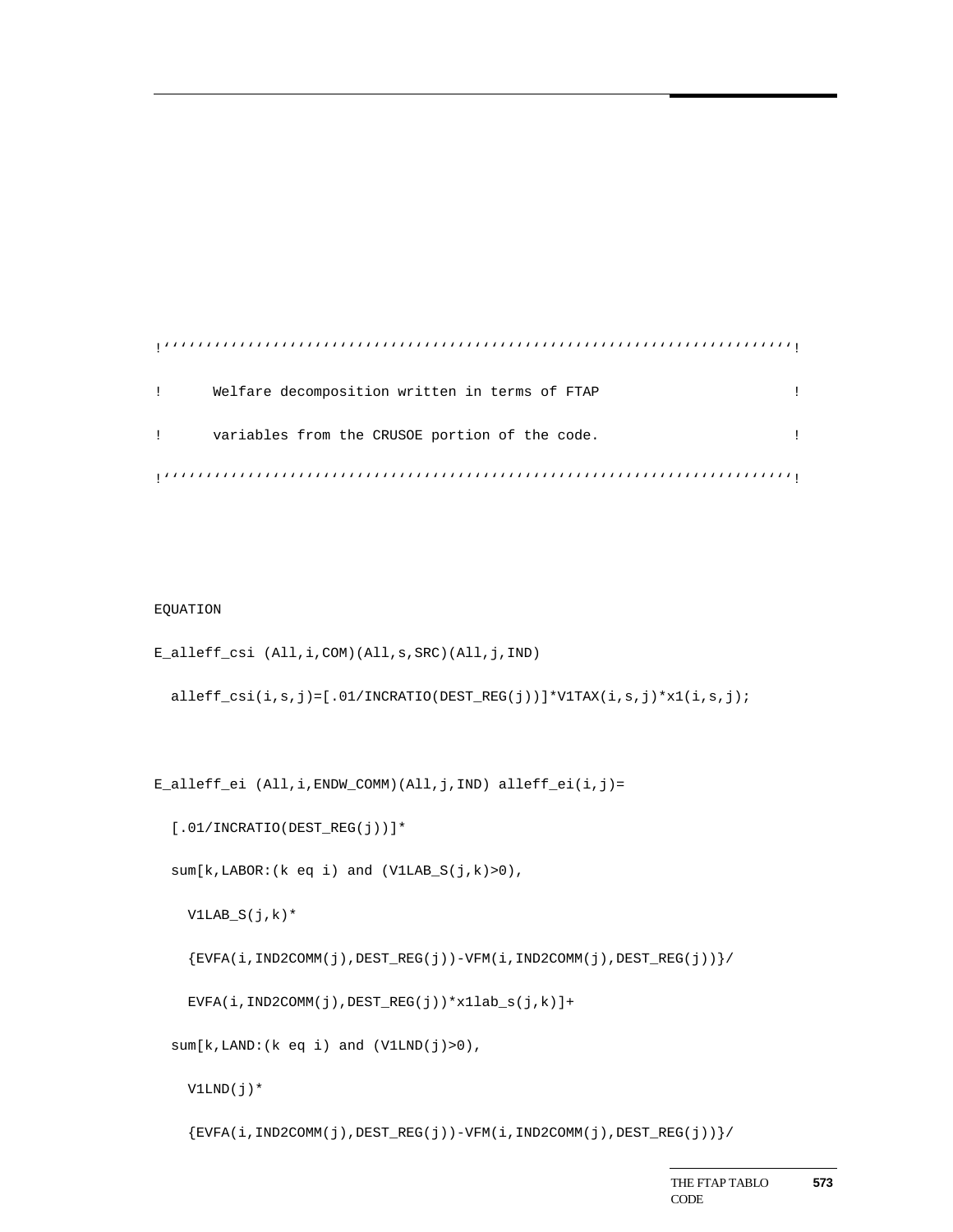```
!''''''''''''''''''''''''''''''''''''''''''''''''''''''''''''''''''''''''''!
!      Welfare decomposition written in terms of FTAP                     !
!      variables from the CRUSOE portion of the code.                     !
!''''''''''''''''''''''''''''''''''''''''''''''''''''''''''''''''''''''''''!
```

```
EQUATION
E_alleff_csi (All,i,COM)(All,s,SRC)(All,j,IND)
  alleff_csi(i,s,j)=[.01/INCRATIO(DEST_REG(j))]*V1TAX(i,s,j)*x1(i,s,j);

E_alleff_ei (All,i,ENDW_COMM)(All,j,IND) alleff_ei(i,j)=
  [.01/INCRATIO(DEST_REG(j))]*
  sum[k,LABOR:(k eq i) and (V1LAB_S(j,k)>0),
    V1LAB_S(j,k)*
    {EVFA(i,IND2COMM(j),DEST_REG(j))-VFM(i,IND2COMM(j),DEST_REG(j))}/
    EVFA(i,IND2COMM(j),DEST_REG(j))*x1lab_s(j,k)]+
  sum[k,LAND:(k eq i) and (V1LND(j)>0),
    V1LND(j)*
    {EVFA(i,IND2COMM(j),DEST_REG(j))-VFM(i,IND2COMM(j),DEST_REG(j))}/
```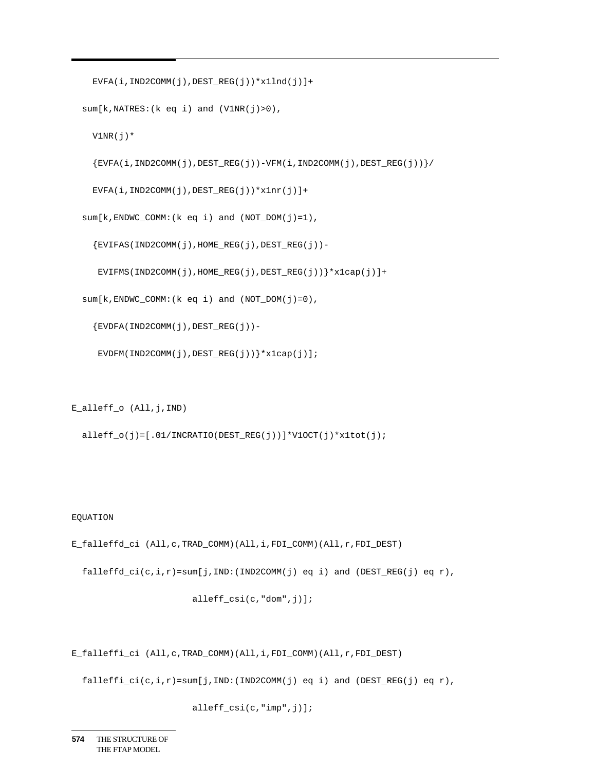```
    EVFA(i,IND2COMM(j),DEST_REG(j))*x1lnd(j)]+

  sum[k,NATRES:(k eq i) and (V1NR(j)>0),

    V1NR(j)*

    {EVFA(i,IND2COMM(j),DEST_REG(j))-VFM(i,IND2COMM(j),DEST_REG(j))}/

    EVFA(i,IND2COMM(j),DEST_REG(j))*x1nr(j)]+

  sum[k,ENDWC_COMM:(k eq i) and (NOT_DOM(j)=1),

    {EVIFAS(IND2COMM(j),HOME_REG(j),DEST_REG(j))-

     EVIFMS(IND2COMM(j),HOME_REG(j),DEST_REG(j))}*x1cap(j)]+

  sum[k,ENDWC_COMM:(k eq i) and (NOT_DOM(j)=0),

    {EVDFA(IND2COMM(j),DEST_REG(j))-

     EVDFM(IND2COMM(j),DEST_REG(j))}*x1cap(j)];


E_alleff_o (All,j,IND)

  alleff_o(j)=[.01/INCRATIO(DEST_REG(j))]*V1OCT(j)*x1tot(j);




EQUATION

E_falleffd_ci (All,c,TRAD_COMM)(All,i,FDI_COMM)(All,r,FDI_DEST)

  falleffd_ci(c,i,r)=sum[j,IND:(IND2COMM(j) eq i) and (DEST_REG(j) eq r),

                     alleff_csi(c,"dom",j)];


E_falleffi_ci (All,c,TRAD_COMM)(All,i,FDI_COMM)(All,r,FDI_DEST)

  falleffi_ci(c,i,r)=sum[j,IND:(IND2COMM(j) eq i) and (DEST_REG(j) eq r),

                     alleff_csi(c,"imp",j)];
```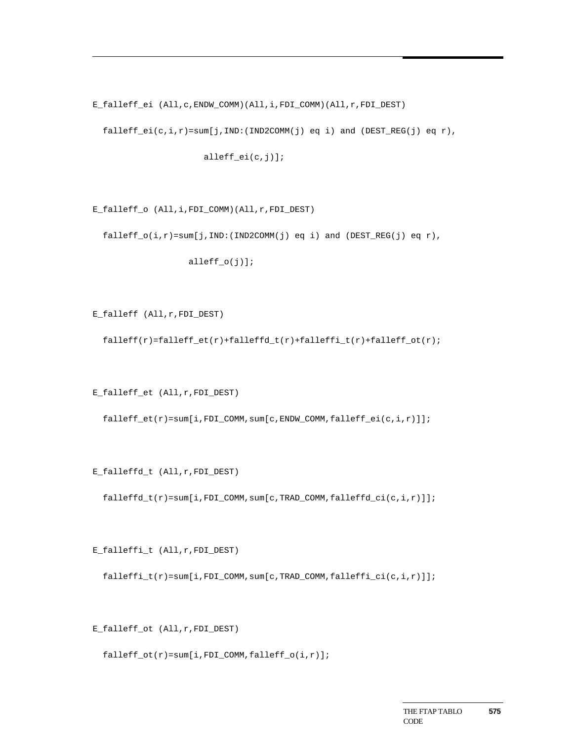```
E_falleff_ei (All,c,ENDW_COMM)(All,i,FDI_COMM)(All,r,FDI_DEST)

  falleff_ei(c,i,r)=sum[j,IND:(IND2COMM(j) eq i) and (DEST_REG(j) eq r),

                    alleff_ei(c,j)];


E_falleff_o (All,i,FDI_COMM)(All,r,FDI_DEST)

  falleff_o(i,r)=sum[j,IND:(IND2COMM(j) eq i) and (DEST_REG(j) eq r),

                 alleff_o(j)];


E_falleff (All,r,FDI_DEST)

  falleff(r)=falleff_et(r)+falleffd_t(r)+falleffi_t(r)+falleff_ot(r);


E_falleff_et (All,r,FDI_DEST)

  falleff_et(r)=sum[i,FDI_COMM,sum[c,ENDW_COMM,falleff_ei(c,i,r)]];


E_falleffd_t (All,r,FDI_DEST)

  falleffd_t(r)=sum[i,FDI_COMM,sum[c,TRAD_COMM,falleffd_ci(c,i,r)]];


E_falleffi_t (All,r,FDI_DEST)

  falleffi_t(r)=sum[i,FDI_COMM,sum[c,TRAD_COMM,falleffi_ci(c,i,r)]];


E_falleff_ot (All,r,FDI_DEST)

  falleff_ot(r)=sum[i,FDI_COMM,falleff_o(i,r)];
```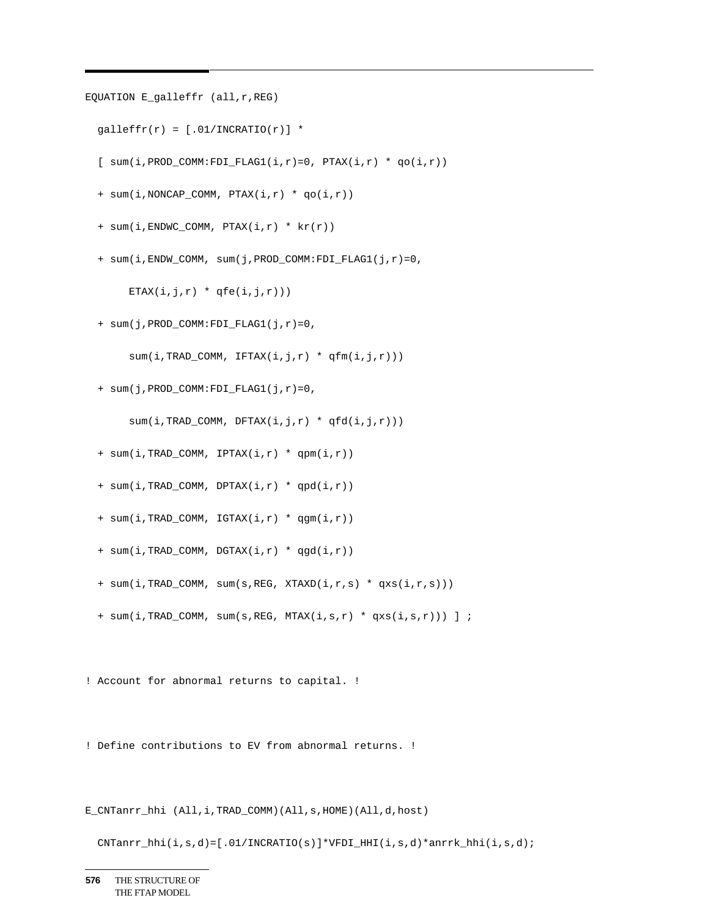```
EQUATION E_galleffr (all,r,REG)

  galleffr(r) = [.01/INCRATIO(r)] *

  [ sum(i,PROD_COMM:FDI_FLAG1(i,r)=0, PTAX(i,r) * qo(i,r))

  + sum(i,NONCAP_COMM, PTAX(i,r) * qo(i,r))

  + sum(i,ENDWC_COMM, PTAX(i,r) * kr(r))

  + sum(i,ENDW_COMM, sum(j,PROD_COMM:FDI_FLAG1(j,r)=0,

       ETAX(i,j,r) * qfe(i,j,r)))

  + sum(j,PROD_COMM:FDI_FLAG1(j,r)=0,

       sum(i,TRAD_COMM, IFTAX(i,j,r) * qfm(i,j,r)))

  + sum(j,PROD_COMM:FDI_FLAG1(j,r)=0,

       sum(i,TRAD_COMM, DFTAX(i,j,r) * qfd(i,j,r)))

  + sum(i,TRAD_COMM, IPTAX(i,r) * qpm(i,r))

  + sum(i,TRAD_COMM, DPTAX(i,r) * qpd(i,r))

  + sum(i,TRAD_COMM, IGTAX(i,r) * qgm(i,r))

  + sum(i,TRAD_COMM, DGTAX(i,r) * qgd(i,r))

  + sum(i,TRAD_COMM, sum(s,REG, XTAXD(i,r,s) * qxs(i,r,s)))

  + sum(i,TRAD_COMM, sum(s,REG, MTAX(i,s,r) * qxs(i,s,r))) ] ;


! Account for abnormal returns to capital. !


! Define contributions to EV from abnormal returns. !


E_CNTanrr_hhi (All,i,TRAD_COMM)(All,s,HOME)(All,d,host)

  CNTanrr_hhi(i,s,d)=[.01/INCRATIO(s)]*VFDI_HHI(i,s,d)*anrrk_hhi(i,s,d);
```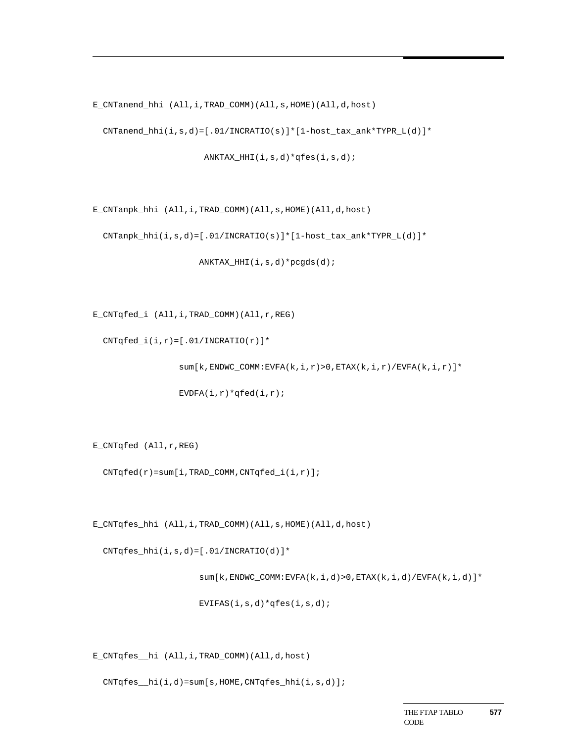```
E_CNTanend_hhi (All,i,TRAD_COMM)(All,s,HOME)(All,d,host)

  CNTanend_hhi(i,s,d)=[.01/INCRATIO(s)]*[1-host_tax_ank*TYPR_L(d)]*

                     ANKTAX_HHI(i,s,d)*qfes(i,s,d);


E_CNTanpk_hhi (All,i,TRAD_COMM)(All,s,HOME)(All,d,host)

  CNTanpk_hhi(i,s,d)=[.01/INCRATIO(s)]*[1-host_tax_ank*TYPR_L(d)]*

                    ANKTAX_HHI(i,s,d)*pcgds(d);


E_CNTqfed_i (All,i,TRAD_COMM)(All,r,REG)

  CNTqfed_i(i,r)=[.01/INCRATIO(r)]*

                sum[k,ENDWC_COMM:EVFA(k,i,r)>0,ETAX(k,i,r)/EVFA(k,i,r)]*

                EVDFA(i,r)*qfed(i,r);


E_CNTqfed (All,r,REG)

  CNTqfed(r)=sum[i,TRAD_COMM,CNTqfed_i(i,r)];


E_CNTqfes_hhi (All,i,TRAD_COMM)(All,s,HOME)(All,d,host)

  CNTqfes_hhi(i,s,d)=[.01/INCRATIO(d)]*

                    sum[k,ENDWC_COMM:EVFA(k,i,d)>0,ETAX(k,i,d)/EVFA(k,i,d)]*

                    EVIFAS(i,s,d)*qfes(i,s,d);


E_CNTqfes__hi (All,i,TRAD_COMM)(All,d,host)

  CNTqfes__hi(i,d)=sum[s,HOME,CNTqfes_hhi(i,s,d)];
```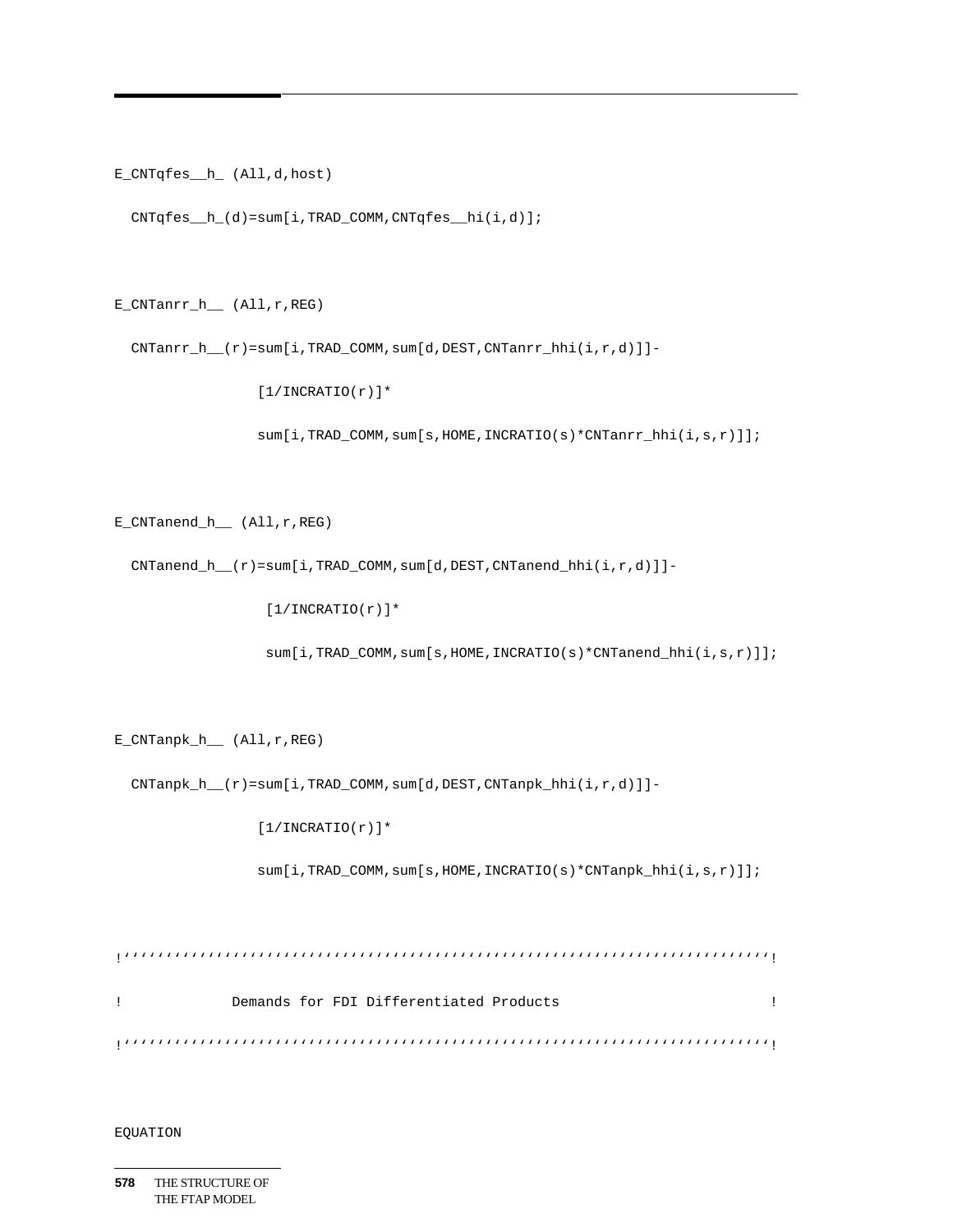```
E_CNTqfes__h_ (All,d,host)

  CNTqfes__h_(d)=sum[i,TRAD_COMM,CNTqfes__hi(i,d)];


E_CNTanrr_h__ (All,r,REG)

  CNTanrr_h__(r)=sum[i,TRAD_COMM,sum[d,DEST,CNTanrr_hhi(i,r,d)]]-

                 [1/INCRATIO(r)]*

                 sum[i,TRAD_COMM,sum[s,HOME,INCRATIO(s)*CNTanrr_hhi(i,s,r)]];


E_CNTanend_h__ (All,r,REG)

  CNTanend_h__(r)=sum[i,TRAD_COMM,sum[d,DEST,CNTanend_hhi(i,r,d)]]-

                  [1/INCRATIO(r)]*

                  sum[i,TRAD_COMM,sum[s,HOME,INCRATIO(s)*CNTanend_hhi(i,s,r)]];


E_CNTanpk_h__ (All,r,REG)

  CNTanpk_h__(r)=sum[i,TRAD_COMM,sum[d,DEST,CNTanpk_hhi(i,r,d)]]-

                 [1/INCRATIO(r)]*

                 sum[i,TRAD_COMM,sum[s,HOME,INCRATIO(s)*CNTanpk_hhi(i,s,r)]];


!''''''''''''''''''''''''''''''''''''''''''''''''''''''''''''''''''''''''''''!

!             Demands for FDI Differentiated Products                         !

!''''''''''''''''''''''''''''''''''''''''''''''''''''''''''''''''''''''''''''!


EQUATION
```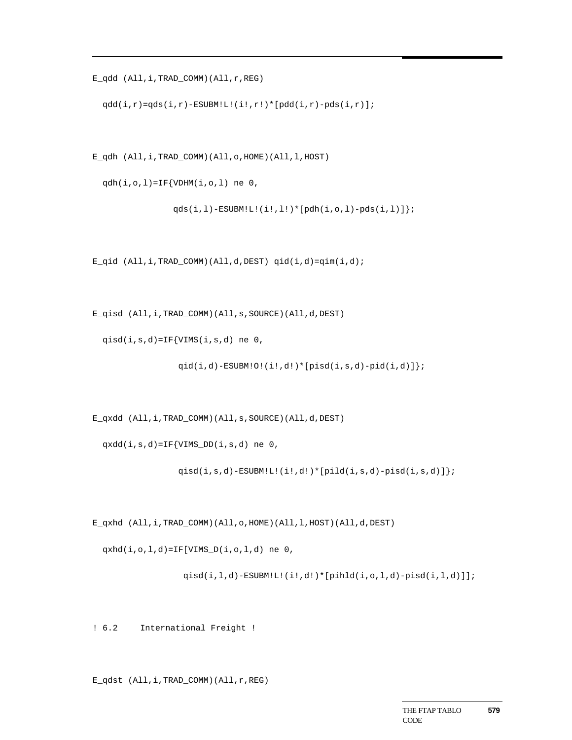```
E_qdd (All,i,TRAD_COMM)(All,r,REG)

  qdd(i,r)=qds(i,r)-ESUBM!L!(i!,r!)*[pdd(i,r)-pds(i,r)];


E_qdh (All,i,TRAD_COMM)(All,o,HOME)(All,l,HOST)

  qdh(i,o,l)=IF{VDHM(i,o,l) ne 0,

               qds(i,l)-ESUBM!L!(i!,l!)*[pdh(i,o,l)-pds(i,l)]};


E_qid (All,i,TRAD_COMM)(All,d,DEST) qid(i,d)=qim(i,d);


E_qisd (All,i,TRAD_COMM)(All,s,SOURCE)(All,d,DEST)

  qisd(i,s,d)=IF{VIMS(i,s,d) ne 0,

                qid(i,d)-ESUBM!O!(i!,d!)*[pisd(i,s,d)-pid(i,d)]};


E_qxdd (All,i,TRAD_COMM)(All,s,SOURCE)(All,d,DEST)

  qxdd(i,s,d)=IF{VIMS_DD(i,s,d) ne 0,

                qisd(i,s,d)-ESUBM!L!(i!,d!)*[pild(i,s,d)-pisd(i,s,d)]};


E_qxhd (All,i,TRAD_COMM)(All,o,HOME)(All,l,HOST)(All,d,DEST)

  qxhd(i,o,l,d)=IF[VIMS_D(i,o,l,d) ne 0,

                 qisd(i,l,d)-ESUBM!L!(i!,d!)*[pihld(i,o,l,d)-pisd(i,l,d)]];


! 6.2    International Freight !


E_qdst (All,i,TRAD_COMM)(All,r,REG)
```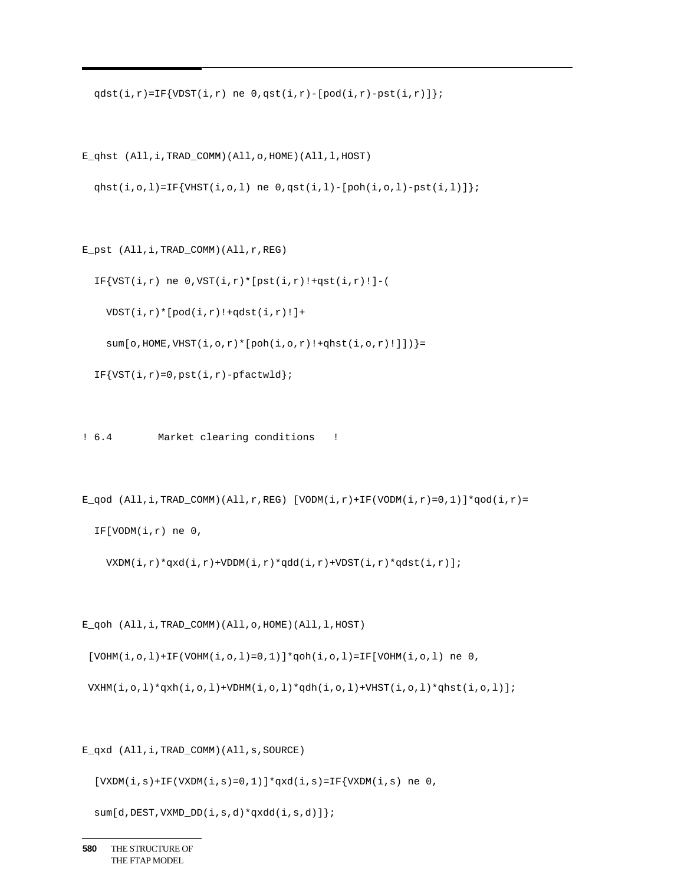```
  qdst(i,r)=IF{VDST(i,r) ne 0,qst(i,r)-[pod(i,r)-pst(i,r)]};

E_qhst (All,i,TRAD_COMM)(All,o,HOME)(All,l,HOST)
  qhst(i,o,l)=IF{VHST(i,o,l) ne 0,qst(i,l)-[poh(i,o,l)-pst(i,l)]};

E_pst (All,i,TRAD_COMM)(All,r,REG)
  IF{VST(i,r) ne 0,VST(i,r)*[pst(i,r)!+qst(i,r)!]-(
    VDST(i,r)*[pod(i,r)!+qdst(i,r)!]+
    sum[o,HOME,VHST(i,o,r)*[poh(i,o,r)!+qhst(i,o,r)!]])}=
  IF{VST(i,r)=0,pst(i,r)-pfactwld};

! 6.4       Market clearing conditions   !

E_qod (All,i,TRAD_COMM)(All,r,REG) [VODM(i,r)+IF(VODM(i,r)=0,1)]*qod(i,r)=
  IF[VODM(i,r) ne 0,
    VXDM(i,r)*qxd(i,r)+VDDM(i,r)*qdd(i,r)+VDST(i,r)*qdst(i,r)];

E_qoh (All,i,TRAD_COMM)(All,o,HOME)(All,l,HOST)
 [VOHM(i,o,l)+IF(VOHM(i,o,l)=0,1)]*qoh(i,o,l)=IF[VOHM(i,o,l) ne 0,
 VXHM(i,o,l)*qxh(i,o,l)+VDHM(i,o,l)*qdh(i,o,l)+VHST(i,o,l)*qhst(i,o,l)];

E_qxd (All,i,TRAD_COMM)(All,s,SOURCE)
  [VXDM(i,s)+IF(VXDM(i,s)=0,1)]*qxd(i,s)=IF{VXDM(i,s) ne 0,
  sum[d,DEST,VXMD_DD(i,s,d)*qxdd(i,s,d)]};
```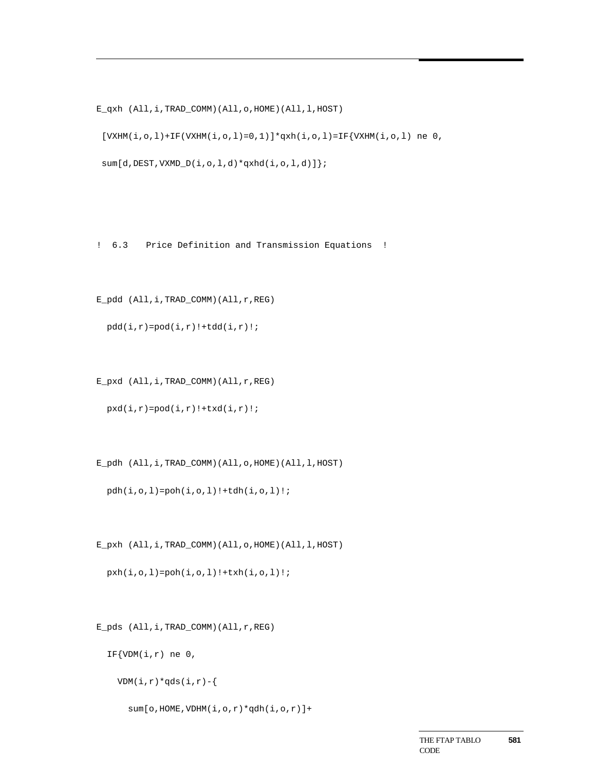```
E_qxh (All,i,TRAD_COMM)(All,o,HOME)(All,l,HOST)
 [VXHM(i,o,l)+IF(VXHM(i,o,l)=0,1)]*qxh(i,o,l)=IF{VXHM(i,o,l) ne 0,
 sum[d,DEST,VXMD_D(i,o,l,d)*qxhd(i,o,l,d)]};



! 6.3   Price Definition and Transmission Equations  !


E_pdd (All,i,TRAD_COMM)(All,r,REG)
  pdd(i,r)=pod(i,r)!+tdd(i,r)!;


E_pxd (All,i,TRAD_COMM)(All,r,REG)
  pxd(i,r)=pod(i,r)!+txd(i,r)!;


E_pdh (All,i,TRAD_COMM)(All,o,HOME)(All,l,HOST)
  pdh(i,o,l)=poh(i,o,l)!+tdh(i,o,l)!;


E_pxh (All,i,TRAD_COMM)(All,o,HOME)(All,l,HOST)
  pxh(i,o,l)=poh(i,o,l)!+txh(i,o,l)!;


E_pds (All,i,TRAD_COMM)(All,r,REG)
  IF{VDM(i,r) ne 0,
    VDM(i,r)*qds(i,r)-{
      sum[o,HOME,VDHM(i,o,r)*qdh(i,o,r)]+
```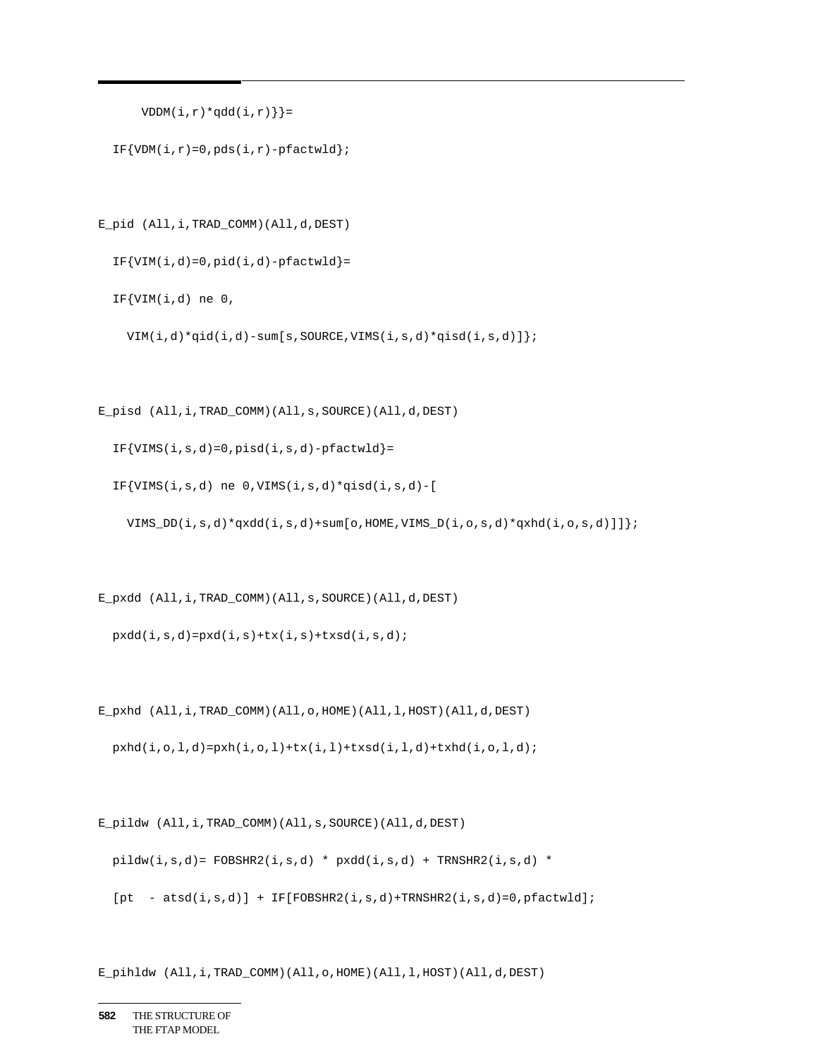```
      VDDM(i,r)*qdd(i,r)}}=

  IF{VDM(i,r)=0,pds(i,r)-pfactwld};


E_pid (All,i,TRAD_COMM)(All,d,DEST)

  IF{VIM(i,d)=0,pid(i,d)-pfactwld}=

  IF{VIM(i,d) ne 0,

    VIM(i,d)*qid(i,d)-sum[s,SOURCE,VIMS(i,s,d)*qisd(i,s,d)]};


E_pisd (All,i,TRAD_COMM)(All,s,SOURCE)(All,d,DEST)

  IF{VIMS(i,s,d)=0,pisd(i,s,d)-pfactwld}=

  IF{VIMS(i,s,d) ne 0,VIMS(i,s,d)*qisd(i,s,d)-[

    VIMS_DD(i,s,d)*qxdd(i,s,d)+sum[o,HOME,VIMS_D(i,o,s,d)*qxhd(i,o,s,d)]]};


E_pxdd (All,i,TRAD_COMM)(All,s,SOURCE)(All,d,DEST)

  pxdd(i,s,d)=pxd(i,s)+tx(i,s)+txsd(i,s,d);


E_pxhd (All,i,TRAD_COMM)(All,o,HOME)(All,l,HOST)(All,d,DEST)

  pxhd(i,o,l,d)=pxh(i,o,l)+tx(i,l)+txsd(i,l,d)+txhd(i,o,l,d);


E_pildw (All,i,TRAD_COMM)(All,s,SOURCE)(All,d,DEST)

  pildw(i,s,d)= FOBSHR2(i,s,d) * pxdd(i,s,d) + TRNSHR2(i,s,d) *

  [pt  - atsd(i,s,d)] + IF[FOBSHR2(i,s,d)+TRNSHR2(i,s,d)=0,pfactwld];


E_pihldw (All,i,TRAD_COMM)(All,o,HOME)(All,l,HOST)(All,d,DEST)
```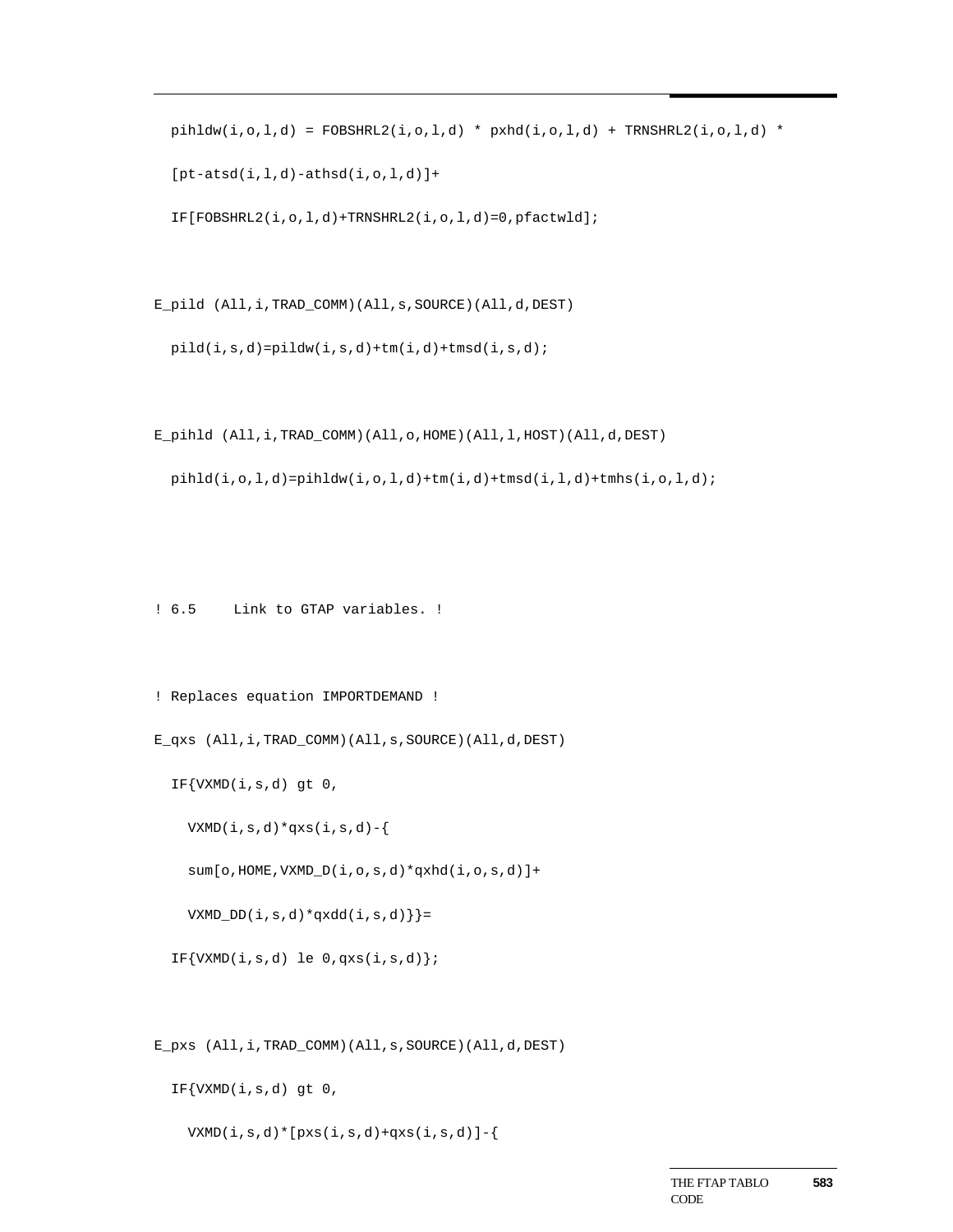```
  pihldw(i,o,l,d) = FOBSHRL2(i,o,l,d) * pxhd(i,o,l,d) + TRNSHRL2(i,o,l,d) *

  [pt-atsd(i,l,d)-athsd(i,o,l,d)]+

  IF[FOBSHRL2(i,o,l,d)+TRNSHRL2(i,o,l,d)=0,pfactwld];


E_pild (All,i,TRAD_COMM)(All,s,SOURCE)(All,d,DEST)

  pild(i,s,d)=pildw(i,s,d)+tm(i,d)+tmsd(i,s,d);


E_pihld (All,i,TRAD_COMM)(All,o,HOME)(All,l,HOST)(All,d,DEST)

  pihld(i,o,l,d)=pihldw(i,o,l,d)+tm(i,d)+tmsd(i,l,d)+tmhs(i,o,l,d);




! 6.5    Link to GTAP variables. !


! Replaces equation IMPORTDEMAND !

E_qxs (All,i,TRAD_COMM)(All,s,SOURCE)(All,d,DEST)

  IF{VXMD(i,s,d) gt 0,

    VXMD(i,s,d)*qxs(i,s,d)-{

    sum[o,HOME,VXMD_D(i,o,s,d)*qxhd(i,o,s,d)]+

    VXMD_DD(i,s,d)*qxdd(i,s,d)}}=

  IF{VXMD(i,s,d) le 0,qxs(i,s,d)};


E_pxs (All,i,TRAD_COMM)(All,s,SOURCE)(All,d,DEST)

  IF{VXMD(i,s,d) gt 0,

    VXMD(i,s,d)*[pxs(i,s,d)+qxs(i,s,d)]-{
```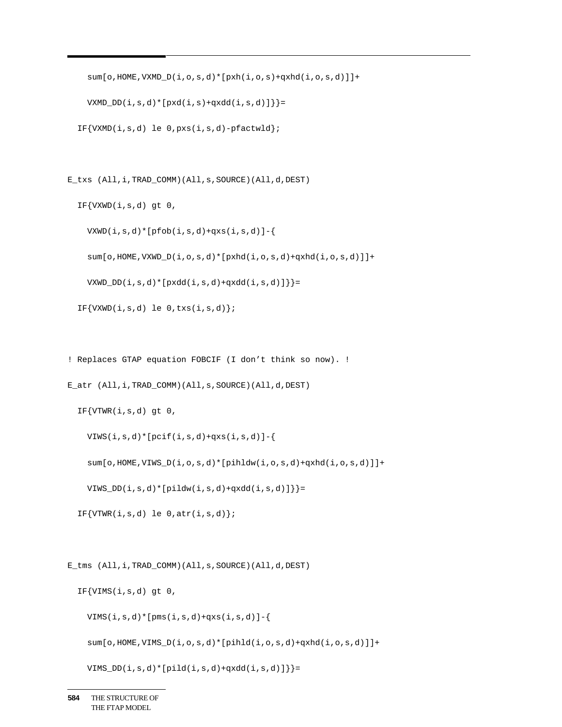```
    sum[o,HOME,VXMD_D(i,o,s,d)*[pxh(i,o,s)+qxhd(i,o,s,d)]]+
    VXMD_DD(i,s,d)*[pxd(i,s)+qxdd(i,s,d)]}}=
  IF{VXMD(i,s,d) le 0,pxs(i,s,d)-pfactwld};


E_txs (All,i,TRAD_COMM)(All,s,SOURCE)(All,d,DEST)
  IF{VXWD(i,s,d) gt 0,
    VXWD(i,s,d)*[pfob(i,s,d)+qxs(i,s,d)]-{
    sum[o,HOME,VXWD_D(i,o,s,d)*[pxhd(i,o,s,d)+qxhd(i,o,s,d)]]+
    VXWD_DD(i,s,d)*[pxdd(i,s,d)+qxdd(i,s,d)]}}=
  IF{VXWD(i,s,d) le 0,txs(i,s,d)};


! Replaces GTAP equation FOBCIF (I don't think so now). !
E_atr (All,i,TRAD_COMM)(All,s,SOURCE)(All,d,DEST)
  IF{VTWR(i,s,d) gt 0,
    VIWS(i,s,d)*[pcif(i,s,d)+qxs(i,s,d)]-{
    sum[o,HOME,VIWS_D(i,o,s,d)*[pihldw(i,o,s,d)+qxhd(i,o,s,d)]]+
    VIWS_DD(i,s,d)*[pildw(i,s,d)+qxdd(i,s,d)]}}=
  IF{VTWR(i,s,d) le 0,atr(i,s,d)};


E_tms (All,i,TRAD_COMM)(All,s,SOURCE)(All,d,DEST)
  IF{VIMS(i,s,d) gt 0,
    VIMS(i,s,d)*[pms(i,s,d)+qxs(i,s,d)]-{
    sum[o,HOME,VIMS_D(i,o,s,d)*[pihld(i,o,s,d)+qxhd(i,o,s,d)]]+
    VIMS_DD(i,s,d)*[pild(i,s,d)+qxdd(i,s,d)]}}=
```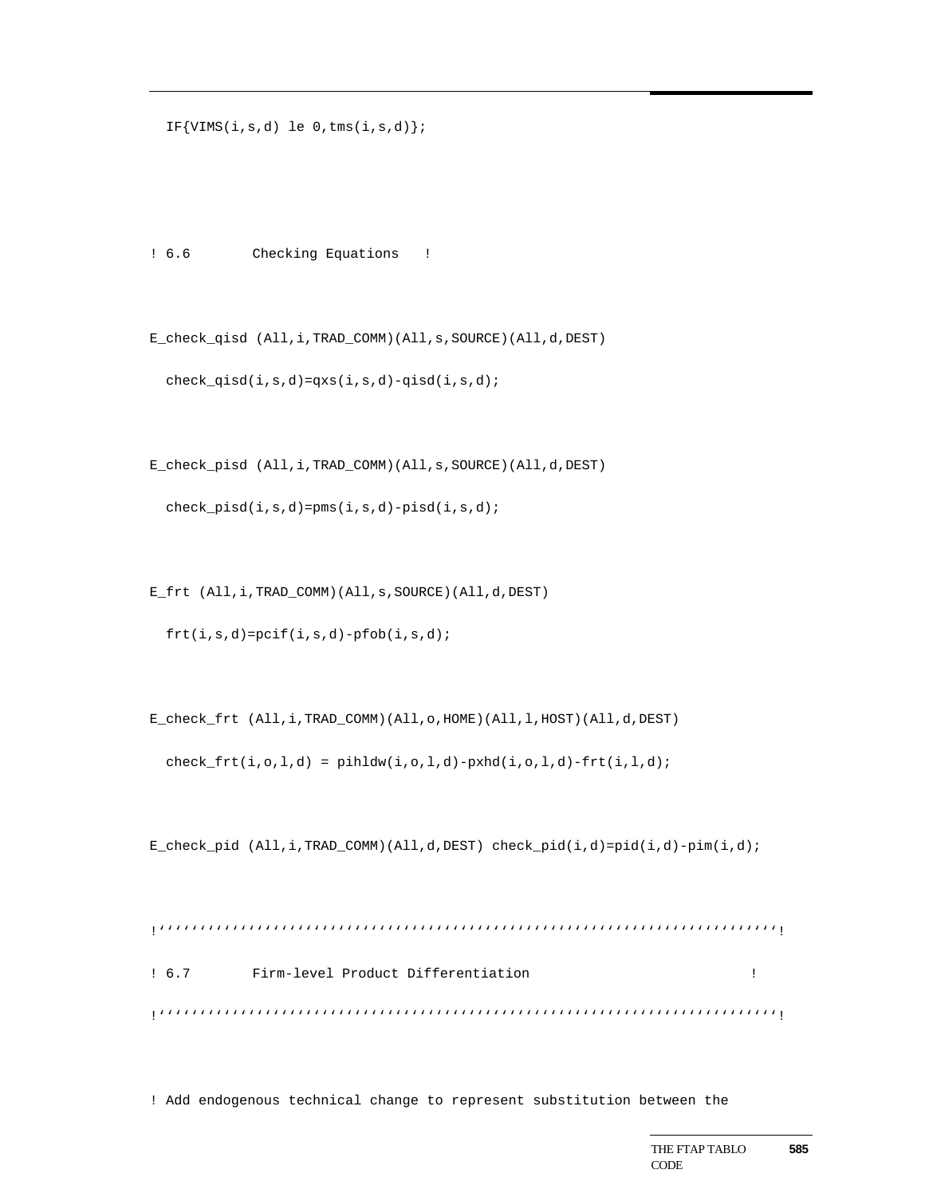```
  IF{VIMS(i,s,d) le 0,tms(i,s,d)};



! 6.6       Checking Equations   !


E_check_qisd (All,i,TRAD_COMM)(All,s,SOURCE)(All,d,DEST)

  check_qisd(i,s,d)=qxs(i,s,d)-qisd(i,s,d);


E_check_pisd (All,i,TRAD_COMM)(All,s,SOURCE)(All,d,DEST)

  check_pisd(i,s,d)=pms(i,s,d)-pisd(i,s,d);


E_frt (All,i,TRAD_COMM)(All,s,SOURCE)(All,d,DEST)

  frt(i,s,d)=pcif(i,s,d)-pfob(i,s,d);


E_check_frt (All,i,TRAD_COMM)(All,o,HOME)(All,l,HOST)(All,d,DEST)

  check_frt(i,o,l,d) = pihldw(i,o,l,d)-pxhd(i,o,l,d)-frt(i,l,d);


E_check_pid (All,i,TRAD_COMM)(All,d,DEST) check_pid(i,d)=pid(i,d)-pim(i,d);


!‘‘‘‘‘‘‘‘‘‘‘‘‘‘‘‘‘‘‘‘‘‘‘‘‘‘‘‘‘‘‘‘‘‘‘‘‘‘‘‘‘‘‘‘‘‘‘‘‘‘‘‘‘‘‘‘‘‘‘‘‘‘‘‘‘‘‘‘‘‘‘‘‘‘‘‘‘!

! 6.7       Firm-level Product Differentiation                            !

!‘‘‘‘‘‘‘‘‘‘‘‘‘‘‘‘‘‘‘‘‘‘‘‘‘‘‘‘‘‘‘‘‘‘‘‘‘‘‘‘‘‘‘‘‘‘‘‘‘‘‘‘‘‘‘‘‘‘‘‘‘‘‘‘‘‘‘‘‘‘‘‘‘‘‘‘‘!


! Add endogenous technical change to represent substitution between the
```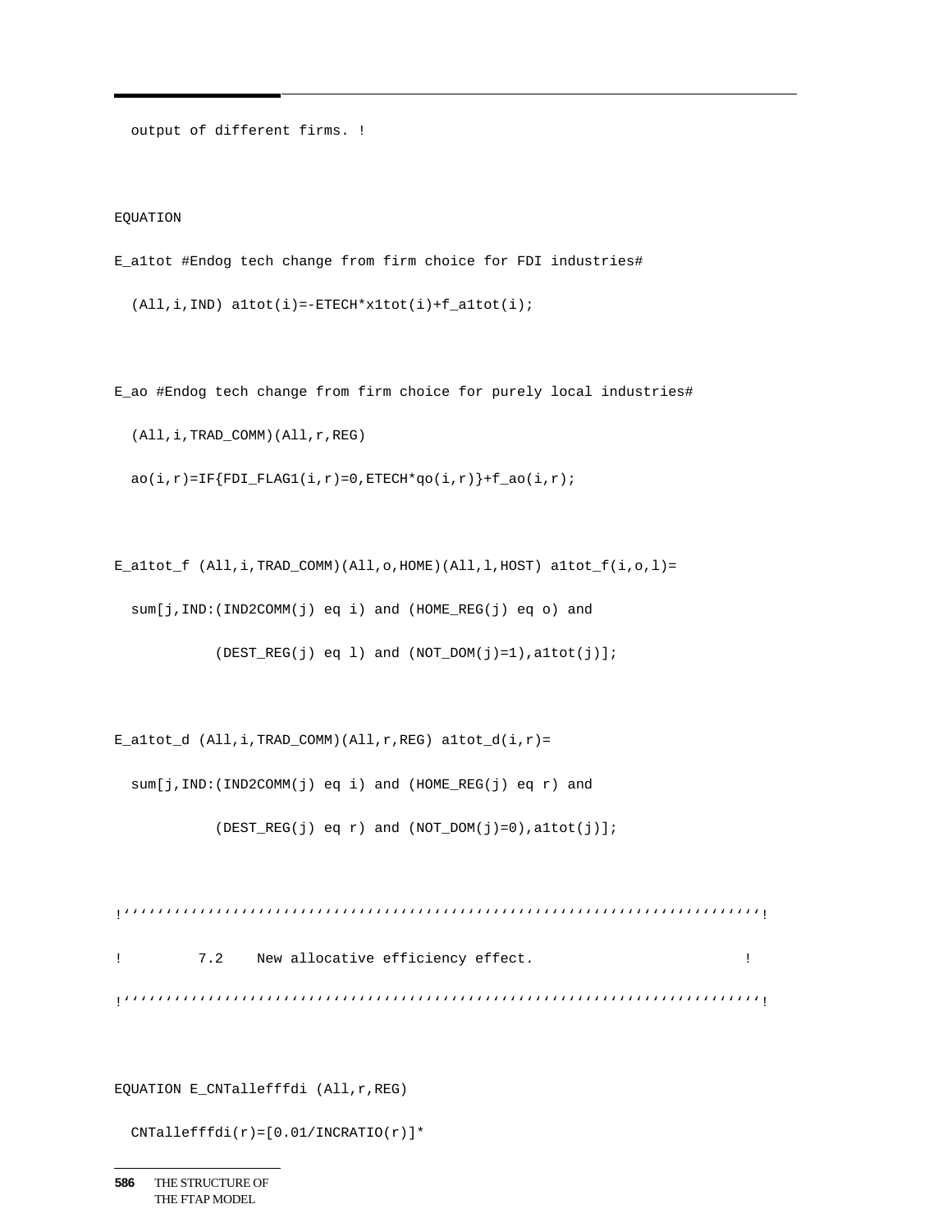```
  output of different firms. !


EQUATION

E_a1tot #Endog tech change from firm choice for FDI industries#

  (All,i,IND) a1tot(i)=-ETECH*x1tot(i)+f_a1tot(i);


E_ao #Endog tech change from firm choice for purely local industries#

  (All,i,TRAD_COMM)(All,r,REG)

  ao(i,r)=IF{FDI_FLAG1(i,r)=0,ETECH*qo(i,r)}+f_ao(i,r);


E_a1tot_f (All,i,TRAD_COMM)(All,o,HOME)(All,l,HOST) a1tot_f(i,o,l)=

  sum[j,IND:(IND2COMM(j) eq i) and (HOME_REG(j) eq o) and

            (DEST_REG(j) eq l) and (NOT_DOM(j)=1),a1tot(j)];


E_a1tot_d (All,i,TRAD_COMM)(All,r,REG) a1tot_d(i,r)=

  sum[j,IND:(IND2COMM(j) eq i) and (HOME_REG(j) eq r) and

            (DEST_REG(j) eq r) and (NOT_DOM(j)=0),a1tot(j)];


!''''''''''''''''''''''''''''''''''''''''''''''''''''''''''''''''''''''''''''!

!        7.2    New allocative efficiency effect.                          !

!''''''''''''''''''''''''''''''''''''''''''''''''''''''''''''''''''''''''''''!


EQUATION E_CNTallefffdi (All,r,REG)

  CNTallefffdi(r)=[0.01/INCRATIO(r)]*
```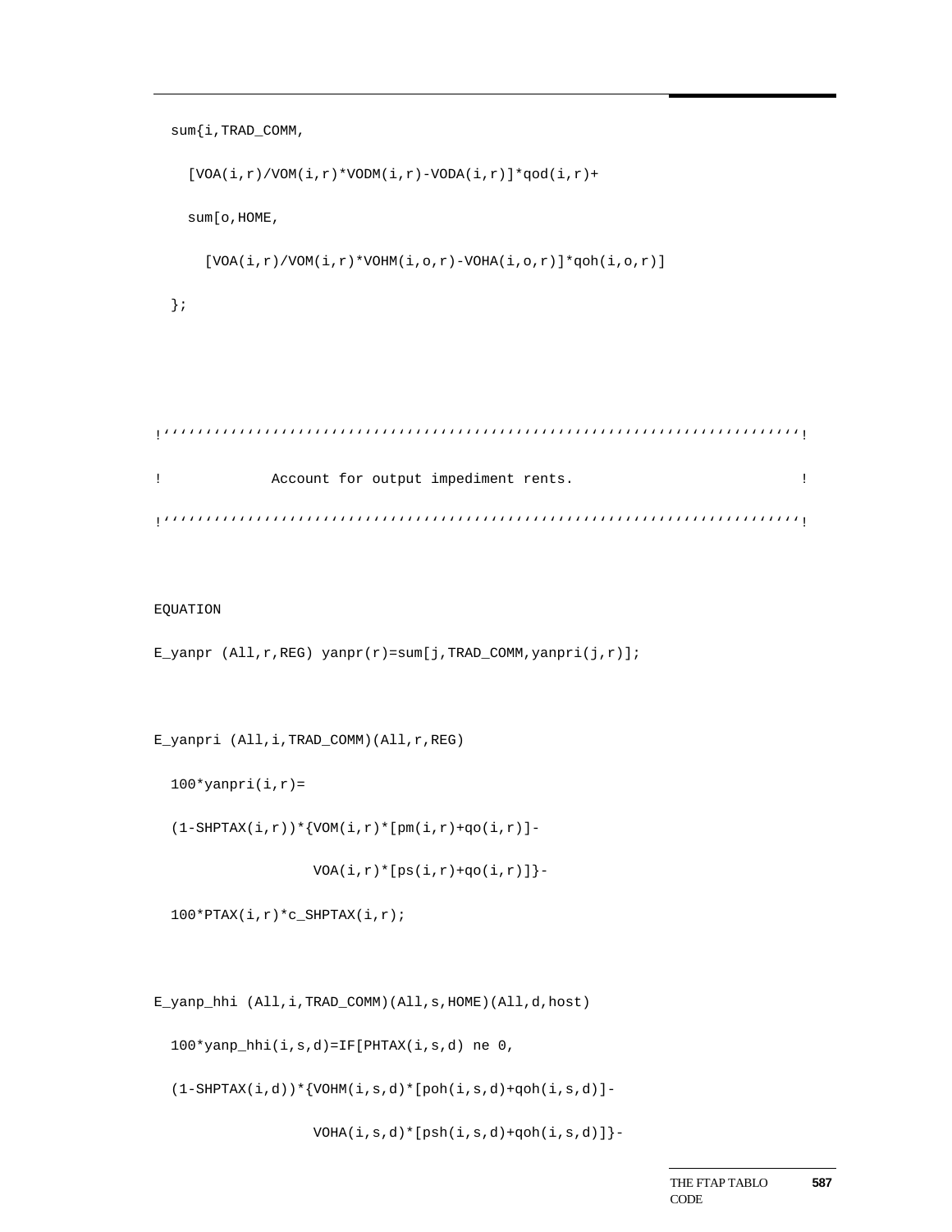```
  sum{i,TRAD_COMM,

    [VOA(i,r)/VOM(i,r)*VODM(i,r)-VODA(i,r)]*qod(i,r)+

    sum[o,HOME,

      [VOA(i,r)/VOM(i,r)*VOHM(i,o,r)-VOHA(i,o,r)]*qoh(i,o,r)]

  };



!''''''''''''''''''''''''''''''''''''''''''''''''''''''''''''''''''''''''''''!

!             Account for output impediment rents.                           !

!''''''''''''''''''''''''''''''''''''''''''''''''''''''''''''''''''''''''''''!


EQUATION

E_yanpr (All,r,REG) yanpr(r)=sum[j,TRAD_COMM,yanpri(j,r)];


E_yanpri (All,i,TRAD_COMM)(All,r,REG)

  100*yanpri(i,r)=

  (1-SHPTAX(i,r))*{VOM(i,r)*[pm(i,r)+qo(i,r)]-

                  VOA(i,r)*[ps(i,r)+qo(i,r)]}-

  100*PTAX(i,r)*c_SHPTAX(i,r);


E_yanp_hhi (All,i,TRAD_COMM)(All,s,HOME)(All,d,host)

  100*yanp_hhi(i,s,d)=IF[PHTAX(i,s,d) ne 0,

  (1-SHPTAX(i,d))*{VOHM(i,s,d)*[poh(i,s,d)+qoh(i,s,d)]-

                  VOHA(i,s,d)*[psh(i,s,d)+qoh(i,s,d)]}-
```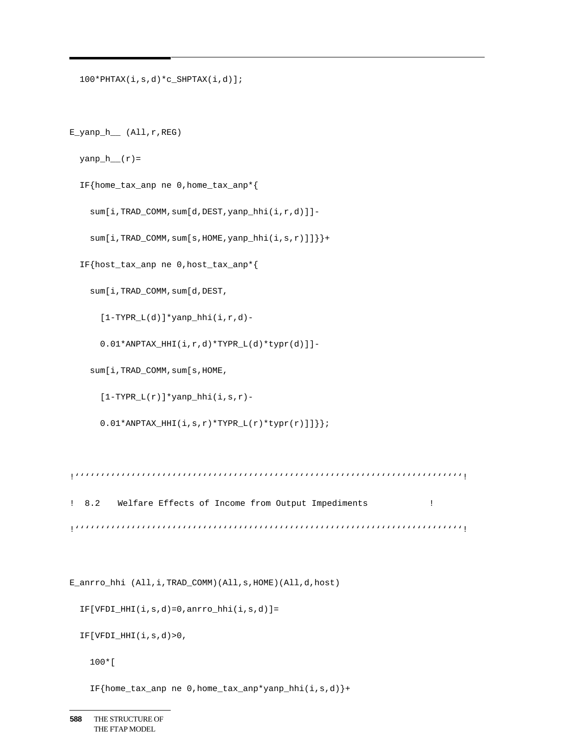```
  100*PHTAX(i,s,d)*c_SHPTAX(i,d)];


E_yanp_h__ (All,r,REG)

  yanp_h__(r)=

  IF{home_tax_anp ne 0,home_tax_anp*{

    sum[i,TRAD_COMM,sum[d,DEST,yanp_hhi(i,r,d)]]-

    sum[i,TRAD_COMM,sum[s,HOME,yanp_hhi(i,s,r)]]}}+

  IF{host_tax_anp ne 0,host_tax_anp*{

    sum[i,TRAD_COMM,sum[d,DEST,

      [1-TYPR_L(d)]*yanp_hhi(i,r,d)-

      0.01*ANPTAX_HHI(i,r,d)*TYPR_L(d)*typr(d)]]-

    sum[i,TRAD_COMM,sum[s,HOME,

      [1-TYPR_L(r)]*yanp_hhi(i,s,r)-

      0.01*ANPTAX_HHI(i,s,r)*TYPR_L(r)*typr(r)]]}};


!''''''''''''''''''''''''''''''''''''''''''''''''''''''''''''''''''''''''''''!

!  8.2    Welfare Effects of Income from Output Impediments            !

!''''''''''''''''''''''''''''''''''''''''''''''''''''''''''''''''''''''''''''!


E_anrro_hhi (All,i,TRAD_COMM)(All,s,HOME)(All,d,host)

  IF[VFDI_HHI(i,s,d)=0,anrro_hhi(i,s,d)]=

  IF[VFDI_HHI(i,s,d)>0,

    100*[

    IF{home_tax_anp ne 0,home_tax_anp*yanp_hhi(i,s,d)}+
```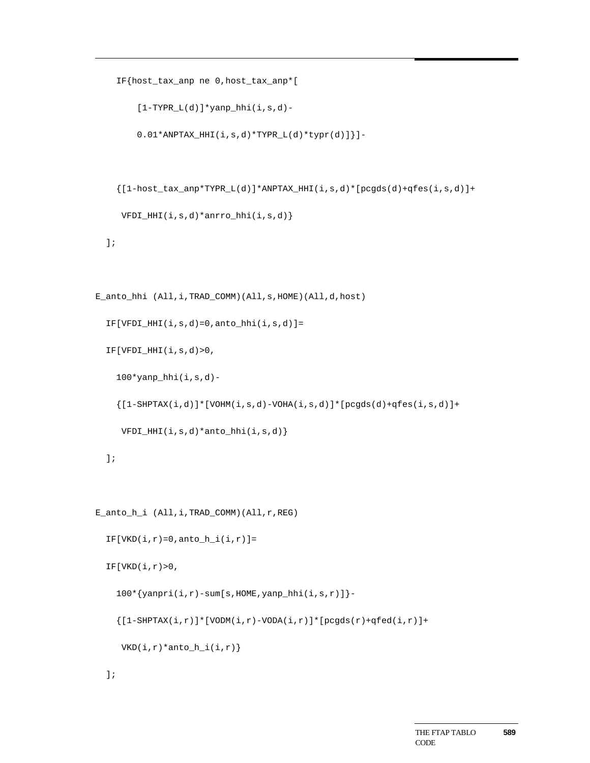```
    IF{host_tax_anp ne 0,host_tax_anp*[
        [1-TYPR_L(d)]*yanp_hhi(i,s,d)-
        0.01*ANPTAX_HHI(i,s,d)*TYPR_L(d)*typr(d)]}]-

    {[1-host_tax_anp*TYPR_L(d)]*ANPTAX_HHI(i,s,d)*[pcgds(d)+qfes(i,s,d)]+
     VFDI_HHI(i,s,d)*anrro_hhi(i,s,d)}
  ];

E_anto_hhi (All,i,TRAD_COMM)(All,s,HOME)(All,d,host)
  IF[VFDI_HHI(i,s,d)=0,anto_hhi(i,s,d)]=
  IF[VFDI_HHI(i,s,d)>0,
    100*yanp_hhi(i,s,d)-
    {[1-SHPTAX(i,d)]*[VOHM(i,s,d)-VOHA(i,s,d)]*[pcgds(d)+qfes(i,s,d)]+
     VFDI_HHI(i,s,d)*anto_hhi(i,s,d)}
  ];

E_anto_h_i (All,i,TRAD_COMM)(All,r,REG)
  IF[VKD(i,r)=0,anto_h_i(i,r)]=
  IF[VKD(i,r)>0,
    100*{yanpri(i,r)-sum[s,HOME,yanp_hhi(i,s,r)]}-
    {[1-SHPTAX(i,r)]*[VODM(i,r)-VODA(i,r)]*[pcgds(r)+qfed(i,r)]+
     VKD(i,r)*anto_h_i(i,r)}
  ];
```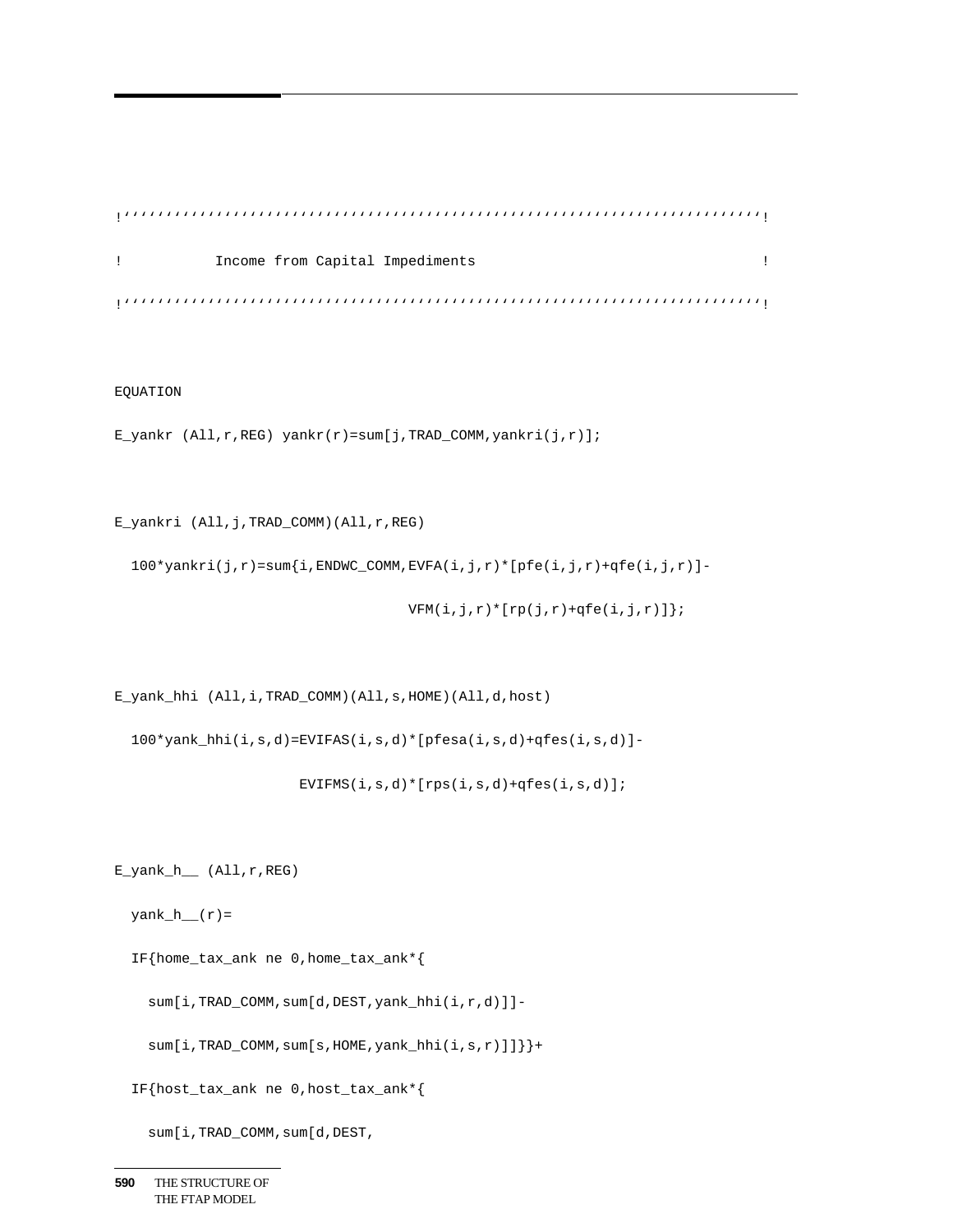```
!''''''''''''''''''''''''''''''''''''''''''''''''''''''''''''''''''''''''''''!
!           Income from Capital Impediments                                   !
!''''''''''''''''''''''''''''''''''''''''''''''''''''''''''''''''''''''''''''!

EQUATION
E_yankr (All,r,REG) yankr(r)=sum[j,TRAD_COMM,yankri(j,r)];

E_yankri (All,j,TRAD_COMM)(All,r,REG)
  100*yankri(j,r)=sum{i,ENDWC_COMM,EVFA(i,j,r)*[pfe(i,j,r)+qfe(i,j,r)]-
                                 VFM(i,j,r)*[rp(j,r)+qfe(i,j,r)]};

E_yank_hhi (All,i,TRAD_COMM)(All,s,HOME)(All,d,host)
  100*yank_hhi(i,s,d)=EVIFAS(i,s,d)*[pfesa(i,s,d)+qfes(i,s,d)]-
                      EVIFMS(i,s,d)*[rps(i,s,d)+qfes(i,s,d)];

E_yank_h__ (All,r,REG)
  yank_h__(r)=
  IF{home_tax_ank ne 0,home_tax_ank*{
    sum[i,TRAD_COMM,sum[d,DEST,yank_hhi(i,r,d)]]-
    sum[i,TRAD_COMM,sum[s,HOME,yank_hhi(i,s,r)]]}}+
  IF{host_tax_ank ne 0,host_tax_ank*{
    sum[i,TRAD_COMM,sum[d,DEST,
```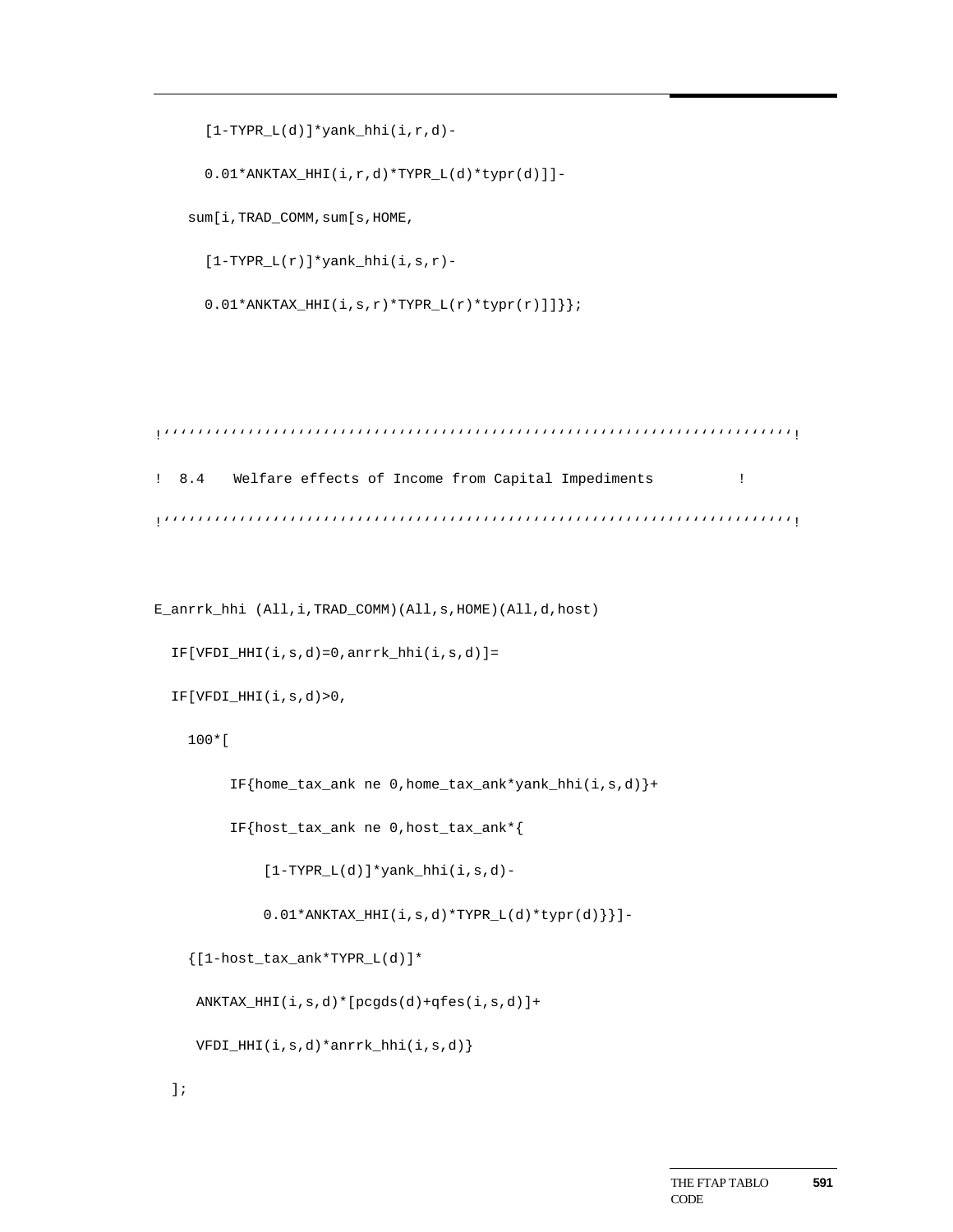```
      [1-TYPR_L(d)]*yank_hhi(i,r,d)-
      0.01*ANKTAX_HHI(i,r,d)*TYPR_L(d)*typr(d)]]-
    sum[i,TRAD_COMM,sum[s,HOME,
      [1-TYPR_L(r)]*yank_hhi(i,s,r)-
      0.01*ANKTAX_HHI(i,s,r)*TYPR_L(r)*typr(r)]]}};
```

```
!''''''''''''''''''''''''''''''''''''''''''''''''''''''''''''''''''''''''''!
!  8.4   Welfare effects of Income from Capital Impediments          !
!''''''''''''''''''''''''''''''''''''''''''''''''''''''''''''''''''''''''''!
```

```
E_anrrk_hhi (All,i,TRAD_COMM)(All,s,HOME)(All,d,host)
  IF[VFDI_HHI(i,s,d)=0,anrrk_hhi(i,s,d)]=
  IF[VFDI_HHI(i,s,d)>0,
    100*[
         IF{home_tax_ank ne 0,home_tax_ank*yank_hhi(i,s,d)}+
         IF{host_tax_ank ne 0,host_tax_ank*{
             [1-TYPR_L(d)]*yank_hhi(i,s,d)-
             0.01*ANKTAX_HHI(i,s,d)*TYPR_L(d)*typr(d)}}]-
    {[1-host_tax_ank*TYPR_L(d)]*
     ANKTAX_HHI(i,s,d)*[pcgds(d)+qfes(i,s,d)]+
     VFDI_HHI(i,s,d)*anrrk_hhi(i,s,d)}
  ];
```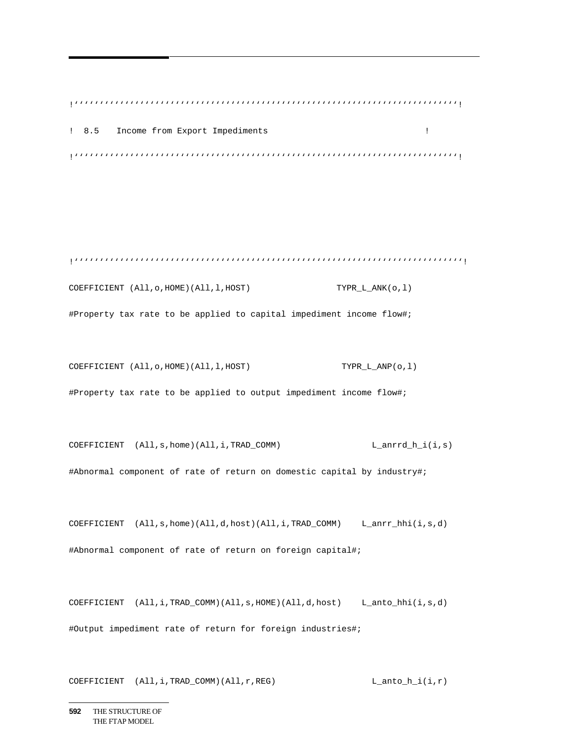```
!''''''''''''''''''''''''''''''''''''''''''''''''''''''''''''''''''''''''''''!
!  8.5    Income from Export Impediments                              !
!''''''''''''''''''''''''''''''''''''''''''''''''''''''''''''''''''''''''''''!



!''''''''''''''''''''''''''''''''''''''''''''''''''''''''''''''''''''''''''''!
COEFFICIENT (All,o,HOME)(All,l,HOST)                TYPR_L_ANK(o,l)
#Property tax rate to be applied to capital impediment income flow#;

COEFFICIENT (All,o,HOME)(All,l,HOST)                 TYPR_L_ANP(o,l)
#Property tax rate to be applied to output impediment income flow#;

COEFFICIENT  (All,s,home)(All,i,TRAD_COMM)                L_anrrd_h_i(i,s)
#Abnormal component of rate of return on domestic capital by industry#;

COEFFICIENT  (All,s,home)(All,d,host)(All,i,TRAD_COMM)    L_anrr_hhi(i,s,d)
#Abnormal component of rate of return on foreign capital#;

COEFFICIENT  (All,i,TRAD_COMM)(All,s,HOME)(All,d,host)    L_anto_hhi(i,s,d)
#Output impediment rate of return for foreign industries#;

COEFFICIENT  (All,i,TRAD_COMM)(All,r,REG)                 L_anto_h_i(i,r)
```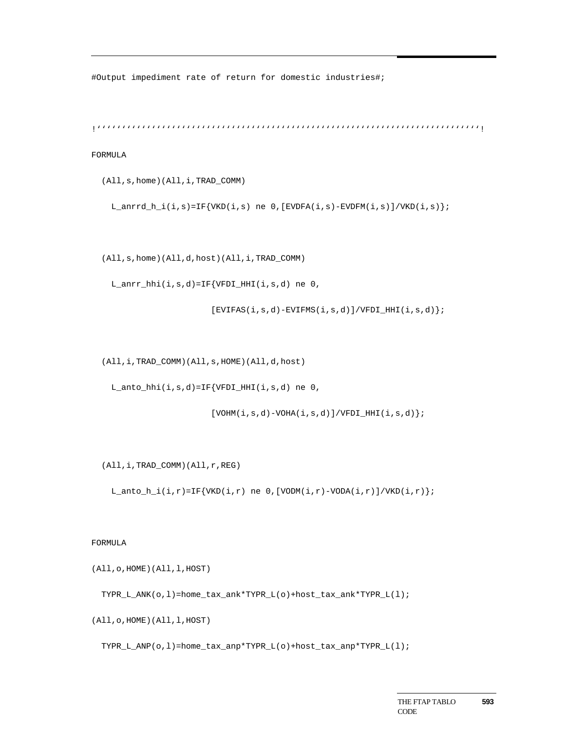```
#Output impediment rate of return for domestic industries#;

!''''''''''''''''''''''''''''''''''''''''''''''''''''''''''''''''''''''''''''''''!

FORMULA

  (All,s,home)(All,i,TRAD_COMM)

    L_anrrd_h_i(i,s)=IF{VKD(i,s) ne 0,[EVDFA(i,s)-EVDFM(i,s)]/VKD(i,s)};


  (All,s,home)(All,d,host)(All,i,TRAD_COMM)

    L_anrr_hhi(i,s,d)=IF{VFDI_HHI(i,s,d) ne 0,

                    [EVIFAS(i,s,d)-EVIFMS(i,s,d)]/VFDI_HHI(i,s,d)};


  (All,i,TRAD_COMM)(All,s,HOME)(All,d,host)

    L_anto_hhi(i,s,d)=IF{VFDI_HHI(i,s,d) ne 0,

                    [VOHM(i,s,d)-VOHA(i,s,d)]/VFDI_HHI(i,s,d)};


  (All,i,TRAD_COMM)(All,r,REG)

    L_anto_h_i(i,r)=IF{VKD(i,r) ne 0,[VODM(i,r)-VODA(i,r)]/VKD(i,r)};


FORMULA

(All,o,HOME)(All,l,HOST)

  TYPR_L_ANK(o,l)=home_tax_ank*TYPR_L(o)+host_tax_ank*TYPR_L(l);

(All,o,HOME)(All,l,HOST)

  TYPR_L_ANP(o,l)=home_tax_anp*TYPR_L(o)+host_tax_anp*TYPR_L(l);
```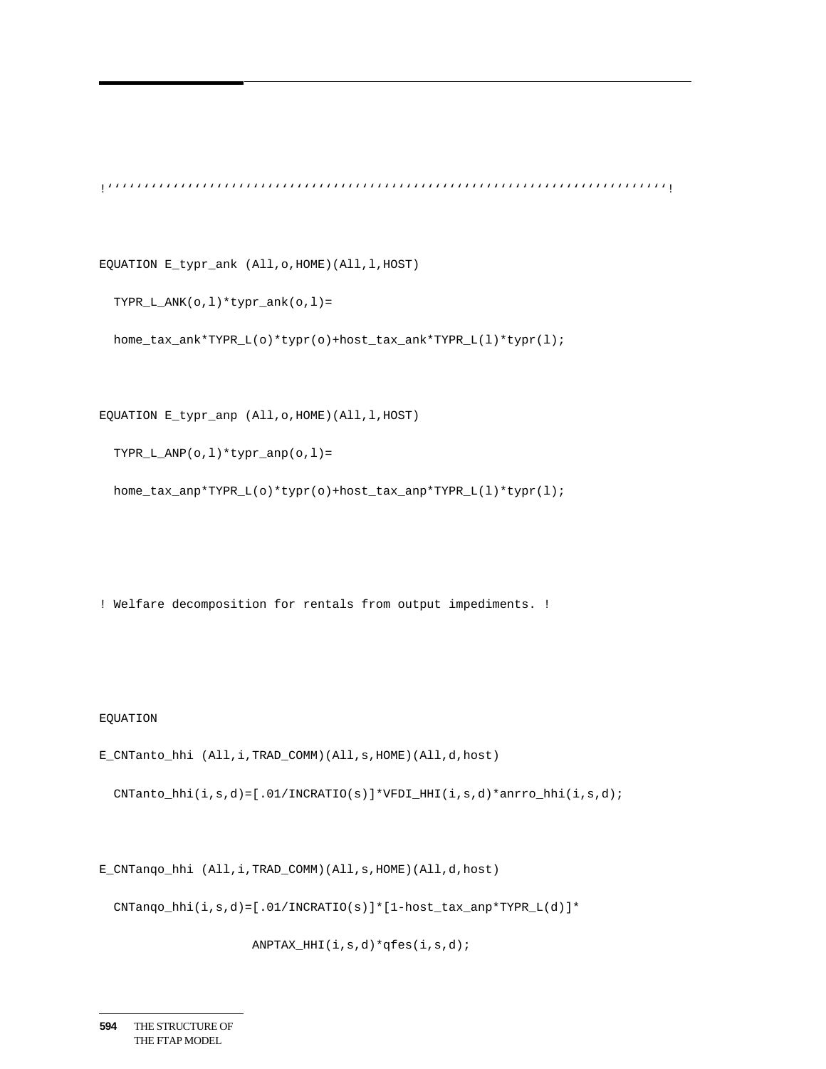```
!'''''''''''''''''''''''''''''''''''''''''''''''''''''''''''''''''''''''''''''''!

EQUATION E_typr_ank (All,o,HOME)(All,l,HOST)
  TYPR_L_ANK(o,l)*typr_ank(o,l)=
  home_tax_ank*TYPR_L(o)*typr(o)+host_tax_ank*TYPR_L(l)*typr(l);

EQUATION E_typr_anp (All,o,HOME)(All,l,HOST)
  TYPR_L_ANP(o,l)*typr_anp(o,l)=
  home_tax_anp*TYPR_L(o)*typr(o)+host_tax_anp*TYPR_L(l)*typr(l);


! Welfare decomposition for rentals from output impediments. !


EQUATION
E_CNTanto_hhi (All,i,TRAD_COMM)(All,s,HOME)(All,d,host)
  CNTanto_hhi(i,s,d)=[.01/INCRATIO(s)]*VFDI_HHI(i,s,d)*anrro_hhi(i,s,d);

E_CNTanqo_hhi (All,i,TRAD_COMM)(All,s,HOME)(All,d,host)
  CNTanqo_hhi(i,s,d)=[.01/INCRATIO(s)]*[1-host_tax_anp*TYPR_L(d)]*
                   ANPTAX_HHI(i,s,d)*qfes(i,s,d);
```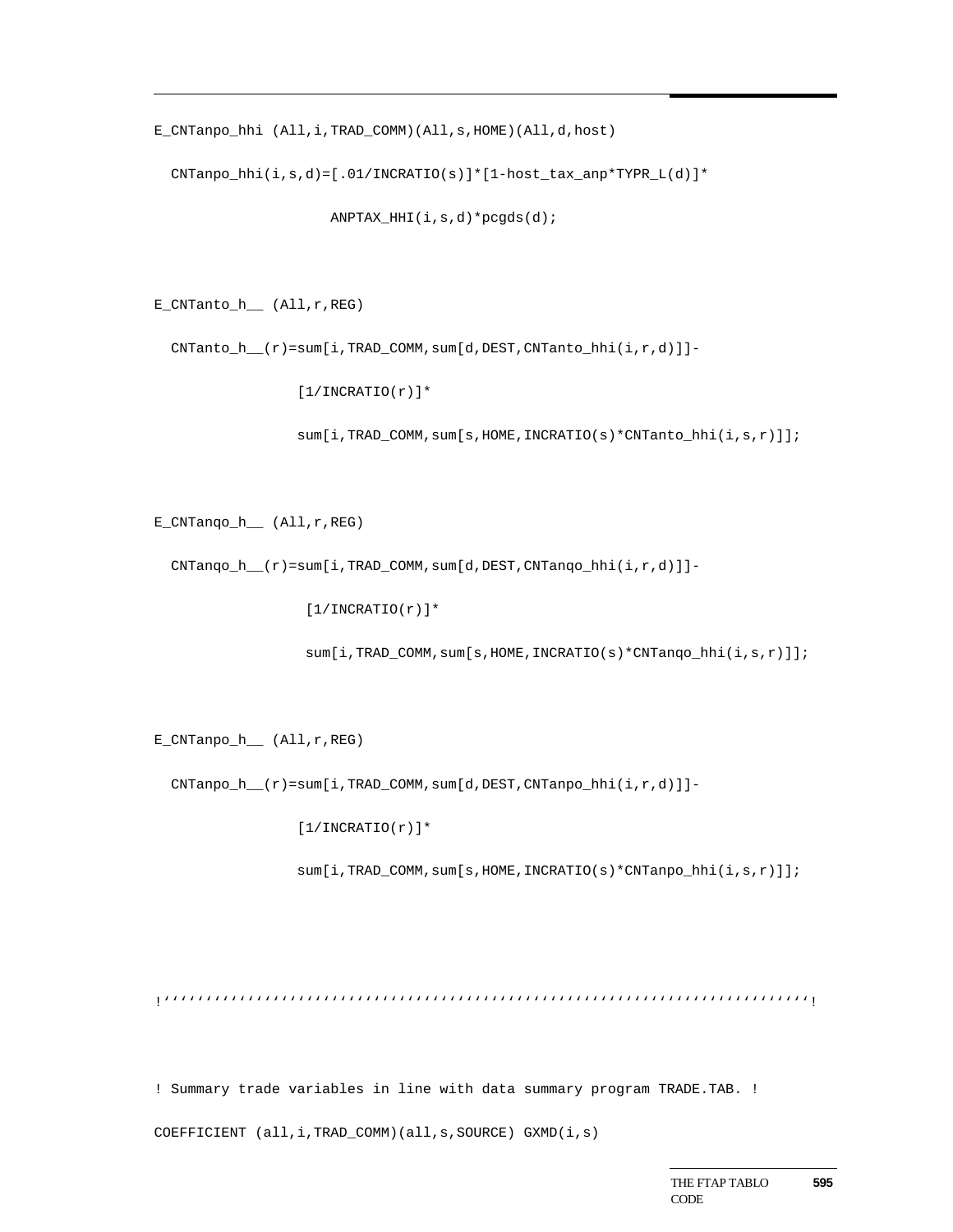```
E_CNTanpo_hhi (All,i,TRAD_COMM)(All,s,HOME)(All,d,host)

  CNTanpo_hhi(i,s,d)=[.01/INCRATIO(s)]*[1-host_tax_anp*TYPR_L(d)]*

                    ANPTAX_HHI(i,s,d)*pcgds(d);


E_CNTanto_h__ (All,r,REG)

  CNTanto_h__(r)=sum[i,TRAD_COMM,sum[d,DEST,CNTanto_hhi(i,r,d)]]-

                [1/INCRATIO(r)]*

                sum[i,TRAD_COMM,sum[s,HOME,INCRATIO(s)*CNTanto_hhi(i,s,r)]];


E_CNTanqo_h__ (All,r,REG)

  CNTanqo_h__(r)=sum[i,TRAD_COMM,sum[d,DEST,CNTanqo_hhi(i,r,d)]]-

                 [1/INCRATIO(r)]*

                 sum[i,TRAD_COMM,sum[s,HOME,INCRATIO(s)*CNTanqo_hhi(i,s,r)]];


E_CNTanpo_h__ (All,r,REG)

  CNTanpo_h__(r)=sum[i,TRAD_COMM,sum[d,DEST,CNTanpo_hhi(i,r,d)]]-

                [1/INCRATIO(r)]*

                sum[i,TRAD_COMM,sum[s,HOME,INCRATIO(s)*CNTanpo_hhi(i,s,r)]];



!''''''''''''''''''''''''''''''''''''''''''''''''''''''''''''''''''''''''''''''!


! Summary trade variables in line with data summary program TRADE.TAB. !

COEFFICIENT (all,i,TRAD_COMM)(all,s,SOURCE) GXMD(i,s)
```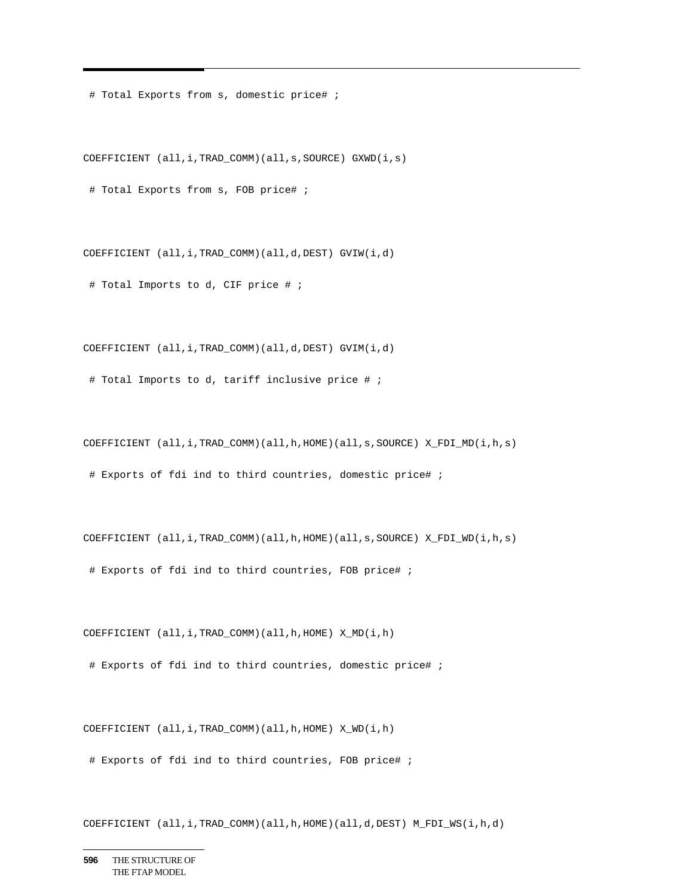```
 # Total Exports from s, domestic price# ;


COEFFICIENT (all,i,TRAD_COMM)(all,s,SOURCE) GXWD(i,s)

 # Total Exports from s, FOB price# ;


COEFFICIENT (all,i,TRAD_COMM)(all,d,DEST) GVIW(i,d)

 # Total Imports to d, CIF price # ;


COEFFICIENT (all,i,TRAD_COMM)(all,d,DEST) GVIM(i,d)

 # Total Imports to d, tariff inclusive price # ;


COEFFICIENT (all,i,TRAD_COMM)(all,h,HOME)(all,s,SOURCE) X_FDI_MD(i,h,s)

 # Exports of fdi ind to third countries, domestic price# ;


COEFFICIENT (all,i,TRAD_COMM)(all,h,HOME)(all,s,SOURCE) X_FDI_WD(i,h,s)

 # Exports of fdi ind to third countries, FOB price# ;


COEFFICIENT (all,i,TRAD_COMM)(all,h,HOME) X_MD(i,h)

 # Exports of fdi ind to third countries, domestic price# ;


COEFFICIENT (all,i,TRAD_COMM)(all,h,HOME) X_WD(i,h)

 # Exports of fdi ind to third countries, FOB price# ;


COEFFICIENT (all,i,TRAD_COMM)(all,h,HOME)(all,d,DEST) M_FDI_WS(i,h,d)
```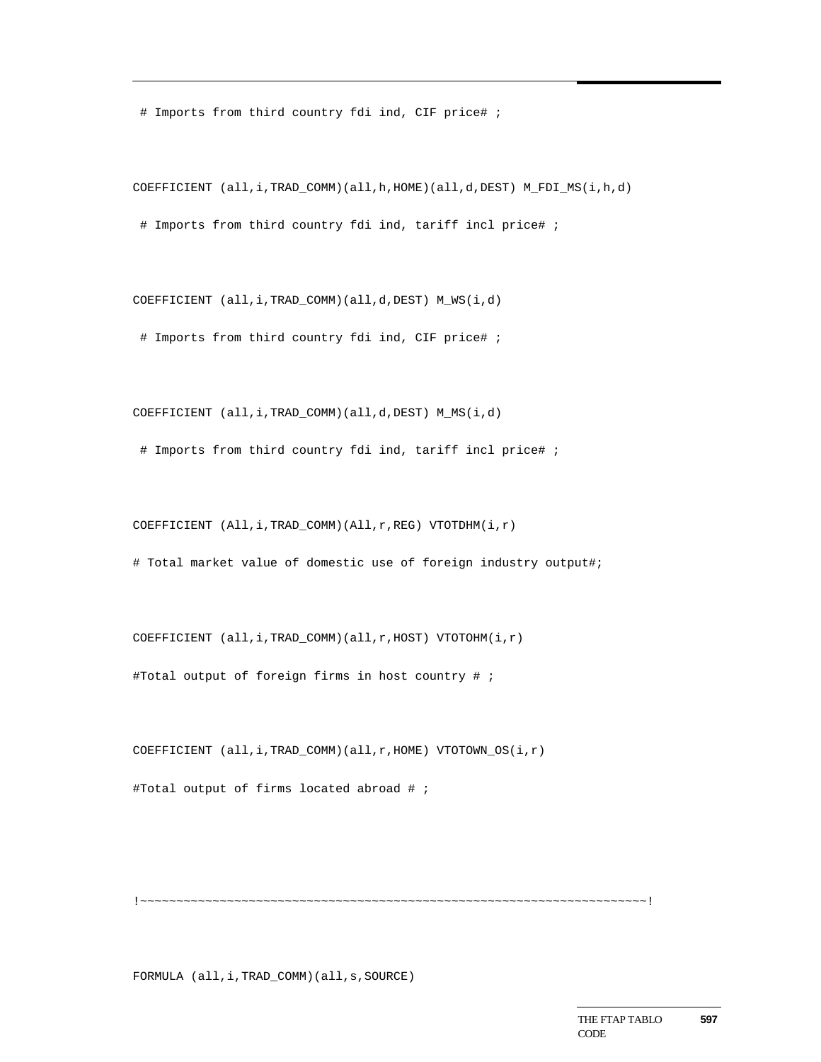```
 # Imports from third country fdi ind, CIF price# ;

COEFFICIENT (all,i,TRAD_COMM)(all,h,HOME)(all,d,DEST) M_FDI_MS(i,h,d)

 # Imports from third country fdi ind, tariff incl price# ;

COEFFICIENT (all,i,TRAD_COMM)(all,d,DEST) M_WS(i,d)

 # Imports from third country fdi ind, CIF price# ;

COEFFICIENT (all,i,TRAD_COMM)(all,d,DEST) M_MS(i,d)

 # Imports from third country fdi ind, tariff incl price# ;

COEFFICIENT (All,i,TRAD_COMM)(All,r,REG) VTOTDHM(i,r)

# Total market value of domestic use of foreign industry output#;

COEFFICIENT (all,i,TRAD_COMM)(all,r,HOST) VTOTOHM(i,r)

#Total output of foreign firms in host country # ;

COEFFICIENT (all,i,TRAD_COMM)(all,r,HOME) VTOTOWN_OS(i,r)

#Total output of firms located abroad # ;

!~~~~~~~~~~~~~~~~~~~~~~~~~~~~~~~~~~~~~~~~~~~~~~~~~~~~~~~~~~~~~~~~~~~~~~~!

FORMULA (all,i,TRAD_COMM)(all,s,SOURCE)
```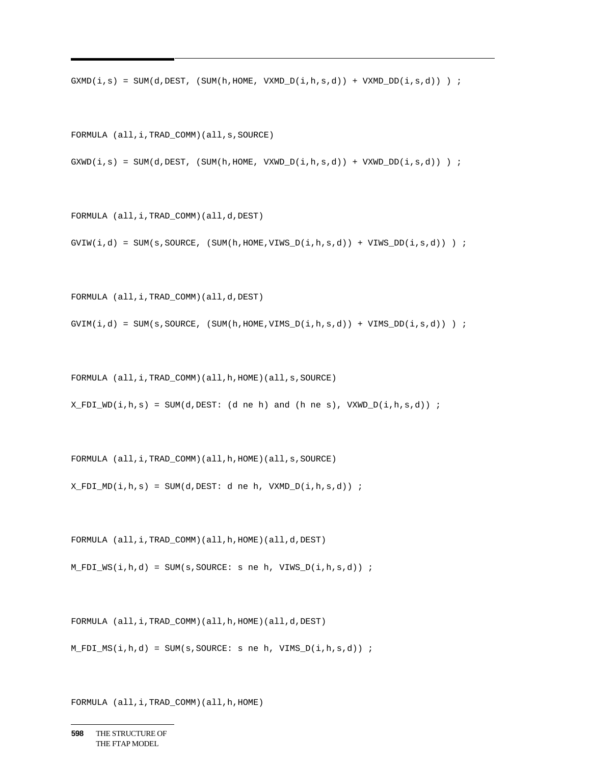```
GXMD(i,s) = SUM(d,DEST, (SUM(h,HOME, VXMD_D(i,h,s,d)) + VXMD_DD(i,s,d)) ) ;

FORMULA (all,i,TRAD_COMM)(all,s,SOURCE)

GXWD(i,s) = SUM(d,DEST, (SUM(h,HOME, VXWD_D(i,h,s,d)) + VXWD_DD(i,s,d)) ) ;

FORMULA (all,i,TRAD_COMM)(all,d,DEST)

GVIW(i,d) = SUM(s,SOURCE, (SUM(h,HOME,VIWS_D(i,h,s,d)) + VIWS_DD(i,s,d)) ) ;

FORMULA (all,i,TRAD_COMM)(all,d,DEST)

GVIM(i,d) = SUM(s,SOURCE, (SUM(h,HOME,VIMS_D(i,h,s,d)) + VIMS_DD(i,s,d)) ) ;

FORMULA (all,i,TRAD_COMM)(all,h,HOME)(all,s,SOURCE)

X_FDI_WD(i,h,s) = SUM(d,DEST: (d ne h) and (h ne s), VXWD_D(i,h,s,d)) ;

FORMULA (all,i,TRAD_COMM)(all,h,HOME)(all,s,SOURCE)

X_FDI_MD(i,h,s) = SUM(d,DEST: d ne h, VXMD_D(i,h,s,d)) ;

FORMULA (all,i,TRAD_COMM)(all,h,HOME)(all,d,DEST)

M_FDI_WS(i,h,d) = SUM(s,SOURCE: s ne h, VIWS_D(i,h,s,d)) ;

FORMULA (all,i,TRAD_COMM)(all,h,HOME)(all,d,DEST)

M_FDI_MS(i,h,d) = SUM(s,SOURCE: s ne h, VIMS_D(i,h,s,d)) ;

FORMULA (all,i,TRAD_COMM)(all,h,HOME)
```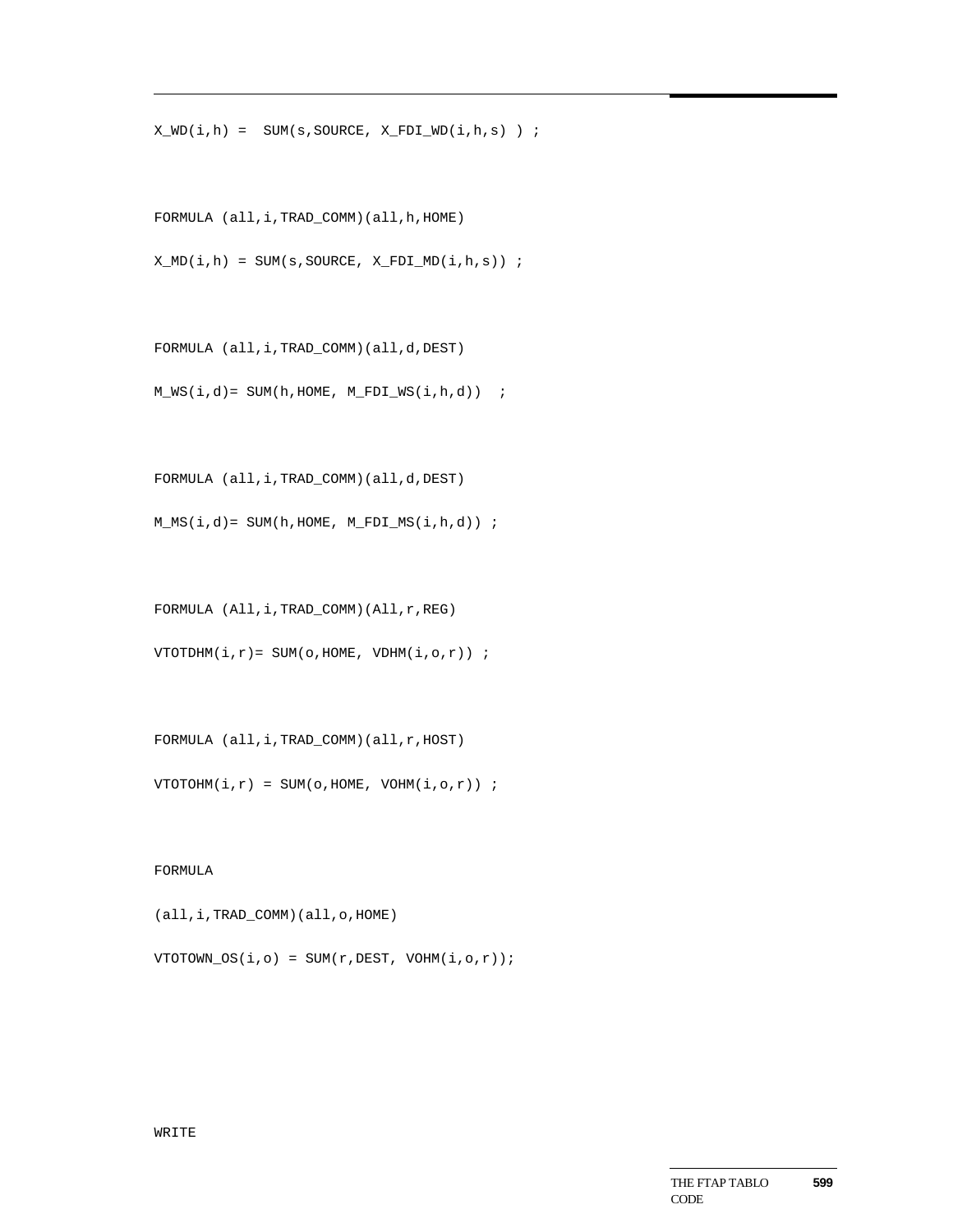```
X_WD(i,h) =  SUM(s,SOURCE, X_FDI_WD(i,h,s) ) ;


FORMULA (all,i,TRAD_COMM)(all,h,HOME)

X_MD(i,h) = SUM(s,SOURCE, X_FDI_MD(i,h,s)) ;


FORMULA (all,i,TRAD_COMM)(all,d,DEST)

M_WS(i,d)= SUM(h,HOME, M_FDI_WS(i,h,d))  ;


FORMULA (all,i,TRAD_COMM)(all,d,DEST)

M_MS(i,d)= SUM(h,HOME, M_FDI_MS(i,h,d)) ;


FORMULA (All,i,TRAD_COMM)(All,r,REG)

VTOTDHM(i,r)= SUM(o,HOME, VDHM(i,o,r)) ;


FORMULA (all,i,TRAD_COMM)(all,r,HOST)

VTOTOHM(i,r) = SUM(o,HOME, VOHM(i,o,r)) ;


FORMULA

(all,i,TRAD_COMM)(all,o,HOME)

VTOTOWN_OS(i,o) = SUM(r,DEST, VOHM(i,o,r));




WRITE
```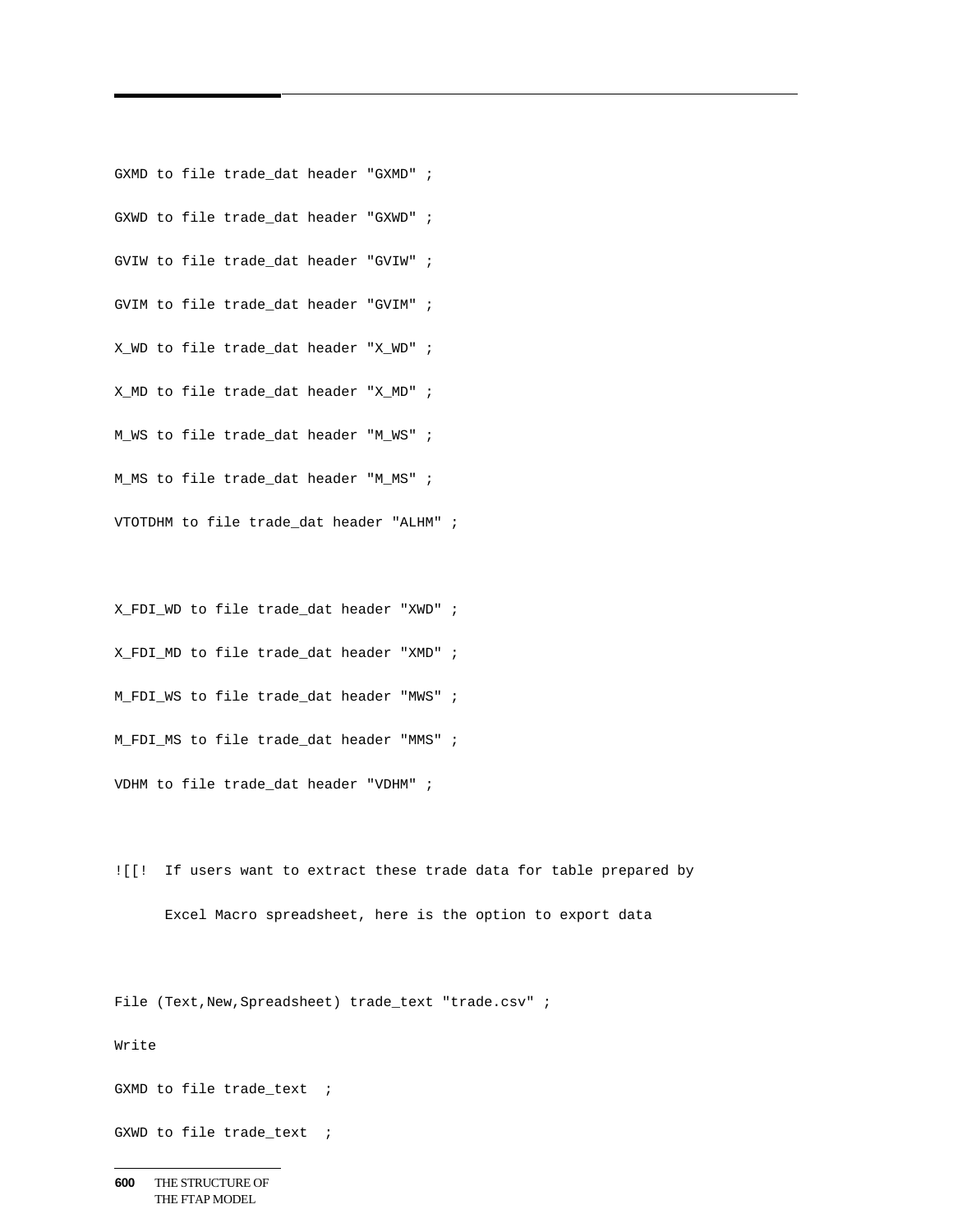```
GXMD to file trade_dat header "GXMD" ;

GXWD to file trade_dat header "GXWD" ;

GVIW to file trade_dat header "GVIW" ;

GVIM to file trade_dat header "GVIM" ;

X_WD to file trade_dat header "X_WD" ;

X_MD to file trade_dat header "X_MD" ;

M_WS to file trade_dat header "M_WS" ;

M_MS to file trade_dat header "M_MS" ;

VTOTDHM to file trade_dat header "ALHM" ;


X_FDI_WD to file trade_dat header "XWD" ;

X_FDI_MD to file trade_dat header "XMD" ;

M_FDI_WS to file trade_dat header "MWS" ;

M_FDI_MS to file trade_dat header "MMS" ;

VDHM to file trade_dat header "VDHM" ;


![[!  If users want to extract these trade data for table prepared by

      Excel Macro spreadsheet, here is the option to export data


File (Text,New,Spreadsheet) trade_text "trade.csv" ;

Write

GXMD to file trade_text  ;

GXWD to file trade_text  ;
```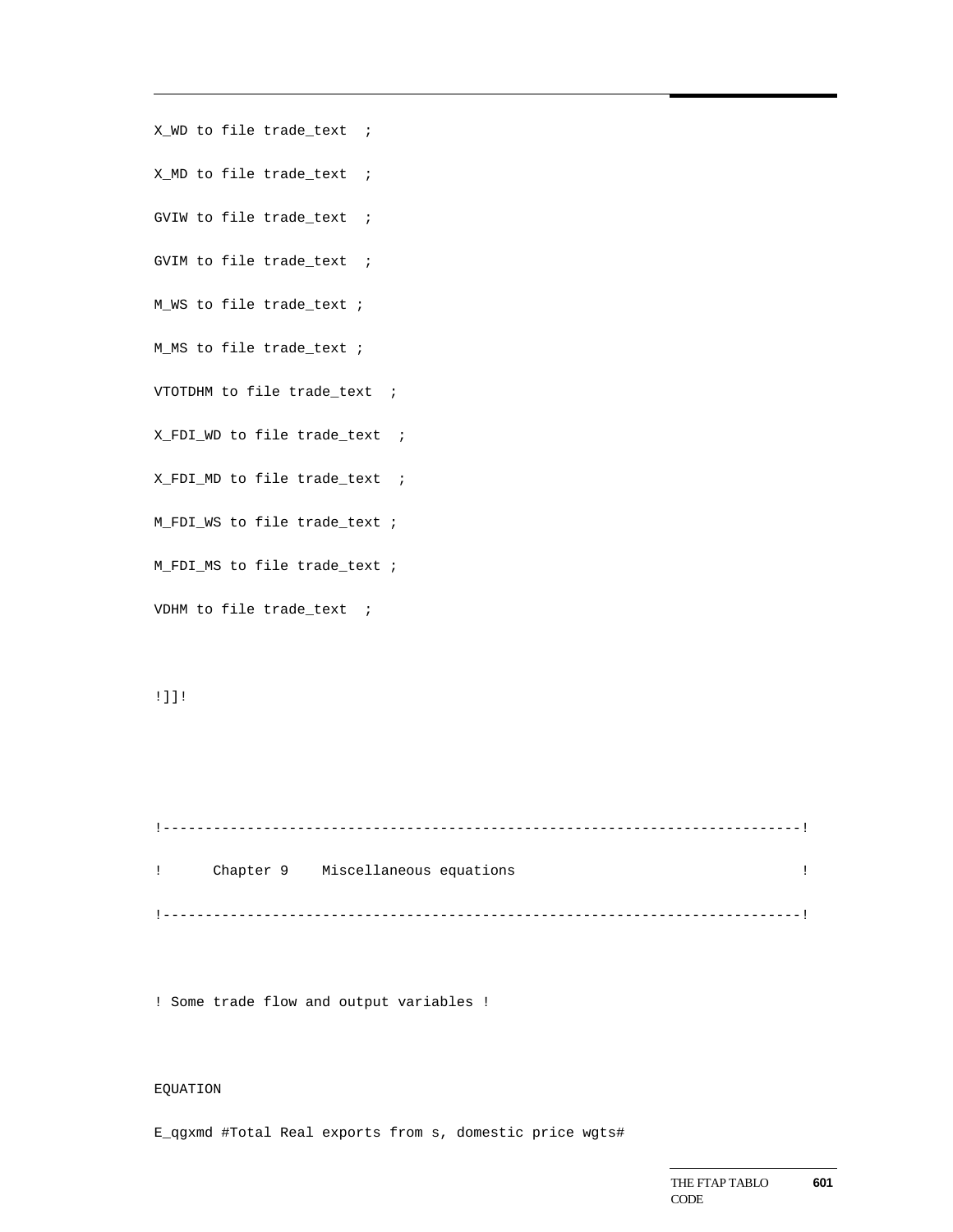```
X_WD to file trade_text  ;

X_MD to file trade_text  ;

GVIW to file trade_text  ;

GVIM to file trade_text  ;

M_WS to file trade_text ;

M_MS to file trade_text ;

VTOTDHM to file trade_text  ;

X_FDI_WD to file trade_text  ;

X_FDI_MD to file trade_text  ;

M_FDI_WS to file trade_text ;

M_FDI_MS to file trade_text ;

VDHM to file trade_text  ;


!]]!



!----------------------------------------------------------------------------!

!      Chapter 9    Miscellaneous equations                                    !

!----------------------------------------------------------------------------!


! Some trade flow and output variables !


EQUATION

E_qgxmd #Total Real exports from s, domestic price wgts#
```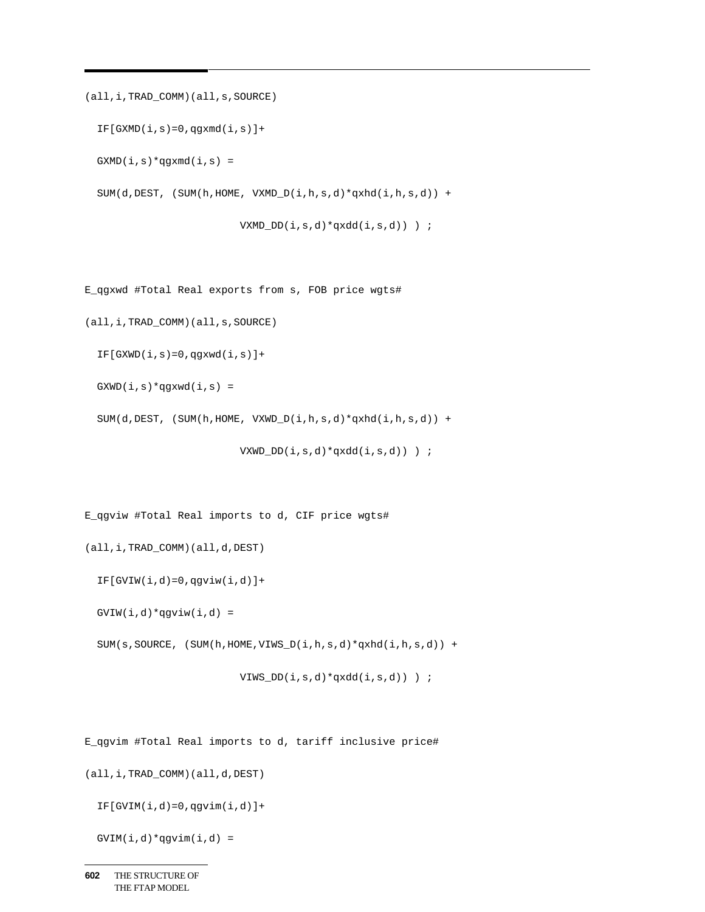```
(all,i,TRAD_COMM)(all,s,SOURCE)

  IF[GXMD(i,s)=0,qgxmd(i,s)]+

  GXMD(i,s)*qgxmd(i,s) =

  SUM(d,DEST, (SUM(h,HOME, VXMD_D(i,h,s,d)*qxhd(i,h,s,d)) +

                        VXMD_DD(i,s,d)*qxdd(i,s,d)) ) ;


E_qgxwd #Total Real exports from s, FOB price wgts#

(all,i,TRAD_COMM)(all,s,SOURCE)

  IF[GXWD(i,s)=0,qgxwd(i,s)]+

  GXWD(i,s)*qgxwd(i,s) =

  SUM(d,DEST, (SUM(h,HOME, VXWD_D(i,h,s,d)*qxhd(i,h,s,d)) +

                        VXWD_DD(i,s,d)*qxdd(i,s,d)) ) ;


E_qgviw #Total Real imports to d, CIF price wgts#

(all,i,TRAD_COMM)(all,d,DEST)

  IF[GVIW(i,d)=0,qgviw(i,d)]+

  GVIW(i,d)*qgviw(i,d) =

  SUM(s,SOURCE, (SUM(h,HOME,VIWS_D(i,h,s,d)*qxhd(i,h,s,d)) +

                        VIWS_DD(i,s,d)*qxdd(i,s,d)) ) ;


E_qgvim #Total Real imports to d, tariff inclusive price#

(all,i,TRAD_COMM)(all,d,DEST)

  IF[GVIM(i,d)=0,qgvim(i,d)]+

  GVIM(i,d)*qgvim(i,d) =
```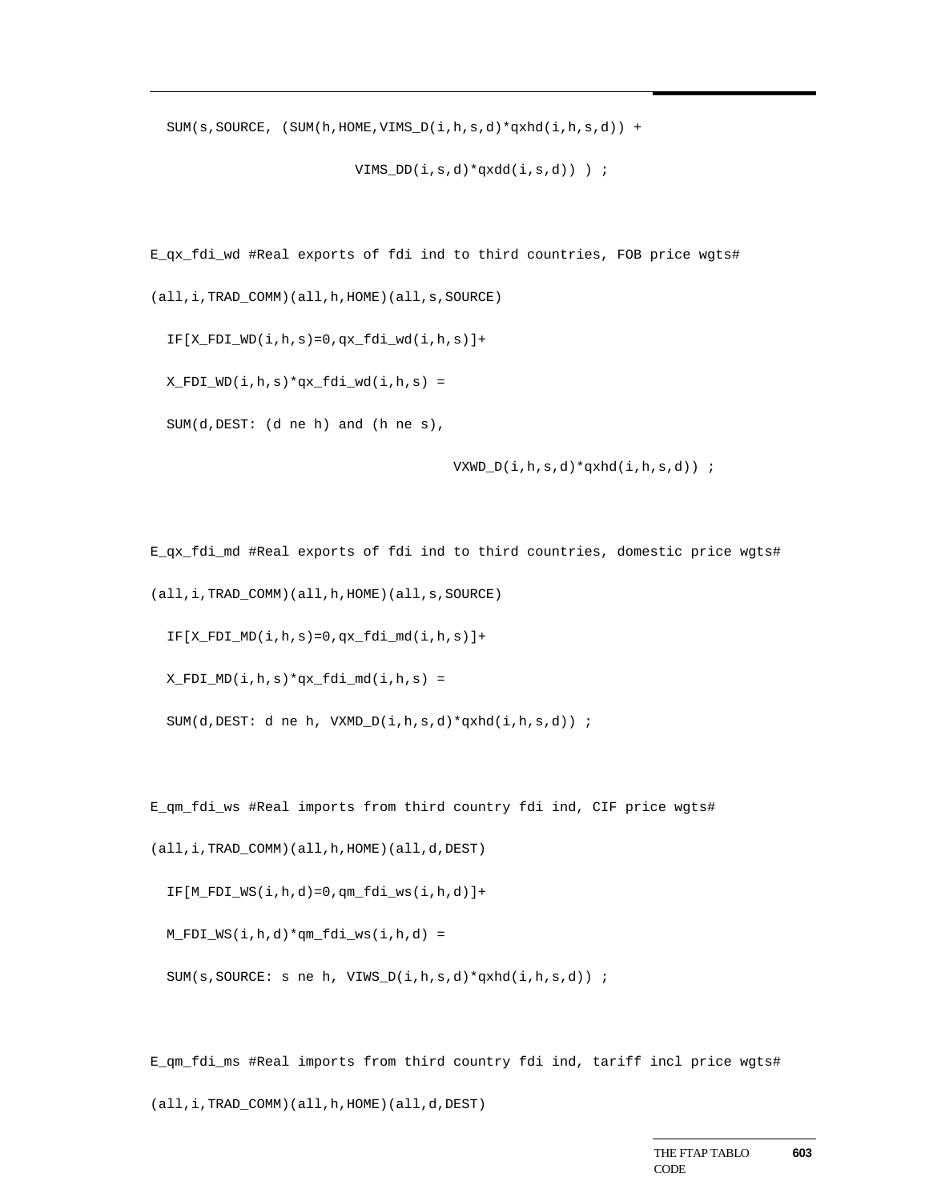```
  SUM(s,SOURCE, (SUM(h,HOME,VIMS_D(i,h,s,d)*qxhd(i,h,s,d)) +
                       VIMS_DD(i,s,d)*qxdd(i,s,d)) ) ;


E_qx_fdi_wd #Real exports of fdi ind to third countries, FOB price wgts#
(all,i,TRAD_COMM)(all,h,HOME)(all,s,SOURCE)
  IF[X_FDI_WD(i,h,s)=0,qx_fdi_wd(i,h,s)]+
  X_FDI_WD(i,h,s)*qx_fdi_wd(i,h,s) =
  SUM(d,DEST: (d ne h) and (h ne s),
                                    VXWD_D(i,h,s,d)*qxhd(i,h,s,d)) ;


E_qx_fdi_md #Real exports of fdi ind to third countries, domestic price wgts#
(all,i,TRAD_COMM)(all,h,HOME)(all,s,SOURCE)
  IF[X_FDI_MD(i,h,s)=0,qx_fdi_md(i,h,s)]+
  X_FDI_MD(i,h,s)*qx_fdi_md(i,h,s) =
  SUM(d,DEST: d ne h, VXMD_D(i,h,s,d)*qxhd(i,h,s,d)) ;


E_qm_fdi_ws #Real imports from third country fdi ind, CIF price wgts#
(all,i,TRAD_COMM)(all,h,HOME)(all,d,DEST)
  IF[M_FDI_WS(i,h,d)=0,qm_fdi_ws(i,h,d)]+
  M_FDI_WS(i,h,d)*qm_fdi_ws(i,h,d) =
  SUM(s,SOURCE: s ne h, VIWS_D(i,h,s,d)*qxhd(i,h,s,d)) ;


E_qm_fdi_ms #Real imports from third country fdi ind, tariff incl price wgts#
(all,i,TRAD_COMM)(all,h,HOME)(all,d,DEST)
```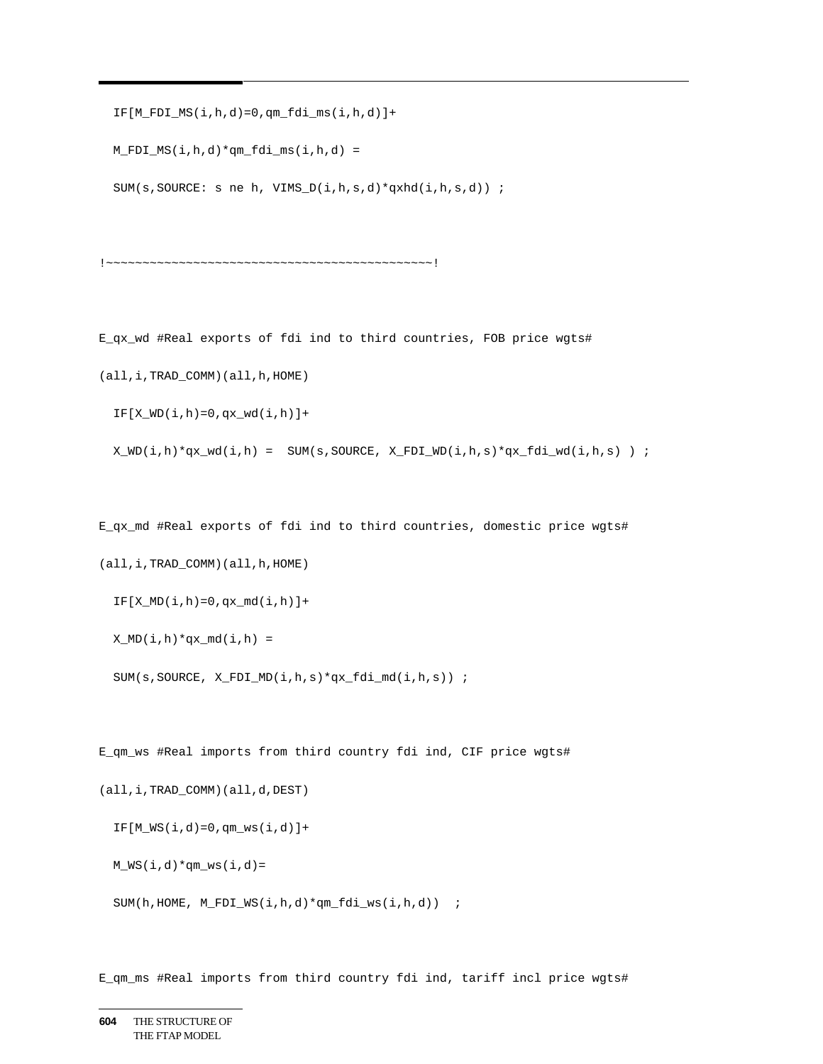```
  IF[M_FDI_MS(i,h,d)=0,qm_fdi_ms(i,h,d)]+

  M_FDI_MS(i,h,d)*qm_fdi_ms(i,h,d) =

  SUM(s,SOURCE: s ne h, VIMS_D(i,h,s,d)*qxhd(i,h,s,d)) ;


!~~~~~~~~~~~~~~~~~~~~~~~~~~~~~~~~~~~~~~~~~~~~~~~~~~~~~~~~~~~!


E_qx_wd #Real exports of fdi ind to third countries, FOB price wgts#

(all,i,TRAD_COMM)(all,h,HOME)

  IF[X_WD(i,h)=0,qx_wd(i,h)]+

  X_WD(i,h)*qx_wd(i,h) =  SUM(s,SOURCE, X_FDI_WD(i,h,s)*qx_fdi_wd(i,h,s) ) ;


E_qx_md #Real exports of fdi ind to third countries, domestic price wgts#

(all,i,TRAD_COMM)(all,h,HOME)

  IF[X_MD(i,h)=0,qx_md(i,h)]+

  X_MD(i,h)*qx_md(i,h) =

  SUM(s,SOURCE, X_FDI_MD(i,h,s)*qx_fdi_md(i,h,s)) ;


E_qm_ws #Real imports from third country fdi ind, CIF price wgts#

(all,i,TRAD_COMM)(all,d,DEST)

  IF[M_WS(i,d)=0,qm_ws(i,d)]+

  M_WS(i,d)*qm_ws(i,d)=

  SUM(h,HOME, M_FDI_WS(i,h,d)*qm_fdi_ws(i,h,d))  ;


E_qm_ms #Real imports from third country fdi ind, tariff incl price wgts#
```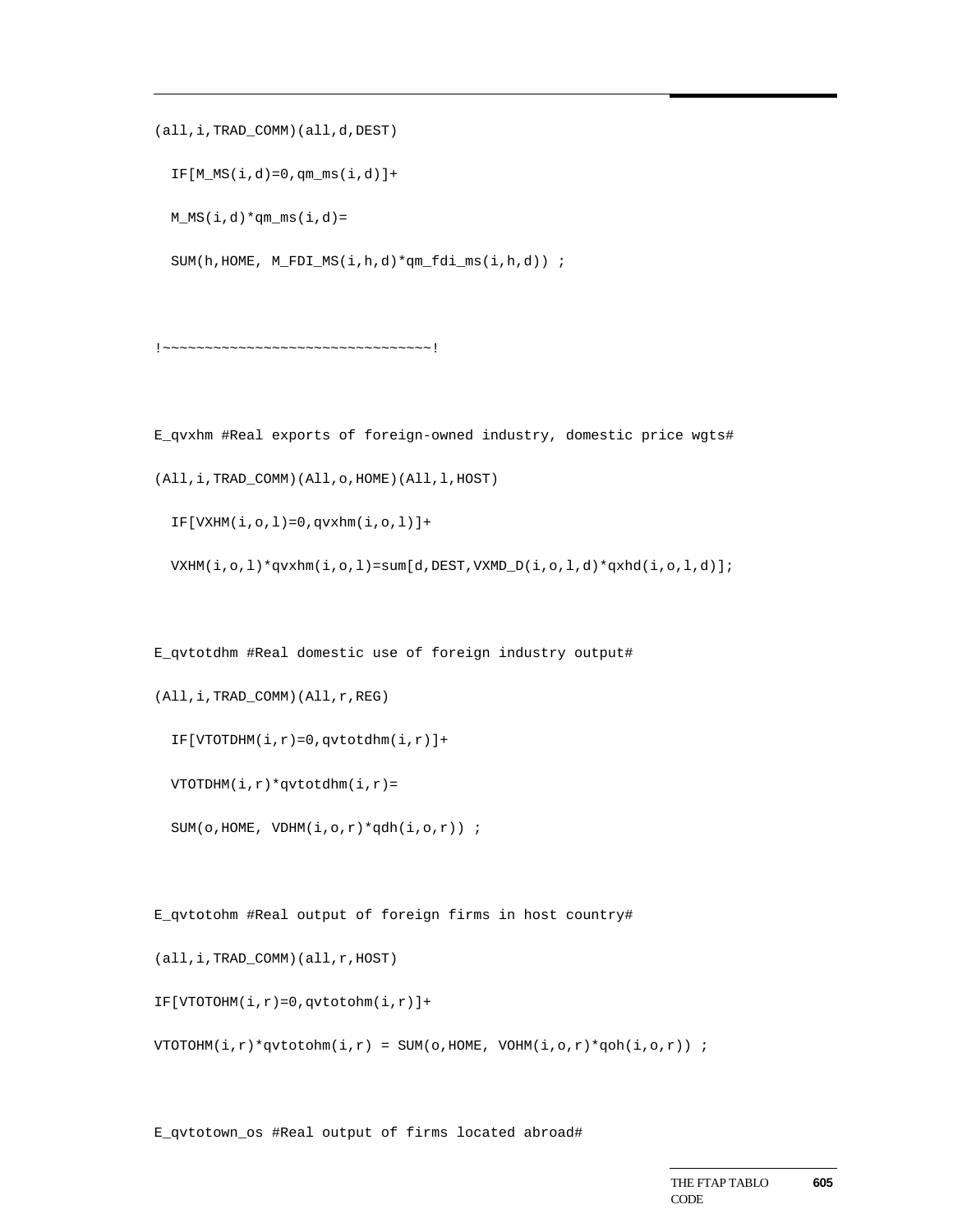```
(all,i,TRAD_COMM)(all,d,DEST)

  IF[M_MS(i,d)=0,qm_ms(i,d)]+

  M_MS(i,d)*qm_ms(i,d)=

  SUM(h,HOME, M_FDI_MS(i,h,d)*qm_fdi_ms(i,h,d)) ;


!~~~~~~~~~~~~~~~~~~~~~~~~~~~~~~~~!


E_qvxhm #Real exports of foreign-owned industry, domestic price wgts#

(All,i,TRAD_COMM)(All,o,HOME)(All,l,HOST)

  IF[VXHM(i,o,l)=0,qvxhm(i,o,l)]+

  VXHM(i,o,l)*qvxhm(i,o,l)=sum[d,DEST,VXMD_D(i,o,l,d)*qxhd(i,o,l,d)];


E_qvtotdhm #Real domestic use of foreign industry output#

(All,i,TRAD_COMM)(All,r,REG)

  IF[VTOTDHM(i,r)=0,qvtotdhm(i,r)]+

  VTOTDHM(i,r)*qvtotdhm(i,r)=

  SUM(o,HOME, VDHM(i,o,r)*qdh(i,o,r)) ;


E_qvtotohm #Real output of foreign firms in host country#

(all,i,TRAD_COMM)(all,r,HOST)

IF[VTOTOHM(i,r)=0,qvtotohm(i,r)]+

VTOTOHM(i,r)*qvtotohm(i,r) = SUM(o,HOME, VOHM(i,o,r)*qoh(i,o,r)) ;


E_qvtotown_os #Real output of firms located abroad#
```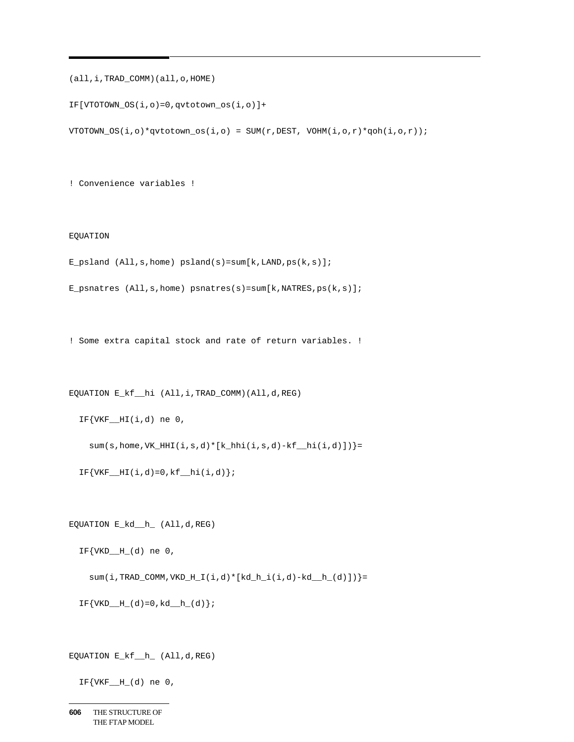```
(all,i,TRAD_COMM)(all,o,HOME)

IF[VTOTOWN_OS(i,o)=0,qvtotown_os(i,o)]+

VTOTOWN_OS(i,o)*qvtotown_os(i,o) = SUM(r,DEST, VOHM(i,o,r)*qoh(i,o,r));


! Convenience variables !


EQUATION

E_psland (All,s,home) psland(s)=sum[k,LAND,ps(k,s)];

E_psnatres (All,s,home) psnatres(s)=sum[k,NATRES,ps(k,s)];


! Some extra capital stock and rate of return variables. !


EQUATION E_kf__hi (All,i,TRAD_COMM)(All,d,REG)

  IF{VKF__HI(i,d) ne 0,

    sum(s,home,VK_HHI(i,s,d)*[k_hhi(i,s,d)-kf__hi(i,d)])}=

  IF{VKF__HI(i,d)=0,kf__hi(i,d)};


EQUATION E_kd__h_ (All,d,REG)

  IF{VKD__H_(d) ne 0,

    sum(i,TRAD_COMM,VKD_H_I(i,d)*[kd_h_i(i,d)-kd__h_(d)])}=

  IF{VKD__H_(d)=0,kd__h_(d)};


EQUATION E_kf__h_ (All,d,REG)

  IF{VKF__H_(d) ne 0,
```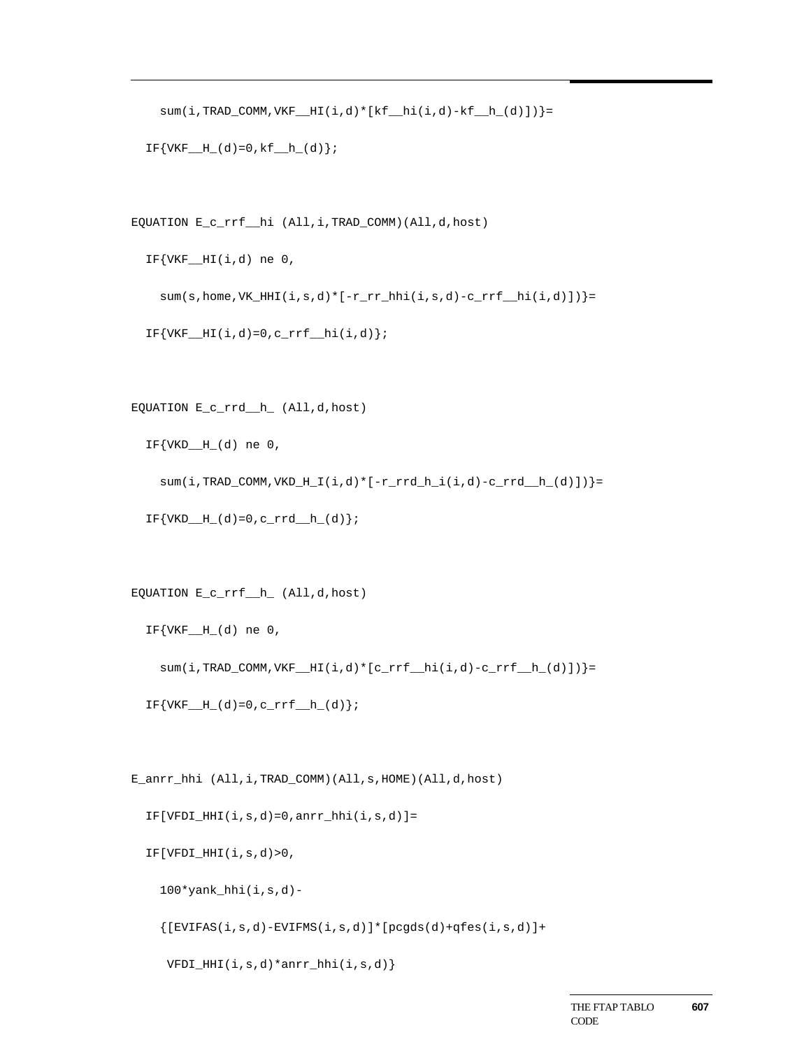```
    sum(i,TRAD_COMM,VKF__HI(i,d)*[kf__hi(i,d)-kf__h_(d)])}=

  IF{VKF__H_(d)=0,kf__h_(d)};


EQUATION E_c_rrf__hi (All,i,TRAD_COMM)(All,d,host)

  IF{VKF__HI(i,d) ne 0,

    sum(s,home,VK_HHI(i,s,d)*[-r_rr_hhi(i,s,d)-c_rrf__hi(i,d)])}=

  IF{VKF__HI(i,d)=0,c_rrf__hi(i,d)};


EQUATION E_c_rrd__h_ (All,d,host)

  IF{VKD__H_(d) ne 0,

    sum(i,TRAD_COMM,VKD_H_I(i,d)*[-r_rrd_h_i(i,d)-c_rrd__h_(d)])}=

  IF{VKD__H_(d)=0,c_rrd__h_(d)};


EQUATION E_c_rrf__h_ (All,d,host)

  IF{VKF__H_(d) ne 0,

    sum(i,TRAD_COMM,VKF__HI(i,d)*[c_rrf__hi(i,d)-c_rrf__h_(d)])}=

  IF{VKF__H_(d)=0,c_rrf__h_(d)};


E_anrr_hhi (All,i,TRAD_COMM)(All,s,HOME)(All,d,host)

  IF[VFDI_HHI(i,s,d)=0,anrr_hhi(i,s,d)]=

  IF[VFDI_HHI(i,s,d)>0,

    100*yank_hhi(i,s,d)-

    {[EVIFAS(i,s,d)-EVIFMS(i,s,d)]*[pcgds(d)+qfes(i,s,d)]+

     VFDI_HHI(i,s,d)*anrr_hhi(i,s,d)}
```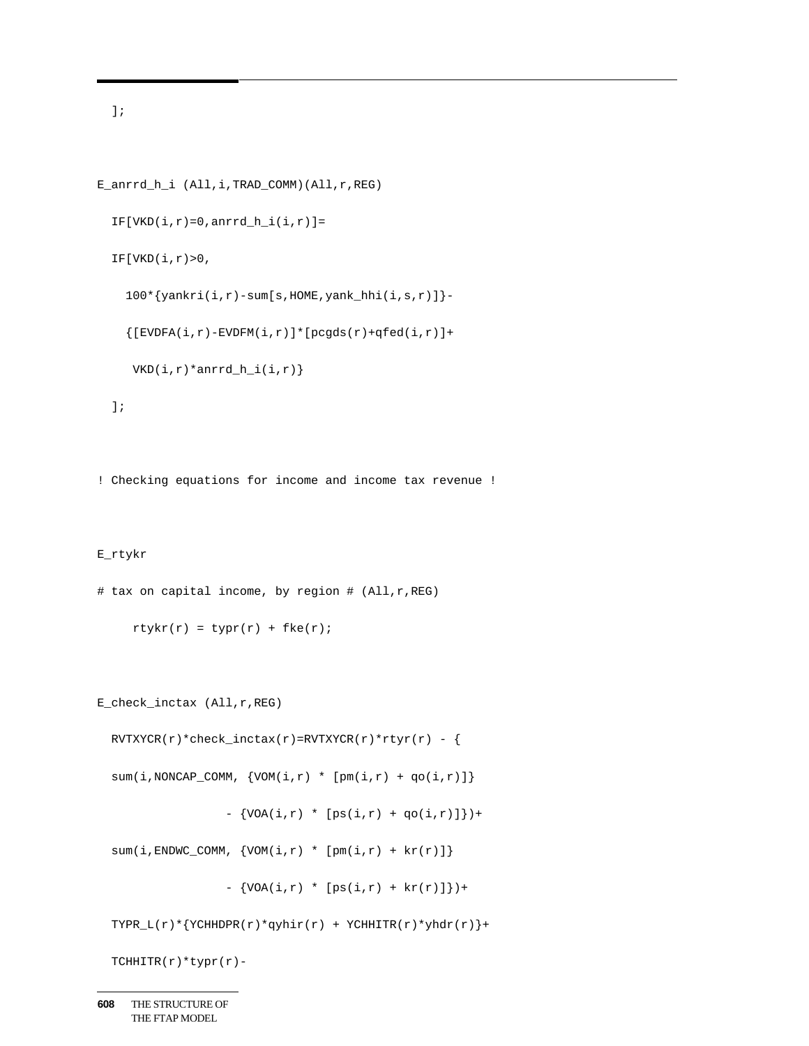```
  ];


E_anrrd_h_i (All,i,TRAD_COMM)(All,r,REG)

  IF[VKD(i,r)=0,anrrd_h_i(i,r)]=

  IF[VKD(i,r)>0,

    100*{yankri(i,r)-sum[s,HOME,yank_hhi(i,s,r)]}-

    {[EVDFA(i,r)-EVDFM(i,r)]*[pcgds(r)+qfed(i,r)]+

     VKD(i,r)*anrrd_h_i(i,r)}

  ];


! Checking equations for income and income tax revenue !


E_rtykr

# tax on capital income, by region # (All,r,REG)

     rtykr(r) = typr(r) + fke(r);


E_check_inctax (All,r,REG)

  RVTXYCR(r)*check_inctax(r)=RVTXYCR(r)*rtyr(r) - {

  sum(i,NONCAP_COMM, {VOM(i,r) * [pm(i,r) + qo(i,r)]}

                 - {VOA(i,r) * [ps(i,r) + qo(i,r)]})+

  sum(i,ENDWC_COMM, {VOM(i,r) * [pm(i,r) + kr(r)]}

                 - {VOA(i,r) * [ps(i,r) + kr(r)]})+

  TYPR_L(r)*{YCHHDPR(r)*qyhir(r) + YCHHITR(r)*yhdr(r)}+

  TCHHITR(r)*typr(r)-
```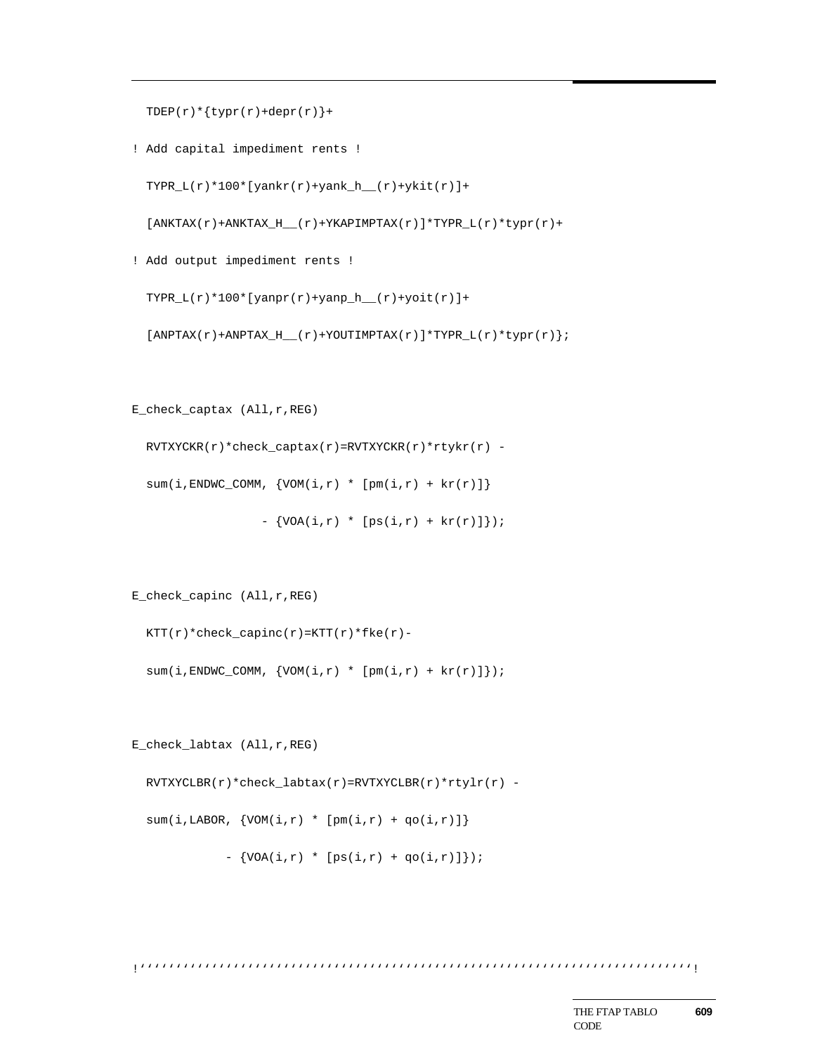```
  TDEP(r)*{typr(r)+depr(r)}+

! Add capital impediment rents !

  TYPR_L(r)*100*[yankr(r)+yank_h__(r)+ykit(r)]+

  [ANKTAX(r)+ANKTAX_H__(r)+YKAPIMPTAX(r)]*TYPR_L(r)*typr(r)+

! Add output impediment rents !

  TYPR_L(r)*100*[yanpr(r)+yanp_h__(r)+yoit(r)]+

  [ANPTAX(r)+ANPTAX_H__(r)+YOUTIMPTAX(r)]*TYPR_L(r)*typr(r)};


E_check_captax (All,r,REG)

  RVTXYCKR(r)*check_captax(r)=RVTXYCKR(r)*rtykr(r) -

  sum(i,ENDWC_COMM, {VOM(i,r) * [pm(i,r) + kr(r)]}

                 - {VOA(i,r) * [ps(i,r) + kr(r)]});


E_check_capinc (All,r,REG)

  KTT(r)*check_capinc(r)=KTT(r)*fke(r)-

  sum(i,ENDWC_COMM, {VOM(i,r) * [pm(i,r) + kr(r)]});


E_check_labtax (All,r,REG)

  RVTXYCLBR(r)*check_labtax(r)=RVTXYCLBR(r)*rtylr(r) -

  sum(i,LABOR, {VOM(i,r) * [pm(i,r) + qo(i,r)]}

            - {VOA(i,r) * [ps(i,r) + qo(i,r)]});


!''''''''''''''''''''''''''''''''''''''''''''''''''''''''''''''''''''''''''''!
```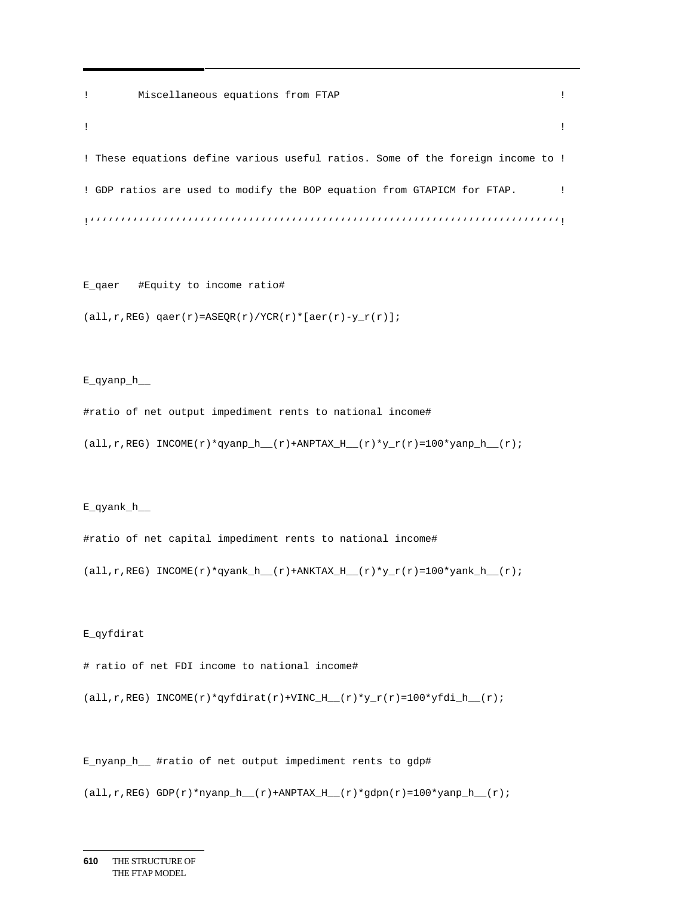```
!        Miscellaneous equations from FTAP                                 !
!                                                                          !
! These equations define various useful ratios. Some of the foreign income to !
! GDP ratios are used to modify the BOP equation from GTAPICM for FTAP.       !
!''''''''''''''''''''''''''''''''''''''''''''''''''''''''''''''''''''''''''!


E_qaer   #Equity to income ratio#
(all,r,REG) qaer(r)=ASEQR(r)/YCR(r)*[aer(r)-y_r(r)];


E_qyanp_h__
#ratio of net output impediment rents to national income#
(all,r,REG) INCOME(r)*qyanp_h__(r)+ANPTAX_H__(r)*y_r(r)=100*yanp_h__(r);


E_qyank_h__
#ratio of net capital impediment rents to national income#
(all,r,REG) INCOME(r)*qyank_h__(r)+ANKTAX_H__(r)*y_r(r)=100*yank_h__(r);


E_qyfdirat
# ratio of net FDI income to national income#
(all,r,REG) INCOME(r)*qyfdirat(r)+VINC_H__(r)*y_r(r)=100*yfdi_h__(r);


E_nyanp_h__ #ratio of net output impediment rents to gdp#
(all,r,REG) GDP(r)*nyanp_h__(r)+ANPTAX_H__(r)*gdpn(r)=100*yanp_h__(r);
```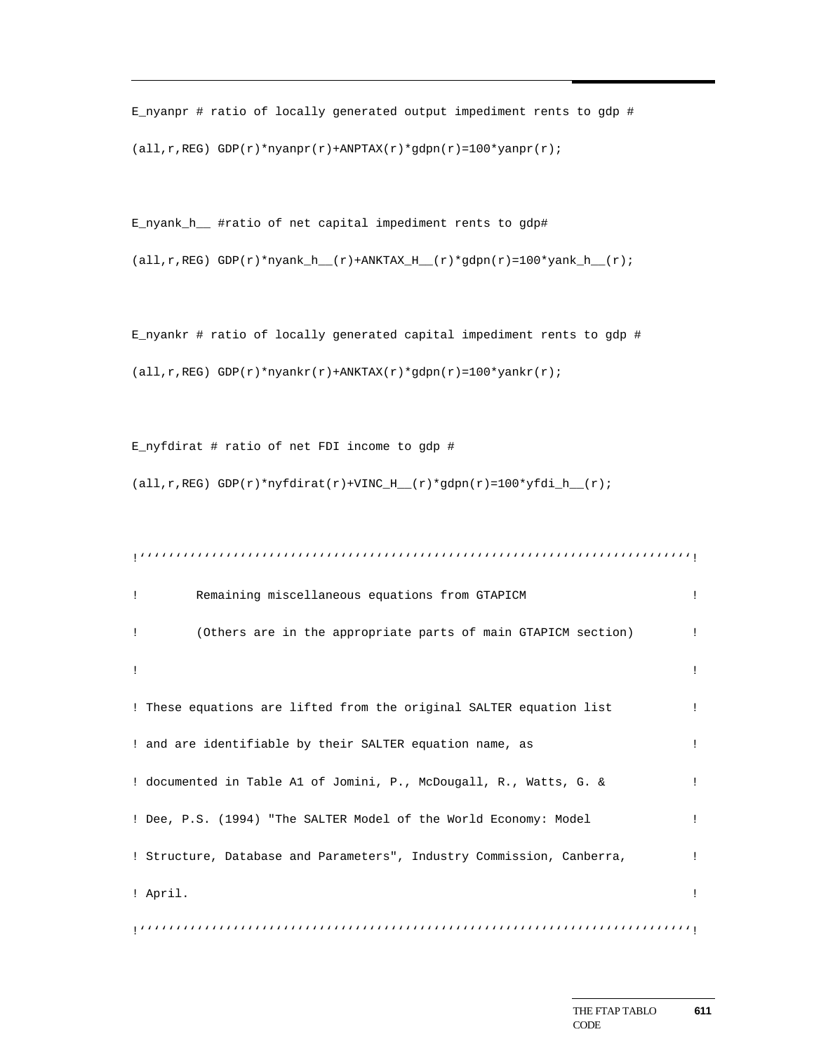```
E_nyanpr # ratio of locally generated output impediment rents to gdp #
(all,r,REG) GDP(r)*nyanpr(r)+ANPTAX(r)*gdpn(r)=100*yanpr(r);

E_nyank_h__ #ratio of net capital impediment rents to gdp#
(all,r,REG) GDP(r)*nyank_h__(r)+ANKTAX_H__(r)*gdpn(r)=100*yank_h__(r);

E_nyankr # ratio of locally generated capital impediment rents to gdp #
(all,r,REG) GDP(r)*nyankr(r)+ANKTAX(r)*gdpn(r)=100*yankr(r);

E_nyfdirat # ratio of net FDI income to gdp #
(all,r,REG) GDP(r)*nyfdirat(r)+VINC_H__(r)*gdpn(r)=100*yfdi_h__(r);

!''''''''''''''''''''''''''''''''''''''''''''''''''''''''''''''''''''''''''''!
!        Remaining miscellaneous equations from GTAPICM                      !
!        (Others are in the appropriate parts of main GTAPICM section)       !
!                                                                            !
! These equations are lifted from the original SALTER equation list          !
! and are identifiable by their SALTER equation name, as                     !
! documented in Table A1 of Jomini, P., McDougall, R., Watts, G. &           !
! Dee, P.S. (1994) "The SALTER Model of the World Economy: Model             !
! Structure, Database and Parameters", Industry Commission, Canberra,        !
! April.                                                                     !
!''''''''''''''''''''''''''''''''''''''''''''''''''''''''''''''''''''''''''''!
```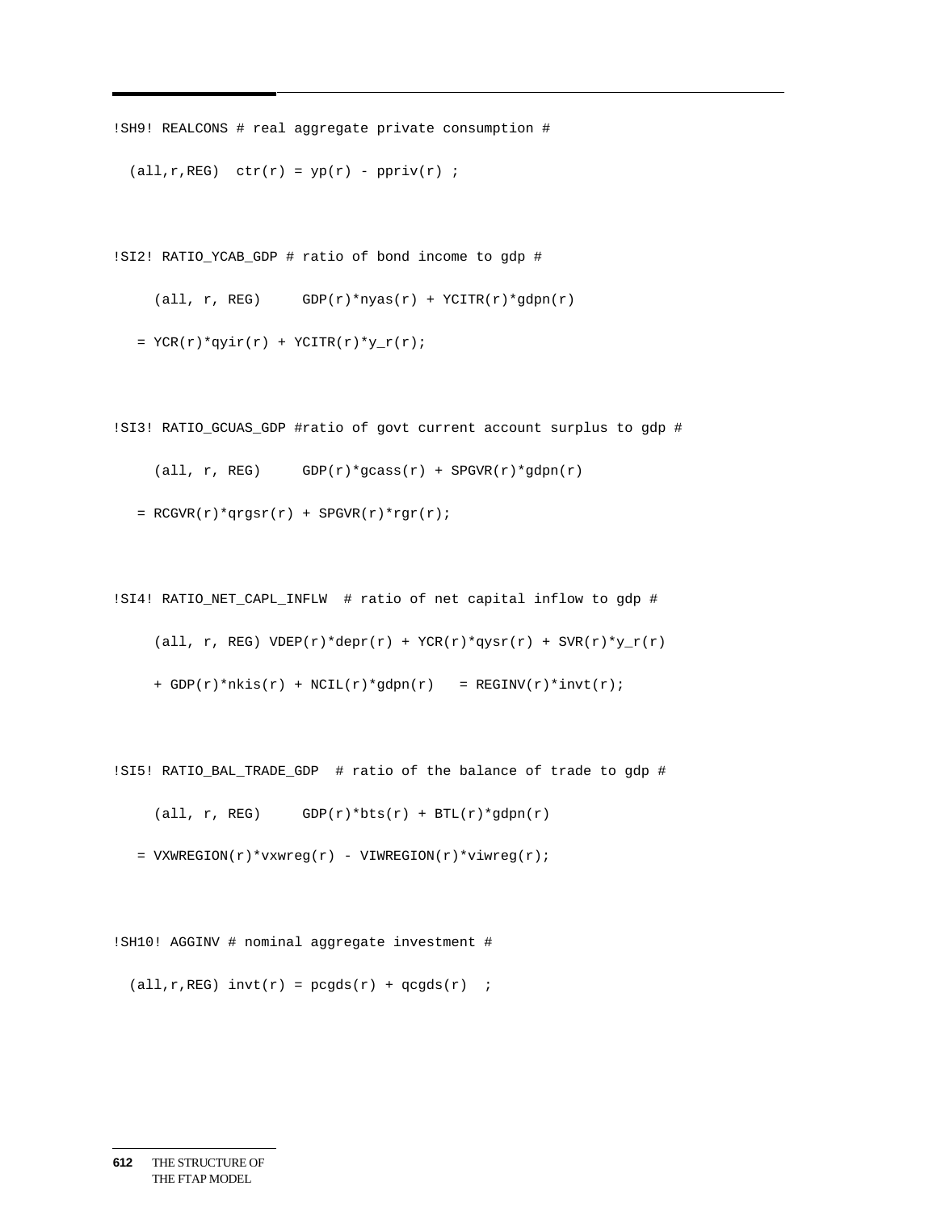```
!SH9! REALCONS # real aggregate private consumption #

  (all,r,REG)  ctr(r) = yp(r) - ppriv(r) ;


!SI2! RATIO_YCAB_GDP # ratio of bond income to gdp #

     (all, r, REG)     GDP(r)*nyas(r) + YCITR(r)*gdpn(r)

   = YCR(r)*qyir(r) + YCITR(r)*y_r(r);


!SI3! RATIO_GCUAS_GDP #ratio of govt current account surplus to gdp #

     (all, r, REG)     GDP(r)*gcass(r) + SPGVR(r)*gdpn(r)

   = RCGVR(r)*qrgsr(r) + SPGVR(r)*rgr(r);


!SI4! RATIO_NET_CAPL_INFLW  # ratio of net capital inflow to gdp #

     (all, r, REG) VDEP(r)*depr(r) + YCR(r)*qysr(r) + SVR(r)*y_r(r)

     + GDP(r)*nkis(r) + NCIL(r)*gdpn(r)   = REGINV(r)*invt(r);


!SI5! RATIO_BAL_TRADE_GDP  # ratio of the balance of trade to gdp #

     (all, r, REG)     GDP(r)*bts(r) + BTL(r)*gdpn(r)

   = VXWREGION(r)*vxwreg(r) - VIWREGION(r)*viwreg(r);


!SH10! AGGINV # nominal aggregate investment #

  (all,r,REG) invt(r) = pcgds(r) + qcgds(r)  ;
```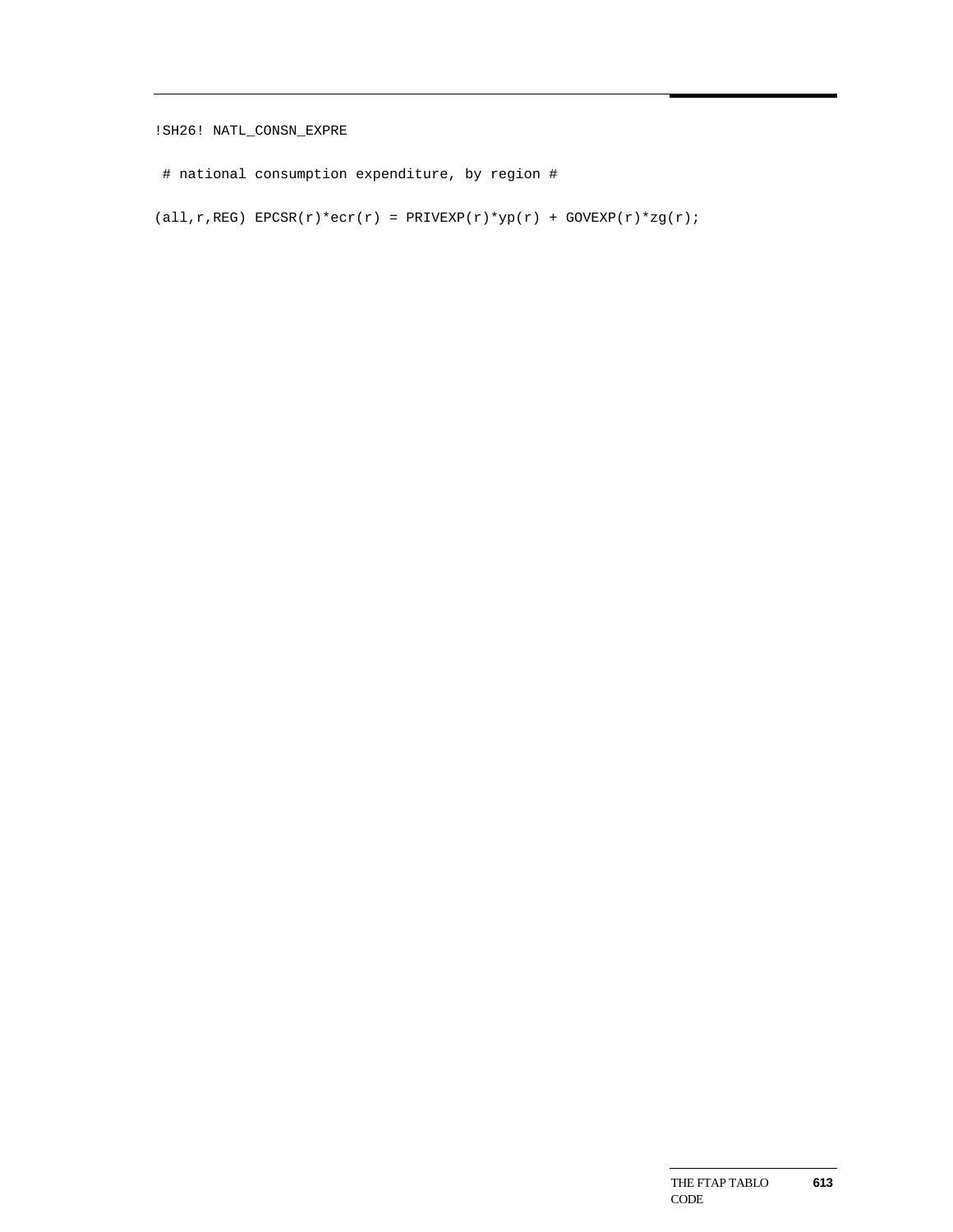```
!SH26! NATL_CONSN_EXPRE

 # national consumption expenditure, by region #

(all,r,REG) EPCSR(r)*ecr(r) = PRIVEXP(r)*yp(r) + GOVEXP(r)*zg(r);
```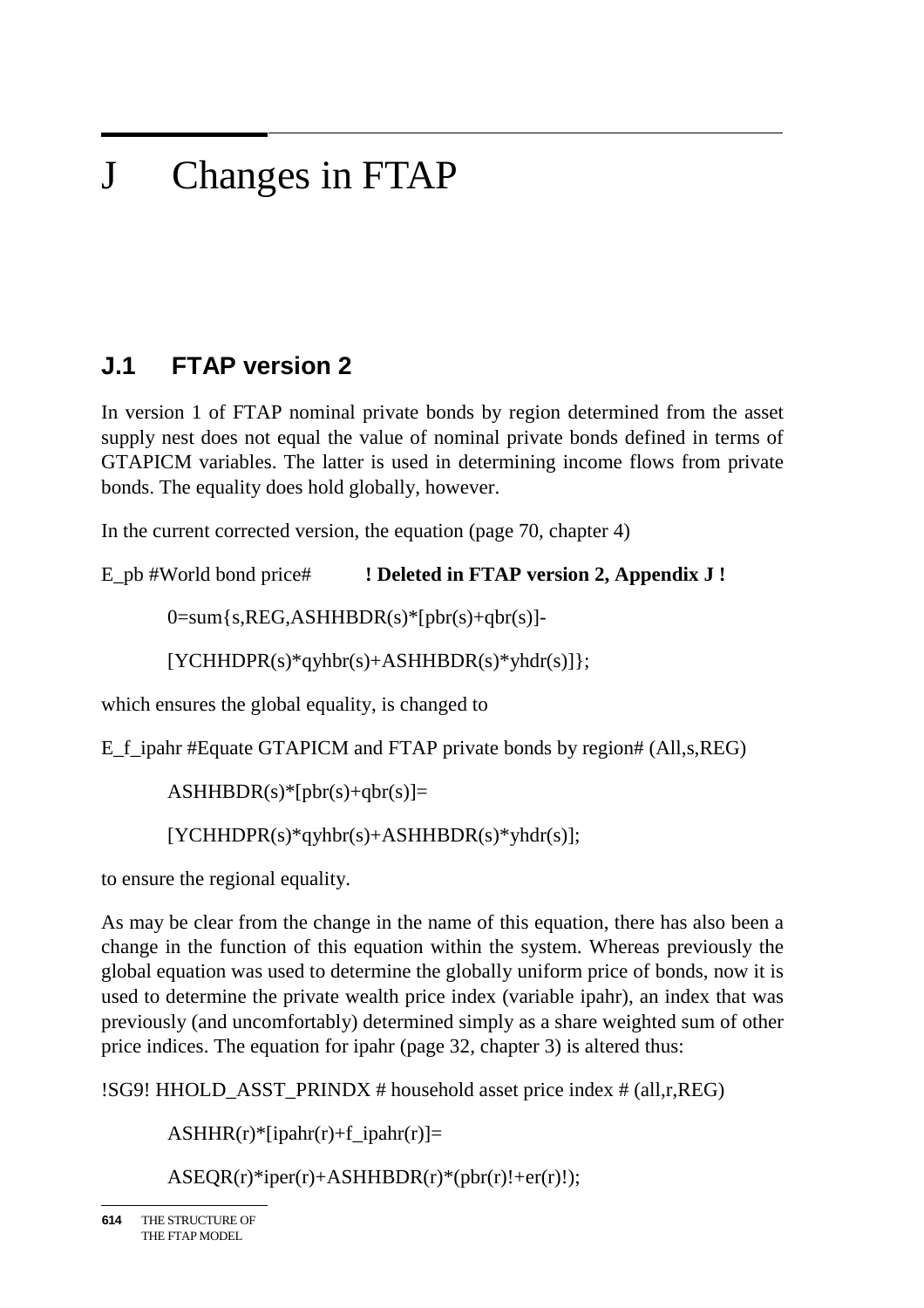# J Changes in FTAP

## J.1 FTAP version 2

In version 1 of FTAP nominal private bonds by region determined from the asset supply nest does not equal the value of nominal private bonds defined in terms of GTAPICM variables. The latter is used in determining income flows from private bonds. The equality does hold globally, however.

In the current corrected version, the equation (page 70, chapter 4)

```
E_pb #World bond price#          ! Deleted in FTAP version 2, Appendix J !

     0=sum{s,REG,ASHHBDR(s)*[pbr(s)+qbr(s)]-

     [YCHHDPR(s)*qyhbr(s)+ASHHBDR(s)*yhdr(s)]};
```

which ensures the global equality, is changed to

```
E_f_ipahr #Equate GTAPICM and FTAP private bonds by region# (All,s,REG)

     ASHHBDR(s)*[pbr(s)+qbr(s)]=

     [YCHHDPR(s)*qyhbr(s)+ASHHBDR(s)*yhdr(s)];
```

to ensure the regional equality.

As may be clear from the change in the name of this equation, there has also been a change in the function of this equation within the system. Whereas previously the global equation was used to determine the globally uniform price of bonds, now it is used to determine the private wealth price index (variable ipahr), an index that was previously (and uncomfortably) determined simply as a share weighted sum of other price indices. The equation for ipahr (page 32, chapter 3) is altered thus:

```
!SG9! HHOLD_ASST_PRINDX # household asset price index # (all,r,REG)

     ASHHR(r)*[ipahr(r)+f_ipahr(r)]=

     ASEQR(r)*iper(r)+ASHHBDR(r)*(pbr(r)!+er(r)!);
```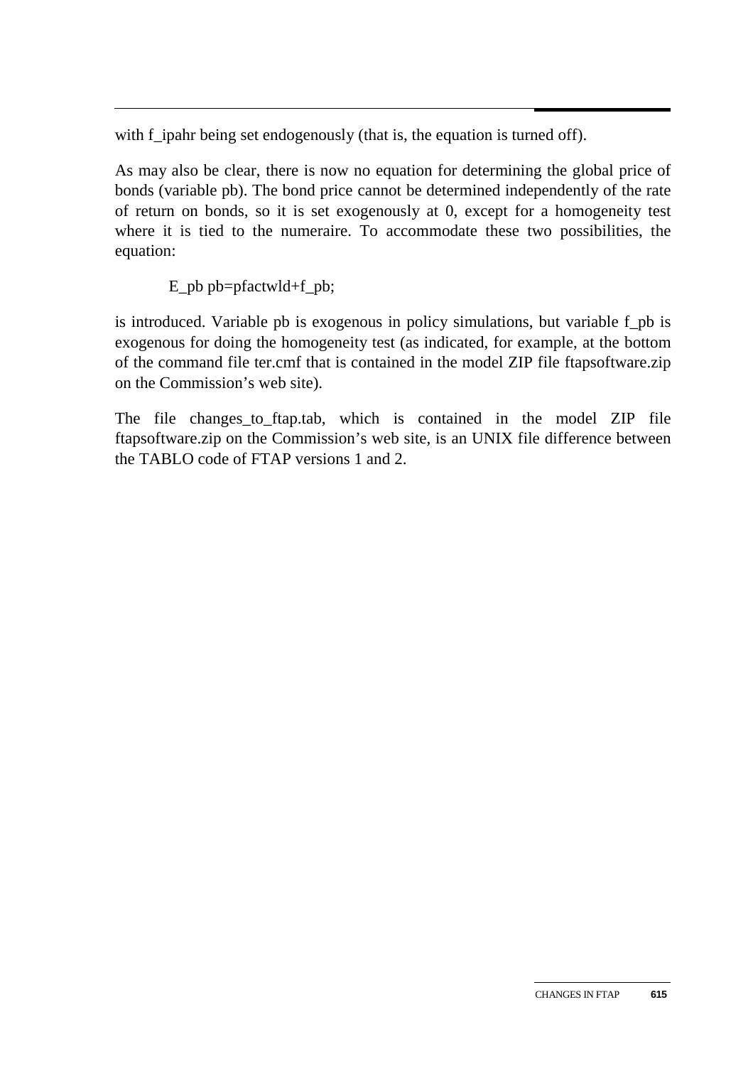with f_ipahr being set endogenously (that is, the equation is turned off).

As may also be clear, there is now no equation for determining the global price of bonds (variable pb). The bond price cannot be determined independently of the rate of return on bonds, so it is set exogenously at 0, except for a homogeneity test where it is tied to the numeraire. To accommodate these two possibilities, the equation:

```
E_pb pb=pfactwld+f_pb;
```

is introduced. Variable pb is exogenous in policy simulations, but variable f_pb is exogenous for doing the homogeneity test (as indicated, for example, at the bottom of the command file ter.cmf that is contained in the model ZIP file ftapsoftware.zip on the Commission's web site).

The file changes_to_ftap.tab, which is contained in the model ZIP file ftapsoftware.zip on the Commission's web site, is an UNIX file difference between the TABLO code of FTAP versions 1 and 2.